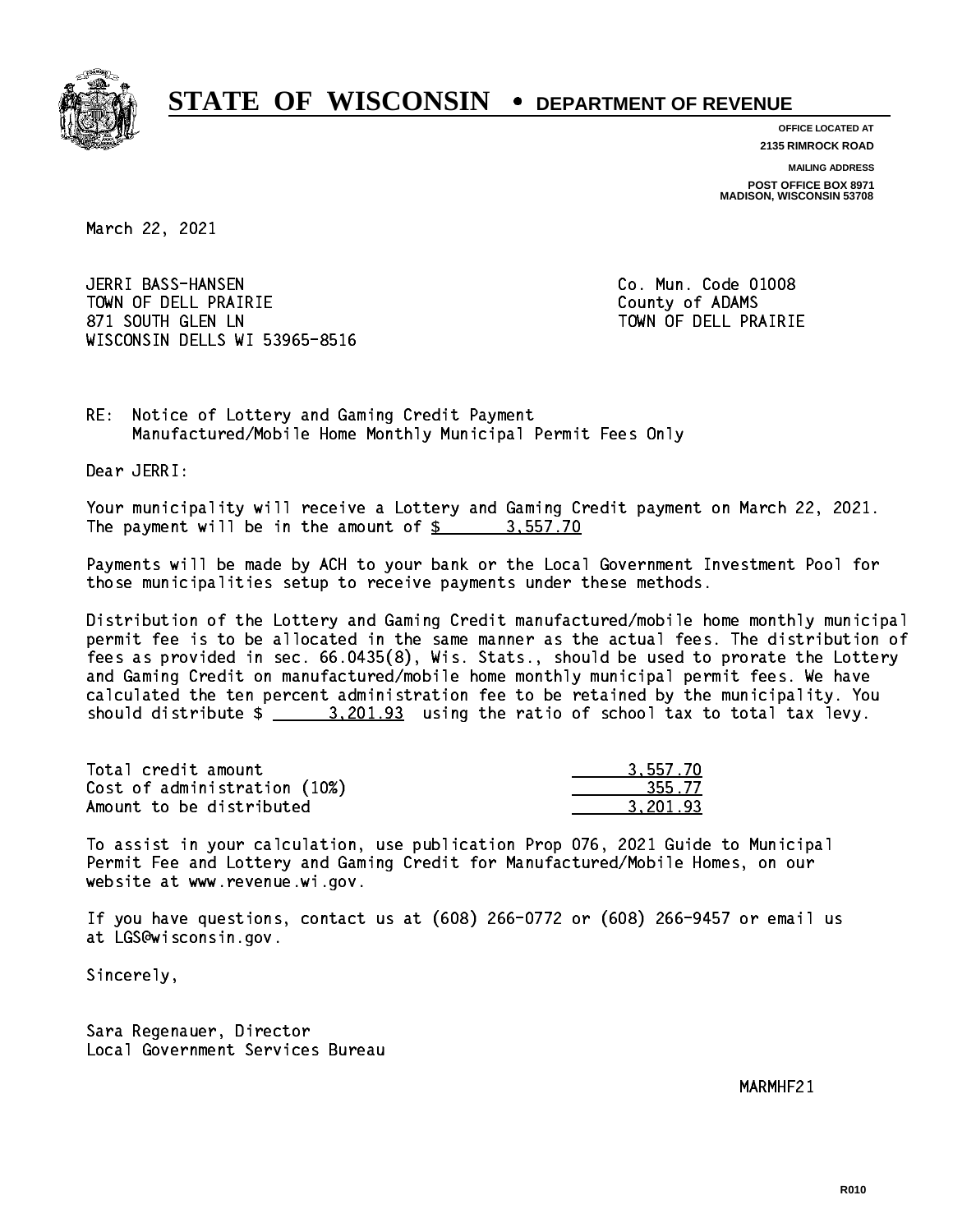# STATE OF WISCONSIN • DEPARTMENT OF REVENUE

**OFFICE LOCATED AT**
**2135 RIMROCK ROAD**

**MAILING ADDRESS**
**POST OFFICE BOX 8971**
**MADISON, WISCONSIN 53708**

March 22, 2021

JERRI BASS-HANSEN
TOWN OF DELL PRAIRIE
871 SOUTH GLEN LN
WISCONSIN DELLS WI 53965-8516

Co. Mun. Code 01008
County of ADAMS
TOWN OF DELL PRAIRIE

RE: Notice of Lottery and Gaming Credit Payment
Manufactured/Mobile Home Monthly Municipal Permit Fees Only

Dear JERRI:

Your municipality will receive a Lottery and Gaming Credit payment on March 22, 2021. The payment will be in the amount of $ 3,557.70

Payments will be made by ACH to your bank or the Local Government Investment Pool for those municipalities setup to receive payments under these methods.

Distribution of the Lottery and Gaming Credit manufactured/mobile home monthly municipal permit fee is to be allocated in the same manner as the actual fees. The distribution of fees as provided in sec. 66.0435(8), Wis. Stats., should be used to prorate the Lottery and Gaming Credit on manufactured/mobile home monthly municipal permit fees. We have calculated the ten percent administration fee to be retained by the municipality. You should distribute $ 3,201.93 using the ratio of school tax to total tax levy.

| | |
|---|---|
| Total credit amount | 3,557.70 |
| Cost of administration (10%) | 355.77 |
| Amount to be distributed | 3,201.93 |

To assist in your calculation, use publication Prop 076, 2021 Guide to Municipal Permit Fee and Lottery and Gaming Credit for Manufactured/Mobile Homes, on our website at www.revenue.wi.gov.

If you have questions, contact us at (608) 266-0772 or (608) 266-9457 or email us at LGS@wisconsin.gov.

Sincerely,

Sara Regenauer, Director
Local Government Services Bureau

MARMHF21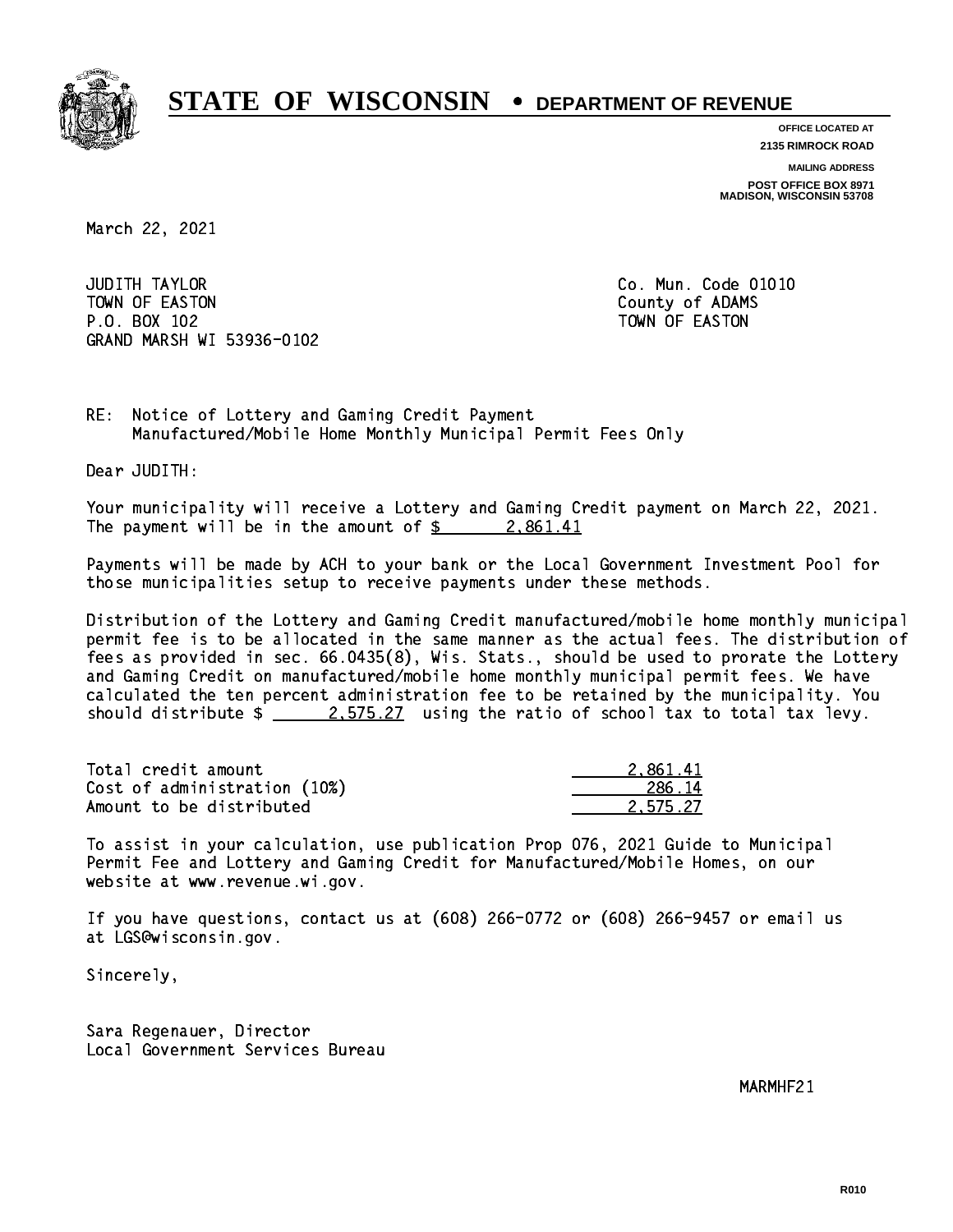# STATE OF WISCONSIN • DEPARTMENT OF REVENUE

**OFFICE LOCATED AT**
**2135 RIMROCK ROAD**

**MAILING ADDRESS**
**POST OFFICE BOX 8971**
**MADISON, WISCONSIN 53708**

March 22, 2021

JUDITH TAYLOR
TOWN OF EASTON
P.O. BOX 102
GRAND MARSH WI 53936-0102

Co. Mun. Code 01010
County of ADAMS
TOWN OF EASTON

RE: Notice of Lottery and Gaming Credit Payment
Manufactured/Mobile Home Monthly Municipal Permit Fees Only

Dear JUDITH:

Your municipality will receive a Lottery and Gaming Credit payment on March 22, 2021. The payment will be in the amount of $ 2,861.41

Payments will be made by ACH to your bank or the Local Government Investment Pool for those municipalities setup to receive payments under these methods.

Distribution of the Lottery and Gaming Credit manufactured/mobile home monthly municipal permit fee is to be allocated in the same manner as the actual fees. The distribution of fees as provided in sec. 66.0435(8), Wis. Stats., should be used to prorate the Lottery and Gaming Credit on manufactured/mobile home monthly municipal permit fees. We have calculated the ten percent administration fee to be retained by the municipality. You should distribute $ 2,575.27 using the ratio of school tax to total tax levy.

| | |
|---|---|
| Total credit amount | 2,861.41 |
| Cost of administration (10%) | 286.14 |
| Amount to be distributed | 2,575.27 |

To assist in your calculation, use publication Prop 076, 2021 Guide to Municipal Permit Fee and Lottery and Gaming Credit for Manufactured/Mobile Homes, on our website at www.revenue.wi.gov.

If you have questions, contact us at (608) 266-0772 or (608) 266-9457 or email us at LGS@wisconsin.gov.

Sincerely,

Sara Regenauer, Director
Local Government Services Bureau

MARMHF21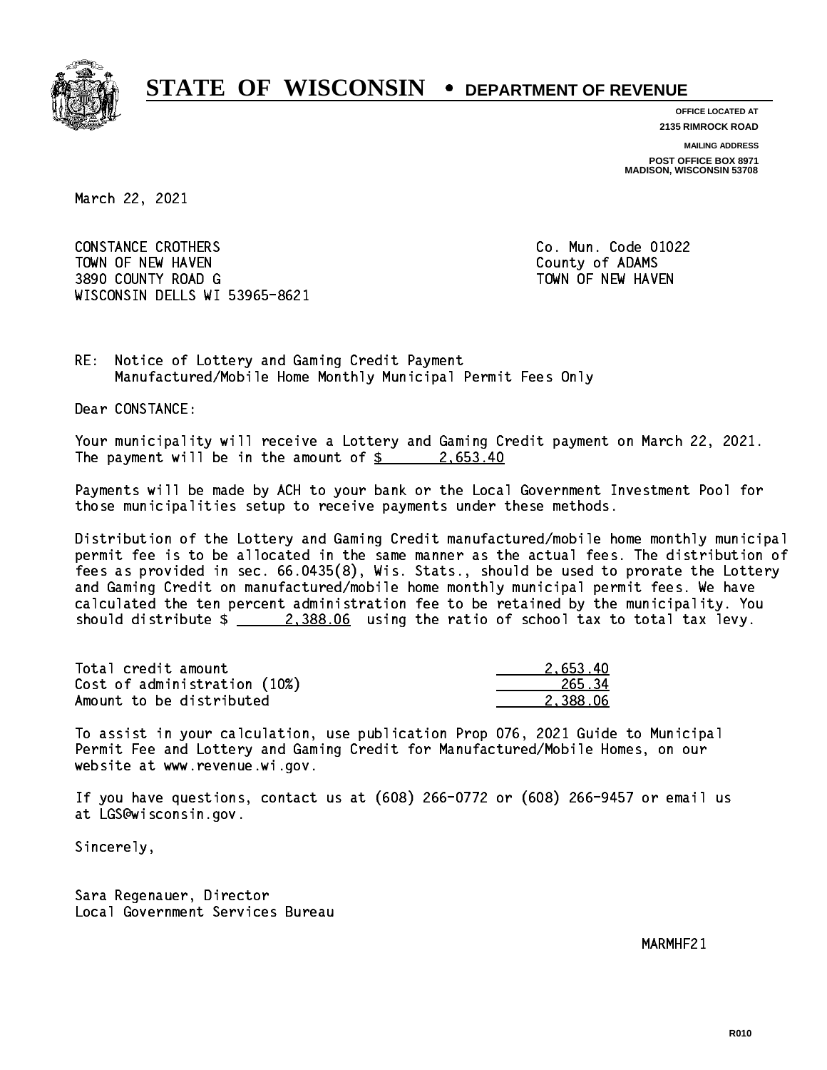# STATE OF WISCONSIN • DEPARTMENT OF REVENUE

**OFFICE LOCATED AT**
**2135 RIMROCK ROAD**

**MAILING ADDRESS**
**POST OFFICE BOX 8971**
**MADISON, WISCONSIN 53708**

March 22, 2021

CONSTANCE CROTHERS
TOWN OF NEW HAVEN
3890 COUNTY ROAD G
WISCONSIN DELLS WI 53965-8621

Co. Mun. Code 01022
County of ADAMS
TOWN OF NEW HAVEN

RE: Notice of Lottery and Gaming Credit Payment
Manufactured/Mobile Home Monthly Municipal Permit Fees Only

Dear CONSTANCE:

Your municipality will receive a Lottery and Gaming Credit payment on March 22, 2021. The payment will be in the amount of $ 2,653.40

Payments will be made by ACH to your bank or the Local Government Investment Pool for those municipalities setup to receive payments under these methods.

Distribution of the Lottery and Gaming Credit manufactured/mobile home monthly municipal permit fee is to be allocated in the same manner as the actual fees. The distribution of fees as provided in sec. 66.0435(8), Wis. Stats., should be used to prorate the Lottery and Gaming Credit on manufactured/mobile home monthly municipal permit fees. We have calculated the ten percent administration fee to be retained by the municipality. You should distribute $ 2,388.06 using the ratio of school tax to total tax levy.

| | |
|---|---|
| Total credit amount | 2,653.40 |
| Cost of administration (10%) | 265.34 |
| Amount to be distributed | 2,388.06 |

To assist in your calculation, use publication Prop 076, 2021 Guide to Municipal Permit Fee and Lottery and Gaming Credit for Manufactured/Mobile Homes, on our website at www.revenue.wi.gov.

If you have questions, contact us at (608) 266-0772 or (608) 266-9457 or email us at LGS@wisconsin.gov.

Sincerely,

Sara Regenauer, Director
Local Government Services Bureau

MARMHF21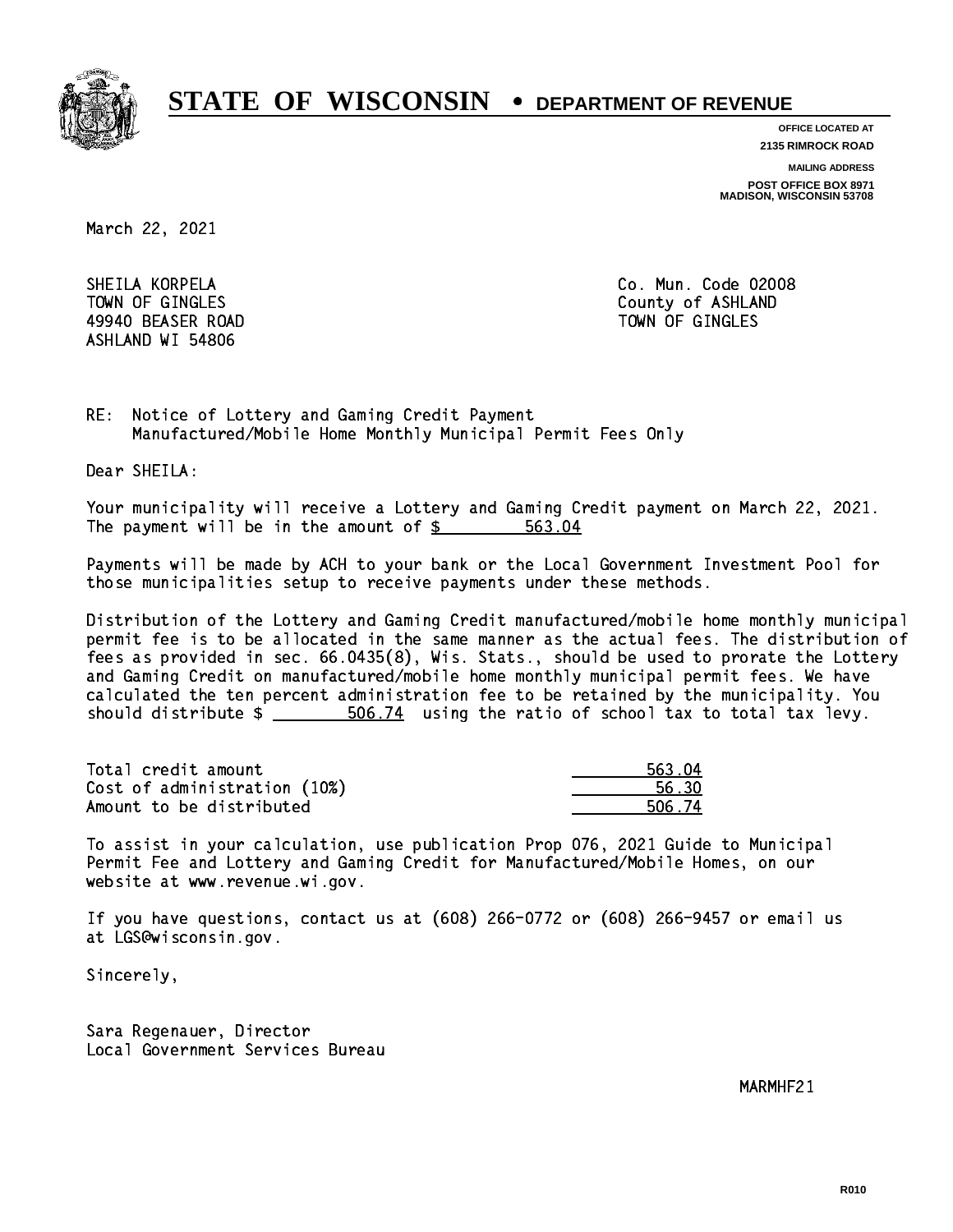# STATE OF WISCONSIN • DEPARTMENT OF REVENUE

**OFFICE LOCATED AT**
**2135 RIMROCK ROAD**

**MAILING ADDRESS**
**POST OFFICE BOX 8971**
**MADISON, WISCONSIN 53708**

March 22, 2021

SHEILA KORPELA
TOWN OF GINGLES
49940 BEASER ROAD
ASHLAND WI 54806

Co. Mun. Code 02008
County of ASHLAND
TOWN OF GINGLES

RE: Notice of Lottery and Gaming Credit Payment
Manufactured/Mobile Home Monthly Municipal Permit Fees Only

Dear SHEILA:

Your municipality will receive a Lottery and Gaming Credit payment on March 22, 2021. The payment will be in the amount of $ 563.04

Payments will be made by ACH to your bank or the Local Government Investment Pool for those municipalities setup to receive payments under these methods.

Distribution of the Lottery and Gaming Credit manufactured/mobile home monthly municipal permit fee is to be allocated in the same manner as the actual fees. The distribution of fees as provided in sec. 66.0435(8), Wis. Stats., should be used to prorate the Lottery and Gaming Credit on manufactured/mobile home monthly municipal permit fees. We have calculated the ten percent administration fee to be retained by the municipality. You should distribute $ 506.74 using the ratio of school tax to total tax levy.

| | |
|---|---|
| Total credit amount | 563.04 |
| Cost of administration (10%) | 56.30 |
| Amount to be distributed | 506.74 |

To assist in your calculation, use publication Prop 076, 2021 Guide to Municipal Permit Fee and Lottery and Gaming Credit for Manufactured/Mobile Homes, on our website at www.revenue.wi.gov.

If you have questions, contact us at (608) 266-0772 or (608) 266-9457 or email us at LGS@wisconsin.gov.

Sincerely,

Sara Regenauer, Director
Local Government Services Bureau

MARMHF21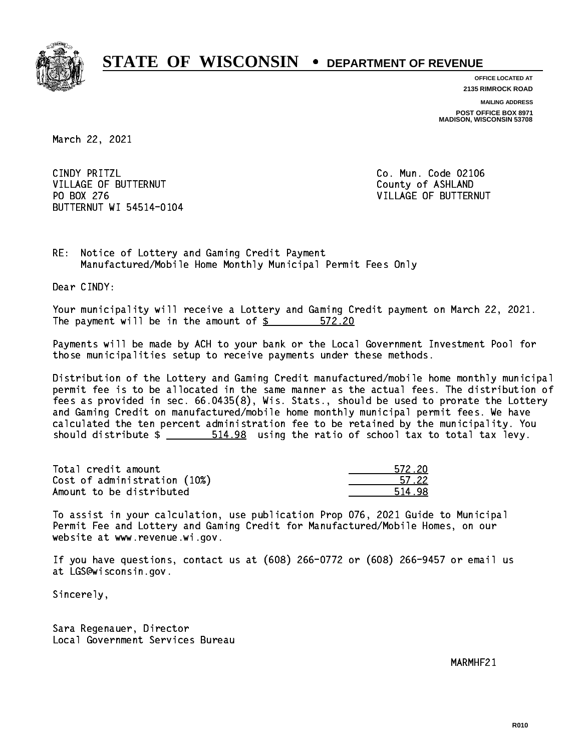# STATE OF WISCONSIN • DEPARTMENT OF REVENUE

**OFFICE LOCATED AT**
**2135 RIMROCK ROAD**

**MAILING ADDRESS**
**POST OFFICE BOX 8971**
**MADISON, WISCONSIN 53708**

March 22, 2021

CINDY PRITZL
VILLAGE OF BUTTERNUT
PO BOX 276
BUTTERNUT WI 54514-0104

Co. Mun. Code 02106
County of ASHLAND
VILLAGE OF BUTTERNUT

RE: Notice of Lottery and Gaming Credit Payment
Manufactured/Mobile Home Monthly Municipal Permit Fees Only

Dear CINDY:

Your municipality will receive a Lottery and Gaming Credit payment on March 22, 2021. The payment will be in the amount of $ 572.20

Payments will be made by ACH to your bank or the Local Government Investment Pool for those municipalities setup to receive payments under these methods.

Distribution of the Lottery and Gaming Credit manufactured/mobile home monthly municipal permit fee is to be allocated in the same manner as the actual fees. The distribution of fees as provided in sec. 66.0435(8), Wis. Stats., should be used to prorate the Lottery and Gaming Credit on manufactured/mobile home monthly municipal permit fees. We have calculated the ten percent administration fee to be retained by the municipality. You should distribute $ 514.98 using the ratio of school tax to total tax levy.

| | |
|---|---|
| Total credit amount | 572.20 |
| Cost of administration (10%) | 57.22 |
| Amount to be distributed | 514.98 |

To assist in your calculation, use publication Prop 076, 2021 Guide to Municipal Permit Fee and Lottery and Gaming Credit for Manufactured/Mobile Homes, on our website at www.revenue.wi.gov.

If you have questions, contact us at (608) 266-0772 or (608) 266-9457 or email us at LGS@wisconsin.gov.

Sincerely,

Sara Regenauer, Director
Local Government Services Bureau

MARMHF21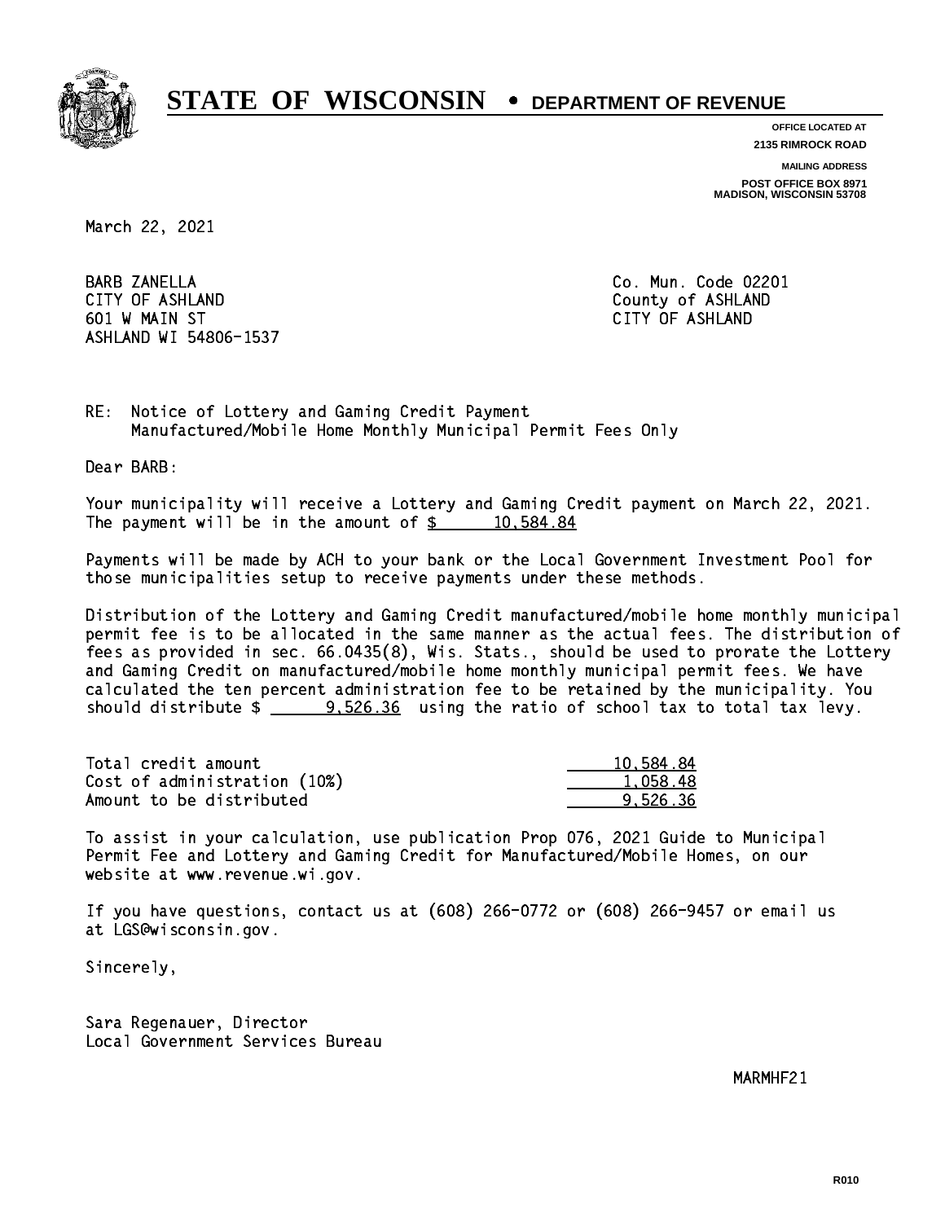# STATE OF WISCONSIN • DEPARTMENT OF REVENUE

**OFFICE LOCATED AT**
**2135 RIMROCK ROAD**

**MAILING ADDRESS**
**POST OFFICE BOX 8971**
**MADISON, WISCONSIN 53708**

March 22, 2021

BARB ZANELLA
CITY OF ASHLAND
601 W MAIN ST
ASHLAND WI 54806-1537

Co. Mun. Code 02201
County of ASHLAND
CITY OF ASHLAND

RE: Notice of Lottery and Gaming Credit Payment
Manufactured/Mobile Home Monthly Municipal Permit Fees Only

Dear BARB:

Your municipality will receive a Lottery and Gaming Credit payment on March 22, 2021. The payment will be in the amount of $ 10,584.84

Payments will be made by ACH to your bank or the Local Government Investment Pool for those municipalities setup to receive payments under these methods.

Distribution of the Lottery and Gaming Credit manufactured/mobile home monthly municipal permit fee is to be allocated in the same manner as the actual fees. The distribution of fees as provided in sec. 66.0435(8), Wis. Stats., should be used to prorate the Lottery and Gaming Credit on manufactured/mobile home monthly municipal permit fees. We have calculated the ten percent administration fee to be retained by the municipality. You should distribute $ 9,526.36 using the ratio of school tax to total tax levy.

| | |
|---|---|
| Total credit amount | 10,584.84 |
| Cost of administration (10%) | 1,058.48 |
| Amount to be distributed | 9,526.36 |

To assist in your calculation, use publication Prop 076, 2021 Guide to Municipal Permit Fee and Lottery and Gaming Credit for Manufactured/Mobile Homes, on our website at www.revenue.wi.gov.

If you have questions, contact us at (608) 266-0772 or (608) 266-9457 or email us at LGS@wisconsin.gov.

Sincerely,

Sara Regenauer, Director
Local Government Services Bureau

MARMHF21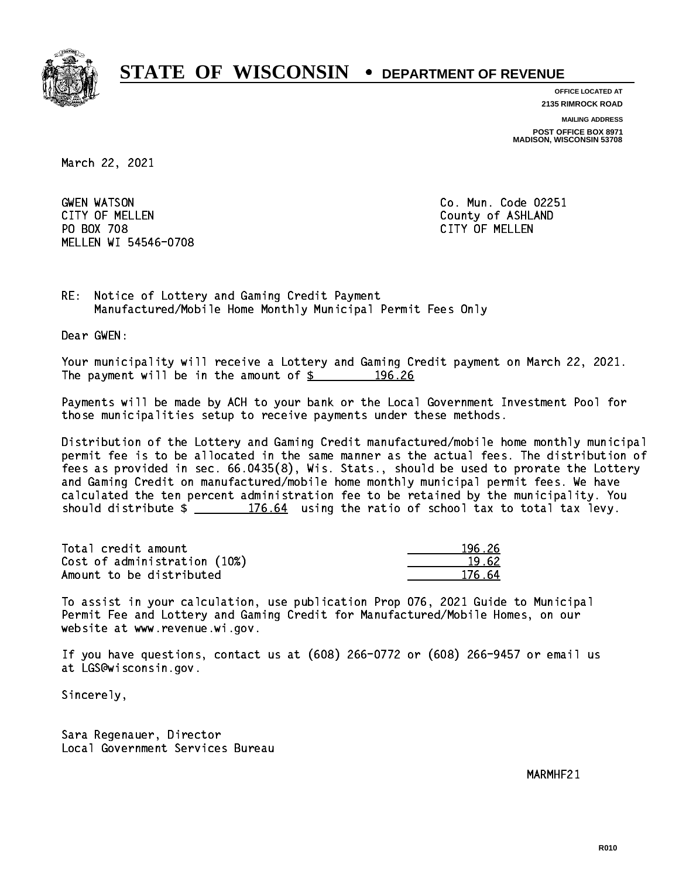# STATE OF WISCONSIN • DEPARTMENT OF REVENUE

**OFFICE LOCATED AT**
**2135 RIMROCK ROAD**

**MAILING ADDRESS**
**POST OFFICE BOX 8971**
**MADISON, WISCONSIN 53708**

March 22, 2021

GWEN WATSON
CITY OF MELLEN
PO BOX 708
MELLEN WI 54546-0708

Co. Mun. Code 02251
County of ASHLAND
CITY OF MELLEN

RE: Notice of Lottery and Gaming Credit Payment
Manufactured/Mobile Home Monthly Municipal Permit Fees Only

Dear GWEN:

Your municipality will receive a Lottery and Gaming Credit payment on March 22, 2021. The payment will be in the amount of $ 196.26

Payments will be made by ACH to your bank or the Local Government Investment Pool for those municipalities setup to receive payments under these methods.

Distribution of the Lottery and Gaming Credit manufactured/mobile home monthly municipal permit fee is to be allocated in the same manner as the actual fees. The distribution of fees as provided in sec. 66.0435(8), Wis. Stats., should be used to prorate the Lottery and Gaming Credit on manufactured/mobile home monthly municipal permit fees. We have calculated the ten percent administration fee to be retained by the municipality. You should distribute $ 176.64 using the ratio of school tax to total tax levy.

| | |
|---|---|
| Total credit amount | 196.26 |
| Cost of administration (10%) | 19.62 |
| Amount to be distributed | 176.64 |

To assist in your calculation, use publication Prop 076, 2021 Guide to Municipal Permit Fee and Lottery and Gaming Credit for Manufactured/Mobile Homes, on our website at www.revenue.wi.gov.

If you have questions, contact us at (608) 266-0772 or (608) 266-9457 or email us at LGS@wisconsin.gov.

Sincerely,

Sara Regenauer, Director
Local Government Services Bureau

MARMHF21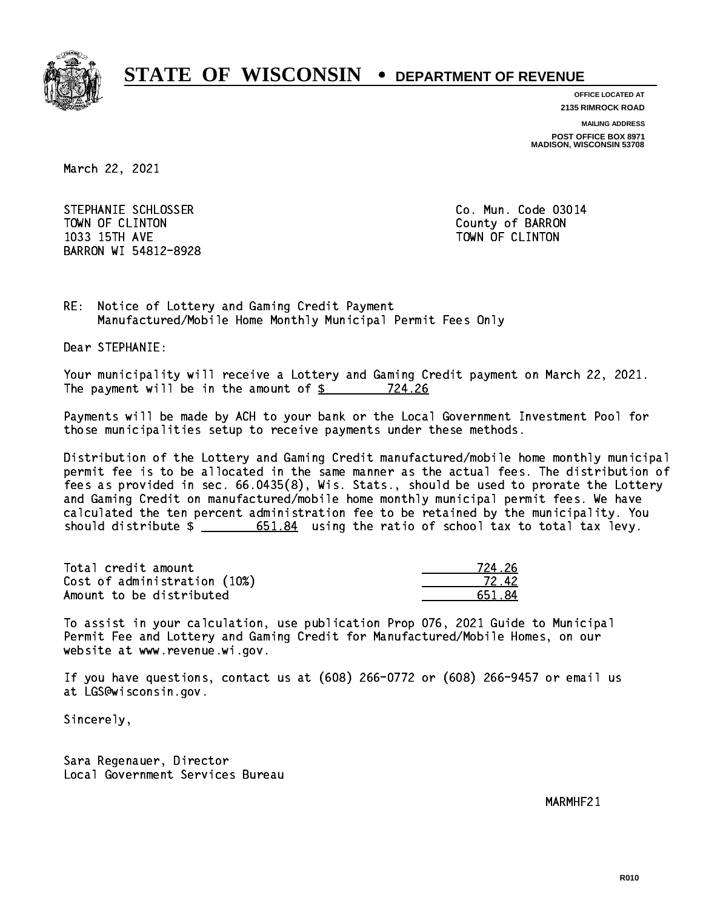# STATE OF WISCONSIN • DEPARTMENT OF REVENUE

**OFFICE LOCATED AT**
**2135 RIMROCK ROAD**

**MAILING ADDRESS**
**POST OFFICE BOX 8971**
**MADISON, WISCONSIN 53708**

March 22, 2021

STEPHANIE SCHLOSSER
TOWN OF CLINTON
1033 15TH AVE
BARRON WI 54812-8928

Co. Mun. Code 03014
County of BARRON
TOWN OF CLINTON

RE: Notice of Lottery and Gaming Credit Payment
Manufactured/Mobile Home Monthly Municipal Permit Fees Only

Dear STEPHANIE:

Your municipality will receive a Lottery and Gaming Credit payment on March 22, 2021. The payment will be in the amount of $ 724.26

Payments will be made by ACH to your bank or the Local Government Investment Pool for those municipalities setup to receive payments under these methods.

Distribution of the Lottery and Gaming Credit manufactured/mobile home monthly municipal permit fee is to be allocated in the same manner as the actual fees. The distribution of fees as provided in sec. 66.0435(8), Wis. Stats., should be used to prorate the Lottery and Gaming Credit on manufactured/mobile home monthly municipal permit fees. We have calculated the ten percent administration fee to be retained by the municipality. You should distribute $ 651.84 using the ratio of school tax to total tax levy.

| | |
|---|---|
| Total credit amount | 724.26 |
| Cost of administration (10%) | 72.42 |
| Amount to be distributed | 651.84 |

To assist in your calculation, use publication Prop 076, 2021 Guide to Municipal Permit Fee and Lottery and Gaming Credit for Manufactured/Mobile Homes, on our website at www.revenue.wi.gov.

If you have questions, contact us at (608) 266-0772 or (608) 266-9457 or email us at LGS@wisconsin.gov.

Sincerely,

Sara Regenauer, Director
Local Government Services Bureau

MARMHF21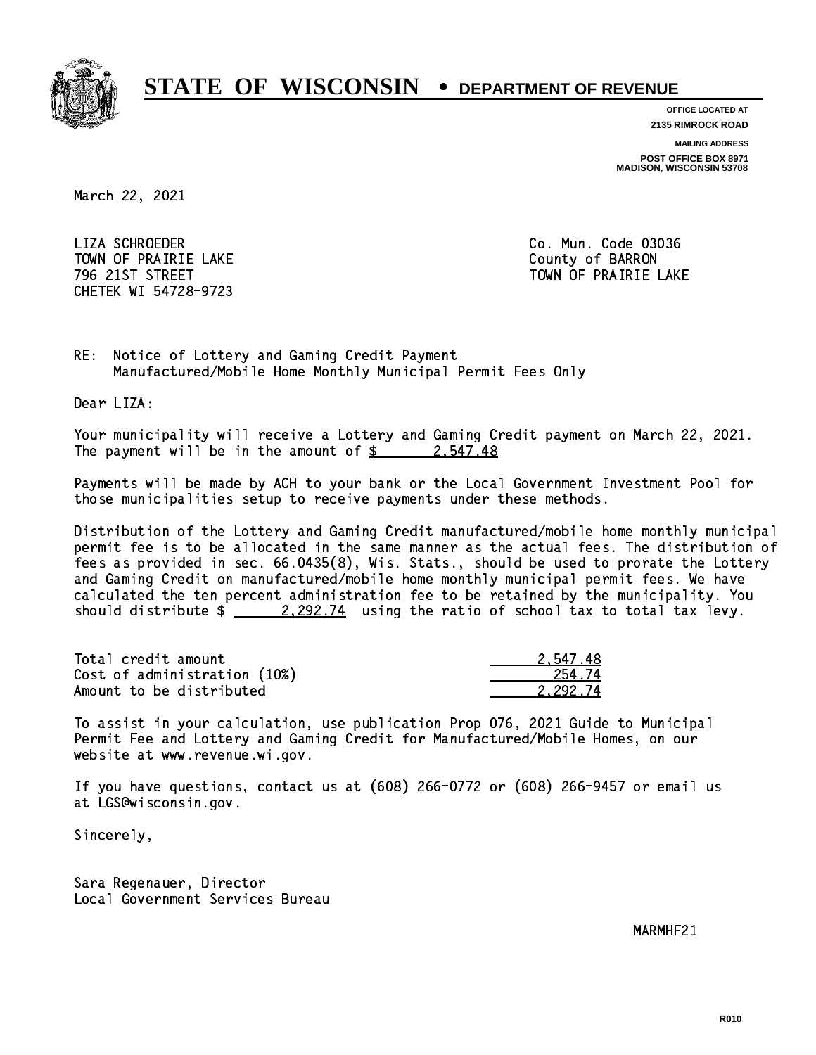# STATE OF WISCONSIN • DEPARTMENT OF REVENUE

OFFICE LOCATED AT
2135 RIMROCK ROAD

MAILING ADDRESS
POST OFFICE BOX 8971
MADISON, WISCONSIN 53708

March 22, 2021

LIZA SCHROEDER
TOWN OF PRAIRIE LAKE
796 21ST STREET
CHETEK WI 54728-9723

Co. Mun. Code 03036
County of BARRON
TOWN OF PRAIRIE LAKE

RE: Notice of Lottery and Gaming Credit Payment
Manufactured/Mobile Home Monthly Municipal Permit Fees Only

Dear LIZA:

Your municipality will receive a Lottery and Gaming Credit payment on March 22, 2021. The payment will be in the amount of $ 2,547.48

Payments will be made by ACH to your bank or the Local Government Investment Pool for those municipalities setup to receive payments under these methods.

Distribution of the Lottery and Gaming Credit manufactured/mobile home monthly municipal permit fee is to be allocated in the same manner as the actual fees. The distribution of fees as provided in sec. 66.0435(8), Wis. Stats., should be used to prorate the Lottery and Gaming Credit on manufactured/mobile home monthly municipal permit fees. We have calculated the ten percent administration fee to be retained by the municipality. You should distribute $ 2,292.74 using the ratio of school tax to total tax levy.

| | |
|---|---|
| Total credit amount | 2,547.48 |
| Cost of administration (10%) | 254.74 |
| Amount to be distributed | 2,292.74 |

To assist in your calculation, use publication Prop 076, 2021 Guide to Municipal Permit Fee and Lottery and Gaming Credit for Manufactured/Mobile Homes, on our website at www.revenue.wi.gov.

If you have questions, contact us at (608) 266-0772 or (608) 266-9457 or email us at LGS@wisconsin.gov.

Sincerely,

Sara Regenauer, Director
Local Government Services Bureau

MARMHF21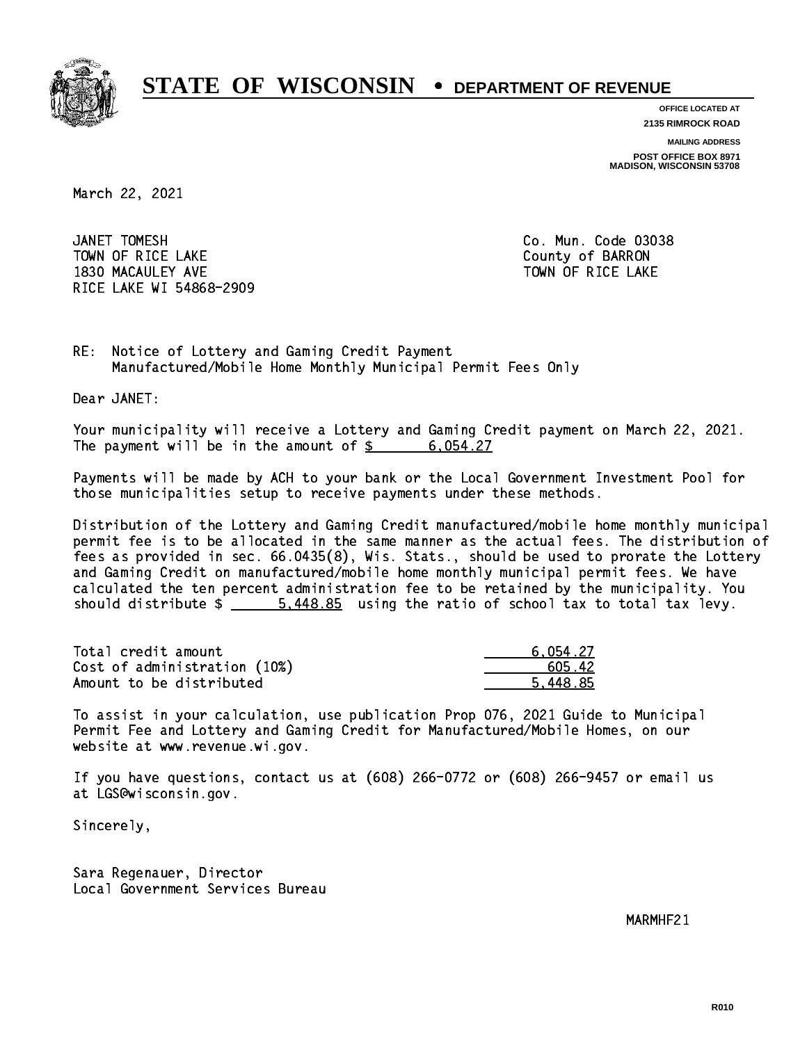# STATE OF WISCONSIN • DEPARTMENT OF REVENUE

**OFFICE LOCATED AT**
**2135 RIMROCK ROAD**

**MAILING ADDRESS**
**POST OFFICE BOX 8971**
**MADISON, WISCONSIN 53708**

March 22, 2021

JANET TOMESH
TOWN OF RICE LAKE
1830 MACAULEY AVE
RICE LAKE WI 54868-2909

Co. Mun. Code 03038
County of BARRON
TOWN OF RICE LAKE

RE: Notice of Lottery and Gaming Credit Payment
Manufactured/Mobile Home Monthly Municipal Permit Fees Only

Dear JANET:

Your municipality will receive a Lottery and Gaming Credit payment on March 22, 2021. The payment will be in the amount of $ 6,054.27

Payments will be made by ACH to your bank or the Local Government Investment Pool for those municipalities setup to receive payments under these methods.

Distribution of the Lottery and Gaming Credit manufactured/mobile home monthly municipal permit fee is to be allocated in the same manner as the actual fees. The distribution of fees as provided in sec. 66.0435(8), Wis. Stats., should be used to prorate the Lottery and Gaming Credit on manufactured/mobile home monthly municipal permit fees. We have calculated the ten percent administration fee to be retained by the municipality. You should distribute $ 5,448.85 using the ratio of school tax to total tax levy.

| | |
|---|---|
| Total credit amount | 6,054.27 |
| Cost of administration (10%) | 605.42 |
| Amount to be distributed | 5,448.85 |

To assist in your calculation, use publication Prop 076, 2021 Guide to Municipal Permit Fee and Lottery and Gaming Credit for Manufactured/Mobile Homes, on our website at www.revenue.wi.gov.

If you have questions, contact us at (608) 266-0772 or (608) 266-9457 or email us at LGS@wisconsin.gov.

Sincerely,

Sara Regenauer, Director
Local Government Services Bureau

MARMHF21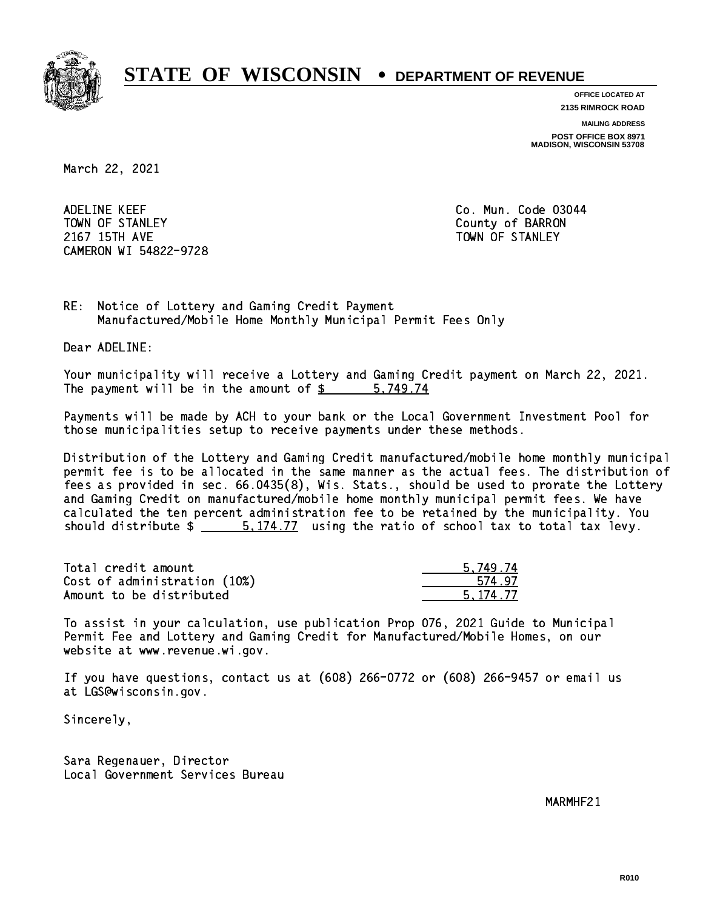# STATE OF WISCONSIN • DEPARTMENT OF REVENUE

**OFFICE LOCATED AT**
**2135 RIMROCK ROAD**

**MAILING ADDRESS**
**POST OFFICE BOX 8971**
**MADISON, WISCONSIN 53708**

March 22, 2021

ADELINE KEEF
TOWN OF STANLEY
2167 15TH AVE
CAMERON WI 54822-9728

Co. Mun. Code 03044
County of BARRON
TOWN OF STANLEY

RE: Notice of Lottery and Gaming Credit Payment
Manufactured/Mobile Home Monthly Municipal Permit Fees Only

Dear ADELINE:

Your municipality will receive a Lottery and Gaming Credit payment on March 22, 2021. The payment will be in the amount of $ 5,749.74

Payments will be made by ACH to your bank or the Local Government Investment Pool for those municipalities setup to receive payments under these methods.

Distribution of the Lottery and Gaming Credit manufactured/mobile home monthly municipal permit fee is to be allocated in the same manner as the actual fees. The distribution of fees as provided in sec. 66.0435(8), Wis. Stats., should be used to prorate the Lottery and Gaming Credit on manufactured/mobile home monthly municipal permit fees. We have calculated the ten percent administration fee to be retained by the municipality. You should distribute $ 5,174.77 using the ratio of school tax to total tax levy.

| | |
|---|---:|
| Total credit amount | 5,749.74 |
| Cost of administration (10%) | 574.97 |
| Amount to be distributed | 5,174.77 |

To assist in your calculation, use publication Prop 076, 2021 Guide to Municipal Permit Fee and Lottery and Gaming Credit for Manufactured/Mobile Homes, on our website at www.revenue.wi.gov.

If you have questions, contact us at (608) 266-0772 or (608) 266-9457 or email us at LGS@wisconsin.gov.

Sincerely,

Sara Regenauer, Director
Local Government Services Bureau

MARMHF21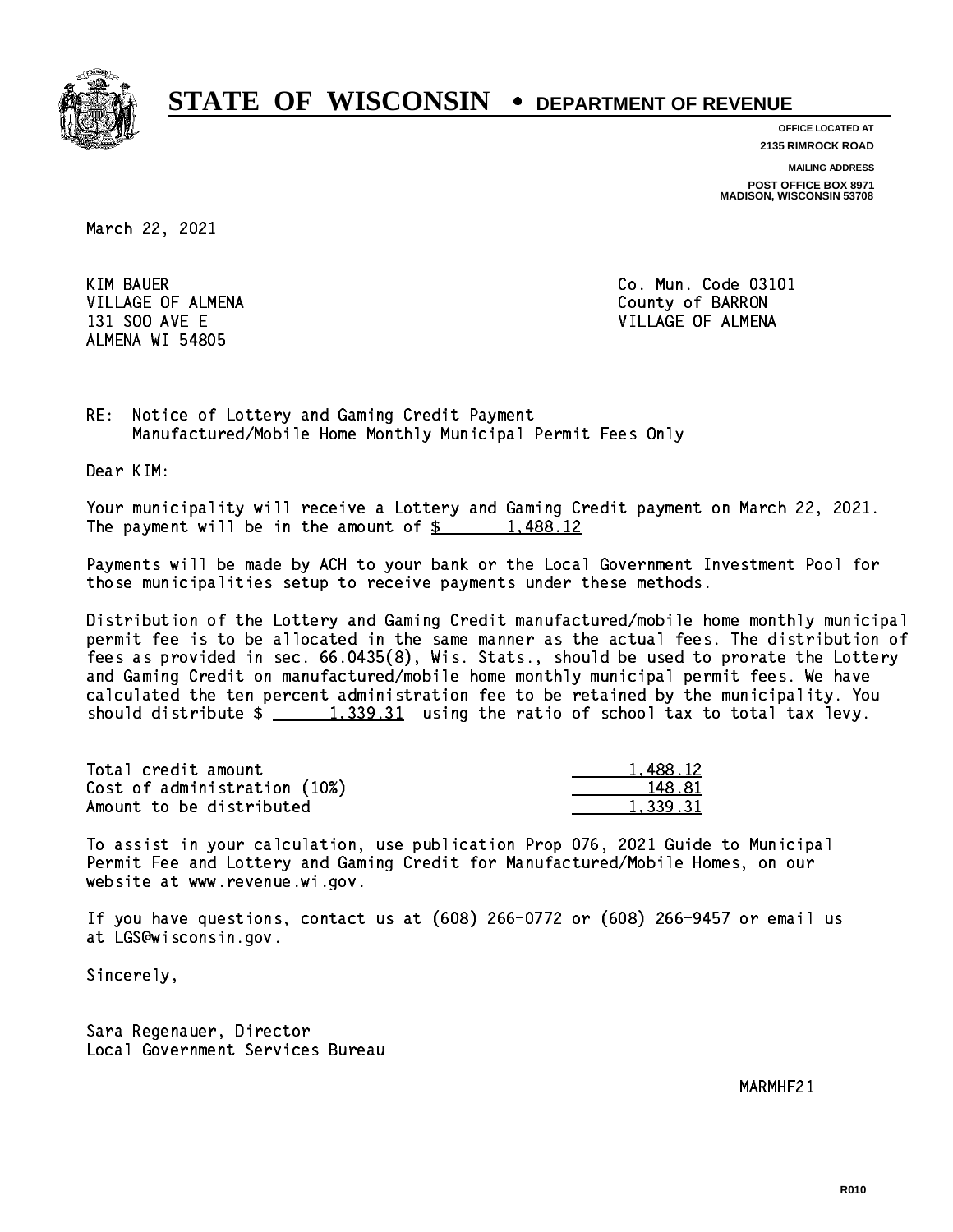# STATE OF WISCONSIN • DEPARTMENT OF REVENUE

**OFFICE LOCATED AT**
**2135 RIMROCK ROAD**

**MAILING ADDRESS**
**POST OFFICE BOX 8971**
**MADISON, WISCONSIN 53708**

March 22, 2021

KIM BAUER
VILLAGE OF ALMENA
131 SOO AVE E
ALMENA WI 54805

Co. Mun. Code 03101
County of BARRON
VILLAGE OF ALMENA

RE: Notice of Lottery and Gaming Credit Payment
Manufactured/Mobile Home Monthly Municipal Permit Fees Only

Dear KIM:

Your municipality will receive a Lottery and Gaming Credit payment on March 22, 2021. The payment will be in the amount of $ 1,488.12

Payments will be made by ACH to your bank or the Local Government Investment Pool for those municipalities setup to receive payments under these methods.

Distribution of the Lottery and Gaming Credit manufactured/mobile home monthly municipal permit fee is to be allocated in the same manner as the actual fees. The distribution of fees as provided in sec. 66.0435(8), Wis. Stats., should be used to prorate the Lottery and Gaming Credit on manufactured/mobile home monthly municipal permit fees. We have calculated the ten percent administration fee to be retained by the municipality. You should distribute $ 1,339.31 using the ratio of school tax to total tax levy.

| | |
|---|---|
| Total credit amount | 1,488.12 |
| Cost of administration (10%) | 148.81 |
| Amount to be distributed | 1,339.31 |

To assist in your calculation, use publication Prop 076, 2021 Guide to Municipal Permit Fee and Lottery and Gaming Credit for Manufactured/Mobile Homes, on our website at www.revenue.wi.gov.

If you have questions, contact us at (608) 266-0772 or (608) 266-9457 or email us at LGS@wisconsin.gov.

Sincerely,

Sara Regenauer, Director
Local Government Services Bureau

MARMHF21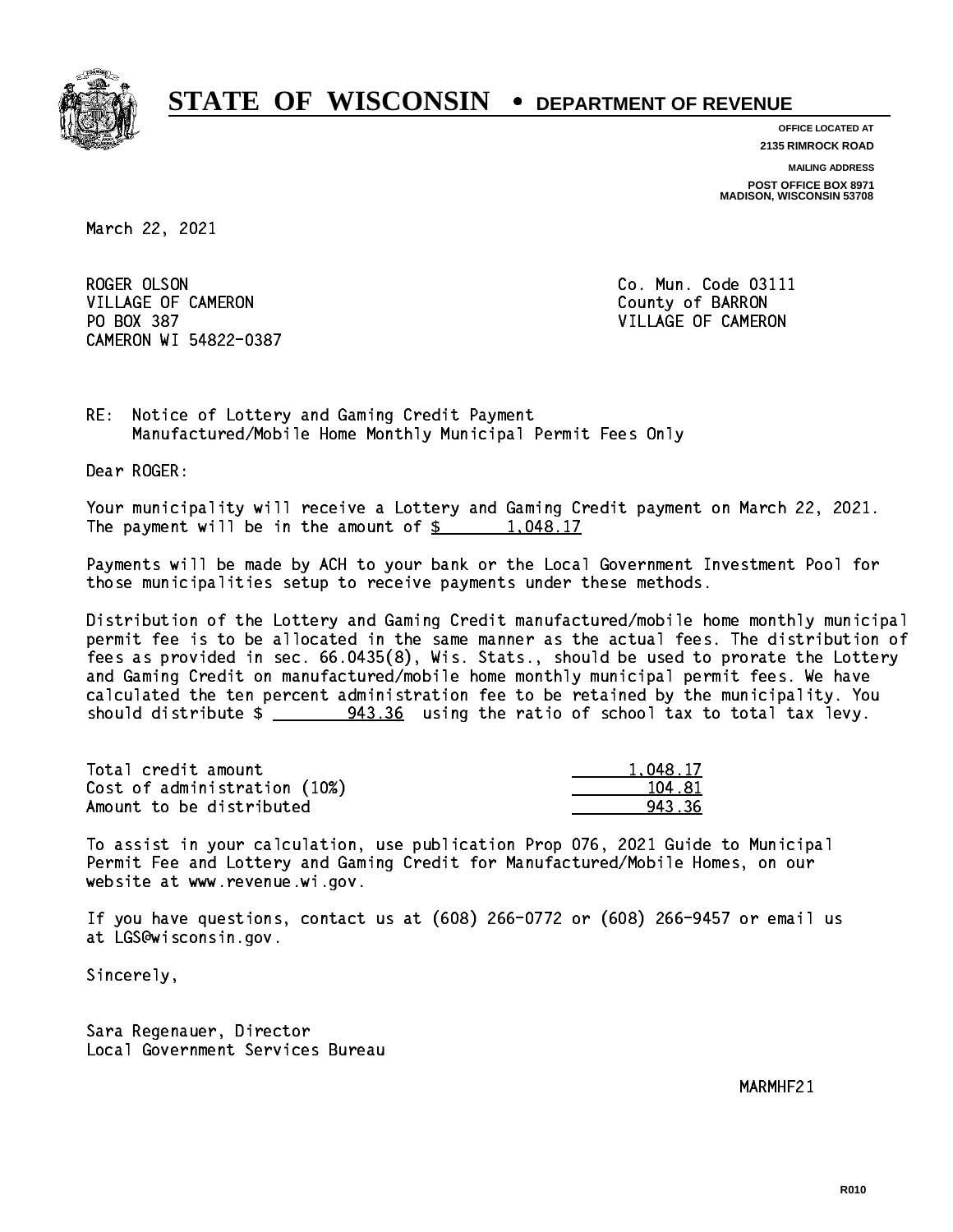# STATE OF WISCONSIN • DEPARTMENT OF REVENUE

**OFFICE LOCATED AT**
**2135 RIMROCK ROAD**

**MAILING ADDRESS**
**POST OFFICE BOX 8971**
**MADISON, WISCONSIN 53708**

March 22, 2021

ROGER OLSON
VILLAGE OF CAMERON
PO BOX 387
CAMERON WI 54822-0387

Co. Mun. Code 03111
County of BARRON
VILLAGE OF CAMERON

RE: Notice of Lottery and Gaming Credit Payment
Manufactured/Mobile Home Monthly Municipal Permit Fees Only

Dear ROGER:

Your municipality will receive a Lottery and Gaming Credit payment on March 22, 2021. The payment will be in the amount of $ 1,048.17

Payments will be made by ACH to your bank or the Local Government Investment Pool for those municipalities setup to receive payments under these methods.

Distribution of the Lottery and Gaming Credit manufactured/mobile home monthly municipal permit fee is to be allocated in the same manner as the actual fees. The distribution of fees as provided in sec. 66.0435(8), Wis. Stats., should be used to prorate the Lottery and Gaming Credit on manufactured/mobile home monthly municipal permit fees. We have calculated the ten percent administration fee to be retained by the municipality. You should distribute $ 943.36 using the ratio of school tax to total tax levy.

| | |
|---|---|
| Total credit amount | 1,048.17 |
| Cost of administration (10%) | 104.81 |
| Amount to be distributed | 943.36 |

To assist in your calculation, use publication Prop 076, 2021 Guide to Municipal Permit Fee and Lottery and Gaming Credit for Manufactured/Mobile Homes, on our website at www.revenue.wi.gov.

If you have questions, contact us at (608) 266-0772 or (608) 266-9457 or email us at LGS@wisconsin.gov.

Sincerely,

Sara Regenauer, Director
Local Government Services Bureau

MARMHF21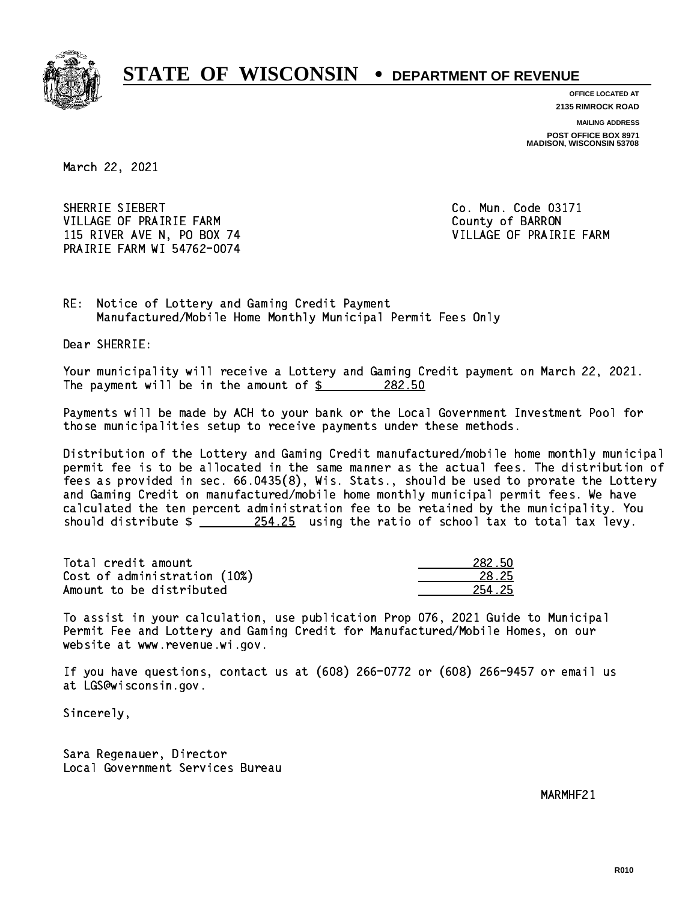# STATE OF WISCONSIN • DEPARTMENT OF REVENUE

**OFFICE LOCATED AT**
**2135 RIMROCK ROAD**

**MAILING ADDRESS**
**POST OFFICE BOX 8971**
**MADISON, WISCONSIN 53708**

March 22, 2021

SHERRIE SIEBERT
VILLAGE OF PRAIRIE FARM
115 RIVER AVE N, PO BOX 74
PRAIRIE FARM WI 54762-0074

Co. Mun. Code 03171
County of BARRON
VILLAGE OF PRAIRIE FARM

RE: Notice of Lottery and Gaming Credit Payment
Manufactured/Mobile Home Monthly Municipal Permit Fees Only

Dear SHERRIE:

Your municipality will receive a Lottery and Gaming Credit payment on March 22, 2021. The payment will be in the amount of $ 282.50

Payments will be made by ACH to your bank or the Local Government Investment Pool for those municipalities setup to receive payments under these methods.

Distribution of the Lottery and Gaming Credit manufactured/mobile home monthly municipal permit fee is to be allocated in the same manner as the actual fees. The distribution of fees as provided in sec. 66.0435(8), Wis. Stats., should be used to prorate the Lottery and Gaming Credit on manufactured/mobile home monthly municipal permit fees. We have calculated the ten percent administration fee to be retained by the municipality. You should distribute $ 254.25 using the ratio of school tax to total tax levy.

| | |
|---|---|
| Total credit amount | 282.50 |
| Cost of administration (10%) | 28.25 |
| Amount to be distributed | 254.25 |

To assist in your calculation, use publication Prop 076, 2021 Guide to Municipal Permit Fee and Lottery and Gaming Credit for Manufactured/Mobile Homes, on our website at www.revenue.wi.gov.

If you have questions, contact us at (608) 266-0772 or (608) 266-9457 or email us at LGS@wisconsin.gov.

Sincerely,

Sara Regenauer, Director
Local Government Services Bureau

MARMHF21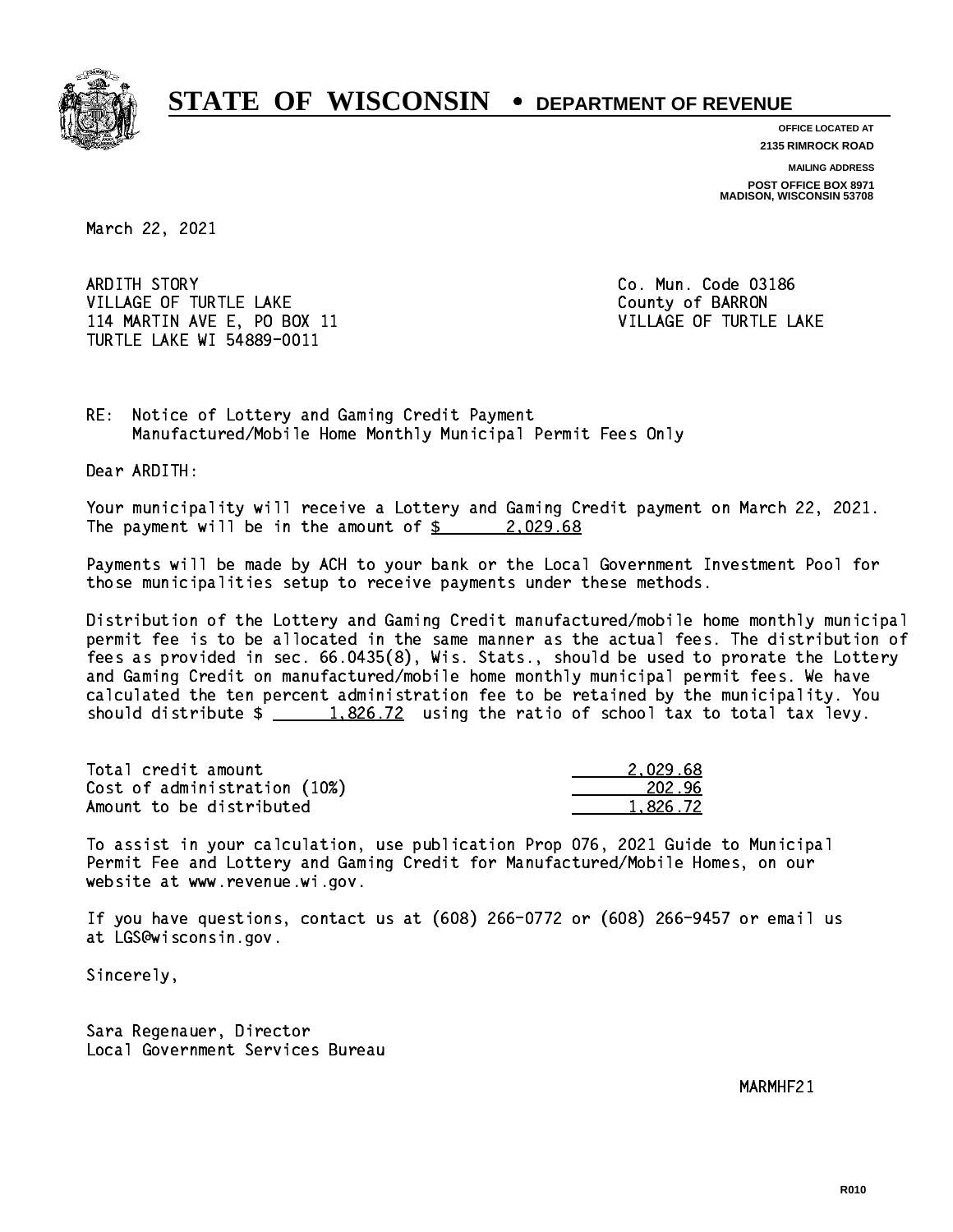# STATE OF WISCONSIN • DEPARTMENT OF REVENUE

**OFFICE LOCATED AT**
**2135 RIMROCK ROAD**

**MAILING ADDRESS**
**POST OFFICE BOX 8971**
**MADISON, WISCONSIN 53708**

March 22, 2021

ARDITH STORY
VILLAGE OF TURTLE LAKE
114 MARTIN AVE E, PO BOX 11
TURTLE LAKE WI 54889-0011

Co. Mun. Code 03186
County of BARRON
VILLAGE OF TURTLE LAKE

RE: Notice of Lottery and Gaming Credit Payment
Manufactured/Mobile Home Monthly Municipal Permit Fees Only

Dear ARDITH:

Your municipality will receive a Lottery and Gaming Credit payment on March 22, 2021. The payment will be in the amount of $ 2,029.68

Payments will be made by ACH to your bank or the Local Government Investment Pool for those municipalities setup to receive payments under these methods.

Distribution of the Lottery and Gaming Credit manufactured/mobile home monthly municipal permit fee is to be allocated in the same manner as the actual fees. The distribution of fees as provided in sec. 66.0435(8), Wis. Stats., should be used to prorate the Lottery and Gaming Credit on manufactured/mobile home monthly municipal permit fees. We have calculated the ten percent administration fee to be retained by the municipality. You should distribute $ 1,826.72 using the ratio of school tax to total tax levy.

| | |
|---|---|
| Total credit amount | 2,029.68 |
| Cost of administration (10%) | 202.96 |
| Amount to be distributed | 1,826.72 |

To assist in your calculation, use publication Prop 076, 2021 Guide to Municipal Permit Fee and Lottery and Gaming Credit for Manufactured/Mobile Homes, on our website at www.revenue.wi.gov.

If you have questions, contact us at (608) 266-0772 or (608) 266-9457 or email us at LGS@wisconsin.gov.

Sincerely,

Sara Regenauer, Director
Local Government Services Bureau

MARMHF21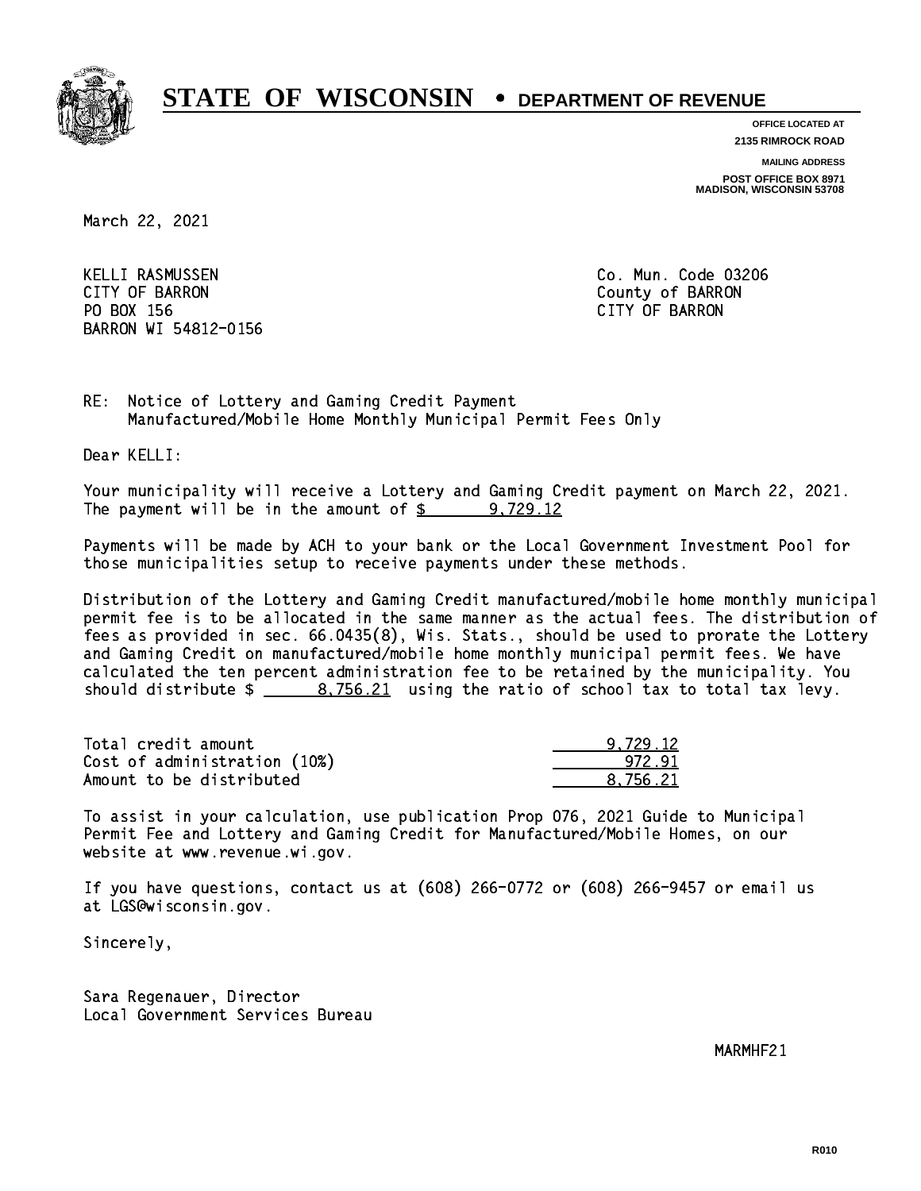# STATE OF WISCONSIN • DEPARTMENT OF REVENUE

**OFFICE LOCATED AT**
**2135 RIMROCK ROAD**

**MAILING ADDRESS**
**POST OFFICE BOX 8971**
**MADISON, WISCONSIN 53708**

March 22, 2021

KELLI RASMUSSEN
CITY OF BARRON
PO BOX 156
BARRON WI 54812-0156

Co. Mun. Code 03206
County of BARRON
CITY OF BARRON

RE: Notice of Lottery and Gaming Credit Payment
Manufactured/Mobile Home Monthly Municipal Permit Fees Only

Dear KELLI:

Your municipality will receive a Lottery and Gaming Credit payment on March 22, 2021. The payment will be in the amount of $ 9,729.12

Payments will be made by ACH to your bank or the Local Government Investment Pool for those municipalities setup to receive payments under these methods.

Distribution of the Lottery and Gaming Credit manufactured/mobile home monthly municipal permit fee is to be allocated in the same manner as the actual fees. The distribution of fees as provided in sec. 66.0435(8), Wis. Stats., should be used to prorate the Lottery and Gaming Credit on manufactured/mobile home monthly municipal permit fees. We have calculated the ten percent administration fee to be retained by the municipality. You should distribute $ 8,756.21 using the ratio of school tax to total tax levy.

| | |
|---|---|
| Total credit amount | 9,729.12 |
| Cost of administration (10%) | 972.91 |
| Amount to be distributed | 8,756.21 |

To assist in your calculation, use publication Prop 076, 2021 Guide to Municipal Permit Fee and Lottery and Gaming Credit for Manufactured/Mobile Homes, on our website at www.revenue.wi.gov.

If you have questions, contact us at (608) 266-0772 or (608) 266-9457 or email us at LGS@wisconsin.gov.

Sincerely,

Sara Regenauer, Director
Local Government Services Bureau

MARMHF21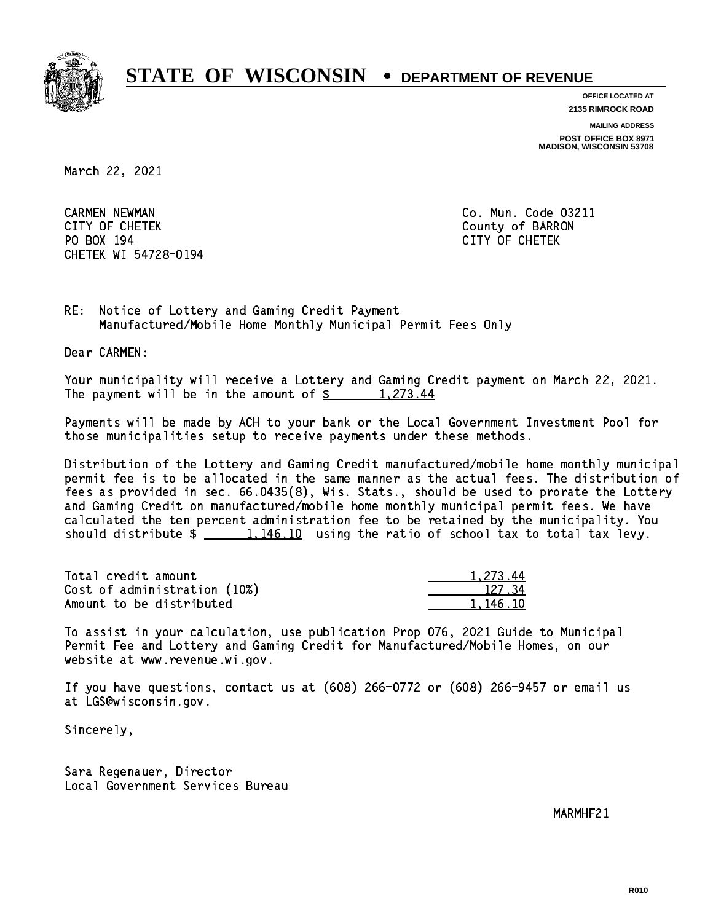# STATE OF WISCONSIN • DEPARTMENT OF REVENUE

**OFFICE LOCATED AT**
**2135 RIMROCK ROAD**

**MAILING ADDRESS**
**POST OFFICE BOX 8971**
**MADISON, WISCONSIN 53708**

March 22, 2021

CARMEN NEWMAN
CITY OF CHETEK
PO BOX 194
CHETEK WI 54728-0194

Co. Mun. Code 03211
County of BARRON
CITY OF CHETEK

RE: Notice of Lottery and Gaming Credit Payment
Manufactured/Mobile Home Monthly Municipal Permit Fees Only

Dear CARMEN:

Your municipality will receive a Lottery and Gaming Credit payment on March 22, 2021. The payment will be in the amount of $ 1,273.44

Payments will be made by ACH to your bank or the Local Government Investment Pool for those municipalities setup to receive payments under these methods.

Distribution of the Lottery and Gaming Credit manufactured/mobile home monthly municipal permit fee is to be allocated in the same manner as the actual fees. The distribution of fees as provided in sec. 66.0435(8), Wis. Stats., should be used to prorate the Lottery and Gaming Credit on manufactured/mobile home monthly municipal permit fees. We have calculated the ten percent administration fee to be retained by the municipality. You should distribute $ 1,146.10 using the ratio of school tax to total tax levy.

| | |
|---|---|
| Total credit amount | 1,273.44 |
| Cost of administration (10%) | 127.34 |
| Amount to be distributed | 1,146.10 |

To assist in your calculation, use publication Prop 076, 2021 Guide to Municipal Permit Fee and Lottery and Gaming Credit for Manufactured/Mobile Homes, on our website at www.revenue.wi.gov.

If you have questions, contact us at (608) 266-0772 or (608) 266-9457 or email us at LGS@wisconsin.gov.

Sincerely,

Sara Regenauer, Director
Local Government Services Bureau

MARMHF21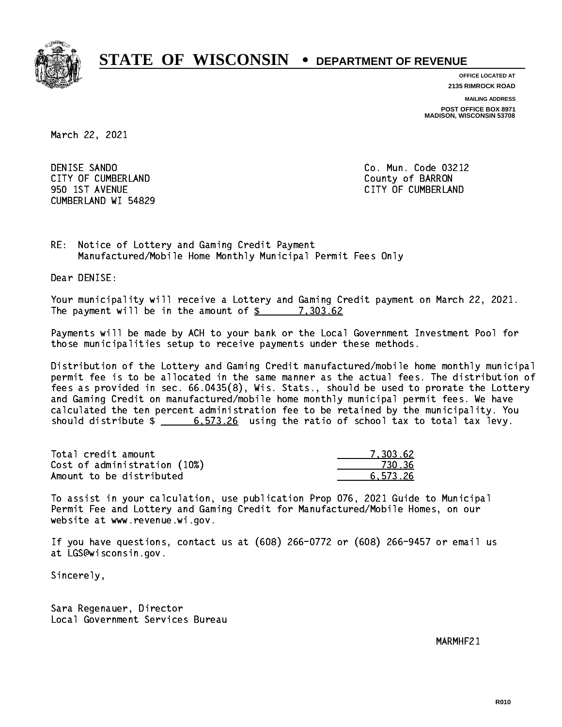# STATE OF WISCONSIN • DEPARTMENT OF REVENUE

OFFICE LOCATED AT
2135 RIMROCK ROAD

MAILING ADDRESS
POST OFFICE BOX 8971
MADISON, WISCONSIN 53708

March 22, 2021

DENISE SANDO
CITY OF CUMBERLAND
950 1ST AVENUE
CUMBERLAND WI 54829

Co. Mun. Code 03212
County of BARRON
CITY OF CUMBERLAND

RE: Notice of Lottery and Gaming Credit Payment
Manufactured/Mobile Home Monthly Municipal Permit Fees Only

Dear DENISE:

Your municipality will receive a Lottery and Gaming Credit payment on March 22, 2021. The payment will be in the amount of $ 7,303.62

Payments will be made by ACH to your bank or the Local Government Investment Pool for those municipalities setup to receive payments under these methods.

Distribution of the Lottery and Gaming Credit manufactured/mobile home monthly municipal permit fee is to be allocated in the same manner as the actual fees. The distribution of fees as provided in sec. 66.0435(8), Wis. Stats., should be used to prorate the Lottery and Gaming Credit on manufactured/mobile home monthly municipal permit fees. We have calculated the ten percent administration fee to be retained by the municipality. You should distribute $ 6,573.26 using the ratio of school tax to total tax levy.

| | |
|---|---|
| Total credit amount | 7,303.62 |
| Cost of administration (10%) | 730.36 |
| Amount to be distributed | 6,573.26 |

To assist in your calculation, use publication Prop 076, 2021 Guide to Municipal Permit Fee and Lottery and Gaming Credit for Manufactured/Mobile Homes, on our website at www.revenue.wi.gov.

If you have questions, contact us at (608) 266-0772 or (608) 266-9457 or email us at LGS@wisconsin.gov.

Sincerely,

Sara Regenauer, Director
Local Government Services Bureau

MARMHF21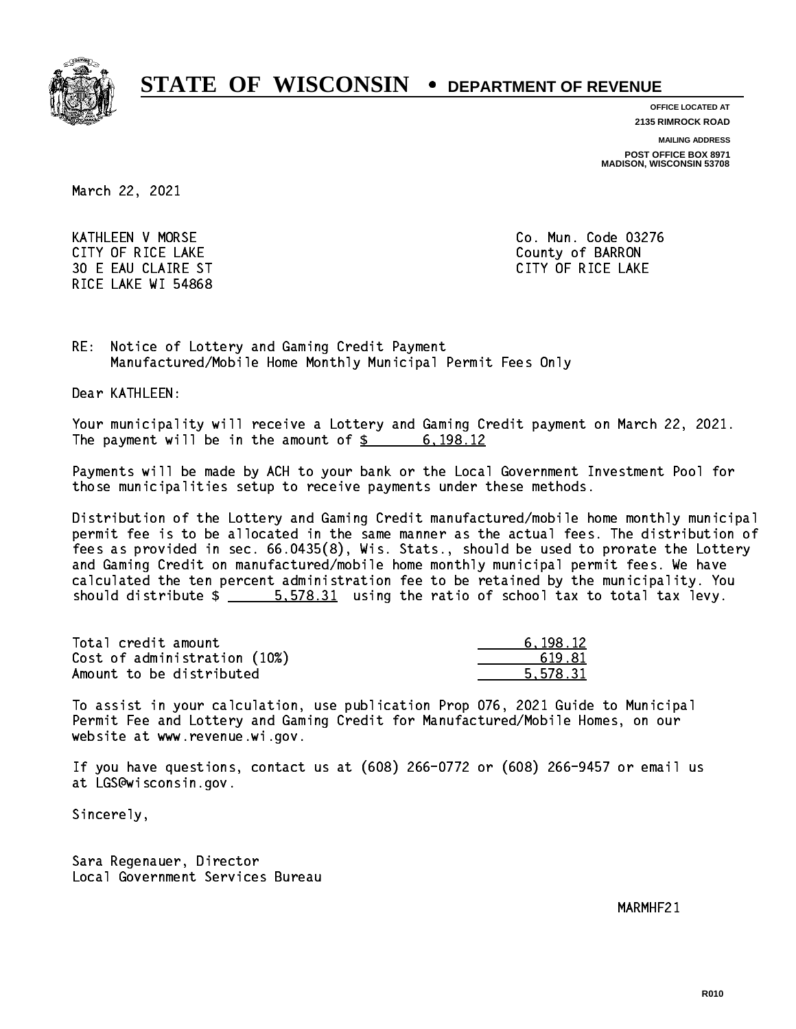# STATE OF WISCONSIN • DEPARTMENT OF REVENUE

**OFFICE LOCATED AT**
**2135 RIMROCK ROAD**

**MAILING ADDRESS**
**POST OFFICE BOX 8971**
**MADISON, WISCONSIN 53708**

March 22, 2021

KATHLEEN V MORSE
CITY OF RICE LAKE
30 E EAU CLAIRE ST
RICE LAKE WI 54868

Co. Mun. Code 03276
County of BARRON
CITY OF RICE LAKE

RE: Notice of Lottery and Gaming Credit Payment
Manufactured/Mobile Home Monthly Municipal Permit Fees Only

Dear KATHLEEN:

Your municipality will receive a Lottery and Gaming Credit payment on March 22, 2021. The payment will be in the amount of $ 6,198.12

Payments will be made by ACH to your bank or the Local Government Investment Pool for those municipalities setup to receive payments under these methods.

Distribution of the Lottery and Gaming Credit manufactured/mobile home monthly municipal permit fee is to be allocated in the same manner as the actual fees. The distribution of fees as provided in sec. 66.0435(8), Wis. Stats., should be used to prorate the Lottery and Gaming Credit on manufactured/mobile home monthly municipal permit fees. We have calculated the ten percent administration fee to be retained by the municipality. You should distribute $ 5,578.31 using the ratio of school tax to total tax levy.

| | |
|---|---|
| Total credit amount | 6,198.12 |
| Cost of administration (10%) | 619.81 |
| Amount to be distributed | 5,578.31 |

To assist in your calculation, use publication Prop 076, 2021 Guide to Municipal Permit Fee and Lottery and Gaming Credit for Manufactured/Mobile Homes, on our website at www.revenue.wi.gov.

If you have questions, contact us at (608) 266-0772 or (608) 266-9457 or email us at LGS@wisconsin.gov.

Sincerely,

Sara Regenauer, Director
Local Government Services Bureau

MARMHF21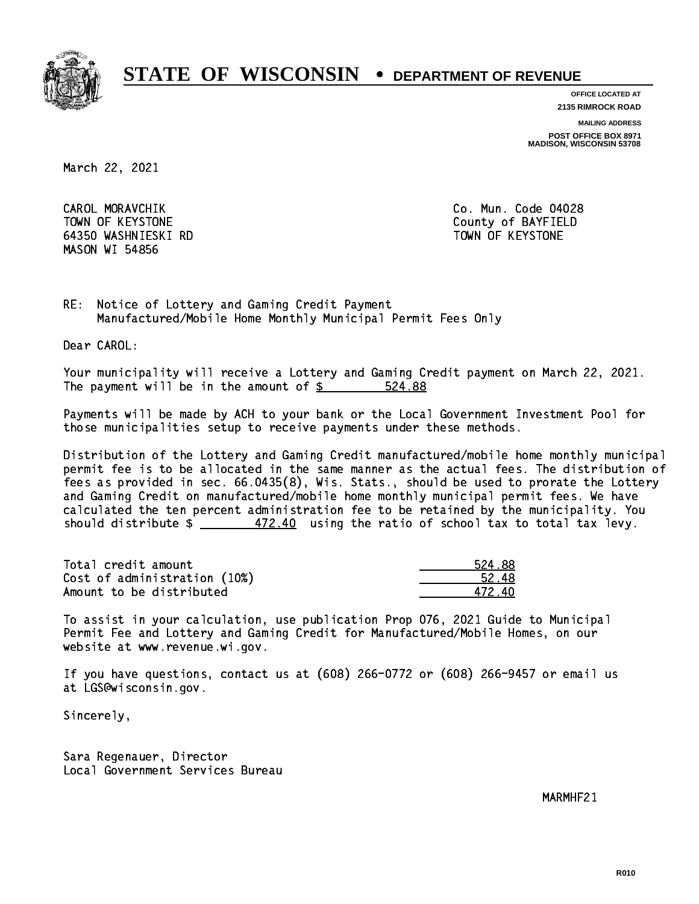# STATE OF WISCONSIN • DEPARTMENT OF REVENUE

**OFFICE LOCATED AT**
**2135 RIMROCK ROAD**

**MAILING ADDRESS**
**POST OFFICE BOX 8971**
**MADISON, WISCONSIN 53708**

March 22, 2021

CAROL MORAVCHIK
TOWN OF KEYSTONE
64350 WASHNIESKI RD
MASON WI 54856

Co. Mun. Code 04028
County of BAYFIELD
TOWN OF KEYSTONE

RE: Notice of Lottery and Gaming Credit Payment
Manufactured/Mobile Home Monthly Municipal Permit Fees Only

Dear CAROL:

Your municipality will receive a Lottery and Gaming Credit payment on March 22, 2021. The payment will be in the amount of $ 524.88

Payments will be made by ACH to your bank or the Local Government Investment Pool for those municipalities setup to receive payments under these methods.

Distribution of the Lottery and Gaming Credit manufactured/mobile home monthly municipal permit fee is to be allocated in the same manner as the actual fees. The distribution of fees as provided in sec. 66.0435(8), Wis. Stats., should be used to prorate the Lottery and Gaming Credit on manufactured/mobile home monthly municipal permit fees. We have calculated the ten percent administration fee to be retained by the municipality. You should distribute $ 472.40 using the ratio of school tax to total tax levy.

| | |
|---|---|
| Total credit amount | 524.88 |
| Cost of administration (10%) | 52.48 |
| Amount to be distributed | 472.40 |

To assist in your calculation, use publication Prop 076, 2021 Guide to Municipal Permit Fee and Lottery and Gaming Credit for Manufactured/Mobile Homes, on our website at www.revenue.wi.gov.

If you have questions, contact us at (608) 266-0772 or (608) 266-9457 or email us at LGS@wisconsin.gov.

Sincerely,

Sara Regenauer, Director
Local Government Services Bureau

MARMHF21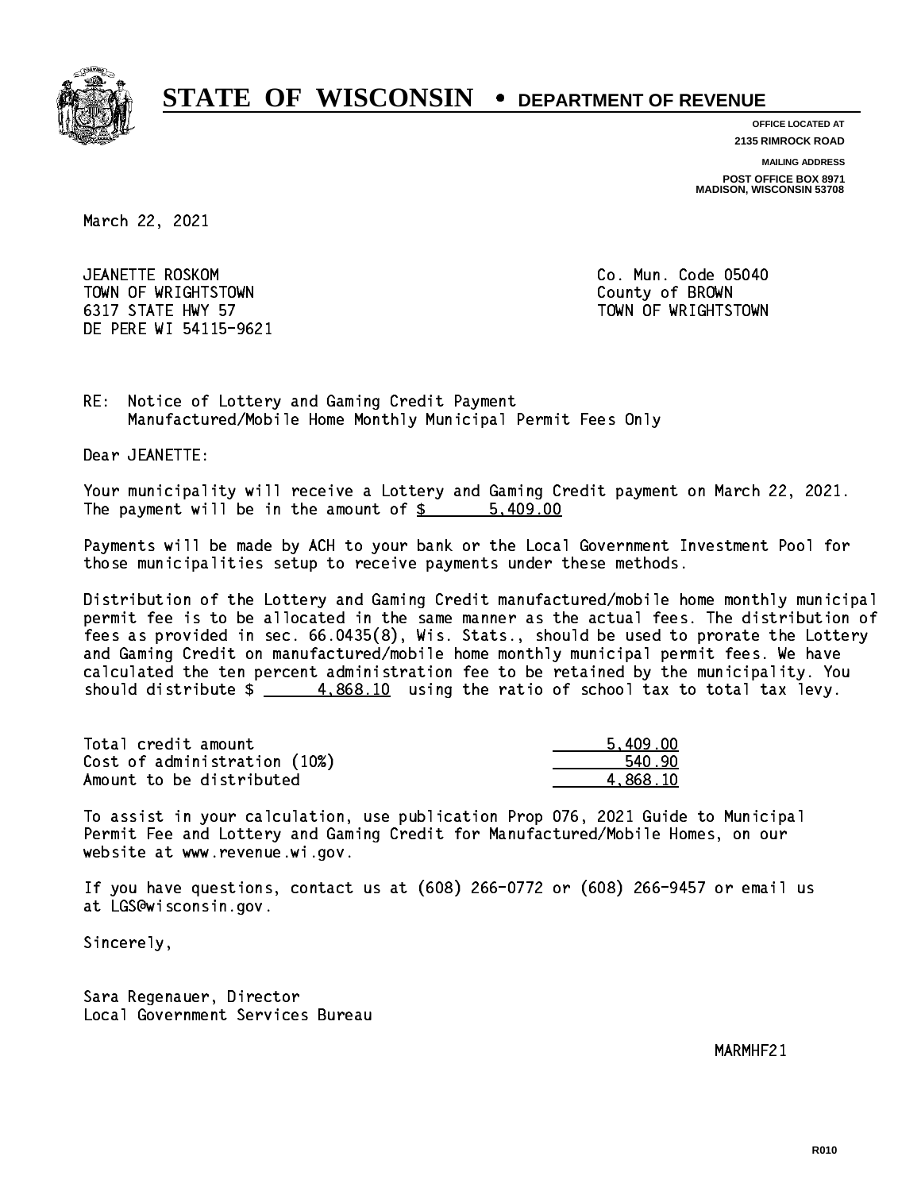# STATE OF WISCONSIN • DEPARTMENT OF REVENUE

**OFFICE LOCATED AT**
**2135 RIMROCK ROAD**

**MAILING ADDRESS**
**POST OFFICE BOX 8971**
**MADISON, WISCONSIN 53708**

March 22, 2021

JEANETTE ROSKOM
TOWN OF WRIGHTSTOWN
6317 STATE HWY 57
DE PERE WI 54115-9621

Co. Mun. Code 05040
County of BROWN
TOWN OF WRIGHTSTOWN

RE: Notice of Lottery and Gaming Credit Payment
Manufactured/Mobile Home Monthly Municipal Permit Fees Only

Dear JEANETTE:

Your municipality will receive a Lottery and Gaming Credit payment on March 22, 2021. The payment will be in the amount of $ 5,409.00

Payments will be made by ACH to your bank or the Local Government Investment Pool for those municipalities setup to receive payments under these methods.

Distribution of the Lottery and Gaming Credit manufactured/mobile home monthly municipal permit fee is to be allocated in the same manner as the actual fees. The distribution of fees as provided in sec. 66.0435(8), Wis. Stats., should be used to prorate the Lottery and Gaming Credit on manufactured/mobile home monthly municipal permit fees. We have calculated the ten percent administration fee to be retained by the municipality. You should distribute $ 4,868.10 using the ratio of school tax to total tax levy.

| | |
|---|---|
| Total credit amount | 5,409.00 |
| Cost of administration (10%) | 540.90 |
| Amount to be distributed | 4,868.10 |

To assist in your calculation, use publication Prop 076, 2021 Guide to Municipal Permit Fee and Lottery and Gaming Credit for Manufactured/Mobile Homes, on our website at www.revenue.wi.gov.

If you have questions, contact us at (608) 266-0772 or (608) 266-9457 or email us at LGS@wisconsin.gov.

Sincerely,

Sara Regenauer, Director
Local Government Services Bureau

MARMHF21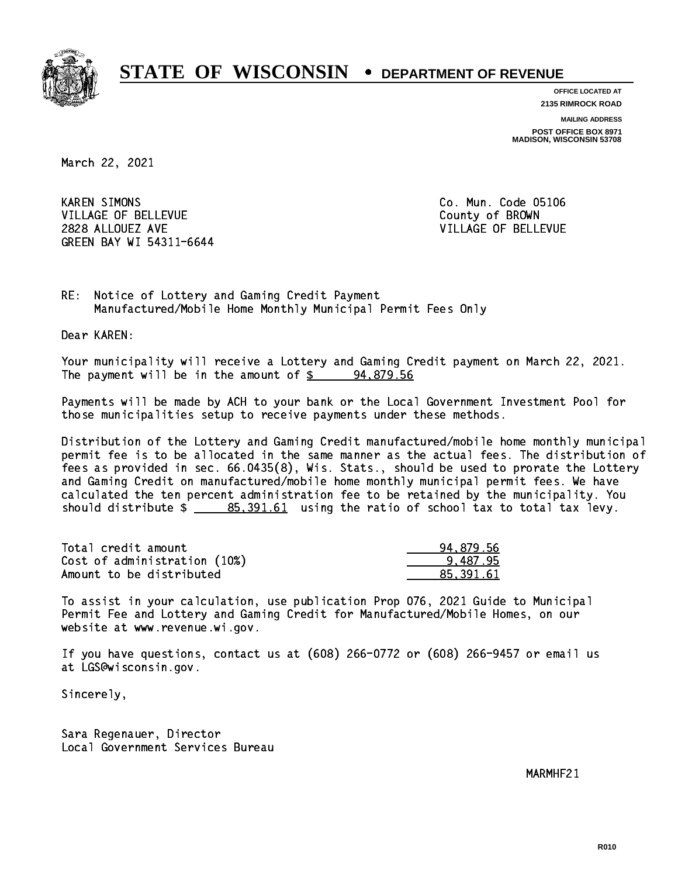# STATE OF WISCONSIN • DEPARTMENT OF REVENUE

**OFFICE LOCATED AT**
2135 RIMROCK ROAD

**MAILING ADDRESS**
POST OFFICE BOX 8971
MADISON, WISCONSIN 53708

March 22, 2021

KAREN SIMONS
VILLAGE OF BELLEVUE
2828 ALLOUEZ AVE
GREEN BAY WI 54311-6644

Co. Mun. Code 05106
County of BROWN
VILLAGE OF BELLEVUE

RE: Notice of Lottery and Gaming Credit Payment
Manufactured/Mobile Home Monthly Municipal Permit Fees Only

Dear KAREN:

Your municipality will receive a Lottery and Gaming Credit payment on March 22, 2021. The payment will be in the amount of $ 94,879.56

Payments will be made by ACH to your bank or the Local Government Investment Pool for those municipalities setup to receive payments under these methods.

Distribution of the Lottery and Gaming Credit manufactured/mobile home monthly municipal permit fee is to be allocated in the same manner as the actual fees. The distribution of fees as provided in sec. 66.0435(8), Wis. Stats., should be used to prorate the Lottery and Gaming Credit on manufactured/mobile home monthly municipal permit fees. We have calculated the ten percent administration fee to be retained by the municipality. You should distribute $ 85,391.61 using the ratio of school tax to total tax levy.

| | |
|---|---|
| Total credit amount | 94,879.56 |
| Cost of administration (10%) | 9,487.95 |
| Amount to be distributed | 85,391.61 |

To assist in your calculation, use publication Prop 076, 2021 Guide to Municipal Permit Fee and Lottery and Gaming Credit for Manufactured/Mobile Homes, on our website at www.revenue.wi.gov.

If you have questions, contact us at (608) 266-0772 or (608) 266-9457 or email us at LGS@wisconsin.gov.

Sincerely,

Sara Regenauer, Director
Local Government Services Bureau

MARMHF21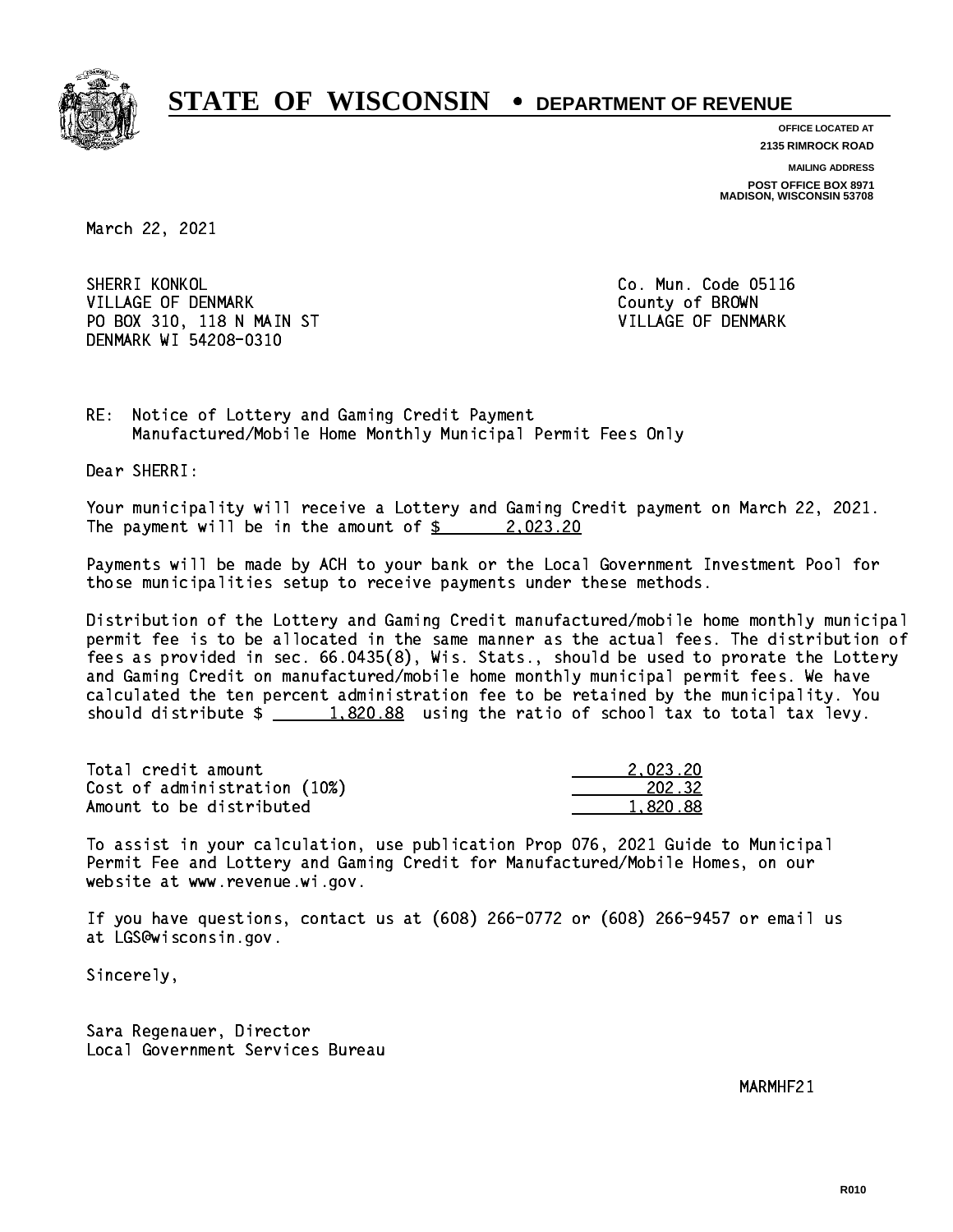# STATE OF WISCONSIN • DEPARTMENT OF REVENUE

**OFFICE LOCATED AT**
**2135 RIMROCK ROAD**

**MAILING ADDRESS**
**POST OFFICE BOX 8971**
**MADISON, WISCONSIN 53708**

March 22, 2021

SHERRI KONKOL
VILLAGE OF DENMARK
PO BOX 310, 118 N MAIN ST
DENMARK WI 54208-0310

Co. Mun. Code 05116
County of BROWN
VILLAGE OF DENMARK

RE: Notice of Lottery and Gaming Credit Payment
Manufactured/Mobile Home Monthly Municipal Permit Fees Only

Dear SHERRI:

Your municipality will receive a Lottery and Gaming Credit payment on March 22, 2021. The payment will be in the amount of $ 2,023.20

Payments will be made by ACH to your bank or the Local Government Investment Pool for those municipalities setup to receive payments under these methods.

Distribution of the Lottery and Gaming Credit manufactured/mobile home monthly municipal permit fee is to be allocated in the same manner as the actual fees. The distribution of fees as provided in sec. 66.0435(8), Wis. Stats., should be used to prorate the Lottery and Gaming Credit on manufactured/mobile home monthly municipal permit fees. We have calculated the ten percent administration fee to be retained by the municipality. You should distribute $ 1,820.88 using the ratio of school tax to total tax levy.

| | |
|---|---|
| Total credit amount | 2,023.20 |
| Cost of administration (10%) | 202.32 |
| Amount to be distributed | 1,820.88 |

To assist in your calculation, use publication Prop 076, 2021 Guide to Municipal Permit Fee and Lottery and Gaming Credit for Manufactured/Mobile Homes, on our website at www.revenue.wi.gov.

If you have questions, contact us at (608) 266-0772 or (608) 266-9457 or email us at LGS@wisconsin.gov.

Sincerely,

Sara Regenauer, Director
Local Government Services Bureau

MARMHF21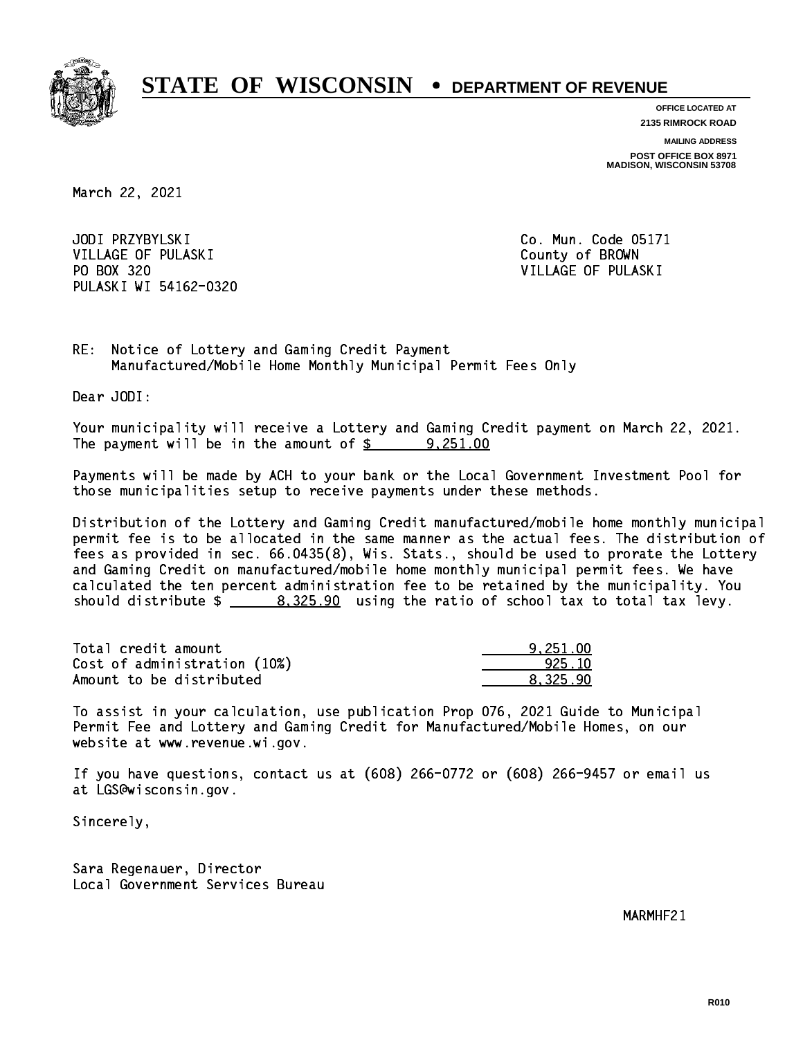# STATE OF WISCONSIN • DEPARTMENT OF REVENUE

**OFFICE LOCATED AT**
**2135 RIMROCK ROAD**

**MAILING ADDRESS**
**POST OFFICE BOX 8971**
**MADISON, WISCONSIN 53708**

March 22, 2021

JODI PRZYBYLSKI
VILLAGE OF PULASKI
PO BOX 320
PULASKI WI 54162-0320

Co. Mun. Code 05171
County of BROWN
VILLAGE OF PULASKI

RE: Notice of Lottery and Gaming Credit Payment
Manufactured/Mobile Home Monthly Municipal Permit Fees Only

Dear JODI:

Your municipality will receive a Lottery and Gaming Credit payment on March 22, 2021. The payment will be in the amount of $ 9,251.00

Payments will be made by ACH to your bank or the Local Government Investment Pool for those municipalities setup to receive payments under these methods.

Distribution of the Lottery and Gaming Credit manufactured/mobile home monthly municipal permit fee is to be allocated in the same manner as the actual fees. The distribution of fees as provided in sec. 66.0435(8), Wis. Stats., should be used to prorate the Lottery and Gaming Credit on manufactured/mobile home monthly municipal permit fees. We have calculated the ten percent administration fee to be retained by the municipality. You should distribute $ 8,325.90 using the ratio of school tax to total tax levy.

| | |
|---|---|
| Total credit amount | 9,251.00 |
| Cost of administration (10%) | 925.10 |
| Amount to be distributed | 8,325.90 |

To assist in your calculation, use publication Prop 076, 2021 Guide to Municipal Permit Fee and Lottery and Gaming Credit for Manufactured/Mobile Homes, on our website at www.revenue.wi.gov.

If you have questions, contact us at (608) 266-0772 or (608) 266-9457 or email us at LGS@wisconsin.gov.

Sincerely,

Sara Regenauer, Director
Local Government Services Bureau

MARMHF21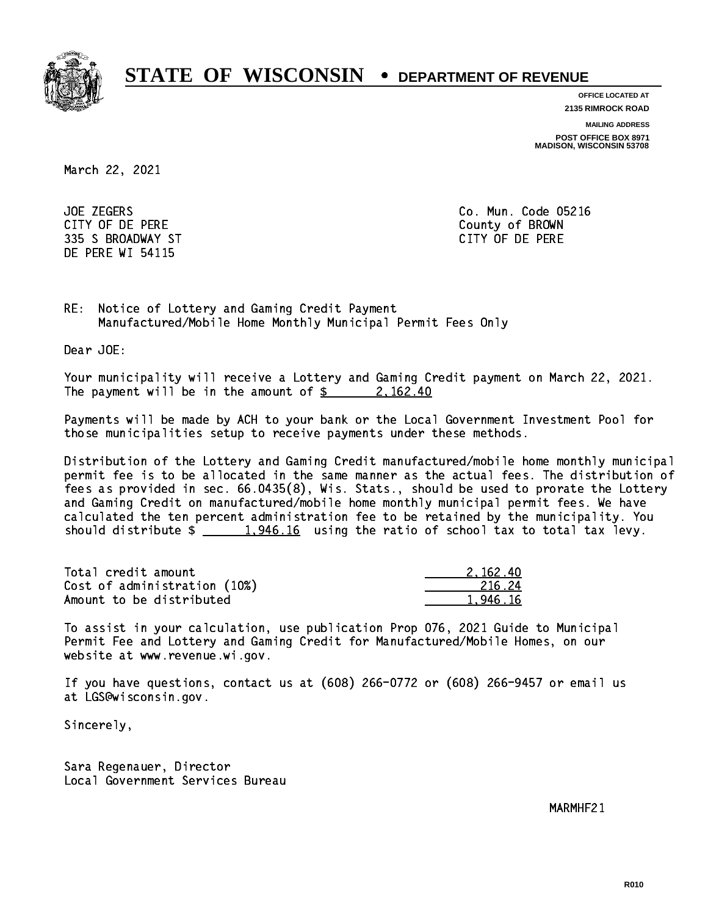# STATE OF WISCONSIN • DEPARTMENT OF REVENUE

**OFFICE LOCATED AT**
**2135 RIMROCK ROAD**

**MAILING ADDRESS**
**POST OFFICE BOX 8971**
**MADISON, WISCONSIN 53708**

March 22, 2021

JOE ZEGERS
CITY OF DE PERE
335 S BROADWAY ST
DE PERE WI 54115

Co. Mun. Code 05216
County of BROWN
CITY OF DE PERE

RE: Notice of Lottery and Gaming Credit Payment
Manufactured/Mobile Home Monthly Municipal Permit Fees Only

Dear JOE:

Your municipality will receive a Lottery and Gaming Credit payment on March 22, 2021. The payment will be in the amount of $ 2,162.40

Payments will be made by ACH to your bank or the Local Government Investment Pool for those municipalities setup to receive payments under these methods.

Distribution of the Lottery and Gaming Credit manufactured/mobile home monthly municipal permit fee is to be allocated in the same manner as the actual fees. The distribution of fees as provided in sec. 66.0435(8), Wis. Stats., should be used to prorate the Lottery and Gaming Credit on manufactured/mobile home monthly municipal permit fees. We have calculated the ten percent administration fee to be retained by the municipality. You should distribute $ 1,946.16 using the ratio of school tax to total tax levy.

| | |
|---|---|
| Total credit amount | 2,162.40 |
| Cost of administration (10%) | 216.24 |
| Amount to be distributed | 1,946.16 |

To assist in your calculation, use publication Prop 076, 2021 Guide to Municipal Permit Fee and Lottery and Gaming Credit for Manufactured/Mobile Homes, on our website at www.revenue.wi.gov.

If you have questions, contact us at (608) 266-0772 or (608) 266-9457 or email us at LGS@wisconsin.gov.

Sincerely,

Sara Regenauer, Director
Local Government Services Bureau

MARMHF21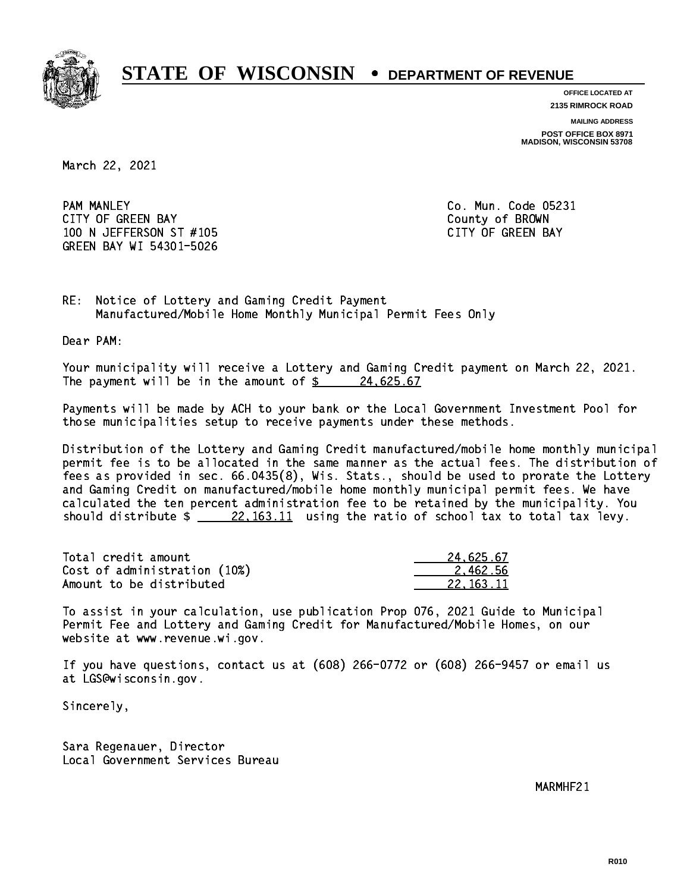# STATE OF WISCONSIN • DEPARTMENT OF REVENUE

**OFFICE LOCATED AT**
**2135 RIMROCK ROAD**

**MAILING ADDRESS**
**POST OFFICE BOX 8971**
**MADISON, WISCONSIN 53708**

March 22, 2021

PAM MANLEY
CITY OF GREEN BAY
100 N JEFFERSON ST #105
GREEN BAY WI 54301-5026

Co. Mun. Code 05231
County of BROWN
CITY OF GREEN BAY

RE: Notice of Lottery and Gaming Credit Payment
Manufactured/Mobile Home Monthly Municipal Permit Fees Only

Dear PAM:

Your municipality will receive a Lottery and Gaming Credit payment on March 22, 2021. The payment will be in the amount of $ 24,625.67

Payments will be made by ACH to your bank or the Local Government Investment Pool for those municipalities setup to receive payments under these methods.

Distribution of the Lottery and Gaming Credit manufactured/mobile home monthly municipal permit fee is to be allocated in the same manner as the actual fees. The distribution of fees as provided in sec. 66.0435(8), Wis. Stats., should be used to prorate the Lottery and Gaming Credit on manufactured/mobile home monthly municipal permit fees. We have calculated the ten percent administration fee to be retained by the municipality. You should distribute $ 22,163.11 using the ratio of school tax to total tax levy.

| | |
|---|---|
| Total credit amount | 24,625.67 |
| Cost of administration (10%) | 2,462.56 |
| Amount to be distributed | 22,163.11 |

To assist in your calculation, use publication Prop 076, 2021 Guide to Municipal Permit Fee and Lottery and Gaming Credit for Manufactured/Mobile Homes, on our website at www.revenue.wi.gov.

If you have questions, contact us at (608) 266-0772 or (608) 266-9457 or email us at LGS@wisconsin.gov.

Sincerely,

Sara Regenauer, Director
Local Government Services Bureau

MARMHF21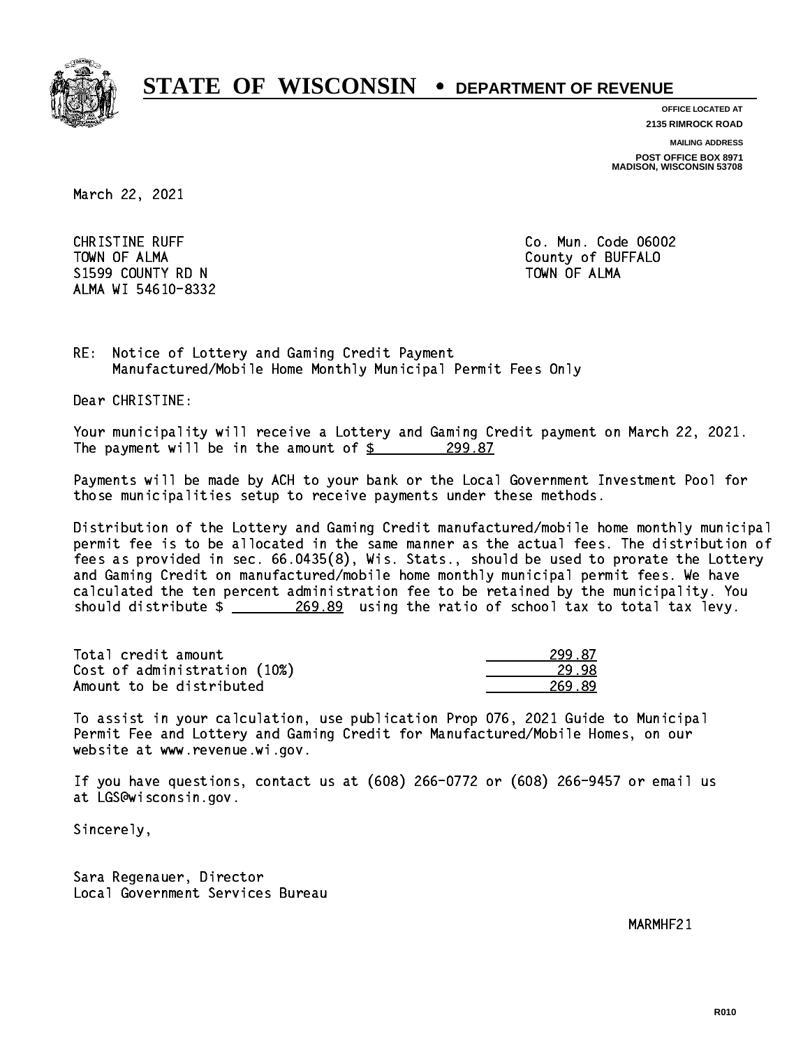# STATE OF WISCONSIN • DEPARTMENT OF REVENUE

**OFFICE LOCATED AT**
**2135 RIMROCK ROAD**

**MAILING ADDRESS**
**POST OFFICE BOX 8971**
**MADISON, WISCONSIN 53708**

March 22, 2021

CHRISTINE RUFF
TOWN OF ALMA
S1599 COUNTY RD N
ALMA WI 54610-8332

Co. Mun. Code 06002
County of BUFFALO
TOWN OF ALMA

RE: Notice of Lottery and Gaming Credit Payment
Manufactured/Mobile Home Monthly Municipal Permit Fees Only

Dear CHRISTINE:

Your municipality will receive a Lottery and Gaming Credit payment on March 22, 2021. The payment will be in the amount of $ 299.87

Payments will be made by ACH to your bank or the Local Government Investment Pool for those municipalities setup to receive payments under these methods.

Distribution of the Lottery and Gaming Credit manufactured/mobile home monthly municipal permit fee is to be allocated in the same manner as the actual fees. The distribution of fees as provided in sec. 66.0435(8), Wis. Stats., should be used to prorate the Lottery and Gaming Credit on manufactured/mobile home monthly municipal permit fees. We have calculated the ten percent administration fee to be retained by the municipality. You should distribute $ 269.89 using the ratio of school tax to total tax levy.

| | |
|---|---|
| Total credit amount | 299.87 |
| Cost of administration (10%) | 29.98 |
| Amount to be distributed | 269.89 |

To assist in your calculation, use publication Prop 076, 2021 Guide to Municipal Permit Fee and Lottery and Gaming Credit for Manufactured/Mobile Homes, on our website at www.revenue.wi.gov.

If you have questions, contact us at (608) 266-0772 or (608) 266-9457 or email us at LGS@wisconsin.gov.

Sincerely,

Sara Regenauer, Director
Local Government Services Bureau

MARMHF21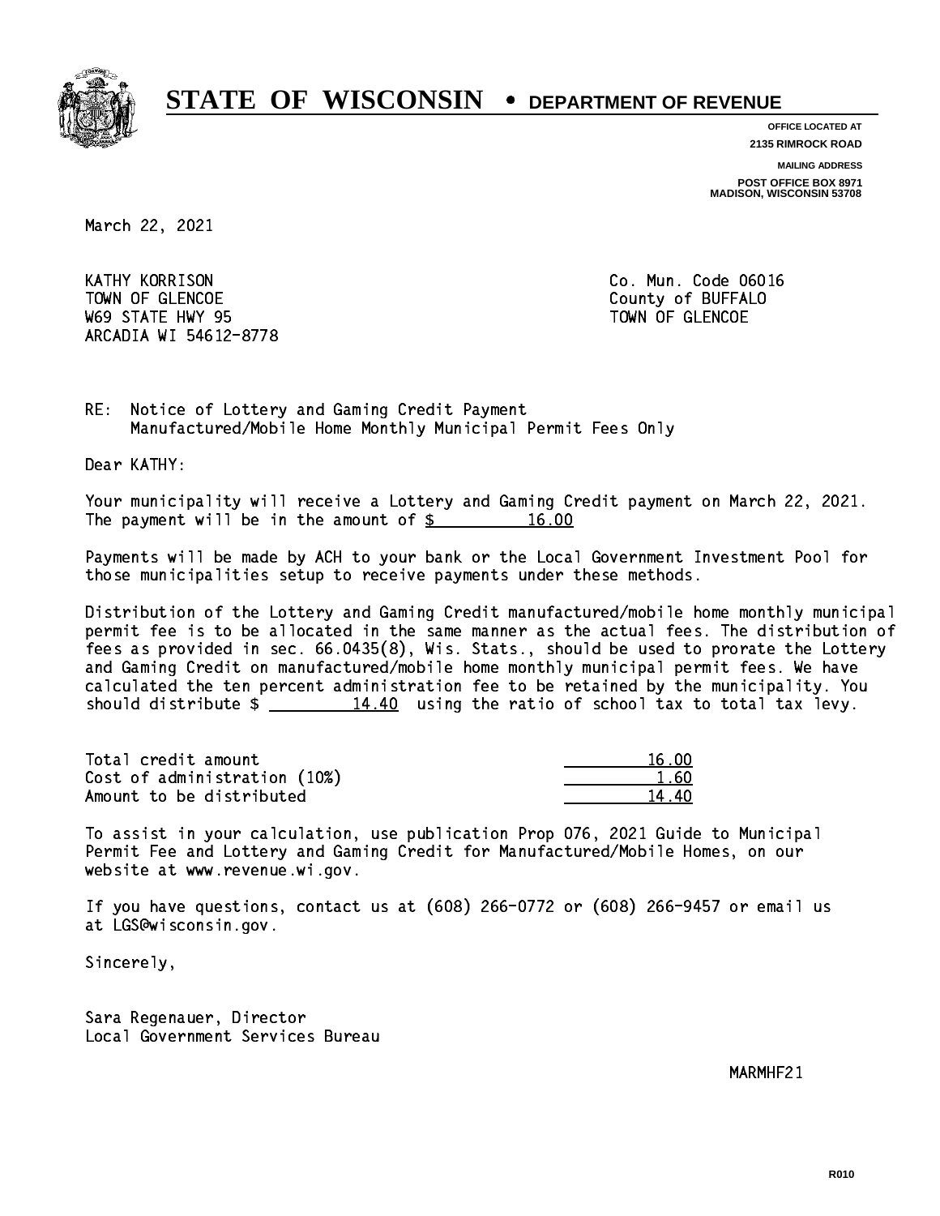# STATE OF WISCONSIN • DEPARTMENT OF REVENUE

**OFFICE LOCATED AT**
**2135 RIMROCK ROAD**

**MAILING ADDRESS**
**POST OFFICE BOX 8971**
**MADISON, WISCONSIN 53708**

March 22, 2021

KATHY KORRISON
TOWN OF GLENCOE
W69 STATE HWY 95
ARCADIA WI 54612-8778

Co. Mun. Code 06016
County of BUFFALO
TOWN OF GLENCOE

RE: Notice of Lottery and Gaming Credit Payment
Manufactured/Mobile Home Monthly Municipal Permit Fees Only

Dear KATHY:

Your municipality will receive a Lottery and Gaming Credit payment on March 22, 2021. The payment will be in the amount of $ 16.00

Payments will be made by ACH to your bank or the Local Government Investment Pool for those municipalities setup to receive payments under these methods.

Distribution of the Lottery and Gaming Credit manufactured/mobile home monthly municipal permit fee is to be allocated in the same manner as the actual fees. The distribution of fees as provided in sec. 66.0435(8), Wis. Stats., should be used to prorate the Lottery and Gaming Credit on manufactured/mobile home monthly municipal permit fees. We have calculated the ten percent administration fee to be retained by the municipality. You should distribute $ 14.40 using the ratio of school tax to total tax levy.

| | |
|---|---|
| Total credit amount | 16.00 |
| Cost of administration (10%) | 1.60 |
| Amount to be distributed | 14.40 |

To assist in your calculation, use publication Prop 076, 2021 Guide to Municipal Permit Fee and Lottery and Gaming Credit for Manufactured/Mobile Homes, on our website at www.revenue.wi.gov.

If you have questions, contact us at (608) 266-0772 or (608) 266-9457 or email us at LGS@wisconsin.gov.

Sincerely,

Sara Regenauer, Director
Local Government Services Bureau

MARMHF21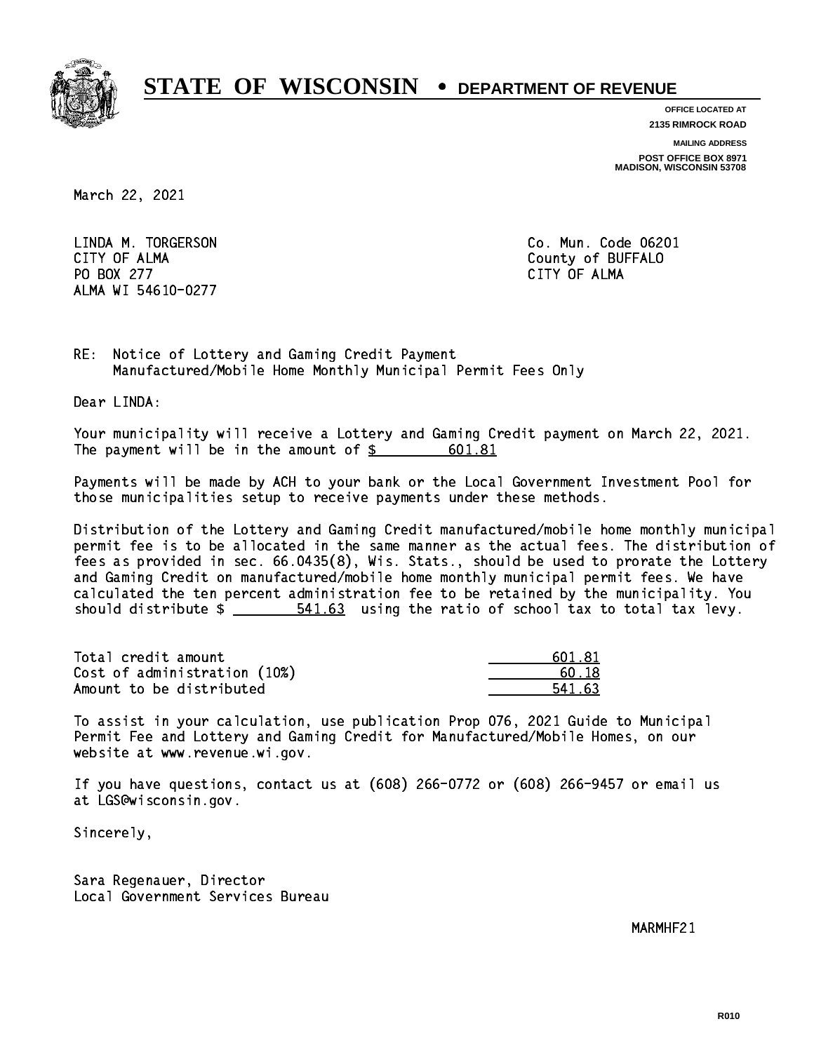# STATE OF WISCONSIN • DEPARTMENT OF REVENUE

**OFFICE LOCATED AT**
**2135 RIMROCK ROAD**

**MAILING ADDRESS**
**POST OFFICE BOX 8971**
**MADISON, WISCONSIN 53708**

March 22, 2021

LINDA M. TORGERSON
CITY OF ALMA
PO BOX 277
ALMA WI 54610-0277

Co. Mun. Code 06201
County of BUFFALO
CITY OF ALMA

RE: Notice of Lottery and Gaming Credit Payment
Manufactured/Mobile Home Monthly Municipal Permit Fees Only

Dear LINDA:

Your municipality will receive a Lottery and Gaming Credit payment on March 22, 2021. The payment will be in the amount of $ 601.81

Payments will be made by ACH to your bank or the Local Government Investment Pool for those municipalities setup to receive payments under these methods.

Distribution of the Lottery and Gaming Credit manufactured/mobile home monthly municipal permit fee is to be allocated in the same manner as the actual fees. The distribution of fees as provided in sec. 66.0435(8), Wis. Stats., should be used to prorate the Lottery and Gaming Credit on manufactured/mobile home monthly municipal permit fees. We have calculated the ten percent administration fee to be retained by the municipality. You should distribute $ 541.63 using the ratio of school tax to total tax levy.

| | |
|---|---|
| Total credit amount | 601.81 |
| Cost of administration (10%) | 60.18 |
| Amount to be distributed | 541.63 |

To assist in your calculation, use publication Prop 076, 2021 Guide to Municipal Permit Fee and Lottery and Gaming Credit for Manufactured/Mobile Homes, on our website at www.revenue.wi.gov.

If you have questions, contact us at (608) 266-0772 or (608) 266-9457 or email us at LGS@wisconsin.gov.

Sincerely,

Sara Regenauer, Director
Local Government Services Bureau

MARMHF21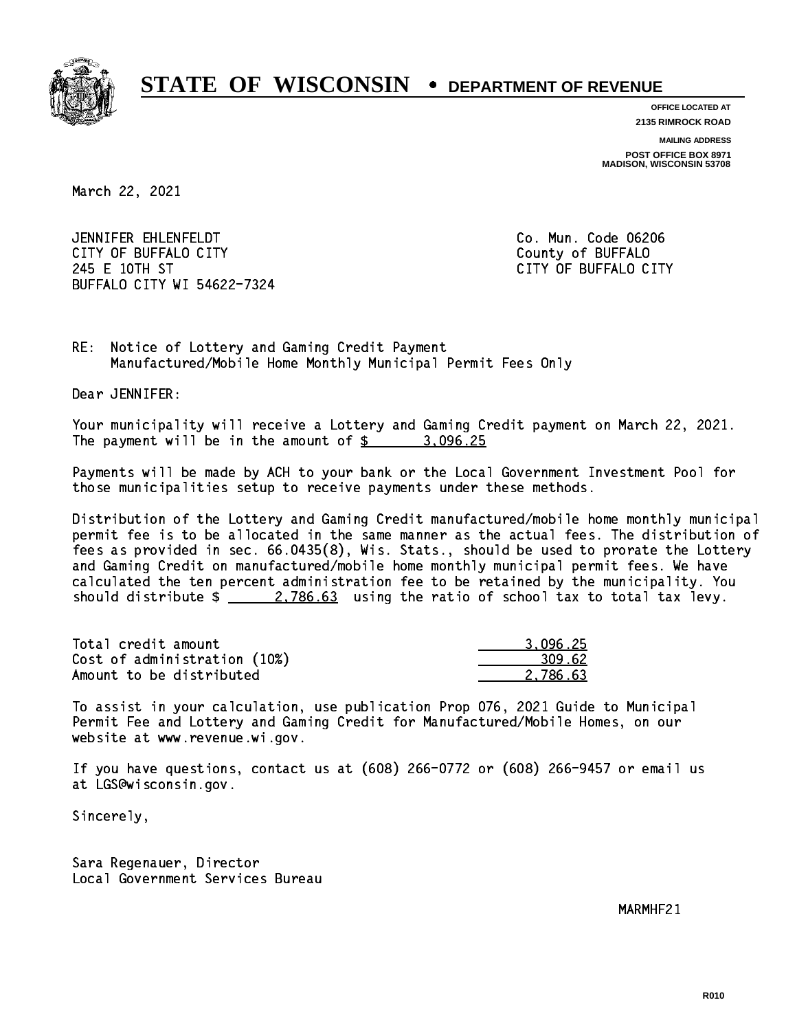# STATE OF WISCONSIN • DEPARTMENT OF REVENUE

**OFFICE LOCATED AT**
**2135 RIMROCK ROAD**

**MAILING ADDRESS**
**POST OFFICE BOX 8971**
**MADISON, WISCONSIN 53708**

March 22, 2021

JENNIFER EHLENFELDT
CITY OF BUFFALO CITY
245 E 10TH ST
BUFFALO CITY WI 54622-7324

Co. Mun. Code 06206
County of BUFFALO
CITY OF BUFFALO CITY

RE: Notice of Lottery and Gaming Credit Payment
Manufactured/Mobile Home Monthly Municipal Permit Fees Only

Dear JENNIFER:

Your municipality will receive a Lottery and Gaming Credit payment on March 22, 2021. The payment will be in the amount of $ 3,096.25

Payments will be made by ACH to your bank or the Local Government Investment Pool for those municipalities setup to receive payments under these methods.

Distribution of the Lottery and Gaming Credit manufactured/mobile home monthly municipal permit fee is to be allocated in the same manner as the actual fees. The distribution of fees as provided in sec. 66.0435(8), Wis. Stats., should be used to prorate the Lottery and Gaming Credit on manufactured/mobile home monthly municipal permit fees. We have calculated the ten percent administration fee to be retained by the municipality. You should distribute $ 2,786.63 using the ratio of school tax to total tax levy.

| | |
|---|---|
| Total credit amount | 3,096.25 |
| Cost of administration (10%) | 309.62 |
| Amount to be distributed | 2,786.63 |

To assist in your calculation, use publication Prop 076, 2021 Guide to Municipal Permit Fee and Lottery and Gaming Credit for Manufactured/Mobile Homes, on our website at www.revenue.wi.gov.

If you have questions, contact us at (608) 266-0772 or (608) 266-9457 or email us at LGS@wisconsin.gov.

Sincerely,

Sara Regenauer, Director
Local Government Services Bureau

MARMHF21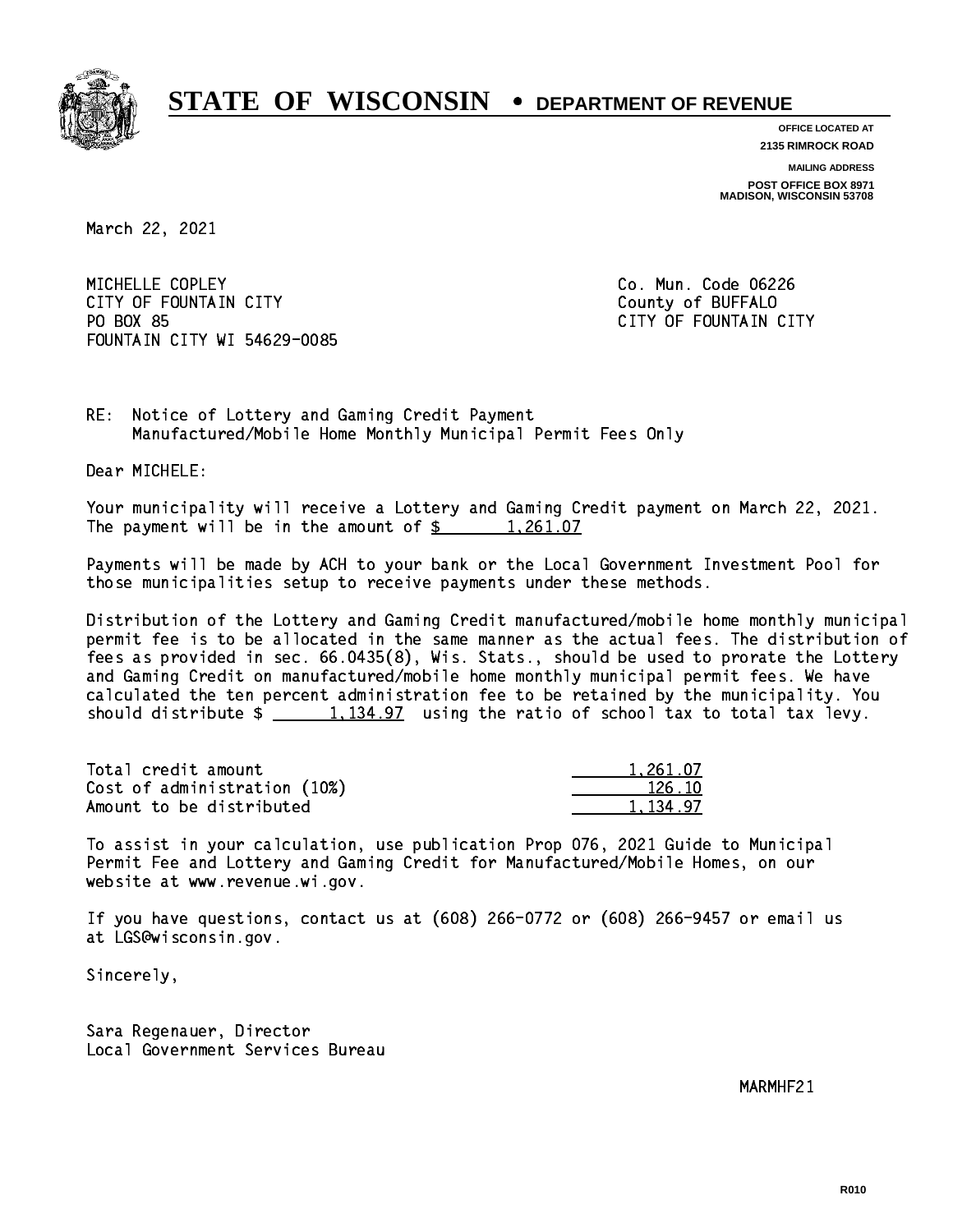# STATE OF WISCONSIN • DEPARTMENT OF REVENUE

**OFFICE LOCATED AT**
**2135 RIMROCK ROAD**

**MAILING ADDRESS**
**POST OFFICE BOX 8971**
**MADISON, WISCONSIN 53708**

March 22, 2021

MICHELLE COPLEY
CITY OF FOUNTAIN CITY
PO BOX 85
FOUNTAIN CITY WI 54629-0085

Co. Mun. Code 06226
County of BUFFALO
CITY OF FOUNTAIN CITY

RE: Notice of Lottery and Gaming Credit Payment
Manufactured/Mobile Home Monthly Municipal Permit Fees Only

Dear MICHELE:

Your municipality will receive a Lottery and Gaming Credit payment on March 22, 2021. The payment will be in the amount of $ 1,261.07

Payments will be made by ACH to your bank or the Local Government Investment Pool for those municipalities setup to receive payments under these methods.

Distribution of the Lottery and Gaming Credit manufactured/mobile home monthly municipal permit fee is to be allocated in the same manner as the actual fees. The distribution of fees as provided in sec. 66.0435(8), Wis. Stats., should be used to prorate the Lottery and Gaming Credit on manufactured/mobile home monthly municipal permit fees. We have calculated the ten percent administration fee to be retained by the municipality. You should distribute $ 1,134.97 using the ratio of school tax to total tax levy.

| | |
|---|---|
| Total credit amount | 1,261.07 |
| Cost of administration (10%) | 126.10 |
| Amount to be distributed | 1,134.97 |

To assist in your calculation, use publication Prop 076, 2021 Guide to Municipal Permit Fee and Lottery and Gaming Credit for Manufactured/Mobile Homes, on our website at www.revenue.wi.gov.

If you have questions, contact us at (608) 266-0772 or (608) 266-9457 or email us at LGS@wisconsin.gov.

Sincerely,

Sara Regenauer, Director
Local Government Services Bureau

MARMHF21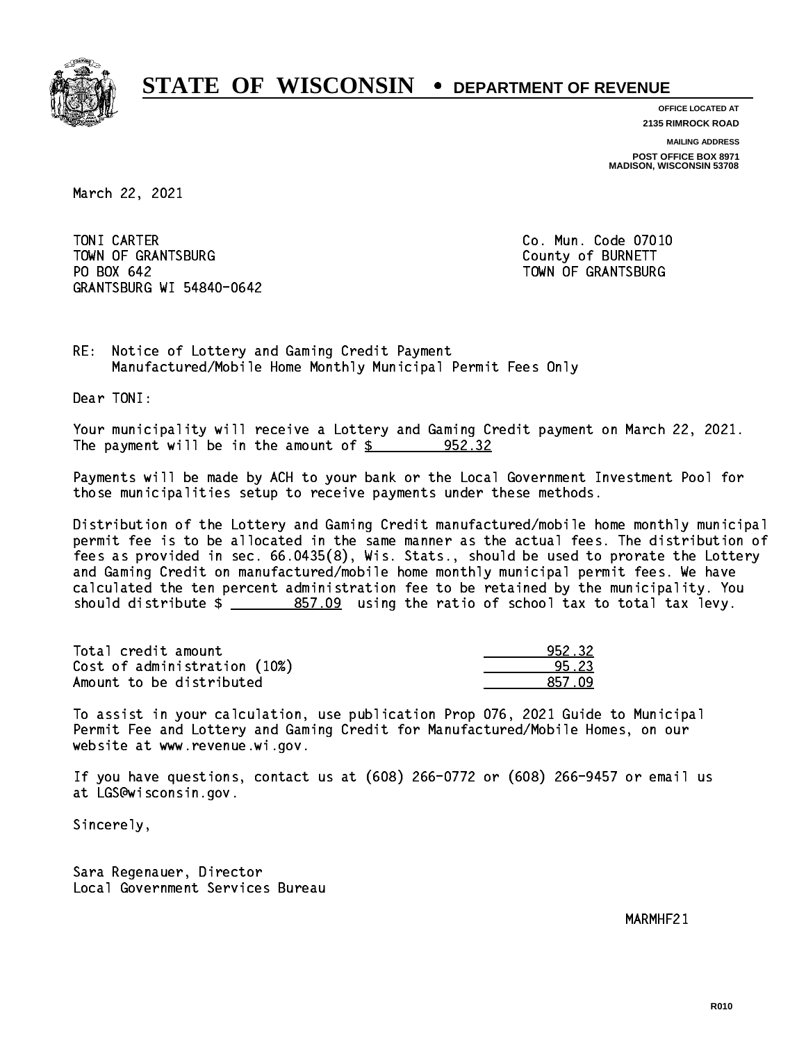# STATE OF WISCONSIN • DEPARTMENT OF REVENUE

**OFFICE LOCATED AT**
**2135 RIMROCK ROAD**

**MAILING ADDRESS**
**POST OFFICE BOX 8971**
**MADISON, WISCONSIN 53708**

March 22, 2021

TONI CARTER
TOWN OF GRANTSBURG
PO BOX 642
GRANTSBURG WI 54840-0642

Co. Mun. Code 07010
County of BURNETT
TOWN OF GRANTSBURG

RE: Notice of Lottery and Gaming Credit Payment
Manufactured/Mobile Home Monthly Municipal Permit Fees Only

Dear TONI:

Your municipality will receive a Lottery and Gaming Credit payment on March 22, 2021. The payment will be in the amount of $ 952.32

Payments will be made by ACH to your bank or the Local Government Investment Pool for those municipalities setup to receive payments under these methods.

Distribution of the Lottery and Gaming Credit manufactured/mobile home monthly municipal permit fee is to be allocated in the same manner as the actual fees. The distribution of fees as provided in sec. 66.0435(8), Wis. Stats., should be used to prorate the Lottery and Gaming Credit on manufactured/mobile home monthly municipal permit fees. We have calculated the ten percent administration fee to be retained by the municipality. You should distribute $ 857.09 using the ratio of school tax to total tax levy.

| | |
|---|---:|
| Total credit amount | 952.32 |
| Cost of administration (10%) | 95.23 |
| Amount to be distributed | 857.09 |

To assist in your calculation, use publication Prop 076, 2021 Guide to Municipal Permit Fee and Lottery and Gaming Credit for Manufactured/Mobile Homes, on our website at www.revenue.wi.gov.

If you have questions, contact us at (608) 266-0772 or (608) 266-9457 or email us at LGS@wisconsin.gov.

Sincerely,

Sara Regenauer, Director
Local Government Services Bureau

MARMHF21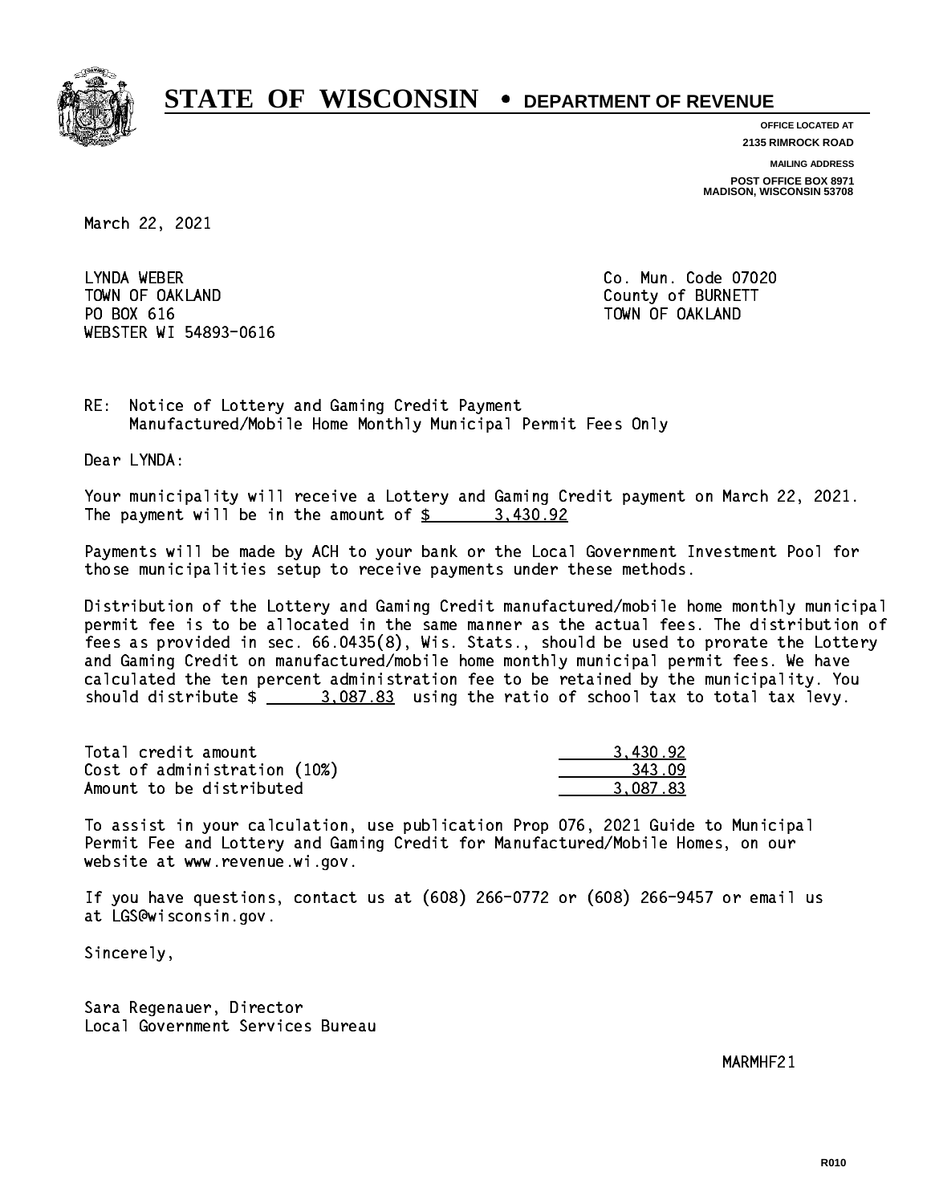# STATE OF WISCONSIN • DEPARTMENT OF REVENUE

**OFFICE LOCATED AT**
**2135 RIMROCK ROAD**

**MAILING ADDRESS**
**POST OFFICE BOX 8971**
**MADISON, WISCONSIN 53708**

March 22, 2021

LYNDA WEBER
TOWN OF OAKLAND
PO BOX 616
WEBSTER WI 54893-0616

Co. Mun. Code 07020
County of BURNETT
TOWN OF OAKLAND

RE: Notice of Lottery and Gaming Credit Payment
Manufactured/Mobile Home Monthly Municipal Permit Fees Only

Dear LYNDA:

Your municipality will receive a Lottery and Gaming Credit payment on March 22, 2021. The payment will be in the amount of $ 3,430.92

Payments will be made by ACH to your bank or the Local Government Investment Pool for those municipalities setup to receive payments under these methods.

Distribution of the Lottery and Gaming Credit manufactured/mobile home monthly municipal permit fee is to be allocated in the same manner as the actual fees. The distribution of fees as provided in sec. 66.0435(8), Wis. Stats., should be used to prorate the Lottery and Gaming Credit on manufactured/mobile home monthly municipal permit fees. We have calculated the ten percent administration fee to be retained by the municipality. You should distribute $ 3,087.83 using the ratio of school tax to total tax levy.

| | |
|---|---|
| Total credit amount | 3,430.92 |
| Cost of administration (10%) | 343.09 |
| Amount to be distributed | 3,087.83 |

To assist in your calculation, use publication Prop 076, 2021 Guide to Municipal Permit Fee and Lottery and Gaming Credit for Manufactured/Mobile Homes, on our website at www.revenue.wi.gov.

If you have questions, contact us at (608) 266-0772 or (608) 266-9457 or email us at LGS@wisconsin.gov.

Sincerely,

Sara Regenauer, Director
Local Government Services Bureau

MARMHF21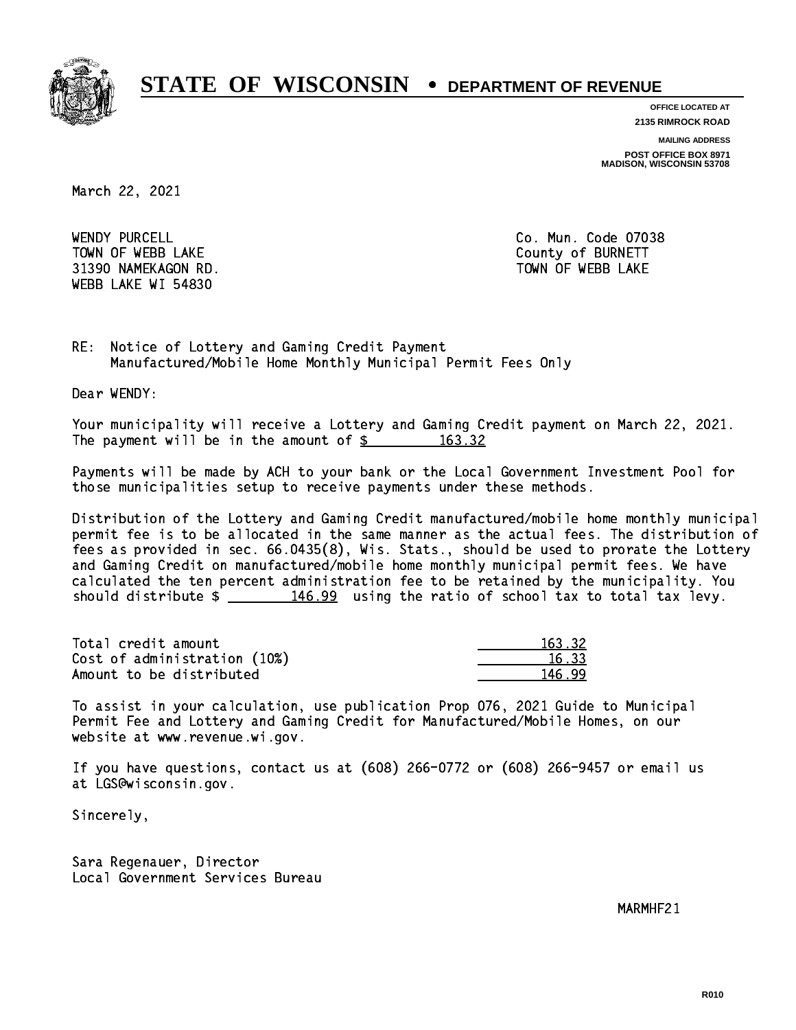# STATE OF WISCONSIN • DEPARTMENT OF REVENUE

**OFFICE LOCATED AT**
**2135 RIMROCK ROAD**

**MAILING ADDRESS**
**POST OFFICE BOX 8971**
**MADISON, WISCONSIN 53708**

March 22, 2021

WENDY PURCELL
TOWN OF WEBB LAKE
31390 NAMEKAGON RD.
WEBB LAKE WI 54830

Co. Mun. Code 07038
County of BURNETT
TOWN OF WEBB LAKE

RE: Notice of Lottery and Gaming Credit Payment
Manufactured/Mobile Home Monthly Municipal Permit Fees Only

Dear WENDY:

Your municipality will receive a Lottery and Gaming Credit payment on March 22, 2021. The payment will be in the amount of $ 163.32

Payments will be made by ACH to your bank or the Local Government Investment Pool for those municipalities setup to receive payments under these methods.

Distribution of the Lottery and Gaming Credit manufactured/mobile home monthly municipal permit fee is to be allocated in the same manner as the actual fees. The distribution of fees as provided in sec. 66.0435(8), Wis. Stats., should be used to prorate the Lottery and Gaming Credit on manufactured/mobile home monthly municipal permit fees. We have calculated the ten percent administration fee to be retained by the municipality. You should distribute $ 146.99 using the ratio of school tax to total tax levy.

| | |
|---|---|
| Total credit amount | 163.32 |
| Cost of administration (10%) | 16.33 |
| Amount to be distributed | 146.99 |

To assist in your calculation, use publication Prop 076, 2021 Guide to Municipal Permit Fee and Lottery and Gaming Credit for Manufactured/Mobile Homes, on our website at www.revenue.wi.gov.

If you have questions, contact us at (608) 266-0772 or (608) 266-9457 or email us at LGS@wisconsin.gov.

Sincerely,

Sara Regenauer, Director
Local Government Services Bureau

MARMHF21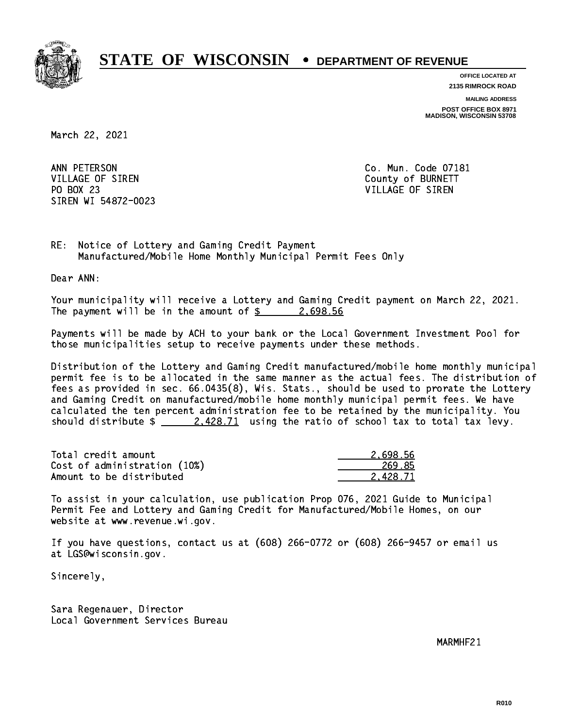# STATE OF WISCONSIN • DEPARTMENT OF REVENUE

**OFFICE LOCATED AT**
**2135 RIMROCK ROAD**

**MAILING ADDRESS**
**POST OFFICE BOX 8971**
**MADISON, WISCONSIN 53708**

March 22, 2021

ANN PETERSON
VILLAGE OF SIREN
PO BOX 23
SIREN WI 54872-0023

Co. Mun. Code 07181
County of BURNETT
VILLAGE OF SIREN

RE: Notice of Lottery and Gaming Credit Payment
Manufactured/Mobile Home Monthly Municipal Permit Fees Only

Dear ANN:

Your municipality will receive a Lottery and Gaming Credit payment on March 22, 2021. The payment will be in the amount of $ 2,698.56

Payments will be made by ACH to your bank or the Local Government Investment Pool for those municipalities setup to receive payments under these methods.

Distribution of the Lottery and Gaming Credit manufactured/mobile home monthly municipal permit fee is to be allocated in the same manner as the actual fees. The distribution of fees as provided in sec. 66.0435(8), Wis. Stats., should be used to prorate the Lottery and Gaming Credit on manufactured/mobile home monthly municipal permit fees. We have calculated the ten percent administration fee to be retained by the municipality. You should distribute $ 2,428.71 using the ratio of school tax to total tax levy.

| | |
|---|---|
| Total credit amount | 2,698.56 |
| Cost of administration (10%) | 269.85 |
| Amount to be distributed | 2,428.71 |

To assist in your calculation, use publication Prop 076, 2021 Guide to Municipal Permit Fee and Lottery and Gaming Credit for Manufactured/Mobile Homes, on our website at www.revenue.wi.gov.

If you have questions, contact us at (608) 266-0772 or (608) 266-9457 or email us at LGS@wisconsin.gov.

Sincerely,

Sara Regenauer, Director
Local Government Services Bureau

MARMHF21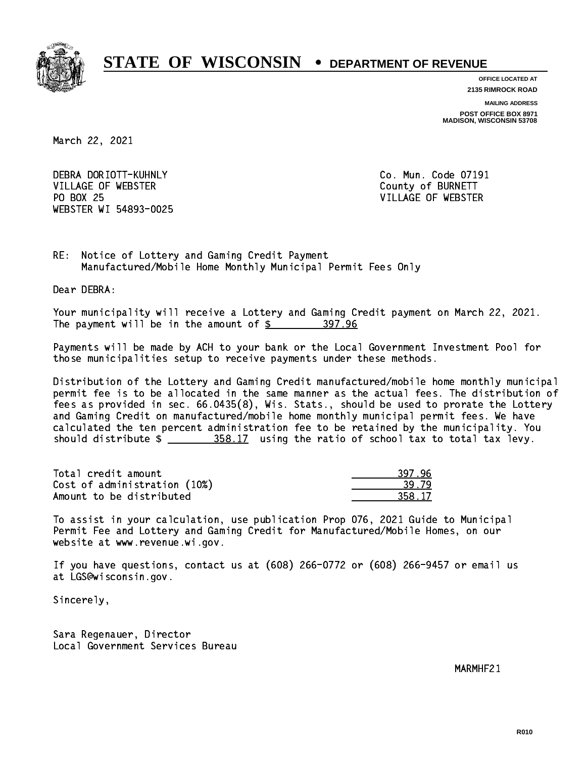# STATE OF WISCONSIN • DEPARTMENT OF REVENUE

**OFFICE LOCATED AT**
**2135 RIMROCK ROAD**

**MAILING ADDRESS**
**POST OFFICE BOX 8971**
**MADISON, WISCONSIN 53708**

March 22, 2021

DEBRA DORIOTT-KUHNLY
VILLAGE OF WEBSTER
PO BOX 25
WEBSTER WI 54893-0025

Co. Mun. Code 07191
County of BURNETT
VILLAGE OF WEBSTER

RE: Notice of Lottery and Gaming Credit Payment
Manufactured/Mobile Home Monthly Municipal Permit Fees Only

Dear DEBRA:

Your municipality will receive a Lottery and Gaming Credit payment on March 22, 2021. The payment will be in the amount of $ 397.96

Payments will be made by ACH to your bank or the Local Government Investment Pool for those municipalities setup to receive payments under these methods.

Distribution of the Lottery and Gaming Credit manufactured/mobile home monthly municipal permit fee is to be allocated in the same manner as the actual fees. The distribution of fees as provided in sec. 66.0435(8), Wis. Stats., should be used to prorate the Lottery and Gaming Credit on manufactured/mobile home monthly municipal permit fees. We have calculated the ten percent administration fee to be retained by the municipality. You should distribute $ 358.17 using the ratio of school tax to total tax levy.

| | |
|---|---|
| Total credit amount | 397.96 |
| Cost of administration (10%) | 39.79 |
| Amount to be distributed | 358.17 |

To assist in your calculation, use publication Prop 076, 2021 Guide to Municipal Permit Fee and Lottery and Gaming Credit for Manufactured/Mobile Homes, on our website at www.revenue.wi.gov.

If you have questions, contact us at (608) 266-0772 or (608) 266-9457 or email us at LGS@wisconsin.gov.

Sincerely,

Sara Regenauer, Director
Local Government Services Bureau

MARMHF21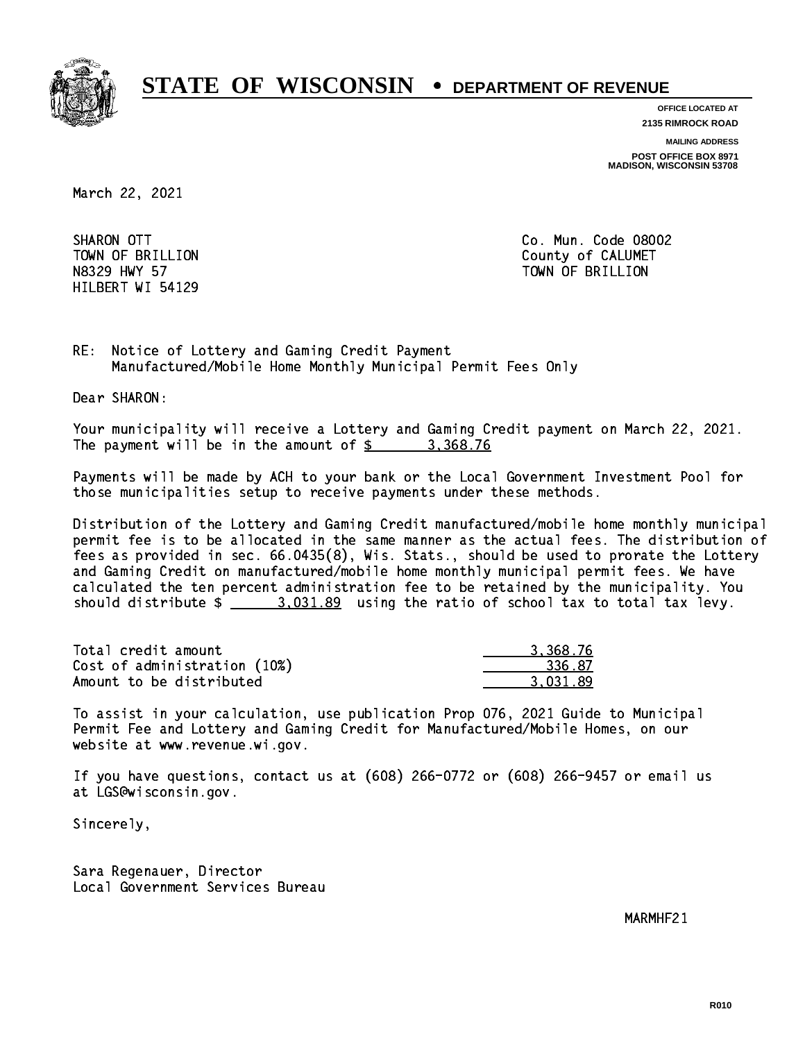# STATE OF WISCONSIN • DEPARTMENT OF REVENUE

OFFICE LOCATED AT
2135 RIMROCK ROAD

MAILING ADDRESS
POST OFFICE BOX 8971
MADISON, WISCONSIN 53708

March 22, 2021

SHARON OTT
TOWN OF BRILLION
N8329 HWY 57
HILBERT WI 54129

Co. Mun. Code 08002
County of CALUMET
TOWN OF BRILLION

RE: Notice of Lottery and Gaming Credit Payment
Manufactured/Mobile Home Monthly Municipal Permit Fees Only

Dear SHARON:

Your municipality will receive a Lottery and Gaming Credit payment on March 22, 2021. The payment will be in the amount of $ 3,368.76

Payments will be made by ACH to your bank or the Local Government Investment Pool for those municipalities setup to receive payments under these methods.

Distribution of the Lottery and Gaming Credit manufactured/mobile home monthly municipal permit fee is to be allocated in the same manner as the actual fees. The distribution of fees as provided in sec. 66.0435(8), Wis. Stats., should be used to prorate the Lottery and Gaming Credit on manufactured/mobile home monthly municipal permit fees. We have calculated the ten percent administration fee to be retained by the municipality. You should distribute $ 3,031.89 using the ratio of school tax to total tax levy.

| | |
|---|---|
| Total credit amount | 3,368.76 |
| Cost of administration (10%) | 336.87 |
| Amount to be distributed | 3,031.89 |

To assist in your calculation, use publication Prop 076, 2021 Guide to Municipal Permit Fee and Lottery and Gaming Credit for Manufactured/Mobile Homes, on our website at www.revenue.wi.gov.

If you have questions, contact us at (608) 266-0772 or (608) 266-9457 or email us at LGS@wisconsin.gov.

Sincerely,

Sara Regenauer, Director
Local Government Services Bureau

MARMHF21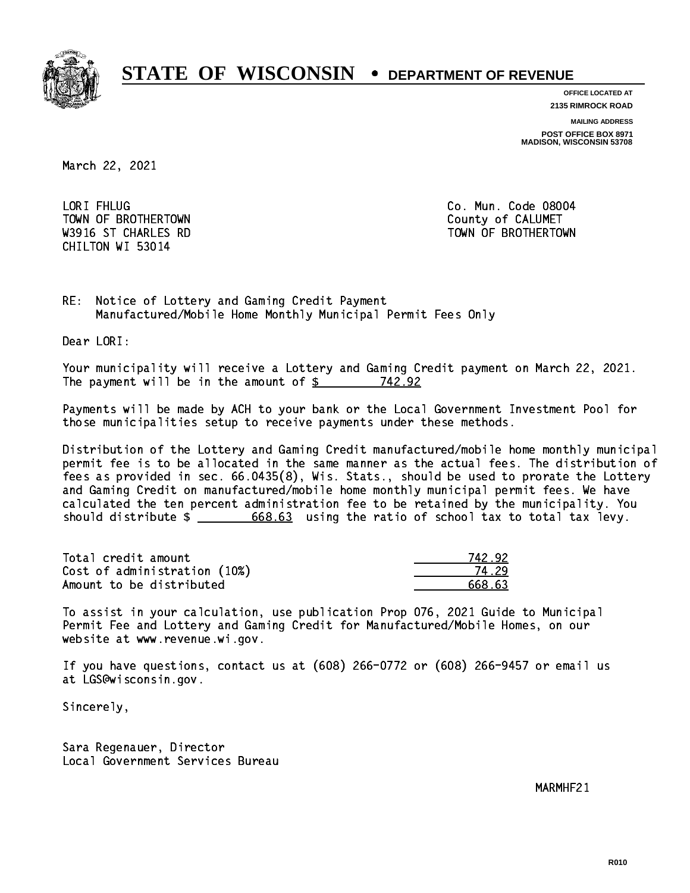# STATE OF WISCONSIN • DEPARTMENT OF REVENUE

**OFFICE LOCATED AT**
**2135 RIMROCK ROAD**

**MAILING ADDRESS**
**POST OFFICE BOX 8971**
**MADISON, WISCONSIN 53708**

March 22, 2021

LORI FHLUG
TOWN OF BROTHERTOWN
W3916 ST CHARLES RD
CHILTON WI 53014

Co. Mun. Code 08004
County of CALUMET
TOWN OF BROTHERTOWN

RE: Notice of Lottery and Gaming Credit Payment
Manufactured/Mobile Home Monthly Municipal Permit Fees Only

Dear LORI:

Your municipality will receive a Lottery and Gaming Credit payment on March 22, 2021. The payment will be in the amount of $ 742.92

Payments will be made by ACH to your bank or the Local Government Investment Pool for those municipalities setup to receive payments under these methods.

Distribution of the Lottery and Gaming Credit manufactured/mobile home monthly municipal permit fee is to be allocated in the same manner as the actual fees. The distribution of fees as provided in sec. 66.0435(8), Wis. Stats., should be used to prorate the Lottery and Gaming Credit on manufactured/mobile home monthly municipal permit fees. We have calculated the ten percent administration fee to be retained by the municipality. You should distribute $ 668.63 using the ratio of school tax to total tax levy.

| | |
|---|---|
| Total credit amount | 742.92 |
| Cost of administration (10%) | 74.29 |
| Amount to be distributed | 668.63 |

To assist in your calculation, use publication Prop 076, 2021 Guide to Municipal Permit Fee and Lottery and Gaming Credit for Manufactured/Mobile Homes, on our website at www.revenue.wi.gov.

If you have questions, contact us at (608) 266-0772 or (608) 266-9457 or email us at LGS@wisconsin.gov.

Sincerely,

Sara Regenauer, Director
Local Government Services Bureau

MARMHF21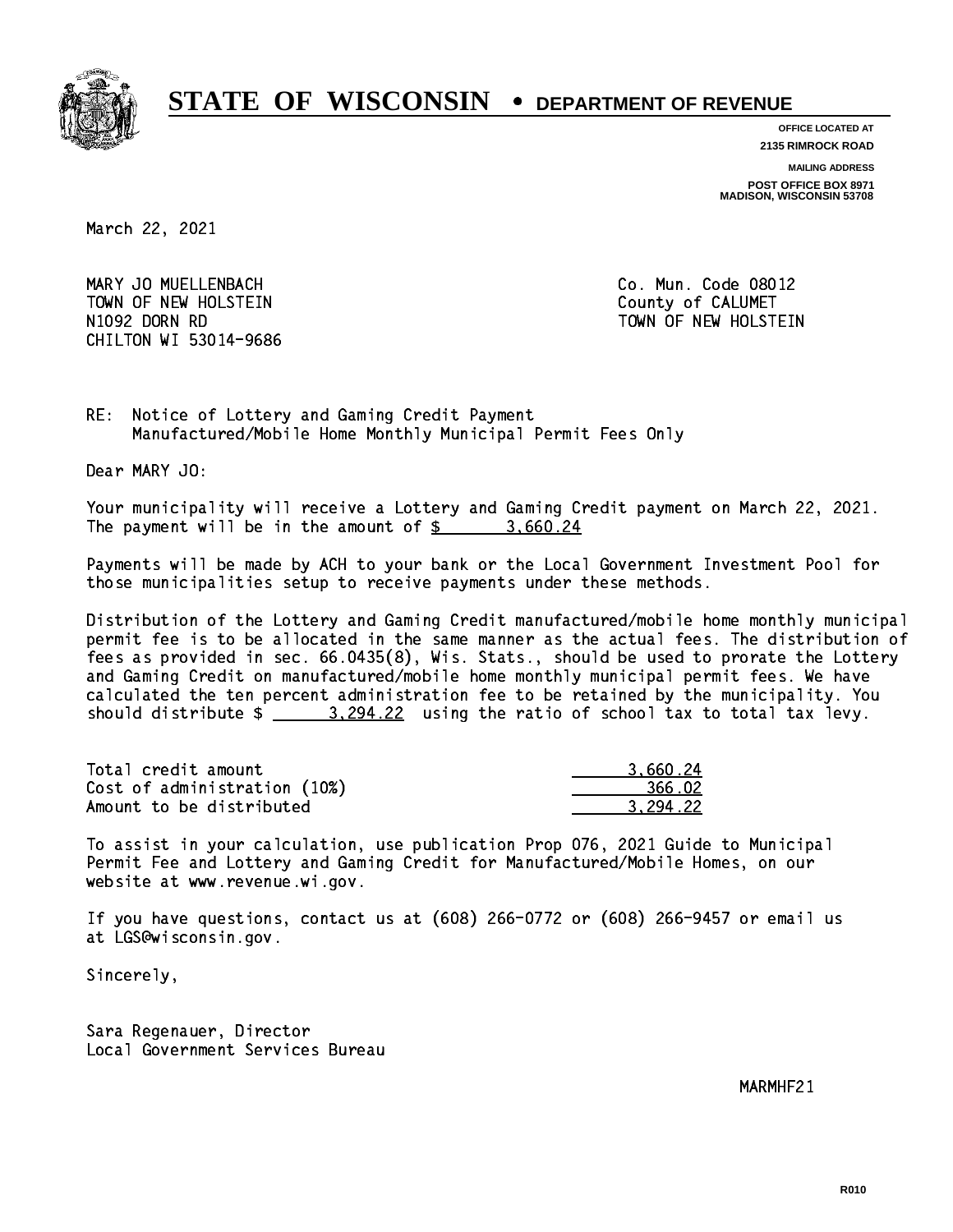# STATE OF WISCONSIN • DEPARTMENT OF REVENUE

**OFFICE LOCATED AT**
**2135 RIMROCK ROAD**

**MAILING ADDRESS**
**POST OFFICE BOX 8971**
**MADISON, WISCONSIN 53708**

March 22, 2021

MARY JO MUELLENBACH
TOWN OF NEW HOLSTEIN
N1092 DORN RD
CHILTON WI 53014-9686

Co. Mun. Code 08012
County of CALUMET
TOWN OF NEW HOLSTEIN

RE: Notice of Lottery and Gaming Credit Payment
Manufactured/Mobile Home Monthly Municipal Permit Fees Only

Dear MARY JO:

Your municipality will receive a Lottery and Gaming Credit payment on March 22, 2021. The payment will be in the amount of $ 3,660.24

Payments will be made by ACH to your bank or the Local Government Investment Pool for those municipalities setup to receive payments under these methods.

Distribution of the Lottery and Gaming Credit manufactured/mobile home monthly municipal permit fee is to be allocated in the same manner as the actual fees. The distribution of fees as provided in sec. 66.0435(8), Wis. Stats., should be used to prorate the Lottery and Gaming Credit on manufactured/mobile home monthly municipal permit fees. We have calculated the ten percent administration fee to be retained by the municipality. You should distribute $ 3,294.22 using the ratio of school tax to total tax levy.

| | |
|---|---|
| Total credit amount | 3,660.24 |
| Cost of administration (10%) | 366.02 |
| Amount to be distributed | 3,294.22 |

To assist in your calculation, use publication Prop 076, 2021 Guide to Municipal Permit Fee and Lottery and Gaming Credit for Manufactured/Mobile Homes, on our website at www.revenue.wi.gov.

If you have questions, contact us at (608) 266-0772 or (608) 266-9457 or email us at LGS@wisconsin.gov.

Sincerely,

Sara Regenauer, Director
Local Government Services Bureau

MARMHF21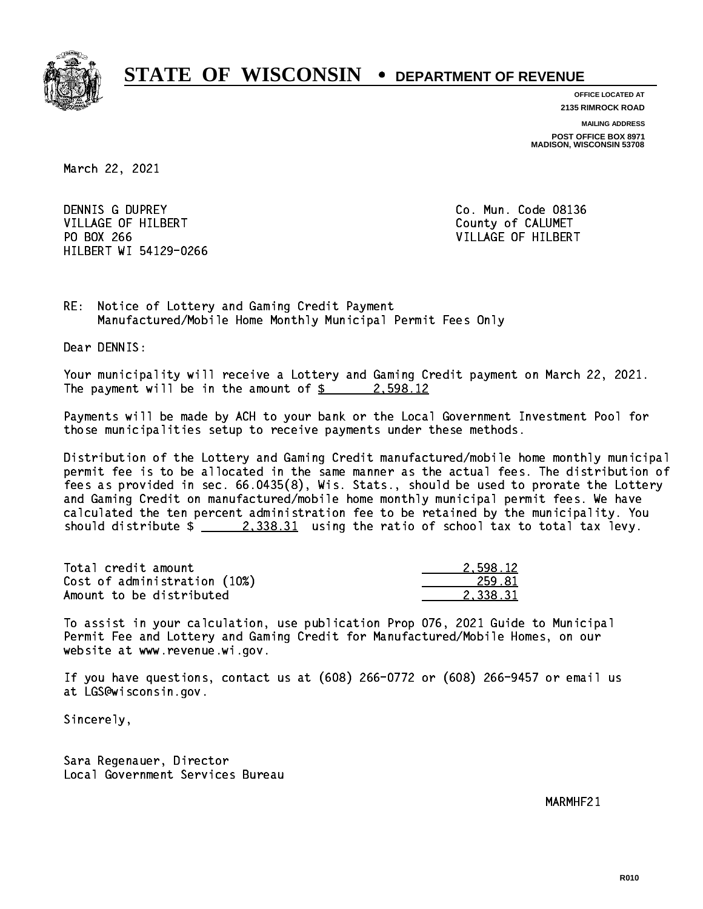# STATE OF WISCONSIN • DEPARTMENT OF REVENUE

**OFFICE LOCATED AT**
**2135 RIMROCK ROAD**

**MAILING ADDRESS**
**POST OFFICE BOX 8971**
**MADISON, WISCONSIN 53708**

March 22, 2021

DENNIS G DUPREY
VILLAGE OF HILBERT
PO BOX 266
HILBERT WI 54129-0266

Co. Mun. Code 08136
County of CALUMET
VILLAGE OF HILBERT

RE: Notice of Lottery and Gaming Credit Payment
Manufactured/Mobile Home Monthly Municipal Permit Fees Only

Dear DENNIS:

Your municipality will receive a Lottery and Gaming Credit payment on March 22, 2021. The payment will be in the amount of $ 2,598.12

Payments will be made by ACH to your bank or the Local Government Investment Pool for those municipalities setup to receive payments under these methods.

Distribution of the Lottery and Gaming Credit manufactured/mobile home monthly municipal permit fee is to be allocated in the same manner as the actual fees. The distribution of fees as provided in sec. 66.0435(8), Wis. Stats., should be used to prorate the Lottery and Gaming Credit on manufactured/mobile home monthly municipal permit fees. We have calculated the ten percent administration fee to be retained by the municipality. You should distribute $ 2,338.31 using the ratio of school tax to total tax levy.

| | |
|---|---|
| Total credit amount | 2,598.12 |
| Cost of administration (10%) | 259.81 |
| Amount to be distributed | 2,338.31 |

To assist in your calculation, use publication Prop 076, 2021 Guide to Municipal Permit Fee and Lottery and Gaming Credit for Manufactured/Mobile Homes, on our website at www.revenue.wi.gov.

If you have questions, contact us at (608) 266-0772 or (608) 266-9457 or email us at LGS@wisconsin.gov.

Sincerely,

Sara Regenauer, Director
Local Government Services Bureau

MARMHF21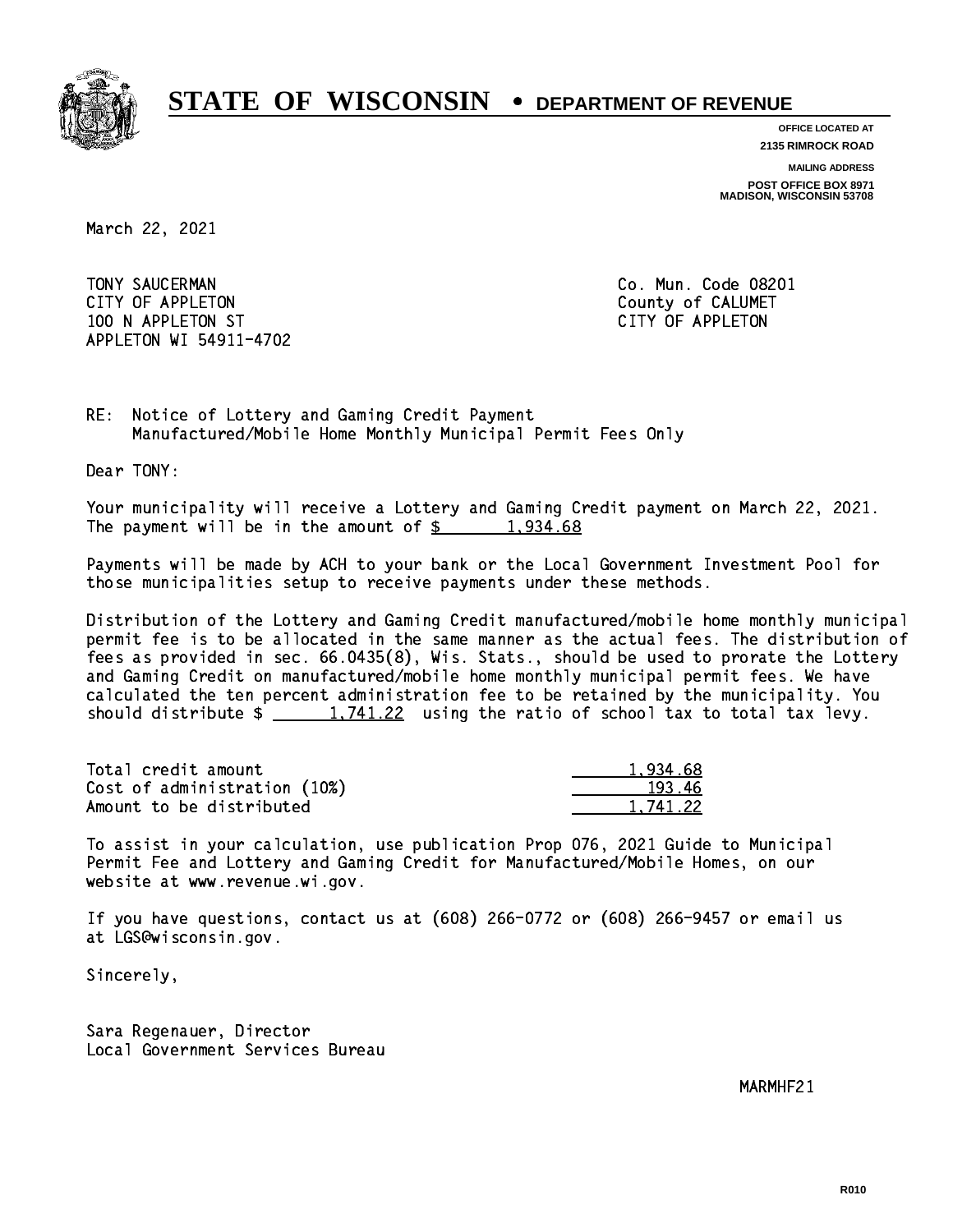# STATE OF WISCONSIN • DEPARTMENT OF REVENUE

OFFICE LOCATED AT
2135 RIMROCK ROAD

MAILING ADDRESS
POST OFFICE BOX 8971
MADISON, WISCONSIN 53708

March 22, 2021

TONY SAUCERMAN
CITY OF APPLETON
100 N APPLETON ST
APPLETON WI 54911-4702

Co. Mun. Code 08201
County of CALUMET
CITY OF APPLETON

RE: Notice of Lottery and Gaming Credit Payment
Manufactured/Mobile Home Monthly Municipal Permit Fees Only

Dear TONY:

Your municipality will receive a Lottery and Gaming Credit payment on March 22, 2021. The payment will be in the amount of $ 1,934.68

Payments will be made by ACH to your bank or the Local Government Investment Pool for those municipalities setup to receive payments under these methods.

Distribution of the Lottery and Gaming Credit manufactured/mobile home monthly municipal permit fee is to be allocated in the same manner as the actual fees. The distribution of fees as provided in sec. 66.0435(8), Wis. Stats., should be used to prorate the Lottery and Gaming Credit on manufactured/mobile home monthly municipal permit fees. We have calculated the ten percent administration fee to be retained by the municipality. You should distribute $ 1,741.22 using the ratio of school tax to total tax levy.

| | |
|---|---|
| Total credit amount | 1,934.68 |
| Cost of administration (10%) | 193.46 |
| Amount to be distributed | 1,741.22 |

To assist in your calculation, use publication Prop 076, 2021 Guide to Municipal Permit Fee and Lottery and Gaming Credit for Manufactured/Mobile Homes, on our website at www.revenue.wi.gov.

If you have questions, contact us at (608) 266-0772 or (608) 266-9457 or email us at LGS@wisconsin.gov.

Sincerely,

Sara Regenauer, Director
Local Government Services Bureau

MARMHF21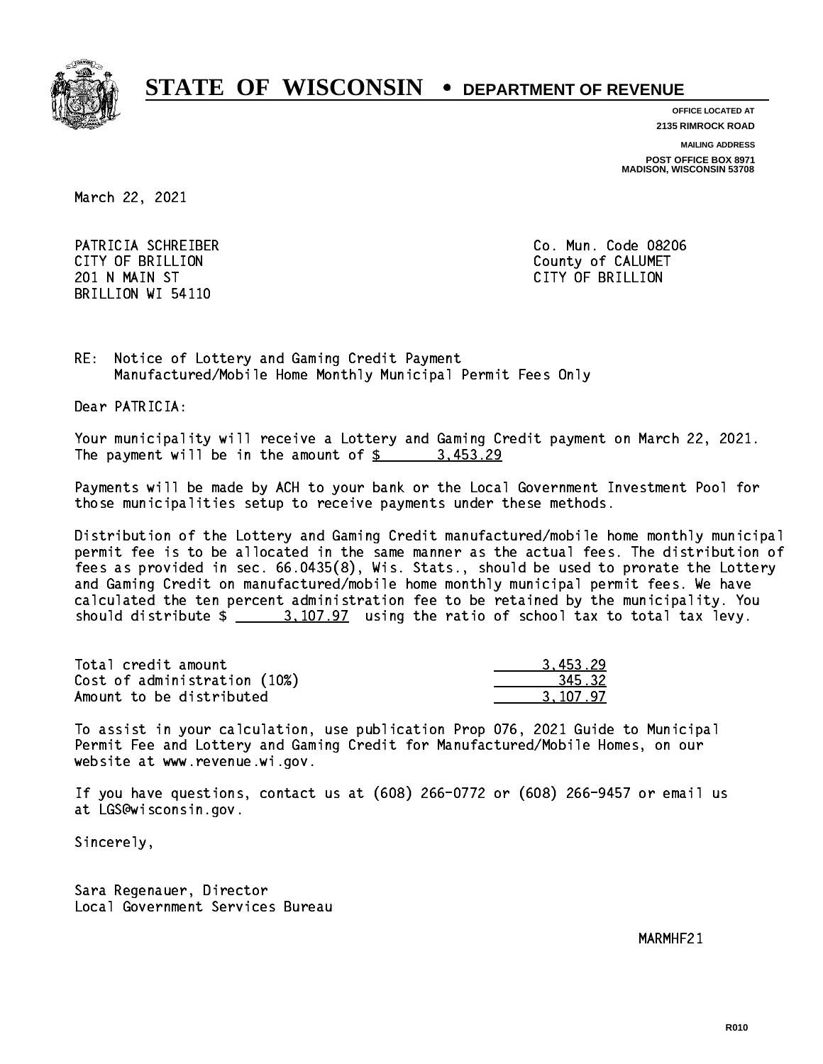# STATE OF WISCONSIN • DEPARTMENT OF REVENUE

**OFFICE LOCATED AT**
**2135 RIMROCK ROAD**

**MAILING ADDRESS**
**POST OFFICE BOX 8971**
**MADISON, WISCONSIN 53708**

March 22, 2021

PATRICIA SCHREIBER
CITY OF BRILLION
201 N MAIN ST
BRILLION WI 54110

Co. Mun. Code 08206
County of CALUMET
CITY OF BRILLION

RE: Notice of Lottery and Gaming Credit Payment
Manufactured/Mobile Home Monthly Municipal Permit Fees Only

Dear PATRICIA:

Your municipality will receive a Lottery and Gaming Credit payment on March 22, 2021. The payment will be in the amount of $ 3,453.29

Payments will be made by ACH to your bank or the Local Government Investment Pool for those municipalities setup to receive payments under these methods.

Distribution of the Lottery and Gaming Credit manufactured/mobile home monthly municipal permit fee is to be allocated in the same manner as the actual fees. The distribution of fees as provided in sec. 66.0435(8), Wis. Stats., should be used to prorate the Lottery and Gaming Credit on manufactured/mobile home monthly municipal permit fees. We have calculated the ten percent administration fee to be retained by the municipality. You should distribute $ 3,107.97 using the ratio of school tax to total tax levy.

| | |
|---|---|
| Total credit amount | 3,453.29 |
| Cost of administration (10%) | 345.32 |
| Amount to be distributed | 3,107.97 |

To assist in your calculation, use publication Prop 076, 2021 Guide to Municipal Permit Fee and Lottery and Gaming Credit for Manufactured/Mobile Homes, on our website at www.revenue.wi.gov.

If you have questions, contact us at (608) 266-0772 or (608) 266-9457 or email us at LGS@wisconsin.gov.

Sincerely,

Sara Regenauer, Director
Local Government Services Bureau

MARMHF21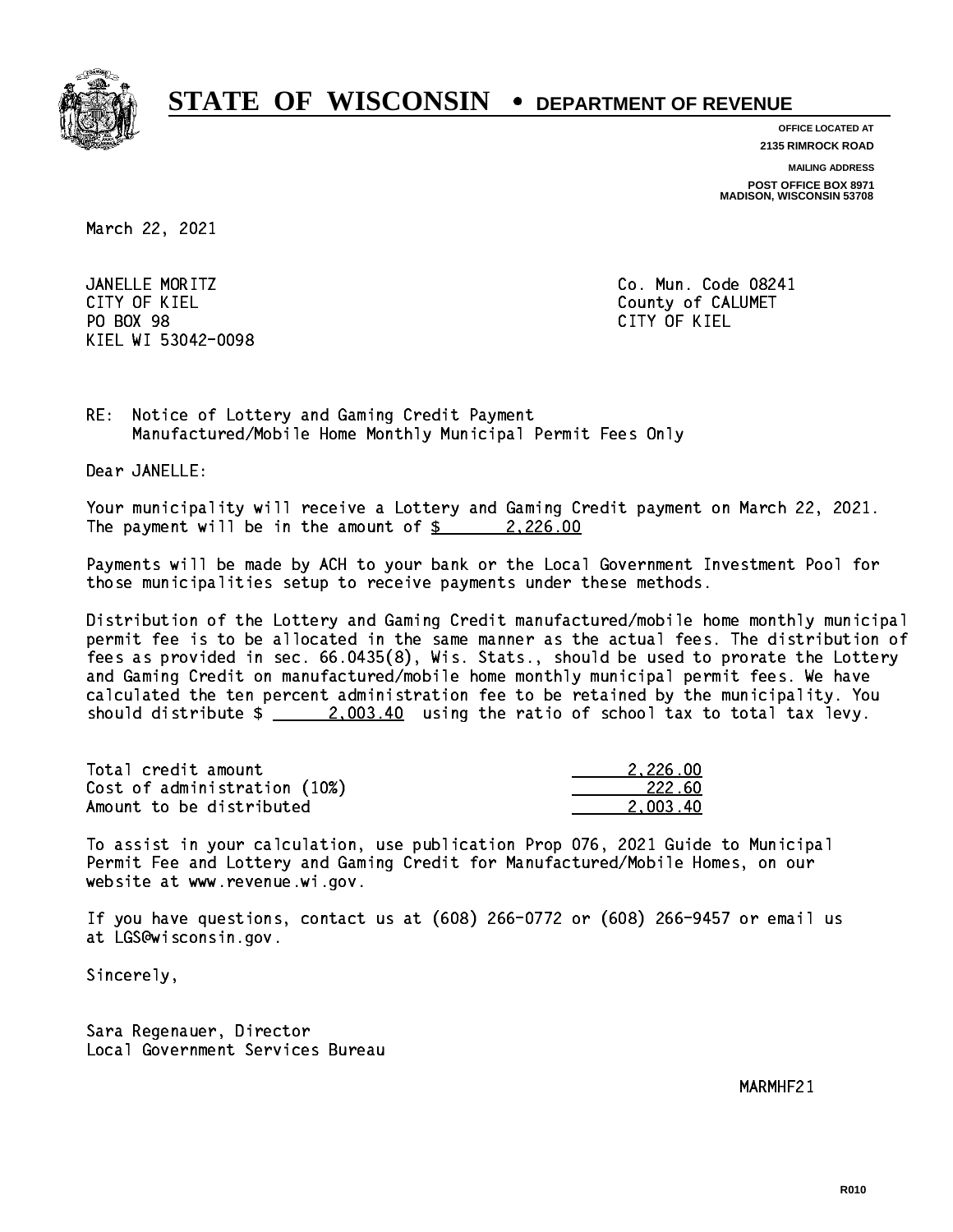# STATE OF WISCONSIN • DEPARTMENT OF REVENUE

**OFFICE LOCATED AT**
**2135 RIMROCK ROAD**

**MAILING ADDRESS**
**POST OFFICE BOX 8971**
**MADISON, WISCONSIN 53708**

March 22, 2021

JANELLE MORITZ
CITY OF KIEL
PO BOX 98
KIEL WI 53042-0098

Co. Mun. Code 08241
County of CALUMET
CITY OF KIEL

RE: Notice of Lottery and Gaming Credit Payment
Manufactured/Mobile Home Monthly Municipal Permit Fees Only

Dear JANELLE:

Your municipality will receive a Lottery and Gaming Credit payment on March 22, 2021. The payment will be in the amount of $ 2,226.00

Payments will be made by ACH to your bank or the Local Government Investment Pool for those municipalities setup to receive payments under these methods.

Distribution of the Lottery and Gaming Credit manufactured/mobile home monthly municipal permit fee is to be allocated in the same manner as the actual fees. The distribution of fees as provided in sec. 66.0435(8), Wis. Stats., should be used to prorate the Lottery and Gaming Credit on manufactured/mobile home monthly municipal permit fees. We have calculated the ten percent administration fee to be retained by the municipality. You should distribute $ 2,003.40 using the ratio of school tax to total tax levy.

| | |
|---|---|
| Total credit amount | 2,226.00 |
| Cost of administration (10%) | 222.60 |
| Amount to be distributed | 2,003.40 |

To assist in your calculation, use publication Prop 076, 2021 Guide to Municipal Permit Fee and Lottery and Gaming Credit for Manufactured/Mobile Homes, on our website at www.revenue.wi.gov.

If you have questions, contact us at (608) 266-0772 or (608) 266-9457 or email us at LGS@wisconsin.gov.

Sincerely,

Sara Regenauer, Director
Local Government Services Bureau

MARMHF21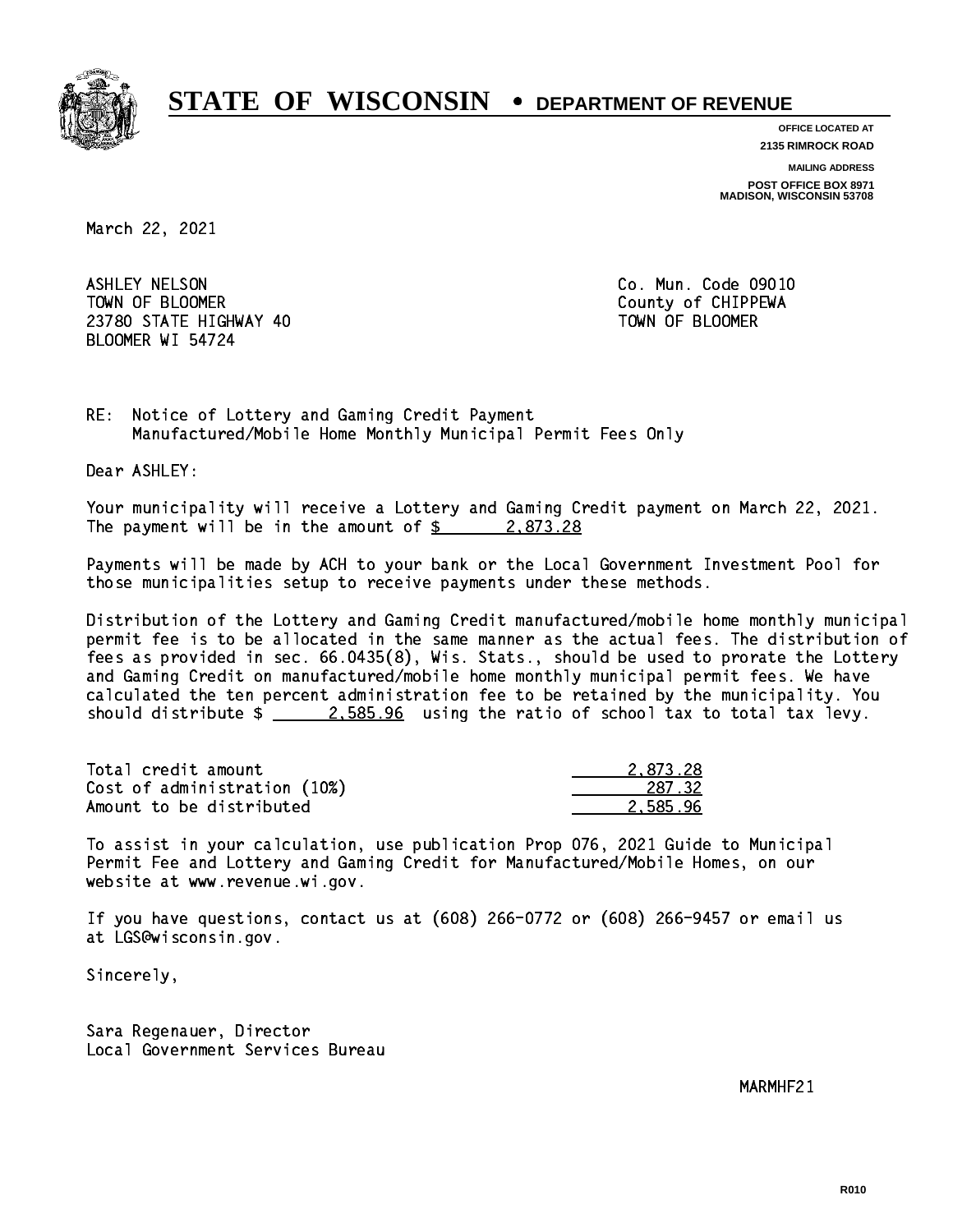# STATE OF WISCONSIN • DEPARTMENT OF REVENUE

**OFFICE LOCATED AT**
**2135 RIMROCK ROAD**

**MAILING ADDRESS**
**POST OFFICE BOX 8971**
**MADISON, WISCONSIN 53708**

March 22, 2021

ASHLEY NELSON
TOWN OF BLOOMER
23780 STATE HIGHWAY 40
BLOOMER WI 54724

Co. Mun. Code 09010
County of CHIPPEWA
TOWN OF BLOOMER

RE: Notice of Lottery and Gaming Credit Payment
Manufactured/Mobile Home Monthly Municipal Permit Fees Only

Dear ASHLEY:

Your municipality will receive a Lottery and Gaming Credit payment on March 22, 2021. The payment will be in the amount of $ 2,873.28

Payments will be made by ACH to your bank or the Local Government Investment Pool for those municipalities setup to receive payments under these methods.

Distribution of the Lottery and Gaming Credit manufactured/mobile home monthly municipal permit fee is to be allocated in the same manner as the actual fees. The distribution of fees as provided in sec. 66.0435(8), Wis. Stats., should be used to prorate the Lottery and Gaming Credit on manufactured/mobile home monthly municipal permit fees. We have calculated the ten percent administration fee to be retained by the municipality. You should distribute $ 2,585.96 using the ratio of school tax to total tax levy.

| | |
|---|---|
| Total credit amount | 2,873.28 |
| Cost of administration (10%) | 287.32 |
| Amount to be distributed | 2,585.96 |

To assist in your calculation, use publication Prop 076, 2021 Guide to Municipal Permit Fee and Lottery and Gaming Credit for Manufactured/Mobile Homes, on our website at www.revenue.wi.gov.

If you have questions, contact us at (608) 266-0772 or (608) 266-9457 or email us at LGS@wisconsin.gov.

Sincerely,

Sara Regenauer, Director
Local Government Services Bureau

MARMHF21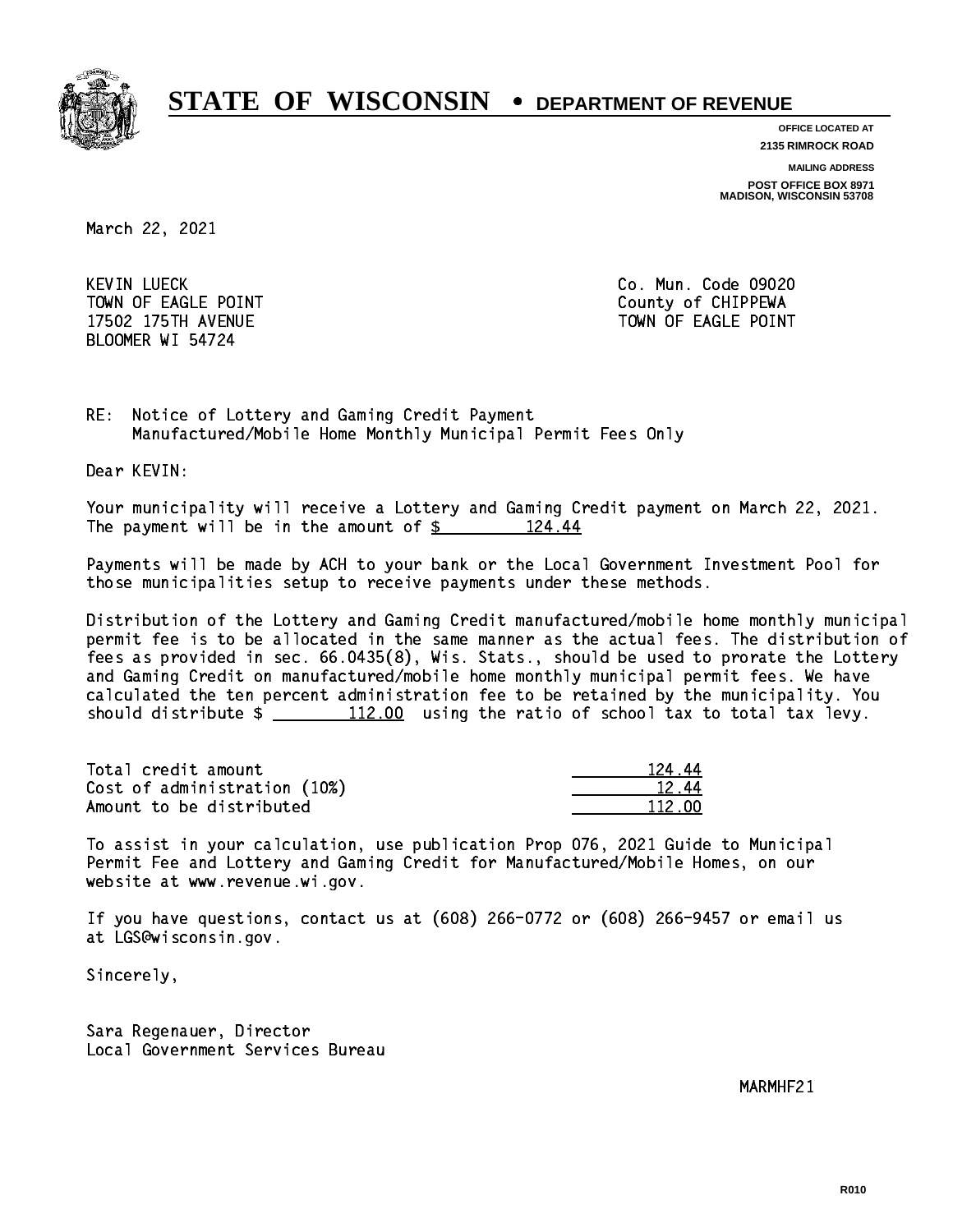# STATE OF WISCONSIN • DEPARTMENT OF REVENUE

**OFFICE LOCATED AT**
**2135 RIMROCK ROAD**

**MAILING ADDRESS**
**POST OFFICE BOX 8971**
**MADISON, WISCONSIN 53708**

March 22, 2021

KEVIN LUECK
TOWN OF EAGLE POINT
17502 175TH AVENUE
BLOOMER WI 54724

Co. Mun. Code 09020
County of CHIPPEWA
TOWN OF EAGLE POINT

RE: Notice of Lottery and Gaming Credit Payment
Manufactured/Mobile Home Monthly Municipal Permit Fees Only

Dear KEVIN:

Your municipality will receive a Lottery and Gaming Credit payment on March 22, 2021. The payment will be in the amount of $ 124.44

Payments will be made by ACH to your bank or the Local Government Investment Pool for those municipalities setup to receive payments under these methods.

Distribution of the Lottery and Gaming Credit manufactured/mobile home monthly municipal permit fee is to be allocated in the same manner as the actual fees. The distribution of fees as provided in sec. 66.0435(8), Wis. Stats., should be used to prorate the Lottery and Gaming Credit on manufactured/mobile home monthly municipal permit fees. We have calculated the ten percent administration fee to be retained by the municipality. You should distribute $ 112.00 using the ratio of school tax to total tax levy.

| | |
|---|---|
| Total credit amount | 124.44 |
| Cost of administration (10%) | 12.44 |
| Amount to be distributed | 112.00 |

To assist in your calculation, use publication Prop 076, 2021 Guide to Municipal Permit Fee and Lottery and Gaming Credit for Manufactured/Mobile Homes, on our website at www.revenue.wi.gov.

If you have questions, contact us at (608) 266-0772 or (608) 266-9457 or email us at LGS@wisconsin.gov.

Sincerely,

Sara Regenauer, Director
Local Government Services Bureau

MARMHF21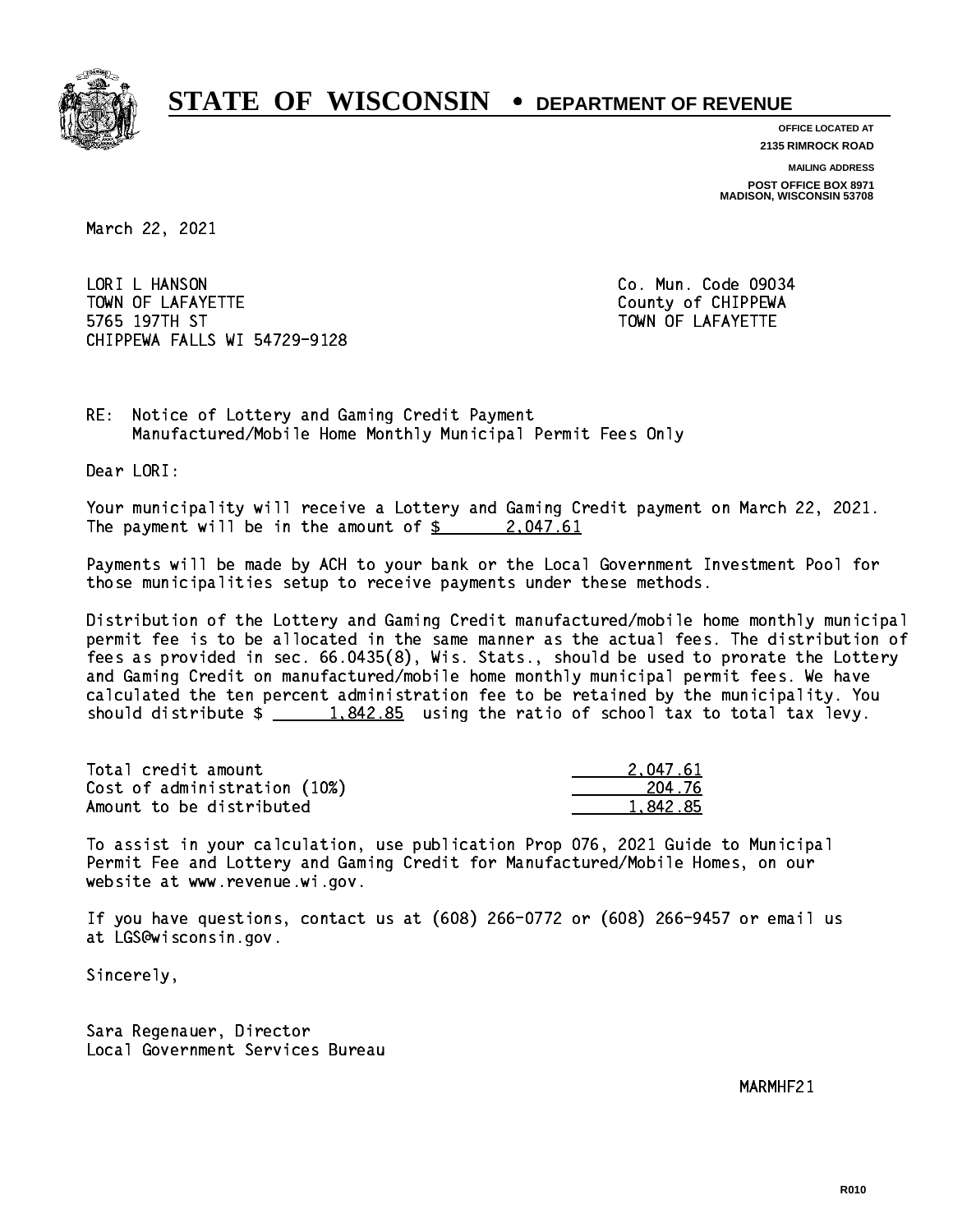# STATE OF WISCONSIN • DEPARTMENT OF REVENUE

**OFFICE LOCATED AT**
**2135 RIMROCK ROAD**

**MAILING ADDRESS**
**POST OFFICE BOX 8971**
**MADISON, WISCONSIN 53708**

March 22, 2021

LORI L HANSON
TOWN OF LAFAYETTE
5765 197TH ST
CHIPPEWA FALLS WI 54729-9128

Co. Mun. Code 09034
County of CHIPPEWA
TOWN OF LAFAYETTE

RE: Notice of Lottery and Gaming Credit Payment
Manufactured/Mobile Home Monthly Municipal Permit Fees Only

Dear LORI:

Your municipality will receive a Lottery and Gaming Credit payment on March 22, 2021. The payment will be in the amount of $ 2,047.61

Payments will be made by ACH to your bank or the Local Government Investment Pool for those municipalities setup to receive payments under these methods.

Distribution of the Lottery and Gaming Credit manufactured/mobile home monthly municipal permit fee is to be allocated in the same manner as the actual fees. The distribution of fees as provided in sec. 66.0435(8), Wis. Stats., should be used to prorate the Lottery and Gaming Credit on manufactured/mobile home monthly municipal permit fees. We have calculated the ten percent administration fee to be retained by the municipality. You should distribute $ 1,842.85 using the ratio of school tax to total tax levy.

| | |
|---|---|
| Total credit amount | 2,047.61 |
| Cost of administration (10%) | 204.76 |
| Amount to be distributed | 1,842.85 |

To assist in your calculation, use publication Prop 076, 2021 Guide to Municipal Permit Fee and Lottery and Gaming Credit for Manufactured/Mobile Homes, on our website at www.revenue.wi.gov.

If you have questions, contact us at (608) 266-0772 or (608) 266-9457 or email us at LGS@wisconsin.gov.

Sincerely,

Sara Regenauer, Director
Local Government Services Bureau

MARMHF21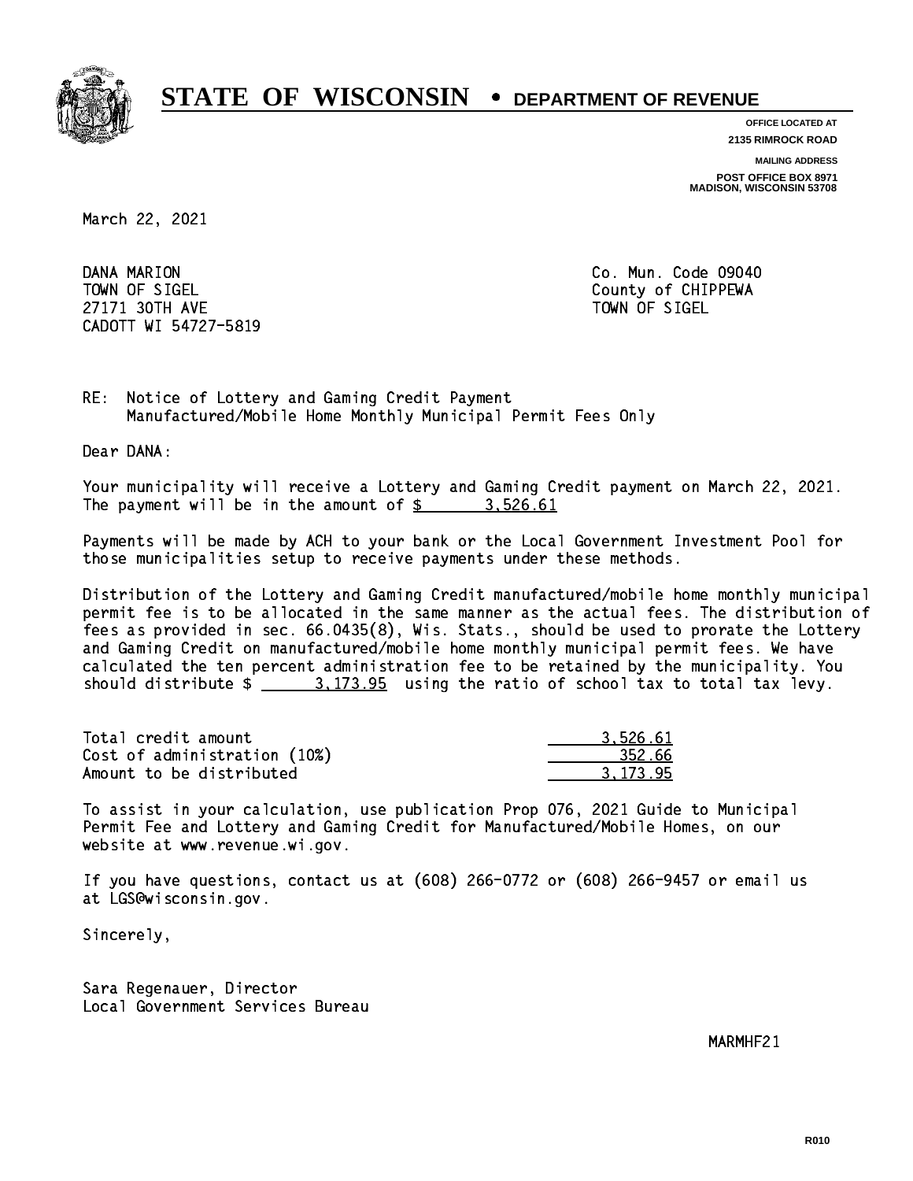# STATE OF WISCONSIN • DEPARTMENT OF REVENUE

**OFFICE LOCATED AT**
**2135 RIMROCK ROAD**

**MAILING ADDRESS**
**POST OFFICE BOX 8971**
**MADISON, WISCONSIN 53708**

March 22, 2021

DANA MARION
TOWN OF SIGEL
27171 30TH AVE
CADOTT WI 54727-5819

Co. Mun. Code 09040
County of CHIPPEWA
TOWN OF SIGEL

RE: Notice of Lottery and Gaming Credit Payment
Manufactured/Mobile Home Monthly Municipal Permit Fees Only

Dear DANA:

Your municipality will receive a Lottery and Gaming Credit payment on March 22, 2021. The payment will be in the amount of $ 3,526.61

Payments will be made by ACH to your bank or the Local Government Investment Pool for those municipalities setup to receive payments under these methods.

Distribution of the Lottery and Gaming Credit manufactured/mobile home monthly municipal permit fee is to be allocated in the same manner as the actual fees. The distribution of fees as provided in sec. 66.0435(8), Wis. Stats., should be used to prorate the Lottery and Gaming Credit on manufactured/mobile home monthly municipal permit fees. We have calculated the ten percent administration fee to be retained by the municipality. You should distribute $ 3,173.95 using the ratio of school tax to total tax levy.

| | |
|---|---|
| Total credit amount | 3,526.61 |
| Cost of administration (10%) | 352.66 |
| Amount to be distributed | 3,173.95 |

To assist in your calculation, use publication Prop 076, 2021 Guide to Municipal Permit Fee and Lottery and Gaming Credit for Manufactured/Mobile Homes, on our website at www.revenue.wi.gov.

If you have questions, contact us at (608) 266-0772 or (608) 266-9457 or email us at LGS@wisconsin.gov.

Sincerely,

Sara Regenauer, Director
Local Government Services Bureau

MARMHF21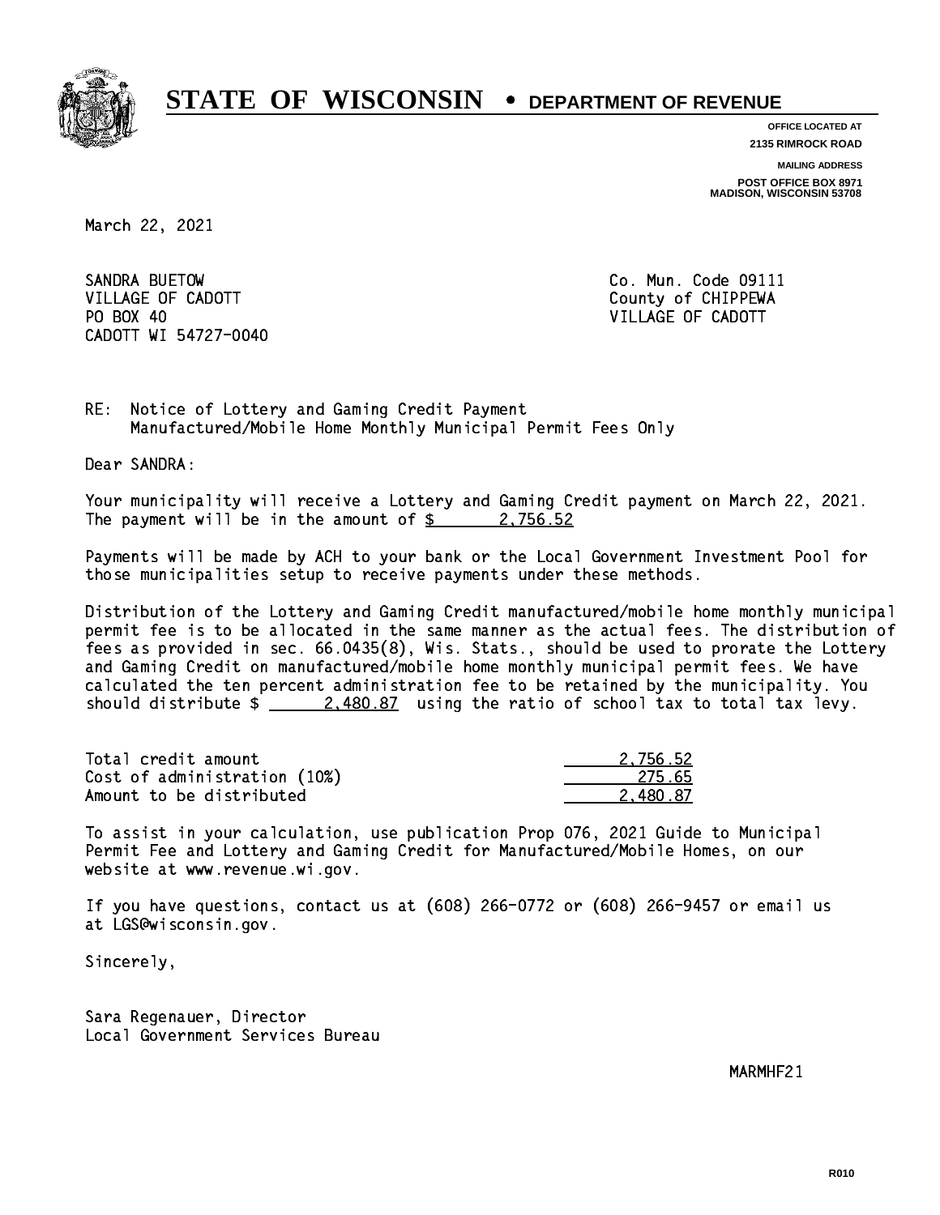# STATE OF WISCONSIN • DEPARTMENT OF REVENUE

**OFFICE LOCATED AT**
**2135 RIMROCK ROAD**

**MAILING ADDRESS**
**POST OFFICE BOX 8971**
**MADISON, WISCONSIN 53708**

March 22, 2021

SANDRA BUETOW
VILLAGE OF CADOTT
PO BOX 40
CADOTT WI 54727-0040

Co. Mun. Code 09111
County of CHIPPEWA
VILLAGE OF CADOTT

RE: Notice of Lottery and Gaming Credit Payment
Manufactured/Mobile Home Monthly Municipal Permit Fees Only

Dear SANDRA:

Your municipality will receive a Lottery and Gaming Credit payment on March 22, 2021. The payment will be in the amount of $ 2,756.52

Payments will be made by ACH to your bank or the Local Government Investment Pool for those municipalities setup to receive payments under these methods.

Distribution of the Lottery and Gaming Credit manufactured/mobile home monthly municipal permit fee is to be allocated in the same manner as the actual fees. The distribution of fees as provided in sec. 66.0435(8), Wis. Stats., should be used to prorate the Lottery and Gaming Credit on manufactured/mobile home monthly municipal permit fees. We have calculated the ten percent administration fee to be retained by the municipality. You should distribute $ 2,480.87 using the ratio of school tax to total tax levy.

| | |
|---|---|
| Total credit amount | 2,756.52 |
| Cost of administration (10%) | 275.65 |
| Amount to be distributed | 2,480.87 |

To assist in your calculation, use publication Prop 076, 2021 Guide to Municipal Permit Fee and Lottery and Gaming Credit for Manufactured/Mobile Homes, on our website at www.revenue.wi.gov.

If you have questions, contact us at (608) 266-0772 or (608) 266-9457 or email us at LGS@wisconsin.gov.

Sincerely,

Sara Regenauer, Director
Local Government Services Bureau

MARMHF21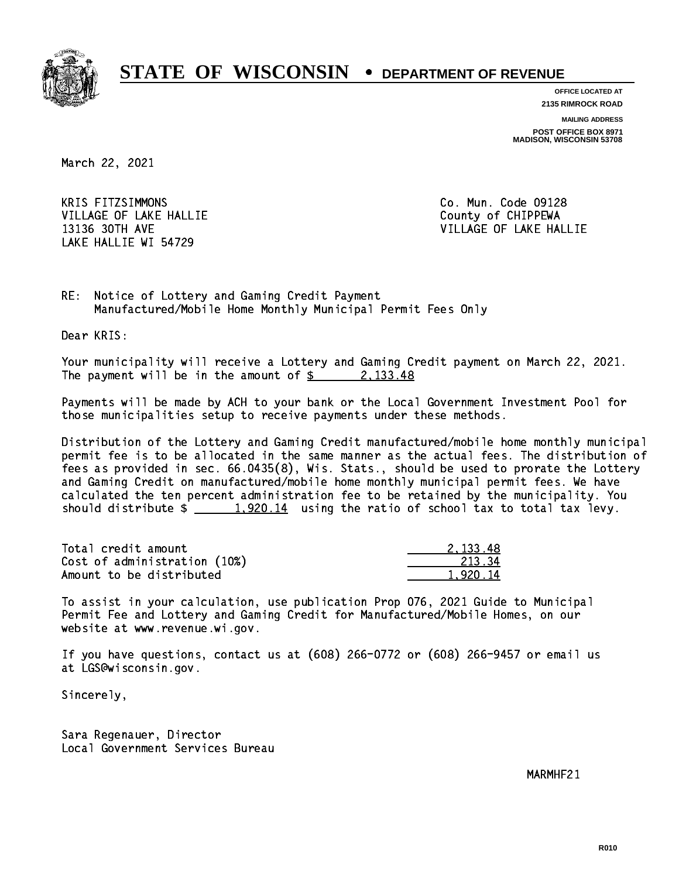# STATE OF WISCONSIN • DEPARTMENT OF REVENUE

**OFFICE LOCATED AT**
**2135 RIMROCK ROAD**

**MAILING ADDRESS**
**POST OFFICE BOX 8971**
**MADISON, WISCONSIN 53708**

March 22, 2021

KRIS FITZSIMMONS
VILLAGE OF LAKE HALLIE
13136 30TH AVE
LAKE HALLIE WI 54729

Co. Mun. Code 09128
County of CHIPPEWA
VILLAGE OF LAKE HALLIE

RE: Notice of Lottery and Gaming Credit Payment
Manufactured/Mobile Home Monthly Municipal Permit Fees Only

Dear KRIS:

Your municipality will receive a Lottery and Gaming Credit payment on March 22, 2021. The payment will be in the amount of $ 2,133.48

Payments will be made by ACH to your bank or the Local Government Investment Pool for those municipalities setup to receive payments under these methods.

Distribution of the Lottery and Gaming Credit manufactured/mobile home monthly municipal permit fee is to be allocated in the same manner as the actual fees. The distribution of fees as provided in sec. 66.0435(8), Wis. Stats., should be used to prorate the Lottery and Gaming Credit on manufactured/mobile home monthly municipal permit fees. We have calculated the ten percent administration fee to be retained by the municipality. You should distribute $ 1,920.14 using the ratio of school tax to total tax levy.

| | |
|---|---|
| Total credit amount | 2,133.48 |
| Cost of administration (10%) | 213.34 |
| Amount to be distributed | 1,920.14 |

To assist in your calculation, use publication Prop 076, 2021 Guide to Municipal Permit Fee and Lottery and Gaming Credit for Manufactured/Mobile Homes, on our website at www.revenue.wi.gov.

If you have questions, contact us at (608) 266-0772 or (608) 266-9457 or email us at LGS@wisconsin.gov.

Sincerely,

Sara Regenauer, Director
Local Government Services Bureau

MARMHF21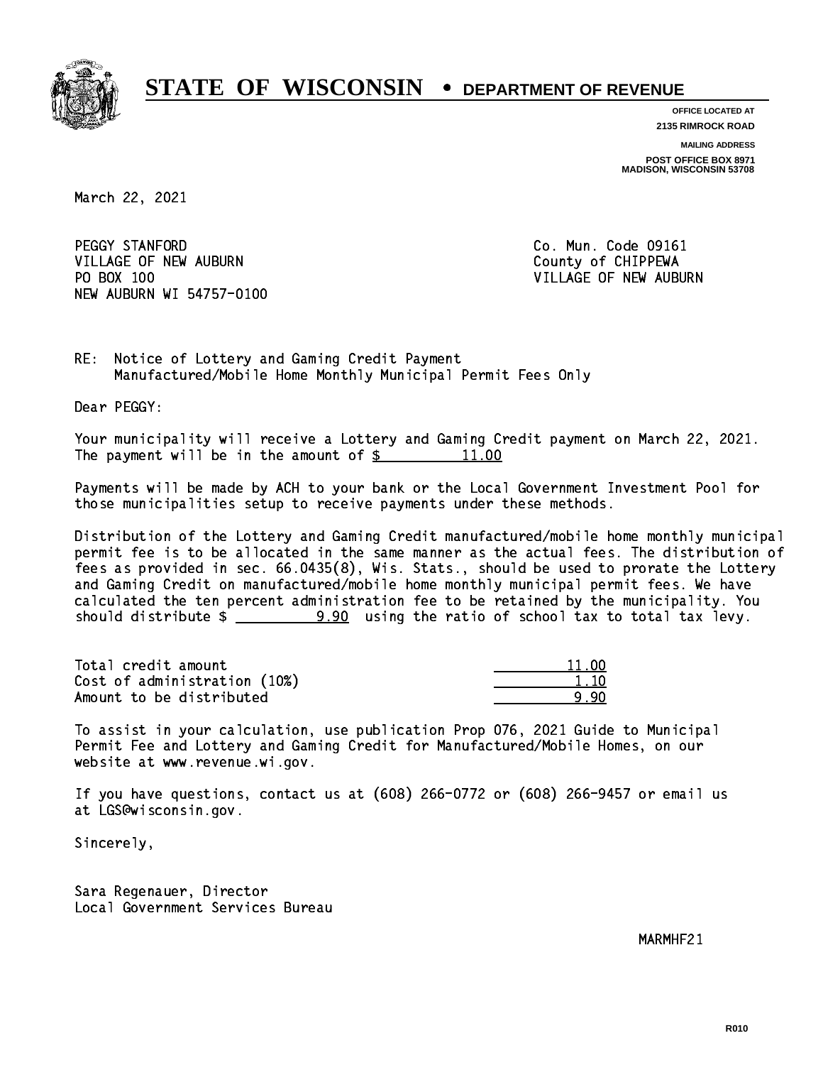# STATE OF WISCONSIN • DEPARTMENT OF REVENUE

**OFFICE LOCATED AT**
**2135 RIMROCK ROAD**

**MAILING ADDRESS**
**POST OFFICE BOX 8971**
**MADISON, WISCONSIN 53708**

March 22, 2021

PEGGY STANFORD
VILLAGE OF NEW AUBURN
PO BOX 100
NEW AUBURN WI 54757-0100

Co. Mun. Code 09161
County of CHIPPEWA
VILLAGE OF NEW AUBURN

RE: Notice of Lottery and Gaming Credit Payment
Manufactured/Mobile Home Monthly Municipal Permit Fees Only

Dear PEGGY:

Your municipality will receive a Lottery and Gaming Credit payment on March 22, 2021. The payment will be in the amount of $ 11.00

Payments will be made by ACH to your bank or the Local Government Investment Pool for those municipalities setup to receive payments under these methods.

Distribution of the Lottery and Gaming Credit manufactured/mobile home monthly municipal permit fee is to be allocated in the same manner as the actual fees. The distribution of fees as provided in sec. 66.0435(8), Wis. Stats., should be used to prorate the Lottery and Gaming Credit on manufactured/mobile home monthly municipal permit fees. We have calculated the ten percent administration fee to be retained by the municipality. You should distribute $ 9.90 using the ratio of school tax to total tax levy.

| | |
|---|---|
| Total credit amount | 11.00 |
| Cost of administration (10%) | 1.10 |
| Amount to be distributed | 9.90 |

To assist in your calculation, use publication Prop 076, 2021 Guide to Municipal Permit Fee and Lottery and Gaming Credit for Manufactured/Mobile Homes, on our website at www.revenue.wi.gov.

If you have questions, contact us at (608) 266-0772 or (608) 266-9457 or email us at LGS@wisconsin.gov.

Sincerely,

Sara Regenauer, Director
Local Government Services Bureau

MARMHF21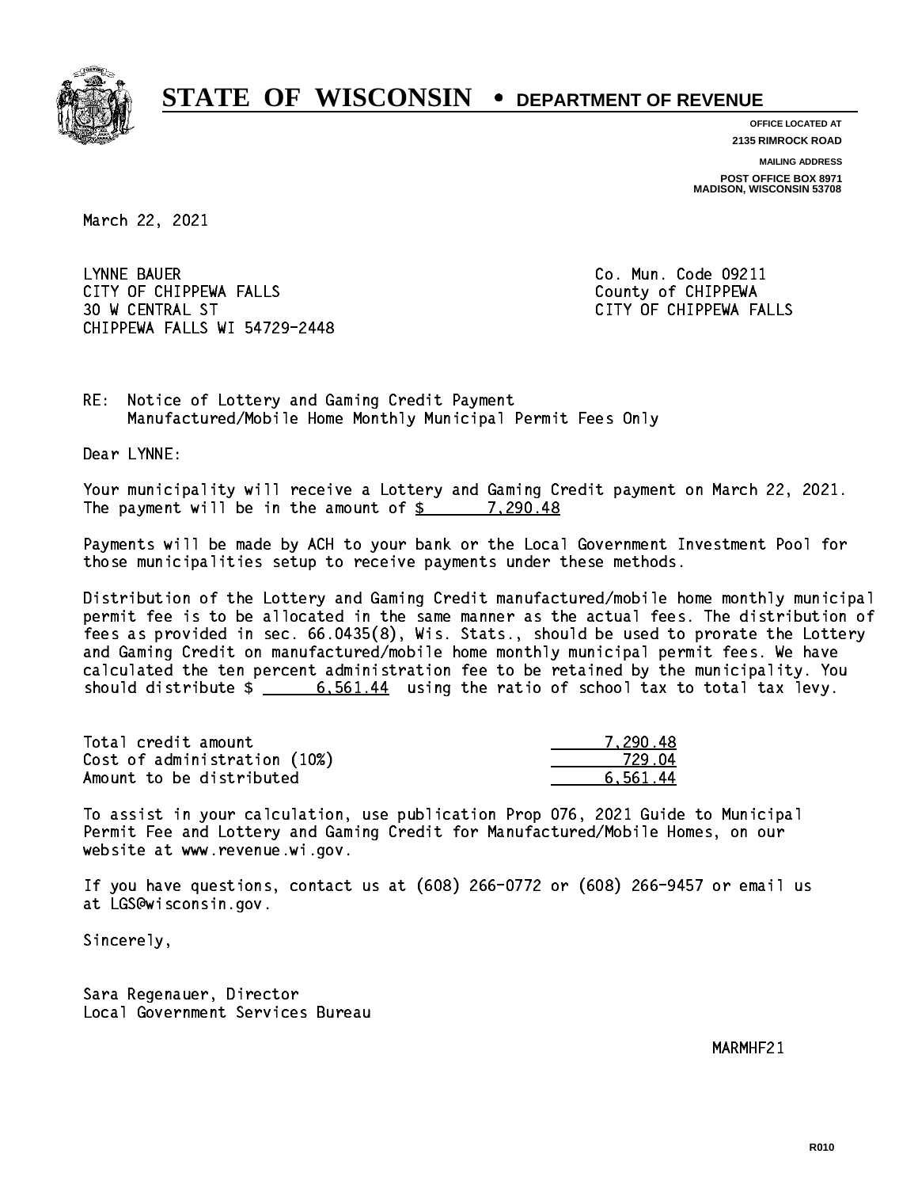# STATE OF WISCONSIN • DEPARTMENT OF REVENUE

**OFFICE LOCATED AT**
**2135 RIMROCK ROAD**

**MAILING ADDRESS**
**POST OFFICE BOX 8971**
**MADISON, WISCONSIN 53708**

March 22, 2021

LYNNE BAUER
CITY OF CHIPPEWA FALLS
30 W CENTRAL ST
CHIPPEWA FALLS WI 54729-2448

Co. Mun. Code 09211
County of CHIPPEWA
CITY OF CHIPPEWA FALLS

RE: Notice of Lottery and Gaming Credit Payment
Manufactured/Mobile Home Monthly Municipal Permit Fees Only

Dear LYNNE:

Your municipality will receive a Lottery and Gaming Credit payment on March 22, 2021. The payment will be in the amount of $ 7,290.48

Payments will be made by ACH to your bank or the Local Government Investment Pool for those municipalities setup to receive payments under these methods.

Distribution of the Lottery and Gaming Credit manufactured/mobile home monthly municipal permit fee is to be allocated in the same manner as the actual fees. The distribution of fees as provided in sec. 66.0435(8), Wis. Stats., should be used to prorate the Lottery and Gaming Credit on manufactured/mobile home monthly municipal permit fees. We have calculated the ten percent administration fee to be retained by the municipality. You should distribute $ 6,561.44 using the ratio of school tax to total tax levy.

| | |
|---|---|
| Total credit amount | 7,290.48 |
| Cost of administration (10%) | 729.04 |
| Amount to be distributed | 6,561.44 |

To assist in your calculation, use publication Prop 076, 2021 Guide to Municipal Permit Fee and Lottery and Gaming Credit for Manufactured/Mobile Homes, on our website at www.revenue.wi.gov.

If you have questions, contact us at (608) 266-0772 or (608) 266-9457 or email us at LGS@wisconsin.gov.

Sincerely,

Sara Regenauer, Director
Local Government Services Bureau

MARMHF21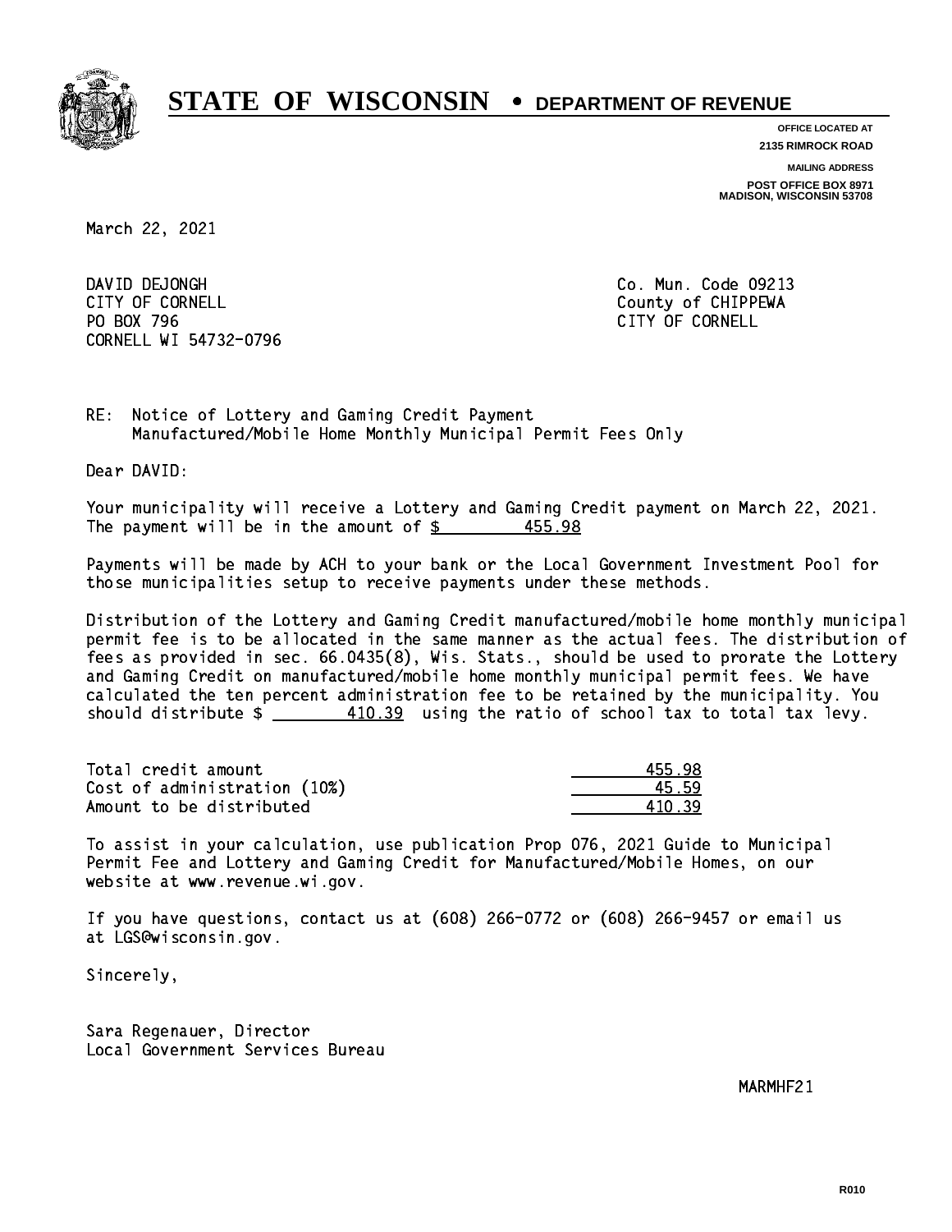# STATE OF WISCONSIN • DEPARTMENT OF REVENUE

**OFFICE LOCATED AT**
**2135 RIMROCK ROAD**

**MAILING ADDRESS**
**POST OFFICE BOX 8971**
**MADISON, WISCONSIN 53708**

March 22, 2021

DAVID DEJONGH
CITY OF CORNELL
PO BOX 796
CORNELL WI 54732-0796

Co. Mun. Code 09213
County of CHIPPEWA
CITY OF CORNELL

RE: Notice of Lottery and Gaming Credit Payment
Manufactured/Mobile Home Monthly Municipal Permit Fees Only

Dear DAVID:

Your municipality will receive a Lottery and Gaming Credit payment on March 22, 2021. The payment will be in the amount of $ 455.98

Payments will be made by ACH to your bank or the Local Government Investment Pool for those municipalities setup to receive payments under these methods.

Distribution of the Lottery and Gaming Credit manufactured/mobile home monthly municipal permit fee is to be allocated in the same manner as the actual fees. The distribution of fees as provided in sec. 66.0435(8), Wis. Stats., should be used to prorate the Lottery and Gaming Credit on manufactured/mobile home monthly municipal permit fees. We have calculated the ten percent administration fee to be retained by the municipality. You should distribute $ 410.39 using the ratio of school tax to total tax levy.

| | |
|---|---|
| Total credit amount | 455.98 |
| Cost of administration (10%) | 45.59 |
| Amount to be distributed | 410.39 |

To assist in your calculation, use publication Prop 076, 2021 Guide to Municipal Permit Fee and Lottery and Gaming Credit for Manufactured/Mobile Homes, on our website at www.revenue.wi.gov.

If you have questions, contact us at (608) 266-0772 or (608) 266-9457 or email us at LGS@wisconsin.gov.

Sincerely,

Sara Regenauer, Director
Local Government Services Bureau

MARMHF21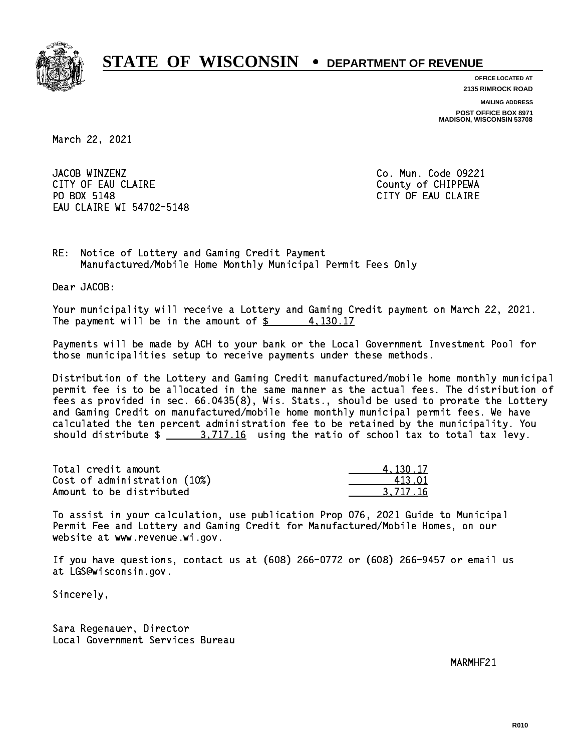# STATE OF WISCONSIN • DEPARTMENT OF REVENUE

**OFFICE LOCATED AT**
**2135 RIMROCK ROAD**

**MAILING ADDRESS**
**POST OFFICE BOX 8971**
**MADISON, WISCONSIN 53708**

March 22, 2021

JACOB WINZENZ
CITY OF EAU CLAIRE
PO BOX 5148
EAU CLAIRE WI 54702-5148

Co. Mun. Code 09221
County of CHIPPEWA
CITY OF EAU CLAIRE

RE: Notice of Lottery and Gaming Credit Payment
Manufactured/Mobile Home Monthly Municipal Permit Fees Only

Dear JACOB:

Your municipality will receive a Lottery and Gaming Credit payment on March 22, 2021. The payment will be in the amount of $ 4,130.17

Payments will be made by ACH to your bank or the Local Government Investment Pool for those municipalities setup to receive payments under these methods.

Distribution of the Lottery and Gaming Credit manufactured/mobile home monthly municipal permit fee is to be allocated in the same manner as the actual fees. The distribution of fees as provided in sec. 66.0435(8), Wis. Stats., should be used to prorate the Lottery and Gaming Credit on manufactured/mobile home monthly municipal permit fees. We have calculated the ten percent administration fee to be retained by the municipality. You should distribute $ 3,717.16 using the ratio of school tax to total tax levy.

| | |
|---|---|
| Total credit amount | 4,130.17 |
| Cost of administration (10%) | 413.01 |
| Amount to be distributed | 3,717.16 |

To assist in your calculation, use publication Prop 076, 2021 Guide to Municipal Permit Fee and Lottery and Gaming Credit for Manufactured/Mobile Homes, on our website at www.revenue.wi.gov.

If you have questions, contact us at (608) 266-0772 or (608) 266-9457 or email us at LGS@wisconsin.gov.

Sincerely,

Sara Regenauer, Director
Local Government Services Bureau

MARMHF21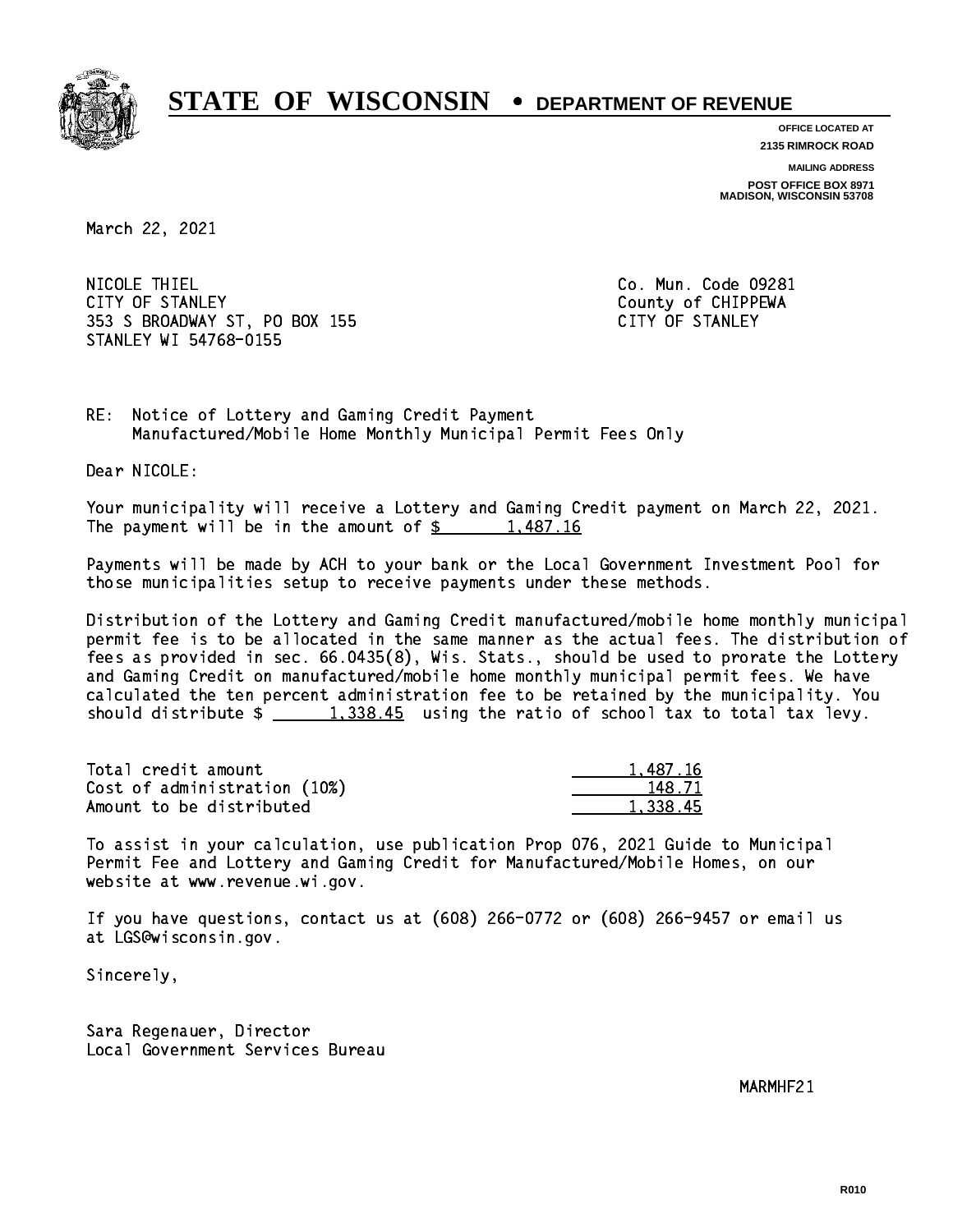# STATE OF WISCONSIN • DEPARTMENT OF REVENUE

**OFFICE LOCATED AT**
**2135 RIMROCK ROAD**

**MAILING ADDRESS**
**POST OFFICE BOX 8971**
**MADISON, WISCONSIN 53708**

March 22, 2021

NICOLE THIEL
CITY OF STANLEY
353 S BROADWAY ST, PO BOX 155
STANLEY WI 54768-0155

Co. Mun. Code 09281
County of CHIPPEWA
CITY OF STANLEY

RE: Notice of Lottery and Gaming Credit Payment
Manufactured/Mobile Home Monthly Municipal Permit Fees Only

Dear NICOLE:

Your municipality will receive a Lottery and Gaming Credit payment on March 22, 2021. The payment will be in the amount of $ 1,487.16

Payments will be made by ACH to your bank or the Local Government Investment Pool for those municipalities setup to receive payments under these methods.

Distribution of the Lottery and Gaming Credit manufactured/mobile home monthly municipal permit fee is to be allocated in the same manner as the actual fees. The distribution of fees as provided in sec. 66.0435(8), Wis. Stats., should be used to prorate the Lottery and Gaming Credit on manufactured/mobile home monthly municipal permit fees. We have calculated the ten percent administration fee to be retained by the municipality. You should distribute $ 1,338.45 using the ratio of school tax to total tax levy.

| | |
|---|---|
| Total credit amount | 1,487.16 |
| Cost of administration (10%) | 148.71 |
| Amount to be distributed | 1,338.45 |

To assist in your calculation, use publication Prop 076, 2021 Guide to Municipal Permit Fee and Lottery and Gaming Credit for Manufactured/Mobile Homes, on our website at www.revenue.wi.gov.

If you have questions, contact us at (608) 266-0772 or (608) 266-9457 or email us at LGS@wisconsin.gov.

Sincerely,

Sara Regenauer, Director
Local Government Services Bureau

MARMHF21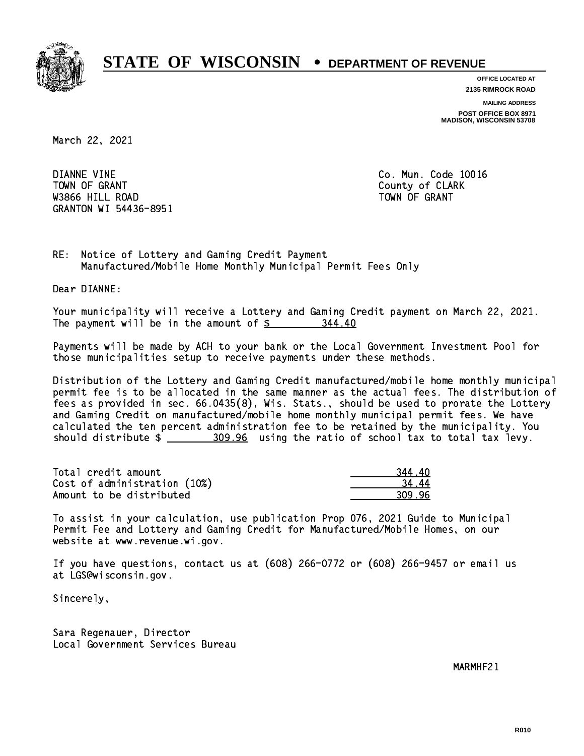# STATE OF WISCONSIN • DEPARTMENT OF REVENUE

**OFFICE LOCATED AT**
**2135 RIMROCK ROAD**

**MAILING ADDRESS**
**POST OFFICE BOX 8971**
**MADISON, WISCONSIN 53708**

March 22, 2021

DIANNE VINE
TOWN OF GRANT
W3866 HILL ROAD
GRANTON WI 54436-8951

Co. Mun. Code 10016
County of CLARK
TOWN OF GRANT

RE: Notice of Lottery and Gaming Credit Payment
Manufactured/Mobile Home Monthly Municipal Permit Fees Only

Dear DIANNE:

Your municipality will receive a Lottery and Gaming Credit payment on March 22, 2021. The payment will be in the amount of $ 344.40

Payments will be made by ACH to your bank or the Local Government Investment Pool for those municipalities setup to receive payments under these methods.

Distribution of the Lottery and Gaming Credit manufactured/mobile home monthly municipal permit fee is to be allocated in the same manner as the actual fees. The distribution of fees as provided in sec. 66.0435(8), Wis. Stats., should be used to prorate the Lottery and Gaming Credit on manufactured/mobile home monthly municipal permit fees. We have calculated the ten percent administration fee to be retained by the municipality. You should distribute $ 309.96 using the ratio of school tax to total tax levy.

| | |
|---|---|
| Total credit amount | 344.40 |
| Cost of administration (10%) | 34.44 |
| Amount to be distributed | 309.96 |

To assist in your calculation, use publication Prop 076, 2021 Guide to Municipal Permit Fee and Lottery and Gaming Credit for Manufactured/Mobile Homes, on our website at www.revenue.wi.gov.

If you have questions, contact us at (608) 266-0772 or (608) 266-9457 or email us at LGS@wisconsin.gov.

Sincerely,

Sara Regenauer, Director
Local Government Services Bureau

MARMHF21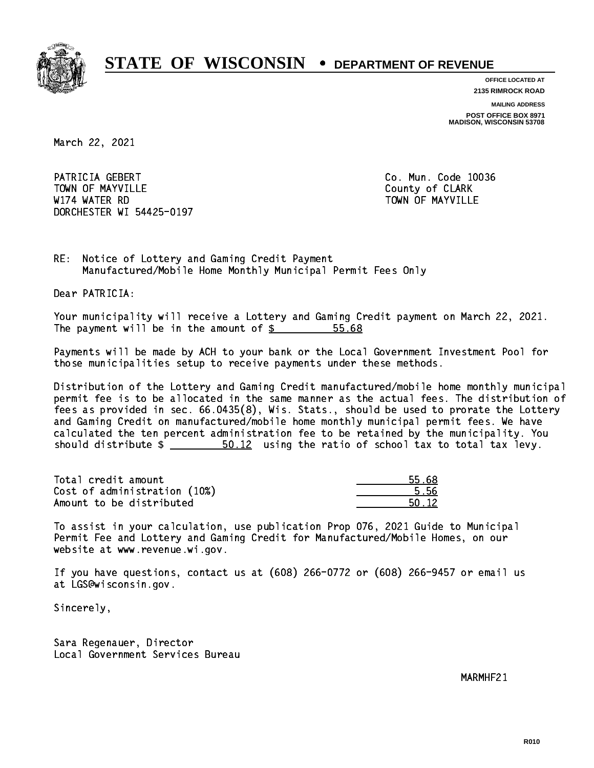# STATE OF WISCONSIN • DEPARTMENT OF REVENUE

**OFFICE LOCATED AT**
**2135 RIMROCK ROAD**

**MAILING ADDRESS**
**POST OFFICE BOX 8971**
**MADISON, WISCONSIN 53708**

March 22, 2021

PATRICIA GEBERT
TOWN OF MAYVILLE
W174 WATER RD
DORCHESTER WI 54425-0197

Co. Mun. Code 10036
County of CLARK
TOWN OF MAYVILLE

RE: Notice of Lottery and Gaming Credit Payment
Manufactured/Mobile Home Monthly Municipal Permit Fees Only

Dear PATRICIA:

Your municipality will receive a Lottery and Gaming Credit payment on March 22, 2021. The payment will be in the amount of $ 55.68

Payments will be made by ACH to your bank or the Local Government Investment Pool for those municipalities setup to receive payments under these methods.

Distribution of the Lottery and Gaming Credit manufactured/mobile home monthly municipal permit fee is to be allocated in the same manner as the actual fees. The distribution of fees as provided in sec. 66.0435(8), Wis. Stats., should be used to prorate the Lottery and Gaming Credit on manufactured/mobile home monthly municipal permit fees. We have calculated the ten percent administration fee to be retained by the municipality. You should distribute $ 50.12 using the ratio of school tax to total tax levy.

| | |
|---|---|
| Total credit amount | 55.68 |
| Cost of administration (10%) | 5.56 |
| Amount to be distributed | 50.12 |

To assist in your calculation, use publication Prop 076, 2021 Guide to Municipal Permit Fee and Lottery and Gaming Credit for Manufactured/Mobile Homes, on our website at www.revenue.wi.gov.

If you have questions, contact us at (608) 266-0772 or (608) 266-9457 or email us at LGS@wisconsin.gov.

Sincerely,

Sara Regenauer, Director
Local Government Services Bureau

MARMHF21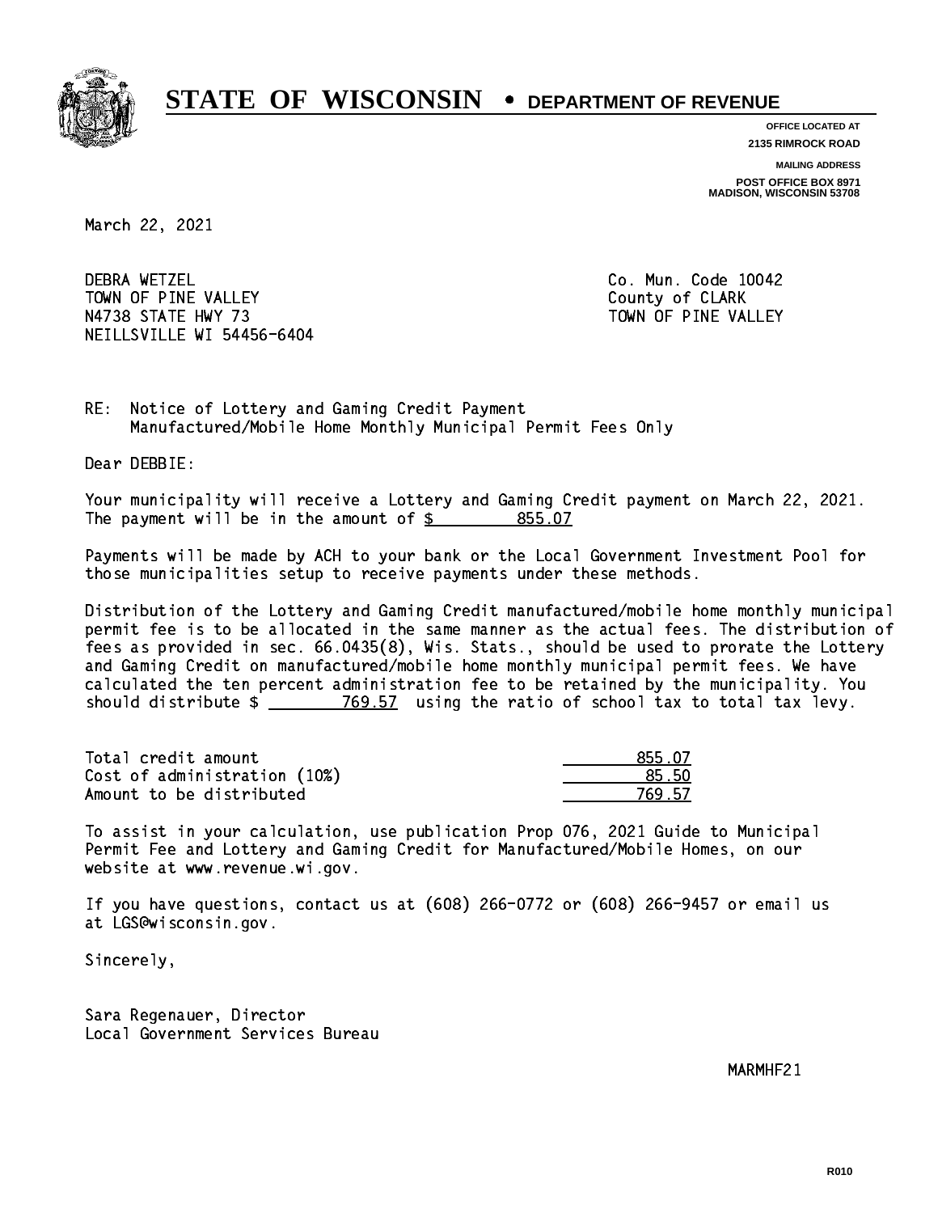# STATE OF WISCONSIN • DEPARTMENT OF REVENUE

**OFFICE LOCATED AT**
**2135 RIMROCK ROAD**

**MAILING ADDRESS**
**POST OFFICE BOX 8971**
**MADISON, WISCONSIN 53708**

March 22, 2021

DEBRA WETZEL
TOWN OF PINE VALLEY
N4738 STATE HWY 73
NEILLSVILLE WI 54456-6404

Co. Mun. Code 10042
County of CLARK
TOWN OF PINE VALLEY

RE: Notice of Lottery and Gaming Credit Payment
Manufactured/Mobile Home Monthly Municipal Permit Fees Only

Dear DEBBIE:

Your municipality will receive a Lottery and Gaming Credit payment on March 22, 2021. The payment will be in the amount of $ 855.07

Payments will be made by ACH to your bank or the Local Government Investment Pool for those municipalities setup to receive payments under these methods.

Distribution of the Lottery and Gaming Credit manufactured/mobile home monthly municipal permit fee is to be allocated in the same manner as the actual fees. The distribution of fees as provided in sec. 66.0435(8), Wis. Stats., should be used to prorate the Lottery and Gaming Credit on manufactured/mobile home monthly municipal permit fees. We have calculated the ten percent administration fee to be retained by the municipality. You should distribute $ 769.57 using the ratio of school tax to total tax levy.

| | |
|---|---|
| Total credit amount | 855.07 |
| Cost of administration (10%) | 85.50 |
| Amount to be distributed | 769.57 |

To assist in your calculation, use publication Prop 076, 2021 Guide to Municipal Permit Fee and Lottery and Gaming Credit for Manufactured/Mobile Homes, on our website at www.revenue.wi.gov.

If you have questions, contact us at (608) 266-0772 or (608) 266-9457 or email us at LGS@wisconsin.gov.

Sincerely,

Sara Regenauer, Director
Local Government Services Bureau

MARMHF21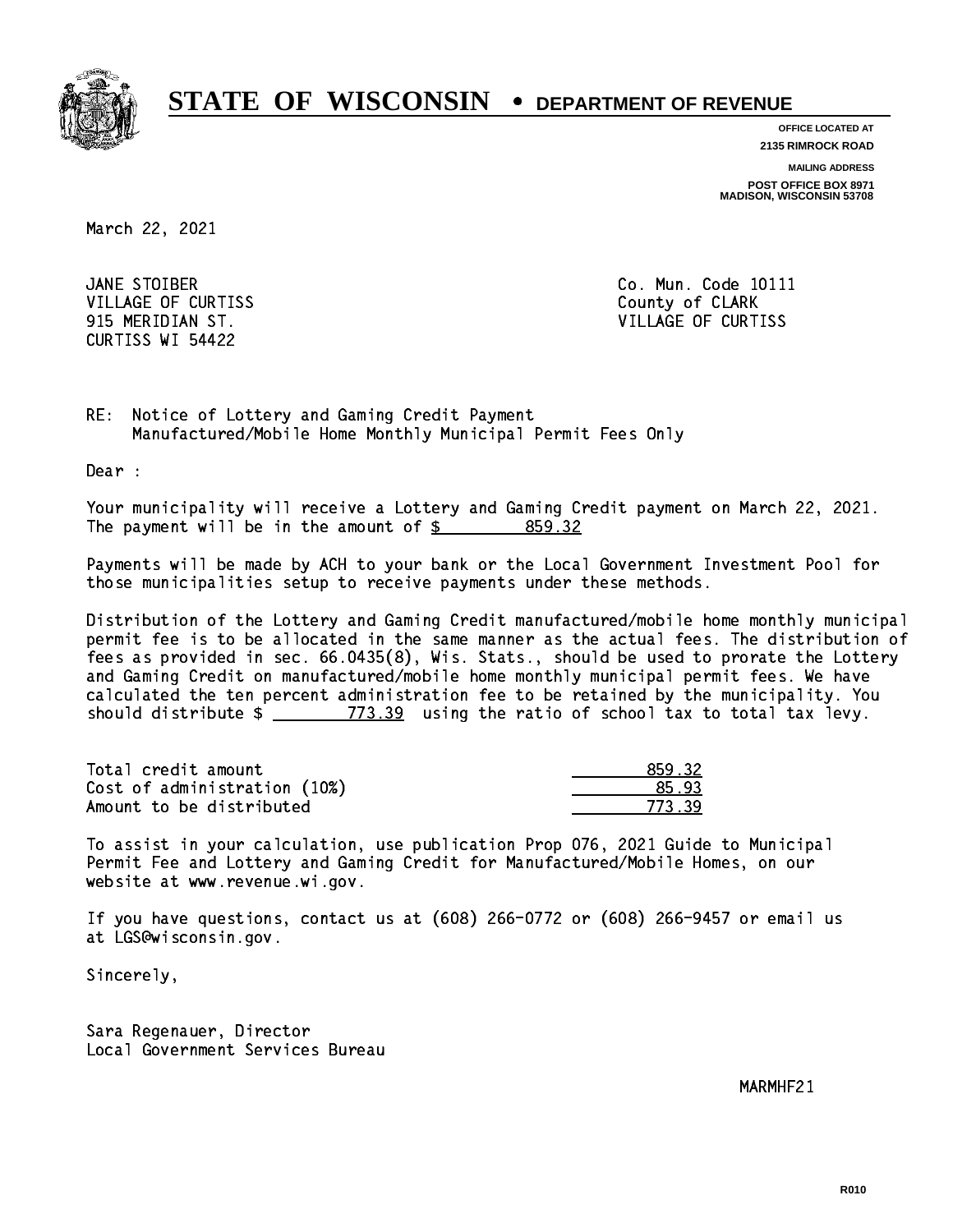# STATE OF WISCONSIN • DEPARTMENT OF REVENUE

**OFFICE LOCATED AT**
**2135 RIMROCK ROAD**

**MAILING ADDRESS**
**POST OFFICE BOX 8971**
**MADISON, WISCONSIN 53708**

March 22, 2021

JANE STOIBER
VILLAGE OF CURTISS
915 MERIDIAN ST.
CURTISS WI 54422

Co. Mun. Code 10111
County of CLARK
VILLAGE OF CURTISS

RE: Notice of Lottery and Gaming Credit Payment
Manufactured/Mobile Home Monthly Municipal Permit Fees Only

Dear :

Your municipality will receive a Lottery and Gaming Credit payment on March 22, 2021. The payment will be in the amount of $ 859.32

Payments will be made by ACH to your bank or the Local Government Investment Pool for those municipalities setup to receive payments under these methods.

Distribution of the Lottery and Gaming Credit manufactured/mobile home monthly municipal permit fee is to be allocated in the same manner as the actual fees. The distribution of fees as provided in sec. 66.0435(8), Wis. Stats., should be used to prorate the Lottery and Gaming Credit on manufactured/mobile home monthly municipal permit fees. We have calculated the ten percent administration fee to be retained by the municipality. You should distribute $ 773.39 using the ratio of school tax to total tax levy.

| | |
|---|---|
| Total credit amount | 859.32 |
| Cost of administration (10%) | 85.93 |
| Amount to be distributed | 773.39 |

To assist in your calculation, use publication Prop 076, 2021 Guide to Municipal Permit Fee and Lottery and Gaming Credit for Manufactured/Mobile Homes, on our website at www.revenue.wi.gov.

If you have questions, contact us at (608) 266-0772 or (608) 266-9457 or email us at LGS@wisconsin.gov.

Sincerely,

Sara Regenauer, Director
Local Government Services Bureau

MARMHF21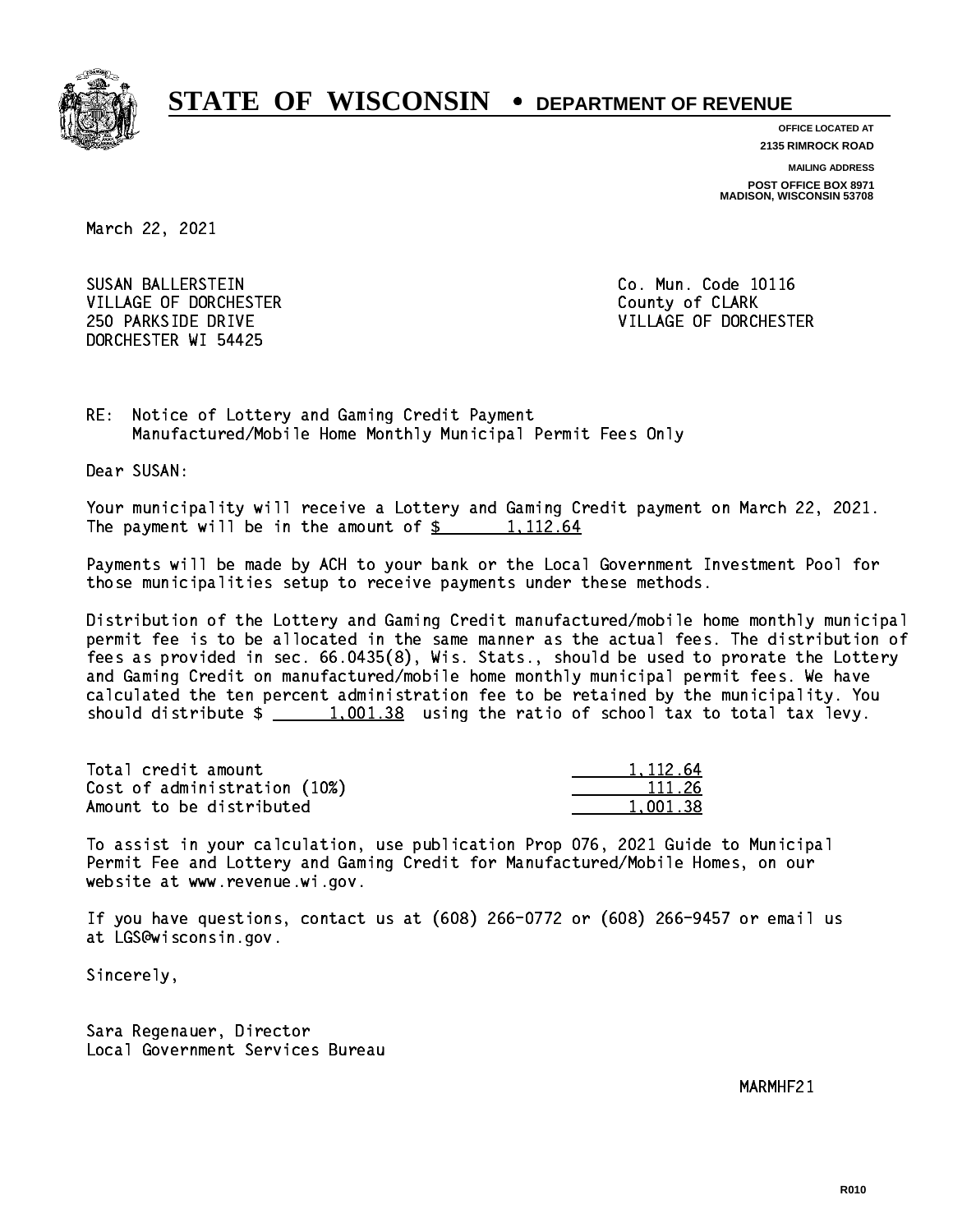# STATE OF WISCONSIN • DEPARTMENT OF REVENUE

OFFICE LOCATED AT
2135 RIMROCK ROAD

MAILING ADDRESS
POST OFFICE BOX 8971
MADISON, WISCONSIN 53708

March 22, 2021

SUSAN BALLERSTEIN
VILLAGE OF DORCHESTER
250 PARKSIDE DRIVE
DORCHESTER WI 54425

Co. Mun. Code 10116
County of CLARK
VILLAGE OF DORCHESTER

RE: Notice of Lottery and Gaming Credit Payment
Manufactured/Mobile Home Monthly Municipal Permit Fees Only

Dear SUSAN:

Your municipality will receive a Lottery and Gaming Credit payment on March 22, 2021. The payment will be in the amount of $ 1,112.64

Payments will be made by ACH to your bank or the Local Government Investment Pool for those municipalities setup to receive payments under these methods.

Distribution of the Lottery and Gaming Credit manufactured/mobile home monthly municipal permit fee is to be allocated in the same manner as the actual fees. The distribution of fees as provided in sec. 66.0435(8), Wis. Stats., should be used to prorate the Lottery and Gaming Credit on manufactured/mobile home monthly municipal permit fees. We have calculated the ten percent administration fee to be retained by the municipality. You should distribute $ 1,001.38 using the ratio of school tax to total tax levy.

| | |
|---|---|
| Total credit amount | 1,112.64 |
| Cost of administration (10%) | 111.26 |
| Amount to be distributed | 1,001.38 |

To assist in your calculation, use publication Prop 076, 2021 Guide to Municipal Permit Fee and Lottery and Gaming Credit for Manufactured/Mobile Homes, on our website at www.revenue.wi.gov.

If you have questions, contact us at (608) 266-0772 or (608) 266-9457 or email us at LGS@wisconsin.gov.

Sincerely,

Sara Regenauer, Director
Local Government Services Bureau

MARMHF21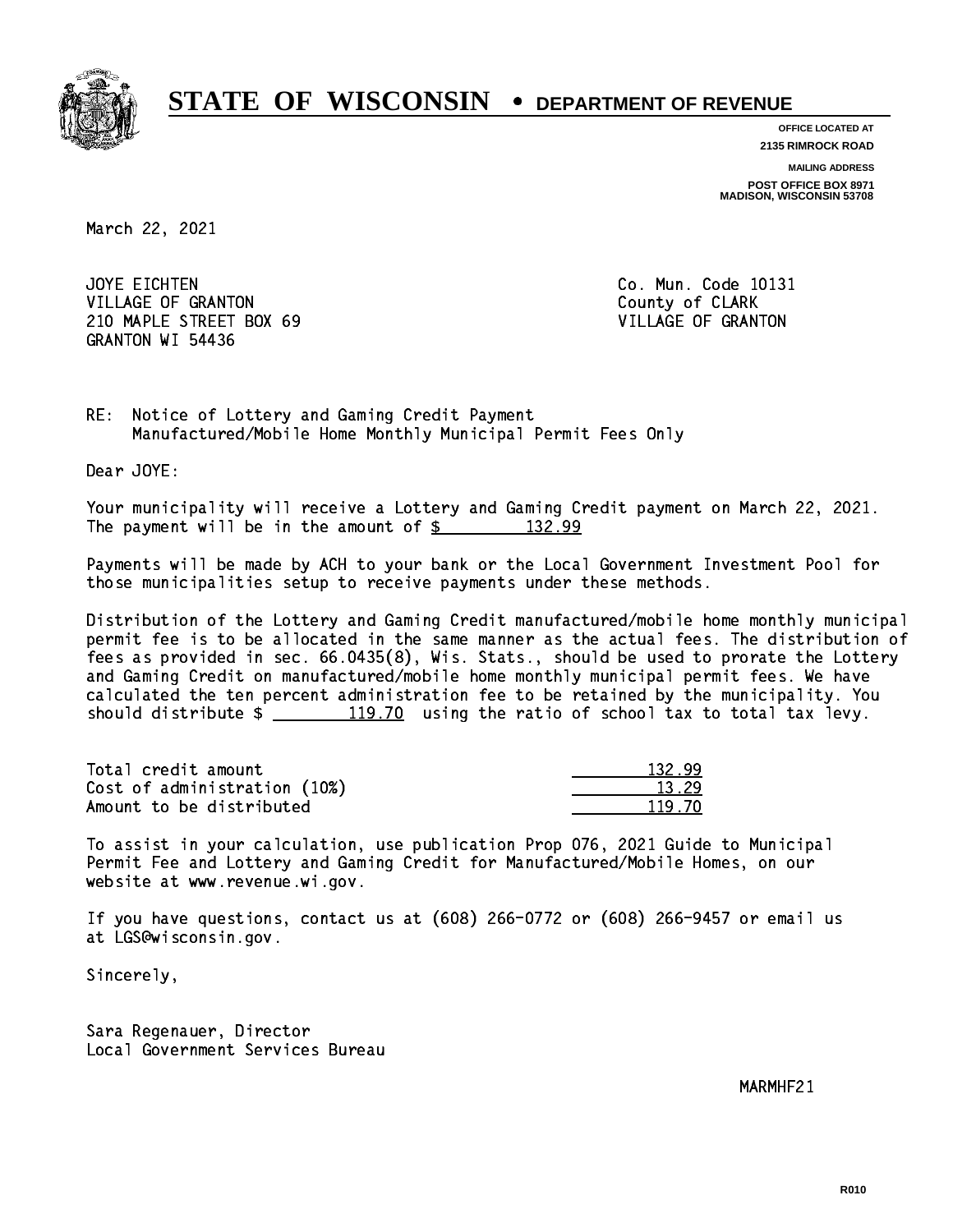# STATE OF WISCONSIN • DEPARTMENT OF REVENUE

**OFFICE LOCATED AT**
2135 RIMROCK ROAD

**MAILING ADDRESS**
POST OFFICE BOX 8971
MADISON, WISCONSIN 53708

March 22, 2021

JOYE EICHTEN
VILLAGE OF GRANTON
210 MAPLE STREET BOX 69
GRANTON WI 54436

Co. Mun. Code 10131
County of CLARK
VILLAGE OF GRANTON

RE: Notice of Lottery and Gaming Credit Payment
Manufactured/Mobile Home Monthly Municipal Permit Fees Only

Dear JOYE:

Your municipality will receive a Lottery and Gaming Credit payment on March 22, 2021. The payment will be in the amount of $ 132.99

Payments will be made by ACH to your bank or the Local Government Investment Pool for those municipalities setup to receive payments under these methods.

Distribution of the Lottery and Gaming Credit manufactured/mobile home monthly municipal permit fee is to be allocated in the same manner as the actual fees. The distribution of fees as provided in sec. 66.0435(8), Wis. Stats., should be used to prorate the Lottery and Gaming Credit on manufactured/mobile home monthly municipal permit fees. We have calculated the ten percent administration fee to be retained by the municipality. You should distribute $ 119.70 using the ratio of school tax to total tax levy.

| | |
|---|---|
| Total credit amount | 132.99 |
| Cost of administration (10%) | 13.29 |
| Amount to be distributed | 119.70 |

To assist in your calculation, use publication Prop 076, 2021 Guide to Municipal Permit Fee and Lottery and Gaming Credit for Manufactured/Mobile Homes, on our website at www.revenue.wi.gov.

If you have questions, contact us at (608) 266-0772 or (608) 266-9457 or email us at LGS@wisconsin.gov.

Sincerely,

Sara Regenauer, Director
Local Government Services Bureau

MARMHF21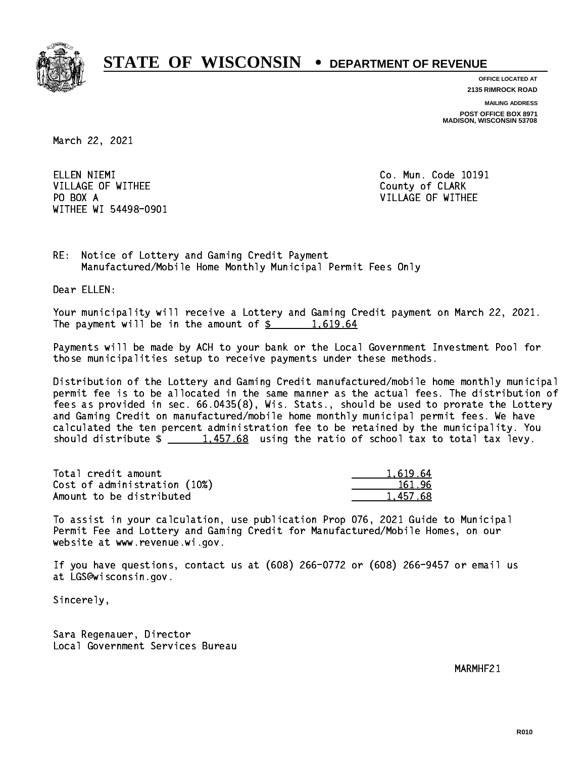# STATE OF WISCONSIN • DEPARTMENT OF REVENUE

OFFICE LOCATED AT
2135 RIMROCK ROAD

MAILING ADDRESS
POST OFFICE BOX 8971
MADISON, WISCONSIN 53708

March 22, 2021

ELLEN NIEMI
VILLAGE OF WITHEE
PO BOX A
WITHEE WI 54498-0901

Co. Mun. Code 10191
County of CLARK
VILLAGE OF WITHEE

RE: Notice of Lottery and Gaming Credit Payment
Manufactured/Mobile Home Monthly Municipal Permit Fees Only

Dear ELLEN:

Your municipality will receive a Lottery and Gaming Credit payment on March 22, 2021. The payment will be in the amount of $ 1,619.64

Payments will be made by ACH to your bank or the Local Government Investment Pool for those municipalities setup to receive payments under these methods.

Distribution of the Lottery and Gaming Credit manufactured/mobile home monthly municipal permit fee is to be allocated in the same manner as the actual fees. The distribution of fees as provided in sec. 66.0435(8), Wis. Stats., should be used to prorate the Lottery and Gaming Credit on manufactured/mobile home monthly municipal permit fees. We have calculated the ten percent administration fee to be retained by the municipality. You should distribute $ 1,457.68 using the ratio of school tax to total tax levy.

| | |
|---|---|
| Total credit amount | 1,619.64 |
| Cost of administration (10%) | 161.96 |
| Amount to be distributed | 1,457.68 |

To assist in your calculation, use publication Prop 076, 2021 Guide to Municipal Permit Fee and Lottery and Gaming Credit for Manufactured/Mobile Homes, on our website at www.revenue.wi.gov.

If you have questions, contact us at (608) 266-0772 or (608) 266-9457 or email us at LGS@wisconsin.gov.

Sincerely,

Sara Regenauer, Director
Local Government Services Bureau

MARMHF21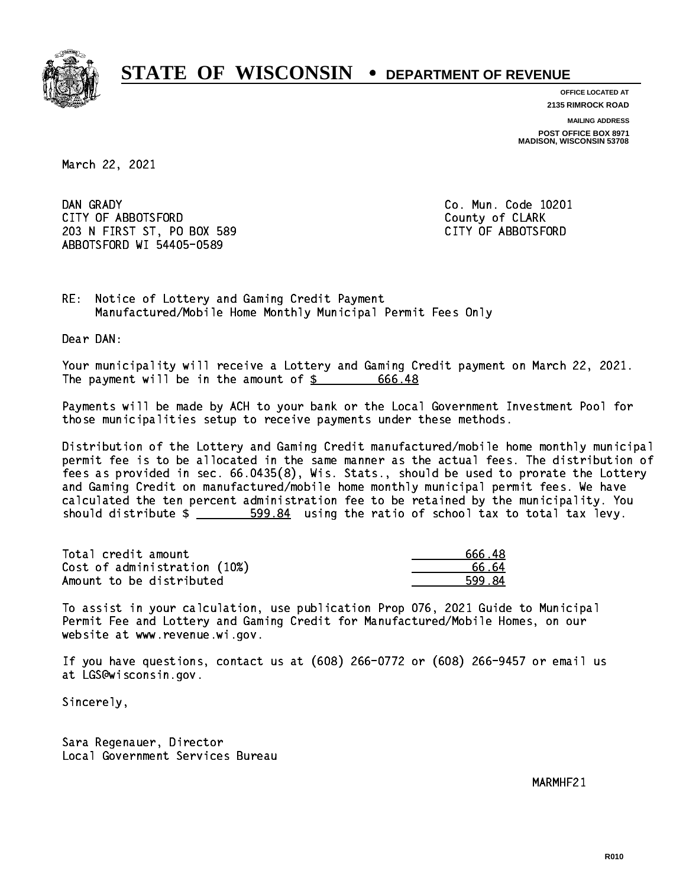# STATE OF WISCONSIN • DEPARTMENT OF REVENUE

OFFICE LOCATED AT
2135 RIMROCK ROAD

MAILING ADDRESS
POST OFFICE BOX 8971
MADISON, WISCONSIN 53708

March 22, 2021

DAN GRADY
CITY OF ABBOTSFORD
203 N FIRST ST, PO BOX 589
ABBOTSFORD WI 54405-0589

Co. Mun. Code 10201
County of CLARK
CITY OF ABBOTSFORD

RE: Notice of Lottery and Gaming Credit Payment
Manufactured/Mobile Home Monthly Municipal Permit Fees Only

Dear DAN:

Your municipality will receive a Lottery and Gaming Credit payment on March 22, 2021. The payment will be in the amount of $ 666.48

Payments will be made by ACH to your bank or the Local Government Investment Pool for those municipalities setup to receive payments under these methods.

Distribution of the Lottery and Gaming Credit manufactured/mobile home monthly municipal permit fee is to be allocated in the same manner as the actual fees. The distribution of fees as provided in sec. 66.0435(8), Wis. Stats., should be used to prorate the Lottery and Gaming Credit on manufactured/mobile home monthly municipal permit fees. We have calculated the ten percent administration fee to be retained by the municipality. You should distribute $ 599.84 using the ratio of school tax to total tax levy.

| | |
|---|---|
| Total credit amount | 666.48 |
| Cost of administration (10%) | 66.64 |
| Amount to be distributed | 599.84 |

To assist in your calculation, use publication Prop 076, 2021 Guide to Municipal Permit Fee and Lottery and Gaming Credit for Manufactured/Mobile Homes, on our website at www.revenue.wi.gov.

If you have questions, contact us at (608) 266-0772 or (608) 266-9457 or email us at LGS@wisconsin.gov.

Sincerely,

Sara Regenauer, Director
Local Government Services Bureau

MARMHF21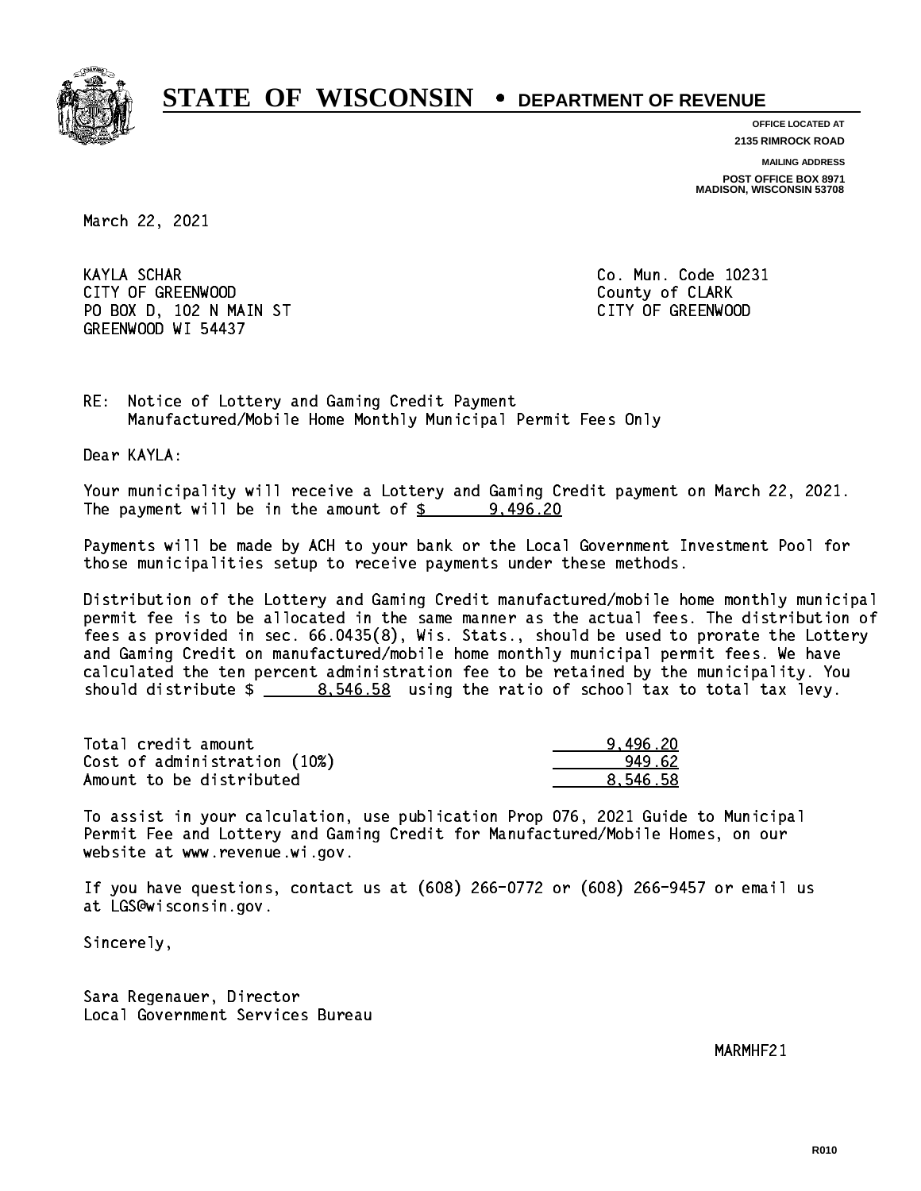# STATE OF WISCONSIN • DEPARTMENT OF REVENUE

**OFFICE LOCATED AT**
**2135 RIMROCK ROAD**

**MAILING ADDRESS**
**POST OFFICE BOX 8971**
**MADISON, WISCONSIN 53708**

March 22, 2021

KAYLA SCHAR
CITY OF GREENWOOD
PO BOX D, 102 N MAIN ST
GREENWOOD WI 54437

Co. Mun. Code 10231
County of CLARK
CITY OF GREENWOOD

RE: Notice of Lottery and Gaming Credit Payment
Manufactured/Mobile Home Monthly Municipal Permit Fees Only

Dear KAYLA:

Your municipality will receive a Lottery and Gaming Credit payment on March 22, 2021. The payment will be in the amount of $ 9,496.20

Payments will be made by ACH to your bank or the Local Government Investment Pool for those municipalities setup to receive payments under these methods.

Distribution of the Lottery and Gaming Credit manufactured/mobile home monthly municipal permit fee is to be allocated in the same manner as the actual fees. The distribution of fees as provided in sec. 66.0435(8), Wis. Stats., should be used to prorate the Lottery and Gaming Credit on manufactured/mobile home monthly municipal permit fees. We have calculated the ten percent administration fee to be retained by the municipality. You should distribute $ 8,546.58 using the ratio of school tax to total tax levy.

| | |
|---|---|
| Total credit amount | 9,496.20 |
| Cost of administration (10%) | 949.62 |
| Amount to be distributed | 8,546.58 |

To assist in your calculation, use publication Prop 076, 2021 Guide to Municipal Permit Fee and Lottery and Gaming Credit for Manufactured/Mobile Homes, on our website at www.revenue.wi.gov.

If you have questions, contact us at (608) 266-0772 or (608) 266-9457 or email us at LGS@wisconsin.gov.

Sincerely,

Sara Regenauer, Director
Local Government Services Bureau

MARMHF21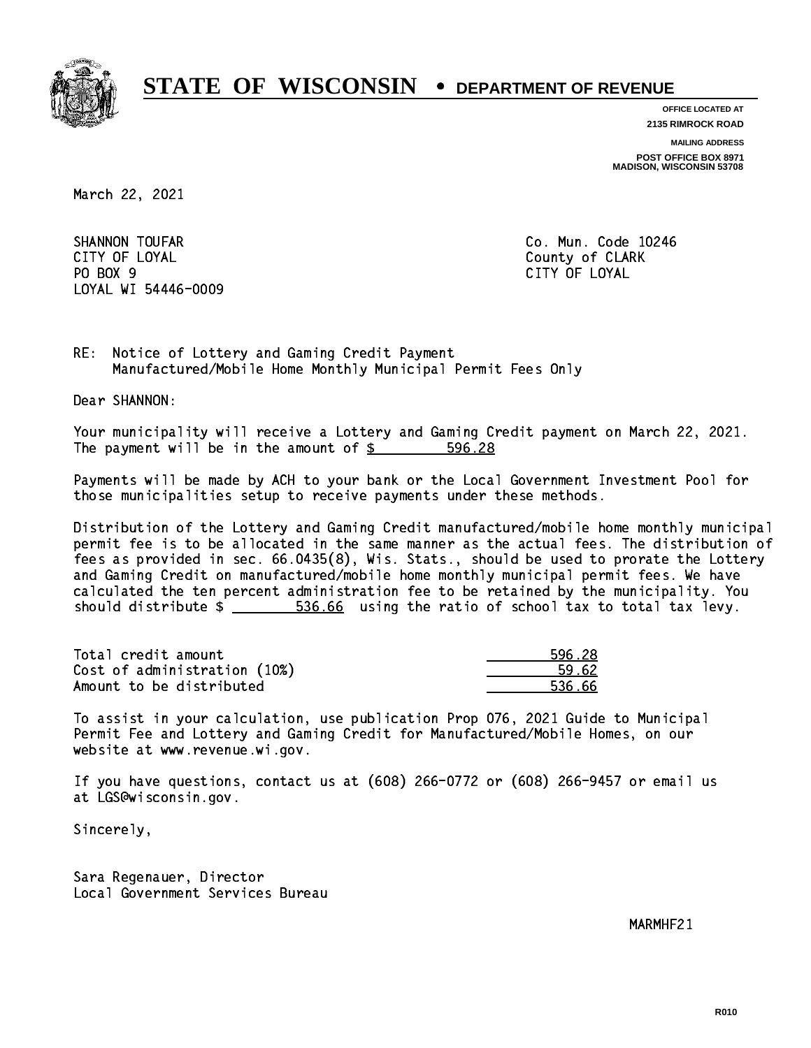# STATE OF WISCONSIN • DEPARTMENT OF REVENUE

**OFFICE LOCATED AT**
**2135 RIMROCK ROAD**

**MAILING ADDRESS**
**POST OFFICE BOX 8971**
**MADISON, WISCONSIN 53708**

March 22, 2021

SHANNON TOUFAR
CITY OF LOYAL
PO BOX 9
LOYAL WI 54446-0009

Co. Mun. Code 10246
County of CLARK
CITY OF LOYAL

RE: Notice of Lottery and Gaming Credit Payment
Manufactured/Mobile Home Monthly Municipal Permit Fees Only

Dear SHANNON:

Your municipality will receive a Lottery and Gaming Credit payment on March 22, 2021. The payment will be in the amount of $ 596.28

Payments will be made by ACH to your bank or the Local Government Investment Pool for those municipalities setup to receive payments under these methods.

Distribution of the Lottery and Gaming Credit manufactured/mobile home monthly municipal permit fee is to be allocated in the same manner as the actual fees. The distribution of fees as provided in sec. 66.0435(8), Wis. Stats., should be used to prorate the Lottery and Gaming Credit on manufactured/mobile home monthly municipal permit fees. We have calculated the ten percent administration fee to be retained by the municipality. You should distribute $ 536.66 using the ratio of school tax to total tax levy.

| | |
|---|---|
| Total credit amount | 596.28 |
| Cost of administration (10%) | 59.62 |
| Amount to be distributed | 536.66 |

To assist in your calculation, use publication Prop 076, 2021 Guide to Municipal Permit Fee and Lottery and Gaming Credit for Manufactured/Mobile Homes, on our website at www.revenue.wi.gov.

If you have questions, contact us at (608) 266-0772 or (608) 266-9457 or email us at LGS@wisconsin.gov.

Sincerely,

Sara Regenauer, Director
Local Government Services Bureau

MARMHF21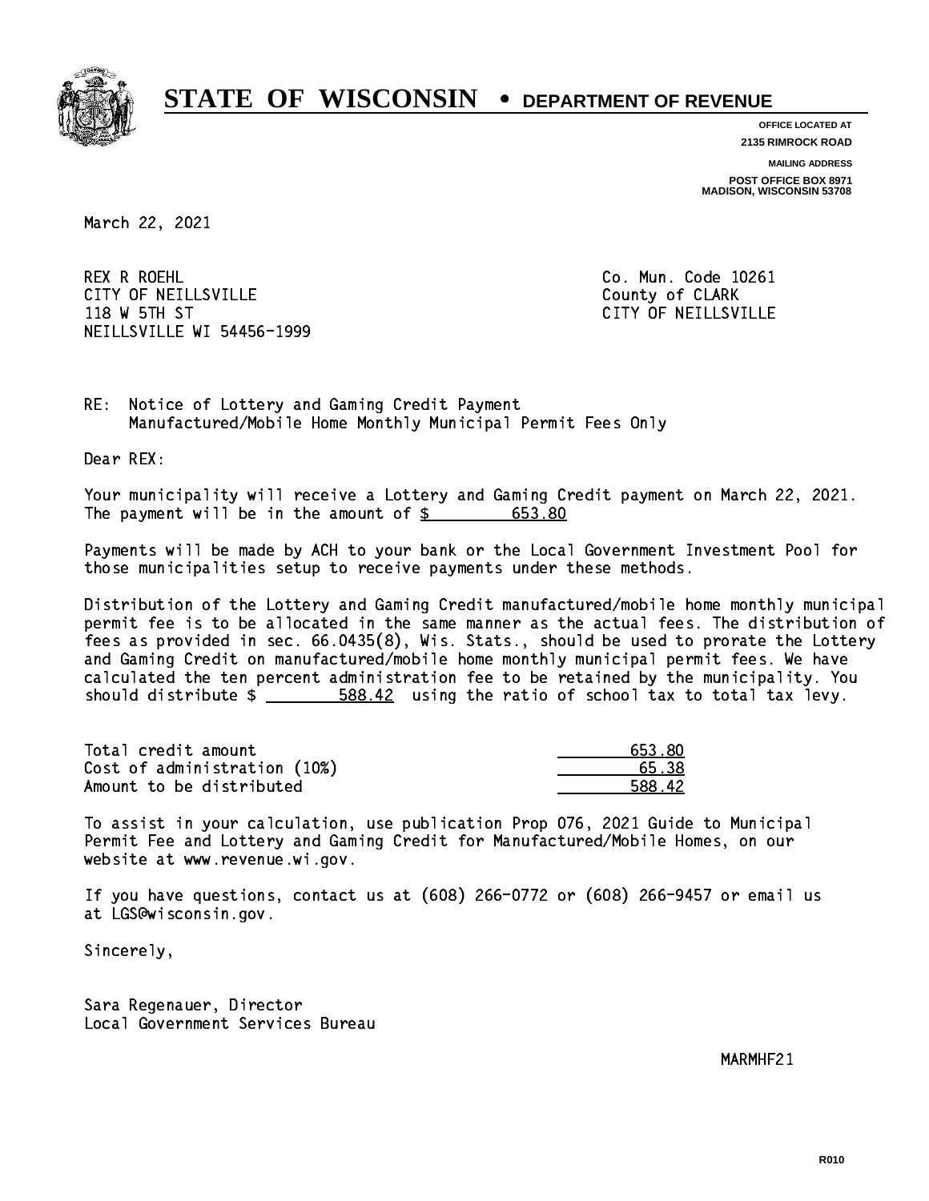# STATE OF WISCONSIN • DEPARTMENT OF REVENUE

**OFFICE LOCATED AT**
**2135 RIMROCK ROAD**

**MAILING ADDRESS**
**POST OFFICE BOX 8971**
**MADISON, WISCONSIN 53708**

March 22, 2021

REX R ROEHL
CITY OF NEILLSVILLE
118 W 5TH ST
NEILLSVILLE WI 54456-1999

Co. Mun. Code 10261
County of CLARK
CITY OF NEILLSVILLE

RE: Notice of Lottery and Gaming Credit Payment
Manufactured/Mobile Home Monthly Municipal Permit Fees Only

Dear REX:

Your municipality will receive a Lottery and Gaming Credit payment on March 22, 2021. The payment will be in the amount of $ 653.80

Payments will be made by ACH to your bank or the Local Government Investment Pool for those municipalities setup to receive payments under these methods.

Distribution of the Lottery and Gaming Credit manufactured/mobile home monthly municipal permit fee is to be allocated in the same manner as the actual fees. The distribution of fees as provided in sec. 66.0435(8), Wis. Stats., should be used to prorate the Lottery and Gaming Credit on manufactured/mobile home monthly municipal permit fees. We have calculated the ten percent administration fee to be retained by the municipality. You should distribute $ 588.42 using the ratio of school tax to total tax levy.

| | |
|---|---|
| Total credit amount | 653.80 |
| Cost of administration (10%) | 65.38 |
| Amount to be distributed | 588.42 |

To assist in your calculation, use publication Prop 076, 2021 Guide to Municipal Permit Fee and Lottery and Gaming Credit for Manufactured/Mobile Homes, on our website at www.revenue.wi.gov.

If you have questions, contact us at (608) 266-0772 or (608) 266-9457 or email us at LGS@wisconsin.gov.

Sincerely,

Sara Regenauer, Director
Local Government Services Bureau

MARMHF21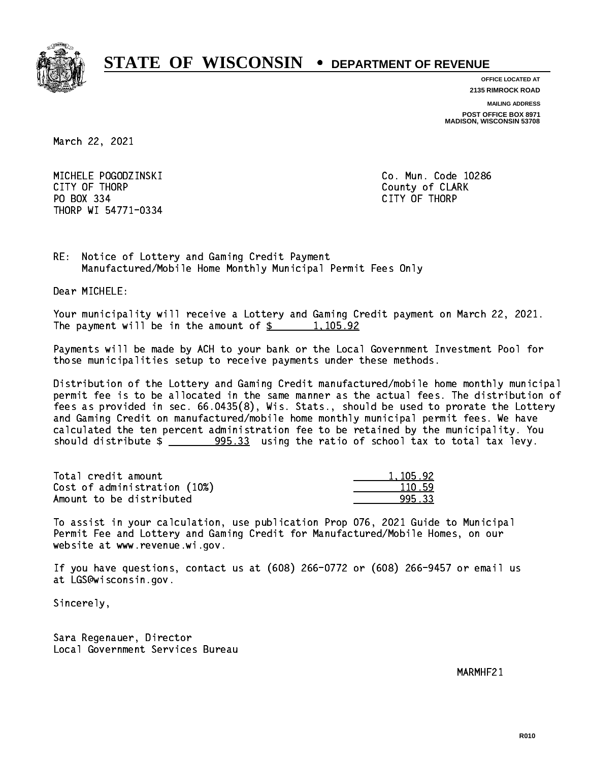# STATE OF WISCONSIN • DEPARTMENT OF REVENUE

OFFICE LOCATED AT
2135 RIMROCK ROAD

MAILING ADDRESS
POST OFFICE BOX 8971
MADISON, WISCONSIN 53708

March 22, 2021

MICHELE POGODZINSKI
CITY OF THORP
PO BOX 334
THORP WI 54771-0334

Co. Mun. Code 10286
County of CLARK
CITY OF THORP

RE: Notice of Lottery and Gaming Credit Payment
Manufactured/Mobile Home Monthly Municipal Permit Fees Only

Dear MICHELE:

Your municipality will receive a Lottery and Gaming Credit payment on March 22, 2021. The payment will be in the amount of $ 1,105.92

Payments will be made by ACH to your bank or the Local Government Investment Pool for those municipalities setup to receive payments under these methods.

Distribution of the Lottery and Gaming Credit manufactured/mobile home monthly municipal permit fee is to be allocated in the same manner as the actual fees. The distribution of fees as provided in sec. 66.0435(8), Wis. Stats., should be used to prorate the Lottery and Gaming Credit on manufactured/mobile home monthly municipal permit fees. We have calculated the ten percent administration fee to be retained by the municipality. You should distribute $ 995.33 using the ratio of school tax to total tax levy.

| | |
|---|---|
| Total credit amount | 1,105.92 |
| Cost of administration (10%) | 110.59 |
| Amount to be distributed | 995.33 |

To assist in your calculation, use publication Prop 076, 2021 Guide to Municipal Permit Fee and Lottery and Gaming Credit for Manufactured/Mobile Homes, on our website at www.revenue.wi.gov.

If you have questions, contact us at (608) 266-0772 or (608) 266-9457 or email us at LGS@wisconsin.gov.

Sincerely,

Sara Regenauer, Director
Local Government Services Bureau

MARMHF21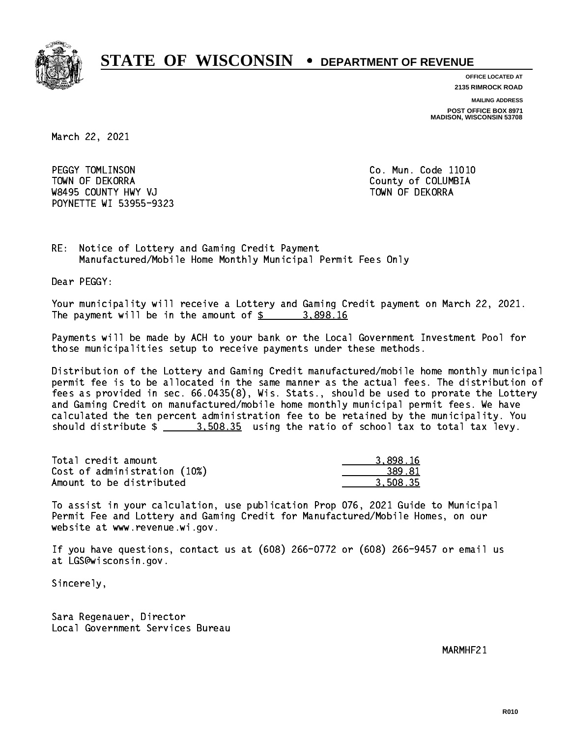# STATE OF WISCONSIN • DEPARTMENT OF REVENUE

**OFFICE LOCATED AT**
**2135 RIMROCK ROAD**

**MAILING ADDRESS**
**POST OFFICE BOX 8971**
**MADISON, WISCONSIN 53708**

March 22, 2021

PEGGY TOMLINSON
TOWN OF DEKORRA
W8495 COUNTY HWY VJ
POYNETTE WI 53955-9323

Co. Mun. Code 11010
County of COLUMBIA
TOWN OF DEKORRA

RE: Notice of Lottery and Gaming Credit Payment
Manufactured/Mobile Home Monthly Municipal Permit Fees Only

Dear PEGGY:

Your municipality will receive a Lottery and Gaming Credit payment on March 22, 2021. The payment will be in the amount of $ 3,898.16

Payments will be made by ACH to your bank or the Local Government Investment Pool for those municipalities setup to receive payments under these methods.

Distribution of the Lottery and Gaming Credit manufactured/mobile home monthly municipal permit fee is to be allocated in the same manner as the actual fees. The distribution of fees as provided in sec. 66.0435(8), Wis. Stats., should be used to prorate the Lottery and Gaming Credit on manufactured/mobile home monthly municipal permit fees. We have calculated the ten percent administration fee to be retained by the municipality. You should distribute $ 3,508.35 using the ratio of school tax to total tax levy.

| | |
|---|---|
| Total credit amount | 3,898.16 |
| Cost of administration (10%) | 389.81 |
| Amount to be distributed | 3,508.35 |

To assist in your calculation, use publication Prop 076, 2021 Guide to Municipal Permit Fee and Lottery and Gaming Credit for Manufactured/Mobile Homes, on our website at www.revenue.wi.gov.

If you have questions, contact us at (608) 266-0772 or (608) 266-9457 or email us at LGS@wisconsin.gov.

Sincerely,

Sara Regenauer, Director
Local Government Services Bureau

MARMHF21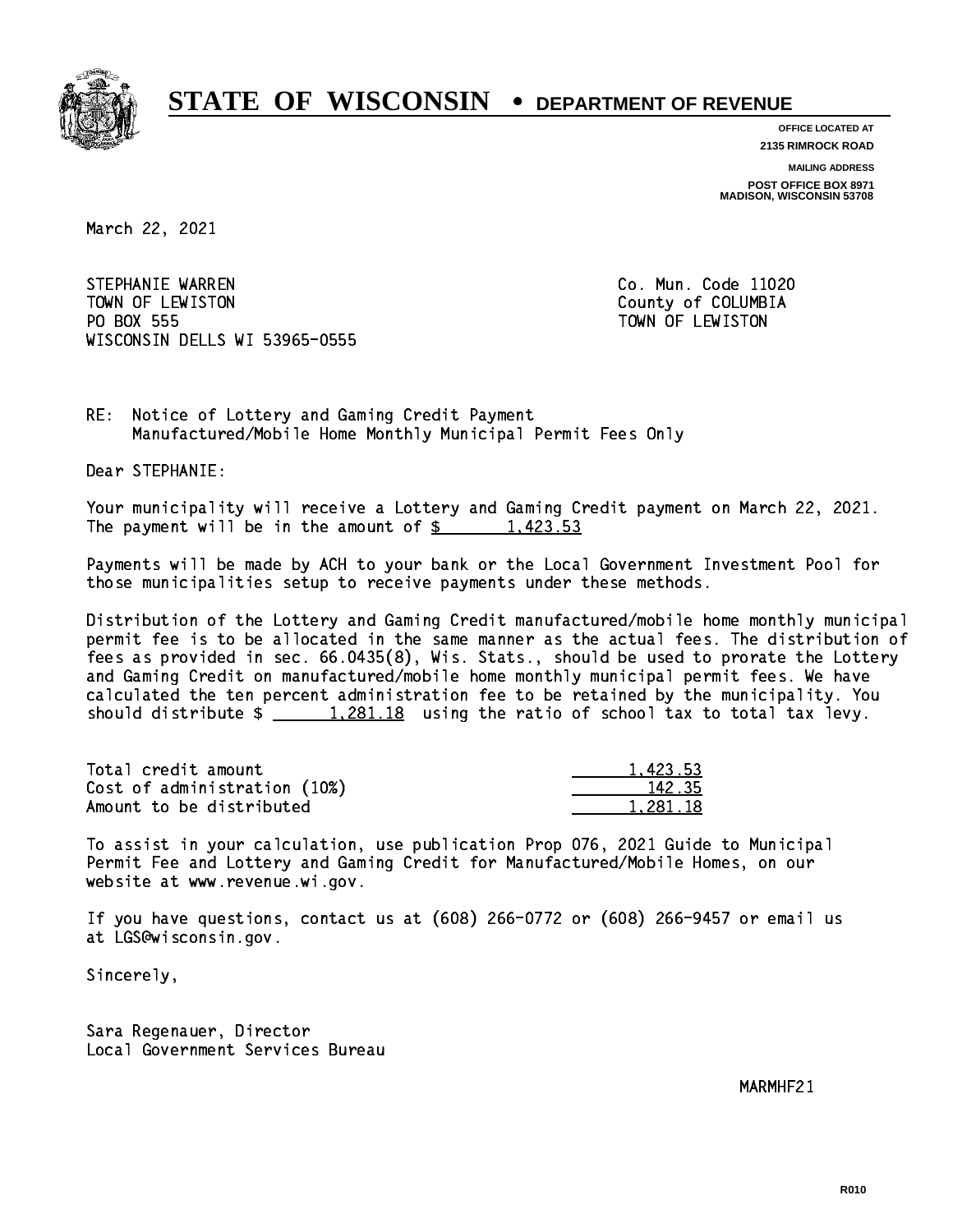# STATE OF WISCONSIN • DEPARTMENT OF REVENUE

**OFFICE LOCATED AT**
**2135 RIMROCK ROAD**

**MAILING ADDRESS**
**POST OFFICE BOX 8971**
**MADISON, WISCONSIN 53708**

March 22, 2021

STEPHANIE WARREN
TOWN OF LEWISTON
PO BOX 555
WISCONSIN DELLS WI 53965-0555

Co. Mun. Code 11020
County of COLUMBIA
TOWN OF LEWISTON

RE: Notice of Lottery and Gaming Credit Payment
Manufactured/Mobile Home Monthly Municipal Permit Fees Only

Dear STEPHANIE:

Your municipality will receive a Lottery and Gaming Credit payment on March 22, 2021. The payment will be in the amount of $ 1,423.53

Payments will be made by ACH to your bank or the Local Government Investment Pool for those municipalities setup to receive payments under these methods.

Distribution of the Lottery and Gaming Credit manufactured/mobile home monthly municipal permit fee is to be allocated in the same manner as the actual fees. The distribution of fees as provided in sec. 66.0435(8), Wis. Stats., should be used to prorate the Lottery and Gaming Credit on manufactured/mobile home monthly municipal permit fees. We have calculated the ten percent administration fee to be retained by the municipality. You should distribute $ 1,281.18 using the ratio of school tax to total tax levy.

| | |
|---|---|
| Total credit amount | 1,423.53 |
| Cost of administration (10%) | 142.35 |
| Amount to be distributed | 1,281.18 |

To assist in your calculation, use publication Prop 076, 2021 Guide to Municipal Permit Fee and Lottery and Gaming Credit for Manufactured/Mobile Homes, on our website at www.revenue.wi.gov.

If you have questions, contact us at (608) 266-0772 or (608) 266-9457 or email us at LGS@wisconsin.gov.

Sincerely,

Sara Regenauer, Director
Local Government Services Bureau

MARMHF21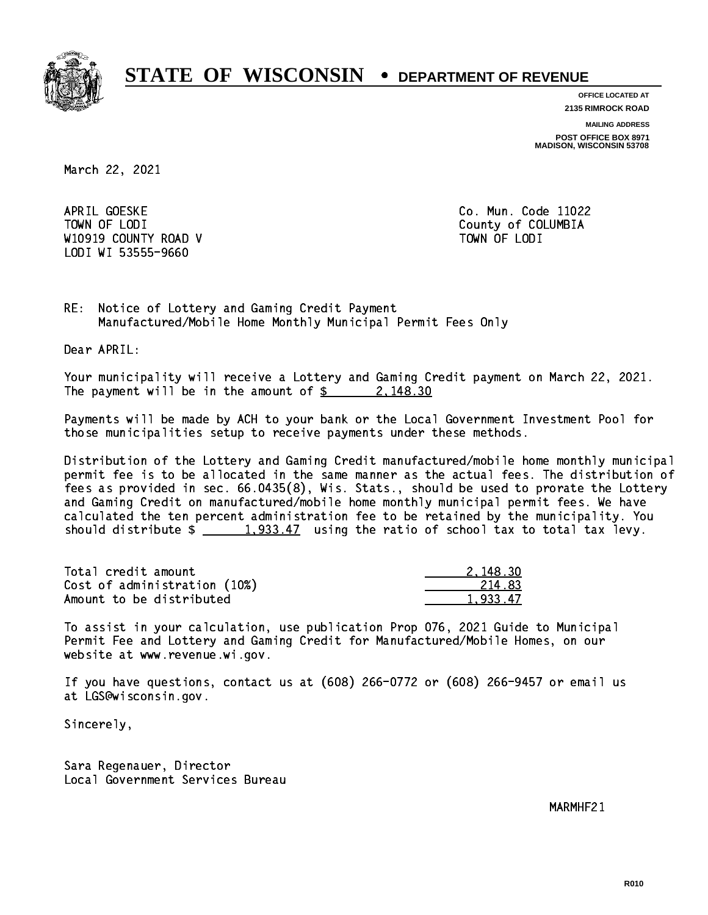# STATE OF WISCONSIN • DEPARTMENT OF REVENUE

**OFFICE LOCATED AT**
**2135 RIMROCK ROAD**

**MAILING ADDRESS**
**POST OFFICE BOX 8971**
**MADISON, WISCONSIN 53708**

March 22, 2021

APRIL GOESKE
TOWN OF LODI
W10919 COUNTY ROAD V
LODI WI 53555-9660

Co. Mun. Code 11022
County of COLUMBIA
TOWN OF LODI

RE: Notice of Lottery and Gaming Credit Payment
Manufactured/Mobile Home Monthly Municipal Permit Fees Only

Dear APRIL:

Your municipality will receive a Lottery and Gaming Credit payment on March 22, 2021. The payment will be in the amount of $ 2,148.30

Payments will be made by ACH to your bank or the Local Government Investment Pool for those municipalities setup to receive payments under these methods.

Distribution of the Lottery and Gaming Credit manufactured/mobile home monthly municipal permit fee is to be allocated in the same manner as the actual fees. The distribution of fees as provided in sec. 66.0435(8), Wis. Stats., should be used to prorate the Lottery and Gaming Credit on manufactured/mobile home monthly municipal permit fees. We have calculated the ten percent administration fee to be retained by the municipality. You should distribute $ 1,933.47 using the ratio of school tax to total tax levy.

| | |
|---|---|
| Total credit amount | 2,148.30 |
| Cost of administration (10%) | 214.83 |
| Amount to be distributed | 1,933.47 |

To assist in your calculation, use publication Prop 076, 2021 Guide to Municipal Permit Fee and Lottery and Gaming Credit for Manufactured/Mobile Homes, on our website at www.revenue.wi.gov.

If you have questions, contact us at (608) 266-0772 or (608) 266-9457 or email us at LGS@wisconsin.gov.

Sincerely,

Sara Regenauer, Director
Local Government Services Bureau

MARMHF21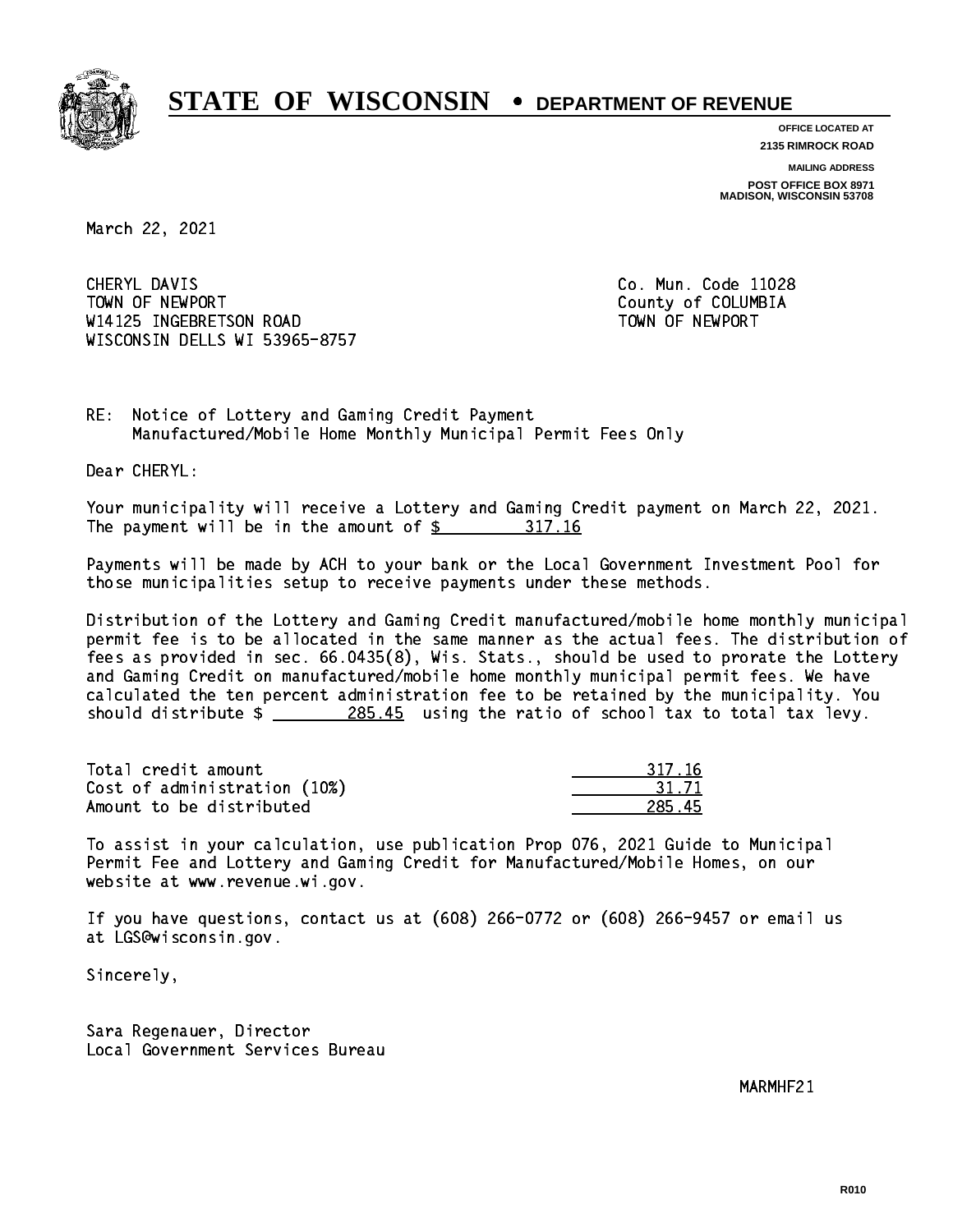# STATE OF WISCONSIN • DEPARTMENT OF REVENUE

**OFFICE LOCATED AT**
**2135 RIMROCK ROAD**

**MAILING ADDRESS**
**POST OFFICE BOX 8971**
**MADISON, WISCONSIN 53708**

March 22, 2021

CHERYL DAVIS
TOWN OF NEWPORT
W14125 INGEBRETSON ROAD
WISCONSIN DELLS WI 53965-8757

Co. Mun. Code 11028
County of COLUMBIA
TOWN OF NEWPORT

RE: Notice of Lottery and Gaming Credit Payment
Manufactured/Mobile Home Monthly Municipal Permit Fees Only

Dear CHERYL:

Your municipality will receive a Lottery and Gaming Credit payment on March 22, 2021. The payment will be in the amount of $ 317.16

Payments will be made by ACH to your bank or the Local Government Investment Pool for those municipalities setup to receive payments under these methods.

Distribution of the Lottery and Gaming Credit manufactured/mobile home monthly municipal permit fee is to be allocated in the same manner as the actual fees. The distribution of fees as provided in sec. 66.0435(8), Wis. Stats., should be used to prorate the Lottery and Gaming Credit on manufactured/mobile home monthly municipal permit fees. We have calculated the ten percent administration fee to be retained by the municipality. You should distribute $ 285.45 using the ratio of school tax to total tax levy.

| | |
|---|---|
| Total credit amount | 317.16 |
| Cost of administration (10%) | 31.71 |
| Amount to be distributed | 285.45 |

To assist in your calculation, use publication Prop 076, 2021 Guide to Municipal Permit Fee and Lottery and Gaming Credit for Manufactured/Mobile Homes, on our website at www.revenue.wi.gov.

If you have questions, contact us at (608) 266-0772 or (608) 266-9457 or email us at LGS@wisconsin.gov.

Sincerely,

Sara Regenauer, Director
Local Government Services Bureau

MARMHF21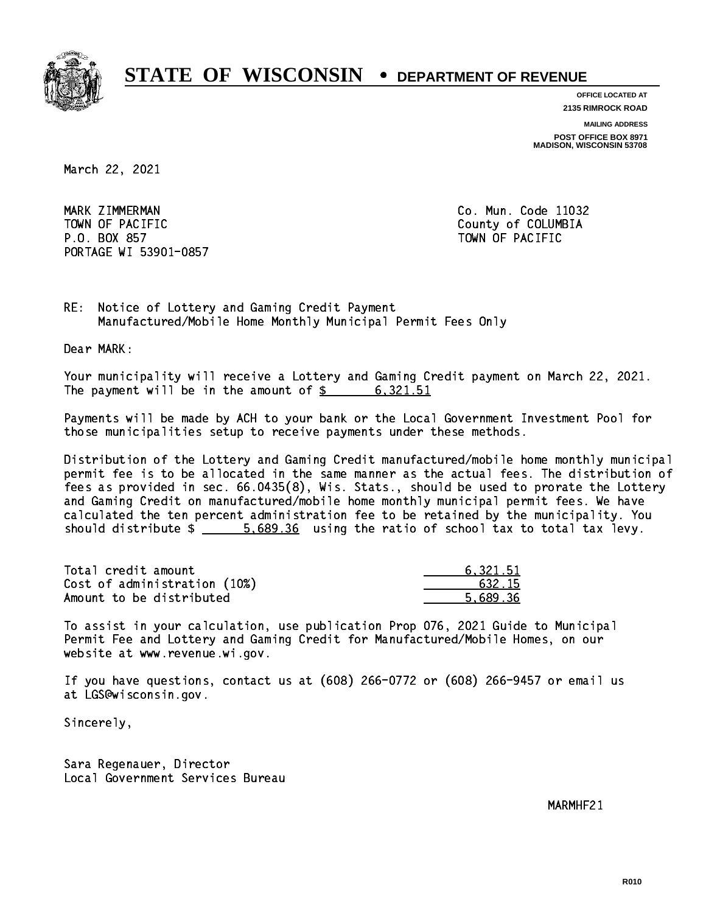# STATE OF WISCONSIN • DEPARTMENT OF REVENUE

**OFFICE LOCATED AT**
**2135 RIMROCK ROAD**

**MAILING ADDRESS**
**POST OFFICE BOX 8971**
**MADISON, WISCONSIN 53708**

March 22, 2021

MARK ZIMMERMAN
TOWN OF PACIFIC
P.O. BOX 857
PORTAGE WI 53901-0857

Co. Mun. Code 11032
County of COLUMBIA
TOWN OF PACIFIC

RE: Notice of Lottery and Gaming Credit Payment
Manufactured/Mobile Home Monthly Municipal Permit Fees Only

Dear MARK:

Your municipality will receive a Lottery and Gaming Credit payment on March 22, 2021. The payment will be in the amount of $ 6,321.51

Payments will be made by ACH to your bank or the Local Government Investment Pool for those municipalities setup to receive payments under these methods.

Distribution of the Lottery and Gaming Credit manufactured/mobile home monthly municipal permit fee is to be allocated in the same manner as the actual fees. The distribution of fees as provided in sec. 66.0435(8), Wis. Stats., should be used to prorate the Lottery and Gaming Credit on manufactured/mobile home monthly municipal permit fees. We have calculated the ten percent administration fee to be retained by the municipality. You should distribute $ 5,689.36 using the ratio of school tax to total tax levy.

| | |
|---|---|
| Total credit amount | 6,321.51 |
| Cost of administration (10%) | 632.15 |
| Amount to be distributed | 5,689.36 |

To assist in your calculation, use publication Prop 076, 2021 Guide to Municipal Permit Fee and Lottery and Gaming Credit for Manufactured/Mobile Homes, on our website at www.revenue.wi.gov.

If you have questions, contact us at (608) 266-0772 or (608) 266-9457 or email us at LGS@wisconsin.gov.

Sincerely,

Sara Regenauer, Director
Local Government Services Bureau

MARMHF21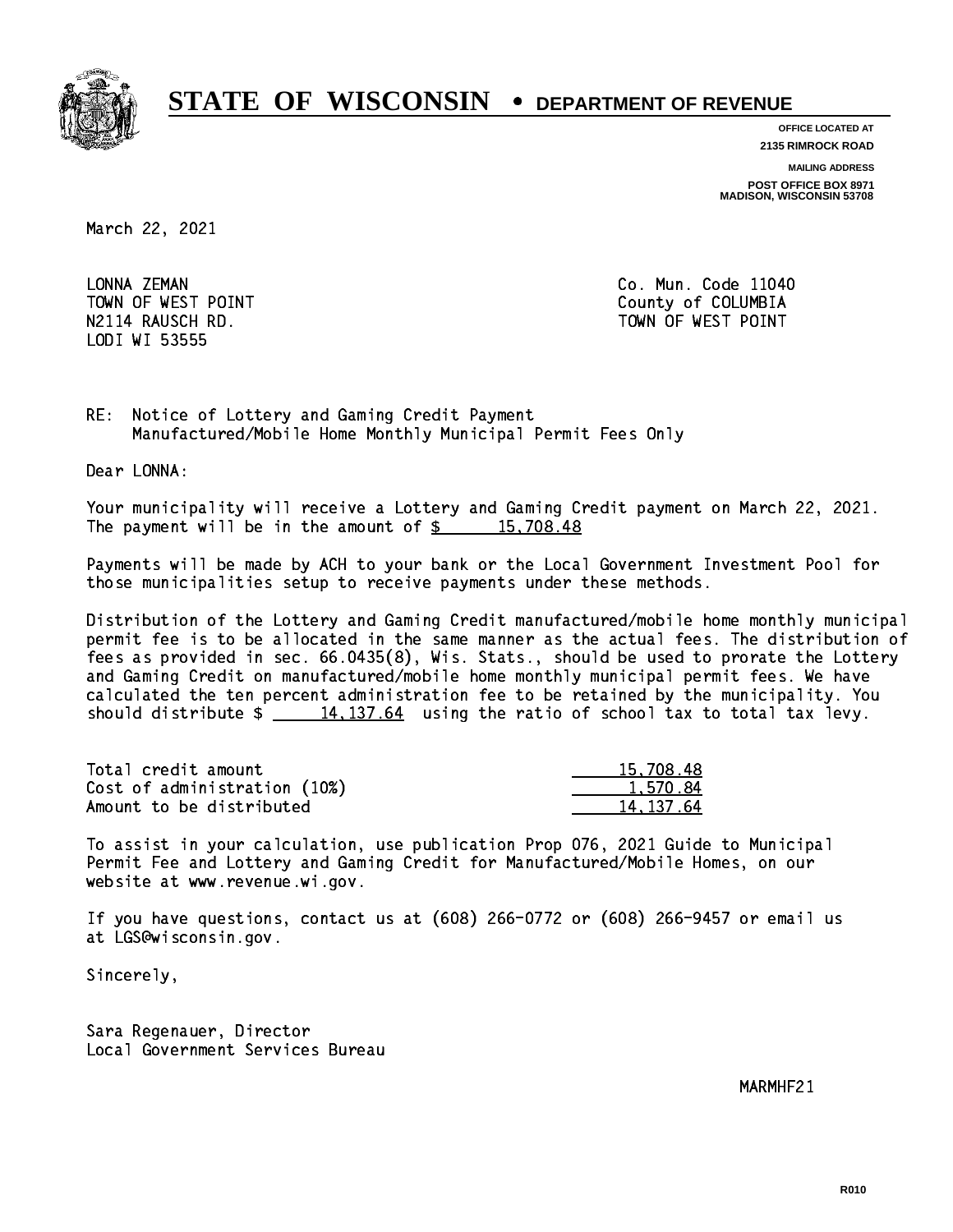# STATE OF WISCONSIN • DEPARTMENT OF REVENUE

**OFFICE LOCATED AT**
**2135 RIMROCK ROAD**

**MAILING ADDRESS**
**POST OFFICE BOX 8971**
**MADISON, WISCONSIN 53708**

March 22, 2021

LONNA ZEMAN
TOWN OF WEST POINT
N2114 RAUSCH RD.
LODI WI 53555

Co. Mun. Code 11040
County of COLUMBIA
TOWN OF WEST POINT

RE: Notice of Lottery and Gaming Credit Payment
Manufactured/Mobile Home Monthly Municipal Permit Fees Only

Dear LONNA:

Your municipality will receive a Lottery and Gaming Credit payment on March 22, 2021. The payment will be in the amount of $ 15,708.48

Payments will be made by ACH to your bank or the Local Government Investment Pool for those municipalities setup to receive payments under these methods.

Distribution of the Lottery and Gaming Credit manufactured/mobile home monthly municipal permit fee is to be allocated in the same manner as the actual fees. The distribution of fees as provided in sec. 66.0435(8), Wis. Stats., should be used to prorate the Lottery and Gaming Credit on manufactured/mobile home monthly municipal permit fees. We have calculated the ten percent administration fee to be retained by the municipality. You should distribute $ 14,137.64 using the ratio of school tax to total tax levy.

| | |
|---|---|
| Total credit amount | 15,708.48 |
| Cost of administration (10%) | 1,570.84 |
| Amount to be distributed | 14,137.64 |

To assist in your calculation, use publication Prop 076, 2021 Guide to Municipal Permit Fee and Lottery and Gaming Credit for Manufactured/Mobile Homes, on our website at www.revenue.wi.gov.

If you have questions, contact us at (608) 266-0772 or (608) 266-9457 or email us at LGS@wisconsin.gov.

Sincerely,

Sara Regenauer, Director
Local Government Services Bureau

MARMHF21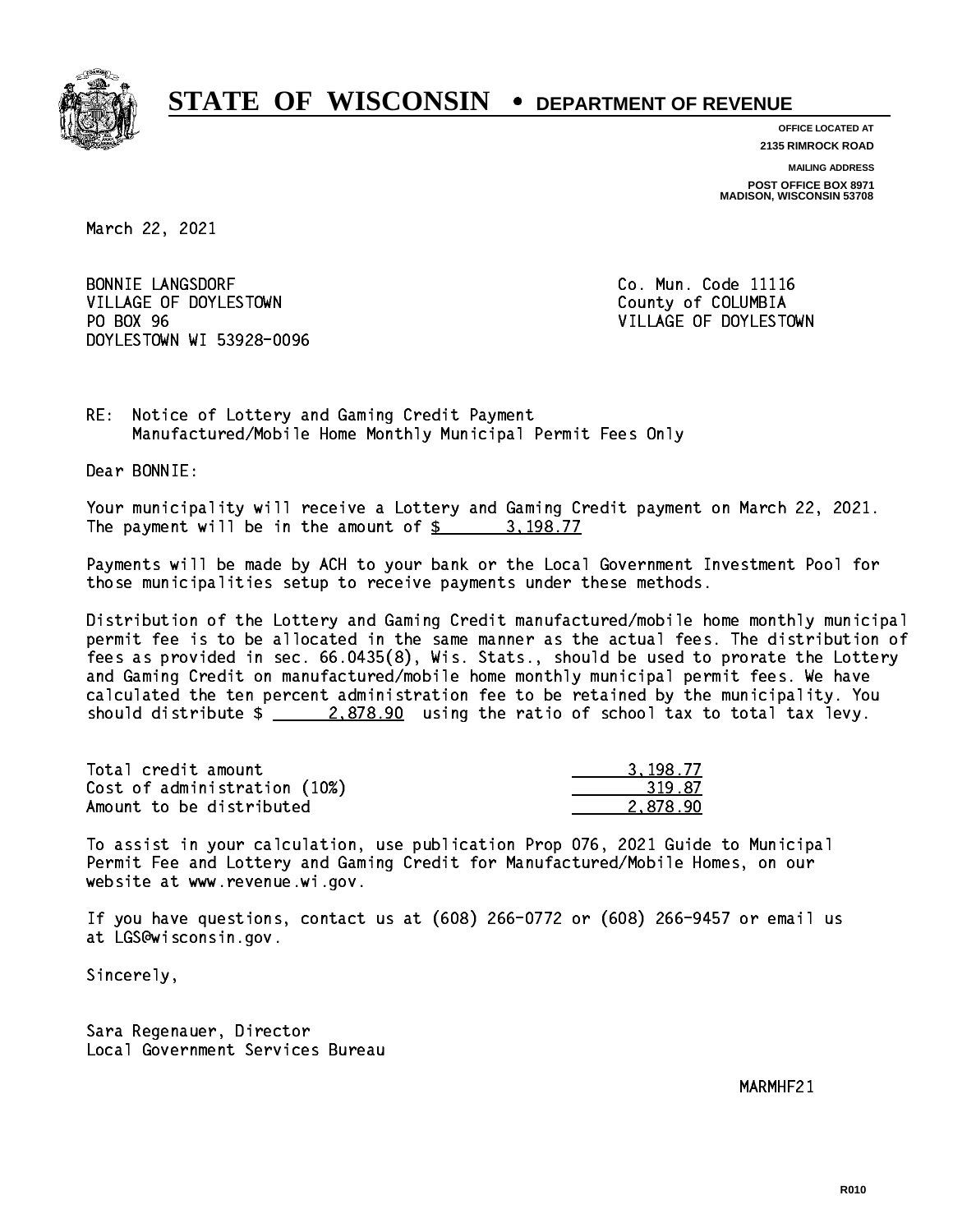# STATE OF WISCONSIN • DEPARTMENT OF REVENUE

**OFFICE LOCATED AT**
**2135 RIMROCK ROAD**

**MAILING ADDRESS**
**POST OFFICE BOX 8971**
**MADISON, WISCONSIN 53708**

March 22, 2021

BONNIE LANGSDORF
VILLAGE OF DOYLESTOWN
PO BOX 96
DOYLESTOWN WI 53928-0096

Co. Mun. Code 11116
County of COLUMBIA
VILLAGE OF DOYLESTOWN

RE: Notice of Lottery and Gaming Credit Payment
Manufactured/Mobile Home Monthly Municipal Permit Fees Only

Dear BONNIE:

Your municipality will receive a Lottery and Gaming Credit payment on March 22, 2021. The payment will be in the amount of $ 3,198.77

Payments will be made by ACH to your bank or the Local Government Investment Pool for those municipalities setup to receive payments under these methods.

Distribution of the Lottery and Gaming Credit manufactured/mobile home monthly municipal permit fee is to be allocated in the same manner as the actual fees. The distribution of fees as provided in sec. 66.0435(8), Wis. Stats., should be used to prorate the Lottery and Gaming Credit on manufactured/mobile home monthly municipal permit fees. We have calculated the ten percent administration fee to be retained by the municipality. You should distribute $ 2,878.90 using the ratio of school tax to total tax levy.

| | |
|---|---|
| Total credit amount | 3,198.77 |
| Cost of administration (10%) | 319.87 |
| Amount to be distributed | 2,878.90 |

To assist in your calculation, use publication Prop 076, 2021 Guide to Municipal Permit Fee and Lottery and Gaming Credit for Manufactured/Mobile Homes, on our website at www.revenue.wi.gov.

If you have questions, contact us at (608) 266-0772 or (608) 266-9457 or email us at LGS@wisconsin.gov.

Sincerely,

Sara Regenauer, Director
Local Government Services Bureau

MARMHF21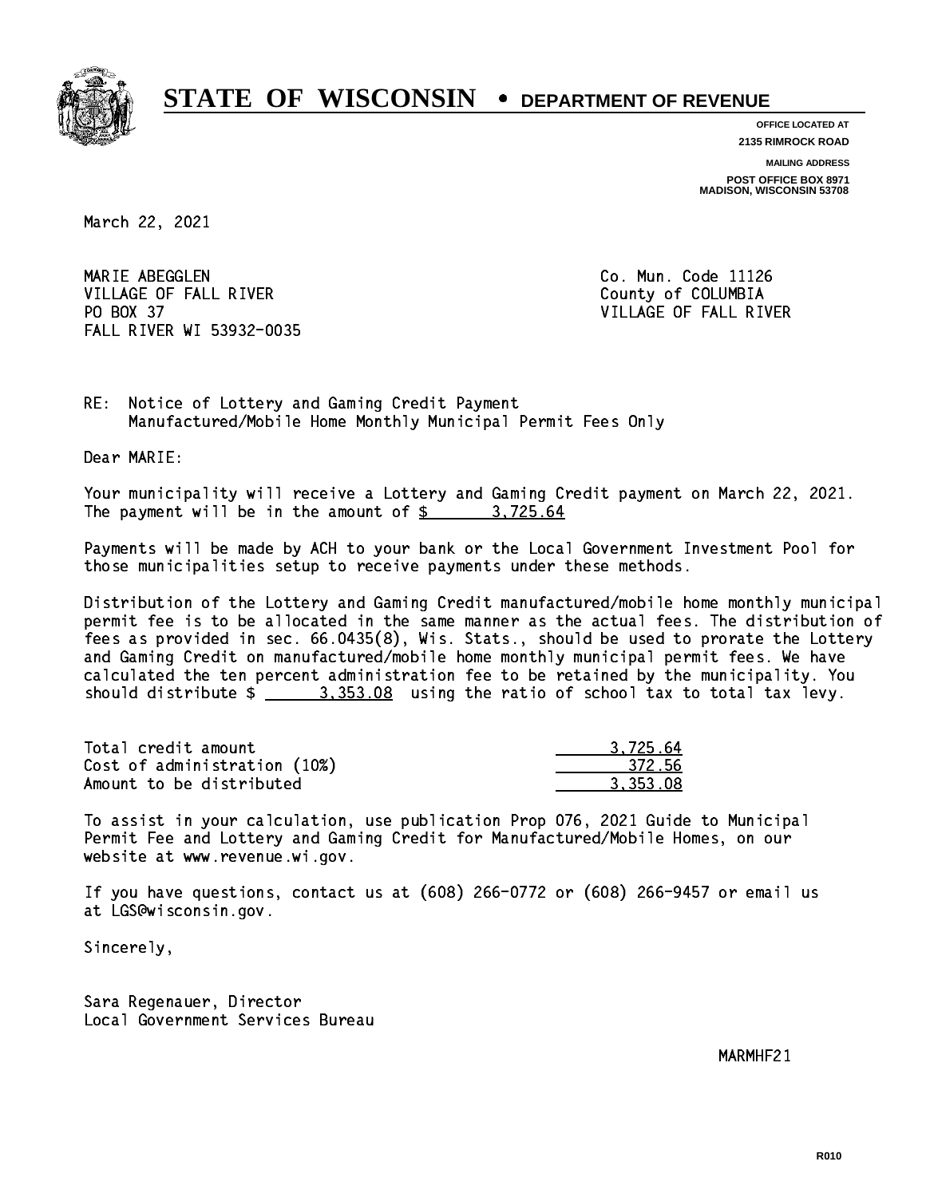# STATE OF WISCONSIN • DEPARTMENT OF REVENUE

**OFFICE LOCATED AT**
**2135 RIMROCK ROAD**

**MAILING ADDRESS**
**POST OFFICE BOX 8971**
**MADISON, WISCONSIN 53708**

March 22, 2021

MARIE ABEGGLEN
VILLAGE OF FALL RIVER
PO BOX 37
FALL RIVER WI 53932-0035

Co. Mun. Code 11126
County of COLUMBIA
VILLAGE OF FALL RIVER

RE: Notice of Lottery and Gaming Credit Payment
Manufactured/Mobile Home Monthly Municipal Permit Fees Only

Dear MARIE:

Your municipality will receive a Lottery and Gaming Credit payment on March 22, 2021. The payment will be in the amount of $ 3,725.64

Payments will be made by ACH to your bank or the Local Government Investment Pool for those municipalities setup to receive payments under these methods.

Distribution of the Lottery and Gaming Credit manufactured/mobile home monthly municipal permit fee is to be allocated in the same manner as the actual fees. The distribution of fees as provided in sec. 66.0435(8), Wis. Stats., should be used to prorate the Lottery and Gaming Credit on manufactured/mobile home monthly municipal permit fees. We have calculated the ten percent administration fee to be retained by the municipality. You should distribute $ 3,353.08 using the ratio of school tax to total tax levy.

| | |
|---|---|
| Total credit amount | 3,725.64 |
| Cost of administration (10%) | 372.56 |
| Amount to be distributed | 3,353.08 |

To assist in your calculation, use publication Prop 076, 2021 Guide to Municipal Permit Fee and Lottery and Gaming Credit for Manufactured/Mobile Homes, on our website at www.revenue.wi.gov.

If you have questions, contact us at (608) 266-0772 or (608) 266-9457 or email us at LGS@wisconsin.gov.

Sincerely,

Sara Regenauer, Director
Local Government Services Bureau

MARMHF21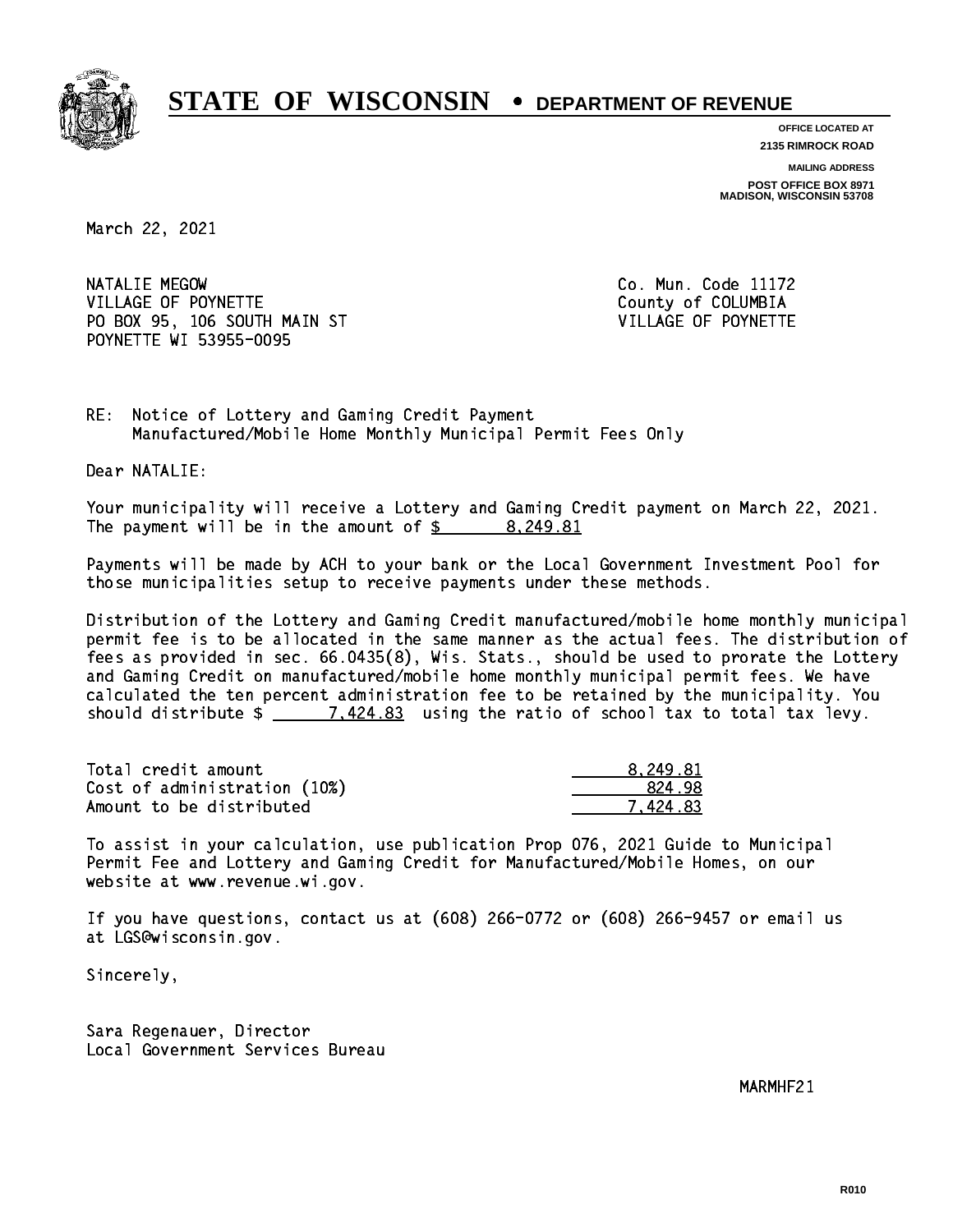# STATE OF WISCONSIN • DEPARTMENT OF REVENUE

**OFFICE LOCATED AT**
**2135 RIMROCK ROAD**

**MAILING ADDRESS**
**POST OFFICE BOX 8971**
**MADISON, WISCONSIN 53708**

March 22, 2021

NATALIE MEGOW
VILLAGE OF POYNETTE
PO BOX 95, 106 SOUTH MAIN ST
POYNETTE WI 53955-0095

Co. Mun. Code 11172
County of COLUMBIA
VILLAGE OF POYNETTE

RE: Notice of Lottery and Gaming Credit Payment
Manufactured/Mobile Home Monthly Municipal Permit Fees Only

Dear NATALIE:

Your municipality will receive a Lottery and Gaming Credit payment on March 22, 2021. The payment will be in the amount of $ 8,249.81

Payments will be made by ACH to your bank or the Local Government Investment Pool for those municipalities setup to receive payments under these methods.

Distribution of the Lottery and Gaming Credit manufactured/mobile home monthly municipal permit fee is to be allocated in the same manner as the actual fees. The distribution of fees as provided in sec. 66.0435(8), Wis. Stats., should be used to prorate the Lottery and Gaming Credit on manufactured/mobile home monthly municipal permit fees. We have calculated the ten percent administration fee to be retained by the municipality. You should distribute $ 7,424.83 using the ratio of school tax to total tax levy.

| | |
|---|---|
| Total credit amount | 8,249.81 |
| Cost of administration (10%) | 824.98 |
| Amount to be distributed | 7,424.83 |

To assist in your calculation, use publication Prop 076, 2021 Guide to Municipal Permit Fee and Lottery and Gaming Credit for Manufactured/Mobile Homes, on our website at www.revenue.wi.gov.

If you have questions, contact us at (608) 266-0772 or (608) 266-9457 or email us at LGS@wisconsin.gov.

Sincerely,

Sara Regenauer, Director
Local Government Services Bureau

MARMHF21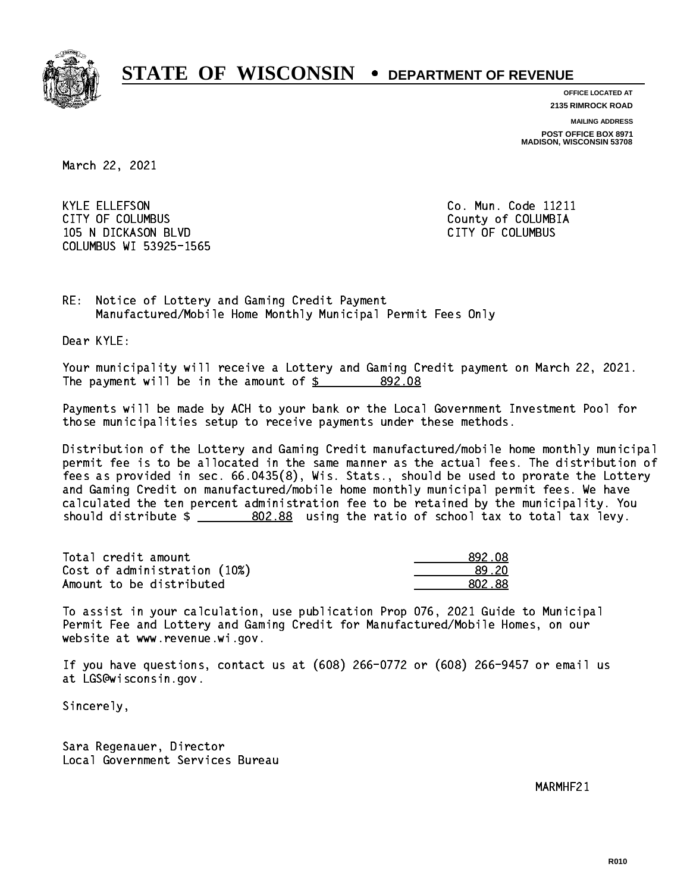# STATE OF WISCONSIN • DEPARTMENT OF REVENUE

**OFFICE LOCATED AT**
**2135 RIMROCK ROAD**

**MAILING ADDRESS**
**POST OFFICE BOX 8971**
**MADISON, WISCONSIN 53708**

March 22, 2021

KYLE ELLEFSON
CITY OF COLUMBUS
105 N DICKASON BLVD
COLUMBUS WI 53925-1565

Co. Mun. Code 11211
County of COLUMBIA
CITY OF COLUMBUS

RE: Notice of Lottery and Gaming Credit Payment
Manufactured/Mobile Home Monthly Municipal Permit Fees Only

Dear KYLE:

Your municipality will receive a Lottery and Gaming Credit payment on March 22, 2021. The payment will be in the amount of $ 892.08

Payments will be made by ACH to your bank or the Local Government Investment Pool for those municipalities setup to receive payments under these methods.

Distribution of the Lottery and Gaming Credit manufactured/mobile home monthly municipal permit fee is to be allocated in the same manner as the actual fees. The distribution of fees as provided in sec. 66.0435(8), Wis. Stats., should be used to prorate the Lottery and Gaming Credit on manufactured/mobile home monthly municipal permit fees. We have calculated the ten percent administration fee to be retained by the municipality. You should distribute $ 802.88 using the ratio of school tax to total tax levy.

| | |
|---|---|
| Total credit amount | 892.08 |
| Cost of administration (10%) | 89.20 |
| Amount to be distributed | 802.88 |

To assist in your calculation, use publication Prop 076, 2021 Guide to Municipal Permit Fee and Lottery and Gaming Credit for Manufactured/Mobile Homes, on our website at www.revenue.wi.gov.

If you have questions, contact us at (608) 266-0772 or (608) 266-9457 or email us at LGS@wisconsin.gov.

Sincerely,

Sara Regenauer, Director
Local Government Services Bureau

MARMHF21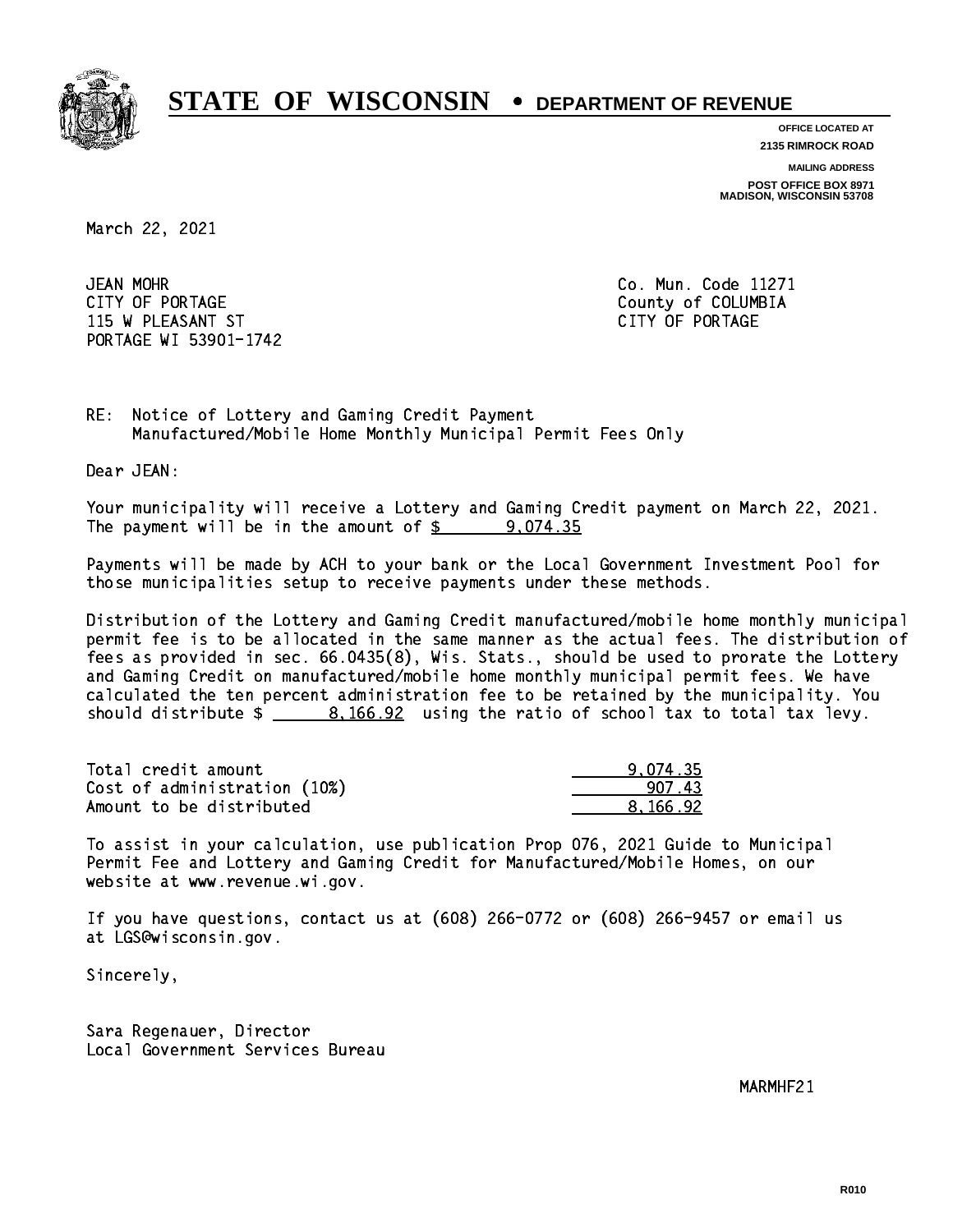# STATE OF WISCONSIN • DEPARTMENT OF REVENUE

**OFFICE LOCATED AT**
**2135 RIMROCK ROAD**

**MAILING ADDRESS**
**POST OFFICE BOX 8971**
**MADISON, WISCONSIN 53708**

March 22, 2021

JEAN MOHR
CITY OF PORTAGE
115 W PLEASANT ST
PORTAGE WI 53901-1742

Co. Mun. Code 11271
County of COLUMBIA
CITY OF PORTAGE

RE: Notice of Lottery and Gaming Credit Payment
Manufactured/Mobile Home Monthly Municipal Permit Fees Only

Dear JEAN:

Your municipality will receive a Lottery and Gaming Credit payment on March 22, 2021. The payment will be in the amount of $ 9,074.35

Payments will be made by ACH to your bank or the Local Government Investment Pool for those municipalities setup to receive payments under these methods.

Distribution of the Lottery and Gaming Credit manufactured/mobile home monthly municipal permit fee is to be allocated in the same manner as the actual fees. The distribution of fees as provided in sec. 66.0435(8), Wis. Stats., should be used to prorate the Lottery and Gaming Credit on manufactured/mobile home monthly municipal permit fees. We have calculated the ten percent administration fee to be retained by the municipality. You should distribute $ 8,166.92 using the ratio of school tax to total tax levy.

| | |
|---|---|
| Total credit amount | 9,074.35 |
| Cost of administration (10%) | 907.43 |
| Amount to be distributed | 8,166.92 |

To assist in your calculation, use publication Prop 076, 2021 Guide to Municipal Permit Fee and Lottery and Gaming Credit for Manufactured/Mobile Homes, on our website at www.revenue.wi.gov.

If you have questions, contact us at (608) 266-0772 or (608) 266-9457 or email us at LGS@wisconsin.gov.

Sincerely,

Sara Regenauer, Director
Local Government Services Bureau

MARMHF21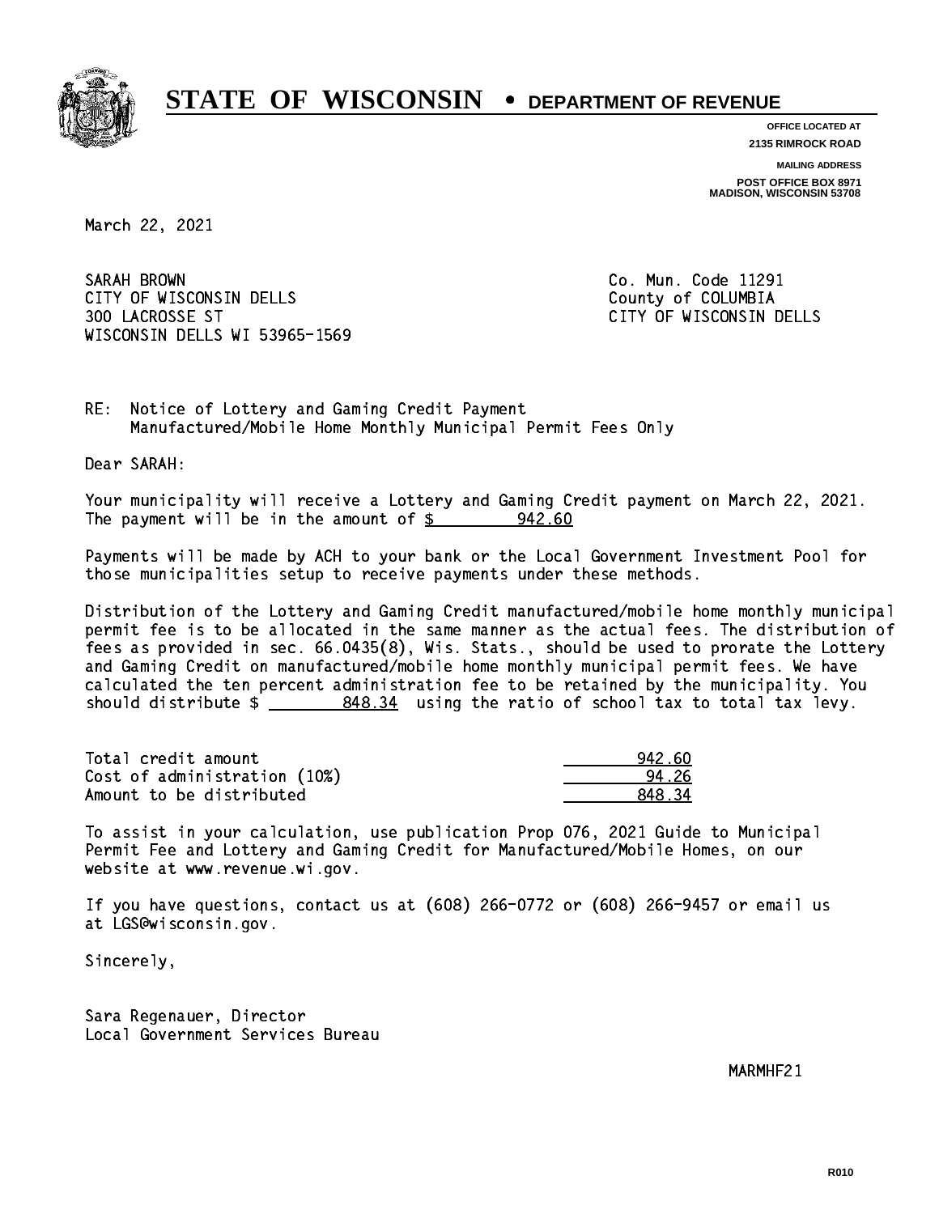# STATE OF WISCONSIN • DEPARTMENT OF REVENUE

**OFFICE LOCATED AT**
**2135 RIMROCK ROAD**

**MAILING ADDRESS**
**POST OFFICE BOX 8971**
**MADISON, WISCONSIN 53708**

March 22, 2021

SARAH BROWN
CITY OF WISCONSIN DELLS
300 LACROSSE ST
WISCONSIN DELLS WI 53965-1569

Co. Mun. Code 11291
County of COLUMBIA
CITY OF WISCONSIN DELLS

RE: Notice of Lottery and Gaming Credit Payment
Manufactured/Mobile Home Monthly Municipal Permit Fees Only

Dear SARAH:

Your municipality will receive a Lottery and Gaming Credit payment on March 22, 2021. The payment will be in the amount of $ 942.60

Payments will be made by ACH to your bank or the Local Government Investment Pool for those municipalities setup to receive payments under these methods.

Distribution of the Lottery and Gaming Credit manufactured/mobile home monthly municipal permit fee is to be allocated in the same manner as the actual fees. The distribution of fees as provided in sec. 66.0435(8), Wis. Stats., should be used to prorate the Lottery and Gaming Credit on manufactured/mobile home monthly municipal permit fees. We have calculated the ten percent administration fee to be retained by the municipality. You should distribute $ 848.34 using the ratio of school tax to total tax levy.

| | |
|---|---|
| Total credit amount | 942.60 |
| Cost of administration (10%) | 94.26 |
| Amount to be distributed | 848.34 |

To assist in your calculation, use publication Prop 076, 2021 Guide to Municipal Permit Fee and Lottery and Gaming Credit for Manufactured/Mobile Homes, on our website at www.revenue.wi.gov.

If you have questions, contact us at (608) 266-0772 or (608) 266-9457 or email us at LGS@wisconsin.gov.

Sincerely,

Sara Regenauer, Director
Local Government Services Bureau

MARMHF21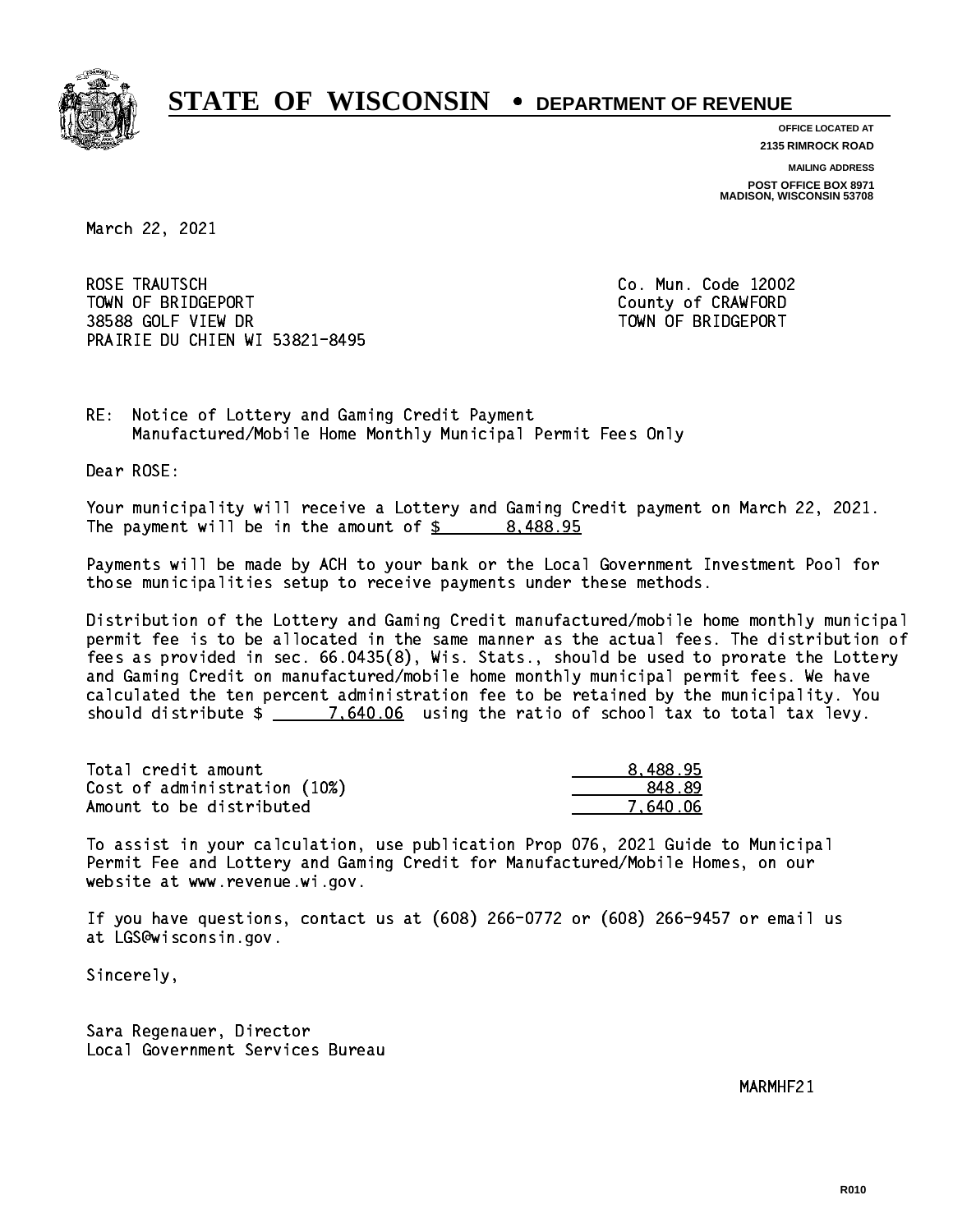# STATE OF WISCONSIN • DEPARTMENT OF REVENUE

OFFICE LOCATED AT
2135 RIMROCK ROAD

MAILING ADDRESS
POST OFFICE BOX 8971
MADISON, WISCONSIN 53708

March 22, 2021

ROSE TRAUTSCH
TOWN OF BRIDGEPORT
38588 GOLF VIEW DR
PRAIRIE DU CHIEN WI 53821-8495

Co. Mun. Code 12002
County of CRAWFORD
TOWN OF BRIDGEPORT

RE: Notice of Lottery and Gaming Credit Payment
Manufactured/Mobile Home Monthly Municipal Permit Fees Only

Dear ROSE:

Your municipality will receive a Lottery and Gaming Credit payment on March 22, 2021. The payment will be in the amount of $ 8,488.95

Payments will be made by ACH to your bank or the Local Government Investment Pool for those municipalities setup to receive payments under these methods.

Distribution of the Lottery and Gaming Credit manufactured/mobile home monthly municipal permit fee is to be allocated in the same manner as the actual fees. The distribution of fees as provided in sec. 66.0435(8), Wis. Stats., should be used to prorate the Lottery and Gaming Credit on manufactured/mobile home monthly municipal permit fees. We have calculated the ten percent administration fee to be retained by the municipality. You should distribute $ 7,640.06 using the ratio of school tax to total tax levy.

| | |
|---|---|
| Total credit amount | 8,488.95 |
| Cost of administration (10%) | 848.89 |
| Amount to be distributed | 7,640.06 |

To assist in your calculation, use publication Prop 076, 2021 Guide to Municipal Permit Fee and Lottery and Gaming Credit for Manufactured/Mobile Homes, on our website at www.revenue.wi.gov.

If you have questions, contact us at (608) 266-0772 or (608) 266-9457 or email us at LGS@wisconsin.gov.

Sincerely,

Sara Regenauer, Director
Local Government Services Bureau

MARMHF21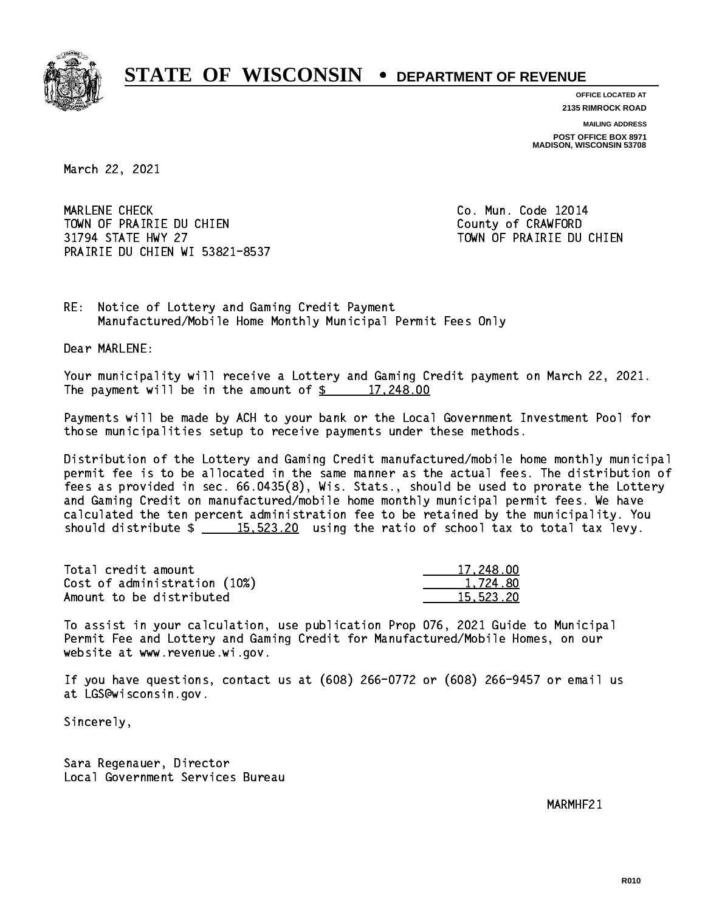# STATE OF WISCONSIN • DEPARTMENT OF REVENUE

**OFFICE LOCATED AT**
**2135 RIMROCK ROAD**

**MAILING ADDRESS**
**POST OFFICE BOX 8971**
**MADISON, WISCONSIN 53708**

March 22, 2021

MARLENE CHECK
TOWN OF PRAIRIE DU CHIEN
31794 STATE HWY 27
PRAIRIE DU CHIEN WI 53821-8537

Co. Mun. Code 12014
County of CRAWFORD
TOWN OF PRAIRIE DU CHIEN

RE: Notice of Lottery and Gaming Credit Payment
Manufactured/Mobile Home Monthly Municipal Permit Fees Only

Dear MARLENE:

Your municipality will receive a Lottery and Gaming Credit payment on March 22, 2021. The payment will be in the amount of $ 17,248.00

Payments will be made by ACH to your bank or the Local Government Investment Pool for those municipalities setup to receive payments under these methods.

Distribution of the Lottery and Gaming Credit manufactured/mobile home monthly municipal permit fee is to be allocated in the same manner as the actual fees. The distribution of fees as provided in sec. 66.0435(8), Wis. Stats., should be used to prorate the Lottery and Gaming Credit on manufactured/mobile home monthly municipal permit fees. We have calculated the ten percent administration fee to be retained by the municipality. You should distribute $ 15,523.20 using the ratio of school tax to total tax levy.

| | |
|---|---|
| Total credit amount | 17,248.00 |
| Cost of administration (10%) | 1,724.80 |
| Amount to be distributed | 15,523.20 |

To assist in your calculation, use publication Prop 076, 2021 Guide to Municipal Permit Fee and Lottery and Gaming Credit for Manufactured/Mobile Homes, on our website at www.revenue.wi.gov.

If you have questions, contact us at (608) 266-0772 or (608) 266-9457 or email us at LGS@wisconsin.gov.

Sincerely,

Sara Regenauer, Director
Local Government Services Bureau

MARMHF21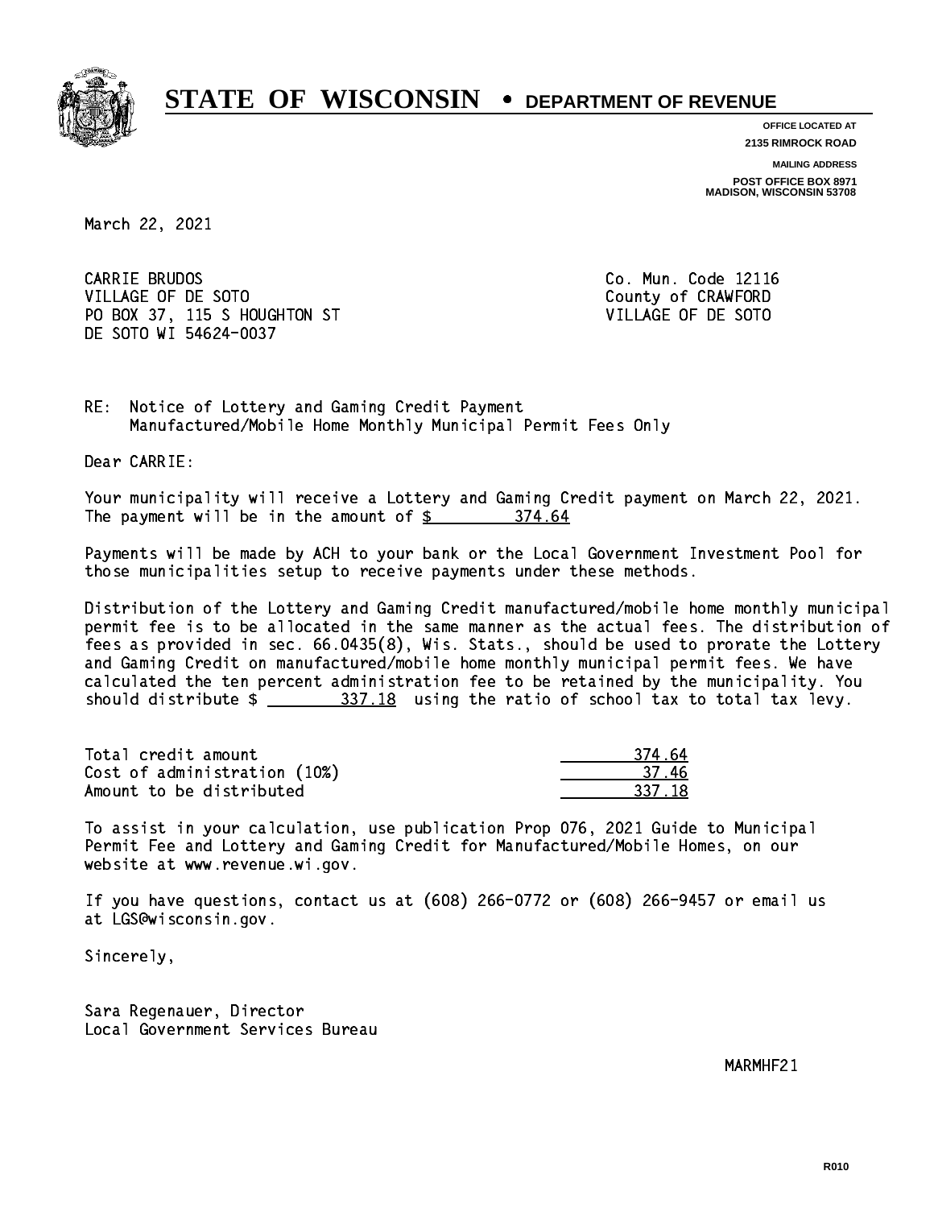# STATE OF WISCONSIN • DEPARTMENT OF REVENUE

OFFICE LOCATED AT
2135 RIMROCK ROAD

MAILING ADDRESS
POST OFFICE BOX 8971
MADISON, WISCONSIN 53708

March 22, 2021

CARRIE BRUDOS
VILLAGE OF DE SOTO
PO BOX 37, 115 S HOUGHTON ST
DE SOTO WI 54624-0037

Co. Mun. Code 12116
County of CRAWFORD
VILLAGE OF DE SOTO

RE: Notice of Lottery and Gaming Credit Payment
Manufactured/Mobile Home Monthly Municipal Permit Fees Only

Dear CARRIE:

Your municipality will receive a Lottery and Gaming Credit payment on March 22, 2021. The payment will be in the amount of $ 374.64

Payments will be made by ACH to your bank or the Local Government Investment Pool for those municipalities setup to receive payments under these methods.

Distribution of the Lottery and Gaming Credit manufactured/mobile home monthly municipal permit fee is to be allocated in the same manner as the actual fees. The distribution of fees as provided in sec. 66.0435(8), Wis. Stats., should be used to prorate the Lottery and Gaming Credit on manufactured/mobile home monthly municipal permit fees. We have calculated the ten percent administration fee to be retained by the municipality. You should distribute $ 337.18 using the ratio of school tax to total tax levy.

| | |
|---|---|
| Total credit amount | 374.64 |
| Cost of administration (10%) | 37.46 |
| Amount to be distributed | 337.18 |

To assist in your calculation, use publication Prop 076, 2021 Guide to Municipal Permit Fee and Lottery and Gaming Credit for Manufactured/Mobile Homes, on our website at www.revenue.wi.gov.

If you have questions, contact us at (608) 266-0772 or (608) 266-9457 or email us at LGS@wisconsin.gov.

Sincerely,

Sara Regenauer, Director
Local Government Services Bureau

MARMHF21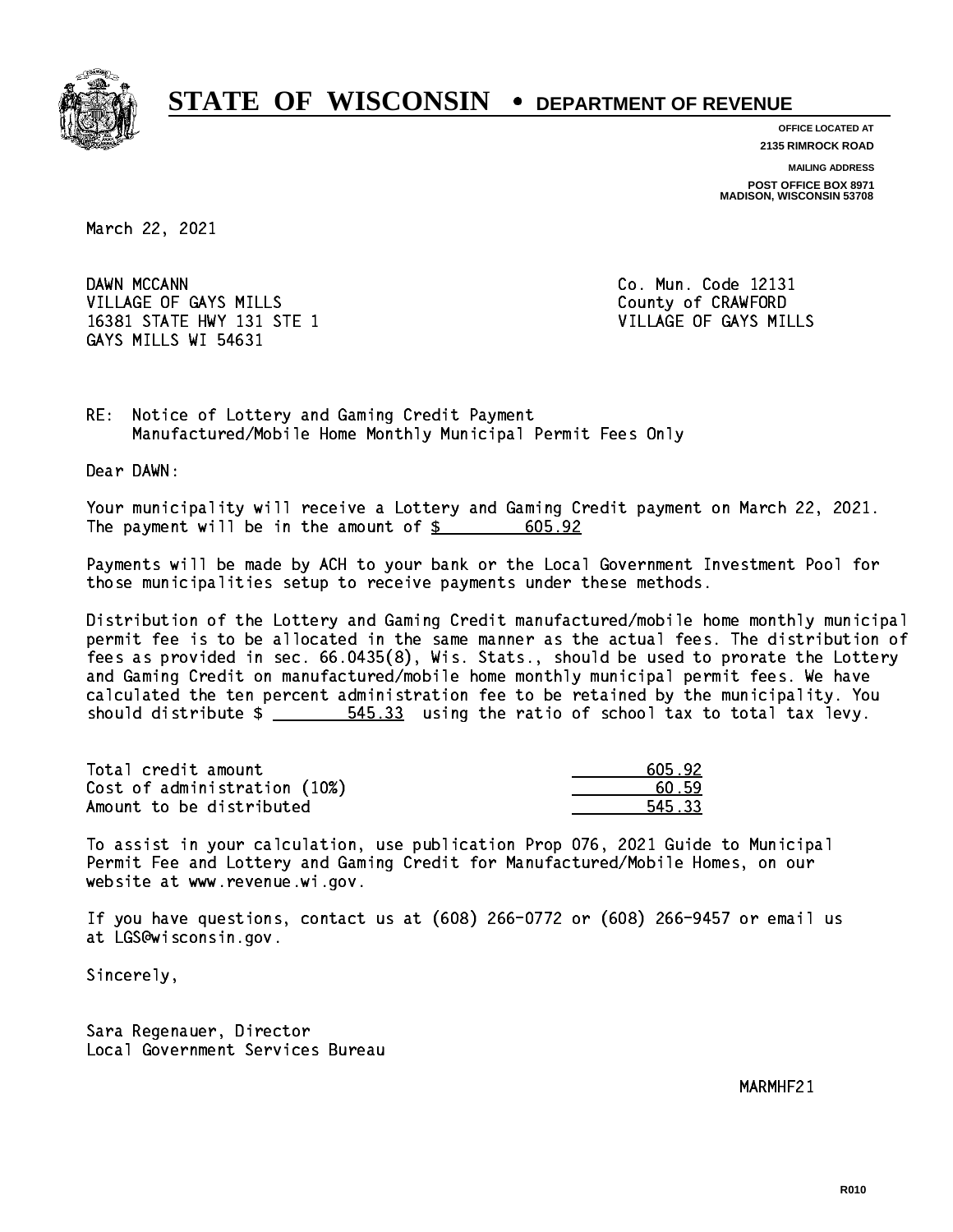# STATE OF WISCONSIN • DEPARTMENT OF REVENUE

OFFICE LOCATED AT
2135 RIMROCK ROAD

MAILING ADDRESS
POST OFFICE BOX 8971
MADISON, WISCONSIN 53708

March 22, 2021

DAWN MCCANN
VILLAGE OF GAYS MILLS
16381 STATE HWY 131 STE 1
GAYS MILLS WI 54631

Co. Mun. Code 12131
County of CRAWFORD
VILLAGE OF GAYS MILLS

RE: Notice of Lottery and Gaming Credit Payment
Manufactured/Mobile Home Monthly Municipal Permit Fees Only

Dear DAWN:

Your municipality will receive a Lottery and Gaming Credit payment on March 22, 2021. The payment will be in the amount of $ 605.92

Payments will be made by ACH to your bank or the Local Government Investment Pool for those municipalities setup to receive payments under these methods.

Distribution of the Lottery and Gaming Credit manufactured/mobile home monthly municipal permit fee is to be allocated in the same manner as the actual fees. The distribution of fees as provided in sec. 66.0435(8), Wis. Stats., should be used to prorate the Lottery and Gaming Credit on manufactured/mobile home monthly municipal permit fees. We have calculated the ten percent administration fee to be retained by the municipality. You should distribute $ 545.33 using the ratio of school tax to total tax levy.

| | |
|---|---|
| Total credit amount | 605.92 |
| Cost of administration (10%) | 60.59 |
| Amount to be distributed | 545.33 |

To assist in your calculation, use publication Prop 076, 2021 Guide to Municipal Permit Fee and Lottery and Gaming Credit for Manufactured/Mobile Homes, on our website at www.revenue.wi.gov.

If you have questions, contact us at (608) 266-0772 or (608) 266-9457 or email us at LGS@wisconsin.gov.

Sincerely,

Sara Regenauer, Director
Local Government Services Bureau

MARMHF21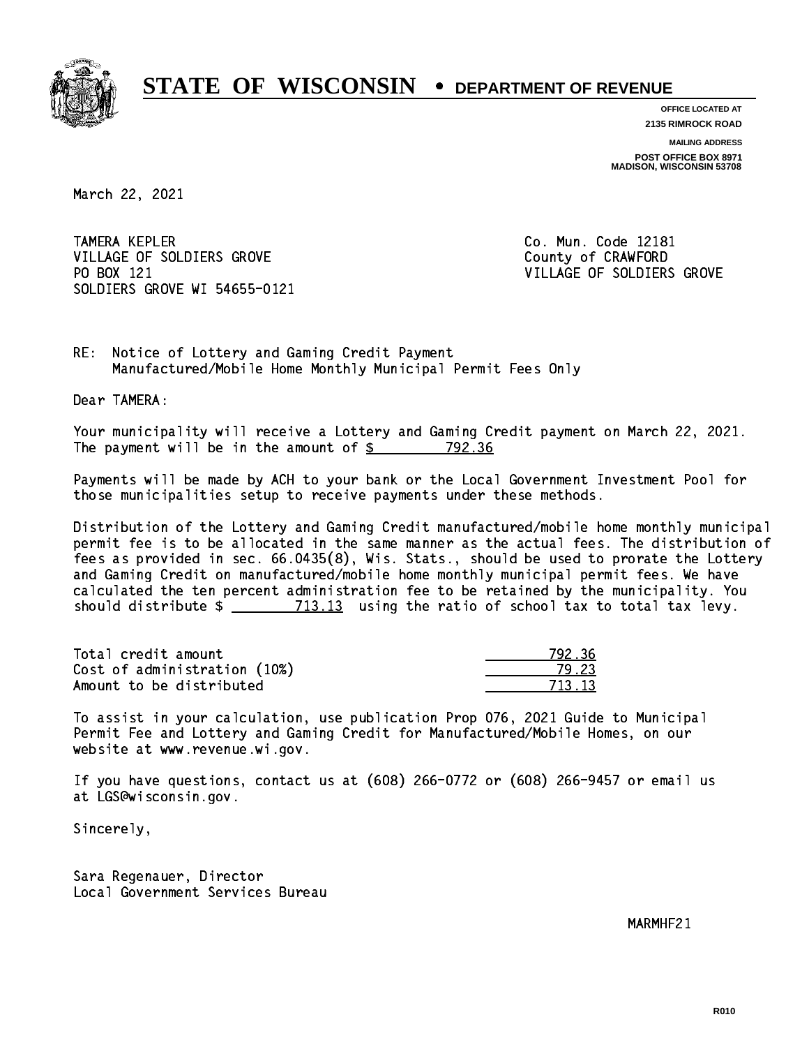# STATE OF WISCONSIN • DEPARTMENT OF REVENUE

**OFFICE LOCATED AT**
**2135 RIMROCK ROAD**

**MAILING ADDRESS**
**POST OFFICE BOX 8971**
**MADISON, WISCONSIN 53708**

March 22, 2021

TAMERA KEPLER
VILLAGE OF SOLDIERS GROVE
PO BOX 121
SOLDIERS GROVE WI 54655-0121

Co. Mun. Code 12181
County of CRAWFORD
VILLAGE OF SOLDIERS GROVE

RE: Notice of Lottery and Gaming Credit Payment
Manufactured/Mobile Home Monthly Municipal Permit Fees Only

Dear TAMERA:

Your municipality will receive a Lottery and Gaming Credit payment on March 22, 2021. The payment will be in the amount of $ 792.36

Payments will be made by ACH to your bank or the Local Government Investment Pool for those municipalities setup to receive payments under these methods.

Distribution of the Lottery and Gaming Credit manufactured/mobile home monthly municipal permit fee is to be allocated in the same manner as the actual fees. The distribution of fees as provided in sec. 66.0435(8), Wis. Stats., should be used to prorate the Lottery and Gaming Credit on manufactured/mobile home monthly municipal permit fees. We have calculated the ten percent administration fee to be retained by the municipality. You should distribute $ 713.13 using the ratio of school tax to total tax levy.

| | |
|---|---|
| Total credit amount | 792.36 |
| Cost of administration (10%) | 79.23 |
| Amount to be distributed | 713.13 |

To assist in your calculation, use publication Prop 076, 2021 Guide to Municipal Permit Fee and Lottery and Gaming Credit for Manufactured/Mobile Homes, on our website at www.revenue.wi.gov.

If you have questions, contact us at (608) 266-0772 or (608) 266-9457 or email us at LGS@wisconsin.gov.

Sincerely,

Sara Regenauer, Director
Local Government Services Bureau

MARMHF21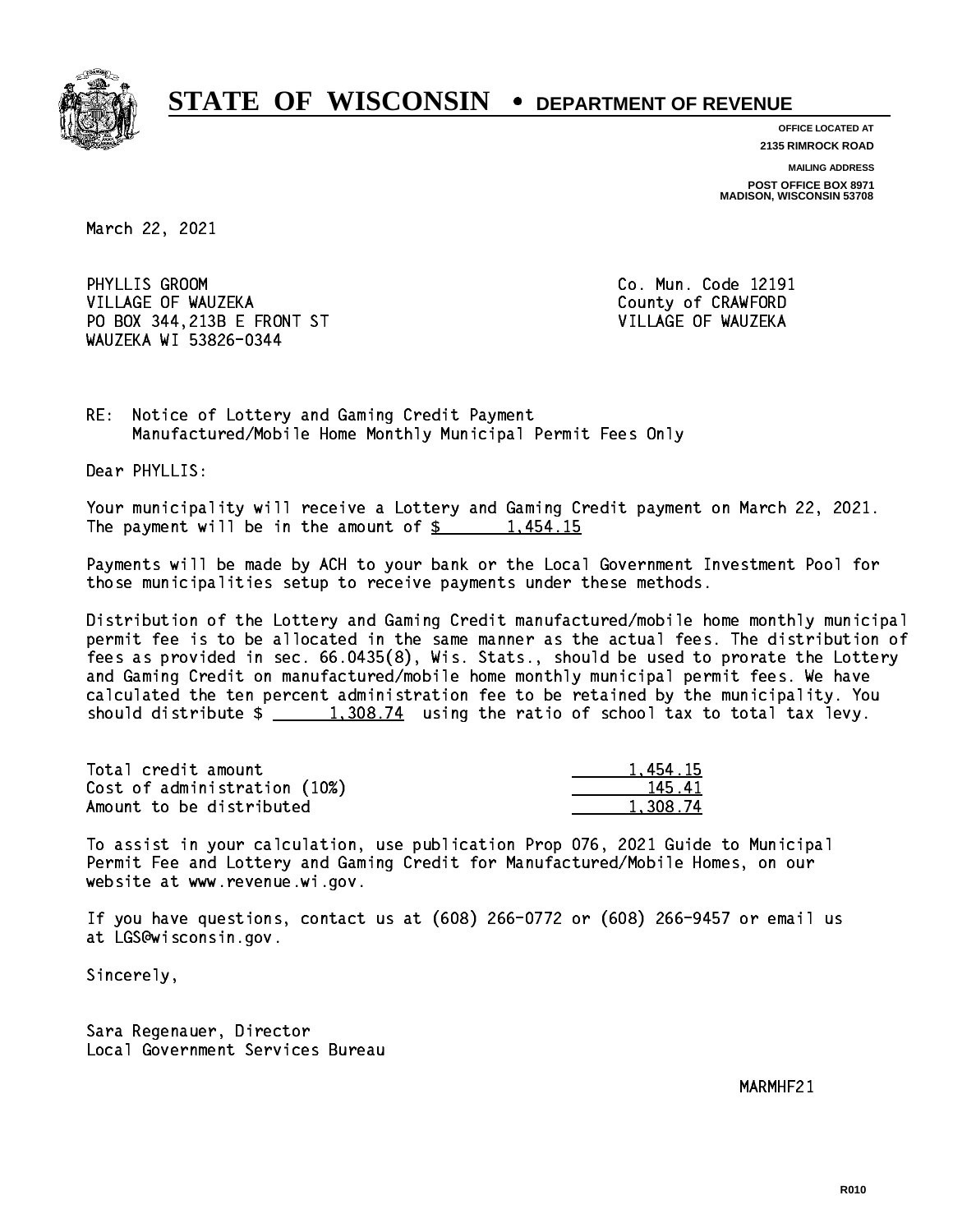# STATE OF WISCONSIN • DEPARTMENT OF REVENUE

OFFICE LOCATED AT
2135 RIMROCK ROAD

MAILING ADDRESS
POST OFFICE BOX 8971
MADISON, WISCONSIN 53708

March 22, 2021

PHYLLIS GROOM
VILLAGE OF WAUZEKA
PO BOX 344,213B E FRONT ST
WAUZEKA WI 53826-0344

Co. Mun. Code 12191
County of CRAWFORD
VILLAGE OF WAUZEKA

RE: Notice of Lottery and Gaming Credit Payment
Manufactured/Mobile Home Monthly Municipal Permit Fees Only

Dear PHYLLIS:

Your municipality will receive a Lottery and Gaming Credit payment on March 22, 2021. The payment will be in the amount of $ 1,454.15

Payments will be made by ACH to your bank or the Local Government Investment Pool for those municipalities setup to receive payments under these methods.

Distribution of the Lottery and Gaming Credit manufactured/mobile home monthly municipal permit fee is to be allocated in the same manner as the actual fees. The distribution of fees as provided in sec. 66.0435(8), Wis. Stats., should be used to prorate the Lottery and Gaming Credit on manufactured/mobile home monthly municipal permit fees. We have calculated the ten percent administration fee to be retained by the municipality. You should distribute $ 1,308.74 using the ratio of school tax to total tax levy.

| | |
|---|---|
| Total credit amount | 1,454.15 |
| Cost of administration (10%) | 145.41 |
| Amount to be distributed | 1,308.74 |

To assist in your calculation, use publication Prop 076, 2021 Guide to Municipal Permit Fee and Lottery and Gaming Credit for Manufactured/Mobile Homes, on our website at www.revenue.wi.gov.

If you have questions, contact us at (608) 266-0772 or (608) 266-9457 or email us at LGS@wisconsin.gov.

Sincerely,

Sara Regenauer, Director
Local Government Services Bureau

MARMHF21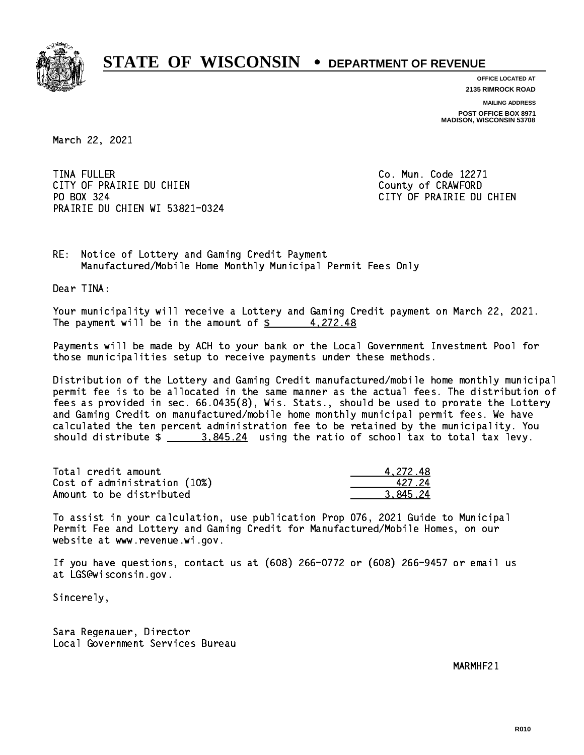# STATE OF WISCONSIN • DEPARTMENT OF REVENUE

**OFFICE LOCATED AT**
**2135 RIMROCK ROAD**

**MAILING ADDRESS**
**POST OFFICE BOX 8971**
**MADISON, WISCONSIN 53708**

March 22, 2021

TINA FULLER
CITY OF PRAIRIE DU CHIEN
PO BOX 324
PRAIRIE DU CHIEN WI 53821-0324

Co. Mun. Code 12271
County of CRAWFORD
CITY OF PRAIRIE DU CHIEN

RE: Notice of Lottery and Gaming Credit Payment
Manufactured/Mobile Home Monthly Municipal Permit Fees Only

Dear TINA:

Your municipality will receive a Lottery and Gaming Credit payment on March 22, 2021. The payment will be in the amount of $ 4,272.48

Payments will be made by ACH to your bank or the Local Government Investment Pool for those municipalities setup to receive payments under these methods.

Distribution of the Lottery and Gaming Credit manufactured/mobile home monthly municipal permit fee is to be allocated in the same manner as the actual fees. The distribution of fees as provided in sec. 66.0435(8), Wis. Stats., should be used to prorate the Lottery and Gaming Credit on manufactured/mobile home monthly municipal permit fees. We have calculated the ten percent administration fee to be retained by the municipality. You should distribute $ 3,845.24 using the ratio of school tax to total tax levy.

| | |
|---|---|
| Total credit amount | 4,272.48 |
| Cost of administration (10%) | 427.24 |
| Amount to be distributed | 3,845.24 |

To assist in your calculation, use publication Prop 076, 2021 Guide to Municipal Permit Fee and Lottery and Gaming Credit for Manufactured/Mobile Homes, on our website at www.revenue.wi.gov.

If you have questions, contact us at (608) 266-0772 or (608) 266-9457 or email us at LGS@wisconsin.gov.

Sincerely,

Sara Regenauer, Director
Local Government Services Bureau

MARMHF21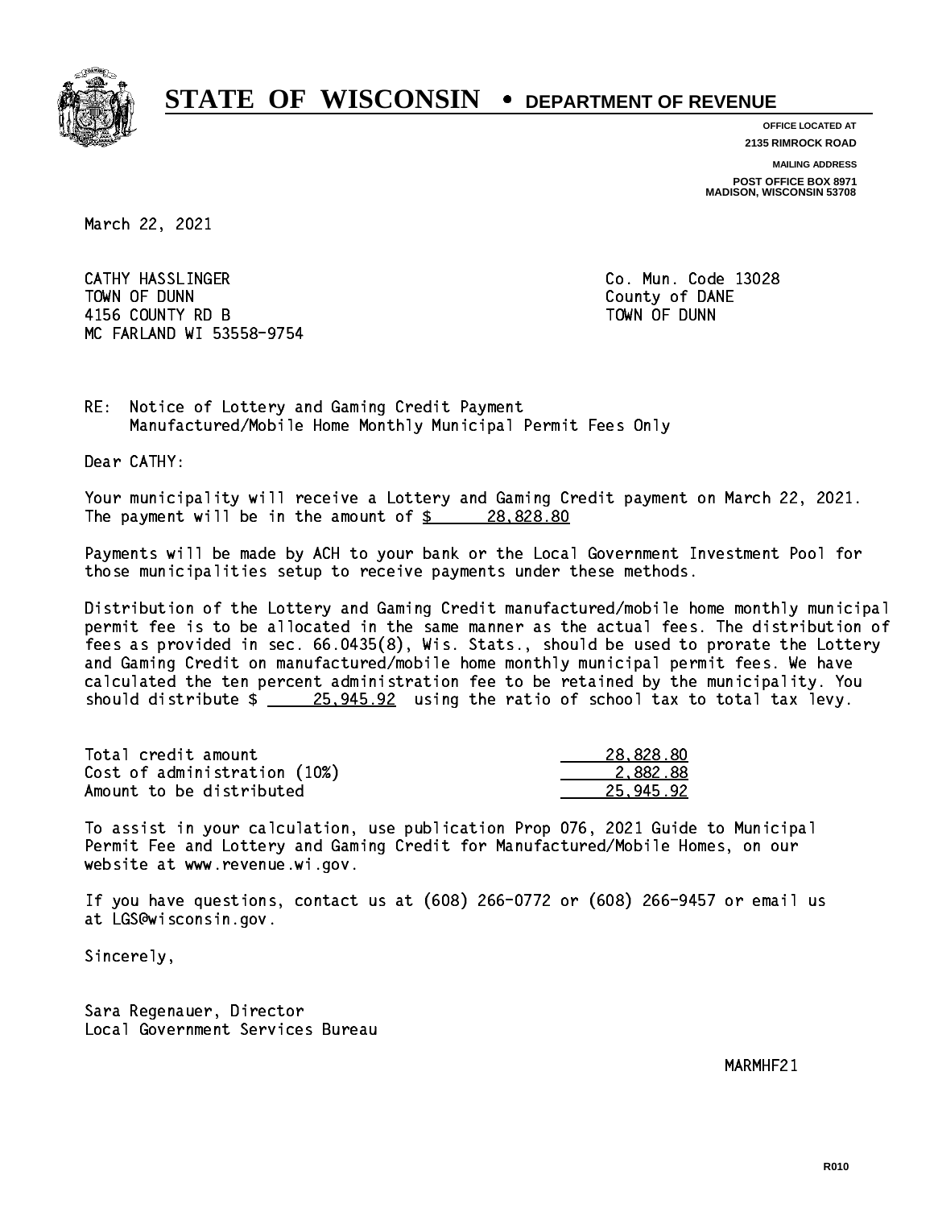# STATE OF WISCONSIN • DEPARTMENT OF REVENUE

**OFFICE LOCATED AT**
**2135 RIMROCK ROAD**

**MAILING ADDRESS**
**POST OFFICE BOX 8971**
**MADISON, WISCONSIN 53708**

March 22, 2021

CATHY HASSLINGER
TOWN OF DUNN
4156 COUNTY RD B
MC FARLAND WI 53558-9754

Co. Mun. Code 13028
County of DANE
TOWN OF DUNN

RE: Notice of Lottery and Gaming Credit Payment
Manufactured/Mobile Home Monthly Municipal Permit Fees Only

Dear CATHY:

Your municipality will receive a Lottery and Gaming Credit payment on March 22, 2021. The payment will be in the amount of $ 28,828.80

Payments will be made by ACH to your bank or the Local Government Investment Pool for those municipalities setup to receive payments under these methods.

Distribution of the Lottery and Gaming Credit manufactured/mobile home monthly municipal permit fee is to be allocated in the same manner as the actual fees. The distribution of fees as provided in sec. 66.0435(8), Wis. Stats., should be used to prorate the Lottery and Gaming Credit on manufactured/mobile home monthly municipal permit fees. We have calculated the ten percent administration fee to be retained by the municipality. You should distribute $ 25,945.92 using the ratio of school tax to total tax levy.

| | |
|---|---|
| Total credit amount | 28,828.80 |
| Cost of administration (10%) | 2,882.88 |
| Amount to be distributed | 25,945.92 |

To assist in your calculation, use publication Prop 076, 2021 Guide to Municipal Permit Fee and Lottery and Gaming Credit for Manufactured/Mobile Homes, on our website at www.revenue.wi.gov.

If you have questions, contact us at (608) 266-0772 or (608) 266-9457 or email us at LGS@wisconsin.gov.

Sincerely,

Sara Regenauer, Director
Local Government Services Bureau

MARMHF21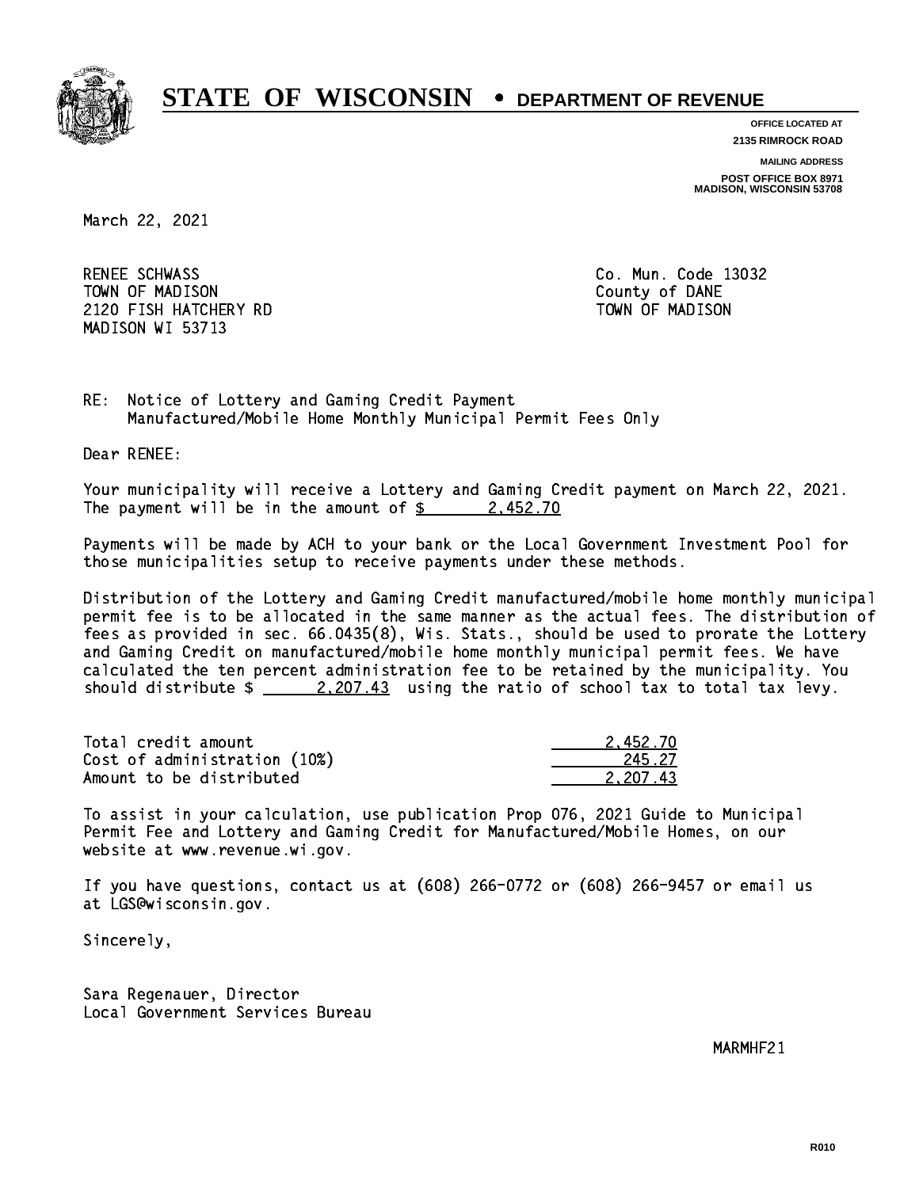# STATE OF WISCONSIN • DEPARTMENT OF REVENUE

**OFFICE LOCATED AT**
**2135 RIMROCK ROAD**

**MAILING ADDRESS**
**POST OFFICE BOX 8971**
**MADISON, WISCONSIN 53708**

March 22, 2021

RENEE SCHWASS
TOWN OF MADISON
2120 FISH HATCHERY RD
MADISON WI 53713

Co. Mun. Code 13032
County of DANE
TOWN OF MADISON

RE: Notice of Lottery and Gaming Credit Payment
Manufactured/Mobile Home Monthly Municipal Permit Fees Only

Dear RENEE:

Your municipality will receive a Lottery and Gaming Credit payment on March 22, 2021. The payment will be in the amount of $ 2,452.70

Payments will be made by ACH to your bank or the Local Government Investment Pool for those municipalities setup to receive payments under these methods.

Distribution of the Lottery and Gaming Credit manufactured/mobile home monthly municipal permit fee is to be allocated in the same manner as the actual fees. The distribution of fees as provided in sec. 66.0435(8), Wis. Stats., should be used to prorate the Lottery and Gaming Credit on manufactured/mobile home monthly municipal permit fees. We have calculated the ten percent administration fee to be retained by the municipality. You should distribute $ 2,207.43 using the ratio of school tax to total tax levy.

| | |
|---|---|
| Total credit amount | 2,452.70 |
| Cost of administration (10%) | 245.27 |
| Amount to be distributed | 2,207.43 |

To assist in your calculation, use publication Prop 076, 2021 Guide to Municipal Permit Fee and Lottery and Gaming Credit for Manufactured/Mobile Homes, on our website at www.revenue.wi.gov.

If you have questions, contact us at (608) 266-0772 or (608) 266-9457 or email us at LGS@wisconsin.gov.

Sincerely,

Sara Regenauer, Director
Local Government Services Bureau

MARMHF21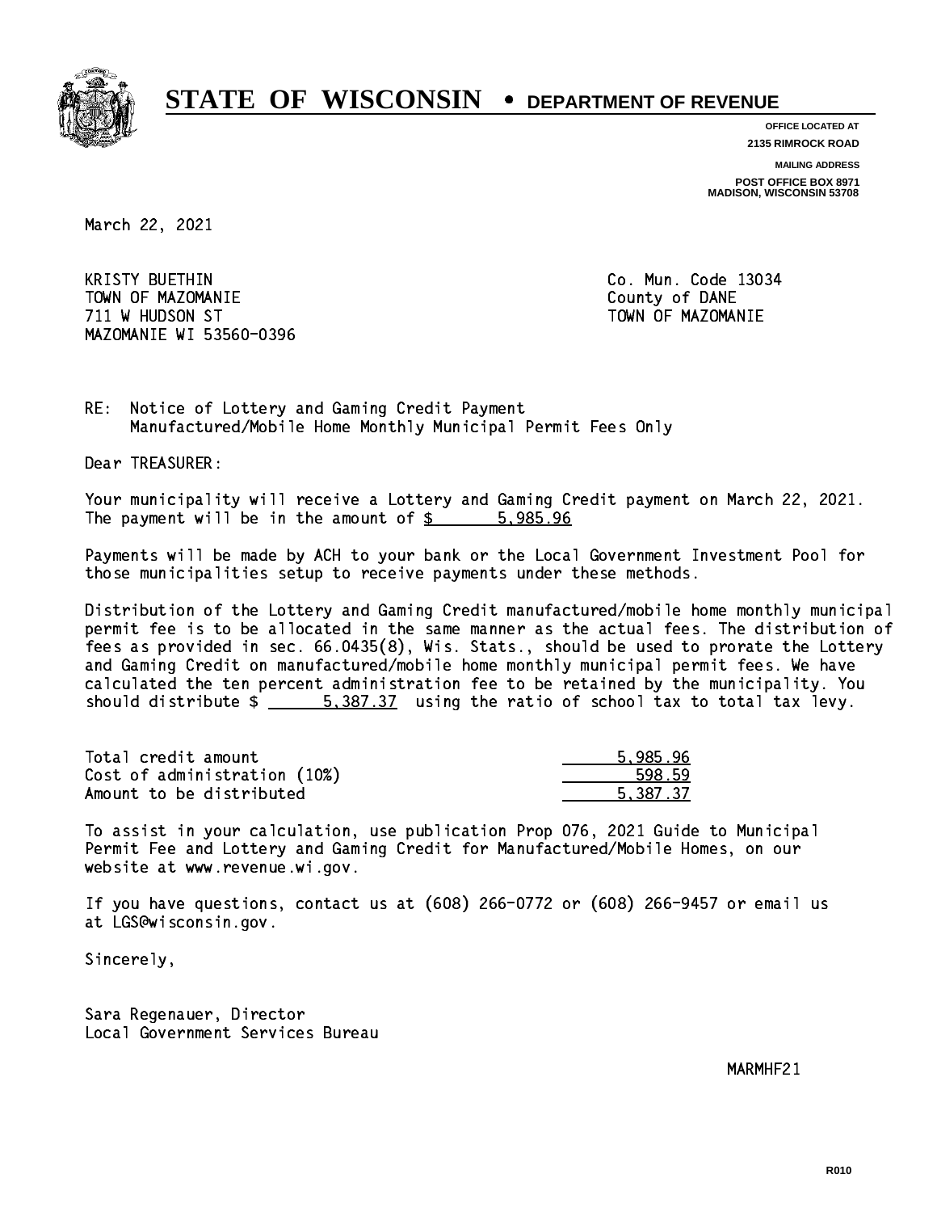# STATE OF WISCONSIN • DEPARTMENT OF REVENUE

**OFFICE LOCATED AT**
**2135 RIMROCK ROAD**

**MAILING ADDRESS**
**POST OFFICE BOX 8971**
**MADISON, WISCONSIN 53708**

March 22, 2021

KRISTY BUETHIN
TOWN OF MAZOMANIE
711 W HUDSON ST
MAZOMANIE WI 53560-0396

Co. Mun. Code 13034
County of DANE
TOWN OF MAZOMANIE

RE: Notice of Lottery and Gaming Credit Payment
Manufactured/Mobile Home Monthly Municipal Permit Fees Only

Dear TREASURER:

Your municipality will receive a Lottery and Gaming Credit payment on March 22, 2021. The payment will be in the amount of $ 5,985.96

Payments will be made by ACH to your bank or the Local Government Investment Pool for those municipalities setup to receive payments under these methods.

Distribution of the Lottery and Gaming Credit manufactured/mobile home monthly municipal permit fee is to be allocated in the same manner as the actual fees. The distribution of fees as provided in sec. 66.0435(8), Wis. Stats., should be used to prorate the Lottery and Gaming Credit on manufactured/mobile home monthly municipal permit fees. We have calculated the ten percent administration fee to be retained by the municipality. You should distribute $ 5,387.37 using the ratio of school tax to total tax levy.

| | |
|---|---|
| Total credit amount | 5,985.96 |
| Cost of administration (10%) | 598.59 |
| Amount to be distributed | 5,387.37 |

To assist in your calculation, use publication Prop 076, 2021 Guide to Municipal Permit Fee and Lottery and Gaming Credit for Manufactured/Mobile Homes, on our website at www.revenue.wi.gov.

If you have questions, contact us at (608) 266-0772 or (608) 266-9457 or email us at LGS@wisconsin.gov.

Sincerely,

Sara Regenauer, Director
Local Government Services Bureau

MARMHF21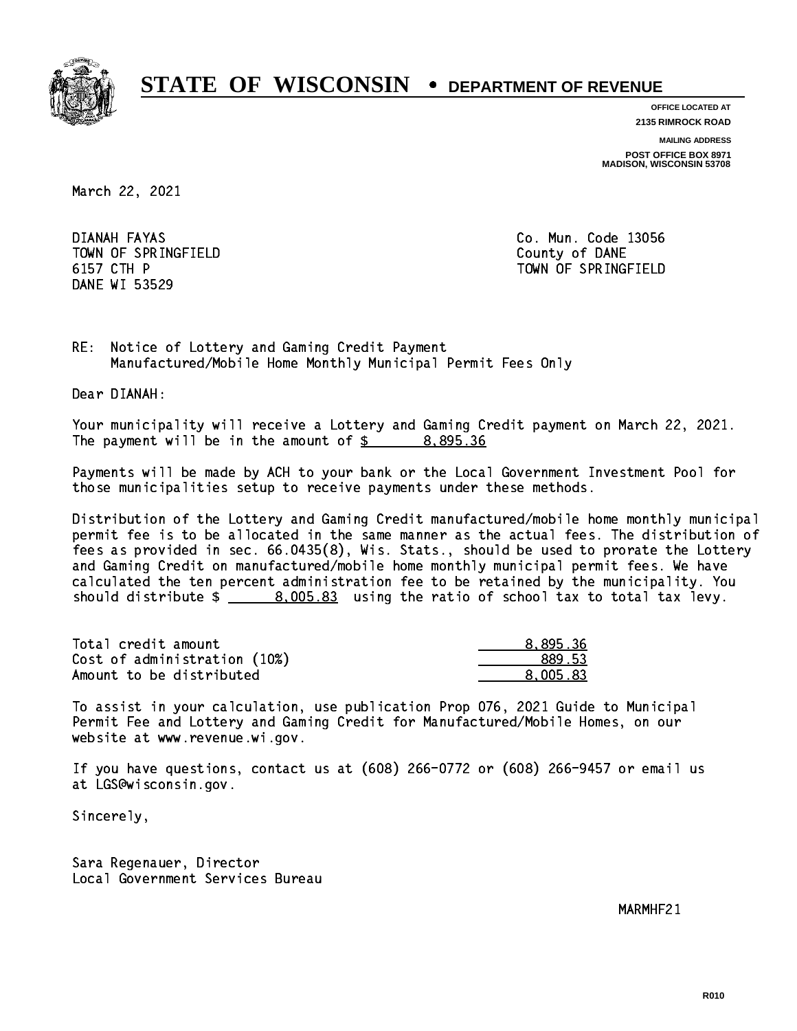# STATE OF WISCONSIN • DEPARTMENT OF REVENUE

**OFFICE LOCATED AT**
**2135 RIMROCK ROAD**

**MAILING ADDRESS**
**POST OFFICE BOX 8971**
**MADISON, WISCONSIN 53708**

March 22, 2021

DIANAH FAYAS
TOWN OF SPRINGFIELD
6157 CTH P
DANE WI 53529

Co. Mun. Code 13056
County of DANE
TOWN OF SPRINGFIELD

RE: Notice of Lottery and Gaming Credit Payment
Manufactured/Mobile Home Monthly Municipal Permit Fees Only

Dear DIANAH:

Your municipality will receive a Lottery and Gaming Credit payment on March 22, 2021. The payment will be in the amount of $ 8,895.36

Payments will be made by ACH to your bank or the Local Government Investment Pool for those municipalities setup to receive payments under these methods.

Distribution of the Lottery and Gaming Credit manufactured/mobile home monthly municipal permit fee is to be allocated in the same manner as the actual fees. The distribution of fees as provided in sec. 66.0435(8), Wis. Stats., should be used to prorate the Lottery and Gaming Credit on manufactured/mobile home monthly municipal permit fees. We have calculated the ten percent administration fee to be retained by the municipality. You should distribute $ 8,005.83 using the ratio of school tax to total tax levy.

| | |
|---|---|
| Total credit amount | 8,895.36 |
| Cost of administration (10%) | 889.53 |
| Amount to be distributed | 8,005.83 |

To assist in your calculation, use publication Prop 076, 2021 Guide to Municipal Permit Fee and Lottery and Gaming Credit for Manufactured/Mobile Homes, on our website at www.revenue.wi.gov.

If you have questions, contact us at (608) 266-0772 or (608) 266-9457 or email us at LGS@wisconsin.gov.

Sincerely,

Sara Regenauer, Director
Local Government Services Bureau

MARMHF21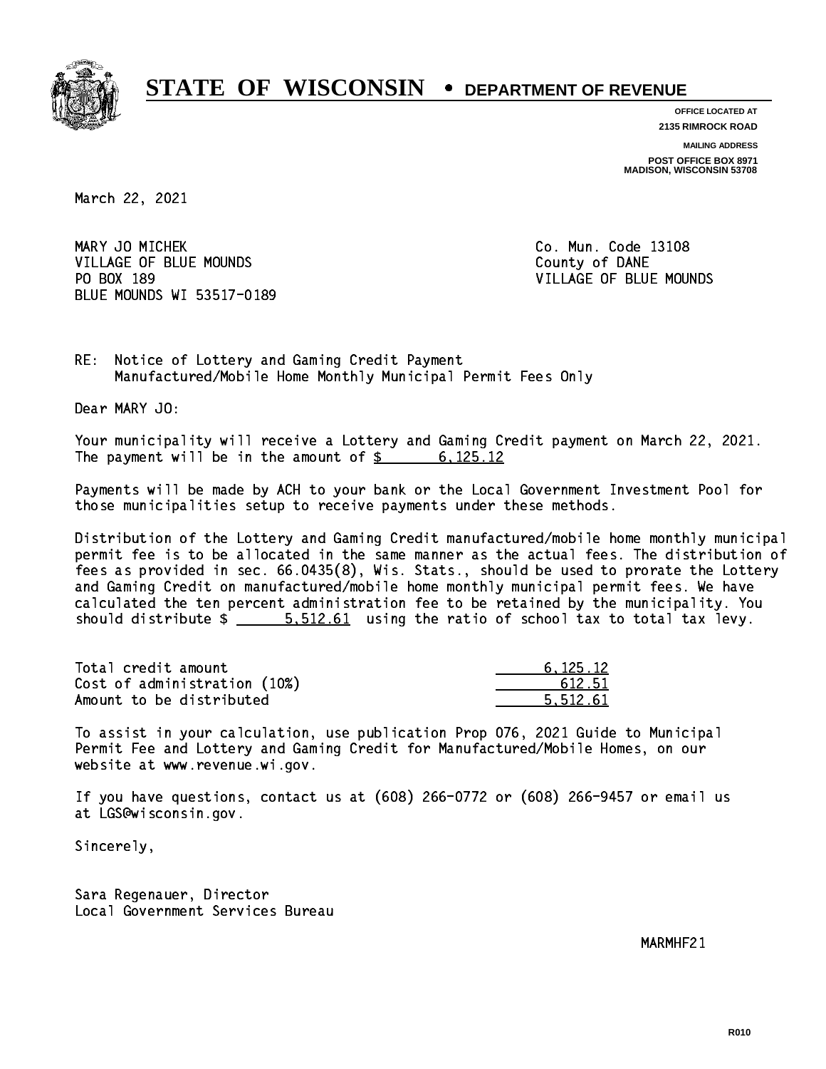# STATE OF WISCONSIN • DEPARTMENT OF REVENUE

**OFFICE LOCATED AT**
**2135 RIMROCK ROAD**

**MAILING ADDRESS**
**POST OFFICE BOX 8971**
**MADISON, WISCONSIN 53708**

March 22, 2021

MARY JO MICHEK
VILLAGE OF BLUE MOUNDS
PO BOX 189
BLUE MOUNDS WI 53517-0189

Co. Mun. Code 13108
County of DANE
VILLAGE OF BLUE MOUNDS

RE: Notice of Lottery and Gaming Credit Payment
Manufactured/Mobile Home Monthly Municipal Permit Fees Only

Dear MARY JO:

Your municipality will receive a Lottery and Gaming Credit payment on March 22, 2021. The payment will be in the amount of $ 6,125.12

Payments will be made by ACH to your bank or the Local Government Investment Pool for those municipalities setup to receive payments under these methods.

Distribution of the Lottery and Gaming Credit manufactured/mobile home monthly municipal permit fee is to be allocated in the same manner as the actual fees. The distribution of fees as provided in sec. 66.0435(8), Wis. Stats., should be used to prorate the Lottery and Gaming Credit on manufactured/mobile home monthly municipal permit fees. We have calculated the ten percent administration fee to be retained by the municipality. You should distribute $ 5,512.61 using the ratio of school tax to total tax levy.

| | |
|---|---|
| Total credit amount | 6,125.12 |
| Cost of administration (10%) | 612.51 |
| Amount to be distributed | 5,512.61 |

To assist in your calculation, use publication Prop 076, 2021 Guide to Municipal Permit Fee and Lottery and Gaming Credit for Manufactured/Mobile Homes, on our website at www.revenue.wi.gov.

If you have questions, contact us at (608) 266-0772 or (608) 266-9457 or email us at LGS@wisconsin.gov.

Sincerely,

Sara Regenauer, Director
Local Government Services Bureau

MARMHF21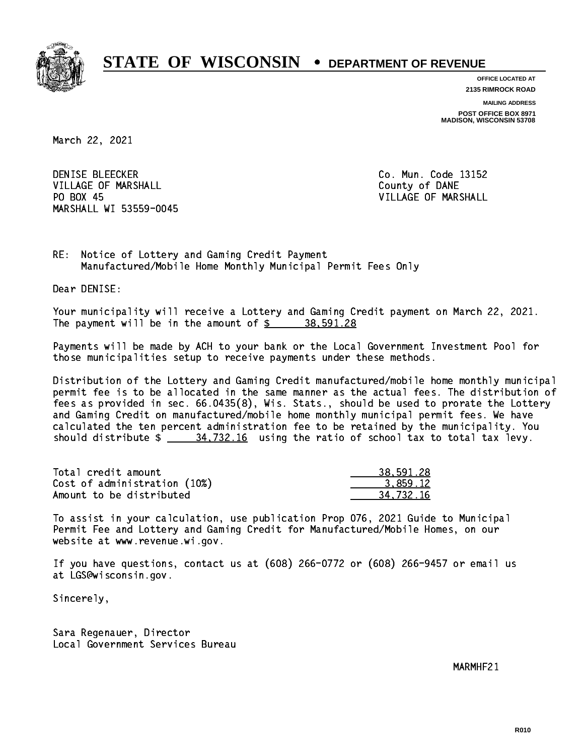# STATE OF WISCONSIN • DEPARTMENT OF REVENUE

**OFFICE LOCATED AT**
**2135 RIMROCK ROAD**

**MAILING ADDRESS**
**POST OFFICE BOX 8971**
**MADISON, WISCONSIN 53708**

March 22, 2021

DENISE BLEECKER
VILLAGE OF MARSHALL
PO BOX 45
MARSHALL WI 53559-0045

Co. Mun. Code 13152
County of DANE
VILLAGE OF MARSHALL

RE: Notice of Lottery and Gaming Credit Payment
Manufactured/Mobile Home Monthly Municipal Permit Fees Only

Dear DENISE:

Your municipality will receive a Lottery and Gaming Credit payment on March 22, 2021. The payment will be in the amount of $ 38,591.28

Payments will be made by ACH to your bank or the Local Government Investment Pool for those municipalities setup to receive payments under these methods.

Distribution of the Lottery and Gaming Credit manufactured/mobile home monthly municipal permit fee is to be allocated in the same manner as the actual fees. The distribution of fees as provided in sec. 66.0435(8), Wis. Stats., should be used to prorate the Lottery and Gaming Credit on manufactured/mobile home monthly municipal permit fees. We have calculated the ten percent administration fee to be retained by the municipality. You should distribute $ 34,732.16 using the ratio of school tax to total tax levy.

| | |
|---|---|
| Total credit amount | 38,591.28 |
| Cost of administration (10%) | 3,859.12 |
| Amount to be distributed | 34,732.16 |

To assist in your calculation, use publication Prop 076, 2021 Guide to Municipal Permit Fee and Lottery and Gaming Credit for Manufactured/Mobile Homes, on our website at www.revenue.wi.gov.

If you have questions, contact us at (608) 266-0772 or (608) 266-9457 or email us at LGS@wisconsin.gov.

Sincerely,

Sara Regenauer, Director
Local Government Services Bureau

MARMHF21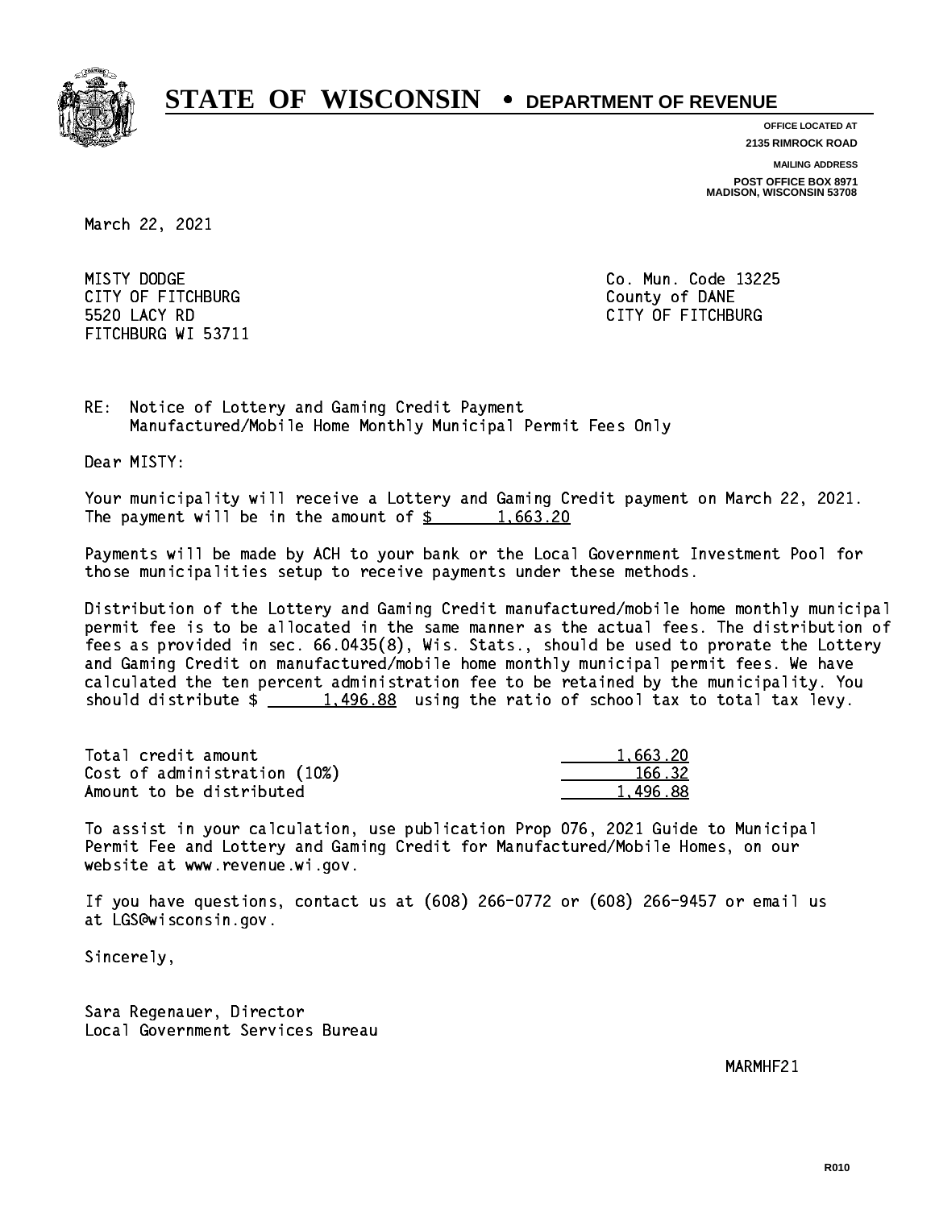# STATE OF WISCONSIN • DEPARTMENT OF REVENUE

**OFFICE LOCATED AT**
**2135 RIMROCK ROAD**

**MAILING ADDRESS**
**POST OFFICE BOX 8971**
**MADISON, WISCONSIN 53708**

March 22, 2021

MISTY DODGE
CITY OF FITCHBURG
5520 LACY RD
FITCHBURG WI 53711

Co. Mun. Code 13225
County of DANE
CITY OF FITCHBURG

RE: Notice of Lottery and Gaming Credit Payment
Manufactured/Mobile Home Monthly Municipal Permit Fees Only

Dear MISTY:

Your municipality will receive a Lottery and Gaming Credit payment on March 22, 2021. The payment will be in the amount of $ 1,663.20

Payments will be made by ACH to your bank or the Local Government Investment Pool for those municipalities setup to receive payments under these methods.

Distribution of the Lottery and Gaming Credit manufactured/mobile home monthly municipal permit fee is to be allocated in the same manner as the actual fees. The distribution of fees as provided in sec. 66.0435(8), Wis. Stats., should be used to prorate the Lottery and Gaming Credit on manufactured/mobile home monthly municipal permit fees. We have calculated the ten percent administration fee to be retained by the municipality. You should distribute $ 1,496.88 using the ratio of school tax to total tax levy.

| | |
|---|---|
| Total credit amount | 1,663.20 |
| Cost of administration (10%) | 166.32 |
| Amount to be distributed | 1,496.88 |

To assist in your calculation, use publication Prop 076, 2021 Guide to Municipal Permit Fee and Lottery and Gaming Credit for Manufactured/Mobile Homes, on our website at www.revenue.wi.gov.

If you have questions, contact us at (608) 266-0772 or (608) 266-9457 or email us at LGS@wisconsin.gov.

Sincerely,

Sara Regenauer, Director
Local Government Services Bureau

MARMHF21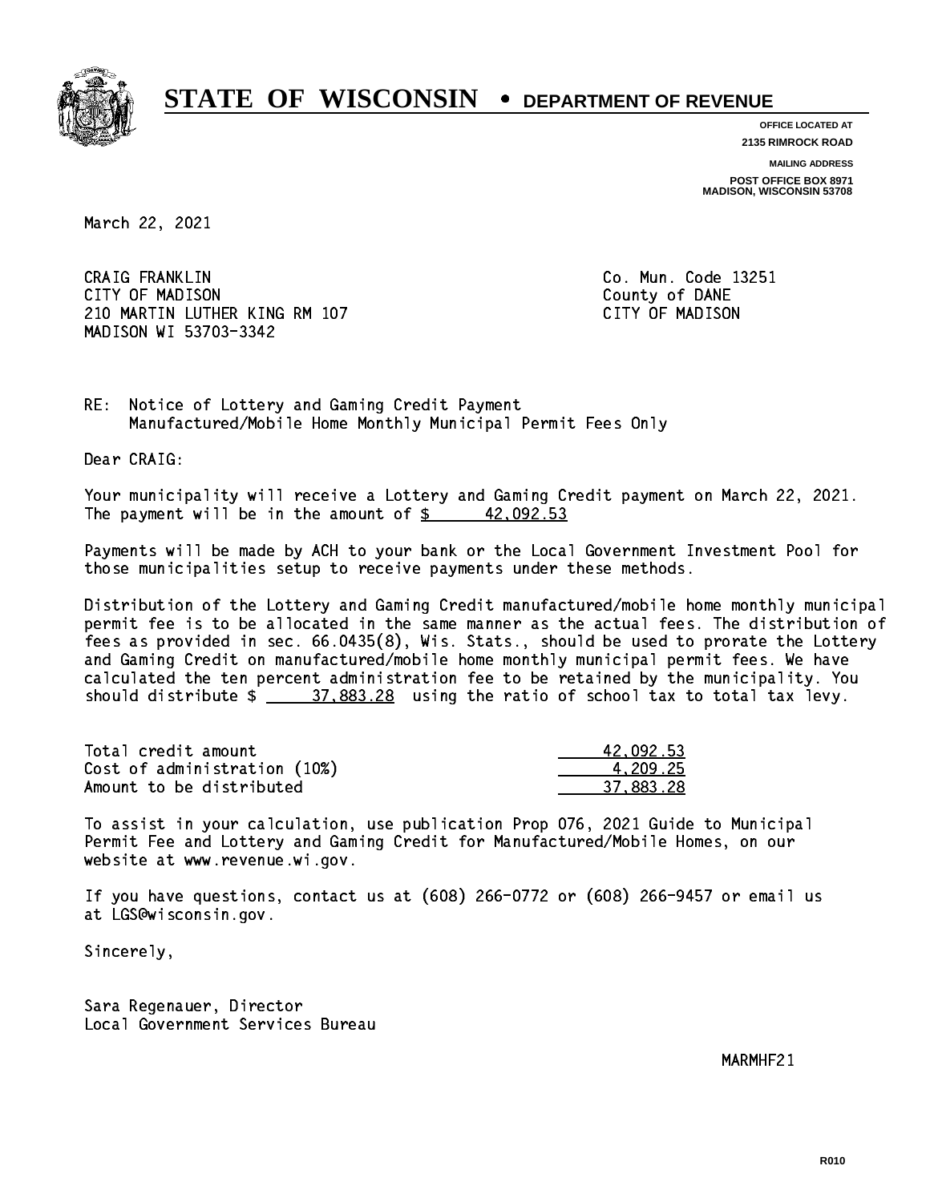# STATE OF WISCONSIN • DEPARTMENT OF REVENUE

**OFFICE LOCATED AT**
**2135 RIMROCK ROAD**

**MAILING ADDRESS**
**POST OFFICE BOX 8971**
**MADISON, WISCONSIN 53708**

March 22, 2021

CRAIG FRANKLIN
CITY OF MADISON
210 MARTIN LUTHER KING RM 107
MADISON WI 53703-3342

Co. Mun. Code 13251
County of DANE
CITY OF MADISON

RE: Notice of Lottery and Gaming Credit Payment
Manufactured/Mobile Home Monthly Municipal Permit Fees Only

Dear CRAIG:

Your municipality will receive a Lottery and Gaming Credit payment on March 22, 2021. The payment will be in the amount of $ 42,092.53

Payments will be made by ACH to your bank or the Local Government Investment Pool for those municipalities setup to receive payments under these methods.

Distribution of the Lottery and Gaming Credit manufactured/mobile home monthly municipal permit fee is to be allocated in the same manner as the actual fees. The distribution of fees as provided in sec. 66.0435(8), Wis. Stats., should be used to prorate the Lottery and Gaming Credit on manufactured/mobile home monthly municipal permit fees. We have calculated the ten percent administration fee to be retained by the municipality. You should distribute $ 37,883.28 using the ratio of school tax to total tax levy.

| | |
|---|---|
| Total credit amount | 42,092.53 |
| Cost of administration (10%) | 4,209.25 |
| Amount to be distributed | 37,883.28 |

To assist in your calculation, use publication Prop 076, 2021 Guide to Municipal Permit Fee and Lottery and Gaming Credit for Manufactured/Mobile Homes, on our website at www.revenue.wi.gov.

If you have questions, contact us at (608) 266-0772 or (608) 266-9457 or email us at LGS@wisconsin.gov.

Sincerely,

Sara Regenauer, Director
Local Government Services Bureau

MARMHF21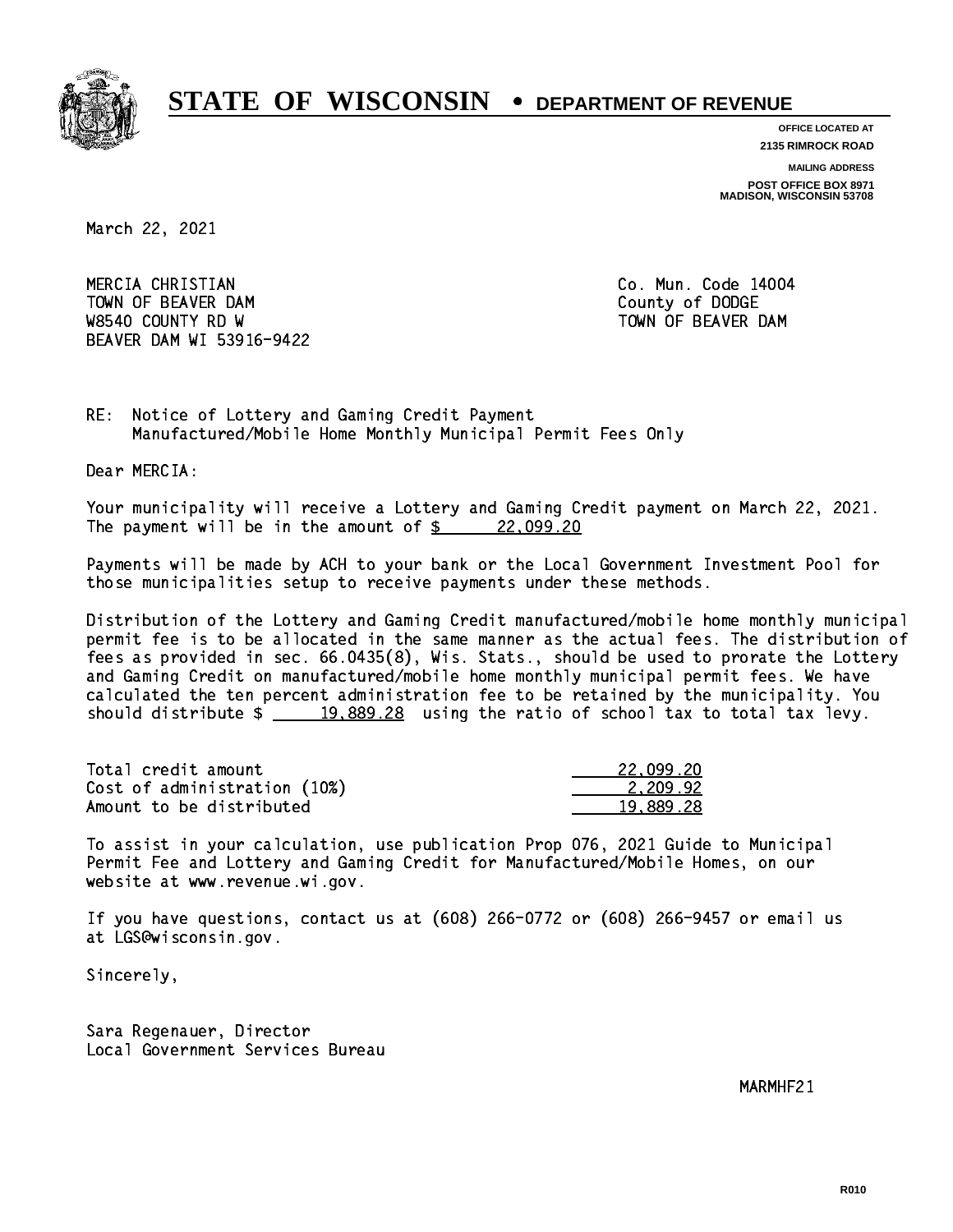# STATE OF WISCONSIN • DEPARTMENT OF REVENUE

**OFFICE LOCATED AT**
**2135 RIMROCK ROAD**

**MAILING ADDRESS**
**POST OFFICE BOX 8971**
**MADISON, WISCONSIN 53708**

March 22, 2021

MERCIA CHRISTIAN
TOWN OF BEAVER DAM
W8540 COUNTY RD W
BEAVER DAM WI 53916-9422

Co. Mun. Code 14004
County of DODGE
TOWN OF BEAVER DAM

RE: Notice of Lottery and Gaming Credit Payment
Manufactured/Mobile Home Monthly Municipal Permit Fees Only

Dear MERCIA:

Your municipality will receive a Lottery and Gaming Credit payment on March 22, 2021. The payment will be in the amount of $ 22,099.20

Payments will be made by ACH to your bank or the Local Government Investment Pool for those municipalities setup to receive payments under these methods.

Distribution of the Lottery and Gaming Credit manufactured/mobile home monthly municipal permit fee is to be allocated in the same manner as the actual fees. The distribution of fees as provided in sec. 66.0435(8), Wis. Stats., should be used to prorate the Lottery and Gaming Credit on manufactured/mobile home monthly municipal permit fees. We have calculated the ten percent administration fee to be retained by the municipality. You should distribute $ 19,889.28 using the ratio of school tax to total tax levy.

| | |
|---|---|
| Total credit amount | 22,099.20 |
| Cost of administration (10%) | 2,209.92 |
| Amount to be distributed | 19,889.28 |

To assist in your calculation, use publication Prop 076, 2021 Guide to Municipal Permit Fee and Lottery and Gaming Credit for Manufactured/Mobile Homes, on our website at www.revenue.wi.gov.

If you have questions, contact us at (608) 266-0772 or (608) 266-9457 or email us at LGS@wisconsin.gov.

Sincerely,

Sara Regenauer, Director
Local Government Services Bureau

MARMHF21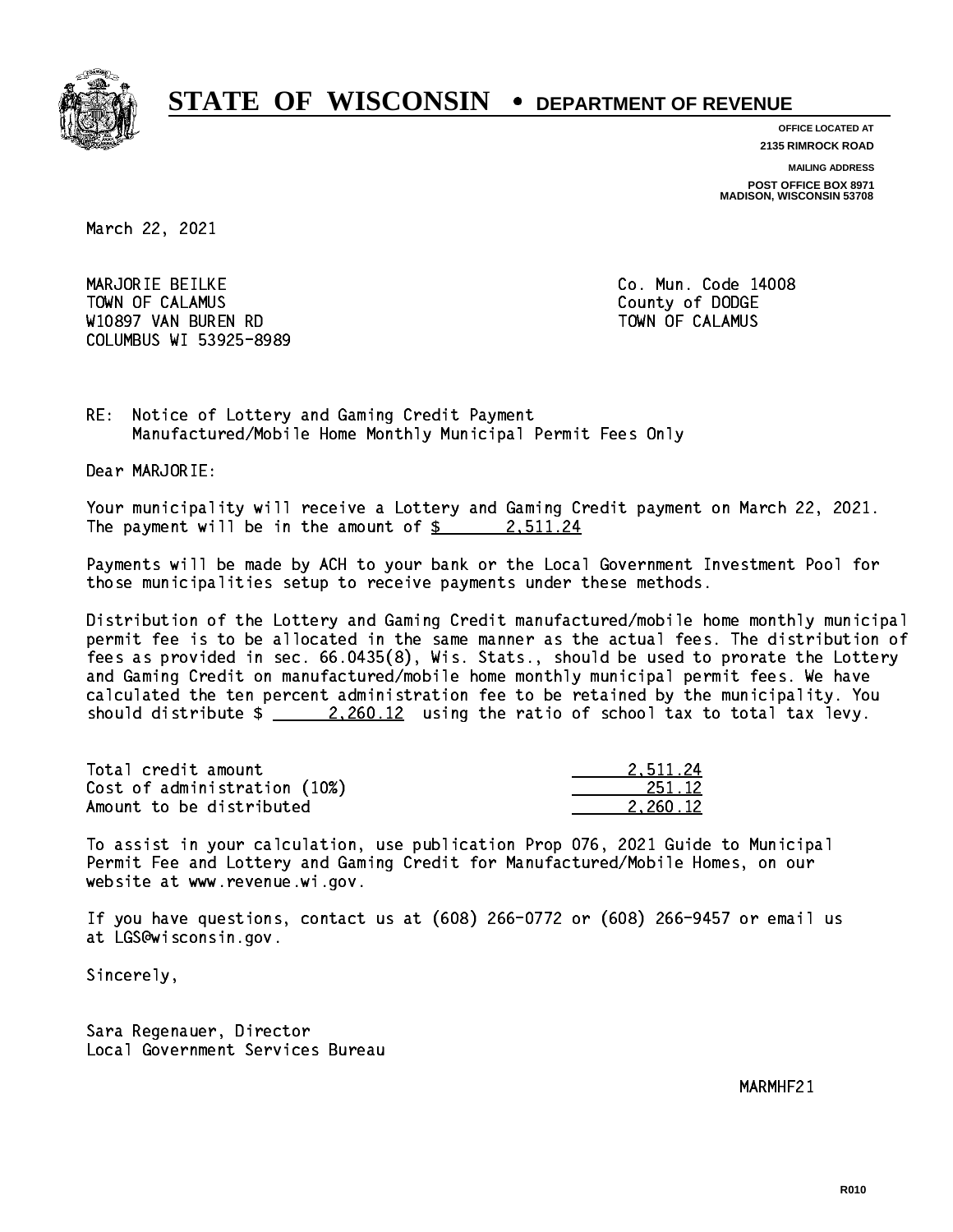# STATE OF WISCONSIN • DEPARTMENT OF REVENUE

**OFFICE LOCATED AT**
**2135 RIMROCK ROAD**

**MAILING ADDRESS**
**POST OFFICE BOX 8971**
**MADISON, WISCONSIN 53708**

March 22, 2021

MARJORIE BEILKE
TOWN OF CALAMUS
W10897 VAN BUREN RD
COLUMBUS WI 53925-8989

Co. Mun. Code 14008
County of DODGE
TOWN OF CALAMUS

RE: Notice of Lottery and Gaming Credit Payment
Manufactured/Mobile Home Monthly Municipal Permit Fees Only

Dear MARJORIE:

Your municipality will receive a Lottery and Gaming Credit payment on March 22, 2021. The payment will be in the amount of $ 2,511.24

Payments will be made by ACH to your bank or the Local Government Investment Pool for those municipalities setup to receive payments under these methods.

Distribution of the Lottery and Gaming Credit manufactured/mobile home monthly municipal permit fee is to be allocated in the same manner as the actual fees. The distribution of fees as provided in sec. 66.0435(8), Wis. Stats., should be used to prorate the Lottery and Gaming Credit on manufactured/mobile home monthly municipal permit fees. We have calculated the ten percent administration fee to be retained by the municipality. You should distribute $ 2,260.12 using the ratio of school tax to total tax levy.

| | |
|---|---|
| Total credit amount | 2,511.24 |
| Cost of administration (10%) | 251.12 |
| Amount to be distributed | 2,260.12 |

To assist in your calculation, use publication Prop 076, 2021 Guide to Municipal Permit Fee and Lottery and Gaming Credit for Manufactured/Mobile Homes, on our website at www.revenue.wi.gov.

If you have questions, contact us at (608) 266-0772 or (608) 266-9457 or email us at LGS@wisconsin.gov.

Sincerely,

Sara Regenauer, Director
Local Government Services Bureau

MARMHF21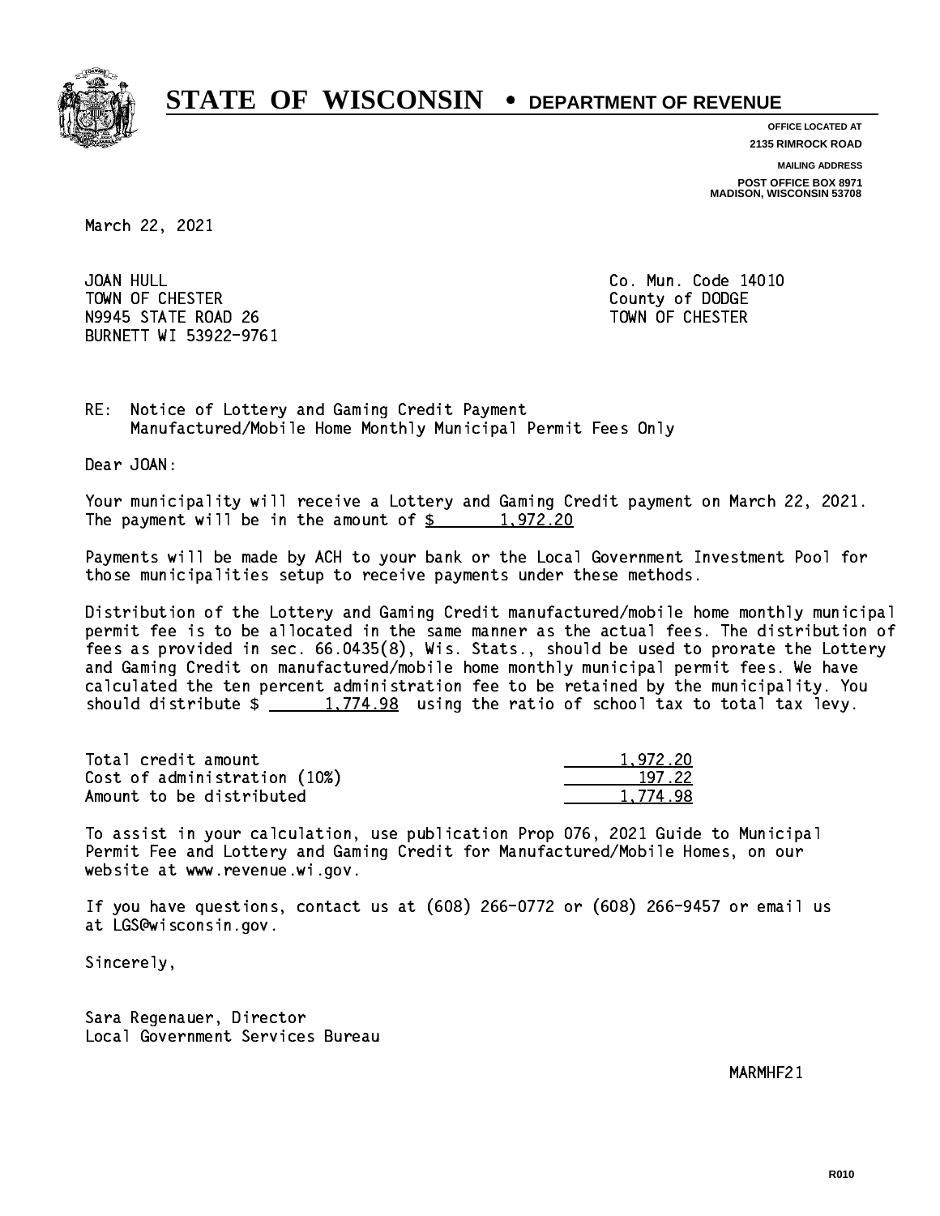# STATE OF WISCONSIN • DEPARTMENT OF REVENUE

**OFFICE LOCATED AT**
**2135 RIMROCK ROAD**

**MAILING ADDRESS**
**POST OFFICE BOX 8971**
**MADISON, WISCONSIN 53708**

March 22, 2021

JOAN HULL
TOWN OF CHESTER
N9945 STATE ROAD 26
BURNETT WI 53922-9761

Co. Mun. Code 14010
County of DODGE
TOWN OF CHESTER

RE: Notice of Lottery and Gaming Credit Payment
Manufactured/Mobile Home Monthly Municipal Permit Fees Only

Dear JOAN:

Your municipality will receive a Lottery and Gaming Credit payment on March 22, 2021. The payment will be in the amount of $ 1,972.20

Payments will be made by ACH to your bank or the Local Government Investment Pool for those municipalities setup to receive payments under these methods.

Distribution of the Lottery and Gaming Credit manufactured/mobile home monthly municipal permit fee is to be allocated in the same manner as the actual fees. The distribution of fees as provided in sec. 66.0435(8), Wis. Stats., should be used to prorate the Lottery and Gaming Credit on manufactured/mobile home monthly municipal permit fees. We have calculated the ten percent administration fee to be retained by the municipality. You should distribute $ 1,774.98 using the ratio of school tax to total tax levy.

| | |
|---|---|
| Total credit amount | 1,972.20 |
| Cost of administration (10%) | 197.22 |
| Amount to be distributed | 1,774.98 |

To assist in your calculation, use publication Prop 076, 2021 Guide to Municipal Permit Fee and Lottery and Gaming Credit for Manufactured/Mobile Homes, on our website at www.revenue.wi.gov.

If you have questions, contact us at (608) 266-0772 or (608) 266-9457 or email us at LGS@wisconsin.gov.

Sincerely,

Sara Regenauer, Director
Local Government Services Bureau

MARMHF21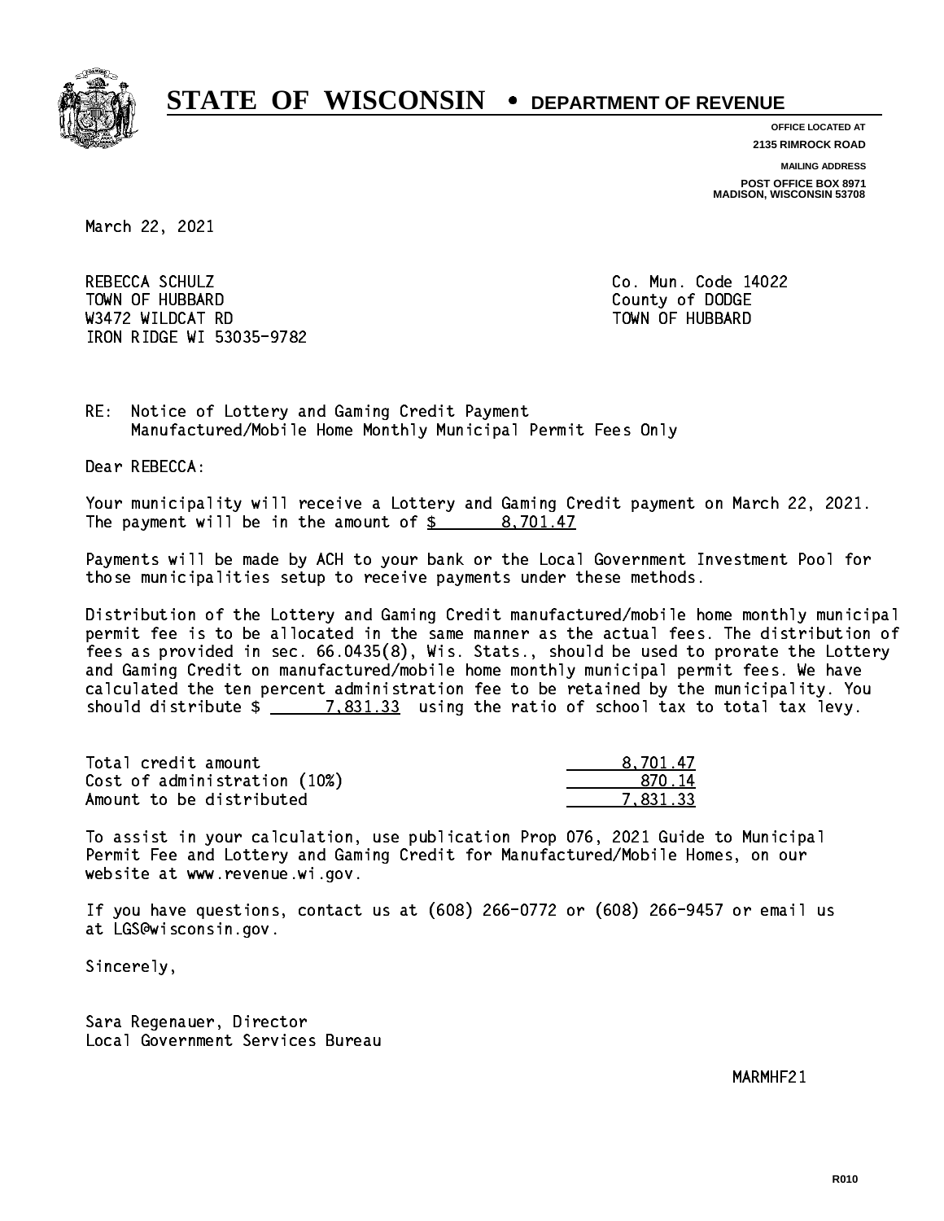# STATE OF WISCONSIN • DEPARTMENT OF REVENUE

OFFICE LOCATED AT
2135 RIMROCK ROAD

MAILING ADDRESS
POST OFFICE BOX 8971
MADISON, WISCONSIN 53708

March 22, 2021

REBECCA SCHULZ
TOWN OF HUBBARD
W3472 WILDCAT RD
IRON RIDGE WI 53035-9782

Co. Mun. Code 14022
County of DODGE
TOWN OF HUBBARD

RE: Notice of Lottery and Gaming Credit Payment
Manufactured/Mobile Home Monthly Municipal Permit Fees Only

Dear REBECCA:

Your municipality will receive a Lottery and Gaming Credit payment on March 22, 2021. The payment will be in the amount of $ 8,701.47

Payments will be made by ACH to your bank or the Local Government Investment Pool for those municipalities setup to receive payments under these methods.

Distribution of the Lottery and Gaming Credit manufactured/mobile home monthly municipal permit fee is to be allocated in the same manner as the actual fees. The distribution of fees as provided in sec. 66.0435(8), Wis. Stats., should be used to prorate the Lottery and Gaming Credit on manufactured/mobile home monthly municipal permit fees. We have calculated the ten percent administration fee to be retained by the municipality. You should distribute $ 7,831.33 using the ratio of school tax to total tax levy.

| | |
|---|---|
| Total credit amount | 8,701.47 |
| Cost of administration (10%) | 870.14 |
| Amount to be distributed | 7,831.33 |

To assist in your calculation, use publication Prop 076, 2021 Guide to Municipal Permit Fee and Lottery and Gaming Credit for Manufactured/Mobile Homes, on our website at www.revenue.wi.gov.

If you have questions, contact us at (608) 266-0772 or (608) 266-9457 or email us at LGS@wisconsin.gov.

Sincerely,

Sara Regenauer, Director
Local Government Services Bureau

MARMHF21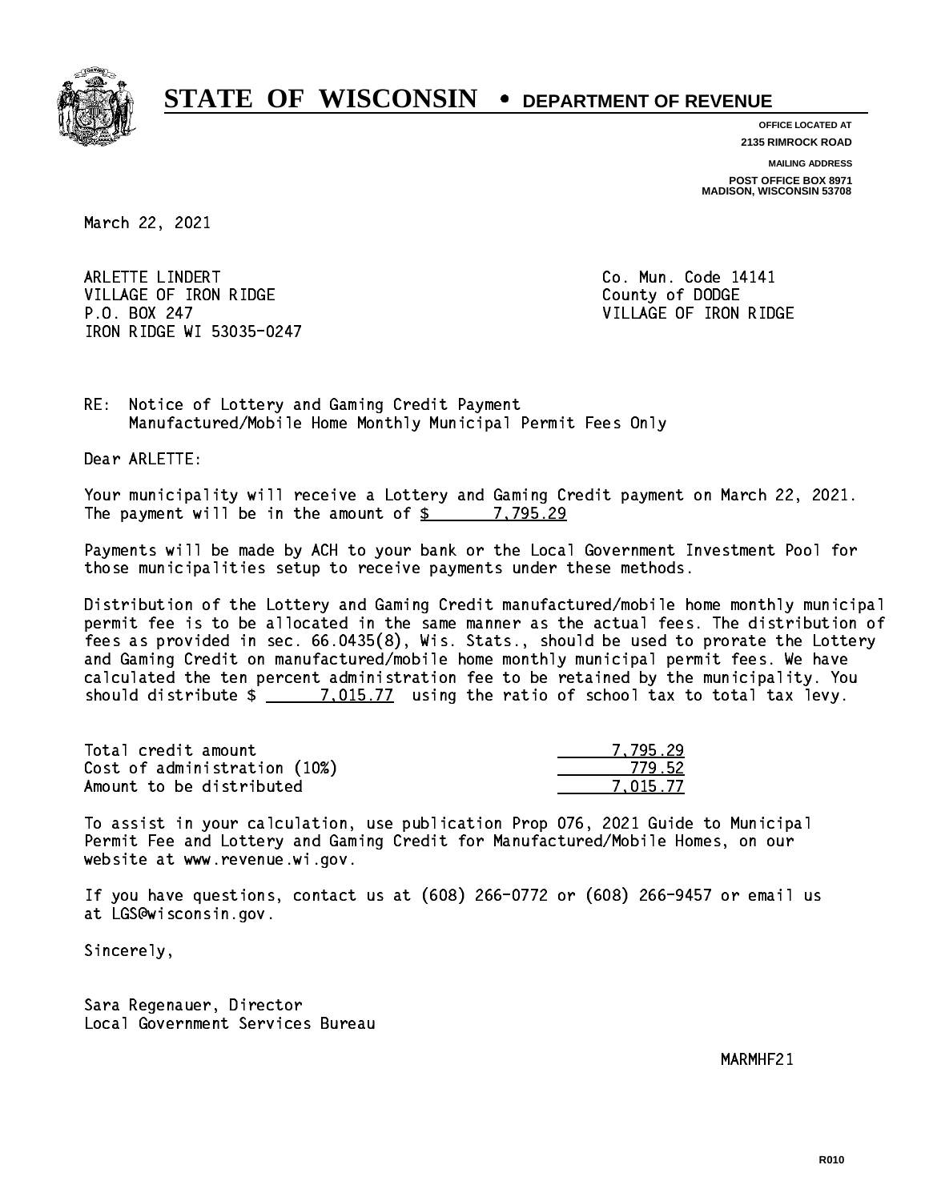# STATE OF WISCONSIN • DEPARTMENT OF REVENUE

**OFFICE LOCATED AT**
**2135 RIMROCK ROAD**

**MAILING ADDRESS**
**POST OFFICE BOX 8971**
**MADISON, WISCONSIN 53708**

March 22, 2021

ARLETTE LINDERT
VILLAGE OF IRON RIDGE
P.O. BOX 247
IRON RIDGE WI 53035-0247

Co. Mun. Code 14141
County of DODGE
VILLAGE OF IRON RIDGE

RE: Notice of Lottery and Gaming Credit Payment
Manufactured/Mobile Home Monthly Municipal Permit Fees Only

Dear ARLETTE:

Your municipality will receive a Lottery and Gaming Credit payment on March 22, 2021. The payment will be in the amount of $ 7,795.29

Payments will be made by ACH to your bank or the Local Government Investment Pool for those municipalities setup to receive payments under these methods.

Distribution of the Lottery and Gaming Credit manufactured/mobile home monthly municipal permit fee is to be allocated in the same manner as the actual fees. The distribution of fees as provided in sec. 66.0435(8), Wis. Stats., should be used to prorate the Lottery and Gaming Credit on manufactured/mobile home monthly municipal permit fees. We have calculated the ten percent administration fee to be retained by the municipality. You should distribute $ 7,015.77 using the ratio of school tax to total tax levy.

| | |
|---|---|
| Total credit amount | 7,795.29 |
| Cost of administration (10%) | 779.52 |
| Amount to be distributed | 7,015.77 |

To assist in your calculation, use publication Prop 076, 2021 Guide to Municipal Permit Fee and Lottery and Gaming Credit for Manufactured/Mobile Homes, on our website at www.revenue.wi.gov.

If you have questions, contact us at (608) 266-0772 or (608) 266-9457 or email us at LGS@wisconsin.gov.

Sincerely,

Sara Regenauer, Director
Local Government Services Bureau

MARMHF21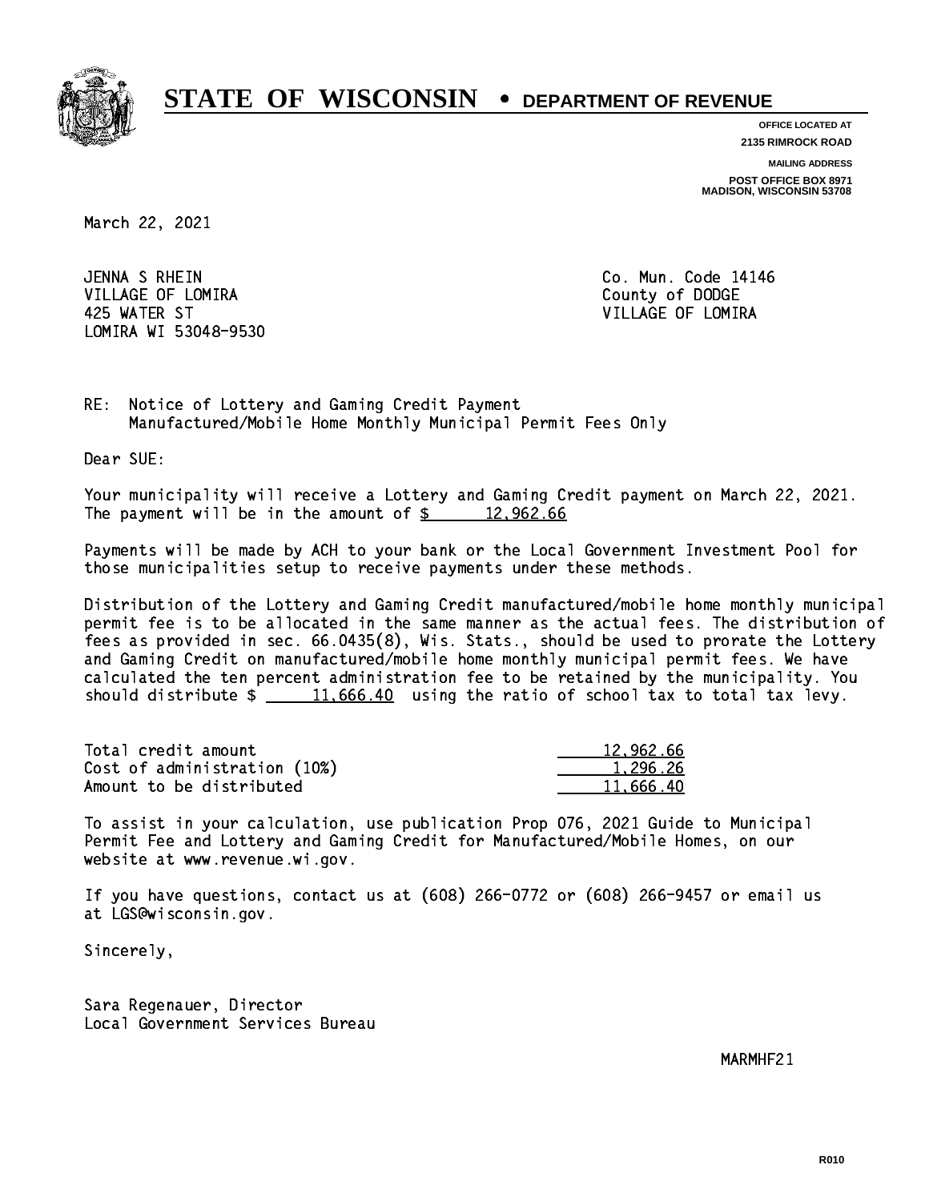# STATE OF WISCONSIN • DEPARTMENT OF REVENUE

OFFICE LOCATED AT
2135 RIMROCK ROAD

MAILING ADDRESS
POST OFFICE BOX 8971
MADISON, WISCONSIN 53708

March 22, 2021

JENNA S RHEIN
VILLAGE OF LOMIRA
425 WATER ST
LOMIRA WI 53048-9530

Co. Mun. Code 14146
County of DODGE
VILLAGE OF LOMIRA

RE: Notice of Lottery and Gaming Credit Payment
Manufactured/Mobile Home Monthly Municipal Permit Fees Only

Dear SUE:

Your municipality will receive a Lottery and Gaming Credit payment on March 22, 2021. The payment will be in the amount of $ 12,962.66

Payments will be made by ACH to your bank or the Local Government Investment Pool for those municipalities setup to receive payments under these methods.

Distribution of the Lottery and Gaming Credit manufactured/mobile home monthly municipal permit fee is to be allocated in the same manner as the actual fees. The distribution of fees as provided in sec. 66.0435(8), Wis. Stats., should be used to prorate the Lottery and Gaming Credit on manufactured/mobile home monthly municipal permit fees. We have calculated the ten percent administration fee to be retained by the municipality. You should distribute $ 11,666.40 using the ratio of school tax to total tax levy.

| | |
|---|---|
| Total credit amount | 12,962.66 |
| Cost of administration (10%) | 1,296.26 |
| Amount to be distributed | 11,666.40 |

To assist in your calculation, use publication Prop 076, 2021 Guide to Municipal Permit Fee and Lottery and Gaming Credit for Manufactured/Mobile Homes, on our website at www.revenue.wi.gov.

If you have questions, contact us at (608) 266-0772 or (608) 266-9457 or email us at LGS@wisconsin.gov.

Sincerely,

Sara Regenauer, Director
Local Government Services Bureau

MARMHF21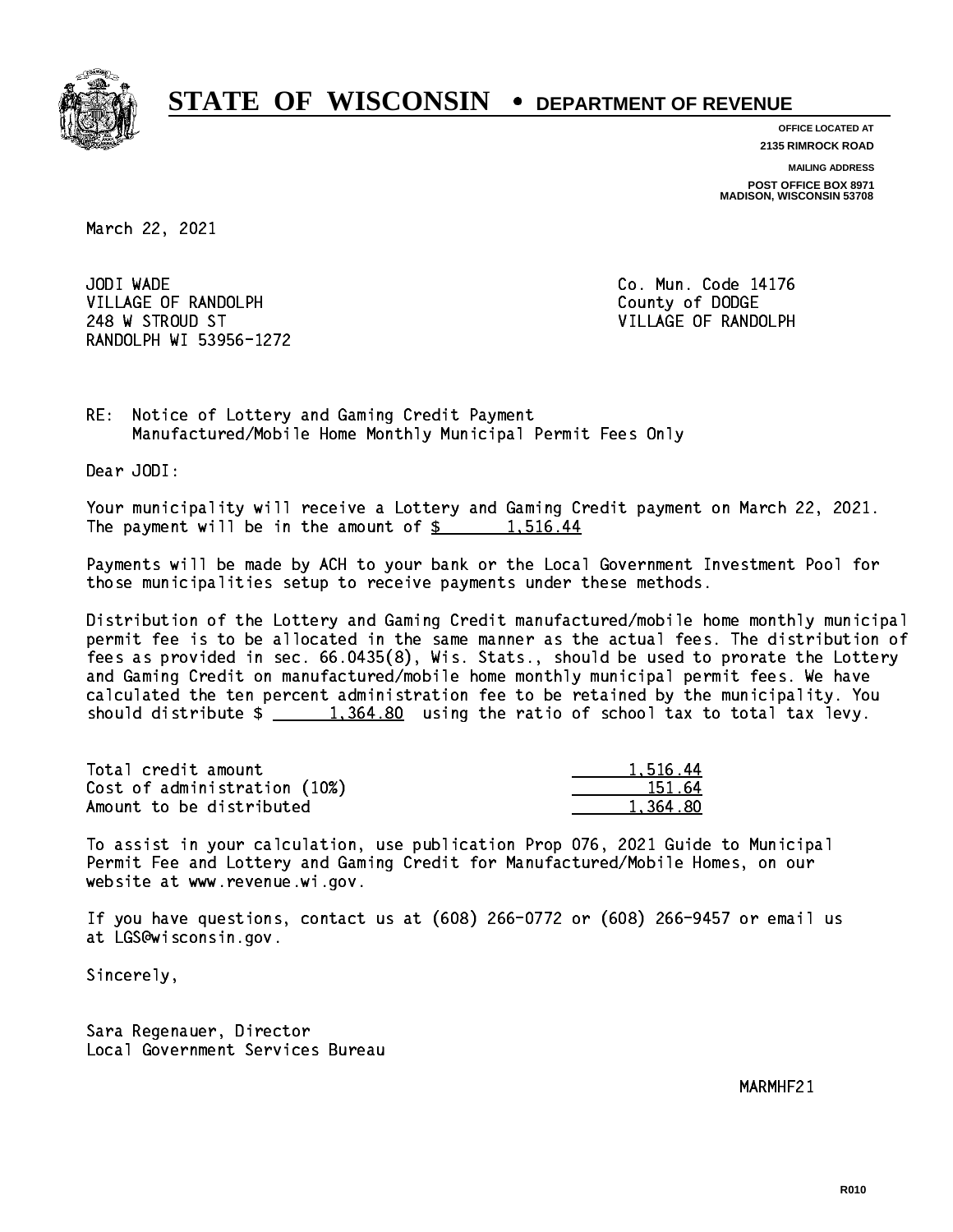# STATE OF WISCONSIN • DEPARTMENT OF REVENUE

**OFFICE LOCATED AT**
**2135 RIMROCK ROAD**

**MAILING ADDRESS**
**POST OFFICE BOX 8971**
**MADISON, WISCONSIN 53708**

March 22, 2021

JODI WADE
VILLAGE OF RANDOLPH
248 W STROUD ST
RANDOLPH WI 53956-1272

Co. Mun. Code 14176
County of DODGE
VILLAGE OF RANDOLPH

RE: Notice of Lottery and Gaming Credit Payment
Manufactured/Mobile Home Monthly Municipal Permit Fees Only

Dear JODI:

Your municipality will receive a Lottery and Gaming Credit payment on March 22, 2021. The payment will be in the amount of $ 1,516.44

Payments will be made by ACH to your bank or the Local Government Investment Pool for those municipalities setup to receive payments under these methods.

Distribution of the Lottery and Gaming Credit manufactured/mobile home monthly municipal permit fee is to be allocated in the same manner as the actual fees. The distribution of fees as provided in sec. 66.0435(8), Wis. Stats., should be used to prorate the Lottery and Gaming Credit on manufactured/mobile home monthly municipal permit fees. We have calculated the ten percent administration fee to be retained by the municipality. You should distribute $ 1,364.80 using the ratio of school tax to total tax levy.

| | |
|---|---|
| Total credit amount | 1,516.44 |
| Cost of administration (10%) | 151.64 |
| Amount to be distributed | 1,364.80 |

To assist in your calculation, use publication Prop 076, 2021 Guide to Municipal Permit Fee and Lottery and Gaming Credit for Manufactured/Mobile Homes, on our website at www.revenue.wi.gov.

If you have questions, contact us at (608) 266-0772 or (608) 266-9457 or email us at LGS@wisconsin.gov.

Sincerely,

Sara Regenauer, Director
Local Government Services Bureau

MARMHF21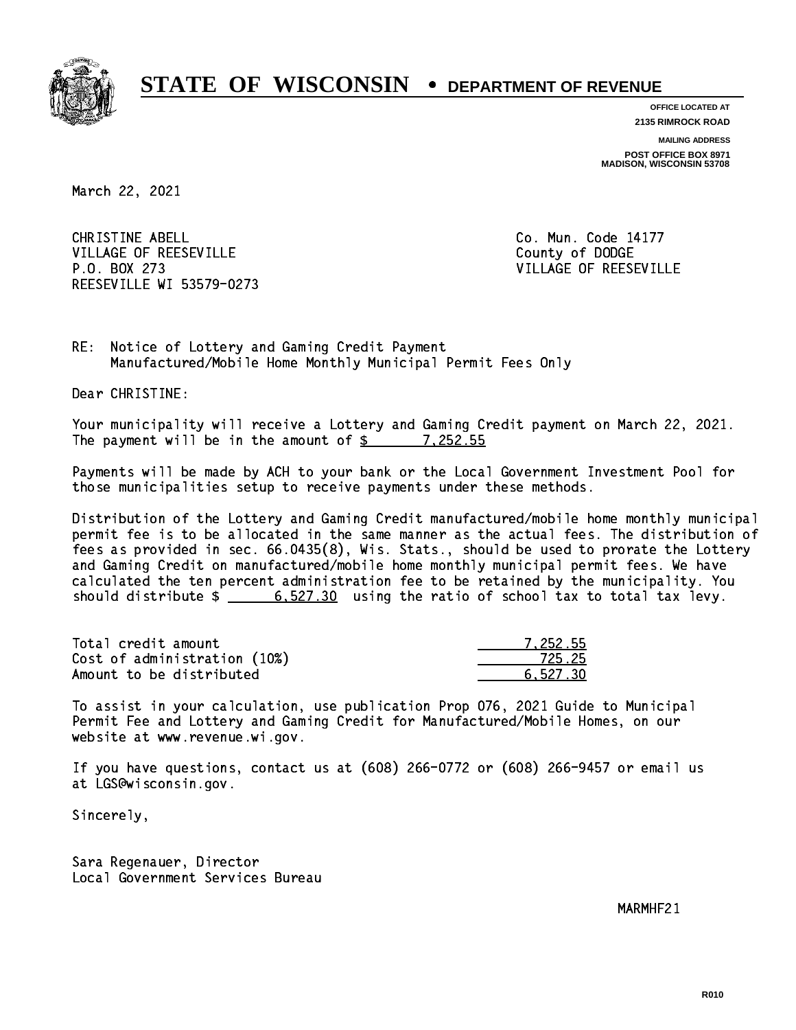# STATE OF WISCONSIN • DEPARTMENT OF REVENUE

**OFFICE LOCATED AT**
**2135 RIMROCK ROAD**

**MAILING ADDRESS**
**POST OFFICE BOX 8971**
**MADISON, WISCONSIN 53708**

March 22, 2021

CHRISTINE ABELL
VILLAGE OF REESEVILLE
P.O. BOX 273
REESEVILLE WI 53579-0273

Co. Mun. Code 14177
County of DODGE
VILLAGE OF REESEVILLE

RE: Notice of Lottery and Gaming Credit Payment
Manufactured/Mobile Home Monthly Municipal Permit Fees Only

Dear CHRISTINE:

Your municipality will receive a Lottery and Gaming Credit payment on March 22, 2021. The payment will be in the amount of $ 7,252.55

Payments will be made by ACH to your bank or the Local Government Investment Pool for those municipalities setup to receive payments under these methods.

Distribution of the Lottery and Gaming Credit manufactured/mobile home monthly municipal permit fee is to be allocated in the same manner as the actual fees. The distribution of fees as provided in sec. 66.0435(8), Wis. Stats., should be used to prorate the Lottery and Gaming Credit on manufactured/mobile home monthly municipal permit fees. We have calculated the ten percent administration fee to be retained by the municipality. You should distribute $ 6,527.30 using the ratio of school tax to total tax levy.

| | |
|---|---|
| Total credit amount | 7,252.55 |
| Cost of administration (10%) | 725.25 |
| Amount to be distributed | 6,527.30 |

To assist in your calculation, use publication Prop 076, 2021 Guide to Municipal Permit Fee and Lottery and Gaming Credit for Manufactured/Mobile Homes, on our website at www.revenue.wi.gov.

If you have questions, contact us at (608) 266-0772 or (608) 266-9457 or email us at LGS@wisconsin.gov.

Sincerely,

Sara Regenauer, Director
Local Government Services Bureau

MARMHF21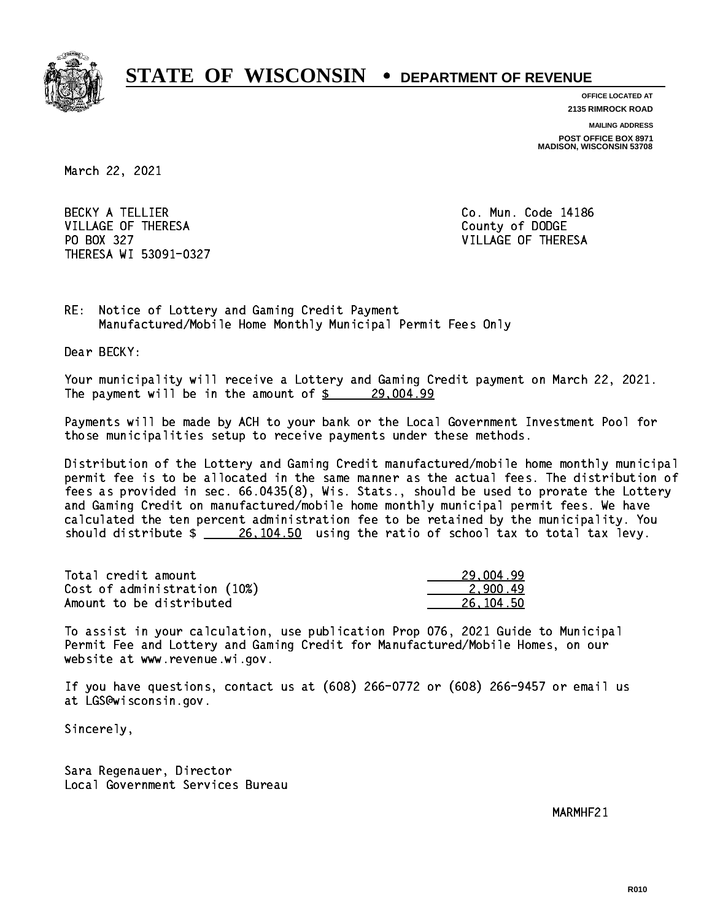# STATE OF WISCONSIN • DEPARTMENT OF REVENUE

**OFFICE LOCATED AT**
**2135 RIMROCK ROAD**

**MAILING ADDRESS**
**POST OFFICE BOX 8971**
**MADISON, WISCONSIN 53708**

March 22, 2021

BECKY A TELLIER
VILLAGE OF THERESA
PO BOX 327
THERESA WI 53091-0327

Co. Mun. Code 14186
County of DODGE
VILLAGE OF THERESA

RE: Notice of Lottery and Gaming Credit Payment
Manufactured/Mobile Home Monthly Municipal Permit Fees Only

Dear BECKY:

Your municipality will receive a Lottery and Gaming Credit payment on March 22, 2021. The payment will be in the amount of $ 29,004.99

Payments will be made by ACH to your bank or the Local Government Investment Pool for those municipalities setup to receive payments under these methods.

Distribution of the Lottery and Gaming Credit manufactured/mobile home monthly municipal permit fee is to be allocated in the same manner as the actual fees. The distribution of fees as provided in sec. 66.0435(8), Wis. Stats., should be used to prorate the Lottery and Gaming Credit on manufactured/mobile home monthly municipal permit fees. We have calculated the ten percent administration fee to be retained by the municipality. You should distribute $ 26,104.50 using the ratio of school tax to total tax levy.

| | |
|---|---|
| Total credit amount | 29,004.99 |
| Cost of administration (10%) | 2,900.49 |
| Amount to be distributed | 26,104.50 |

To assist in your calculation, use publication Prop 076, 2021 Guide to Municipal Permit Fee and Lottery and Gaming Credit for Manufactured/Mobile Homes, on our website at www.revenue.wi.gov.

If you have questions, contact us at (608) 266-0772 or (608) 266-9457 or email us at LGS@wisconsin.gov.

Sincerely,

Sara Regenauer, Director
Local Government Services Bureau

MARMHF21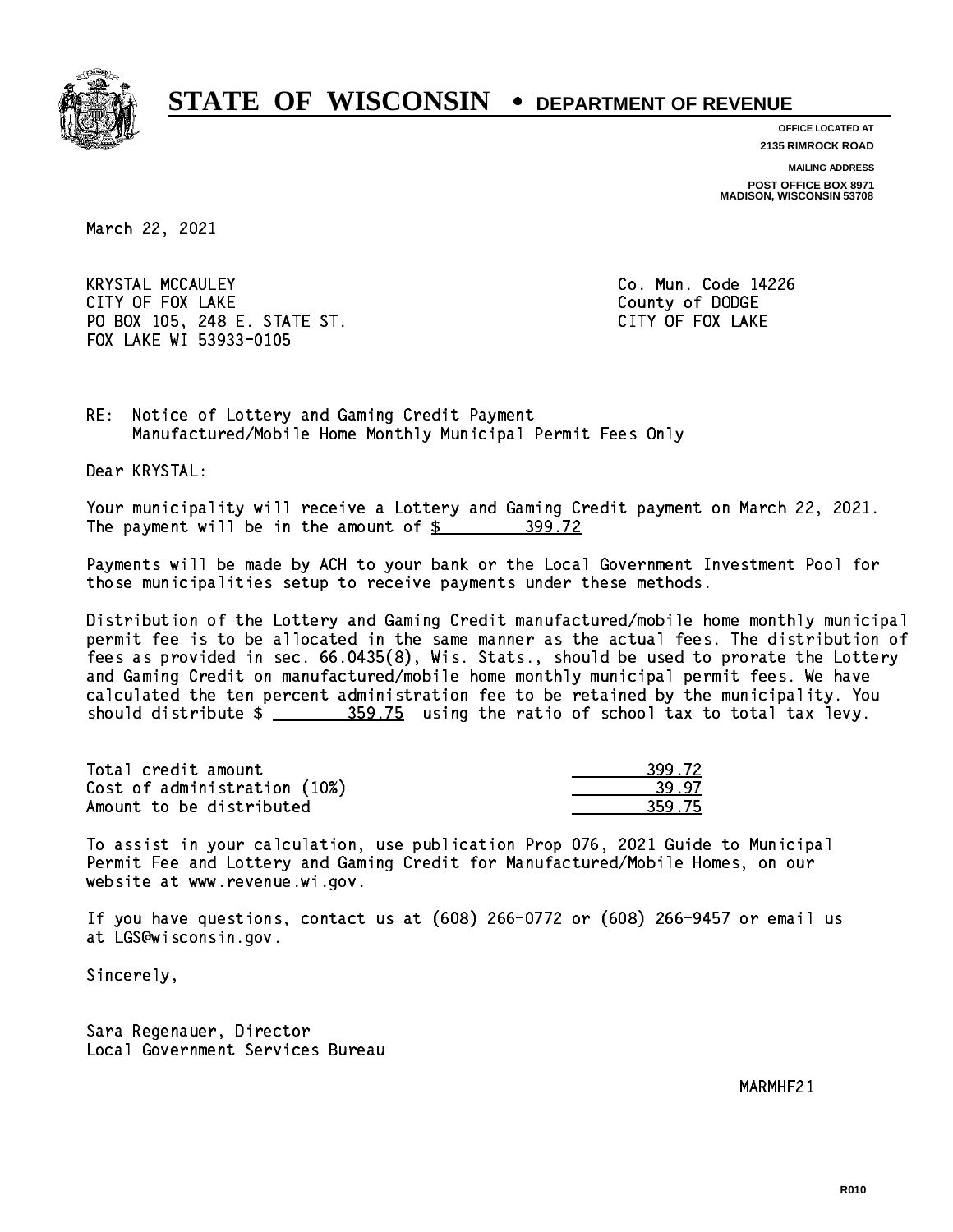# STATE OF WISCONSIN • DEPARTMENT OF REVENUE

**OFFICE LOCATED AT**
**2135 RIMROCK ROAD**

**MAILING ADDRESS**
**POST OFFICE BOX 8971**
**MADISON, WISCONSIN 53708**

March 22, 2021

KRYSTAL MCCAULEY
CITY OF FOX LAKE
PO BOX 105, 248 E. STATE ST.
FOX LAKE WI 53933-0105

Co. Mun. Code 14226
County of DODGE
CITY OF FOX LAKE

RE: Notice of Lottery and Gaming Credit Payment
Manufactured/Mobile Home Monthly Municipal Permit Fees Only

Dear KRYSTAL:

Your municipality will receive a Lottery and Gaming Credit payment on March 22, 2021. The payment will be in the amount of $ 399.72

Payments will be made by ACH to your bank or the Local Government Investment Pool for those municipalities setup to receive payments under these methods.

Distribution of the Lottery and Gaming Credit manufactured/mobile home monthly municipal permit fee is to be allocated in the same manner as the actual fees. The distribution of fees as provided in sec. 66.0435(8), Wis. Stats., should be used to prorate the Lottery and Gaming Credit on manufactured/mobile home monthly municipal permit fees. We have calculated the ten percent administration fee to be retained by the municipality. You should distribute $ 359.75 using the ratio of school tax to total tax levy.

| | |
|---|---|
| Total credit amount | 399.72 |
| Cost of administration (10%) | 39.97 |
| Amount to be distributed | 359.75 |

To assist in your calculation, use publication Prop 076, 2021 Guide to Municipal Permit Fee and Lottery and Gaming Credit for Manufactured/Mobile Homes, on our website at www.revenue.wi.gov.

If you have questions, contact us at (608) 266-0772 or (608) 266-9457 or email us at LGS@wisconsin.gov.

Sincerely,

Sara Regenauer, Director
Local Government Services Bureau

MARMHF21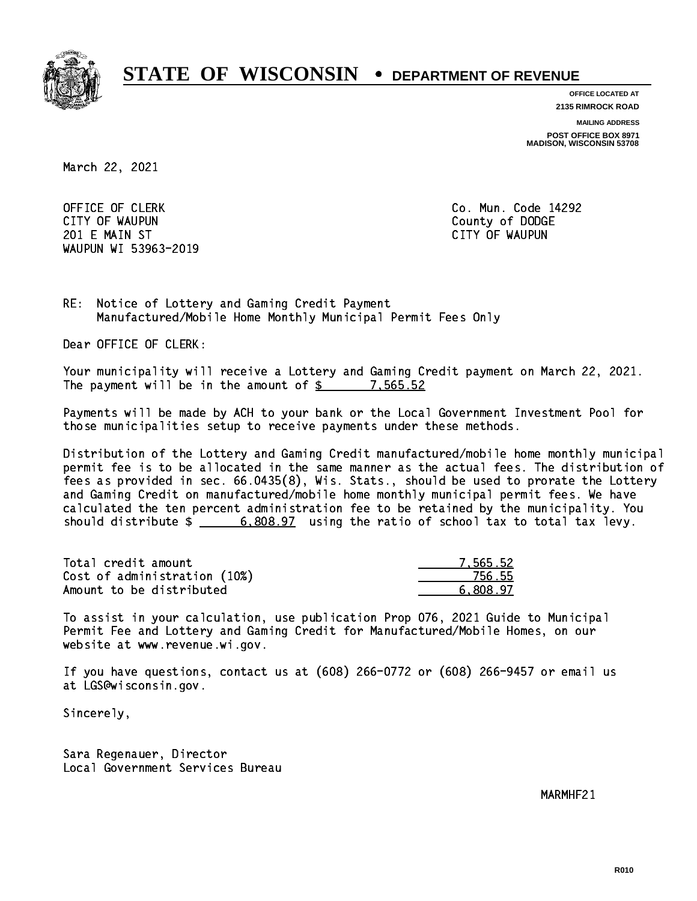# STATE OF WISCONSIN • DEPARTMENT OF REVENUE

**OFFICE LOCATED AT**
**2135 RIMROCK ROAD**

**MAILING ADDRESS**
**POST OFFICE BOX 8971**
**MADISON, WISCONSIN 53708**

March 22, 2021

OFFICE OF CLERK
CITY OF WAUPUN
201 E MAIN ST
WAUPUN WI 53963-2019

Co. Mun. Code 14292
County of DODGE
CITY OF WAUPUN

RE: Notice of Lottery and Gaming Credit Payment
Manufactured/Mobile Home Monthly Municipal Permit Fees Only

Dear OFFICE OF CLERK:

Your municipality will receive a Lottery and Gaming Credit payment on March 22, 2021. The payment will be in the amount of $ 7,565.52

Payments will be made by ACH to your bank or the Local Government Investment Pool for those municipalities setup to receive payments under these methods.

Distribution of the Lottery and Gaming Credit manufactured/mobile home monthly municipal permit fee is to be allocated in the same manner as the actual fees. The distribution of fees as provided in sec. 66.0435(8), Wis. Stats., should be used to prorate the Lottery and Gaming Credit on manufactured/mobile home monthly municipal permit fees. We have calculated the ten percent administration fee to be retained by the municipality. You should distribute $ 6,808.97 using the ratio of school tax to total tax levy.

| | |
|---|---|
| Total credit amount | 7,565.52 |
| Cost of administration (10%) | 756.55 |
| Amount to be distributed | 6,808.97 |

To assist in your calculation, use publication Prop 076, 2021 Guide to Municipal Permit Fee and Lottery and Gaming Credit for Manufactured/Mobile Homes, on our website at www.revenue.wi.gov.

If you have questions, contact us at (608) 266-0772 or (608) 266-9457 or email us at LGS@wisconsin.gov.

Sincerely,

Sara Regenauer, Director
Local Government Services Bureau

MARMHF21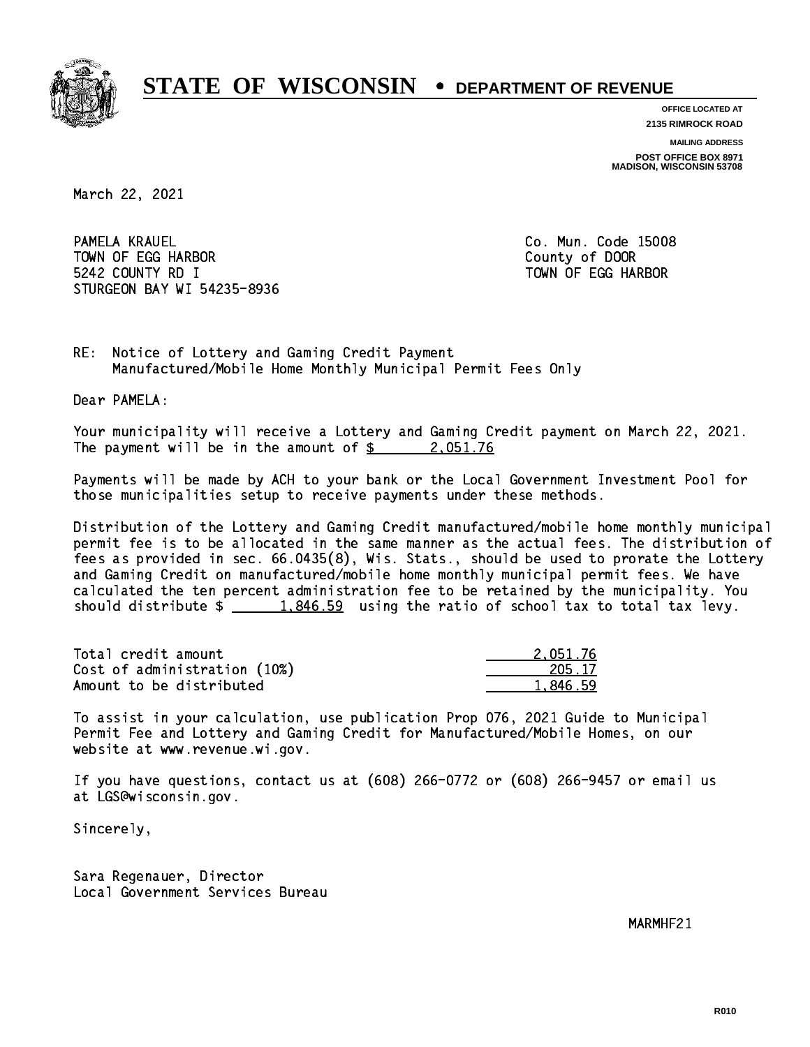# STATE OF WISCONSIN • DEPARTMENT OF REVENUE

**OFFICE LOCATED AT**
**2135 RIMROCK ROAD**

**MAILING ADDRESS**
**POST OFFICE BOX 8971**
**MADISON, WISCONSIN 53708**

March 22, 2021

PAMELA KRAUEL
TOWN OF EGG HARBOR
5242 COUNTY RD I
STURGEON BAY WI 54235-8936

Co. Mun. Code 15008
County of DOOR
TOWN OF EGG HARBOR

RE: Notice of Lottery and Gaming Credit Payment
Manufactured/Mobile Home Monthly Municipal Permit Fees Only

Dear PAMELA:

Your municipality will receive a Lottery and Gaming Credit payment on March 22, 2021. The payment will be in the amount of $ 2,051.76

Payments will be made by ACH to your bank or the Local Government Investment Pool for those municipalities setup to receive payments under these methods.

Distribution of the Lottery and Gaming Credit manufactured/mobile home monthly municipal permit fee is to be allocated in the same manner as the actual fees. The distribution of fees as provided in sec. 66.0435(8), Wis. Stats., should be used to prorate the Lottery and Gaming Credit on manufactured/mobile home monthly municipal permit fees. We have calculated the ten percent administration fee to be retained by the municipality. You should distribute $ 1,846.59 using the ratio of school tax to total tax levy.

| | |
|---|---|
| Total credit amount | 2,051.76 |
| Cost of administration (10%) | 205.17 |
| Amount to be distributed | 1,846.59 |

To assist in your calculation, use publication Prop 076, 2021 Guide to Municipal Permit Fee and Lottery and Gaming Credit for Manufactured/Mobile Homes, on our website at www.revenue.wi.gov.

If you have questions, contact us at (608) 266-0772 or (608) 266-9457 or email us at LGS@wisconsin.gov.

Sincerely,

Sara Regenauer, Director
Local Government Services Bureau

MARMHF21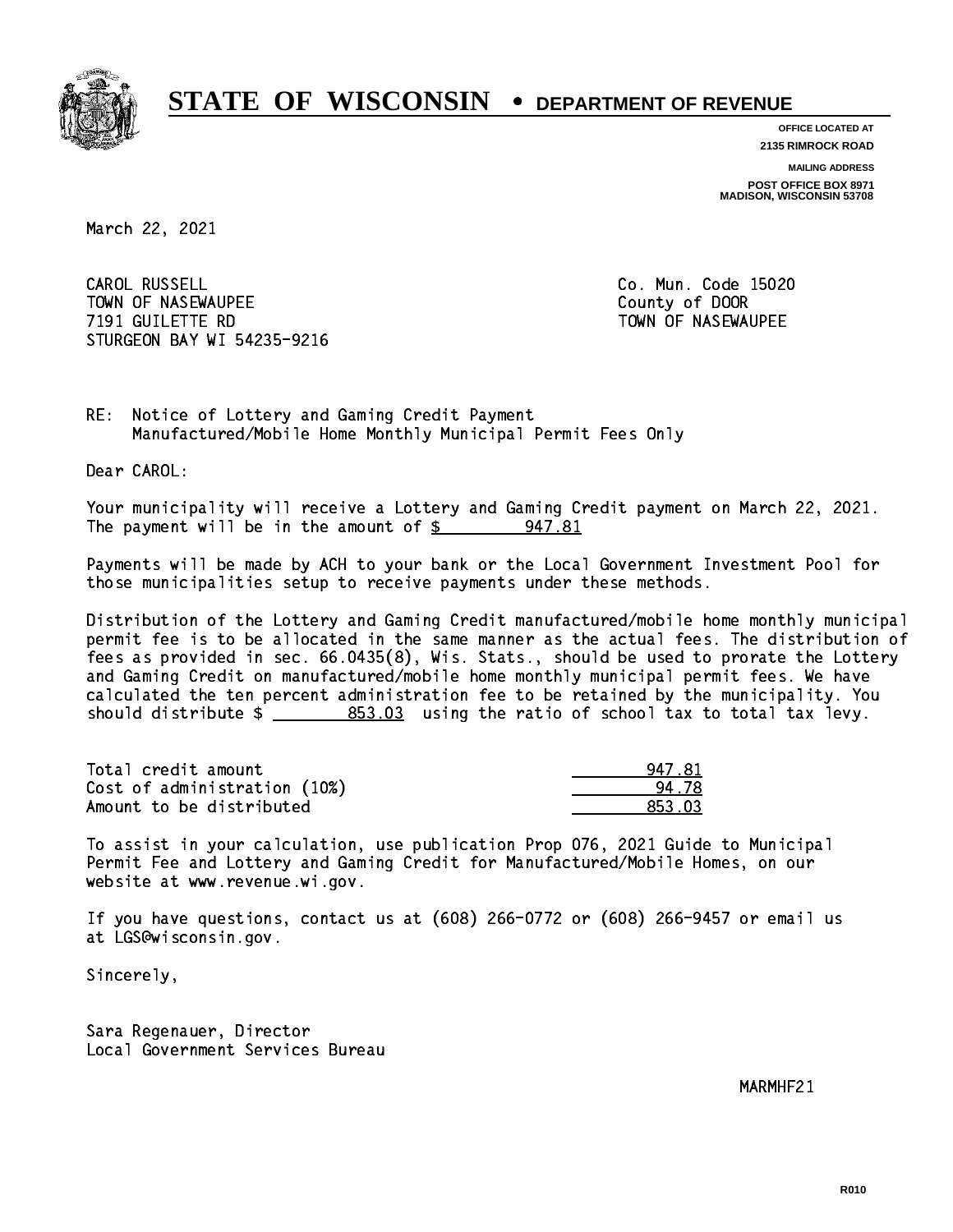# STATE OF WISCONSIN • DEPARTMENT OF REVENUE

**OFFICE LOCATED AT**
**2135 RIMROCK ROAD**

**MAILING ADDRESS**
**POST OFFICE BOX 8971**
**MADISON, WISCONSIN 53708**

March 22, 2021

CAROL RUSSELL
TOWN OF NASEWAUPEE
7191 GUILETTE RD
STURGEON BAY WI 54235-9216

Co. Mun. Code 15020
County of DOOR
TOWN OF NASEWAUPEE

RE: Notice of Lottery and Gaming Credit Payment
Manufactured/Mobile Home Monthly Municipal Permit Fees Only

Dear CAROL:

Your municipality will receive a Lottery and Gaming Credit payment on March 22, 2021. The payment will be in the amount of $ 947.81

Payments will be made by ACH to your bank or the Local Government Investment Pool for those municipalities setup to receive payments under these methods.

Distribution of the Lottery and Gaming Credit manufactured/mobile home monthly municipal permit fee is to be allocated in the same manner as the actual fees. The distribution of fees as provided in sec. 66.0435(8), Wis. Stats., should be used to prorate the Lottery and Gaming Credit on manufactured/mobile home monthly municipal permit fees. We have calculated the ten percent administration fee to be retained by the municipality. You should distribute $ 853.03 using the ratio of school tax to total tax levy.

| | |
|---|---|
| Total credit amount | 947.81 |
| Cost of administration (10%) | 94.78 |
| Amount to be distributed | 853.03 |

To assist in your calculation, use publication Prop 076, 2021 Guide to Municipal Permit Fee and Lottery and Gaming Credit for Manufactured/Mobile Homes, on our website at www.revenue.wi.gov.

If you have questions, contact us at (608) 266-0772 or (608) 266-9457 or email us at LGS@wisconsin.gov.

Sincerely,

Sara Regenauer, Director
Local Government Services Bureau

MARMHF21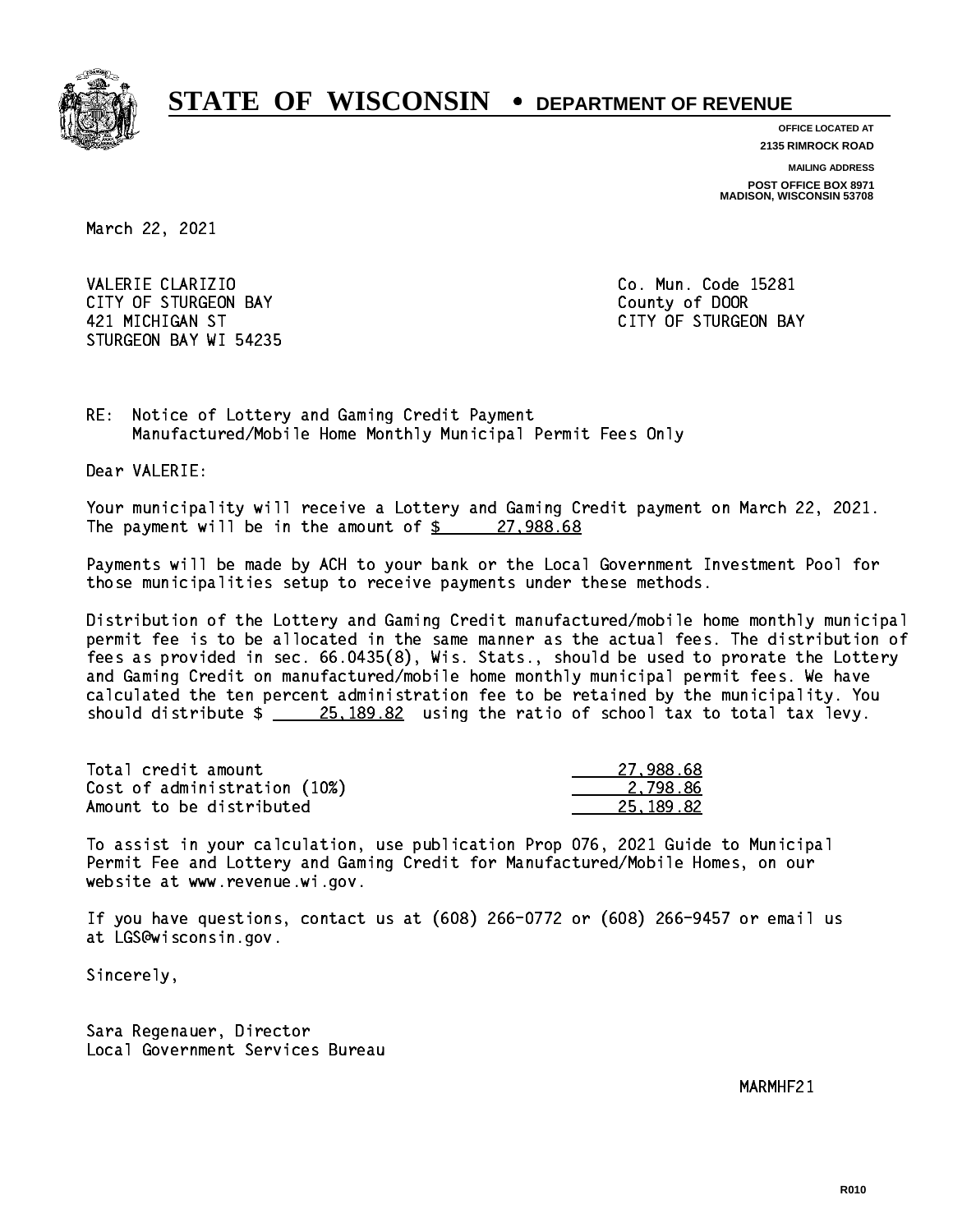# STATE OF WISCONSIN • DEPARTMENT OF REVENUE

**OFFICE LOCATED AT**
**2135 RIMROCK ROAD**

**MAILING ADDRESS**
**POST OFFICE BOX 8971**
**MADISON, WISCONSIN 53708**

March 22, 2021

VALERIE CLARIZIO
CITY OF STURGEON BAY
421 MICHIGAN ST
STURGEON BAY WI 54235

Co. Mun. Code 15281
County of DOOR
CITY OF STURGEON BAY

RE: Notice of Lottery and Gaming Credit Payment
Manufactured/Mobile Home Monthly Municipal Permit Fees Only

Dear VALERIE:

Your municipality will receive a Lottery and Gaming Credit payment on March 22, 2021. The payment will be in the amount of $ 27,988.68

Payments will be made by ACH to your bank or the Local Government Investment Pool for those municipalities setup to receive payments under these methods.

Distribution of the Lottery and Gaming Credit manufactured/mobile home monthly municipal permit fee is to be allocated in the same manner as the actual fees. The distribution of fees as provided in sec. 66.0435(8), Wis. Stats., should be used to prorate the Lottery and Gaming Credit on manufactured/mobile home monthly municipal permit fees. We have calculated the ten percent administration fee to be retained by the municipality. You should distribute $ 25,189.82 using the ratio of school tax to total tax levy.

| | |
|---|---|
| Total credit amount | 27,988.68 |
| Cost of administration (10%) | 2,798.86 |
| Amount to be distributed | 25,189.82 |

To assist in your calculation, use publication Prop 076, 2021 Guide to Municipal Permit Fee and Lottery and Gaming Credit for Manufactured/Mobile Homes, on our website at www.revenue.wi.gov.

If you have questions, contact us at (608) 266-0772 or (608) 266-9457 or email us at LGS@wisconsin.gov.

Sincerely,

Sara Regenauer, Director
Local Government Services Bureau

MARMHF21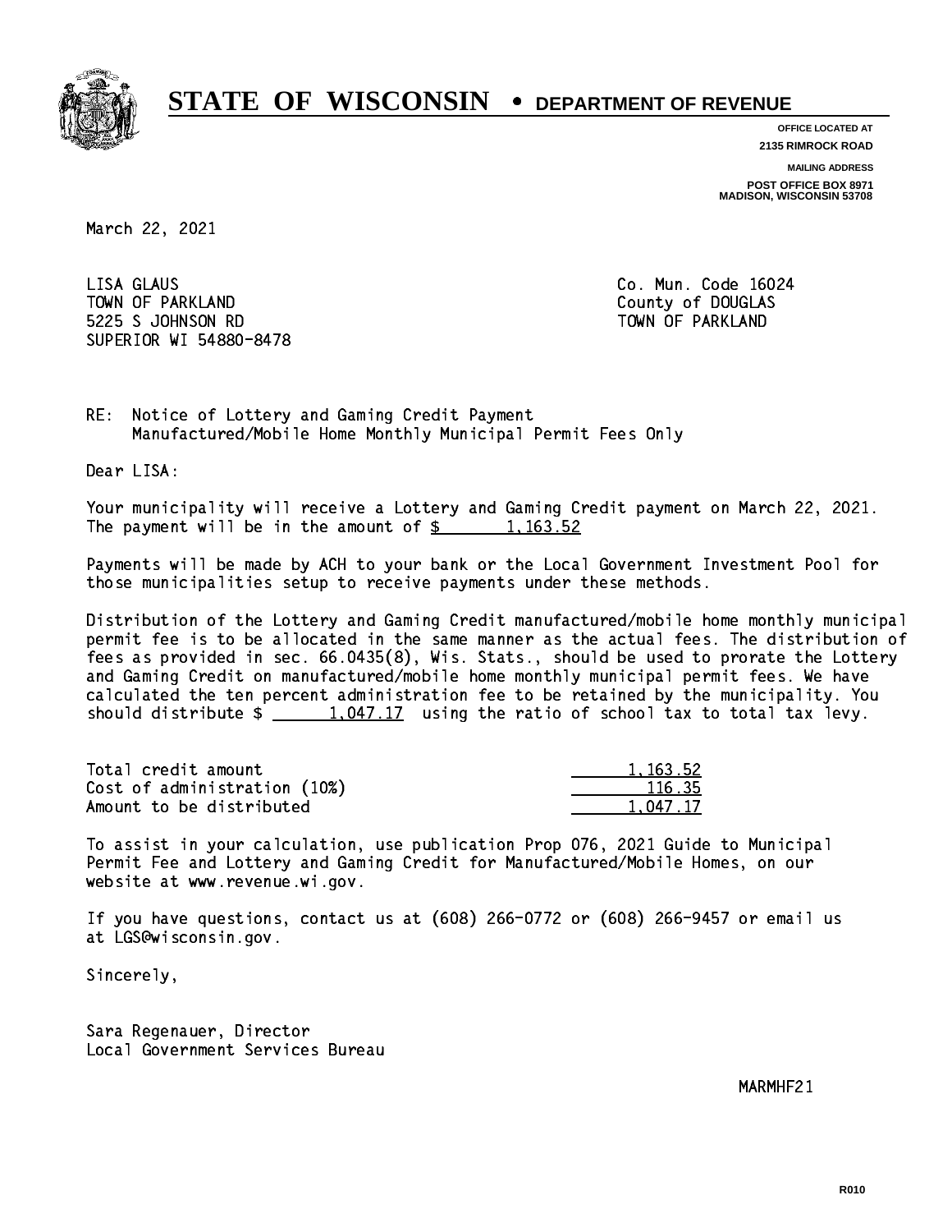# STATE OF WISCONSIN • DEPARTMENT OF REVENUE

**OFFICE LOCATED AT**
**2135 RIMROCK ROAD**

**MAILING ADDRESS**
**POST OFFICE BOX 8971**
**MADISON, WISCONSIN 53708**

March 22, 2021

LISA GLAUS
TOWN OF PARKLAND
5225 S JOHNSON RD
SUPERIOR WI 54880-8478

Co. Mun. Code 16024
County of DOUGLAS
TOWN OF PARKLAND

RE: Notice of Lottery and Gaming Credit Payment
Manufactured/Mobile Home Monthly Municipal Permit Fees Only

Dear LISA:

Your municipality will receive a Lottery and Gaming Credit payment on March 22, 2021. The payment will be in the amount of $ 1,163.52

Payments will be made by ACH to your bank or the Local Government Investment Pool for those municipalities setup to receive payments under these methods.

Distribution of the Lottery and Gaming Credit manufactured/mobile home monthly municipal permit fee is to be allocated in the same manner as the actual fees. The distribution of fees as provided in sec. 66.0435(8), Wis. Stats., should be used to prorate the Lottery and Gaming Credit on manufactured/mobile home monthly municipal permit fees. We have calculated the ten percent administration fee to be retained by the municipality. You should distribute $ 1,047.17 using the ratio of school tax to total tax levy.

| | |
|---|---|
| Total credit amount | 1,163.52 |
| Cost of administration (10%) | 116.35 |
| Amount to be distributed | 1,047.17 |

To assist in your calculation, use publication Prop 076, 2021 Guide to Municipal Permit Fee and Lottery and Gaming Credit for Manufactured/Mobile Homes, on our website at www.revenue.wi.gov.

If you have questions, contact us at (608) 266-0772 or (608) 266-9457 or email us at LGS@wisconsin.gov.

Sincerely,

Sara Regenauer, Director
Local Government Services Bureau

MARMHF21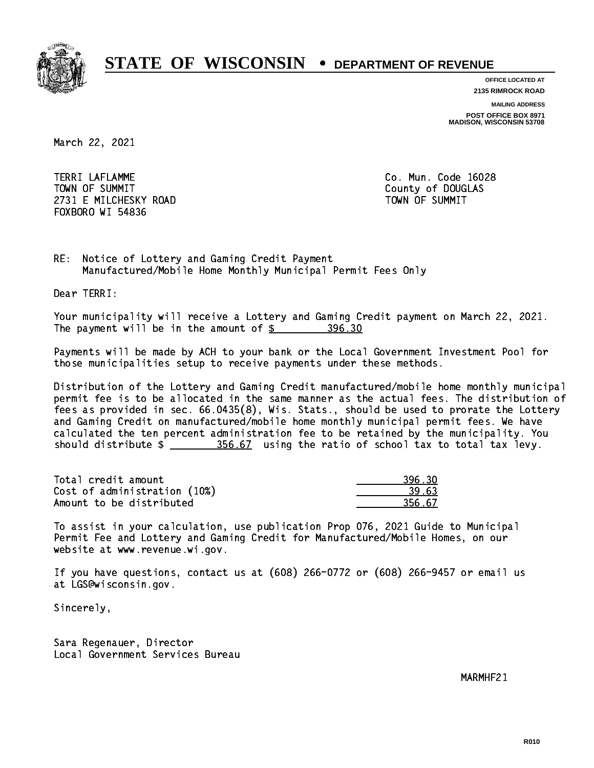# STATE OF WISCONSIN • DEPARTMENT OF REVENUE

**OFFICE LOCATED AT**
**2135 RIMROCK ROAD**

**MAILING ADDRESS**
**POST OFFICE BOX 8971**
**MADISON, WISCONSIN 53708**

March 22, 2021

TERRI LAFLAMME
TOWN OF SUMMIT
2731 E MILCHESKY ROAD
FOXBORO WI 54836

Co. Mun. Code 16028
County of DOUGLAS
TOWN OF SUMMIT

RE: Notice of Lottery and Gaming Credit Payment
Manufactured/Mobile Home Monthly Municipal Permit Fees Only

Dear TERRI:

Your municipality will receive a Lottery and Gaming Credit payment on March 22, 2021. The payment will be in the amount of \$ 396.30

Payments will be made by ACH to your bank or the Local Government Investment Pool for those municipalities setup to receive payments under these methods.

Distribution of the Lottery and Gaming Credit manufactured/mobile home monthly municipal permit fee is to be allocated in the same manner as the actual fees. The distribution of fees as provided in sec. 66.0435(8), Wis. Stats., should be used to prorate the Lottery and Gaming Credit on manufactured/mobile home monthly municipal permit fees. We have calculated the ten percent administration fee to be retained by the municipality. You should distribute \$ 356.67 using the ratio of school tax to total tax levy.

| | |
|---|---|
| Total credit amount | 396.30 |
| Cost of administration (10%) | 39.63 |
| Amount to be distributed | 356.67 |

To assist in your calculation, use publication Prop 076, 2021 Guide to Municipal Permit Fee and Lottery and Gaming Credit for Manufactured/Mobile Homes, on our website at www.revenue.wi.gov.

If you have questions, contact us at (608) 266-0772 or (608) 266-9457 or email us at LGS@wisconsin.gov.

Sincerely,

Sara Regenauer, Director
Local Government Services Bureau

MARMHF21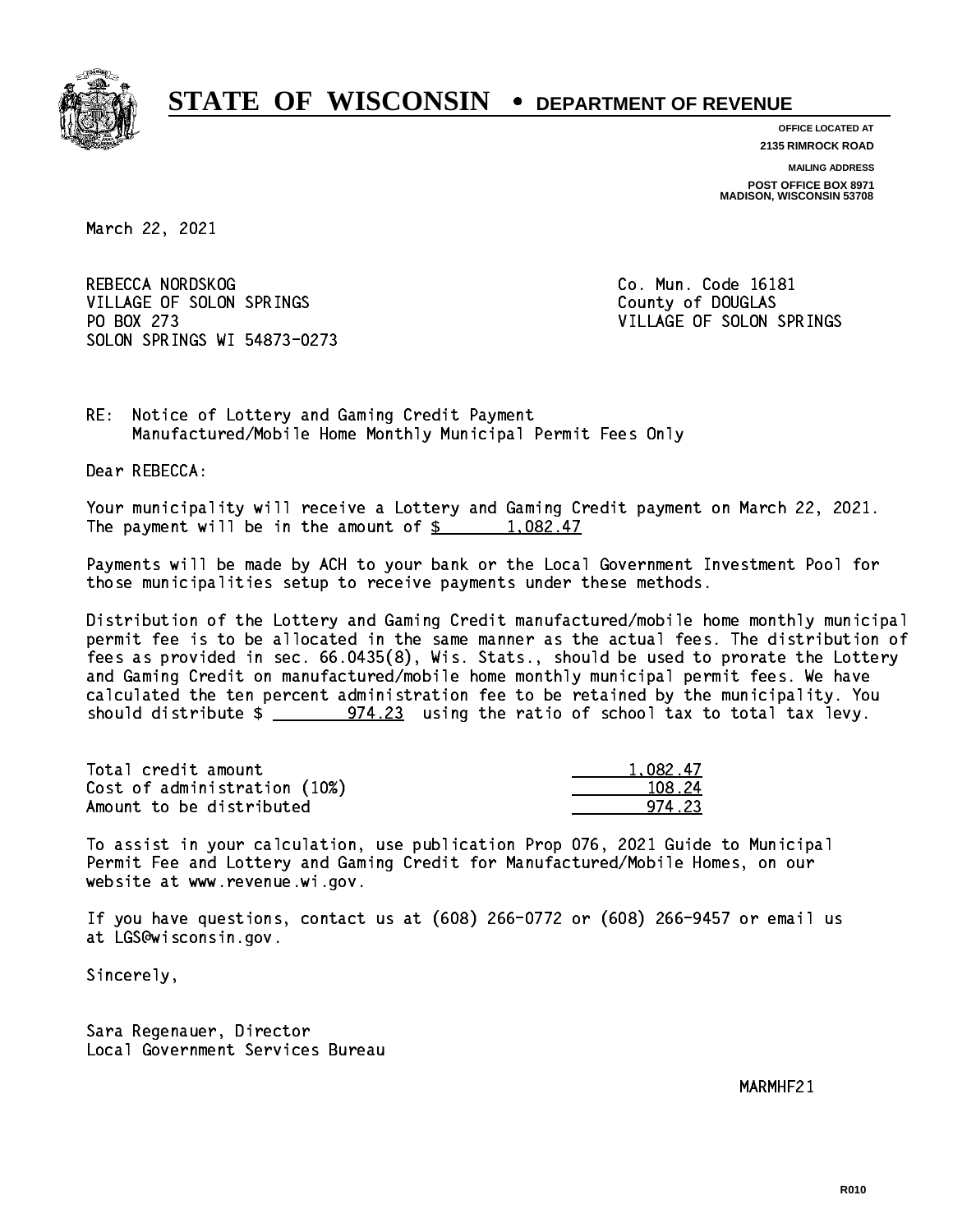# STATE OF WISCONSIN • DEPARTMENT OF REVENUE

**OFFICE LOCATED AT**
**2135 RIMROCK ROAD**

**MAILING ADDRESS**
**POST OFFICE BOX 8971**
**MADISON, WISCONSIN 53708**

March 22, 2021

REBECCA NORDSKOG
VILLAGE OF SOLON SPRINGS
PO BOX 273
SOLON SPRINGS WI 54873-0273

Co. Mun. Code 16181
County of DOUGLAS
VILLAGE OF SOLON SPRINGS

RE: Notice of Lottery and Gaming Credit Payment
Manufactured/Mobile Home Monthly Municipal Permit Fees Only

Dear REBECCA:

Your municipality will receive a Lottery and Gaming Credit payment on March 22, 2021. The payment will be in the amount of $ 1,082.47

Payments will be made by ACH to your bank or the Local Government Investment Pool for those municipalities setup to receive payments under these methods.

Distribution of the Lottery and Gaming Credit manufactured/mobile home monthly municipal permit fee is to be allocated in the same manner as the actual fees. The distribution of fees as provided in sec. 66.0435(8), Wis. Stats., should be used to prorate the Lottery and Gaming Credit on manufactured/mobile home monthly municipal permit fees. We have calculated the ten percent administration fee to be retained by the municipality. You should distribute $ 974.23 using the ratio of school tax to total tax levy.

| | |
|---|---|
| Total credit amount | 1,082.47 |
| Cost of administration (10%) | 108.24 |
| Amount to be distributed | 974.23 |

To assist in your calculation, use publication Prop 076, 2021 Guide to Municipal Permit Fee and Lottery and Gaming Credit for Manufactured/Mobile Homes, on our website at www.revenue.wi.gov.

If you have questions, contact us at (608) 266-0772 or (608) 266-9457 or email us at LGS@wisconsin.gov.

Sincerely,

Sara Regenauer, Director
Local Government Services Bureau

MARMHF21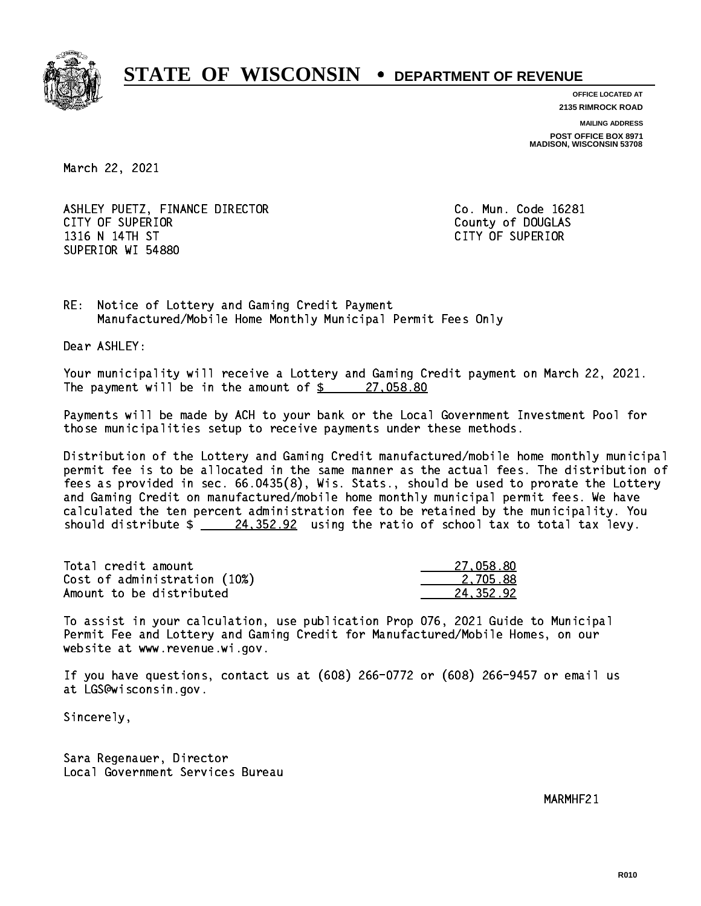# STATE OF WISCONSIN • DEPARTMENT OF REVENUE

**OFFICE LOCATED AT**
**2135 RIMROCK ROAD**

**MAILING ADDRESS**
**POST OFFICE BOX 8971**
**MADISON, WISCONSIN 53708**

March 22, 2021

ASHLEY PUETZ, FINANCE DIRECTOR
CITY OF SUPERIOR
1316 N 14TH ST
SUPERIOR WI 54880

Co. Mun. Code 16281
County of DOUGLAS
CITY OF SUPERIOR

RE: Notice of Lottery and Gaming Credit Payment
Manufactured/Mobile Home Monthly Municipal Permit Fees Only

Dear ASHLEY:

Your municipality will receive a Lottery and Gaming Credit payment on March 22, 2021. The payment will be in the amount of $ 27,058.80

Payments will be made by ACH to your bank or the Local Government Investment Pool for those municipalities setup to receive payments under these methods.

Distribution of the Lottery and Gaming Credit manufactured/mobile home monthly municipal permit fee is to be allocated in the same manner as the actual fees. The distribution of fees as provided in sec. 66.0435(8), Wis. Stats., should be used to prorate the Lottery and Gaming Credit on manufactured/mobile home monthly municipal permit fees. We have calculated the ten percent administration fee to be retained by the municipality. You should distribute $ 24,352.92 using the ratio of school tax to total tax levy.

| | |
|---|---|
| Total credit amount | 27,058.80 |
| Cost of administration (10%) | 2,705.88 |
| Amount to be distributed | 24,352.92 |

To assist in your calculation, use publication Prop 076, 2021 Guide to Municipal Permit Fee and Lottery and Gaming Credit for Manufactured/Mobile Homes, on our website at www.revenue.wi.gov.

If you have questions, contact us at (608) 266-0772 or (608) 266-9457 or email us at LGS@wisconsin.gov.

Sincerely,

Sara Regenauer, Director
Local Government Services Bureau

MARMHF21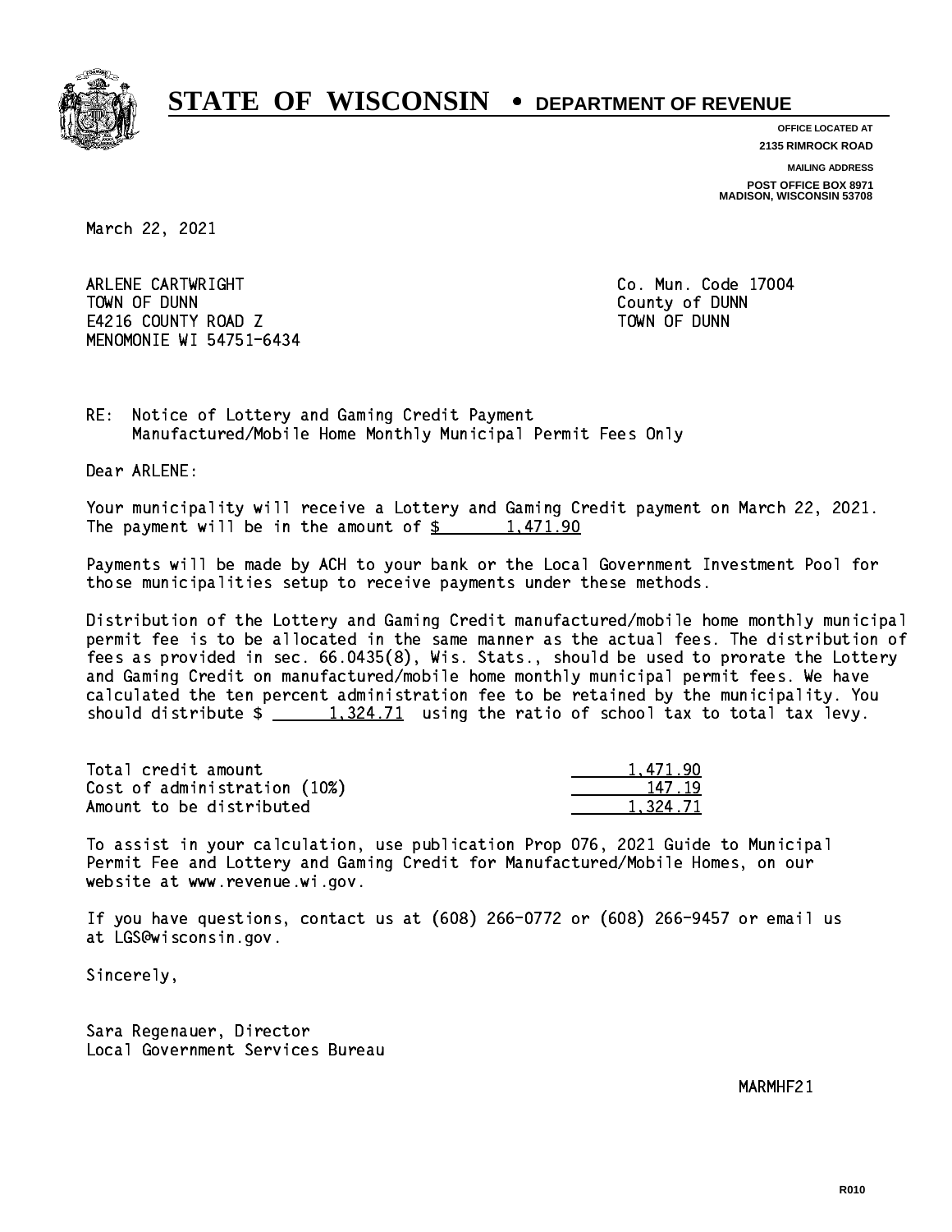# STATE OF WISCONSIN • DEPARTMENT OF REVENUE

**OFFICE LOCATED AT**
**2135 RIMROCK ROAD**

**MAILING ADDRESS**
**POST OFFICE BOX 8971**
**MADISON, WISCONSIN 53708**

March 22, 2021

ARLENE CARTWRIGHT
TOWN OF DUNN
E4216 COUNTY ROAD Z
MENOMONIE WI 54751-6434

Co. Mun. Code 17004
County of DUNN
TOWN OF DUNN

RE: Notice of Lottery and Gaming Credit Payment
Manufactured/Mobile Home Monthly Municipal Permit Fees Only

Dear ARLENE:

Your municipality will receive a Lottery and Gaming Credit payment on March 22, 2021. The payment will be in the amount of $ 1,471.90

Payments will be made by ACH to your bank or the Local Government Investment Pool for those municipalities setup to receive payments under these methods.

Distribution of the Lottery and Gaming Credit manufactured/mobile home monthly municipal permit fee is to be allocated in the same manner as the actual fees. The distribution of fees as provided in sec. 66.0435(8), Wis. Stats., should be used to prorate the Lottery and Gaming Credit on manufactured/mobile home monthly municipal permit fees. We have calculated the ten percent administration fee to be retained by the municipality. You should distribute $ 1,324.71 using the ratio of school tax to total tax levy.

| | |
|---|---|
| Total credit amount | 1,471.90 |
| Cost of administration (10%) | 147.19 |
| Amount to be distributed | 1,324.71 |

To assist in your calculation, use publication Prop 076, 2021 Guide to Municipal Permit Fee and Lottery and Gaming Credit for Manufactured/Mobile Homes, on our website at www.revenue.wi.gov.

If you have questions, contact us at (608) 266-0772 or (608) 266-9457 or email us at LGS@wisconsin.gov.

Sincerely,

Sara Regenauer, Director
Local Government Services Bureau

MARMHF21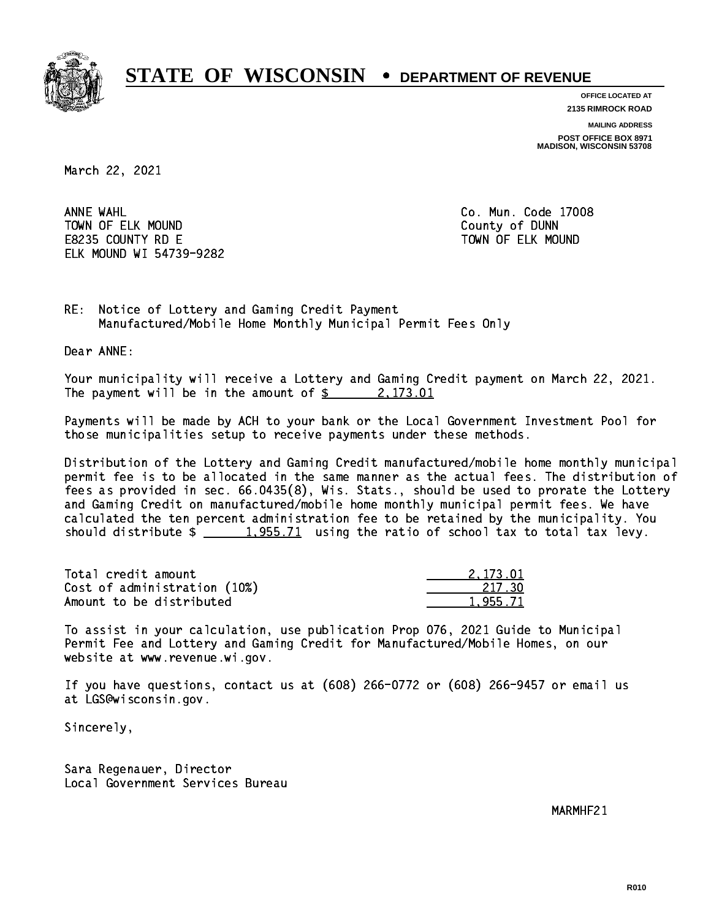# STATE OF WISCONSIN • DEPARTMENT OF REVENUE

**OFFICE LOCATED AT**
**2135 RIMROCK ROAD**

**MAILING ADDRESS**
**POST OFFICE BOX 8971**
**MADISON, WISCONSIN 53708**

March 22, 2021

ANNE WAHL
TOWN OF ELK MOUND
E8235 COUNTY RD E
ELK MOUND WI 54739-9282

Co. Mun. Code 17008
County of DUNN
TOWN OF ELK MOUND

RE: Notice of Lottery and Gaming Credit Payment
Manufactured/Mobile Home Monthly Municipal Permit Fees Only

Dear ANNE:

Your municipality will receive a Lottery and Gaming Credit payment on March 22, 2021. The payment will be in the amount of $ 2,173.01

Payments will be made by ACH to your bank or the Local Government Investment Pool for those municipalities setup to receive payments under these methods.

Distribution of the Lottery and Gaming Credit manufactured/mobile home monthly municipal permit fee is to be allocated in the same manner as the actual fees. The distribution of fees as provided in sec. 66.0435(8), Wis. Stats., should be used to prorate the Lottery and Gaming Credit on manufactured/mobile home monthly municipal permit fees. We have calculated the ten percent administration fee to be retained by the municipality. You should distribute $ 1,955.71 using the ratio of school tax to total tax levy.

| | |
|---|---|
| Total credit amount | 2,173.01 |
| Cost of administration (10%) | 217.30 |
| Amount to be distributed | 1,955.71 |

To assist in your calculation, use publication Prop 076, 2021 Guide to Municipal Permit Fee and Lottery and Gaming Credit for Manufactured/Mobile Homes, on our website at www.revenue.wi.gov.

If you have questions, contact us at (608) 266-0772 or (608) 266-9457 or email us at LGS@wisconsin.gov.

Sincerely,

Sara Regenauer, Director
Local Government Services Bureau

MARMHF21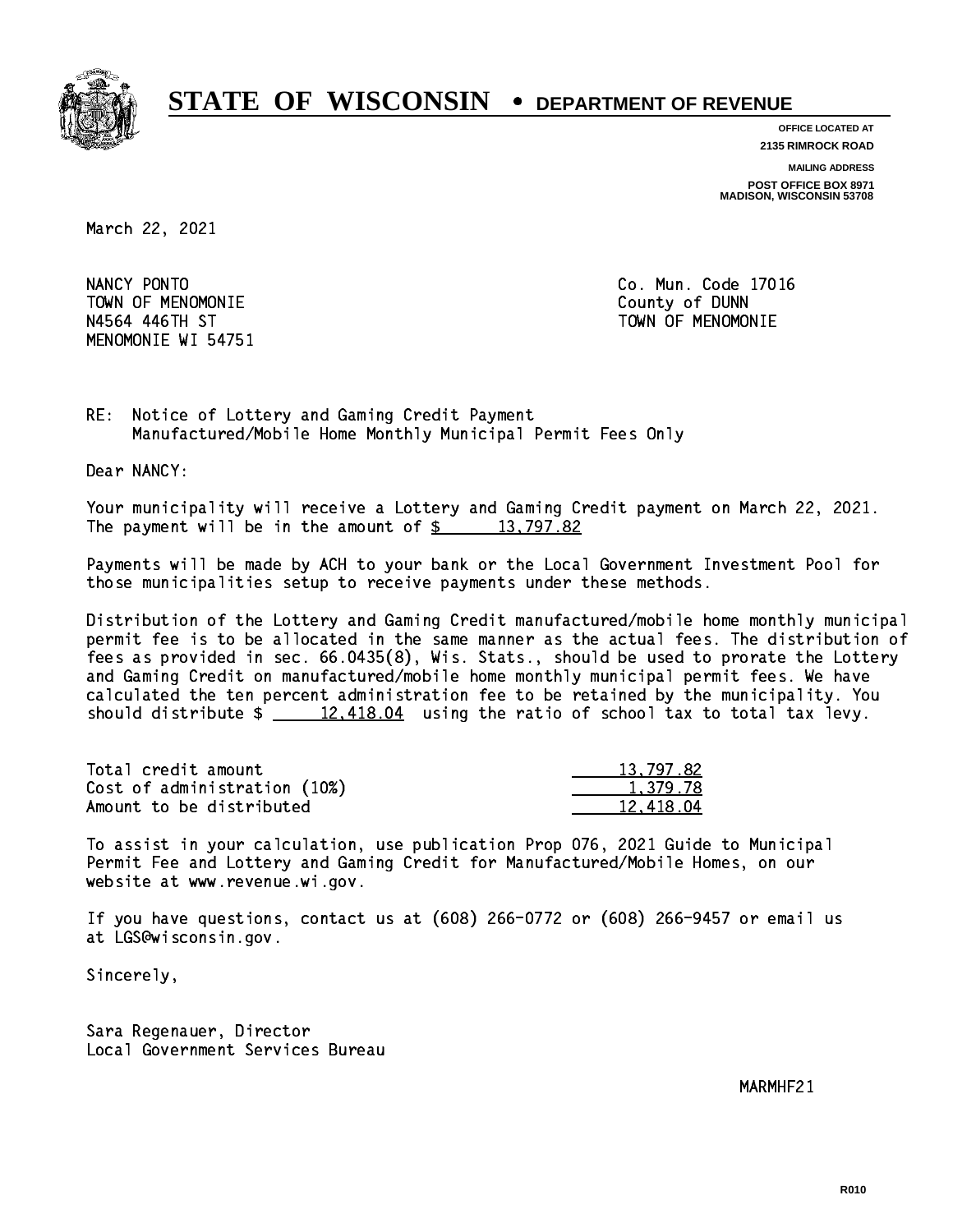# STATE OF WISCONSIN • DEPARTMENT OF REVENUE

**OFFICE LOCATED AT**
**2135 RIMROCK ROAD**

**MAILING ADDRESS**
**POST OFFICE BOX 8971**
**MADISON, WISCONSIN 53708**

March 22, 2021

NANCY PONTO
TOWN OF MENOMONIE
N4564 446TH ST
MENOMONIE WI 54751

Co. Mun. Code 17016
County of DUNN
TOWN OF MENOMONIE

RE: Notice of Lottery and Gaming Credit Payment
Manufactured/Mobile Home Monthly Municipal Permit Fees Only

Dear NANCY:

Your municipality will receive a Lottery and Gaming Credit payment on March 22, 2021. The payment will be in the amount of $ 13,797.82

Payments will be made by ACH to your bank or the Local Government Investment Pool for those municipalities setup to receive payments under these methods.

Distribution of the Lottery and Gaming Credit manufactured/mobile home monthly municipal permit fee is to be allocated in the same manner as the actual fees. The distribution of fees as provided in sec. 66.0435(8), Wis. Stats., should be used to prorate the Lottery and Gaming Credit on manufactured/mobile home monthly municipal permit fees. We have calculated the ten percent administration fee to be retained by the municipality. You should distribute $ 12,418.04 using the ratio of school tax to total tax levy.

| | |
|---|---|
| Total credit amount | 13,797.82 |
| Cost of administration (10%) | 1,379.78 |
| Amount to be distributed | 12,418.04 |

To assist in your calculation, use publication Prop 076, 2021 Guide to Municipal Permit Fee and Lottery and Gaming Credit for Manufactured/Mobile Homes, on our website at www.revenue.wi.gov.

If you have questions, contact us at (608) 266-0772 or (608) 266-9457 or email us at LGS@wisconsin.gov.

Sincerely,

Sara Regenauer, Director
Local Government Services Bureau

MARMHF21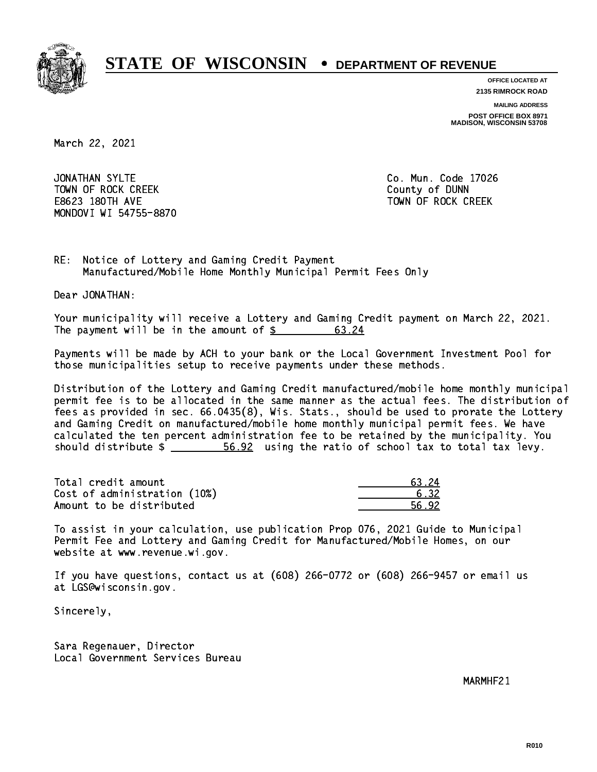# STATE OF WISCONSIN • DEPARTMENT OF REVENUE

**OFFICE LOCATED AT**
**2135 RIMROCK ROAD**

**MAILING ADDRESS**
**POST OFFICE BOX 8971**
**MADISON, WISCONSIN 53708**

March 22, 2021

JONATHAN SYLTE
TOWN OF ROCK CREEK
E8623 180TH AVE
MONDOVI WI 54755-8870

Co. Mun. Code 17026
County of DUNN
TOWN OF ROCK CREEK

RE: Notice of Lottery and Gaming Credit Payment
Manufactured/Mobile Home Monthly Municipal Permit Fees Only

Dear JONATHAN:

Your municipality will receive a Lottery and Gaming Credit payment on March 22, 2021. The payment will be in the amount of $ 63.24

Payments will be made by ACH to your bank or the Local Government Investment Pool for those municipalities setup to receive payments under these methods.

Distribution of the Lottery and Gaming Credit manufactured/mobile home monthly municipal permit fee is to be allocated in the same manner as the actual fees. The distribution of fees as provided in sec. 66.0435(8), Wis. Stats., should be used to prorate the Lottery and Gaming Credit on manufactured/mobile home monthly municipal permit fees. We have calculated the ten percent administration fee to be retained by the municipality. You should distribute $ 56.92 using the ratio of school tax to total tax levy.

| | |
|---|---|
| Total credit amount | 63.24 |
| Cost of administration (10%) | 6.32 |
| Amount to be distributed | 56.92 |

To assist in your calculation, use publication Prop 076, 2021 Guide to Municipal Permit Fee and Lottery and Gaming Credit for Manufactured/Mobile Homes, on our website at www.revenue.wi.gov.

If you have questions, contact us at (608) 266-0772 or (608) 266-9457 or email us at LGS@wisconsin.gov.

Sincerely,

Sara Regenauer, Director
Local Government Services Bureau

MARMHF21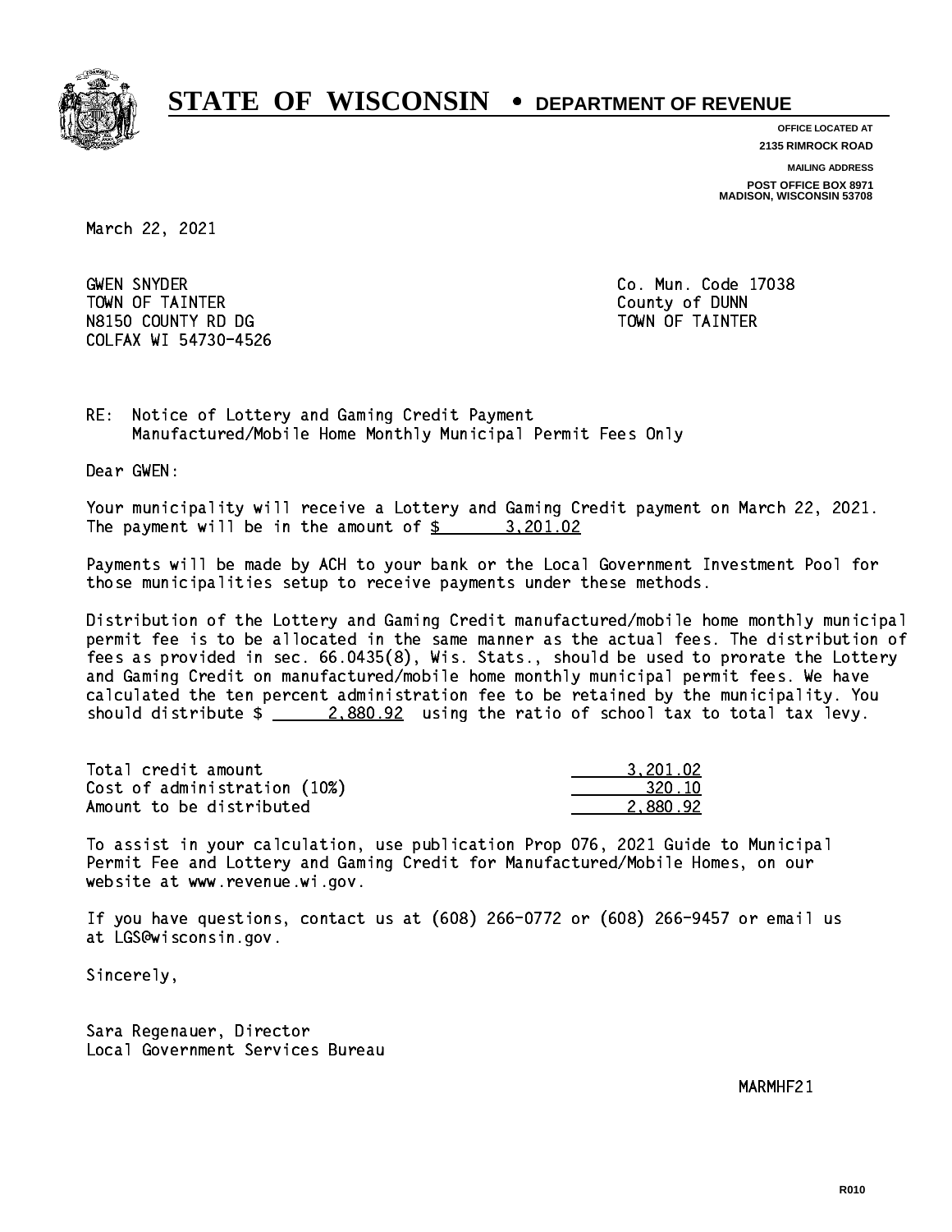# STATE OF WISCONSIN • DEPARTMENT OF REVENUE

**OFFICE LOCATED AT**
**2135 RIMROCK ROAD**

**MAILING ADDRESS**
**POST OFFICE BOX 8971**
**MADISON, WISCONSIN 53708**

March 22, 2021

GWEN SNYDER
TOWN OF TAINTER
N8150 COUNTY RD DG
COLFAX WI 54730-4526

Co. Mun. Code 17038
County of DUNN
TOWN OF TAINTER

RE: Notice of Lottery and Gaming Credit Payment
Manufactured/Mobile Home Monthly Municipal Permit Fees Only

Dear GWEN:

Your municipality will receive a Lottery and Gaming Credit payment on March 22, 2021. The payment will be in the amount of $ 3,201.02

Payments will be made by ACH to your bank or the Local Government Investment Pool for those municipalities setup to receive payments under these methods.

Distribution of the Lottery and Gaming Credit manufactured/mobile home monthly municipal permit fee is to be allocated in the same manner as the actual fees. The distribution of fees as provided in sec. 66.0435(8), Wis. Stats., should be used to prorate the Lottery and Gaming Credit on manufactured/mobile home monthly municipal permit fees. We have calculated the ten percent administration fee to be retained by the municipality. You should distribute $ 2,880.92 using the ratio of school tax to total tax levy.

| | |
|---|---|
| Total credit amount | 3,201.02 |
| Cost of administration (10%) | 320.10 |
| Amount to be distributed | 2,880.92 |

To assist in your calculation, use publication Prop 076, 2021 Guide to Municipal Permit Fee and Lottery and Gaming Credit for Manufactured/Mobile Homes, on our website at www.revenue.wi.gov.

If you have questions, contact us at (608) 266-0772 or (608) 266-9457 or email us at LGS@wisconsin.gov.

Sincerely,

Sara Regenauer, Director
Local Government Services Bureau

MARMHF21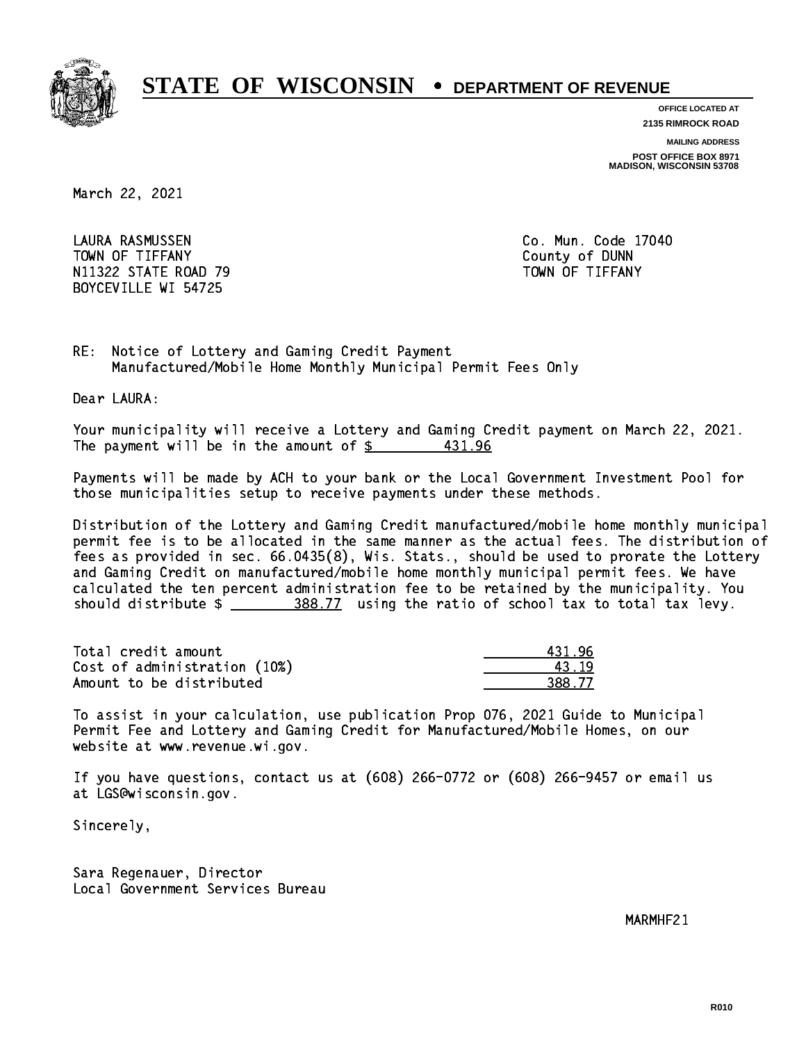# STATE OF WISCONSIN • DEPARTMENT OF REVENUE

**OFFICE LOCATED AT**
**2135 RIMROCK ROAD**

**MAILING ADDRESS**
**POST OFFICE BOX 8971**
**MADISON, WISCONSIN 53708**

March 22, 2021

LAURA RASMUSSEN
TOWN OF TIFFANY
N11322 STATE ROAD 79
BOYCEVILLE WI 54725

Co. Mun. Code 17040
County of DUNN
TOWN OF TIFFANY

RE: Notice of Lottery and Gaming Credit Payment
Manufactured/Mobile Home Monthly Municipal Permit Fees Only

Dear LAURA:

Your municipality will receive a Lottery and Gaming Credit payment on March 22, 2021. The payment will be in the amount of $ 431.96

Payments will be made by ACH to your bank or the Local Government Investment Pool for those municipalities setup to receive payments under these methods.

Distribution of the Lottery and Gaming Credit manufactured/mobile home monthly municipal permit fee is to be allocated in the same manner as the actual fees. The distribution of fees as provided in sec. 66.0435(8), Wis. Stats., should be used to prorate the Lottery and Gaming Credit on manufactured/mobile home monthly municipal permit fees. We have calculated the ten percent administration fee to be retained by the municipality. You should distribute $ 388.77 using the ratio of school tax to total tax levy.

| | |
|---|---|
| Total credit amount | 431.96 |
| Cost of administration (10%) | 43.19 |
| Amount to be distributed | 388.77 |

To assist in your calculation, use publication Prop 076, 2021 Guide to Municipal Permit Fee and Lottery and Gaming Credit for Manufactured/Mobile Homes, on our website at www.revenue.wi.gov.

If you have questions, contact us at (608) 266-0772 or (608) 266-9457 or email us at LGS@wisconsin.gov.

Sincerely,

Sara Regenauer, Director
Local Government Services Bureau

MARMHF21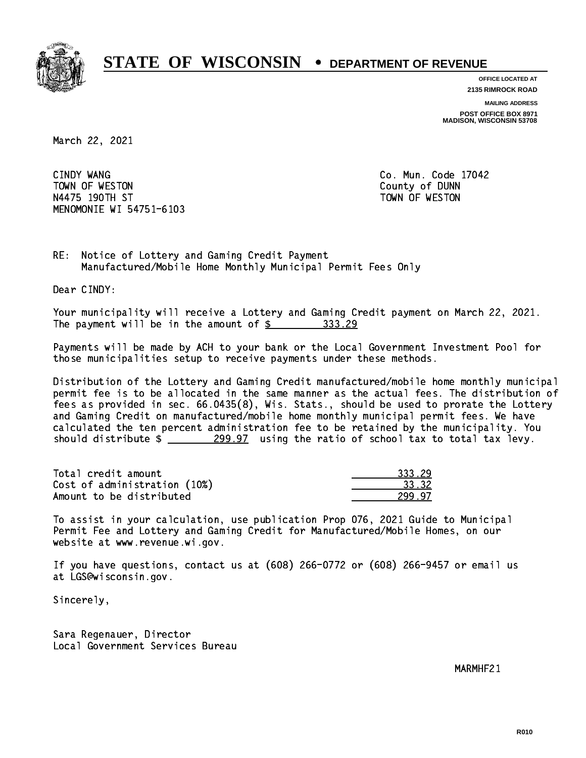# STATE OF WISCONSIN • DEPARTMENT OF REVENUE

**OFFICE LOCATED AT**
**2135 RIMROCK ROAD**

**MAILING ADDRESS**
**POST OFFICE BOX 8971**
**MADISON, WISCONSIN 53708**

March 22, 2021

CINDY WANG
TOWN OF WESTON
N4475 190TH ST
MENOMONIE WI 54751-6103

Co. Mun. Code 17042
County of DUNN
TOWN OF WESTON

RE: Notice of Lottery and Gaming Credit Payment
Manufactured/Mobile Home Monthly Municipal Permit Fees Only

Dear CINDY:

Your municipality will receive a Lottery and Gaming Credit payment on March 22, 2021. The payment will be in the amount of $ 333.29

Payments will be made by ACH to your bank or the Local Government Investment Pool for those municipalities setup to receive payments under these methods.

Distribution of the Lottery and Gaming Credit manufactured/mobile home monthly municipal permit fee is to be allocated in the same manner as the actual fees. The distribution of fees as provided in sec. 66.0435(8), Wis. Stats., should be used to prorate the Lottery and Gaming Credit on manufactured/mobile home monthly municipal permit fees. We have calculated the ten percent administration fee to be retained by the municipality. You should distribute $ 299.97 using the ratio of school tax to total tax levy.

| | |
|---|---|
| Total credit amount | 333.29 |
| Cost of administration (10%) | 33.32 |
| Amount to be distributed | 299.97 |

To assist in your calculation, use publication Prop 076, 2021 Guide to Municipal Permit Fee and Lottery and Gaming Credit for Manufactured/Mobile Homes, on our website at www.revenue.wi.gov.

If you have questions, contact us at (608) 266-0772 or (608) 266-9457 or email us at LGS@wisconsin.gov.

Sincerely,

Sara Regenauer, Director
Local Government Services Bureau

MARMHF21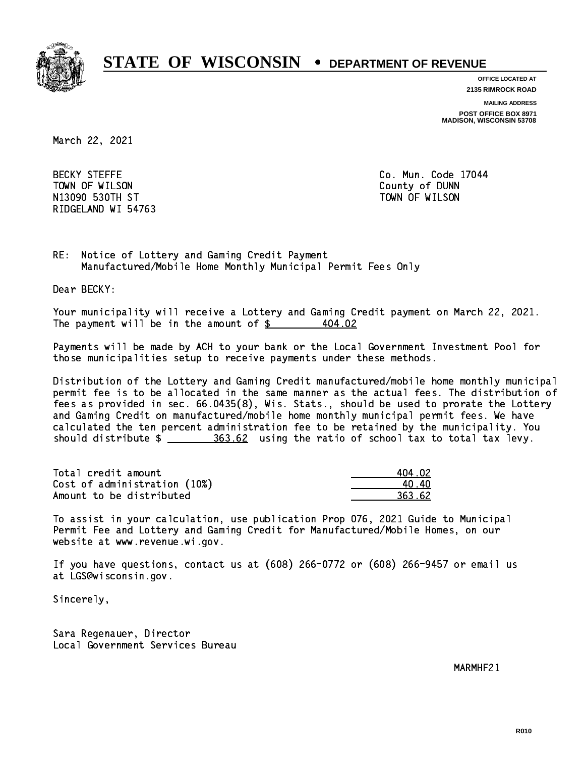# STATE OF WISCONSIN • DEPARTMENT OF REVENUE

OFFICE LOCATED AT
2135 RIMROCK ROAD

MAILING ADDRESS
POST OFFICE BOX 8971
MADISON, WISCONSIN 53708

March 22, 2021

BECKY STEFFE
TOWN OF WILSON
N13090 530TH ST
RIDGELAND WI 54763

Co. Mun. Code 17044
County of DUNN
TOWN OF WILSON

RE: Notice of Lottery and Gaming Credit Payment
Manufactured/Mobile Home Monthly Municipal Permit Fees Only

Dear BECKY:

Your municipality will receive a Lottery and Gaming Credit payment on March 22, 2021. The payment will be in the amount of $ 404.02

Payments will be made by ACH to your bank or the Local Government Investment Pool for those municipalities setup to receive payments under these methods.

Distribution of the Lottery and Gaming Credit manufactured/mobile home monthly municipal permit fee is to be allocated in the same manner as the actual fees. The distribution of fees as provided in sec. 66.0435(8), Wis. Stats., should be used to prorate the Lottery and Gaming Credit on manufactured/mobile home monthly municipal permit fees. We have calculated the ten percent administration fee to be retained by the municipality. You should distribute $ 363.62 using the ratio of school tax to total tax levy.

| | |
|---|---|
| Total credit amount | 404.02 |
| Cost of administration (10%) | 40.40 |
| Amount to be distributed | 363.62 |

To assist in your calculation, use publication Prop 076, 2021 Guide to Municipal Permit Fee and Lottery and Gaming Credit for Manufactured/Mobile Homes, on our website at www.revenue.wi.gov.

If you have questions, contact us at (608) 266-0772 or (608) 266-9457 or email us at LGS@wisconsin.gov.

Sincerely,

Sara Regenauer, Director
Local Government Services Bureau

MARMHF21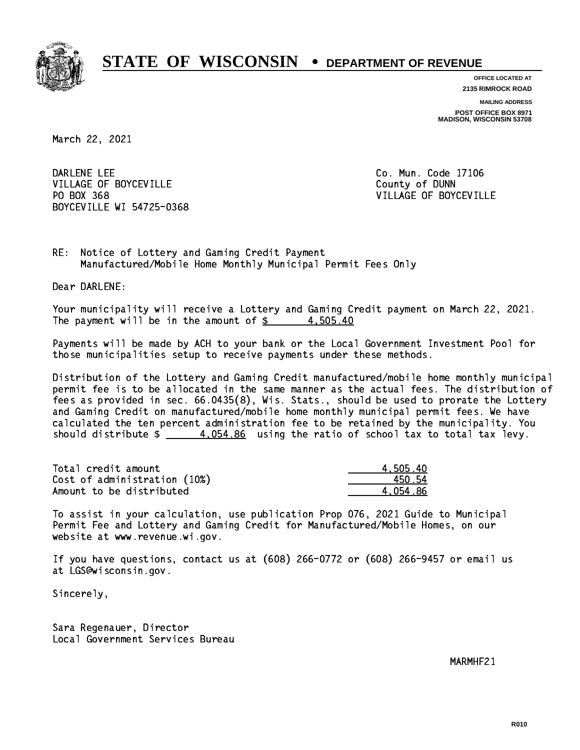# STATE OF WISCONSIN • DEPARTMENT OF REVENUE

**OFFICE LOCATED AT**
**2135 RIMROCK ROAD**

**MAILING ADDRESS**
**POST OFFICE BOX 8971**
**MADISON, WISCONSIN 53708**

March 22, 2021

DARLENE LEE
VILLAGE OF BOYCEVILLE
PO BOX 368
BOYCEVILLE WI 54725-0368

Co. Mun. Code 17106
County of DUNN
VILLAGE OF BOYCEVILLE

RE: Notice of Lottery and Gaming Credit Payment
Manufactured/Mobile Home Monthly Municipal Permit Fees Only

Dear DARLENE:

Your municipality will receive a Lottery and Gaming Credit payment on March 22, 2021. The payment will be in the amount of $ 4,505.40

Payments will be made by ACH to your bank or the Local Government Investment Pool for those municipalities setup to receive payments under these methods.

Distribution of the Lottery and Gaming Credit manufactured/mobile home monthly municipal permit fee is to be allocated in the same manner as the actual fees. The distribution of fees as provided in sec. 66.0435(8), Wis. Stats., should be used to prorate the Lottery and Gaming Credit on manufactured/mobile home monthly municipal permit fees. We have calculated the ten percent administration fee to be retained by the municipality. You should distribute $ 4,054.86 using the ratio of school tax to total tax levy.

| | |
|---|---|
| Total credit amount | 4,505.40 |
| Cost of administration (10%) | 450.54 |
| Amount to be distributed | 4,054.86 |

To assist in your calculation, use publication Prop 076, 2021 Guide to Municipal Permit Fee and Lottery and Gaming Credit for Manufactured/Mobile Homes, on our website at www.revenue.wi.gov.

If you have questions, contact us at (608) 266-0772 or (608) 266-9457 or email us at LGS@wisconsin.gov.

Sincerely,

Sara Regenauer, Director
Local Government Services Bureau

MARMHF21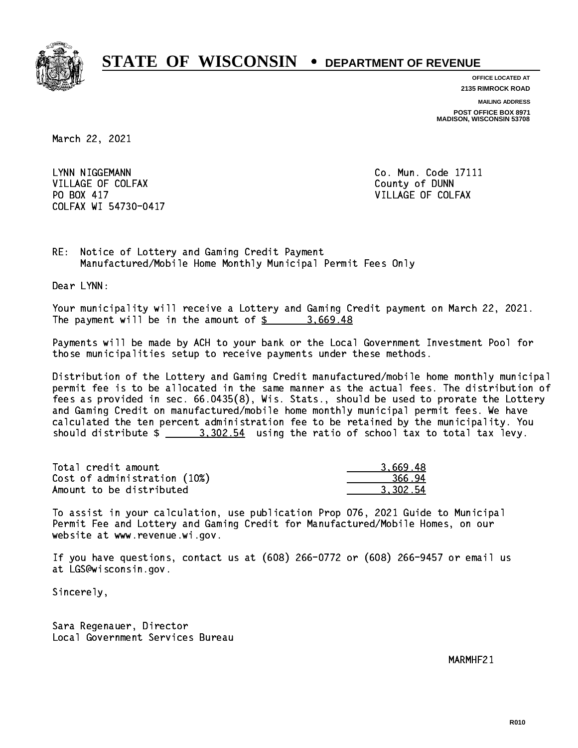# STATE OF WISCONSIN • DEPARTMENT OF REVENUE

**OFFICE LOCATED AT**
**2135 RIMROCK ROAD**

**MAILING ADDRESS**
**POST OFFICE BOX 8971**
**MADISON, WISCONSIN 53708**

March 22, 2021

LYNN NIGGEMANN
VILLAGE OF COLFAX
PO BOX 417
COLFAX WI 54730-0417

Co. Mun. Code 17111
County of DUNN
VILLAGE OF COLFAX

RE: Notice of Lottery and Gaming Credit Payment
Manufactured/Mobile Home Monthly Municipal Permit Fees Only

Dear LYNN:

Your municipality will receive a Lottery and Gaming Credit payment on March 22, 2021. The payment will be in the amount of $ 3,669.48

Payments will be made by ACH to your bank or the Local Government Investment Pool for those municipalities setup to receive payments under these methods.

Distribution of the Lottery and Gaming Credit manufactured/mobile home monthly municipal permit fee is to be allocated in the same manner as the actual fees. The distribution of fees as provided in sec. 66.0435(8), Wis. Stats., should be used to prorate the Lottery and Gaming Credit on manufactured/mobile home monthly municipal permit fees. We have calculated the ten percent administration fee to be retained by the municipality. You should distribute $ 3,302.54 using the ratio of school tax to total tax levy.

| | |
|---|---|
| Total credit amount | 3,669.48 |
| Cost of administration (10%) | 366.94 |
| Amount to be distributed | 3,302.54 |

To assist in your calculation, use publication Prop 076, 2021 Guide to Municipal Permit Fee and Lottery and Gaming Credit for Manufactured/Mobile Homes, on our website at www.revenue.wi.gov.

If you have questions, contact us at (608) 266-0772 or (608) 266-9457 or email us at LGS@wisconsin.gov.

Sincerely,

Sara Regenauer, Director
Local Government Services Bureau

MARMHF21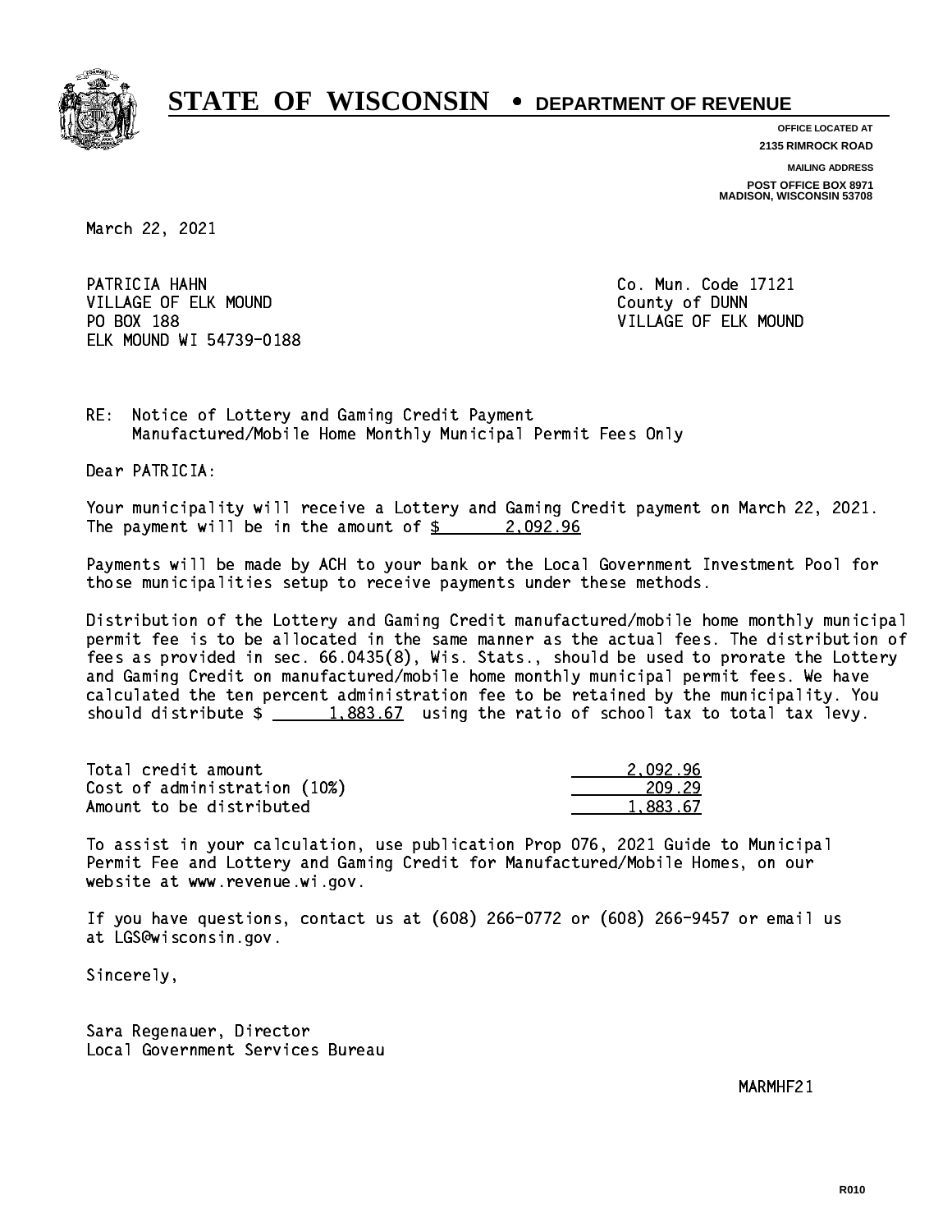# STATE OF WISCONSIN • DEPARTMENT OF REVENUE

**OFFICE LOCATED AT**
**2135 RIMROCK ROAD**

**MAILING ADDRESS**
**POST OFFICE BOX 8971**
**MADISON, WISCONSIN 53708**

March 22, 2021

PATRICIA HAHN
VILLAGE OF ELK MOUND
PO BOX 188
ELK MOUND WI 54739-0188

Co. Mun. Code 17121
County of DUNN
VILLAGE OF ELK MOUND

RE: Notice of Lottery and Gaming Credit Payment
Manufactured/Mobile Home Monthly Municipal Permit Fees Only

Dear PATRICIA:

Your municipality will receive a Lottery and Gaming Credit payment on March 22, 2021. The payment will be in the amount of $ 2,092.96

Payments will be made by ACH to your bank or the Local Government Investment Pool for those municipalities setup to receive payments under these methods.

Distribution of the Lottery and Gaming Credit manufactured/mobile home monthly municipal permit fee is to be allocated in the same manner as the actual fees. The distribution of fees as provided in sec. 66.0435(8), Wis. Stats., should be used to prorate the Lottery and Gaming Credit on manufactured/mobile home monthly municipal permit fees. We have calculated the ten percent administration fee to be retained by the municipality. You should distribute $ 1,883.67 using the ratio of school tax to total tax levy.

| | |
|---|---|
| Total credit amount | 2,092.96 |
| Cost of administration (10%) | 209.29 |
| Amount to be distributed | 1,883.67 |

To assist in your calculation, use publication Prop 076, 2021 Guide to Municipal Permit Fee and Lottery and Gaming Credit for Manufactured/Mobile Homes, on our website at www.revenue.wi.gov.

If you have questions, contact us at (608) 266-0772 or (608) 266-9457 or email us at LGS@wisconsin.gov.

Sincerely,

Sara Regenauer, Director
Local Government Services Bureau

MARMHF21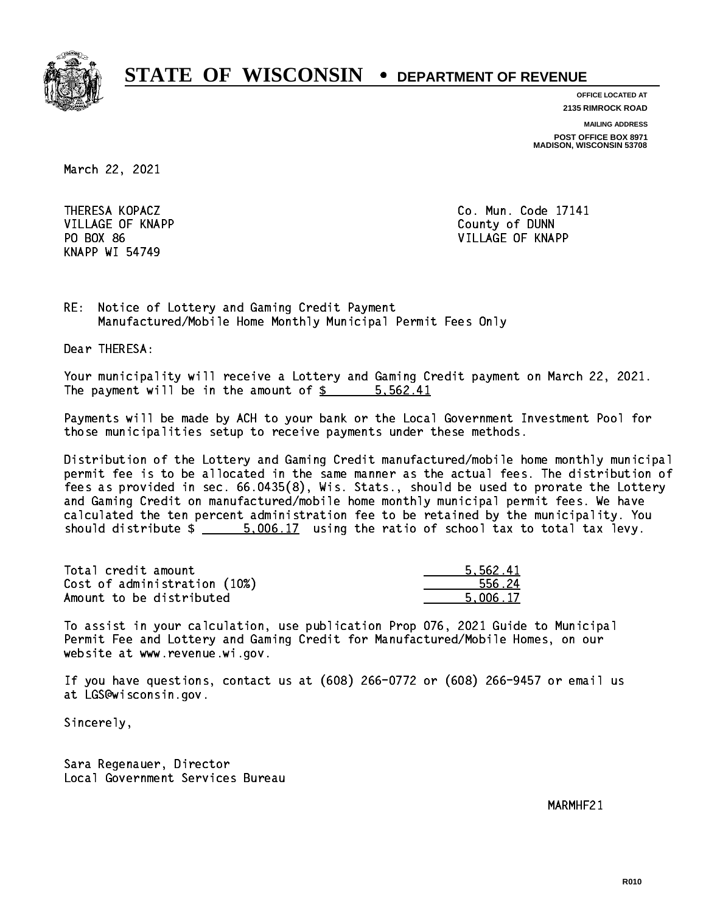# STATE OF WISCONSIN • DEPARTMENT OF REVENUE

**OFFICE LOCATED AT**
**2135 RIMROCK ROAD**

**MAILING ADDRESS**
**POST OFFICE BOX 8971**
**MADISON, WISCONSIN 53708**

March 22, 2021

THERESA KOPACZ
VILLAGE OF KNAPP
PO BOX 86
KNAPP WI 54749

Co. Mun. Code 17141
County of DUNN
VILLAGE OF KNAPP

RE: Notice of Lottery and Gaming Credit Payment
Manufactured/Mobile Home Monthly Municipal Permit Fees Only

Dear THERESA:

Your municipality will receive a Lottery and Gaming Credit payment on March 22, 2021. The payment will be in the amount of $ 5,562.41

Payments will be made by ACH to your bank or the Local Government Investment Pool for those municipalities setup to receive payments under these methods.

Distribution of the Lottery and Gaming Credit manufactured/mobile home monthly municipal permit fee is to be allocated in the same manner as the actual fees. The distribution of fees as provided in sec. 66.0435(8), Wis. Stats., should be used to prorate the Lottery and Gaming Credit on manufactured/mobile home monthly municipal permit fees. We have calculated the ten percent administration fee to be retained by the municipality. You should distribute $ 5,006.17 using the ratio of school tax to total tax levy.

| | |
|---|---|
| Total credit amount | 5,562.41 |
| Cost of administration (10%) | 556.24 |
| Amount to be distributed | 5,006.17 |

To assist in your calculation, use publication Prop 076, 2021 Guide to Municipal Permit Fee and Lottery and Gaming Credit for Manufactured/Mobile Homes, on our website at www.revenue.wi.gov.

If you have questions, contact us at (608) 266-0772 or (608) 266-9457 or email us at LGS@wisconsin.gov.

Sincerely,

Sara Regenauer, Director
Local Government Services Bureau

MARMHF21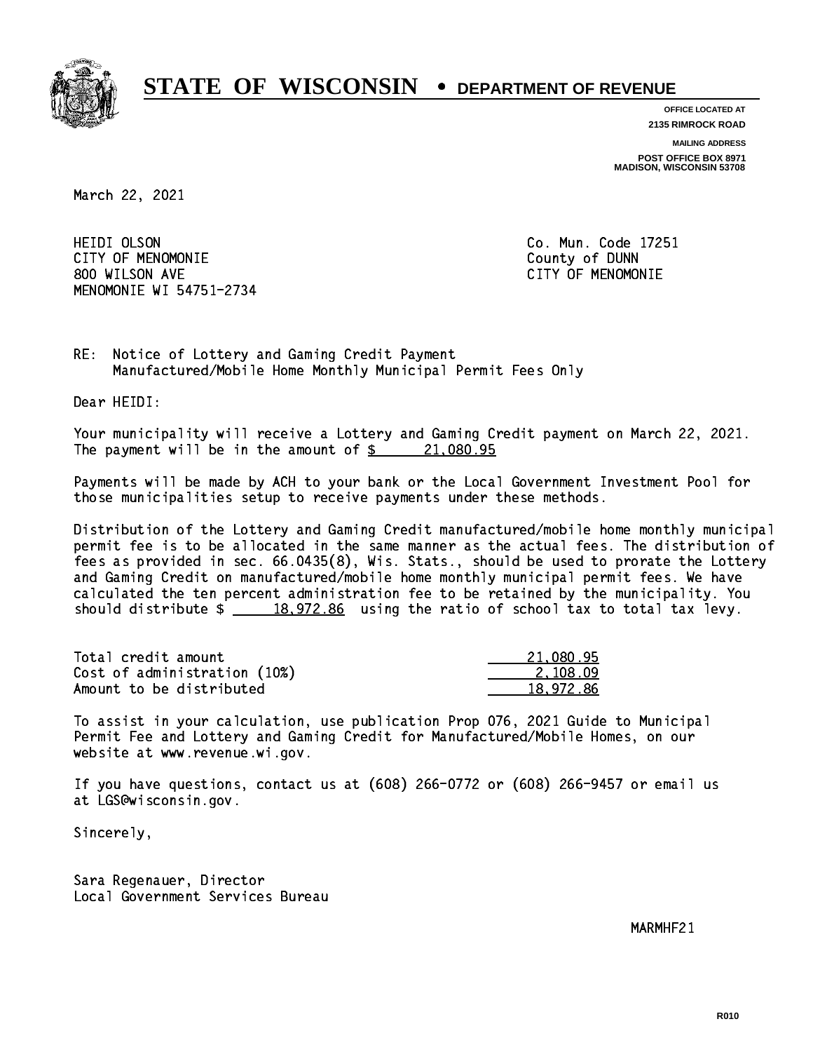# STATE OF WISCONSIN • DEPARTMENT OF REVENUE

**OFFICE LOCATED AT**
**2135 RIMROCK ROAD**

**MAILING ADDRESS**
**POST OFFICE BOX 8971**
**MADISON, WISCONSIN 53708**

March 22, 2021

HEIDI OLSON
CITY OF MENOMONIE
800 WILSON AVE
MENOMONIE WI 54751-2734

Co. Mun. Code 17251
County of DUNN
CITY OF MENOMONIE

RE: Notice of Lottery and Gaming Credit Payment
Manufactured/Mobile Home Monthly Municipal Permit Fees Only

Dear HEIDI:

Your municipality will receive a Lottery and Gaming Credit payment on March 22, 2021. The payment will be in the amount of $ 21,080.95

Payments will be made by ACH to your bank or the Local Government Investment Pool for those municipalities setup to receive payments under these methods.

Distribution of the Lottery and Gaming Credit manufactured/mobile home monthly municipal permit fee is to be allocated in the same manner as the actual fees. The distribution of fees as provided in sec. 66.0435(8), Wis. Stats., should be used to prorate the Lottery and Gaming Credit on manufactured/mobile home monthly municipal permit fees. We have calculated the ten percent administration fee to be retained by the municipality. You should distribute $ 18,972.86 using the ratio of school tax to total tax levy.

| | |
|---|---|
| Total credit amount | 21,080.95 |
| Cost of administration (10%) | 2,108.09 |
| Amount to be distributed | 18,972.86 |

To assist in your calculation, use publication Prop 076, 2021 Guide to Municipal Permit Fee and Lottery and Gaming Credit for Manufactured/Mobile Homes, on our website at www.revenue.wi.gov.

If you have questions, contact us at (608) 266-0772 or (608) 266-9457 or email us at LGS@wisconsin.gov.

Sincerely,

Sara Regenauer, Director
Local Government Services Bureau

MARMHF21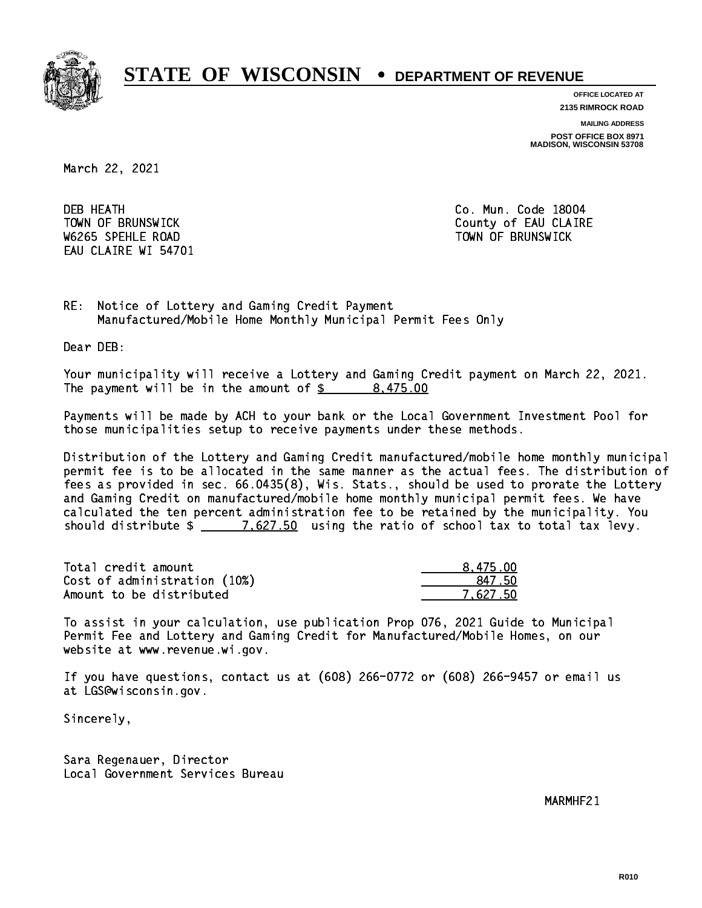# STATE OF WISCONSIN • DEPARTMENT OF REVENUE

**OFFICE LOCATED AT**
**2135 RIMROCK ROAD**

**MAILING ADDRESS**
**POST OFFICE BOX 8971**
**MADISON, WISCONSIN 53708**

March 22, 2021

DEB HEATH
TOWN OF BRUNSWICK
W6265 SPEHLE ROAD
EAU CLAIRE WI 54701

Co. Mun. Code 18004
County of EAU CLAIRE
TOWN OF BRUNSWICK

RE: Notice of Lottery and Gaming Credit Payment
Manufactured/Mobile Home Monthly Municipal Permit Fees Only

Dear DEB:

Your municipality will receive a Lottery and Gaming Credit payment on March 22, 2021. The payment will be in the amount of $ 8,475.00

Payments will be made by ACH to your bank or the Local Government Investment Pool for those municipalities setup to receive payments under these methods.

Distribution of the Lottery and Gaming Credit manufactured/mobile home monthly municipal permit fee is to be allocated in the same manner as the actual fees. The distribution of fees as provided in sec. 66.0435(8), Wis. Stats., should be used to prorate the Lottery and Gaming Credit on manufactured/mobile home monthly municipal permit fees. We have calculated the ten percent administration fee to be retained by the municipality. You should distribute $ 7,627.50 using the ratio of school tax to total tax levy.

| | |
|---|---|
| Total credit amount | 8,475.00 |
| Cost of administration (10%) | 847.50 |
| Amount to be distributed | 7,627.50 |

To assist in your calculation, use publication Prop 076, 2021 Guide to Municipal Permit Fee and Lottery and Gaming Credit for Manufactured/Mobile Homes, on our website at www.revenue.wi.gov.

If you have questions, contact us at (608) 266-0772 or (608) 266-9457 or email us at LGS@wisconsin.gov.

Sincerely,

Sara Regenauer, Director
Local Government Services Bureau

MARMHF21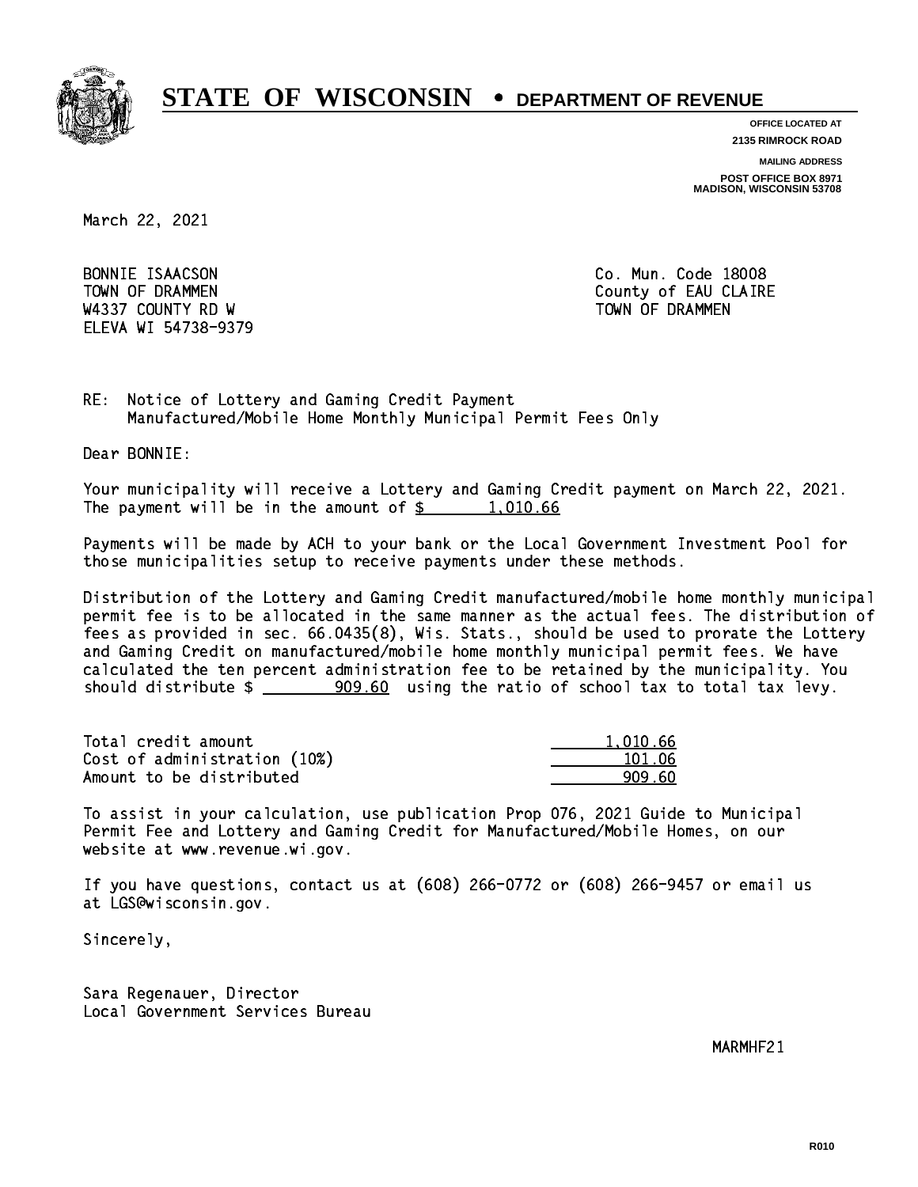# STATE OF WISCONSIN • DEPARTMENT OF REVENUE

OFFICE LOCATED AT
2135 RIMROCK ROAD

MAILING ADDRESS
POST OFFICE BOX 8971
MADISON, WISCONSIN 53708

March 22, 2021

BONNIE ISAACSON
TOWN OF DRAMMEN
W4337 COUNTY RD W
ELEVA WI 54738-9379

Co. Mun. Code 18008
County of EAU CLAIRE
TOWN OF DRAMMEN

RE: Notice of Lottery and Gaming Credit Payment
Manufactured/Mobile Home Monthly Municipal Permit Fees Only

Dear BONNIE:

Your municipality will receive a Lottery and Gaming Credit payment on March 22, 2021. The payment will be in the amount of $ 1,010.66

Payments will be made by ACH to your bank or the Local Government Investment Pool for those municipalities setup to receive payments under these methods.

Distribution of the Lottery and Gaming Credit manufactured/mobile home monthly municipal permit fee is to be allocated in the same manner as the actual fees. The distribution of fees as provided in sec. 66.0435(8), Wis. Stats., should be used to prorate the Lottery and Gaming Credit on manufactured/mobile home monthly municipal permit fees. We have calculated the ten percent administration fee to be retained by the municipality. You should distribute $ 909.60 using the ratio of school tax to total tax levy.

| | |
|---|---|
| Total credit amount | 1,010.66 |
| Cost of administration (10%) | 101.06 |
| Amount to be distributed | 909.60 |

To assist in your calculation, use publication Prop 076, 2021 Guide to Municipal Permit Fee and Lottery and Gaming Credit for Manufactured/Mobile Homes, on our website at www.revenue.wi.gov.

If you have questions, contact us at (608) 266-0772 or (608) 266-9457 or email us at LGS@wisconsin.gov.

Sincerely,

Sara Regenauer, Director
Local Government Services Bureau

MARMHF21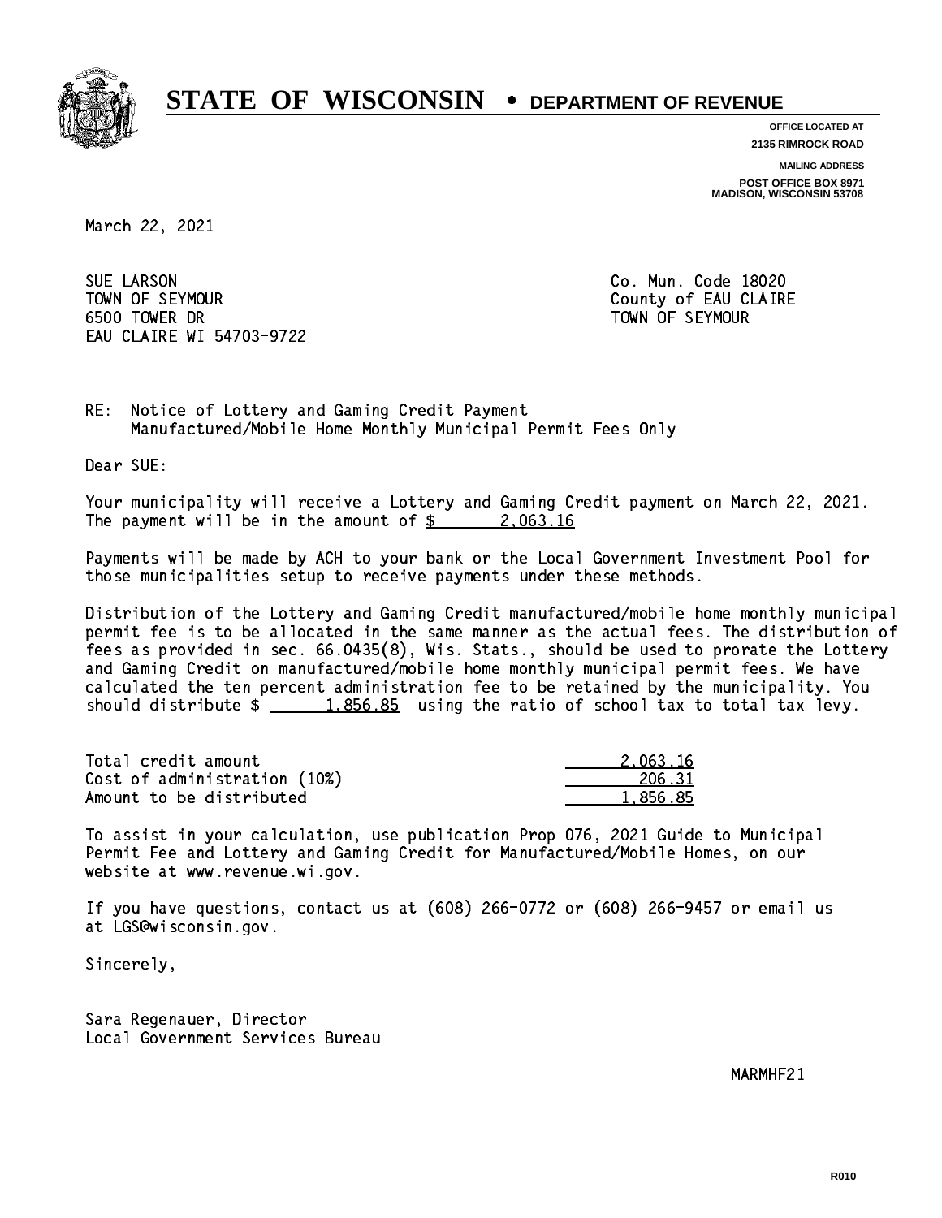# STATE OF WISCONSIN • DEPARTMENT OF REVENUE

**OFFICE LOCATED AT**
**2135 RIMROCK ROAD**

**MAILING ADDRESS**
**POST OFFICE BOX 8971**
**MADISON, WISCONSIN 53708**

March 22, 2021

SUE LARSON
TOWN OF SEYMOUR
6500 TOWER DR
EAU CLAIRE WI 54703-9722

Co. Mun. Code 18020
County of EAU CLAIRE
TOWN OF SEYMOUR

RE: Notice of Lottery and Gaming Credit Payment
Manufactured/Mobile Home Monthly Municipal Permit Fees Only

Dear SUE:

Your municipality will receive a Lottery and Gaming Credit payment on March 22, 2021. The payment will be in the amount of $ 2,063.16

Payments will be made by ACH to your bank or the Local Government Investment Pool for those municipalities setup to receive payments under these methods.

Distribution of the Lottery and Gaming Credit manufactured/mobile home monthly municipal permit fee is to be allocated in the same manner as the actual fees. The distribution of fees as provided in sec. 66.0435(8), Wis. Stats., should be used to prorate the Lottery and Gaming Credit on manufactured/mobile home monthly municipal permit fees. We have calculated the ten percent administration fee to be retained by the municipality. You should distribute $ 1,856.85 using the ratio of school tax to total tax levy.

| | |
|---|---:|
| Total credit amount | 2,063.16 |
| Cost of administration (10%) | 206.31 |
| Amount to be distributed | 1,856.85 |

To assist in your calculation, use publication Prop 076, 2021 Guide to Municipal Permit Fee and Lottery and Gaming Credit for Manufactured/Mobile Homes, on our website at www.revenue.wi.gov.

If you have questions, contact us at (608) 266-0772 or (608) 266-9457 or email us at LGS@wisconsin.gov.

Sincerely,

Sara Regenauer, Director
Local Government Services Bureau

MARMHF21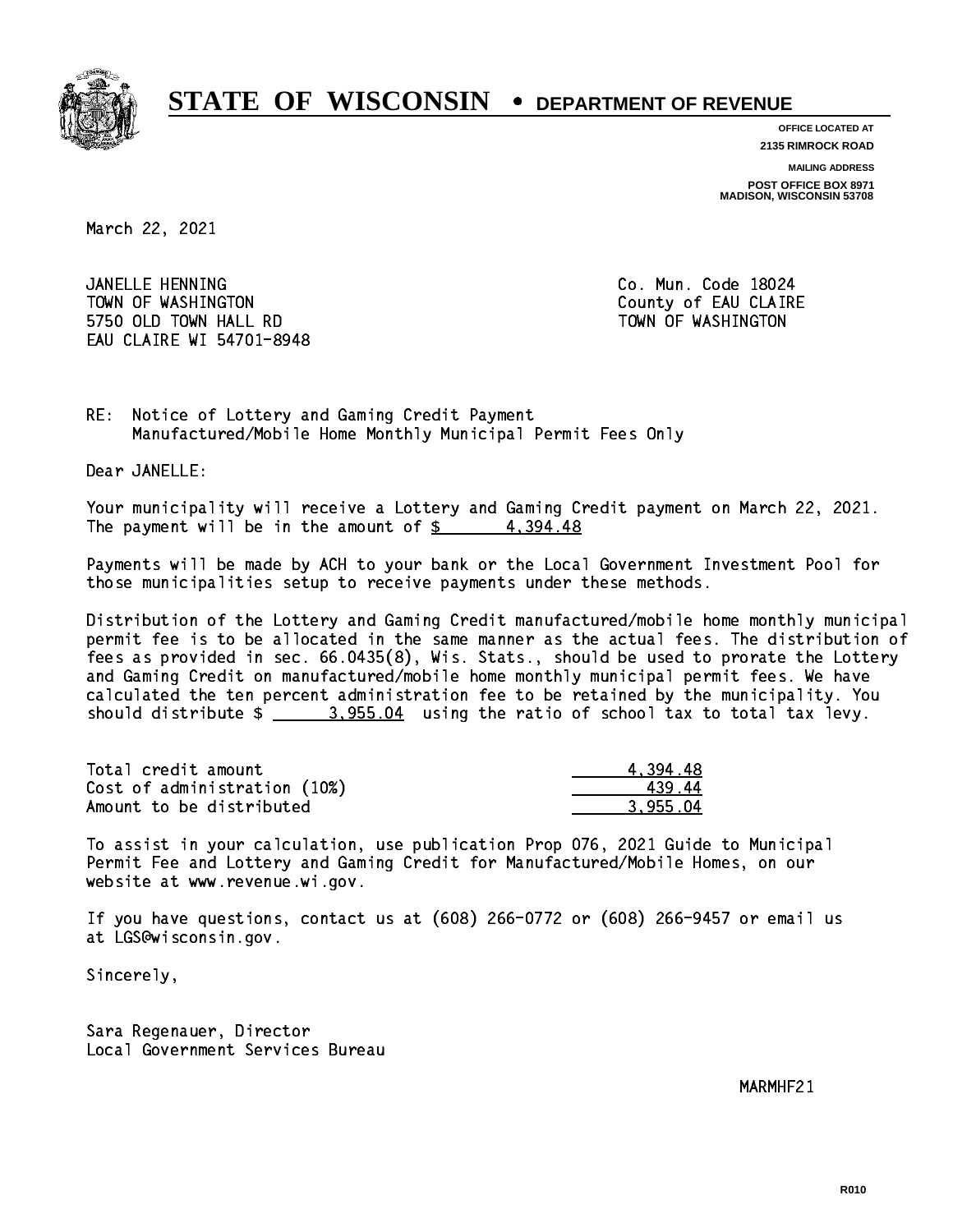# STATE OF WISCONSIN • DEPARTMENT OF REVENUE

**OFFICE LOCATED AT**
**2135 RIMROCK ROAD**

**MAILING ADDRESS**
**POST OFFICE BOX 8971**
**MADISON, WISCONSIN 53708**

March 22, 2021

JANELLE HENNING
TOWN OF WASHINGTON
5750 OLD TOWN HALL RD
EAU CLAIRE WI 54701-8948

Co. Mun. Code 18024
County of EAU CLAIRE
TOWN OF WASHINGTON

RE: Notice of Lottery and Gaming Credit Payment
Manufactured/Mobile Home Monthly Municipal Permit Fees Only

Dear JANELLE:

Your municipality will receive a Lottery and Gaming Credit payment on March 22, 2021. The payment will be in the amount of $ 4,394.48

Payments will be made by ACH to your bank or the Local Government Investment Pool for those municipalities setup to receive payments under these methods.

Distribution of the Lottery and Gaming Credit manufactured/mobile home monthly municipal permit fee is to be allocated in the same manner as the actual fees. The distribution of fees as provided in sec. 66.0435(8), Wis. Stats., should be used to prorate the Lottery and Gaming Credit on manufactured/mobile home monthly municipal permit fees. We have calculated the ten percent administration fee to be retained by the municipality. You should distribute $ 3,955.04 using the ratio of school tax to total tax levy.

| | |
|---|---|
| Total credit amount | 4,394.48 |
| Cost of administration (10%) | 439.44 |
| Amount to be distributed | 3,955.04 |

To assist in your calculation, use publication Prop 076, 2021 Guide to Municipal Permit Fee and Lottery and Gaming Credit for Manufactured/Mobile Homes, on our website at www.revenue.wi.gov.

If you have questions, contact us at (608) 266-0772 or (608) 266-9457 or email us at LGS@wisconsin.gov.

Sincerely,

Sara Regenauer, Director
Local Government Services Bureau

MARMHF21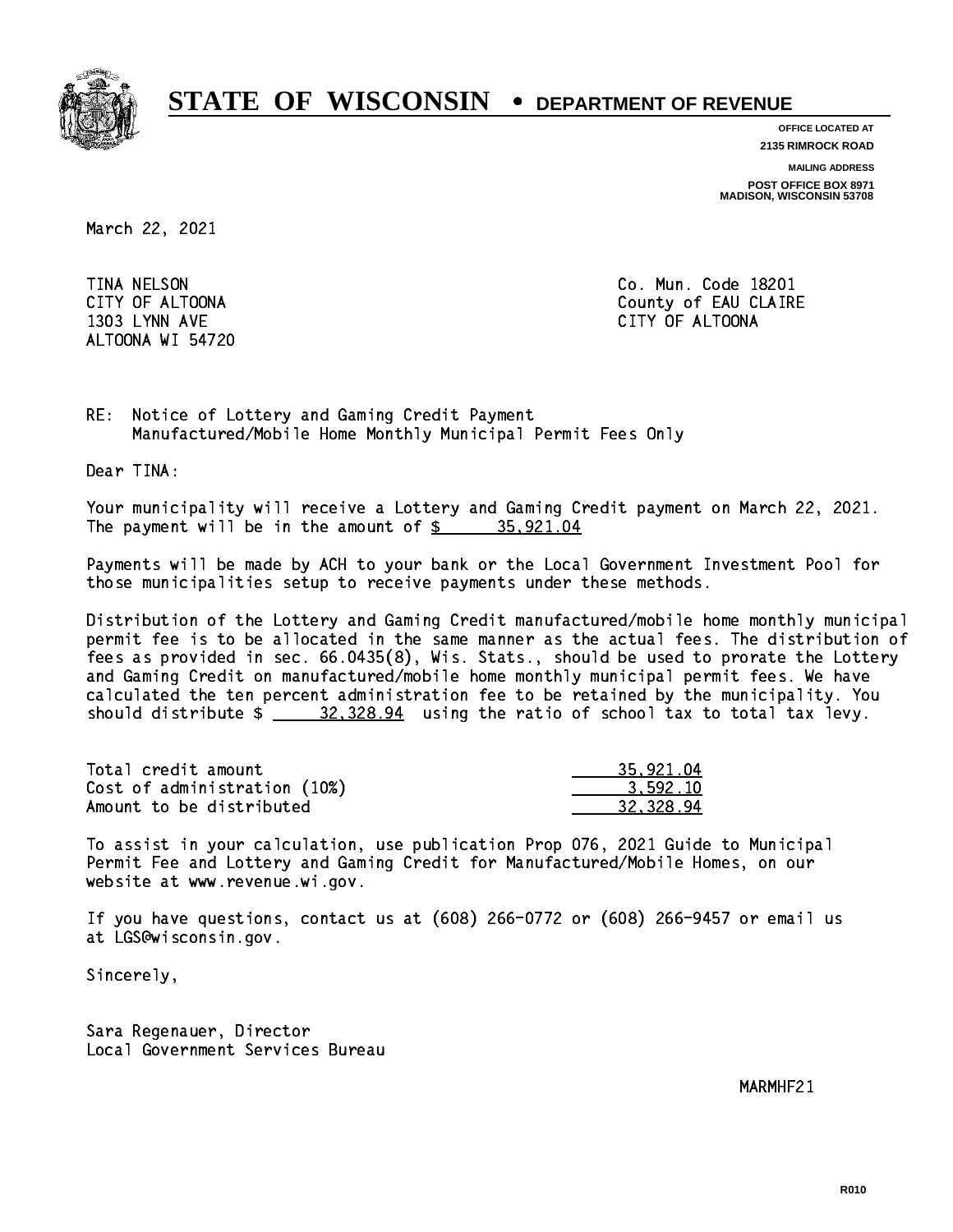# STATE OF WISCONSIN • DEPARTMENT OF REVENUE

**OFFICE LOCATED AT**
**2135 RIMROCK ROAD**

**MAILING ADDRESS**
**POST OFFICE BOX 8971**
**MADISON, WISCONSIN 53708**

March 22, 2021

TINA NELSON
CITY OF ALTOONA
1303 LYNN AVE
ALTOONA WI 54720

Co. Mun. Code 18201
County of EAU CLAIRE
CITY OF ALTOONA

RE: Notice of Lottery and Gaming Credit Payment
Manufactured/Mobile Home Monthly Municipal Permit Fees Only

Dear TINA:

Your municipality will receive a Lottery and Gaming Credit payment on March 22, 2021. The payment will be in the amount of $ 35,921.04

Payments will be made by ACH to your bank or the Local Government Investment Pool for those municipalities setup to receive payments under these methods.

Distribution of the Lottery and Gaming Credit manufactured/mobile home monthly municipal permit fee is to be allocated in the same manner as the actual fees. The distribution of fees as provided in sec. 66.0435(8), Wis. Stats., should be used to prorate the Lottery and Gaming Credit on manufactured/mobile home monthly municipal permit fees. We have calculated the ten percent administration fee to be retained by the municipality. You should distribute $ 32,328.94 using the ratio of school tax to total tax levy.

| | |
|---|---|
| Total credit amount | 35,921.04 |
| Cost of administration (10%) | 3,592.10 |
| Amount to be distributed | 32,328.94 |

To assist in your calculation, use publication Prop 076, 2021 Guide to Municipal Permit Fee and Lottery and Gaming Credit for Manufactured/Mobile Homes, on our website at www.revenue.wi.gov.

If you have questions, contact us at (608) 266-0772 or (608) 266-9457 or email us at LGS@wisconsin.gov.

Sincerely,

Sara Regenauer, Director
Local Government Services Bureau

MARMHF21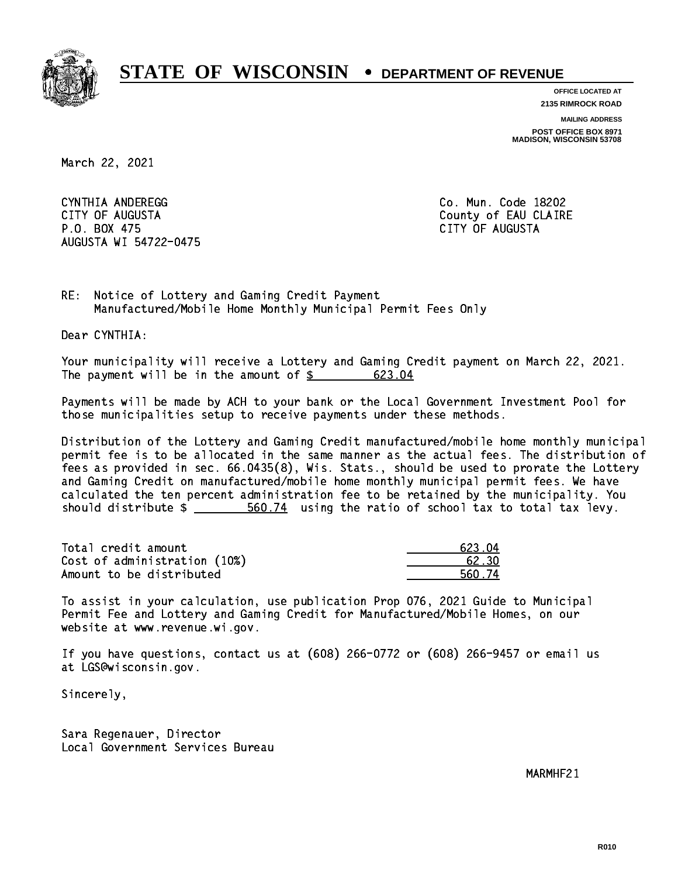# STATE OF WISCONSIN • DEPARTMENT OF REVENUE

**OFFICE LOCATED AT**
**2135 RIMROCK ROAD**

**MAILING ADDRESS**
**POST OFFICE BOX 8971**
**MADISON, WISCONSIN 53708**

March 22, 2021

CYNTHIA ANDEREGG
CITY OF AUGUSTA
P.O. BOX 475
AUGUSTA WI 54722-0475

Co. Mun. Code 18202
County of EAU CLAIRE
CITY OF AUGUSTA

RE: Notice of Lottery and Gaming Credit Payment
Manufactured/Mobile Home Monthly Municipal Permit Fees Only

Dear CYNTHIA:

Your municipality will receive a Lottery and Gaming Credit payment on March 22, 2021. The payment will be in the amount of $ 623.04

Payments will be made by ACH to your bank or the Local Government Investment Pool for those municipalities setup to receive payments under these methods.

Distribution of the Lottery and Gaming Credit manufactured/mobile home monthly municipal permit fee is to be allocated in the same manner as the actual fees. The distribution of fees as provided in sec. 66.0435(8), Wis. Stats., should be used to prorate the Lottery and Gaming Credit on manufactured/mobile home monthly municipal permit fees. We have calculated the ten percent administration fee to be retained by the municipality. You should distribute $ 560.74 using the ratio of school tax to total tax levy.

| | |
|---|---|
| Total credit amount | 623.04 |
| Cost of administration (10%) | 62.30 |
| Amount to be distributed | 560.74 |

To assist in your calculation, use publication Prop 076, 2021 Guide to Municipal Permit Fee and Lottery and Gaming Credit for Manufactured/Mobile Homes, on our website at www.revenue.wi.gov.

If you have questions, contact us at (608) 266-0772 or (608) 266-9457 or email us at LGS@wisconsin.gov.

Sincerely,

Sara Regenauer, Director
Local Government Services Bureau

MARMHF21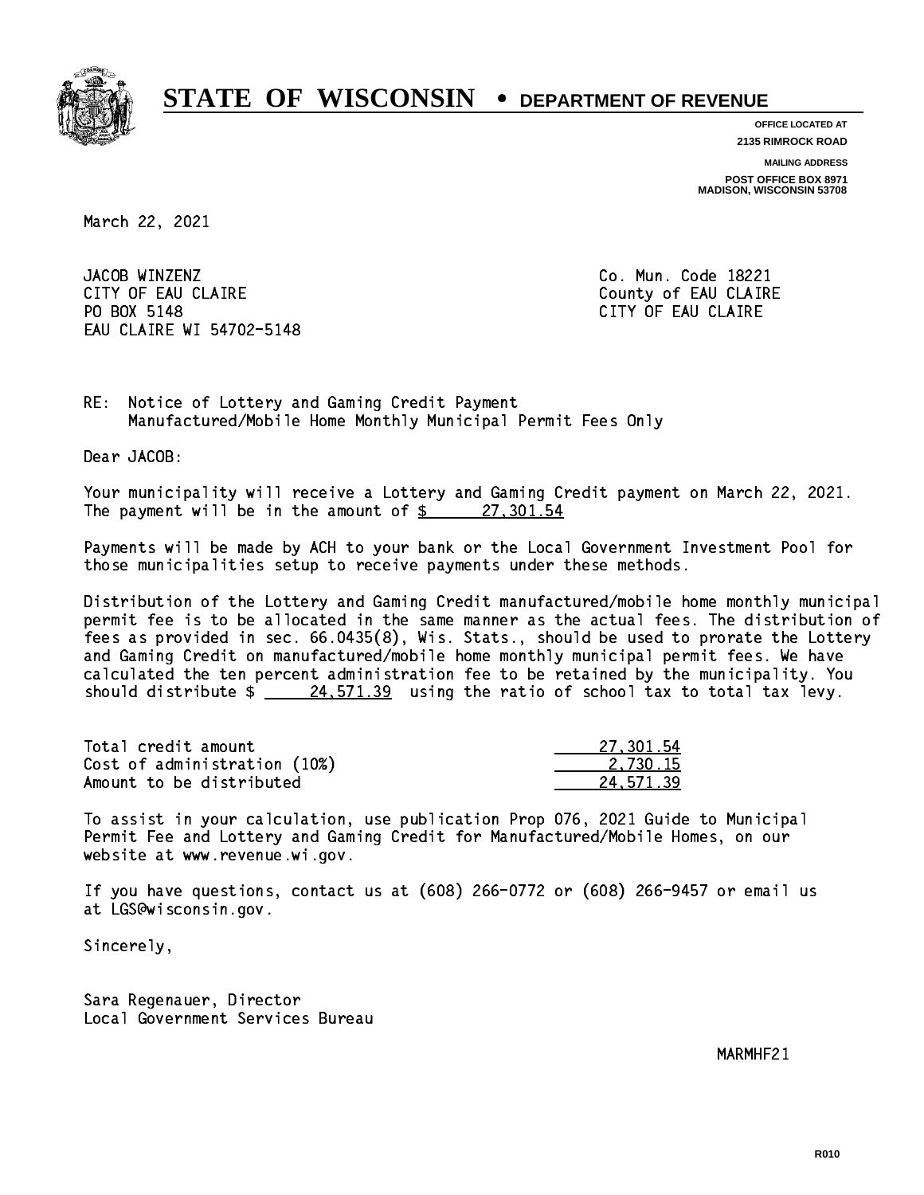# STATE OF WISCONSIN • DEPARTMENT OF REVENUE

OFFICE LOCATED AT
2135 RIMROCK ROAD

MAILING ADDRESS
POST OFFICE BOX 8971
MADISON, WISCONSIN 53708

March 22, 2021

JACOB WINZENZ
CITY OF EAU CLAIRE
PO BOX 5148
EAU CLAIRE WI 54702-5148

Co. Mun. Code 18221
County of EAU CLAIRE
CITY OF EAU CLAIRE

RE: Notice of Lottery and Gaming Credit Payment
Manufactured/Mobile Home Monthly Municipal Permit Fees Only

Dear JACOB:

Your municipality will receive a Lottery and Gaming Credit payment on March 22, 2021. The payment will be in the amount of $ 27,301.54

Payments will be made by ACH to your bank or the Local Government Investment Pool for those municipalities setup to receive payments under these methods.

Distribution of the Lottery and Gaming Credit manufactured/mobile home monthly municipal permit fee is to be allocated in the same manner as the actual fees. The distribution of fees as provided in sec. 66.0435(8), Wis. Stats., should be used to prorate the Lottery and Gaming Credit on manufactured/mobile home monthly municipal permit fees. We have calculated the ten percent administration fee to be retained by the municipality. You should distribute $ 24,571.39 using the ratio of school tax to total tax levy.

| | |
|---|---|
| Total credit amount | 27,301.54 |
| Cost of administration (10%) | 2,730.15 |
| Amount to be distributed | 24,571.39 |

To assist in your calculation, use publication Prop 076, 2021 Guide to Municipal Permit Fee and Lottery and Gaming Credit for Manufactured/Mobile Homes, on our website at www.revenue.wi.gov.

If you have questions, contact us at (608) 266-0772 or (608) 266-9457 or email us at LGS@wisconsin.gov.

Sincerely,

Sara Regenauer, Director
Local Government Services Bureau

MARMHF21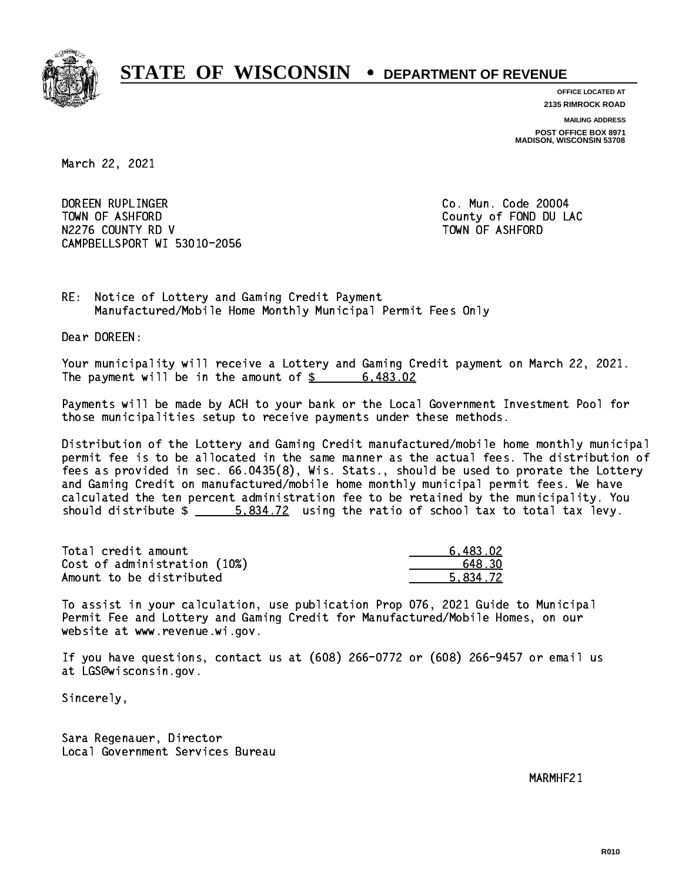**STATE OF WISCONSIN • DEPARTMENT OF REVENUE**

OFFICE LOCATED AT
2135 RIMROCK ROAD

MAILING ADDRESS
POST OFFICE BOX 8971
MADISON, WISCONSIN 53708

March 22, 2021

DOREEN RUPLINGER
TOWN OF ASHFORD
N2276 COUNTY RD V
CAMPBELLSPORT WI 53010-2056

Co. Mun. Code 20004
County of FOND DU LAC
TOWN OF ASHFORD

RE: Notice of Lottery and Gaming Credit Payment
Manufactured/Mobile Home Monthly Municipal Permit Fees Only

Dear DOREEN:

Your municipality will receive a Lottery and Gaming Credit payment on March 22, 2021. The payment will be in the amount of $ 6,483.02

Payments will be made by ACH to your bank or the Local Government Investment Pool for those municipalities setup to receive payments under these methods.

Distribution of the Lottery and Gaming Credit manufactured/mobile home monthly municipal permit fee is to be allocated in the same manner as the actual fees. The distribution of fees as provided in sec. 66.0435(8), Wis. Stats., should be used to prorate the Lottery and Gaming Credit on manufactured/mobile home monthly municipal permit fees. We have calculated the ten percent administration fee to be retained by the municipality. You should distribute $ 5,834.72 using the ratio of school tax to total tax levy.

| | |
|---|---|
| Total credit amount | 6,483.02 |
| Cost of administration (10%) | 648.30 |
| Amount to be distributed | 5,834.72 |

To assist in your calculation, use publication Prop 076, 2021 Guide to Municipal Permit Fee and Lottery and Gaming Credit for Manufactured/Mobile Homes, on our website at www.revenue.wi.gov.

If you have questions, contact us at (608) 266-0772 or (608) 266-9457 or email us at LGS@wisconsin.gov.

Sincerely,

Sara Regenauer, Director
Local Government Services Bureau

MARMHF21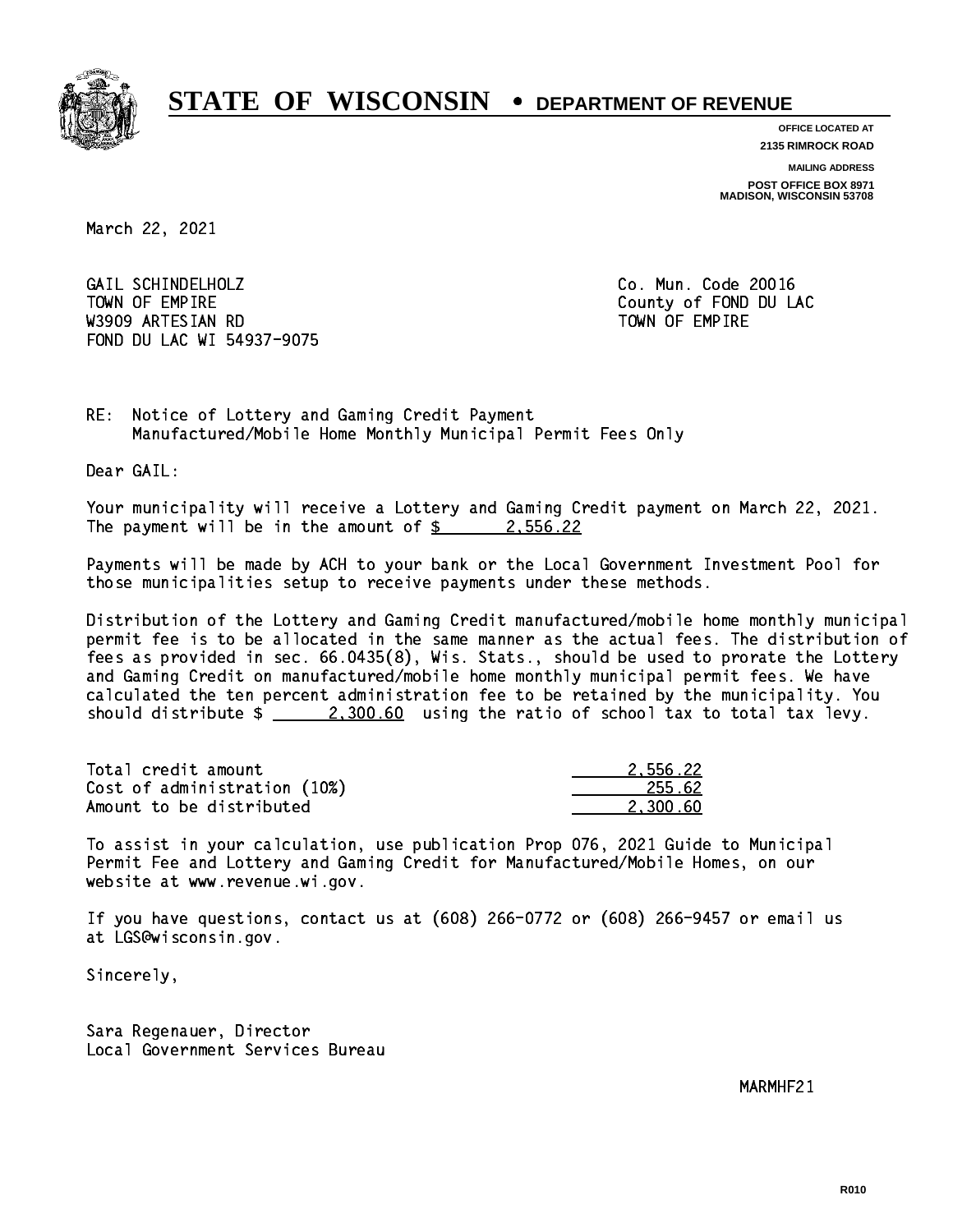# STATE OF WISCONSIN • DEPARTMENT OF REVENUE

**OFFICE LOCATED AT**
**2135 RIMROCK ROAD**

**MAILING ADDRESS**
**POST OFFICE BOX 8971**
**MADISON, WISCONSIN 53708**

March 22, 2021

GAIL SCHINDELHOLZ
TOWN OF EMPIRE
W3909 ARTESIAN RD
FOND DU LAC WI 54937-9075

Co. Mun. Code 20016
County of FOND DU LAC
TOWN OF EMPIRE

RE: Notice of Lottery and Gaming Credit Payment
Manufactured/Mobile Home Monthly Municipal Permit Fees Only

Dear GAIL:

Your municipality will receive a Lottery and Gaming Credit payment on March 22, 2021. The payment will be in the amount of $ 2,556.22

Payments will be made by ACH to your bank or the Local Government Investment Pool for those municipalities setup to receive payments under these methods.

Distribution of the Lottery and Gaming Credit manufactured/mobile home monthly municipal permit fee is to be allocated in the same manner as the actual fees. The distribution of fees as provided in sec. 66.0435(8), Wis. Stats., should be used to prorate the Lottery and Gaming Credit on manufactured/mobile home monthly municipal permit fees. We have calculated the ten percent administration fee to be retained by the municipality. You should distribute $ 2,300.60 using the ratio of school tax to total tax levy.

| | |
|---|---|
| Total credit amount | 2,556.22 |
| Cost of administration (10%) | 255.62 |
| Amount to be distributed | 2,300.60 |

To assist in your calculation, use publication Prop 076, 2021 Guide to Municipal Permit Fee and Lottery and Gaming Credit for Manufactured/Mobile Homes, on our website at www.revenue.wi.gov.

If you have questions, contact us at (608) 266-0772 or (608) 266-9457 or email us at LGS@wisconsin.gov.

Sincerely,

Sara Regenauer, Director
Local Government Services Bureau

MARMHF21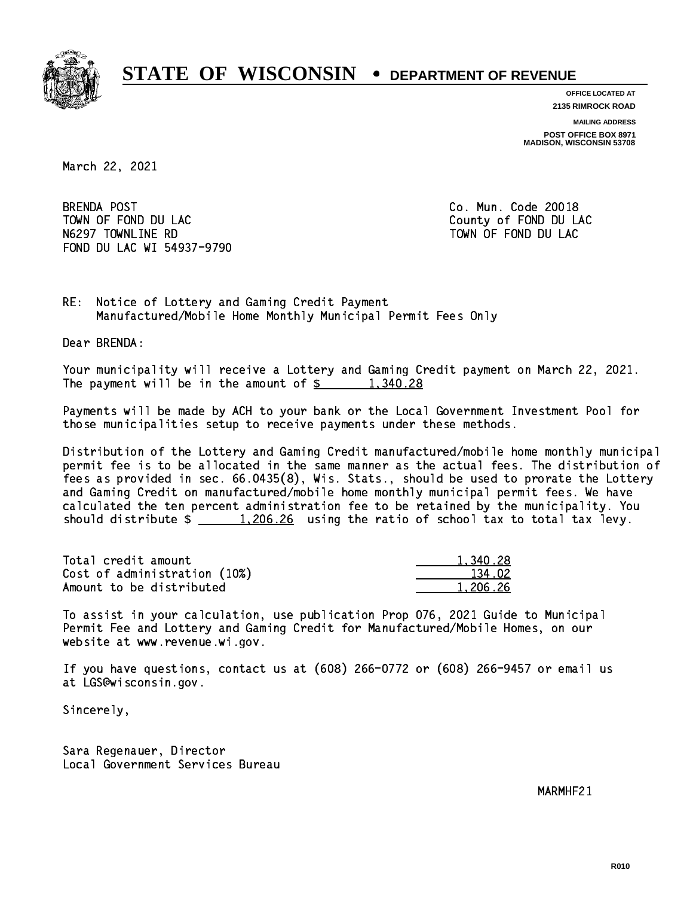# STATE OF WISCONSIN • DEPARTMENT OF REVENUE

**OFFICE LOCATED AT**
**2135 RIMROCK ROAD**

**MAILING ADDRESS**
**POST OFFICE BOX 8971**
**MADISON, WISCONSIN 53708**

March 22, 2021

BRENDA POST
TOWN OF FOND DU LAC
N6297 TOWNLINE RD
FOND DU LAC WI 54937-9790

Co. Mun. Code 20018
County of FOND DU LAC
TOWN OF FOND DU LAC

RE: Notice of Lottery and Gaming Credit Payment
Manufactured/Mobile Home Monthly Municipal Permit Fees Only

Dear BRENDA:

Your municipality will receive a Lottery and Gaming Credit payment on March 22, 2021. The payment will be in the amount of $ 1,340.28

Payments will be made by ACH to your bank or the Local Government Investment Pool for those municipalities setup to receive payments under these methods.

Distribution of the Lottery and Gaming Credit manufactured/mobile home monthly municipal permit fee is to be allocated in the same manner as the actual fees. The distribution of fees as provided in sec. 66.0435(8), Wis. Stats., should be used to prorate the Lottery and Gaming Credit on manufactured/mobile home monthly municipal permit fees. We have calculated the ten percent administration fee to be retained by the municipality. You should distribute $ 1,206.26 using the ratio of school tax to total tax levy.

| | |
|---|---|
| Total credit amount | 1,340.28 |
| Cost of administration (10%) | 134.02 |
| Amount to be distributed | 1,206.26 |

To assist in your calculation, use publication Prop 076, 2021 Guide to Municipal Permit Fee and Lottery and Gaming Credit for Manufactured/Mobile Homes, on our website at www.revenue.wi.gov.

If you have questions, contact us at (608) 266-0772 or (608) 266-9457 or email us at LGS@wisconsin.gov.

Sincerely,

Sara Regenauer, Director
Local Government Services Bureau

MARMHF21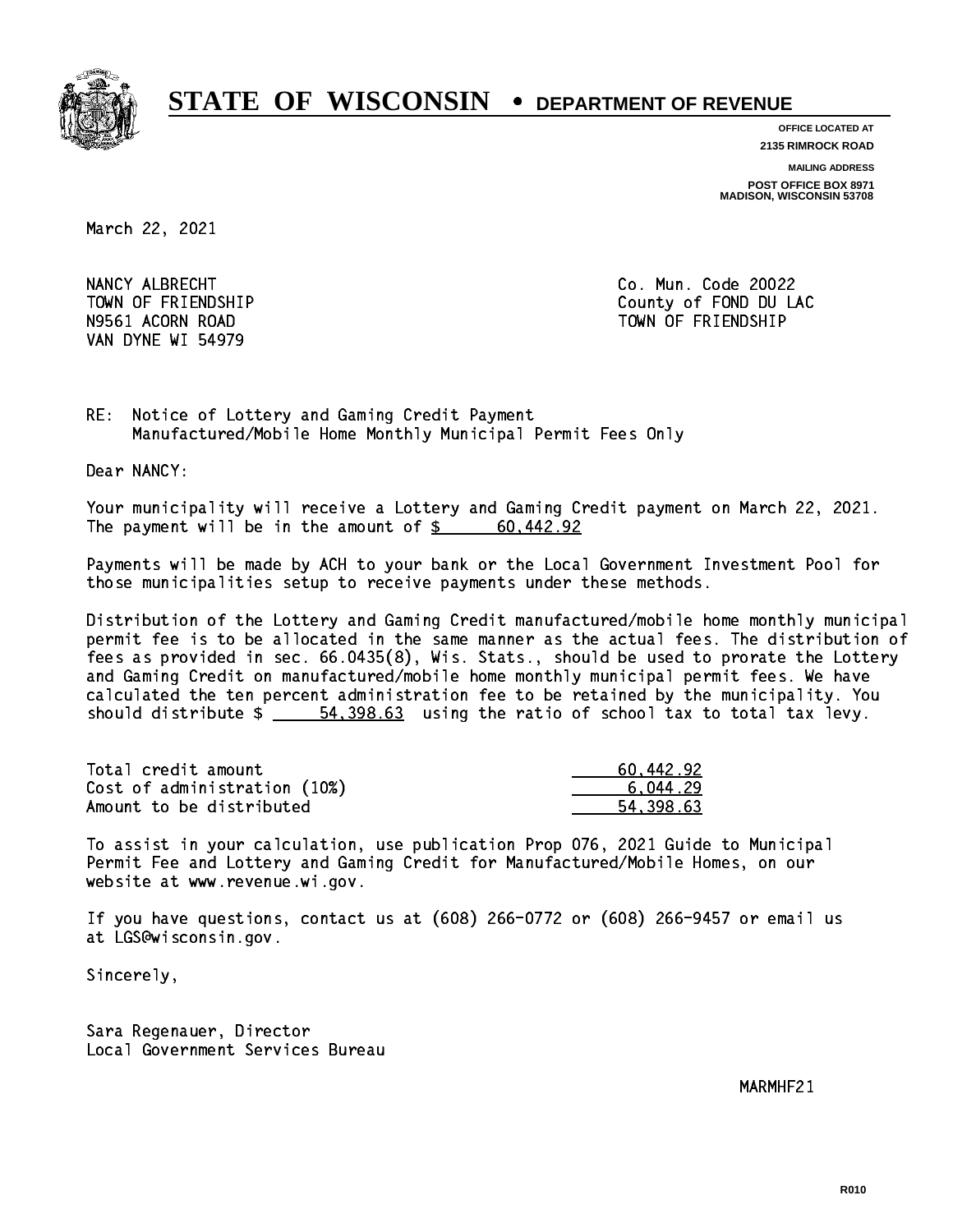# STATE OF WISCONSIN • DEPARTMENT OF REVENUE

**OFFICE LOCATED AT**
**2135 RIMROCK ROAD**

**MAILING ADDRESS**
**POST OFFICE BOX 8971**
**MADISON, WISCONSIN 53708**

March 22, 2021

NANCY ALBRECHT
TOWN OF FRIENDSHIP
N9561 ACORN ROAD
VAN DYNE WI 54979

Co. Mun. Code 20022
County of FOND DU LAC
TOWN OF FRIENDSHIP

RE: Notice of Lottery and Gaming Credit Payment
Manufactured/Mobile Home Monthly Municipal Permit Fees Only

Dear NANCY:

Your municipality will receive a Lottery and Gaming Credit payment on March 22, 2021. The payment will be in the amount of $ 60,442.92

Payments will be made by ACH to your bank or the Local Government Investment Pool for those municipalities setup to receive payments under these methods.

Distribution of the Lottery and Gaming Credit manufactured/mobile home monthly municipal permit fee is to be allocated in the same manner as the actual fees. The distribution of fees as provided in sec. 66.0435(8), Wis. Stats., should be used to prorate the Lottery and Gaming Credit on manufactured/mobile home monthly municipal permit fees. We have calculated the ten percent administration fee to be retained by the municipality. You should distribute $ 54,398.63 using the ratio of school tax to total tax levy.

| | |
|---|---|
| Total credit amount | 60,442.92 |
| Cost of administration (10%) | 6,044.29 |
| Amount to be distributed | 54,398.63 |

To assist in your calculation, use publication Prop 076, 2021 Guide to Municipal Permit Fee and Lottery and Gaming Credit for Manufactured/Mobile Homes, on our website at www.revenue.wi.gov.

If you have questions, contact us at (608) 266-0772 or (608) 266-9457 or email us at LGS@wisconsin.gov.

Sincerely,

Sara Regenauer, Director
Local Government Services Bureau

MARMHF21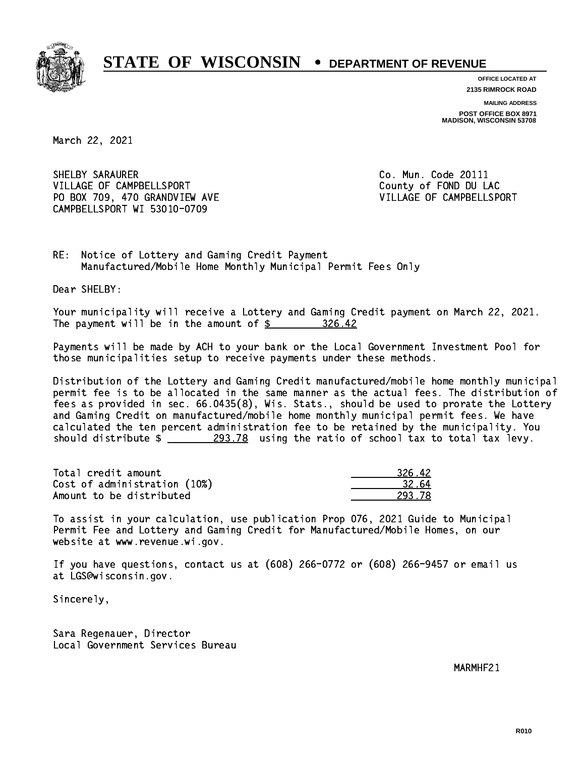# STATE OF WISCONSIN • DEPARTMENT OF REVENUE

**OFFICE LOCATED AT**
**2135 RIMROCK ROAD**

**MAILING ADDRESS**
**POST OFFICE BOX 8971**
**MADISON, WISCONSIN 53708**

March 22, 2021

SHELBY SARAURER
VILLAGE OF CAMPBELLSPORT
PO BOX 709, 470 GRANDVIEW AVE
CAMPBELLSPORT WI 53010-0709

Co. Mun. Code 20111
County of FOND DU LAC
VILLAGE OF CAMPBELLSPORT

RE: Notice of Lottery and Gaming Credit Payment
Manufactured/Mobile Home Monthly Municipal Permit Fees Only

Dear SHELBY:

Your municipality will receive a Lottery and Gaming Credit payment on March 22, 2021. The payment will be in the amount of $ 326.42

Payments will be made by ACH to your bank or the Local Government Investment Pool for those municipalities setup to receive payments under these methods.

Distribution of the Lottery and Gaming Credit manufactured/mobile home monthly municipal permit fee is to be allocated in the same manner as the actual fees. The distribution of fees as provided in sec. 66.0435(8), Wis. Stats., should be used to prorate the Lottery and Gaming Credit on manufactured/mobile home monthly municipal permit fees. We have calculated the ten percent administration fee to be retained by the municipality. You should distribute $ 293.78 using the ratio of school tax to total tax levy.

| | |
|---|---|
| Total credit amount | 326.42 |
| Cost of administration (10%) | 32.64 |
| Amount to be distributed | 293.78 |

To assist in your calculation, use publication Prop 076, 2021 Guide to Municipal Permit Fee and Lottery and Gaming Credit for Manufactured/Mobile Homes, on our website at www.revenue.wi.gov.

If you have questions, contact us at (608) 266-0772 or (608) 266-9457 or email us at LGS@wisconsin.gov.

Sincerely,

Sara Regenauer, Director
Local Government Services Bureau

MARMHF21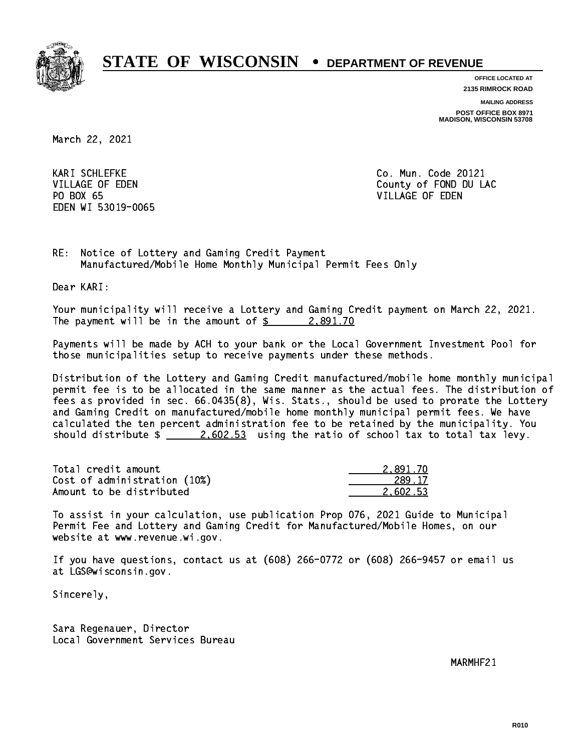# STATE OF WISCONSIN • DEPARTMENT OF REVENUE

**OFFICE LOCATED AT**
**2135 RIMROCK ROAD**

**MAILING ADDRESS**
**POST OFFICE BOX 8971**
**MADISON, WISCONSIN 53708**

March 22, 2021

KARI SCHLEFKE
VILLAGE OF EDEN
PO BOX 65
EDEN WI 53019-0065

Co. Mun. Code 20121
County of FOND DU LAC
VILLAGE OF EDEN

RE: Notice of Lottery and Gaming Credit Payment
Manufactured/Mobile Home Monthly Municipal Permit Fees Only

Dear KARI:

Your municipality will receive a Lottery and Gaming Credit payment on March 22, 2021. The payment will be in the amount of $ 2,891.70

Payments will be made by ACH to your bank or the Local Government Investment Pool for those municipalities setup to receive payments under these methods.

Distribution of the Lottery and Gaming Credit manufactured/mobile home monthly municipal permit fee is to be allocated in the same manner as the actual fees. The distribution of fees as provided in sec. 66.0435(8), Wis. Stats., should be used to prorate the Lottery and Gaming Credit on manufactured/mobile home monthly municipal permit fees. We have calculated the ten percent administration fee to be retained by the municipality. You should distribute $ 2,602.53 using the ratio of school tax to total tax levy.

| | |
|---|---|
| Total credit amount | 2,891.70 |
| Cost of administration (10%) | 289.17 |
| Amount to be distributed | 2,602.53 |

To assist in your calculation, use publication Prop 076, 2021 Guide to Municipal Permit Fee and Lottery and Gaming Credit for Manufactured/Mobile Homes, on our website at www.revenue.wi.gov.

If you have questions, contact us at (608) 266-0772 or (608) 266-9457 or email us at LGS@wisconsin.gov.

Sincerely,

Sara Regenauer, Director
Local Government Services Bureau

MARMHF21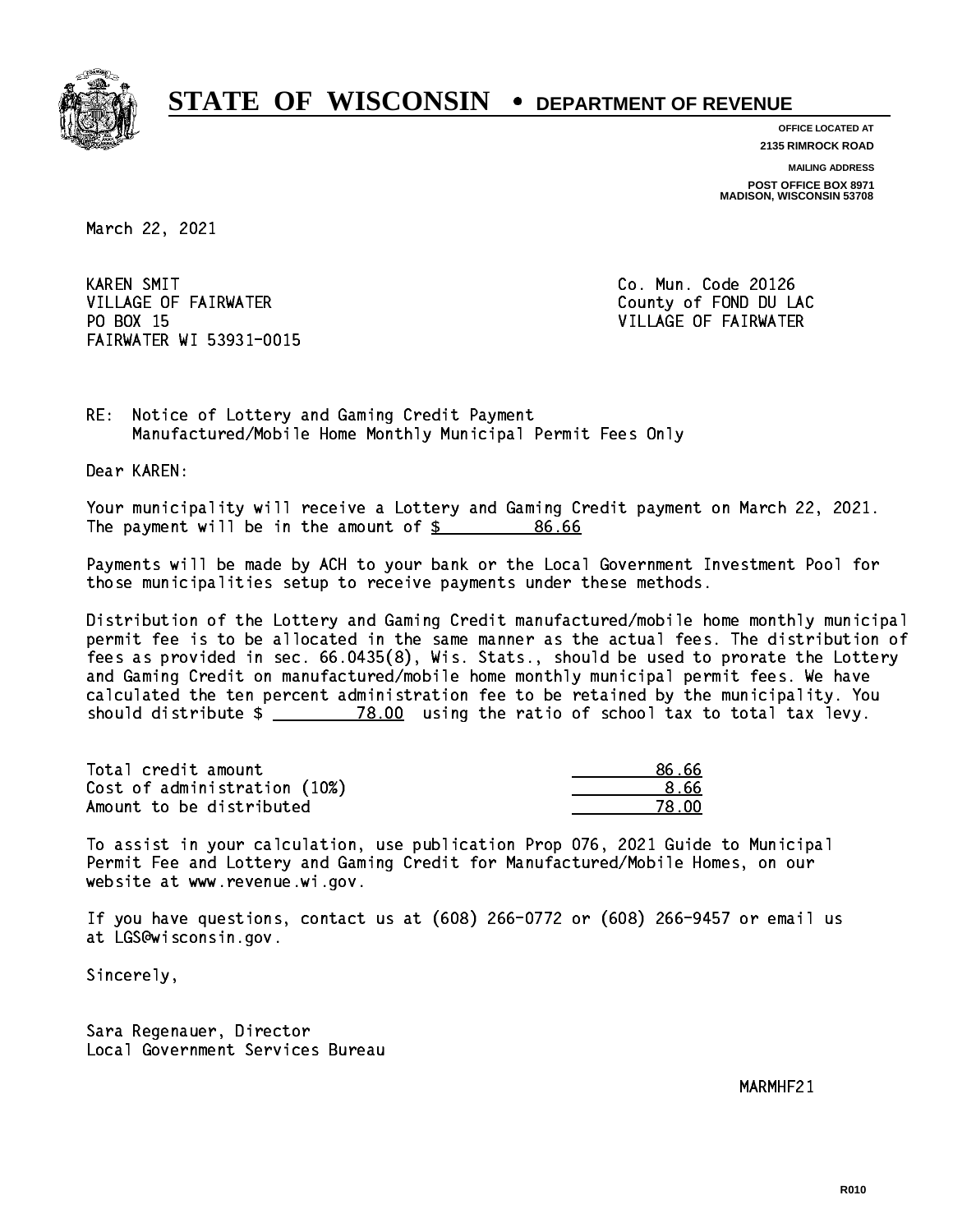# STATE OF WISCONSIN • DEPARTMENT OF REVENUE

**OFFICE LOCATED AT**
**2135 RIMROCK ROAD**

**MAILING ADDRESS**
**POST OFFICE BOX 8971**
**MADISON, WISCONSIN 53708**

March 22, 2021

KAREN SMIT
VILLAGE OF FAIRWATER
PO BOX 15
FAIRWATER WI 53931-0015

Co. Mun. Code 20126
County of FOND DU LAC
VILLAGE OF FAIRWATER

RE: Notice of Lottery and Gaming Credit Payment
Manufactured/Mobile Home Monthly Municipal Permit Fees Only

Dear KAREN:

Your municipality will receive a Lottery and Gaming Credit payment on March 22, 2021. The payment will be in the amount of $ 86.66

Payments will be made by ACH to your bank or the Local Government Investment Pool for those municipalities setup to receive payments under these methods.

Distribution of the Lottery and Gaming Credit manufactured/mobile home monthly municipal permit fee is to be allocated in the same manner as the actual fees. The distribution of fees as provided in sec. 66.0435(8), Wis. Stats., should be used to prorate the Lottery and Gaming Credit on manufactured/mobile home monthly municipal permit fees. We have calculated the ten percent administration fee to be retained by the municipality. You should distribute $ 78.00 using the ratio of school tax to total tax levy.

| | |
|---|---|
| Total credit amount | 86.66 |
| Cost of administration (10%) | 8.66 |
| Amount to be distributed | 78.00 |

To assist in your calculation, use publication Prop 076, 2021 Guide to Municipal Permit Fee and Lottery and Gaming Credit for Manufactured/Mobile Homes, on our website at www.revenue.wi.gov.

If you have questions, contact us at (608) 266-0772 or (608) 266-9457 or email us at LGS@wisconsin.gov.

Sincerely,

Sara Regenauer, Director
Local Government Services Bureau

MARMHF21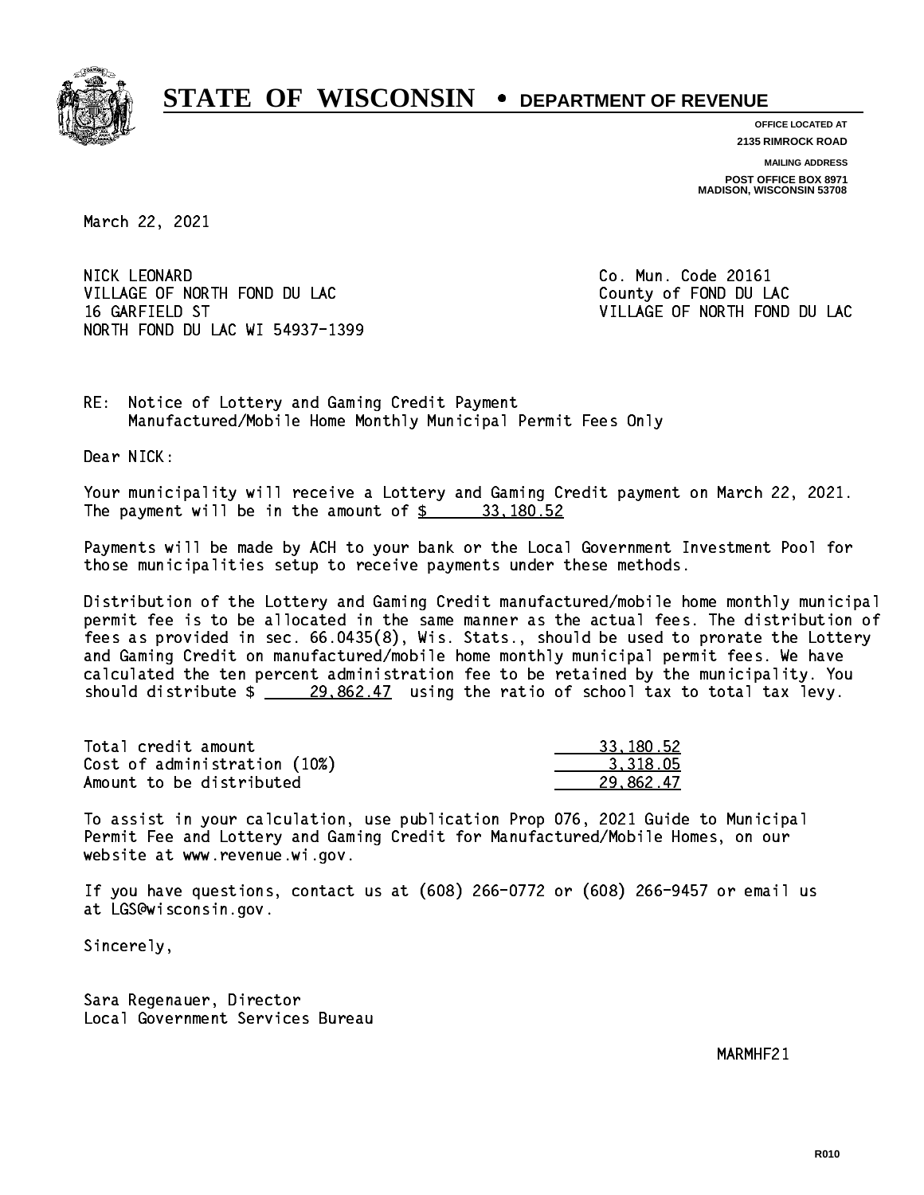# STATE OF WISCONSIN • DEPARTMENT OF REVENUE

**OFFICE LOCATED AT**
**2135 RIMROCK ROAD**

**MAILING ADDRESS**
**POST OFFICE BOX 8971**
**MADISON, WISCONSIN 53708**

March 22, 2021

NICK LEONARD
VILLAGE OF NORTH FOND DU LAC
16 GARFIELD ST
NORTH FOND DU LAC WI 54937-1399

Co. Mun. Code 20161
County of FOND DU LAC
VILLAGE OF NORTH FOND DU LAC

RE: Notice of Lottery and Gaming Credit Payment
Manufactured/Mobile Home Monthly Municipal Permit Fees Only

Dear NICK:

Your municipality will receive a Lottery and Gaming Credit payment on March 22, 2021. The payment will be in the amount of $ 33,180.52

Payments will be made by ACH to your bank or the Local Government Investment Pool for those municipalities setup to receive payments under these methods.

Distribution of the Lottery and Gaming Credit manufactured/mobile home monthly municipal permit fee is to be allocated in the same manner as the actual fees. The distribution of fees as provided in sec. 66.0435(8), Wis. Stats., should be used to prorate the Lottery and Gaming Credit on manufactured/mobile home monthly municipal permit fees. We have calculated the ten percent administration fee to be retained by the municipality. You should distribute $ 29,862.47 using the ratio of school tax to total tax levy.

| | |
|---|---|
| Total credit amount | 33,180.52 |
| Cost of administration (10%) | 3,318.05 |
| Amount to be distributed | 29,862.47 |

To assist in your calculation, use publication Prop 076, 2021 Guide to Municipal Permit Fee and Lottery and Gaming Credit for Manufactured/Mobile Homes, on our website at www.revenue.wi.gov.

If you have questions, contact us at (608) 266-0772 or (608) 266-9457 or email us at LGS@wisconsin.gov.

Sincerely,

Sara Regenauer, Director
Local Government Services Bureau

MARMHF21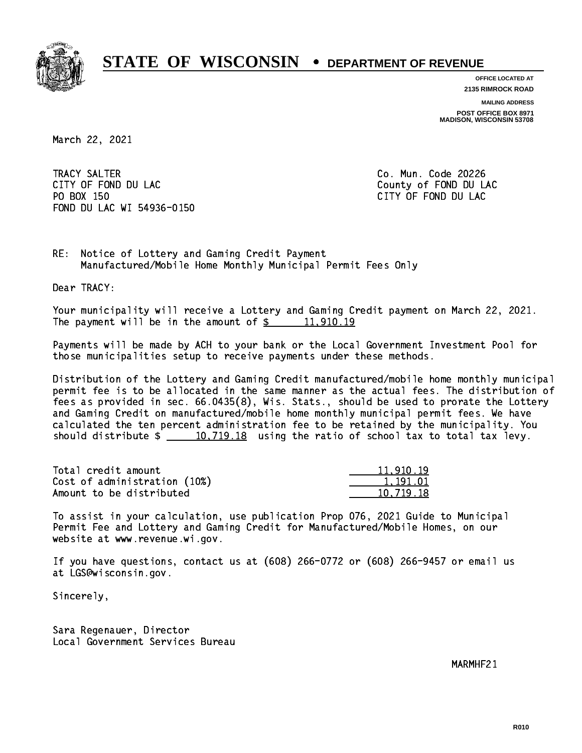# STATE OF WISCONSIN • DEPARTMENT OF REVENUE

**OFFICE LOCATED AT**
**2135 RIMROCK ROAD**

**MAILING ADDRESS**
**POST OFFICE BOX 8971**
**MADISON, WISCONSIN 53708**

March 22, 2021

TRACY SALTER
CITY OF FOND DU LAC
PO BOX 150
FOND DU LAC WI 54936-0150

Co. Mun. Code 20226
County of FOND DU LAC
CITY OF FOND DU LAC

RE: Notice of Lottery and Gaming Credit Payment
Manufactured/Mobile Home Monthly Municipal Permit Fees Only

Dear TRACY:

Your municipality will receive a Lottery and Gaming Credit payment on March 22, 2021. The payment will be in the amount of $ 11,910.19

Payments will be made by ACH to your bank or the Local Government Investment Pool for those municipalities setup to receive payments under these methods.

Distribution of the Lottery and Gaming Credit manufactured/mobile home monthly municipal permit fee is to be allocated in the same manner as the actual fees. The distribution of fees as provided in sec. 66.0435(8), Wis. Stats., should be used to prorate the Lottery and Gaming Credit on manufactured/mobile home monthly municipal permit fees. We have calculated the ten percent administration fee to be retained by the municipality. You should distribute $ 10,719.18 using the ratio of school tax to total tax levy.

| | |
|---|---|
| Total credit amount | 11,910.19 |
| Cost of administration (10%) | 1,191.01 |
| Amount to be distributed | 10,719.18 |

To assist in your calculation, use publication Prop 076, 2021 Guide to Municipal Permit Fee and Lottery and Gaming Credit for Manufactured/Mobile Homes, on our website at www.revenue.wi.gov.

If you have questions, contact us at (608) 266-0772 or (608) 266-9457 or email us at LGS@wisconsin.gov.

Sincerely,

Sara Regenauer, Director
Local Government Services Bureau

MARMHF21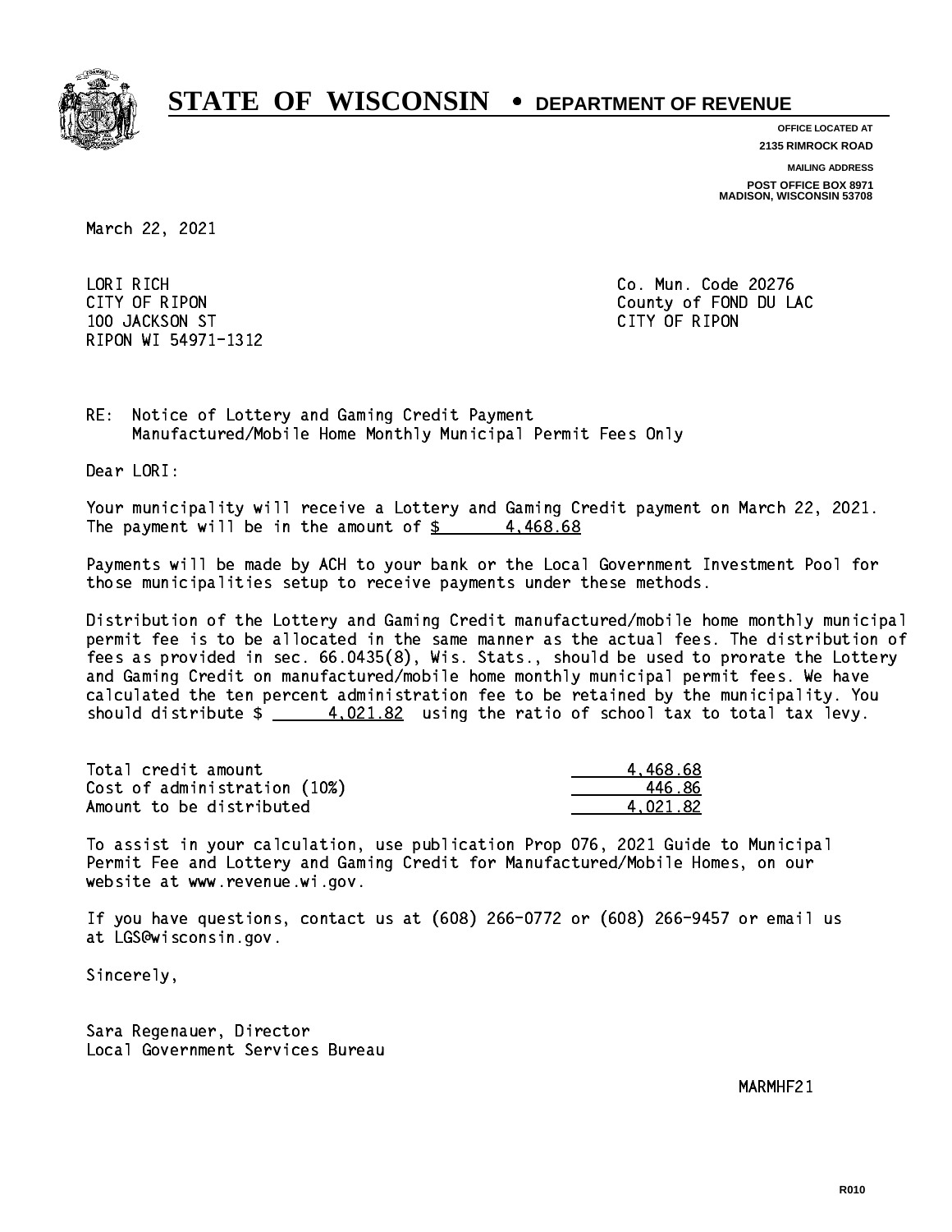# STATE OF WISCONSIN • DEPARTMENT OF REVENUE

OFFICE LOCATED AT
2135 RIMROCK ROAD

MAILING ADDRESS
POST OFFICE BOX 8971
MADISON, WISCONSIN 53708

March 22, 2021

LORI RICH
CITY OF RIPON
100 JACKSON ST
RIPON WI 54971-1312

Co. Mun. Code 20276
County of FOND DU LAC
CITY OF RIPON

RE: Notice of Lottery and Gaming Credit Payment
Manufactured/Mobile Home Monthly Municipal Permit Fees Only

Dear LORI:

Your municipality will receive a Lottery and Gaming Credit payment on March 22, 2021. The payment will be in the amount of $ 4,468.68

Payments will be made by ACH to your bank or the Local Government Investment Pool for those municipalities setup to receive payments under these methods.

Distribution of the Lottery and Gaming Credit manufactured/mobile home monthly municipal permit fee is to be allocated in the same manner as the actual fees. The distribution of fees as provided in sec. 66.0435(8), Wis. Stats., should be used to prorate the Lottery and Gaming Credit on manufactured/mobile home monthly municipal permit fees. We have calculated the ten percent administration fee to be retained by the municipality. You should distribute $ 4,021.82 using the ratio of school tax to total tax levy.

| | |
|---|---|
| Total credit amount | 4,468.68 |
| Cost of administration (10%) | 446.86 |
| Amount to be distributed | 4,021.82 |

To assist in your calculation, use publication Prop 076, 2021 Guide to Municipal Permit Fee and Lottery and Gaming Credit for Manufactured/Mobile Homes, on our website at www.revenue.wi.gov.

If you have questions, contact us at (608) 266-0772 or (608) 266-9457 or email us at LGS@wisconsin.gov.

Sincerely,

Sara Regenauer, Director
Local Government Services Bureau

MARMHF21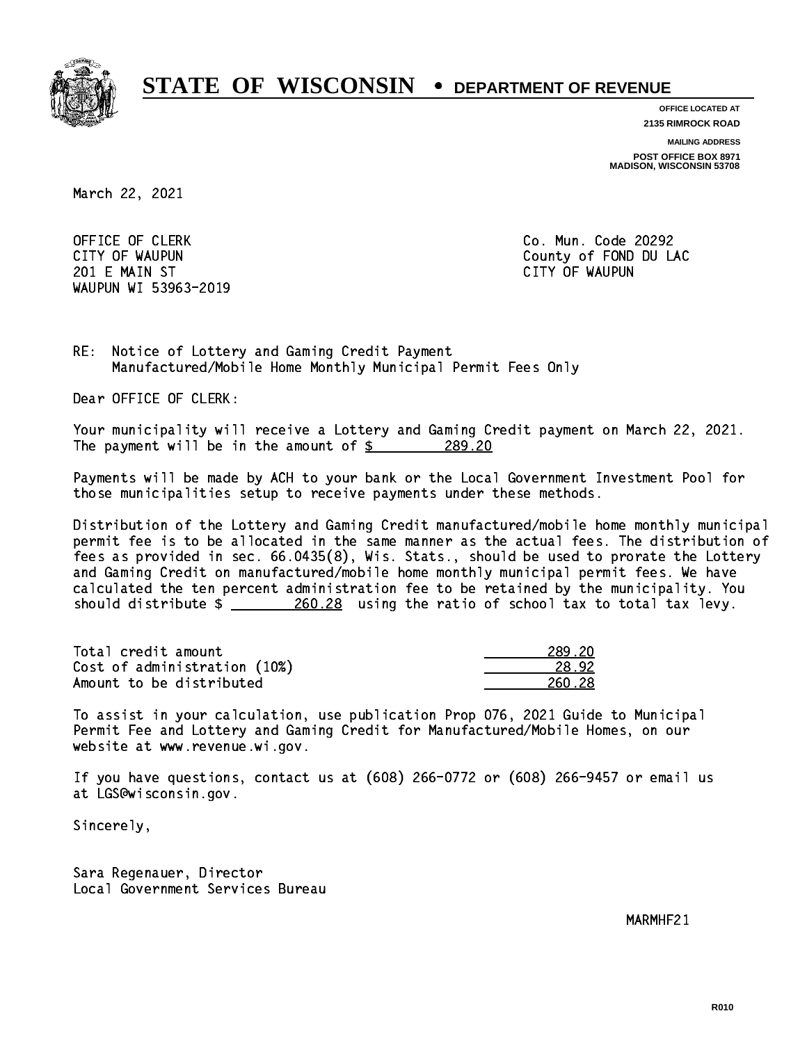# STATE OF WISCONSIN • DEPARTMENT OF REVENUE

OFFICE LOCATED AT
2135 RIMROCK ROAD

MAILING ADDRESS
POST OFFICE BOX 8971
MADISON, WISCONSIN 53708

March 22, 2021

OFFICE OF CLERK
CITY OF WAUPUN
201 E MAIN ST
WAUPUN WI 53963-2019

Co. Mun. Code 20292
County of FOND DU LAC
CITY OF WAUPUN

RE: Notice of Lottery and Gaming Credit Payment
Manufactured/Mobile Home Monthly Municipal Permit Fees Only

Dear OFFICE OF CLERK:

Your municipality will receive a Lottery and Gaming Credit payment on March 22, 2021. The payment will be in the amount of $ 289.20

Payments will be made by ACH to your bank or the Local Government Investment Pool for those municipalities setup to receive payments under these methods.

Distribution of the Lottery and Gaming Credit manufactured/mobile home monthly municipal permit fee is to be allocated in the same manner as the actual fees. The distribution of fees as provided in sec. 66.0435(8), Wis. Stats., should be used to prorate the Lottery and Gaming Credit on manufactured/mobile home monthly municipal permit fees. We have calculated the ten percent administration fee to be retained by the municipality. You should distribute $ 260.28 using the ratio of school tax to total tax levy.

| | |
|---|---|
| Total credit amount | 289.20 |
| Cost of administration (10%) | 28.92 |
| Amount to be distributed | 260.28 |

To assist in your calculation, use publication Prop 076, 2021 Guide to Municipal Permit Fee and Lottery and Gaming Credit for Manufactured/Mobile Homes, on our website at www.revenue.wi.gov.

If you have questions, contact us at (608) 266-0772 or (608) 266-9457 or email us at LGS@wisconsin.gov.

Sincerely,

Sara Regenauer, Director
Local Government Services Bureau

MARMHF21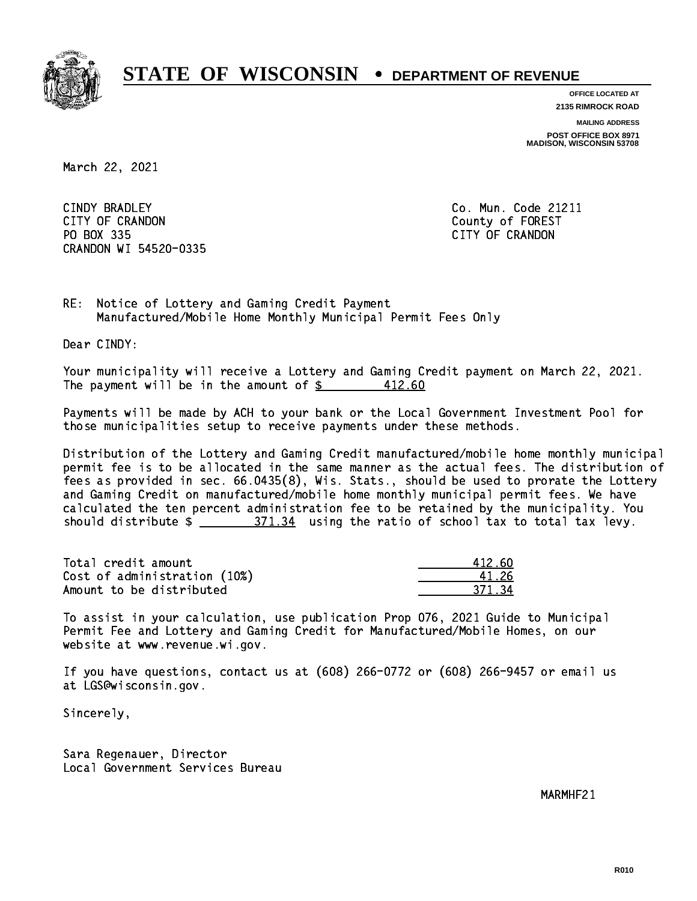# STATE OF WISCONSIN • DEPARTMENT OF REVENUE

**OFFICE LOCATED AT**
**2135 RIMROCK ROAD**

**MAILING ADDRESS**
**POST OFFICE BOX 8971**
**MADISON, WISCONSIN 53708**

March 22, 2021

CINDY BRADLEY
CITY OF CRANDON
PO BOX 335
CRANDON WI 54520-0335

Co. Mun. Code 21211
County of FOREST
CITY OF CRANDON

RE: Notice of Lottery and Gaming Credit Payment
Manufactured/Mobile Home Monthly Municipal Permit Fees Only

Dear CINDY:

Your municipality will receive a Lottery and Gaming Credit payment on March 22, 2021. The payment will be in the amount of $ 412.60

Payments will be made by ACH to your bank or the Local Government Investment Pool for those municipalities setup to receive payments under these methods.

Distribution of the Lottery and Gaming Credit manufactured/mobile home monthly municipal permit fee is to be allocated in the same manner as the actual fees. The distribution of fees as provided in sec. 66.0435(8), Wis. Stats., should be used to prorate the Lottery and Gaming Credit on manufactured/mobile home monthly municipal permit fees. We have calculated the ten percent administration fee to be retained by the municipality. You should distribute $ 371.34 using the ratio of school tax to total tax levy.

| | |
|---|---|
| Total credit amount | 412.60 |
| Cost of administration (10%) | 41.26 |
| Amount to be distributed | 371.34 |

To assist in your calculation, use publication Prop 076, 2021 Guide to Municipal Permit Fee and Lottery and Gaming Credit for Manufactured/Mobile Homes, on our website at www.revenue.wi.gov.

If you have questions, contact us at (608) 266-0772 or (608) 266-9457 or email us at LGS@wisconsin.gov.

Sincerely,

Sara Regenauer, Director
Local Government Services Bureau

MARMHF21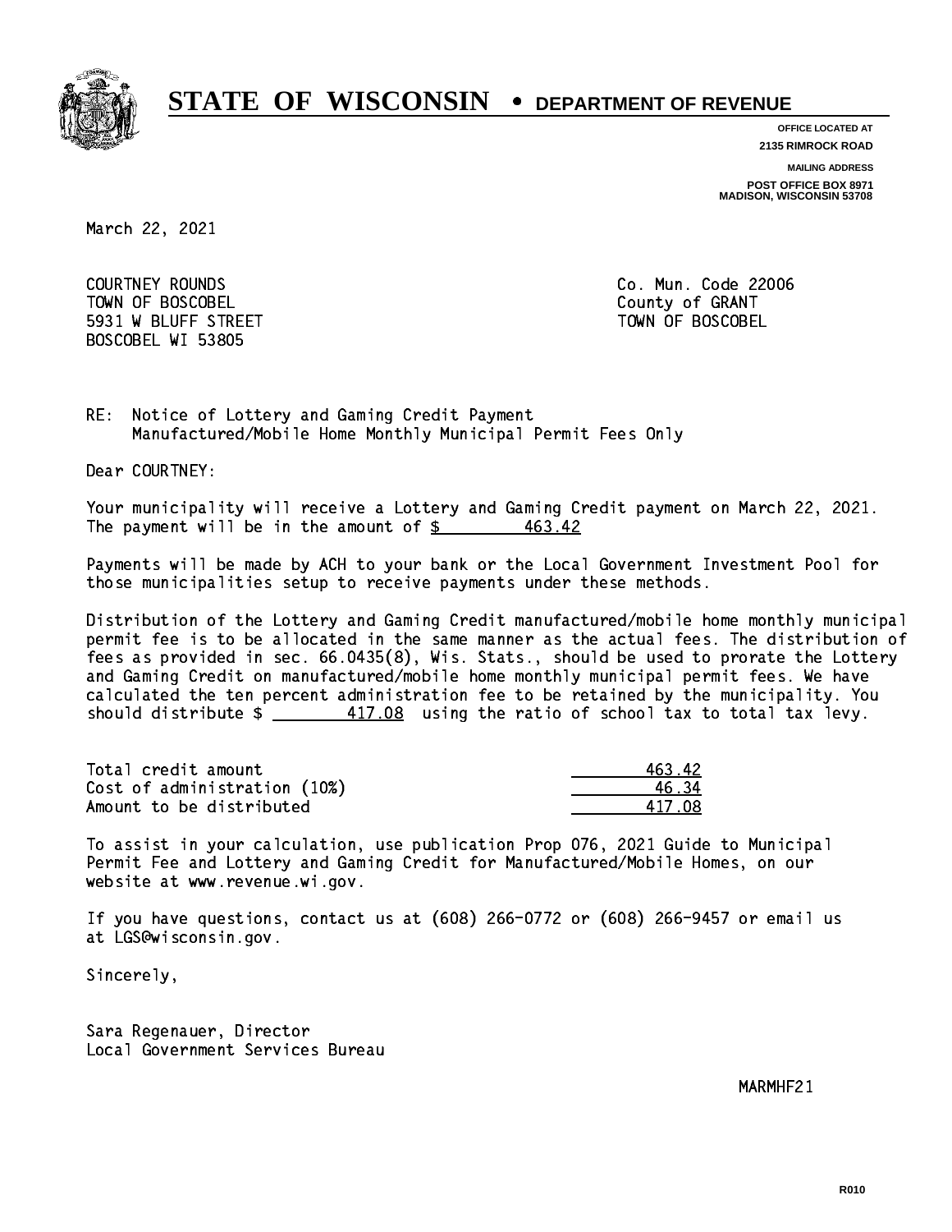# STATE OF WISCONSIN • DEPARTMENT OF REVENUE

**OFFICE LOCATED AT**
**2135 RIMROCK ROAD**

**MAILING ADDRESS**
**POST OFFICE BOX 8971**
**MADISON, WISCONSIN 53708**

March 22, 2021

COURTNEY ROUNDS
TOWN OF BOSCOBEL
5931 W BLUFF STREET
BOSCOBEL WI 53805

Co. Mun. Code 22006
County of GRANT
TOWN OF BOSCOBEL

RE: Notice of Lottery and Gaming Credit Payment
Manufactured/Mobile Home Monthly Municipal Permit Fees Only

Dear COURTNEY:

Your municipality will receive a Lottery and Gaming Credit payment on March 22, 2021. The payment will be in the amount of $ 463.42

Payments will be made by ACH to your bank or the Local Government Investment Pool for those municipalities setup to receive payments under these methods.

Distribution of the Lottery and Gaming Credit manufactured/mobile home monthly municipal permit fee is to be allocated in the same manner as the actual fees. The distribution of fees as provided in sec. 66.0435(8), Wis. Stats., should be used to prorate the Lottery and Gaming Credit on manufactured/mobile home monthly municipal permit fees. We have calculated the ten percent administration fee to be retained by the municipality. You should distribute $ 417.08 using the ratio of school tax to total tax levy.

| | |
|---|---|
| Total credit amount | 463.42 |
| Cost of administration (10%) | 46.34 |
| Amount to be distributed | 417.08 |

To assist in your calculation, use publication Prop 076, 2021 Guide to Municipal Permit Fee and Lottery and Gaming Credit for Manufactured/Mobile Homes, on our website at www.revenue.wi.gov.

If you have questions, contact us at (608) 266-0772 or (608) 266-9457 or email us at LGS@wisconsin.gov.

Sincerely,

Sara Regenauer, Director
Local Government Services Bureau

MARMHF21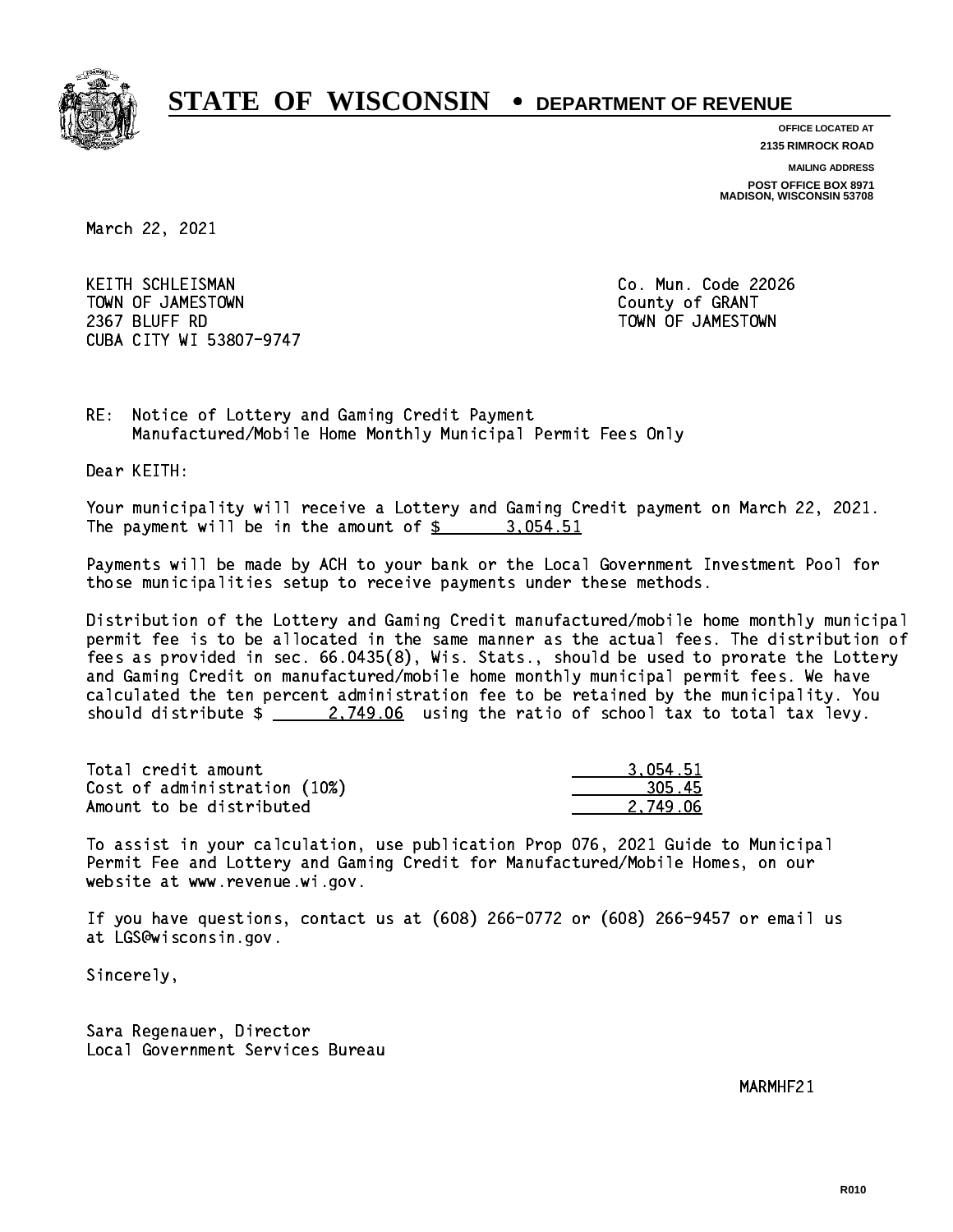# STATE OF WISCONSIN • DEPARTMENT OF REVENUE

**OFFICE LOCATED AT**
**2135 RIMROCK ROAD**

**MAILING ADDRESS**
**POST OFFICE BOX 8971**
**MADISON, WISCONSIN 53708**

March 22, 2021

KEITH SCHLEISMAN
TOWN OF JAMESTOWN
2367 BLUFF RD
CUBA CITY WI 53807-9747

Co. Mun. Code 22026
County of GRANT
TOWN OF JAMESTOWN

RE: Notice of Lottery and Gaming Credit Payment
Manufactured/Mobile Home Monthly Municipal Permit Fees Only

Dear KEITH:

Your municipality will receive a Lottery and Gaming Credit payment on March 22, 2021. The payment will be in the amount of $ 3,054.51

Payments will be made by ACH to your bank or the Local Government Investment Pool for those municipalities setup to receive payments under these methods.

Distribution of the Lottery and Gaming Credit manufactured/mobile home monthly municipal permit fee is to be allocated in the same manner as the actual fees. The distribution of fees as provided in sec. 66.0435(8), Wis. Stats., should be used to prorate the Lottery and Gaming Credit on manufactured/mobile home monthly municipal permit fees. We have calculated the ten percent administration fee to be retained by the municipality. You should distribute $ 2,749.06 using the ratio of school tax to total tax levy.

| | |
|---|---:|
| Total credit amount | 3,054.51 |
| Cost of administration (10%) | 305.45 |
| Amount to be distributed | 2,749.06 |

To assist in your calculation, use publication Prop 076, 2021 Guide to Municipal Permit Fee and Lottery and Gaming Credit for Manufactured/Mobile Homes, on our website at www.revenue.wi.gov.

If you have questions, contact us at (608) 266-0772 or (608) 266-9457 or email us at LGS@wisconsin.gov.

Sincerely,

Sara Regenauer, Director
Local Government Services Bureau

MARMHF21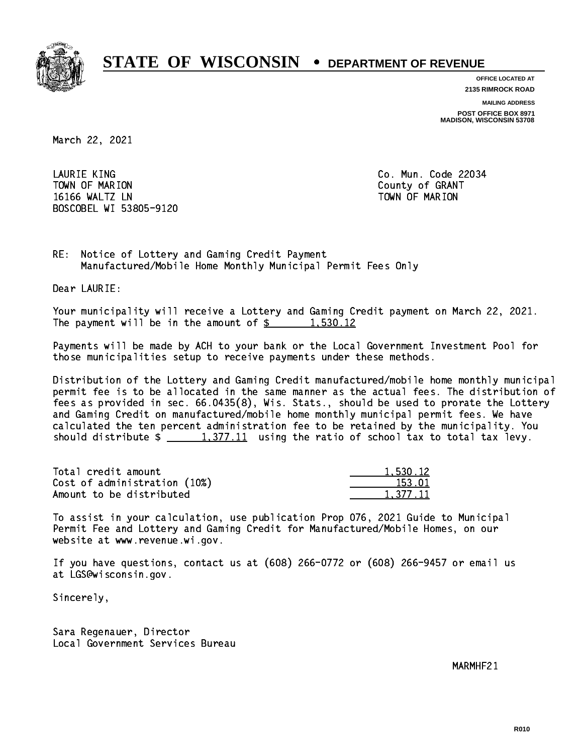# STATE OF WISCONSIN • DEPARTMENT OF REVENUE

OFFICE LOCATED AT
2135 RIMROCK ROAD

MAILING ADDRESS
POST OFFICE BOX 8971
MADISON, WISCONSIN 53708

March 22, 2021

LAURIE KING
TOWN OF MARION
16166 WALTZ LN
BOSCOBEL WI 53805-9120

Co. Mun. Code 22034
County of GRANT
TOWN OF MARION

RE: Notice of Lottery and Gaming Credit Payment
Manufactured/Mobile Home Monthly Municipal Permit Fees Only

Dear LAURIE:

Your municipality will receive a Lottery and Gaming Credit payment on March 22, 2021. The payment will be in the amount of $ 1,530.12

Payments will be made by ACH to your bank or the Local Government Investment Pool for those municipalities setup to receive payments under these methods.

Distribution of the Lottery and Gaming Credit manufactured/mobile home monthly municipal permit fee is to be allocated in the same manner as the actual fees. The distribution of fees as provided in sec. 66.0435(8), Wis. Stats., should be used to prorate the Lottery and Gaming Credit on manufactured/mobile home monthly municipal permit fees. We have calculated the ten percent administration fee to be retained by the municipality. You should distribute $ 1,377.11 using the ratio of school tax to total tax levy.

| | |
|---|---|
| Total credit amount | 1,530.12 |
| Cost of administration (10%) | 153.01 |
| Amount to be distributed | 1,377.11 |

To assist in your calculation, use publication Prop 076, 2021 Guide to Municipal Permit Fee and Lottery and Gaming Credit for Manufactured/Mobile Homes, on our website at www.revenue.wi.gov.

If you have questions, contact us at (608) 266-0772 or (608) 266-9457 or email us at LGS@wisconsin.gov.

Sincerely,

Sara Regenauer, Director
Local Government Services Bureau

MARMHF21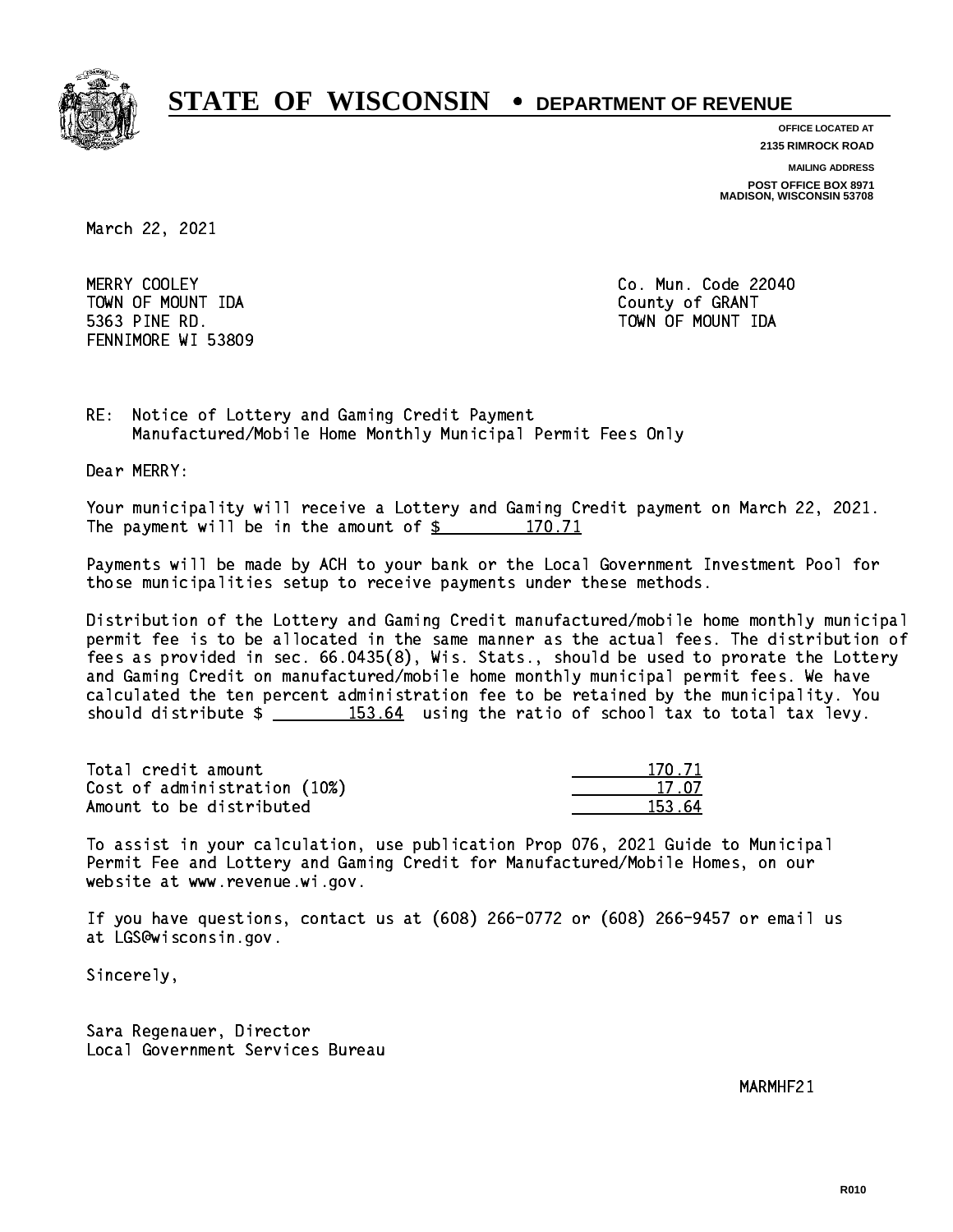# STATE OF WISCONSIN • DEPARTMENT OF REVENUE

**OFFICE LOCATED AT**
**2135 RIMROCK ROAD**

**MAILING ADDRESS**
**POST OFFICE BOX 8971**
**MADISON, WISCONSIN 53708**

March 22, 2021

MERRY COOLEY
TOWN OF MOUNT IDA
5363 PINE RD.
FENNIMORE WI 53809

Co. Mun. Code 22040
County of GRANT
TOWN OF MOUNT IDA

RE: Notice of Lottery and Gaming Credit Payment
Manufactured/Mobile Home Monthly Municipal Permit Fees Only

Dear MERRY:

Your municipality will receive a Lottery and Gaming Credit payment on March 22, 2021. The payment will be in the amount of $ 170.71

Payments will be made by ACH to your bank or the Local Government Investment Pool for those municipalities setup to receive payments under these methods.

Distribution of the Lottery and Gaming Credit manufactured/mobile home monthly municipal permit fee is to be allocated in the same manner as the actual fees. The distribution of fees as provided in sec. 66.0435(8), Wis. Stats., should be used to prorate the Lottery and Gaming Credit on manufactured/mobile home monthly municipal permit fees. We have calculated the ten percent administration fee to be retained by the municipality. You should distribute $ 153.64 using the ratio of school tax to total tax levy.

| | |
|---|---|
| Total credit amount | 170.71 |
| Cost of administration (10%) | 17.07 |
| Amount to be distributed | 153.64 |

To assist in your calculation, use publication Prop 076, 2021 Guide to Municipal Permit Fee and Lottery and Gaming Credit for Manufactured/Mobile Homes, on our website at www.revenue.wi.gov.

If you have questions, contact us at (608) 266-0772 or (608) 266-9457 or email us at LGS@wisconsin.gov.

Sincerely,

Sara Regenauer, Director
Local Government Services Bureau

MARMHF21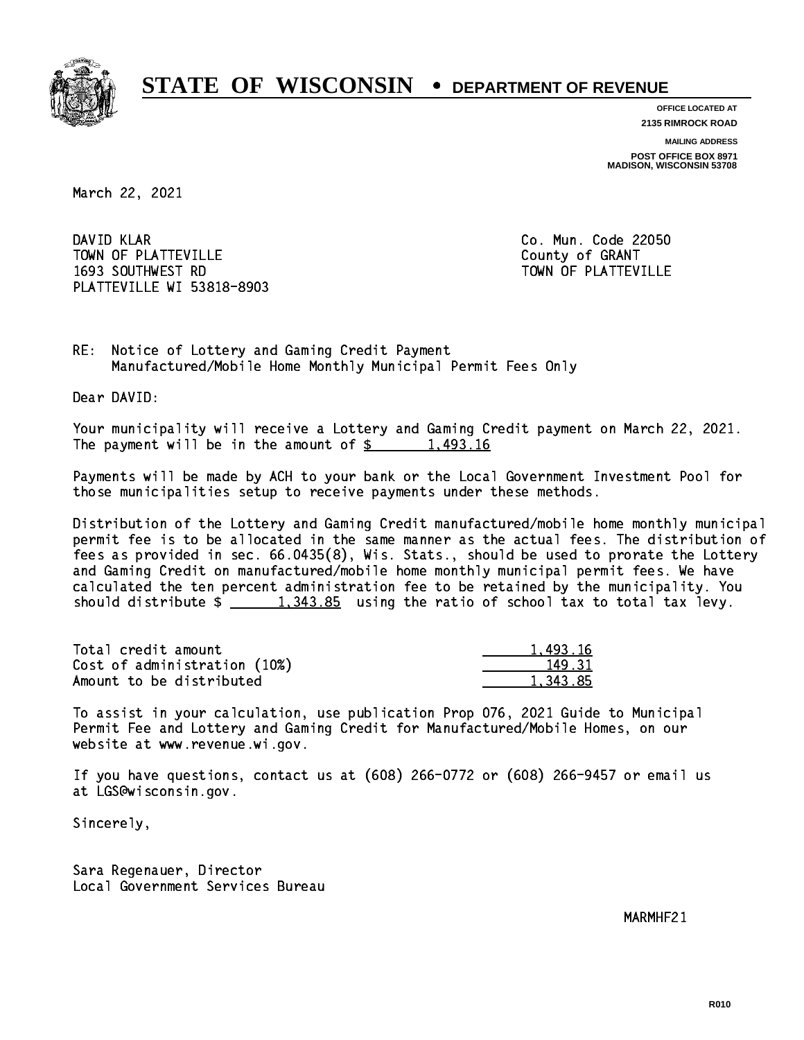# STATE OF WISCONSIN • DEPARTMENT OF REVENUE

**OFFICE LOCATED AT**
**2135 RIMROCK ROAD**

**MAILING ADDRESS**
**POST OFFICE BOX 8971**
**MADISON, WISCONSIN 53708**

March 22, 2021

DAVID KLAR
TOWN OF PLATTEVILLE
1693 SOUTHWEST RD
PLATTEVILLE WI 53818-8903

Co. Mun. Code 22050
County of GRANT
TOWN OF PLATTEVILLE

RE: Notice of Lottery and Gaming Credit Payment
Manufactured/Mobile Home Monthly Municipal Permit Fees Only

Dear DAVID:

Your municipality will receive a Lottery and Gaming Credit payment on March 22, 2021. The payment will be in the amount of $ 1,493.16

Payments will be made by ACH to your bank or the Local Government Investment Pool for those municipalities setup to receive payments under these methods.

Distribution of the Lottery and Gaming Credit manufactured/mobile home monthly municipal permit fee is to be allocated in the same manner as the actual fees. The distribution of fees as provided in sec. 66.0435(8), Wis. Stats., should be used to prorate the Lottery and Gaming Credit on manufactured/mobile home monthly municipal permit fees. We have calculated the ten percent administration fee to be retained by the municipality. You should distribute $ 1,343.85 using the ratio of school tax to total tax levy.

| | |
|---|---|
| Total credit amount | 1,493.16 |
| Cost of administration (10%) | 149.31 |
| Amount to be distributed | 1,343.85 |

To assist in your calculation, use publication Prop 076, 2021 Guide to Municipal Permit Fee and Lottery and Gaming Credit for Manufactured/Mobile Homes, on our website at www.revenue.wi.gov.

If you have questions, contact us at (608) 266-0772 or (608) 266-9457 or email us at LGS@wisconsin.gov.

Sincerely,

Sara Regenauer, Director
Local Government Services Bureau

MARMHF21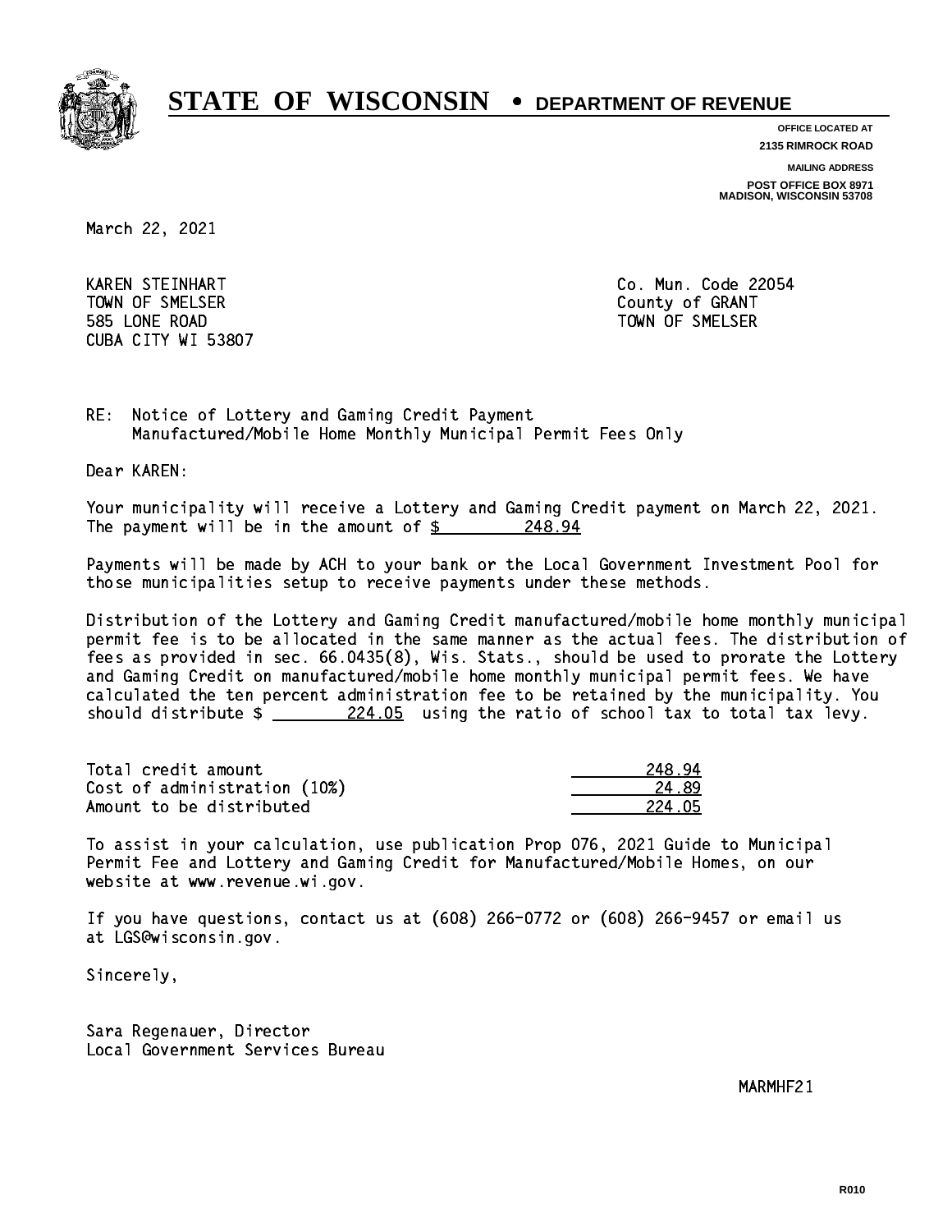# STATE OF WISCONSIN • DEPARTMENT OF REVENUE

**OFFICE LOCATED AT**
**2135 RIMROCK ROAD**

**MAILING ADDRESS**
**POST OFFICE BOX 8971**
**MADISON, WISCONSIN 53708**

March 22, 2021

KAREN STEINHART
TOWN OF SMELSER
585 LONE ROAD
CUBA CITY WI 53807

Co. Mun. Code 22054
County of GRANT
TOWN OF SMELSER

RE: Notice of Lottery and Gaming Credit Payment
Manufactured/Mobile Home Monthly Municipal Permit Fees Only

Dear KAREN:

Your municipality will receive a Lottery and Gaming Credit payment on March 22, 2021. The payment will be in the amount of $ 248.94

Payments will be made by ACH to your bank or the Local Government Investment Pool for those municipalities setup to receive payments under these methods.

Distribution of the Lottery and Gaming Credit manufactured/mobile home monthly municipal permit fee is to be allocated in the same manner as the actual fees. The distribution of fees as provided in sec. 66.0435(8), Wis. Stats., should be used to prorate the Lottery and Gaming Credit on manufactured/mobile home monthly municipal permit fees. We have calculated the ten percent administration fee to be retained by the municipality. You should distribute $ 224.05 using the ratio of school tax to total tax levy.

| | |
|---|---|
| Total credit amount | 248.94 |
| Cost of administration (10%) | 24.89 |
| Amount to be distributed | 224.05 |

To assist in your calculation, use publication Prop 076, 2021 Guide to Municipal Permit Fee and Lottery and Gaming Credit for Manufactured/Mobile Homes, on our website at www.revenue.wi.gov.

If you have questions, contact us at (608) 266-0772 or (608) 266-9457 or email us at LGS@wisconsin.gov.

Sincerely,

Sara Regenauer, Director
Local Government Services Bureau

MARMHF21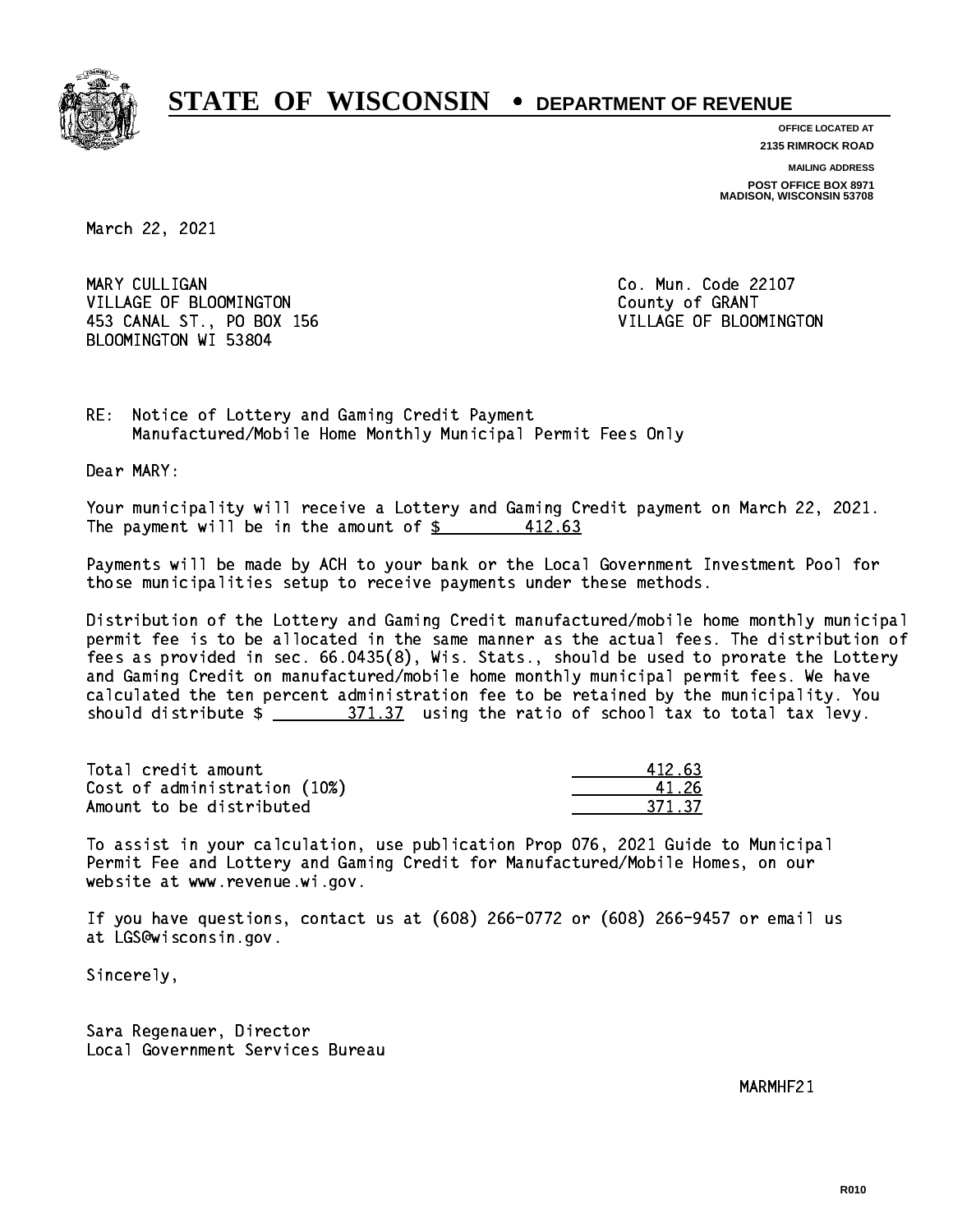# STATE OF WISCONSIN • DEPARTMENT OF REVENUE

**OFFICE LOCATED AT**
**2135 RIMROCK ROAD**

**MAILING ADDRESS**
**POST OFFICE BOX 8971**
**MADISON, WISCONSIN 53708**

March 22, 2021

MARY CULLIGAN
VILLAGE OF BLOOMINGTON
453 CANAL ST., PO BOX 156
BLOOMINGTON WI 53804

Co. Mun. Code 22107
County of GRANT
VILLAGE OF BLOOMINGTON

RE: Notice of Lottery and Gaming Credit Payment
Manufactured/Mobile Home Monthly Municipal Permit Fees Only

Dear MARY:

Your municipality will receive a Lottery and Gaming Credit payment on March 22, 2021. The payment will be in the amount of $ 412.63

Payments will be made by ACH to your bank or the Local Government Investment Pool for those municipalities setup to receive payments under these methods.

Distribution of the Lottery and Gaming Credit manufactured/mobile home monthly municipal permit fee is to be allocated in the same manner as the actual fees. The distribution of fees as provided in sec. 66.0435(8), Wis. Stats., should be used to prorate the Lottery and Gaming Credit on manufactured/mobile home monthly municipal permit fees. We have calculated the ten percent administration fee to be retained by the municipality. You should distribute $ 371.37 using the ratio of school tax to total tax levy.

| | |
|---|---|
| Total credit amount | 412.63 |
| Cost of administration (10%) | 41.26 |
| Amount to be distributed | 371.37 |

To assist in your calculation, use publication Prop 076, 2021 Guide to Municipal Permit Fee and Lottery and Gaming Credit for Manufactured/Mobile Homes, on our website at www.revenue.wi.gov.

If you have questions, contact us at (608) 266-0772 or (608) 266-9457 or email us at LGS@wisconsin.gov.

Sincerely,

Sara Regenauer, Director
Local Government Services Bureau

MARMHF21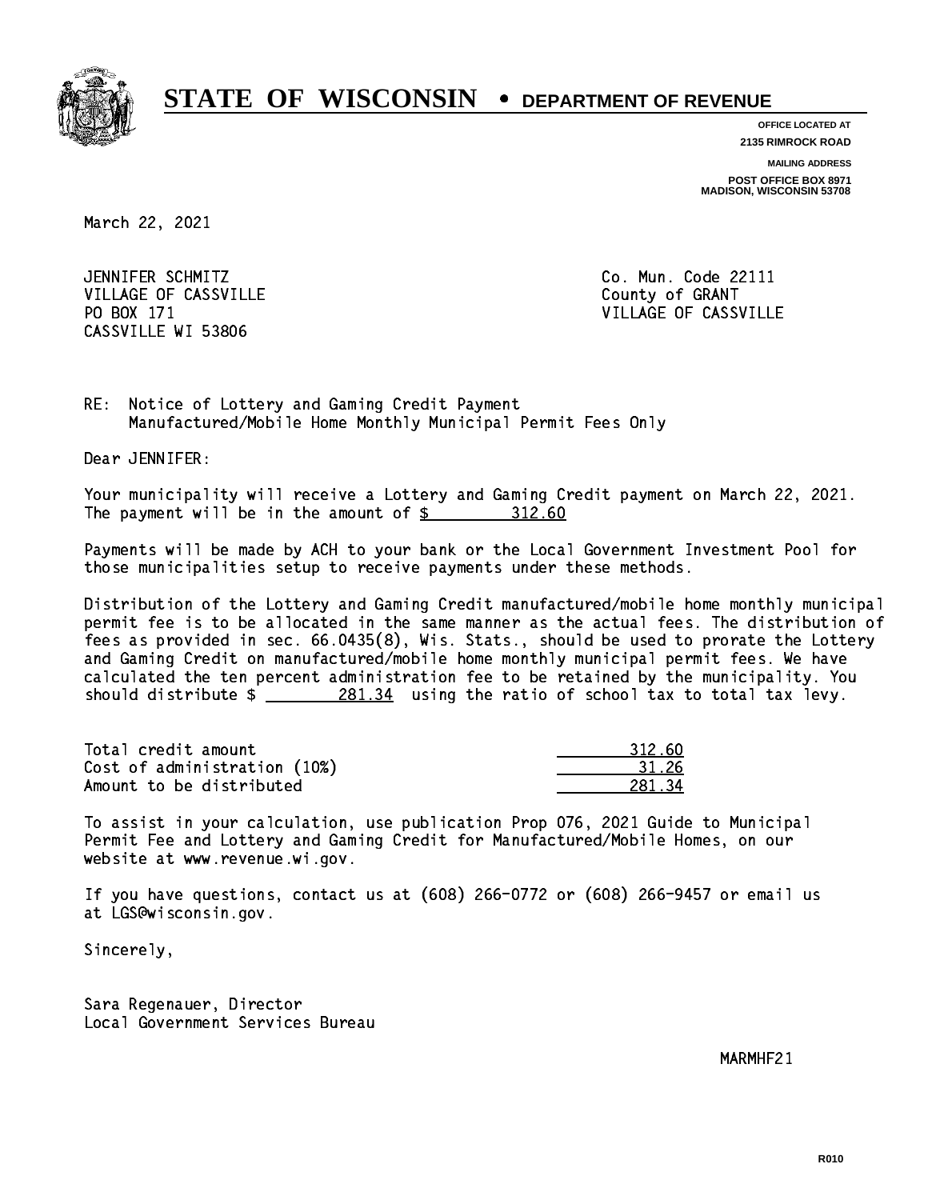# STATE OF WISCONSIN • DEPARTMENT OF REVENUE

**OFFICE LOCATED AT**
**2135 RIMROCK ROAD**

**MAILING ADDRESS**
**POST OFFICE BOX 8971**
**MADISON, WISCONSIN 53708**

March 22, 2021

JENNIFER SCHMITZ
VILLAGE OF CASSVILLE
PO BOX 171
CASSVILLE WI 53806

Co. Mun. Code 22111
County of GRANT
VILLAGE OF CASSVILLE

RE: Notice of Lottery and Gaming Credit Payment
Manufactured/Mobile Home Monthly Municipal Permit Fees Only

Dear JENNIFER:

Your municipality will receive a Lottery and Gaming Credit payment on March 22, 2021. The payment will be in the amount of $ 312.60

Payments will be made by ACH to your bank or the Local Government Investment Pool for those municipalities setup to receive payments under these methods.

Distribution of the Lottery and Gaming Credit manufactured/mobile home monthly municipal permit fee is to be allocated in the same manner as the actual fees. The distribution of fees as provided in sec. 66.0435(8), Wis. Stats., should be used to prorate the Lottery and Gaming Credit on manufactured/mobile home monthly municipal permit fees. We have calculated the ten percent administration fee to be retained by the municipality. You should distribute $ 281.34 using the ratio of school tax to total tax levy.

| | |
|---|---|
| Total credit amount | 312.60 |
| Cost of administration (10%) | 31.26 |
| Amount to be distributed | 281.34 |

To assist in your calculation, use publication Prop 076, 2021 Guide to Municipal Permit Fee and Lottery and Gaming Credit for Manufactured/Mobile Homes, on our website at www.revenue.wi.gov.

If you have questions, contact us at (608) 266-0772 or (608) 266-9457 or email us at LGS@wisconsin.gov.

Sincerely,

Sara Regenauer, Director
Local Government Services Bureau

MARMHF21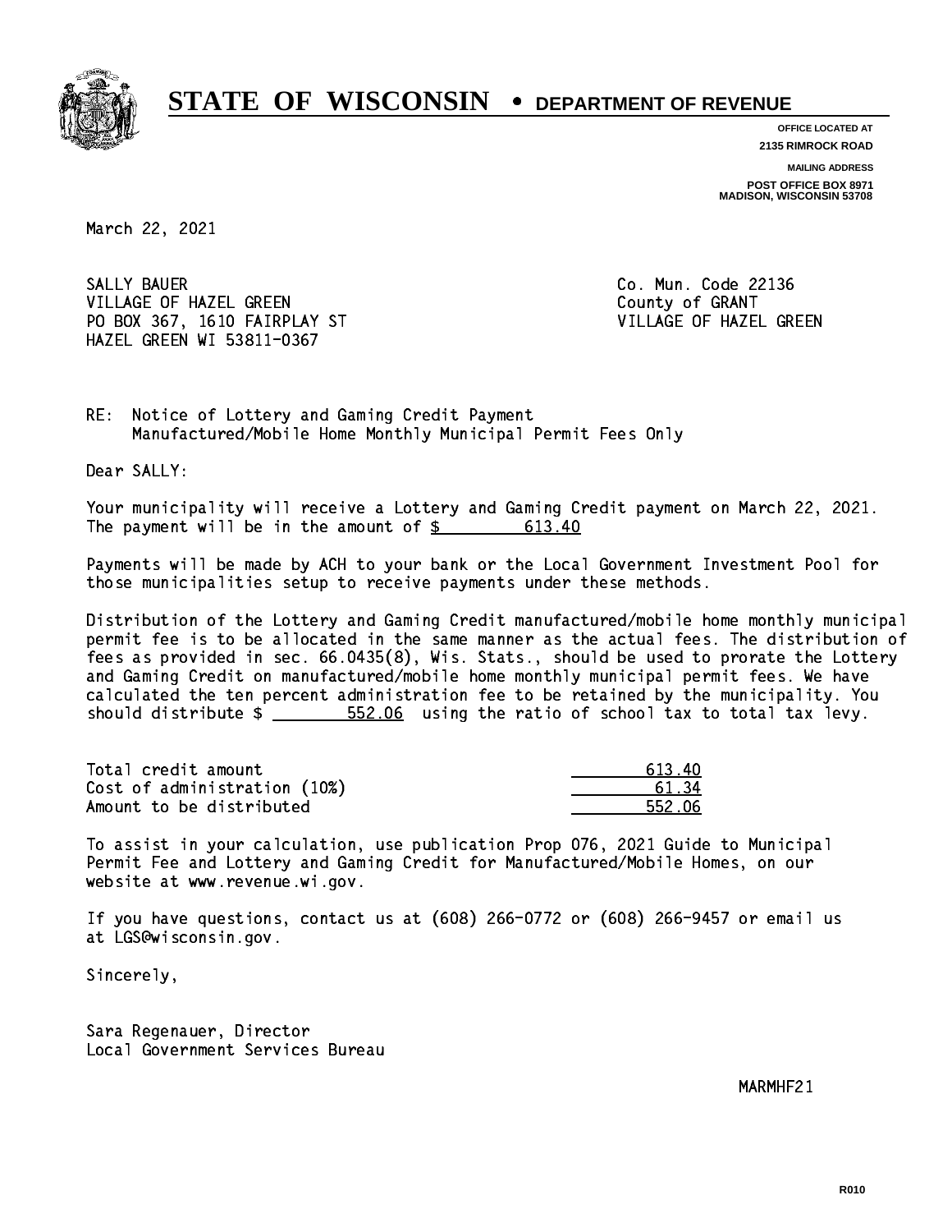# STATE OF WISCONSIN • DEPARTMENT OF REVENUE

**OFFICE LOCATED AT**
**2135 RIMROCK ROAD**

**MAILING ADDRESS**
**POST OFFICE BOX 8971**
**MADISON, WISCONSIN 53708**

March 22, 2021

SALLY BAUER
VILLAGE OF HAZEL GREEN
PO BOX 367, 1610 FAIRPLAY ST
HAZEL GREEN WI 53811-0367

Co. Mun. Code 22136
County of GRANT
VILLAGE OF HAZEL GREEN

RE: Notice of Lottery and Gaming Credit Payment
Manufactured/Mobile Home Monthly Municipal Permit Fees Only

Dear SALLY:

Your municipality will receive a Lottery and Gaming Credit payment on March 22, 2021. The payment will be in the amount of $ 613.40

Payments will be made by ACH to your bank or the Local Government Investment Pool for those municipalities setup to receive payments under these methods.

Distribution of the Lottery and Gaming Credit manufactured/mobile home monthly municipal permit fee is to be allocated in the same manner as the actual fees. The distribution of fees as provided in sec. 66.0435(8), Wis. Stats., should be used to prorate the Lottery and Gaming Credit on manufactured/mobile home monthly municipal permit fees. We have calculated the ten percent administration fee to be retained by the municipality. You should distribute $ 552.06 using the ratio of school tax to total tax levy.

| | |
|---|---|
| Total credit amount | 613.40 |
| Cost of administration (10%) | 61.34 |
| Amount to be distributed | 552.06 |

To assist in your calculation, use publication Prop 076, 2021 Guide to Municipal Permit Fee and Lottery and Gaming Credit for Manufactured/Mobile Homes, on our website at www.revenue.wi.gov.

If you have questions, contact us at (608) 266-0772 or (608) 266-9457 or email us at LGS@wisconsin.gov.

Sincerely,

Sara Regenauer, Director
Local Government Services Bureau

MARMHF21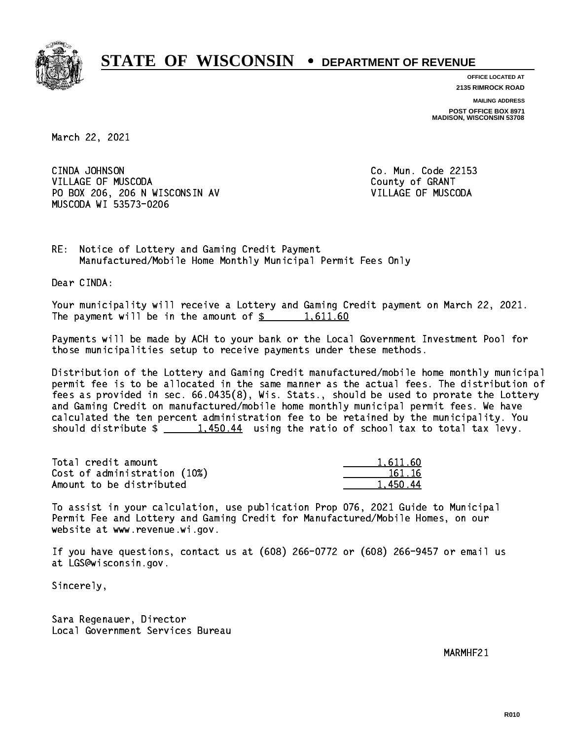# STATE OF WISCONSIN • DEPARTMENT OF REVENUE

**OFFICE LOCATED AT**
**2135 RIMROCK ROAD**

**MAILING ADDRESS**
**POST OFFICE BOX 8971**
**MADISON, WISCONSIN 53708**

March 22, 2021

CINDA JOHNSON
VILLAGE OF MUSCODA
PO BOX 206, 206 N WISCONSIN AV
MUSCODA WI 53573-0206

Co. Mun. Code 22153
County of GRANT
VILLAGE OF MUSCODA

RE: Notice of Lottery and Gaming Credit Payment
Manufactured/Mobile Home Monthly Municipal Permit Fees Only

Dear CINDA:

Your municipality will receive a Lottery and Gaming Credit payment on March 22, 2021. The payment will be in the amount of $ 1,611.60

Payments will be made by ACH to your bank or the Local Government Investment Pool for those municipalities setup to receive payments under these methods.

Distribution of the Lottery and Gaming Credit manufactured/mobile home monthly municipal permit fee is to be allocated in the same manner as the actual fees. The distribution of fees as provided in sec. 66.0435(8), Wis. Stats., should be used to prorate the Lottery and Gaming Credit on manufactured/mobile home monthly municipal permit fees. We have calculated the ten percent administration fee to be retained by the municipality. You should distribute $ 1,450.44 using the ratio of school tax to total tax levy.

| | |
|---|---|
| Total credit amount | 1,611.60 |
| Cost of administration (10%) | 161.16 |
| Amount to be distributed | 1,450.44 |

To assist in your calculation, use publication Prop 076, 2021 Guide to Municipal Permit Fee and Lottery and Gaming Credit for Manufactured/Mobile Homes, on our website at www.revenue.wi.gov.

If you have questions, contact us at (608) 266-0772 or (608) 266-9457 or email us at LGS@wisconsin.gov.

Sincerely,

Sara Regenauer, Director
Local Government Services Bureau

MARMHF21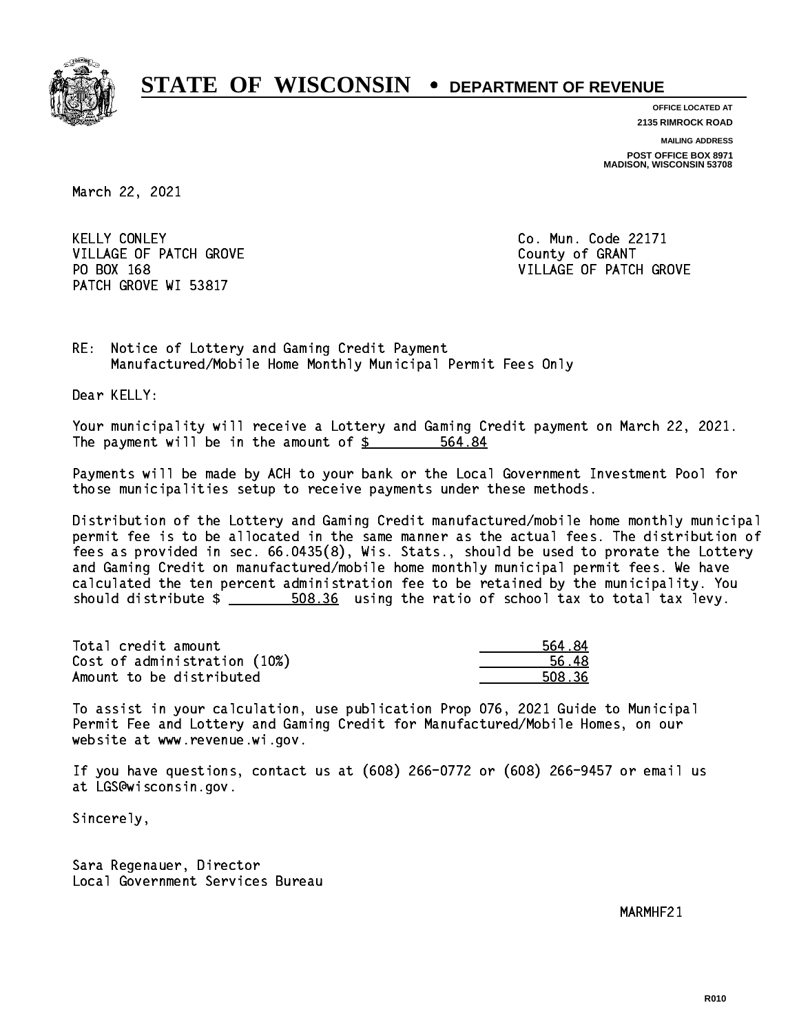# STATE OF WISCONSIN • DEPARTMENT OF REVENUE

**OFFICE LOCATED AT**
**2135 RIMROCK ROAD**

**MAILING ADDRESS**
**POST OFFICE BOX 8971**
**MADISON, WISCONSIN 53708**

March 22, 2021

KELLY CONLEY
VILLAGE OF PATCH GROVE
PO BOX 168
PATCH GROVE WI 53817

Co. Mun. Code 22171
County of GRANT
VILLAGE OF PATCH GROVE

RE: Notice of Lottery and Gaming Credit Payment
Manufactured/Mobile Home Monthly Municipal Permit Fees Only

Dear KELLY:

Your municipality will receive a Lottery and Gaming Credit payment on March 22, 2021. The payment will be in the amount of $ 564.84

Payments will be made by ACH to your bank or the Local Government Investment Pool for those municipalities setup to receive payments under these methods.

Distribution of the Lottery and Gaming Credit manufactured/mobile home monthly municipal permit fee is to be allocated in the same manner as the actual fees. The distribution of fees as provided in sec. 66.0435(8), Wis. Stats., should be used to prorate the Lottery and Gaming Credit on manufactured/mobile home monthly municipal permit fees. We have calculated the ten percent administration fee to be retained by the municipality. You should distribute $ 508.36 using the ratio of school tax to total tax levy.

| | |
|---|---|
| Total credit amount | 564.84 |
| Cost of administration (10%) | 56.48 |
| Amount to be distributed | 508.36 |

To assist in your calculation, use publication Prop 076, 2021 Guide to Municipal Permit Fee and Lottery and Gaming Credit for Manufactured/Mobile Homes, on our website at www.revenue.wi.gov.

If you have questions, contact us at (608) 266-0772 or (608) 266-9457 or email us at LGS@wisconsin.gov.

Sincerely,

Sara Regenauer, Director
Local Government Services Bureau

MARMHF21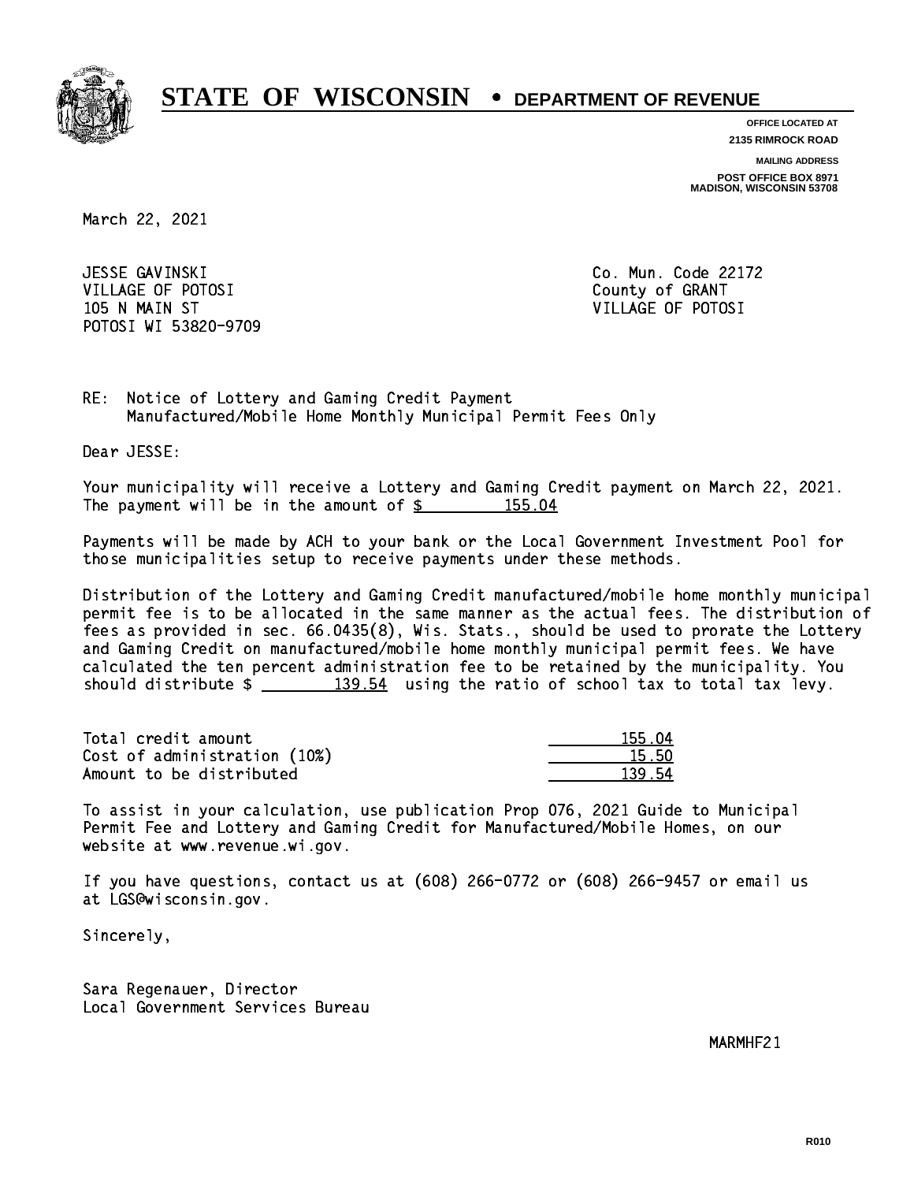# STATE OF WISCONSIN • DEPARTMENT OF REVENUE

**OFFICE LOCATED AT**
**2135 RIMROCK ROAD**

**MAILING ADDRESS**
**POST OFFICE BOX 8971**
**MADISON, WISCONSIN 53708**

March 22, 2021

JESSE GAVINSKI
VILLAGE OF POTOSI
105 N MAIN ST
POTOSI WI 53820-9709

Co. Mun. Code 22172
County of GRANT
VILLAGE OF POTOSI

RE: Notice of Lottery and Gaming Credit Payment
Manufactured/Mobile Home Monthly Municipal Permit Fees Only

Dear JESSE:

Your municipality will receive a Lottery and Gaming Credit payment on March 22, 2021. The payment will be in the amount of $ 155.04

Payments will be made by ACH to your bank or the Local Government Investment Pool for those municipalities setup to receive payments under these methods.

Distribution of the Lottery and Gaming Credit manufactured/mobile home monthly municipal permit fee is to be allocated in the same manner as the actual fees. The distribution of fees as provided in sec. 66.0435(8), Wis. Stats., should be used to prorate the Lottery and Gaming Credit on manufactured/mobile home monthly municipal permit fees. We have calculated the ten percent administration fee to be retained by the municipality. You should distribute $ 139.54 using the ratio of school tax to total tax levy.

| | |
|---|---|
| Total credit amount | 155.04 |
| Cost of administration (10%) | 15.50 |
| Amount to be distributed | 139.54 |

To assist in your calculation, use publication Prop 076, 2021 Guide to Municipal Permit Fee and Lottery and Gaming Credit for Manufactured/Mobile Homes, on our website at www.revenue.wi.gov.

If you have questions, contact us at (608) 266-0772 or (608) 266-9457 or email us at LGS@wisconsin.gov.

Sincerely,

Sara Regenauer, Director
Local Government Services Bureau

MARMHF21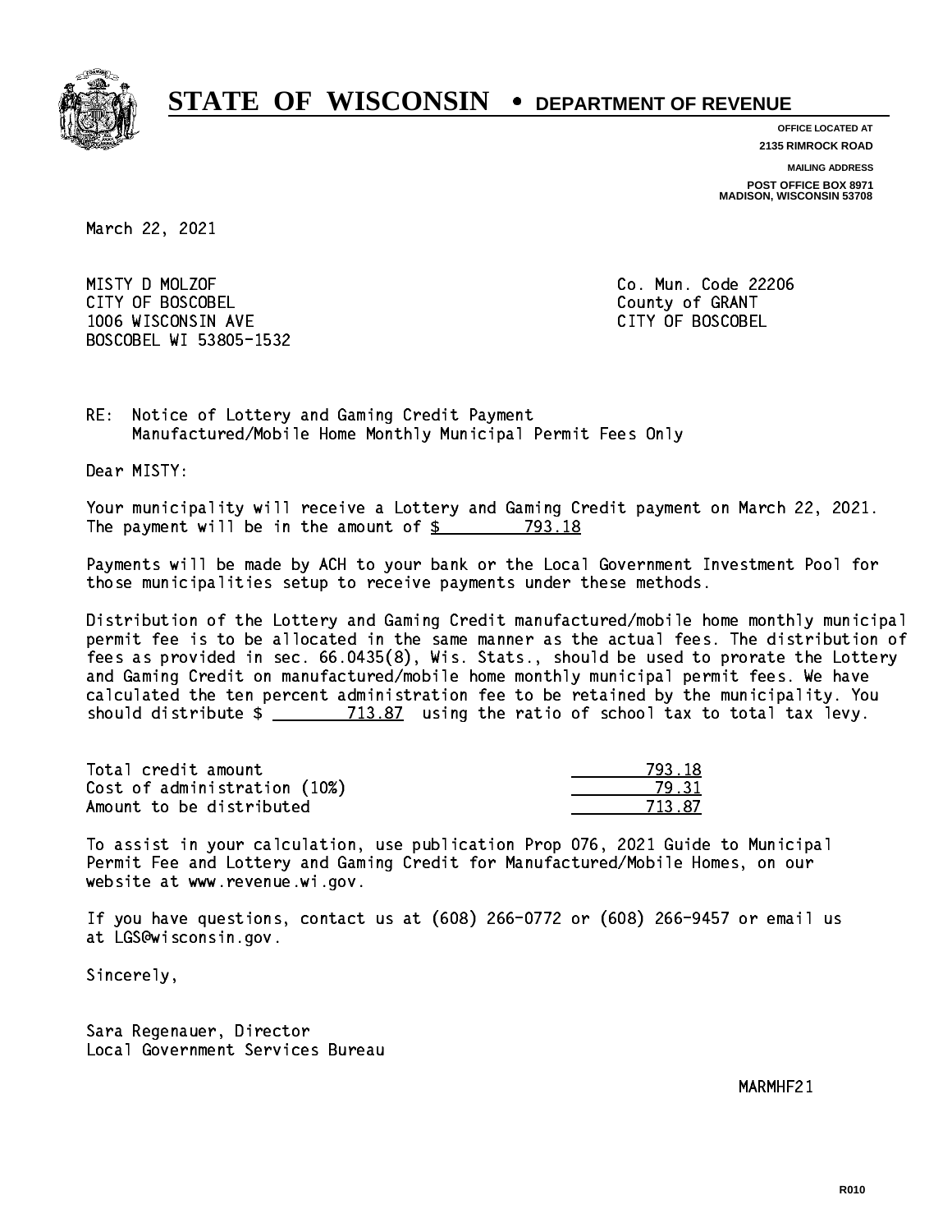# STATE OF WISCONSIN • DEPARTMENT OF REVENUE

**OFFICE LOCATED AT**
**2135 RIMROCK ROAD**

**MAILING ADDRESS**
**POST OFFICE BOX 8971**
**MADISON, WISCONSIN 53708**

March 22, 2021

MISTY D MOLZOF
CITY OF BOSCOBEL
1006 WISCONSIN AVE
BOSCOBEL WI 53805-1532

Co. Mun. Code 22206
County of GRANT
CITY OF BOSCOBEL

RE: Notice of Lottery and Gaming Credit Payment
Manufactured/Mobile Home Monthly Municipal Permit Fees Only

Dear MISTY:

Your municipality will receive a Lottery and Gaming Credit payment on March 22, 2021. The payment will be in the amount of $ 793.18

Payments will be made by ACH to your bank or the Local Government Investment Pool for those municipalities setup to receive payments under these methods.

Distribution of the Lottery and Gaming Credit manufactured/mobile home monthly municipal permit fee is to be allocated in the same manner as the actual fees. The distribution of fees as provided in sec. 66.0435(8), Wis. Stats., should be used to prorate the Lottery and Gaming Credit on manufactured/mobile home monthly municipal permit fees. We have calculated the ten percent administration fee to be retained by the municipality. You should distribute $ 713.87 using the ratio of school tax to total tax levy.

| | |
|---|---|
| Total credit amount | 793.18 |
| Cost of administration (10%) | 79.31 |
| Amount to be distributed | 713.87 |

To assist in your calculation, use publication Prop 076, 2021 Guide to Municipal Permit Fee and Lottery and Gaming Credit for Manufactured/Mobile Homes, on our website at www.revenue.wi.gov.

If you have questions, contact us at (608) 266-0772 or (608) 266-9457 or email us at LGS@wisconsin.gov.

Sincerely,

Sara Regenauer, Director
Local Government Services Bureau

MARMHF21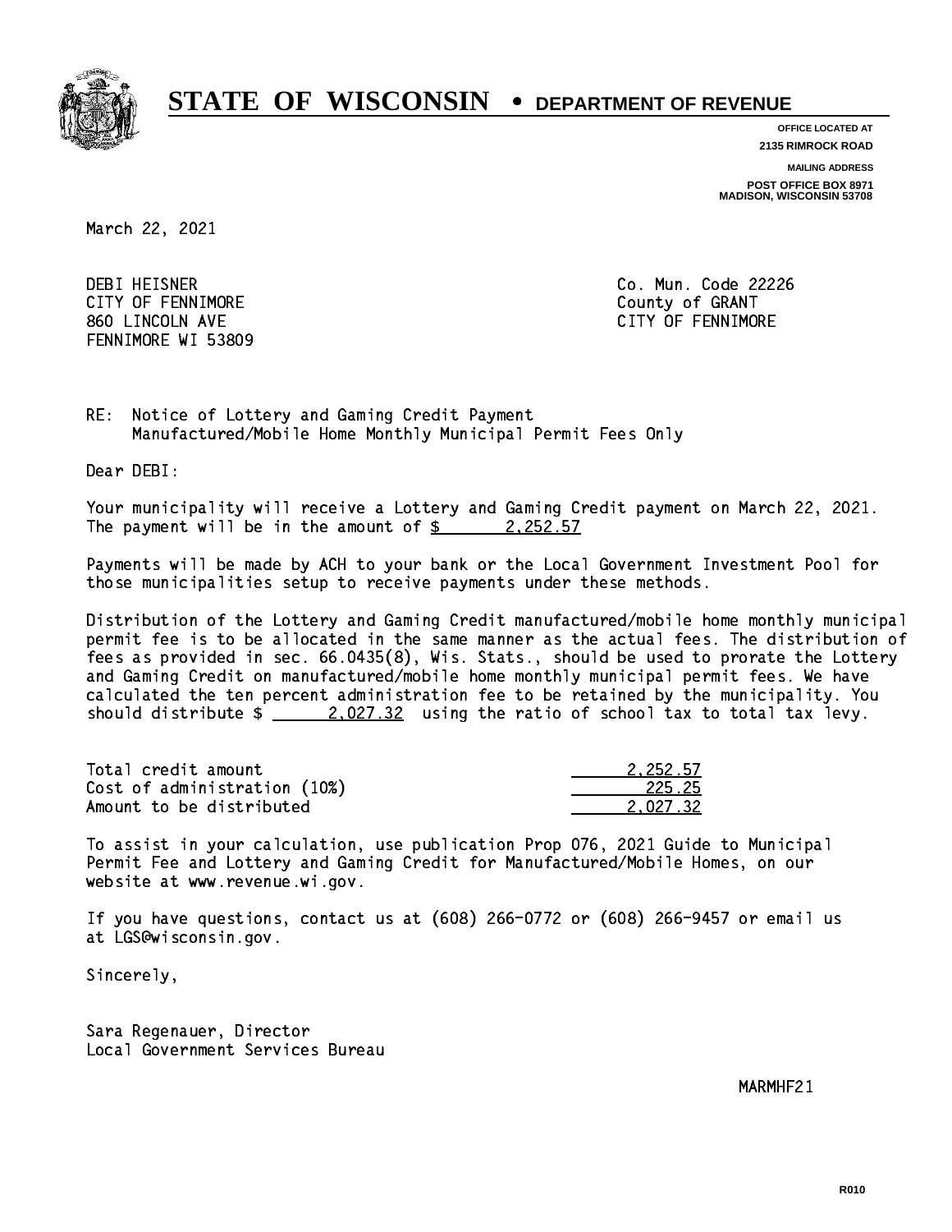# STATE OF WISCONSIN • DEPARTMENT OF REVENUE

**OFFICE LOCATED AT**
**2135 RIMROCK ROAD**

**MAILING ADDRESS**
**POST OFFICE BOX 8971**
**MADISON, WISCONSIN 53708**

March 22, 2021

DEBI HEISNER
CITY OF FENNIMORE
860 LINCOLN AVE
FENNIMORE WI 53809

Co. Mun. Code 22226
County of GRANT
CITY OF FENNIMORE

RE: Notice of Lottery and Gaming Credit Payment
Manufactured/Mobile Home Monthly Municipal Permit Fees Only

Dear DEBI:

Your municipality will receive a Lottery and Gaming Credit payment on March 22, 2021. The payment will be in the amount of $ 2,252.57

Payments will be made by ACH to your bank or the Local Government Investment Pool for those municipalities setup to receive payments under these methods.

Distribution of the Lottery and Gaming Credit manufactured/mobile home monthly municipal permit fee is to be allocated in the same manner as the actual fees. The distribution of fees as provided in sec. 66.0435(8), Wis. Stats., should be used to prorate the Lottery and Gaming Credit on manufactured/mobile home monthly municipal permit fees. We have calculated the ten percent administration fee to be retained by the municipality. You should distribute $ 2,027.32 using the ratio of school tax to total tax levy.

| | |
|---|---|
| Total credit amount | 2,252.57 |
| Cost of administration (10%) | 225.25 |
| Amount to be distributed | 2,027.32 |

To assist in your calculation, use publication Prop 076, 2021 Guide to Municipal Permit Fee and Lottery and Gaming Credit for Manufactured/Mobile Homes, on our website at www.revenue.wi.gov.

If you have questions, contact us at (608) 266-0772 or (608) 266-9457 or email us at LGS@wisconsin.gov.

Sincerely,

Sara Regenauer, Director
Local Government Services Bureau

MARMHF21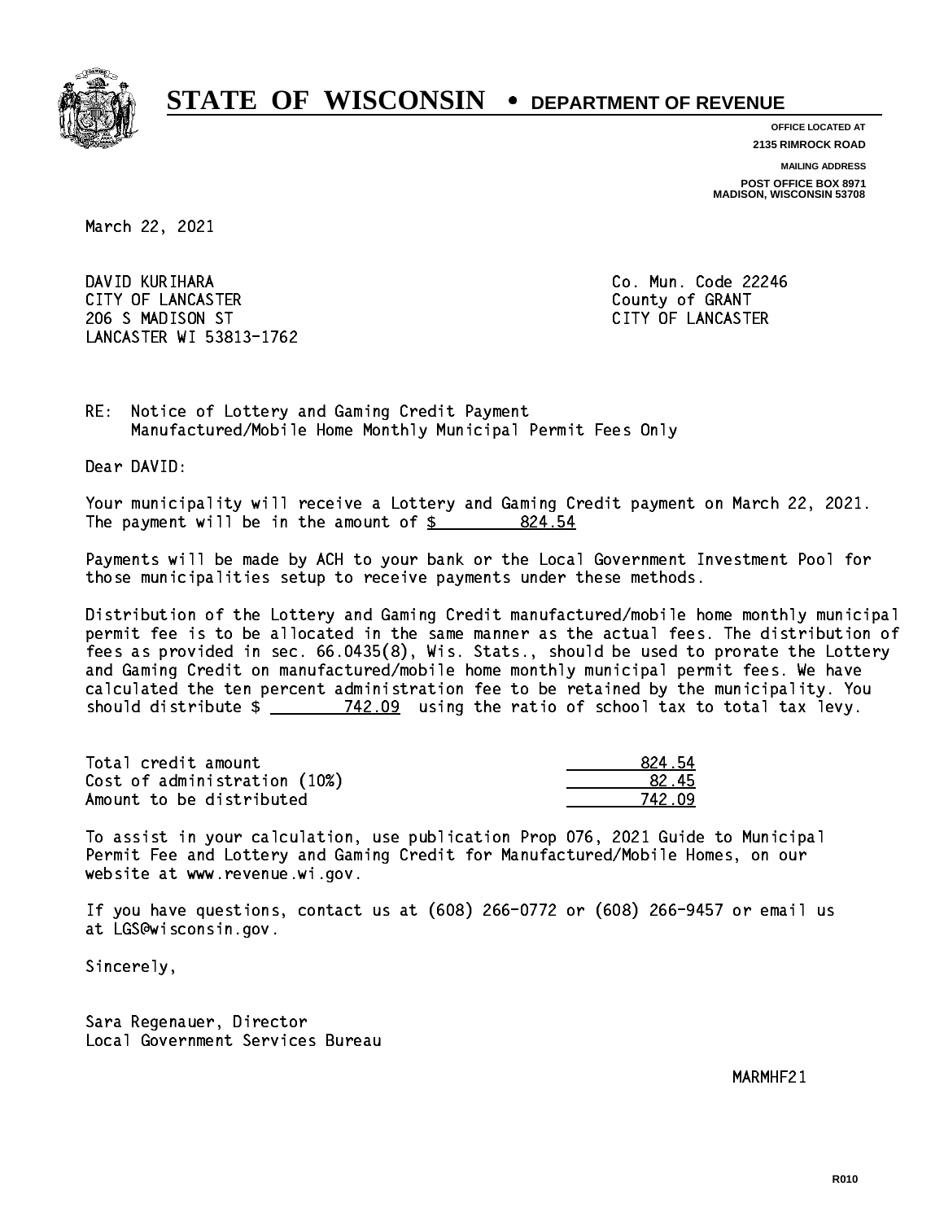# STATE OF WISCONSIN • DEPARTMENT OF REVENUE

**OFFICE LOCATED AT**
**2135 RIMROCK ROAD**

**MAILING ADDRESS**
**POST OFFICE BOX 8971**
**MADISON, WISCONSIN 53708**

March 22, 2021

DAVID KURIHARA
CITY OF LANCASTER
206 S MADISON ST
LANCASTER WI 53813-1762

Co. Mun. Code 22246
County of GRANT
CITY OF LANCASTER

RE: Notice of Lottery and Gaming Credit Payment
Manufactured/Mobile Home Monthly Municipal Permit Fees Only

Dear DAVID:

Your municipality will receive a Lottery and Gaming Credit payment on March 22, 2021. The payment will be in the amount of $ 824.54

Payments will be made by ACH to your bank or the Local Government Investment Pool for those municipalities setup to receive payments under these methods.

Distribution of the Lottery and Gaming Credit manufactured/mobile home monthly municipal permit fee is to be allocated in the same manner as the actual fees. The distribution of fees as provided in sec. 66.0435(8), Wis. Stats., should be used to prorate the Lottery and Gaming Credit on manufactured/mobile home monthly municipal permit fees. We have calculated the ten percent administration fee to be retained by the municipality. You should distribute $ 742.09 using the ratio of school tax to total tax levy.

| | |
|---|---|
| Total credit amount | 824.54 |
| Cost of administration (10%) | 82.45 |
| Amount to be distributed | 742.09 |

To assist in your calculation, use publication Prop 076, 2021 Guide to Municipal Permit Fee and Lottery and Gaming Credit for Manufactured/Mobile Homes, on our website at www.revenue.wi.gov.

If you have questions, contact us at (608) 266-0772 or (608) 266-9457 or email us at LGS@wisconsin.gov.

Sincerely,

Sara Regenauer, Director
Local Government Services Bureau

MARMHF21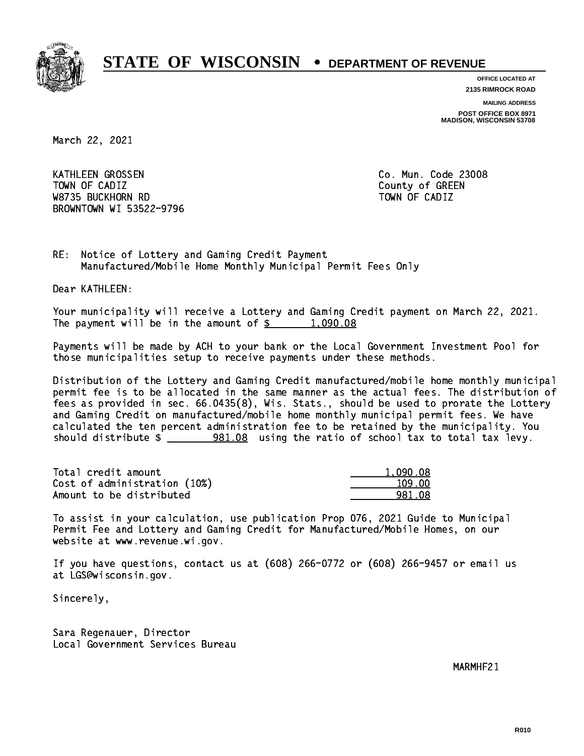# STATE OF WISCONSIN • DEPARTMENT OF REVENUE

**OFFICE LOCATED AT**
**2135 RIMROCK ROAD**

**MAILING ADDRESS**
**POST OFFICE BOX 8971**
**MADISON, WISCONSIN 53708**

March 22, 2021

KATHLEEN GROSSEN
TOWN OF CADIZ
W8735 BUCKHORN RD
BROWNTOWN WI 53522-9796

Co. Mun. Code 23008
County of GREEN
TOWN OF CADIZ

RE: Notice of Lottery and Gaming Credit Payment
Manufactured/Mobile Home Monthly Municipal Permit Fees Only

Dear KATHLEEN:

Your municipality will receive a Lottery and Gaming Credit payment on March 22, 2021. The payment will be in the amount of $ 1,090.08

Payments will be made by ACH to your bank or the Local Government Investment Pool for those municipalities setup to receive payments under these methods.

Distribution of the Lottery and Gaming Credit manufactured/mobile home monthly municipal permit fee is to be allocated in the same manner as the actual fees. The distribution of fees as provided in sec. 66.0435(8), Wis. Stats., should be used to prorate the Lottery and Gaming Credit on manufactured/mobile home monthly municipal permit fees. We have calculated the ten percent administration fee to be retained by the municipality. You should distribute $ 981.08 using the ratio of school tax to total tax levy.

| | |
|---|---|
| Total credit amount | 1,090.08 |
| Cost of administration (10%) | 109.00 |
| Amount to be distributed | 981.08 |

To assist in your calculation, use publication Prop 076, 2021 Guide to Municipal Permit Fee and Lottery and Gaming Credit for Manufactured/Mobile Homes, on our website at www.revenue.wi.gov.

If you have questions, contact us at (608) 266-0772 or (608) 266-9457 or email us at LGS@wisconsin.gov.

Sincerely,

Sara Regenauer, Director
Local Government Services Bureau

MARMHF21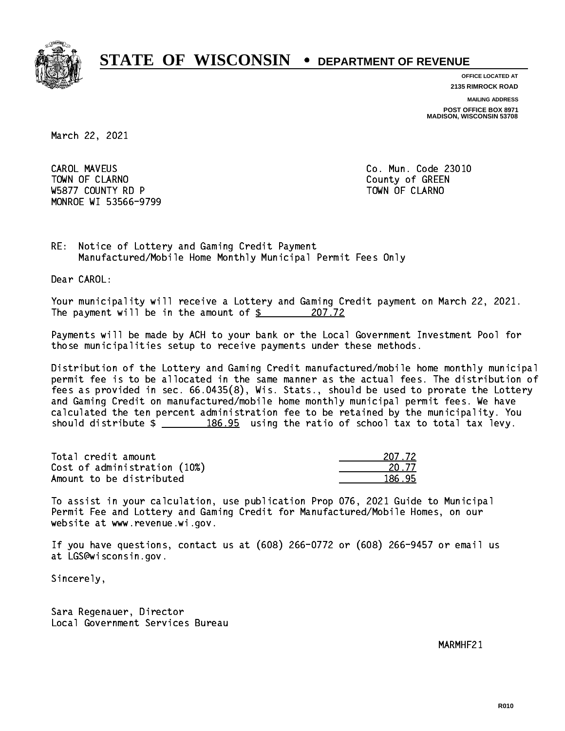# STATE OF WISCONSIN • DEPARTMENT OF REVENUE

**OFFICE LOCATED AT**
**2135 RIMROCK ROAD**

**MAILING ADDRESS**
**POST OFFICE BOX 8971**
**MADISON, WISCONSIN 53708**

March 22, 2021

CAROL MAVEUS
TOWN OF CLARNO
W5877 COUNTY RD P
MONROE WI 53566-9799

Co. Mun. Code 23010
County of GREEN
TOWN OF CLARNO

RE: Notice of Lottery and Gaming Credit Payment
Manufactured/Mobile Home Monthly Municipal Permit Fees Only

Dear CAROL:

Your municipality will receive a Lottery and Gaming Credit payment on March 22, 2021. The payment will be in the amount of $ 207.72

Payments will be made by ACH to your bank or the Local Government Investment Pool for those municipalities setup to receive payments under these methods.

Distribution of the Lottery and Gaming Credit manufactured/mobile home monthly municipal permit fee is to be allocated in the same manner as the actual fees. The distribution of fees as provided in sec. 66.0435(8), Wis. Stats., should be used to prorate the Lottery and Gaming Credit on manufactured/mobile home monthly municipal permit fees. We have calculated the ten percent administration fee to be retained by the municipality. You should distribute $ 186.95 using the ratio of school tax to total tax levy.

| | |
|---|---|
| Total credit amount | 207.72 |
| Cost of administration (10%) | 20.77 |
| Amount to be distributed | 186.95 |

To assist in your calculation, use publication Prop 076, 2021 Guide to Municipal Permit Fee and Lottery and Gaming Credit for Manufactured/Mobile Homes, on our website at www.revenue.wi.gov.

If you have questions, contact us at (608) 266-0772 or (608) 266-9457 or email us at LGS@wisconsin.gov.

Sincerely,

Sara Regenauer, Director
Local Government Services Bureau

MARMHF21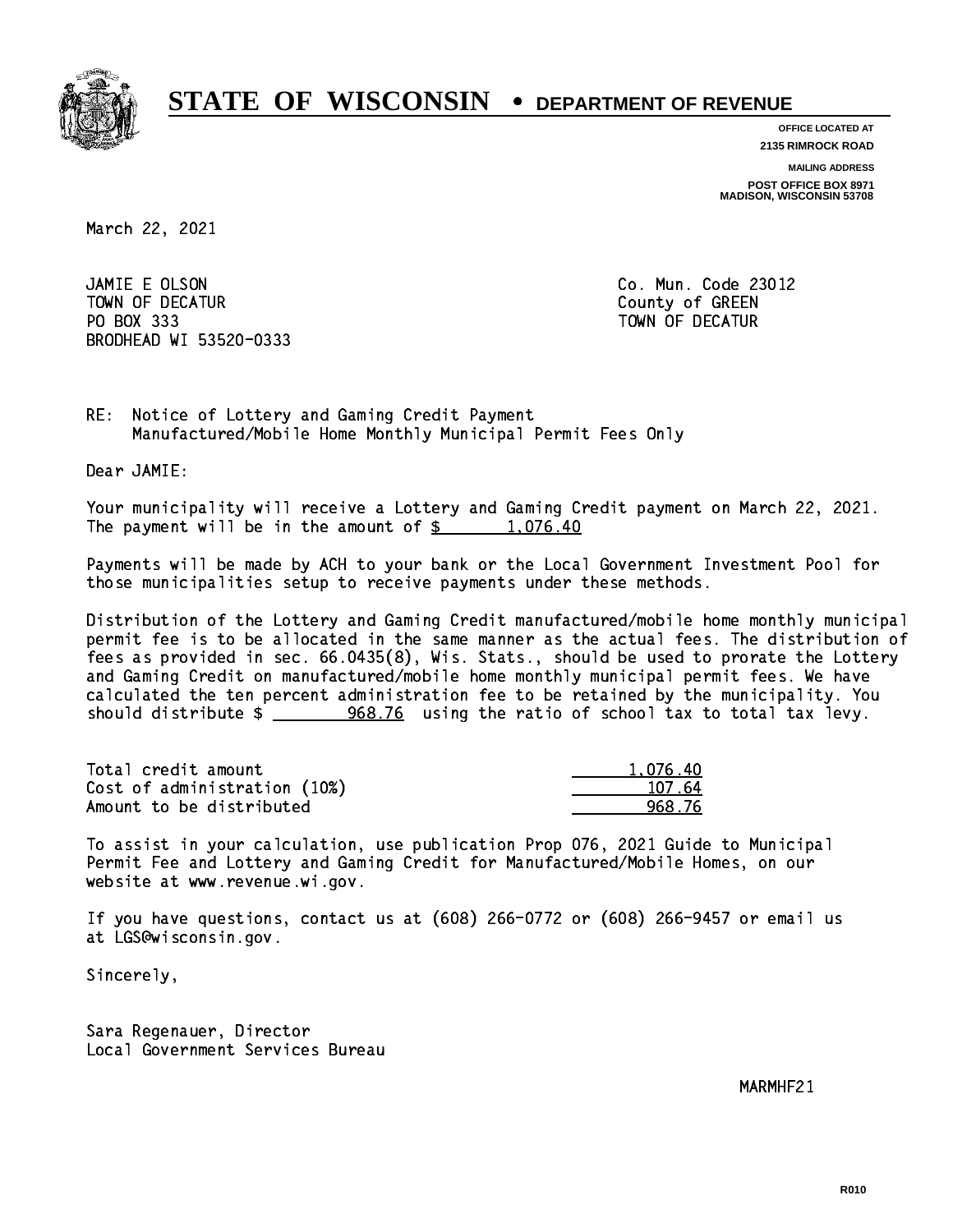# STATE OF WISCONSIN • DEPARTMENT OF REVENUE

**OFFICE LOCATED AT**
**2135 RIMROCK ROAD**

**MAILING ADDRESS**
**POST OFFICE BOX 8971**
**MADISON, WISCONSIN 53708**

March 22, 2021

JAMIE E OLSON
TOWN OF DECATUR
PO BOX 333
BRODHEAD WI 53520-0333

Co. Mun. Code 23012
County of GREEN
TOWN OF DECATUR

RE: Notice of Lottery and Gaming Credit Payment
Manufactured/Mobile Home Monthly Municipal Permit Fees Only

Dear JAMIE:

Your municipality will receive a Lottery and Gaming Credit payment on March 22, 2021. The payment will be in the amount of $ 1,076.40

Payments will be made by ACH to your bank or the Local Government Investment Pool for those municipalities setup to receive payments under these methods.

Distribution of the Lottery and Gaming Credit manufactured/mobile home monthly municipal permit fee is to be allocated in the same manner as the actual fees. The distribution of fees as provided in sec. 66.0435(8), Wis. Stats., should be used to prorate the Lottery and Gaming Credit on manufactured/mobile home monthly municipal permit fees. We have calculated the ten percent administration fee to be retained by the municipality. You should distribute $ 968.76 using the ratio of school tax to total tax levy.

| | |
|---|---|
| Total credit amount | 1,076.40 |
| Cost of administration (10%) | 107.64 |
| Amount to be distributed | 968.76 |

To assist in your calculation, use publication Prop 076, 2021 Guide to Municipal Permit Fee and Lottery and Gaming Credit for Manufactured/Mobile Homes, on our website at www.revenue.wi.gov.

If you have questions, contact us at (608) 266-0772 or (608) 266-9457 or email us at LGS@wisconsin.gov.

Sincerely,

Sara Regenauer, Director
Local Government Services Bureau

MARMHF21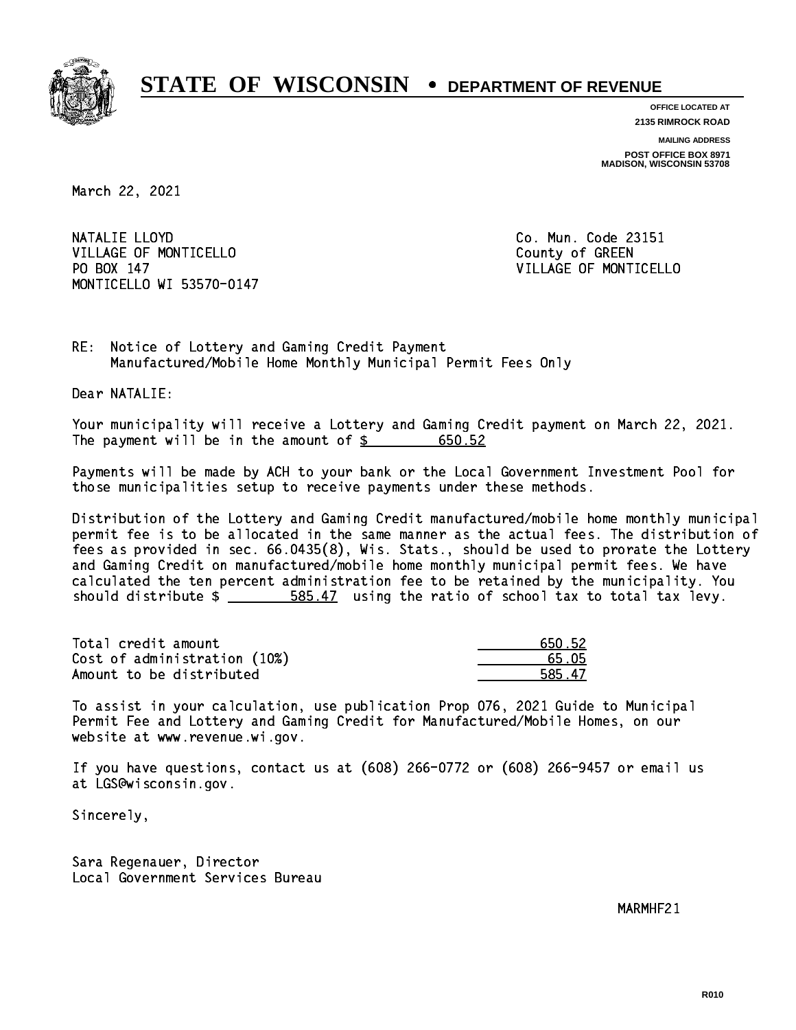# STATE OF WISCONSIN • DEPARTMENT OF REVENUE

OFFICE LOCATED AT
2135 RIMROCK ROAD

MAILING ADDRESS
POST OFFICE BOX 8971
MADISON, WISCONSIN 53708

March 22, 2021

NATALIE LLOYD
VILLAGE OF MONTICELLO
PO BOX 147
MONTICELLO WI 53570-0147

Co. Mun. Code 23151
County of GREEN
VILLAGE OF MONTICELLO

RE: Notice of Lottery and Gaming Credit Payment
Manufactured/Mobile Home Monthly Municipal Permit Fees Only

Dear NATALIE:

Your municipality will receive a Lottery and Gaming Credit payment on March 22, 2021. The payment will be in the amount of $ 650.52

Payments will be made by ACH to your bank or the Local Government Investment Pool for those municipalities setup to receive payments under these methods.

Distribution of the Lottery and Gaming Credit manufactured/mobile home monthly municipal permit fee is to be allocated in the same manner as the actual fees. The distribution of fees as provided in sec. 66.0435(8), Wis. Stats., should be used to prorate the Lottery and Gaming Credit on manufactured/mobile home monthly municipal permit fees. We have calculated the ten percent administration fee to be retained by the municipality. You should distribute $ 585.47 using the ratio of school tax to total tax levy.

| | |
|---|---|
| Total credit amount | 650.52 |
| Cost of administration (10%) | 65.05 |
| Amount to be distributed | 585.47 |

To assist in your calculation, use publication Prop 076, 2021 Guide to Municipal Permit Fee and Lottery and Gaming Credit for Manufactured/Mobile Homes, on our website at www.revenue.wi.gov.

If you have questions, contact us at (608) 266-0772 or (608) 266-9457 or email us at LGS@wisconsin.gov.

Sincerely,

Sara Regenauer, Director
Local Government Services Bureau

MARMHF21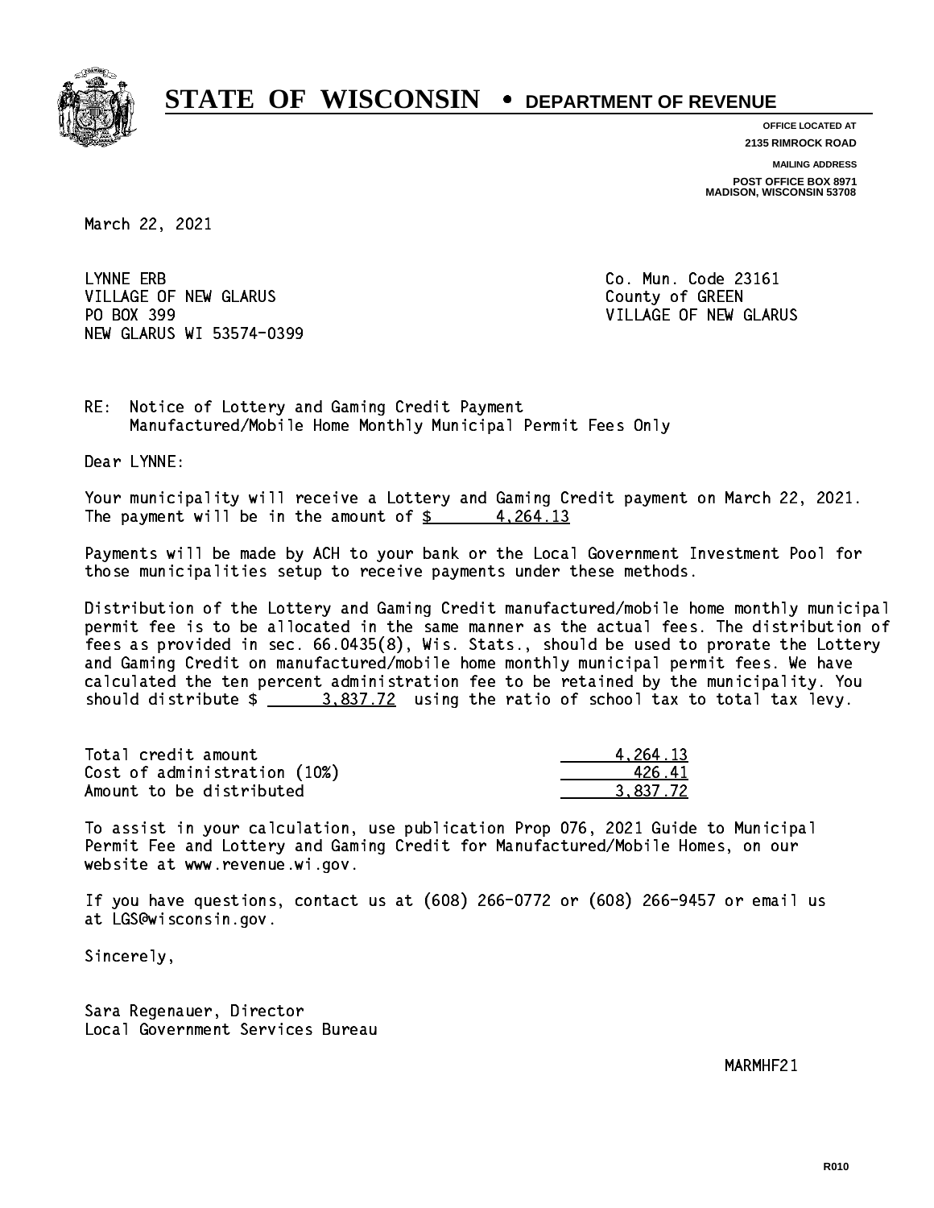# STATE OF WISCONSIN • DEPARTMENT OF REVENUE

**OFFICE LOCATED AT**
**2135 RIMROCK ROAD**

**MAILING ADDRESS**
**POST OFFICE BOX 8971**
**MADISON, WISCONSIN 53708**

March 22, 2021

LYNNE ERB
VILLAGE OF NEW GLARUS
PO BOX 399
NEW GLARUS WI 53574-0399

Co. Mun. Code 23161
County of GREEN
VILLAGE OF NEW GLARUS

RE: Notice of Lottery and Gaming Credit Payment
Manufactured/Mobile Home Monthly Municipal Permit Fees Only

Dear LYNNE:

Your municipality will receive a Lottery and Gaming Credit payment on March 22, 2021. The payment will be in the amount of $ 4,264.13

Payments will be made by ACH to your bank or the Local Government Investment Pool for those municipalities setup to receive payments under these methods.

Distribution of the Lottery and Gaming Credit manufactured/mobile home monthly municipal permit fee is to be allocated in the same manner as the actual fees. The distribution of fees as provided in sec. 66.0435(8), Wis. Stats., should be used to prorate the Lottery and Gaming Credit on manufactured/mobile home monthly municipal permit fees. We have calculated the ten percent administration fee to be retained by the municipality. You should distribute $ 3,837.72 using the ratio of school tax to total tax levy.

| | |
|---|---|
| Total credit amount | 4,264.13 |
| Cost of administration (10%) | 426.41 |
| Amount to be distributed | 3,837.72 |

To assist in your calculation, use publication Prop 076, 2021 Guide to Municipal Permit Fee and Lottery and Gaming Credit for Manufactured/Mobile Homes, on our website at www.revenue.wi.gov.

If you have questions, contact us at (608) 266-0772 or (608) 266-9457 or email us at LGS@wisconsin.gov.

Sincerely,

Sara Regenauer, Director
Local Government Services Bureau

MARMHF21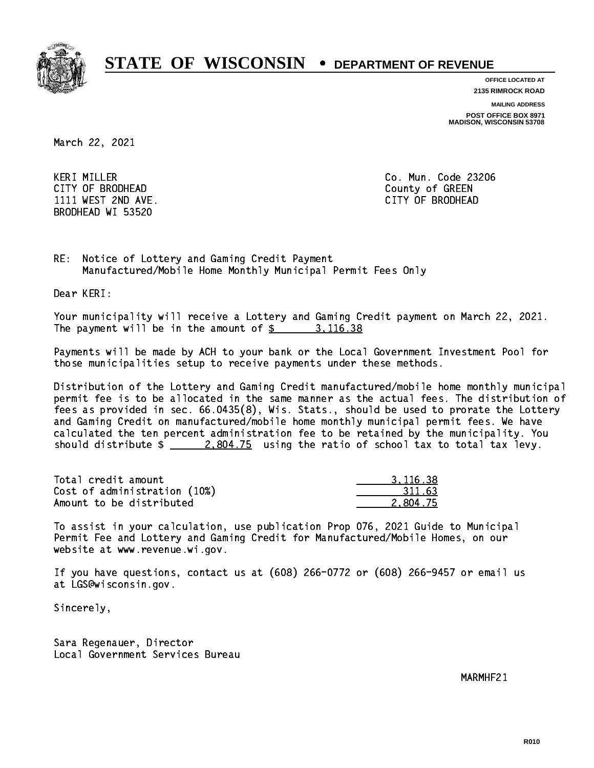# STATE OF WISCONSIN • DEPARTMENT OF REVENUE

**OFFICE LOCATED AT**
**2135 RIMROCK ROAD**

**MAILING ADDRESS**
**POST OFFICE BOX 8971**
**MADISON, WISCONSIN 53708**

March 22, 2021

KERI MILLER
CITY OF BRODHEAD
1111 WEST 2ND AVE.
BRODHEAD WI 53520

Co. Mun. Code 23206
County of GREEN
CITY OF BRODHEAD

RE: Notice of Lottery and Gaming Credit Payment
Manufactured/Mobile Home Monthly Municipal Permit Fees Only

Dear KERI:

Your municipality will receive a Lottery and Gaming Credit payment on March 22, 2021. The payment will be in the amount of $ 3,116.38

Payments will be made by ACH to your bank or the Local Government Investment Pool for those municipalities setup to receive payments under these methods.

Distribution of the Lottery and Gaming Credit manufactured/mobile home monthly municipal permit fee is to be allocated in the same manner as the actual fees. The distribution of fees as provided in sec. 66.0435(8), Wis. Stats., should be used to prorate the Lottery and Gaming Credit on manufactured/mobile home monthly municipal permit fees. We have calculated the ten percent administration fee to be retained by the municipality. You should distribute $ 2,804.75 using the ratio of school tax to total tax levy.

| | |
|---|---|
| Total credit amount | 3,116.38 |
| Cost of administration (10%) | 311.63 |
| Amount to be distributed | 2,804.75 |

To assist in your calculation, use publication Prop 076, 2021 Guide to Municipal Permit Fee and Lottery and Gaming Credit for Manufactured/Mobile Homes, on our website at www.revenue.wi.gov.

If you have questions, contact us at (608) 266-0772 or (608) 266-9457 or email us at LGS@wisconsin.gov.

Sincerely,

Sara Regenauer, Director
Local Government Services Bureau

MARMHF21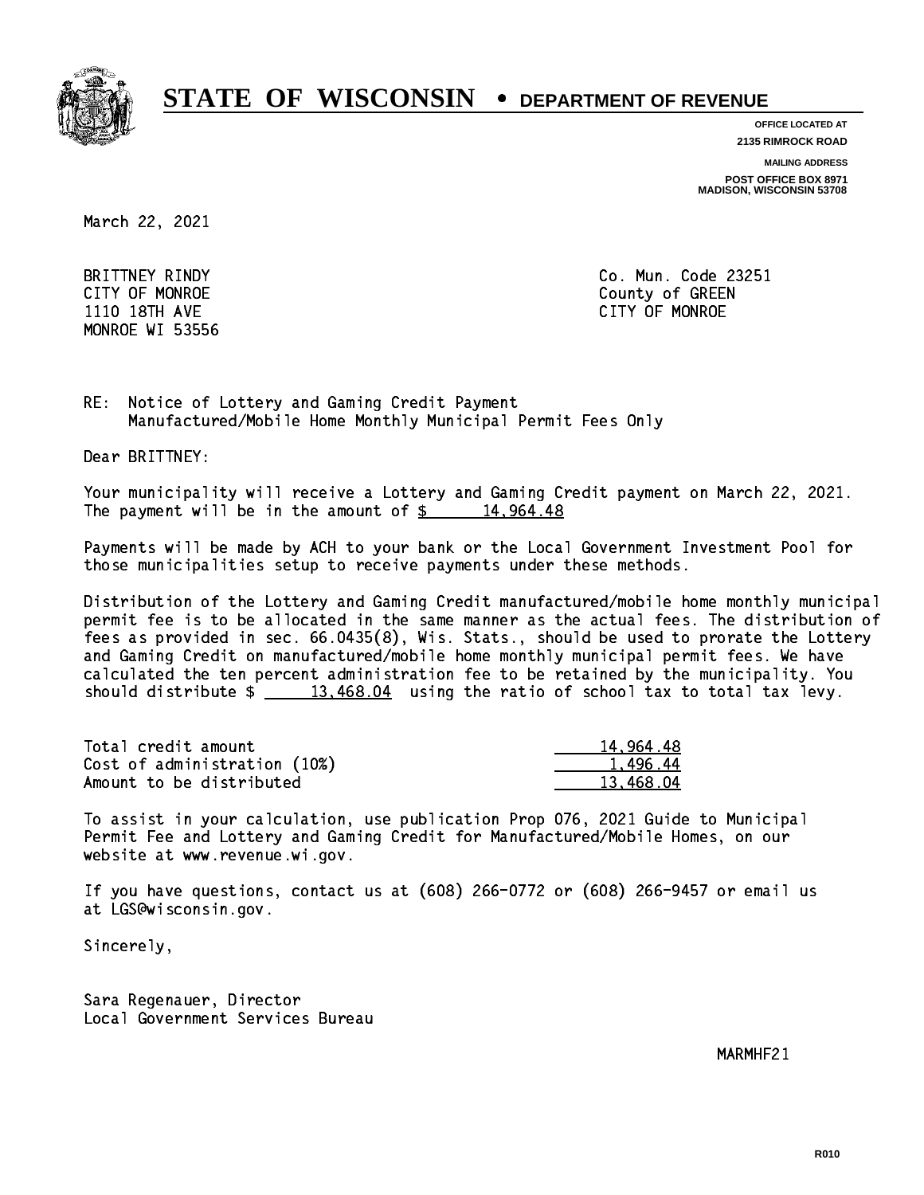# STATE OF WISCONSIN • DEPARTMENT OF REVENUE

**OFFICE LOCATED AT**
**2135 RIMROCK ROAD**

**MAILING ADDRESS**
**POST OFFICE BOX 8971**
**MADISON, WISCONSIN 53708**

March 22, 2021

BRITTNEY RINDY
CITY OF MONROE
1110 18TH AVE
MONROE WI 53556

Co. Mun. Code 23251
County of GREEN
CITY OF MONROE

RE: Notice of Lottery and Gaming Credit Payment
Manufactured/Mobile Home Monthly Municipal Permit Fees Only

Dear BRITTNEY:

Your municipality will receive a Lottery and Gaming Credit payment on March 22, 2021. The payment will be in the amount of $ 14,964.48

Payments will be made by ACH to your bank or the Local Government Investment Pool for those municipalities setup to receive payments under these methods.

Distribution of the Lottery and Gaming Credit manufactured/mobile home monthly municipal permit fee is to be allocated in the same manner as the actual fees. The distribution of fees as provided in sec. 66.0435(8), Wis. Stats., should be used to prorate the Lottery and Gaming Credit on manufactured/mobile home monthly municipal permit fees. We have calculated the ten percent administration fee to be retained by the municipality. You should distribute $ 13,468.04 using the ratio of school tax to total tax levy.

| | |
|---|---|
| Total credit amount | 14,964.48 |
| Cost of administration (10%) | 1,496.44 |
| Amount to be distributed | 13,468.04 |

To assist in your calculation, use publication Prop 076, 2021 Guide to Municipal Permit Fee and Lottery and Gaming Credit for Manufactured/Mobile Homes, on our website at www.revenue.wi.gov.

If you have questions, contact us at (608) 266-0772 or (608) 266-9457 or email us at LGS@wisconsin.gov.

Sincerely,

Sara Regenauer, Director
Local Government Services Bureau

MARMHF21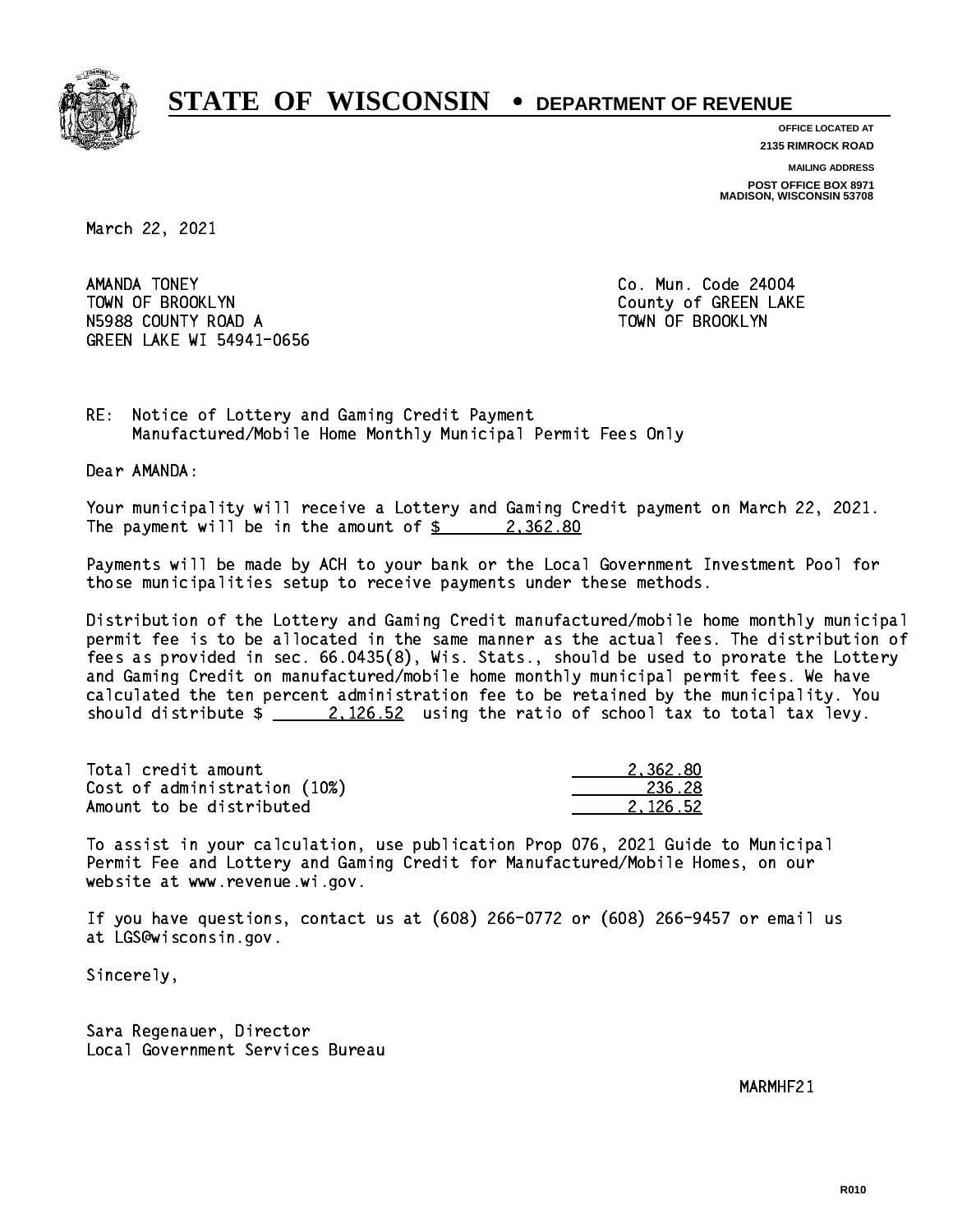# STATE OF WISCONSIN • DEPARTMENT OF REVENUE

**OFFICE LOCATED AT**
**2135 RIMROCK ROAD**

**MAILING ADDRESS**
**POST OFFICE BOX 8971**
**MADISON, WISCONSIN 53708**

March 22, 2021

AMANDA TONEY
TOWN OF BROOKLYN
N5988 COUNTY ROAD A
GREEN LAKE WI 54941-0656

Co. Mun. Code 24004
County of GREEN LAKE
TOWN OF BROOKLYN

RE: Notice of Lottery and Gaming Credit Payment
Manufactured/Mobile Home Monthly Municipal Permit Fees Only

Dear AMANDA:

Your municipality will receive a Lottery and Gaming Credit payment on March 22, 2021. The payment will be in the amount of $ 2,362.80

Payments will be made by ACH to your bank or the Local Government Investment Pool for those municipalities setup to receive payments under these methods.

Distribution of the Lottery and Gaming Credit manufactured/mobile home monthly municipal permit fee is to be allocated in the same manner as the actual fees. The distribution of fees as provided in sec. 66.0435(8), Wis. Stats., should be used to prorate the Lottery and Gaming Credit on manufactured/mobile home monthly municipal permit fees. We have calculated the ten percent administration fee to be retained by the municipality. You should distribute $ 2,126.52 using the ratio of school tax to total tax levy.

| | |
|---|---|
| Total credit amount | 2,362.80 |
| Cost of administration (10%) | 236.28 |
| Amount to be distributed | 2,126.52 |

To assist in your calculation, use publication Prop 076, 2021 Guide to Municipal Permit Fee and Lottery and Gaming Credit for Manufactured/Mobile Homes, on our website at www.revenue.wi.gov.

If you have questions, contact us at (608) 266-0772 or (608) 266-9457 or email us at LGS@wisconsin.gov.

Sincerely,

Sara Regenauer, Director
Local Government Services Bureau

MARMHF21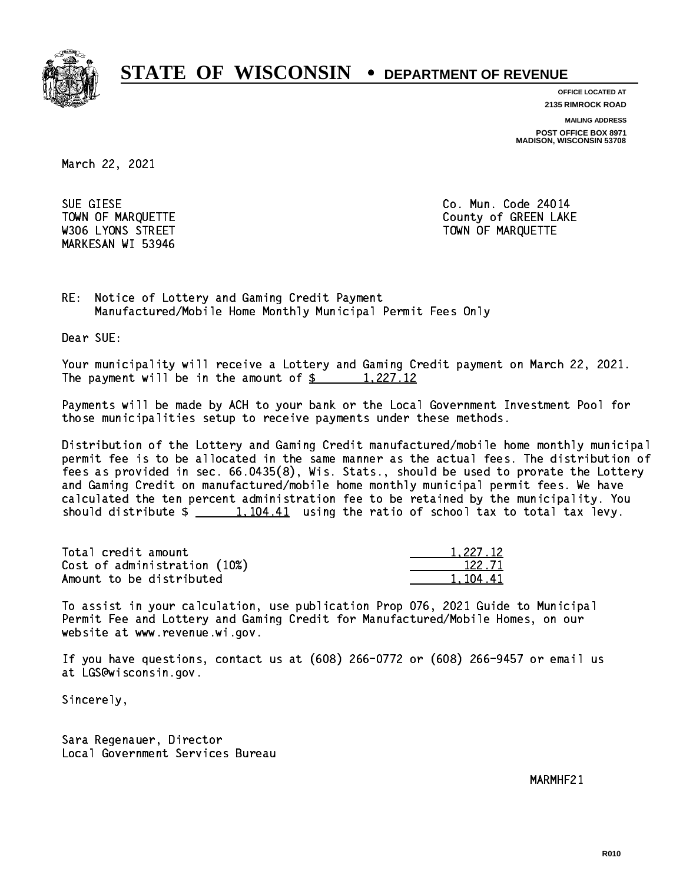# STATE OF WISCONSIN • DEPARTMENT OF REVENUE

**OFFICE LOCATED AT**
**2135 RIMROCK ROAD**

**MAILING ADDRESS**
**POST OFFICE BOX 8971**
**MADISON, WISCONSIN 53708**

March 22, 2021

SUE GIESE
TOWN OF MARQUETTE
W306 LYONS STREET
MARKESAN WI 53946

Co. Mun. Code 24014
County of GREEN LAKE
TOWN OF MARQUETTE

RE: Notice of Lottery and Gaming Credit Payment
Manufactured/Mobile Home Monthly Municipal Permit Fees Only

Dear SUE:

Your municipality will receive a Lottery and Gaming Credit payment on March 22, 2021. The payment will be in the amount of $ 1,227.12

Payments will be made by ACH to your bank or the Local Government Investment Pool for those municipalities setup to receive payments under these methods.

Distribution of the Lottery and Gaming Credit manufactured/mobile home monthly municipal permit fee is to be allocated in the same manner as the actual fees. The distribution of fees as provided in sec. 66.0435(8), Wis. Stats., should be used to prorate the Lottery and Gaming Credit on manufactured/mobile home monthly municipal permit fees. We have calculated the ten percent administration fee to be retained by the municipality. You should distribute $ 1,104.41 using the ratio of school tax to total tax levy.

| | |
|---|---|
| Total credit amount | 1,227.12 |
| Cost of administration (10%) | 122.71 |
| Amount to be distributed | 1,104.41 |

To assist in your calculation, use publication Prop 076, 2021 Guide to Municipal Permit Fee and Lottery and Gaming Credit for Manufactured/Mobile Homes, on our website at www.revenue.wi.gov.

If you have questions, contact us at (608) 266-0772 or (608) 266-9457 or email us at LGS@wisconsin.gov.

Sincerely,

Sara Regenauer, Director
Local Government Services Bureau

MARMHF21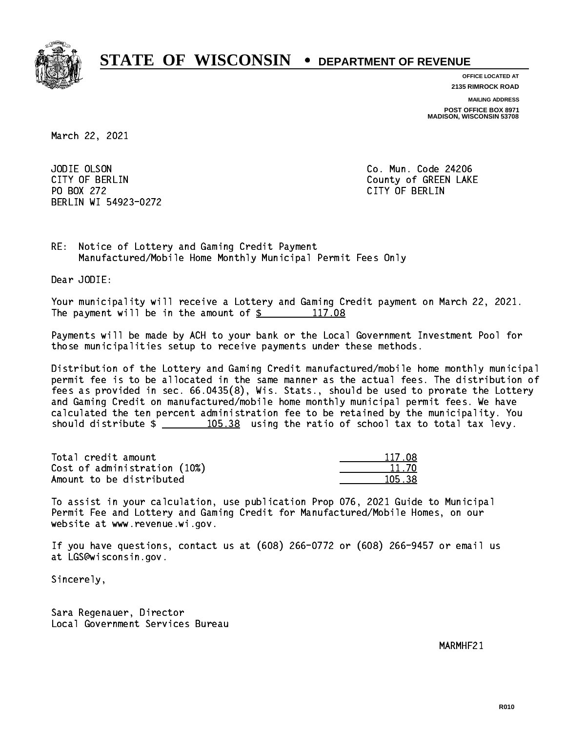# STATE OF WISCONSIN • DEPARTMENT OF REVENUE

**OFFICE LOCATED AT**
**2135 RIMROCK ROAD**

**MAILING ADDRESS**
**POST OFFICE BOX 8971**
**MADISON, WISCONSIN 53708**

March 22, 2021

JODIE OLSON
CITY OF BERLIN
PO BOX 272
BERLIN WI 54923-0272

Co. Mun. Code 24206
County of GREEN LAKE
CITY OF BERLIN

RE: Notice of Lottery and Gaming Credit Payment
Manufactured/Mobile Home Monthly Municipal Permit Fees Only

Dear JODIE:

Your municipality will receive a Lottery and Gaming Credit payment on March 22, 2021. The payment will be in the amount of $ 117.08

Payments will be made by ACH to your bank or the Local Government Investment Pool for those municipalities setup to receive payments under these methods.

Distribution of the Lottery and Gaming Credit manufactured/mobile home monthly municipal permit fee is to be allocated in the same manner as the actual fees. The distribution of fees as provided in sec. 66.0435(8), Wis. Stats., should be used to prorate the Lottery and Gaming Credit on manufactured/mobile home monthly municipal permit fees. We have calculated the ten percent administration fee to be retained by the municipality. You should distribute $ 105.38 using the ratio of school tax to total tax levy.

| | |
|---|---|
| Total credit amount | 117.08 |
| Cost of administration (10%) | 11.70 |
| Amount to be distributed | 105.38 |

To assist in your calculation, use publication Prop 076, 2021 Guide to Municipal Permit Fee and Lottery and Gaming Credit for Manufactured/Mobile Homes, on our website at www.revenue.wi.gov.

If you have questions, contact us at (608) 266-0772 or (608) 266-9457 or email us at LGS@wisconsin.gov.

Sincerely,

Sara Regenauer, Director
Local Government Services Bureau

MARMHF21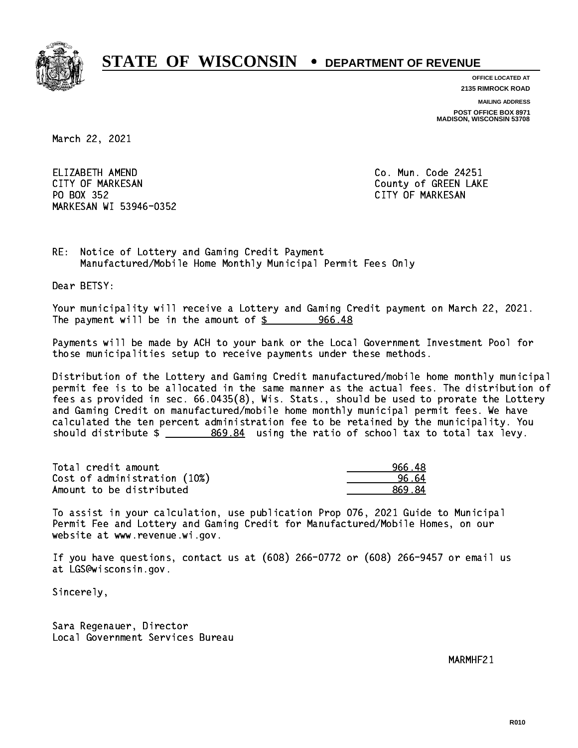# STATE OF WISCONSIN • DEPARTMENT OF REVENUE

**OFFICE LOCATED AT**
**2135 RIMROCK ROAD**

**MAILING ADDRESS**
**POST OFFICE BOX 8971**
**MADISON, WISCONSIN 53708**

March 22, 2021

ELIZABETH AMEND
CITY OF MARKESAN
PO BOX 352
MARKESAN WI 53946-0352

Co. Mun. Code 24251
County of GREEN LAKE
CITY OF MARKESAN

RE: Notice of Lottery and Gaming Credit Payment
Manufactured/Mobile Home Monthly Municipal Permit Fees Only

Dear BETSY:

Your municipality will receive a Lottery and Gaming Credit payment on March 22, 2021. The payment will be in the amount of $ 966.48

Payments will be made by ACH to your bank or the Local Government Investment Pool for those municipalities setup to receive payments under these methods.

Distribution of the Lottery and Gaming Credit manufactured/mobile home monthly municipal permit fee is to be allocated in the same manner as the actual fees. The distribution of fees as provided in sec. 66.0435(8), Wis. Stats., should be used to prorate the Lottery and Gaming Credit on manufactured/mobile home monthly municipal permit fees. We have calculated the ten percent administration fee to be retained by the municipality. You should distribute $ 869.84 using the ratio of school tax to total tax levy.

| | |
|---|---|
| Total credit amount | 966.48 |
| Cost of administration (10%) | 96.64 |
| Amount to be distributed | 869.84 |

To assist in your calculation, use publication Prop 076, 2021 Guide to Municipal Permit Fee and Lottery and Gaming Credit for Manufactured/Mobile Homes, on our website at www.revenue.wi.gov.

If you have questions, contact us at (608) 266-0772 or (608) 266-9457 or email us at LGS@wisconsin.gov.

Sincerely,

Sara Regenauer, Director
Local Government Services Bureau

MARMHF21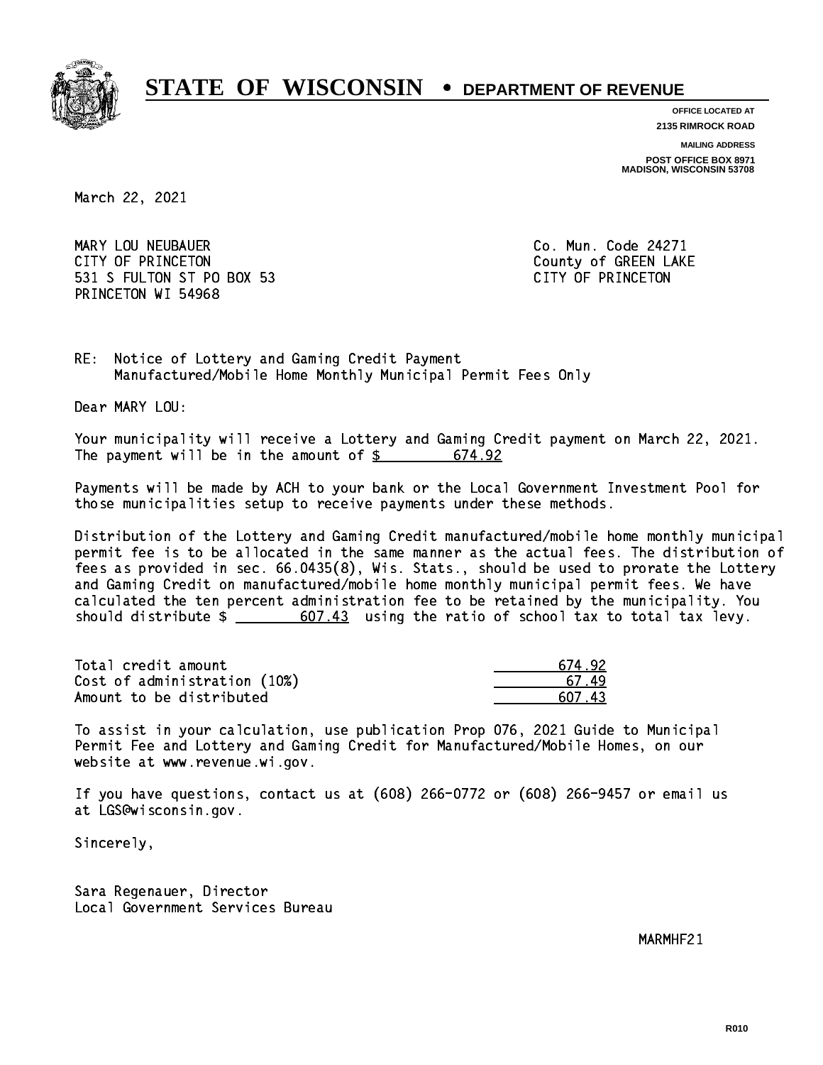# STATE OF WISCONSIN • DEPARTMENT OF REVENUE

**OFFICE LOCATED AT**
**2135 RIMROCK ROAD**

**MAILING ADDRESS**
**POST OFFICE BOX 8971**
**MADISON, WISCONSIN 53708**

March 22, 2021

MARY LOU NEUBAUER
CITY OF PRINCETON
531 S FULTON ST PO BOX 53
PRINCETON WI 54968

Co. Mun. Code 24271
County of GREEN LAKE
CITY OF PRINCETON

RE: Notice of Lottery and Gaming Credit Payment
Manufactured/Mobile Home Monthly Municipal Permit Fees Only

Dear MARY LOU:

Your municipality will receive a Lottery and Gaming Credit payment on March 22, 2021. The payment will be in the amount of $ 674.92

Payments will be made by ACH to your bank or the Local Government Investment Pool for those municipalities setup to receive payments under these methods.

Distribution of the Lottery and Gaming Credit manufactured/mobile home monthly municipal permit fee is to be allocated in the same manner as the actual fees. The distribution of fees as provided in sec. 66.0435(8), Wis. Stats., should be used to prorate the Lottery and Gaming Credit on manufactured/mobile home monthly municipal permit fees. We have calculated the ten percent administration fee to be retained by the municipality. You should distribute $ 607.43 using the ratio of school tax to total tax levy.

| | |
|---|---|
| Total credit amount | 674.92 |
| Cost of administration (10%) | 67.49 |
| Amount to be distributed | 607.43 |

To assist in your calculation, use publication Prop 076, 2021 Guide to Municipal Permit Fee and Lottery and Gaming Credit for Manufactured/Mobile Homes, on our website at www.revenue.wi.gov.

If you have questions, contact us at (608) 266-0772 or (608) 266-9457 or email us at LGS@wisconsin.gov.

Sincerely,

Sara Regenauer, Director
Local Government Services Bureau

MARMHF21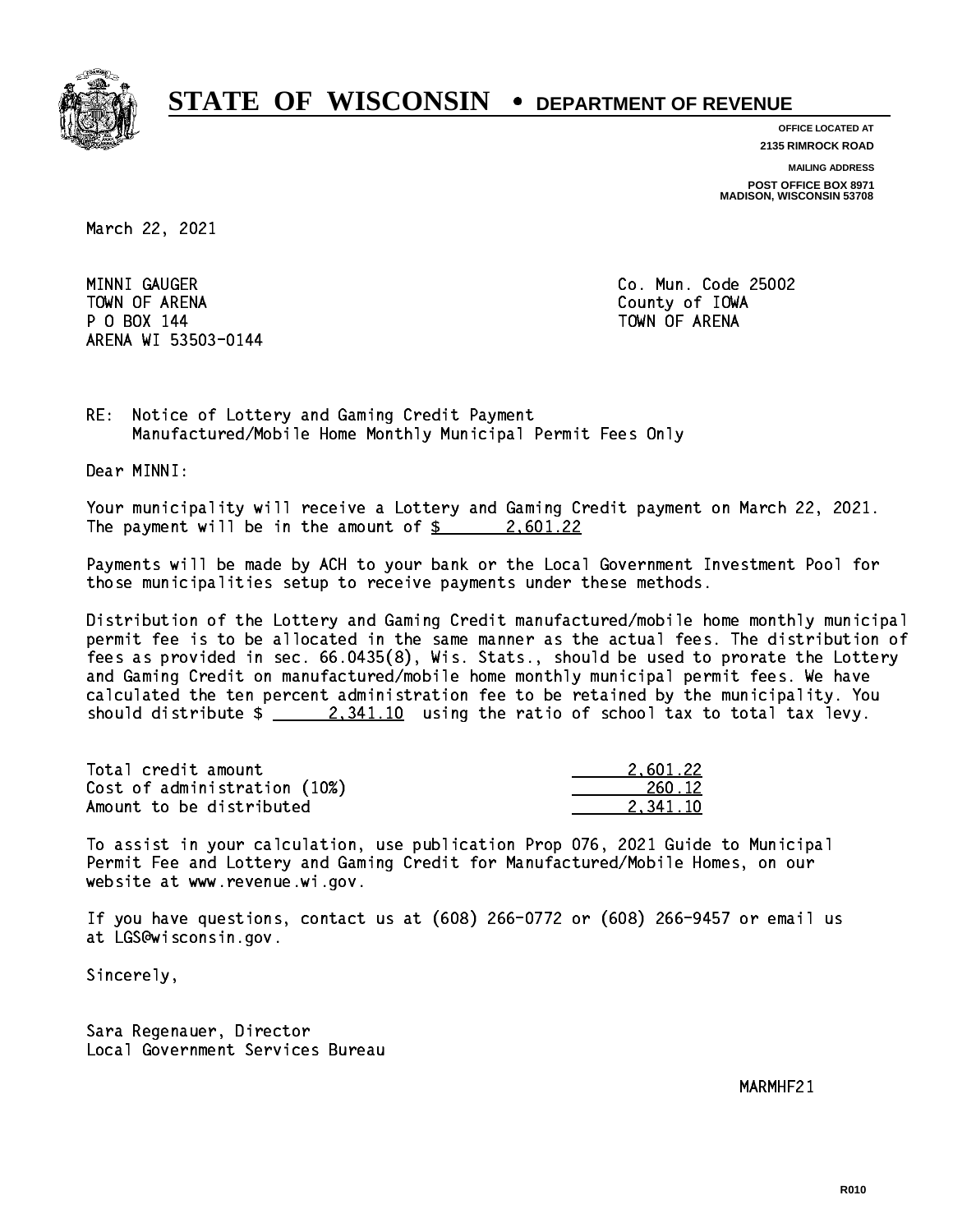# STATE OF WISCONSIN • DEPARTMENT OF REVENUE

**OFFICE LOCATED AT**
**2135 RIMROCK ROAD**

**MAILING ADDRESS**
**POST OFFICE BOX 8971**
**MADISON, WISCONSIN 53708**

March 22, 2021

MINNI GAUGER
TOWN OF ARENA
P O BOX 144
ARENA WI 53503-0144

Co. Mun. Code 25002
County of IOWA
TOWN OF ARENA

RE: Notice of Lottery and Gaming Credit Payment
Manufactured/Mobile Home Monthly Municipal Permit Fees Only

Dear MINNI:

Your municipality will receive a Lottery and Gaming Credit payment on March 22, 2021. The payment will be in the amount of $ 2,601.22

Payments will be made by ACH to your bank or the Local Government Investment Pool for those municipalities setup to receive payments under these methods.

Distribution of the Lottery and Gaming Credit manufactured/mobile home monthly municipal permit fee is to be allocated in the same manner as the actual fees. The distribution of fees as provided in sec. 66.0435(8), Wis. Stats., should be used to prorate the Lottery and Gaming Credit on manufactured/mobile home monthly municipal permit fees. We have calculated the ten percent administration fee to be retained by the municipality. You should distribute $ 2,341.10 using the ratio of school tax to total tax levy.

| | |
|---|---|
| Total credit amount | 2,601.22 |
| Cost of administration (10%) | 260.12 |
| Amount to be distributed | 2,341.10 |

To assist in your calculation, use publication Prop 076, 2021 Guide to Municipal Permit Fee and Lottery and Gaming Credit for Manufactured/Mobile Homes, on our website at www.revenue.wi.gov.

If you have questions, contact us at (608) 266-0772 or (608) 266-9457 or email us at LGS@wisconsin.gov.

Sincerely,

Sara Regenauer, Director
Local Government Services Bureau

MARMHF21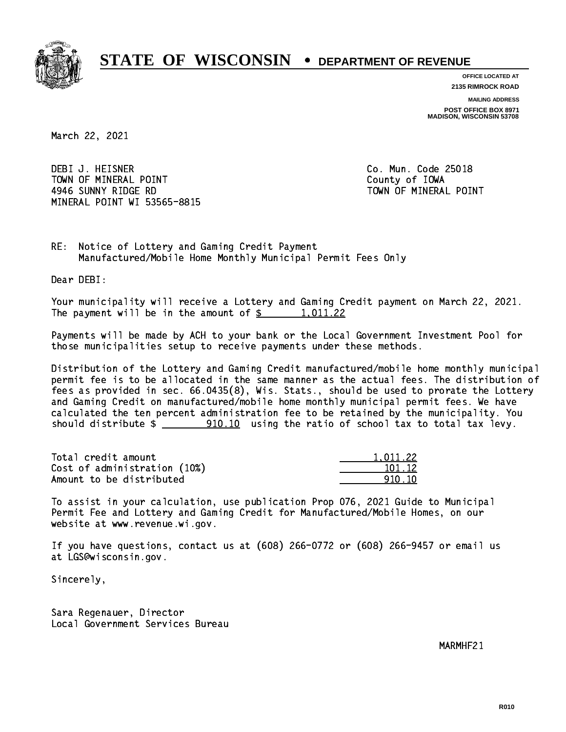# STATE OF WISCONSIN • DEPARTMENT OF REVENUE

**OFFICE LOCATED AT**
**2135 RIMROCK ROAD**

**MAILING ADDRESS**
**POST OFFICE BOX 8971**
**MADISON, WISCONSIN 53708**

March 22, 2021

DEBI J. HEISNER
TOWN OF MINERAL POINT
4946 SUNNY RIDGE RD
MINERAL POINT WI 53565-8815

Co. Mun. Code 25018
County of IOWA
TOWN OF MINERAL POINT

RE: Notice of Lottery and Gaming Credit Payment
Manufactured/Mobile Home Monthly Municipal Permit Fees Only

Dear DEBI:

Your municipality will receive a Lottery and Gaming Credit payment on March 22, 2021. The payment will be in the amount of $ 1,011.22

Payments will be made by ACH to your bank or the Local Government Investment Pool for those municipalities setup to receive payments under these methods.

Distribution of the Lottery and Gaming Credit manufactured/mobile home monthly municipal permit fee is to be allocated in the same manner as the actual fees. The distribution of fees as provided in sec. 66.0435(8), Wis. Stats., should be used to prorate the Lottery and Gaming Credit on manufactured/mobile home monthly municipal permit fees. We have calculated the ten percent administration fee to be retained by the municipality. You should distribute $ 910.10 using the ratio of school tax to total tax levy.

| | |
|---|---|
| Total credit amount | 1,011.22 |
| Cost of administration (10%) | 101.12 |
| Amount to be distributed | 910.10 |

To assist in your calculation, use publication Prop 076, 2021 Guide to Municipal Permit Fee and Lottery and Gaming Credit for Manufactured/Mobile Homes, on our website at www.revenue.wi.gov.

If you have questions, contact us at (608) 266-0772 or (608) 266-9457 or email us at LGS@wisconsin.gov.

Sincerely,

Sara Regenauer, Director
Local Government Services Bureau

MARMHF21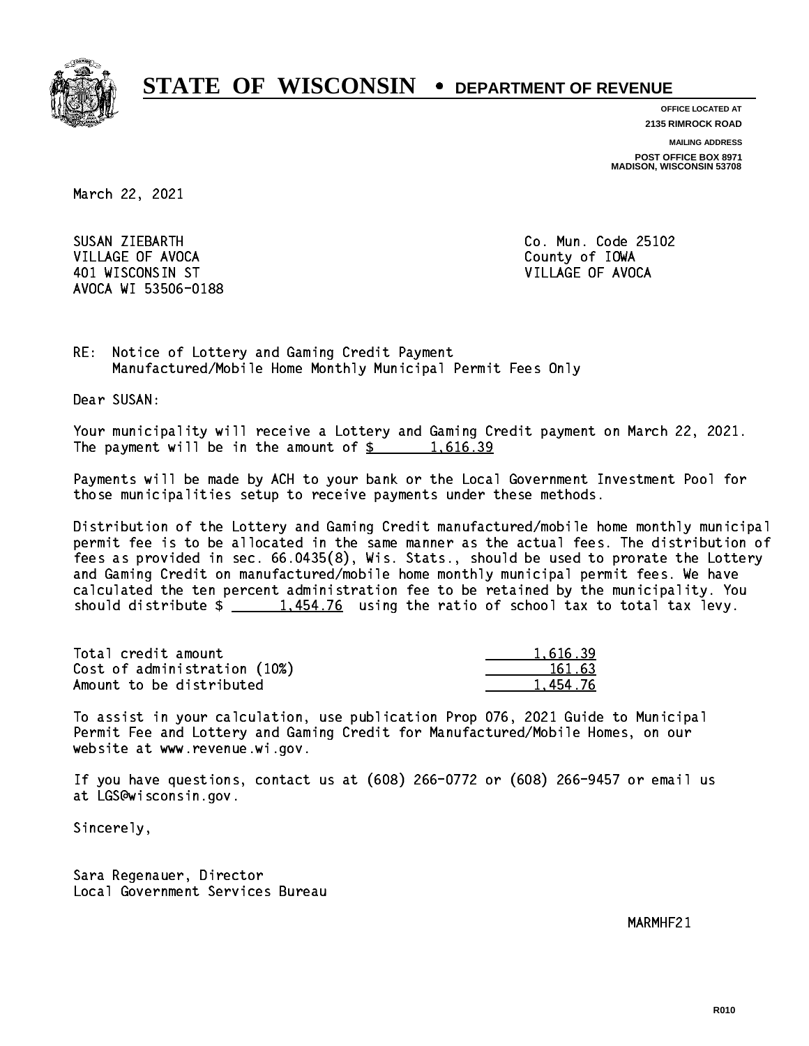# STATE OF WISCONSIN • DEPARTMENT OF REVENUE

**OFFICE LOCATED AT**
**2135 RIMROCK ROAD**

**MAILING ADDRESS**
**POST OFFICE BOX 8971**
**MADISON, WISCONSIN 53708**

March 22, 2021

SUSAN ZIEBARTH
VILLAGE OF AVOCA
401 WISCONSIN ST
AVOCA WI 53506-0188

Co. Mun. Code 25102
County of IOWA
VILLAGE OF AVOCA

RE: Notice of Lottery and Gaming Credit Payment
Manufactured/Mobile Home Monthly Municipal Permit Fees Only

Dear SUSAN:

Your municipality will receive a Lottery and Gaming Credit payment on March 22, 2021. The payment will be in the amount of $ 1,616.39

Payments will be made by ACH to your bank or the Local Government Investment Pool for those municipalities setup to receive payments under these methods.

Distribution of the Lottery and Gaming Credit manufactured/mobile home monthly municipal permit fee is to be allocated in the same manner as the actual fees. The distribution of fees as provided in sec. 66.0435(8), Wis. Stats., should be used to prorate the Lottery and Gaming Credit on manufactured/mobile home monthly municipal permit fees. We have calculated the ten percent administration fee to be retained by the municipality. You should distribute $ 1,454.76 using the ratio of school tax to total tax levy.

| | |
|---|---|
| Total credit amount | 1,616.39 |
| Cost of administration (10%) | 161.63 |
| Amount to be distributed | 1,454.76 |

To assist in your calculation, use publication Prop 076, 2021 Guide to Municipal Permit Fee and Lottery and Gaming Credit for Manufactured/Mobile Homes, on our website at www.revenue.wi.gov.

If you have questions, contact us at (608) 266-0772 or (608) 266-9457 or email us at LGS@wisconsin.gov.

Sincerely,

Sara Regenauer, Director
Local Government Services Bureau

MARMHF21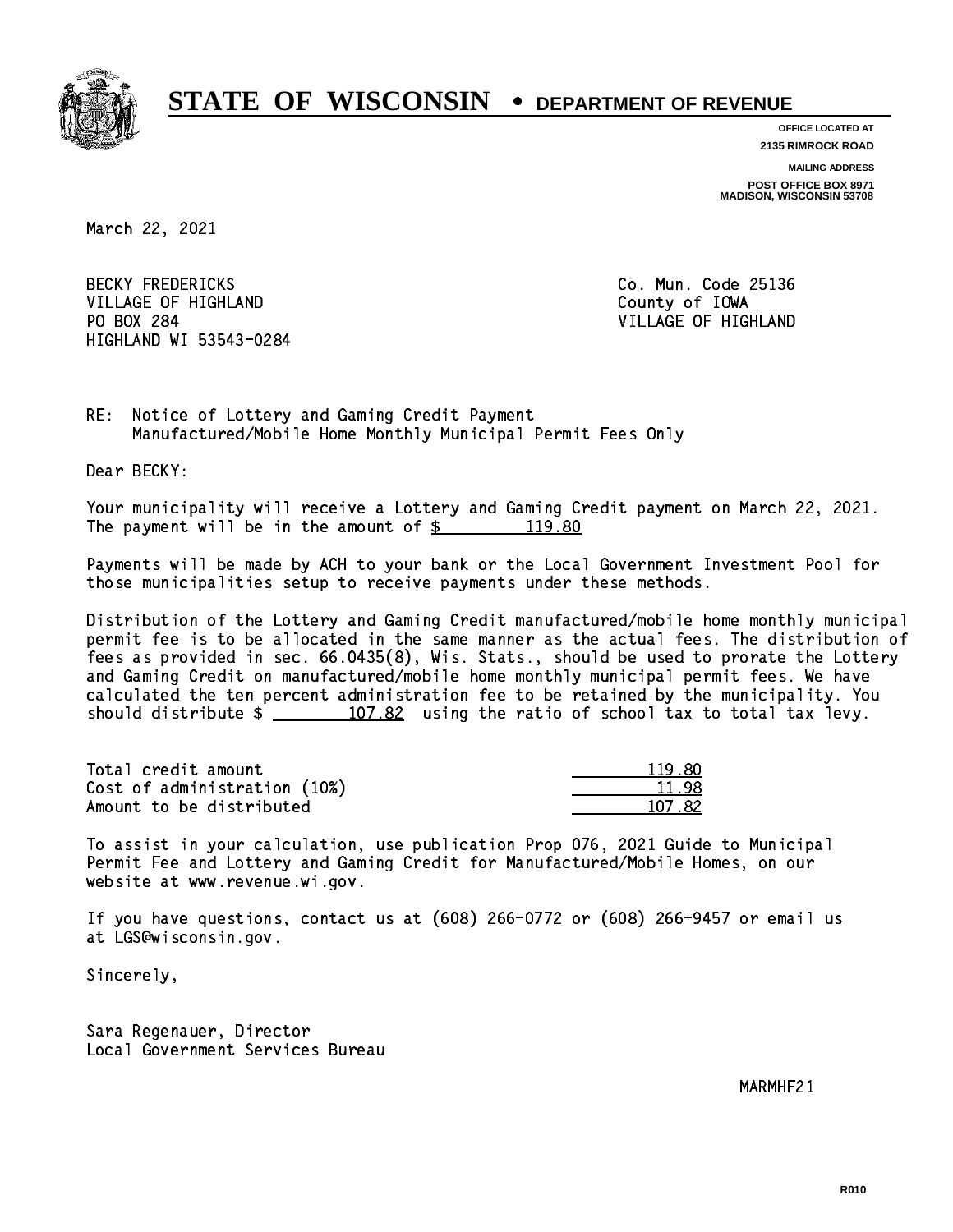# STATE OF WISCONSIN • DEPARTMENT OF REVENUE

**OFFICE LOCATED AT**
**2135 RIMROCK ROAD**

**MAILING ADDRESS**
**POST OFFICE BOX 8971**
**MADISON, WISCONSIN 53708**

March 22, 2021

BECKY FREDERICKS
VILLAGE OF HIGHLAND
PO BOX 284
HIGHLAND WI 53543-0284

Co. Mun. Code 25136
County of IOWA
VILLAGE OF HIGHLAND

RE: Notice of Lottery and Gaming Credit Payment
Manufactured/Mobile Home Monthly Municipal Permit Fees Only

Dear BECKY:

Your municipality will receive a Lottery and Gaming Credit payment on March 22, 2021. The payment will be in the amount of $ 119.80

Payments will be made by ACH to your bank or the Local Government Investment Pool for those municipalities setup to receive payments under these methods.

Distribution of the Lottery and Gaming Credit manufactured/mobile home monthly municipal permit fee is to be allocated in the same manner as the actual fees. The distribution of fees as provided in sec. 66.0435(8), Wis. Stats., should be used to prorate the Lottery and Gaming Credit on manufactured/mobile home monthly municipal permit fees. We have calculated the ten percent administration fee to be retained by the municipality. You should distribute $ 107.82 using the ratio of school tax to total tax levy.

| | |
|---|---|
| Total credit amount | 119.80 |
| Cost of administration (10%) | 11.98 |
| Amount to be distributed | 107.82 |

To assist in your calculation, use publication Prop 076, 2021 Guide to Municipal Permit Fee and Lottery and Gaming Credit for Manufactured/Mobile Homes, on our website at www.revenue.wi.gov.

If you have questions, contact us at (608) 266-0772 or (608) 266-9457 or email us at LGS@wisconsin.gov.

Sincerely,

Sara Regenauer, Director
Local Government Services Bureau

MARMHF21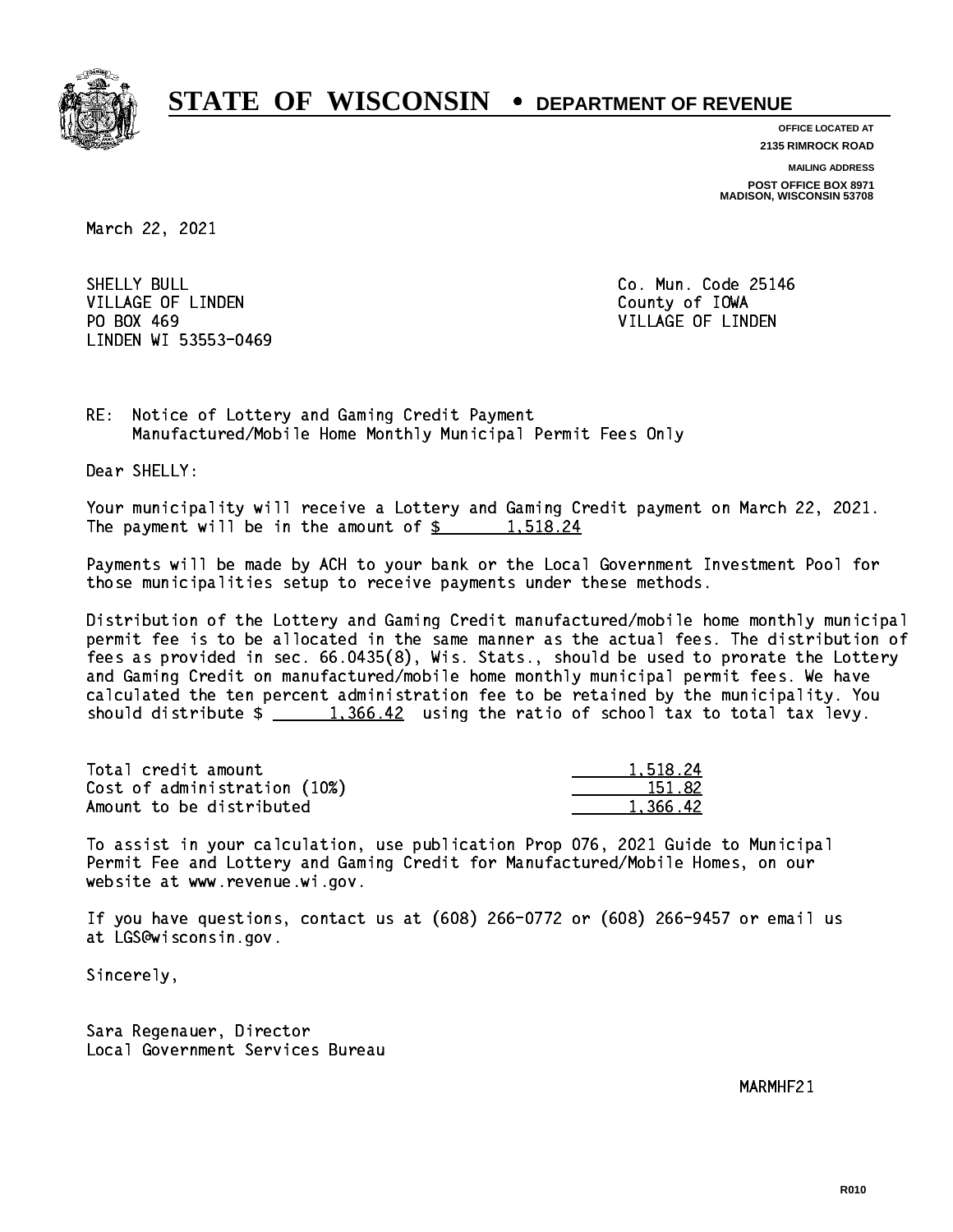# STATE OF WISCONSIN • DEPARTMENT OF REVENUE

**OFFICE LOCATED AT**
**2135 RIMROCK ROAD**

**MAILING ADDRESS**
**POST OFFICE BOX 8971**
**MADISON, WISCONSIN 53708**

March 22, 2021

SHELLY BULL
VILLAGE OF LINDEN
PO BOX 469
LINDEN WI 53553-0469

Co. Mun. Code 25146
County of IOWA
VILLAGE OF LINDEN

RE: Notice of Lottery and Gaming Credit Payment
Manufactured/Mobile Home Monthly Municipal Permit Fees Only

Dear SHELLY:

Your municipality will receive a Lottery and Gaming Credit payment on March 22, 2021. The payment will be in the amount of $ 1,518.24

Payments will be made by ACH to your bank or the Local Government Investment Pool for those municipalities setup to receive payments under these methods.

Distribution of the Lottery and Gaming Credit manufactured/mobile home monthly municipal permit fee is to be allocated in the same manner as the actual fees. The distribution of fees as provided in sec. 66.0435(8), Wis. Stats., should be used to prorate the Lottery and Gaming Credit on manufactured/mobile home monthly municipal permit fees. We have calculated the ten percent administration fee to be retained by the municipality. You should distribute $ 1,366.42 using the ratio of school tax to total tax levy.

| | |
|---|---|
| Total credit amount | 1,518.24 |
| Cost of administration (10%) | 151.82 |
| Amount to be distributed | 1,366.42 |

To assist in your calculation, use publication Prop 076, 2021 Guide to Municipal Permit Fee and Lottery and Gaming Credit for Manufactured/Mobile Homes, on our website at www.revenue.wi.gov.

If you have questions, contact us at (608) 266-0772 or (608) 266-9457 or email us at LGS@wisconsin.gov.

Sincerely,

Sara Regenauer, Director
Local Government Services Bureau

MARMHF21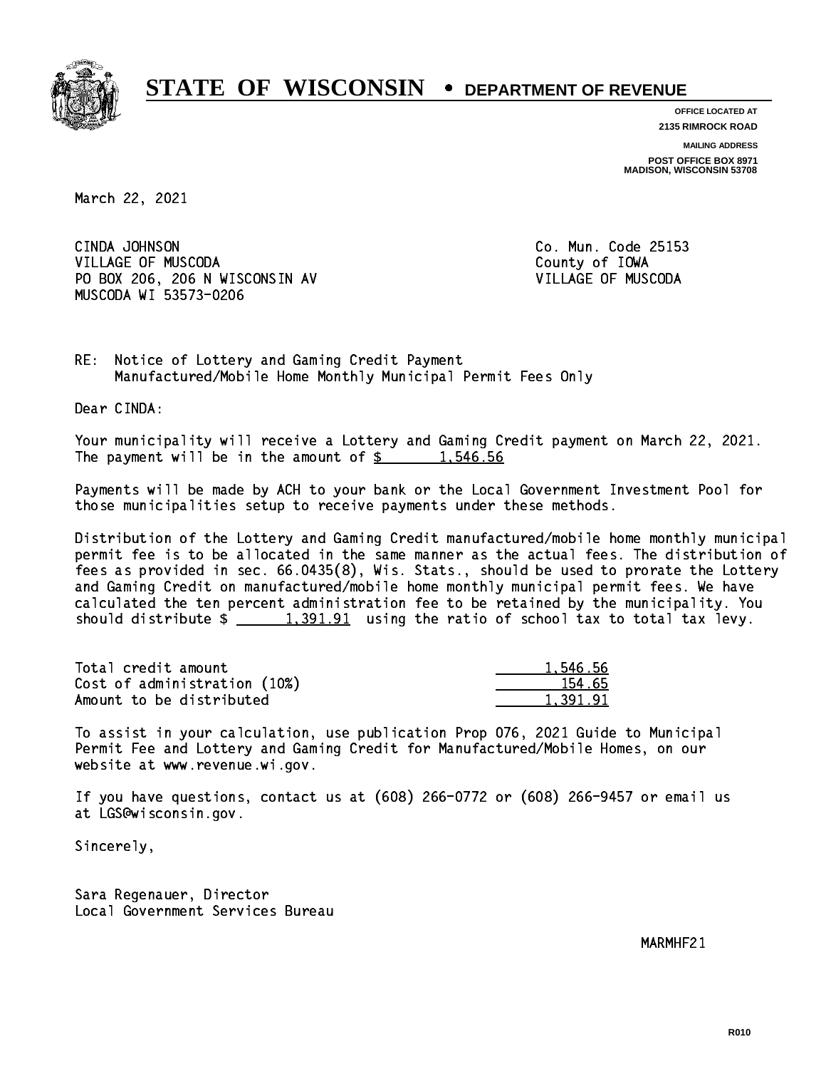# STATE OF WISCONSIN • DEPARTMENT OF REVENUE

OFFICE LOCATED AT
2135 RIMROCK ROAD

MAILING ADDRESS
POST OFFICE BOX 8971
MADISON, WISCONSIN 53708

March 22, 2021

CINDA JOHNSON
VILLAGE OF MUSCODA
PO BOX 206, 206 N WISCONSIN AV
MUSCODA WI 53573-0206

Co. Mun. Code 25153
County of IOWA
VILLAGE OF MUSCODA

RE: Notice of Lottery and Gaming Credit Payment
Manufactured/Mobile Home Monthly Municipal Permit Fees Only

Dear CINDA:

Your municipality will receive a Lottery and Gaming Credit payment on March 22, 2021. The payment will be in the amount of $ 1,546.56

Payments will be made by ACH to your bank or the Local Government Investment Pool for those municipalities setup to receive payments under these methods.

Distribution of the Lottery and Gaming Credit manufactured/mobile home monthly municipal permit fee is to be allocated in the same manner as the actual fees. The distribution of fees as provided in sec. 66.0435(8), Wis. Stats., should be used to prorate the Lottery and Gaming Credit on manufactured/mobile home monthly municipal permit fees. We have calculated the ten percent administration fee to be retained by the municipality. You should distribute $ 1,391.91 using the ratio of school tax to total tax levy.

| | |
|---|---|
| Total credit amount | 1,546.56 |
| Cost of administration (10%) | 154.65 |
| Amount to be distributed | 1,391.91 |

To assist in your calculation, use publication Prop 076, 2021 Guide to Municipal Permit Fee and Lottery and Gaming Credit for Manufactured/Mobile Homes, on our website at www.revenue.wi.gov.

If you have questions, contact us at (608) 266-0772 or (608) 266-9457 or email us at LGS@wisconsin.gov.

Sincerely,

Sara Regenauer, Director
Local Government Services Bureau

MARMHF21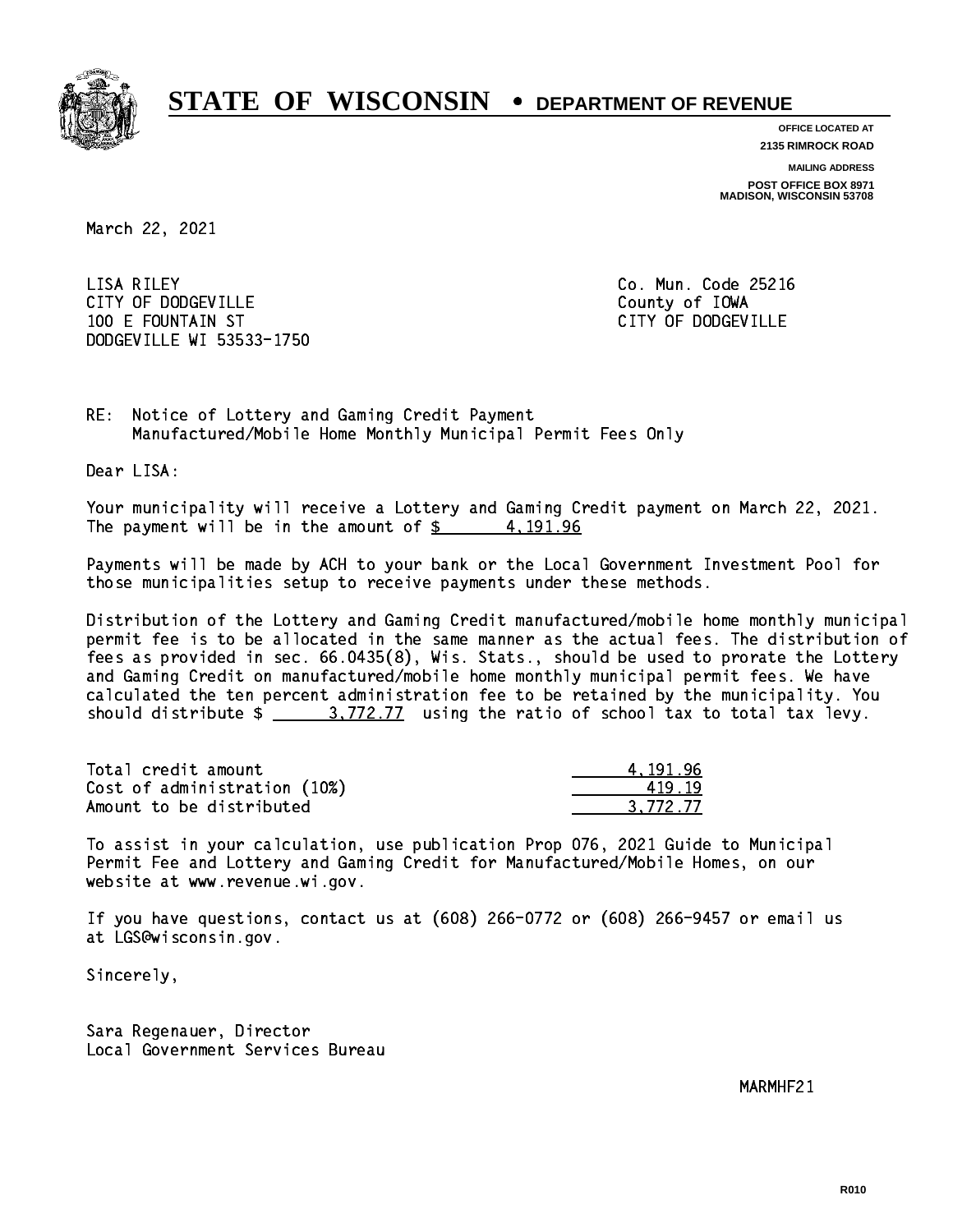# STATE OF WISCONSIN • DEPARTMENT OF REVENUE

**OFFICE LOCATED AT**
**2135 RIMROCK ROAD**

**MAILING ADDRESS**
**POST OFFICE BOX 8971**
**MADISON, WISCONSIN 53708**

March 22, 2021

LISA RILEY
CITY OF DODGEVILLE
100 E FOUNTAIN ST
DODGEVILLE WI 53533-1750

Co. Mun. Code 25216
County of IOWA
CITY OF DODGEVILLE

RE: Notice of Lottery and Gaming Credit Payment
Manufactured/Mobile Home Monthly Municipal Permit Fees Only

Dear LISA:

Your municipality will receive a Lottery and Gaming Credit payment on March 22, 2021. The payment will be in the amount of $ 4,191.96

Payments will be made by ACH to your bank or the Local Government Investment Pool for those municipalities setup to receive payments under these methods.

Distribution of the Lottery and Gaming Credit manufactured/mobile home monthly municipal permit fee is to be allocated in the same manner as the actual fees. The distribution of fees as provided in sec. 66.0435(8), Wis. Stats., should be used to prorate the Lottery and Gaming Credit on manufactured/mobile home monthly municipal permit fees. We have calculated the ten percent administration fee to be retained by the municipality. You should distribute $ 3,772.77 using the ratio of school tax to total tax levy.

| | |
|---|---|
| Total credit amount | 4,191.96 |
| Cost of administration (10%) | 419.19 |
| Amount to be distributed | 3,772.77 |

To assist in your calculation, use publication Prop 076, 2021 Guide to Municipal Permit Fee and Lottery and Gaming Credit for Manufactured/Mobile Homes, on our website at www.revenue.wi.gov.

If you have questions, contact us at (608) 266-0772 or (608) 266-9457 or email us at LGS@wisconsin.gov.

Sincerely,

Sara Regenauer, Director
Local Government Services Bureau

MARMHF21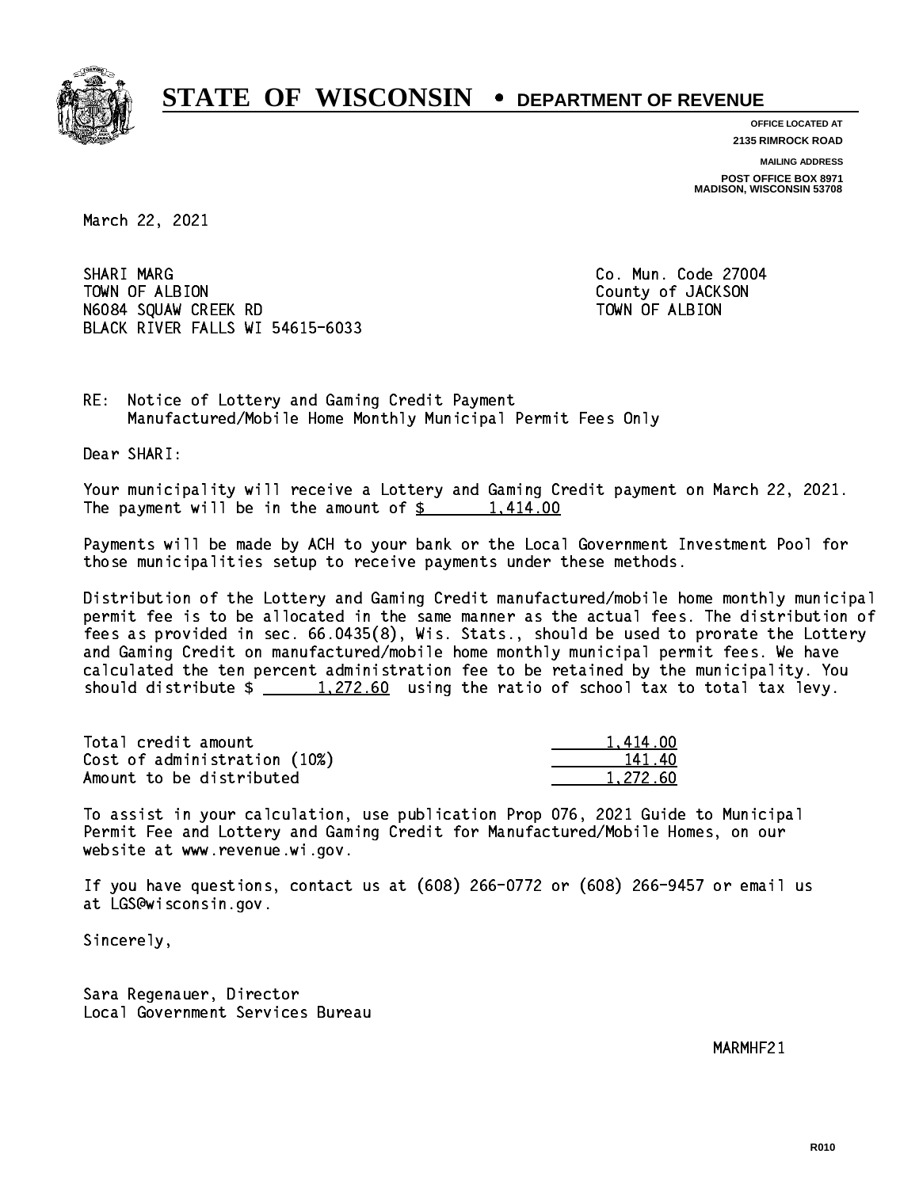# STATE OF WISCONSIN • DEPARTMENT OF REVENUE

**OFFICE LOCATED AT**
**2135 RIMROCK ROAD**

**MAILING ADDRESS**
**POST OFFICE BOX 8971**
**MADISON, WISCONSIN 53708**

March 22, 2021

SHARI MARG
TOWN OF ALBION
N6084 SQUAW CREEK RD
BLACK RIVER FALLS WI 54615-6033

Co. Mun. Code 27004
County of JACKSON
TOWN OF ALBION

RE: Notice of Lottery and Gaming Credit Payment
Manufactured/Mobile Home Monthly Municipal Permit Fees Only

Dear SHARI:

Your municipality will receive a Lottery and Gaming Credit payment on March 22, 2021. The payment will be in the amount of $ 1,414.00

Payments will be made by ACH to your bank or the Local Government Investment Pool for those municipalities setup to receive payments under these methods.

Distribution of the Lottery and Gaming Credit manufactured/mobile home monthly municipal permit fee is to be allocated in the same manner as the actual fees. The distribution of fees as provided in sec. 66.0435(8), Wis. Stats., should be used to prorate the Lottery and Gaming Credit on manufactured/mobile home monthly municipal permit fees. We have calculated the ten percent administration fee to be retained by the municipality. You should distribute $ 1,272.60 using the ratio of school tax to total tax levy.

| | |
|---|---|
| Total credit amount | 1,414.00 |
| Cost of administration (10%) | 141.40 |
| Amount to be distributed | 1,272.60 |

To assist in your calculation, use publication Prop 076, 2021 Guide to Municipal Permit Fee and Lottery and Gaming Credit for Manufactured/Mobile Homes, on our website at www.revenue.wi.gov.

If you have questions, contact us at (608) 266-0772 or (608) 266-9457 or email us at LGS@wisconsin.gov.

Sincerely,

Sara Regenauer, Director
Local Government Services Bureau

MARMHF21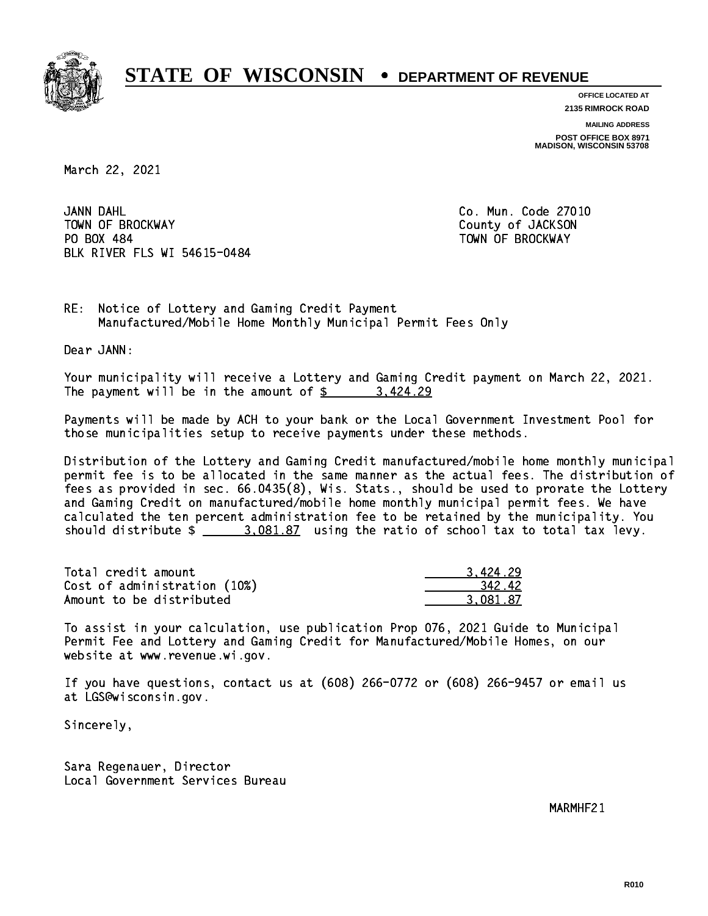# STATE OF WISCONSIN • DEPARTMENT OF REVENUE

**OFFICE LOCATED AT**
**2135 RIMROCK ROAD**

**MAILING ADDRESS**
**POST OFFICE BOX 8971**
**MADISON, WISCONSIN 53708**

March 22, 2021

JANN DAHL
TOWN OF BROCKWAY
PO BOX 484
BLK RIVER FLS WI 54615-0484

Co. Mun. Code 27010
County of JACKSON
TOWN OF BROCKWAY

RE: Notice of Lottery and Gaming Credit Payment
Manufactured/Mobile Home Monthly Municipal Permit Fees Only

Dear JANN:

Your municipality will receive a Lottery and Gaming Credit payment on March 22, 2021. The payment will be in the amount of $ 3,424.29

Payments will be made by ACH to your bank or the Local Government Investment Pool for those municipalities setup to receive payments under these methods.

Distribution of the Lottery and Gaming Credit manufactured/mobile home monthly municipal permit fee is to be allocated in the same manner as the actual fees. The distribution of fees as provided in sec. 66.0435(8), Wis. Stats., should be used to prorate the Lottery and Gaming Credit on manufactured/mobile home monthly municipal permit fees. We have calculated the ten percent administration fee to be retained by the municipality. You should distribute $ 3,081.87 using the ratio of school tax to total tax levy.

| | |
|---|---|
| Total credit amount | 3,424.29 |
| Cost of administration (10%) | 342.42 |
| Amount to be distributed | 3,081.87 |

To assist in your calculation, use publication Prop 076, 2021 Guide to Municipal Permit Fee and Lottery and Gaming Credit for Manufactured/Mobile Homes, on our website at www.revenue.wi.gov.

If you have questions, contact us at (608) 266-0772 or (608) 266-9457 or email us at LGS@wisconsin.gov.

Sincerely,

Sara Regenauer, Director
Local Government Services Bureau

MARMHF21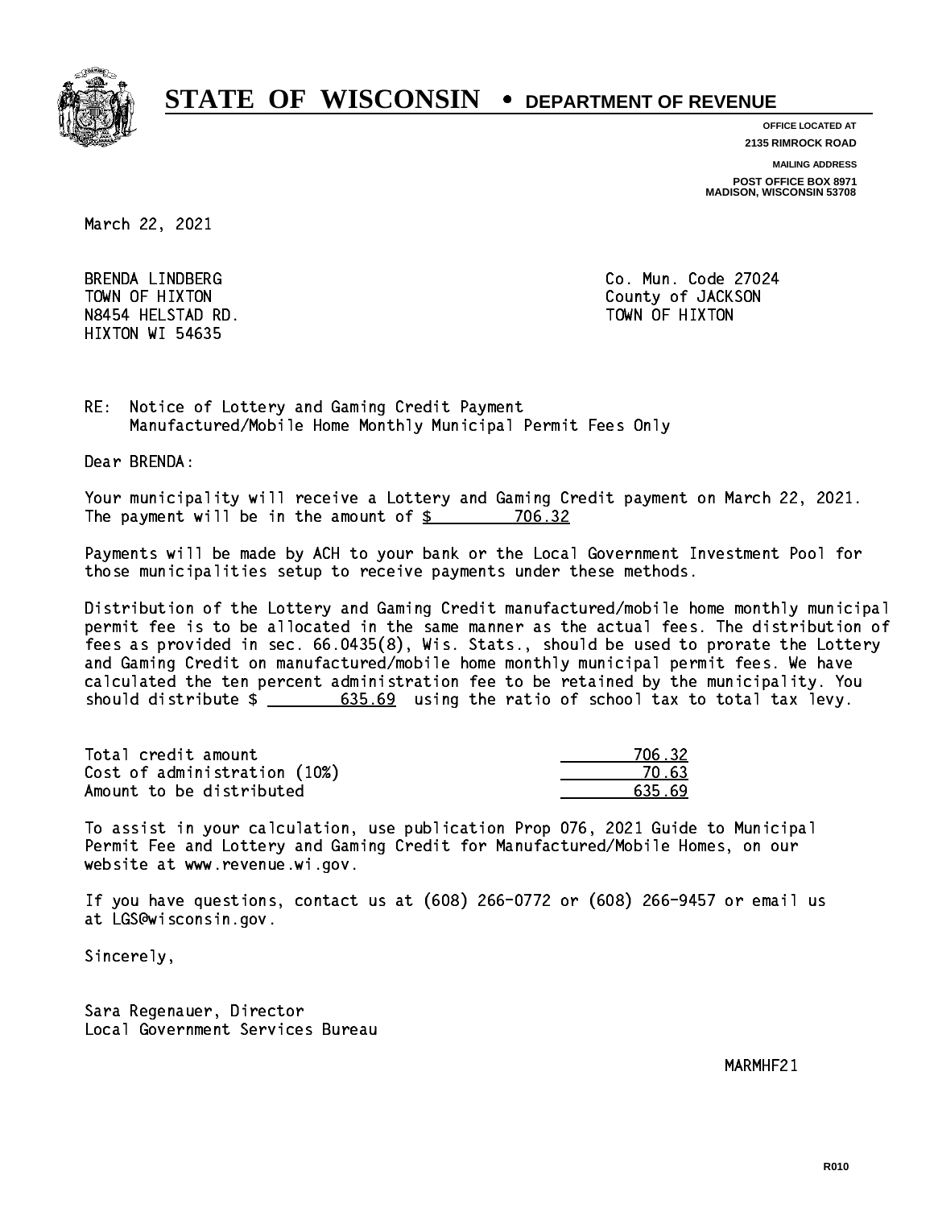# STATE OF WISCONSIN • DEPARTMENT OF REVENUE

**OFFICE LOCATED AT**
**2135 RIMROCK ROAD**

**MAILING ADDRESS**
**POST OFFICE BOX 8971**
**MADISON, WISCONSIN 53708**

March 22, 2021

BRENDA LINDBERG
TOWN OF HIXTON
N8454 HELSTAD RD.
HIXTON WI 54635

Co. Mun. Code 27024
County of JACKSON
TOWN OF HIXTON

RE: Notice of Lottery and Gaming Credit Payment
Manufactured/Mobile Home Monthly Municipal Permit Fees Only

Dear BRENDA:

Your municipality will receive a Lottery and Gaming Credit payment on March 22, 2021. The payment will be in the amount of $ 706.32

Payments will be made by ACH to your bank or the Local Government Investment Pool for those municipalities setup to receive payments under these methods.

Distribution of the Lottery and Gaming Credit manufactured/mobile home monthly municipal permit fee is to be allocated in the same manner as the actual fees. The distribution of fees as provided in sec. 66.0435(8), Wis. Stats., should be used to prorate the Lottery and Gaming Credit on manufactured/mobile home monthly municipal permit fees. We have calculated the ten percent administration fee to be retained by the municipality. You should distribute $ 635.69 using the ratio of school tax to total tax levy.

| | |
|---|---|
| Total credit amount | 706.32 |
| Cost of administration (10%) | 70.63 |
| Amount to be distributed | 635.69 |

To assist in your calculation, use publication Prop 076, 2021 Guide to Municipal Permit Fee and Lottery and Gaming Credit for Manufactured/Mobile Homes, on our website at www.revenue.wi.gov.

If you have questions, contact us at (608) 266-0772 or (608) 266-9457 or email us at LGS@wisconsin.gov.

Sincerely,

Sara Regenauer, Director
Local Government Services Bureau

MARMHF21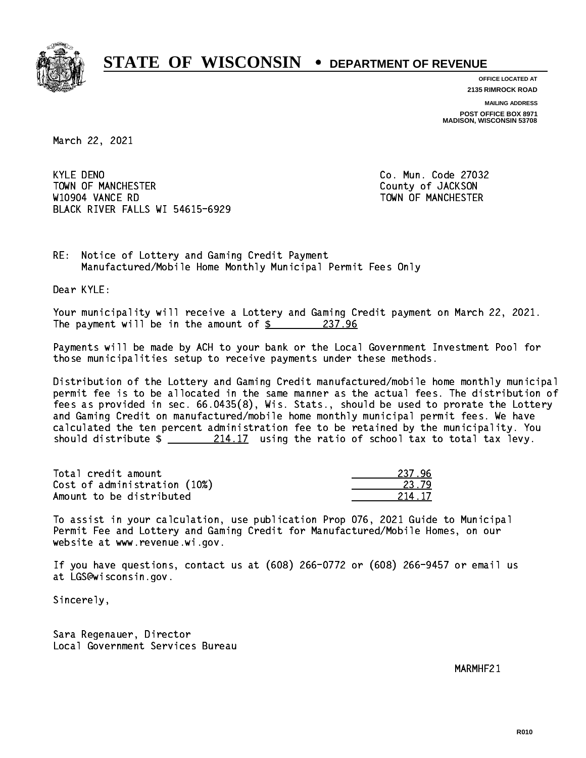# STATE OF WISCONSIN • DEPARTMENT OF REVENUE

**OFFICE LOCATED AT**
**2135 RIMROCK ROAD**

**MAILING ADDRESS**
**POST OFFICE BOX 8971**
**MADISON, WISCONSIN 53708**

March 22, 2021

KYLE DENO
TOWN OF MANCHESTER
W10904 VANCE RD
BLACK RIVER FALLS WI 54615-6929

Co. Mun. Code 27032
County of JACKSON
TOWN OF MANCHESTER

RE: Notice of Lottery and Gaming Credit Payment
Manufactured/Mobile Home Monthly Municipal Permit Fees Only

Dear KYLE:

Your municipality will receive a Lottery and Gaming Credit payment on March 22, 2021. The payment will be in the amount of $ 237.96

Payments will be made by ACH to your bank or the Local Government Investment Pool for those municipalities setup to receive payments under these methods.

Distribution of the Lottery and Gaming Credit manufactured/mobile home monthly municipal permit fee is to be allocated in the same manner as the actual fees. The distribution of fees as provided in sec. 66.0435(8), Wis. Stats., should be used to prorate the Lottery and Gaming Credit on manufactured/mobile home monthly municipal permit fees. We have calculated the ten percent administration fee to be retained by the municipality. You should distribute $ 214.17 using the ratio of school tax to total tax levy.

| | |
|---|---|
| Total credit amount | 237.96 |
| Cost of administration (10%) | 23.79 |
| Amount to be distributed | 214.17 |

To assist in your calculation, use publication Prop 076, 2021 Guide to Municipal Permit Fee and Lottery and Gaming Credit for Manufactured/Mobile Homes, on our website at www.revenue.wi.gov.

If you have questions, contact us at (608) 266-0772 or (608) 266-9457 or email us at LGS@wisconsin.gov.

Sincerely,

Sara Regenauer, Director
Local Government Services Bureau

MARMHF21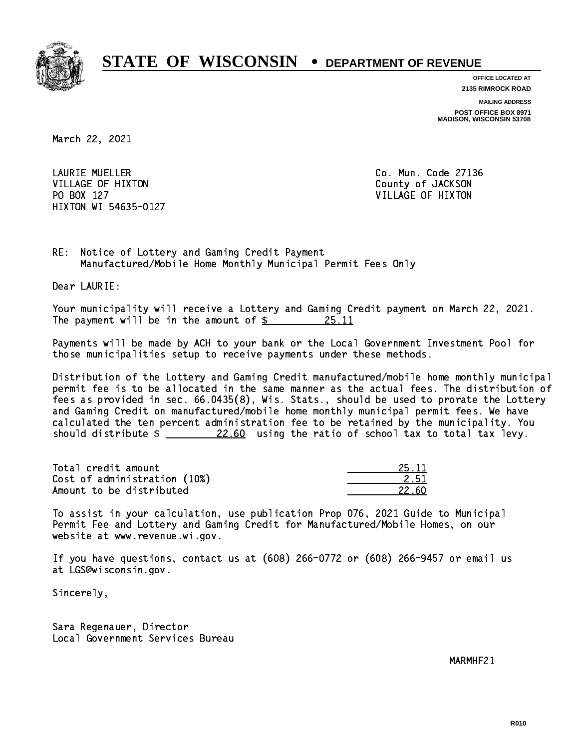# STATE OF WISCONSIN • DEPARTMENT OF REVENUE

**OFFICE LOCATED AT**
**2135 RIMROCK ROAD**

**MAILING ADDRESS**
**POST OFFICE BOX 8971**
**MADISON, WISCONSIN 53708**

March 22, 2021

LAURIE MUELLER
VILLAGE OF HIXTON
PO BOX 127
HIXTON WI 54635-0127

Co. Mun. Code 27136
County of JACKSON
VILLAGE OF HIXTON

RE: Notice of Lottery and Gaming Credit Payment
Manufactured/Mobile Home Monthly Municipal Permit Fees Only

Dear LAURIE:

Your municipality will receive a Lottery and Gaming Credit payment on March 22, 2021. The payment will be in the amount of $ 25.11

Payments will be made by ACH to your bank or the Local Government Investment Pool for those municipalities setup to receive payments under these methods.

Distribution of the Lottery and Gaming Credit manufactured/mobile home monthly municipal permit fee is to be allocated in the same manner as the actual fees. The distribution of fees as provided in sec. 66.0435(8), Wis. Stats., should be used to prorate the Lottery and Gaming Credit on manufactured/mobile home monthly municipal permit fees. We have calculated the ten percent administration fee to be retained by the municipality. You should distribute $ 22.60 using the ratio of school tax to total tax levy.

| | |
|---|---|
| Total credit amount | 25.11 |
| Cost of administration (10%) | 2.51 |
| Amount to be distributed | 22.60 |

To assist in your calculation, use publication Prop 076, 2021 Guide to Municipal Permit Fee and Lottery and Gaming Credit for Manufactured/Mobile Homes, on our website at www.revenue.wi.gov.

If you have questions, contact us at (608) 266-0772 or (608) 266-9457 or email us at LGS@wisconsin.gov.

Sincerely,

Sara Regenauer, Director
Local Government Services Bureau

MARMHF21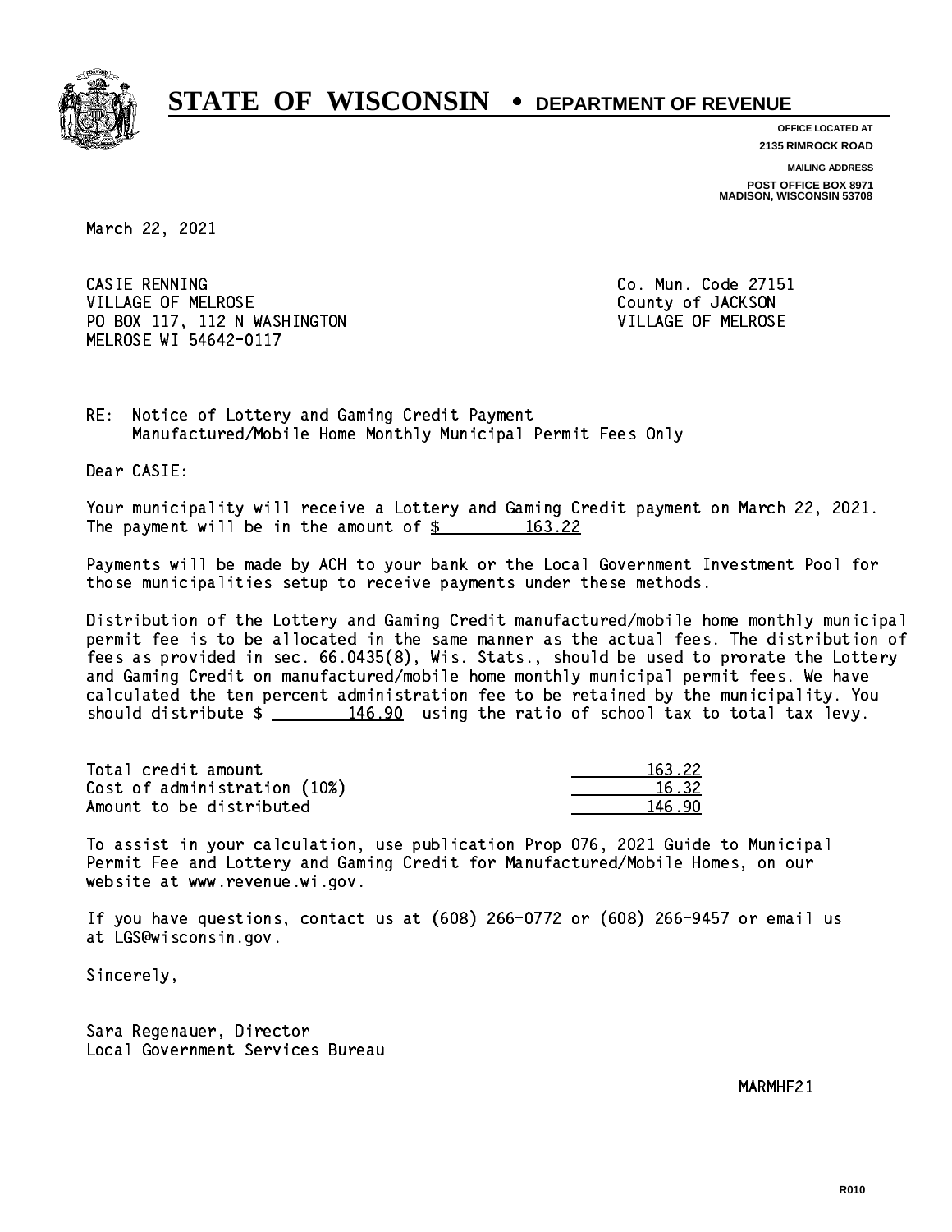# STATE OF WISCONSIN • DEPARTMENT OF REVENUE

**OFFICE LOCATED AT**
**2135 RIMROCK ROAD**

**MAILING ADDRESS**
**POST OFFICE BOX 8971**
**MADISON, WISCONSIN 53708**

March 22, 2021

CASIE RENNING
VILLAGE OF MELROSE
PO BOX 117, 112 N WASHINGTON
MELROSE WI 54642-0117

Co. Mun. Code 27151
County of JACKSON
VILLAGE OF MELROSE

RE: Notice of Lottery and Gaming Credit Payment
Manufactured/Mobile Home Monthly Municipal Permit Fees Only

Dear CASIE:

Your municipality will receive a Lottery and Gaming Credit payment on March 22, 2021. The payment will be in the amount of $ 163.22

Payments will be made by ACH to your bank or the Local Government Investment Pool for those municipalities setup to receive payments under these methods.

Distribution of the Lottery and Gaming Credit manufactured/mobile home monthly municipal permit fee is to be allocated in the same manner as the actual fees. The distribution of fees as provided in sec. 66.0435(8), Wis. Stats., should be used to prorate the Lottery and Gaming Credit on manufactured/mobile home monthly municipal permit fees. We have calculated the ten percent administration fee to be retained by the municipality. You should distribute $ 146.90 using the ratio of school tax to total tax levy.

| | |
|---|---|
| Total credit amount | 163.22 |
| Cost of administration (10%) | 16.32 |
| Amount to be distributed | 146.90 |

To assist in your calculation, use publication Prop 076, 2021 Guide to Municipal Permit Fee and Lottery and Gaming Credit for Manufactured/Mobile Homes, on our website at www.revenue.wi.gov.

If you have questions, contact us at (608) 266-0772 or (608) 266-9457 or email us at LGS@wisconsin.gov.

Sincerely,

Sara Regenauer, Director
Local Government Services Bureau

MARMHF21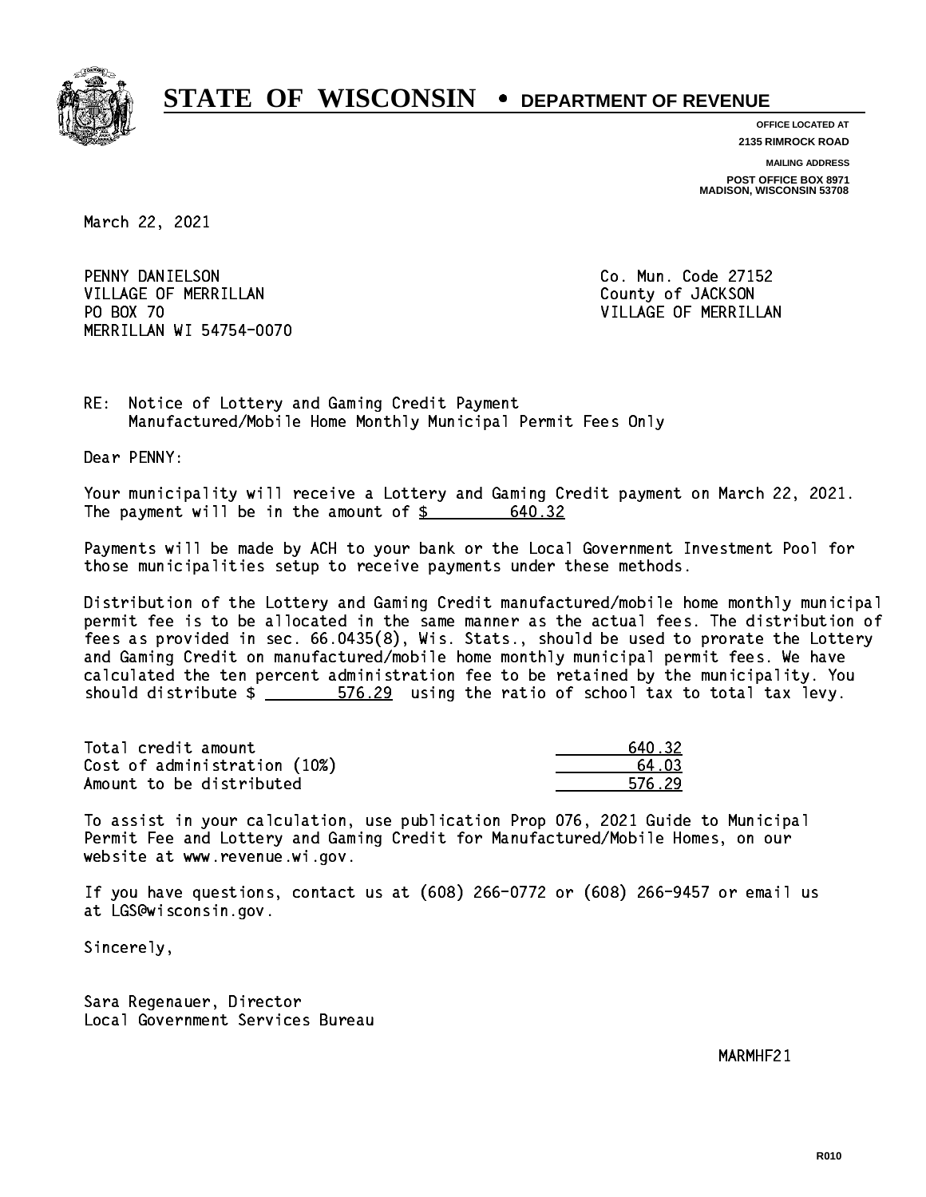# STATE OF WISCONSIN • DEPARTMENT OF REVENUE

OFFICE LOCATED AT
2135 RIMROCK ROAD

MAILING ADDRESS
POST OFFICE BOX 8971
MADISON, WISCONSIN 53708

March 22, 2021

PENNY DANIELSON
VILLAGE OF MERRILLAN
PO BOX 70
MERRILLAN WI 54754-0070

Co. Mun. Code 27152
County of JACKSON
VILLAGE OF MERRILLAN

RE: Notice of Lottery and Gaming Credit Payment
Manufactured/Mobile Home Monthly Municipal Permit Fees Only

Dear PENNY:

Your municipality will receive a Lottery and Gaming Credit payment on March 22, 2021. The payment will be in the amount of $ 640.32

Payments will be made by ACH to your bank or the Local Government Investment Pool for those municipalities setup to receive payments under these methods.

Distribution of the Lottery and Gaming Credit manufactured/mobile home monthly municipal permit fee is to be allocated in the same manner as the actual fees. The distribution of fees as provided in sec. 66.0435(8), Wis. Stats., should be used to prorate the Lottery and Gaming Credit on manufactured/mobile home monthly municipal permit fees. We have calculated the ten percent administration fee to be retained by the municipality. You should distribute $ 576.29 using the ratio of school tax to total tax levy.

| | |
|---|---|
| Total credit amount | 640.32 |
| Cost of administration (10%) | 64.03 |
| Amount to be distributed | 576.29 |

To assist in your calculation, use publication Prop 076, 2021 Guide to Municipal Permit Fee and Lottery and Gaming Credit for Manufactured/Mobile Homes, on our website at www.revenue.wi.gov.

If you have questions, contact us at (608) 266-0772 or (608) 266-9457 or email us at LGS@wisconsin.gov.

Sincerely,

Sara Regenauer, Director
Local Government Services Bureau

MARMHF21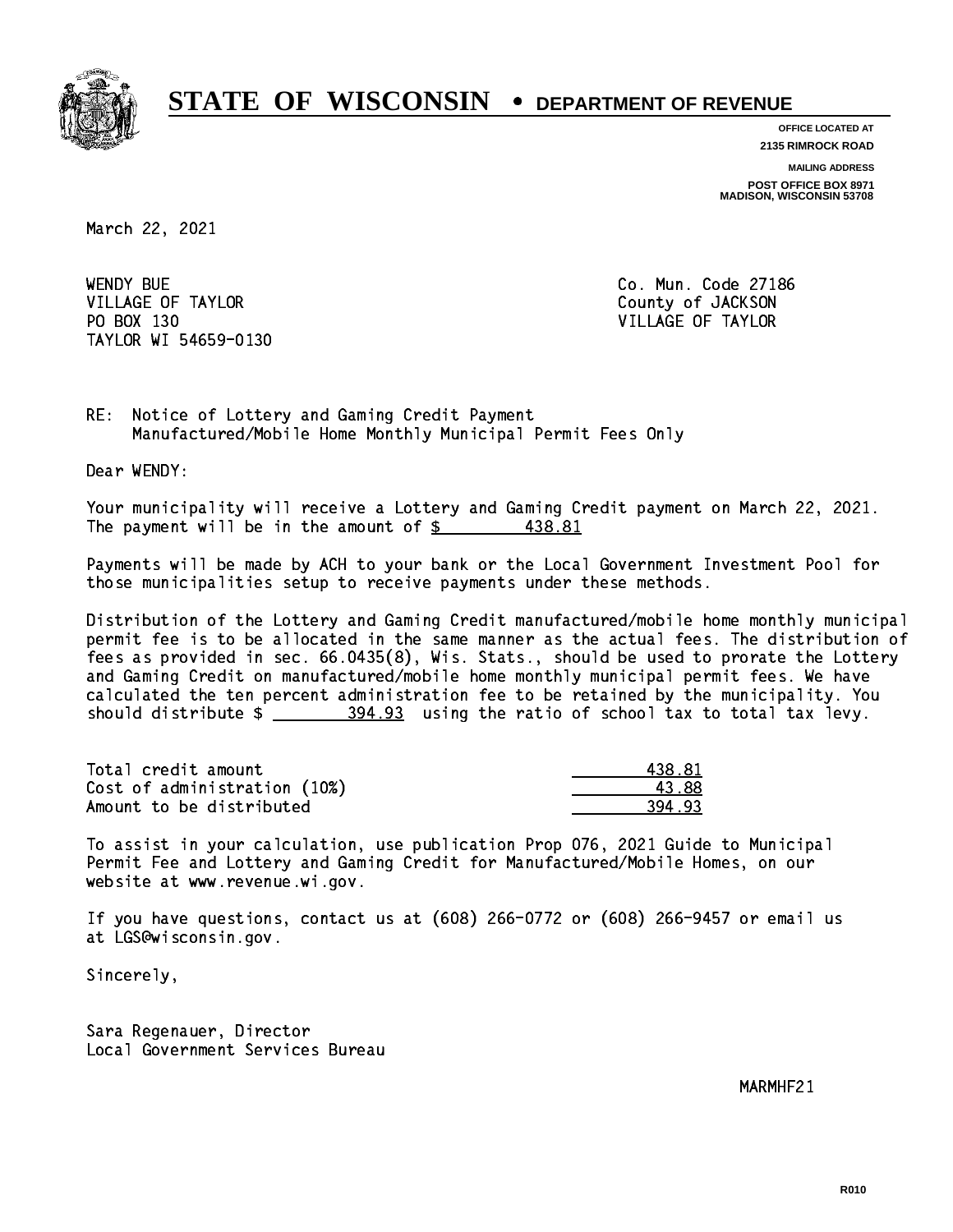# STATE OF WISCONSIN • DEPARTMENT OF REVENUE

**OFFICE LOCATED AT**
**2135 RIMROCK ROAD**

**MAILING ADDRESS**
**POST OFFICE BOX 8971**
**MADISON, WISCONSIN 53708**

March 22, 2021

WENDY BUE
VILLAGE OF TAYLOR
PO BOX 130
TAYLOR WI 54659-0130

Co. Mun. Code 27186
County of JACKSON
VILLAGE OF TAYLOR

RE: Notice of Lottery and Gaming Credit Payment
Manufactured/Mobile Home Monthly Municipal Permit Fees Only

Dear WENDY:

Your municipality will receive a Lottery and Gaming Credit payment on March 22, 2021. The payment will be in the amount of $ 438.81

Payments will be made by ACH to your bank or the Local Government Investment Pool for those municipalities setup to receive payments under these methods.

Distribution of the Lottery and Gaming Credit manufactured/mobile home monthly municipal permit fee is to be allocated in the same manner as the actual fees. The distribution of fees as provided in sec. 66.0435(8), Wis. Stats., should be used to prorate the Lottery and Gaming Credit on manufactured/mobile home monthly municipal permit fees. We have calculated the ten percent administration fee to be retained by the municipality. You should distribute $ 394.93 using the ratio of school tax to total tax levy.

| | |
|---|---|
| Total credit amount | 438.81 |
| Cost of administration (10%) | 43.88 |
| Amount to be distributed | 394.93 |

To assist in your calculation, use publication Prop 076, 2021 Guide to Municipal Permit Fee and Lottery and Gaming Credit for Manufactured/Mobile Homes, on our website at www.revenue.wi.gov.

If you have questions, contact us at (608) 266-0772 or (608) 266-9457 or email us at LGS@wisconsin.gov.

Sincerely,

Sara Regenauer, Director
Local Government Services Bureau

MARMHF21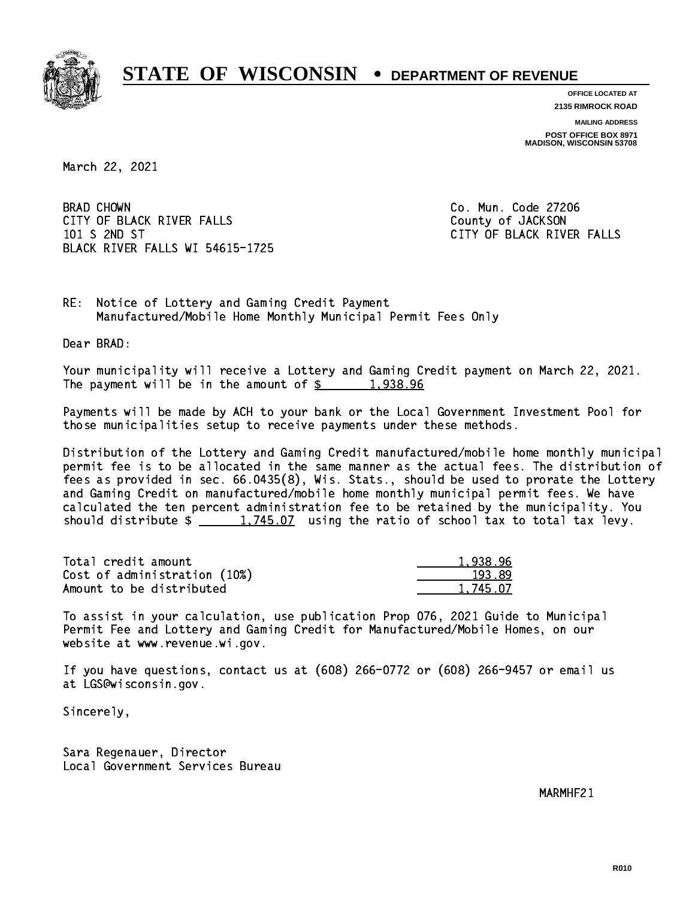# STATE OF WISCONSIN • DEPARTMENT OF REVENUE

**OFFICE LOCATED AT**
**2135 RIMROCK ROAD**

**MAILING ADDRESS**
**POST OFFICE BOX 8971**
**MADISON, WISCONSIN 53708**

March 22, 2021

BRAD CHOWN
CITY OF BLACK RIVER FALLS
101 S 2ND ST
BLACK RIVER FALLS WI 54615-1725

Co. Mun. Code 27206
County of JACKSON
CITY OF BLACK RIVER FALLS

RE: Notice of Lottery and Gaming Credit Payment
Manufactured/Mobile Home Monthly Municipal Permit Fees Only

Dear BRAD:

Your municipality will receive a Lottery and Gaming Credit payment on March 22, 2021. The payment will be in the amount of $ 1,938.96

Payments will be made by ACH to your bank or the Local Government Investment Pool for those municipalities setup to receive payments under these methods.

Distribution of the Lottery and Gaming Credit manufactured/mobile home monthly municipal permit fee is to be allocated in the same manner as the actual fees. The distribution of fees as provided in sec. 66.0435(8), Wis. Stats., should be used to prorate the Lottery and Gaming Credit on manufactured/mobile home monthly municipal permit fees. We have calculated the ten percent administration fee to be retained by the municipality. You should distribute $ 1,745.07 using the ratio of school tax to total tax levy.

| | |
|---|---|
| Total credit amount | 1,938.96 |
| Cost of administration (10%) | 193.89 |
| Amount to be distributed | 1,745.07 |

To assist in your calculation, use publication Prop 076, 2021 Guide to Municipal Permit Fee and Lottery and Gaming Credit for Manufactured/Mobile Homes, on our website at www.revenue.wi.gov.

If you have questions, contact us at (608) 266-0772 or (608) 266-9457 or email us at LGS@wisconsin.gov.

Sincerely,

Sara Regenauer, Director
Local Government Services Bureau

MARMHF21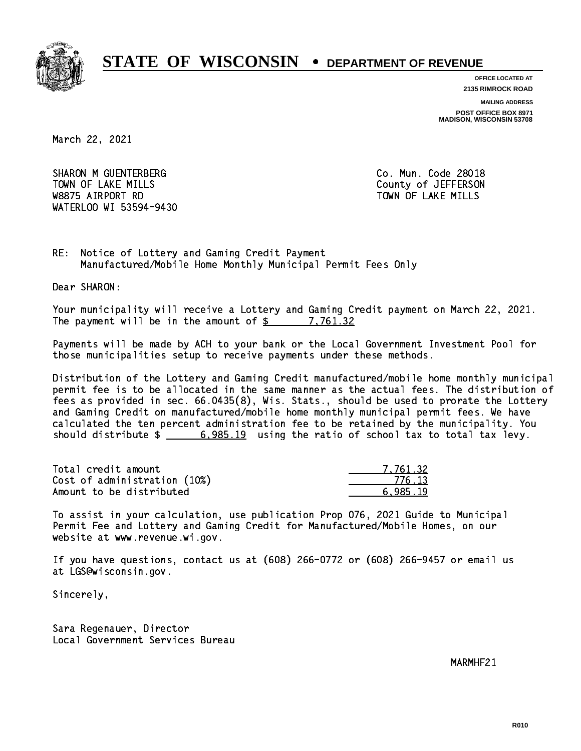# STATE OF WISCONSIN • DEPARTMENT OF REVENUE

**OFFICE LOCATED AT**
**2135 RIMROCK ROAD**

**MAILING ADDRESS**
**POST OFFICE BOX 8971**
**MADISON, WISCONSIN 53708**

March 22, 2021

SHARON M GUENTERBERG
TOWN OF LAKE MILLS
W8875 AIRPORT RD
WATERLOO WI 53594-9430

Co. Mun. Code 28018
County of JEFFERSON
TOWN OF LAKE MILLS

RE: Notice of Lottery and Gaming Credit Payment
Manufactured/Mobile Home Monthly Municipal Permit Fees Only

Dear SHARON:

Your municipality will receive a Lottery and Gaming Credit payment on March 22, 2021. The payment will be in the amount of $ 7,761.32

Payments will be made by ACH to your bank or the Local Government Investment Pool for those municipalities setup to receive payments under these methods.

Distribution of the Lottery and Gaming Credit manufactured/mobile home monthly municipal permit fee is to be allocated in the same manner as the actual fees. The distribution of fees as provided in sec. 66.0435(8), Wis. Stats., should be used to prorate the Lottery and Gaming Credit on manufactured/mobile home monthly municipal permit fees. We have calculated the ten percent administration fee to be retained by the municipality. You should distribute $ 6,985.19 using the ratio of school tax to total tax levy.

| | |
|---|---|
| Total credit amount | 7,761.32 |
| Cost of administration (10%) | 776.13 |
| Amount to be distributed | 6,985.19 |

To assist in your calculation, use publication Prop 076, 2021 Guide to Municipal Permit Fee and Lottery and Gaming Credit for Manufactured/Mobile Homes, on our website at www.revenue.wi.gov.

If you have questions, contact us at (608) 266-0772 or (608) 266-9457 or email us at LGS@wisconsin.gov.

Sincerely,

Sara Regenauer, Director
Local Government Services Bureau

MARMHF21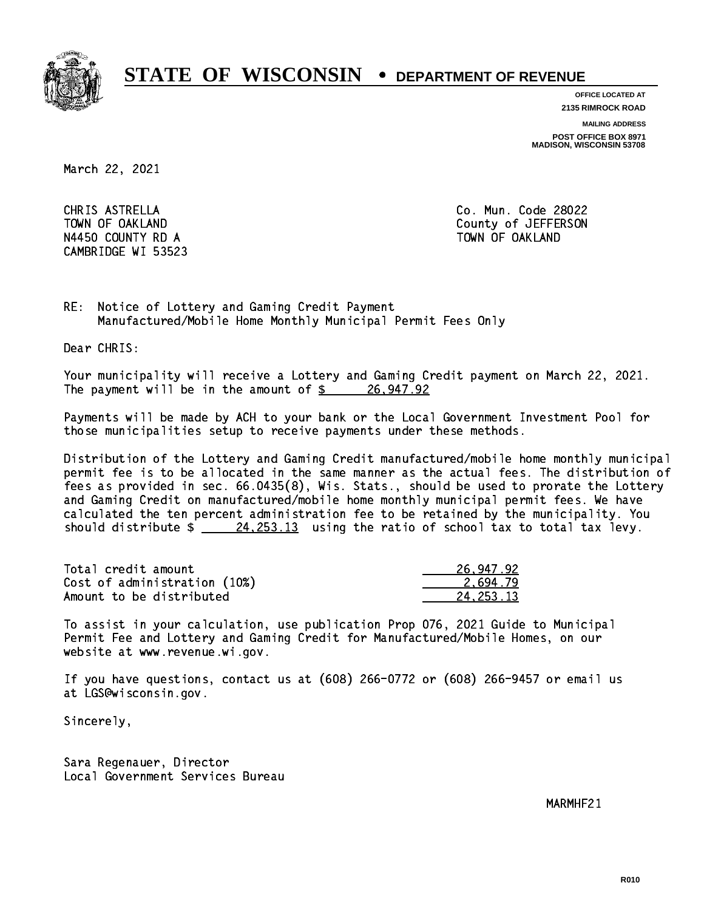# STATE OF WISCONSIN • DEPARTMENT OF REVENUE

**OFFICE LOCATED AT**
**2135 RIMROCK ROAD**

**MAILING ADDRESS**
**POST OFFICE BOX 8971**
**MADISON, WISCONSIN 53708**

March 22, 2021

CHRIS ASTRELLA
TOWN OF OAKLAND
N4450 COUNTY RD A
CAMBRIDGE WI 53523

Co. Mun. Code 28022
County of JEFFERSON
TOWN OF OAKLAND

RE: Notice of Lottery and Gaming Credit Payment
Manufactured/Mobile Home Monthly Municipal Permit Fees Only

Dear CHRIS:

Your municipality will receive a Lottery and Gaming Credit payment on March 22, 2021. The payment will be in the amount of $ 26,947.92

Payments will be made by ACH to your bank or the Local Government Investment Pool for those municipalities setup to receive payments under these methods.

Distribution of the Lottery and Gaming Credit manufactured/mobile home monthly municipal permit fee is to be allocated in the same manner as the actual fees. The distribution of fees as provided in sec. 66.0435(8), Wis. Stats., should be used to prorate the Lottery and Gaming Credit on manufactured/mobile home monthly municipal permit fees. We have calculated the ten percent administration fee to be retained by the municipality. You should distribute $ 24,253.13 using the ratio of school tax to total tax levy.

| | |
|---|---|
| Total credit amount | 26,947.92 |
| Cost of administration (10%) | 2,694.79 |
| Amount to be distributed | 24,253.13 |

To assist in your calculation, use publication Prop 076, 2021 Guide to Municipal Permit Fee and Lottery and Gaming Credit for Manufactured/Mobile Homes, on our website at www.revenue.wi.gov.

If you have questions, contact us at (608) 266-0772 or (608) 266-9457 or email us at LGS@wisconsin.gov.

Sincerely,

Sara Regenauer, Director
Local Government Services Bureau

MARMHF21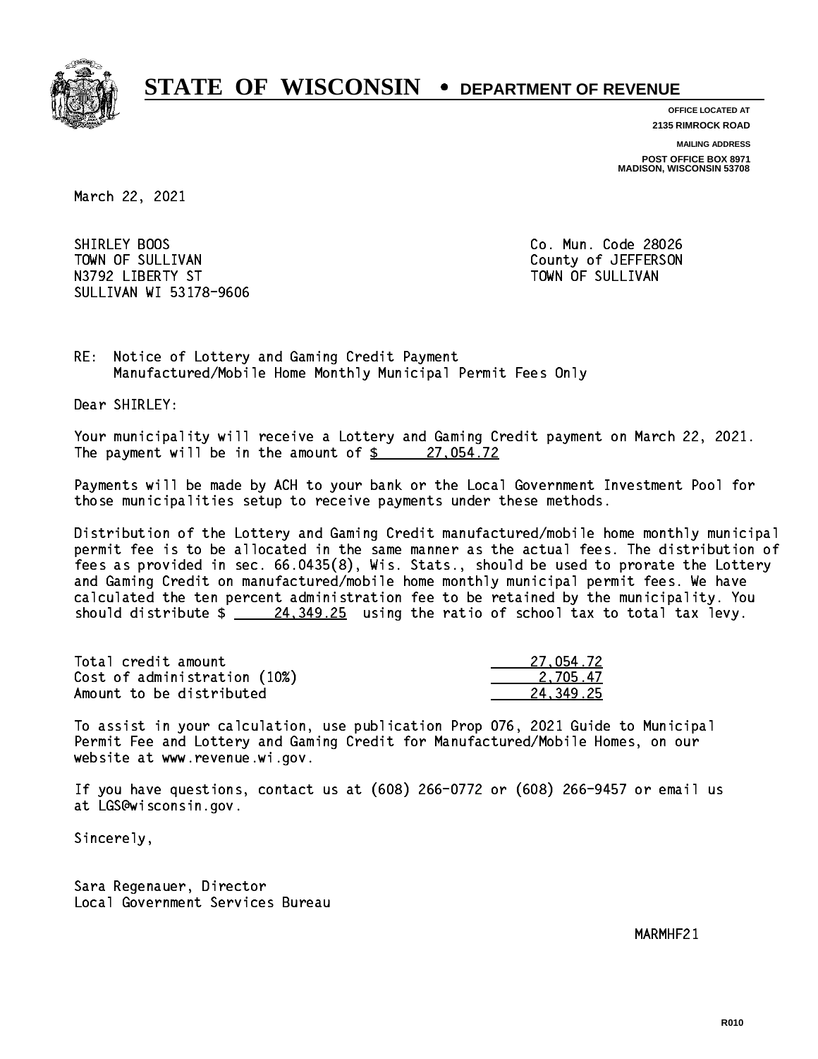# STATE OF WISCONSIN • DEPARTMENT OF REVENUE

**OFFICE LOCATED AT**
**2135 RIMROCK ROAD**

**MAILING ADDRESS**
**POST OFFICE BOX 8971**
**MADISON, WISCONSIN 53708**

March 22, 2021

SHIRLEY BOOS
TOWN OF SULLIVAN
N3792 LIBERTY ST
SULLIVAN WI 53178-9606

Co. Mun. Code 28026
County of JEFFERSON
TOWN OF SULLIVAN

RE: Notice of Lottery and Gaming Credit Payment
Manufactured/Mobile Home Monthly Municipal Permit Fees Only

Dear SHIRLEY:

Your municipality will receive a Lottery and Gaming Credit payment on March 22, 2021. The payment will be in the amount of $ 27,054.72

Payments will be made by ACH to your bank or the Local Government Investment Pool for those municipalities setup to receive payments under these methods.

Distribution of the Lottery and Gaming Credit manufactured/mobile home monthly municipal permit fee is to be allocated in the same manner as the actual fees. The distribution of fees as provided in sec. 66.0435(8), Wis. Stats., should be used to prorate the Lottery and Gaming Credit on manufactured/mobile home monthly municipal permit fees. We have calculated the ten percent administration fee to be retained by the municipality. You should distribute $ 24,349.25 using the ratio of school tax to total tax levy.

| | |
|---|---|
| Total credit amount | 27,054.72 |
| Cost of administration (10%) | 2,705.47 |
| Amount to be distributed | 24,349.25 |

To assist in your calculation, use publication Prop 076, 2021 Guide to Municipal Permit Fee and Lottery and Gaming Credit for Manufactured/Mobile Homes, on our website at www.revenue.wi.gov.

If you have questions, contact us at (608) 266-0772 or (608) 266-9457 or email us at LGS@wisconsin.gov.

Sincerely,

Sara Regenauer, Director
Local Government Services Bureau

MARMHF21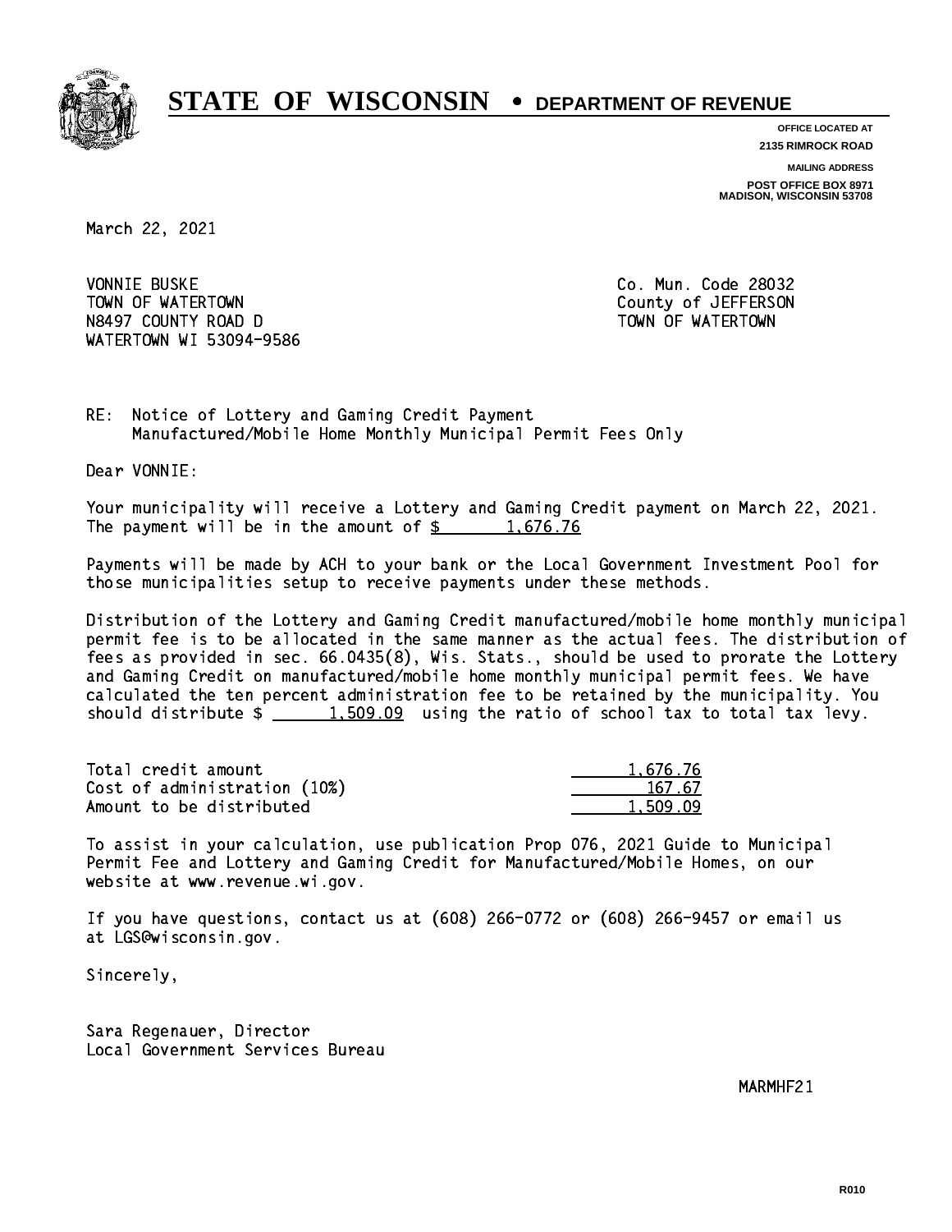# STATE OF WISCONSIN • DEPARTMENT OF REVENUE

**OFFICE LOCATED AT**
**2135 RIMROCK ROAD**

**MAILING ADDRESS**
**POST OFFICE BOX 8971**
**MADISON, WISCONSIN 53708**

March 22, 2021

VONNIE BUSKE
TOWN OF WATERTOWN
N8497 COUNTY ROAD D
WATERTOWN WI 53094-9586

Co. Mun. Code 28032
County of JEFFERSON
TOWN OF WATERTOWN

RE: Notice of Lottery and Gaming Credit Payment
Manufactured/Mobile Home Monthly Municipal Permit Fees Only

Dear VONNIE:

Your municipality will receive a Lottery and Gaming Credit payment on March 22, 2021. The payment will be in the amount of $ 1,676.76

Payments will be made by ACH to your bank or the Local Government Investment Pool for those municipalities setup to receive payments under these methods.

Distribution of the Lottery and Gaming Credit manufactured/mobile home monthly municipal permit fee is to be allocated in the same manner as the actual fees. The distribution of fees as provided in sec. 66.0435(8), Wis. Stats., should be used to prorate the Lottery and Gaming Credit on manufactured/mobile home monthly municipal permit fees. We have calculated the ten percent administration fee to be retained by the municipality. You should distribute $ 1,509.09 using the ratio of school tax to total tax levy.

| | |
|---|---|
| Total credit amount | 1,676.76 |
| Cost of administration (10%) | 167.67 |
| Amount to be distributed | 1,509.09 |

To assist in your calculation, use publication Prop 076, 2021 Guide to Municipal Permit Fee and Lottery and Gaming Credit for Manufactured/Mobile Homes, on our website at www.revenue.wi.gov.

If you have questions, contact us at (608) 266-0772 or (608) 266-9457 or email us at LGS@wisconsin.gov.

Sincerely,

Sara Regenauer, Director
Local Government Services Bureau

MARMHF21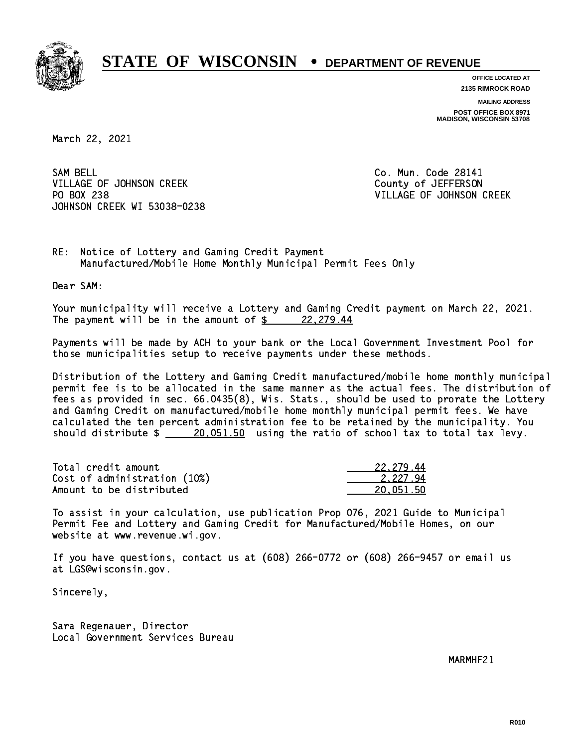# STATE OF WISCONSIN • DEPARTMENT OF REVENUE

**OFFICE LOCATED AT**
**2135 RIMROCK ROAD**

**MAILING ADDRESS**
**POST OFFICE BOX 8971**
**MADISON, WISCONSIN 53708**

March 22, 2021

SAM BELL
VILLAGE OF JOHNSON CREEK
PO BOX 238
JOHNSON CREEK WI 53038-0238

Co. Mun. Code 28141
County of JEFFERSON
VILLAGE OF JOHNSON CREEK

RE: Notice of Lottery and Gaming Credit Payment
Manufactured/Mobile Home Monthly Municipal Permit Fees Only

Dear SAM:

Your municipality will receive a Lottery and Gaming Credit payment on March 22, 2021. The payment will be in the amount of $ 22,279.44

Payments will be made by ACH to your bank or the Local Government Investment Pool for those municipalities setup to receive payments under these methods.

Distribution of the Lottery and Gaming Credit manufactured/mobile home monthly municipal permit fee is to be allocated in the same manner as the actual fees. The distribution of fees as provided in sec. 66.0435(8), Wis. Stats., should be used to prorate the Lottery and Gaming Credit on manufactured/mobile home monthly municipal permit fees. We have calculated the ten percent administration fee to be retained by the municipality. You should distribute $ 20,051.50 using the ratio of school tax to total tax levy.

| | |
|---|---|
| Total credit amount | 22,279.44 |
| Cost of administration (10%) | 2,227.94 |
| Amount to be distributed | 20,051.50 |

To assist in your calculation, use publication Prop 076, 2021 Guide to Municipal Permit Fee and Lottery and Gaming Credit for Manufactured/Mobile Homes, on our website at www.revenue.wi.gov.

If you have questions, contact us at (608) 266-0772 or (608) 266-9457 or email us at LGS@wisconsin.gov.

Sincerely,

Sara Regenauer, Director
Local Government Services Bureau

MARMHF21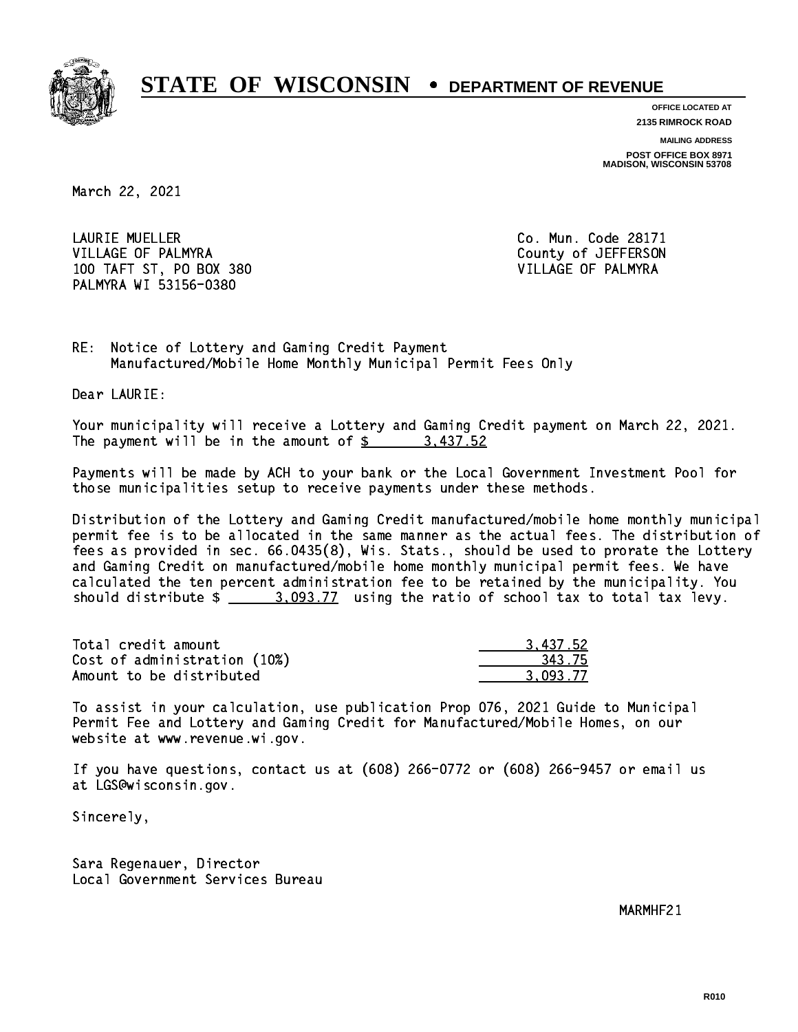# STATE OF WISCONSIN • DEPARTMENT OF REVENUE

**OFFICE LOCATED AT**
**2135 RIMROCK ROAD**

**MAILING ADDRESS**
**POST OFFICE BOX 8971**
**MADISON, WISCONSIN 53708**

March 22, 2021

LAURIE MUELLER
VILLAGE OF PALMYRA
100 TAFT ST, PO BOX 380
PALMYRA WI 53156-0380

Co. Mun. Code 28171
County of JEFFERSON
VILLAGE OF PALMYRA

RE: Notice of Lottery and Gaming Credit Payment
Manufactured/Mobile Home Monthly Municipal Permit Fees Only

Dear LAURIE:

Your municipality will receive a Lottery and Gaming Credit payment on March 22, 2021. The payment will be in the amount of $ 3,437.52

Payments will be made by ACH to your bank or the Local Government Investment Pool for those municipalities setup to receive payments under these methods.

Distribution of the Lottery and Gaming Credit manufactured/mobile home monthly municipal permit fee is to be allocated in the same manner as the actual fees. The distribution of fees as provided in sec. 66.0435(8), Wis. Stats., should be used to prorate the Lottery and Gaming Credit on manufactured/mobile home monthly municipal permit fees. We have calculated the ten percent administration fee to be retained by the municipality. You should distribute $ 3,093.77 using the ratio of school tax to total tax levy.

| | |
|---|---|
| Total credit amount | 3,437.52 |
| Cost of administration (10%) | 343.75 |
| Amount to be distributed | 3,093.77 |

To assist in your calculation, use publication Prop 076, 2021 Guide to Municipal Permit Fee and Lottery and Gaming Credit for Manufactured/Mobile Homes, on our website at www.revenue.wi.gov.

If you have questions, contact us at (608) 266-0772 or (608) 266-9457 or email us at LGS@wisconsin.gov.

Sincerely,

Sara Regenauer, Director
Local Government Services Bureau

MARMHF21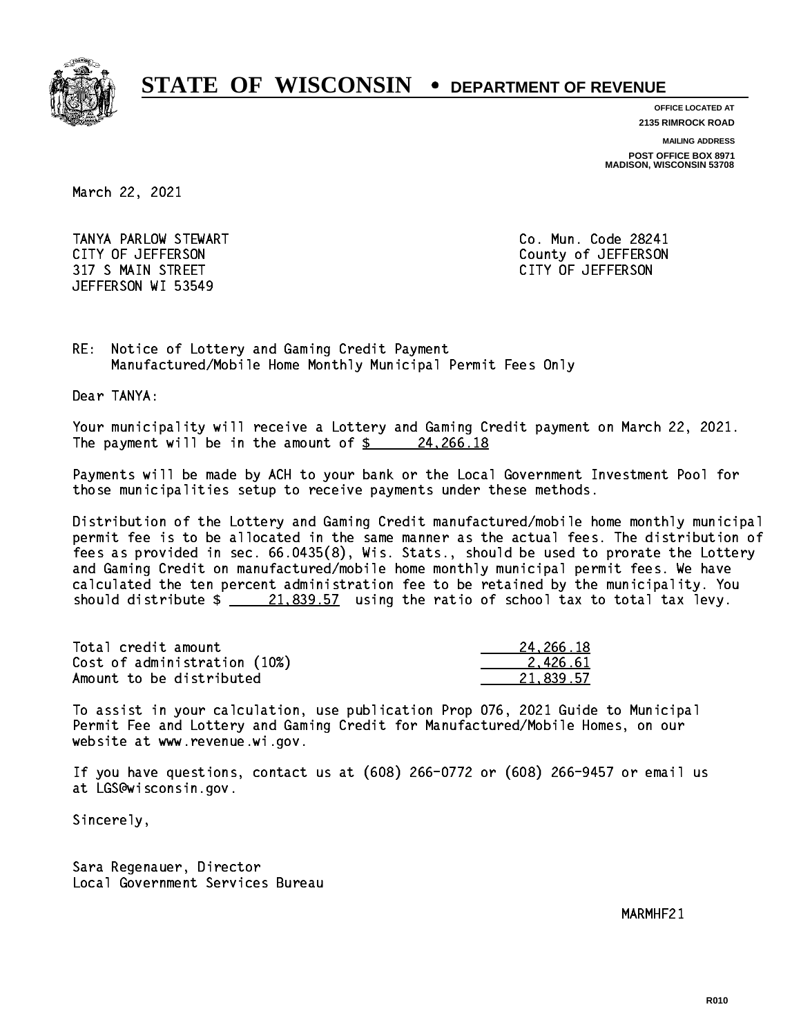# STATE OF WISCONSIN • DEPARTMENT OF REVENUE

**OFFICE LOCATED AT**
**2135 RIMROCK ROAD**

**MAILING ADDRESS**
**POST OFFICE BOX 8971**
**MADISON, WISCONSIN 53708**

March 22, 2021

TANYA PARLOW STEWART
CITY OF JEFFERSON
317 S MAIN STREET
JEFFERSON WI 53549

Co. Mun. Code 28241
County of JEFFERSON
CITY OF JEFFERSON

RE: Notice of Lottery and Gaming Credit Payment
Manufactured/Mobile Home Monthly Municipal Permit Fees Only

Dear TANYA:

Your municipality will receive a Lottery and Gaming Credit payment on March 22, 2021. The payment will be in the amount of $ 24,266.18

Payments will be made by ACH to your bank or the Local Government Investment Pool for those municipalities setup to receive payments under these methods.

Distribution of the Lottery and Gaming Credit manufactured/mobile home monthly municipal permit fee is to be allocated in the same manner as the actual fees. The distribution of fees as provided in sec. 66.0435(8), Wis. Stats., should be used to prorate the Lottery and Gaming Credit on manufactured/mobile home monthly municipal permit fees. We have calculated the ten percent administration fee to be retained by the municipality. You should distribute $ 21,839.57 using the ratio of school tax to total tax levy.

| | |
|---|---|
| Total credit amount | 24,266.18 |
| Cost of administration (10%) | 2,426.61 |
| Amount to be distributed | 21,839.57 |

To assist in your calculation, use publication Prop 076, 2021 Guide to Municipal Permit Fee and Lottery and Gaming Credit for Manufactured/Mobile Homes, on our website at www.revenue.wi.gov.

If you have questions, contact us at (608) 266-0772 or (608) 266-9457 or email us at LGS@wisconsin.gov.

Sincerely,

Sara Regenauer, Director
Local Government Services Bureau

MARMHF21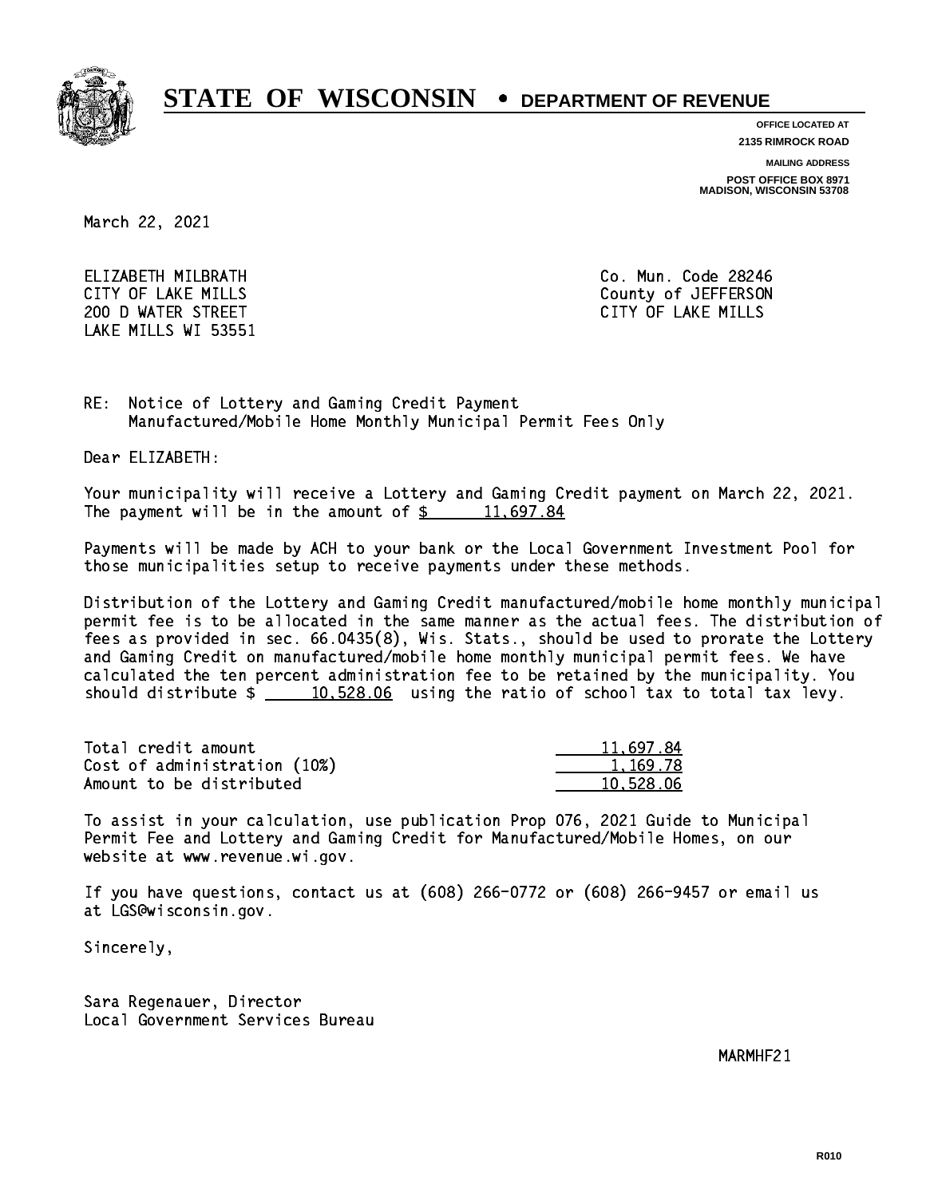# STATE OF WISCONSIN • DEPARTMENT OF REVENUE

**OFFICE LOCATED AT**
**2135 RIMROCK ROAD**

**MAILING ADDRESS**
**POST OFFICE BOX 8971**
**MADISON, WISCONSIN 53708**

March 22, 2021

ELIZABETH MILBRATH
CITY OF LAKE MILLS
200 D WATER STREET
LAKE MILLS WI 53551

Co. Mun. Code 28246
County of JEFFERSON
CITY OF LAKE MILLS

RE: Notice of Lottery and Gaming Credit Payment
Manufactured/Mobile Home Monthly Municipal Permit Fees Only

Dear ELIZABETH:

Your municipality will receive a Lottery and Gaming Credit payment on March 22, 2021. The payment will be in the amount of $ 11,697.84

Payments will be made by ACH to your bank or the Local Government Investment Pool for those municipalities setup to receive payments under these methods.

Distribution of the Lottery and Gaming Credit manufactured/mobile home monthly municipal permit fee is to be allocated in the same manner as the actual fees. The distribution of fees as provided in sec. 66.0435(8), Wis. Stats., should be used to prorate the Lottery and Gaming Credit on manufactured/mobile home monthly municipal permit fees. We have calculated the ten percent administration fee to be retained by the municipality. You should distribute $ 10,528.06 using the ratio of school tax to total tax levy.

| | |
|---|---|
| Total credit amount | 11,697.84 |
| Cost of administration (10%) | 1,169.78 |
| Amount to be distributed | 10,528.06 |

To assist in your calculation, use publication Prop 076, 2021 Guide to Municipal Permit Fee and Lottery and Gaming Credit for Manufactured/Mobile Homes, on our website at www.revenue.wi.gov.

If you have questions, contact us at (608) 266-0772 or (608) 266-9457 or email us at LGS@wisconsin.gov.

Sincerely,

Sara Regenauer, Director
Local Government Services Bureau

MARMHF21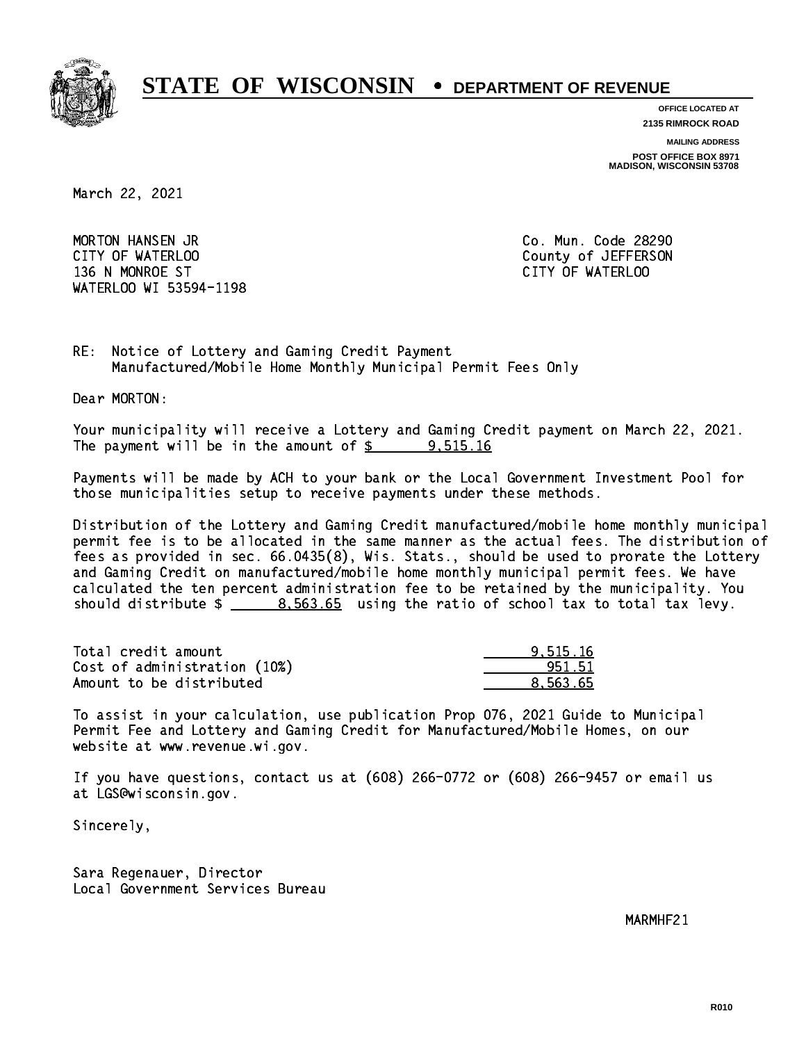# STATE OF WISCONSIN • DEPARTMENT OF REVENUE

OFFICE LOCATED AT
2135 RIMROCK ROAD

MAILING ADDRESS
POST OFFICE BOX 8971
MADISON, WISCONSIN 53708

March 22, 2021

MORTON HANSEN JR
CITY OF WATERLOO
136 N MONROE ST
WATERLOO WI 53594-1198

Co. Mun. Code 28290
County of JEFFERSON
CITY OF WATERLOO

RE: Notice of Lottery and Gaming Credit Payment
Manufactured/Mobile Home Monthly Municipal Permit Fees Only

Dear MORTON:

Your municipality will receive a Lottery and Gaming Credit payment on March 22, 2021. The payment will be in the amount of $ 9,515.16

Payments will be made by ACH to your bank or the Local Government Investment Pool for those municipalities setup to receive payments under these methods.

Distribution of the Lottery and Gaming Credit manufactured/mobile home monthly municipal permit fee is to be allocated in the same manner as the actual fees. The distribution of fees as provided in sec. 66.0435(8), Wis. Stats., should be used to prorate the Lottery and Gaming Credit on manufactured/mobile home monthly municipal permit fees. We have calculated the ten percent administration fee to be retained by the municipality. You should distribute $ 8,563.65 using the ratio of school tax to total tax levy.

| | |
|---|---|
| Total credit amount | 9,515.16 |
| Cost of administration (10%) | 951.51 |
| Amount to be distributed | 8,563.65 |

To assist in your calculation, use publication Prop 076, 2021 Guide to Municipal Permit Fee and Lottery and Gaming Credit for Manufactured/Mobile Homes, on our website at www.revenue.wi.gov.

If you have questions, contact us at (608) 266-0772 or (608) 266-9457 or email us at LGS@wisconsin.gov.

Sincerely,

Sara Regenauer, Director
Local Government Services Bureau

MARMHF21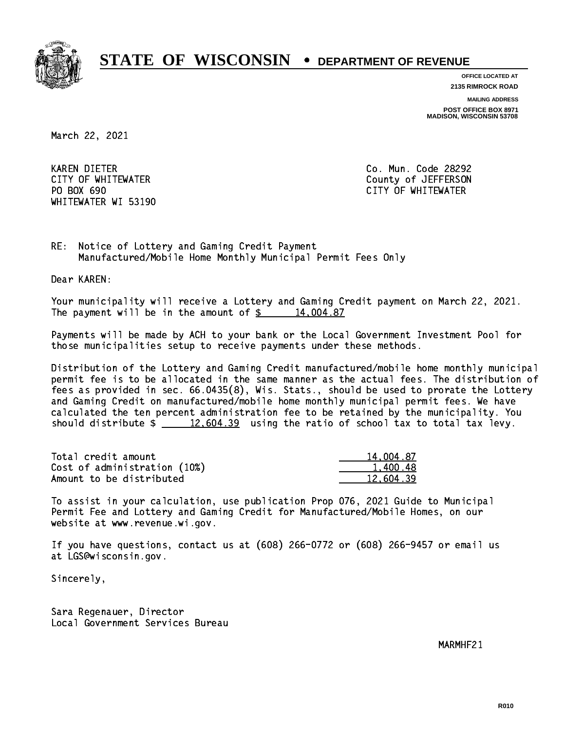# STATE OF WISCONSIN • DEPARTMENT OF REVENUE

**OFFICE LOCATED AT**
**2135 RIMROCK ROAD**

**MAILING ADDRESS**
**POST OFFICE BOX 8971**
**MADISON, WISCONSIN 53708**

March 22, 2021

KAREN DIETER
CITY OF WHITEWATER
PO BOX 690
WHITEWATER WI 53190

Co. Mun. Code 28292
County of JEFFERSON
CITY OF WHITEWATER

RE: Notice of Lottery and Gaming Credit Payment
Manufactured/Mobile Home Monthly Municipal Permit Fees Only

Dear KAREN:

Your municipality will receive a Lottery and Gaming Credit payment on March 22, 2021. The payment will be in the amount of $ 14,004.87

Payments will be made by ACH to your bank or the Local Government Investment Pool for those municipalities setup to receive payments under these methods.

Distribution of the Lottery and Gaming Credit manufactured/mobile home monthly municipal permit fee is to be allocated in the same manner as the actual fees. The distribution of fees as provided in sec. 66.0435(8), Wis. Stats., should be used to prorate the Lottery and Gaming Credit on manufactured/mobile home monthly municipal permit fees. We have calculated the ten percent administration fee to be retained by the municipality. You should distribute $ 12,604.39 using the ratio of school tax to total tax levy.

| | |
|---|---|
| Total credit amount | 14,004.87 |
| Cost of administration (10%) | 1,400.48 |
| Amount to be distributed | 12,604.39 |

To assist in your calculation, use publication Prop 076, 2021 Guide to Municipal Permit Fee and Lottery and Gaming Credit for Manufactured/Mobile Homes, on our website at www.revenue.wi.gov.

If you have questions, contact us at (608) 266-0772 or (608) 266-9457 or email us at LGS@wisconsin.gov.

Sincerely,

Sara Regenauer, Director
Local Government Services Bureau

MARMHF21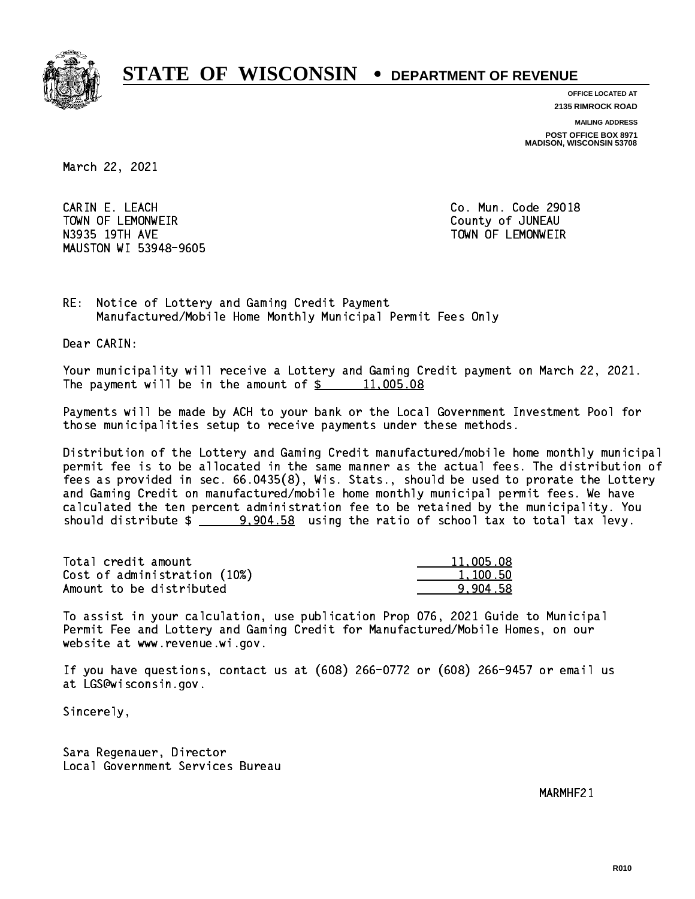# STATE OF WISCONSIN • DEPARTMENT OF REVENUE

OFFICE LOCATED AT
2135 RIMROCK ROAD

MAILING ADDRESS
POST OFFICE BOX 8971
MADISON, WISCONSIN 53708

March 22, 2021

CARIN E. LEACH
TOWN OF LEMONWEIR
N3935 19TH AVE
MAUSTON WI 53948-9605

Co. Mun. Code 29018
County of JUNEAU
TOWN OF LEMONWEIR

RE: Notice of Lottery and Gaming Credit Payment
Manufactured/Mobile Home Monthly Municipal Permit Fees Only

Dear CARIN:

Your municipality will receive a Lottery and Gaming Credit payment on March 22, 2021. The payment will be in the amount of $ 11,005.08

Payments will be made by ACH to your bank or the Local Government Investment Pool for those municipalities setup to receive payments under these methods.

Distribution of the Lottery and Gaming Credit manufactured/mobile home monthly municipal permit fee is to be allocated in the same manner as the actual fees. The distribution of fees as provided in sec. 66.0435(8), Wis. Stats., should be used to prorate the Lottery and Gaming Credit on manufactured/mobile home monthly municipal permit fees. We have calculated the ten percent administration fee to be retained by the municipality. You should distribute $ 9,904.58 using the ratio of school tax to total tax levy.

| | |
|---|---|
| Total credit amount | 11,005.08 |
| Cost of administration (10%) | 1,100.50 |
| Amount to be distributed | 9,904.58 |

To assist in your calculation, use publication Prop 076, 2021 Guide to Municipal Permit Fee and Lottery and Gaming Credit for Manufactured/Mobile Homes, on our website at www.revenue.wi.gov.

If you have questions, contact us at (608) 266-0772 or (608) 266-9457 or email us at LGS@wisconsin.gov.

Sincerely,

Sara Regenauer, Director
Local Government Services Bureau

MARMHF21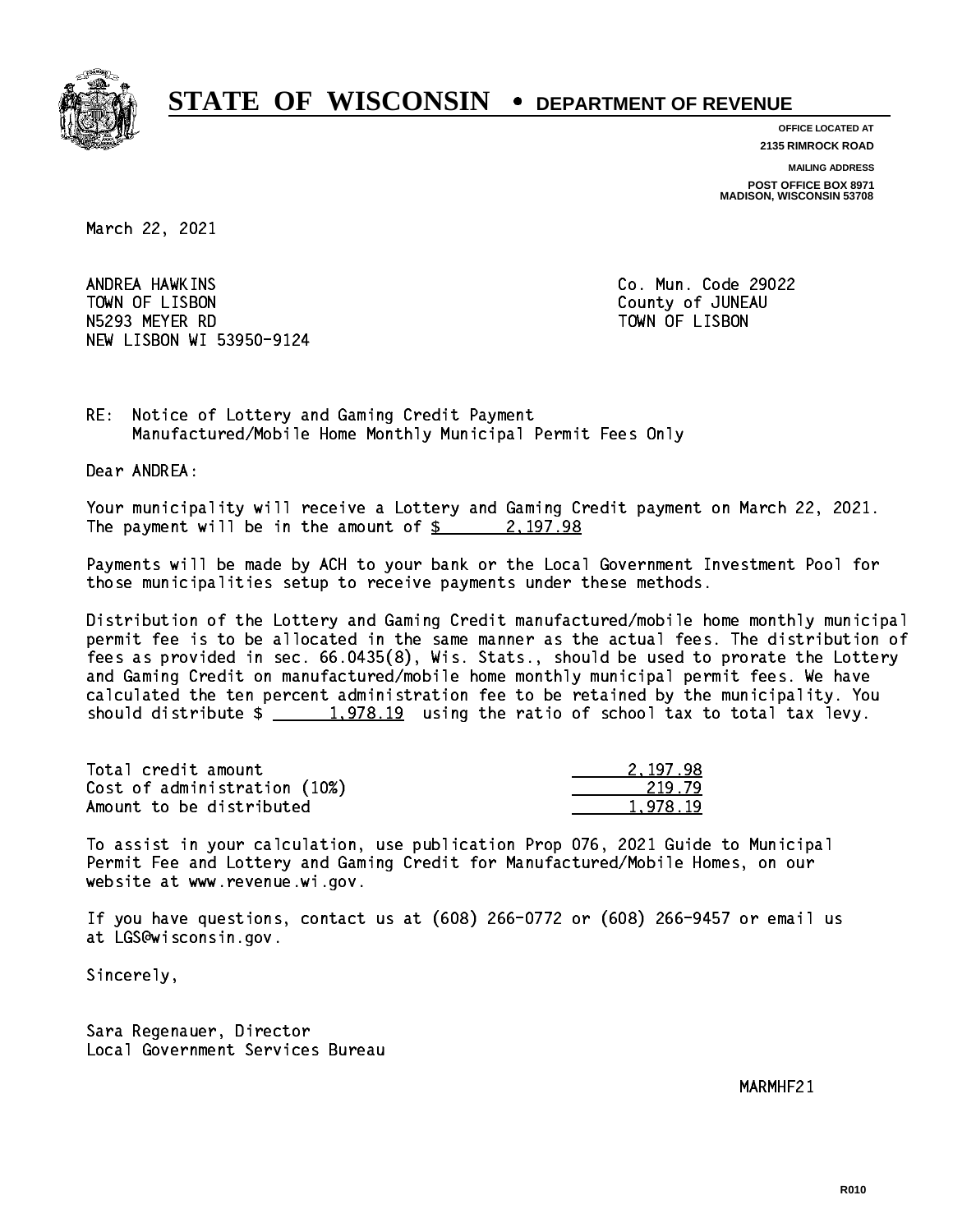# STATE OF WISCONSIN • DEPARTMENT OF REVENUE

OFFICE LOCATED AT
2135 RIMROCK ROAD

MAILING ADDRESS
POST OFFICE BOX 8971
MADISON, WISCONSIN 53708

March 22, 2021

ANDREA HAWKINS
TOWN OF LISBON
N5293 MEYER RD
NEW LISBON WI 53950-9124

Co. Mun. Code 29022
County of JUNEAU
TOWN OF LISBON

RE: Notice of Lottery and Gaming Credit Payment
Manufactured/Mobile Home Monthly Municipal Permit Fees Only

Dear ANDREA:

Your municipality will receive a Lottery and Gaming Credit payment on March 22, 2021. The payment will be in the amount of $ 2,197.98

Payments will be made by ACH to your bank or the Local Government Investment Pool for those municipalities setup to receive payments under these methods.

Distribution of the Lottery and Gaming Credit manufactured/mobile home monthly municipal permit fee is to be allocated in the same manner as the actual fees. The distribution of fees as provided in sec. 66.0435(8), Wis. Stats., should be used to prorate the Lottery and Gaming Credit on manufactured/mobile home monthly municipal permit fees. We have calculated the ten percent administration fee to be retained by the municipality. You should distribute $ 1,978.19 using the ratio of school tax to total tax levy.

| | |
|---|---|
| Total credit amount | 2,197.98 |
| Cost of administration (10%) | 219.79 |
| Amount to be distributed | 1,978.19 |

To assist in your calculation, use publication Prop 076, 2021 Guide to Municipal Permit Fee and Lottery and Gaming Credit for Manufactured/Mobile Homes, on our website at www.revenue.wi.gov.

If you have questions, contact us at (608) 266-0772 or (608) 266-9457 or email us at LGS@wisconsin.gov.

Sincerely,

Sara Regenauer, Director
Local Government Services Bureau

MARMHF21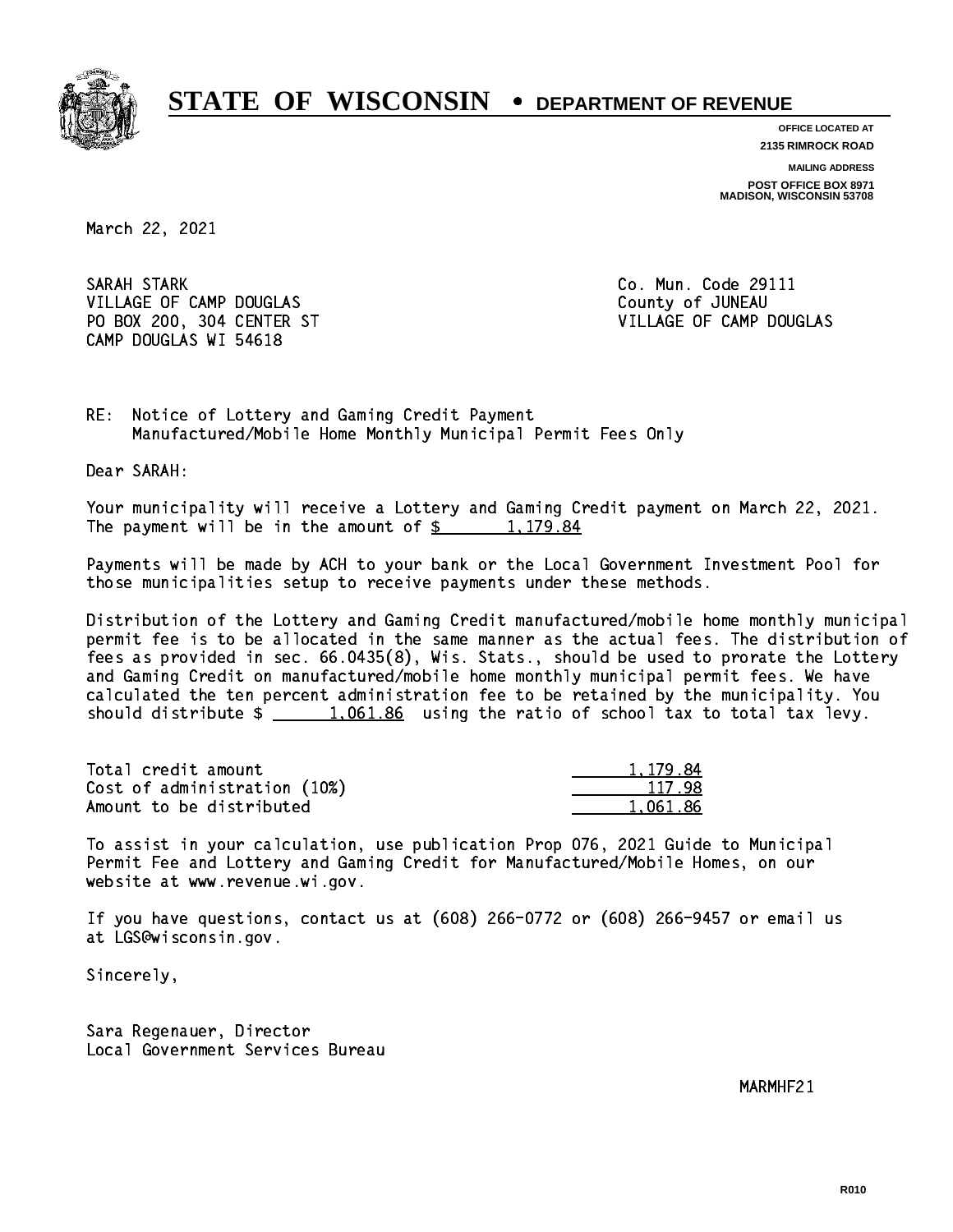# STATE OF WISCONSIN • DEPARTMENT OF REVENUE

OFFICE LOCATED AT
2135 RIMROCK ROAD

MAILING ADDRESS
POST OFFICE BOX 8971
MADISON, WISCONSIN 53708

March 22, 2021

SARAH STARK
VILLAGE OF CAMP DOUGLAS
PO BOX 200, 304 CENTER ST
CAMP DOUGLAS WI 54618

Co. Mun. Code 29111
County of JUNEAU
VILLAGE OF CAMP DOUGLAS

RE: Notice of Lottery and Gaming Credit Payment
Manufactured/Mobile Home Monthly Municipal Permit Fees Only

Dear SARAH:

Your municipality will receive a Lottery and Gaming Credit payment on March 22, 2021. The payment will be in the amount of $ 1,179.84

Payments will be made by ACH to your bank or the Local Government Investment Pool for those municipalities setup to receive payments under these methods.

Distribution of the Lottery and Gaming Credit manufactured/mobile home monthly municipal permit fee is to be allocated in the same manner as the actual fees. The distribution of fees as provided in sec. 66.0435(8), Wis. Stats., should be used to prorate the Lottery and Gaming Credit on manufactured/mobile home monthly municipal permit fees. We have calculated the ten percent administration fee to be retained by the municipality. You should distribute $ 1,061.86 using the ratio of school tax to total tax levy.

| | |
|---|---|
| Total credit amount | 1,179.84 |
| Cost of administration (10%) | 117.98 |
| Amount to be distributed | 1,061.86 |

To assist in your calculation, use publication Prop 076, 2021 Guide to Municipal Permit Fee and Lottery and Gaming Credit for Manufactured/Mobile Homes, on our website at www.revenue.wi.gov.

If you have questions, contact us at (608) 266-0772 or (608) 266-9457 or email us at LGS@wisconsin.gov.

Sincerely,

Sara Regenauer, Director
Local Government Services Bureau

MARMHF21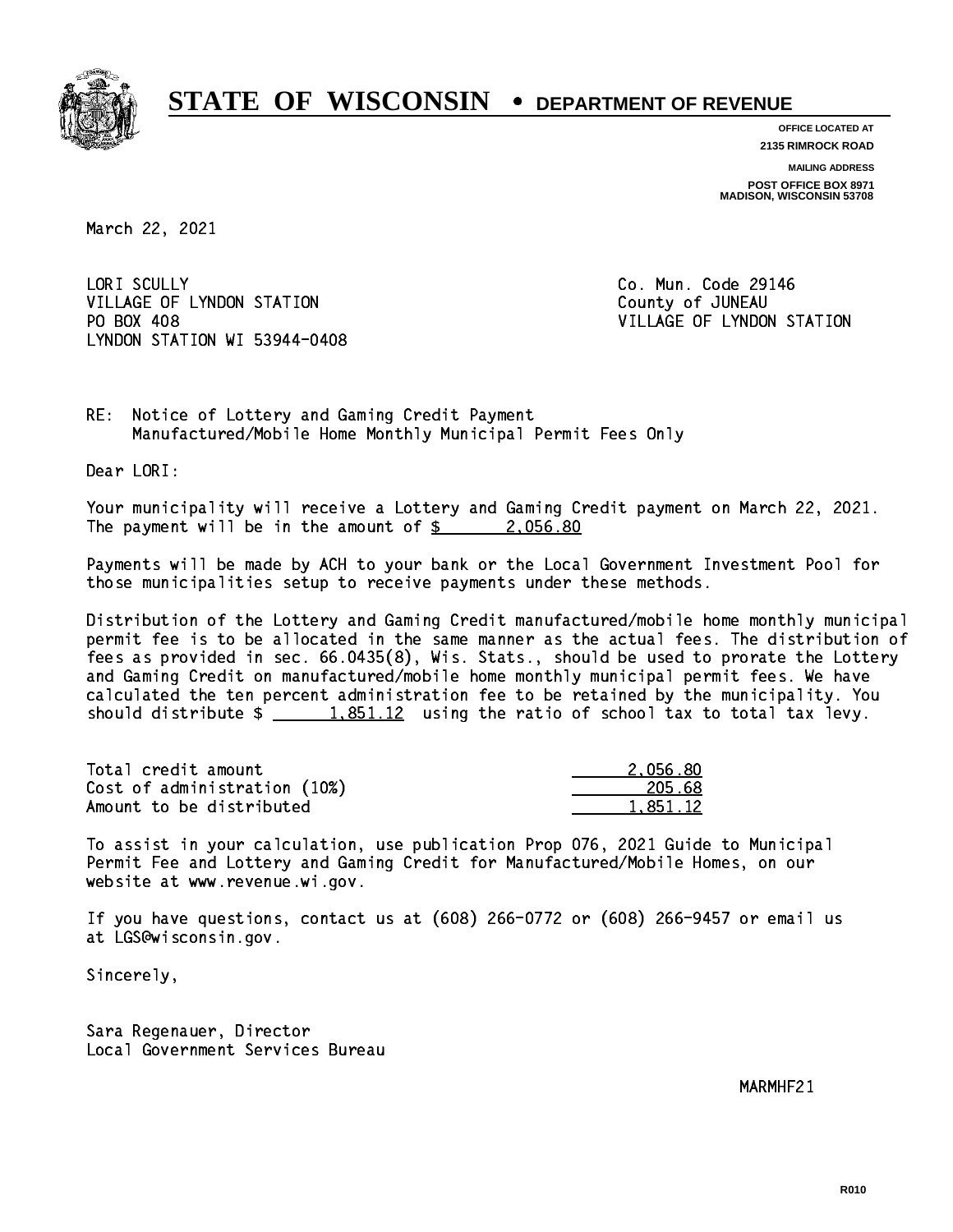# STATE OF WISCONSIN • DEPARTMENT OF REVENUE

**OFFICE LOCATED AT**
**2135 RIMROCK ROAD**

**MAILING ADDRESS**
**POST OFFICE BOX 8971**
**MADISON, WISCONSIN 53708**

March 22, 2021

LORI SCULLY
VILLAGE OF LYNDON STATION
PO BOX 408
LYNDON STATION WI 53944-0408

Co. Mun. Code 29146
County of JUNEAU
VILLAGE OF LYNDON STATION

RE: Notice of Lottery and Gaming Credit Payment
Manufactured/Mobile Home Monthly Municipal Permit Fees Only

Dear LORI:

Your municipality will receive a Lottery and Gaming Credit payment on March 22, 2021. The payment will be in the amount of $ 2,056.80

Payments will be made by ACH to your bank or the Local Government Investment Pool for those municipalities setup to receive payments under these methods.

Distribution of the Lottery and Gaming Credit manufactured/mobile home monthly municipal permit fee is to be allocated in the same manner as the actual fees. The distribution of fees as provided in sec. 66.0435(8), Wis. Stats., should be used to prorate the Lottery and Gaming Credit on manufactured/mobile home monthly municipal permit fees. We have calculated the ten percent administration fee to be retained by the municipality. You should distribute $ 1,851.12 using the ratio of school tax to total tax levy.

| | |
|---|---|
| Total credit amount | 2,056.80 |
| Cost of administration (10%) | 205.68 |
| Amount to be distributed | 1,851.12 |

To assist in your calculation, use publication Prop 076, 2021 Guide to Municipal Permit Fee and Lottery and Gaming Credit for Manufactured/Mobile Homes, on our website at www.revenue.wi.gov.

If you have questions, contact us at (608) 266-0772 or (608) 266-9457 or email us at LGS@wisconsin.gov.

Sincerely,

Sara Regenauer, Director
Local Government Services Bureau

MARMHF21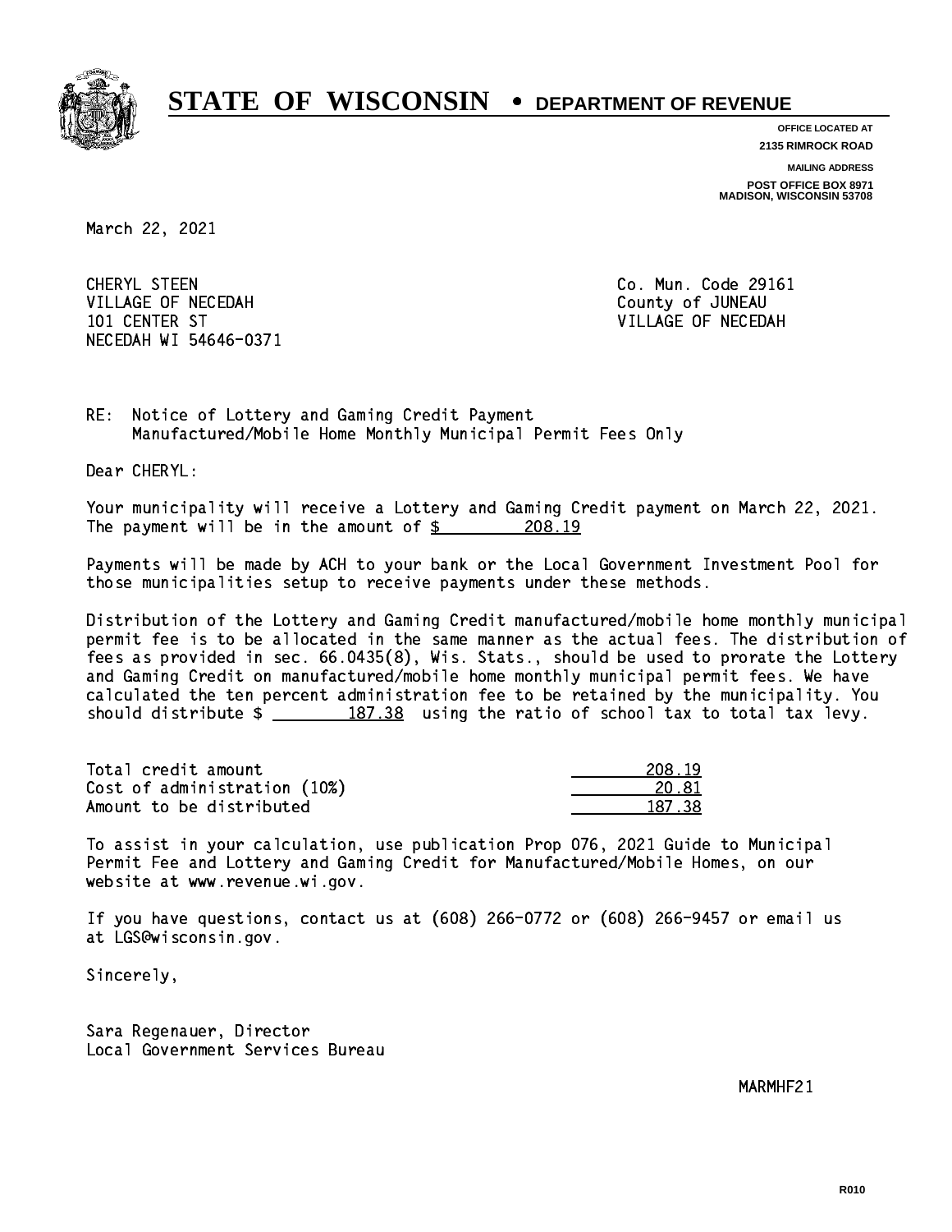# STATE OF WISCONSIN • DEPARTMENT OF REVENUE

**OFFICE LOCATED AT**
**2135 RIMROCK ROAD**

**MAILING ADDRESS**
**POST OFFICE BOX 8971**
**MADISON, WISCONSIN 53708**

March 22, 2021

CHERYL STEEN
VILLAGE OF NECEDAH
101 CENTER ST
NECEDAH WI 54646-0371

Co. Mun. Code 29161
County of JUNEAU
VILLAGE OF NECEDAH

RE: Notice of Lottery and Gaming Credit Payment
Manufactured/Mobile Home Monthly Municipal Permit Fees Only

Dear CHERYL:

Your municipality will receive a Lottery and Gaming Credit payment on March 22, 2021. The payment will be in the amount of $ 208.19

Payments will be made by ACH to your bank or the Local Government Investment Pool for those municipalities setup to receive payments under these methods.

Distribution of the Lottery and Gaming Credit manufactured/mobile home monthly municipal permit fee is to be allocated in the same manner as the actual fees. The distribution of fees as provided in sec. 66.0435(8), Wis. Stats., should be used to prorate the Lottery and Gaming Credit on manufactured/mobile home monthly municipal permit fees. We have calculated the ten percent administration fee to be retained by the municipality. You should distribute $ 187.38 using the ratio of school tax to total tax levy.

| | |
|---|---|
| Total credit amount | 208.19 |
| Cost of administration (10%) | 20.81 |
| Amount to be distributed | 187.38 |

To assist in your calculation, use publication Prop 076, 2021 Guide to Municipal Permit Fee and Lottery and Gaming Credit for Manufactured/Mobile Homes, on our website at www.revenue.wi.gov.

If you have questions, contact us at (608) 266-0772 or (608) 266-9457 or email us at LGS@wisconsin.gov.

Sincerely,

Sara Regenauer, Director
Local Government Services Bureau

MARMHF21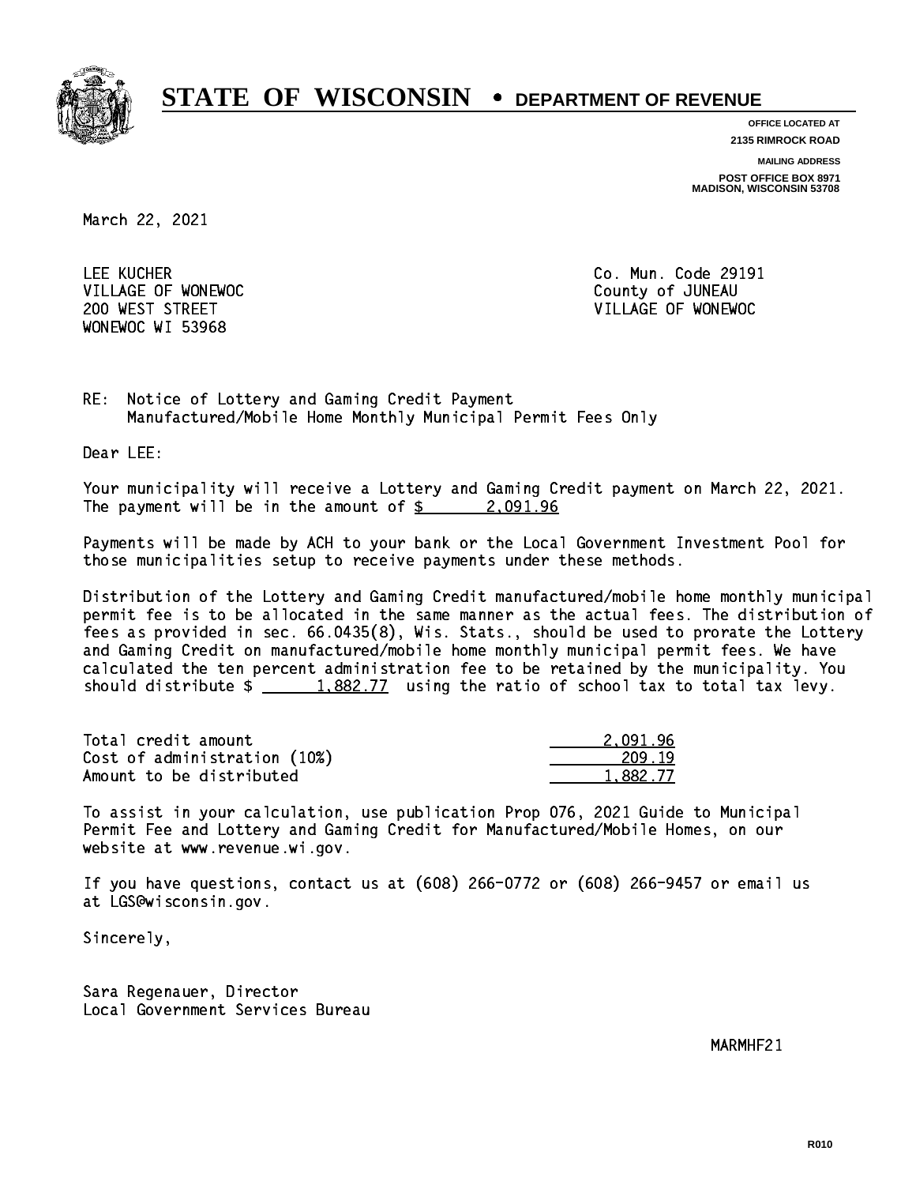# STATE OF WISCONSIN • DEPARTMENT OF REVENUE

**OFFICE LOCATED AT**
**2135 RIMROCK ROAD**

**MAILING ADDRESS**
**POST OFFICE BOX 8971**
**MADISON, WISCONSIN 53708**

March 22, 2021

LEE KUCHER
VILLAGE OF WONEWOC
200 WEST STREET
WONEWOC WI 53968

Co. Mun. Code 29191
County of JUNEAU
VILLAGE OF WONEWOC

RE: Notice of Lottery and Gaming Credit Payment
Manufactured/Mobile Home Monthly Municipal Permit Fees Only

Dear LEE:

Your municipality will receive a Lottery and Gaming Credit payment on March 22, 2021. The payment will be in the amount of $ 2,091.96

Payments will be made by ACH to your bank or the Local Government Investment Pool for those municipalities setup to receive payments under these methods.

Distribution of the Lottery and Gaming Credit manufactured/mobile home monthly municipal permit fee is to be allocated in the same manner as the actual fees. The distribution of fees as provided in sec. 66.0435(8), Wis. Stats., should be used to prorate the Lottery and Gaming Credit on manufactured/mobile home monthly municipal permit fees. We have calculated the ten percent administration fee to be retained by the municipality. You should distribute $ 1,882.77 using the ratio of school tax to total tax levy.

| | |
|---|---|
| Total credit amount | 2,091.96 |
| Cost of administration (10%) | 209.19 |
| Amount to be distributed | 1,882.77 |

To assist in your calculation, use publication Prop 076, 2021 Guide to Municipal Permit Fee and Lottery and Gaming Credit for Manufactured/Mobile Homes, on our website at www.revenue.wi.gov.

If you have questions, contact us at (608) 266-0772 or (608) 266-9457 or email us at LGS@wisconsin.gov.

Sincerely,

Sara Regenauer, Director
Local Government Services Bureau

MARMHF21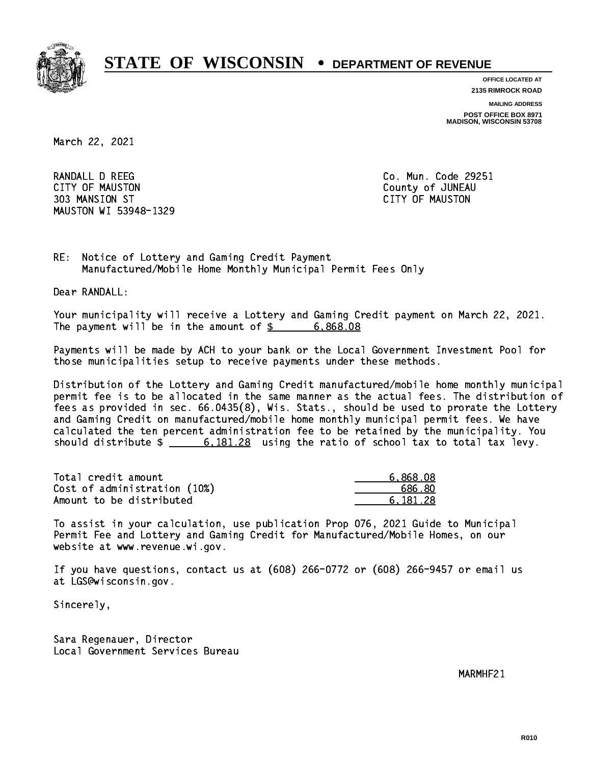# STATE OF WISCONSIN • DEPARTMENT OF REVENUE

**OFFICE LOCATED AT**
**2135 RIMROCK ROAD**

**MAILING ADDRESS**
**POST OFFICE BOX 8971**
**MADISON, WISCONSIN 53708**

March 22, 2021

RANDALL D REEG
CITY OF MAUSTON
303 MANSION ST
MAUSTON WI 53948-1329

Co. Mun. Code 29251
County of JUNEAU
CITY OF MAUSTON

RE: Notice of Lottery and Gaming Credit Payment
Manufactured/Mobile Home Monthly Municipal Permit Fees Only

Dear RANDALL:

Your municipality will receive a Lottery and Gaming Credit payment on March 22, 2021. The payment will be in the amount of $ 6,868.08

Payments will be made by ACH to your bank or the Local Government Investment Pool for those municipalities setup to receive payments under these methods.

Distribution of the Lottery and Gaming Credit manufactured/mobile home monthly municipal permit fee is to be allocated in the same manner as the actual fees. The distribution of fees as provided in sec. 66.0435(8), Wis. Stats., should be used to prorate the Lottery and Gaming Credit on manufactured/mobile home monthly municipal permit fees. We have calculated the ten percent administration fee to be retained by the municipality. You should distribute $ 6,181.28 using the ratio of school tax to total tax levy.

| | |
|---|---|
| Total credit amount | 6,868.08 |
| Cost of administration (10%) | 686.80 |
| Amount to be distributed | 6,181.28 |

To assist in your calculation, use publication Prop 076, 2021 Guide to Municipal Permit Fee and Lottery and Gaming Credit for Manufactured/Mobile Homes, on our website at www.revenue.wi.gov.

If you have questions, contact us at (608) 266-0772 or (608) 266-9457 or email us at LGS@wisconsin.gov.

Sincerely,

Sara Regenauer, Director
Local Government Services Bureau

MARMHF21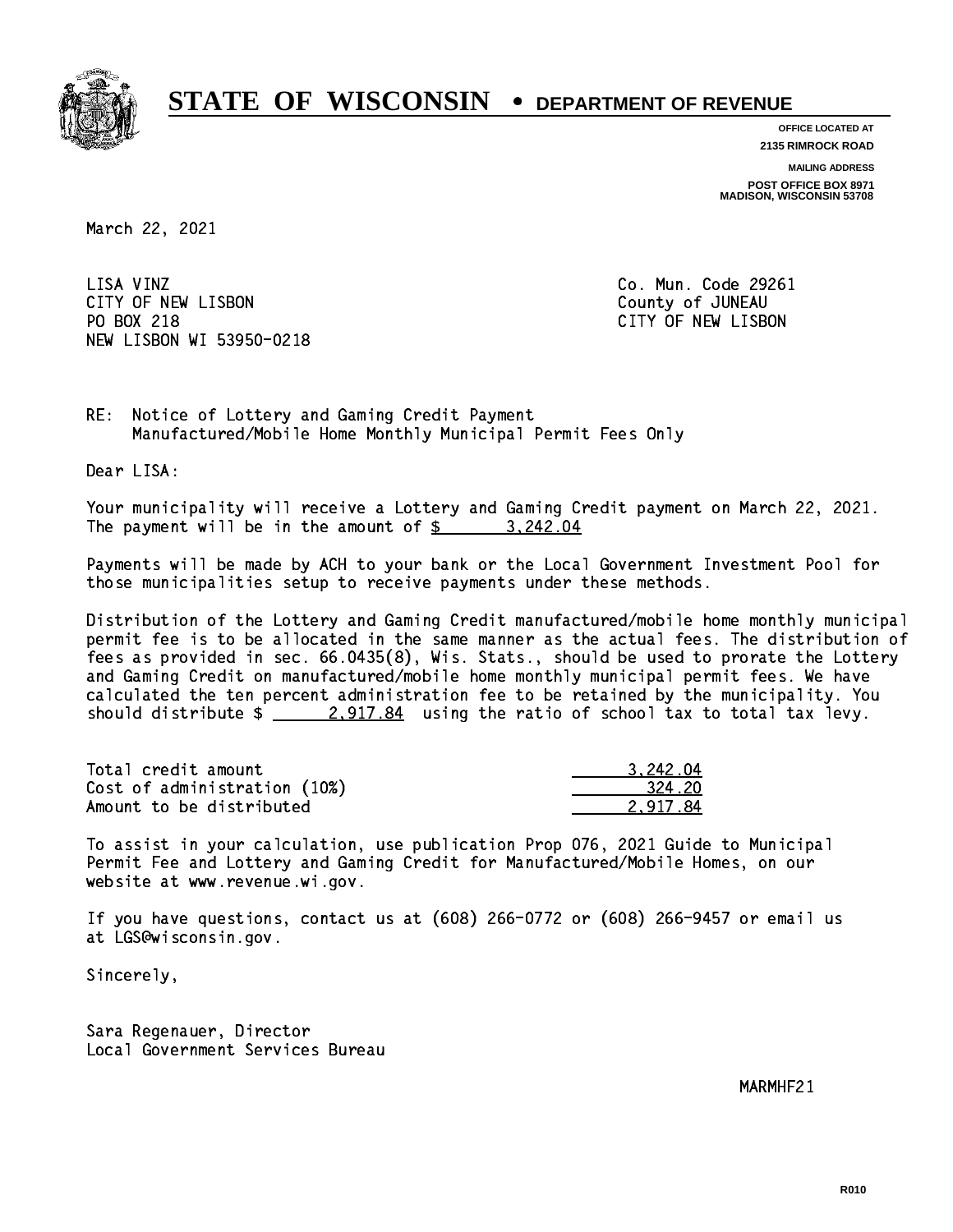# STATE OF WISCONSIN • DEPARTMENT OF REVENUE

**OFFICE LOCATED AT**
**2135 RIMROCK ROAD**

**MAILING ADDRESS**
**POST OFFICE BOX 8971**
**MADISON, WISCONSIN 53708**

March 22, 2021

LISA VINZ
CITY OF NEW LISBON
PO BOX 218
NEW LISBON WI 53950-0218

Co. Mun. Code 29261
County of JUNEAU
CITY OF NEW LISBON

RE: Notice of Lottery and Gaming Credit Payment
Manufactured/Mobile Home Monthly Municipal Permit Fees Only

Dear LISA:

Your municipality will receive a Lottery and Gaming Credit payment on March 22, 2021. The payment will be in the amount of $ 3,242.04

Payments will be made by ACH to your bank or the Local Government Investment Pool for those municipalities setup to receive payments under these methods.

Distribution of the Lottery and Gaming Credit manufactured/mobile home monthly municipal permit fee is to be allocated in the same manner as the actual fees. The distribution of fees as provided in sec. 66.0435(8), Wis. Stats., should be used to prorate the Lottery and Gaming Credit on manufactured/mobile home monthly municipal permit fees. We have calculated the ten percent administration fee to be retained by the municipality. You should distribute $ 2,917.84 using the ratio of school tax to total tax levy.

| | |
|---|---|
| Total credit amount | 3,242.04 |
| Cost of administration (10%) | 324.20 |
| Amount to be distributed | 2,917.84 |

To assist in your calculation, use publication Prop 076, 2021 Guide to Municipal Permit Fee and Lottery and Gaming Credit for Manufactured/Mobile Homes, on our website at www.revenue.wi.gov.

If you have questions, contact us at (608) 266-0772 or (608) 266-9457 or email us at LGS@wisconsin.gov.

Sincerely,

Sara Regenauer, Director
Local Government Services Bureau

MARMHF21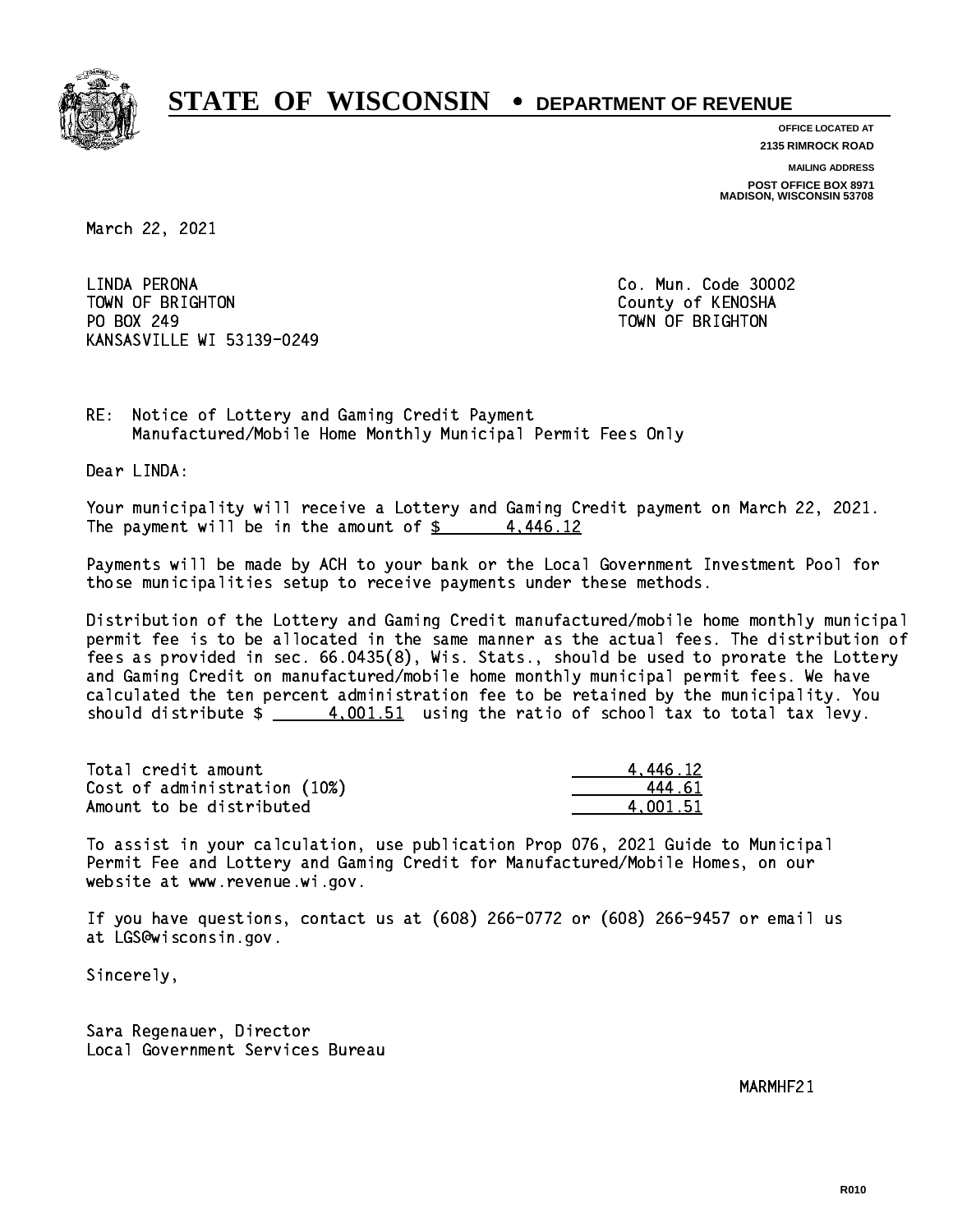# STATE OF WISCONSIN • DEPARTMENT OF REVENUE

**OFFICE LOCATED AT**
**2135 RIMROCK ROAD**

**MAILING ADDRESS**
**POST OFFICE BOX 8971**
**MADISON, WISCONSIN 53708**

March 22, 2021

LINDA PERONA
TOWN OF BRIGHTON
PO BOX 249
KANSASVILLE WI 53139-0249

Co. Mun. Code 30002
County of KENOSHA
TOWN OF BRIGHTON

RE: Notice of Lottery and Gaming Credit Payment
Manufactured/Mobile Home Monthly Municipal Permit Fees Only

Dear LINDA:

Your municipality will receive a Lottery and Gaming Credit payment on March 22, 2021. The payment will be in the amount of $ 4,446.12

Payments will be made by ACH to your bank or the Local Government Investment Pool for those municipalities setup to receive payments under these methods.

Distribution of the Lottery and Gaming Credit manufactured/mobile home monthly municipal permit fee is to be allocated in the same manner as the actual fees. The distribution of fees as provided in sec. 66.0435(8), Wis. Stats., should be used to prorate the Lottery and Gaming Credit on manufactured/mobile home monthly municipal permit fees. We have calculated the ten percent administration fee to be retained by the municipality. You should distribute $ 4,001.51 using the ratio of school tax to total tax levy.

| | |
|---|---|
| Total credit amount | 4,446.12 |
| Cost of administration (10%) | 444.61 |
| Amount to be distributed | 4,001.51 |

To assist in your calculation, use publication Prop 076, 2021 Guide to Municipal Permit Fee and Lottery and Gaming Credit for Manufactured/Mobile Homes, on our website at www.revenue.wi.gov.

If you have questions, contact us at (608) 266-0772 or (608) 266-9457 or email us at LGS@wisconsin.gov.

Sincerely,

Sara Regenauer, Director
Local Government Services Bureau

MARMHF21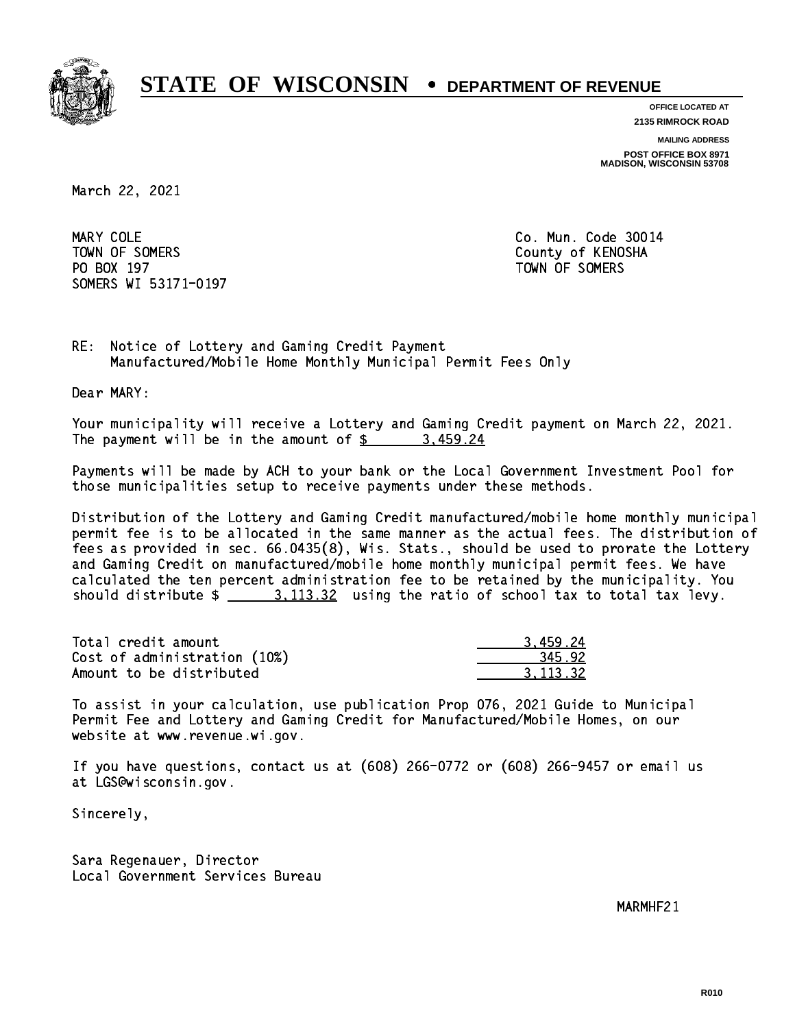# STATE OF WISCONSIN • DEPARTMENT OF REVENUE

**OFFICE LOCATED AT**
**2135 RIMROCK ROAD**

**MAILING ADDRESS**
**POST OFFICE BOX 8971**
**MADISON, WISCONSIN 53708**

March 22, 2021

MARY COLE
TOWN OF SOMERS
PO BOX 197
SOMERS WI 53171-0197

Co. Mun. Code 30014
County of KENOSHA
TOWN OF SOMERS

RE: Notice of Lottery and Gaming Credit Payment
Manufactured/Mobile Home Monthly Municipal Permit Fees Only

Dear MARY:

Your municipality will receive a Lottery and Gaming Credit payment on March 22, 2021. The payment will be in the amount of $ 3,459.24

Payments will be made by ACH to your bank or the Local Government Investment Pool for those municipalities setup to receive payments under these methods.

Distribution of the Lottery and Gaming Credit manufactured/mobile home monthly municipal permit fee is to be allocated in the same manner as the actual fees. The distribution of fees as provided in sec. 66.0435(8), Wis. Stats., should be used to prorate the Lottery and Gaming Credit on manufactured/mobile home monthly municipal permit fees. We have calculated the ten percent administration fee to be retained by the municipality. You should distribute $ 3,113.32 using the ratio of school tax to total tax levy.

| | |
|---|---|
| Total credit amount | 3,459.24 |
| Cost of administration (10%) | 345.92 |
| Amount to be distributed | 3,113.32 |

To assist in your calculation, use publication Prop 076, 2021 Guide to Municipal Permit Fee and Lottery and Gaming Credit for Manufactured/Mobile Homes, on our website at www.revenue.wi.gov.

If you have questions, contact us at (608) 266-0772 or (608) 266-9457 or email us at LGS@wisconsin.gov.

Sincerely,

Sara Regenauer, Director
Local Government Services Bureau

MARMHF21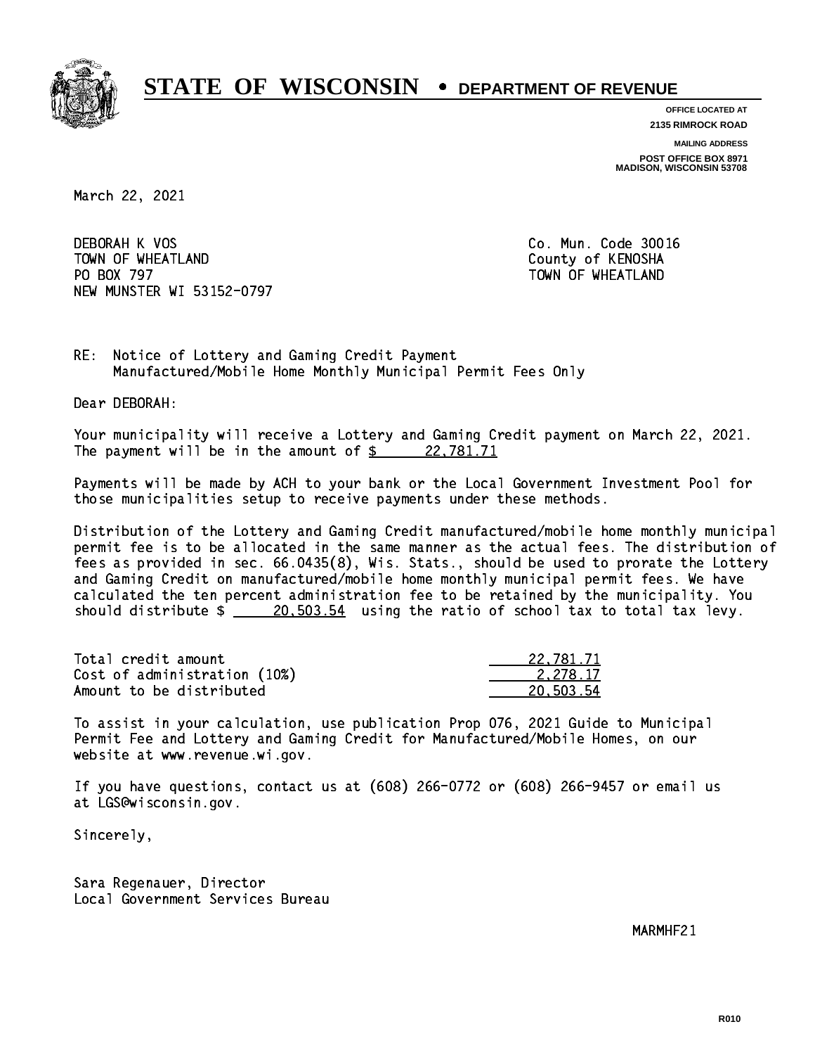# STATE OF WISCONSIN • DEPARTMENT OF REVENUE

**OFFICE LOCATED AT**
**2135 RIMROCK ROAD**

**MAILING ADDRESS**
**POST OFFICE BOX 8971**
**MADISON, WISCONSIN 53708**

March 22, 2021

DEBORAH K VOS
TOWN OF WHEATLAND
PO BOX 797
NEW MUNSTER WI 53152-0797

Co. Mun. Code 30016
County of KENOSHA
TOWN OF WHEATLAND

RE: Notice of Lottery and Gaming Credit Payment
Manufactured/Mobile Home Monthly Municipal Permit Fees Only

Dear DEBORAH:

Your municipality will receive a Lottery and Gaming Credit payment on March 22, 2021. The payment will be in the amount of $ 22,781.71

Payments will be made by ACH to your bank or the Local Government Investment Pool for those municipalities setup to receive payments under these methods.

Distribution of the Lottery and Gaming Credit manufactured/mobile home monthly municipal permit fee is to be allocated in the same manner as the actual fees. The distribution of fees as provided in sec. 66.0435(8), Wis. Stats., should be used to prorate the Lottery and Gaming Credit on manufactured/mobile home monthly municipal permit fees. We have calculated the ten percent administration fee to be retained by the municipality. You should distribute $ 20,503.54 using the ratio of school tax to total tax levy.

| | |
|---|---|
| Total credit amount | 22,781.71 |
| Cost of administration (10%) | 2,278.17 |
| Amount to be distributed | 20,503.54 |

To assist in your calculation, use publication Prop 076, 2021 Guide to Municipal Permit Fee and Lottery and Gaming Credit for Manufactured/Mobile Homes, on our website at www.revenue.wi.gov.

If you have questions, contact us at (608) 266-0772 or (608) 266-9457 or email us at LGS@wisconsin.gov.

Sincerely,

Sara Regenauer, Director
Local Government Services Bureau

MARMHF21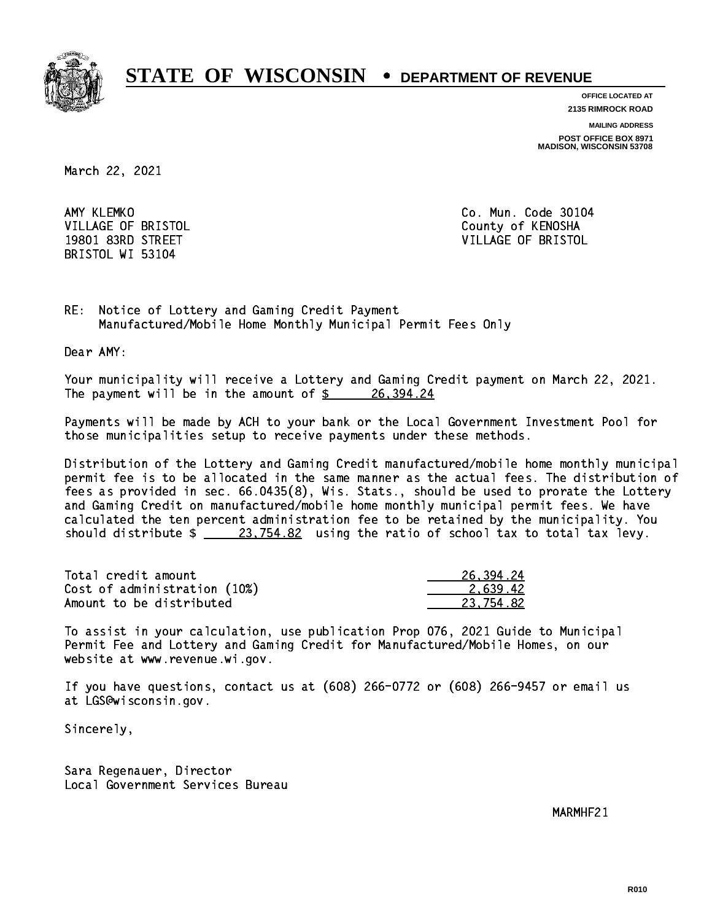# STATE OF WISCONSIN • DEPARTMENT OF REVENUE

**OFFICE LOCATED AT**
**2135 RIMROCK ROAD**

**MAILING ADDRESS**
**POST OFFICE BOX 8971**
**MADISON, WISCONSIN 53708**

March 22, 2021

AMY KLEMKO
VILLAGE OF BRISTOL
19801 83RD STREET
BRISTOL WI 53104

Co. Mun. Code 30104
County of KENOSHA
VILLAGE OF BRISTOL

RE: Notice of Lottery and Gaming Credit Payment
Manufactured/Mobile Home Monthly Municipal Permit Fees Only

Dear AMY:

Your municipality will receive a Lottery and Gaming Credit payment on March 22, 2021. The payment will be in the amount of $ 26,394.24

Payments will be made by ACH to your bank or the Local Government Investment Pool for those municipalities setup to receive payments under these methods.

Distribution of the Lottery and Gaming Credit manufactured/mobile home monthly municipal permit fee is to be allocated in the same manner as the actual fees. The distribution of fees as provided in sec. 66.0435(8), Wis. Stats., should be used to prorate the Lottery and Gaming Credit on manufactured/mobile home monthly municipal permit fees. We have calculated the ten percent administration fee to be retained by the municipality. You should distribute $ 23,754.82 using the ratio of school tax to total tax levy.

| | |
|---|---|
| Total credit amount | 26,394.24 |
| Cost of administration (10%) | 2,639.42 |
| Amount to be distributed | 23,754.82 |

To assist in your calculation, use publication Prop 076, 2021 Guide to Municipal Permit Fee and Lottery and Gaming Credit for Manufactured/Mobile Homes, on our website at www.revenue.wi.gov.

If you have questions, contact us at (608) 266-0772 or (608) 266-9457 or email us at LGS@wisconsin.gov.

Sincerely,

Sara Regenauer, Director
Local Government Services Bureau

MARMHF21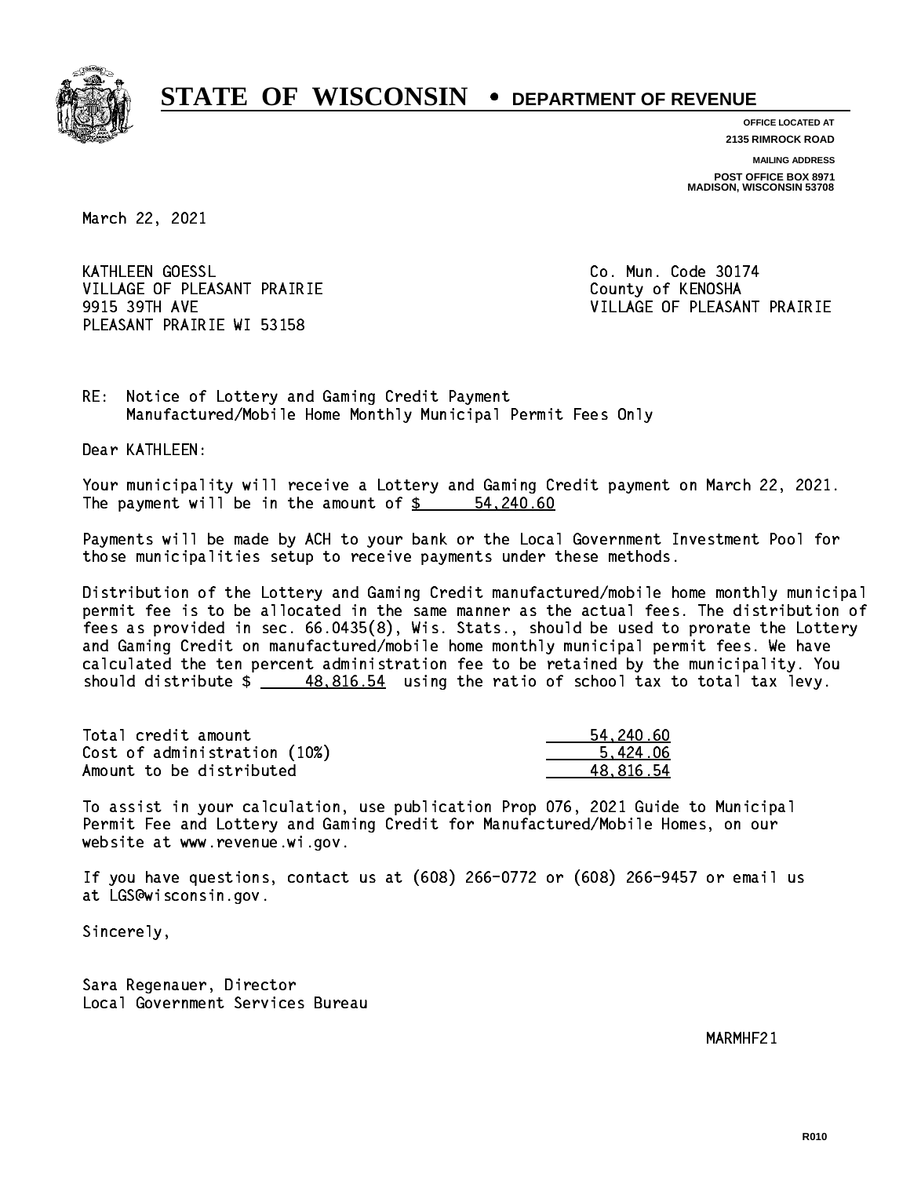# STATE OF WISCONSIN • DEPARTMENT OF REVENUE

**OFFICE LOCATED AT**
**2135 RIMROCK ROAD**

**MAILING ADDRESS**
**POST OFFICE BOX 8971**
**MADISON, WISCONSIN 53708**

March 22, 2021

KATHLEEN GOESSL
VILLAGE OF PLEASANT PRAIRIE
9915 39TH AVE
PLEASANT PRAIRIE WI 53158

Co. Mun. Code 30174
County of KENOSHA
VILLAGE OF PLEASANT PRAIRIE

RE: Notice of Lottery and Gaming Credit Payment
Manufactured/Mobile Home Monthly Municipal Permit Fees Only

Dear KATHLEEN:

Your municipality will receive a Lottery and Gaming Credit payment on March 22, 2021. The payment will be in the amount of $ 54,240.60

Payments will be made by ACH to your bank or the Local Government Investment Pool for those municipalities setup to receive payments under these methods.

Distribution of the Lottery and Gaming Credit manufactured/mobile home monthly municipal permit fee is to be allocated in the same manner as the actual fees. The distribution of fees as provided in sec. 66.0435(8), Wis. Stats., should be used to prorate the Lottery and Gaming Credit on manufactured/mobile home monthly municipal permit fees. We have calculated the ten percent administration fee to be retained by the municipality. You should distribute $ 48,816.54 using the ratio of school tax to total tax levy.

| | |
|---|---|
| Total credit amount | 54,240.60 |
| Cost of administration (10%) | 5,424.06 |
| Amount to be distributed | 48,816.54 |

To assist in your calculation, use publication Prop 076, 2021 Guide to Municipal Permit Fee and Lottery and Gaming Credit for Manufactured/Mobile Homes, on our website at www.revenue.wi.gov.

If you have questions, contact us at (608) 266-0772 or (608) 266-9457 or email us at LGS@wisconsin.gov.

Sincerely,

Sara Regenauer, Director
Local Government Services Bureau

MARMHF21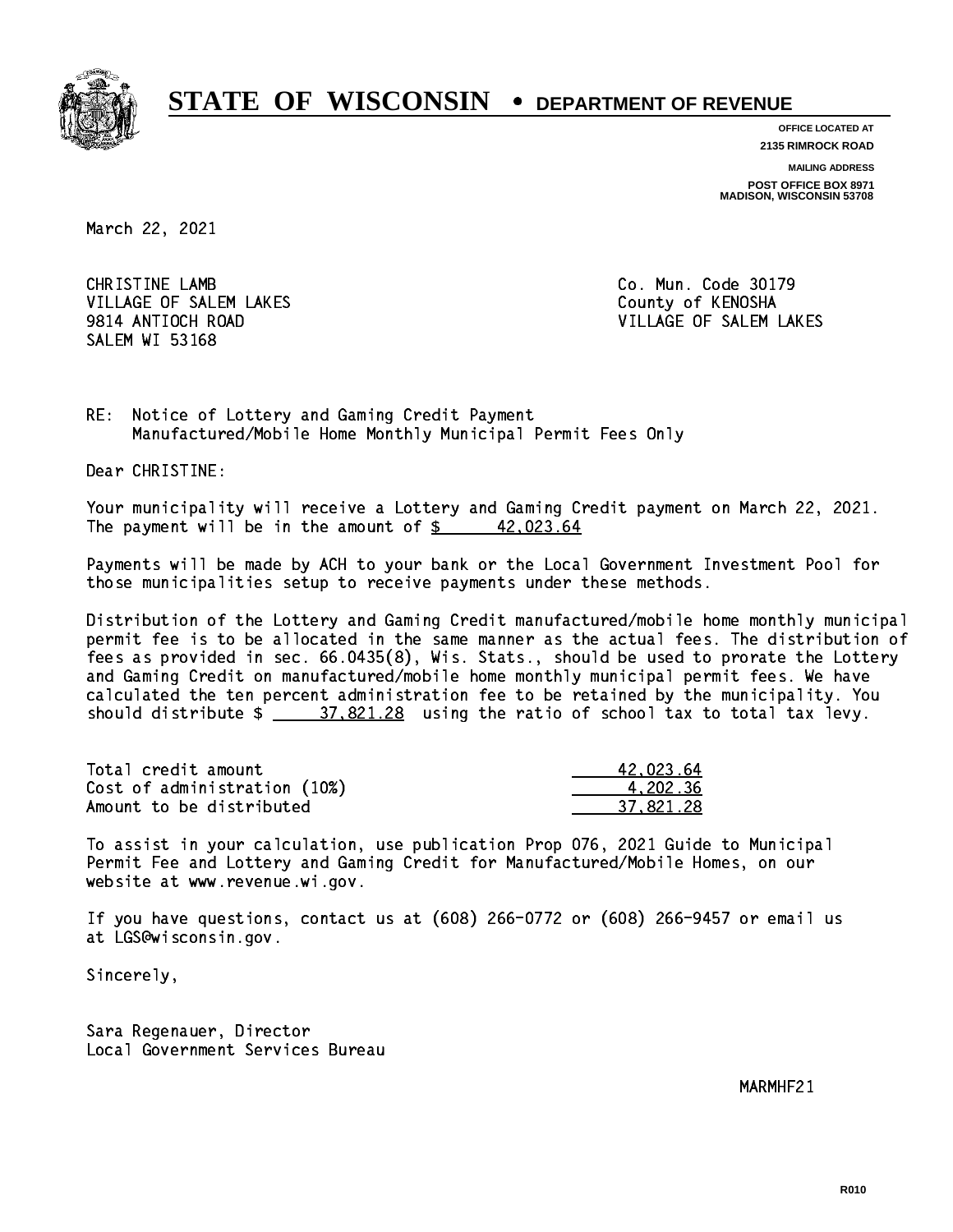# STATE OF WISCONSIN • DEPARTMENT OF REVENUE

**OFFICE LOCATED AT**
**2135 RIMROCK ROAD**

**MAILING ADDRESS**
**POST OFFICE BOX 8971**
**MADISON, WISCONSIN 53708**

March 22, 2021

CHRISTINE LAMB
VILLAGE OF SALEM LAKES
9814 ANTIOCH ROAD
SALEM WI 53168

Co. Mun. Code 30179
County of KENOSHA
VILLAGE OF SALEM LAKES

RE: Notice of Lottery and Gaming Credit Payment
Manufactured/Mobile Home Monthly Municipal Permit Fees Only

Dear CHRISTINE:

Your municipality will receive a Lottery and Gaming Credit payment on March 22, 2021. The payment will be in the amount of $ 42,023.64

Payments will be made by ACH to your bank or the Local Government Investment Pool for those municipalities setup to receive payments under these methods.

Distribution of the Lottery and Gaming Credit manufactured/mobile home monthly municipal permit fee is to be allocated in the same manner as the actual fees. The distribution of fees as provided in sec. 66.0435(8), Wis. Stats., should be used to prorate the Lottery and Gaming Credit on manufactured/mobile home monthly municipal permit fees. We have calculated the ten percent administration fee to be retained by the municipality. You should distribute $ 37,821.28 using the ratio of school tax to total tax levy.

| | |
|---|---|
| Total credit amount | 42,023.64 |
| Cost of administration (10%) | 4,202.36 |
| Amount to be distributed | 37,821.28 |

To assist in your calculation, use publication Prop 076, 2021 Guide to Municipal Permit Fee and Lottery and Gaming Credit for Manufactured/Mobile Homes, on our website at www.revenue.wi.gov.

If you have questions, contact us at (608) 266-0772 or (608) 266-9457 or email us at LGS@wisconsin.gov.

Sincerely,

Sara Regenauer, Director
Local Government Services Bureau

MARMHF21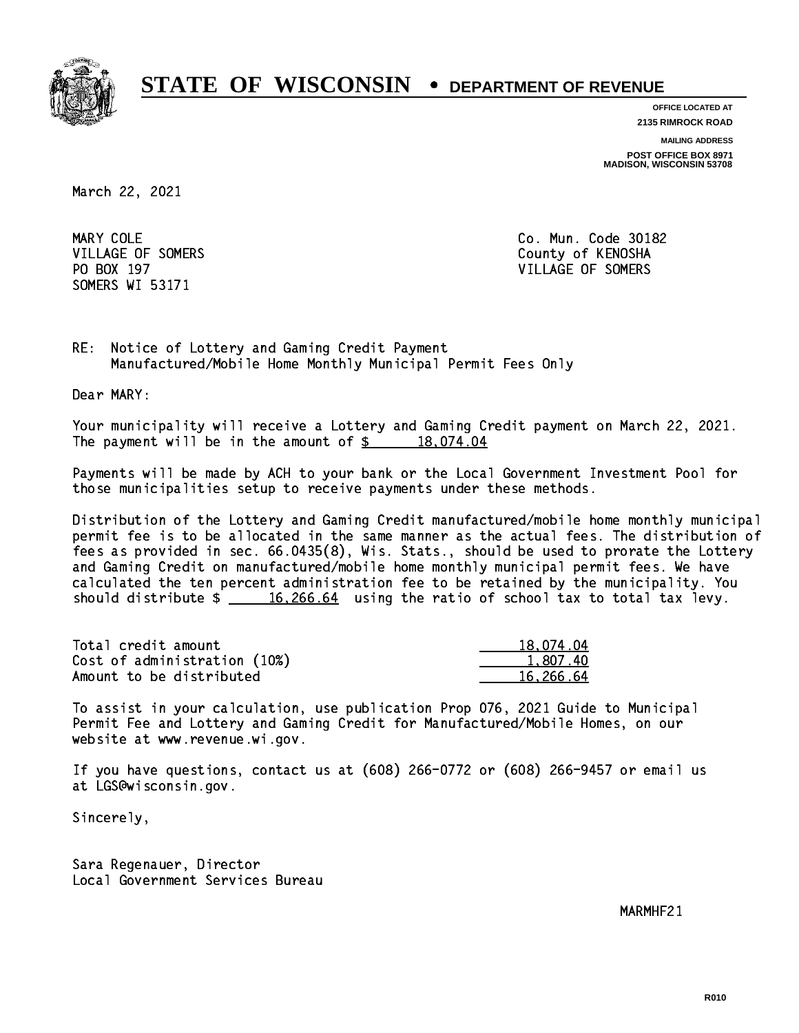# STATE OF WISCONSIN • DEPARTMENT OF REVENUE

**OFFICE LOCATED AT**
**2135 RIMROCK ROAD**

**MAILING ADDRESS**
**POST OFFICE BOX 8971**
**MADISON, WISCONSIN 53708**

March 22, 2021

MARY COLE
VILLAGE OF SOMERS
PO BOX 197
SOMERS WI 53171

Co. Mun. Code 30182
County of KENOSHA
VILLAGE OF SOMERS

RE: Notice of Lottery and Gaming Credit Payment
Manufactured/Mobile Home Monthly Municipal Permit Fees Only

Dear MARY:

Your municipality will receive a Lottery and Gaming Credit payment on March 22, 2021. The payment will be in the amount of $ 18,074.04

Payments will be made by ACH to your bank or the Local Government Investment Pool for those municipalities setup to receive payments under these methods.

Distribution of the Lottery and Gaming Credit manufactured/mobile home monthly municipal permit fee is to be allocated in the same manner as the actual fees. The distribution of fees as provided in sec. 66.0435(8), Wis. Stats., should be used to prorate the Lottery and Gaming Credit on manufactured/mobile home monthly municipal permit fees. We have calculated the ten percent administration fee to be retained by the municipality. You should distribute $ 16,266.64 using the ratio of school tax to total tax levy.

| | |
|---|---|
| Total credit amount | 18,074.04 |
| Cost of administration (10%) | 1,807.40 |
| Amount to be distributed | 16,266.64 |

To assist in your calculation, use publication Prop 076, 2021 Guide to Municipal Permit Fee and Lottery and Gaming Credit for Manufactured/Mobile Homes, on our website at www.revenue.wi.gov.

If you have questions, contact us at (608) 266-0772 or (608) 266-9457 or email us at LGS@wisconsin.gov.

Sincerely,

Sara Regenauer, Director
Local Government Services Bureau

MARMHF21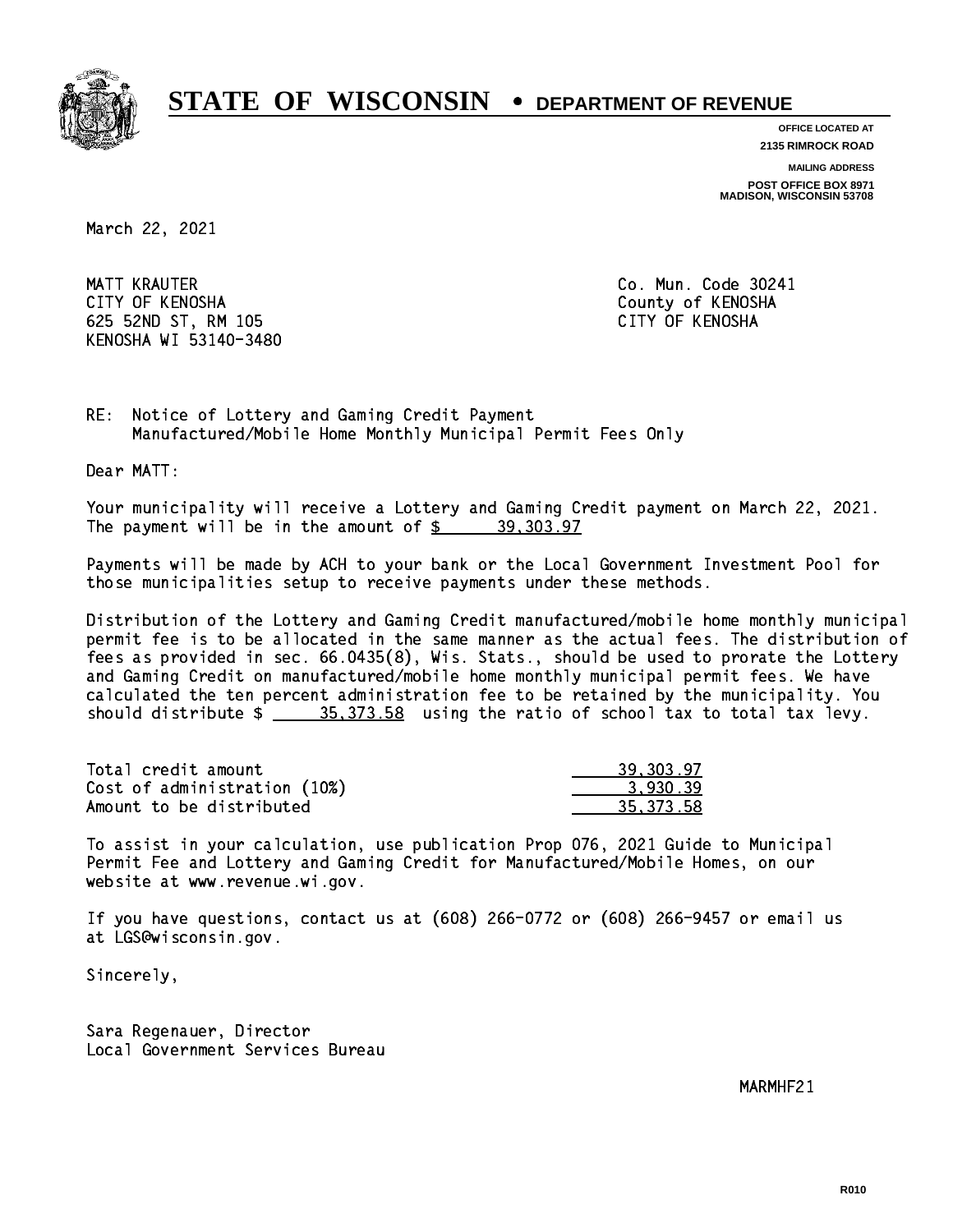# STATE OF WISCONSIN • DEPARTMENT OF REVENUE

**OFFICE LOCATED AT**
**2135 RIMROCK ROAD**

**MAILING ADDRESS**
**POST OFFICE BOX 8971**
**MADISON, WISCONSIN 53708**

March 22, 2021

MATT KRAUTER
CITY OF KENOSHA
625 52ND ST, RM 105
KENOSHA WI 53140-3480

Co. Mun. Code 30241
County of KENOSHA
CITY OF KENOSHA

RE: Notice of Lottery and Gaming Credit Payment
Manufactured/Mobile Home Monthly Municipal Permit Fees Only

Dear MATT:

Your municipality will receive a Lottery and Gaming Credit payment on March 22, 2021. The payment will be in the amount of $ 39,303.97

Payments will be made by ACH to your bank or the Local Government Investment Pool for those municipalities setup to receive payments under these methods.

Distribution of the Lottery and Gaming Credit manufactured/mobile home monthly municipal permit fee is to be allocated in the same manner as the actual fees. The distribution of fees as provided in sec. 66.0435(8), Wis. Stats., should be used to prorate the Lottery and Gaming Credit on manufactured/mobile home monthly municipal permit fees. We have calculated the ten percent administration fee to be retained by the municipality. You should distribute $ 35,373.58 using the ratio of school tax to total tax levy.

| | |
|---|---|
| Total credit amount | 39,303.97 |
| Cost of administration (10%) | 3,930.39 |
| Amount to be distributed | 35,373.58 |

To assist in your calculation, use publication Prop 076, 2021 Guide to Municipal Permit Fee and Lottery and Gaming Credit for Manufactured/Mobile Homes, on our website at www.revenue.wi.gov.

If you have questions, contact us at (608) 266-0772 or (608) 266-9457 or email us at LGS@wisconsin.gov.

Sincerely,

Sara Regenauer, Director
Local Government Services Bureau

MARMHF21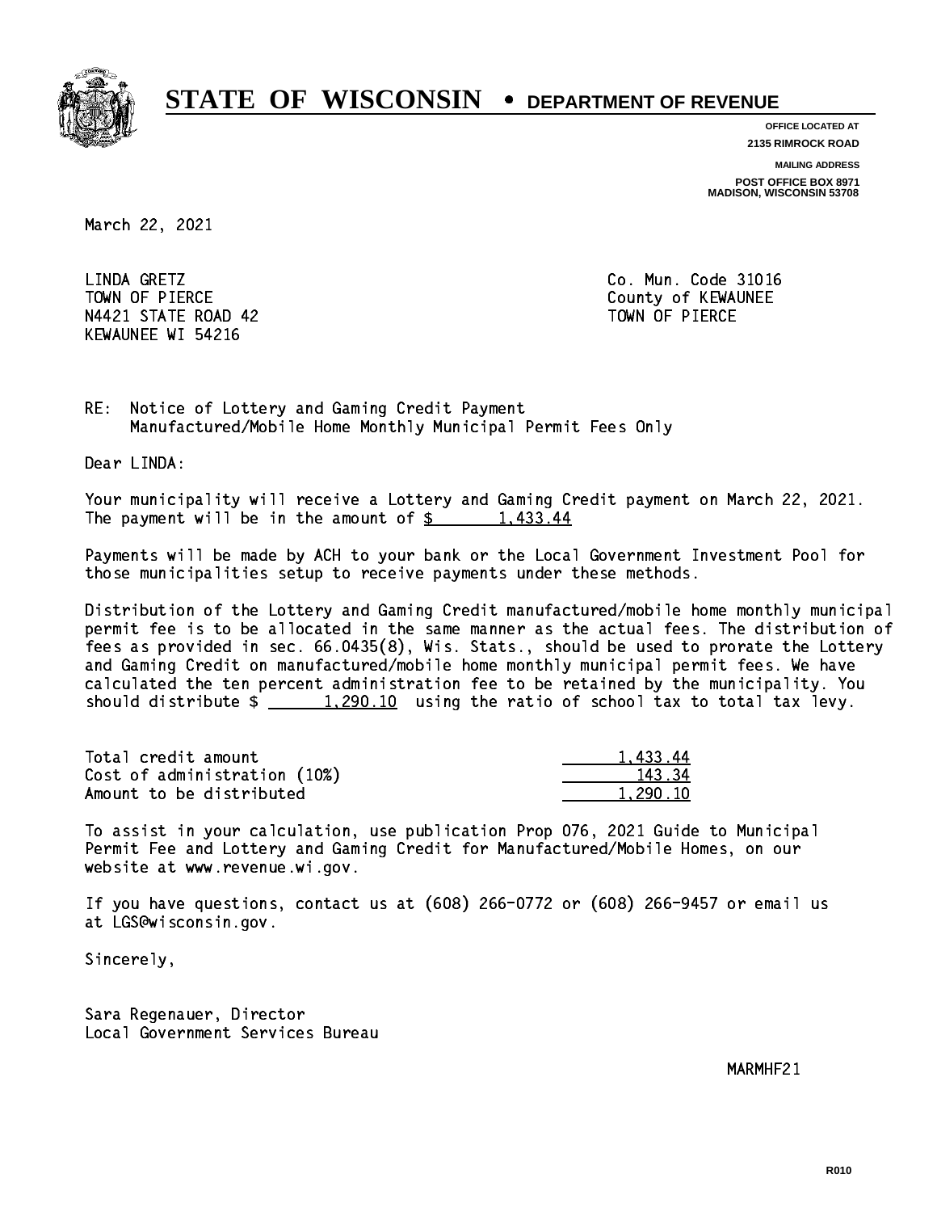# STATE OF WISCONSIN • DEPARTMENT OF REVENUE

**OFFICE LOCATED AT**
**2135 RIMROCK ROAD**

**MAILING ADDRESS**
**POST OFFICE BOX 8971**
**MADISON, WISCONSIN 53708**

March 22, 2021

LINDA GRETZ
TOWN OF PIERCE
N4421 STATE ROAD 42
KEWAUNEE WI 54216

Co. Mun. Code 31016
County of KEWAUNEE
TOWN OF PIERCE

RE: Notice of Lottery and Gaming Credit Payment
Manufactured/Mobile Home Monthly Municipal Permit Fees Only

Dear LINDA:

Your municipality will receive a Lottery and Gaming Credit payment on March 22, 2021. The payment will be in the amount of $ 1,433.44

Payments will be made by ACH to your bank or the Local Government Investment Pool for those municipalities setup to receive payments under these methods.

Distribution of the Lottery and Gaming Credit manufactured/mobile home monthly municipal permit fee is to be allocated in the same manner as the actual fees. The distribution of fees as provided in sec. 66.0435(8), Wis. Stats., should be used to prorate the Lottery and Gaming Credit on manufactured/mobile home monthly municipal permit fees. We have calculated the ten percent administration fee to be retained by the municipality. You should distribute $ 1,290.10 using the ratio of school tax to total tax levy.

| | |
|---|---|
| Total credit amount | 1,433.44 |
| Cost of administration (10%) | 143.34 |
| Amount to be distributed | 1,290.10 |

To assist in your calculation, use publication Prop 076, 2021 Guide to Municipal Permit Fee and Lottery and Gaming Credit for Manufactured/Mobile Homes, on our website at www.revenue.wi.gov.

If you have questions, contact us at (608) 266-0772 or (608) 266-9457 or email us at LGS@wisconsin.gov.

Sincerely,

Sara Regenauer, Director
Local Government Services Bureau

MARMHF21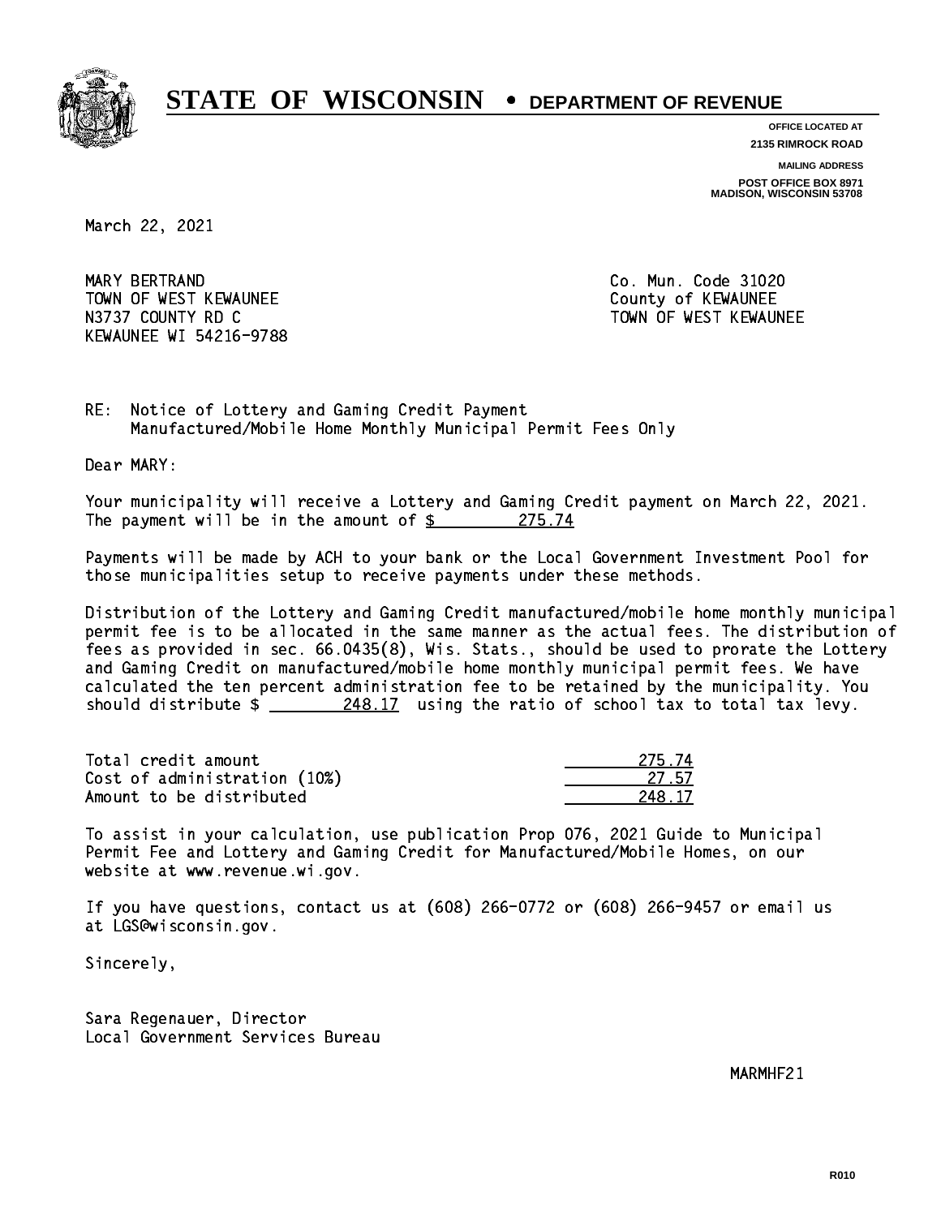# STATE OF WISCONSIN • DEPARTMENT OF REVENUE

**OFFICE LOCATED AT**
**2135 RIMROCK ROAD**

**MAILING ADDRESS**
**POST OFFICE BOX 8971**
**MADISON, WISCONSIN 53708**

March 22, 2021

MARY BERTRAND
TOWN OF WEST KEWAUNEE
N3737 COUNTY RD C
KEWAUNEE WI 54216-9788

Co. Mun. Code 31020
County of KEWAUNEE
TOWN OF WEST KEWAUNEE

RE: Notice of Lottery and Gaming Credit Payment
Manufactured/Mobile Home Monthly Municipal Permit Fees Only

Dear MARY:

Your municipality will receive a Lottery and Gaming Credit payment on March 22, 2021. The payment will be in the amount of $ 275.74

Payments will be made by ACH to your bank or the Local Government Investment Pool for those municipalities setup to receive payments under these methods.

Distribution of the Lottery and Gaming Credit manufactured/mobile home monthly municipal permit fee is to be allocated in the same manner as the actual fees. The distribution of fees as provided in sec. 66.0435(8), Wis. Stats., should be used to prorate the Lottery and Gaming Credit on manufactured/mobile home monthly municipal permit fees. We have calculated the ten percent administration fee to be retained by the municipality. You should distribute $ 248.17 using the ratio of school tax to total tax levy.

| | |
|---|---|
| Total credit amount | 275.74 |
| Cost of administration (10%) | 27.57 |
| Amount to be distributed | 248.17 |

To assist in your calculation, use publication Prop 076, 2021 Guide to Municipal Permit Fee and Lottery and Gaming Credit for Manufactured/Mobile Homes, on our website at www.revenue.wi.gov.

If you have questions, contact us at (608) 266-0772 or (608) 266-9457 or email us at LGS@wisconsin.gov.

Sincerely,

Sara Regenauer, Director
Local Government Services Bureau

MARMHF21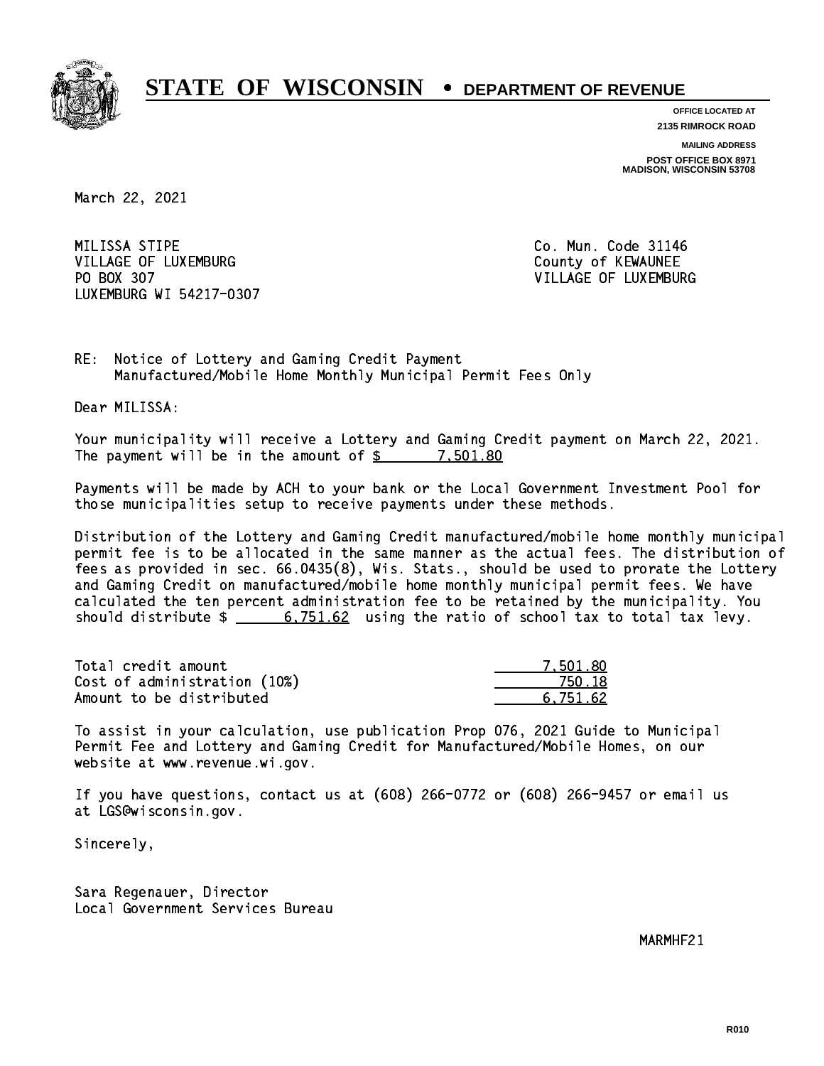# STATE OF WISCONSIN • DEPARTMENT OF REVENUE

**OFFICE LOCATED AT**
**2135 RIMROCK ROAD**

**MAILING ADDRESS**
**POST OFFICE BOX 8971**
**MADISON, WISCONSIN 53708**

March 22, 2021

MILISSA STIPE
VILLAGE OF LUXEMBURG
PO BOX 307
LUXEMBURG WI 54217-0307

Co. Mun. Code 31146
County of KEWAUNEE
VILLAGE OF LUXEMBURG

RE: Notice of Lottery and Gaming Credit Payment
Manufactured/Mobile Home Monthly Municipal Permit Fees Only

Dear MILISSA:

Your municipality will receive a Lottery and Gaming Credit payment on March 22, 2021. The payment will be in the amount of $ 7,501.80

Payments will be made by ACH to your bank or the Local Government Investment Pool for those municipalities setup to receive payments under these methods.

Distribution of the Lottery and Gaming Credit manufactured/mobile home monthly municipal permit fee is to be allocated in the same manner as the actual fees. The distribution of fees as provided in sec. 66.0435(8), Wis. Stats., should be used to prorate the Lottery and Gaming Credit on manufactured/mobile home monthly municipal permit fees. We have calculated the ten percent administration fee to be retained by the municipality. You should distribute $ 6,751.62 using the ratio of school tax to total tax levy.

| | |
|---|---|
| Total credit amount | 7,501.80 |
| Cost of administration (10%) | 750.18 |
| Amount to be distributed | 6,751.62 |

To assist in your calculation, use publication Prop 076, 2021 Guide to Municipal Permit Fee and Lottery and Gaming Credit for Manufactured/Mobile Homes, on our website at www.revenue.wi.gov.

If you have questions, contact us at (608) 266-0772 or (608) 266-9457 or email us at LGS@wisconsin.gov.

Sincerely,

Sara Regenauer, Director
Local Government Services Bureau

MARMHF21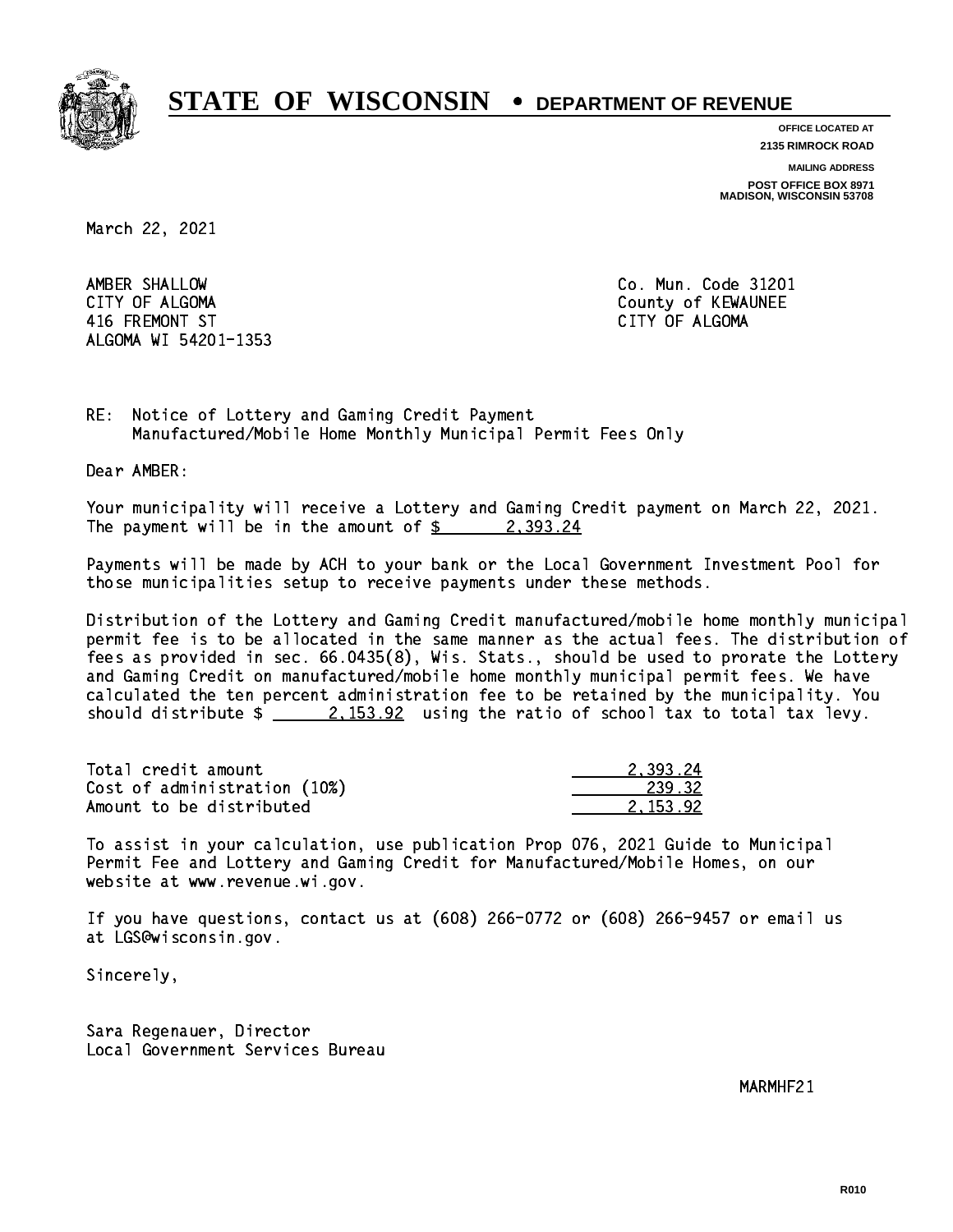# STATE OF WISCONSIN • DEPARTMENT OF REVENUE

**OFFICE LOCATED AT**
**2135 RIMROCK ROAD**

**MAILING ADDRESS**
**POST OFFICE BOX 8971**
**MADISON, WISCONSIN 53708**

March 22, 2021

AMBER SHALLOW
CITY OF ALGOMA
416 FREMONT ST
ALGOMA WI 54201-1353

Co. Mun. Code 31201
County of KEWAUNEE
CITY OF ALGOMA

RE: Notice of Lottery and Gaming Credit Payment
Manufactured/Mobile Home Monthly Municipal Permit Fees Only

Dear AMBER:

Your municipality will receive a Lottery and Gaming Credit payment on March 22, 2021. The payment will be in the amount of $ 2,393.24

Payments will be made by ACH to your bank or the Local Government Investment Pool for those municipalities setup to receive payments under these methods.

Distribution of the Lottery and Gaming Credit manufactured/mobile home monthly municipal permit fee is to be allocated in the same manner as the actual fees. The distribution of fees as provided in sec. 66.0435(8), Wis. Stats., should be used to prorate the Lottery and Gaming Credit on manufactured/mobile home monthly municipal permit fees. We have calculated the ten percent administration fee to be retained by the municipality. You should distribute $ 2,153.92 using the ratio of school tax to total tax levy.

| | |
|---|---|
| Total credit amount | 2,393.24 |
| Cost of administration (10%) | 239.32 |
| Amount to be distributed | 2,153.92 |

To assist in your calculation, use publication Prop 076, 2021 Guide to Municipal Permit Fee and Lottery and Gaming Credit for Manufactured/Mobile Homes, on our website at www.revenue.wi.gov.

If you have questions, contact us at (608) 266-0772 or (608) 266-9457 or email us at LGS@wisconsin.gov.

Sincerely,

Sara Regenauer, Director
Local Government Services Bureau

MARMHF21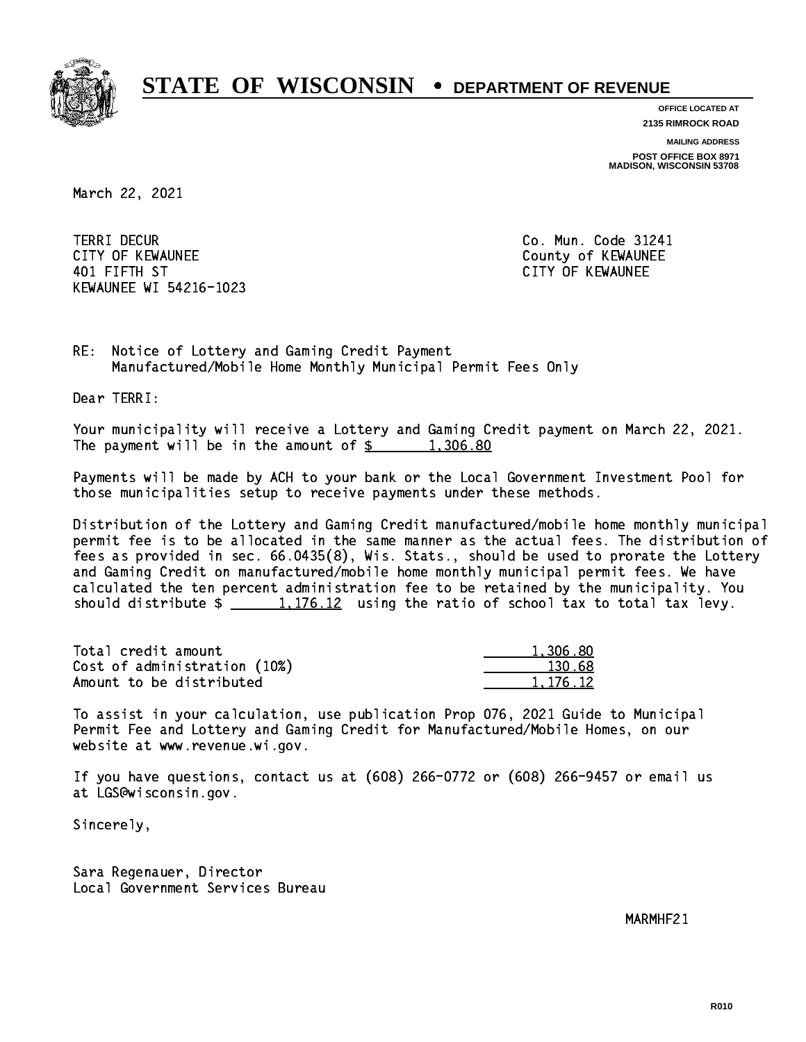# STATE OF WISCONSIN • DEPARTMENT OF REVENUE

**OFFICE LOCATED AT**
**2135 RIMROCK ROAD**

**MAILING ADDRESS**
**POST OFFICE BOX 8971**
**MADISON, WISCONSIN 53708**

March 22, 2021

TERRI DECUR
CITY OF KEWAUNEE
401 FIFTH ST
KEWAUNEE WI 54216-1023

Co. Mun. Code 31241
County of KEWAUNEE
CITY OF KEWAUNEE

RE: Notice of Lottery and Gaming Credit Payment
Manufactured/Mobile Home Monthly Municipal Permit Fees Only

Dear TERRI:

Your municipality will receive a Lottery and Gaming Credit payment on March 22, 2021. The payment will be in the amount of $ 1,306.80

Payments will be made by ACH to your bank or the Local Government Investment Pool for those municipalities setup to receive payments under these methods.

Distribution of the Lottery and Gaming Credit manufactured/mobile home monthly municipal permit fee is to be allocated in the same manner as the actual fees. The distribution of fees as provided in sec. 66.0435(8), Wis. Stats., should be used to prorate the Lottery and Gaming Credit on manufactured/mobile home monthly municipal permit fees. We have calculated the ten percent administration fee to be retained by the municipality. You should distribute $ 1,176.12 using the ratio of school tax to total tax levy.

| | |
|---|---|
| Total credit amount | 1,306.80 |
| Cost of administration (10%) | 130.68 |
| Amount to be distributed | 1,176.12 |

To assist in your calculation, use publication Prop 076, 2021 Guide to Municipal Permit Fee and Lottery and Gaming Credit for Manufactured/Mobile Homes, on our website at www.revenue.wi.gov.

If you have questions, contact us at (608) 266-0772 or (608) 266-9457 or email us at LGS@wisconsin.gov.

Sincerely,

Sara Regenauer, Director
Local Government Services Bureau

MARMHF21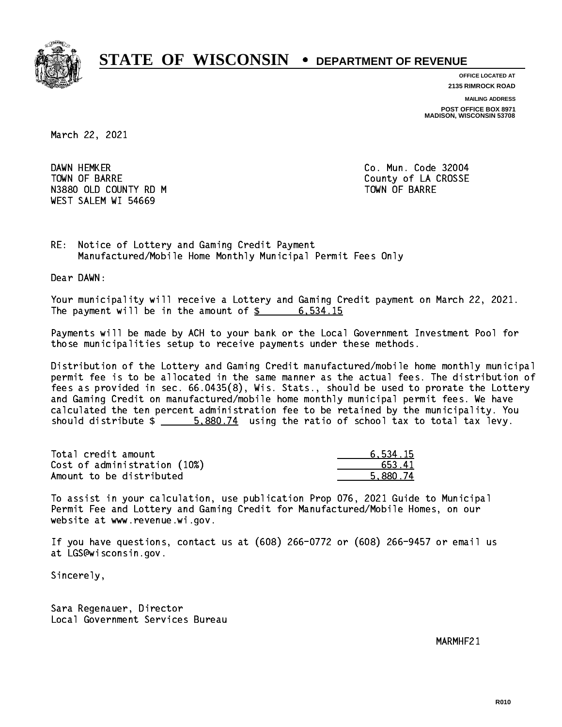# STATE OF WISCONSIN • DEPARTMENT OF REVENUE

OFFICE LOCATED AT
2135 RIMROCK ROAD

MAILING ADDRESS
POST OFFICE BOX 8971
MADISON, WISCONSIN 53708

March 22, 2021

DAWN HEMKER
TOWN OF BARRE
N3880 OLD COUNTY RD M
WEST SALEM WI 54669

Co. Mun. Code 32004
County of LA CROSSE
TOWN OF BARRE

RE: Notice of Lottery and Gaming Credit Payment
Manufactured/Mobile Home Monthly Municipal Permit Fees Only

Dear DAWN:

Your municipality will receive a Lottery and Gaming Credit payment on March 22, 2021. The payment will be in the amount of $ 6,534.15

Payments will be made by ACH to your bank or the Local Government Investment Pool for those municipalities setup to receive payments under these methods.

Distribution of the Lottery and Gaming Credit manufactured/mobile home monthly municipal permit fee is to be allocated in the same manner as the actual fees. The distribution of fees as provided in sec. 66.0435(8), Wis. Stats., should be used to prorate the Lottery and Gaming Credit on manufactured/mobile home monthly municipal permit fees. We have calculated the ten percent administration fee to be retained by the municipality. You should distribute $ 5,880.74 using the ratio of school tax to total tax levy.

| | |
|---|---|
| Total credit amount | 6,534.15 |
| Cost of administration (10%) | 653.41 |
| Amount to be distributed | 5,880.74 |

To assist in your calculation, use publication Prop 076, 2021 Guide to Municipal Permit Fee and Lottery and Gaming Credit for Manufactured/Mobile Homes, on our website at www.revenue.wi.gov.

If you have questions, contact us at (608) 266-0772 or (608) 266-9457 or email us at LGS@wisconsin.gov.

Sincerely,

Sara Regenauer, Director
Local Government Services Bureau

MARMHF21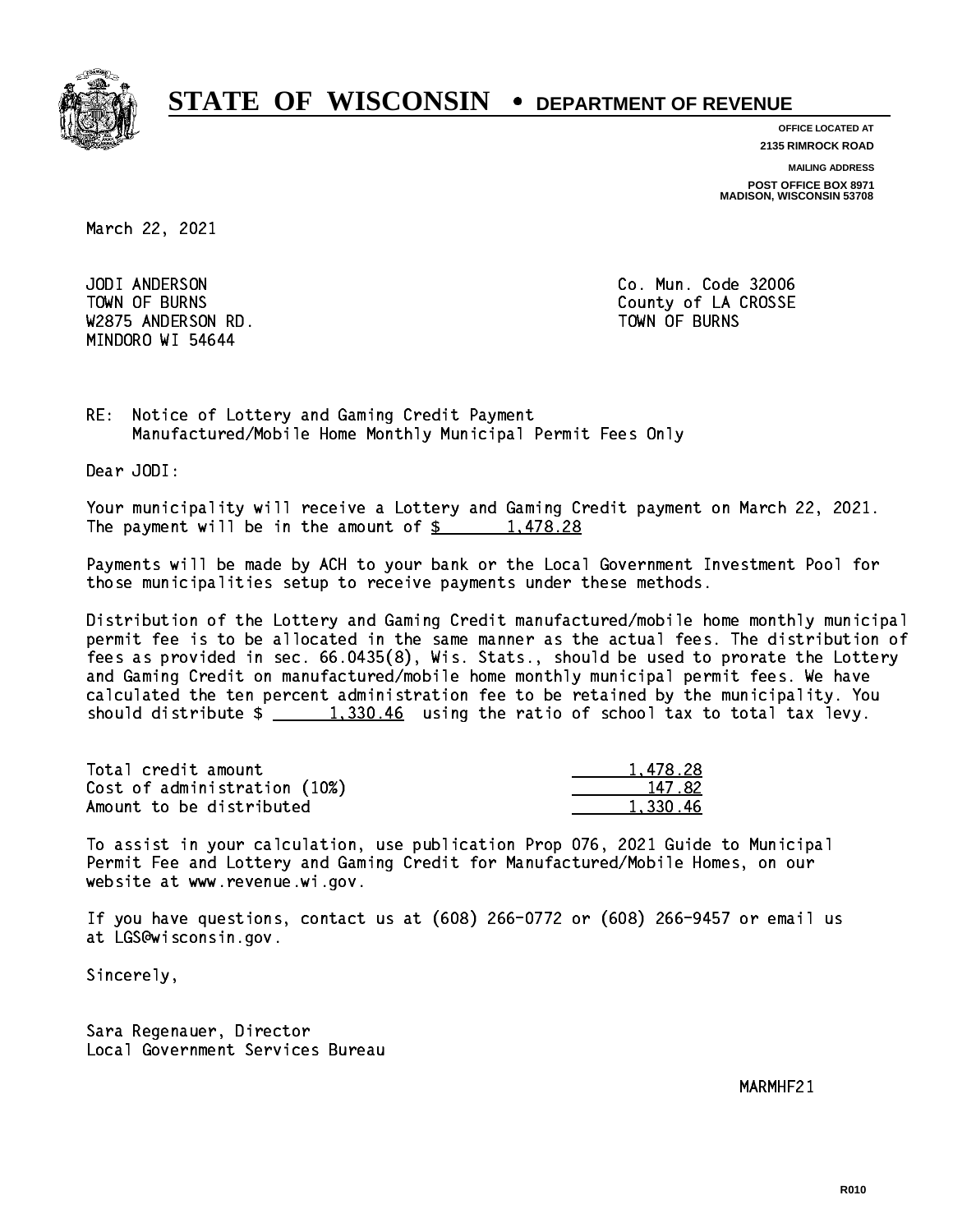# STATE OF WISCONSIN • DEPARTMENT OF REVENUE

**OFFICE LOCATED AT**
**2135 RIMROCK ROAD**

**MAILING ADDRESS**
**POST OFFICE BOX 8971**
**MADISON, WISCONSIN 53708**

March 22, 2021

JODI ANDERSON
TOWN OF BURNS
W2875 ANDERSON RD.
MINDORO WI 54644

Co. Mun. Code 32006
County of LA CROSSE
TOWN OF BURNS

RE: Notice of Lottery and Gaming Credit Payment
Manufactured/Mobile Home Monthly Municipal Permit Fees Only

Dear JODI:

Your municipality will receive a Lottery and Gaming Credit payment on March 22, 2021. The payment will be in the amount of $ 1,478.28

Payments will be made by ACH to your bank or the Local Government Investment Pool for those municipalities setup to receive payments under these methods.

Distribution of the Lottery and Gaming Credit manufactured/mobile home monthly municipal permit fee is to be allocated in the same manner as the actual fees. The distribution of fees as provided in sec. 66.0435(8), Wis. Stats., should be used to prorate the Lottery and Gaming Credit on manufactured/mobile home monthly municipal permit fees. We have calculated the ten percent administration fee to be retained by the municipality. You should distribute $ 1,330.46 using the ratio of school tax to total tax levy.

| | |
|---|---|
| Total credit amount | 1,478.28 |
| Cost of administration (10%) | 147.82 |
| Amount to be distributed | 1,330.46 |

To assist in your calculation, use publication Prop 076, 2021 Guide to Municipal Permit Fee and Lottery and Gaming Credit for Manufactured/Mobile Homes, on our website at www.revenue.wi.gov.

If you have questions, contact us at (608) 266-0772 or (608) 266-9457 or email us at LGS@wisconsin.gov.

Sincerely,

Sara Regenauer, Director
Local Government Services Bureau

MARMHF21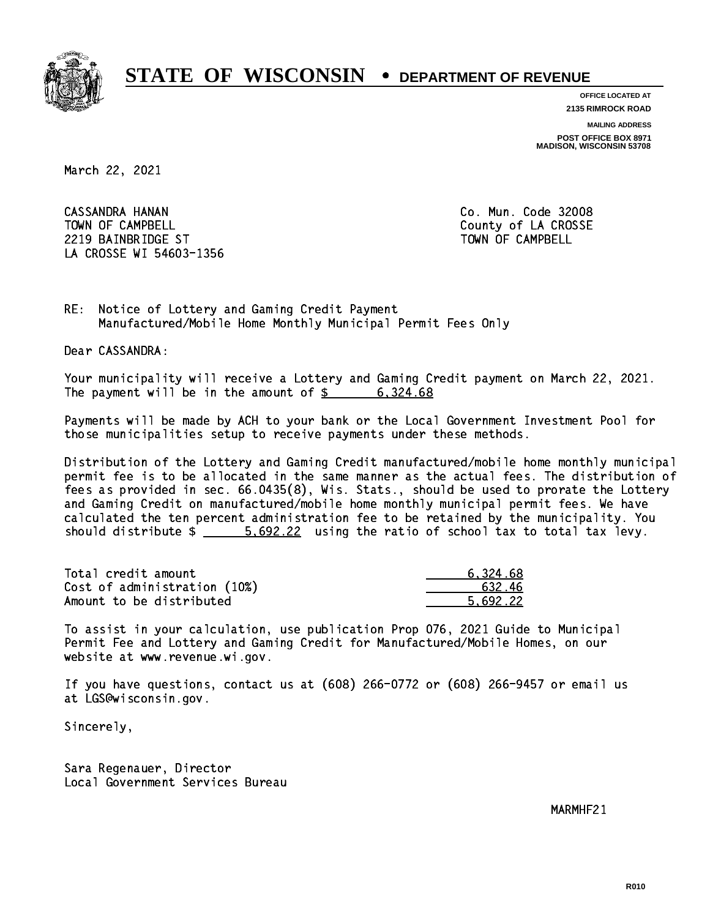# STATE OF WISCONSIN • DEPARTMENT OF REVENUE

**OFFICE LOCATED AT**
**2135 RIMROCK ROAD**

**MAILING ADDRESS**
**POST OFFICE BOX 8971**
**MADISON, WISCONSIN 53708**

March 22, 2021

CASSANDRA HANAN
TOWN OF CAMPBELL
2219 BAINBRIDGE ST
LA CROSSE WI 54603-1356

Co. Mun. Code 32008
County of LA CROSSE
TOWN OF CAMPBELL

RE: Notice of Lottery and Gaming Credit Payment
Manufactured/Mobile Home Monthly Municipal Permit Fees Only

Dear CASSANDRA:

Your municipality will receive a Lottery and Gaming Credit payment on March 22, 2021. The payment will be in the amount of $ 6,324.68

Payments will be made by ACH to your bank or the Local Government Investment Pool for those municipalities setup to receive payments under these methods.

Distribution of the Lottery and Gaming Credit manufactured/mobile home monthly municipal permit fee is to be allocated in the same manner as the actual fees. The distribution of fees as provided in sec. 66.0435(8), Wis. Stats., should be used to prorate the Lottery and Gaming Credit on manufactured/mobile home monthly municipal permit fees. We have calculated the ten percent administration fee to be retained by the municipality. You should distribute $ 5,692.22 using the ratio of school tax to total tax levy.

| | |
|---|---|
| Total credit amount | 6,324.68 |
| Cost of administration (10%) | 632.46 |
| Amount to be distributed | 5,692.22 |

To assist in your calculation, use publication Prop 076, 2021 Guide to Municipal Permit Fee and Lottery and Gaming Credit for Manufactured/Mobile Homes, on our website at www.revenue.wi.gov.

If you have questions, contact us at (608) 266-0772 or (608) 266-9457 or email us at LGS@wisconsin.gov.

Sincerely,

Sara Regenauer, Director
Local Government Services Bureau

MARMHF21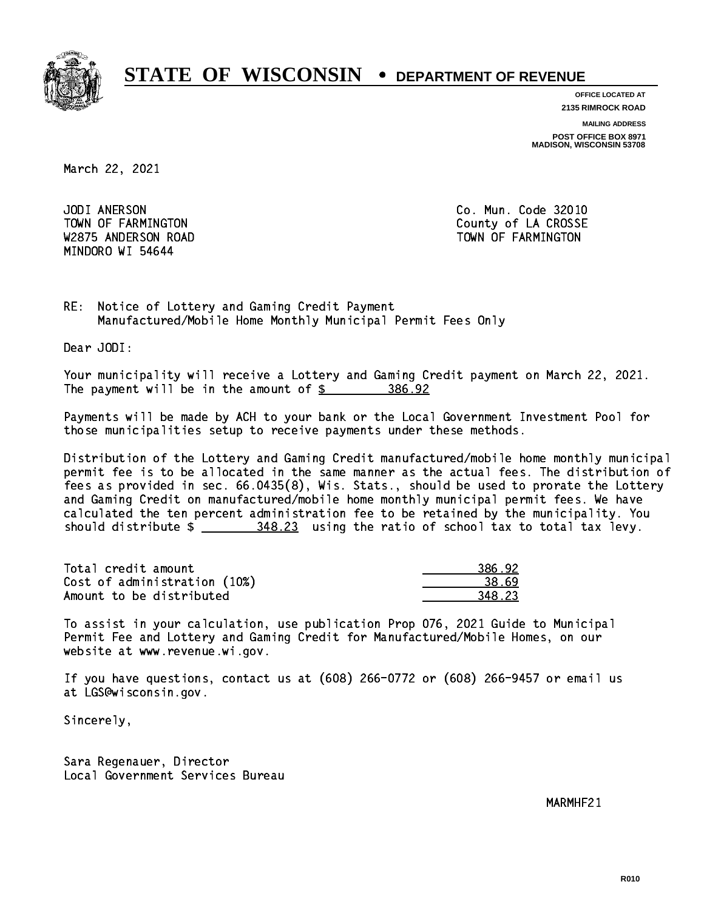# STATE OF WISCONSIN • DEPARTMENT OF REVENUE

**OFFICE LOCATED AT**
**2135 RIMROCK ROAD**

**MAILING ADDRESS**
**POST OFFICE BOX 8971**
**MADISON, WISCONSIN 53708**

March 22, 2021

JODI ANERSON
TOWN OF FARMINGTON
W2875 ANDERSON ROAD
MINDORO WI 54644

Co. Mun. Code 32010
County of LA CROSSE
TOWN OF FARMINGTON

RE: Notice of Lottery and Gaming Credit Payment
Manufactured/Mobile Home Monthly Municipal Permit Fees Only

Dear JODI:

Your municipality will receive a Lottery and Gaming Credit payment on March 22, 2021. The payment will be in the amount of $ 386.92

Payments will be made by ACH to your bank or the Local Government Investment Pool for those municipalities setup to receive payments under these methods.

Distribution of the Lottery and Gaming Credit manufactured/mobile home monthly municipal permit fee is to be allocated in the same manner as the actual fees. The distribution of fees as provided in sec. 66.0435(8), Wis. Stats., should be used to prorate the Lottery and Gaming Credit on manufactured/mobile home monthly municipal permit fees. We have calculated the ten percent administration fee to be retained by the municipality. You should distribute $ 348.23 using the ratio of school tax to total tax levy.

| | |
|---|---|
| Total credit amount | 386.92 |
| Cost of administration (10%) | 38.69 |
| Amount to be distributed | 348.23 |

To assist in your calculation, use publication Prop 076, 2021 Guide to Municipal Permit Fee and Lottery and Gaming Credit for Manufactured/Mobile Homes, on our website at www.revenue.wi.gov.

If you have questions, contact us at (608) 266-0772 or (608) 266-9457 or email us at LGS@wisconsin.gov.

Sincerely,

Sara Regenauer, Director
Local Government Services Bureau

MARMHF21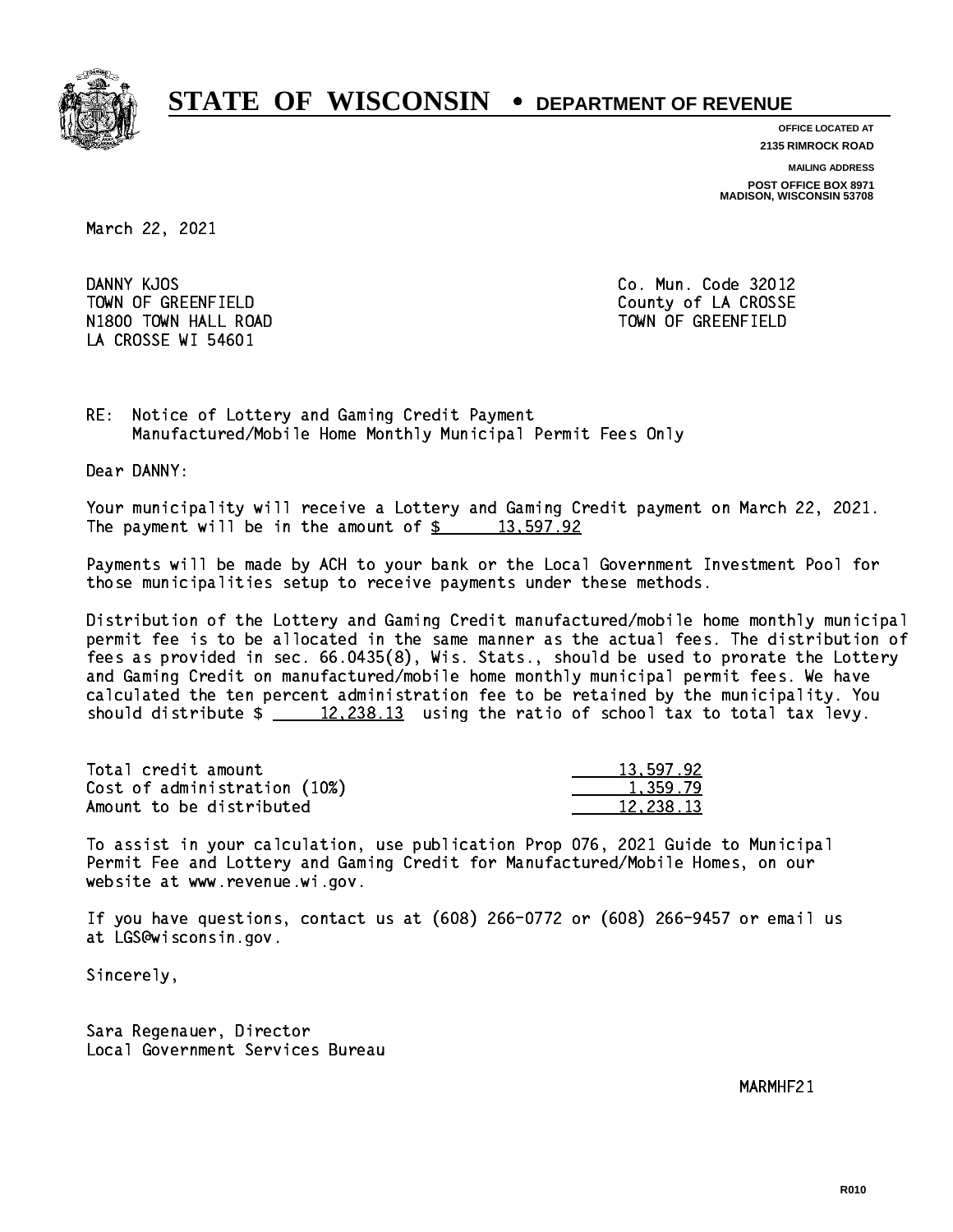# STATE OF WISCONSIN • DEPARTMENT OF REVENUE

**OFFICE LOCATED AT**
**2135 RIMROCK ROAD**

**MAILING ADDRESS**
**POST OFFICE BOX 8971**
**MADISON, WISCONSIN 53708**

March 22, 2021

DANNY KJOS
TOWN OF GREENFIELD
N1800 TOWN HALL ROAD
LA CROSSE WI 54601

Co. Mun. Code 32012
County of LA CROSSE
TOWN OF GREENFIELD

RE: Notice of Lottery and Gaming Credit Payment
Manufactured/Mobile Home Monthly Municipal Permit Fees Only

Dear DANNY:

Your municipality will receive a Lottery and Gaming Credit payment on March 22, 2021. The payment will be in the amount of $ 13,597.92

Payments will be made by ACH to your bank or the Local Government Investment Pool for those municipalities setup to receive payments under these methods.

Distribution of the Lottery and Gaming Credit manufactured/mobile home monthly municipal permit fee is to be allocated in the same manner as the actual fees. The distribution of fees as provided in sec. 66.0435(8), Wis. Stats., should be used to prorate the Lottery and Gaming Credit on manufactured/mobile home monthly municipal permit fees. We have calculated the ten percent administration fee to be retained by the municipality. You should distribute $ 12,238.13 using the ratio of school tax to total tax levy.

| | |
|---|---|
| Total credit amount | 13,597.92 |
| Cost of administration (10%) | 1,359.79 |
| Amount to be distributed | 12,238.13 |

To assist in your calculation, use publication Prop 076, 2021 Guide to Municipal Permit Fee and Lottery and Gaming Credit for Manufactured/Mobile Homes, on our website at www.revenue.wi.gov.

If you have questions, contact us at (608) 266-0772 or (608) 266-9457 or email us at LGS@wisconsin.gov.

Sincerely,

Sara Regenauer, Director
Local Government Services Bureau

MARMHF21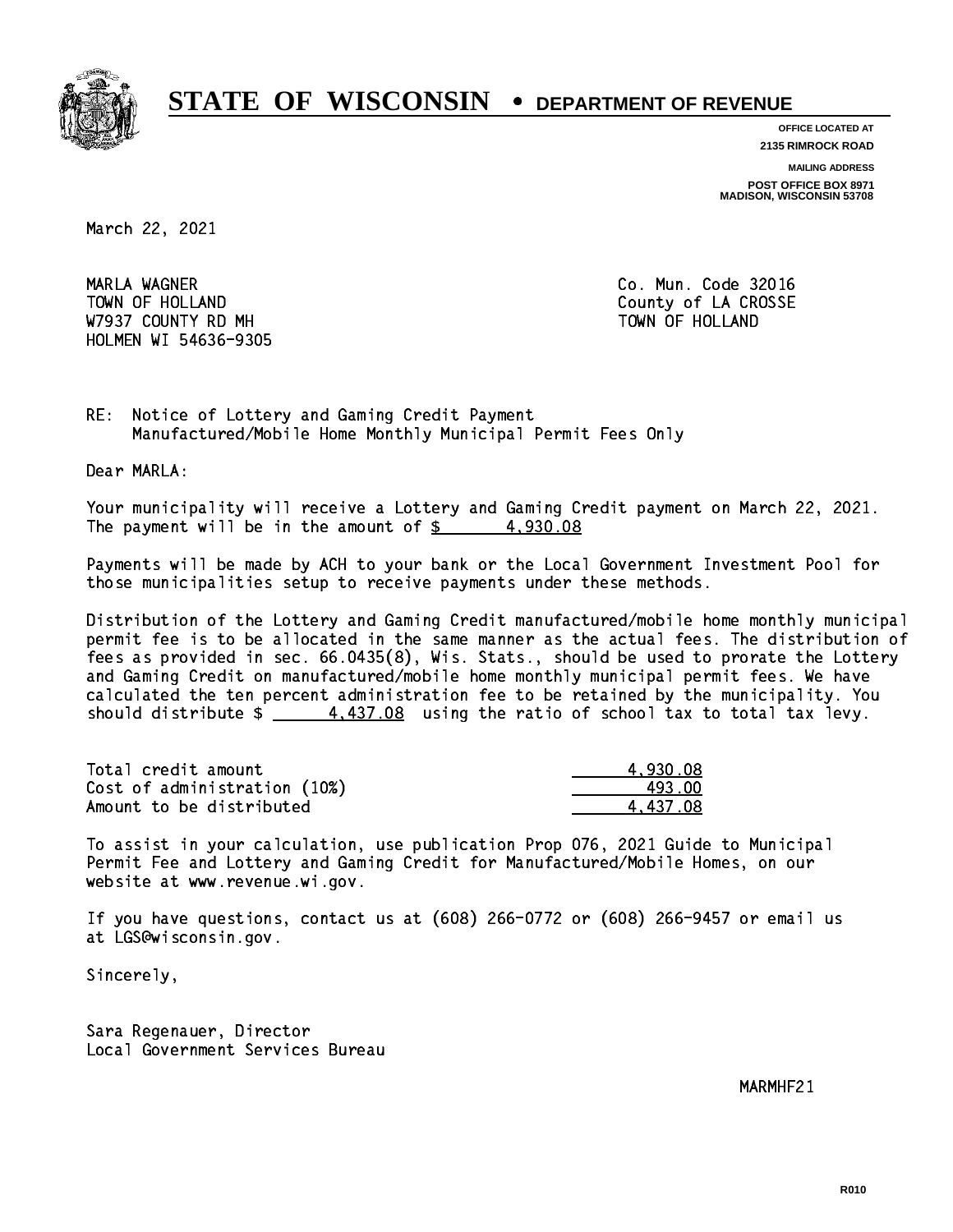# STATE OF WISCONSIN • DEPARTMENT OF REVENUE

OFFICE LOCATED AT
2135 RIMROCK ROAD

MAILING ADDRESS
POST OFFICE BOX 8971
MADISON, WISCONSIN 53708

March 22, 2021

MARLA WAGNER
TOWN OF HOLLAND
W7937 COUNTY RD MH
HOLMEN WI 54636-9305

Co. Mun. Code 32016
County of LA CROSSE
TOWN OF HOLLAND

RE: Notice of Lottery and Gaming Credit Payment
Manufactured/Mobile Home Monthly Municipal Permit Fees Only

Dear MARLA:

Your municipality will receive a Lottery and Gaming Credit payment on March 22, 2021. The payment will be in the amount of $ 4,930.08

Payments will be made by ACH to your bank or the Local Government Investment Pool for those municipalities setup to receive payments under these methods.

Distribution of the Lottery and Gaming Credit manufactured/mobile home monthly municipal permit fee is to be allocated in the same manner as the actual fees. The distribution of fees as provided in sec. 66.0435(8), Wis. Stats., should be used to prorate the Lottery and Gaming Credit on manufactured/mobile home monthly municipal permit fees. We have calculated the ten percent administration fee to be retained by the municipality. You should distribute $ 4,437.08 using the ratio of school tax to total tax levy.

| | |
|---|---|
| Total credit amount | 4,930.08 |
| Cost of administration (10%) | 493.00 |
| Amount to be distributed | 4,437.08 |

To assist in your calculation, use publication Prop 076, 2021 Guide to Municipal Permit Fee and Lottery and Gaming Credit for Manufactured/Mobile Homes, on our website at www.revenue.wi.gov.

If you have questions, contact us at (608) 266-0772 or (608) 266-9457 or email us at LGS@wisconsin.gov.

Sincerely,

Sara Regenauer, Director
Local Government Services Bureau

MARMHF21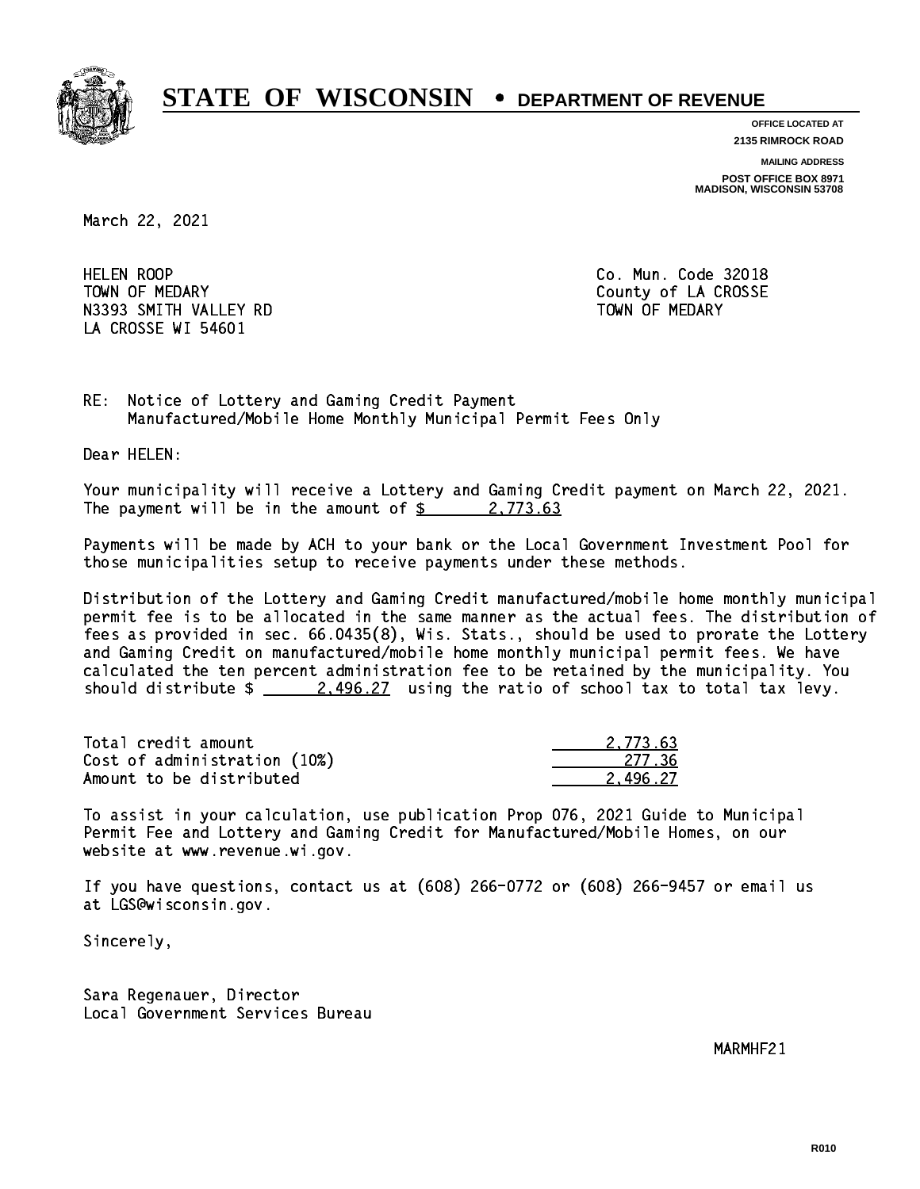# STATE OF WISCONSIN • DEPARTMENT OF REVENUE

OFFICE LOCATED AT
2135 RIMROCK ROAD

MAILING ADDRESS
POST OFFICE BOX 8971
MADISON, WISCONSIN 53708

March 22, 2021

HELEN ROOP
TOWN OF MEDARY
N3393 SMITH VALLEY RD
LA CROSSE WI 54601

Co. Mun. Code 32018
County of LA CROSSE
TOWN OF MEDARY

RE: Notice of Lottery and Gaming Credit Payment
Manufactured/Mobile Home Monthly Municipal Permit Fees Only

Dear HELEN:

Your municipality will receive a Lottery and Gaming Credit payment on March 22, 2021. The payment will be in the amount of $ 2,773.63

Payments will be made by ACH to your bank or the Local Government Investment Pool for those municipalities setup to receive payments under these methods.

Distribution of the Lottery and Gaming Credit manufactured/mobile home monthly municipal permit fee is to be allocated in the same manner as the actual fees. The distribution of fees as provided in sec. 66.0435(8), Wis. Stats., should be used to prorate the Lottery and Gaming Credit on manufactured/mobile home monthly municipal permit fees. We have calculated the ten percent administration fee to be retained by the municipality. You should distribute $ 2,496.27 using the ratio of school tax to total tax levy.

| | |
|---|---|
| Total credit amount | 2,773.63 |
| Cost of administration (10%) | 277.36 |
| Amount to be distributed | 2,496.27 |

To assist in your calculation, use publication Prop 076, 2021 Guide to Municipal Permit Fee and Lottery and Gaming Credit for Manufactured/Mobile Homes, on our website at www.revenue.wi.gov.

If you have questions, contact us at (608) 266-0772 or (608) 266-9457 or email us at LGS@wisconsin.gov.

Sincerely,

Sara Regenauer, Director
Local Government Services Bureau

MARMHF21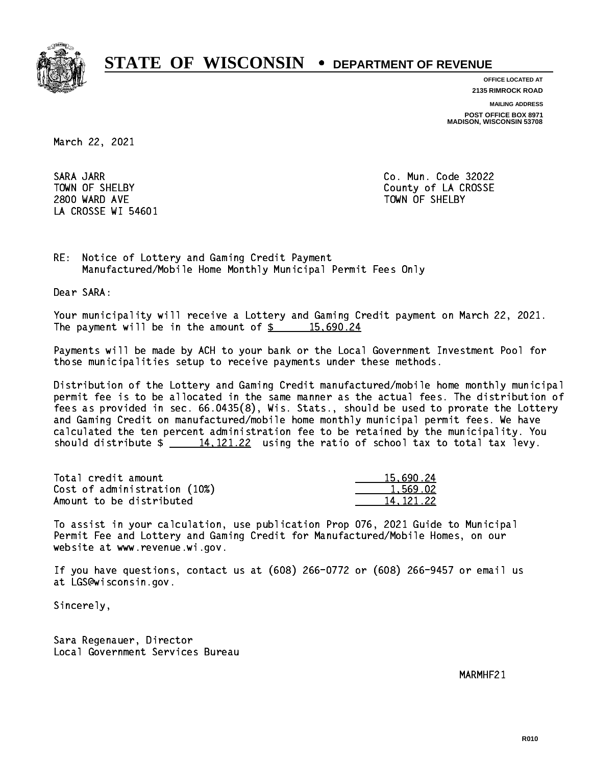**STATE OF WISCONSIN • DEPARTMENT OF REVENUE**

OFFICE LOCATED AT
2135 RIMROCK ROAD

MAILING ADDRESS
POST OFFICE BOX 8971
MADISON, WISCONSIN 53708

March 22, 2021

SARA JARR
TOWN OF SHELBY
2800 WARD AVE
LA CROSSE WI 54601

Co. Mun. Code 32022
County of LA CROSSE
TOWN OF SHELBY

RE: Notice of Lottery and Gaming Credit Payment
Manufactured/Mobile Home Monthly Municipal Permit Fees Only

Dear SARA:

Your municipality will receive a Lottery and Gaming Credit payment on March 22, 2021. The payment will be in the amount of $ 15,690.24

Payments will be made by ACH to your bank or the Local Government Investment Pool for those municipalities setup to receive payments under these methods.

Distribution of the Lottery and Gaming Credit manufactured/mobile home monthly municipal permit fee is to be allocated in the same manner as the actual fees. The distribution of fees as provided in sec. 66.0435(8), Wis. Stats., should be used to prorate the Lottery and Gaming Credit on manufactured/mobile home monthly municipal permit fees. We have calculated the ten percent administration fee to be retained by the municipality. You should distribute $ 14,121.22 using the ratio of school tax to total tax levy.

| | |
|---|---|
| Total credit amount | 15,690.24 |
| Cost of administration (10%) | 1,569.02 |
| Amount to be distributed | 14,121.22 |

To assist in your calculation, use publication Prop 076, 2021 Guide to Municipal Permit Fee and Lottery and Gaming Credit for Manufactured/Mobile Homes, on our website at www.revenue.wi.gov.

If you have questions, contact us at (608) 266-0772 or (608) 266-9457 or email us at LGS@wisconsin.gov.

Sincerely,

Sara Regenauer, Director
Local Government Services Bureau

MARMHF21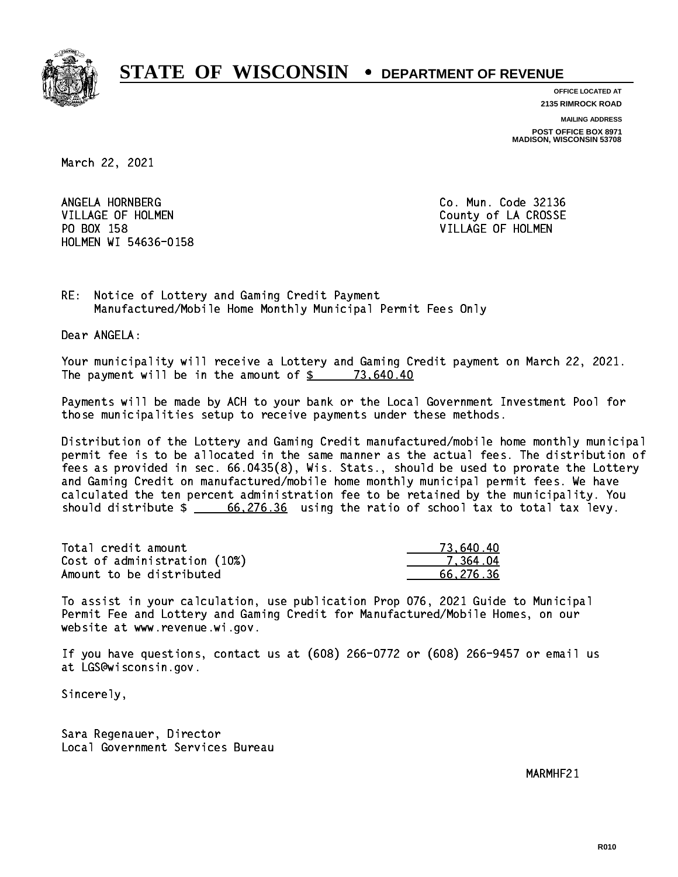# STATE OF WISCONSIN • DEPARTMENT OF REVENUE

**OFFICE LOCATED AT**
**2135 RIMROCK ROAD**

**MAILING ADDRESS**
**POST OFFICE BOX 8971**
**MADISON, WISCONSIN 53708**

March 22, 2021

ANGELA HORNBERG
VILLAGE OF HOLMEN
PO BOX 158
HOLMEN WI 54636-0158

Co. Mun. Code 32136
County of LA CROSSE
VILLAGE OF HOLMEN

RE: Notice of Lottery and Gaming Credit Payment
Manufactured/Mobile Home Monthly Municipal Permit Fees Only

Dear ANGELA:

Your municipality will receive a Lottery and Gaming Credit payment on March 22, 2021. The payment will be in the amount of $ 73,640.40

Payments will be made by ACH to your bank or the Local Government Investment Pool for those municipalities setup to receive payments under these methods.

Distribution of the Lottery and Gaming Credit manufactured/mobile home monthly municipal permit fee is to be allocated in the same manner as the actual fees. The distribution of fees as provided in sec. 66.0435(8), Wis. Stats., should be used to prorate the Lottery and Gaming Credit on manufactured/mobile home monthly municipal permit fees. We have calculated the ten percent administration fee to be retained by the municipality. You should distribute $ 66,276.36 using the ratio of school tax to total tax levy.

| | |
|---|---|
| Total credit amount | 73,640.40 |
| Cost of administration (10%) | 7,364.04 |
| Amount to be distributed | 66,276.36 |

To assist in your calculation, use publication Prop 076, 2021 Guide to Municipal Permit Fee and Lottery and Gaming Credit for Manufactured/Mobile Homes, on our website at www.revenue.wi.gov.

If you have questions, contact us at (608) 266-0772 or (608) 266-9457 or email us at LGS@wisconsin.gov.

Sincerely,

Sara Regenauer, Director
Local Government Services Bureau

MARMHF21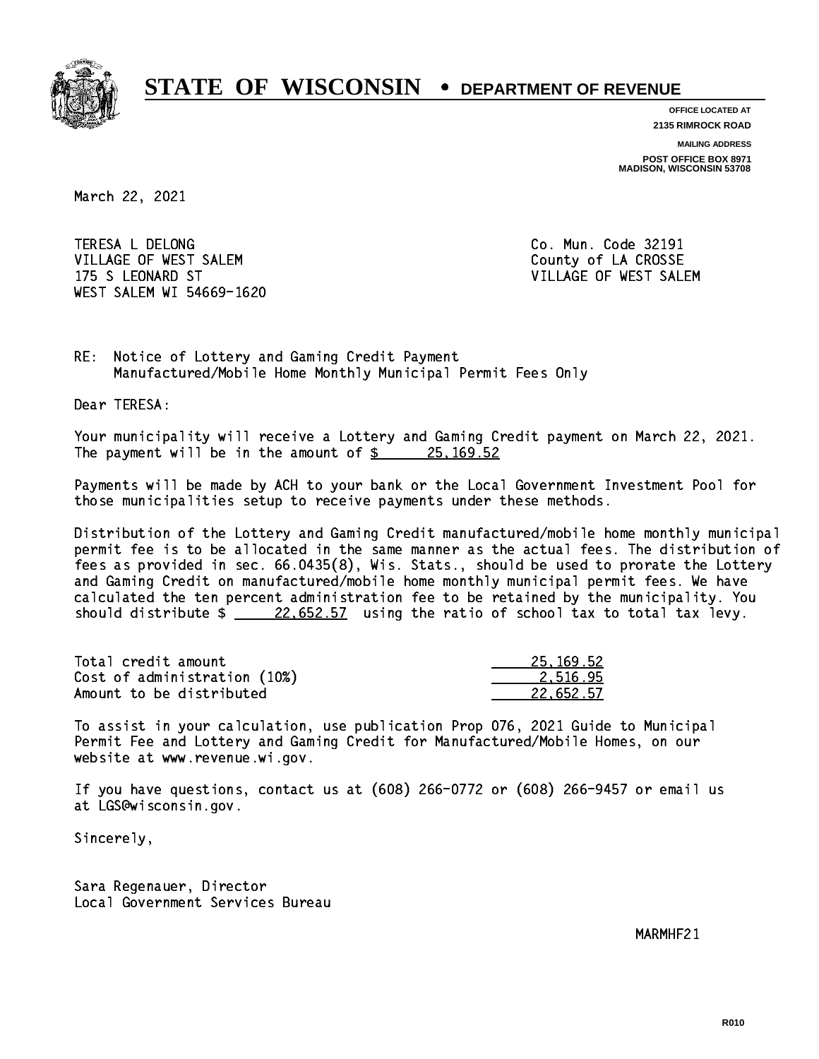# STATE OF WISCONSIN • DEPARTMENT OF REVENUE

**OFFICE LOCATED AT**
**2135 RIMROCK ROAD**

**MAILING ADDRESS**
**POST OFFICE BOX 8971**
**MADISON, WISCONSIN 53708**

March 22, 2021

TERESA L DELONG
VILLAGE OF WEST SALEM
175 S LEONARD ST
WEST SALEM WI 54669-1620

Co. Mun. Code 32191
County of LA CROSSE
VILLAGE OF WEST SALEM

RE: Notice of Lottery and Gaming Credit Payment
Manufactured/Mobile Home Monthly Municipal Permit Fees Only

Dear TERESA:

Your municipality will receive a Lottery and Gaming Credit payment on March 22, 2021. The payment will be in the amount of $ 25,169.52

Payments will be made by ACH to your bank or the Local Government Investment Pool for those municipalities setup to receive payments under these methods.

Distribution of the Lottery and Gaming Credit manufactured/mobile home monthly municipal permit fee is to be allocated in the same manner as the actual fees. The distribution of fees as provided in sec. 66.0435(8), Wis. Stats., should be used to prorate the Lottery and Gaming Credit on manufactured/mobile home monthly municipal permit fees. We have calculated the ten percent administration fee to be retained by the municipality. You should distribute $ 22,652.57 using the ratio of school tax to total tax levy.

| | |
|---|---|
| Total credit amount | 25,169.52 |
| Cost of administration (10%) | 2,516.95 |
| Amount to be distributed | 22,652.57 |

To assist in your calculation, use publication Prop 076, 2021 Guide to Municipal Permit Fee and Lottery and Gaming Credit for Manufactured/Mobile Homes, on our website at www.revenue.wi.gov.

If you have questions, contact us at (608) 266-0772 or (608) 266-9457 or email us at LGS@wisconsin.gov.

Sincerely,

Sara Regenauer, Director
Local Government Services Bureau

MARMHF21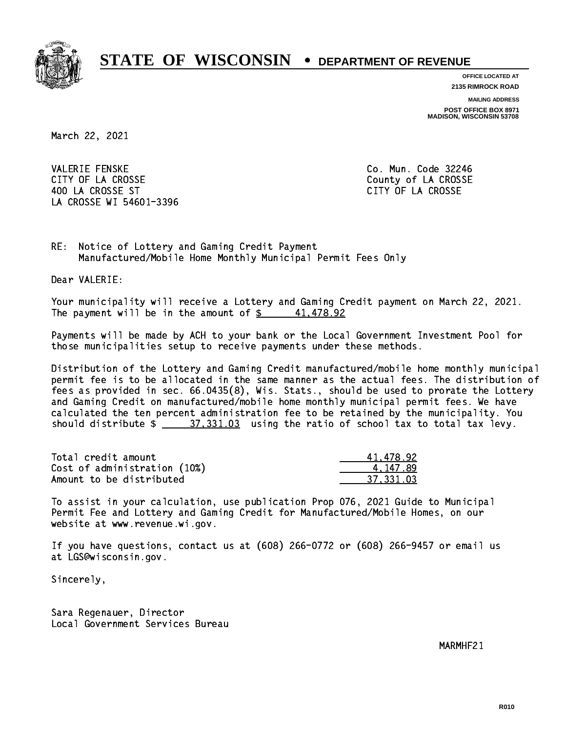# STATE OF WISCONSIN • DEPARTMENT OF REVENUE

**OFFICE LOCATED AT**
**2135 RIMROCK ROAD**

**MAILING ADDRESS**
**POST OFFICE BOX 8971**
**MADISON, WISCONSIN 53708**

March 22, 2021

VALERIE FENSKE
CITY OF LA CROSSE
400 LA CROSSE ST
LA CROSSE WI 54601-3396

Co. Mun. Code 32246
County of LA CROSSE
CITY OF LA CROSSE

RE: Notice of Lottery and Gaming Credit Payment
Manufactured/Mobile Home Monthly Municipal Permit Fees Only

Dear VALERIE:

Your municipality will receive a Lottery and Gaming Credit payment on March 22, 2021. The payment will be in the amount of $ 41,478.92

Payments will be made by ACH to your bank or the Local Government Investment Pool for those municipalities setup to receive payments under these methods.

Distribution of the Lottery and Gaming Credit manufactured/mobile home monthly municipal permit fee is to be allocated in the same manner as the actual fees. The distribution of fees as provided in sec. 66.0435(8), Wis. Stats., should be used to prorate the Lottery and Gaming Credit on manufactured/mobile home monthly municipal permit fees. We have calculated the ten percent administration fee to be retained by the municipality. You should distribute $ 37,331.03 using the ratio of school tax to total tax levy.

| | |
|---|---|
| Total credit amount | 41,478.92 |
| Cost of administration (10%) | 4,147.89 |
| Amount to be distributed | 37,331.03 |

To assist in your calculation, use publication Prop 076, 2021 Guide to Municipal Permit Fee and Lottery and Gaming Credit for Manufactured/Mobile Homes, on our website at www.revenue.wi.gov.

If you have questions, contact us at (608) 266-0772 or (608) 266-9457 or email us at LGS@wisconsin.gov.

Sincerely,

Sara Regenauer, Director
Local Government Services Bureau

MARMHF21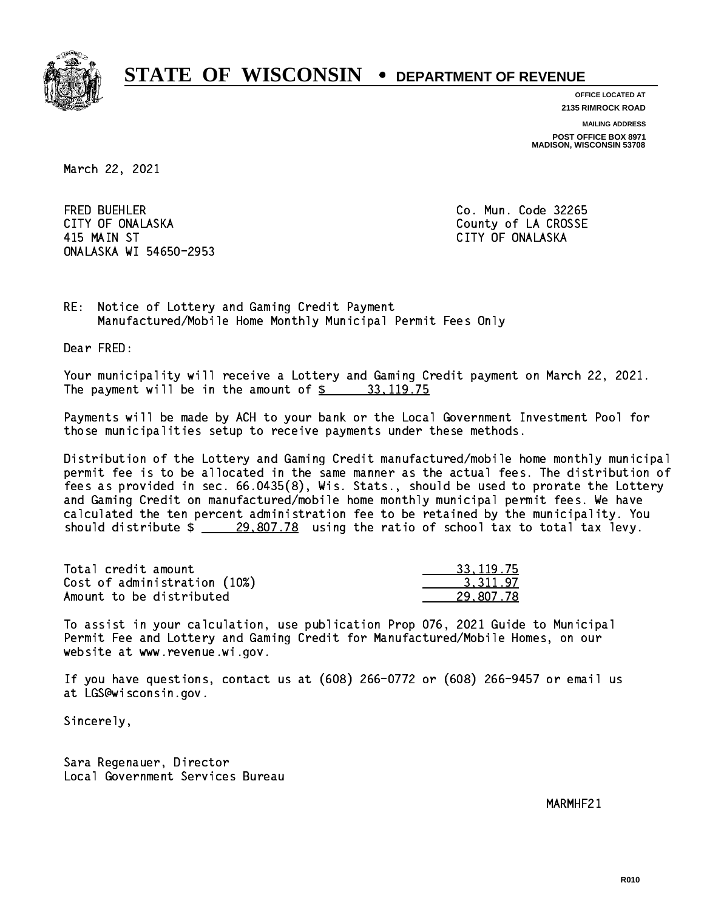# STATE OF WISCONSIN • DEPARTMENT OF REVENUE

**OFFICE LOCATED AT**
**2135 RIMROCK ROAD**

**MAILING ADDRESS**
**POST OFFICE BOX 8971**
**MADISON, WISCONSIN 53708**

March 22, 2021

FRED BUEHLER
CITY OF ONALASKA
415 MAIN ST
ONALASKA WI 54650-2953

Co. Mun. Code 32265
County of LA CROSSE
CITY OF ONALASKA

RE: Notice of Lottery and Gaming Credit Payment
Manufactured/Mobile Home Monthly Municipal Permit Fees Only

Dear FRED:

Your municipality will receive a Lottery and Gaming Credit payment on March 22, 2021. The payment will be in the amount of $ 33,119.75

Payments will be made by ACH to your bank or the Local Government Investment Pool for those municipalities setup to receive payments under these methods.

Distribution of the Lottery and Gaming Credit manufactured/mobile home monthly municipal permit fee is to be allocated in the same manner as the actual fees. The distribution of fees as provided in sec. 66.0435(8), Wis. Stats., should be used to prorate the Lottery and Gaming Credit on manufactured/mobile home monthly municipal permit fees. We have calculated the ten percent administration fee to be retained by the municipality. You should distribute $ 29,807.78 using the ratio of school tax to total tax levy.

| | |
|---|---|
| Total credit amount | 33,119.75 |
| Cost of administration (10%) | 3,311.97 |
| Amount to be distributed | 29,807.78 |

To assist in your calculation, use publication Prop 076, 2021 Guide to Municipal Permit Fee and Lottery and Gaming Credit for Manufactured/Mobile Homes, on our website at www.revenue.wi.gov.

If you have questions, contact us at (608) 266-0772 or (608) 266-9457 or email us at LGS@wisconsin.gov.

Sincerely,

Sara Regenauer, Director
Local Government Services Bureau

MARMHF21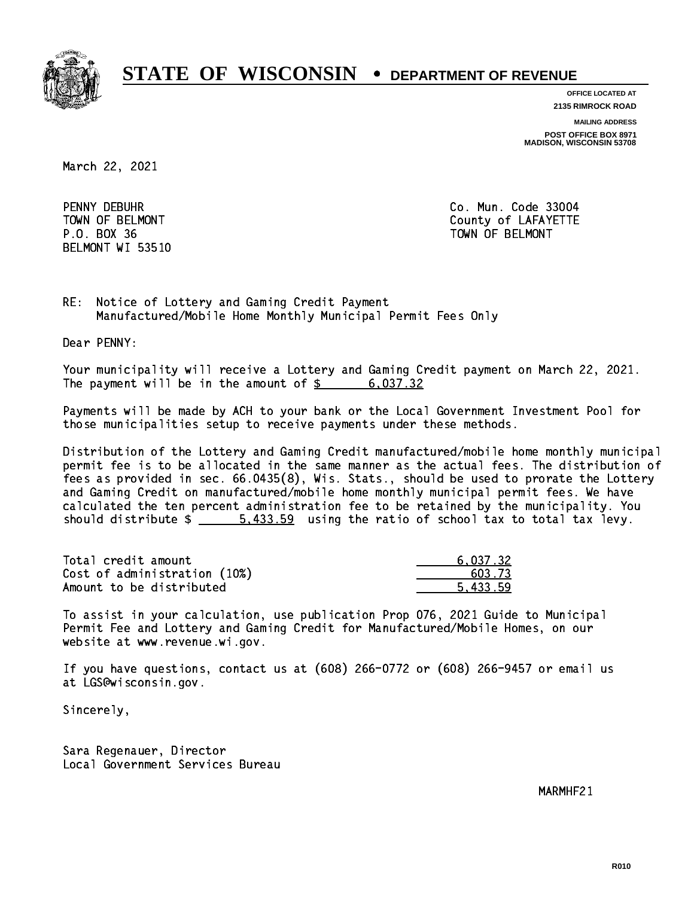# STATE OF WISCONSIN • DEPARTMENT OF REVENUE

OFFICE LOCATED AT
2135 RIMROCK ROAD

MAILING ADDRESS
POST OFFICE BOX 8971
MADISON, WISCONSIN 53708

March 22, 2021

PENNY DEBUHR
TOWN OF BELMONT
P.O. BOX 36
BELMONT WI 53510

Co. Mun. Code 33004
County of LAFAYETTE
TOWN OF BELMONT

RE: Notice of Lottery and Gaming Credit Payment
Manufactured/Mobile Home Monthly Municipal Permit Fees Only

Dear PENNY:

Your municipality will receive a Lottery and Gaming Credit payment on March 22, 2021. The payment will be in the amount of $ 6,037.32

Payments will be made by ACH to your bank or the Local Government Investment Pool for those municipalities setup to receive payments under these methods.

Distribution of the Lottery and Gaming Credit manufactured/mobile home monthly municipal permit fee is to be allocated in the same manner as the actual fees. The distribution of fees as provided in sec. 66.0435(8), Wis. Stats., should be used to prorate the Lottery and Gaming Credit on manufactured/mobile home monthly municipal permit fees. We have calculated the ten percent administration fee to be retained by the municipality. You should distribute $ 5,433.59 using the ratio of school tax to total tax levy.

| | |
|---|---|
| Total credit amount | 6,037.32 |
| Cost of administration (10%) | 603.73 |
| Amount to be distributed | 5,433.59 |

To assist in your calculation, use publication Prop 076, 2021 Guide to Municipal Permit Fee and Lottery and Gaming Credit for Manufactured/Mobile Homes, on our website at www.revenue.wi.gov.

If you have questions, contact us at (608) 266-0772 or (608) 266-9457 or email us at LGS@wisconsin.gov.

Sincerely,

Sara Regenauer, Director
Local Government Services Bureau

MARMHF21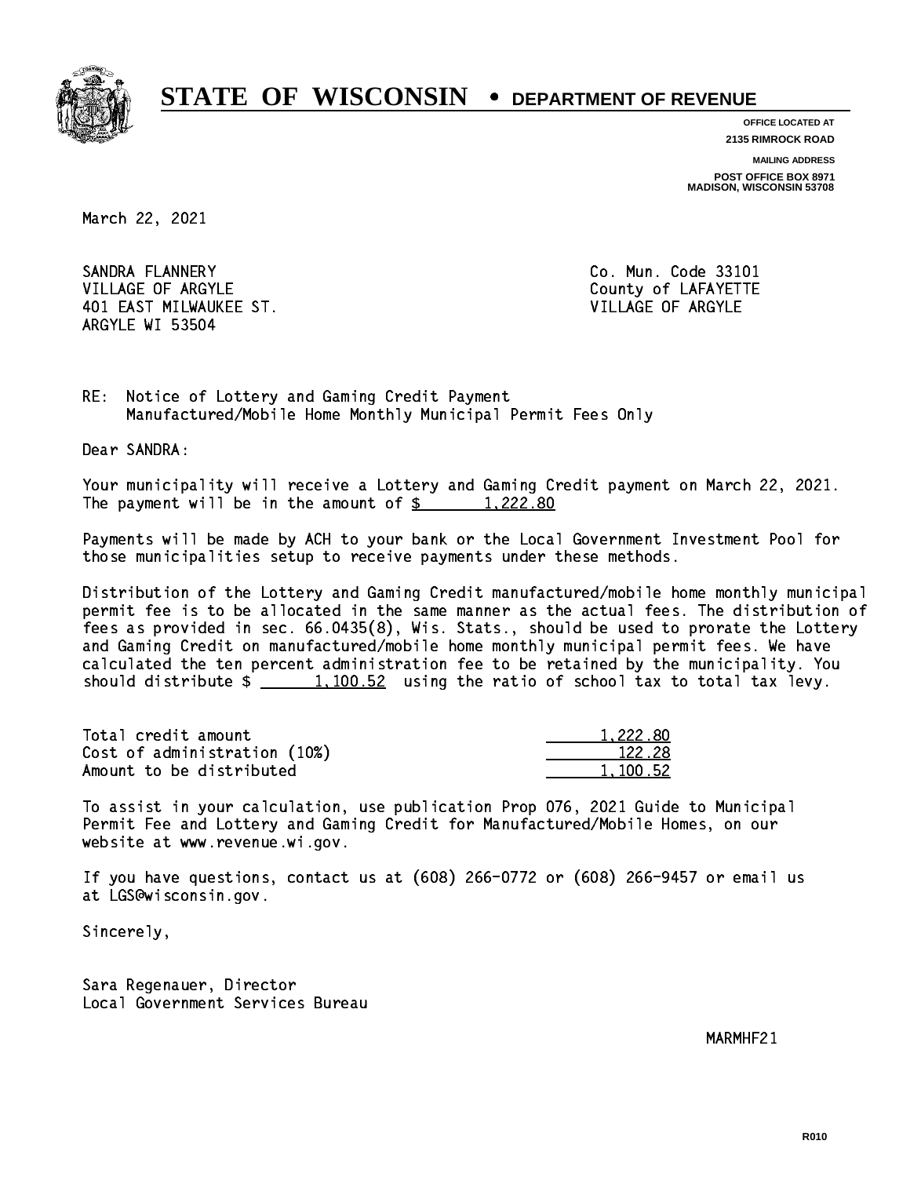# STATE OF WISCONSIN • DEPARTMENT OF REVENUE

**OFFICE LOCATED AT**
**2135 RIMROCK ROAD**

**MAILING ADDRESS**
**POST OFFICE BOX 8971**
**MADISON, WISCONSIN 53708**

March 22, 2021

SANDRA FLANNERY
VILLAGE OF ARGYLE
401 EAST MILWAUKEE ST.
ARGYLE WI 53504

Co. Mun. Code 33101
County of LAFAYETTE
VILLAGE OF ARGYLE

RE: Notice of Lottery and Gaming Credit Payment
Manufactured/Mobile Home Monthly Municipal Permit Fees Only

Dear SANDRA:

Your municipality will receive a Lottery and Gaming Credit payment on March 22, 2021. The payment will be in the amount of $ 1,222.80

Payments will be made by ACH to your bank or the Local Government Investment Pool for those municipalities setup to receive payments under these methods.

Distribution of the Lottery and Gaming Credit manufactured/mobile home monthly municipal permit fee is to be allocated in the same manner as the actual fees. The distribution of fees as provided in sec. 66.0435(8), Wis. Stats., should be used to prorate the Lottery and Gaming Credit on manufactured/mobile home monthly municipal permit fees. We have calculated the ten percent administration fee to be retained by the municipality. You should distribute $ 1,100.52 using the ratio of school tax to total tax levy.

| | |
|---|---|
| Total credit amount | 1,222.80 |
| Cost of administration (10%) | 122.28 |
| Amount to be distributed | 1,100.52 |

To assist in your calculation, use publication Prop 076, 2021 Guide to Municipal Permit Fee and Lottery and Gaming Credit for Manufactured/Mobile Homes, on our website at www.revenue.wi.gov.

If you have questions, contact us at (608) 266-0772 or (608) 266-9457 or email us at LGS@wisconsin.gov.

Sincerely,

Sara Regenauer, Director
Local Government Services Bureau

MARMHF21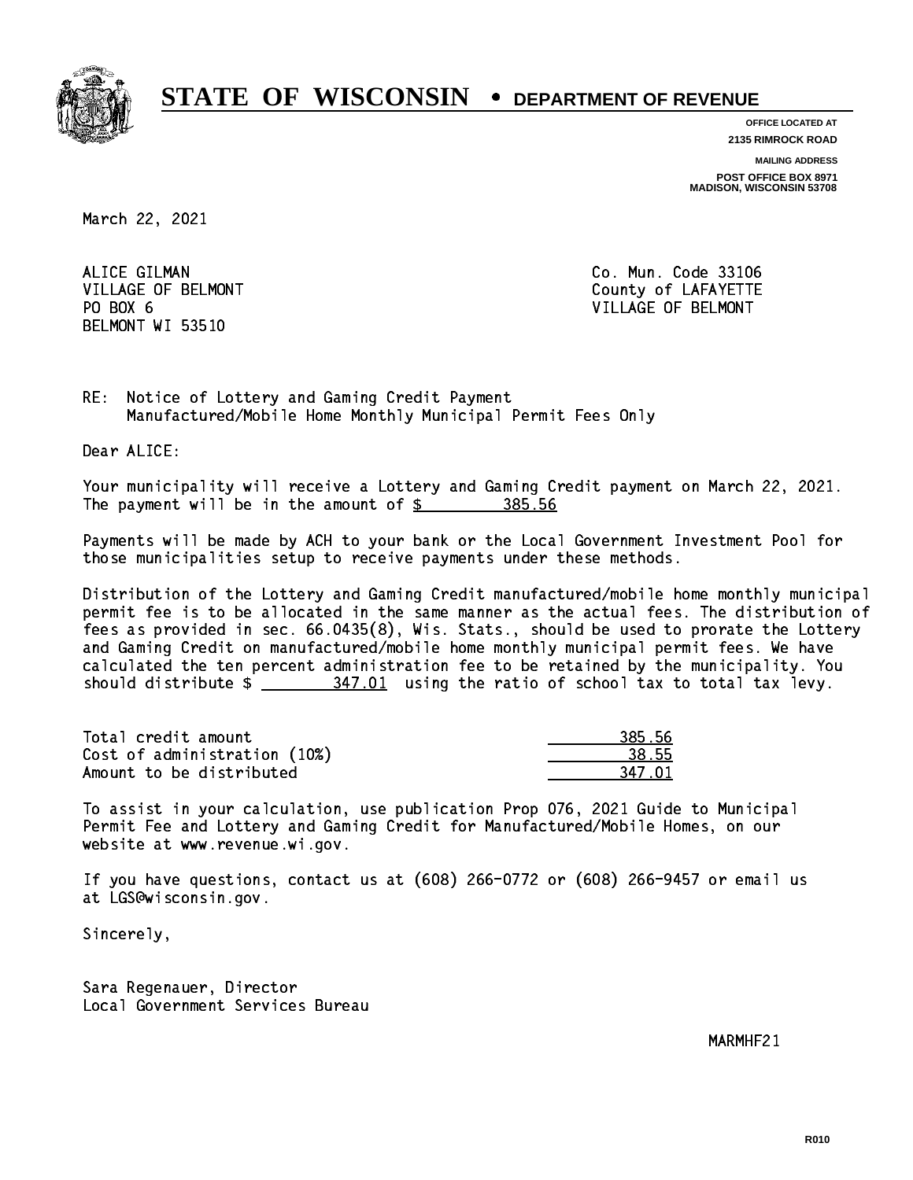# STATE OF WISCONSIN • DEPARTMENT OF REVENUE

**OFFICE LOCATED AT**
**2135 RIMROCK ROAD**

**MAILING ADDRESS**
**POST OFFICE BOX 8971**
**MADISON, WISCONSIN 53708**

March 22, 2021

ALICE GILMAN
VILLAGE OF BELMONT
PO BOX 6
BELMONT WI 53510

Co. Mun. Code 33106
County of LAFAYETTE
VILLAGE OF BELMONT

RE: Notice of Lottery and Gaming Credit Payment
Manufactured/Mobile Home Monthly Municipal Permit Fees Only

Dear ALICE:

Your municipality will receive a Lottery and Gaming Credit payment on March 22, 2021. The payment will be in the amount of $ 385.56

Payments will be made by ACH to your bank or the Local Government Investment Pool for those municipalities setup to receive payments under these methods.

Distribution of the Lottery and Gaming Credit manufactured/mobile home monthly municipal permit fee is to be allocated in the same manner as the actual fees. The distribution of fees as provided in sec. 66.0435(8), Wis. Stats., should be used to prorate the Lottery and Gaming Credit on manufactured/mobile home monthly municipal permit fees. We have calculated the ten percent administration fee to be retained by the municipality. You should distribute $ 347.01 using the ratio of school tax to total tax levy.

| | |
|---|---|
| Total credit amount | 385.56 |
| Cost of administration (10%) | 38.55 |
| Amount to be distributed | 347.01 |

To assist in your calculation, use publication Prop 076, 2021 Guide to Municipal Permit Fee and Lottery and Gaming Credit for Manufactured/Mobile Homes, on our website at www.revenue.wi.gov.

If you have questions, contact us at (608) 266-0772 or (608) 266-9457 or email us at LGS@wisconsin.gov.

Sincerely,

Sara Regenauer, Director
Local Government Services Bureau

MARMHF21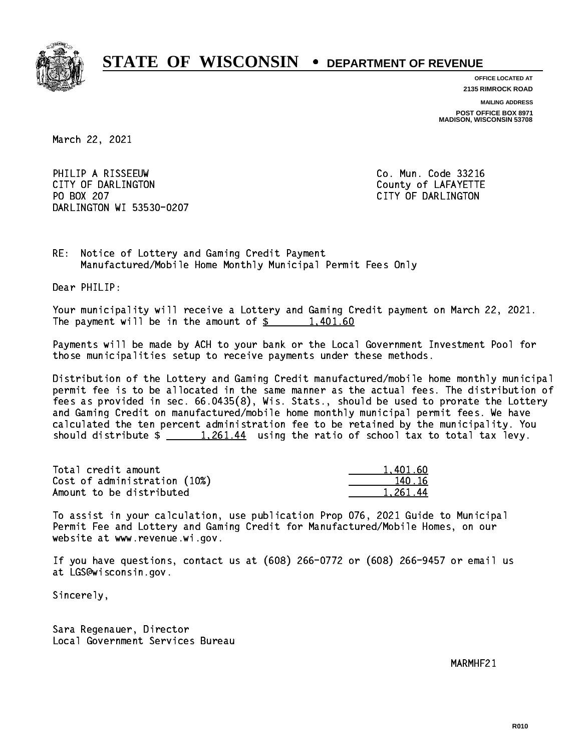# STATE OF WISCONSIN • DEPARTMENT OF REVENUE

**OFFICE LOCATED AT**
**2135 RIMROCK ROAD**

**MAILING ADDRESS**
**POST OFFICE BOX 8971**
**MADISON, WISCONSIN 53708**

March 22, 2021

PHILIP A RISSEEUW
CITY OF DARLINGTON
PO BOX 207
DARLINGTON WI 53530-0207

Co. Mun. Code 33216
County of LAFAYETTE
CITY OF DARLINGTON

RE: Notice of Lottery and Gaming Credit Payment
Manufactured/Mobile Home Monthly Municipal Permit Fees Only

Dear PHILIP:

Your municipality will receive a Lottery and Gaming Credit payment on March 22, 2021. The payment will be in the amount of $ 1,401.60

Payments will be made by ACH to your bank or the Local Government Investment Pool for those municipalities setup to receive payments under these methods.

Distribution of the Lottery and Gaming Credit manufactured/mobile home monthly municipal permit fee is to be allocated in the same manner as the actual fees. The distribution of fees as provided in sec. 66.0435(8), Wis. Stats., should be used to prorate the Lottery and Gaming Credit on manufactured/mobile home monthly municipal permit fees. We have calculated the ten percent administration fee to be retained by the municipality. You should distribute $ 1,261.44 using the ratio of school tax to total tax levy.

| | |
|---|---|
| Total credit amount | 1,401.60 |
| Cost of administration (10%) | 140.16 |
| Amount to be distributed | 1,261.44 |

To assist in your calculation, use publication Prop 076, 2021 Guide to Municipal Permit Fee and Lottery and Gaming Credit for Manufactured/Mobile Homes, on our website at www.revenue.wi.gov.

If you have questions, contact us at (608) 266-0772 or (608) 266-9457 or email us at LGS@wisconsin.gov.

Sincerely,

Sara Regenauer, Director
Local Government Services Bureau

MARMHF21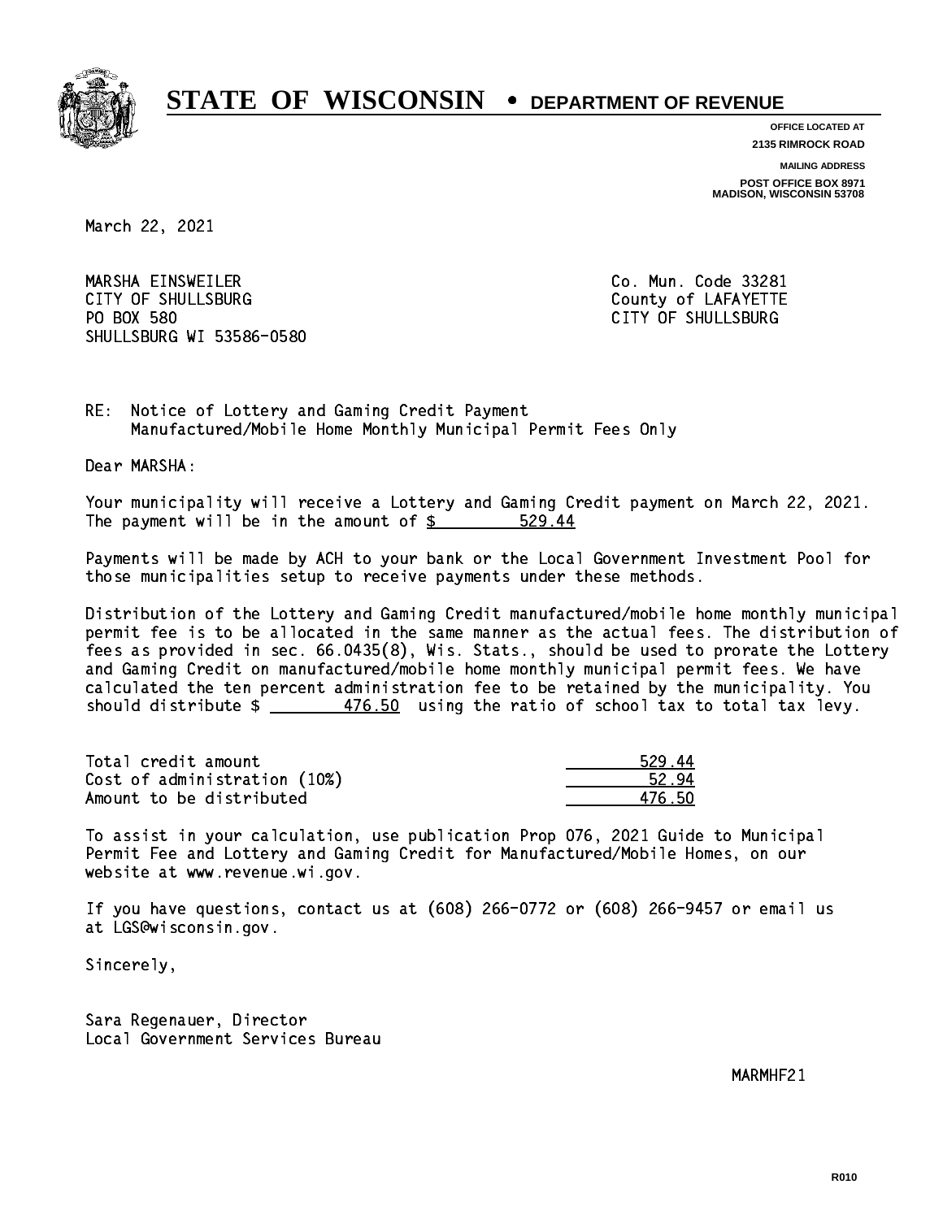# STATE OF WISCONSIN • DEPARTMENT OF REVENUE

**OFFICE LOCATED AT**
**2135 RIMROCK ROAD**

**MAILING ADDRESS**
**POST OFFICE BOX 8971**
**MADISON, WISCONSIN 53708**

March 22, 2021

MARSHA EINSWEILER
CITY OF SHULLSBURG
PO BOX 580
SHULLSBURG WI 53586-0580

Co. Mun. Code 33281
County of LAFAYETTE
CITY OF SHULLSBURG

RE: Notice of Lottery and Gaming Credit Payment
Manufactured/Mobile Home Monthly Municipal Permit Fees Only

Dear MARSHA:

Your municipality will receive a Lottery and Gaming Credit payment on March 22, 2021. The payment will be in the amount of $ 529.44

Payments will be made by ACH to your bank or the Local Government Investment Pool for those municipalities setup to receive payments under these methods.

Distribution of the Lottery and Gaming Credit manufactured/mobile home monthly municipal permit fee is to be allocated in the same manner as the actual fees. The distribution of fees as provided in sec. 66.0435(8), Wis. Stats., should be used to prorate the Lottery and Gaming Credit on manufactured/mobile home monthly municipal permit fees. We have calculated the ten percent administration fee to be retained by the municipality. You should distribute $ 476.50 using the ratio of school tax to total tax levy.

| | |
|---|---|
| Total credit amount | 529.44 |
| Cost of administration (10%) | 52.94 |
| Amount to be distributed | 476.50 |

To assist in your calculation, use publication Prop 076, 2021 Guide to Municipal Permit Fee and Lottery and Gaming Credit for Manufactured/Mobile Homes, on our website at www.revenue.wi.gov.

If you have questions, contact us at (608) 266-0772 or (608) 266-9457 or email us at LGS@wisconsin.gov.

Sincerely,

Sara Regenauer, Director
Local Government Services Bureau

MARMHF21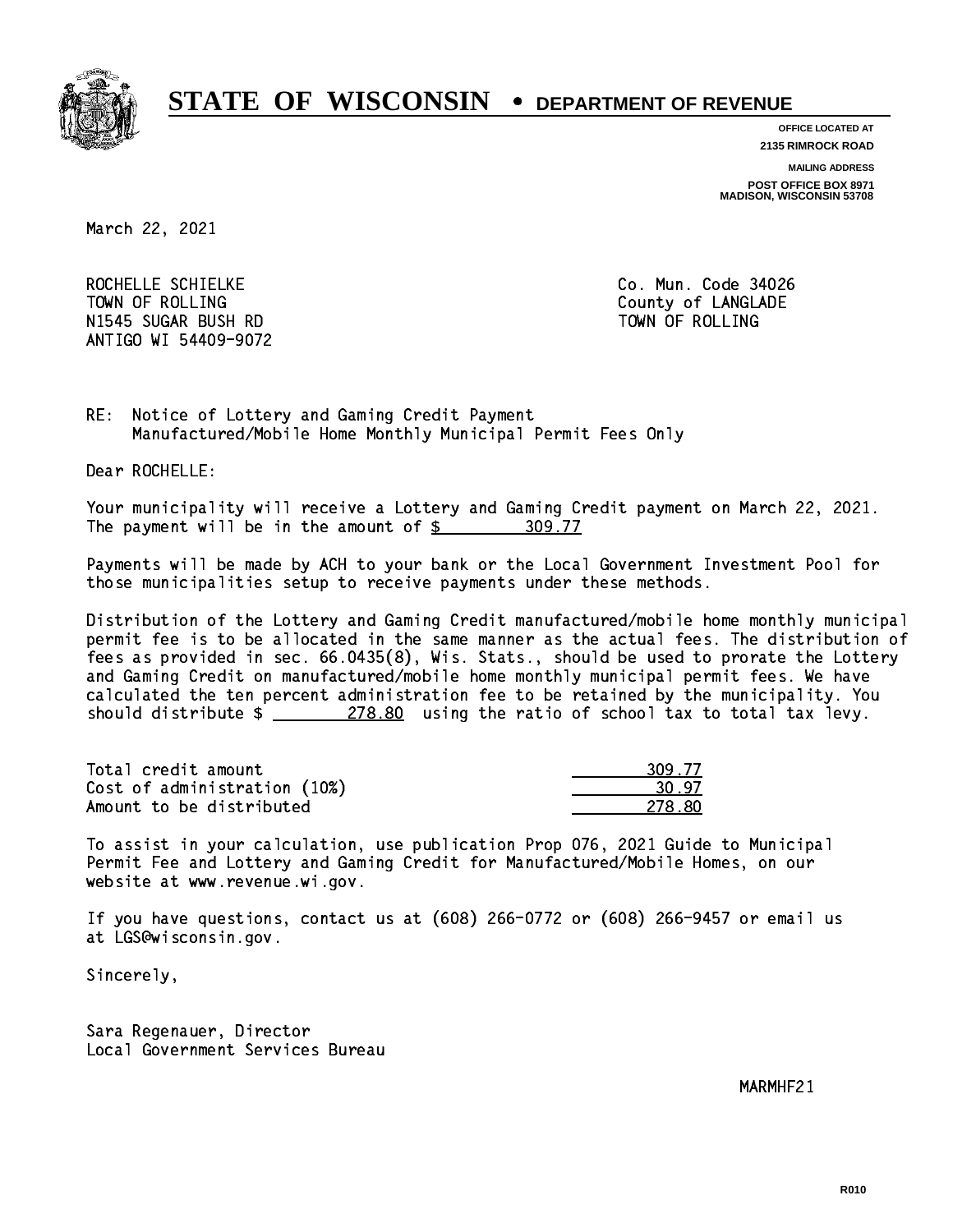# STATE OF WISCONSIN • DEPARTMENT OF REVENUE

OFFICE LOCATED AT
2135 RIMROCK ROAD

MAILING ADDRESS
POST OFFICE BOX 8971
MADISON, WISCONSIN 53708

March 22, 2021

ROCHELLE SCHIELKE
TOWN OF ROLLING
N1545 SUGAR BUSH RD
ANTIGO WI 54409-9072

Co. Mun. Code 34026
County of LANGLADE
TOWN OF ROLLING

RE: Notice of Lottery and Gaming Credit Payment
Manufactured/Mobile Home Monthly Municipal Permit Fees Only

Dear ROCHELLE:

Your municipality will receive a Lottery and Gaming Credit payment on March 22, 2021. The payment will be in the amount of $ 309.77

Payments will be made by ACH to your bank or the Local Government Investment Pool for those municipalities setup to receive payments under these methods.

Distribution of the Lottery and Gaming Credit manufactured/mobile home monthly municipal permit fee is to be allocated in the same manner as the actual fees. The distribution of fees as provided in sec. 66.0435(8), Wis. Stats., should be used to prorate the Lottery and Gaming Credit on manufactured/mobile home monthly municipal permit fees. We have calculated the ten percent administration fee to be retained by the municipality. You should distribute $ 278.80 using the ratio of school tax to total tax levy.

| | |
|---|---|
| Total credit amount | 309.77 |
| Cost of administration (10%) | 30.97 |
| Amount to be distributed | 278.80 |

To assist in your calculation, use publication Prop 076, 2021 Guide to Municipal Permit Fee and Lottery and Gaming Credit for Manufactured/Mobile Homes, on our website at www.revenue.wi.gov.

If you have questions, contact us at (608) 266-0772 or (608) 266-9457 or email us at LGS@wisconsin.gov.

Sincerely,

Sara Regenauer, Director
Local Government Services Bureau

MARMHF21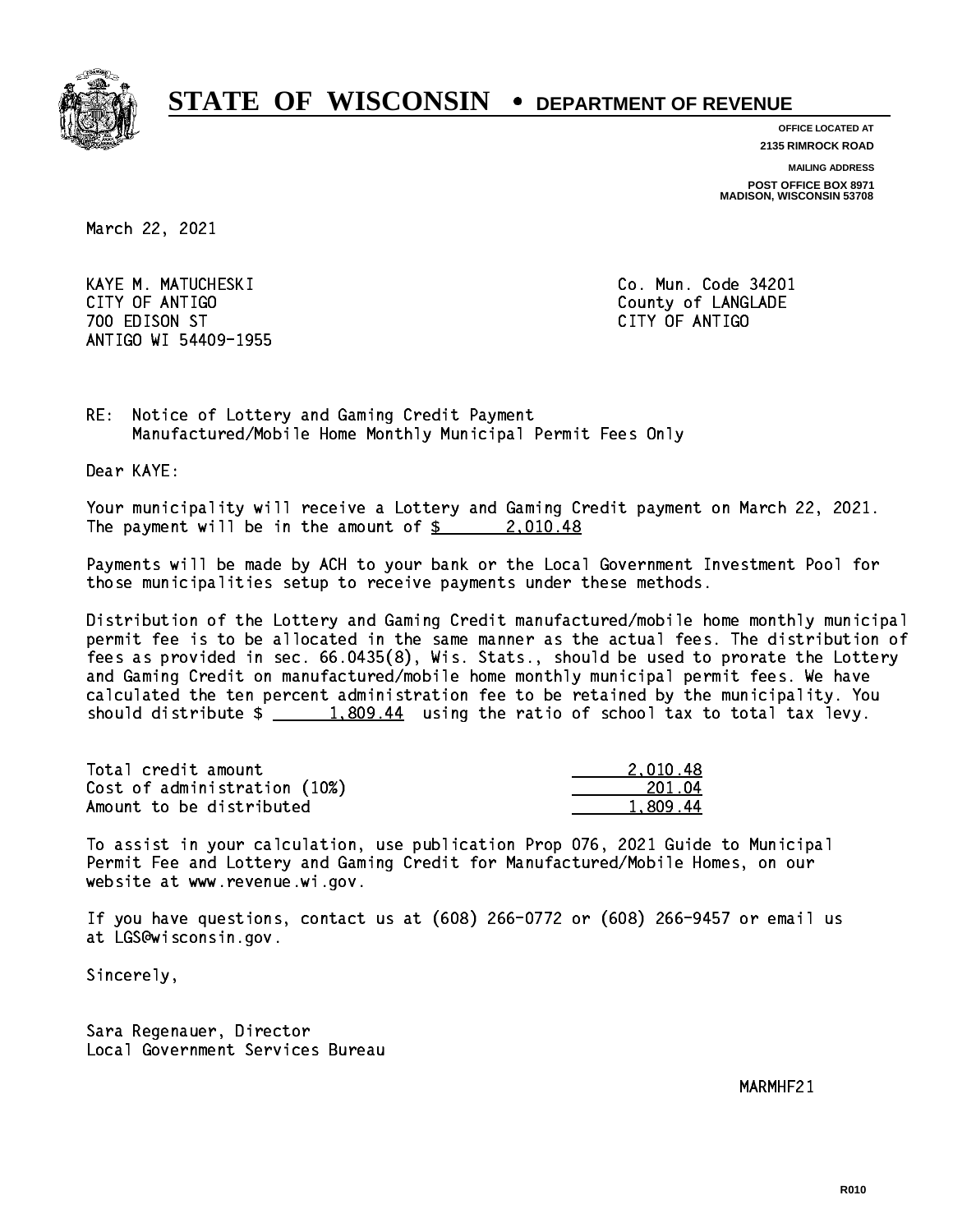# STATE OF WISCONSIN • DEPARTMENT OF REVENUE

OFFICE LOCATED AT
2135 RIMROCK ROAD

MAILING ADDRESS
POST OFFICE BOX 8971
MADISON, WISCONSIN 53708

March 22, 2021

KAYE M. MATUCHESKI
CITY OF ANTIGO
700 EDISON ST
ANTIGO WI 54409-1955

Co. Mun. Code 34201
County of LANGLADE
CITY OF ANTIGO

RE: Notice of Lottery and Gaming Credit Payment
Manufactured/Mobile Home Monthly Municipal Permit Fees Only

Dear KAYE:

Your municipality will receive a Lottery and Gaming Credit payment on March 22, 2021. The payment will be in the amount of $ 2,010.48

Payments will be made by ACH to your bank or the Local Government Investment Pool for those municipalities setup to receive payments under these methods.

Distribution of the Lottery and Gaming Credit manufactured/mobile home monthly municipal permit fee is to be allocated in the same manner as the actual fees. The distribution of fees as provided in sec. 66.0435(8), Wis. Stats., should be used to prorate the Lottery and Gaming Credit on manufactured/mobile home monthly municipal permit fees. We have calculated the ten percent administration fee to be retained by the municipality. You should distribute $ 1,809.44 using the ratio of school tax to total tax levy.

| | |
|---|---|
| Total credit amount | 2,010.48 |
| Cost of administration (10%) | 201.04 |
| Amount to be distributed | 1,809.44 |

To assist in your calculation, use publication Prop 076, 2021 Guide to Municipal Permit Fee and Lottery and Gaming Credit for Manufactured/Mobile Homes, on our website at www.revenue.wi.gov.

If you have questions, contact us at (608) 266-0772 or (608) 266-9457 or email us at LGS@wisconsin.gov.

Sincerely,

Sara Regenauer, Director
Local Government Services Bureau

MARMHF21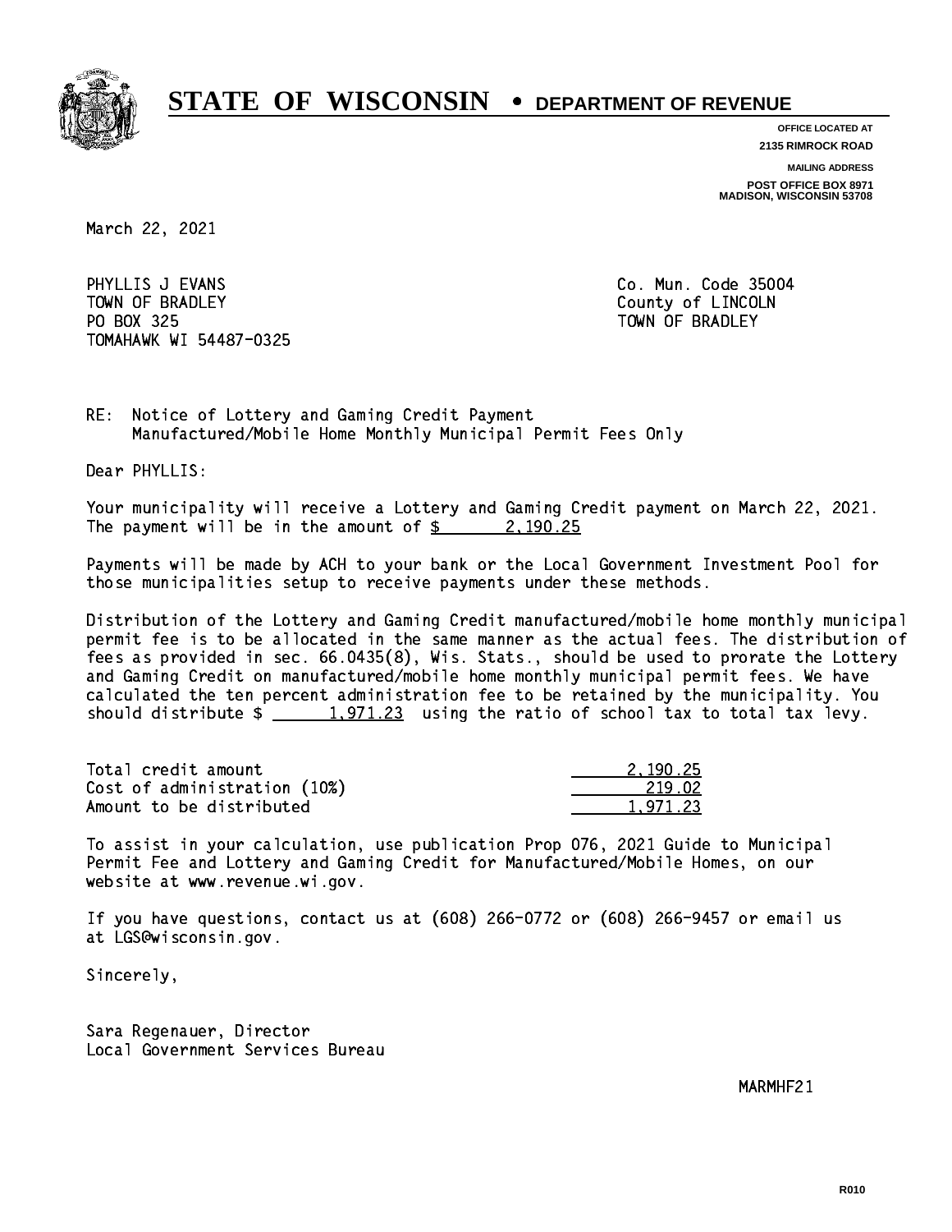# STATE OF WISCONSIN • DEPARTMENT OF REVENUE

OFFICE LOCATED AT
2135 RIMROCK ROAD

MAILING ADDRESS
POST OFFICE BOX 8971
MADISON, WISCONSIN 53708

March 22, 2021

PHYLLIS J EVANS
TOWN OF BRADLEY
PO BOX 325
TOMAHAWK WI 54487-0325

Co. Mun. Code 35004
County of LINCOLN
TOWN OF BRADLEY

RE: Notice of Lottery and Gaming Credit Payment
Manufactured/Mobile Home Monthly Municipal Permit Fees Only

Dear PHYLLIS:

Your municipality will receive a Lottery and Gaming Credit payment on March 22, 2021. The payment will be in the amount of $ 2,190.25

Payments will be made by ACH to your bank or the Local Government Investment Pool for those municipalities setup to receive payments under these methods.

Distribution of the Lottery and Gaming Credit manufactured/mobile home monthly municipal permit fee is to be allocated in the same manner as the actual fees. The distribution of fees as provided in sec. 66.0435(8), Wis. Stats., should be used to prorate the Lottery and Gaming Credit on manufactured/mobile home monthly municipal permit fees. We have calculated the ten percent administration fee to be retained by the municipality. You should distribute $ 1,971.23 using the ratio of school tax to total tax levy.

| | |
|---|---|
| Total credit amount | 2,190.25 |
| Cost of administration (10%) | 219.02 |
| Amount to be distributed | 1,971.23 |

To assist in your calculation, use publication Prop 076, 2021 Guide to Municipal Permit Fee and Lottery and Gaming Credit for Manufactured/Mobile Homes, on our website at www.revenue.wi.gov.

If you have questions, contact us at (608) 266-0772 or (608) 266-9457 or email us at LGS@wisconsin.gov.

Sincerely,

Sara Regenauer, Director
Local Government Services Bureau

MARMHF21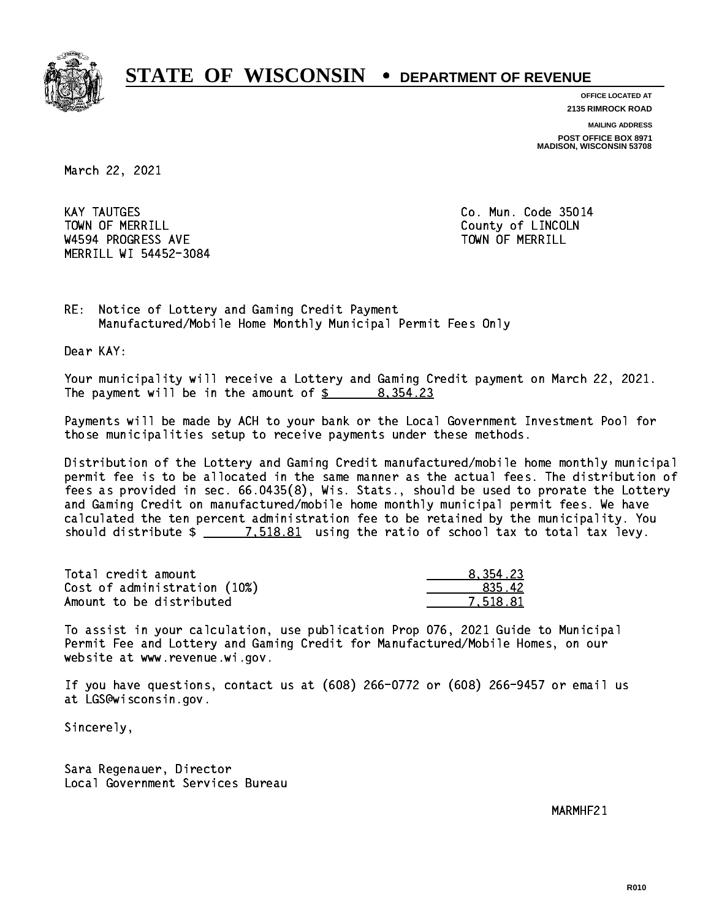# STATE OF WISCONSIN • DEPARTMENT OF REVENUE

**OFFICE LOCATED AT**
**2135 RIMROCK ROAD**

**MAILING ADDRESS**
**POST OFFICE BOX 8971**
**MADISON, WISCONSIN 53708**

March 22, 2021

KAY TAUTGES
TOWN OF MERRILL
W4594 PROGRESS AVE
MERRILL WI 54452-3084

Co. Mun. Code 35014
County of LINCOLN
TOWN OF MERRILL

RE: Notice of Lottery and Gaming Credit Payment
Manufactured/Mobile Home Monthly Municipal Permit Fees Only

Dear KAY:

Your municipality will receive a Lottery and Gaming Credit payment on March 22, 2021. The payment will be in the amount of $ 8,354.23

Payments will be made by ACH to your bank or the Local Government Investment Pool for those municipalities setup to receive payments under these methods.

Distribution of the Lottery and Gaming Credit manufactured/mobile home monthly municipal permit fee is to be allocated in the same manner as the actual fees. The distribution of fees as provided in sec. 66.0435(8), Wis. Stats., should be used to prorate the Lottery and Gaming Credit on manufactured/mobile home monthly municipal permit fees. We have calculated the ten percent administration fee to be retained by the municipality. You should distribute $ 7,518.81 using the ratio of school tax to total tax levy.

| | |
|---|---|
| Total credit amount | 8,354.23 |
| Cost of administration (10%) | 835.42 |
| Amount to be distributed | 7,518.81 |

To assist in your calculation, use publication Prop 076, 2021 Guide to Municipal Permit Fee and Lottery and Gaming Credit for Manufactured/Mobile Homes, on our website at www.revenue.wi.gov.

If you have questions, contact us at (608) 266-0772 or (608) 266-9457 or email us at LGS@wisconsin.gov.

Sincerely,

Sara Regenauer, Director
Local Government Services Bureau

MARMHF21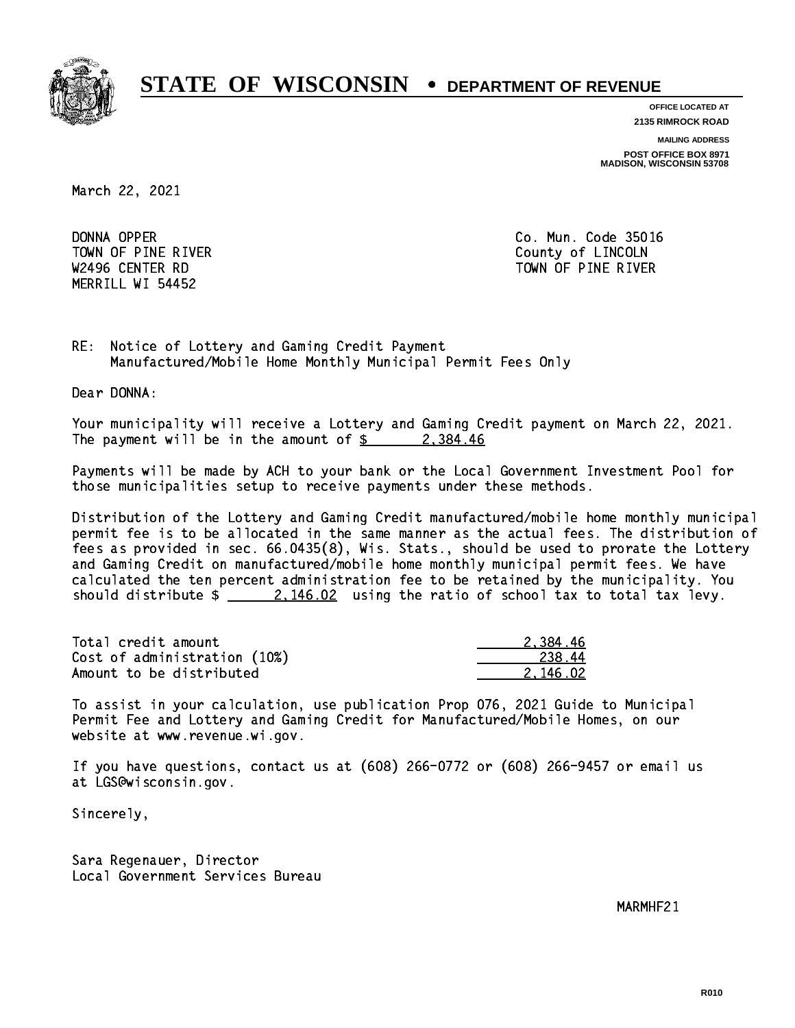# STATE OF WISCONSIN • DEPARTMENT OF REVENUE

**OFFICE LOCATED AT**
**2135 RIMROCK ROAD**

**MAILING ADDRESS**
**POST OFFICE BOX 8971**
**MADISON, WISCONSIN 53708**

March 22, 2021

DONNA OPPER
TOWN OF PINE RIVER
W2496 CENTER RD
MERRILL WI 54452

Co. Mun. Code 35016
County of LINCOLN
TOWN OF PINE RIVER

RE: Notice of Lottery and Gaming Credit Payment
Manufactured/Mobile Home Monthly Municipal Permit Fees Only

Dear DONNA:

Your municipality will receive a Lottery and Gaming Credit payment on March 22, 2021. The payment will be in the amount of $ 2,384.46

Payments will be made by ACH to your bank or the Local Government Investment Pool for those municipalities setup to receive payments under these methods.

Distribution of the Lottery and Gaming Credit manufactured/mobile home monthly municipal permit fee is to be allocated in the same manner as the actual fees. The distribution of fees as provided in sec. 66.0435(8), Wis. Stats., should be used to prorate the Lottery and Gaming Credit on manufactured/mobile home monthly municipal permit fees. We have calculated the ten percent administration fee to be retained by the municipality. You should distribute $ 2,146.02 using the ratio of school tax to total tax levy.

| | |
|---|---|
| Total credit amount | 2,384.46 |
| Cost of administration (10%) | 238.44 |
| Amount to be distributed | 2,146.02 |

To assist in your calculation, use publication Prop 076, 2021 Guide to Municipal Permit Fee and Lottery and Gaming Credit for Manufactured/Mobile Homes, on our website at www.revenue.wi.gov.

If you have questions, contact us at (608) 266-0772 or (608) 266-9457 or email us at LGS@wisconsin.gov.

Sincerely,

Sara Regenauer, Director
Local Government Services Bureau

MARMHF21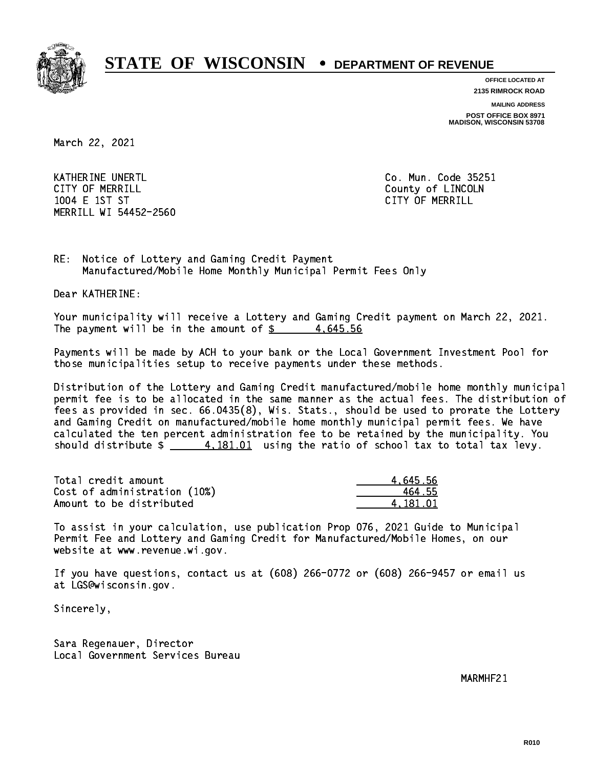# STATE OF WISCONSIN • DEPARTMENT OF REVENUE

**OFFICE LOCATED AT**
**2135 RIMROCK ROAD**

**MAILING ADDRESS**
**POST OFFICE BOX 8971**
**MADISON, WISCONSIN 53708**

March 22, 2021

KATHERINE UNERTL
CITY OF MERRILL
1004 E 1ST ST
MERRILL WI 54452-2560

Co. Mun. Code 35251
County of LINCOLN
CITY OF MERRILL

RE: Notice of Lottery and Gaming Credit Payment
Manufactured/Mobile Home Monthly Municipal Permit Fees Only

Dear KATHERINE:

Your municipality will receive a Lottery and Gaming Credit payment on March 22, 2021. The payment will be in the amount of $ 4,645.56

Payments will be made by ACH to your bank or the Local Government Investment Pool for those municipalities setup to receive payments under these methods.

Distribution of the Lottery and Gaming Credit manufactured/mobile home monthly municipal permit fee is to be allocated in the same manner as the actual fees. The distribution of fees as provided in sec. 66.0435(8), Wis. Stats., should be used to prorate the Lottery and Gaming Credit on manufactured/mobile home monthly municipal permit fees. We have calculated the ten percent administration fee to be retained by the municipality. You should distribute $ 4,181.01 using the ratio of school tax to total tax levy.

| | |
|---|---|
| Total credit amount | 4,645.56 |
| Cost of administration (10%) | 464.55 |
| Amount to be distributed | 4,181.01 |

To assist in your calculation, use publication Prop 076, 2021 Guide to Municipal Permit Fee and Lottery and Gaming Credit for Manufactured/Mobile Homes, on our website at www.revenue.wi.gov.

If you have questions, contact us at (608) 266-0772 or (608) 266-9457 or email us at LGS@wisconsin.gov.

Sincerely,

Sara Regenauer, Director
Local Government Services Bureau

MARMHF21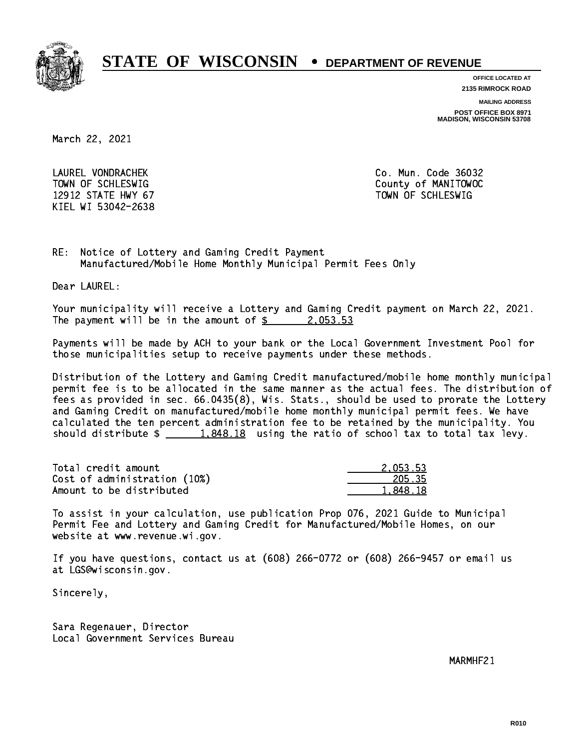# STATE OF WISCONSIN • DEPARTMENT OF REVENUE

**OFFICE LOCATED AT**
**2135 RIMROCK ROAD**

**MAILING ADDRESS**
**POST OFFICE BOX 8971**
**MADISON, WISCONSIN 53708**

March 22, 2021

LAUREL VONDRACHEK
TOWN OF SCHLESWIG
12912 STATE HWY 67
KIEL WI 53042-2638

Co. Mun. Code 36032
County of MANITOWOC
TOWN OF SCHLESWIG

RE: Notice of Lottery and Gaming Credit Payment
Manufactured/Mobile Home Monthly Municipal Permit Fees Only

Dear LAUREL:

Your municipality will receive a Lottery and Gaming Credit payment on March 22, 2021. The payment will be in the amount of $ 2,053.53

Payments will be made by ACH to your bank or the Local Government Investment Pool for those municipalities setup to receive payments under these methods.

Distribution of the Lottery and Gaming Credit manufactured/mobile home monthly municipal permit fee is to be allocated in the same manner as the actual fees. The distribution of fees as provided in sec. 66.0435(8), Wis. Stats., should be used to prorate the Lottery and Gaming Credit on manufactured/mobile home monthly municipal permit fees. We have calculated the ten percent administration fee to be retained by the municipality. You should distribute $ 1,848.18 using the ratio of school tax to total tax levy.

| | |
|---|---|
| Total credit amount | 2,053.53 |
| Cost of administration (10%) | 205.35 |
| Amount to be distributed | 1,848.18 |

To assist in your calculation, use publication Prop 076, 2021 Guide to Municipal Permit Fee and Lottery and Gaming Credit for Manufactured/Mobile Homes, on our website at www.revenue.wi.gov.

If you have questions, contact us at (608) 266-0772 or (608) 266-9457 or email us at LGS@wisconsin.gov.

Sincerely,

Sara Regenauer, Director
Local Government Services Bureau

MARMHF21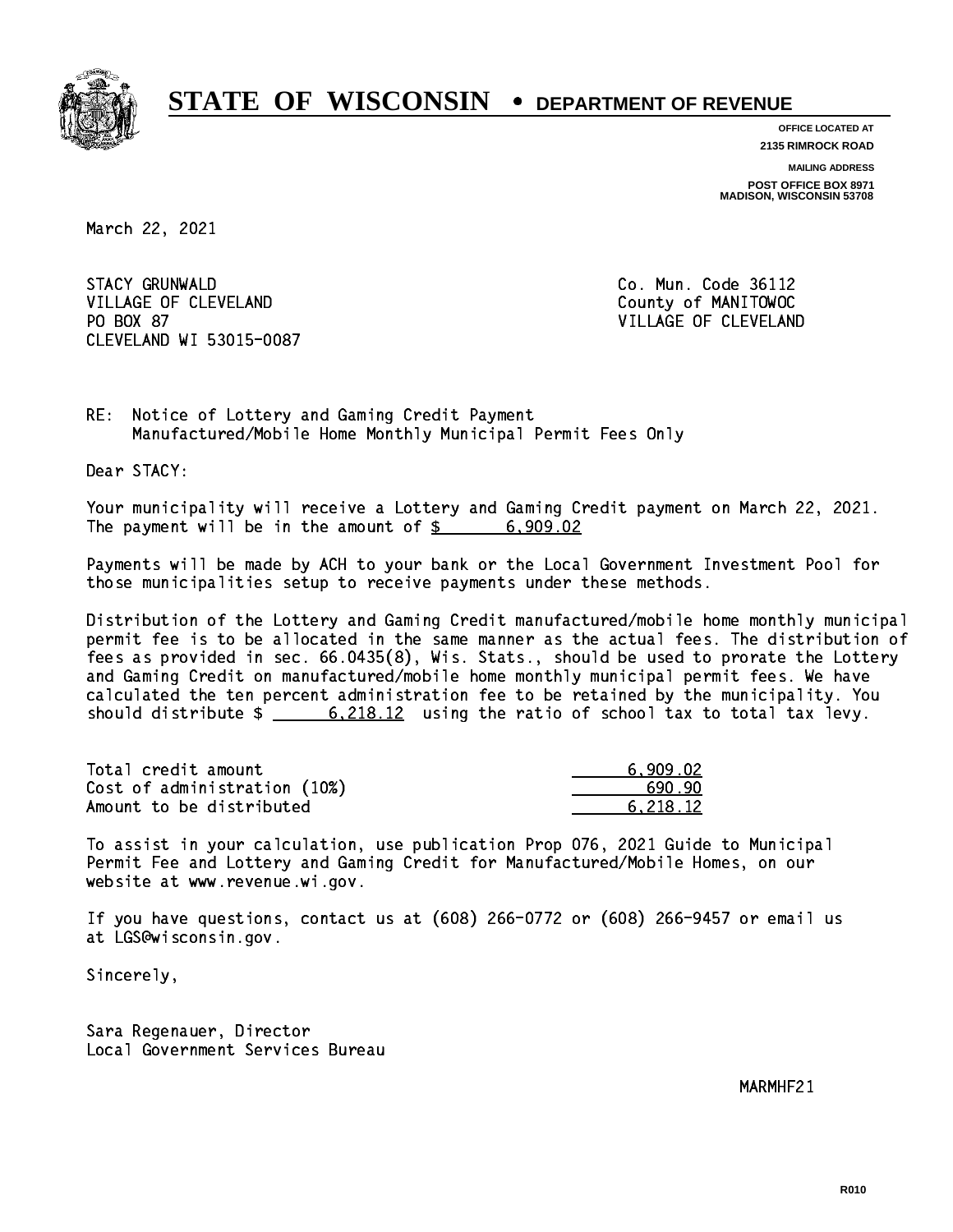# STATE OF WISCONSIN • DEPARTMENT OF REVENUE

**OFFICE LOCATED AT**
**2135 RIMROCK ROAD**

**MAILING ADDRESS**
**POST OFFICE BOX 8971**
**MADISON, WISCONSIN 53708**

March 22, 2021

STACY GRUNWALD
VILLAGE OF CLEVELAND
PO BOX 87
CLEVELAND WI 53015-0087

Co. Mun. Code 36112
County of MANITOWOC
VILLAGE OF CLEVELAND

RE: Notice of Lottery and Gaming Credit Payment
Manufactured/Mobile Home Monthly Municipal Permit Fees Only

Dear STACY:

Your municipality will receive a Lottery and Gaming Credit payment on March 22, 2021. The payment will be in the amount of $ 6,909.02

Payments will be made by ACH to your bank or the Local Government Investment Pool for those municipalities setup to receive payments under these methods.

Distribution of the Lottery and Gaming Credit manufactured/mobile home monthly municipal permit fee is to be allocated in the same manner as the actual fees. The distribution of fees as provided in sec. 66.0435(8), Wis. Stats., should be used to prorate the Lottery and Gaming Credit on manufactured/mobile home monthly municipal permit fees. We have calculated the ten percent administration fee to be retained by the municipality. You should distribute $ 6,218.12 using the ratio of school tax to total tax levy.

| | |
|---|---|
| Total credit amount | 6,909.02 |
| Cost of administration (10%) | 690.90 |
| Amount to be distributed | 6,218.12 |

To assist in your calculation, use publication Prop 076, 2021 Guide to Municipal Permit Fee and Lottery and Gaming Credit for Manufactured/Mobile Homes, on our website at www.revenue.wi.gov.

If you have questions, contact us at (608) 266-0772 or (608) 266-9457 or email us at LGS@wisconsin.gov.

Sincerely,

Sara Regenauer, Director
Local Government Services Bureau

MARMHF21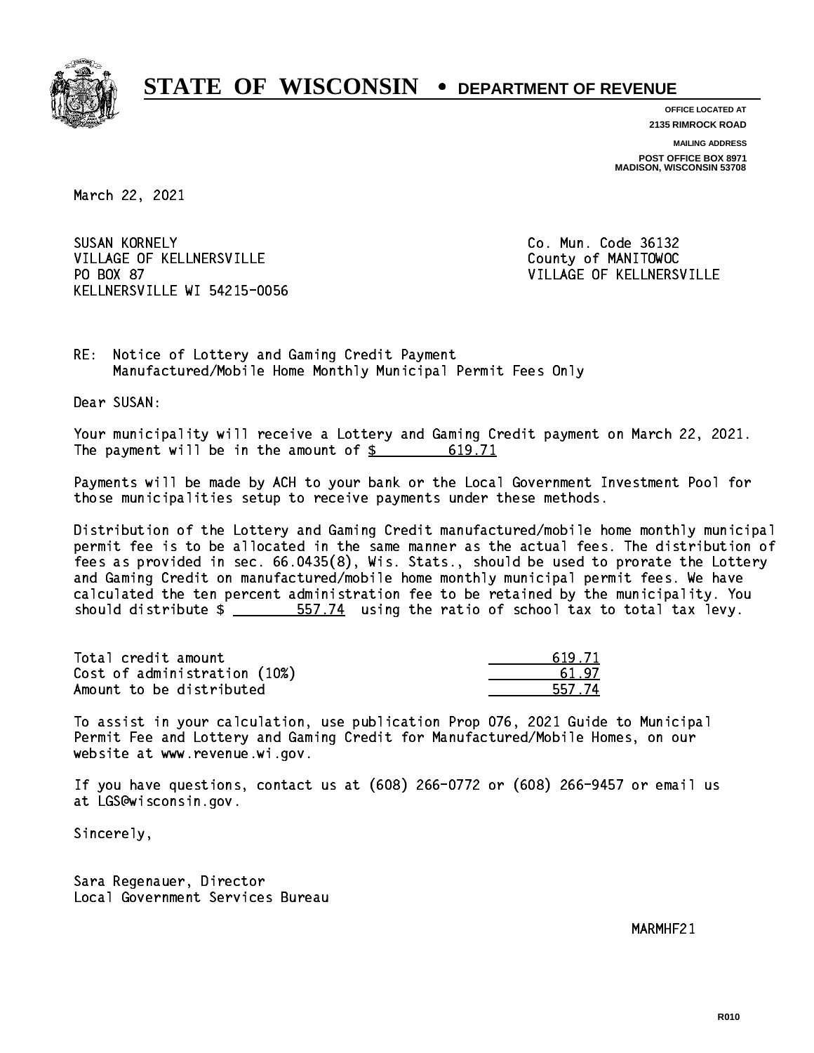# STATE OF WISCONSIN • DEPARTMENT OF REVENUE

**OFFICE LOCATED AT**
**2135 RIMROCK ROAD**

**MAILING ADDRESS**
**POST OFFICE BOX 8971**
**MADISON, WISCONSIN 53708**

March 22, 2021

SUSAN KORNELY
VILLAGE OF KELLNERSVILLE
PO BOX 87
KELLNERSVILLE WI 54215-0056

Co. Mun. Code 36132
County of MANITOWOC
VILLAGE OF KELLNERSVILLE

RE: Notice of Lottery and Gaming Credit Payment
Manufactured/Mobile Home Monthly Municipal Permit Fees Only

Dear SUSAN:

Your municipality will receive a Lottery and Gaming Credit payment on March 22, 2021. The payment will be in the amount of $ 619.71

Payments will be made by ACH to your bank or the Local Government Investment Pool for those municipalities setup to receive payments under these methods.

Distribution of the Lottery and Gaming Credit manufactured/mobile home monthly municipal permit fee is to be allocated in the same manner as the actual fees. The distribution of fees as provided in sec. 66.0435(8), Wis. Stats., should be used to prorate the Lottery and Gaming Credit on manufactured/mobile home monthly municipal permit fees. We have calculated the ten percent administration fee to be retained by the municipality. You should distribute $ 557.74 using the ratio of school tax to total tax levy.

| | |
|---|---|
| Total credit amount | 619.71 |
| Cost of administration (10%) | 61.97 |
| Amount to be distributed | 557.74 |

To assist in your calculation, use publication Prop 076, 2021 Guide to Municipal Permit Fee and Lottery and Gaming Credit for Manufactured/Mobile Homes, on our website at www.revenue.wi.gov.

If you have questions, contact us at (608) 266-0772 or (608) 266-9457 or email us at LGS@wisconsin.gov.

Sincerely,

Sara Regenauer, Director
Local Government Services Bureau

MARMHF21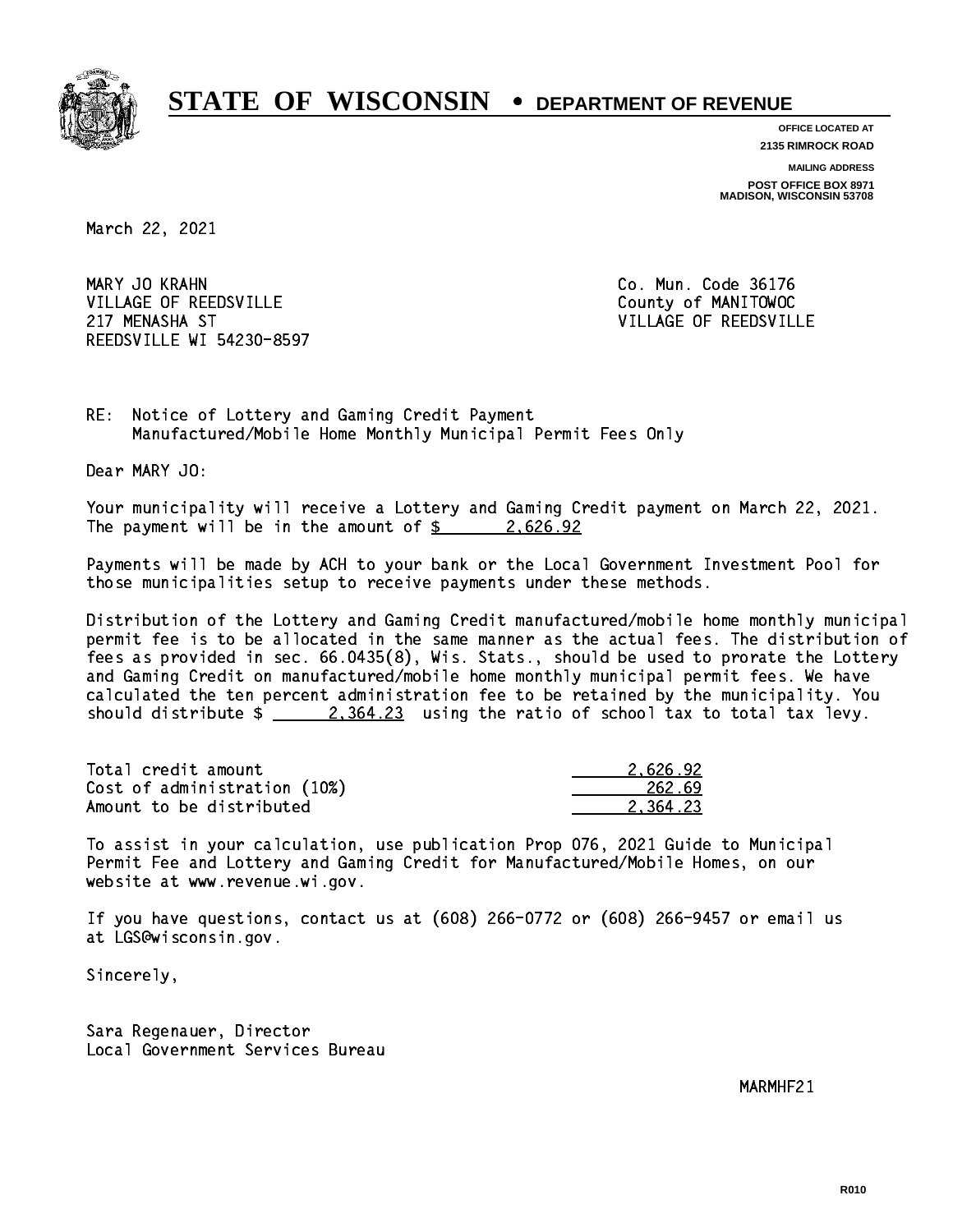# STATE OF WISCONSIN • DEPARTMENT OF REVENUE

**OFFICE LOCATED AT**
**2135 RIMROCK ROAD**

**MAILING ADDRESS**
**POST OFFICE BOX 8971**
**MADISON, WISCONSIN 53708**

March 22, 2021

MARY JO KRAHN
VILLAGE OF REEDSVILLE
217 MENASHA ST
REEDSVILLE WI 54230-8597

Co. Mun. Code 36176
County of MANITOWOC
VILLAGE OF REEDSVILLE

RE: Notice of Lottery and Gaming Credit Payment
Manufactured/Mobile Home Monthly Municipal Permit Fees Only

Dear MARY JO:

Your municipality will receive a Lottery and Gaming Credit payment on March 22, 2021. The payment will be in the amount of $ 2,626.92

Payments will be made by ACH to your bank or the Local Government Investment Pool for those municipalities setup to receive payments under these methods.

Distribution of the Lottery and Gaming Credit manufactured/mobile home monthly municipal permit fee is to be allocated in the same manner as the actual fees. The distribution of fees as provided in sec. 66.0435(8), Wis. Stats., should be used to prorate the Lottery and Gaming Credit on manufactured/mobile home monthly municipal permit fees. We have calculated the ten percent administration fee to be retained by the municipality. You should distribute $ 2,364.23 using the ratio of school tax to total tax levy.

| | |
|---|---|
| Total credit amount | 2,626.92 |
| Cost of administration (10%) | 262.69 |
| Amount to be distributed | 2,364.23 |

To assist in your calculation, use publication Prop 076, 2021 Guide to Municipal Permit Fee and Lottery and Gaming Credit for Manufactured/Mobile Homes, on our website at www.revenue.wi.gov.

If you have questions, contact us at (608) 266-0772 or (608) 266-9457 or email us at LGS@wisconsin.gov.

Sincerely,

Sara Regenauer, Director
Local Government Services Bureau

MARMHF21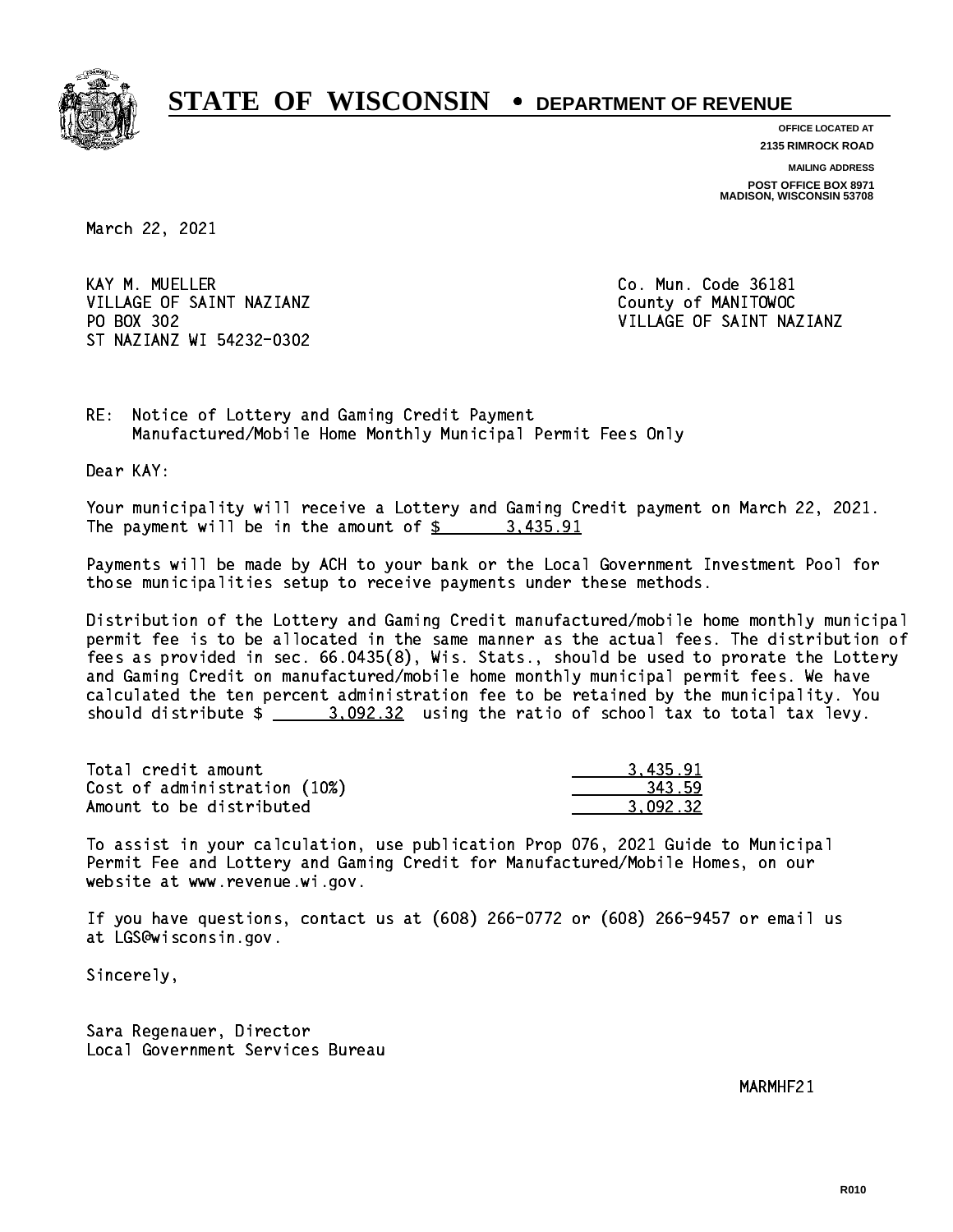# STATE OF WISCONSIN • DEPARTMENT OF REVENUE

OFFICE LOCATED AT
2135 RIMROCK ROAD

MAILING ADDRESS
POST OFFICE BOX 8971
MADISON, WISCONSIN 53708

March 22, 2021

KAY M. MUELLER
VILLAGE OF SAINT NAZIANZ
PO BOX 302
ST NAZIANZ WI 54232-0302

Co. Mun. Code 36181
County of MANITOWOC
VILLAGE OF SAINT NAZIANZ

RE: Notice of Lottery and Gaming Credit Payment
Manufactured/Mobile Home Monthly Municipal Permit Fees Only

Dear KAY:

Your municipality will receive a Lottery and Gaming Credit payment on March 22, 2021. The payment will be in the amount of $ 3,435.91

Payments will be made by ACH to your bank or the Local Government Investment Pool for those municipalities setup to receive payments under these methods.

Distribution of the Lottery and Gaming Credit manufactured/mobile home monthly municipal permit fee is to be allocated in the same manner as the actual fees. The distribution of fees as provided in sec. 66.0435(8), Wis. Stats., should be used to prorate the Lottery and Gaming Credit on manufactured/mobile home monthly municipal permit fees. We have calculated the ten percent administration fee to be retained by the municipality. You should distribute $ 3,092.32 using the ratio of school tax to total tax levy.

| | |
|---|---|
| Total credit amount | 3,435.91 |
| Cost of administration (10%) | 343.59 |
| Amount to be distributed | 3,092.32 |

To assist in your calculation, use publication Prop 076, 2021 Guide to Municipal Permit Fee and Lottery and Gaming Credit for Manufactured/Mobile Homes, on our website at www.revenue.wi.gov.

If you have questions, contact us at (608) 266-0772 or (608) 266-9457 or email us at LGS@wisconsin.gov.

Sincerely,

Sara Regenauer, Director
Local Government Services Bureau

MARMHF21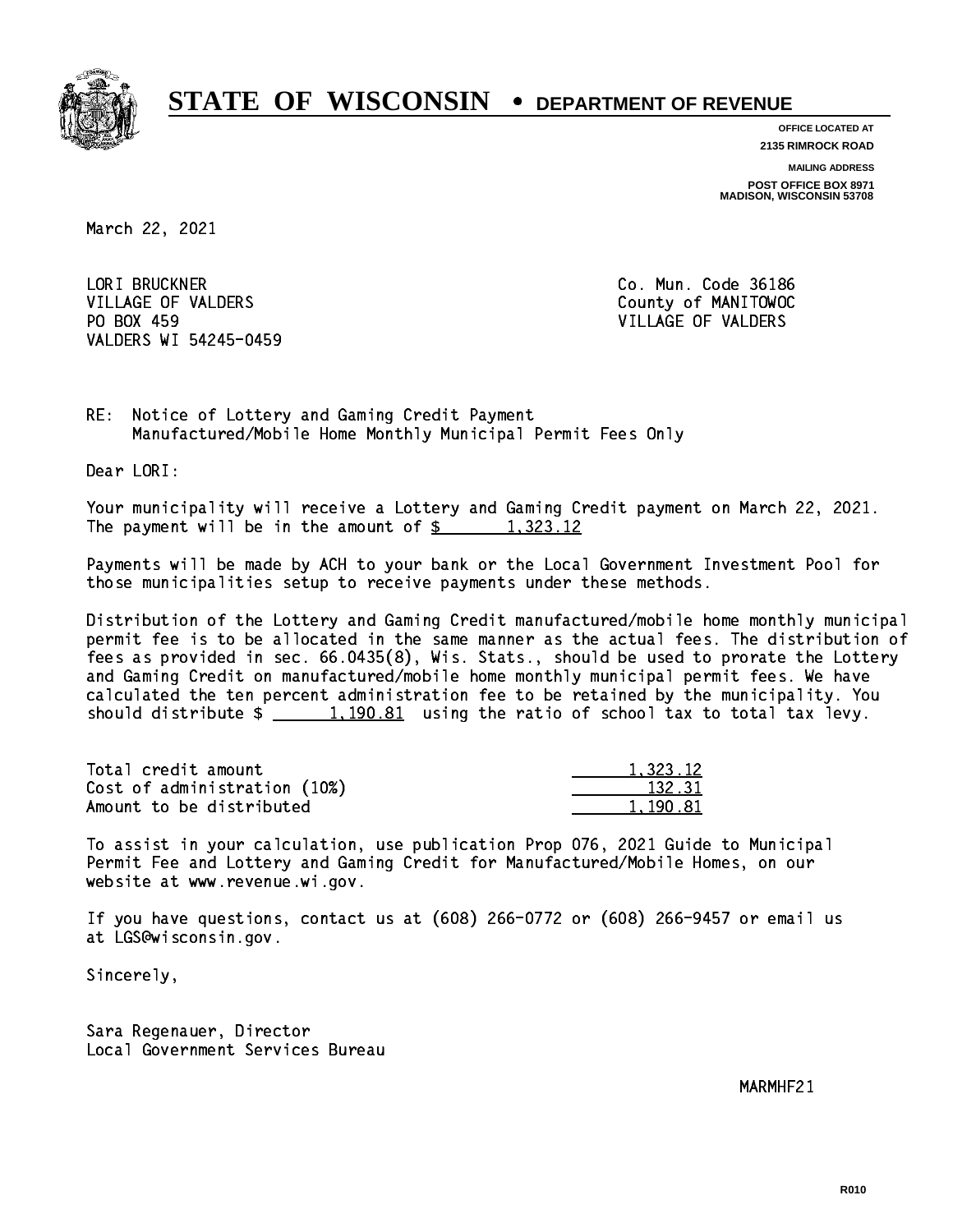# STATE OF WISCONSIN • DEPARTMENT OF REVENUE

**OFFICE LOCATED AT**
**2135 RIMROCK ROAD**

**MAILING ADDRESS**
**POST OFFICE BOX 8971**
**MADISON, WISCONSIN 53708**

March 22, 2021

LORI BRUCKNER
VILLAGE OF VALDERS
PO BOX 459
VALDERS WI 54245-0459

Co. Mun. Code 36186
County of MANITOWOC
VILLAGE OF VALDERS

RE: Notice of Lottery and Gaming Credit Payment
Manufactured/Mobile Home Monthly Municipal Permit Fees Only

Dear LORI:

Your municipality will receive a Lottery and Gaming Credit payment on March 22, 2021. The payment will be in the amount of $ 1,323.12

Payments will be made by ACH to your bank or the Local Government Investment Pool for those municipalities setup to receive payments under these methods.

Distribution of the Lottery and Gaming Credit manufactured/mobile home monthly municipal permit fee is to be allocated in the same manner as the actual fees. The distribution of fees as provided in sec. 66.0435(8), Wis. Stats., should be used to prorate the Lottery and Gaming Credit on manufactured/mobile home monthly municipal permit fees. We have calculated the ten percent administration fee to be retained by the municipality. You should distribute $ 1,190.81 using the ratio of school tax to total tax levy.

| | |
|---|---|
| Total credit amount | 1,323.12 |
| Cost of administration (10%) | 132.31 |
| Amount to be distributed | 1,190.81 |

To assist in your calculation, use publication Prop 076, 2021 Guide to Municipal Permit Fee and Lottery and Gaming Credit for Manufactured/Mobile Homes, on our website at www.revenue.wi.gov.

If you have questions, contact us at (608) 266-0772 or (608) 266-9457 or email us at LGS@wisconsin.gov.

Sincerely,

Sara Regenauer, Director
Local Government Services Bureau

MARMHF21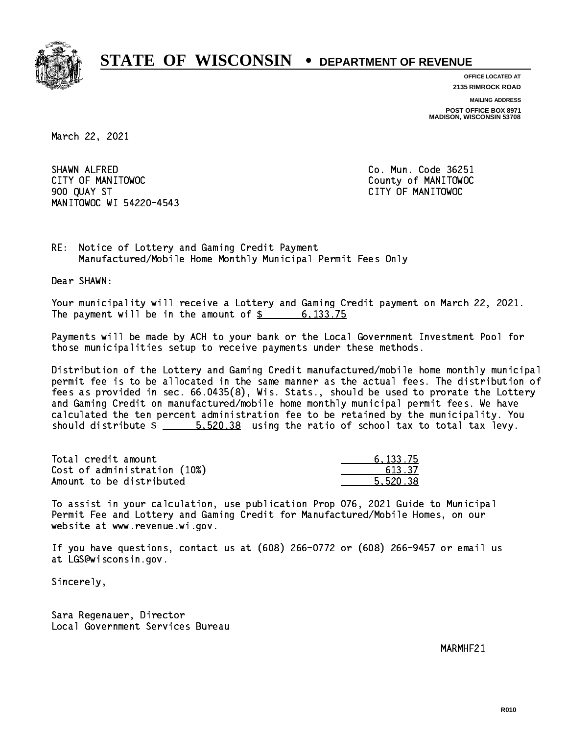# STATE OF WISCONSIN • DEPARTMENT OF REVENUE

**OFFICE LOCATED AT**
**2135 RIMROCK ROAD**

**MAILING ADDRESS**
**POST OFFICE BOX 8971**
**MADISON, WISCONSIN 53708**

March 22, 2021

SHAWN ALFRED
CITY OF MANITOWOC
900 QUAY ST
MANITOWOC WI 54220-4543

Co. Mun. Code 36251
County of MANITOWOC
CITY OF MANITOWOC

RE: Notice of Lottery and Gaming Credit Payment
Manufactured/Mobile Home Monthly Municipal Permit Fees Only

Dear SHAWN:

Your municipality will receive a Lottery and Gaming Credit payment on March 22, 2021. The payment will be in the amount of $ 6,133.75

Payments will be made by ACH to your bank or the Local Government Investment Pool for those municipalities setup to receive payments under these methods.

Distribution of the Lottery and Gaming Credit manufactured/mobile home monthly municipal permit fee is to be allocated in the same manner as the actual fees. The distribution of fees as provided in sec. 66.0435(8), Wis. Stats., should be used to prorate the Lottery and Gaming Credit on manufactured/mobile home monthly municipal permit fees. We have calculated the ten percent administration fee to be retained by the municipality. You should distribute $ 5,520.38 using the ratio of school tax to total tax levy.

| | |
|---|---|
| Total credit amount | 6,133.75 |
| Cost of administration (10%) | 613.37 |
| Amount to be distributed | 5,520.38 |

To assist in your calculation, use publication Prop 076, 2021 Guide to Municipal Permit Fee and Lottery and Gaming Credit for Manufactured/Mobile Homes, on our website at www.revenue.wi.gov.

If you have questions, contact us at (608) 266-0772 or (608) 266-9457 or email us at LGS@wisconsin.gov.

Sincerely,

Sara Regenauer, Director
Local Government Services Bureau

MARMHF21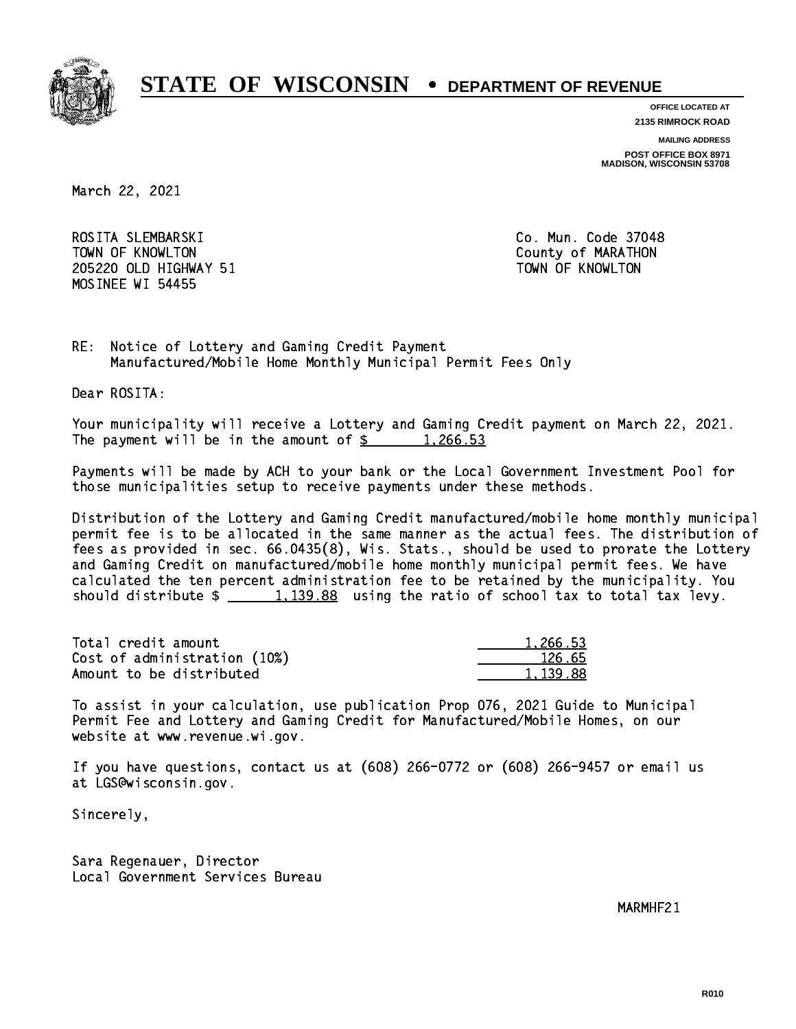# STATE OF WISCONSIN • DEPARTMENT OF REVENUE

**OFFICE LOCATED AT**
**2135 RIMROCK ROAD**

**MAILING ADDRESS**
**POST OFFICE BOX 8971**
**MADISON, WISCONSIN 53708**

March 22, 2021

ROSITA SLEMBARSKI
TOWN OF KNOWLTON
205220 OLD HIGHWAY 51
MOSINEE WI 54455

Co. Mun. Code 37048
County of MARATHON
TOWN OF KNOWLTON

RE: Notice of Lottery and Gaming Credit Payment
Manufactured/Mobile Home Monthly Municipal Permit Fees Only

Dear ROSITA:

Your municipality will receive a Lottery and Gaming Credit payment on March 22, 2021. The payment will be in the amount of $ 1,266.53

Payments will be made by ACH to your bank or the Local Government Investment Pool for those municipalities setup to receive payments under these methods.

Distribution of the Lottery and Gaming Credit manufactured/mobile home monthly municipal permit fee is to be allocated in the same manner as the actual fees. The distribution of fees as provided in sec. 66.0435(8), Wis. Stats., should be used to prorate the Lottery and Gaming Credit on manufactured/mobile home monthly municipal permit fees. We have calculated the ten percent administration fee to be retained by the municipality. You should distribute $ 1,139.88 using the ratio of school tax to total tax levy.

| | |
|---|---|
| Total credit amount | 1,266.53 |
| Cost of administration (10%) | 126.65 |
| Amount to be distributed | 1,139.88 |

To assist in your calculation, use publication Prop 076, 2021 Guide to Municipal Permit Fee and Lottery and Gaming Credit for Manufactured/Mobile Homes, on our website at www.revenue.wi.gov.

If you have questions, contact us at (608) 266-0772 or (608) 266-9457 or email us at LGS@wisconsin.gov.

Sincerely,

Sara Regenauer, Director
Local Government Services Bureau

MARMHF21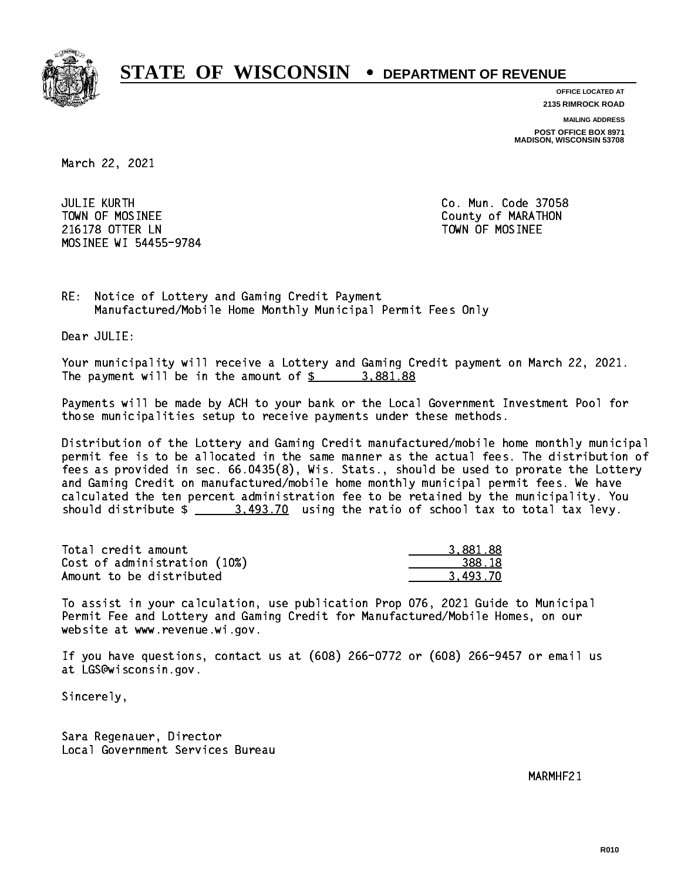# STATE OF WISCONSIN • DEPARTMENT OF REVENUE

**OFFICE LOCATED AT**
**2135 RIMROCK ROAD**

**MAILING ADDRESS**
**POST OFFICE BOX 8971**
**MADISON, WISCONSIN 53708**

March 22, 2021

JULIE KURTH
TOWN OF MOSINEE
216178 OTTER LN
MOSINEE WI 54455-9784

Co. Mun. Code 37058
County of MARATHON
TOWN OF MOSINEE

RE: Notice of Lottery and Gaming Credit Payment
Manufactured/Mobile Home Monthly Municipal Permit Fees Only

Dear JULIE:

Your municipality will receive a Lottery and Gaming Credit payment on March 22, 2021. The payment will be in the amount of $ 3,881.88

Payments will be made by ACH to your bank or the Local Government Investment Pool for those municipalities setup to receive payments under these methods.

Distribution of the Lottery and Gaming Credit manufactured/mobile home monthly municipal permit fee is to be allocated in the same manner as the actual fees. The distribution of fees as provided in sec. 66.0435(8), Wis. Stats., should be used to prorate the Lottery and Gaming Credit on manufactured/mobile home monthly municipal permit fees. We have calculated the ten percent administration fee to be retained by the municipality. You should distribute $ 3,493.70 using the ratio of school tax to total tax levy.

| | |
|---|---|
| Total credit amount | 3,881.88 |
| Cost of administration (10%) | 388.18 |
| Amount to be distributed | 3,493.70 |

To assist in your calculation, use publication Prop 076, 2021 Guide to Municipal Permit Fee and Lottery and Gaming Credit for Manufactured/Mobile Homes, on our website at www.revenue.wi.gov.

If you have questions, contact us at (608) 266-0772 or (608) 266-9457 or email us at LGS@wisconsin.gov.

Sincerely,

Sara Regenauer, Director
Local Government Services Bureau

MARMHF21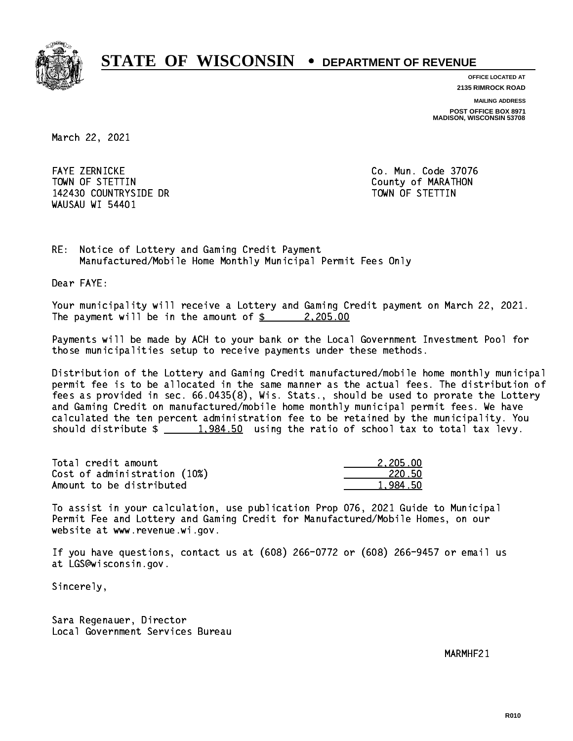# STATE OF WISCONSIN • DEPARTMENT OF REVENUE

OFFICE LOCATED AT
2135 RIMROCK ROAD

MAILING ADDRESS
POST OFFICE BOX 8971
MADISON, WISCONSIN 53708

March 22, 2021

FAYE ZERNICKE
TOWN OF STETTIN
142430 COUNTRYSIDE DR
WAUSAU WI 54401

Co. Mun. Code 37076
County of MARATHON
TOWN OF STETTIN

RE: Notice of Lottery and Gaming Credit Payment
Manufactured/Mobile Home Monthly Municipal Permit Fees Only

Dear FAYE:

Your municipality will receive a Lottery and Gaming Credit payment on March 22, 2021. The payment will be in the amount of $ 2,205.00

Payments will be made by ACH to your bank or the Local Government Investment Pool for those municipalities setup to receive payments under these methods.

Distribution of the Lottery and Gaming Credit manufactured/mobile home monthly municipal permit fee is to be allocated in the same manner as the actual fees. The distribution of fees as provided in sec. 66.0435(8), Wis. Stats., should be used to prorate the Lottery and Gaming Credit on manufactured/mobile home monthly municipal permit fees. We have calculated the ten percent administration fee to be retained by the municipality. You should distribute $ 1,984.50 using the ratio of school tax to total tax levy.

| | |
|---|---|
| Total credit amount | 2,205.00 |
| Cost of administration (10%) | 220.50 |
| Amount to be distributed | 1,984.50 |

To assist in your calculation, use publication Prop 076, 2021 Guide to Municipal Permit Fee and Lottery and Gaming Credit for Manufactured/Mobile Homes, on our website at www.revenue.wi.gov.

If you have questions, contact us at (608) 266-0772 or (608) 266-9457 or email us at LGS@wisconsin.gov.

Sincerely,

Sara Regenauer, Director
Local Government Services Bureau

MARMHF21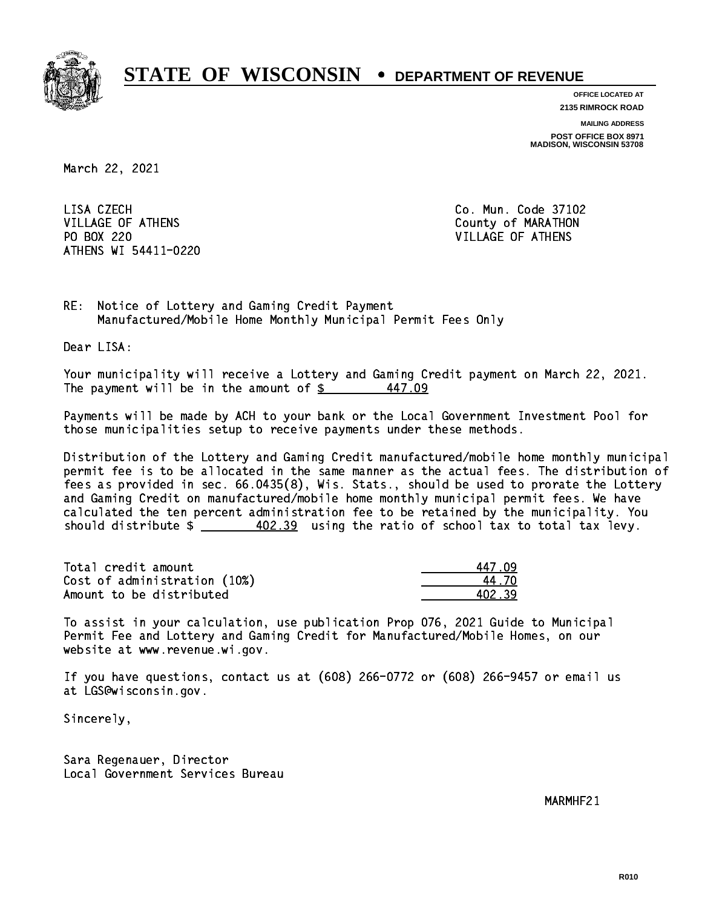# STATE OF WISCONSIN • DEPARTMENT OF REVENUE

**OFFICE LOCATED AT**
**2135 RIMROCK ROAD**

**MAILING ADDRESS**
**POST OFFICE BOX 8971**
**MADISON, WISCONSIN 53708**

March 22, 2021

LISA CZECH
VILLAGE OF ATHENS
PO BOX 220
ATHENS WI 54411-0220

Co. Mun. Code 37102
County of MARATHON
VILLAGE OF ATHENS

RE: Notice of Lottery and Gaming Credit Payment
Manufactured/Mobile Home Monthly Municipal Permit Fees Only

Dear LISA:

Your municipality will receive a Lottery and Gaming Credit payment on March 22, 2021. The payment will be in the amount of $ 447.09

Payments will be made by ACH to your bank or the Local Government Investment Pool for those municipalities setup to receive payments under these methods.

Distribution of the Lottery and Gaming Credit manufactured/mobile home monthly municipal permit fee is to be allocated in the same manner as the actual fees. The distribution of fees as provided in sec. 66.0435(8), Wis. Stats., should be used to prorate the Lottery and Gaming Credit on manufactured/mobile home monthly municipal permit fees. We have calculated the ten percent administration fee to be retained by the municipality. You should distribute $ 402.39 using the ratio of school tax to total tax levy.

| | |
|---|---|
| Total credit amount | 447.09 |
| Cost of administration (10%) | 44.70 |
| Amount to be distributed | 402.39 |

To assist in your calculation, use publication Prop 076, 2021 Guide to Municipal Permit Fee and Lottery and Gaming Credit for Manufactured/Mobile Homes, on our website at www.revenue.wi.gov.

If you have questions, contact us at (608) 266-0772 or (608) 266-9457 or email us at LGS@wisconsin.gov.

Sincerely,

Sara Regenauer, Director
Local Government Services Bureau

MARMHF21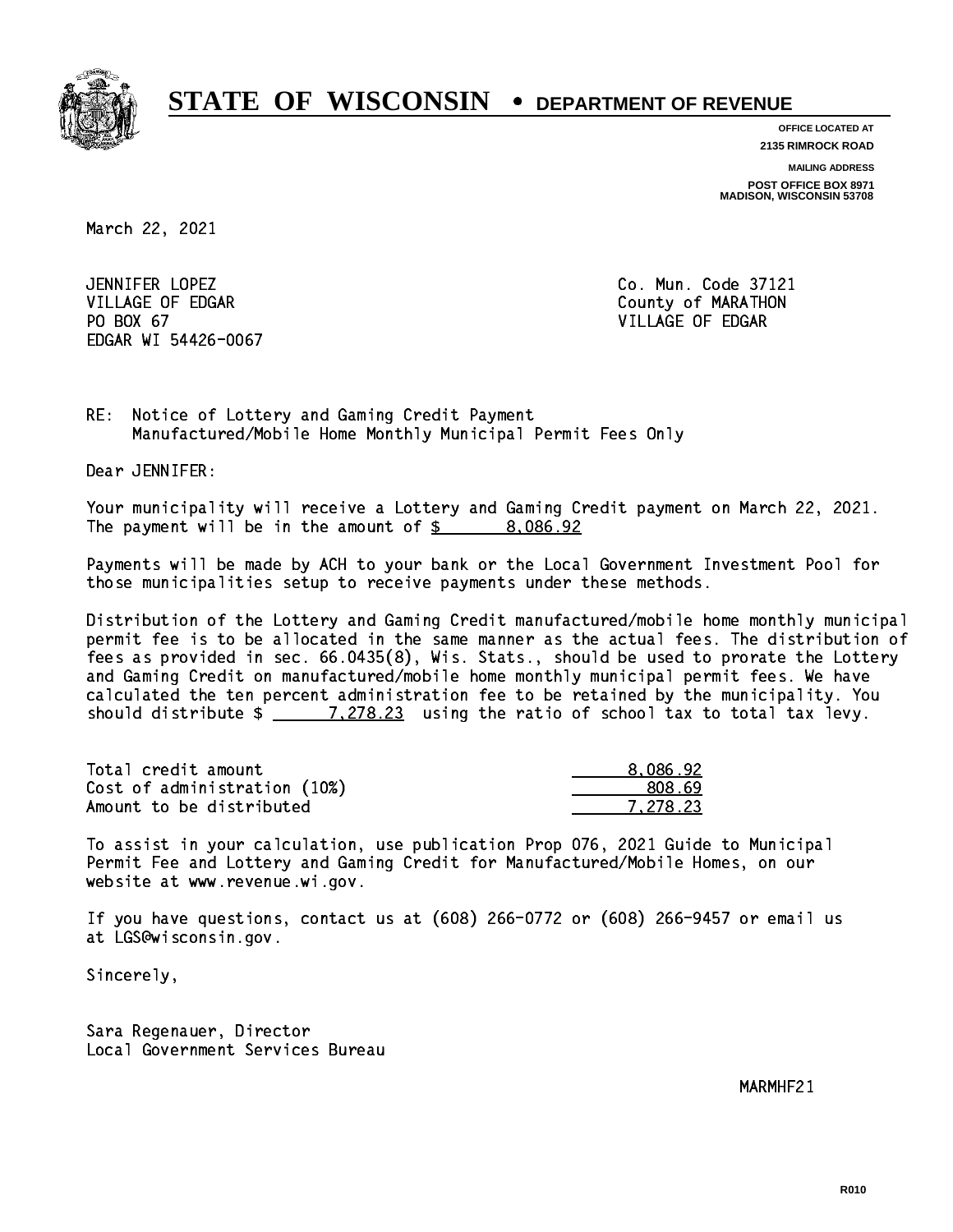# STATE OF WISCONSIN • DEPARTMENT OF REVENUE

**OFFICE LOCATED AT**
**2135 RIMROCK ROAD**

**MAILING ADDRESS**
**POST OFFICE BOX 8971**
**MADISON, WISCONSIN 53708**

March 22, 2021

JENNIFER LOPEZ
VILLAGE OF EDGAR
PO BOX 67
EDGAR WI 54426-0067

Co. Mun. Code 37121
County of MARATHON
VILLAGE OF EDGAR

RE: Notice of Lottery and Gaming Credit Payment
Manufactured/Mobile Home Monthly Municipal Permit Fees Only

Dear JENNIFER:

Your municipality will receive a Lottery and Gaming Credit payment on March 22, 2021. The payment will be in the amount of $ 8,086.92

Payments will be made by ACH to your bank or the Local Government Investment Pool for those municipalities setup to receive payments under these methods.

Distribution of the Lottery and Gaming Credit manufactured/mobile home monthly municipal permit fee is to be allocated in the same manner as the actual fees. The distribution of fees as provided in sec. 66.0435(8), Wis. Stats., should be used to prorate the Lottery and Gaming Credit on manufactured/mobile home monthly municipal permit fees. We have calculated the ten percent administration fee to be retained by the municipality. You should distribute $ 7,278.23 using the ratio of school tax to total tax levy.

| | |
|---|---|
| Total credit amount | 8,086.92 |
| Cost of administration (10%) | 808.69 |
| Amount to be distributed | 7,278.23 |

To assist in your calculation, use publication Prop 076, 2021 Guide to Municipal Permit Fee and Lottery and Gaming Credit for Manufactured/Mobile Homes, on our website at www.revenue.wi.gov.

If you have questions, contact us at (608) 266-0772 or (608) 266-9457 or email us at LGS@wisconsin.gov.

Sincerely,

Sara Regenauer, Director
Local Government Services Bureau

MARMHF21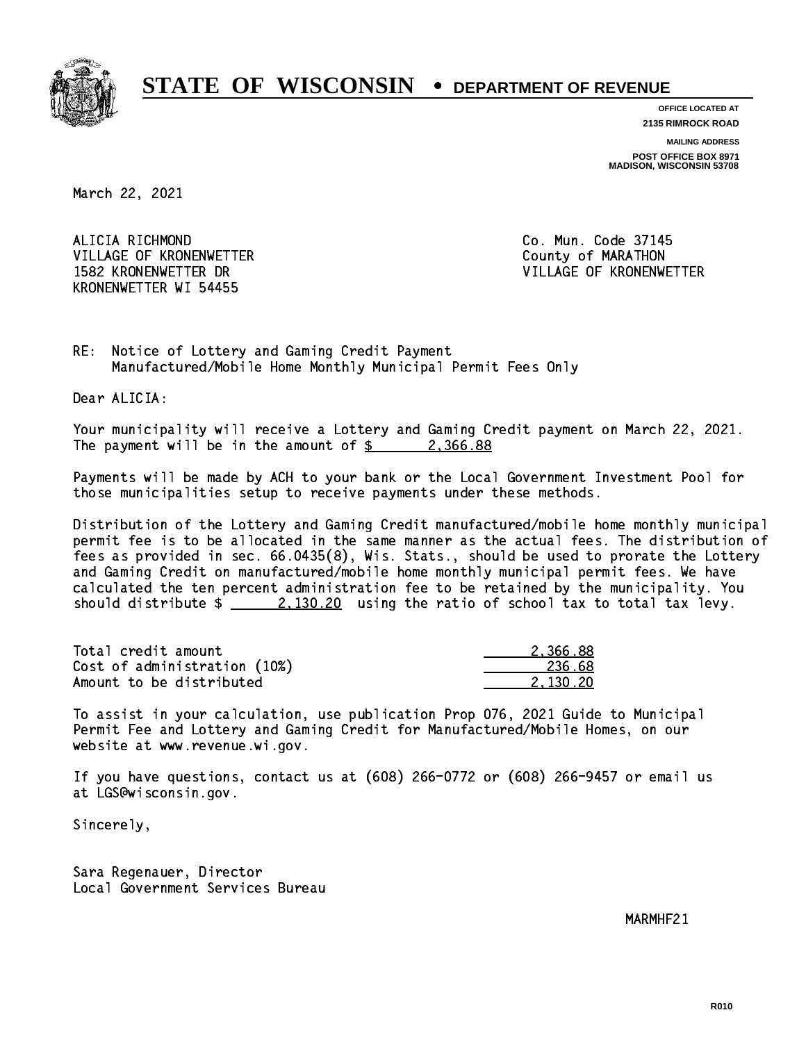# STATE OF WISCONSIN • DEPARTMENT OF REVENUE

**OFFICE LOCATED AT**
**2135 RIMROCK ROAD**

**MAILING ADDRESS**
**POST OFFICE BOX 8971**
**MADISON, WISCONSIN 53708**

March 22, 2021

ALICIA RICHMOND
VILLAGE OF KRONENWETTER
1582 KRONENWETTER DR
KRONENWETTER WI 54455

Co. Mun. Code 37145
County of MARATHON
VILLAGE OF KRONENWETTER

RE: Notice of Lottery and Gaming Credit Payment
Manufactured/Mobile Home Monthly Municipal Permit Fees Only

Dear ALICIA:

Your municipality will receive a Lottery and Gaming Credit payment on March 22, 2021. The payment will be in the amount of $ 2,366.88

Payments will be made by ACH to your bank or the Local Government Investment Pool for those municipalities setup to receive payments under these methods.

Distribution of the Lottery and Gaming Credit manufactured/mobile home monthly municipal permit fee is to be allocated in the same manner as the actual fees. The distribution of fees as provided in sec. 66.0435(8), Wis. Stats., should be used to prorate the Lottery and Gaming Credit on manufactured/mobile home monthly municipal permit fees. We have calculated the ten percent administration fee to be retained by the municipality. You should distribute $ 2,130.20 using the ratio of school tax to total tax levy.

| | |
|---|---|
| Total credit amount | 2,366.88 |
| Cost of administration (10%) | 236.68 |
| Amount to be distributed | 2,130.20 |

To assist in your calculation, use publication Prop 076, 2021 Guide to Municipal Permit Fee and Lottery and Gaming Credit for Manufactured/Mobile Homes, on our website at www.revenue.wi.gov.

If you have questions, contact us at (608) 266-0772 or (608) 266-9457 or email us at LGS@wisconsin.gov.

Sincerely,

Sara Regenauer, Director
Local Government Services Bureau

MARMHF21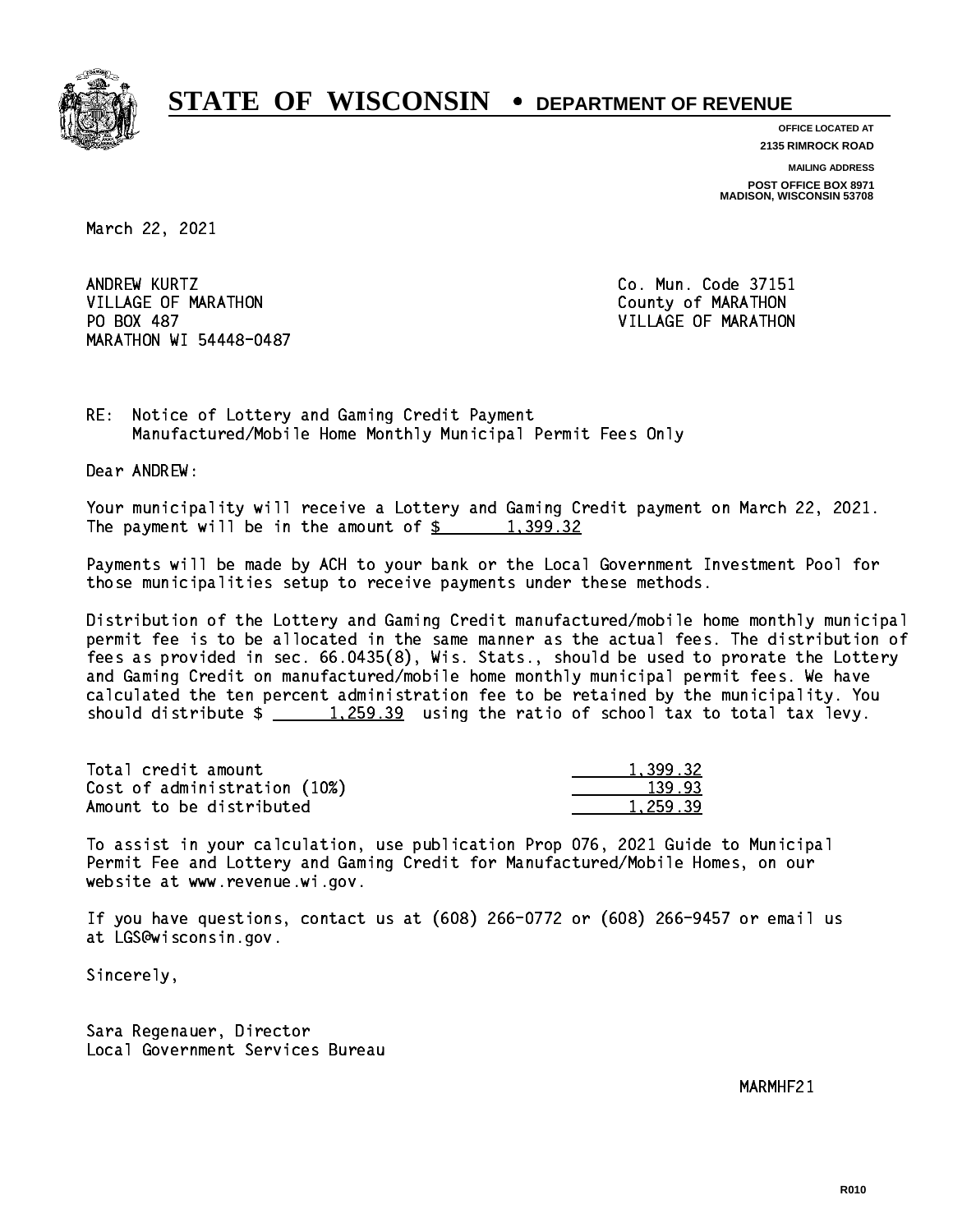# STATE OF WISCONSIN • DEPARTMENT OF REVENUE

**OFFICE LOCATED AT**
**2135 RIMROCK ROAD**

**MAILING ADDRESS**
**POST OFFICE BOX 8971**
**MADISON, WISCONSIN 53708**

March 22, 2021

ANDREW KURTZ
VILLAGE OF MARATHON
PO BOX 487
MARATHON WI 54448-0487

Co. Mun. Code 37151
County of MARATHON
VILLAGE OF MARATHON

RE: Notice of Lottery and Gaming Credit Payment
Manufactured/Mobile Home Monthly Municipal Permit Fees Only

Dear ANDREW:

Your municipality will receive a Lottery and Gaming Credit payment on March 22, 2021. The payment will be in the amount of $ 1,399.32

Payments will be made by ACH to your bank or the Local Government Investment Pool for those municipalities setup to receive payments under these methods.

Distribution of the Lottery and Gaming Credit manufactured/mobile home monthly municipal permit fee is to be allocated in the same manner as the actual fees. The distribution of fees as provided in sec. 66.0435(8), Wis. Stats., should be used to prorate the Lottery and Gaming Credit on manufactured/mobile home monthly municipal permit fees. We have calculated the ten percent administration fee to be retained by the municipality. You should distribute $ 1,259.39 using the ratio of school tax to total tax levy.

| | |
|---|---|
| Total credit amount | 1,399.32 |
| Cost of administration (10%) | 139.93 |
| Amount to be distributed | 1,259.39 |

To assist in your calculation, use publication Prop 076, 2021 Guide to Municipal Permit Fee and Lottery and Gaming Credit for Manufactured/Mobile Homes, on our website at www.revenue.wi.gov.

If you have questions, contact us at (608) 266-0772 or (608) 266-9457 or email us at LGS@wisconsin.gov.

Sincerely,

Sara Regenauer, Director
Local Government Services Bureau

MARMHF21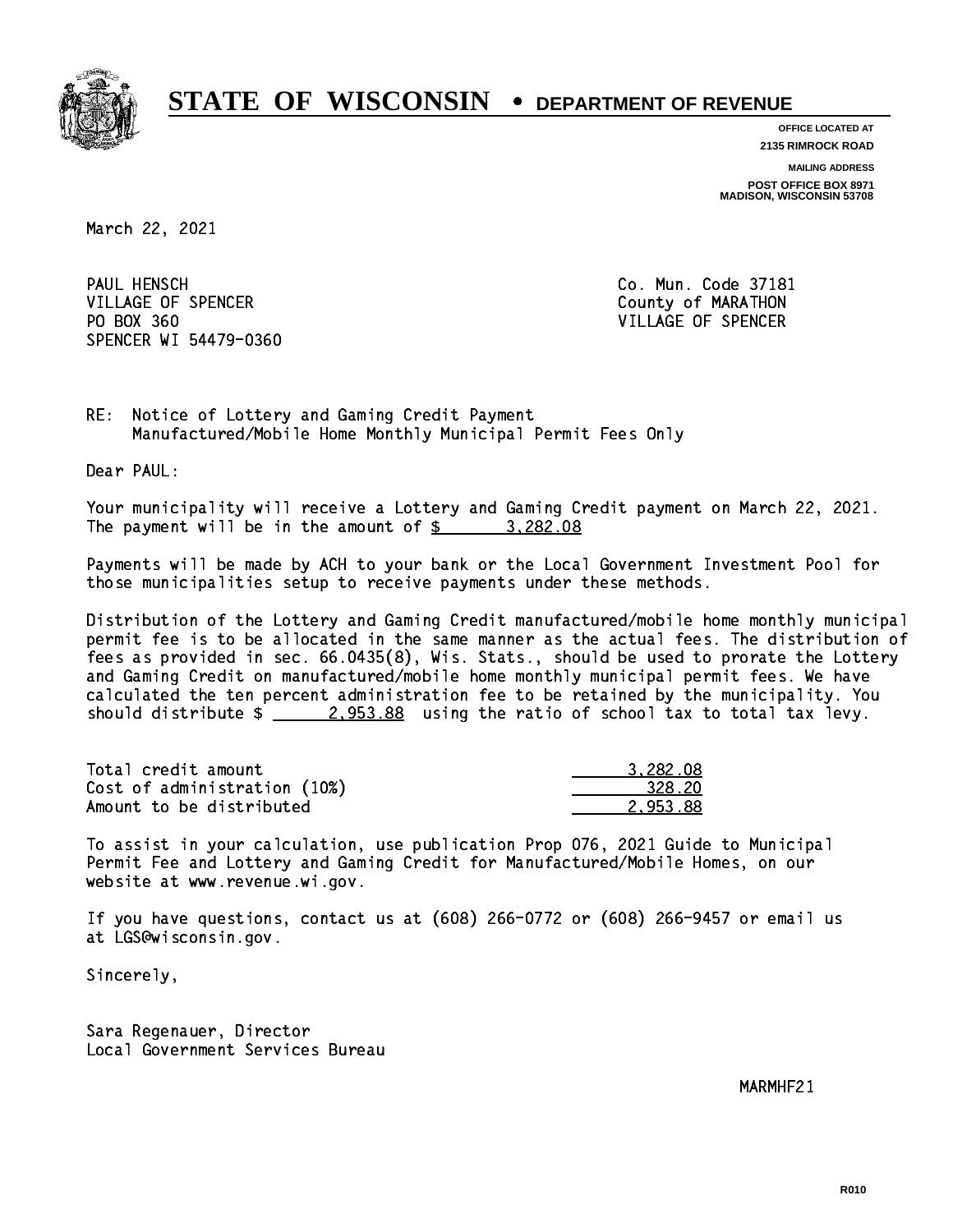# STATE OF WISCONSIN • DEPARTMENT OF REVENUE

**OFFICE LOCATED AT**
**2135 RIMROCK ROAD**

**MAILING ADDRESS**
**POST OFFICE BOX 8971**
**MADISON, WISCONSIN 53708**

March 22, 2021

PAUL HENSCH
VILLAGE OF SPENCER
PO BOX 360
SPENCER WI 54479-0360

Co. Mun. Code 37181
County of MARATHON
VILLAGE OF SPENCER

RE: Notice of Lottery and Gaming Credit Payment
Manufactured/Mobile Home Monthly Municipal Permit Fees Only

Dear PAUL:

Your municipality will receive a Lottery and Gaming Credit payment on March 22, 2021. The payment will be in the amount of $ 3,282.08

Payments will be made by ACH to your bank or the Local Government Investment Pool for those municipalities setup to receive payments under these methods.

Distribution of the Lottery and Gaming Credit manufactured/mobile home monthly municipal permit fee is to be allocated in the same manner as the actual fees. The distribution of fees as provided in sec. 66.0435(8), Wis. Stats., should be used to prorate the Lottery and Gaming Credit on manufactured/mobile home monthly municipal permit fees. We have calculated the ten percent administration fee to be retained by the municipality. You should distribute $ 2,953.88 using the ratio of school tax to total tax levy.

| | |
|---|---|
| Total credit amount | 3,282.08 |
| Cost of administration (10%) | 328.20 |
| Amount to be distributed | 2,953.88 |

To assist in your calculation, use publication Prop 076, 2021 Guide to Municipal Permit Fee and Lottery and Gaming Credit for Manufactured/Mobile Homes, on our website at www.revenue.wi.gov.

If you have questions, contact us at (608) 266-0772 or (608) 266-9457 or email us at LGS@wisconsin.gov.

Sincerely,

Sara Regenauer, Director
Local Government Services Bureau

MARMHF21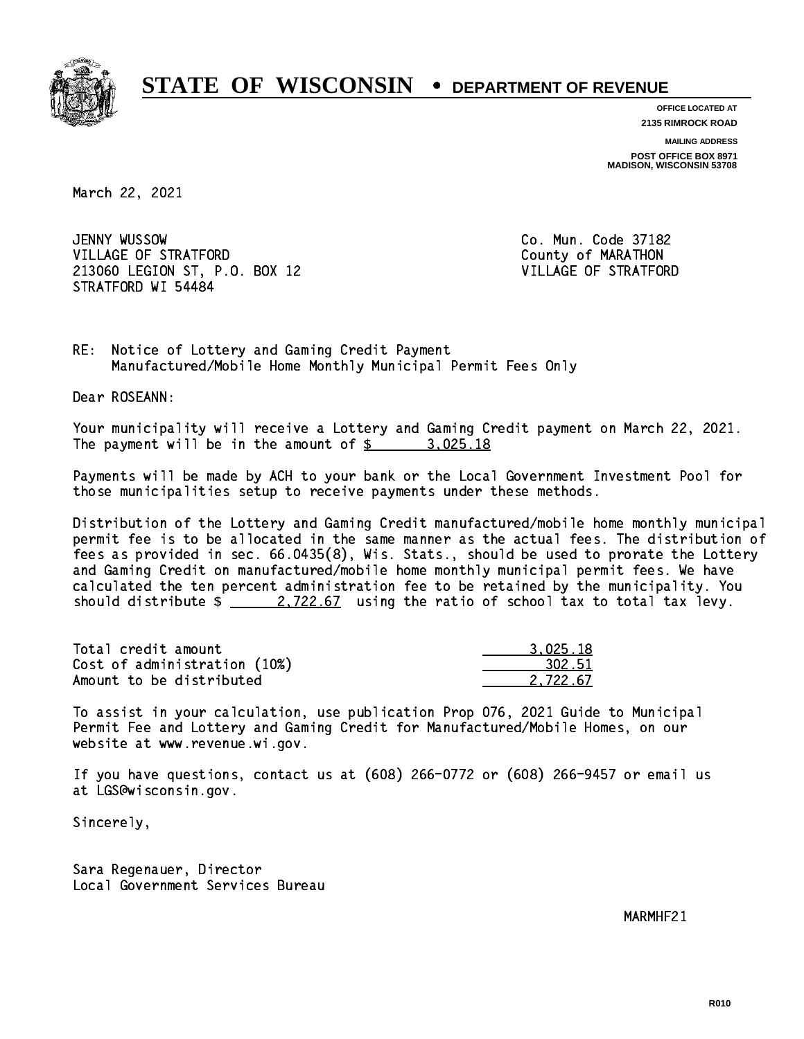# STATE OF WISCONSIN • DEPARTMENT OF REVENUE

**OFFICE LOCATED AT**
**2135 RIMROCK ROAD**

**MAILING ADDRESS**
**POST OFFICE BOX 8971**
**MADISON, WISCONSIN 53708**

March 22, 2021

JENNY WUSSOW
VILLAGE OF STRATFORD
213060 LEGION ST, P.O. BOX 12
STRATFORD WI 54484

Co. Mun. Code 37182
County of MARATHON
VILLAGE OF STRATFORD

RE: Notice of Lottery and Gaming Credit Payment
Manufactured/Mobile Home Monthly Municipal Permit Fees Only

Dear ROSEANN:

Your municipality will receive a Lottery and Gaming Credit payment on March 22, 2021. The payment will be in the amount of $ 3,025.18

Payments will be made by ACH to your bank or the Local Government Investment Pool for those municipalities setup to receive payments under these methods.

Distribution of the Lottery and Gaming Credit manufactured/mobile home monthly municipal permit fee is to be allocated in the same manner as the actual fees. The distribution of fees as provided in sec. 66.0435(8), Wis. Stats., should be used to prorate the Lottery and Gaming Credit on manufactured/mobile home monthly municipal permit fees. We have calculated the ten percent administration fee to be retained by the municipality. You should distribute $ 2,722.67 using the ratio of school tax to total tax levy.

| | |
|---|---|
| Total credit amount | 3,025.18 |
| Cost of administration (10%) | 302.51 |
| Amount to be distributed | 2,722.67 |

To assist in your calculation, use publication Prop 076, 2021 Guide to Municipal Permit Fee and Lottery and Gaming Credit for Manufactured/Mobile Homes, on our website at www.revenue.wi.gov.

If you have questions, contact us at (608) 266-0772 or (608) 266-9457 or email us at LGS@wisconsin.gov.

Sincerely,

Sara Regenauer, Director
Local Government Services Bureau

MARMHF21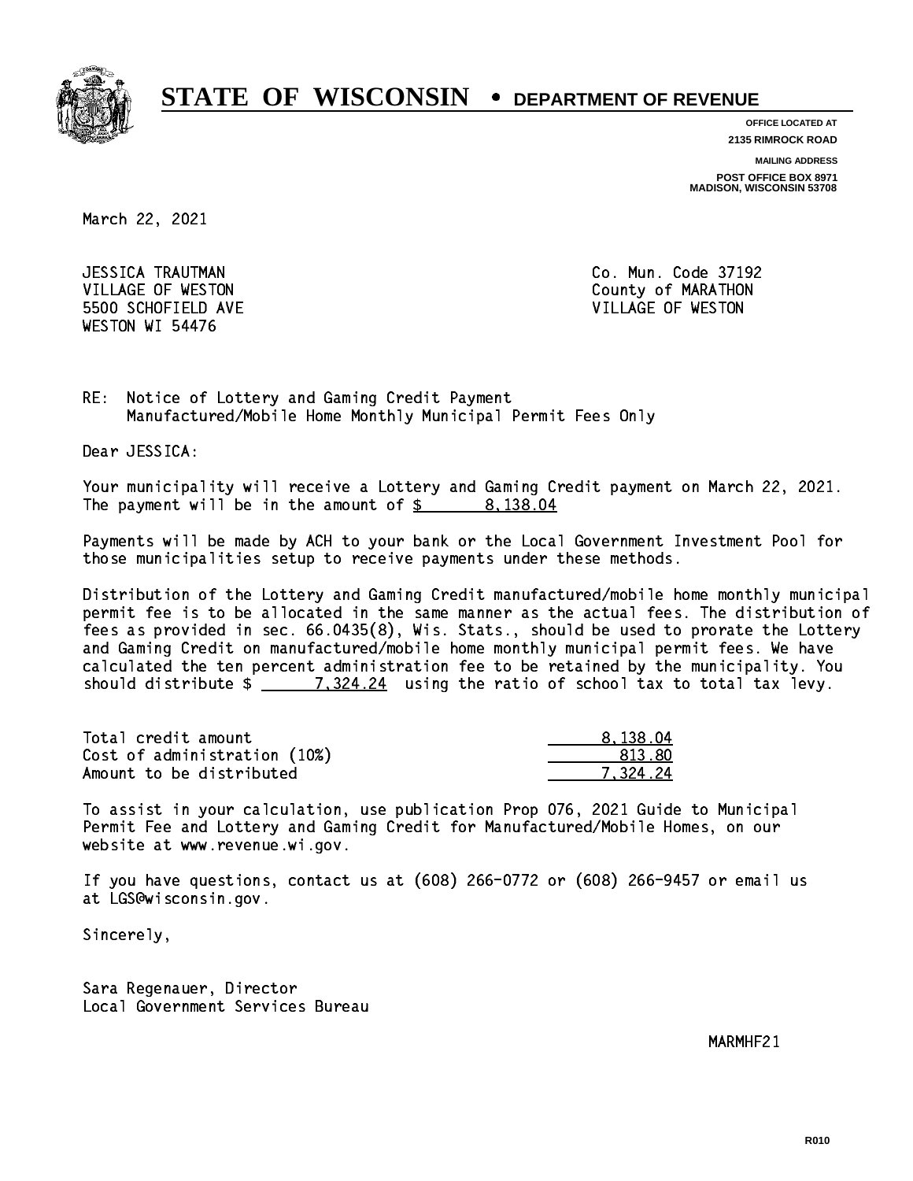# STATE OF WISCONSIN • DEPARTMENT OF REVENUE

**OFFICE LOCATED AT**
**2135 RIMROCK ROAD**

**MAILING ADDRESS**
**POST OFFICE BOX 8971**
**MADISON, WISCONSIN 53708**

March 22, 2021

JESSICA TRAUTMAN
VILLAGE OF WESTON
5500 SCHOFIELD AVE
WESTON WI 54476

Co. Mun. Code 37192
County of MARATHON
VILLAGE OF WESTON

RE: Notice of Lottery and Gaming Credit Payment
Manufactured/Mobile Home Monthly Municipal Permit Fees Only

Dear JESSICA:

Your municipality will receive a Lottery and Gaming Credit payment on March 22, 2021. The payment will be in the amount of $ 8,138.04

Payments will be made by ACH to your bank or the Local Government Investment Pool for those municipalities setup to receive payments under these methods.

Distribution of the Lottery and Gaming Credit manufactured/mobile home monthly municipal permit fee is to be allocated in the same manner as the actual fees. The distribution of fees as provided in sec. 66.0435(8), Wis. Stats., should be used to prorate the Lottery and Gaming Credit on manufactured/mobile home monthly municipal permit fees. We have calculated the ten percent administration fee to be retained by the municipality. You should distribute $ 7,324.24 using the ratio of school tax to total tax levy.

| | |
|---|---|
| Total credit amount | 8,138.04 |
| Cost of administration (10%) | 813.80 |
| Amount to be distributed | 7,324.24 |

To assist in your calculation, use publication Prop 076, 2021 Guide to Municipal Permit Fee and Lottery and Gaming Credit for Manufactured/Mobile Homes, on our website at www.revenue.wi.gov.

If you have questions, contact us at (608) 266-0772 or (608) 266-9457 or email us at LGS@wisconsin.gov.

Sincerely,

Sara Regenauer, Director
Local Government Services Bureau

MARMHF21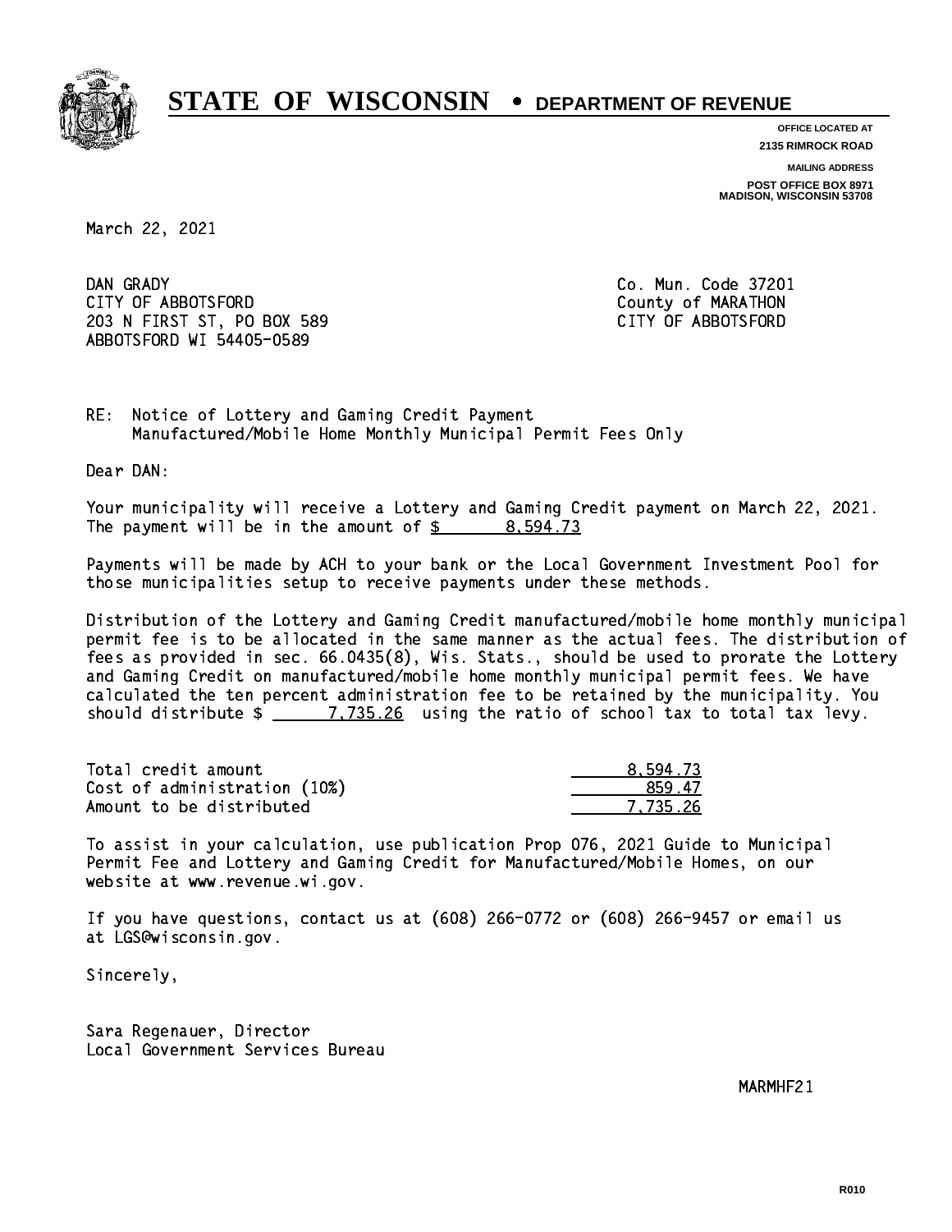# STATE OF WISCONSIN • DEPARTMENT OF REVENUE

**OFFICE LOCATED AT**
**2135 RIMROCK ROAD**

**MAILING ADDRESS**
**POST OFFICE BOX 8971**
**MADISON, WISCONSIN 53708**

March 22, 2021

DAN GRADY
CITY OF ABBOTSFORD
203 N FIRST ST, PO BOX 589
ABBOTSFORD WI 54405-0589

Co. Mun. Code 37201
County of MARATHON
CITY OF ABBOTSFORD

RE: Notice of Lottery and Gaming Credit Payment
Manufactured/Mobile Home Monthly Municipal Permit Fees Only

Dear DAN:

Your municipality will receive a Lottery and Gaming Credit payment on March 22, 2021. The payment will be in the amount of $ 8,594.73

Payments will be made by ACH to your bank or the Local Government Investment Pool for those municipalities setup to receive payments under these methods.

Distribution of the Lottery and Gaming Credit manufactured/mobile home monthly municipal permit fee is to be allocated in the same manner as the actual fees. The distribution of fees as provided in sec. 66.0435(8), Wis. Stats., should be used to prorate the Lottery and Gaming Credit on manufactured/mobile home monthly municipal permit fees. We have calculated the ten percent administration fee to be retained by the municipality. You should distribute $ 7,735.26 using the ratio of school tax to total tax levy.

| | |
|---|---|
| Total credit amount | 8,594.73 |
| Cost of administration (10%) | 859.47 |
| Amount to be distributed | 7,735.26 |

To assist in your calculation, use publication Prop 076, 2021 Guide to Municipal Permit Fee and Lottery and Gaming Credit for Manufactured/Mobile Homes, on our website at www.revenue.wi.gov.

If you have questions, contact us at (608) 266-0772 or (608) 266-9457 or email us at LGS@wisconsin.gov.

Sincerely,

Sara Regenauer, Director
Local Government Services Bureau

MARMHF21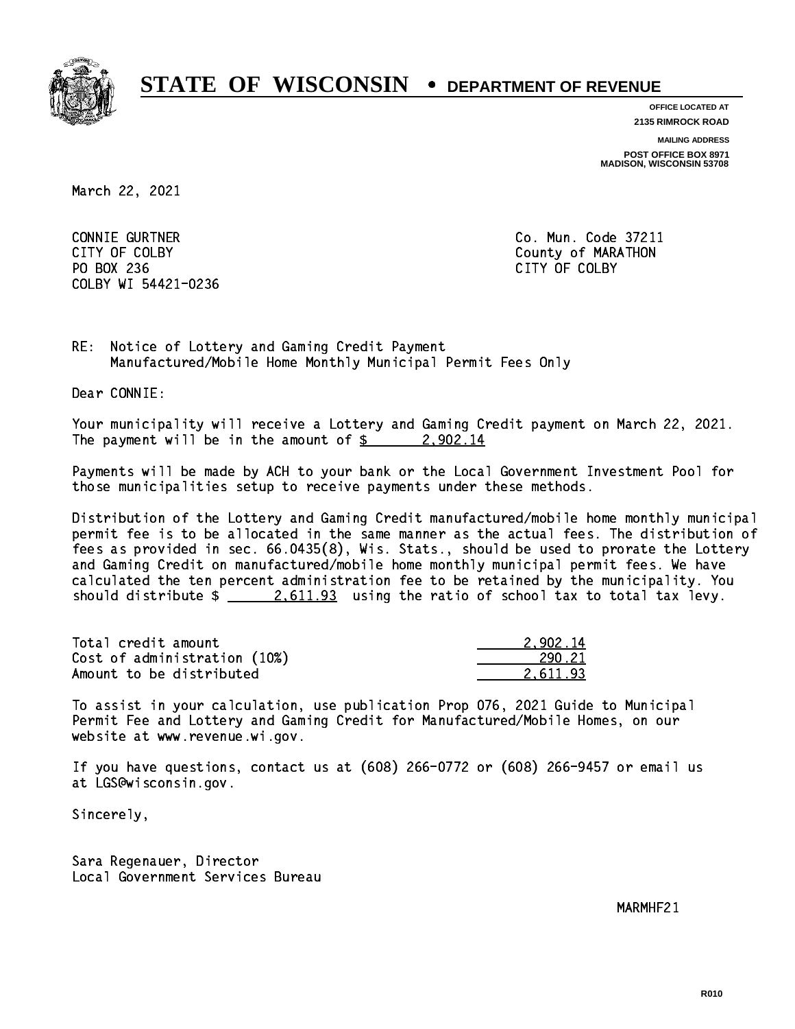# STATE OF WISCONSIN • DEPARTMENT OF REVENUE

**OFFICE LOCATED AT**
**2135 RIMROCK ROAD**

**MAILING ADDRESS**
**POST OFFICE BOX 8971**
**MADISON, WISCONSIN 53708**

March 22, 2021

CONNIE GURTNER
CITY OF COLBY
PO BOX 236
COLBY WI 54421-0236

Co. Mun. Code 37211
County of MARATHON
CITY OF COLBY

RE: Notice of Lottery and Gaming Credit Payment
Manufactured/Mobile Home Monthly Municipal Permit Fees Only

Dear CONNIE:

Your municipality will receive a Lottery and Gaming Credit payment on March 22, 2021. The payment will be in the amount of $ 2,902.14

Payments will be made by ACH to your bank or the Local Government Investment Pool for those municipalities setup to receive payments under these methods.

Distribution of the Lottery and Gaming Credit manufactured/mobile home monthly municipal permit fee is to be allocated in the same manner as the actual fees. The distribution of fees as provided in sec. 66.0435(8), Wis. Stats., should be used to prorate the Lottery and Gaming Credit on manufactured/mobile home monthly municipal permit fees. We have calculated the ten percent administration fee to be retained by the municipality. You should distribute $ 2,611.93 using the ratio of school tax to total tax levy.

| | |
|---|---|
| Total credit amount | 2,902.14 |
| Cost of administration (10%) | 290.21 |
| Amount to be distributed | 2,611.93 |

To assist in your calculation, use publication Prop 076, 2021 Guide to Municipal Permit Fee and Lottery and Gaming Credit for Manufactured/Mobile Homes, on our website at www.revenue.wi.gov.

If you have questions, contact us at (608) 266-0772 or (608) 266-9457 or email us at LGS@wisconsin.gov.

Sincerely,

Sara Regenauer, Director
Local Government Services Bureau

MARMHF21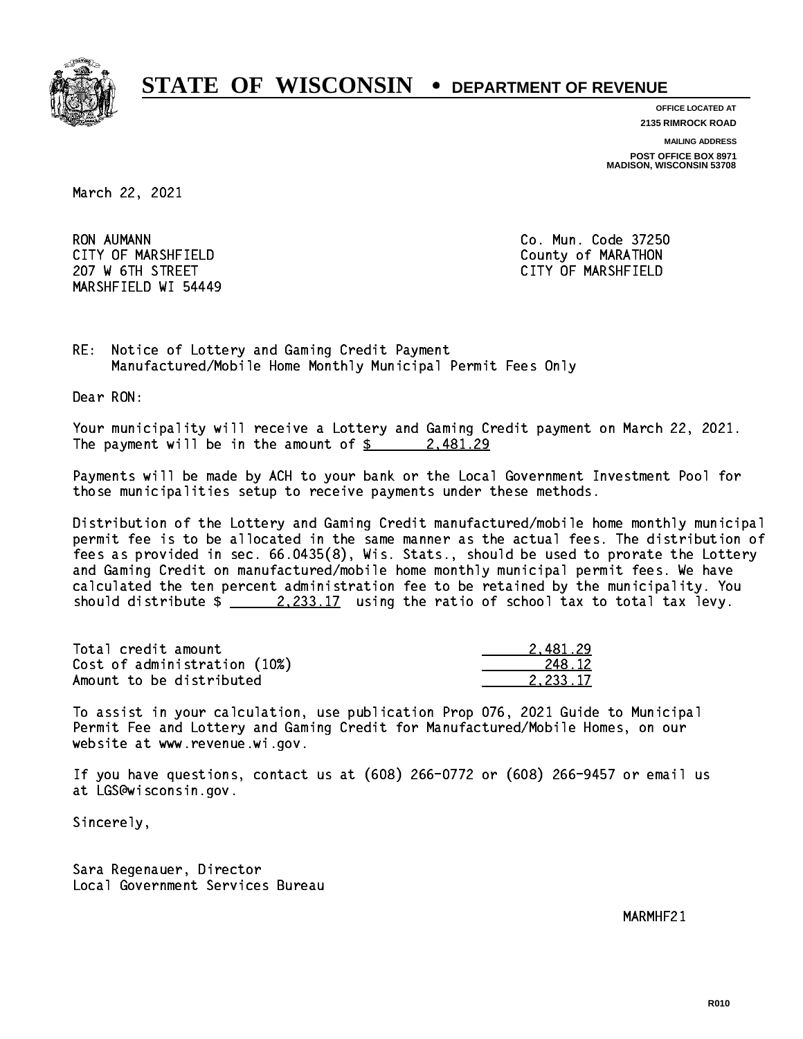# STATE OF WISCONSIN • DEPARTMENT OF REVENUE

**OFFICE LOCATED AT**
**2135 RIMROCK ROAD**

**MAILING ADDRESS**
**POST OFFICE BOX 8971**
**MADISON, WISCONSIN 53708**

March 22, 2021

RON AUMANN
CITY OF MARSHFIELD
207 W 6TH STREET
MARSHFIELD WI 54449

Co. Mun. Code 37250
County of MARATHON
CITY OF MARSHFIELD

RE: Notice of Lottery and Gaming Credit Payment
Manufactured/Mobile Home Monthly Municipal Permit Fees Only

Dear RON:

Your municipality will receive a Lottery and Gaming Credit payment on March 22, 2021. The payment will be in the amount of $ 2,481.29

Payments will be made by ACH to your bank or the Local Government Investment Pool for those municipalities setup to receive payments under these methods.

Distribution of the Lottery and Gaming Credit manufactured/mobile home monthly municipal permit fee is to be allocated in the same manner as the actual fees. The distribution of fees as provided in sec. 66.0435(8), Wis. Stats., should be used to prorate the Lottery and Gaming Credit on manufactured/mobile home monthly municipal permit fees. We have calculated the ten percent administration fee to be retained by the municipality. You should distribute $ 2,233.17 using the ratio of school tax to total tax levy.

| | |
|---|---|
| Total credit amount | 2,481.29 |
| Cost of administration (10%) | 248.12 |
| Amount to be distributed | 2,233.17 |

To assist in your calculation, use publication Prop 076, 2021 Guide to Municipal Permit Fee and Lottery and Gaming Credit for Manufactured/Mobile Homes, on our website at www.revenue.wi.gov.

If you have questions, contact us at (608) 266-0772 or (608) 266-9457 or email us at LGS@wisconsin.gov.

Sincerely,

Sara Regenauer, Director
Local Government Services Bureau

MARMHF21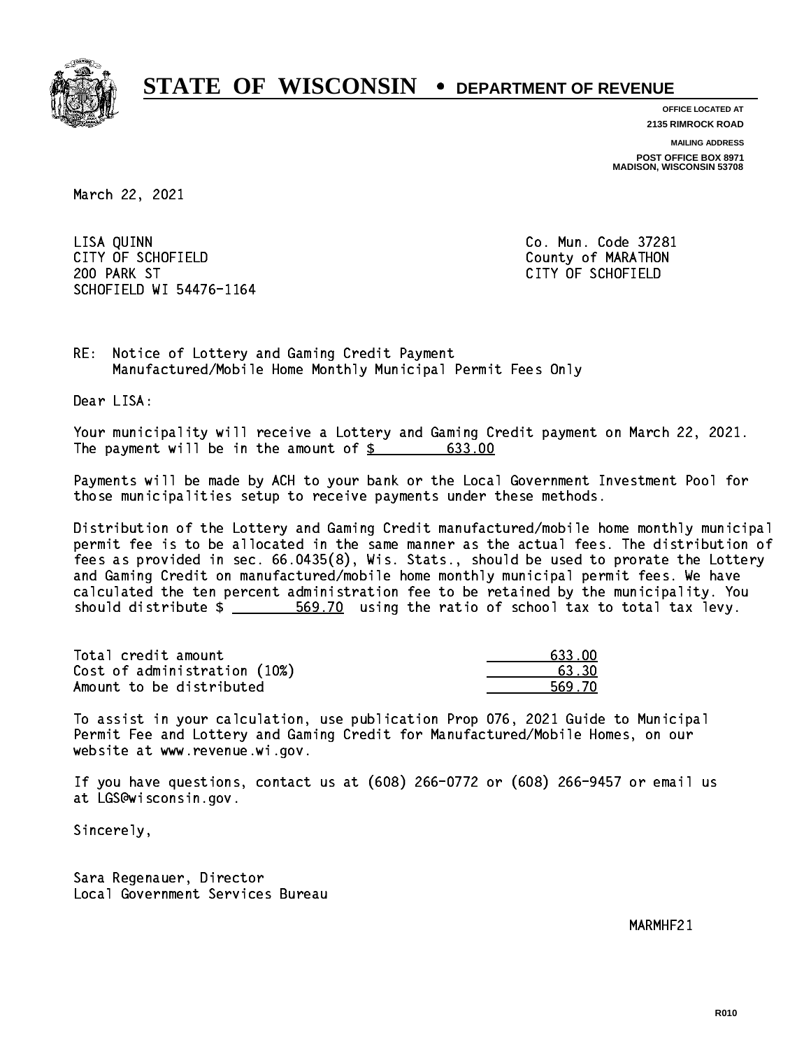# STATE OF WISCONSIN • DEPARTMENT OF REVENUE

**OFFICE LOCATED AT**
**2135 RIMROCK ROAD**

**MAILING ADDRESS**
**POST OFFICE BOX 8971**
**MADISON, WISCONSIN 53708**

March 22, 2021

LISA QUINN
CITY OF SCHOFIELD
200 PARK ST
SCHOFIELD WI 54476-1164

Co. Mun. Code 37281
County of MARATHON
CITY OF SCHOFIELD

RE: Notice of Lottery and Gaming Credit Payment
Manufactured/Mobile Home Monthly Municipal Permit Fees Only

Dear LISA:

Your municipality will receive a Lottery and Gaming Credit payment on March 22, 2021. The payment will be in the amount of $ 633.00

Payments will be made by ACH to your bank or the Local Government Investment Pool for those municipalities setup to receive payments under these methods.

Distribution of the Lottery and Gaming Credit manufactured/mobile home monthly municipal permit fee is to be allocated in the same manner as the actual fees. The distribution of fees as provided in sec. 66.0435(8), Wis. Stats., should be used to prorate the Lottery and Gaming Credit on manufactured/mobile home monthly municipal permit fees. We have calculated the ten percent administration fee to be retained by the municipality. You should distribute $ 569.70 using the ratio of school tax to total tax levy.

| | |
|---|---|
| Total credit amount | 633.00 |
| Cost of administration (10%) | 63.30 |
| Amount to be distributed | 569.70 |

To assist in your calculation, use publication Prop 076, 2021 Guide to Municipal Permit Fee and Lottery and Gaming Credit for Manufactured/Mobile Homes, on our website at www.revenue.wi.gov.

If you have questions, contact us at (608) 266-0772 or (608) 266-9457 or email us at LGS@wisconsin.gov.

Sincerely,

Sara Regenauer, Director
Local Government Services Bureau

MARMHF21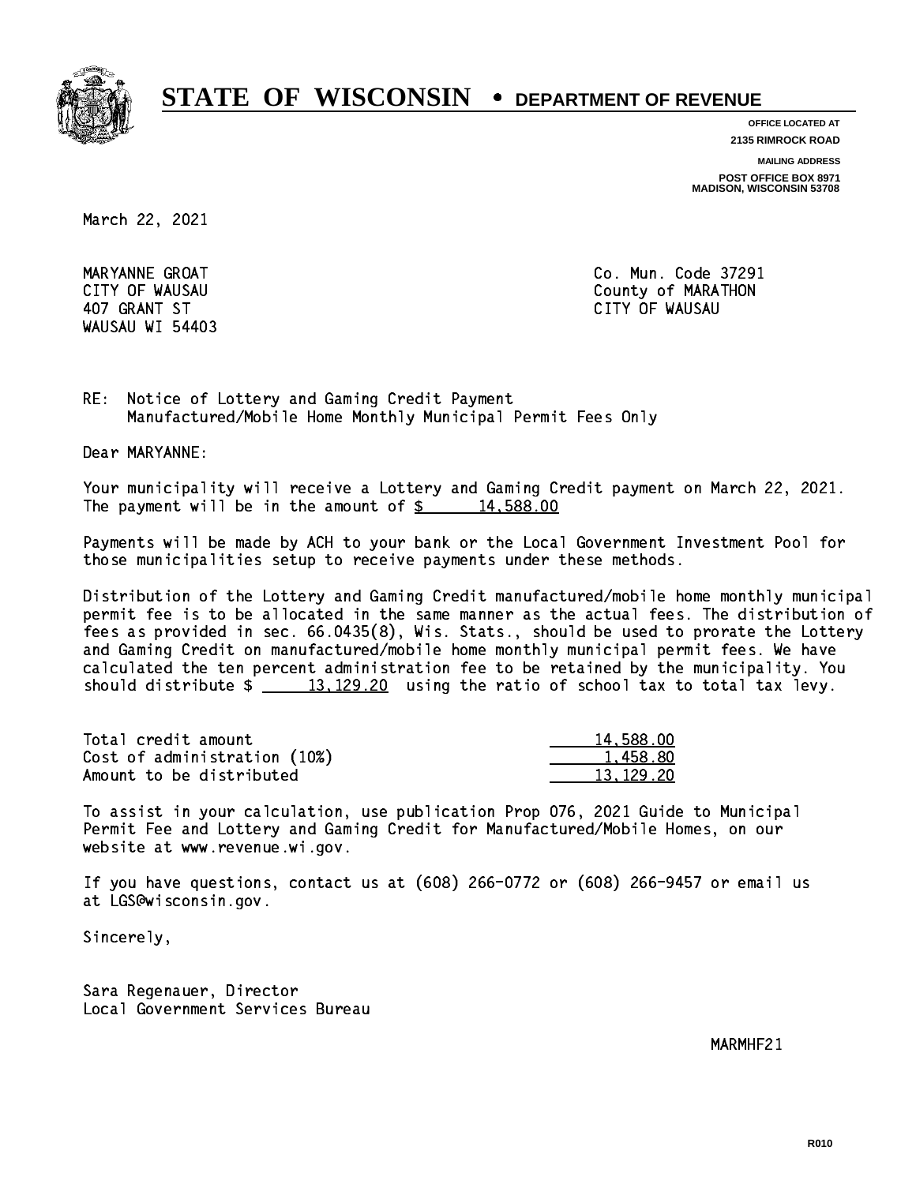# STATE OF WISCONSIN • DEPARTMENT OF REVENUE

**OFFICE LOCATED AT**
**2135 RIMROCK ROAD**

**MAILING ADDRESS**
**POST OFFICE BOX 8971**
**MADISON, WISCONSIN 53708**

March 22, 2021

MARYANNE GROAT
CITY OF WAUSAU
407 GRANT ST
WAUSAU WI 54403

Co. Mun. Code 37291
County of MARATHON
CITY OF WAUSAU

RE: Notice of Lottery and Gaming Credit Payment
Manufactured/Mobile Home Monthly Municipal Permit Fees Only

Dear MARYANNE:

Your municipality will receive a Lottery and Gaming Credit payment on March 22, 2021. The payment will be in the amount of $ 14,588.00

Payments will be made by ACH to your bank or the Local Government Investment Pool for those municipalities setup to receive payments under these methods.

Distribution of the Lottery and Gaming Credit manufactured/mobile home monthly municipal permit fee is to be allocated in the same manner as the actual fees. The distribution of fees as provided in sec. 66.0435(8), Wis. Stats., should be used to prorate the Lottery and Gaming Credit on manufactured/mobile home monthly municipal permit fees. We have calculated the ten percent administration fee to be retained by the municipality. You should distribute $ 13,129.20 using the ratio of school tax to total tax levy.

| | |
|---|---|
| Total credit amount | 14,588.00 |
| Cost of administration (10%) | 1,458.80 |
| Amount to be distributed | 13,129.20 |

To assist in your calculation, use publication Prop 076, 2021 Guide to Municipal Permit Fee and Lottery and Gaming Credit for Manufactured/Mobile Homes, on our website at www.revenue.wi.gov.

If you have questions, contact us at (608) 266-0772 or (608) 266-9457 or email us at LGS@wisconsin.gov.

Sincerely,

Sara Regenauer, Director
Local Government Services Bureau

MARMHF21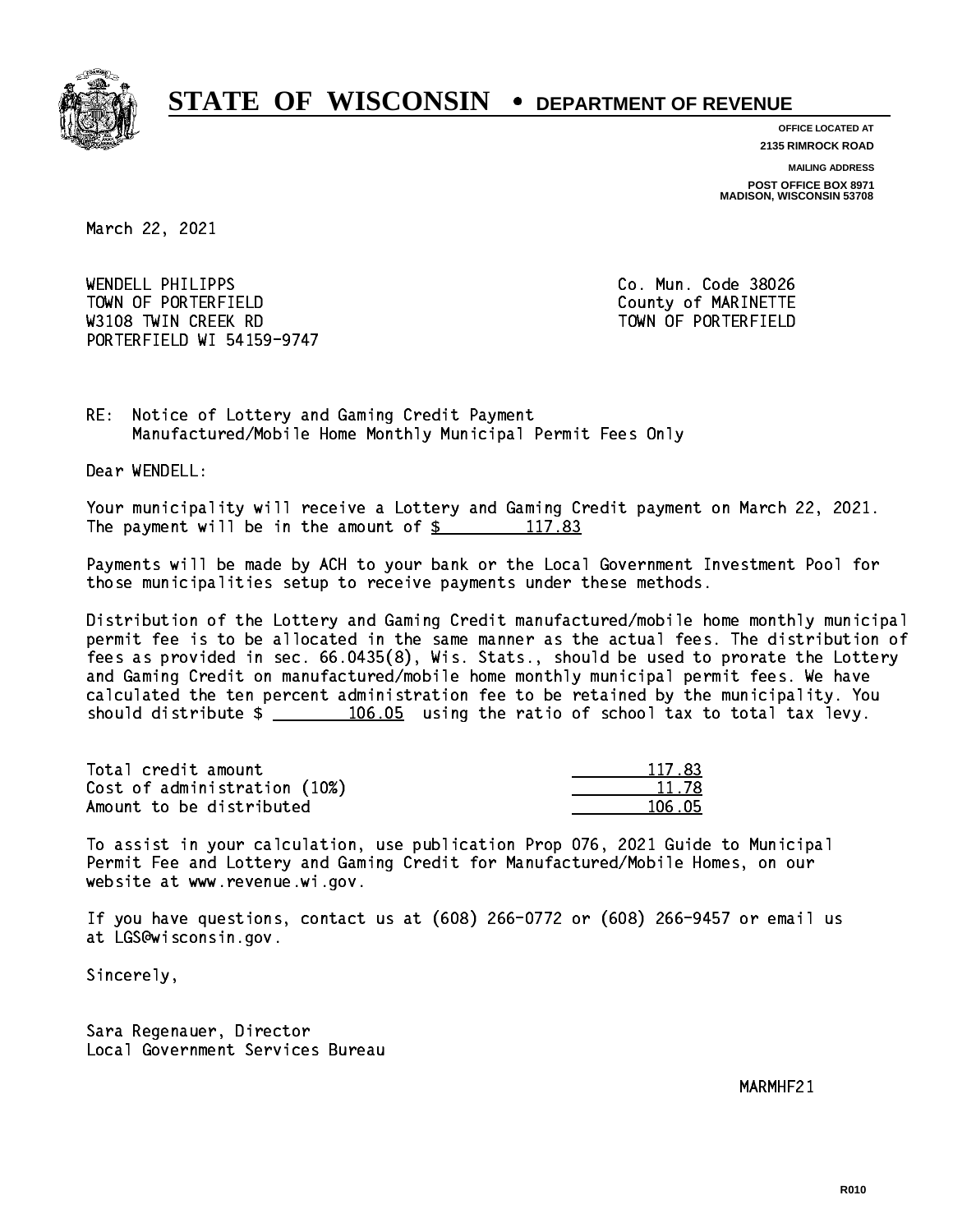# STATE OF WISCONSIN • DEPARTMENT OF REVENUE

**OFFICE LOCATED AT**
**2135 RIMROCK ROAD**

**MAILING ADDRESS**
**POST OFFICE BOX 8971**
**MADISON, WISCONSIN 53708**

March 22, 2021

WENDELL PHILIPPS
TOWN OF PORTERFIELD
W3108 TWIN CREEK RD
PORTERFIELD WI 54159-9747

Co. Mun. Code 38026
County of MARINETTE
TOWN OF PORTERFIELD

RE: Notice of Lottery and Gaming Credit Payment
Manufactured/Mobile Home Monthly Municipal Permit Fees Only

Dear WENDELL:

Your municipality will receive a Lottery and Gaming Credit payment on March 22, 2021. The payment will be in the amount of $ 117.83

Payments will be made by ACH to your bank or the Local Government Investment Pool for those municipalities setup to receive payments under these methods.

Distribution of the Lottery and Gaming Credit manufactured/mobile home monthly municipal permit fee is to be allocated in the same manner as the actual fees. The distribution of fees as provided in sec. 66.0435(8), Wis. Stats., should be used to prorate the Lottery and Gaming Credit on manufactured/mobile home monthly municipal permit fees. We have calculated the ten percent administration fee to be retained by the municipality. You should distribute $ 106.05 using the ratio of school tax to total tax levy.

| | |
|---|---|
| Total credit amount | 117.83 |
| Cost of administration (10%) | 11.78 |
| Amount to be distributed | 106.05 |

To assist in your calculation, use publication Prop 076, 2021 Guide to Municipal Permit Fee and Lottery and Gaming Credit for Manufactured/Mobile Homes, on our website at www.revenue.wi.gov.

If you have questions, contact us at (608) 266-0772 or (608) 266-9457 or email us at LGS@wisconsin.gov.

Sincerely,

Sara Regenauer, Director
Local Government Services Bureau

MARMHF21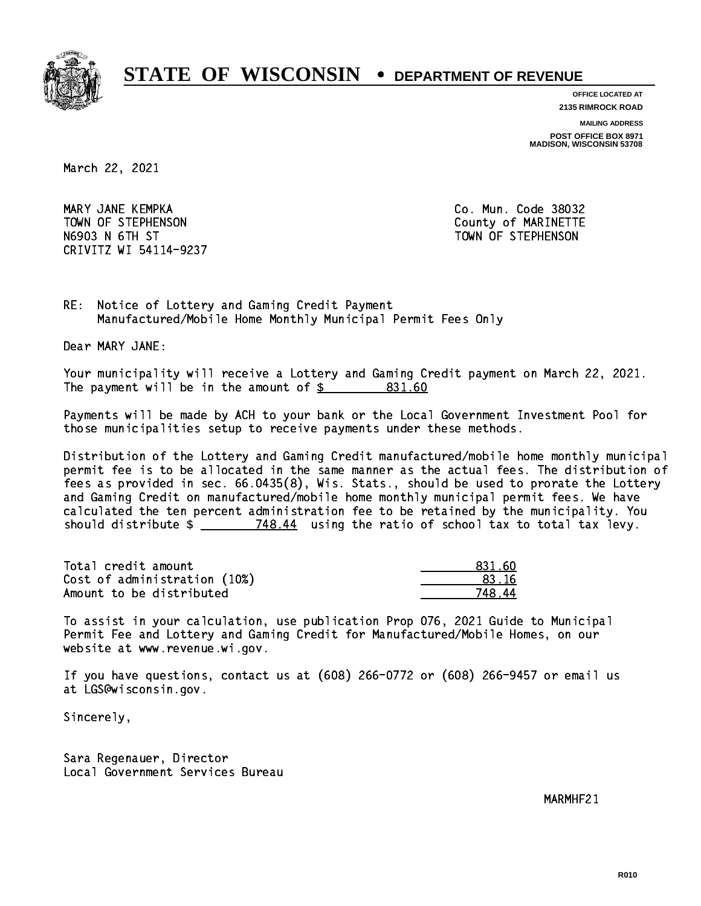# STATE OF WISCONSIN • DEPARTMENT OF REVENUE

**OFFICE LOCATED AT**
**2135 RIMROCK ROAD**

**MAILING ADDRESS**
**POST OFFICE BOX 8971**
**MADISON, WISCONSIN 53708**

March 22, 2021

MARY JANE KEMPKA
TOWN OF STEPHENSON
N6903 N 6TH ST
CRIVITZ WI 54114-9237

Co. Mun. Code 38032
County of MARINETTE
TOWN OF STEPHENSON

RE: Notice of Lottery and Gaming Credit Payment
Manufactured/Mobile Home Monthly Municipal Permit Fees Only

Dear MARY JANE:

Your municipality will receive a Lottery and Gaming Credit payment on March 22, 2021. The payment will be in the amount of $ 831.60

Payments will be made by ACH to your bank or the Local Government Investment Pool for those municipalities setup to receive payments under these methods.

Distribution of the Lottery and Gaming Credit manufactured/mobile home monthly municipal permit fee is to be allocated in the same manner as the actual fees. The distribution of fees as provided in sec. 66.0435(8), Wis. Stats., should be used to prorate the Lottery and Gaming Credit on manufactured/mobile home monthly municipal permit fees. We have calculated the ten percent administration fee to be retained by the municipality. You should distribute $ 748.44 using the ratio of school tax to total tax levy.

| | |
|---|---|
| Total credit amount | 831.60 |
| Cost of administration (10%) | 83.16 |
| Amount to be distributed | 748.44 |

To assist in your calculation, use publication Prop 076, 2021 Guide to Municipal Permit Fee and Lottery and Gaming Credit for Manufactured/Mobile Homes, on our website at www.revenue.wi.gov.

If you have questions, contact us at (608) 266-0772 or (608) 266-9457 or email us at LGS@wisconsin.gov.

Sincerely,

Sara Regenauer, Director
Local Government Services Bureau

MARMHF21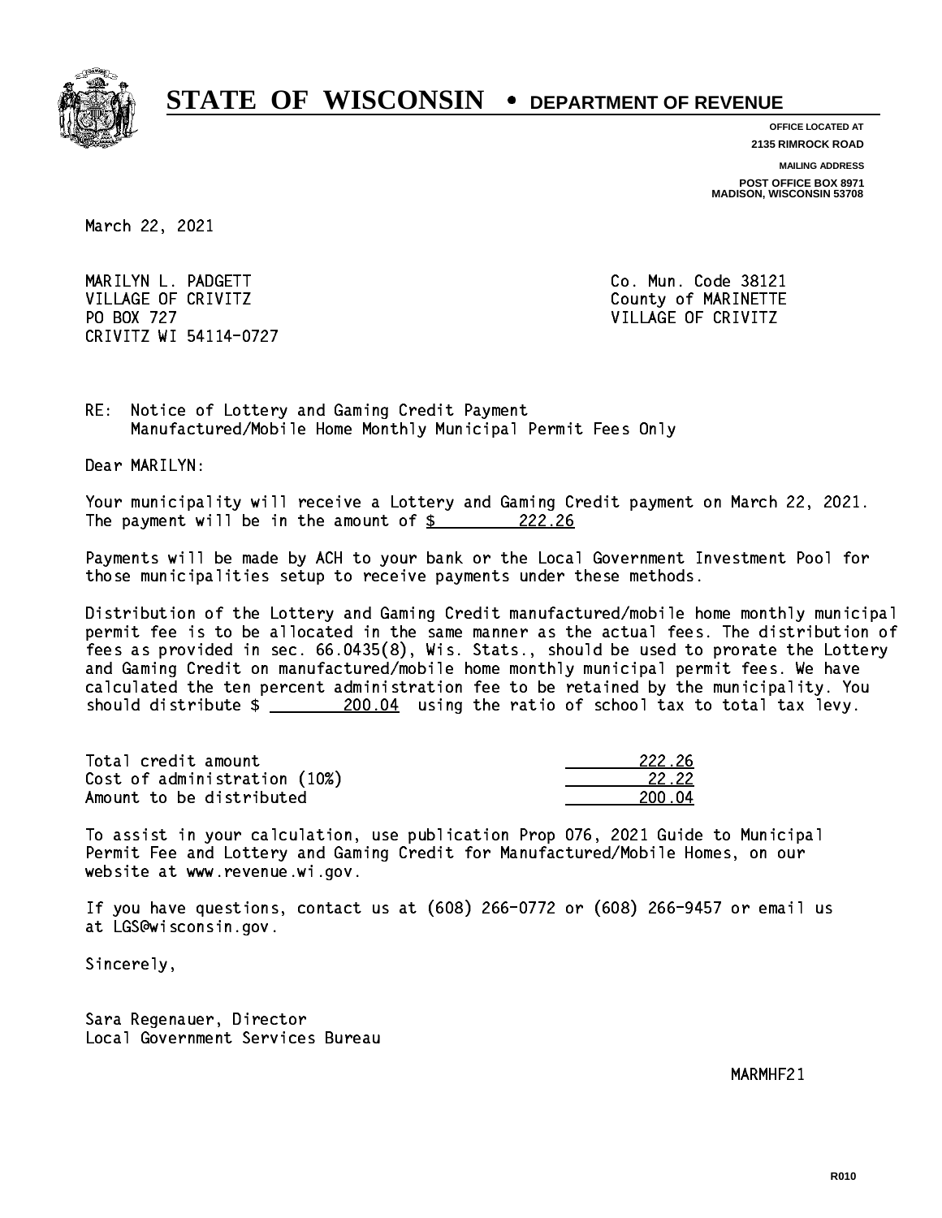# STATE OF WISCONSIN • DEPARTMENT OF REVENUE

**OFFICE LOCATED AT**
**2135 RIMROCK ROAD**

**MAILING ADDRESS**
**POST OFFICE BOX 8971**
**MADISON, WISCONSIN 53708**

March 22, 2021

MARILYN L. PADGETT
VILLAGE OF CRIVITZ
PO BOX 727
CRIVITZ WI 54114-0727

Co. Mun. Code 38121
County of MARINETTE
VILLAGE OF CRIVITZ

RE: Notice of Lottery and Gaming Credit Payment
Manufactured/Mobile Home Monthly Municipal Permit Fees Only

Dear MARILYN:

Your municipality will receive a Lottery and Gaming Credit payment on March 22, 2021. The payment will be in the amount of $ 222.26

Payments will be made by ACH to your bank or the Local Government Investment Pool for those municipalities setup to receive payments under these methods.

Distribution of the Lottery and Gaming Credit manufactured/mobile home monthly municipal permit fee is to be allocated in the same manner as the actual fees. The distribution of fees as provided in sec. 66.0435(8), Wis. Stats., should be used to prorate the Lottery and Gaming Credit on manufactured/mobile home monthly municipal permit fees. We have calculated the ten percent administration fee to be retained by the municipality. You should distribute $ 200.04 using the ratio of school tax to total tax levy.

| | |
|---|---|
| Total credit amount | 222.26 |
| Cost of administration (10%) | 22.22 |
| Amount to be distributed | 200.04 |

To assist in your calculation, use publication Prop 076, 2021 Guide to Municipal Permit Fee and Lottery and Gaming Credit for Manufactured/Mobile Homes, on our website at www.revenue.wi.gov.

If you have questions, contact us at (608) 266-0772 or (608) 266-9457 or email us at LGS@wisconsin.gov.

Sincerely,

Sara Regenauer, Director
Local Government Services Bureau

MARMHF21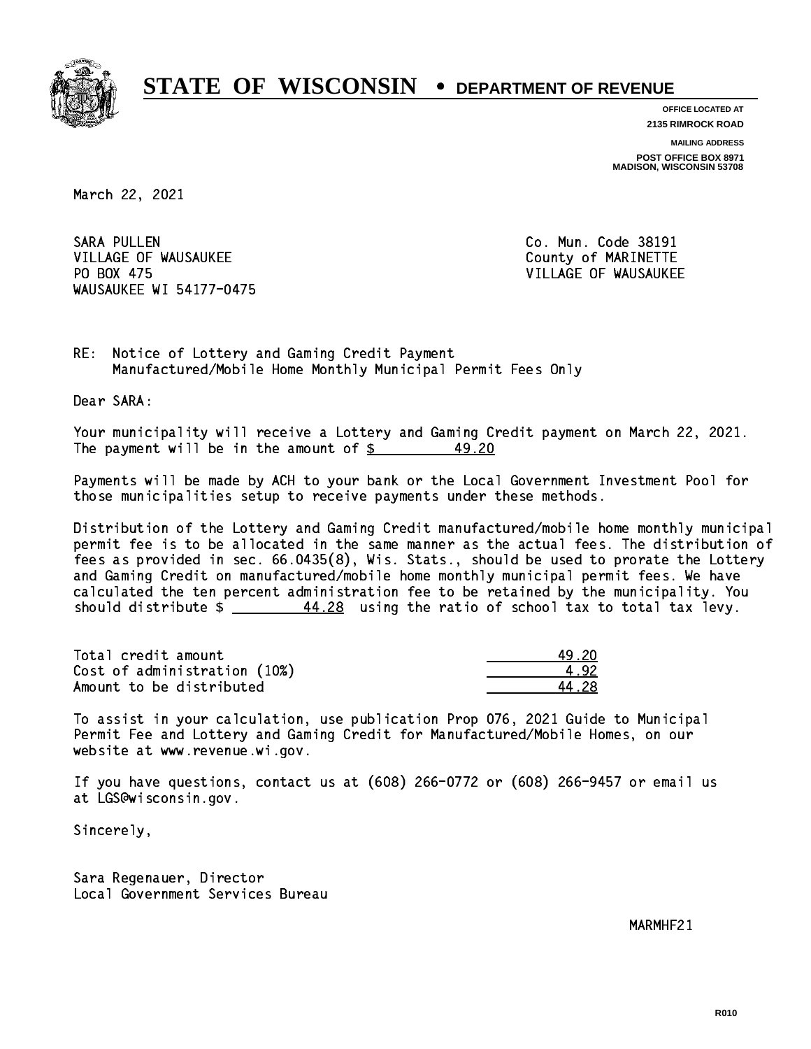# STATE OF WISCONSIN • DEPARTMENT OF REVENUE

**OFFICE LOCATED AT**
**2135 RIMROCK ROAD**

**MAILING ADDRESS**
**POST OFFICE BOX 8971**
**MADISON, WISCONSIN 53708**

March 22, 2021

SARA PULLEN
VILLAGE OF WAUSAUKEE
PO BOX 475
WAUSAUKEE WI 54177-0475

Co. Mun. Code 38191
County of MARINETTE
VILLAGE OF WAUSAUKEE

RE: Notice of Lottery and Gaming Credit Payment
Manufactured/Mobile Home Monthly Municipal Permit Fees Only

Dear SARA:

Your municipality will receive a Lottery and Gaming Credit payment on March 22, 2021. The payment will be in the amount of $ 49.20

Payments will be made by ACH to your bank or the Local Government Investment Pool for those municipalities setup to receive payments under these methods.

Distribution of the Lottery and Gaming Credit manufactured/mobile home monthly municipal permit fee is to be allocated in the same manner as the actual fees. The distribution of fees as provided in sec. 66.0435(8), Wis. Stats., should be used to prorate the Lottery and Gaming Credit on manufactured/mobile home monthly municipal permit fees. We have calculated the ten percent administration fee to be retained by the municipality. You should distribute $ 44.28 using the ratio of school tax to total tax levy.

| | |
|---|---|
| Total credit amount | 49.20 |
| Cost of administration (10%) | 4.92 |
| Amount to be distributed | 44.28 |

To assist in your calculation, use publication Prop 076, 2021 Guide to Municipal Permit Fee and Lottery and Gaming Credit for Manufactured/Mobile Homes, on our website at www.revenue.wi.gov.

If you have questions, contact us at (608) 266-0772 or (608) 266-9457 or email us at LGS@wisconsin.gov.

Sincerely,

Sara Regenauer, Director
Local Government Services Bureau

MARMHF21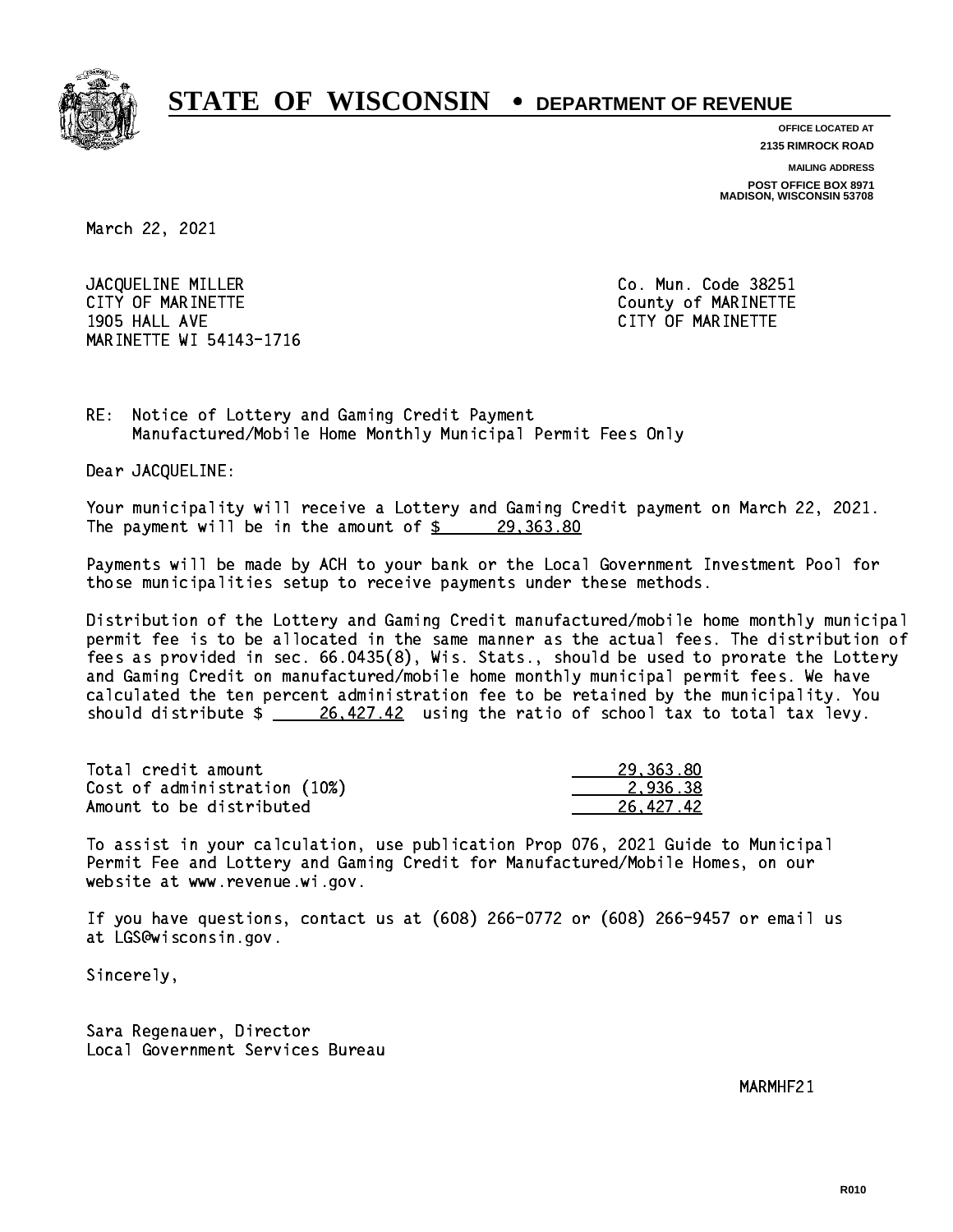# STATE OF WISCONSIN • DEPARTMENT OF REVENUE

**OFFICE LOCATED AT**
**2135 RIMROCK ROAD**

**MAILING ADDRESS**
**POST OFFICE BOX 8971**
**MADISON, WISCONSIN 53708**

March 22, 2021

JACQUELINE MILLER
CITY OF MARINETTE
1905 HALL AVE
MARINETTE WI 54143-1716

Co. Mun. Code 38251
County of MARINETTE
CITY OF MARINETTE

RE: Notice of Lottery and Gaming Credit Payment
Manufactured/Mobile Home Monthly Municipal Permit Fees Only

Dear JACQUELINE:

Your municipality will receive a Lottery and Gaming Credit payment on March 22, 2021. The payment will be in the amount of $ 29,363.80

Payments will be made by ACH to your bank or the Local Government Investment Pool for those municipalities setup to receive payments under these methods.

Distribution of the Lottery and Gaming Credit manufactured/mobile home monthly municipal permit fee is to be allocated in the same manner as the actual fees. The distribution of fees as provided in sec. 66.0435(8), Wis. Stats., should be used to prorate the Lottery and Gaming Credit on manufactured/mobile home monthly municipal permit fees. We have calculated the ten percent administration fee to be retained by the municipality. You should distribute $ 26,427.42 using the ratio of school tax to total tax levy.

| | |
|---|---|
| Total credit amount | 29,363.80 |
| Cost of administration (10%) | 2,936.38 |
| Amount to be distributed | 26,427.42 |

To assist in your calculation, use publication Prop 076, 2021 Guide to Municipal Permit Fee and Lottery and Gaming Credit for Manufactured/Mobile Homes, on our website at www.revenue.wi.gov.

If you have questions, contact us at (608) 266-0772 or (608) 266-9457 or email us at LGS@wisconsin.gov.

Sincerely,

Sara Regenauer, Director
Local Government Services Bureau

MARMHF21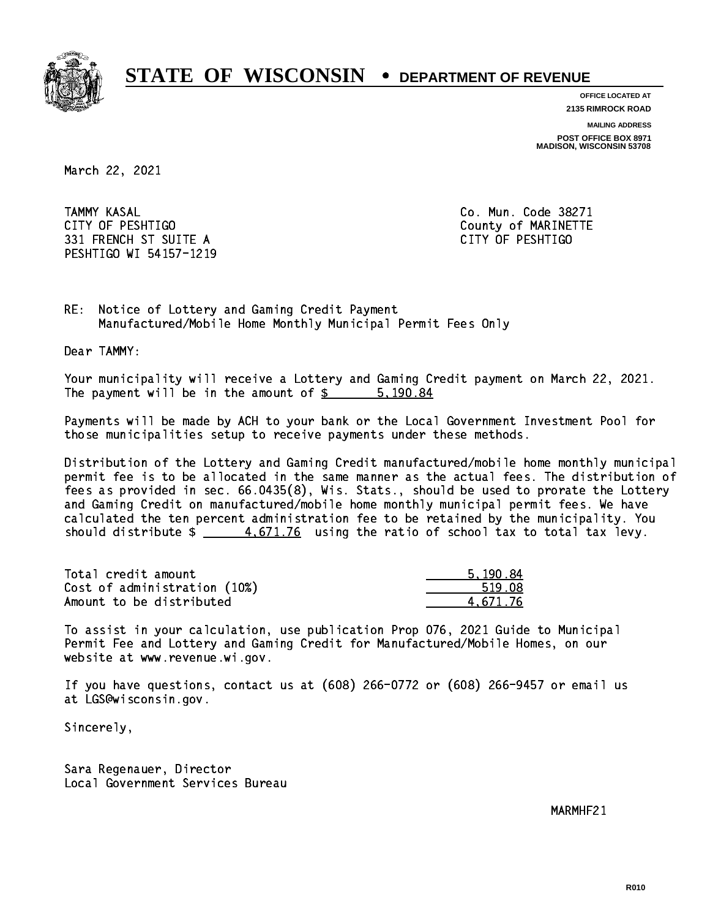# STATE OF WISCONSIN • DEPARTMENT OF REVENUE

**OFFICE LOCATED AT**
**2135 RIMROCK ROAD**

**MAILING ADDRESS**
**POST OFFICE BOX 8971**
**MADISON, WISCONSIN 53708**

March 22, 2021

TAMMY KASAL
CITY OF PESHTIGO
331 FRENCH ST SUITE A
PESHTIGO WI 54157-1219

Co. Mun. Code 38271
County of MARINETTE
CITY OF PESHTIGO

RE: Notice of Lottery and Gaming Credit Payment
Manufactured/Mobile Home Monthly Municipal Permit Fees Only

Dear TAMMY:

Your municipality will receive a Lottery and Gaming Credit payment on March 22, 2021. The payment will be in the amount of $ 5,190.84

Payments will be made by ACH to your bank or the Local Government Investment Pool for those municipalities setup to receive payments under these methods.

Distribution of the Lottery and Gaming Credit manufactured/mobile home monthly municipal permit fee is to be allocated in the same manner as the actual fees. The distribution of fees as provided in sec. 66.0435(8), Wis. Stats., should be used to prorate the Lottery and Gaming Credit on manufactured/mobile home monthly municipal permit fees. We have calculated the ten percent administration fee to be retained by the municipality. You should distribute $ 4,671.76 using the ratio of school tax to total tax levy.

| | |
|---|---:|
| Total credit amount | 5,190.84 |
| Cost of administration (10%) | 519.08 |
| Amount to be distributed | 4,671.76 |

To assist in your calculation, use publication Prop 076, 2021 Guide to Municipal Permit Fee and Lottery and Gaming Credit for Manufactured/Mobile Homes, on our website at www.revenue.wi.gov.

If you have questions, contact us at (608) 266-0772 or (608) 266-9457 or email us at LGS@wisconsin.gov.

Sincerely,

Sara Regenauer, Director
Local Government Services Bureau

MARMHF21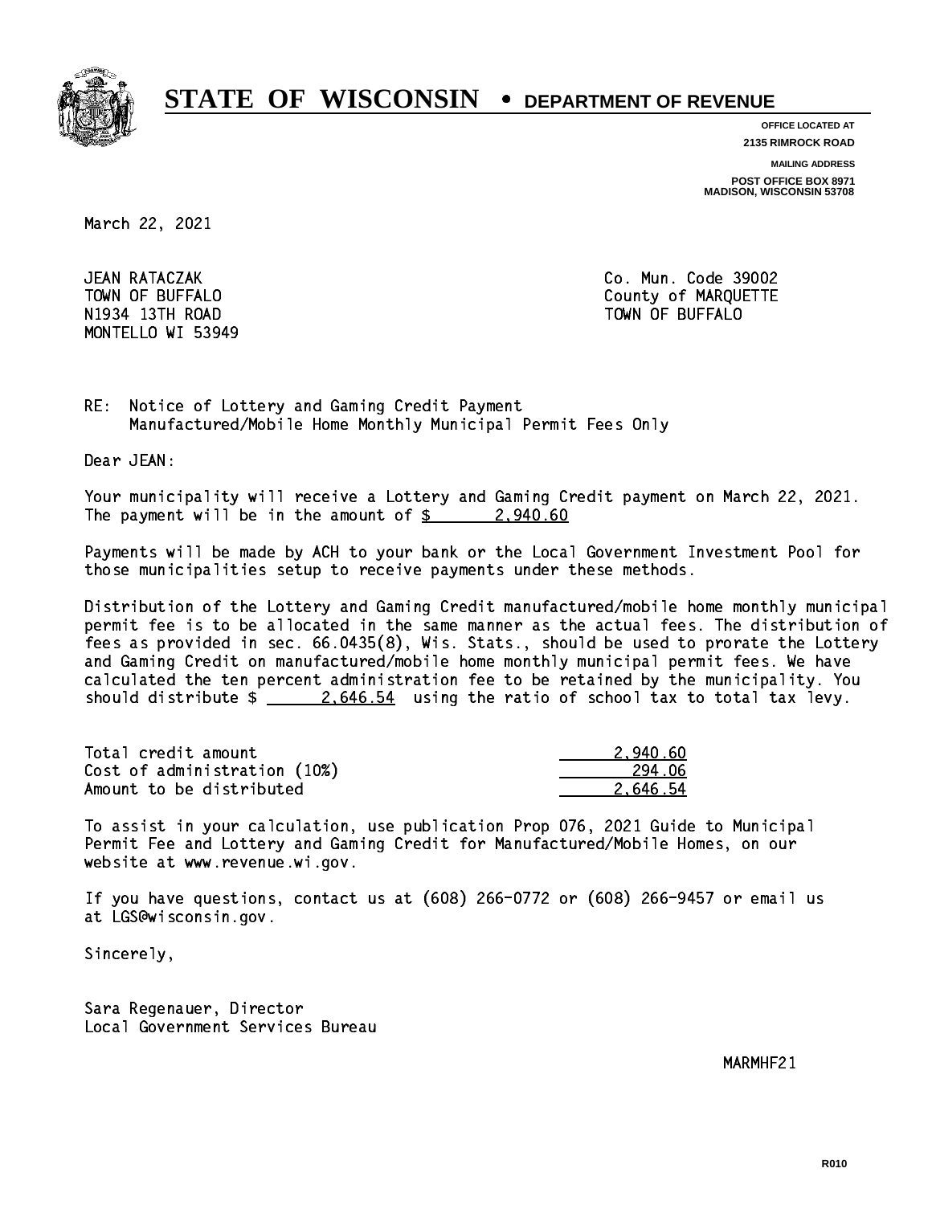# STATE OF WISCONSIN • DEPARTMENT OF REVENUE

**OFFICE LOCATED AT**
**2135 RIMROCK ROAD**

**MAILING ADDRESS**
**POST OFFICE BOX 8971**
**MADISON, WISCONSIN 53708**

March 22, 2021

JEAN RATACZAK
TOWN OF BUFFALO
N1934 13TH ROAD
MONTELLO WI 53949

Co. Mun. Code 39002
County of MARQUETTE
TOWN OF BUFFALO

RE: Notice of Lottery and Gaming Credit Payment
Manufactured/Mobile Home Monthly Municipal Permit Fees Only

Dear JEAN:

Your municipality will receive a Lottery and Gaming Credit payment on March 22, 2021. The payment will be in the amount of $ 2,940.60

Payments will be made by ACH to your bank or the Local Government Investment Pool for those municipalities setup to receive payments under these methods.

Distribution of the Lottery and Gaming Credit manufactured/mobile home monthly municipal permit fee is to be allocated in the same manner as the actual fees. The distribution of fees as provided in sec. 66.0435(8), Wis. Stats., should be used to prorate the Lottery and Gaming Credit on manufactured/mobile home monthly municipal permit fees. We have calculated the ten percent administration fee to be retained by the municipality. You should distribute $ 2,646.54 using the ratio of school tax to total tax levy.

| | |
|---|---|
| Total credit amount | 2,940.60 |
| Cost of administration (10%) | 294.06 |
| Amount to be distributed | 2,646.54 |

To assist in your calculation, use publication Prop 076, 2021 Guide to Municipal Permit Fee and Lottery and Gaming Credit for Manufactured/Mobile Homes, on our website at www.revenue.wi.gov.

If you have questions, contact us at (608) 266-0772 or (608) 266-9457 or email us at LGS@wisconsin.gov.

Sincerely,

Sara Regenauer, Director
Local Government Services Bureau

MARMHF21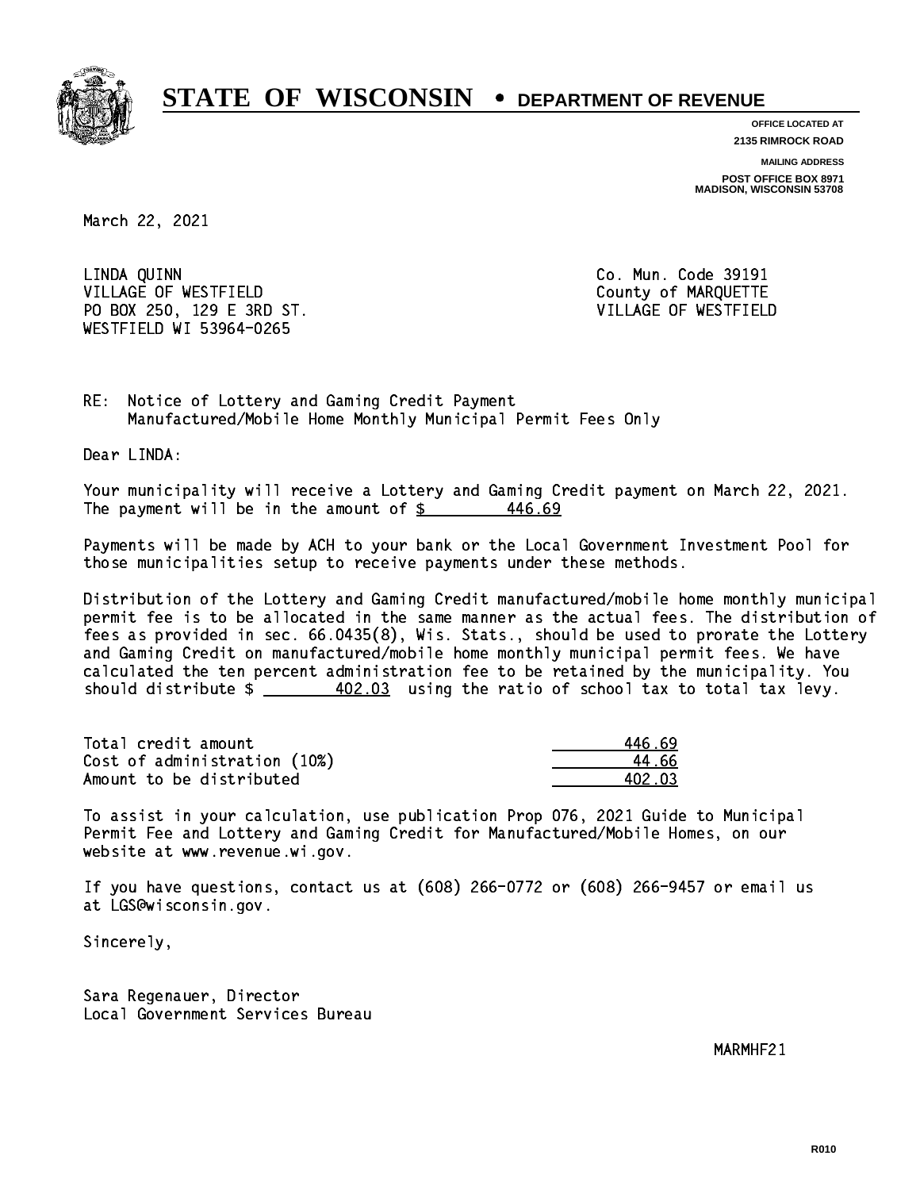# STATE OF WISCONSIN • DEPARTMENT OF REVENUE

**OFFICE LOCATED AT**
**2135 RIMROCK ROAD**

**MAILING ADDRESS**
**POST OFFICE BOX 8971**
**MADISON, WISCONSIN 53708**

March 22, 2021

LINDA QUINN
VILLAGE OF WESTFIELD
PO BOX 250, 129 E 3RD ST.
WESTFIELD WI 53964-0265

Co. Mun. Code 39191
County of MARQUETTE
VILLAGE OF WESTFIELD

RE: Notice of Lottery and Gaming Credit Payment
Manufactured/Mobile Home Monthly Municipal Permit Fees Only

Dear LINDA:

Your municipality will receive a Lottery and Gaming Credit payment on March 22, 2021. The payment will be in the amount of $ 446.69

Payments will be made by ACH to your bank or the Local Government Investment Pool for those municipalities setup to receive payments under these methods.

Distribution of the Lottery and Gaming Credit manufactured/mobile home monthly municipal permit fee is to be allocated in the same manner as the actual fees. The distribution of fees as provided in sec. 66.0435(8), Wis. Stats., should be used to prorate the Lottery and Gaming Credit on manufactured/mobile home monthly municipal permit fees. We have calculated the ten percent administration fee to be retained by the municipality. You should distribute $ 402.03 using the ratio of school tax to total tax levy.

| | |
|---|---|
| Total credit amount | 446.69 |
| Cost of administration (10%) | 44.66 |
| Amount to be distributed | 402.03 |

To assist in your calculation, use publication Prop 076, 2021 Guide to Municipal Permit Fee and Lottery and Gaming Credit for Manufactured/Mobile Homes, on our website at www.revenue.wi.gov.

If you have questions, contact us at (608) 266-0772 or (608) 266-9457 or email us at LGS@wisconsin.gov.

Sincerely,

Sara Regenauer, Director
Local Government Services Bureau

MARMHF21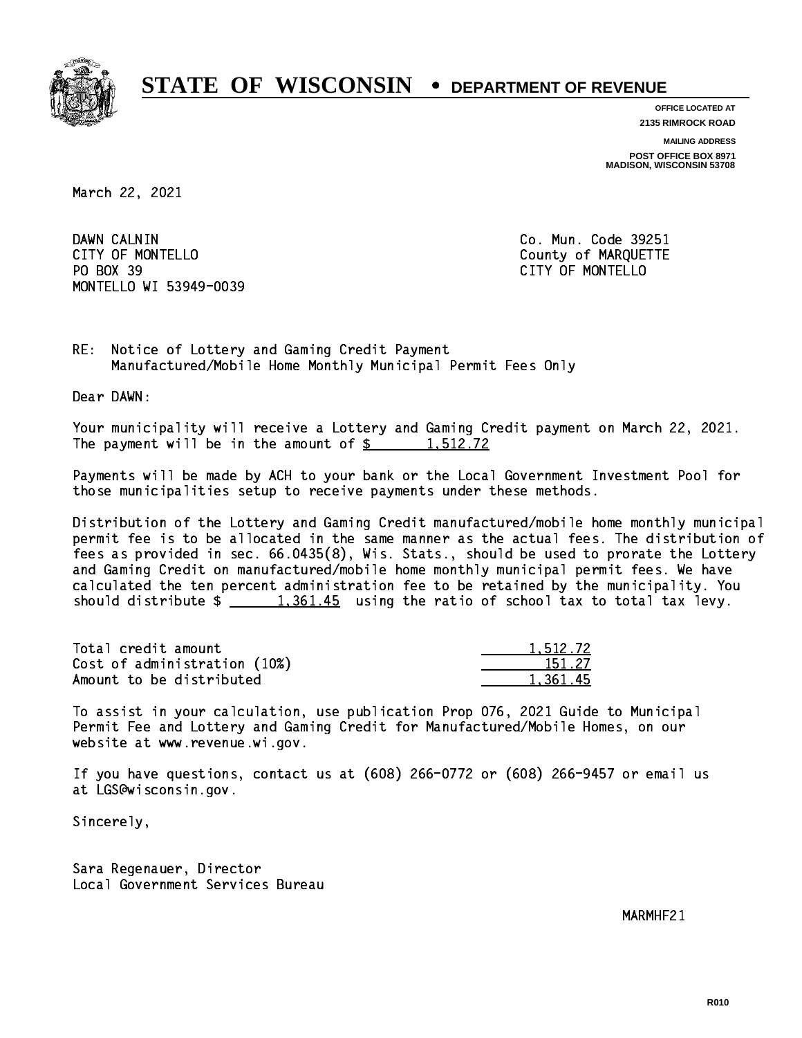# STATE OF WISCONSIN • DEPARTMENT OF REVENUE

**OFFICE LOCATED AT**
**2135 RIMROCK ROAD**

**MAILING ADDRESS**
**POST OFFICE BOX 8971**
**MADISON, WISCONSIN 53708**

March 22, 2021

DAWN CALNIN
CITY OF MONTELLO
PO BOX 39
MONTELLO WI 53949-0039

Co. Mun. Code 39251
County of MARQUETTE
CITY OF MONTELLO

RE: Notice of Lottery and Gaming Credit Payment
Manufactured/Mobile Home Monthly Municipal Permit Fees Only

Dear DAWN:

Your municipality will receive a Lottery and Gaming Credit payment on March 22, 2021. The payment will be in the amount of $ 1,512.72

Payments will be made by ACH to your bank or the Local Government Investment Pool for those municipalities setup to receive payments under these methods.

Distribution of the Lottery and Gaming Credit manufactured/mobile home monthly municipal permit fee is to be allocated in the same manner as the actual fees. The distribution of fees as provided in sec. 66.0435(8), Wis. Stats., should be used to prorate the Lottery and Gaming Credit on manufactured/mobile home monthly municipal permit fees. We have calculated the ten percent administration fee to be retained by the municipality. You should distribute $ 1,361.45 using the ratio of school tax to total tax levy.

| | |
|---|---|
| Total credit amount | 1,512.72 |
| Cost of administration (10%) | 151.27 |
| Amount to be distributed | 1,361.45 |

To assist in your calculation, use publication Prop 076, 2021 Guide to Municipal Permit Fee and Lottery and Gaming Credit for Manufactured/Mobile Homes, on our website at www.revenue.wi.gov.

If you have questions, contact us at (608) 266-0772 or (608) 266-9457 or email us at LGS@wisconsin.gov.

Sincerely,

Sara Regenauer, Director
Local Government Services Bureau

MARMHF21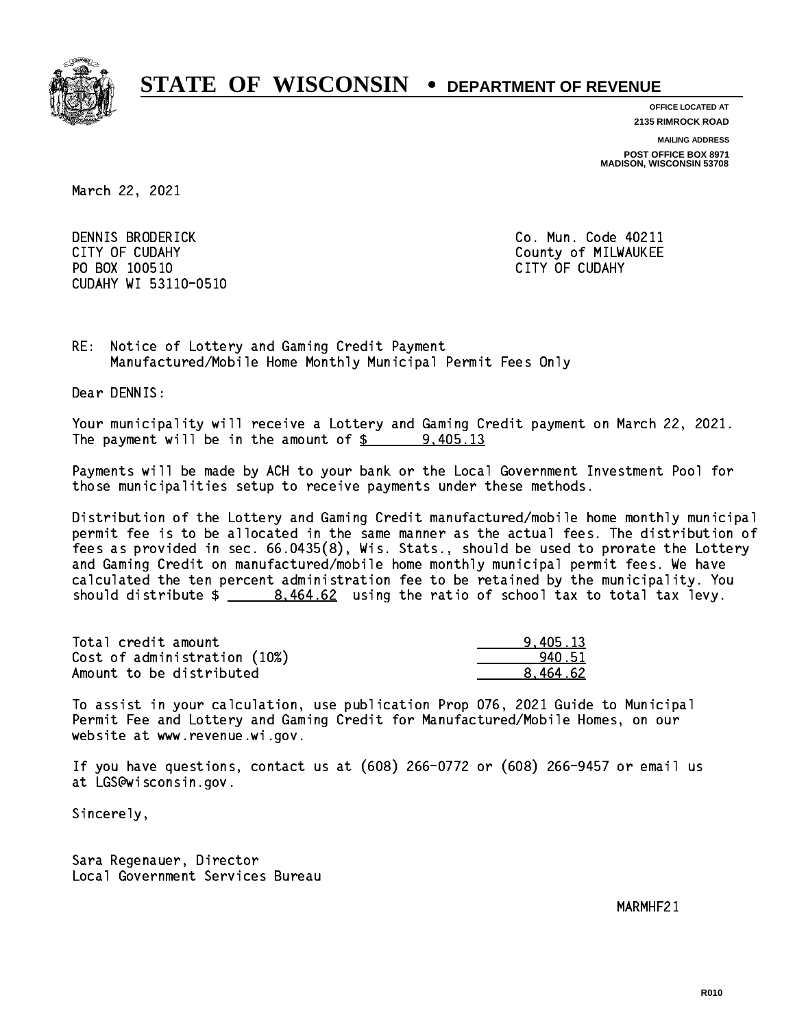# STATE OF WISCONSIN • DEPARTMENT OF REVENUE

**OFFICE LOCATED AT**
**2135 RIMROCK ROAD**

**MAILING ADDRESS**
**POST OFFICE BOX 8971**
**MADISON, WISCONSIN 53708**

March 22, 2021

DENNIS BRODERICK
CITY OF CUDAHY
PO BOX 100510
CUDAHY WI 53110-0510

Co. Mun. Code 40211
County of MILWAUKEE
CITY OF CUDAHY

RE: Notice of Lottery and Gaming Credit Payment
Manufactured/Mobile Home Monthly Municipal Permit Fees Only

Dear DENNIS:

Your municipality will receive a Lottery and Gaming Credit payment on March 22, 2021. The payment will be in the amount of $ 9,405.13

Payments will be made by ACH to your bank or the Local Government Investment Pool for those municipalities setup to receive payments under these methods.

Distribution of the Lottery and Gaming Credit manufactured/mobile home monthly municipal permit fee is to be allocated in the same manner as the actual fees. The distribution of fees as provided in sec. 66.0435(8), Wis. Stats., should be used to prorate the Lottery and Gaming Credit on manufactured/mobile home monthly municipal permit fees. We have calculated the ten percent administration fee to be retained by the municipality. You should distribute $ 8,464.62 using the ratio of school tax to total tax levy.

| | |
|---|---|
| Total credit amount | 9,405.13 |
| Cost of administration (10%) | 940.51 |
| Amount to be distributed | 8,464.62 |

To assist in your calculation, use publication Prop 076, 2021 Guide to Municipal Permit Fee and Lottery and Gaming Credit for Manufactured/Mobile Homes, on our website at www.revenue.wi.gov.

If you have questions, contact us at (608) 266-0772 or (608) 266-9457 or email us at LGS@wisconsin.gov.

Sincerely,

Sara Regenauer, Director
Local Government Services Bureau

MARMHF21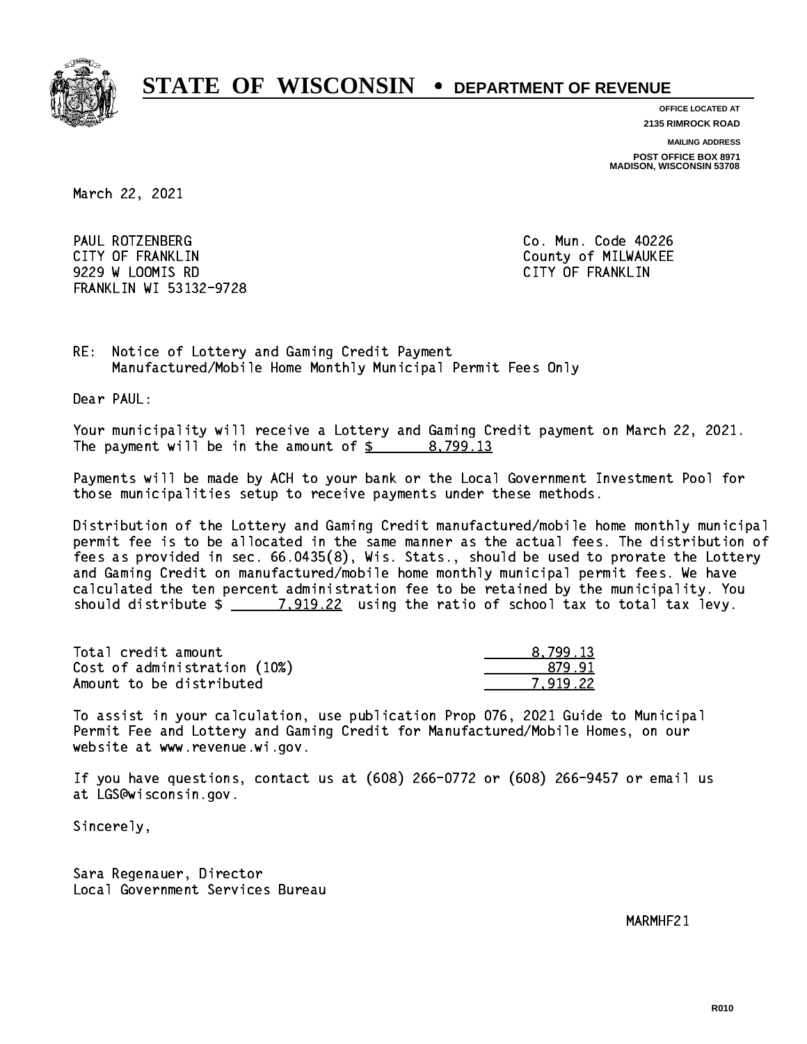# STATE OF WISCONSIN • DEPARTMENT OF REVENUE

OFFICE LOCATED AT
2135 RIMROCK ROAD

MAILING ADDRESS
POST OFFICE BOX 8971
MADISON, WISCONSIN 53708

March 22, 2021

PAUL ROTZENBERG
CITY OF FRANKLIN
9229 W LOOMIS RD
FRANKLIN WI 53132-9728

Co. Mun. Code 40226
County of MILWAUKEE
CITY OF FRANKLIN

RE: Notice of Lottery and Gaming Credit Payment
Manufactured/Mobile Home Monthly Municipal Permit Fees Only

Dear PAUL:

Your municipality will receive a Lottery and Gaming Credit payment on March 22, 2021. The payment will be in the amount of $ 8,799.13

Payments will be made by ACH to your bank or the Local Government Investment Pool for those municipalities setup to receive payments under these methods.

Distribution of the Lottery and Gaming Credit manufactured/mobile home monthly municipal permit fee is to be allocated in the same manner as the actual fees. The distribution of fees as provided in sec. 66.0435(8), Wis. Stats., should be used to prorate the Lottery and Gaming Credit on manufactured/mobile home monthly municipal permit fees. We have calculated the ten percent administration fee to be retained by the municipality. You should distribute $ 7,919.22 using the ratio of school tax to total tax levy.

| | |
|---|---|
| Total credit amount | 8,799.13 |
| Cost of administration (10%) | 879.91 |
| Amount to be distributed | 7,919.22 |

To assist in your calculation, use publication Prop 076, 2021 Guide to Municipal Permit Fee and Lottery and Gaming Credit for Manufactured/Mobile Homes, on our website at www.revenue.wi.gov.

If you have questions, contact us at (608) 266-0772 or (608) 266-9457 or email us at LGS@wisconsin.gov.

Sincerely,

Sara Regenauer, Director
Local Government Services Bureau

MARMHF21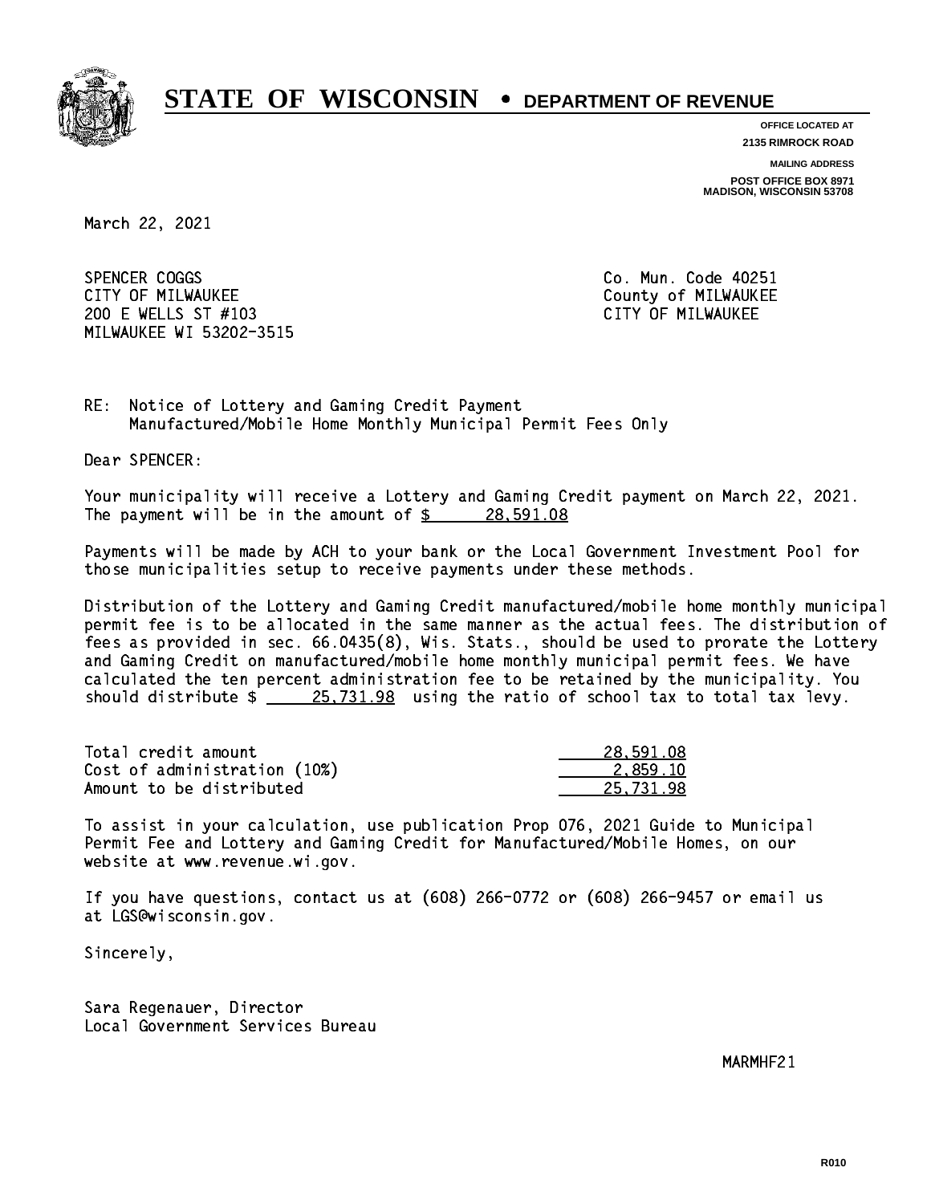# STATE OF WISCONSIN • DEPARTMENT OF REVENUE

OFFICE LOCATED AT
2135 RIMROCK ROAD

MAILING ADDRESS
POST OFFICE BOX 8971
MADISON, WISCONSIN 53708

March 22, 2021

SPENCER COGGS
CITY OF MILWAUKEE
200 E WELLS ST #103
MILWAUKEE WI 53202-3515

Co. Mun. Code 40251
County of MILWAUKEE
CITY OF MILWAUKEE

RE: Notice of Lottery and Gaming Credit Payment
Manufactured/Mobile Home Monthly Municipal Permit Fees Only

Dear SPENCER:

Your municipality will receive a Lottery and Gaming Credit payment on March 22, 2021. The payment will be in the amount of $ 28,591.08

Payments will be made by ACH to your bank or the Local Government Investment Pool for those municipalities setup to receive payments under these methods.

Distribution of the Lottery and Gaming Credit manufactured/mobile home monthly municipal permit fee is to be allocated in the same manner as the actual fees. The distribution of fees as provided in sec. 66.0435(8), Wis. Stats., should be used to prorate the Lottery and Gaming Credit on manufactured/mobile home monthly municipal permit fees. We have calculated the ten percent administration fee to be retained by the municipality. You should distribute $ 25,731.98 using the ratio of school tax to total tax levy.

| | |
|---|---|
| Total credit amount | 28,591.08 |
| Cost of administration (10%) | 2,859.10 |
| Amount to be distributed | 25,731.98 |

To assist in your calculation, use publication Prop 076, 2021 Guide to Municipal Permit Fee and Lottery and Gaming Credit for Manufactured/Mobile Homes, on our website at www.revenue.wi.gov.

If you have questions, contact us at (608) 266-0772 or (608) 266-9457 or email us at LGS@wisconsin.gov.

Sincerely,

Sara Regenauer, Director
Local Government Services Bureau

MARMHF21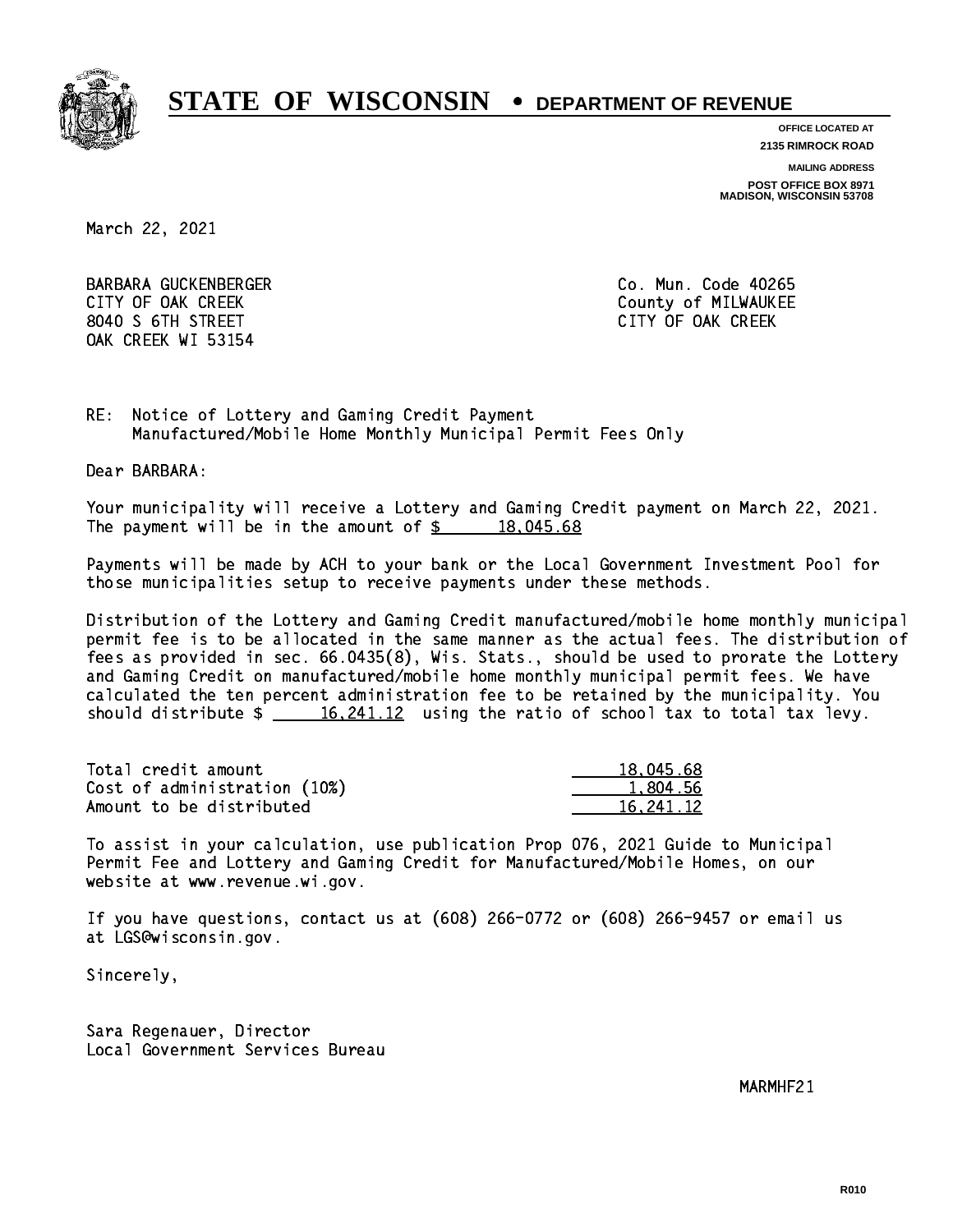# STATE OF WISCONSIN • DEPARTMENT OF REVENUE

**OFFICE LOCATED AT**
**2135 RIMROCK ROAD**

**MAILING ADDRESS**
**POST OFFICE BOX 8971**
**MADISON, WISCONSIN 53708**

March 22, 2021

BARBARA GUCKENBERGER
CITY OF OAK CREEK
8040 S 6TH STREET
OAK CREEK WI 53154

Co. Mun. Code 40265
County of MILWAUKEE
CITY OF OAK CREEK

RE: Notice of Lottery and Gaming Credit Payment
Manufactured/Mobile Home Monthly Municipal Permit Fees Only

Dear BARBARA:

Your municipality will receive a Lottery and Gaming Credit payment on March 22, 2021. The payment will be in the amount of $ 18,045.68

Payments will be made by ACH to your bank or the Local Government Investment Pool for those municipalities setup to receive payments under these methods.

Distribution of the Lottery and Gaming Credit manufactured/mobile home monthly municipal permit fee is to be allocated in the same manner as the actual fees. The distribution of fees as provided in sec. 66.0435(8), Wis. Stats., should be used to prorate the Lottery and Gaming Credit on manufactured/mobile home monthly municipal permit fees. We have calculated the ten percent administration fee to be retained by the municipality. You should distribute $ 16,241.12 using the ratio of school tax to total tax levy.

| | |
|---|---|
| Total credit amount | 18,045.68 |
| Cost of administration (10%) | 1,804.56 |
| Amount to be distributed | 16,241.12 |

To assist in your calculation, use publication Prop 076, 2021 Guide to Municipal Permit Fee and Lottery and Gaming Credit for Manufactured/Mobile Homes, on our website at www.revenue.wi.gov.

If you have questions, contact us at (608) 266-0772 or (608) 266-9457 or email us at LGS@wisconsin.gov.

Sincerely,

Sara Regenauer, Director
Local Government Services Bureau

MARMHF21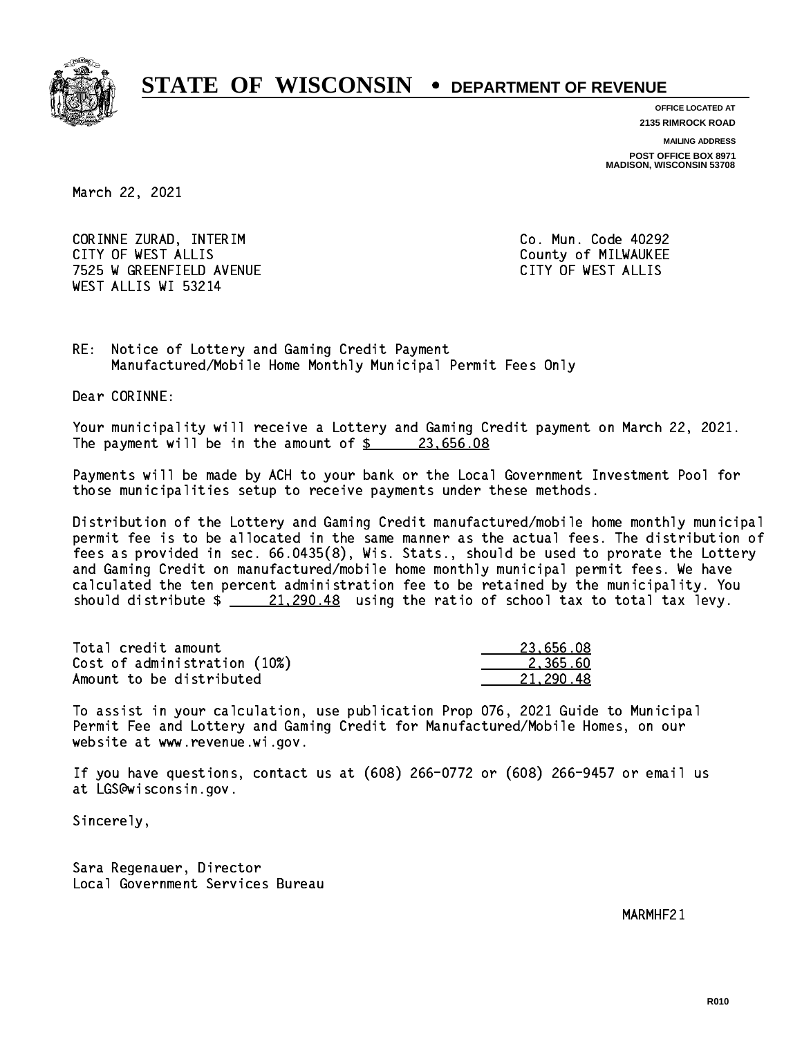# STATE OF WISCONSIN • DEPARTMENT OF REVENUE

**OFFICE LOCATED AT**
**2135 RIMROCK ROAD**

**MAILING ADDRESS**
**POST OFFICE BOX 8971**
**MADISON, WISCONSIN 53708**

March 22, 2021

CORINNE ZURAD, INTERIM
CITY OF WEST ALLIS
7525 W GREENFIELD AVENUE
WEST ALLIS WI 53214

Co. Mun. Code 40292
County of MILWAUKEE
CITY OF WEST ALLIS

RE: Notice of Lottery and Gaming Credit Payment
Manufactured/Mobile Home Monthly Municipal Permit Fees Only

Dear CORINNE:

Your municipality will receive a Lottery and Gaming Credit payment on March 22, 2021. The payment will be in the amount of $ 23,656.08

Payments will be made by ACH to your bank or the Local Government Investment Pool for those municipalities setup to receive payments under these methods.

Distribution of the Lottery and Gaming Credit manufactured/mobile home monthly municipal permit fee is to be allocated in the same manner as the actual fees. The distribution of fees as provided in sec. 66.0435(8), Wis. Stats., should be used to prorate the Lottery and Gaming Credit on manufactured/mobile home monthly municipal permit fees. We have calculated the ten percent administration fee to be retained by the municipality. You should distribute $ 21,290.48 using the ratio of school tax to total tax levy.

| | |
|---|---|
| Total credit amount | 23,656.08 |
| Cost of administration (10%) | 2,365.60 |
| Amount to be distributed | 21,290.48 |

To assist in your calculation, use publication Prop 076, 2021 Guide to Municipal Permit Fee and Lottery and Gaming Credit for Manufactured/Mobile Homes, on our website at www.revenue.wi.gov.

If you have questions, contact us at (608) 266-0772 or (608) 266-9457 or email us at LGS@wisconsin.gov.

Sincerely,

Sara Regenauer, Director
Local Government Services Bureau

MARMHF21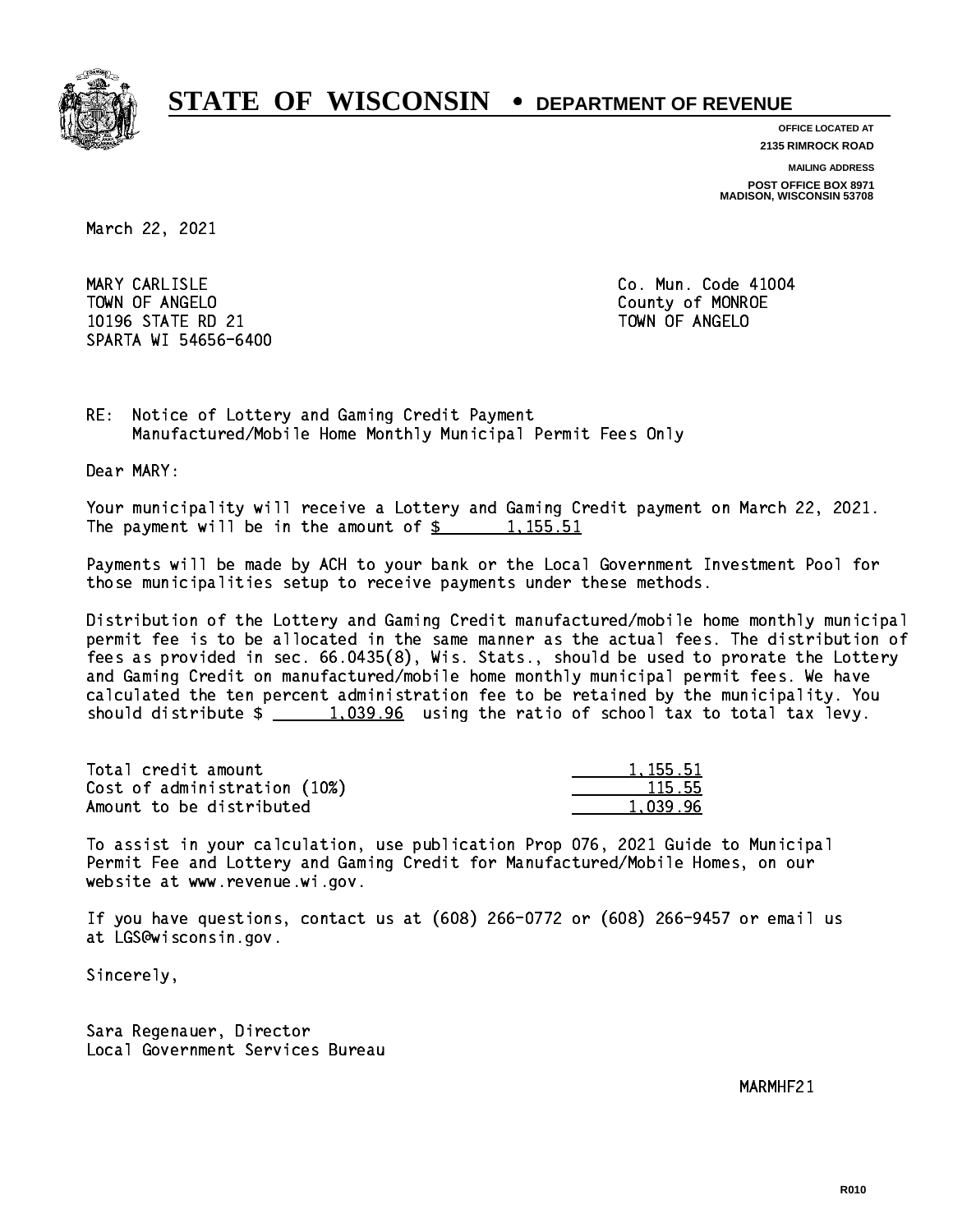# STATE OF WISCONSIN • DEPARTMENT OF REVENUE

**OFFICE LOCATED AT**
**2135 RIMROCK ROAD**

**MAILING ADDRESS**
**POST OFFICE BOX 8971**
**MADISON, WISCONSIN 53708**

March 22, 2021

MARY CARLISLE
TOWN OF ANGELO
10196 STATE RD 21
SPARTA WI 54656-6400

Co. Mun. Code 41004
County of MONROE
TOWN OF ANGELO

RE: Notice of Lottery and Gaming Credit Payment
Manufactured/Mobile Home Monthly Municipal Permit Fees Only

Dear MARY:

Your municipality will receive a Lottery and Gaming Credit payment on March 22, 2021. The payment will be in the amount of $ 1,155.51

Payments will be made by ACH to your bank or the Local Government Investment Pool for those municipalities setup to receive payments under these methods.

Distribution of the Lottery and Gaming Credit manufactured/mobile home monthly municipal permit fee is to be allocated in the same manner as the actual fees. The distribution of fees as provided in sec. 66.0435(8), Wis. Stats., should be used to prorate the Lottery and Gaming Credit on manufactured/mobile home monthly municipal permit fees. We have calculated the ten percent administration fee to be retained by the municipality. You should distribute $ 1,039.96 using the ratio of school tax to total tax levy.

| | |
|---|---|
| Total credit amount | 1,155.51 |
| Cost of administration (10%) | 115.55 |
| Amount to be distributed | 1,039.96 |

To assist in your calculation, use publication Prop 076, 2021 Guide to Municipal Permit Fee and Lottery and Gaming Credit for Manufactured/Mobile Homes, on our website at www.revenue.wi.gov.

If you have questions, contact us at (608) 266-0772 or (608) 266-9457 or email us at LGS@wisconsin.gov.

Sincerely,

Sara Regenauer, Director
Local Government Services Bureau

MARMHF21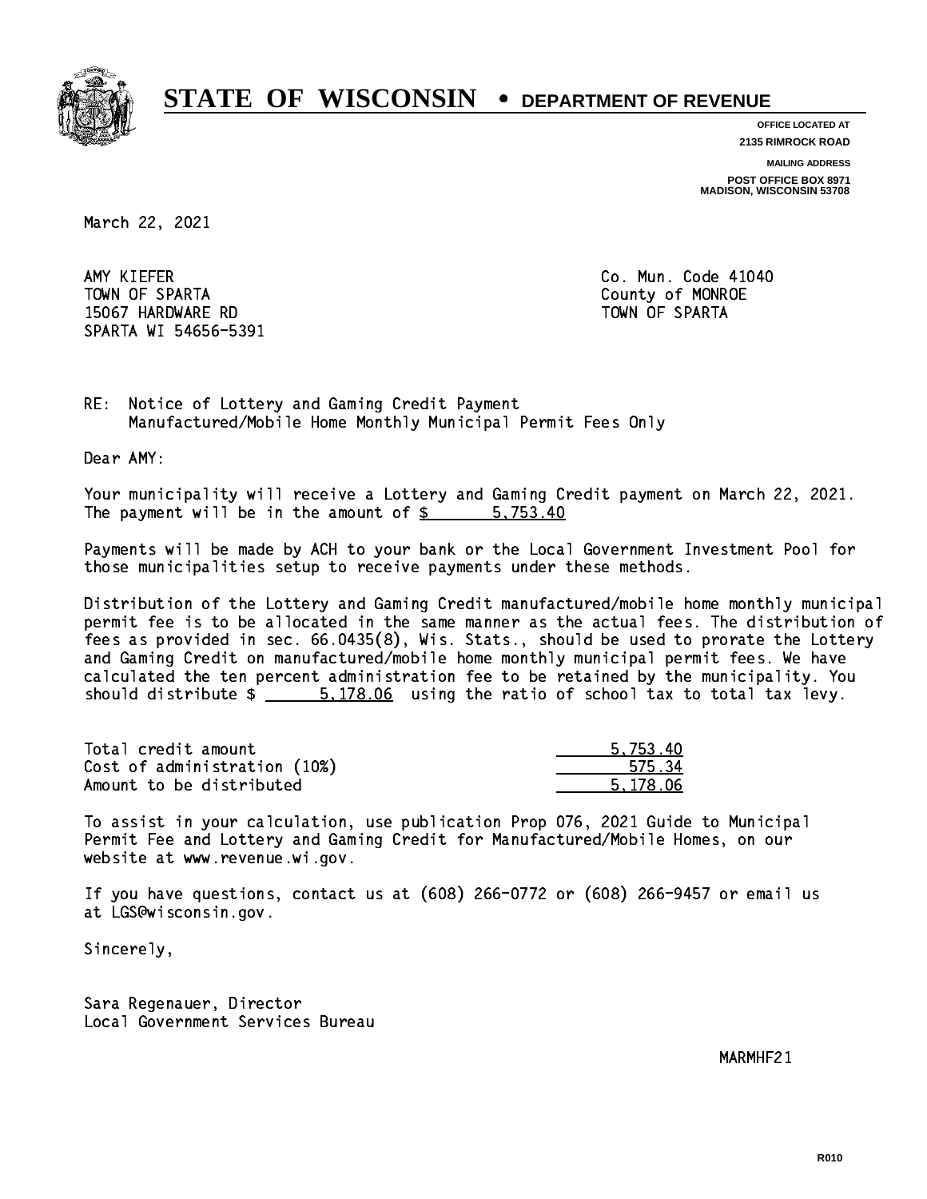# STATE OF WISCONSIN • DEPARTMENT OF REVENUE

**OFFICE LOCATED AT**
**2135 RIMROCK ROAD**

**MAILING ADDRESS**
**POST OFFICE BOX 8971**
**MADISON, WISCONSIN 53708**

March 22, 2021

AMY KIEFER
TOWN OF SPARTA
15067 HARDWARE RD
SPARTA WI 54656-5391

Co. Mun. Code 41040
County of MONROE
TOWN OF SPARTA

RE: Notice of Lottery and Gaming Credit Payment
Manufactured/Mobile Home Monthly Municipal Permit Fees Only

Dear AMY:

Your municipality will receive a Lottery and Gaming Credit payment on March 22, 2021. The payment will be in the amount of $ 5,753.40

Payments will be made by ACH to your bank or the Local Government Investment Pool for those municipalities setup to receive payments under these methods.

Distribution of the Lottery and Gaming Credit manufactured/mobile home monthly municipal permit fee is to be allocated in the same manner as the actual fees. The distribution of fees as provided in sec. 66.0435(8), Wis. Stats., should be used to prorate the Lottery and Gaming Credit on manufactured/mobile home monthly municipal permit fees. We have calculated the ten percent administration fee to be retained by the municipality. You should distribute $ 5,178.06 using the ratio of school tax to total tax levy.

| | |
|---|---|
| Total credit amount | 5,753.40 |
| Cost of administration (10%) | 575.34 |
| Amount to be distributed | 5,178.06 |

To assist in your calculation, use publication Prop 076, 2021 Guide to Municipal Permit Fee and Lottery and Gaming Credit for Manufactured/Mobile Homes, on our website at www.revenue.wi.gov.

If you have questions, contact us at (608) 266-0772 or (608) 266-9457 or email us at LGS@wisconsin.gov.

Sincerely,

Sara Regenauer, Director
Local Government Services Bureau

MARMHF21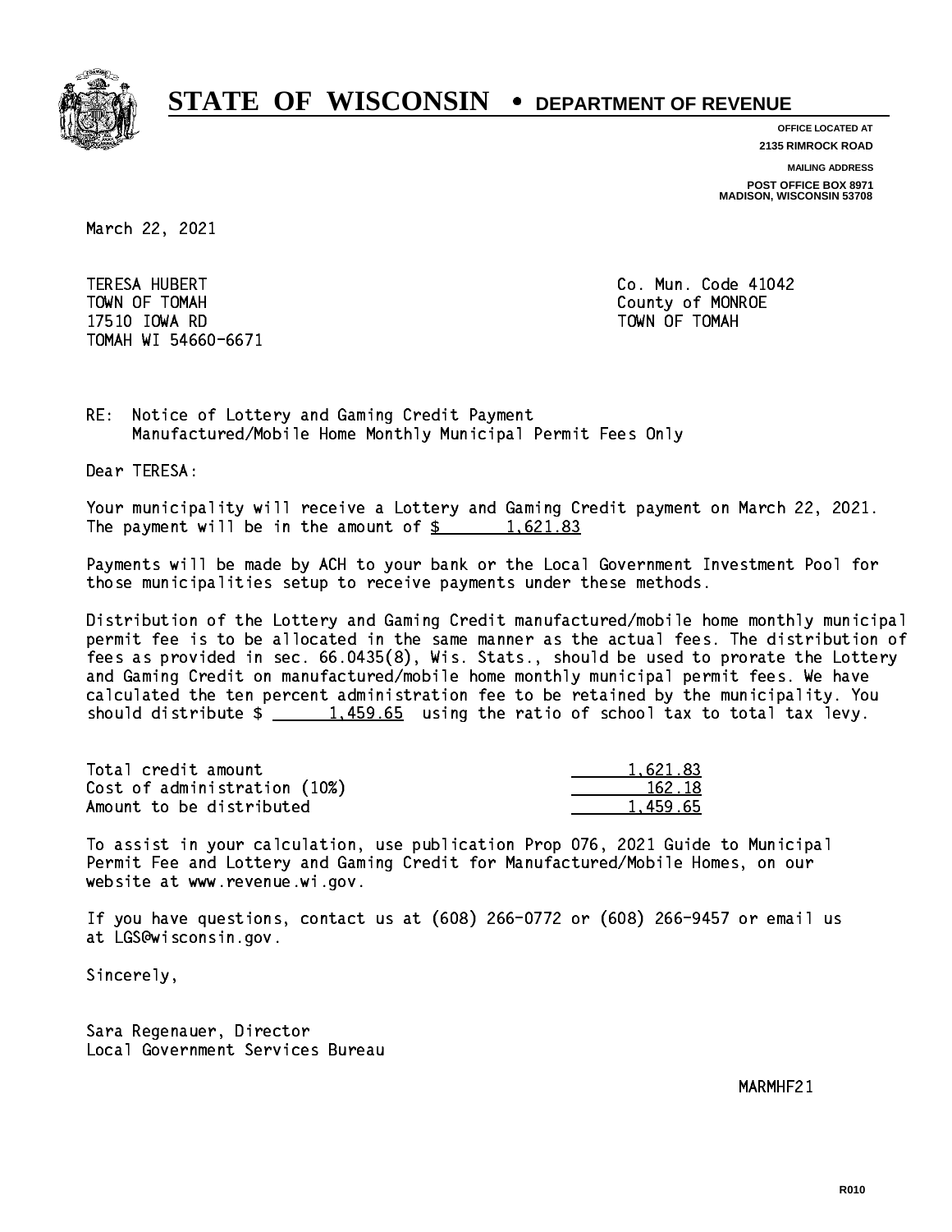# STATE OF WISCONSIN • DEPARTMENT OF REVENUE

**OFFICE LOCATED AT**
**2135 RIMROCK ROAD**

**MAILING ADDRESS**
**POST OFFICE BOX 8971**
**MADISON, WISCONSIN 53708**

March 22, 2021

TERESA HUBERT
TOWN OF TOMAH
17510 IOWA RD
TOMAH WI 54660-6671

Co. Mun. Code 41042
County of MONROE
TOWN OF TOMAH

RE: Notice of Lottery and Gaming Credit Payment
Manufactured/Mobile Home Monthly Municipal Permit Fees Only

Dear TERESA:

Your municipality will receive a Lottery and Gaming Credit payment on March 22, 2021. The payment will be in the amount of $ 1,621.83

Payments will be made by ACH to your bank or the Local Government Investment Pool for those municipalities setup to receive payments under these methods.

Distribution of the Lottery and Gaming Credit manufactured/mobile home monthly municipal permit fee is to be allocated in the same manner as the actual fees. The distribution of fees as provided in sec. 66.0435(8), Wis. Stats., should be used to prorate the Lottery and Gaming Credit on manufactured/mobile home monthly municipal permit fees. We have calculated the ten percent administration fee to be retained by the municipality. You should distribute $ 1,459.65 using the ratio of school tax to total tax levy.

| | |
|---|---|
| Total credit amount | 1,621.83 |
| Cost of administration (10%) | 162.18 |
| Amount to be distributed | 1,459.65 |

To assist in your calculation, use publication Prop 076, 2021 Guide to Municipal Permit Fee and Lottery and Gaming Credit for Manufactured/Mobile Homes, on our website at www.revenue.wi.gov.

If you have questions, contact us at (608) 266-0772 or (608) 266-9457 or email us at LGS@wisconsin.gov.

Sincerely,

Sara Regenauer, Director
Local Government Services Bureau

MARMHF21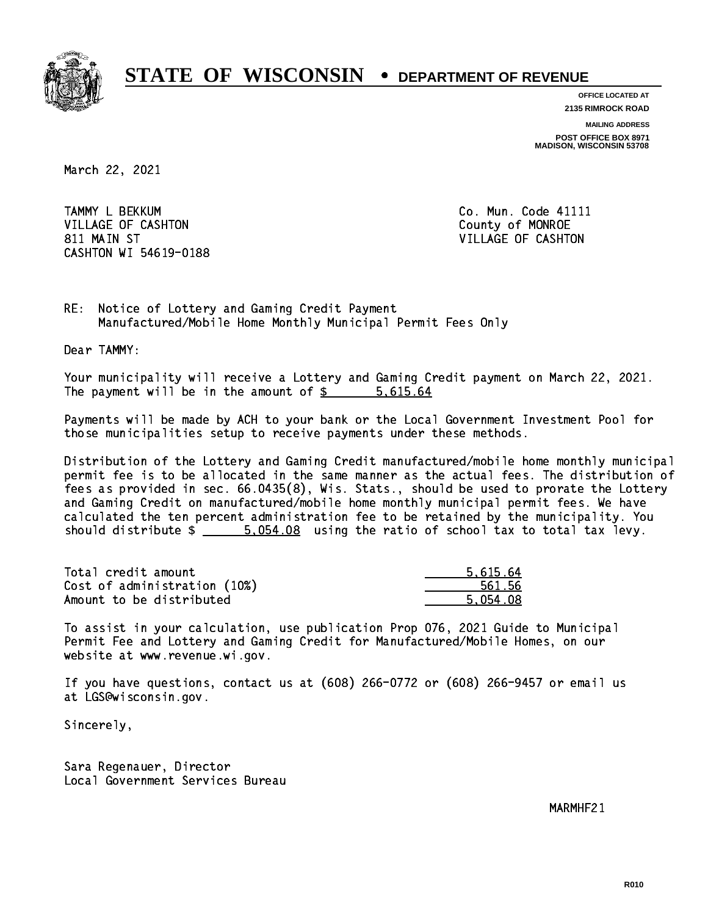# STATE OF WISCONSIN • DEPARTMENT OF REVENUE

OFFICE LOCATED AT
2135 RIMROCK ROAD

MAILING ADDRESS
POST OFFICE BOX 8971
MADISON, WISCONSIN 53708

March 22, 2021

TAMMY L BEKKUM
VILLAGE OF CASHTON
811 MAIN ST
CASHTON WI 54619-0188

Co. Mun. Code 41111
County of MONROE
VILLAGE OF CASHTON

RE: Notice of Lottery and Gaming Credit Payment
Manufactured/Mobile Home Monthly Municipal Permit Fees Only

Dear TAMMY:

Your municipality will receive a Lottery and Gaming Credit payment on March 22, 2021. The payment will be in the amount of $ 5,615.64

Payments will be made by ACH to your bank or the Local Government Investment Pool for those municipalities setup to receive payments under these methods.

Distribution of the Lottery and Gaming Credit manufactured/mobile home monthly municipal permit fee is to be allocated in the same manner as the actual fees. The distribution of fees as provided in sec. 66.0435(8), Wis. Stats., should be used to prorate the Lottery and Gaming Credit on manufactured/mobile home monthly municipal permit fees. We have calculated the ten percent administration fee to be retained by the municipality. You should distribute $ 5,054.08 using the ratio of school tax to total tax levy.

| | |
|---|---|
| Total credit amount | 5,615.64 |
| Cost of administration (10%) | 561.56 |
| Amount to be distributed | 5,054.08 |

To assist in your calculation, use publication Prop 076, 2021 Guide to Municipal Permit Fee and Lottery and Gaming Credit for Manufactured/Mobile Homes, on our website at www.revenue.wi.gov.

If you have questions, contact us at (608) 266-0772 or (608) 266-9457 or email us at LGS@wisconsin.gov.

Sincerely,

Sara Regenauer, Director
Local Government Services Bureau

MARMHF21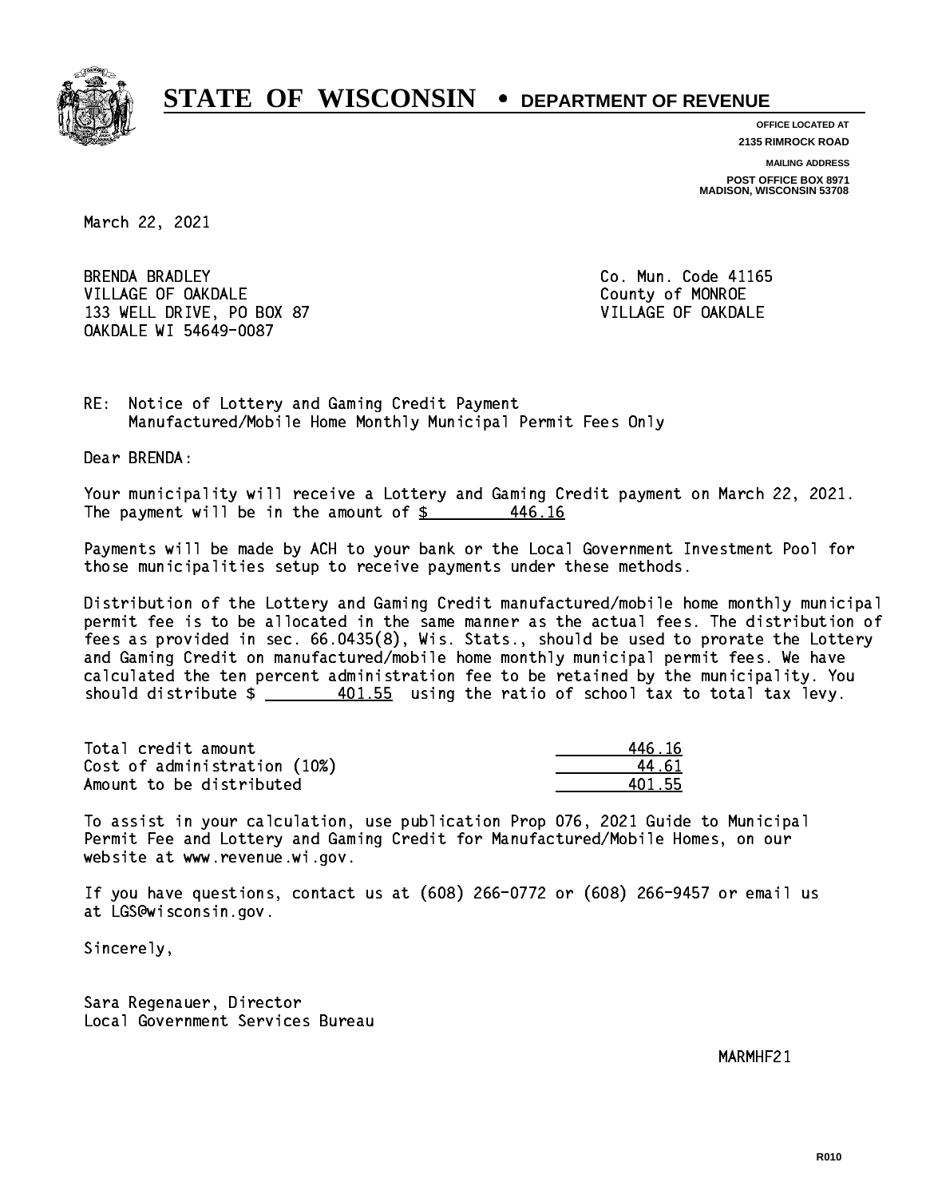# STATE OF WISCONSIN • DEPARTMENT OF REVENUE

OFFICE LOCATED AT
2135 RIMROCK ROAD

MAILING ADDRESS
POST OFFICE BOX 8971
MADISON, WISCONSIN 53708

March 22, 2021

BRENDA BRADLEY
VILLAGE OF OAKDALE
133 WELL DRIVE, PO BOX 87
OAKDALE WI 54649-0087

Co. Mun. Code 41165
County of MONROE
VILLAGE OF OAKDALE

RE: Notice of Lottery and Gaming Credit Payment
Manufactured/Mobile Home Monthly Municipal Permit Fees Only

Dear BRENDA:

Your municipality will receive a Lottery and Gaming Credit payment on March 22, 2021. The payment will be in the amount of $ 446.16

Payments will be made by ACH to your bank or the Local Government Investment Pool for those municipalities setup to receive payments under these methods.

Distribution of the Lottery and Gaming Credit manufactured/mobile home monthly municipal permit fee is to be allocated in the same manner as the actual fees. The distribution of fees as provided in sec. 66.0435(8), Wis. Stats., should be used to prorate the Lottery and Gaming Credit on manufactured/mobile home monthly municipal permit fees. We have calculated the ten percent administration fee to be retained by the municipality. You should distribute $ 401.55 using the ratio of school tax to total tax levy.

| | |
|---|---|
| Total credit amount | 446.16 |
| Cost of administration (10%) | 44.61 |
| Amount to be distributed | 401.55 |

To assist in your calculation, use publication Prop 076, 2021 Guide to Municipal Permit Fee and Lottery and Gaming Credit for Manufactured/Mobile Homes, on our website at www.revenue.wi.gov.

If you have questions, contact us at (608) 266-0772 or (608) 266-9457 or email us at LGS@wisconsin.gov.

Sincerely,

Sara Regenauer, Director
Local Government Services Bureau

MARMHF21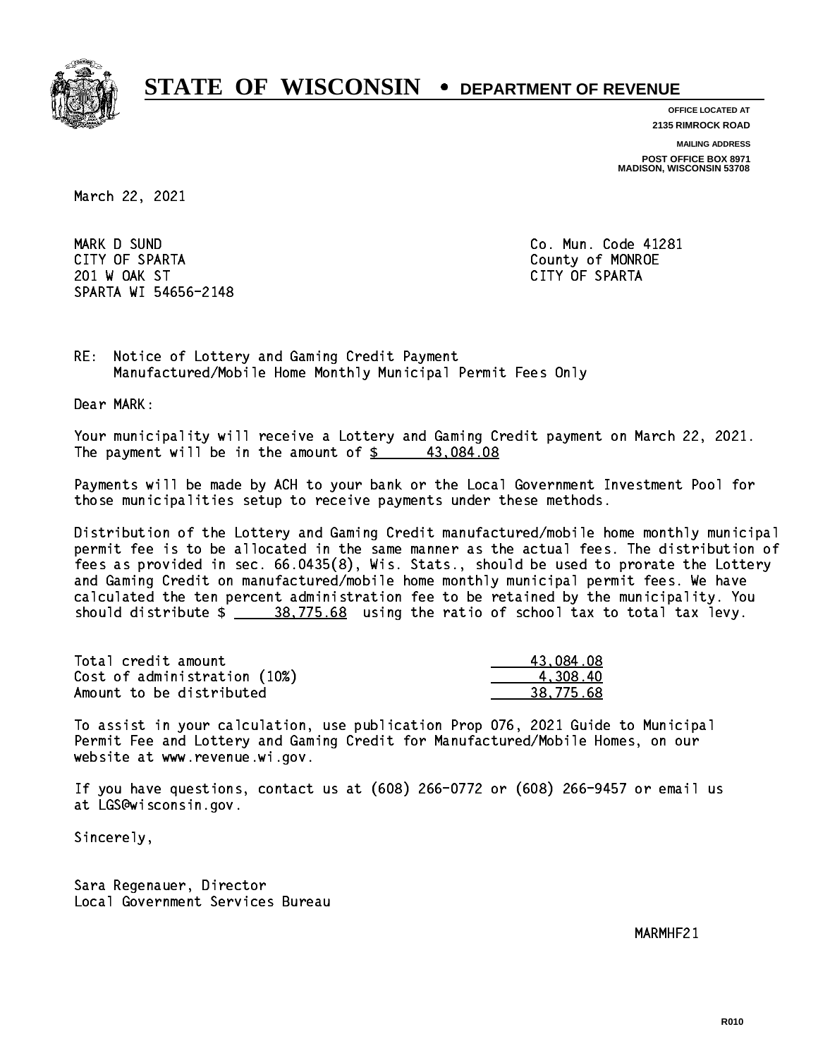# STATE OF WISCONSIN • DEPARTMENT OF REVENUE

OFFICE LOCATED AT
2135 RIMROCK ROAD

MAILING ADDRESS
POST OFFICE BOX 8971
MADISON, WISCONSIN 53708

March 22, 2021

MARK D SUND
CITY OF SPARTA
201 W OAK ST
SPARTA WI 54656-2148

Co. Mun. Code 41281
County of MONROE
CITY OF SPARTA

RE: Notice of Lottery and Gaming Credit Payment
Manufactured/Mobile Home Monthly Municipal Permit Fees Only

Dear MARK:

Your municipality will receive a Lottery and Gaming Credit payment on March 22, 2021. The payment will be in the amount of $ 43,084.08

Payments will be made by ACH to your bank or the Local Government Investment Pool for those municipalities setup to receive payments under these methods.

Distribution of the Lottery and Gaming Credit manufactured/mobile home monthly municipal permit fee is to be allocated in the same manner as the actual fees. The distribution of fees as provided in sec. 66.0435(8), Wis. Stats., should be used to prorate the Lottery and Gaming Credit on manufactured/mobile home monthly municipal permit fees. We have calculated the ten percent administration fee to be retained by the municipality. You should distribute $ 38,775.68 using the ratio of school tax to total tax levy.

| | |
|---|---|
| Total credit amount | 43,084.08 |
| Cost of administration (10%) | 4,308.40 |
| Amount to be distributed | 38,775.68 |

To assist in your calculation, use publication Prop 076, 2021 Guide to Municipal Permit Fee and Lottery and Gaming Credit for Manufactured/Mobile Homes, on our website at www.revenue.wi.gov.

If you have questions, contact us at (608) 266-0772 or (608) 266-9457 or email us at LGS@wisconsin.gov.

Sincerely,

Sara Regenauer, Director
Local Government Services Bureau

MARMHF21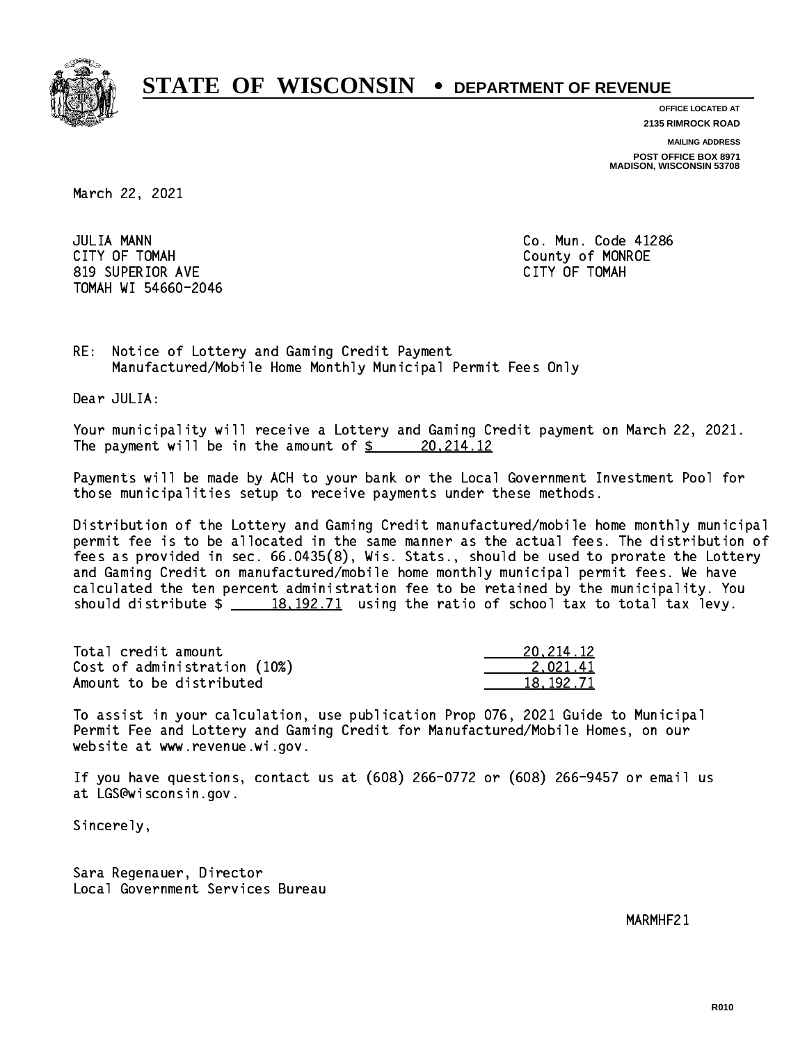# STATE OF WISCONSIN • DEPARTMENT OF REVENUE

**OFFICE LOCATED AT**
**2135 RIMROCK ROAD**

**MAILING ADDRESS**
**POST OFFICE BOX 8971**
**MADISON, WISCONSIN 53708**

March 22, 2021

JULIA MANN
CITY OF TOMAH
819 SUPERIOR AVE
TOMAH WI 54660-2046

Co. Mun. Code 41286
County of MONROE
CITY OF TOMAH

RE: Notice of Lottery and Gaming Credit Payment
Manufactured/Mobile Home Monthly Municipal Permit Fees Only

Dear JULIA:

Your municipality will receive a Lottery and Gaming Credit payment on March 22, 2021. The payment will be in the amount of $ 20,214.12

Payments will be made by ACH to your bank or the Local Government Investment Pool for those municipalities setup to receive payments under these methods.

Distribution of the Lottery and Gaming Credit manufactured/mobile home monthly municipal permit fee is to be allocated in the same manner as the actual fees. The distribution of fees as provided in sec. 66.0435(8), Wis. Stats., should be used to prorate the Lottery and Gaming Credit on manufactured/mobile home monthly municipal permit fees. We have calculated the ten percent administration fee to be retained by the municipality. You should distribute $ 18,192.71 using the ratio of school tax to total tax levy.

| | |
|---|---:|
| Total credit amount | 20,214.12 |
| Cost of administration (10%) | 2,021.41 |
| Amount to be distributed | 18,192.71 |

To assist in your calculation, use publication Prop 076, 2021 Guide to Municipal Permit Fee and Lottery and Gaming Credit for Manufactured/Mobile Homes, on our website at www.revenue.wi.gov.

If you have questions, contact us at (608) 266-0772 or (608) 266-9457 or email us at LGS@wisconsin.gov.

Sincerely,

Sara Regenauer, Director
Local Government Services Bureau

MARMHF21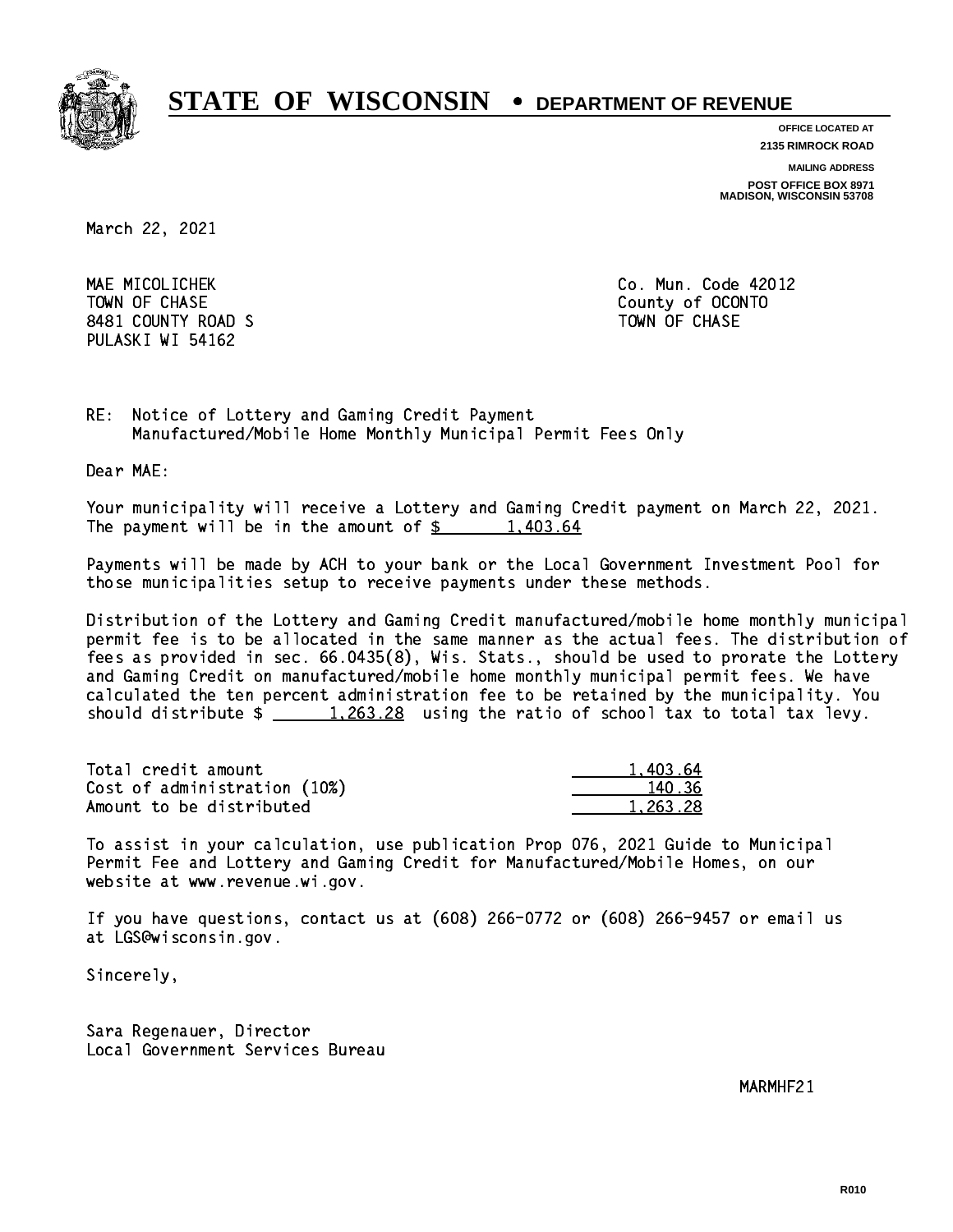# STATE OF WISCONSIN • DEPARTMENT OF REVENUE

**OFFICE LOCATED AT**
**2135 RIMROCK ROAD**

**MAILING ADDRESS**
**POST OFFICE BOX 8971**
**MADISON, WISCONSIN 53708**

March 22, 2021

MAE MICOLICHEK
TOWN OF CHASE
8481 COUNTY ROAD S
PULASKI WI 54162

Co. Mun. Code 42012
County of OCONTO
TOWN OF CHASE

RE: Notice of Lottery and Gaming Credit Payment
Manufactured/Mobile Home Monthly Municipal Permit Fees Only

Dear MAE:

Your municipality will receive a Lottery and Gaming Credit payment on March 22, 2021. The payment will be in the amount of $ 1,403.64

Payments will be made by ACH to your bank or the Local Government Investment Pool for those municipalities setup to receive payments under these methods.

Distribution of the Lottery and Gaming Credit manufactured/mobile home monthly municipal permit fee is to be allocated in the same manner as the actual fees. The distribution of fees as provided in sec. 66.0435(8), Wis. Stats., should be used to prorate the Lottery and Gaming Credit on manufactured/mobile home monthly municipal permit fees. We have calculated the ten percent administration fee to be retained by the municipality. You should distribute $ 1,263.28 using the ratio of school tax to total tax levy.

| | |
|---|---:|
| Total credit amount | 1,403.64 |
| Cost of administration (10%) | 140.36 |
| Amount to be distributed | 1,263.28 |

To assist in your calculation, use publication Prop 076, 2021 Guide to Municipal Permit Fee and Lottery and Gaming Credit for Manufactured/Mobile Homes, on our website at www.revenue.wi.gov.

If you have questions, contact us at (608) 266-0772 or (608) 266-9457 or email us at LGS@wisconsin.gov.

Sincerely,

Sara Regenauer, Director
Local Government Services Bureau

MARMHF21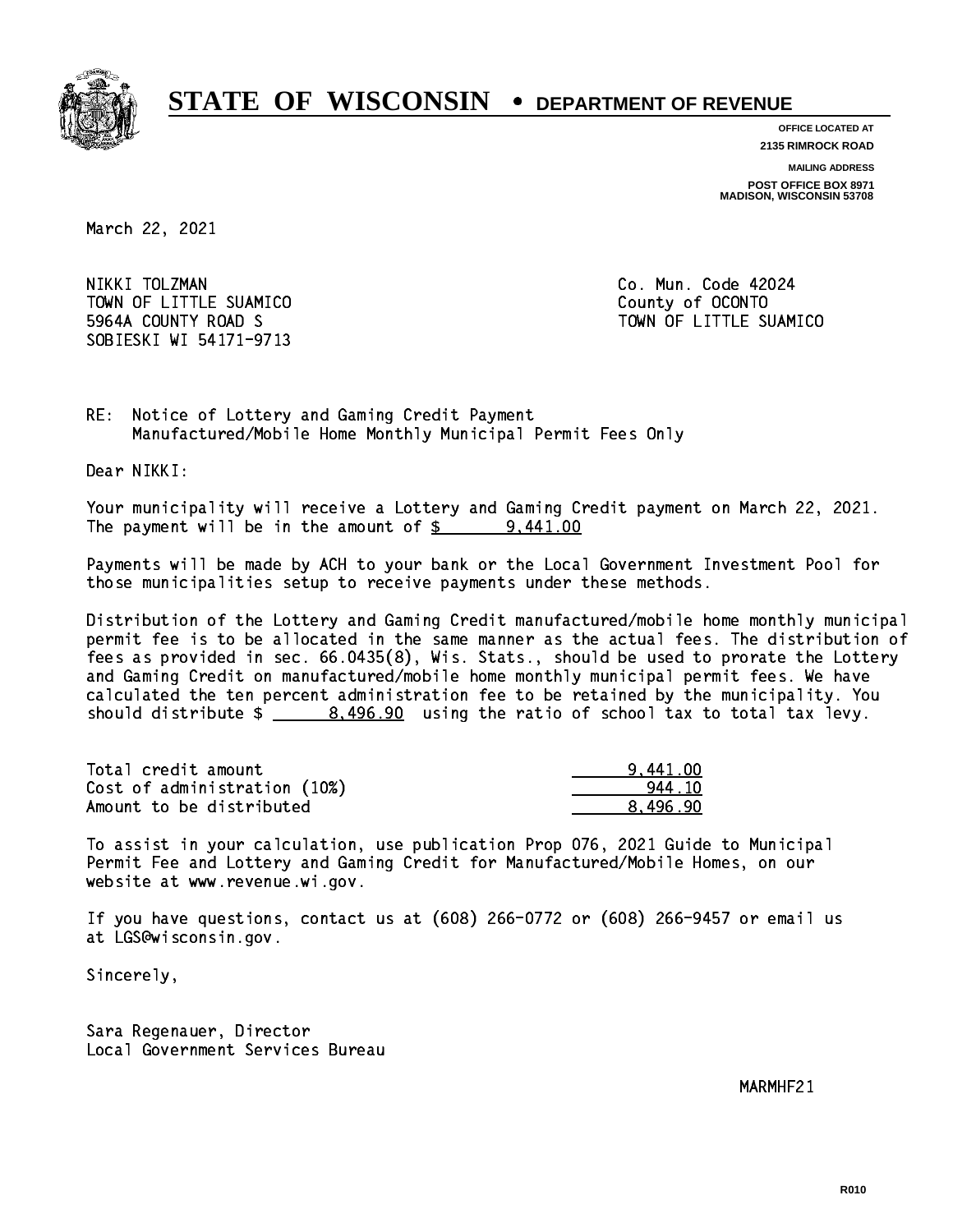# STATE OF WISCONSIN • DEPARTMENT OF REVENUE

**OFFICE LOCATED AT**
**2135 RIMROCK ROAD**

**MAILING ADDRESS**
**POST OFFICE BOX 8971**
**MADISON, WISCONSIN 53708**

March 22, 2021

NIKKI TOLZMAN
TOWN OF LITTLE SUAMICO
5964A COUNTY ROAD S
SOBIESKI WI 54171-9713

Co. Mun. Code 42024
County of OCONTO
TOWN OF LITTLE SUAMICO

RE: Notice of Lottery and Gaming Credit Payment
Manufactured/Mobile Home Monthly Municipal Permit Fees Only

Dear NIKKI:

Your municipality will receive a Lottery and Gaming Credit payment on March 22, 2021. The payment will be in the amount of $ 9,441.00

Payments will be made by ACH to your bank or the Local Government Investment Pool for those municipalities setup to receive payments under these methods.

Distribution of the Lottery and Gaming Credit manufactured/mobile home monthly municipal permit fee is to be allocated in the same manner as the actual fees. The distribution of fees as provided in sec. 66.0435(8), Wis. Stats., should be used to prorate the Lottery and Gaming Credit on manufactured/mobile home monthly municipal permit fees. We have calculated the ten percent administration fee to be retained by the municipality. You should distribute $ 8,496.90 using the ratio of school tax to total tax levy.

| | |
|---|---|
| Total credit amount | 9,441.00 |
| Cost of administration (10%) | 944.10 |
| Amount to be distributed | 8,496.90 |

To assist in your calculation, use publication Prop 076, 2021 Guide to Municipal Permit Fee and Lottery and Gaming Credit for Manufactured/Mobile Homes, on our website at www.revenue.wi.gov.

If you have questions, contact us at (608) 266-0772 or (608) 266-9457 or email us at LGS@wisconsin.gov.

Sincerely,

Sara Regenauer, Director
Local Government Services Bureau

MARMHF21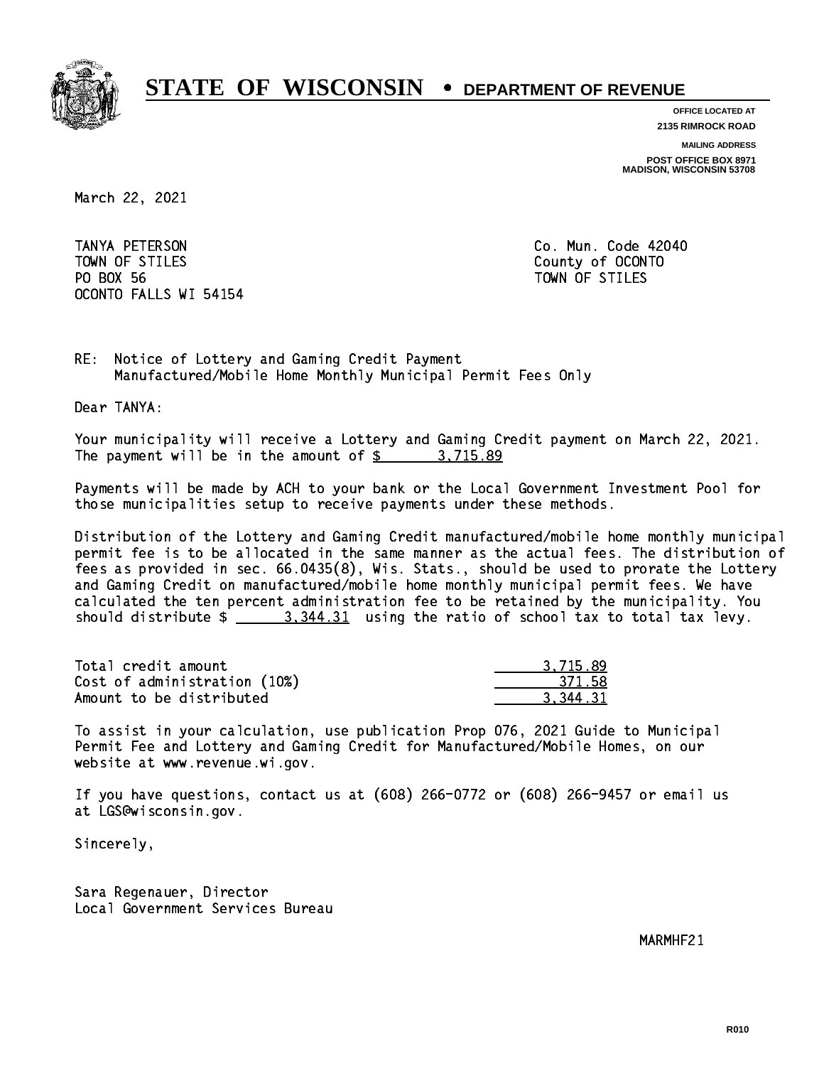# STATE OF WISCONSIN • DEPARTMENT OF REVENUE

**OFFICE LOCATED AT**
**2135 RIMROCK ROAD**

**MAILING ADDRESS**
**POST OFFICE BOX 8971**
**MADISON, WISCONSIN 53708**

March 22, 2021

TANYA PETERSON
TOWN OF STILES
PO BOX 56
OCONTO FALLS WI 54154

Co. Mun. Code 42040
County of OCONTO
TOWN OF STILES

RE: Notice of Lottery and Gaming Credit Payment
Manufactured/Mobile Home Monthly Municipal Permit Fees Only

Dear TANYA:

Your municipality will receive a Lottery and Gaming Credit payment on March 22, 2021. The payment will be in the amount of $ 3,715.89

Payments will be made by ACH to your bank or the Local Government Investment Pool for those municipalities setup to receive payments under these methods.

Distribution of the Lottery and Gaming Credit manufactured/mobile home monthly municipal permit fee is to be allocated in the same manner as the actual fees. The distribution of fees as provided in sec. 66.0435(8), Wis. Stats., should be used to prorate the Lottery and Gaming Credit on manufactured/mobile home monthly municipal permit fees. We have calculated the ten percent administration fee to be retained by the municipality. You should distribute $ 3,344.31 using the ratio of school tax to total tax levy.

| | |
|---|---|
| Total credit amount | 3,715.89 |
| Cost of administration (10%) | 371.58 |
| Amount to be distributed | 3,344.31 |

To assist in your calculation, use publication Prop 076, 2021 Guide to Municipal Permit Fee and Lottery and Gaming Credit for Manufactured/Mobile Homes, on our website at www.revenue.wi.gov.

If you have questions, contact us at (608) 266-0772 or (608) 266-9457 or email us at LGS@wisconsin.gov.

Sincerely,

Sara Regenauer, Director
Local Government Services Bureau

MARMHF21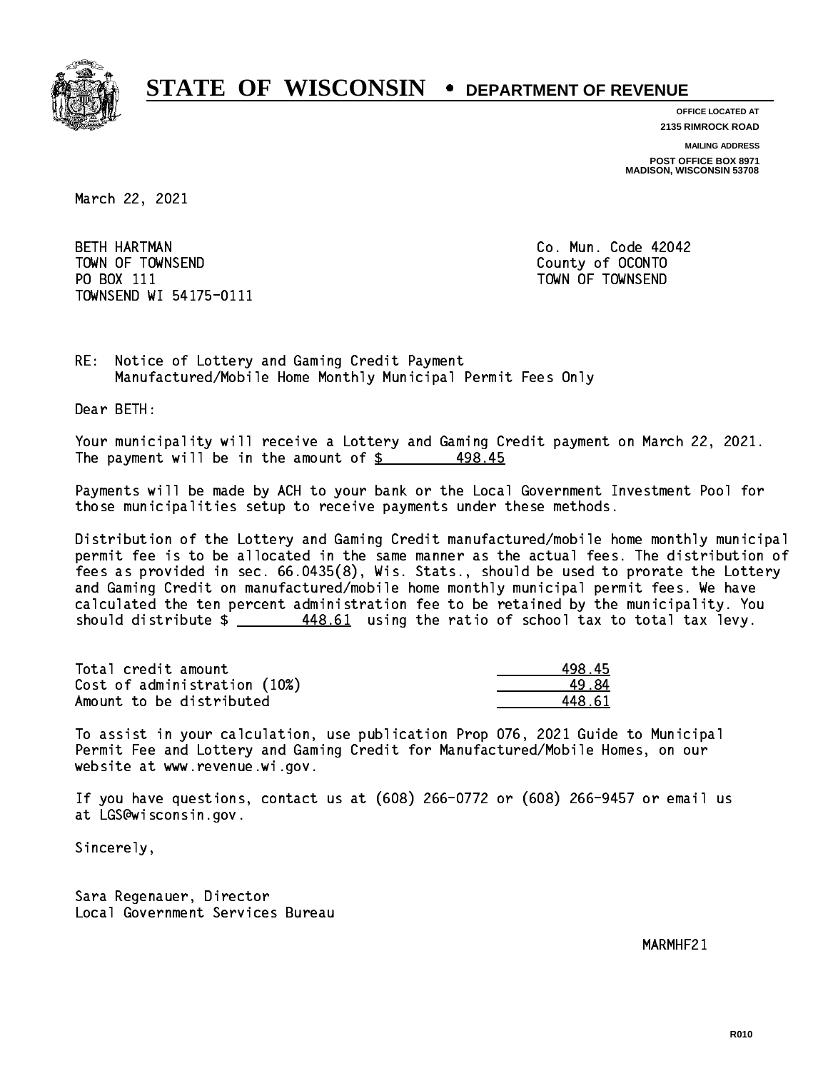# STATE OF WISCONSIN • DEPARTMENT OF REVENUE

**OFFICE LOCATED AT**
**2135 RIMROCK ROAD**

**MAILING ADDRESS**
**POST OFFICE BOX 8971**
**MADISON, WISCONSIN 53708**

March 22, 2021

BETH HARTMAN
TOWN OF TOWNSEND
PO BOX 111
TOWNSEND WI 54175-0111

Co. Mun. Code 42042
County of OCONTO
TOWN OF TOWNSEND

RE: Notice of Lottery and Gaming Credit Payment
Manufactured/Mobile Home Monthly Municipal Permit Fees Only

Dear BETH:

Your municipality will receive a Lottery and Gaming Credit payment on March 22, 2021. The payment will be in the amount of $ 498.45

Payments will be made by ACH to your bank or the Local Government Investment Pool for those municipalities setup to receive payments under these methods.

Distribution of the Lottery and Gaming Credit manufactured/mobile home monthly municipal permit fee is to be allocated in the same manner as the actual fees. The distribution of fees as provided in sec. 66.0435(8), Wis. Stats., should be used to prorate the Lottery and Gaming Credit on manufactured/mobile home monthly municipal permit fees. We have calculated the ten percent administration fee to be retained by the municipality. You should distribute $ 448.61 using the ratio of school tax to total tax levy.

| | |
|---|---|
| Total credit amount | 498.45 |
| Cost of administration (10%) | 49.84 |
| Amount to be distributed | 448.61 |

To assist in your calculation, use publication Prop 076, 2021 Guide to Municipal Permit Fee and Lottery and Gaming Credit for Manufactured/Mobile Homes, on our website at www.revenue.wi.gov.

If you have questions, contact us at (608) 266-0772 or (608) 266-9457 or email us at LGS@wisconsin.gov.

Sincerely,

Sara Regenauer, Director
Local Government Services Bureau

MARMHF21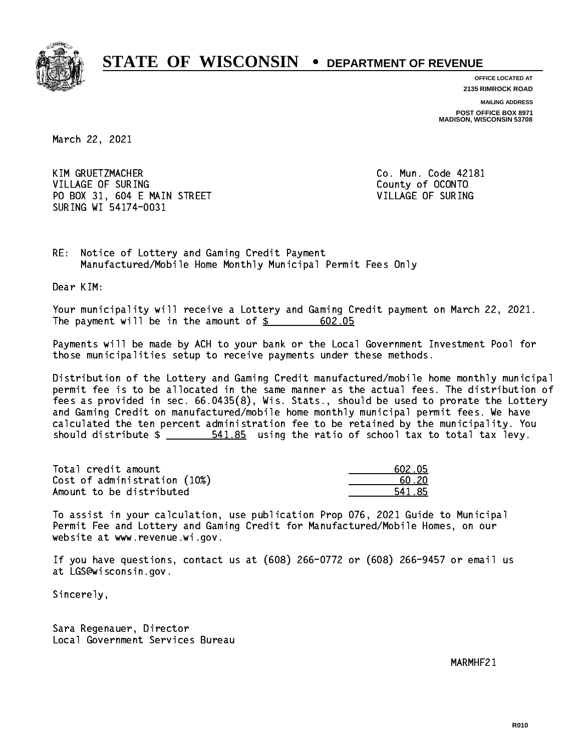# STATE OF WISCONSIN • DEPARTMENT OF REVENUE

**OFFICE LOCATED AT**
**2135 RIMROCK ROAD**

**MAILING ADDRESS**
**POST OFFICE BOX 8971**
**MADISON, WISCONSIN 53708**

March 22, 2021

KIM GRUETZMACHER
VILLAGE OF SURING
PO BOX 31, 604 E MAIN STREET
SURING WI 54174-0031

Co. Mun. Code 42181
County of OCONTO
VILLAGE OF SURING

RE: Notice of Lottery and Gaming Credit Payment
Manufactured/Mobile Home Monthly Municipal Permit Fees Only

Dear KIM:

Your municipality will receive a Lottery and Gaming Credit payment on March 22, 2021. The payment will be in the amount of $ 602.05

Payments will be made by ACH to your bank or the Local Government Investment Pool for those municipalities setup to receive payments under these methods.

Distribution of the Lottery and Gaming Credit manufactured/mobile home monthly municipal permit fee is to be allocated in the same manner as the actual fees. The distribution of fees as provided in sec. 66.0435(8), Wis. Stats., should be used to prorate the Lottery and Gaming Credit on manufactured/mobile home monthly municipal permit fees. We have calculated the ten percent administration fee to be retained by the municipality. You should distribute $ 541.85 using the ratio of school tax to total tax levy.

| | |
|---|---|
| Total credit amount | 602.05 |
| Cost of administration (10%) | 60.20 |
| Amount to be distributed | 541.85 |

To assist in your calculation, use publication Prop 076, 2021 Guide to Municipal Permit Fee and Lottery and Gaming Credit for Manufactured/Mobile Homes, on our website at www.revenue.wi.gov.

If you have questions, contact us at (608) 266-0772 or (608) 266-9457 or email us at LGS@wisconsin.gov.

Sincerely,

Sara Regenauer, Director
Local Government Services Bureau

MARMHF21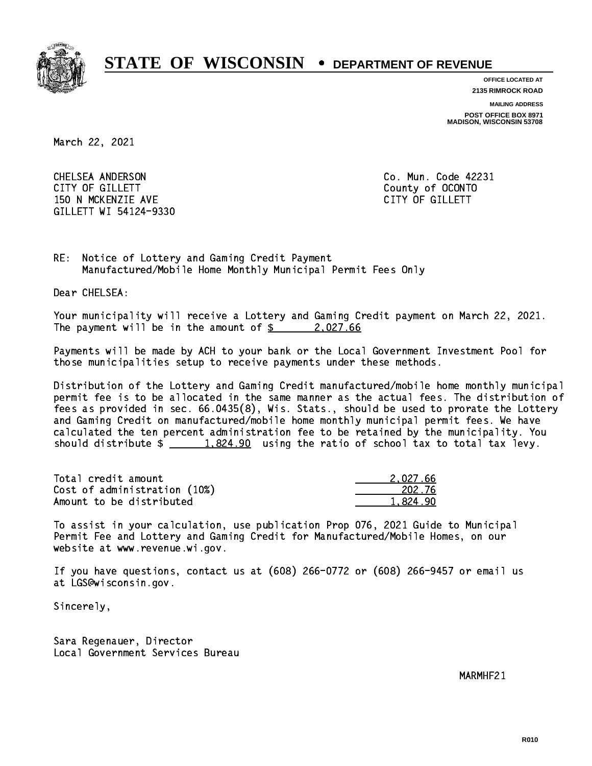# STATE OF WISCONSIN • DEPARTMENT OF REVENUE

**OFFICE LOCATED AT**
**2135 RIMROCK ROAD**

**MAILING ADDRESS**
**POST OFFICE BOX 8971**
**MADISON, WISCONSIN 53708**

March 22, 2021

CHELSEA ANDERSON
CITY OF GILLETT
150 N MCKENZIE AVE
GILLETT WI 54124-9330

Co. Mun. Code 42231
County of OCONTO
CITY OF GILLETT

RE: Notice of Lottery and Gaming Credit Payment
Manufactured/Mobile Home Monthly Municipal Permit Fees Only

Dear CHELSEA:

Your municipality will receive a Lottery and Gaming Credit payment on March 22, 2021. The payment will be in the amount of $ 2,027.66

Payments will be made by ACH to your bank or the Local Government Investment Pool for those municipalities setup to receive payments under these methods.

Distribution of the Lottery and Gaming Credit manufactured/mobile home monthly municipal permit fee is to be allocated in the same manner as the actual fees. The distribution of fees as provided in sec. 66.0435(8), Wis. Stats., should be used to prorate the Lottery and Gaming Credit on manufactured/mobile home monthly municipal permit fees. We have calculated the ten percent administration fee to be retained by the municipality. You should distribute $ 1,824.90 using the ratio of school tax to total tax levy.

| | |
|---|---|
| Total credit amount | 2,027.66 |
| Cost of administration (10%) | 202.76 |
| Amount to be distributed | 1,824.90 |

To assist in your calculation, use publication Prop 076, 2021 Guide to Municipal Permit Fee and Lottery and Gaming Credit for Manufactured/Mobile Homes, on our website at www.revenue.wi.gov.

If you have questions, contact us at (608) 266-0772 or (608) 266-9457 or email us at LGS@wisconsin.gov.

Sincerely,

Sara Regenauer, Director
Local Government Services Bureau

MARMHF21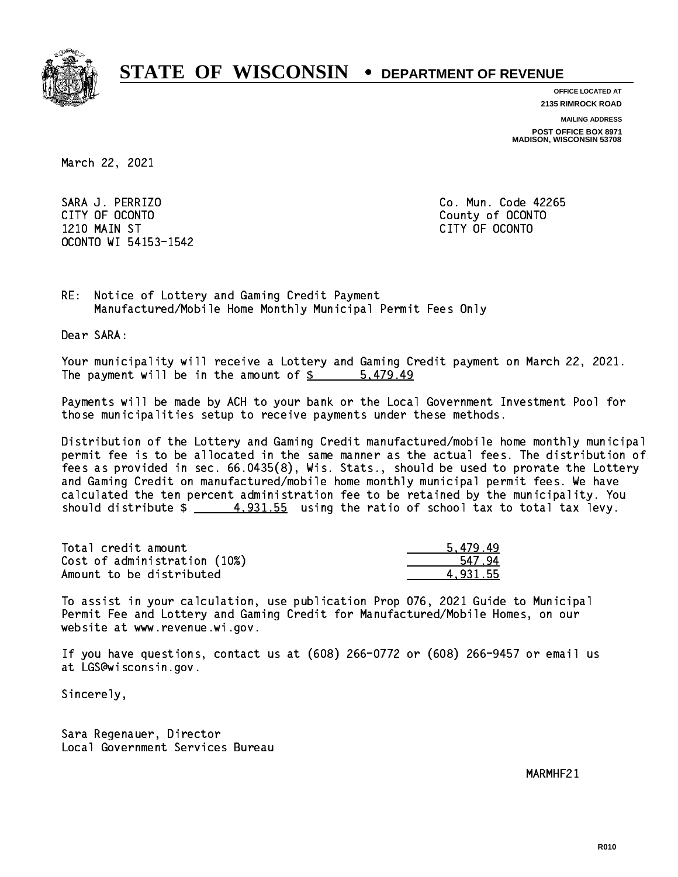# STATE OF WISCONSIN • DEPARTMENT OF REVENUE

**OFFICE LOCATED AT**
**2135 RIMROCK ROAD**

**MAILING ADDRESS**
**POST OFFICE BOX 8971**
**MADISON, WISCONSIN 53708**

March 22, 2021

SARA J. PERRIZO
CITY OF OCONTO
1210 MAIN ST
OCONTO WI 54153-1542

Co. Mun. Code 42265
County of OCONTO
CITY OF OCONTO

RE: Notice of Lottery and Gaming Credit Payment
Manufactured/Mobile Home Monthly Municipal Permit Fees Only

Dear SARA:

Your municipality will receive a Lottery and Gaming Credit payment on March 22, 2021. The payment will be in the amount of $ 5,479.49

Payments will be made by ACH to your bank or the Local Government Investment Pool for those municipalities setup to receive payments under these methods.

Distribution of the Lottery and Gaming Credit manufactured/mobile home monthly municipal permit fee is to be allocated in the same manner as the actual fees. The distribution of fees as provided in sec. 66.0435(8), Wis. Stats., should be used to prorate the Lottery and Gaming Credit on manufactured/mobile home monthly municipal permit fees. We have calculated the ten percent administration fee to be retained by the municipality. You should distribute $ 4,931.55 using the ratio of school tax to total tax levy.

| | |
|---|---|
| Total credit amount | 5,479.49 |
| Cost of administration (10%) | 547.94 |
| Amount to be distributed | 4,931.55 |

To assist in your calculation, use publication Prop 076, 2021 Guide to Municipal Permit Fee and Lottery and Gaming Credit for Manufactured/Mobile Homes, on our website at www.revenue.wi.gov.

If you have questions, contact us at (608) 266-0772 or (608) 266-9457 or email us at LGS@wisconsin.gov.

Sincerely,

Sara Regenauer, Director
Local Government Services Bureau

MARMHF21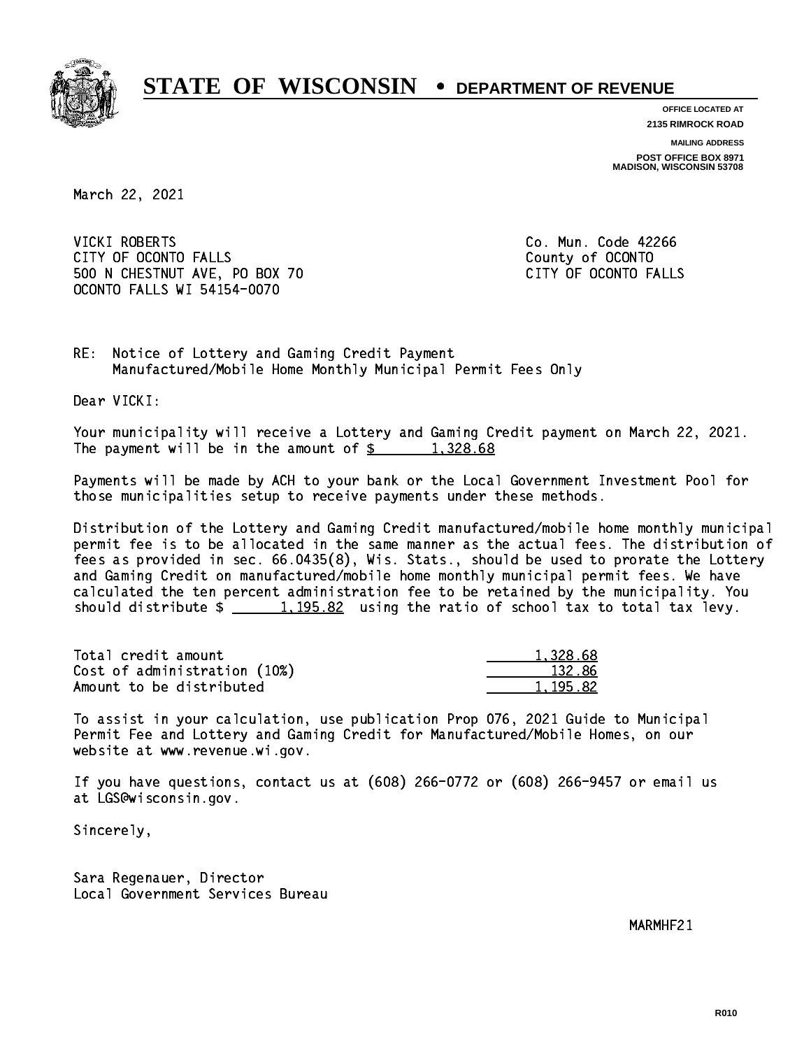# STATE OF WISCONSIN • DEPARTMENT OF REVENUE

OFFICE LOCATED AT
2135 RIMROCK ROAD

MAILING ADDRESS
POST OFFICE BOX 8971
MADISON, WISCONSIN 53708

March 22, 2021

VICKI ROBERTS
CITY OF OCONTO FALLS
500 N CHESTNUT AVE, PO BOX 70
OCONTO FALLS WI 54154-0070

Co. Mun. Code 42266
County of OCONTO
CITY OF OCONTO FALLS

RE: Notice of Lottery and Gaming Credit Payment
Manufactured/Mobile Home Monthly Municipal Permit Fees Only

Dear VICKI:

Your municipality will receive a Lottery and Gaming Credit payment on March 22, 2021. The payment will be in the amount of $ 1,328.68

Payments will be made by ACH to your bank or the Local Government Investment Pool for those municipalities setup to receive payments under these methods.

Distribution of the Lottery and Gaming Credit manufactured/mobile home monthly municipal permit fee is to be allocated in the same manner as the actual fees. The distribution of fees as provided in sec. 66.0435(8), Wis. Stats., should be used to prorate the Lottery and Gaming Credit on manufactured/mobile home monthly municipal permit fees. We have calculated the ten percent administration fee to be retained by the municipality. You should distribute $ 1,195.82 using the ratio of school tax to total tax levy.

| | |
|---|---|
| Total credit amount | 1,328.68 |
| Cost of administration (10%) | 132.86 |
| Amount to be distributed | 1,195.82 |

To assist in your calculation, use publication Prop 076, 2021 Guide to Municipal Permit Fee and Lottery and Gaming Credit for Manufactured/Mobile Homes, on our website at www.revenue.wi.gov.

If you have questions, contact us at (608) 266-0772 or (608) 266-9457 or email us at LGS@wisconsin.gov.

Sincerely,

Sara Regenauer, Director
Local Government Services Bureau

MARMHF21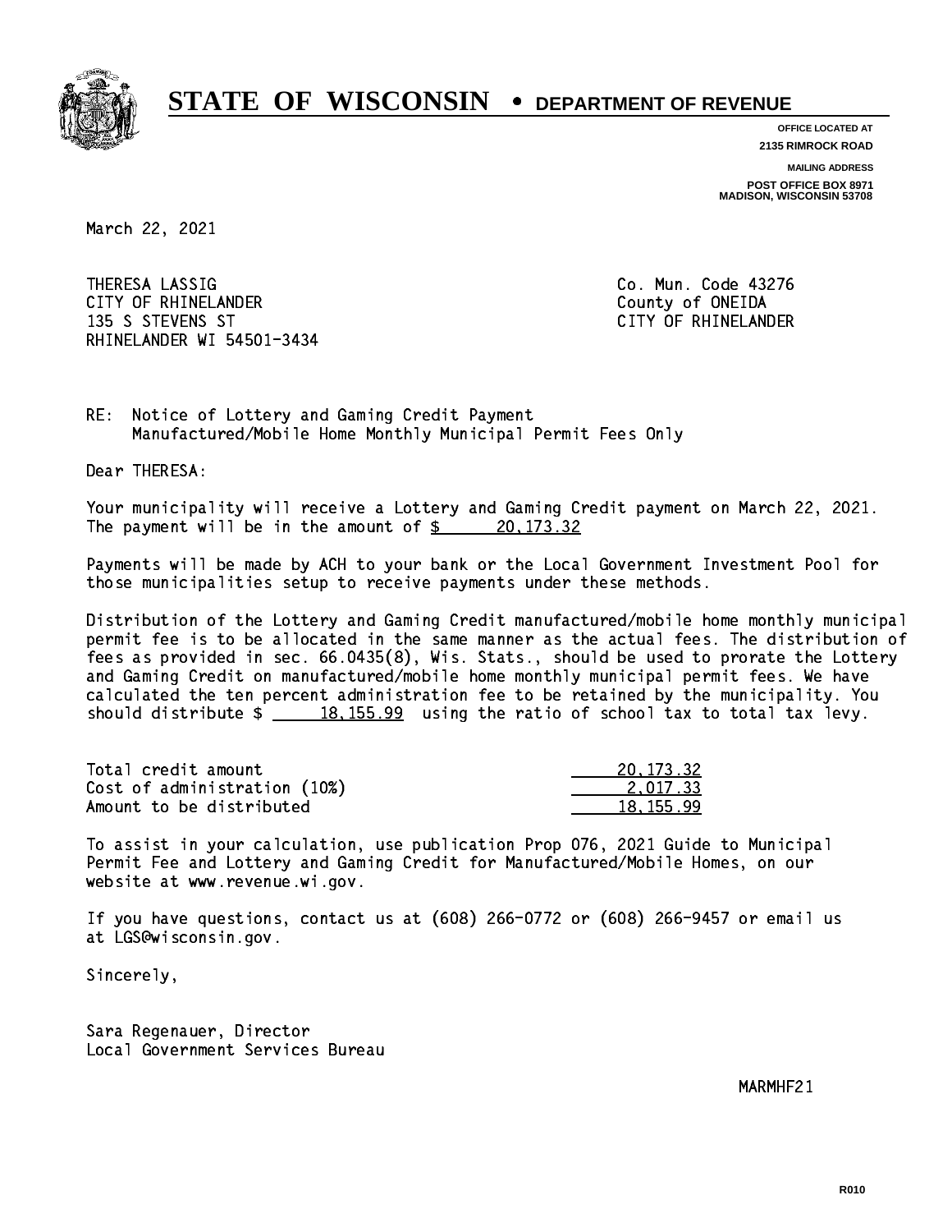# STATE OF WISCONSIN • DEPARTMENT OF REVENUE

**OFFICE LOCATED AT**
**2135 RIMROCK ROAD**

**MAILING ADDRESS**
**POST OFFICE BOX 8971**
**MADISON, WISCONSIN 53708**

March 22, 2021

THERESA LASSIG
CITY OF RHINELANDER
135 S STEVENS ST
RHINELANDER WI 54501-3434

Co. Mun. Code 43276
County of ONEIDA
CITY OF RHINELANDER

RE: Notice of Lottery and Gaming Credit Payment
Manufactured/Mobile Home Monthly Municipal Permit Fees Only

Dear THERESA:

Your municipality will receive a Lottery and Gaming Credit payment on March 22, 2021. The payment will be in the amount of $ 20,173.32

Payments will be made by ACH to your bank or the Local Government Investment Pool for those municipalities setup to receive payments under these methods.

Distribution of the Lottery and Gaming Credit manufactured/mobile home monthly municipal permit fee is to be allocated in the same manner as the actual fees. The distribution of fees as provided in sec. 66.0435(8), Wis. Stats., should be used to prorate the Lottery and Gaming Credit on manufactured/mobile home monthly municipal permit fees. We have calculated the ten percent administration fee to be retained by the municipality. You should distribute $ 18,155.99 using the ratio of school tax to total tax levy.

| | |
|---|---|
| Total credit amount | 20,173.32 |
| Cost of administration (10%) | 2,017.33 |
| Amount to be distributed | 18,155.99 |

To assist in your calculation, use publication Prop 076, 2021 Guide to Municipal Permit Fee and Lottery and Gaming Credit for Manufactured/Mobile Homes, on our website at www.revenue.wi.gov.

If you have questions, contact us at (608) 266-0772 or (608) 266-9457 or email us at LGS@wisconsin.gov.

Sincerely,

Sara Regenauer, Director
Local Government Services Bureau

MARMHF21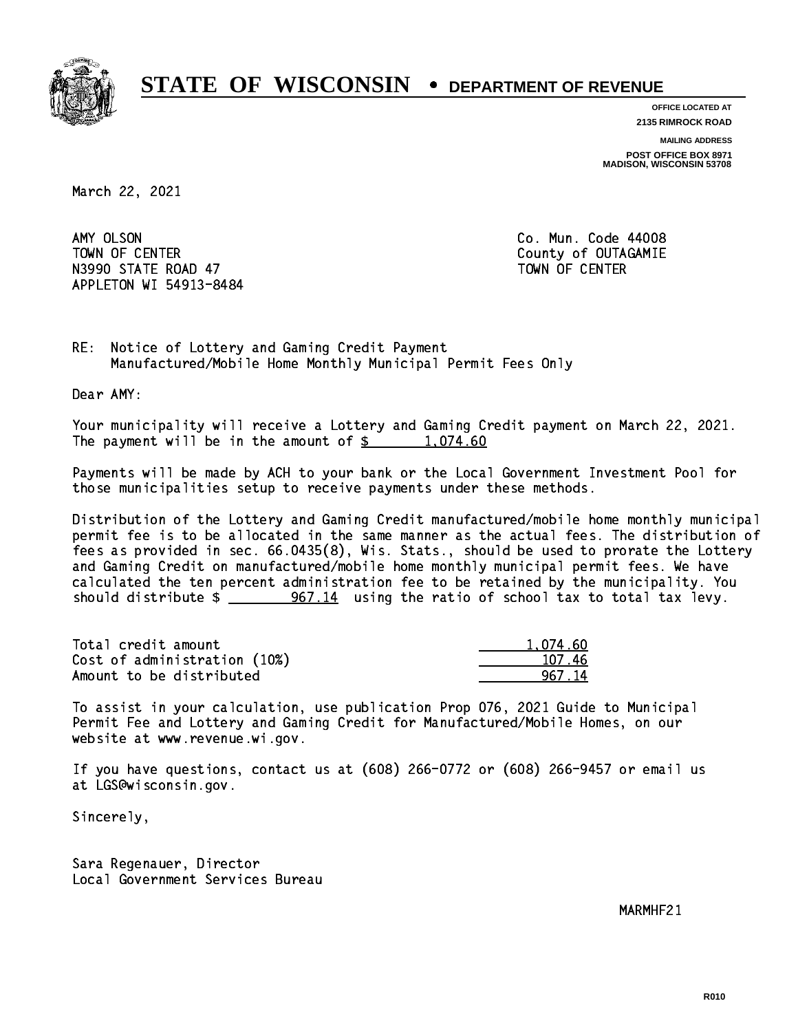# STATE OF WISCONSIN • DEPARTMENT OF REVENUE

**OFFICE LOCATED AT**
**2135 RIMROCK ROAD**

**MAILING ADDRESS**
**POST OFFICE BOX 8971**
**MADISON, WISCONSIN 53708**

March 22, 2021

AMY OLSON
TOWN OF CENTER
N3990 STATE ROAD 47
APPLETON WI 54913-8484

Co. Mun. Code 44008
County of OUTAGAMIE
TOWN OF CENTER

RE: Notice of Lottery and Gaming Credit Payment
Manufactured/Mobile Home Monthly Municipal Permit Fees Only

Dear AMY:

Your municipality will receive a Lottery and Gaming Credit payment on March 22, 2021. The payment will be in the amount of $ 1,074.60

Payments will be made by ACH to your bank or the Local Government Investment Pool for those municipalities setup to receive payments under these methods.

Distribution of the Lottery and Gaming Credit manufactured/mobile home monthly municipal permit fee is to be allocated in the same manner as the actual fees. The distribution of fees as provided in sec. 66.0435(8), Wis. Stats., should be used to prorate the Lottery and Gaming Credit on manufactured/mobile home monthly municipal permit fees. We have calculated the ten percent administration fee to be retained by the municipality. You should distribute $ 967.14 using the ratio of school tax to total tax levy.

| | |
|---|---|
| Total credit amount | 1,074.60 |
| Cost of administration (10%) | 107.46 |
| Amount to be distributed | 967.14 |

To assist in your calculation, use publication Prop 076, 2021 Guide to Municipal Permit Fee and Lottery and Gaming Credit for Manufactured/Mobile Homes, on our website at www.revenue.wi.gov.

If you have questions, contact us at (608) 266-0772 or (608) 266-9457 or email us at LGS@wisconsin.gov.

Sincerely,

Sara Regenauer, Director
Local Government Services Bureau

MARMHF21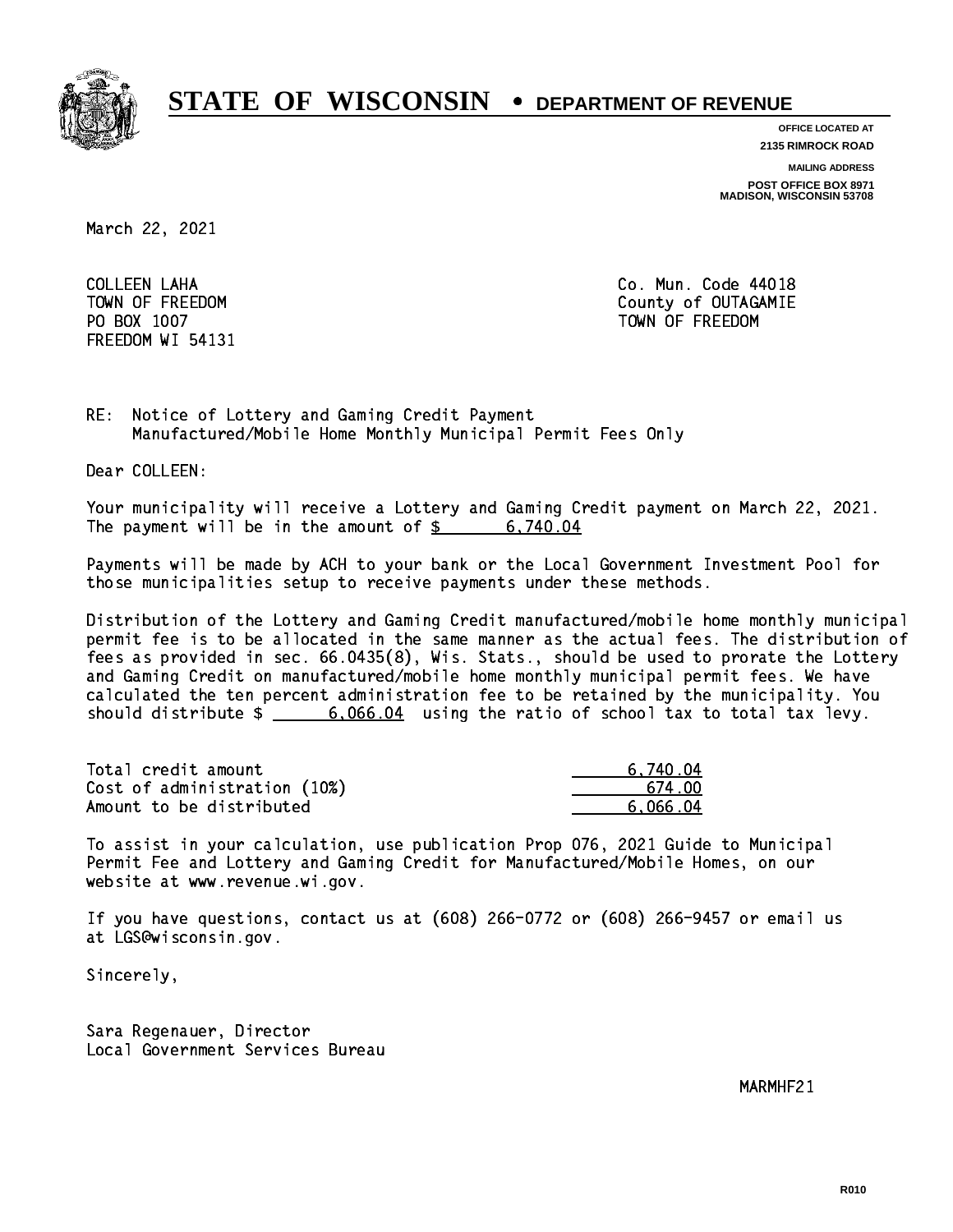# STATE OF WISCONSIN • DEPARTMENT OF REVENUE

**OFFICE LOCATED AT**
**2135 RIMROCK ROAD**

**MAILING ADDRESS**
**POST OFFICE BOX 8971**
**MADISON, WISCONSIN 53708**

March 22, 2021

COLLEEN LAHA
TOWN OF FREEDOM
PO BOX 1007
FREEDOM WI 54131

Co. Mun. Code 44018
County of OUTAGAMIE
TOWN OF FREEDOM

RE: Notice of Lottery and Gaming Credit Payment
Manufactured/Mobile Home Monthly Municipal Permit Fees Only

Dear COLLEEN:

Your municipality will receive a Lottery and Gaming Credit payment on March 22, 2021. The payment will be in the amount of $ 6,740.04

Payments will be made by ACH to your bank or the Local Government Investment Pool for those municipalities setup to receive payments under these methods.

Distribution of the Lottery and Gaming Credit manufactured/mobile home monthly municipal permit fee is to be allocated in the same manner as the actual fees. The distribution of fees as provided in sec. 66.0435(8), Wis. Stats., should be used to prorate the Lottery and Gaming Credit on manufactured/mobile home monthly municipal permit fees. We have calculated the ten percent administration fee to be retained by the municipality. You should distribute $ 6,066.04 using the ratio of school tax to total tax levy.

| | |
|---|---|
| Total credit amount | 6,740.04 |
| Cost of administration (10%) | 674.00 |
| Amount to be distributed | 6,066.04 |

To assist in your calculation, use publication Prop 076, 2021 Guide to Municipal Permit Fee and Lottery and Gaming Credit for Manufactured/Mobile Homes, on our website at www.revenue.wi.gov.

If you have questions, contact us at (608) 266-0772 or (608) 266-9457 or email us at LGS@wisconsin.gov.

Sincerely,

Sara Regenauer, Director
Local Government Services Bureau

MARMHF21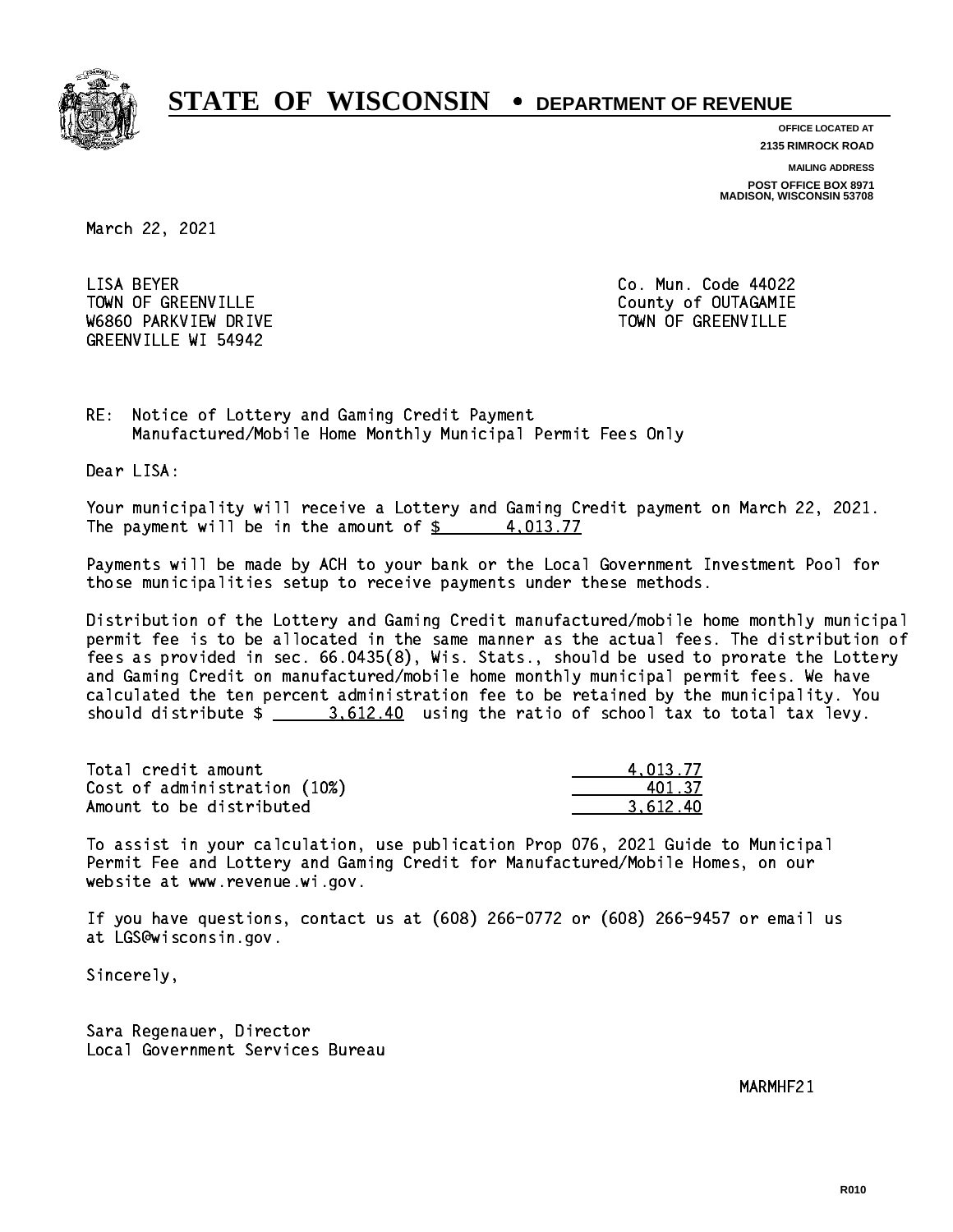# STATE OF WISCONSIN • DEPARTMENT OF REVENUE

OFFICE LOCATED AT
2135 RIMROCK ROAD

MAILING ADDRESS
POST OFFICE BOX 8971
MADISON, WISCONSIN 53708

March 22, 2021

LISA BEYER
TOWN OF GREENVILLE
W6860 PARKVIEW DRIVE
GREENVILLE WI 54942

Co. Mun. Code 44022
County of OUTAGAMIE
TOWN OF GREENVILLE

RE: Notice of Lottery and Gaming Credit Payment
Manufactured/Mobile Home Monthly Municipal Permit Fees Only

Dear LISA:

Your municipality will receive a Lottery and Gaming Credit payment on March 22, 2021. The payment will be in the amount of $ 4,013.77

Payments will be made by ACH to your bank or the Local Government Investment Pool for those municipalities setup to receive payments under these methods.

Distribution of the Lottery and Gaming Credit manufactured/mobile home monthly municipal permit fee is to be allocated in the same manner as the actual fees. The distribution of fees as provided in sec. 66.0435(8), Wis. Stats., should be used to prorate the Lottery and Gaming Credit on manufactured/mobile home monthly municipal permit fees. We have calculated the ten percent administration fee to be retained by the municipality. You should distribute $ 3,612.40 using the ratio of school tax to total tax levy.

| | |
|---|---|
| Total credit amount | 4,013.77 |
| Cost of administration (10%) | 401.37 |
| Amount to be distributed | 3,612.40 |

To assist in your calculation, use publication Prop 076, 2021 Guide to Municipal Permit Fee and Lottery and Gaming Credit for Manufactured/Mobile Homes, on our website at www.revenue.wi.gov.

If you have questions, contact us at (608) 266-0772 or (608) 266-9457 or email us at LGS@wisconsin.gov.

Sincerely,

Sara Regenauer, Director
Local Government Services Bureau

MARMHF21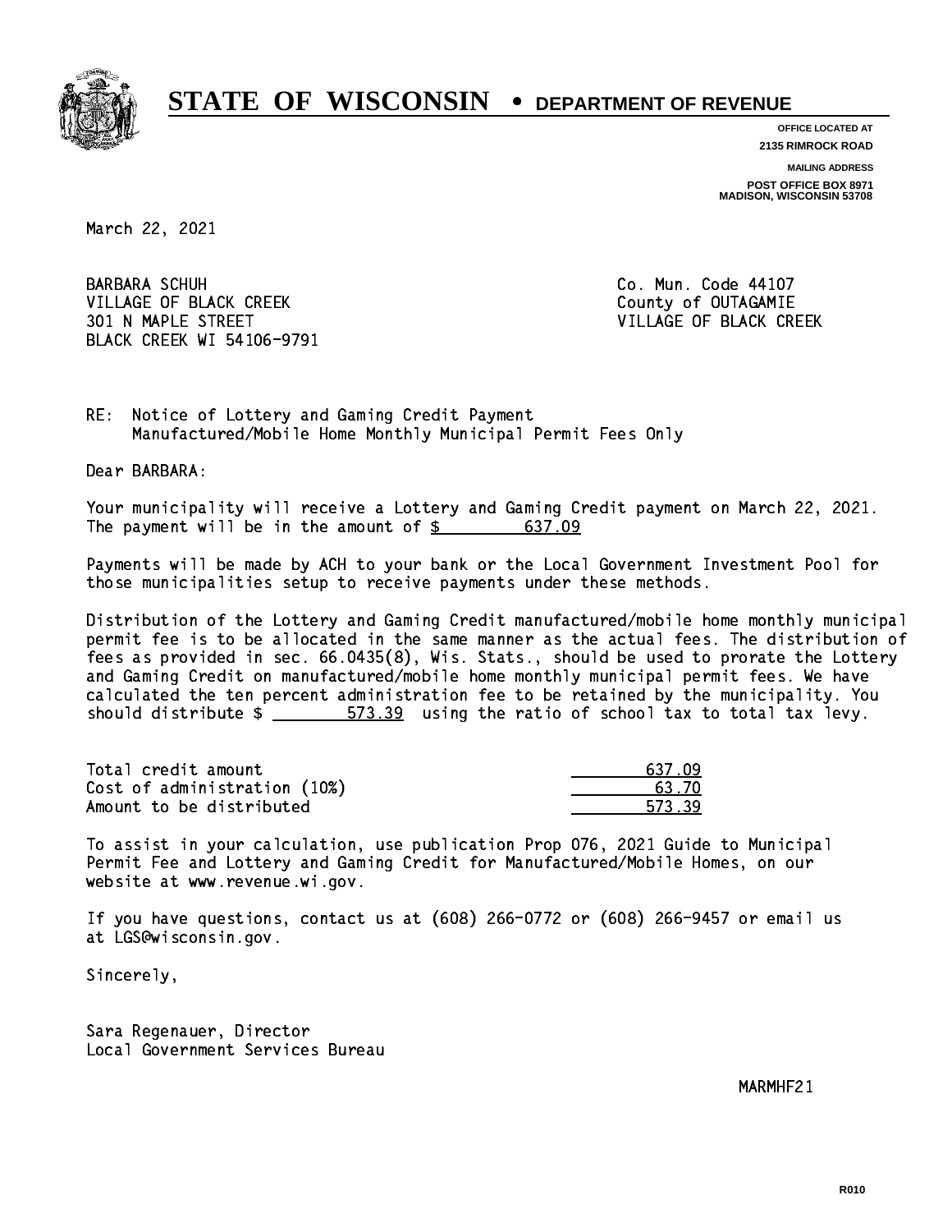# STATE OF WISCONSIN • DEPARTMENT OF REVENUE

**OFFICE LOCATED AT**
**2135 RIMROCK ROAD**

**MAILING ADDRESS**
**POST OFFICE BOX 8971**
**MADISON, WISCONSIN 53708**

March 22, 2021

BARBARA SCHUH
VILLAGE OF BLACK CREEK
301 N MAPLE STREET
BLACK CREEK WI 54106-9791

Co. Mun. Code 44107
County of OUTAGAMIE
VILLAGE OF BLACK CREEK

RE: Notice of Lottery and Gaming Credit Payment
Manufactured/Mobile Home Monthly Municipal Permit Fees Only

Dear BARBARA:

Your municipality will receive a Lottery and Gaming Credit payment on March 22, 2021. The payment will be in the amount of $ 637.09

Payments will be made by ACH to your bank or the Local Government Investment Pool for those municipalities setup to receive payments under these methods.

Distribution of the Lottery and Gaming Credit manufactured/mobile home monthly municipal permit fee is to be allocated in the same manner as the actual fees. The distribution of fees as provided in sec. 66.0435(8), Wis. Stats., should be used to prorate the Lottery and Gaming Credit on manufactured/mobile home monthly municipal permit fees. We have calculated the ten percent administration fee to be retained by the municipality. You should distribute $ 573.39 using the ratio of school tax to total tax levy.

| | |
|---|---|
| Total credit amount | 637.09 |
| Cost of administration (10%) | 63.70 |
| Amount to be distributed | 573.39 |

To assist in your calculation, use publication Prop 076, 2021 Guide to Municipal Permit Fee and Lottery and Gaming Credit for Manufactured/Mobile Homes, on our website at www.revenue.wi.gov.

If you have questions, contact us at (608) 266-0772 or (608) 266-9457 or email us at LGS@wisconsin.gov.

Sincerely,

Sara Regenauer, Director
Local Government Services Bureau

MARMHF21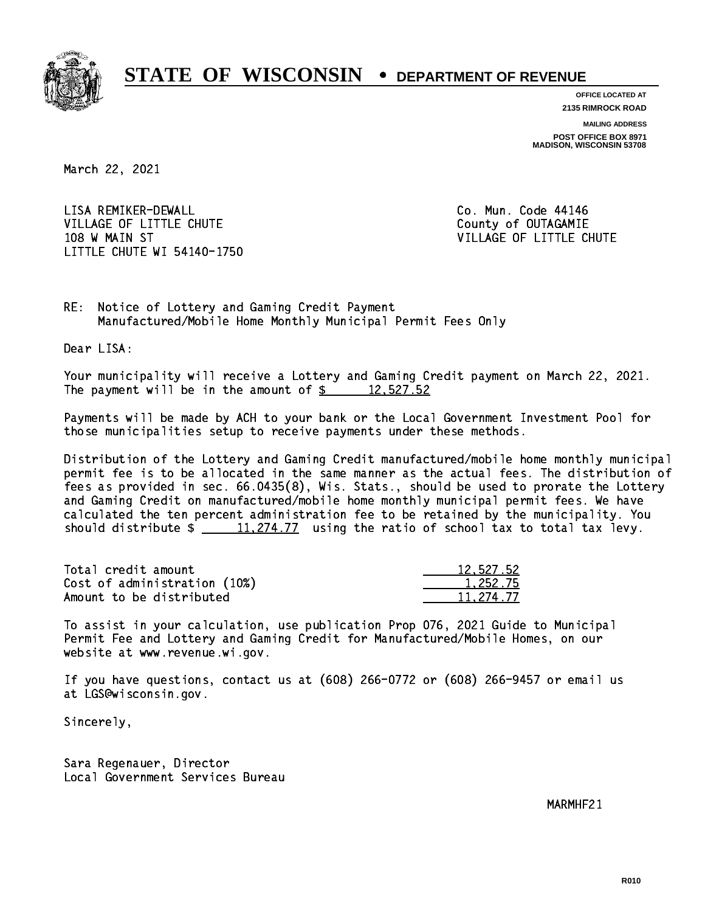# STATE OF WISCONSIN • DEPARTMENT OF REVENUE

**OFFICE LOCATED AT**
**2135 RIMROCK ROAD**

**MAILING ADDRESS**
**POST OFFICE BOX 8971**
**MADISON, WISCONSIN 53708**

March 22, 2021

LISA REMIKER-DEWALL
VILLAGE OF LITTLE CHUTE
108 W MAIN ST
LITTLE CHUTE WI 54140-1750

Co. Mun. Code 44146
County of OUTAGAMIE
VILLAGE OF LITTLE CHUTE

RE: Notice of Lottery and Gaming Credit Payment
Manufactured/Mobile Home Monthly Municipal Permit Fees Only

Dear LISA:

Your municipality will receive a Lottery and Gaming Credit payment on March 22, 2021. The payment will be in the amount of $ 12,527.52

Payments will be made by ACH to your bank or the Local Government Investment Pool for those municipalities setup to receive payments under these methods.

Distribution of the Lottery and Gaming Credit manufactured/mobile home monthly municipal permit fee is to be allocated in the same manner as the actual fees. The distribution of fees as provided in sec. 66.0435(8), Wis. Stats., should be used to prorate the Lottery and Gaming Credit on manufactured/mobile home monthly municipal permit fees. We have calculated the ten percent administration fee to be retained by the municipality. You should distribute $ 11,274.77 using the ratio of school tax to total tax levy.

| | |
|---|---|
| Total credit amount | 12,527.52 |
| Cost of administration (10%) | 1,252.75 |
| Amount to be distributed | 11,274.77 |

To assist in your calculation, use publication Prop 076, 2021 Guide to Municipal Permit Fee and Lottery and Gaming Credit for Manufactured/Mobile Homes, on our website at www.revenue.wi.gov.

If you have questions, contact us at (608) 266-0772 or (608) 266-9457 or email us at LGS@wisconsin.gov.

Sincerely,

Sara Regenauer, Director
Local Government Services Bureau

MARMHF21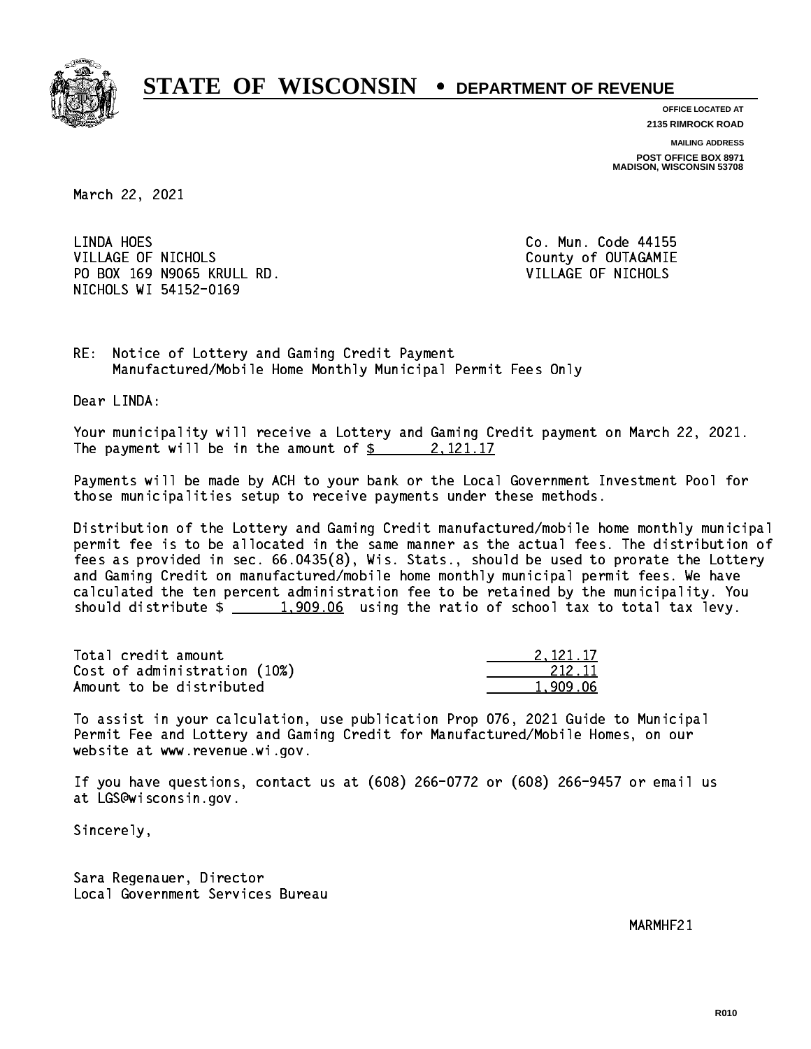# STATE OF WISCONSIN • DEPARTMENT OF REVENUE

**OFFICE LOCATED AT**
**2135 RIMROCK ROAD**

**MAILING ADDRESS**
**POST OFFICE BOX 8971**
**MADISON, WISCONSIN 53708**

March 22, 2021

LINDA HOES
VILLAGE OF NICHOLS
PO BOX 169 N9065 KRULL RD.
NICHOLS WI 54152-0169

Co. Mun. Code 44155
County of OUTAGAMIE
VILLAGE OF NICHOLS

RE: Notice of Lottery and Gaming Credit Payment
Manufactured/Mobile Home Monthly Municipal Permit Fees Only

Dear LINDA:

Your municipality will receive a Lottery and Gaming Credit payment on March 22, 2021. The payment will be in the amount of $ 2,121.17

Payments will be made by ACH to your bank or the Local Government Investment Pool for those municipalities setup to receive payments under these methods.

Distribution of the Lottery and Gaming Credit manufactured/mobile home monthly municipal permit fee is to be allocated in the same manner as the actual fees. The distribution of fees as provided in sec. 66.0435(8), Wis. Stats., should be used to prorate the Lottery and Gaming Credit on manufactured/mobile home monthly municipal permit fees. We have calculated the ten percent administration fee to be retained by the municipality. You should distribute $ 1,909.06 using the ratio of school tax to total tax levy.

| | |
|---|---|
| Total credit amount | 2,121.17 |
| Cost of administration (10%) | 212.11 |
| Amount to be distributed | 1,909.06 |

To assist in your calculation, use publication Prop 076, 2021 Guide to Municipal Permit Fee and Lottery and Gaming Credit for Manufactured/Mobile Homes, on our website at www.revenue.wi.gov.

If you have questions, contact us at (608) 266-0772 or (608) 266-9457 or email us at LGS@wisconsin.gov.

Sincerely,

Sara Regenauer, Director
Local Government Services Bureau

MARMHF21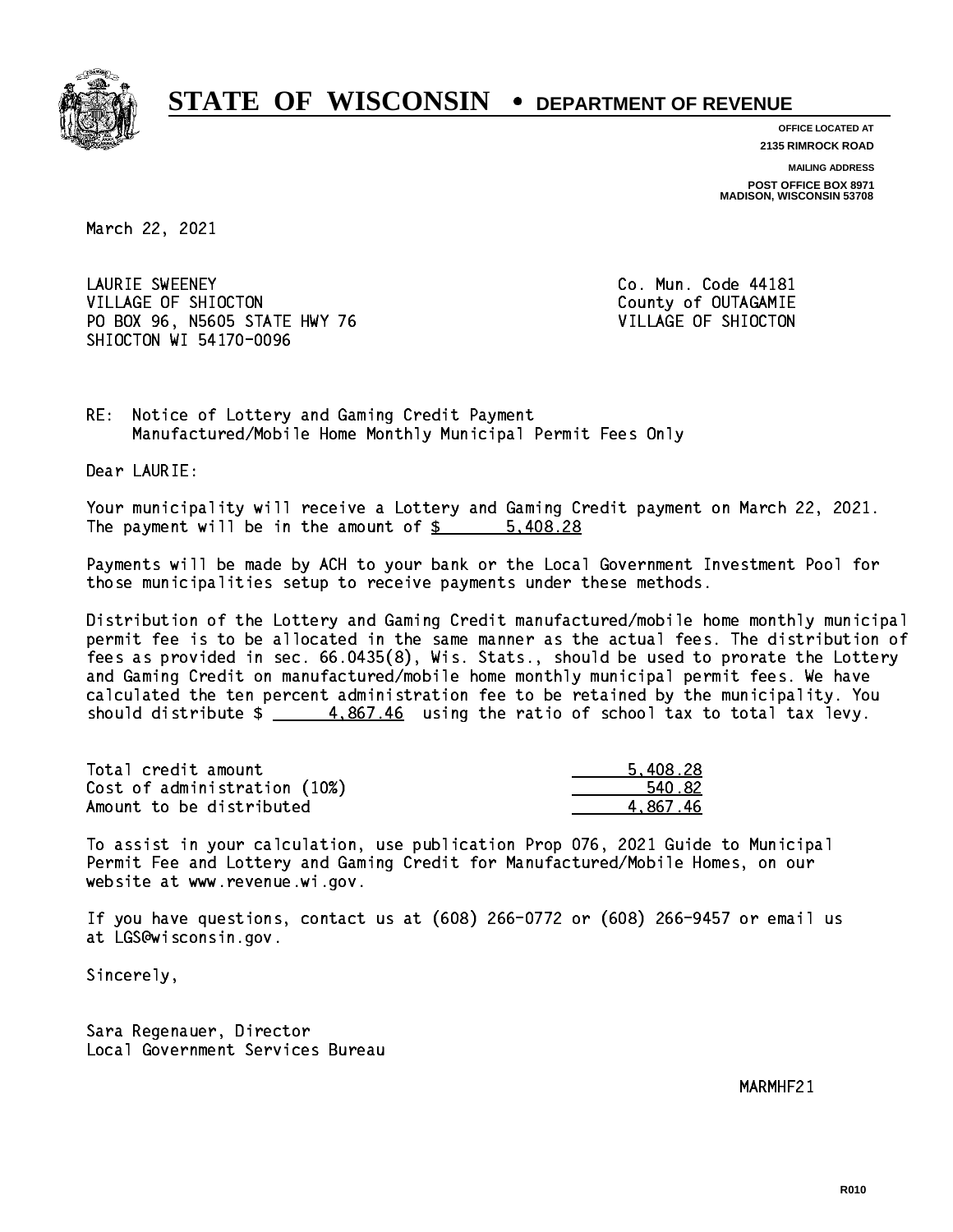# STATE OF WISCONSIN • DEPARTMENT OF REVENUE

**OFFICE LOCATED AT**
**2135 RIMROCK ROAD**

**MAILING ADDRESS**
**POST OFFICE BOX 8971**
**MADISON, WISCONSIN 53708**

March 22, 2021

LAURIE SWEENEY
VILLAGE OF SHIOCTON
PO BOX 96, N5605 STATE HWY 76
SHIOCTON WI 54170-0096

Co. Mun. Code 44181
County of OUTAGAMIE
VILLAGE OF SHIOCTON

RE: Notice of Lottery and Gaming Credit Payment
Manufactured/Mobile Home Monthly Municipal Permit Fees Only

Dear LAURIE:

Your municipality will receive a Lottery and Gaming Credit payment on March 22, 2021. The payment will be in the amount of $ 5,408.28

Payments will be made by ACH to your bank or the Local Government Investment Pool for those municipalities setup to receive payments under these methods.

Distribution of the Lottery and Gaming Credit manufactured/mobile home monthly municipal permit fee is to be allocated in the same manner as the actual fees. The distribution of fees as provided in sec. 66.0435(8), Wis. Stats., should be used to prorate the Lottery and Gaming Credit on manufactured/mobile home monthly municipal permit fees. We have calculated the ten percent administration fee to be retained by the municipality. You should distribute $ 4,867.46 using the ratio of school tax to total tax levy.

| | |
|---|---|
| Total credit amount | 5,408.28 |
| Cost of administration (10%) | 540.82 |
| Amount to be distributed | 4,867.46 |

To assist in your calculation, use publication Prop 076, 2021 Guide to Municipal Permit Fee and Lottery and Gaming Credit for Manufactured/Mobile Homes, on our website at www.revenue.wi.gov.

If you have questions, contact us at (608) 266-0772 or (608) 266-9457 or email us at LGS@wisconsin.gov.

Sincerely,

Sara Regenauer, Director
Local Government Services Bureau

MARMHF21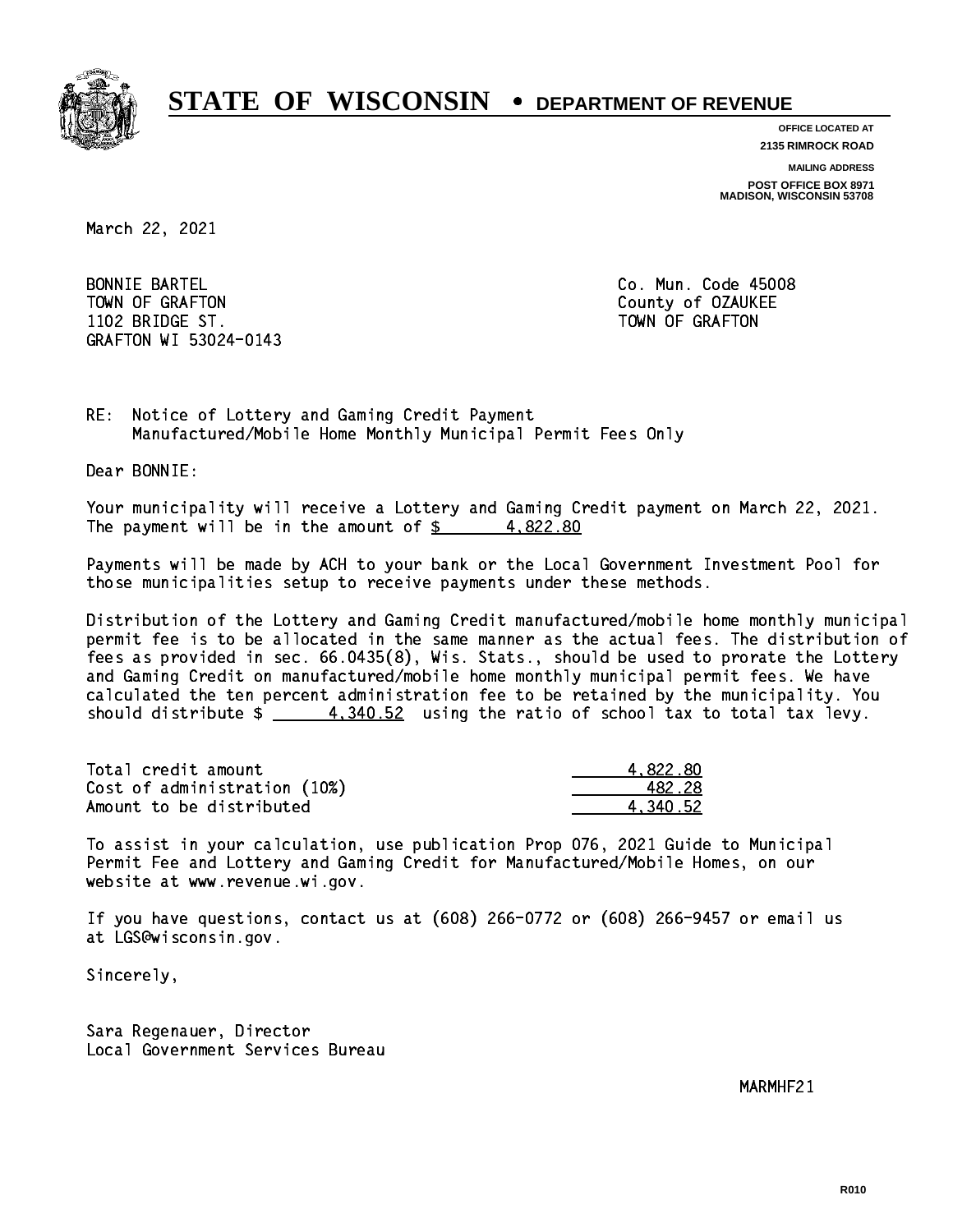# STATE OF WISCONSIN • DEPARTMENT OF REVENUE

**OFFICE LOCATED AT**
**2135 RIMROCK ROAD**

**MAILING ADDRESS**
**POST OFFICE BOX 8971**
**MADISON, WISCONSIN 53708**

March 22, 2021

BONNIE BARTEL
TOWN OF GRAFTON
1102 BRIDGE ST.
GRAFTON WI 53024-0143

Co. Mun. Code 45008
County of OZAUKEE
TOWN OF GRAFTON

RE: Notice of Lottery and Gaming Credit Payment
Manufactured/Mobile Home Monthly Municipal Permit Fees Only

Dear BONNIE:

Your municipality will receive a Lottery and Gaming Credit payment on March 22, 2021. The payment will be in the amount of $ 4,822.80

Payments will be made by ACH to your bank or the Local Government Investment Pool for those municipalities setup to receive payments under these methods.

Distribution of the Lottery and Gaming Credit manufactured/mobile home monthly municipal permit fee is to be allocated in the same manner as the actual fees. The distribution of fees as provided in sec. 66.0435(8), Wis. Stats., should be used to prorate the Lottery and Gaming Credit on manufactured/mobile home monthly municipal permit fees. We have calculated the ten percent administration fee to be retained by the municipality. You should distribute $ 4,340.52 using the ratio of school tax to total tax levy.

| | |
|---|---|
| Total credit amount | 4,822.80 |
| Cost of administration (10%) | 482.28 |
| Amount to be distributed | 4,340.52 |

To assist in your calculation, use publication Prop 076, 2021 Guide to Municipal Permit Fee and Lottery and Gaming Credit for Manufactured/Mobile Homes, on our website at www.revenue.wi.gov.

If you have questions, contact us at (608) 266-0772 or (608) 266-9457 or email us at LGS@wisconsin.gov.

Sincerely,

Sara Regenauer, Director
Local Government Services Bureau

MARMHF21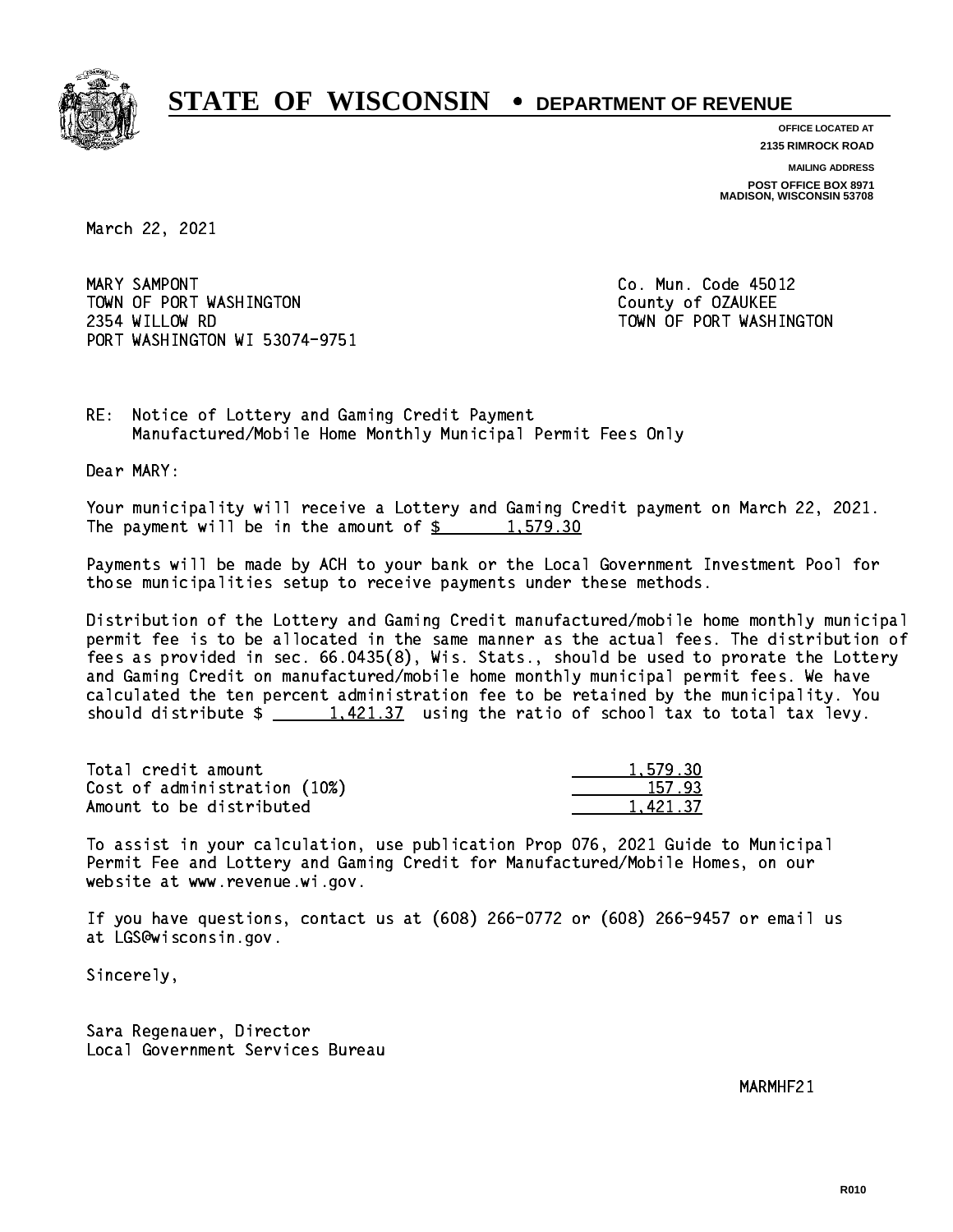# STATE OF WISCONSIN • DEPARTMENT OF REVENUE

**OFFICE LOCATED AT**
**2135 RIMROCK ROAD**

**MAILING ADDRESS**
**POST OFFICE BOX 8971**
**MADISON, WISCONSIN 53708**

March 22, 2021

MARY SAMPONT
TOWN OF PORT WASHINGTON
2354 WILLOW RD
PORT WASHINGTON WI 53074-9751

Co. Mun. Code 45012
County of OZAUKEE
TOWN OF PORT WASHINGTON

RE: Notice of Lottery and Gaming Credit Payment
Manufactured/Mobile Home Monthly Municipal Permit Fees Only

Dear MARY:

Your municipality will receive a Lottery and Gaming Credit payment on March 22, 2021. The payment will be in the amount of $ 1,579.30

Payments will be made by ACH to your bank or the Local Government Investment Pool for those municipalities setup to receive payments under these methods.

Distribution of the Lottery and Gaming Credit manufactured/mobile home monthly municipal permit fee is to be allocated in the same manner as the actual fees. The distribution of fees as provided in sec. 66.0435(8), Wis. Stats., should be used to prorate the Lottery and Gaming Credit on manufactured/mobile home monthly municipal permit fees. We have calculated the ten percent administration fee to be retained by the municipality. You should distribute $ 1,421.37 using the ratio of school tax to total tax levy.

| | |
|---|---|
| Total credit amount | 1,579.30 |
| Cost of administration (10%) | 157.93 |
| Amount to be distributed | 1,421.37 |

To assist in your calculation, use publication Prop 076, 2021 Guide to Municipal Permit Fee and Lottery and Gaming Credit for Manufactured/Mobile Homes, on our website at www.revenue.wi.gov.

If you have questions, contact us at (608) 266-0772 or (608) 266-9457 or email us at LGS@wisconsin.gov.

Sincerely,

Sara Regenauer, Director
Local Government Services Bureau

MARMHF21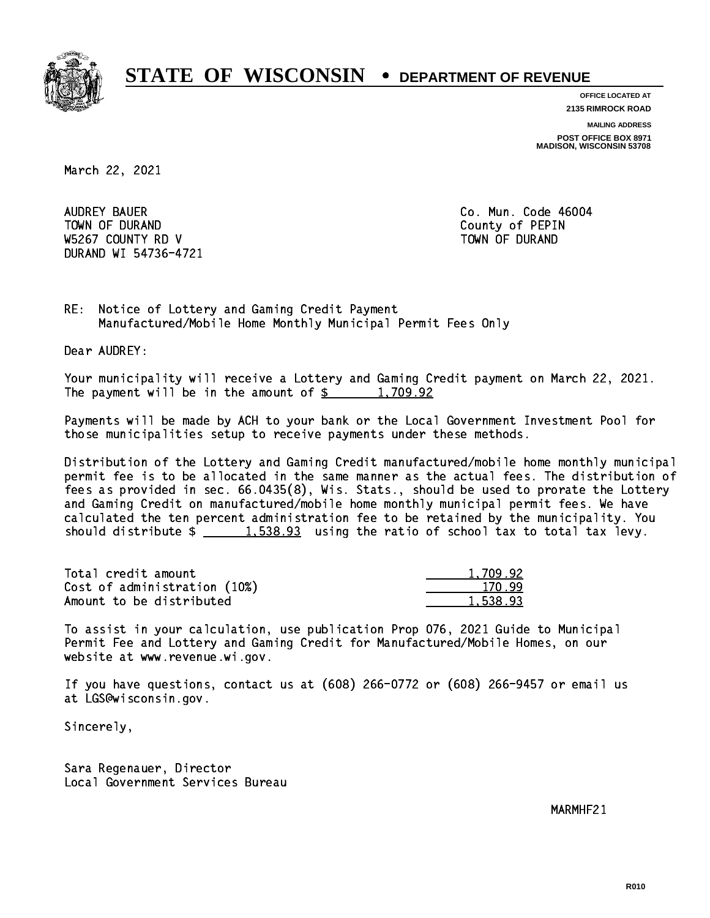# STATE OF WISCONSIN • DEPARTMENT OF REVENUE

**OFFICE LOCATED AT**
**2135 RIMROCK ROAD**

**MAILING ADDRESS**
**POST OFFICE BOX 8971**
**MADISON, WISCONSIN 53708**

March 22, 2021

AUDREY BAUER
TOWN OF DURAND
W5267 COUNTY RD V
DURAND WI 54736-4721

Co. Mun. Code 46004
County of PEPIN
TOWN OF DURAND

RE: Notice of Lottery and Gaming Credit Payment
Manufactured/Mobile Home Monthly Municipal Permit Fees Only

Dear AUDREY:

Your municipality will receive a Lottery and Gaming Credit payment on March 22, 2021. The payment will be in the amount of $ 1,709.92

Payments will be made by ACH to your bank or the Local Government Investment Pool for those municipalities setup to receive payments under these methods.

Distribution of the Lottery and Gaming Credit manufactured/mobile home monthly municipal permit fee is to be allocated in the same manner as the actual fees. The distribution of fees as provided in sec. 66.0435(8), Wis. Stats., should be used to prorate the Lottery and Gaming Credit on manufactured/mobile home monthly municipal permit fees. We have calculated the ten percent administration fee to be retained by the municipality. You should distribute $ 1,538.93 using the ratio of school tax to total tax levy.

| | |
|---|---|
| Total credit amount | 1,709.92 |
| Cost of administration (10%) | 170.99 |
| Amount to be distributed | 1,538.93 |

To assist in your calculation, use publication Prop 076, 2021 Guide to Municipal Permit Fee and Lottery and Gaming Credit for Manufactured/Mobile Homes, on our website at www.revenue.wi.gov.

If you have questions, contact us at (608) 266-0772 or (608) 266-9457 or email us at LGS@wisconsin.gov.

Sincerely,

Sara Regenauer, Director
Local Government Services Bureau

MARMHF21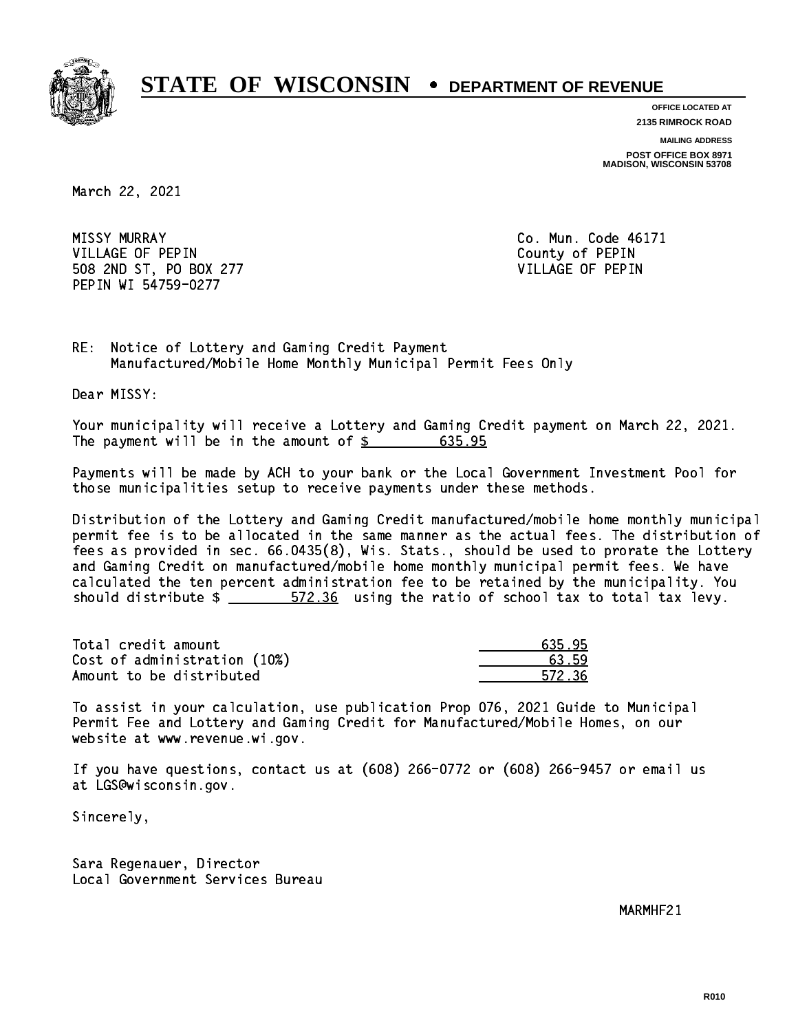# STATE OF WISCONSIN • DEPARTMENT OF REVENUE

**OFFICE LOCATED AT**
**2135 RIMROCK ROAD**

**MAILING ADDRESS**
**POST OFFICE BOX 8971**
**MADISON, WISCONSIN 53708**

March 22, 2021

MISSY MURRAY
VILLAGE OF PEPIN
508 2ND ST, PO BOX 277
PEPIN WI 54759-0277

Co. Mun. Code 46171
County of PEPIN
VILLAGE OF PEPIN

RE: Notice of Lottery and Gaming Credit Payment
Manufactured/Mobile Home Monthly Municipal Permit Fees Only

Dear MISSY:

Your municipality will receive a Lottery and Gaming Credit payment on March 22, 2021. The payment will be in the amount of $ 635.95

Payments will be made by ACH to your bank or the Local Government Investment Pool for those municipalities setup to receive payments under these methods.

Distribution of the Lottery and Gaming Credit manufactured/mobile home monthly municipal permit fee is to be allocated in the same manner as the actual fees. The distribution of fees as provided in sec. 66.0435(8), Wis. Stats., should be used to prorate the Lottery and Gaming Credit on manufactured/mobile home monthly municipal permit fees. We have calculated the ten percent administration fee to be retained by the municipality. You should distribute $ 572.36 using the ratio of school tax to total tax levy.

| | |
|---|---|
| Total credit amount | 635.95 |
| Cost of administration (10%) | 63.59 |
| Amount to be distributed | 572.36 |

To assist in your calculation, use publication Prop 076, 2021 Guide to Municipal Permit Fee and Lottery and Gaming Credit for Manufactured/Mobile Homes, on our website at www.revenue.wi.gov.

If you have questions, contact us at (608) 266-0772 or (608) 266-9457 or email us at LGS@wisconsin.gov.

Sincerely,

Sara Regenauer, Director
Local Government Services Bureau

MARMHF21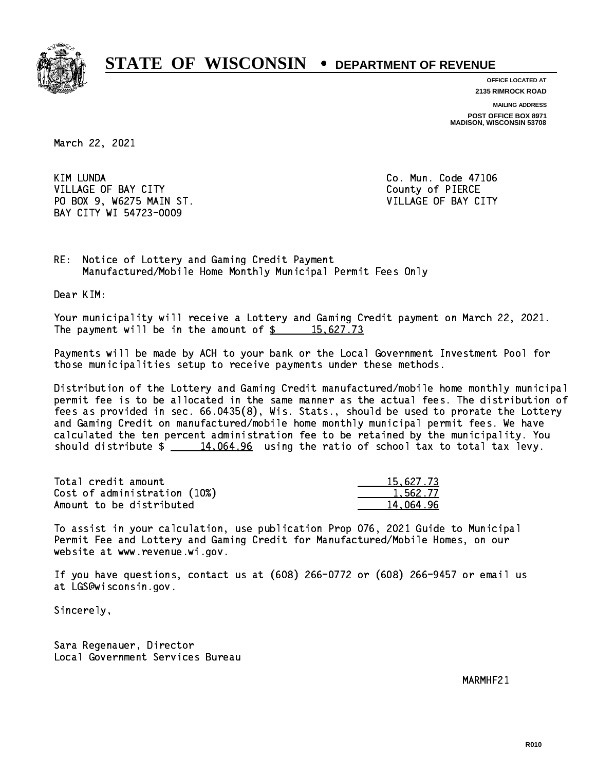# STATE OF WISCONSIN • DEPARTMENT OF REVENUE

OFFICE LOCATED AT
2135 RIMROCK ROAD

MAILING ADDRESS
POST OFFICE BOX 8971
MADISON, WISCONSIN 53708

March 22, 2021

KIM LUNDA
VILLAGE OF BAY CITY
PO BOX 9, W6275 MAIN ST.
BAY CITY WI 54723-0009

Co. Mun. Code 47106
County of PIERCE
VILLAGE OF BAY CITY

RE: Notice of Lottery and Gaming Credit Payment
Manufactured/Mobile Home Monthly Municipal Permit Fees Only

Dear KIM:

Your municipality will receive a Lottery and Gaming Credit payment on March 22, 2021. The payment will be in the amount of $ 15,627.73

Payments will be made by ACH to your bank or the Local Government Investment Pool for those municipalities setup to receive payments under these methods.

Distribution of the Lottery and Gaming Credit manufactured/mobile home monthly municipal permit fee is to be allocated in the same manner as the actual fees. The distribution of fees as provided in sec. 66.0435(8), Wis. Stats., should be used to prorate the Lottery and Gaming Credit on manufactured/mobile home monthly municipal permit fees. We have calculated the ten percent administration fee to be retained by the municipality. You should distribute $ 14,064.96 using the ratio of school tax to total tax levy.

| | |
|---|---|
| Total credit amount | 15,627.73 |
| Cost of administration (10%) | 1,562.77 |
| Amount to be distributed | 14,064.96 |

To assist in your calculation, use publication Prop 076, 2021 Guide to Municipal Permit Fee and Lottery and Gaming Credit for Manufactured/Mobile Homes, on our website at www.revenue.wi.gov.

If you have questions, contact us at (608) 266-0772 or (608) 266-9457 or email us at LGS@wisconsin.gov.

Sincerely,

Sara Regenauer, Director
Local Government Services Bureau

MARMHF21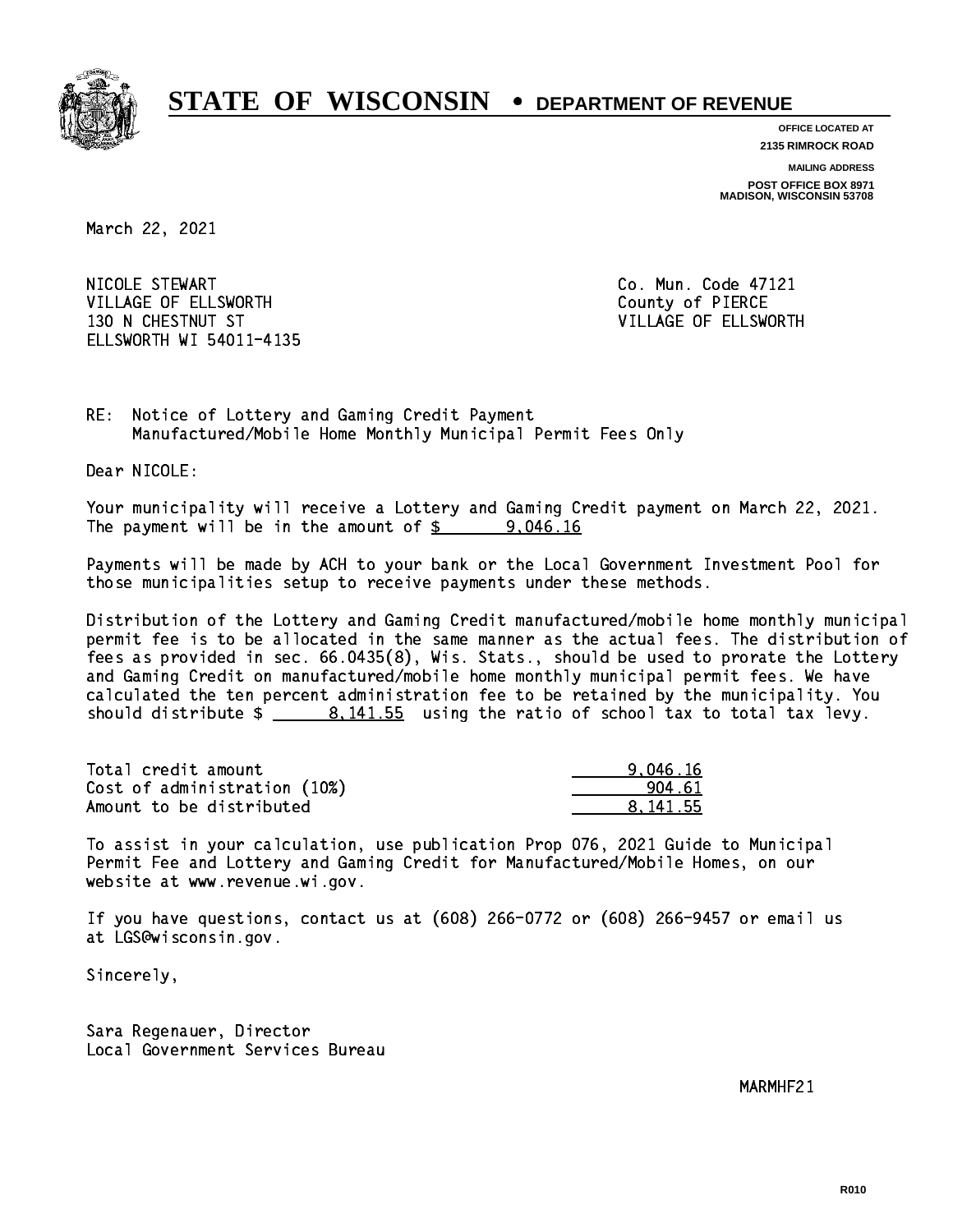# STATE OF WISCONSIN • DEPARTMENT OF REVENUE

**OFFICE LOCATED AT**
**2135 RIMROCK ROAD**

**MAILING ADDRESS**
**POST OFFICE BOX 8971**
**MADISON, WISCONSIN 53708**

March 22, 2021

NICOLE STEWART
VILLAGE OF ELLSWORTH
130 N CHESTNUT ST
ELLSWORTH WI 54011-4135

Co. Mun. Code 47121
County of PIERCE
VILLAGE OF ELLSWORTH

RE: Notice of Lottery and Gaming Credit Payment
Manufactured/Mobile Home Monthly Municipal Permit Fees Only

Dear NICOLE:

Your municipality will receive a Lottery and Gaming Credit payment on March 22, 2021. The payment will be in the amount of $ 9,046.16

Payments will be made by ACH to your bank or the Local Government Investment Pool for those municipalities setup to receive payments under these methods.

Distribution of the Lottery and Gaming Credit manufactured/mobile home monthly municipal permit fee is to be allocated in the same manner as the actual fees. The distribution of fees as provided in sec. 66.0435(8), Wis. Stats., should be used to prorate the Lottery and Gaming Credit on manufactured/mobile home monthly municipal permit fees. We have calculated the ten percent administration fee to be retained by the municipality. You should distribute $ 8,141.55 using the ratio of school tax to total tax levy.

| | |
|---|---|
| Total credit amount | 9,046.16 |
| Cost of administration (10%) | 904.61 |
| Amount to be distributed | 8,141.55 |

To assist in your calculation, use publication Prop 076, 2021 Guide to Municipal Permit Fee and Lottery and Gaming Credit for Manufactured/Mobile Homes, on our website at www.revenue.wi.gov.

If you have questions, contact us at (608) 266-0772 or (608) 266-9457 or email us at LGS@wisconsin.gov.

Sincerely,

Sara Regenauer, Director
Local Government Services Bureau

MARMHF21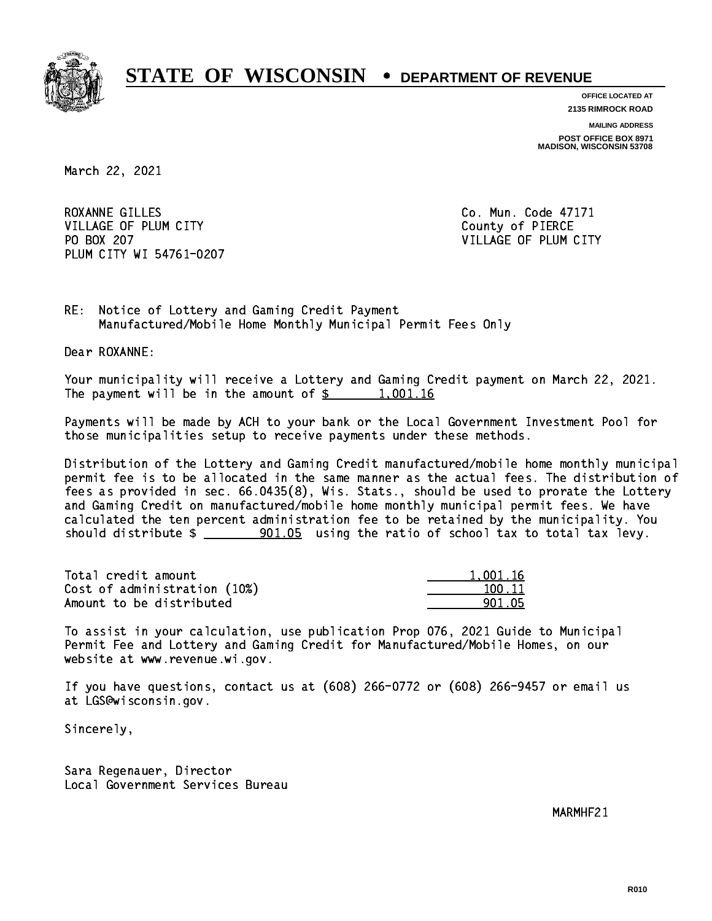# STATE OF WISCONSIN • DEPARTMENT OF REVENUE

**OFFICE LOCATED AT**
**2135 RIMROCK ROAD**

**MAILING ADDRESS**
**POST OFFICE BOX 8971**
**MADISON, WISCONSIN 53708**

March 22, 2021

ROXANNE GILLES
VILLAGE OF PLUM CITY
PO BOX 207
PLUM CITY WI 54761-0207

Co. Mun. Code 47171
County of PIERCE
VILLAGE OF PLUM CITY

RE: Notice of Lottery and Gaming Credit Payment
Manufactured/Mobile Home Monthly Municipal Permit Fees Only

Dear ROXANNE:

Your municipality will receive a Lottery and Gaming Credit payment on March 22, 2021. The payment will be in the amount of $ 1,001.16

Payments will be made by ACH to your bank or the Local Government Investment Pool for those municipalities setup to receive payments under these methods.

Distribution of the Lottery and Gaming Credit manufactured/mobile home monthly municipal permit fee is to be allocated in the same manner as the actual fees. The distribution of fees as provided in sec. 66.0435(8), Wis. Stats., should be used to prorate the Lottery and Gaming Credit on manufactured/mobile home monthly municipal permit fees. We have calculated the ten percent administration fee to be retained by the municipality. You should distribute $ 901.05 using the ratio of school tax to total tax levy.

| | |
|---|---|
| Total credit amount | 1,001.16 |
| Cost of administration (10%) | 100.11 |
| Amount to be distributed | 901.05 |

To assist in your calculation, use publication Prop 076, 2021 Guide to Municipal Permit Fee and Lottery and Gaming Credit for Manufactured/Mobile Homes, on our website at www.revenue.wi.gov.

If you have questions, contact us at (608) 266-0772 or (608) 266-9457 or email us at LGS@wisconsin.gov.

Sincerely,

Sara Regenauer, Director
Local Government Services Bureau

MARMHF21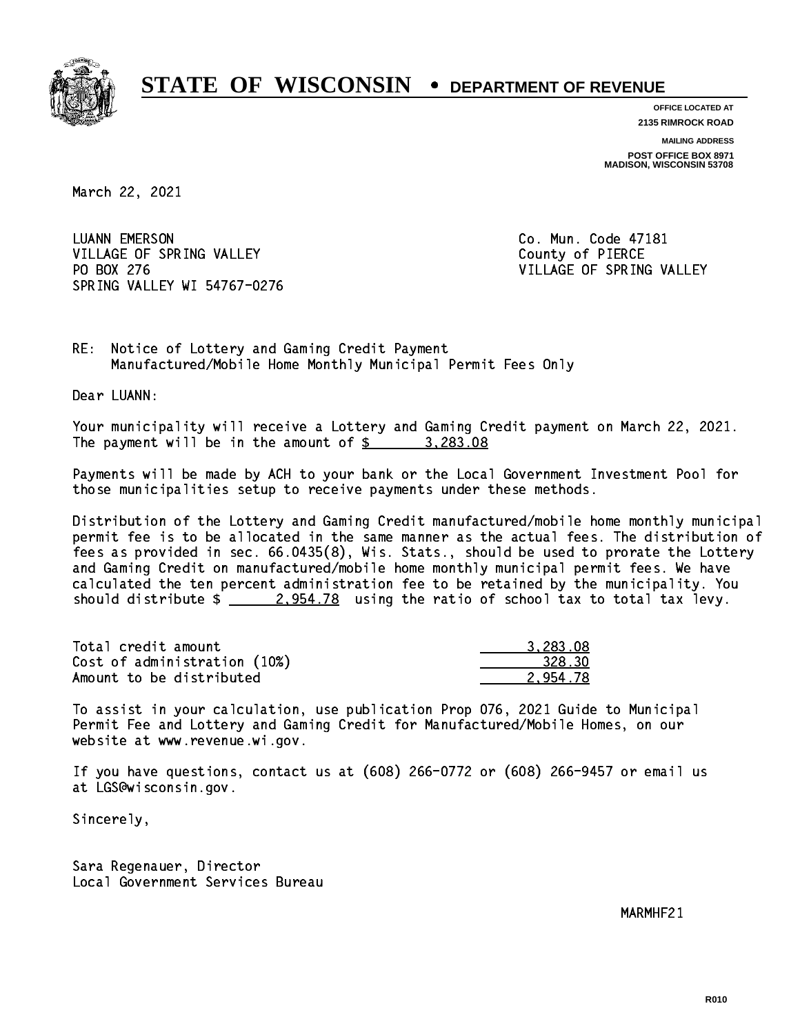# STATE OF WISCONSIN • DEPARTMENT OF REVENUE

OFFICE LOCATED AT
2135 RIMROCK ROAD

MAILING ADDRESS
POST OFFICE BOX 8971
MADISON, WISCONSIN 53708

March 22, 2021

LUANN EMERSON
VILLAGE OF SPRING VALLEY
PO BOX 276
SPRING VALLEY WI 54767-0276

Co. Mun. Code 47181
County of PIERCE
VILLAGE OF SPRING VALLEY

RE: Notice of Lottery and Gaming Credit Payment
Manufactured/Mobile Home Monthly Municipal Permit Fees Only

Dear LUANN:

Your municipality will receive a Lottery and Gaming Credit payment on March 22, 2021. The payment will be in the amount of $ 3,283.08

Payments will be made by ACH to your bank or the Local Government Investment Pool for those municipalities setup to receive payments under these methods.

Distribution of the Lottery and Gaming Credit manufactured/mobile home monthly municipal permit fee is to be allocated in the same manner as the actual fees. The distribution of fees as provided in sec. 66.0435(8), Wis. Stats., should be used to prorate the Lottery and Gaming Credit on manufactured/mobile home monthly municipal permit fees. We have calculated the ten percent administration fee to be retained by the municipality. You should distribute $ 2,954.78 using the ratio of school tax to total tax levy.

| | |
|---|---|
| Total credit amount | 3,283.08 |
| Cost of administration (10%) | 328.30 |
| Amount to be distributed | 2,954.78 |

To assist in your calculation, use publication Prop 076, 2021 Guide to Municipal Permit Fee and Lottery and Gaming Credit for Manufactured/Mobile Homes, on our website at www.revenue.wi.gov.

If you have questions, contact us at (608) 266-0772 or (608) 266-9457 or email us at LGS@wisconsin.gov.

Sincerely,

Sara Regenauer, Director
Local Government Services Bureau

MARMHF21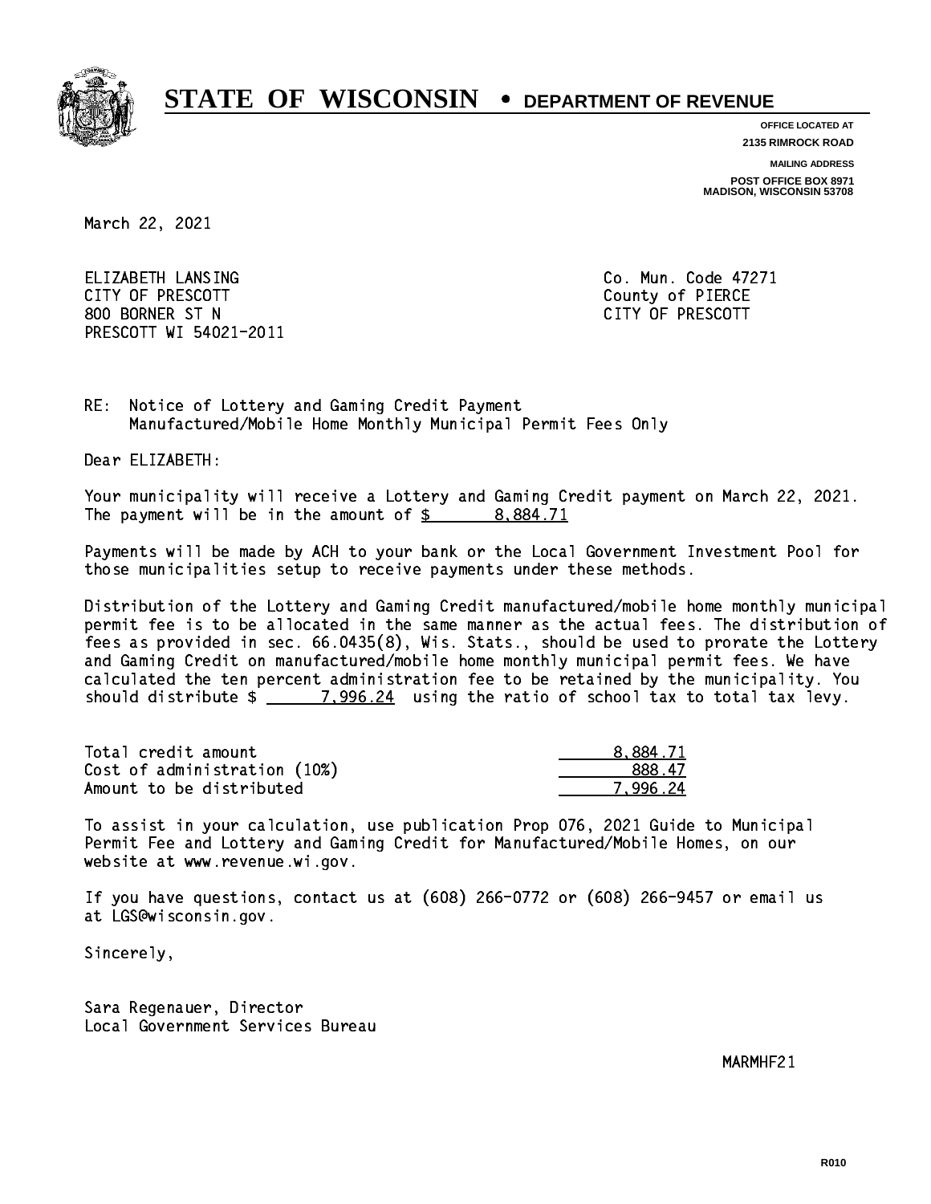# STATE OF WISCONSIN • DEPARTMENT OF REVENUE

**OFFICE LOCATED AT**
**2135 RIMROCK ROAD**

**MAILING ADDRESS**
**POST OFFICE BOX 8971**
**MADISON, WISCONSIN 53708**

March 22, 2021

ELIZABETH LANSING
CITY OF PRESCOTT
800 BORNER ST N
PRESCOTT WI 54021-2011

Co. Mun. Code 47271
County of PIERCE
CITY OF PRESCOTT

RE: Notice of Lottery and Gaming Credit Payment
Manufactured/Mobile Home Monthly Municipal Permit Fees Only

Dear ELIZABETH:

Your municipality will receive a Lottery and Gaming Credit payment on March 22, 2021. The payment will be in the amount of $ 8,884.71

Payments will be made by ACH to your bank or the Local Government Investment Pool for those municipalities setup to receive payments under these methods.

Distribution of the Lottery and Gaming Credit manufactured/mobile home monthly municipal permit fee is to be allocated in the same manner as the actual fees. The distribution of fees as provided in sec. 66.0435(8), Wis. Stats., should be used to prorate the Lottery and Gaming Credit on manufactured/mobile home monthly municipal permit fees. We have calculated the ten percent administration fee to be retained by the municipality. You should distribute $ 7,996.24 using the ratio of school tax to total tax levy.

| | |
|---|---|
| Total credit amount | 8,884.71 |
| Cost of administration (10%) | 888.47 |
| Amount to be distributed | 7,996.24 |

To assist in your calculation, use publication Prop 076, 2021 Guide to Municipal Permit Fee and Lottery and Gaming Credit for Manufactured/Mobile Homes, on our website at www.revenue.wi.gov.

If you have questions, contact us at (608) 266-0772 or (608) 266-9457 or email us at LGS@wisconsin.gov.

Sincerely,

Sara Regenauer, Director
Local Government Services Bureau

MARMHF21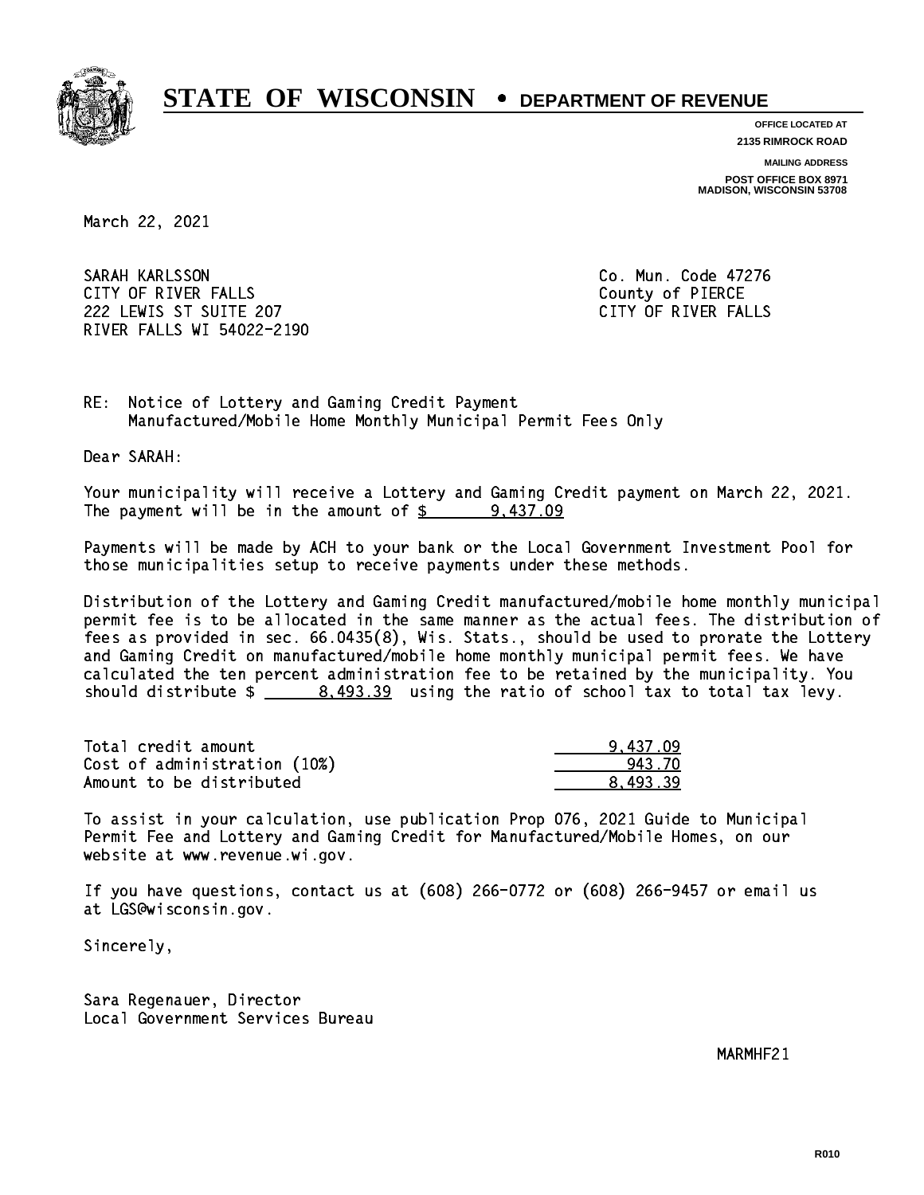# STATE OF WISCONSIN • DEPARTMENT OF REVENUE

**OFFICE LOCATED AT**
**2135 RIMROCK ROAD**

**MAILING ADDRESS**
**POST OFFICE BOX 8971**
**MADISON, WISCONSIN 53708**

March 22, 2021

SARAH KARLSSON
CITY OF RIVER FALLS
222 LEWIS ST SUITE 207
RIVER FALLS WI 54022-2190

Co. Mun. Code 47276
County of PIERCE
CITY OF RIVER FALLS

RE: Notice of Lottery and Gaming Credit Payment
Manufactured/Mobile Home Monthly Municipal Permit Fees Only

Dear SARAH:

Your municipality will receive a Lottery and Gaming Credit payment on March 22, 2021. The payment will be in the amount of $ 9,437.09

Payments will be made by ACH to your bank or the Local Government Investment Pool for those municipalities setup to receive payments under these methods.

Distribution of the Lottery and Gaming Credit manufactured/mobile home monthly municipal permit fee is to be allocated in the same manner as the actual fees. The distribution of fees as provided in sec. 66.0435(8), Wis. Stats., should be used to prorate the Lottery and Gaming Credit on manufactured/mobile home monthly municipal permit fees. We have calculated the ten percent administration fee to be retained by the municipality. You should distribute $ 8,493.39 using the ratio of school tax to total tax levy.

| | |
|---|---|
| Total credit amount | 9,437.09 |
| Cost of administration (10%) | 943.70 |
| Amount to be distributed | 8,493.39 |

To assist in your calculation, use publication Prop 076, 2021 Guide to Municipal Permit Fee and Lottery and Gaming Credit for Manufactured/Mobile Homes, on our website at www.revenue.wi.gov.

If you have questions, contact us at (608) 266-0772 or (608) 266-9457 or email us at LGS@wisconsin.gov.

Sincerely,

Sara Regenauer, Director
Local Government Services Bureau

MARMHF21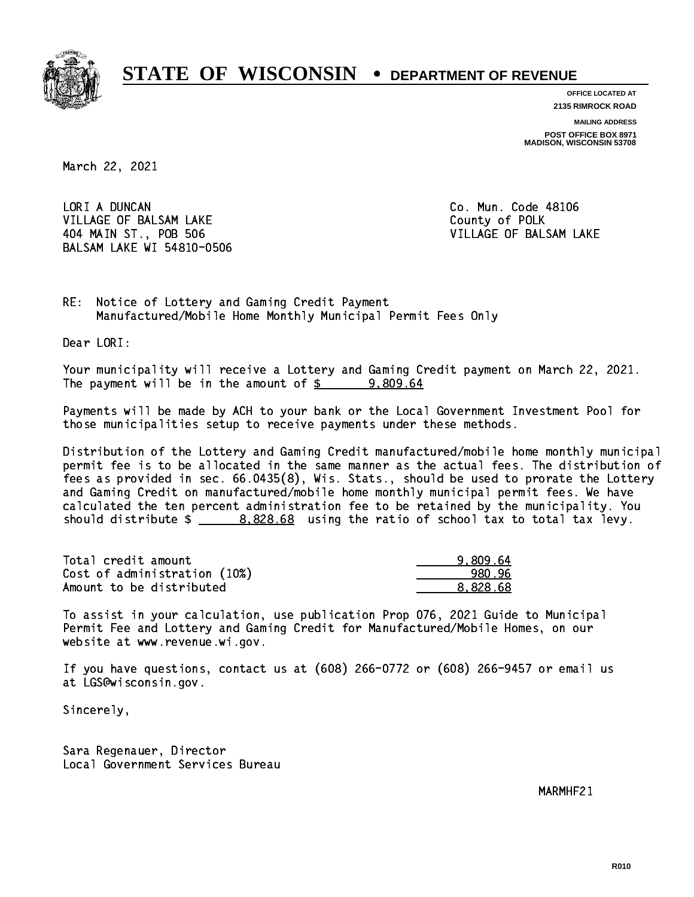# STATE OF WISCONSIN • DEPARTMENT OF REVENUE

OFFICE LOCATED AT
2135 RIMROCK ROAD

MAILING ADDRESS
POST OFFICE BOX 8971
MADISON, WISCONSIN 53708

March 22, 2021

LORI A DUNCAN
VILLAGE OF BALSAM LAKE
404 MAIN ST., POB 506
BALSAM LAKE WI 54810-0506

Co. Mun. Code 48106
County of POLK
VILLAGE OF BALSAM LAKE

RE: Notice of Lottery and Gaming Credit Payment
Manufactured/Mobile Home Monthly Municipal Permit Fees Only

Dear LORI:

Your municipality will receive a Lottery and Gaming Credit payment on March 22, 2021. The payment will be in the amount of $ 9,809.64

Payments will be made by ACH to your bank or the Local Government Investment Pool for those municipalities setup to receive payments under these methods.

Distribution of the Lottery and Gaming Credit manufactured/mobile home monthly municipal permit fee is to be allocated in the same manner as the actual fees. The distribution of fees as provided in sec. 66.0435(8), Wis. Stats., should be used to prorate the Lottery and Gaming Credit on manufactured/mobile home monthly municipal permit fees. We have calculated the ten percent administration fee to be retained by the municipality. You should distribute $ 8,828.68 using the ratio of school tax to total tax levy.

| | |
|---|---|
| Total credit amount | 9,809.64 |
| Cost of administration (10%) | 980.96 |
| Amount to be distributed | 8,828.68 |

To assist in your calculation, use publication Prop 076, 2021 Guide to Municipal Permit Fee and Lottery and Gaming Credit for Manufactured/Mobile Homes, on our website at www.revenue.wi.gov.

If you have questions, contact us at (608) 266-0772 or (608) 266-9457 or email us at LGS@wisconsin.gov.

Sincerely,

Sara Regenauer, Director
Local Government Services Bureau

MARMHF21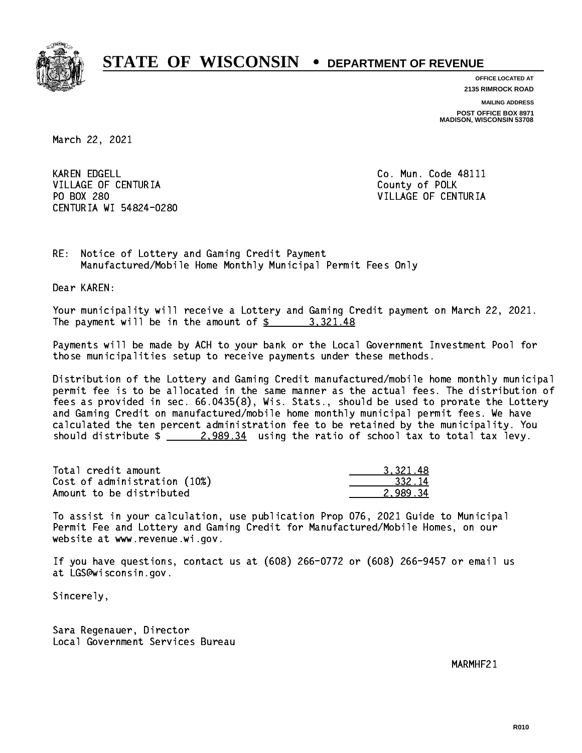# STATE OF WISCONSIN • DEPARTMENT OF REVENUE

**OFFICE LOCATED AT**
**2135 RIMROCK ROAD**

**MAILING ADDRESS**
**POST OFFICE BOX 8971**
**MADISON, WISCONSIN 53708**

March 22, 2021

KAREN EDGELL
VILLAGE OF CENTURIA
PO BOX 280
CENTURIA WI 54824-0280

Co. Mun. Code 48111
County of POLK
VILLAGE OF CENTURIA

RE: Notice of Lottery and Gaming Credit Payment
Manufactured/Mobile Home Monthly Municipal Permit Fees Only

Dear KAREN:

Your municipality will receive a Lottery and Gaming Credit payment on March 22, 2021. The payment will be in the amount of $ 3,321.48

Payments will be made by ACH to your bank or the Local Government Investment Pool for those municipalities setup to receive payments under these methods.

Distribution of the Lottery and Gaming Credit manufactured/mobile home monthly municipal permit fee is to be allocated in the same manner as the actual fees. The distribution of fees as provided in sec. 66.0435(8), Wis. Stats., should be used to prorate the Lottery and Gaming Credit on manufactured/mobile home monthly municipal permit fees. We have calculated the ten percent administration fee to be retained by the municipality. You should distribute $ 2,989.34 using the ratio of school tax to total tax levy.

| | |
|---|---|
| Total credit amount | 3,321.48 |
| Cost of administration (10%) | 332.14 |
| Amount to be distributed | 2,989.34 |

To assist in your calculation, use publication Prop 076, 2021 Guide to Municipal Permit Fee and Lottery and Gaming Credit for Manufactured/Mobile Homes, on our website at www.revenue.wi.gov.

If you have questions, contact us at (608) 266-0772 or (608) 266-9457 or email us at LGS@wisconsin.gov.

Sincerely,

Sara Regenauer, Director
Local Government Services Bureau

MARMHF21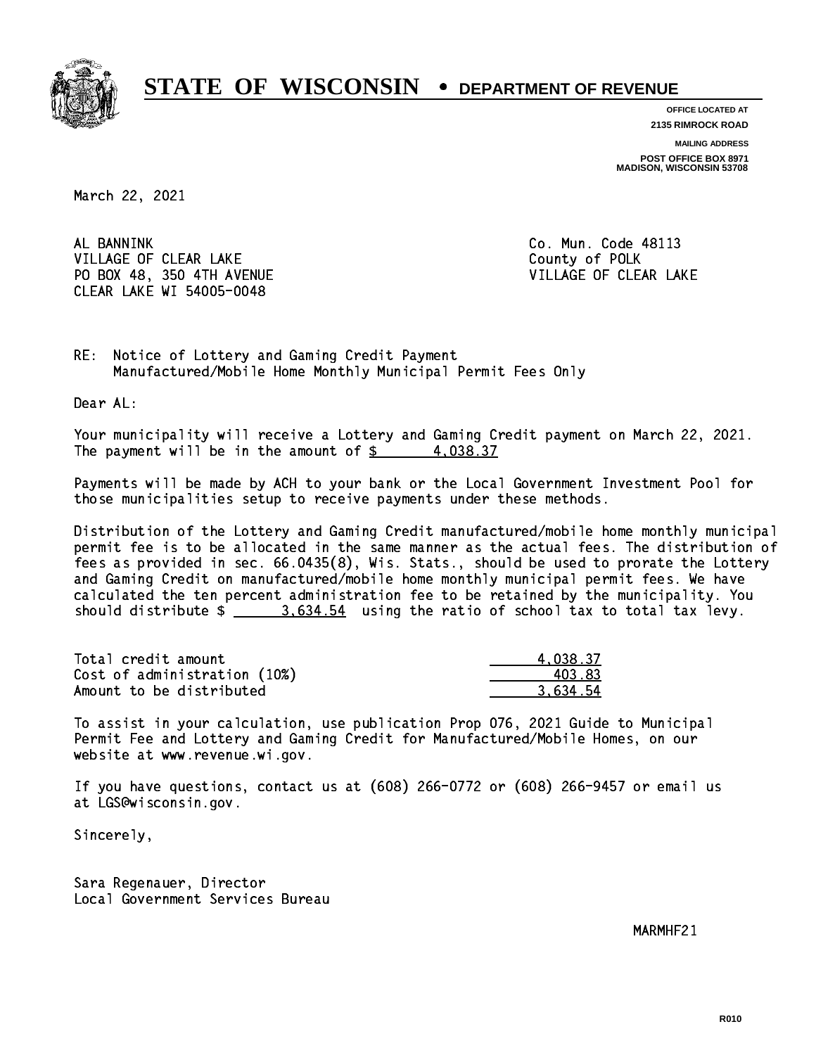# STATE OF WISCONSIN • DEPARTMENT OF REVENUE

**OFFICE LOCATED AT**
**2135 RIMROCK ROAD**

**MAILING ADDRESS**
**POST OFFICE BOX 8971**
**MADISON, WISCONSIN 53708**

March 22, 2021

AL BANNINK
VILLAGE OF CLEAR LAKE
PO BOX 48, 350 4TH AVENUE
CLEAR LAKE WI 54005-0048

Co. Mun. Code 48113
County of POLK
VILLAGE OF CLEAR LAKE

RE: Notice of Lottery and Gaming Credit Payment
Manufactured/Mobile Home Monthly Municipal Permit Fees Only

Dear AL:

Your municipality will receive a Lottery and Gaming Credit payment on March 22, 2021. The payment will be in the amount of $ 4,038.37

Payments will be made by ACH to your bank or the Local Government Investment Pool for those municipalities setup to receive payments under these methods.

Distribution of the Lottery and Gaming Credit manufactured/mobile home monthly municipal permit fee is to be allocated in the same manner as the actual fees. The distribution of fees as provided in sec. 66.0435(8), Wis. Stats., should be used to prorate the Lottery and Gaming Credit on manufactured/mobile home monthly municipal permit fees. We have calculated the ten percent administration fee to be retained by the municipality. You should distribute $ 3,634.54 using the ratio of school tax to total tax levy.

| | |
|---|---|
| Total credit amount | 4,038.37 |
| Cost of administration (10%) | 403.83 |
| Amount to be distributed | 3,634.54 |

To assist in your calculation, use publication Prop 076, 2021 Guide to Municipal Permit Fee and Lottery and Gaming Credit for Manufactured/Mobile Homes, on our website at www.revenue.wi.gov.

If you have questions, contact us at (608) 266-0772 or (608) 266-9457 or email us at LGS@wisconsin.gov.

Sincerely,

Sara Regenauer, Director
Local Government Services Bureau

MARMHF21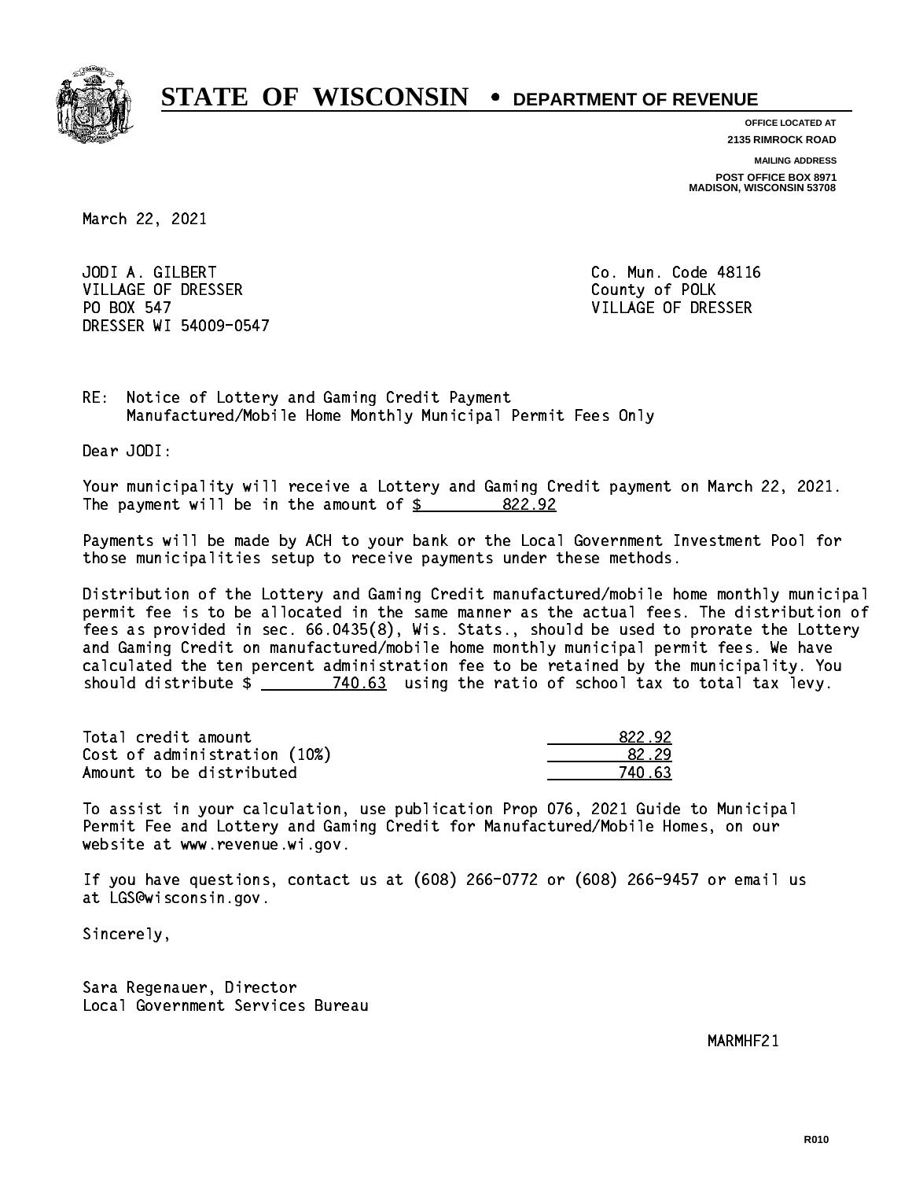# STATE OF WISCONSIN • DEPARTMENT OF REVENUE

**OFFICE LOCATED AT**
**2135 RIMROCK ROAD**

**MAILING ADDRESS**
**POST OFFICE BOX 8971**
**MADISON, WISCONSIN 53708**

March 22, 2021

JODI A. GILBERT
VILLAGE OF DRESSER
PO BOX 547
DRESSER WI 54009-0547

Co. Mun. Code 48116
County of POLK
VILLAGE OF DRESSER

RE: Notice of Lottery and Gaming Credit Payment
Manufactured/Mobile Home Monthly Municipal Permit Fees Only

Dear JODI:

Your municipality will receive a Lottery and Gaming Credit payment on March 22, 2021. The payment will be in the amount of $ 822.92

Payments will be made by ACH to your bank or the Local Government Investment Pool for those municipalities setup to receive payments under these methods.

Distribution of the Lottery and Gaming Credit manufactured/mobile home monthly municipal permit fee is to be allocated in the same manner as the actual fees. The distribution of fees as provided in sec. 66.0435(8), Wis. Stats., should be used to prorate the Lottery and Gaming Credit on manufactured/mobile home monthly municipal permit fees. We have calculated the ten percent administration fee to be retained by the municipality. You should distribute $ 740.63 using the ratio of school tax to total tax levy.

| | |
|---|---|
| Total credit amount | 822.92 |
| Cost of administration (10%) | 82.29 |
| Amount to be distributed | 740.63 |

To assist in your calculation, use publication Prop 076, 2021 Guide to Municipal Permit Fee and Lottery and Gaming Credit for Manufactured/Mobile Homes, on our website at www.revenue.wi.gov.

If you have questions, contact us at (608) 266-0772 or (608) 266-9457 or email us at LGS@wisconsin.gov.

Sincerely,

Sara Regenauer, Director
Local Government Services Bureau

MARMHF21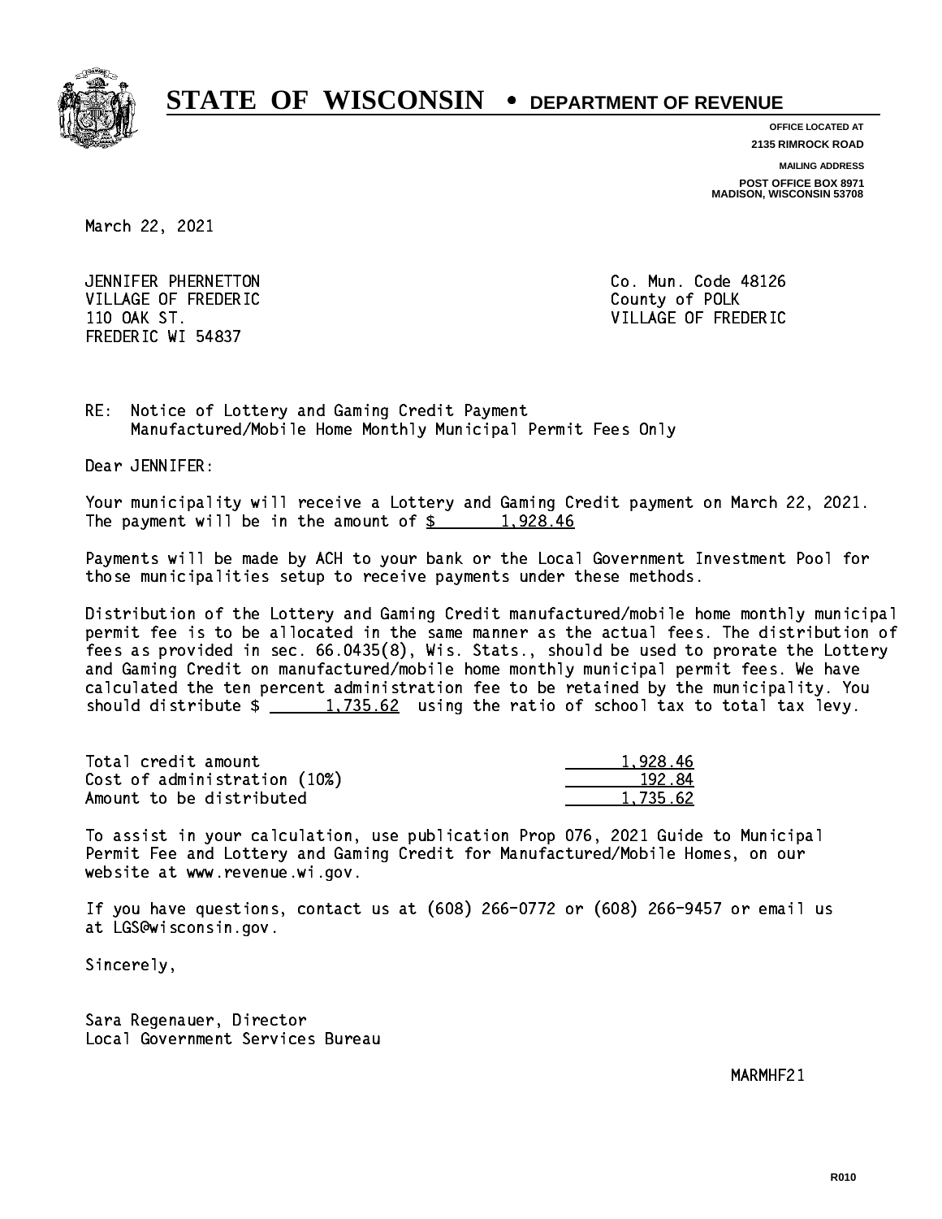# STATE OF WISCONSIN • DEPARTMENT OF REVENUE

**OFFICE LOCATED AT**
**2135 RIMROCK ROAD**

**MAILING ADDRESS**
**POST OFFICE BOX 8971**
**MADISON, WISCONSIN 53708**

March 22, 2021

JENNIFER PHERNETTON
VILLAGE OF FREDERIC
110 OAK ST.
FREDERIC WI 54837

Co. Mun. Code 48126
County of POLK
VILLAGE OF FREDERIC

RE: Notice of Lottery and Gaming Credit Payment
Manufactured/Mobile Home Monthly Municipal Permit Fees Only

Dear JENNIFER:

Your municipality will receive a Lottery and Gaming Credit payment on March 22, 2021. The payment will be in the amount of $ 1,928.46

Payments will be made by ACH to your bank or the Local Government Investment Pool for those municipalities setup to receive payments under these methods.

Distribution of the Lottery and Gaming Credit manufactured/mobile home monthly municipal permit fee is to be allocated in the same manner as the actual fees. The distribution of fees as provided in sec. 66.0435(8), Wis. Stats., should be used to prorate the Lottery and Gaming Credit on manufactured/mobile home monthly municipal permit fees. We have calculated the ten percent administration fee to be retained by the municipality. You should distribute $ 1,735.62 using the ratio of school tax to total tax levy.

| | |
|---|---|
| Total credit amount | 1,928.46 |
| Cost of administration (10%) | 192.84 |
| Amount to be distributed | 1,735.62 |

To assist in your calculation, use publication Prop 076, 2021 Guide to Municipal Permit Fee and Lottery and Gaming Credit for Manufactured/Mobile Homes, on our website at www.revenue.wi.gov.

If you have questions, contact us at (608) 266-0772 or (608) 266-9457 or email us at LGS@wisconsin.gov.

Sincerely,

Sara Regenauer, Director
Local Government Services Bureau

MARMHF21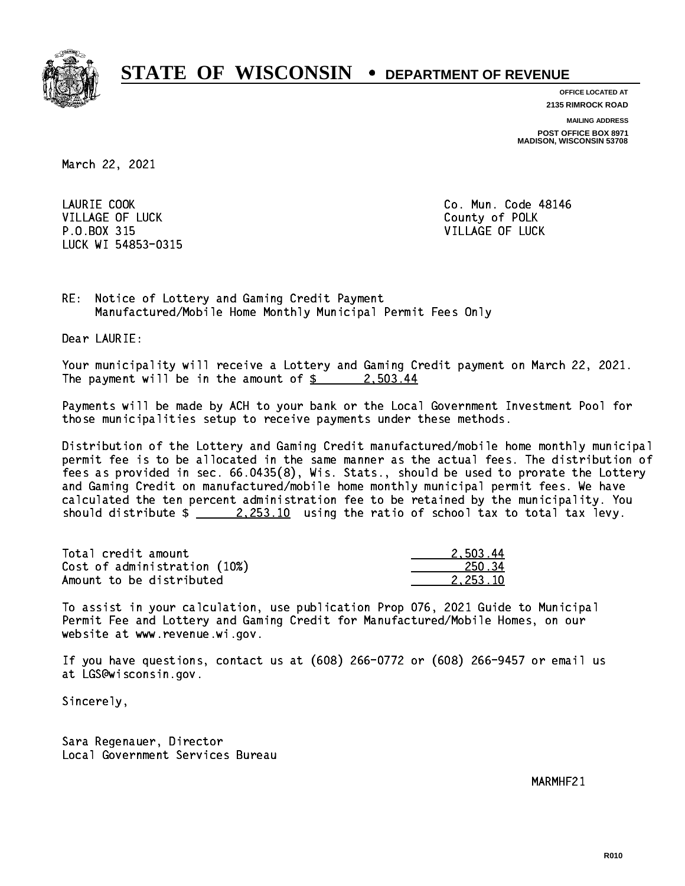# STATE OF WISCONSIN • DEPARTMENT OF REVENUE

**OFFICE LOCATED AT**
**2135 RIMROCK ROAD**

**MAILING ADDRESS**
**POST OFFICE BOX 8971**
**MADISON, WISCONSIN 53708**

March 22, 2021

LAURIE COOK
VILLAGE OF LUCK
P.O.BOX 315
LUCK WI 54853-0315

Co. Mun. Code 48146
County of POLK
VILLAGE OF LUCK

RE: Notice of Lottery and Gaming Credit Payment
Manufactured/Mobile Home Monthly Municipal Permit Fees Only

Dear LAURIE:

Your municipality will receive a Lottery and Gaming Credit payment on March 22, 2021. The payment will be in the amount of $ 2,503.44

Payments will be made by ACH to your bank or the Local Government Investment Pool for those municipalities setup to receive payments under these methods.

Distribution of the Lottery and Gaming Credit manufactured/mobile home monthly municipal permit fee is to be allocated in the same manner as the actual fees. The distribution of fees as provided in sec. 66.0435(8), Wis. Stats., should be used to prorate the Lottery and Gaming Credit on manufactured/mobile home monthly municipal permit fees. We have calculated the ten percent administration fee to be retained by the municipality. You should distribute $ 2,253.10 using the ratio of school tax to total tax levy.

| | |
|---|---|
| Total credit amount | 2,503.44 |
| Cost of administration (10%) | 250.34 |
| Amount to be distributed | 2,253.10 |

To assist in your calculation, use publication Prop 076, 2021 Guide to Municipal Permit Fee and Lottery and Gaming Credit for Manufactured/Mobile Homes, on our website at www.revenue.wi.gov.

If you have questions, contact us at (608) 266-0772 or (608) 266-9457 or email us at LGS@wisconsin.gov.

Sincerely,

Sara Regenauer, Director
Local Government Services Bureau

MARMHF21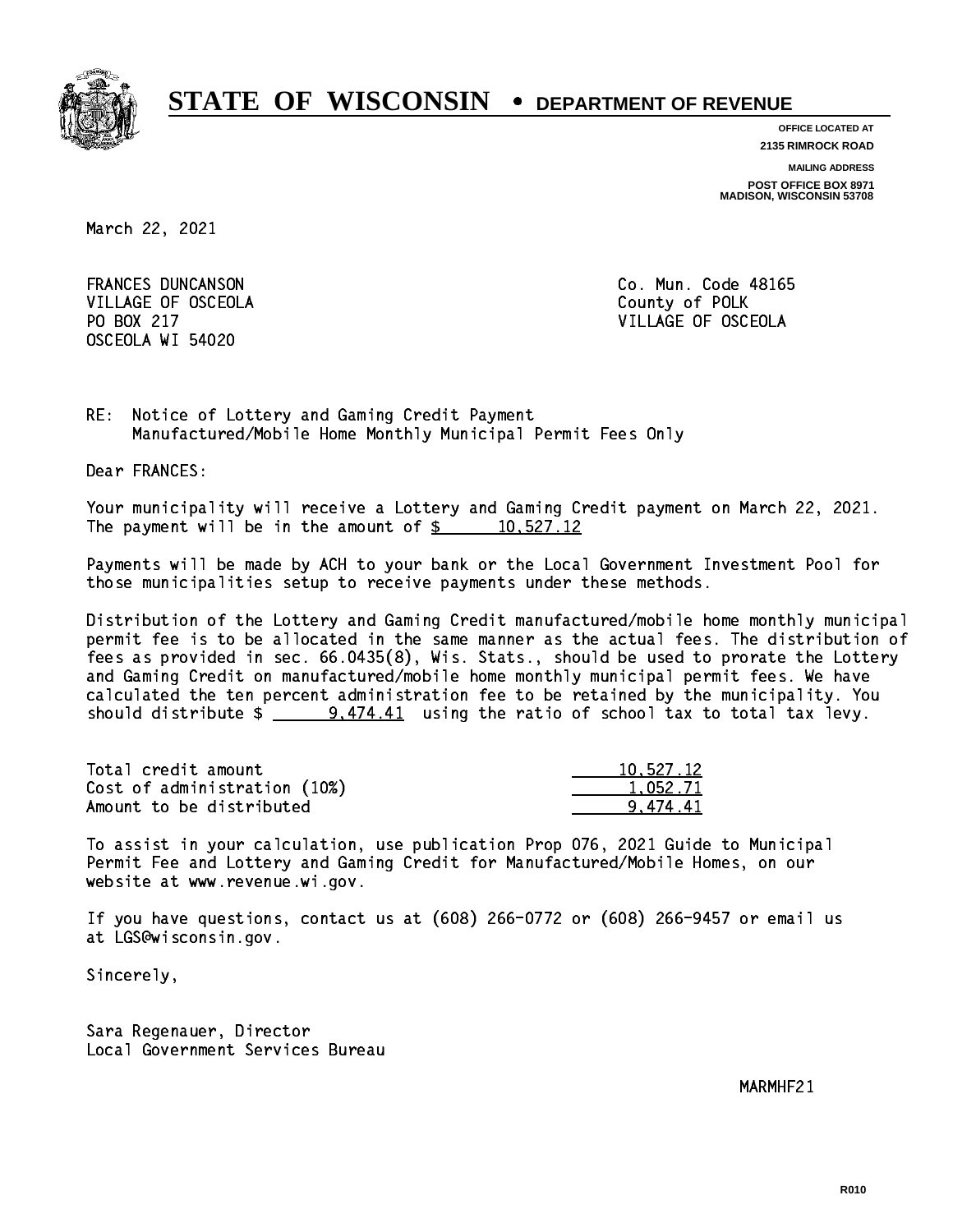# STATE OF WISCONSIN • DEPARTMENT OF REVENUE

**OFFICE LOCATED AT**
**2135 RIMROCK ROAD**

**MAILING ADDRESS**
**POST OFFICE BOX 8971**
**MADISON, WISCONSIN 53708**

March 22, 2021

FRANCES DUNCANSON
VILLAGE OF OSCEOLA
PO BOX 217
OSCEOLA WI 54020

Co. Mun. Code 48165
County of POLK
VILLAGE OF OSCEOLA

RE: Notice of Lottery and Gaming Credit Payment
Manufactured/Mobile Home Monthly Municipal Permit Fees Only

Dear FRANCES:

Your municipality will receive a Lottery and Gaming Credit payment on March 22, 2021. The payment will be in the amount of $ 10,527.12

Payments will be made by ACH to your bank or the Local Government Investment Pool for those municipalities setup to receive payments under these methods.

Distribution of the Lottery and Gaming Credit manufactured/mobile home monthly municipal permit fee is to be allocated in the same manner as the actual fees. The distribution of fees as provided in sec. 66.0435(8), Wis. Stats., should be used to prorate the Lottery and Gaming Credit on manufactured/mobile home monthly municipal permit fees. We have calculated the ten percent administration fee to be retained by the municipality. You should distribute $ 9,474.41 using the ratio of school tax to total tax levy.

| | |
|---|---|
| Total credit amount | 10,527.12 |
| Cost of administration (10%) | 1,052.71 |
| Amount to be distributed | 9,474.41 |

To assist in your calculation, use publication Prop 076, 2021 Guide to Municipal Permit Fee and Lottery and Gaming Credit for Manufactured/Mobile Homes, on our website at www.revenue.wi.gov.

If you have questions, contact us at (608) 266-0772 or (608) 266-9457 or email us at LGS@wisconsin.gov.

Sincerely,

Sara Regenauer, Director
Local Government Services Bureau

MARMHF21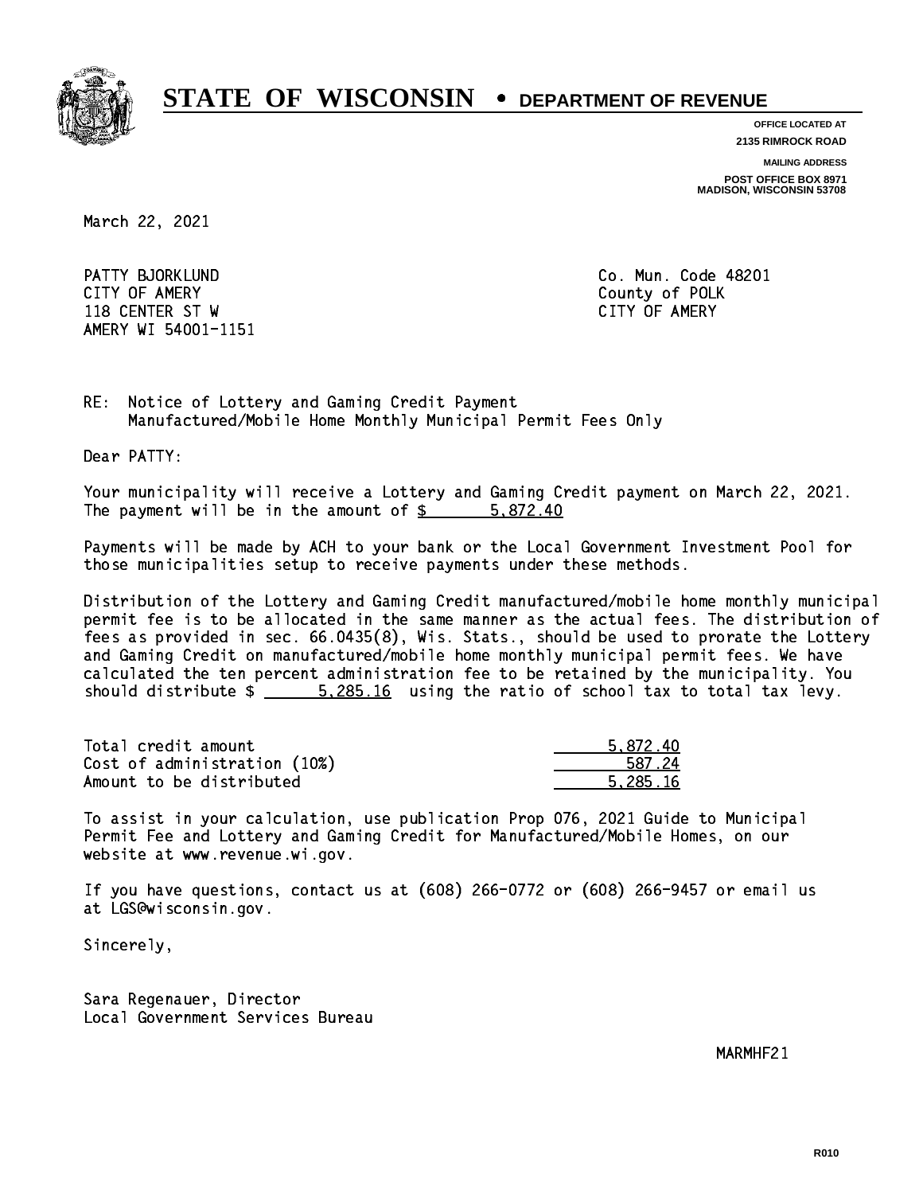# STATE OF WISCONSIN • DEPARTMENT OF REVENUE

**OFFICE LOCATED AT**
**2135 RIMROCK ROAD**

**MAILING ADDRESS**
**POST OFFICE BOX 8971**
**MADISON, WISCONSIN 53708**

March 22, 2021

PATTY BJORKLUND
CITY OF AMERY
118 CENTER ST W
AMERY WI 54001-1151

Co. Mun. Code 48201
County of POLK
CITY OF AMERY

RE: Notice of Lottery and Gaming Credit Payment
Manufactured/Mobile Home Monthly Municipal Permit Fees Only

Dear PATTY:

Your municipality will receive a Lottery and Gaming Credit payment on March 22, 2021. The payment will be in the amount of $ 5,872.40

Payments will be made by ACH to your bank or the Local Government Investment Pool for those municipalities setup to receive payments under these methods.

Distribution of the Lottery and Gaming Credit manufactured/mobile home monthly municipal permit fee is to be allocated in the same manner as the actual fees. The distribution of fees as provided in sec. 66.0435(8), Wis. Stats., should be used to prorate the Lottery and Gaming Credit on manufactured/mobile home monthly municipal permit fees. We have calculated the ten percent administration fee to be retained by the municipality. You should distribute $ 5,285.16 using the ratio of school tax to total tax levy.

| | |
|---|---|
| Total credit amount | 5,872.40 |
| Cost of administration (10%) | 587.24 |
| Amount to be distributed | 5,285.16 |

To assist in your calculation, use publication Prop 076, 2021 Guide to Municipal Permit Fee and Lottery and Gaming Credit for Manufactured/Mobile Homes, on our website at www.revenue.wi.gov.

If you have questions, contact us at (608) 266-0772 or (608) 266-9457 or email us at LGS@wisconsin.gov.

Sincerely,

Sara Regenauer, Director
Local Government Services Bureau

MARMHF21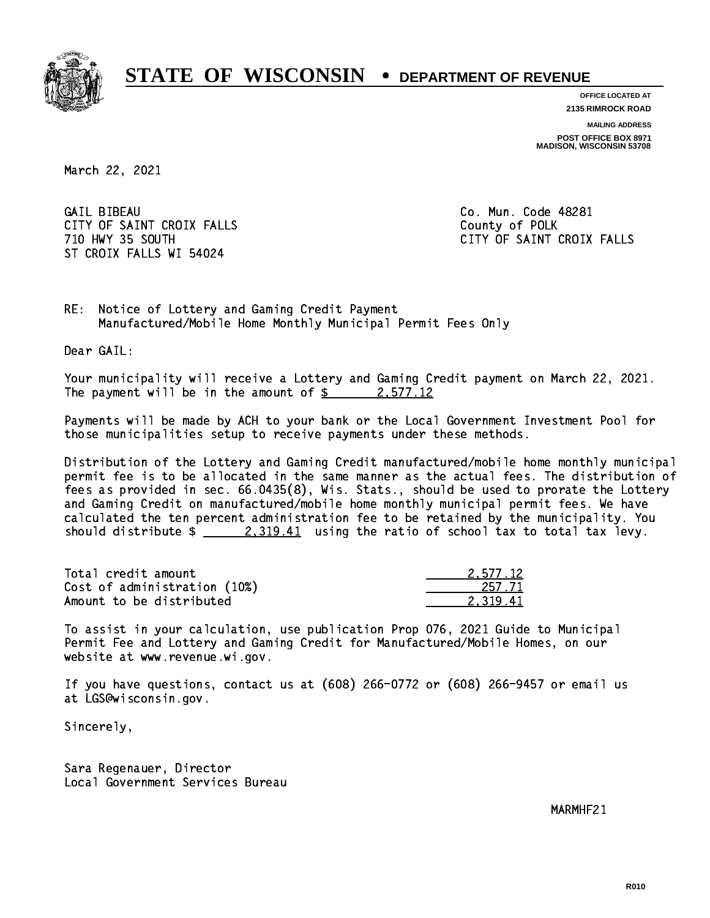# STATE OF WISCONSIN • DEPARTMENT OF REVENUE

**OFFICE LOCATED AT**
**2135 RIMROCK ROAD**

**MAILING ADDRESS**
**POST OFFICE BOX 8971**
**MADISON, WISCONSIN 53708**

March 22, 2021

GAIL BIBEAU
CITY OF SAINT CROIX FALLS
710 HWY 35 SOUTH
ST CROIX FALLS WI 54024

Co. Mun. Code 48281
County of POLK
CITY OF SAINT CROIX FALLS

RE: Notice of Lottery and Gaming Credit Payment
Manufactured/Mobile Home Monthly Municipal Permit Fees Only

Dear GAIL:

Your municipality will receive a Lottery and Gaming Credit payment on March 22, 2021. The payment will be in the amount of $ 2,577.12

Payments will be made by ACH to your bank or the Local Government Investment Pool for those municipalities setup to receive payments under these methods.

Distribution of the Lottery and Gaming Credit manufactured/mobile home monthly municipal permit fee is to be allocated in the same manner as the actual fees. The distribution of fees as provided in sec. 66.0435(8), Wis. Stats., should be used to prorate the Lottery and Gaming Credit on manufactured/mobile home monthly municipal permit fees. We have calculated the ten percent administration fee to be retained by the municipality. You should distribute $ 2,319.41 using the ratio of school tax to total tax levy.

| | |
|---|---|
| Total credit amount | 2,577.12 |
| Cost of administration (10%) | 257.71 |
| Amount to be distributed | 2,319.41 |

To assist in your calculation, use publication Prop 076, 2021 Guide to Municipal Permit Fee and Lottery and Gaming Credit for Manufactured/Mobile Homes, on our website at www.revenue.wi.gov.

If you have questions, contact us at (608) 266-0772 or (608) 266-9457 or email us at LGS@wisconsin.gov.

Sincerely,

Sara Regenauer, Director
Local Government Services Bureau

MARMHF21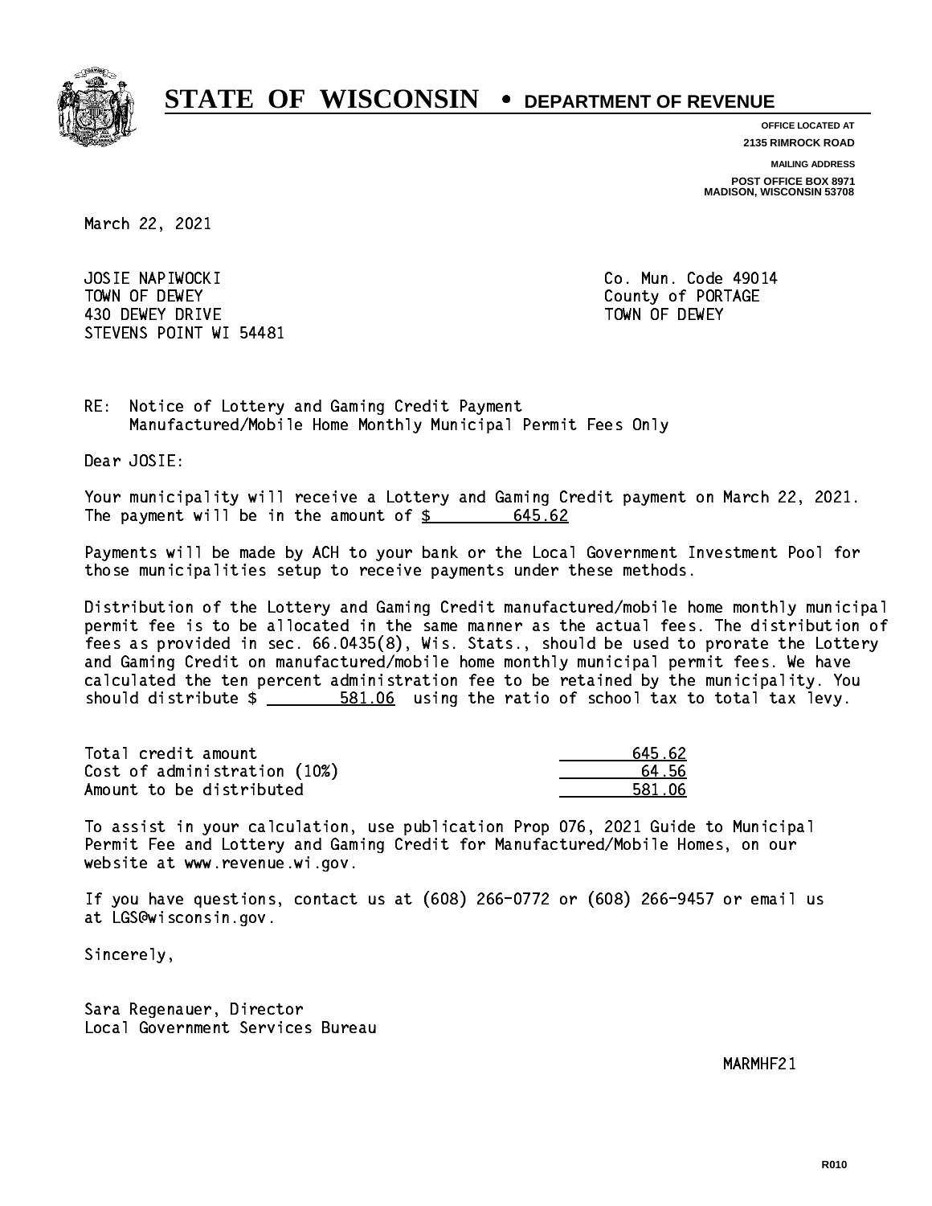# STATE OF WISCONSIN • DEPARTMENT OF REVENUE

**OFFICE LOCATED AT**
**2135 RIMROCK ROAD**

**MAILING ADDRESS**
**POST OFFICE BOX 8971**
**MADISON, WISCONSIN 53708**

March 22, 2021

JOSIE NAPIWOCKI
TOWN OF DEWEY
430 DEWEY DRIVE
STEVENS POINT WI 54481

Co. Mun. Code 49014
County of PORTAGE
TOWN OF DEWEY

RE: Notice of Lottery and Gaming Credit Payment
Manufactured/Mobile Home Monthly Municipal Permit Fees Only

Dear JOSIE:

Your municipality will receive a Lottery and Gaming Credit payment on March 22, 2021. The payment will be in the amount of $ 645.62

Payments will be made by ACH to your bank or the Local Government Investment Pool for those municipalities setup to receive payments under these methods.

Distribution of the Lottery and Gaming Credit manufactured/mobile home monthly municipal permit fee is to be allocated in the same manner as the actual fees. The distribution of fees as provided in sec. 66.0435(8), Wis. Stats., should be used to prorate the Lottery and Gaming Credit on manufactured/mobile home monthly municipal permit fees. We have calculated the ten percent administration fee to be retained by the municipality. You should distribute $ 581.06 using the ratio of school tax to total tax levy.

| | |
|---|---|
| Total credit amount | 645.62 |
| Cost of administration (10%) | 64.56 |
| Amount to be distributed | 581.06 |

To assist in your calculation, use publication Prop 076, 2021 Guide to Municipal Permit Fee and Lottery and Gaming Credit for Manufactured/Mobile Homes, on our website at www.revenue.wi.gov.

If you have questions, contact us at (608) 266-0772 or (608) 266-9457 or email us at LGS@wisconsin.gov.

Sincerely,

Sara Regenauer, Director
Local Government Services Bureau

MARMHF21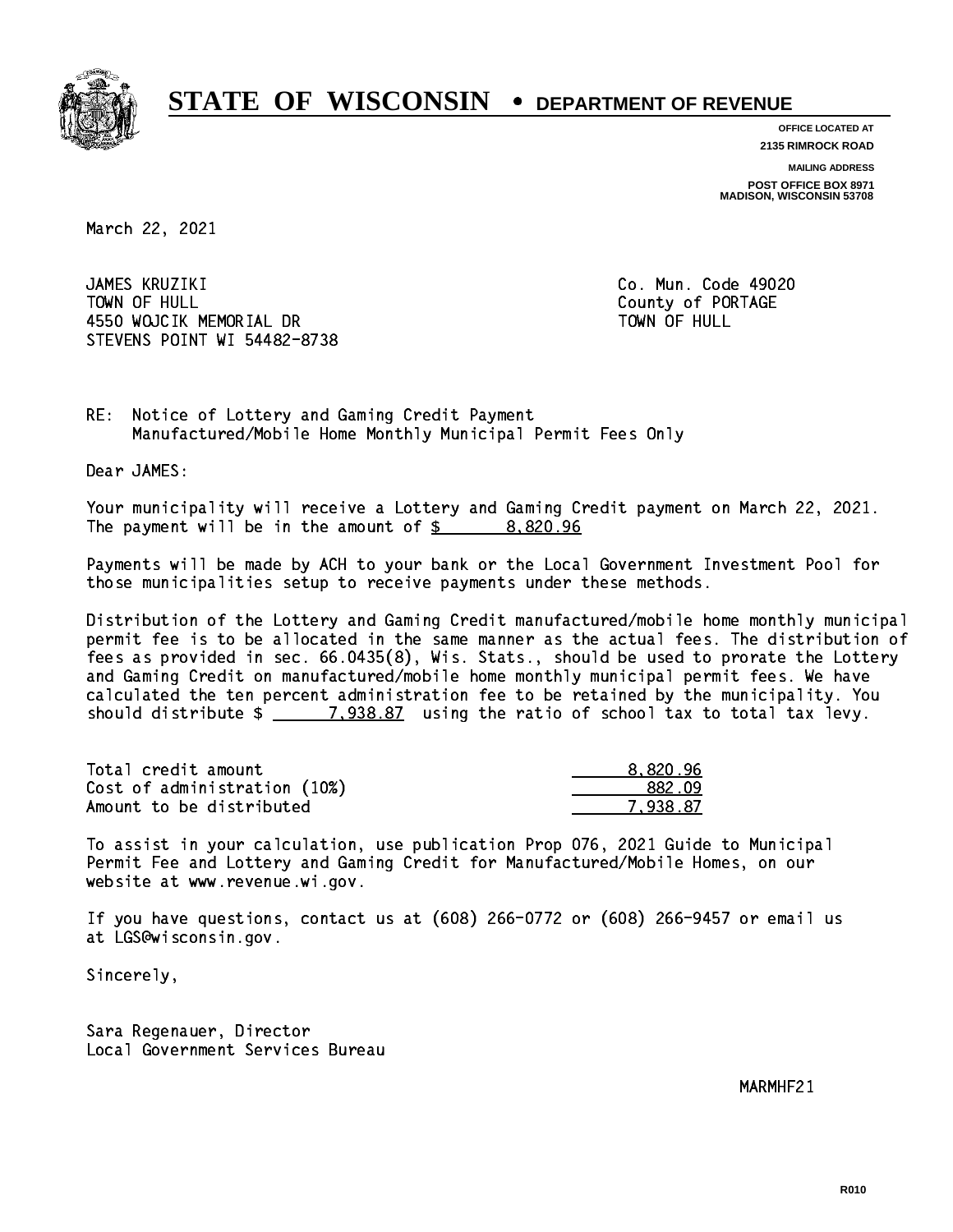# STATE OF WISCONSIN • DEPARTMENT OF REVENUE

**OFFICE LOCATED AT**
**2135 RIMROCK ROAD**

**MAILING ADDRESS**
**POST OFFICE BOX 8971**
**MADISON, WISCONSIN 53708**

March 22, 2021

JAMES KRUZIKI
TOWN OF HULL
4550 WOJCIK MEMORIAL DR
STEVENS POINT WI 54482-8738

Co. Mun. Code 49020
County of PORTAGE
TOWN OF HULL

RE: Notice of Lottery and Gaming Credit Payment
Manufactured/Mobile Home Monthly Municipal Permit Fees Only

Dear JAMES:

Your municipality will receive a Lottery and Gaming Credit payment on March 22, 2021. The payment will be in the amount of $ 8,820.96

Payments will be made by ACH to your bank or the Local Government Investment Pool for those municipalities setup to receive payments under these methods.

Distribution of the Lottery and Gaming Credit manufactured/mobile home monthly municipal permit fee is to be allocated in the same manner as the actual fees. The distribution of fees as provided in sec. 66.0435(8), Wis. Stats., should be used to prorate the Lottery and Gaming Credit on manufactured/mobile home monthly municipal permit fees. We have calculated the ten percent administration fee to be retained by the municipality. You should distribute $ 7,938.87 using the ratio of school tax to total tax levy.

| | |
|---|---|
| Total credit amount | 8,820.96 |
| Cost of administration (10%) | 882.09 |
| Amount to be distributed | 7,938.87 |

To assist in your calculation, use publication Prop 076, 2021 Guide to Municipal Permit Fee and Lottery and Gaming Credit for Manufactured/Mobile Homes, on our website at www.revenue.wi.gov.

If you have questions, contact us at (608) 266-0772 or (608) 266-9457 or email us at LGS@wisconsin.gov.

Sincerely,

Sara Regenauer, Director
Local Government Services Bureau

MARMHF21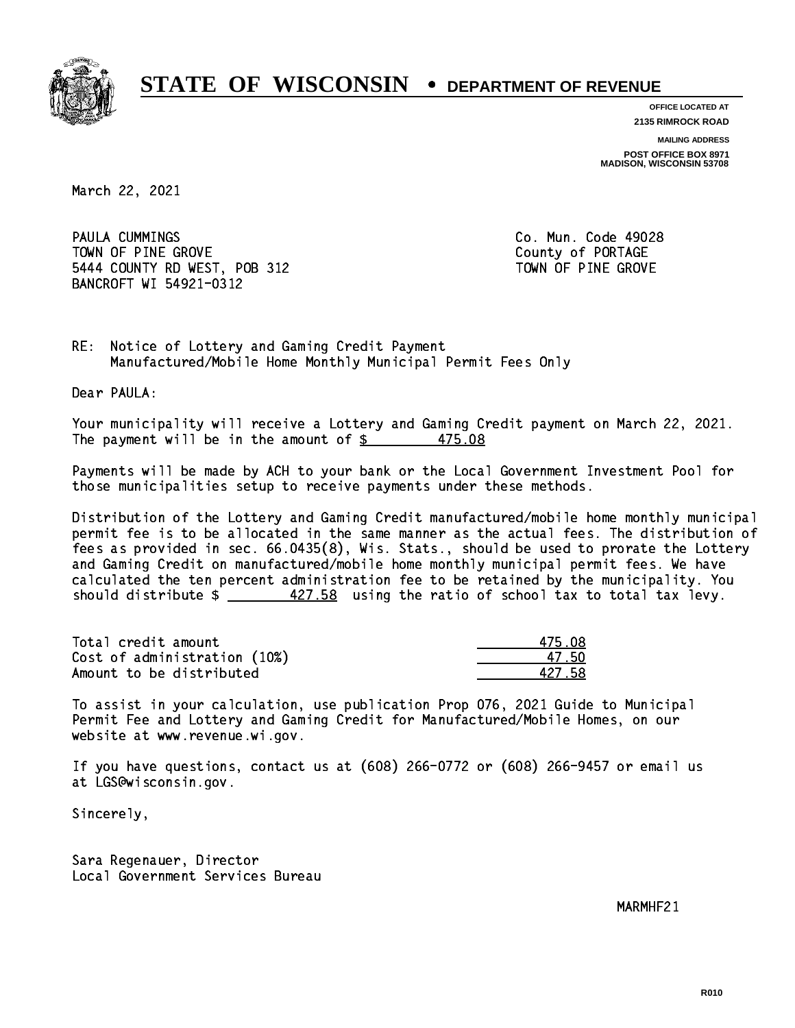# STATE OF WISCONSIN • DEPARTMENT OF REVENUE

**OFFICE LOCATED AT**
**2135 RIMROCK ROAD**

**MAILING ADDRESS**
**POST OFFICE BOX 8971**
**MADISON, WISCONSIN 53708**

March 22, 2021

PAULA CUMMINGS
TOWN OF PINE GROVE
5444 COUNTY RD WEST, POB 312
BANCROFT WI 54921-0312

Co. Mun. Code 49028
County of PORTAGE
TOWN OF PINE GROVE

RE: Notice of Lottery and Gaming Credit Payment
Manufactured/Mobile Home Monthly Municipal Permit Fees Only

Dear PAULA:

Your municipality will receive a Lottery and Gaming Credit payment on March 22, 2021. The payment will be in the amount of $ 475.08

Payments will be made by ACH to your bank or the Local Government Investment Pool for those municipalities setup to receive payments under these methods.

Distribution of the Lottery and Gaming Credit manufactured/mobile home monthly municipal permit fee is to be allocated in the same manner as the actual fees. The distribution of fees as provided in sec. 66.0435(8), Wis. Stats., should be used to prorate the Lottery and Gaming Credit on manufactured/mobile home monthly municipal permit fees. We have calculated the ten percent administration fee to be retained by the municipality. You should distribute $ 427.58 using the ratio of school tax to total tax levy.

| | |
|---|---|
| Total credit amount | 475.08 |
| Cost of administration (10%) | 47.50 |
| Amount to be distributed | 427.58 |

To assist in your calculation, use publication Prop 076, 2021 Guide to Municipal Permit Fee and Lottery and Gaming Credit for Manufactured/Mobile Homes, on our website at www.revenue.wi.gov.

If you have questions, contact us at (608) 266-0772 or (608) 266-9457 or email us at LGS@wisconsin.gov.

Sincerely,

Sara Regenauer, Director
Local Government Services Bureau

MARMHF21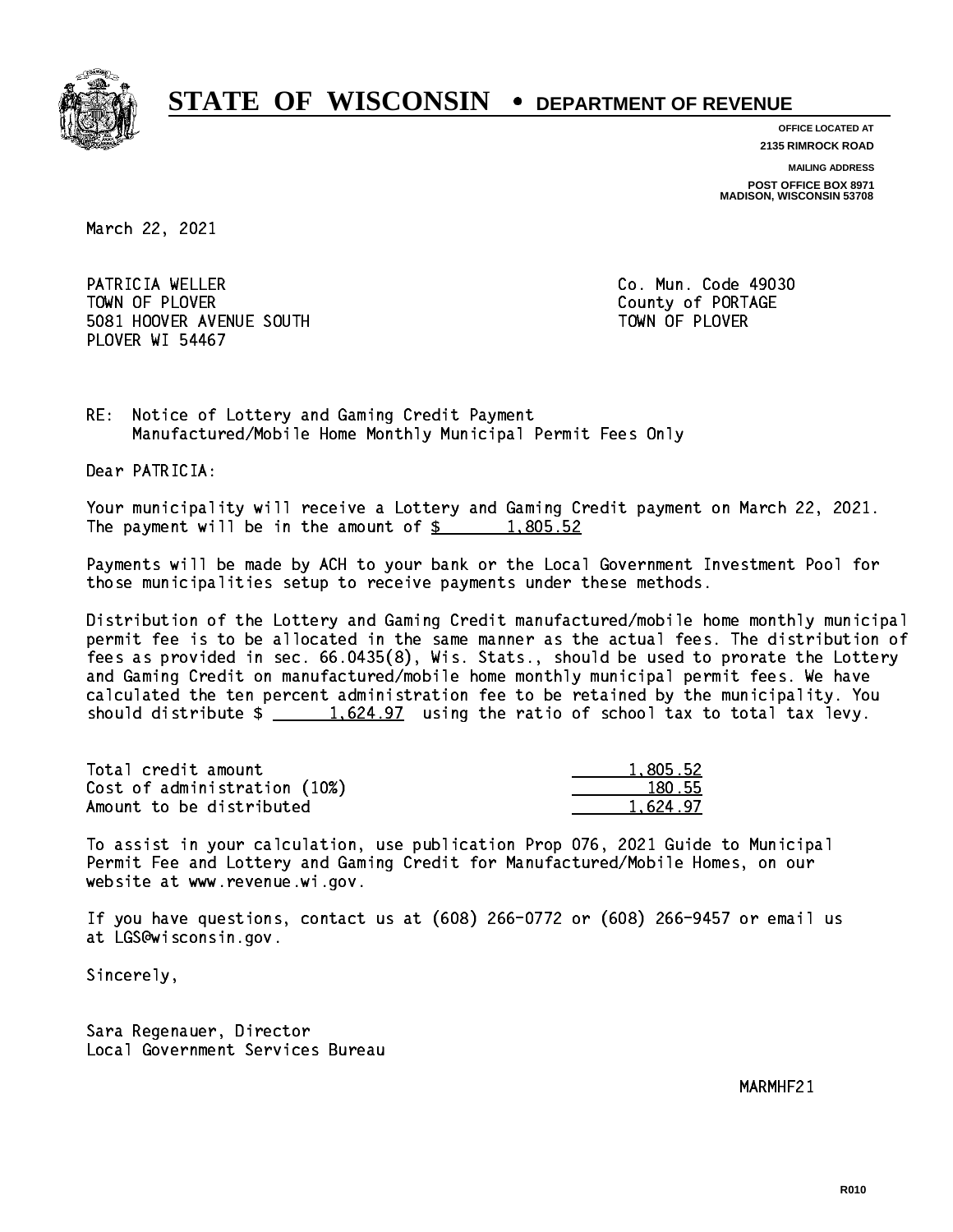# STATE OF WISCONSIN • DEPARTMENT OF REVENUE

OFFICE LOCATED AT
2135 RIMROCK ROAD

MAILING ADDRESS
POST OFFICE BOX 8971
MADISON, WISCONSIN 53708

March 22, 2021

PATRICIA WELLER
TOWN OF PLOVER
5081 HOOVER AVENUE SOUTH
PLOVER WI 54467

Co. Mun. Code 49030
County of PORTAGE
TOWN OF PLOVER

RE: Notice of Lottery and Gaming Credit Payment
Manufactured/Mobile Home Monthly Municipal Permit Fees Only

Dear PATRICIA:

Your municipality will receive a Lottery and Gaming Credit payment on March 22, 2021. The payment will be in the amount of $ 1,805.52

Payments will be made by ACH to your bank or the Local Government Investment Pool for those municipalities setup to receive payments under these methods.

Distribution of the Lottery and Gaming Credit manufactured/mobile home monthly municipal permit fee is to be allocated in the same manner as the actual fees. The distribution of fees as provided in sec. 66.0435(8), Wis. Stats., should be used to prorate the Lottery and Gaming Credit on manufactured/mobile home monthly municipal permit fees. We have calculated the ten percent administration fee to be retained by the municipality. You should distribute $ 1,624.97 using the ratio of school tax to total tax levy.

| | |
|---|---|
| Total credit amount | 1,805.52 |
| Cost of administration (10%) | 180.55 |
| Amount to be distributed | 1,624.97 |

To assist in your calculation, use publication Prop 076, 2021 Guide to Municipal Permit Fee and Lottery and Gaming Credit for Manufactured/Mobile Homes, on our website at www.revenue.wi.gov.

If you have questions, contact us at (608) 266-0772 or (608) 266-9457 or email us at LGS@wisconsin.gov.

Sincerely,

Sara Regenauer, Director
Local Government Services Bureau

MARMHF21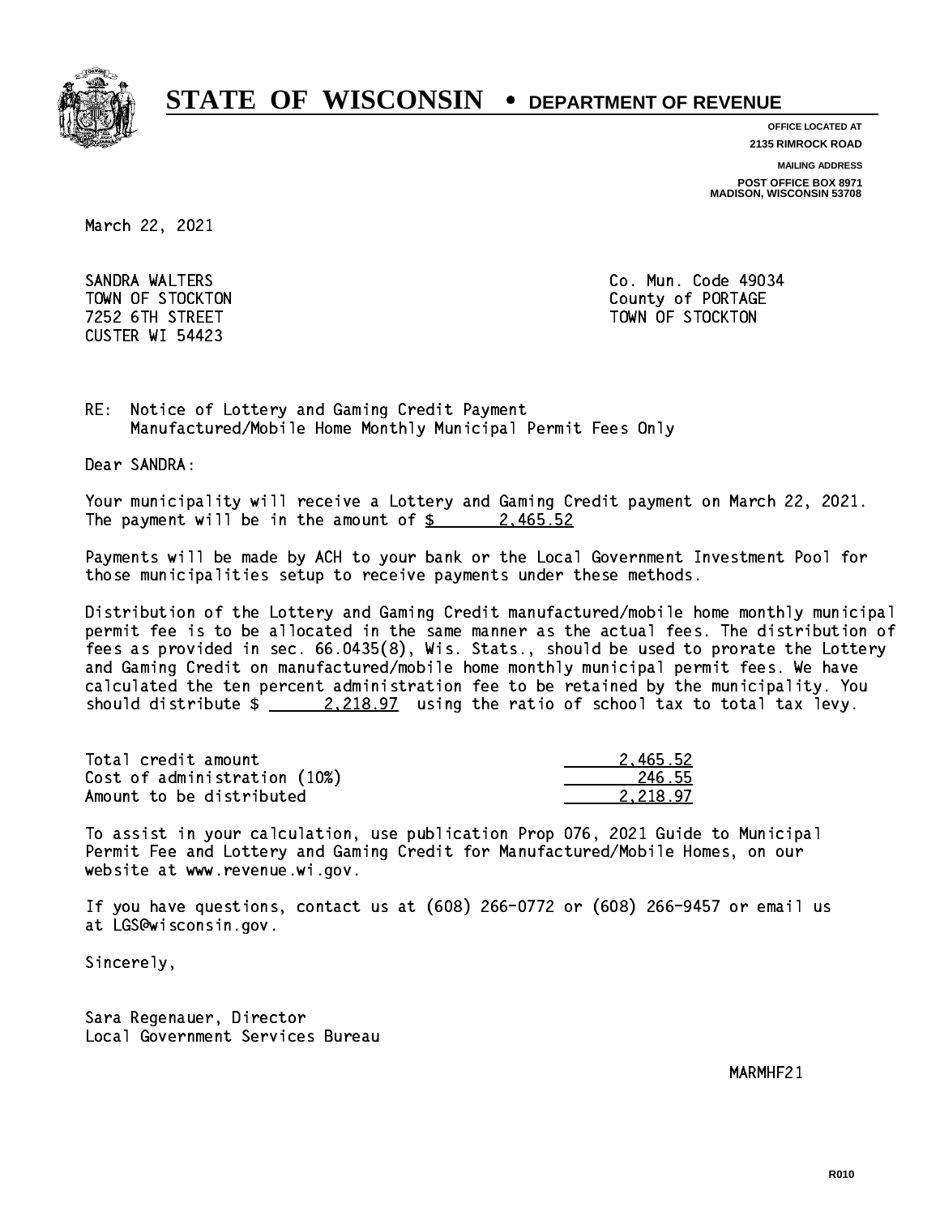# STATE OF WISCONSIN • DEPARTMENT OF REVENUE

**OFFICE LOCATED AT**
**2135 RIMROCK ROAD**

**MAILING ADDRESS**
**POST OFFICE BOX 8971**
**MADISON, WISCONSIN 53708**

March 22, 2021

SANDRA WALTERS
TOWN OF STOCKTON
7252 6TH STREET
CUSTER WI 54423

Co. Mun. Code 49034
County of PORTAGE
TOWN OF STOCKTON

RE: Notice of Lottery and Gaming Credit Payment
Manufactured/Mobile Home Monthly Municipal Permit Fees Only

Dear SANDRA:

Your municipality will receive a Lottery and Gaming Credit payment on March 22, 2021. The payment will be in the amount of $ 2,465.52

Payments will be made by ACH to your bank or the Local Government Investment Pool for those municipalities setup to receive payments under these methods.

Distribution of the Lottery and Gaming Credit manufactured/mobile home monthly municipal permit fee is to be allocated in the same manner as the actual fees. The distribution of fees as provided in sec. 66.0435(8), Wis. Stats., should be used to prorate the Lottery and Gaming Credit on manufactured/mobile home monthly municipal permit fees. We have calculated the ten percent administration fee to be retained by the municipality. You should distribute $ 2,218.97 using the ratio of school tax to total tax levy.

| | |
|---|---|
| Total credit amount | 2,465.52 |
| Cost of administration (10%) | 246.55 |
| Amount to be distributed | 2,218.97 |

To assist in your calculation, use publication Prop 076, 2021 Guide to Municipal Permit Fee and Lottery and Gaming Credit for Manufactured/Mobile Homes, on our website at www.revenue.wi.gov.

If you have questions, contact us at (608) 266-0772 or (608) 266-9457 or email us at LGS@wisconsin.gov.

Sincerely,

Sara Regenauer, Director
Local Government Services Bureau

MARMHF21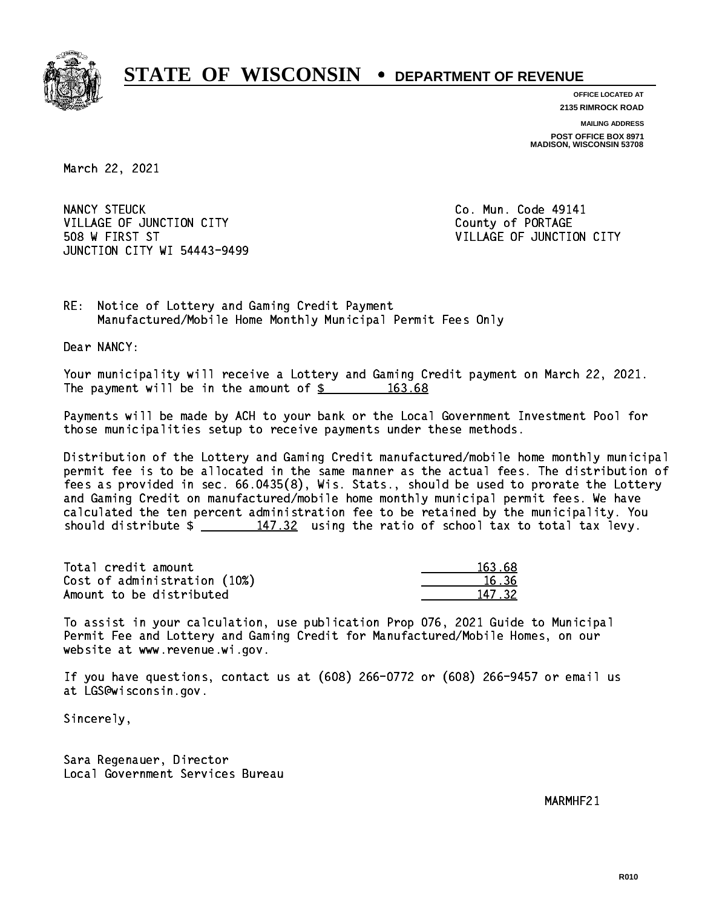# STATE OF WISCONSIN • DEPARTMENT OF REVENUE

**OFFICE LOCATED AT**
2135 RIMROCK ROAD

**MAILING ADDRESS**
POST OFFICE BOX 8971
MADISON, WISCONSIN 53708

March 22, 2021

NANCY STEUCK
VILLAGE OF JUNCTION CITY
508 W FIRST ST
JUNCTION CITY WI 54443-9499

Co. Mun. Code 49141
County of PORTAGE
VILLAGE OF JUNCTION CITY

RE: Notice of Lottery and Gaming Credit Payment
Manufactured/Mobile Home Monthly Municipal Permit Fees Only

Dear NANCY:

Your municipality will receive a Lottery and Gaming Credit payment on March 22, 2021. The payment will be in the amount of $ 163.68

Payments will be made by ACH to your bank or the Local Government Investment Pool for those municipalities setup to receive payments under these methods.

Distribution of the Lottery and Gaming Credit manufactured/mobile home monthly municipal permit fee is to be allocated in the same manner as the actual fees. The distribution of fees as provided in sec. 66.0435(8), Wis. Stats., should be used to prorate the Lottery and Gaming Credit on manufactured/mobile home monthly municipal permit fees. We have calculated the ten percent administration fee to be retained by the municipality. You should distribute $ 147.32 using the ratio of school tax to total tax levy.

| | |
|---|---|
| Total credit amount | 163.68 |
| Cost of administration (10%) | 16.36 |
| Amount to be distributed | 147.32 |

To assist in your calculation, use publication Prop 076, 2021 Guide to Municipal Permit Fee and Lottery and Gaming Credit for Manufactured/Mobile Homes, on our website at www.revenue.wi.gov.

If you have questions, contact us at (608) 266-0772 or (608) 266-9457 or email us at LGS@wisconsin.gov.

Sincerely,

Sara Regenauer, Director
Local Government Services Bureau

MARMHF21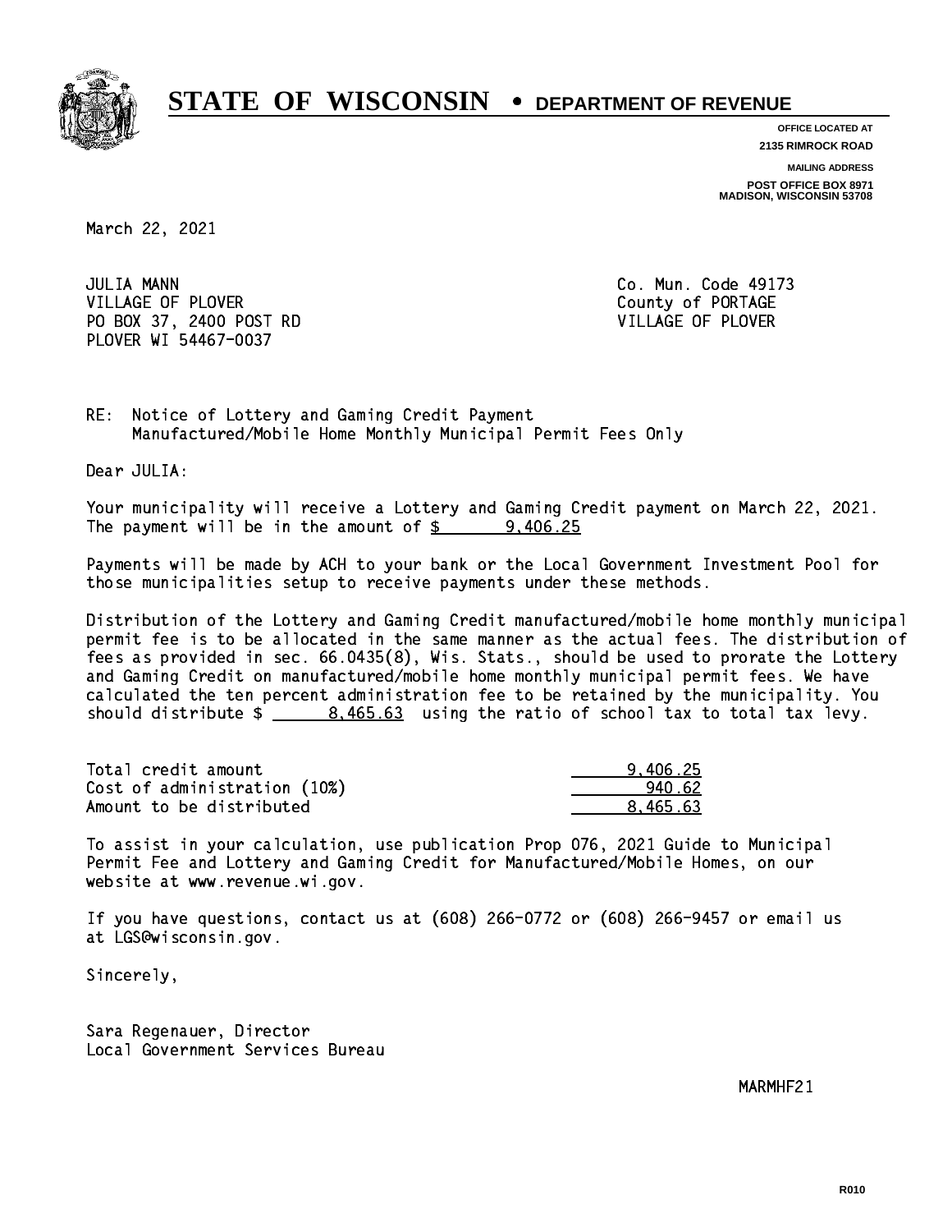# STATE OF WISCONSIN • DEPARTMENT OF REVENUE

**OFFICE LOCATED AT**
**2135 RIMROCK ROAD**

**MAILING ADDRESS**
**POST OFFICE BOX 8971**
**MADISON, WISCONSIN 53708**

March 22, 2021

JULIA MANN
VILLAGE OF PLOVER
PO BOX 37, 2400 POST RD
PLOVER WI 54467-0037

Co. Mun. Code 49173
County of PORTAGE
VILLAGE OF PLOVER

RE: Notice of Lottery and Gaming Credit Payment
Manufactured/Mobile Home Monthly Municipal Permit Fees Only

Dear JULIA:

Your municipality will receive a Lottery and Gaming Credit payment on March 22, 2021. The payment will be in the amount of $ 9,406.25

Payments will be made by ACH to your bank or the Local Government Investment Pool for those municipalities setup to receive payments under these methods.

Distribution of the Lottery and Gaming Credit manufactured/mobile home monthly municipal permit fee is to be allocated in the same manner as the actual fees. The distribution of fees as provided in sec. 66.0435(8), Wis. Stats., should be used to prorate the Lottery and Gaming Credit on manufactured/mobile home monthly municipal permit fees. We have calculated the ten percent administration fee to be retained by the municipality. You should distribute $ 8,465.63 using the ratio of school tax to total tax levy.

| | |
|---|---|
| Total credit amount | 9,406.25 |
| Cost of administration (10%) | 940.62 |
| Amount to be distributed | 8,465.63 |

To assist in your calculation, use publication Prop 076, 2021 Guide to Municipal Permit Fee and Lottery and Gaming Credit for Manufactured/Mobile Homes, on our website at www.revenue.wi.gov.

If you have questions, contact us at (608) 266-0772 or (608) 266-9457 or email us at LGS@wisconsin.gov.

Sincerely,

Sara Regenauer, Director
Local Government Services Bureau

MARMHF21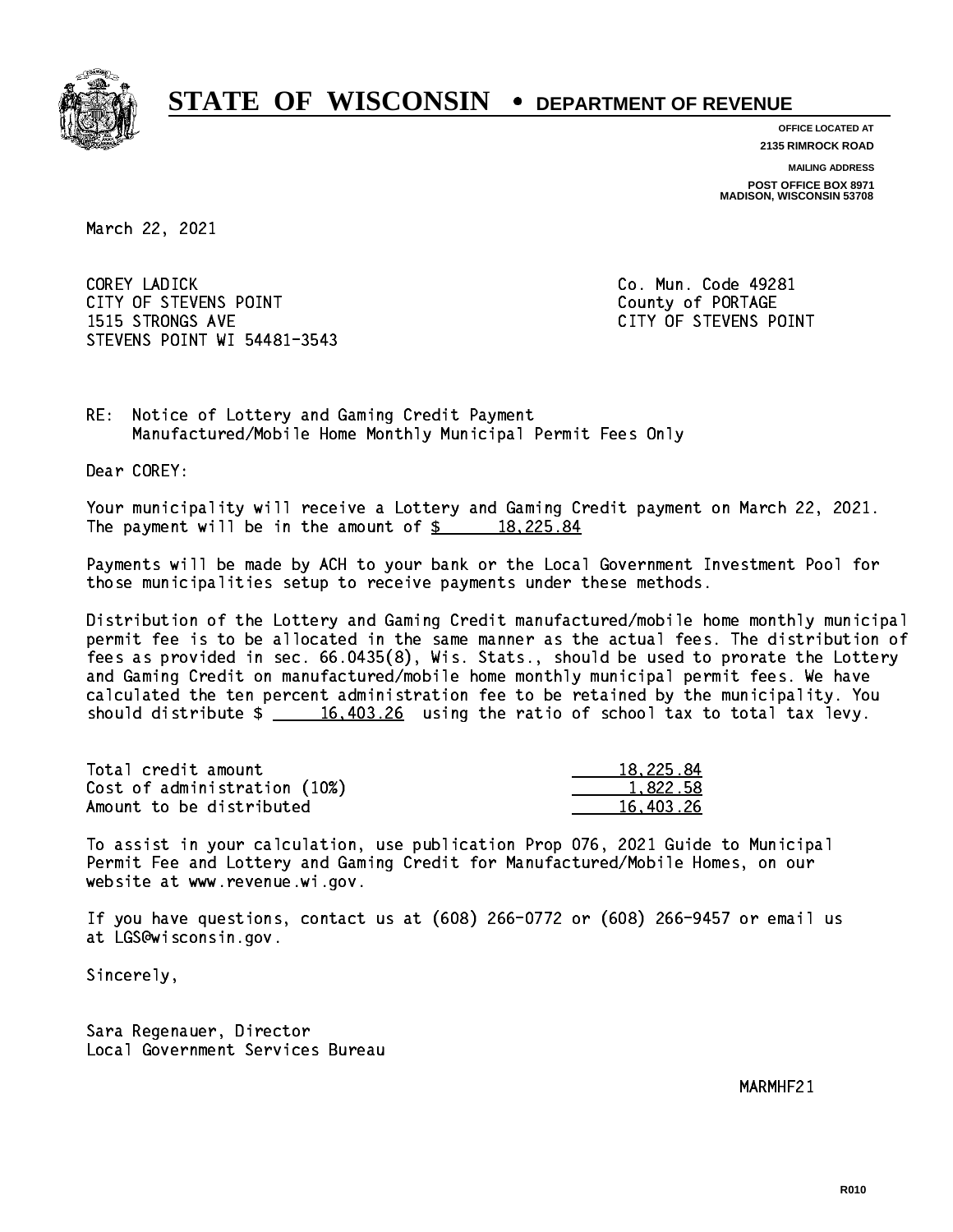# STATE OF WISCONSIN • DEPARTMENT OF REVENUE

**OFFICE LOCATED AT**
**2135 RIMROCK ROAD**

**MAILING ADDRESS**
**POST OFFICE BOX 8971**
**MADISON, WISCONSIN 53708**

March 22, 2021

COREY LADICK
CITY OF STEVENS POINT
1515 STRONGS AVE
STEVENS POINT WI 54481-3543

Co. Mun. Code 49281
County of PORTAGE
CITY OF STEVENS POINT

RE: Notice of Lottery and Gaming Credit Payment
Manufactured/Mobile Home Monthly Municipal Permit Fees Only

Dear COREY:

Your municipality will receive a Lottery and Gaming Credit payment on March 22, 2021. The payment will be in the amount of $ 18,225.84

Payments will be made by ACH to your bank or the Local Government Investment Pool for those municipalities setup to receive payments under these methods.

Distribution of the Lottery and Gaming Credit manufactured/mobile home monthly municipal permit fee is to be allocated in the same manner as the actual fees. The distribution of fees as provided in sec. 66.0435(8), Wis. Stats., should be used to prorate the Lottery and Gaming Credit on manufactured/mobile home monthly municipal permit fees. We have calculated the ten percent administration fee to be retained by the municipality. You should distribute $ 16,403.26 using the ratio of school tax to total tax levy.

| | |
|---|---|
| Total credit amount | 18,225.84 |
| Cost of administration (10%) | 1,822.58 |
| Amount to be distributed | 16,403.26 |

To assist in your calculation, use publication Prop 076, 2021 Guide to Municipal Permit Fee and Lottery and Gaming Credit for Manufactured/Mobile Homes, on our website at www.revenue.wi.gov.

If you have questions, contact us at (608) 266-0772 or (608) 266-9457 or email us at LGS@wisconsin.gov.

Sincerely,

Sara Regenauer, Director
Local Government Services Bureau

MARMHF21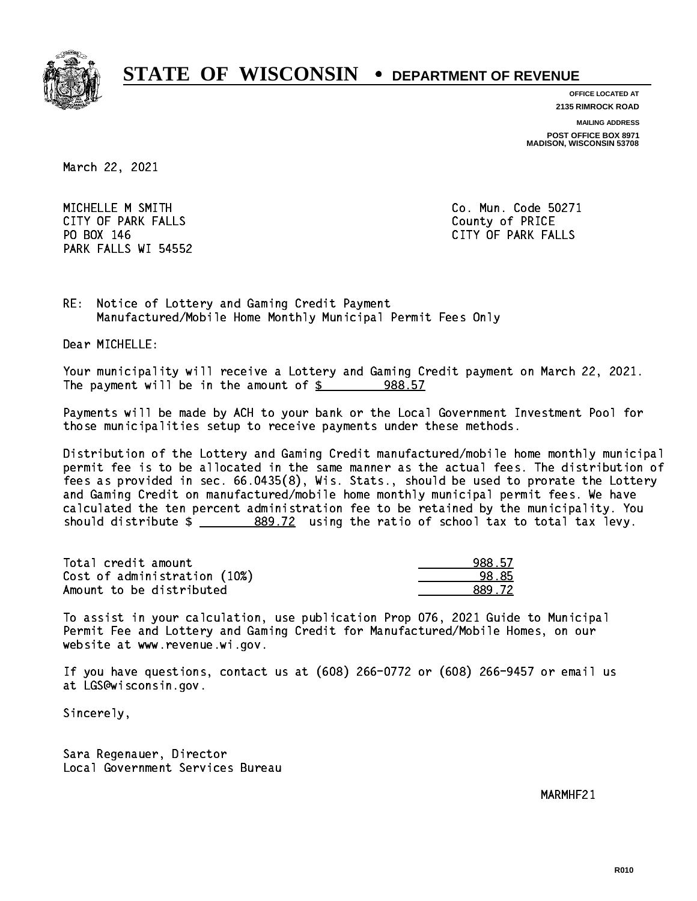# STATE OF WISCONSIN • DEPARTMENT OF REVENUE

**OFFICE LOCATED AT**
**2135 RIMROCK ROAD**

**MAILING ADDRESS**
**POST OFFICE BOX 8971**
**MADISON, WISCONSIN 53708**

March 22, 2021

MICHELLE M SMITH
CITY OF PARK FALLS
PO BOX 146
PARK FALLS WI 54552

Co. Mun. Code 50271
County of PRICE
CITY OF PARK FALLS

RE: Notice of Lottery and Gaming Credit Payment
Manufactured/Mobile Home Monthly Municipal Permit Fees Only

Dear MICHELLE:

Your municipality will receive a Lottery and Gaming Credit payment on March 22, 2021. The payment will be in the amount of $ 988.57

Payments will be made by ACH to your bank or the Local Government Investment Pool for those municipalities setup to receive payments under these methods.

Distribution of the Lottery and Gaming Credit manufactured/mobile home monthly municipal permit fee is to be allocated in the same manner as the actual fees. The distribution of fees as provided in sec. 66.0435(8), Wis. Stats., should be used to prorate the Lottery and Gaming Credit on manufactured/mobile home monthly municipal permit fees. We have calculated the ten percent administration fee to be retained by the municipality. You should distribute $ 889.72 using the ratio of school tax to total tax levy.

| | |
|---|---|
| Total credit amount | 988.57 |
| Cost of administration (10%) | 98.85 |
| Amount to be distributed | 889.72 |

To assist in your calculation, use publication Prop 076, 2021 Guide to Municipal Permit Fee and Lottery and Gaming Credit for Manufactured/Mobile Homes, on our website at www.revenue.wi.gov.

If you have questions, contact us at (608) 266-0772 or (608) 266-9457 or email us at LGS@wisconsin.gov.

Sincerely,

Sara Regenauer, Director
Local Government Services Bureau

MARMHF21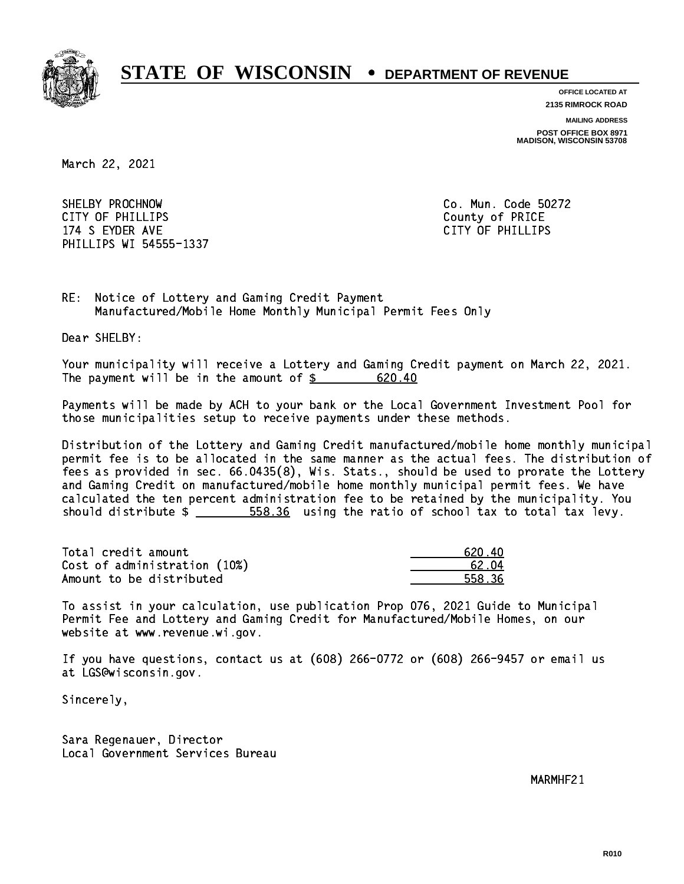# STATE OF WISCONSIN • DEPARTMENT OF REVENUE

OFFICE LOCATED AT
2135 RIMROCK ROAD

MAILING ADDRESS
POST OFFICE BOX 8971
MADISON, WISCONSIN 53708

March 22, 2021

SHELBY PROCHNOW
CITY OF PHILLIPS
174 S EYDER AVE
PHILLIPS WI 54555-1337

Co. Mun. Code 50272
County of PRICE
CITY OF PHILLIPS

RE: Notice of Lottery and Gaming Credit Payment
Manufactured/Mobile Home Monthly Municipal Permit Fees Only

Dear SHELBY:

Your municipality will receive a Lottery and Gaming Credit payment on March 22, 2021. The payment will be in the amount of $ 620.40

Payments will be made by ACH to your bank or the Local Government Investment Pool for those municipalities setup to receive payments under these methods.

Distribution of the Lottery and Gaming Credit manufactured/mobile home monthly municipal permit fee is to be allocated in the same manner as the actual fees. The distribution of fees as provided in sec. 66.0435(8), Wis. Stats., should be used to prorate the Lottery and Gaming Credit on manufactured/mobile home monthly municipal permit fees. We have calculated the ten percent administration fee to be retained by the municipality. You should distribute $ 558.36 using the ratio of school tax to total tax levy.

| | |
|---|---|
| Total credit amount | 620.40 |
| Cost of administration (10%) | 62.04 |
| Amount to be distributed | 558.36 |

To assist in your calculation, use publication Prop 076, 2021 Guide to Municipal Permit Fee and Lottery and Gaming Credit for Manufactured/Mobile Homes, on our website at www.revenue.wi.gov.

If you have questions, contact us at (608) 266-0772 or (608) 266-9457 or email us at LGS@wisconsin.gov.

Sincerely,

Sara Regenauer, Director
Local Government Services Bureau

MARMHF21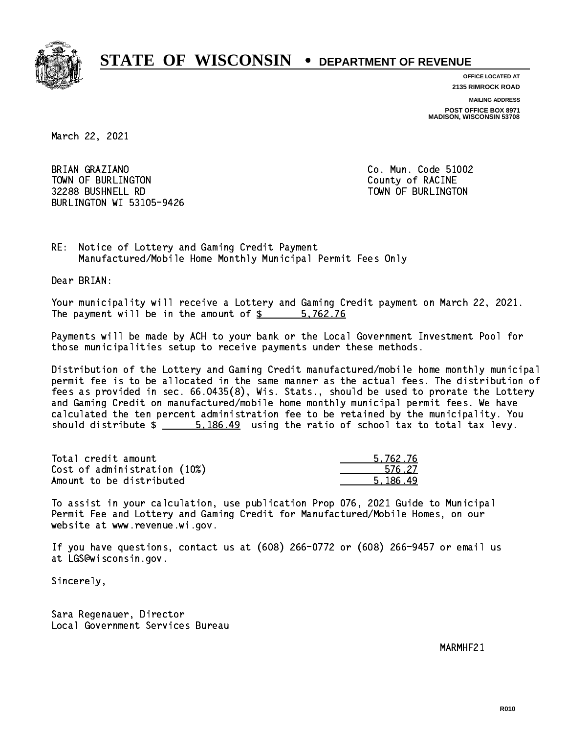# STATE OF WISCONSIN • DEPARTMENT OF REVENUE

**OFFICE LOCATED AT**
**2135 RIMROCK ROAD**

**MAILING ADDRESS**
**POST OFFICE BOX 8971**
**MADISON, WISCONSIN 53708**

March 22, 2021

BRIAN GRAZIANO
TOWN OF BURLINGTON
32288 BUSHNELL RD
BURLINGTON WI 53105-9426

Co. Mun. Code 51002
County of RACINE
TOWN OF BURLINGTON

RE: Notice of Lottery and Gaming Credit Payment
Manufactured/Mobile Home Monthly Municipal Permit Fees Only

Dear BRIAN:

Your municipality will receive a Lottery and Gaming Credit payment on March 22, 2021. The payment will be in the amount of $ 5,762.76

Payments will be made by ACH to your bank or the Local Government Investment Pool for those municipalities setup to receive payments under these methods.

Distribution of the Lottery and Gaming Credit manufactured/mobile home monthly municipal permit fee is to be allocated in the same manner as the actual fees. The distribution of fees as provided in sec. 66.0435(8), Wis. Stats., should be used to prorate the Lottery and Gaming Credit on manufactured/mobile home monthly municipal permit fees. We have calculated the ten percent administration fee to be retained by the municipality. You should distribute $ 5,186.49 using the ratio of school tax to total tax levy.

| | |
|---|---|
| Total credit amount | 5,762.76 |
| Cost of administration (10%) | 576.27 |
| Amount to be distributed | 5,186.49 |

To assist in your calculation, use publication Prop 076, 2021 Guide to Municipal Permit Fee and Lottery and Gaming Credit for Manufactured/Mobile Homes, on our website at www.revenue.wi.gov.

If you have questions, contact us at (608) 266-0772 or (608) 266-9457 or email us at LGS@wisconsin.gov.

Sincerely,

Sara Regenauer, Director
Local Government Services Bureau

MARMHF21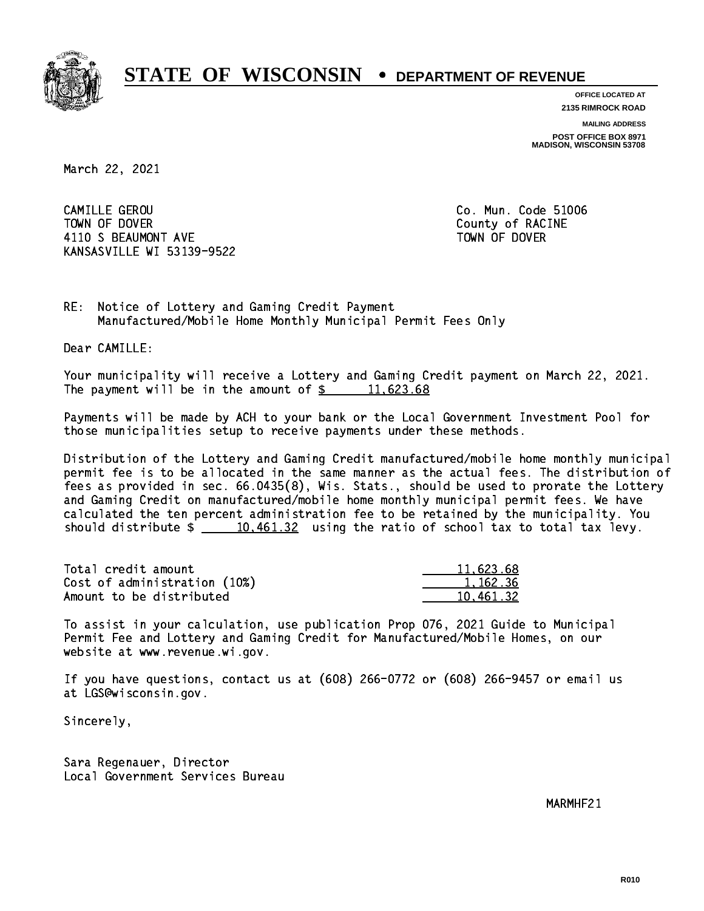# STATE OF WISCONSIN • DEPARTMENT OF REVENUE

**OFFICE LOCATED AT**
**2135 RIMROCK ROAD**

**MAILING ADDRESS**
**POST OFFICE BOX 8971**
**MADISON, WISCONSIN 53708**

March 22, 2021

CAMILLE GEROU
TOWN OF DOVER
4110 S BEAUMONT AVE
KANSASVILLE WI 53139-9522

Co. Mun. Code 51006
County of RACINE
TOWN OF DOVER

RE: Notice of Lottery and Gaming Credit Payment
Manufactured/Mobile Home Monthly Municipal Permit Fees Only

Dear CAMILLE:

Your municipality will receive a Lottery and Gaming Credit payment on March 22, 2021. The payment will be in the amount of $ 11,623.68

Payments will be made by ACH to your bank or the Local Government Investment Pool for those municipalities setup to receive payments under these methods.

Distribution of the Lottery and Gaming Credit manufactured/mobile home monthly municipal permit fee is to be allocated in the same manner as the actual fees. The distribution of fees as provided in sec. 66.0435(8), Wis. Stats., should be used to prorate the Lottery and Gaming Credit on manufactured/mobile home monthly municipal permit fees. We have calculated the ten percent administration fee to be retained by the municipality. You should distribute $ 10,461.32 using the ratio of school tax to total tax levy.

| | |
|---|---|
| Total credit amount | 11,623.68 |
| Cost of administration (10%) | 1,162.36 |
| Amount to be distributed | 10,461.32 |

To assist in your calculation, use publication Prop 076, 2021 Guide to Municipal Permit Fee and Lottery and Gaming Credit for Manufactured/Mobile Homes, on our website at www.revenue.wi.gov.

If you have questions, contact us at (608) 266-0772 or (608) 266-9457 or email us at LGS@wisconsin.gov.

Sincerely,

Sara Regenauer, Director
Local Government Services Bureau

MARMHF21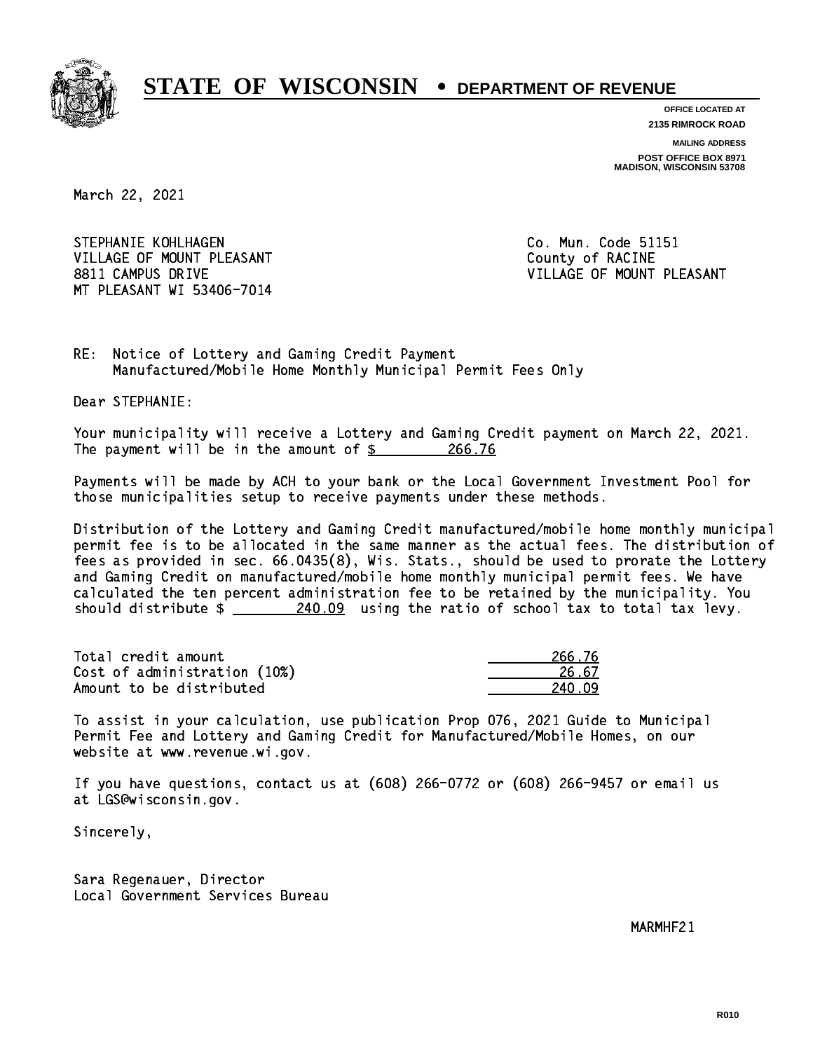# STATE OF WISCONSIN • DEPARTMENT OF REVENUE

OFFICE LOCATED AT
2135 RIMROCK ROAD

MAILING ADDRESS
POST OFFICE BOX 8971
MADISON, WISCONSIN 53708

March 22, 2021

STEPHANIE KOHLHAGEN
VILLAGE OF MOUNT PLEASANT
8811 CAMPUS DRIVE
MT PLEASANT WI 53406-7014

Co. Mun. Code 51151
County of RACINE
VILLAGE OF MOUNT PLEASANT

RE: Notice of Lottery and Gaming Credit Payment
Manufactured/Mobile Home Monthly Municipal Permit Fees Only

Dear STEPHANIE:

Your municipality will receive a Lottery and Gaming Credit payment on March 22, 2021. The payment will be in the amount of $ 266.76

Payments will be made by ACH to your bank or the Local Government Investment Pool for those municipalities setup to receive payments under these methods.

Distribution of the Lottery and Gaming Credit manufactured/mobile home monthly municipal permit fee is to be allocated in the same manner as the actual fees. The distribution of fees as provided in sec. 66.0435(8), Wis. Stats., should be used to prorate the Lottery and Gaming Credit on manufactured/mobile home monthly municipal permit fees. We have calculated the ten percent administration fee to be retained by the municipality. You should distribute $ 240.09 using the ratio of school tax to total tax levy.

| | |
|---|---|
| Total credit amount | 266.76 |
| Cost of administration (10%) | 26.67 |
| Amount to be distributed | 240.09 |

To assist in your calculation, use publication Prop 076, 2021 Guide to Municipal Permit Fee and Lottery and Gaming Credit for Manufactured/Mobile Homes, on our website at www.revenue.wi.gov.

If you have questions, contact us at (608) 266-0772 or (608) 266-9457 or email us at LGS@wisconsin.gov.

Sincerely,

Sara Regenauer, Director
Local Government Services Bureau

MARMHF21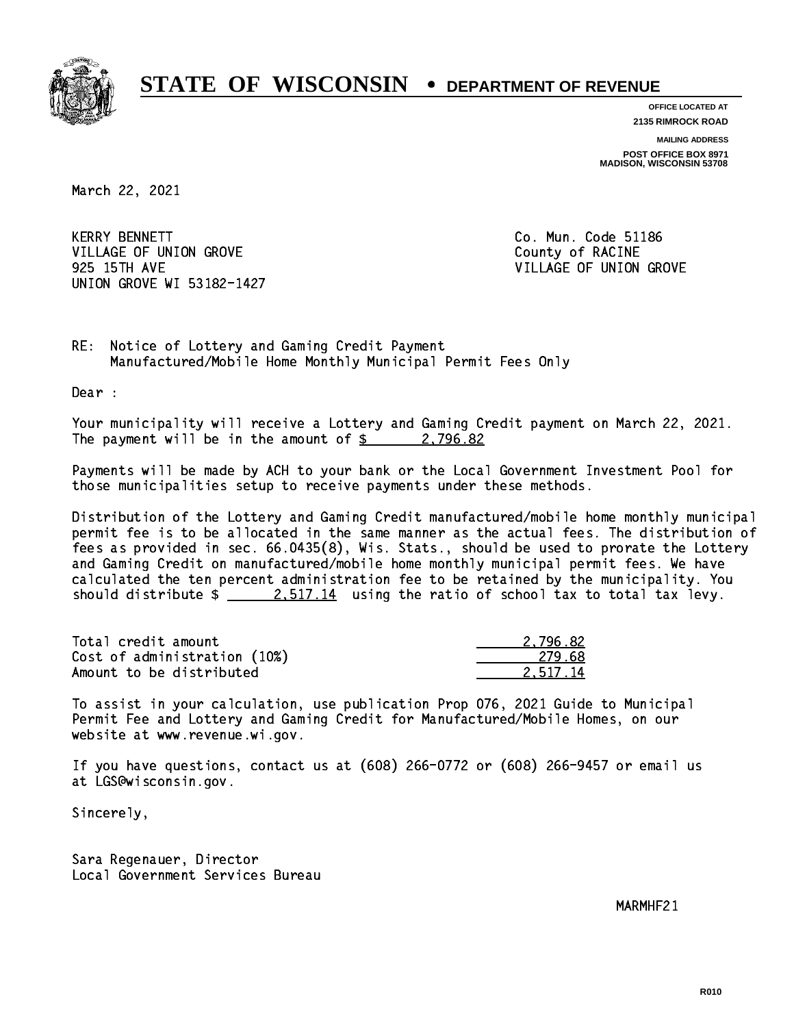# STATE OF WISCONSIN • DEPARTMENT OF REVENUE

**OFFICE LOCATED AT**
**2135 RIMROCK ROAD**

**MAILING ADDRESS**
**POST OFFICE BOX 8971**
**MADISON, WISCONSIN 53708**

March 22, 2021

KERRY BENNETT
VILLAGE OF UNION GROVE
925 15TH AVE
UNION GROVE WI 53182-1427

Co. Mun. Code 51186
County of RACINE
VILLAGE OF UNION GROVE

RE: Notice of Lottery and Gaming Credit Payment
Manufactured/Mobile Home Monthly Municipal Permit Fees Only

Dear :

Your municipality will receive a Lottery and Gaming Credit payment on March 22, 2021. The payment will be in the amount of $ 2,796.82

Payments will be made by ACH to your bank or the Local Government Investment Pool for those municipalities setup to receive payments under these methods.

Distribution of the Lottery and Gaming Credit manufactured/mobile home monthly municipal permit fee is to be allocated in the same manner as the actual fees. The distribution of fees as provided in sec. 66.0435(8), Wis. Stats., should be used to prorate the Lottery and Gaming Credit on manufactured/mobile home monthly municipal permit fees. We have calculated the ten percent administration fee to be retained by the municipality. You should distribute $ 2,517.14 using the ratio of school tax to total tax levy.

| | |
|---|---|
| Total credit amount | 2,796.82 |
| Cost of administration (10%) | 279.68 |
| Amount to be distributed | 2,517.14 |

To assist in your calculation, use publication Prop 076, 2021 Guide to Municipal Permit Fee and Lottery and Gaming Credit for Manufactured/Mobile Homes, on our website at www.revenue.wi.gov.

If you have questions, contact us at (608) 266-0772 or (608) 266-9457 or email us at LGS@wisconsin.gov.

Sincerely,

Sara Regenauer, Director
Local Government Services Bureau

MARMHF21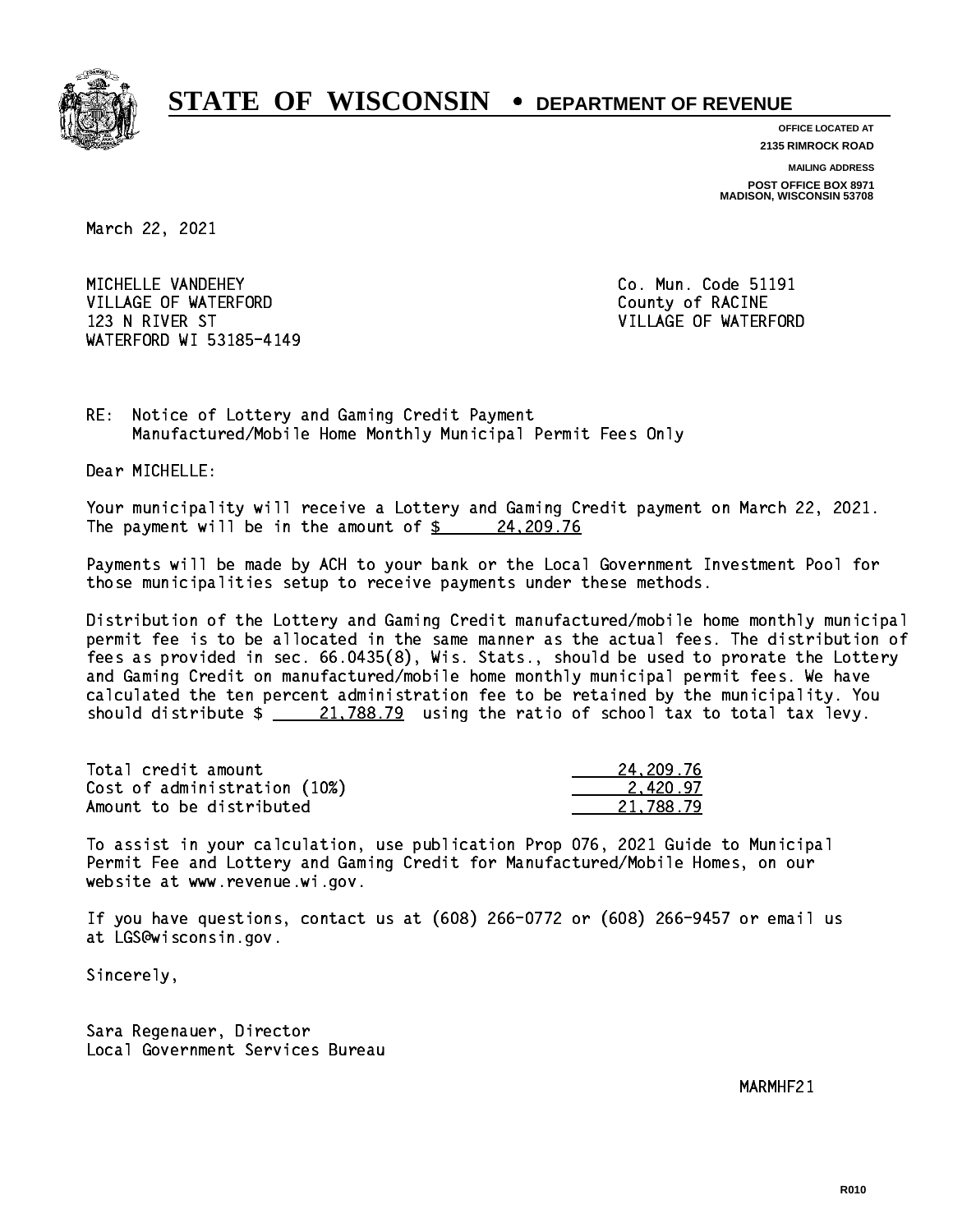# STATE OF WISCONSIN • DEPARTMENT OF REVENUE

OFFICE LOCATED AT
2135 RIMROCK ROAD

MAILING ADDRESS
POST OFFICE BOX 8971
MADISON, WISCONSIN 53708

March 22, 2021

MICHELLE VANDEHEY
VILLAGE OF WATERFORD
123 N RIVER ST
WATERFORD WI 53185-4149

Co. Mun. Code 51191
County of RACINE
VILLAGE OF WATERFORD

RE: Notice of Lottery and Gaming Credit Payment
Manufactured/Mobile Home Monthly Municipal Permit Fees Only

Dear MICHELLE:

Your municipality will receive a Lottery and Gaming Credit payment on March 22, 2021. The payment will be in the amount of $ 24,209.76

Payments will be made by ACH to your bank or the Local Government Investment Pool for those municipalities setup to receive payments under these methods.

Distribution of the Lottery and Gaming Credit manufactured/mobile home monthly municipal permit fee is to be allocated in the same manner as the actual fees. The distribution of fees as provided in sec. 66.0435(8), Wis. Stats., should be used to prorate the Lottery and Gaming Credit on manufactured/mobile home monthly municipal permit fees. We have calculated the ten percent administration fee to be retained by the municipality. You should distribute $ 21,788.79 using the ratio of school tax to total tax levy.

| | |
|---|---|
| Total credit amount | 24,209.76 |
| Cost of administration (10%) | 2,420.97 |
| Amount to be distributed | 21,788.79 |

To assist in your calculation, use publication Prop 076, 2021 Guide to Municipal Permit Fee and Lottery and Gaming Credit for Manufactured/Mobile Homes, on our website at www.revenue.wi.gov.

If you have questions, contact us at (608) 266-0772 or (608) 266-9457 or email us at LGS@wisconsin.gov.

Sincerely,

Sara Regenauer, Director
Local Government Services Bureau

MARMHF21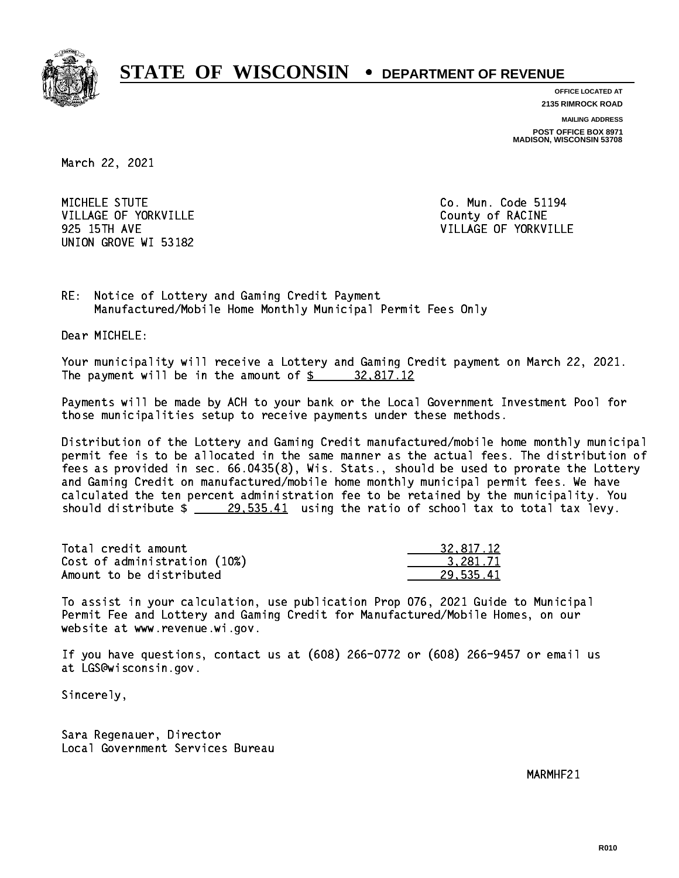# STATE OF WISCONSIN • DEPARTMENT OF REVENUE

**OFFICE LOCATED AT**
**2135 RIMROCK ROAD**

**MAILING ADDRESS**
**POST OFFICE BOX 8971**
**MADISON, WISCONSIN 53708**

March 22, 2021

MICHELE STUTE
VILLAGE OF YORKVILLE
925 15TH AVE
UNION GROVE WI 53182

Co. Mun. Code 51194
County of RACINE
VILLAGE OF YORKVILLE

RE: Notice of Lottery and Gaming Credit Payment
Manufactured/Mobile Home Monthly Municipal Permit Fees Only

Dear MICHELE:

Your municipality will receive a Lottery and Gaming Credit payment on March 22, 2021. The payment will be in the amount of $ 32,817.12

Payments will be made by ACH to your bank or the Local Government Investment Pool for those municipalities setup to receive payments under these methods.

Distribution of the Lottery and Gaming Credit manufactured/mobile home monthly municipal permit fee is to be allocated in the same manner as the actual fees. The distribution of fees as provided in sec. 66.0435(8), Wis. Stats., should be used to prorate the Lottery and Gaming Credit on manufactured/mobile home monthly municipal permit fees. We have calculated the ten percent administration fee to be retained by the municipality. You should distribute $ 29,535.41 using the ratio of school tax to total tax levy.

| | |
|---|---|
| Total credit amount | 32,817.12 |
| Cost of administration (10%) | 3,281.71 |
| Amount to be distributed | 29,535.41 |

To assist in your calculation, use publication Prop 076, 2021 Guide to Municipal Permit Fee and Lottery and Gaming Credit for Manufactured/Mobile Homes, on our website at www.revenue.wi.gov.

If you have questions, contact us at (608) 266-0772 or (608) 266-9457 or email us at LGS@wisconsin.gov.

Sincerely,

Sara Regenauer, Director
Local Government Services Bureau

MARMHF21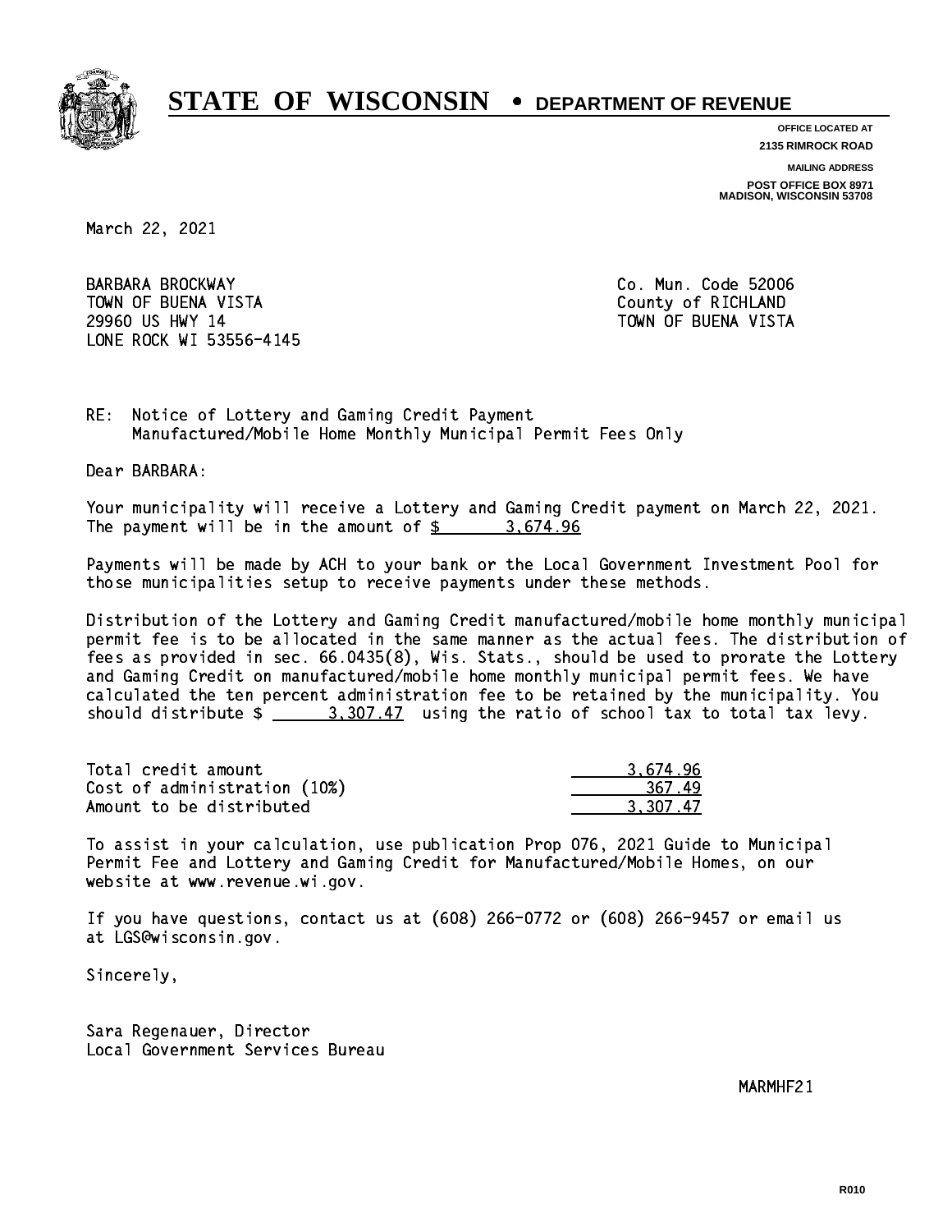# STATE OF WISCONSIN • DEPARTMENT OF REVENUE

**OFFICE LOCATED AT**
**2135 RIMROCK ROAD**

**MAILING ADDRESS**
**POST OFFICE BOX 8971**
**MADISON, WISCONSIN 53708**

March 22, 2021

BARBARA BROCKWAY
TOWN OF BUENA VISTA
29960 US HWY 14
LONE ROCK WI 53556-4145

Co. Mun. Code 52006
County of RICHLAND
TOWN OF BUENA VISTA

RE: Notice of Lottery and Gaming Credit Payment
Manufactured/Mobile Home Monthly Municipal Permit Fees Only

Dear BARBARA:

Your municipality will receive a Lottery and Gaming Credit payment on March 22, 2021. The payment will be in the amount of $ 3,674.96

Payments will be made by ACH to your bank or the Local Government Investment Pool for those municipalities setup to receive payments under these methods.

Distribution of the Lottery and Gaming Credit manufactured/mobile home monthly municipal permit fee is to be allocated in the same manner as the actual fees. The distribution of fees as provided in sec. 66.0435(8), Wis. Stats., should be used to prorate the Lottery and Gaming Credit on manufactured/mobile home monthly municipal permit fees. We have calculated the ten percent administration fee to be retained by the municipality. You should distribute $ 3,307.47 using the ratio of school tax to total tax levy.

| | |
|---|---|
| Total credit amount | 3,674.96 |
| Cost of administration (10%) | 367.49 |
| Amount to be distributed | 3,307.47 |

To assist in your calculation, use publication Prop 076, 2021 Guide to Municipal Permit Fee and Lottery and Gaming Credit for Manufactured/Mobile Homes, on our website at www.revenue.wi.gov.

If you have questions, contact us at (608) 266-0772 or (608) 266-9457 or email us at LGS@wisconsin.gov.

Sincerely,

Sara Regenauer, Director
Local Government Services Bureau

MARMHF21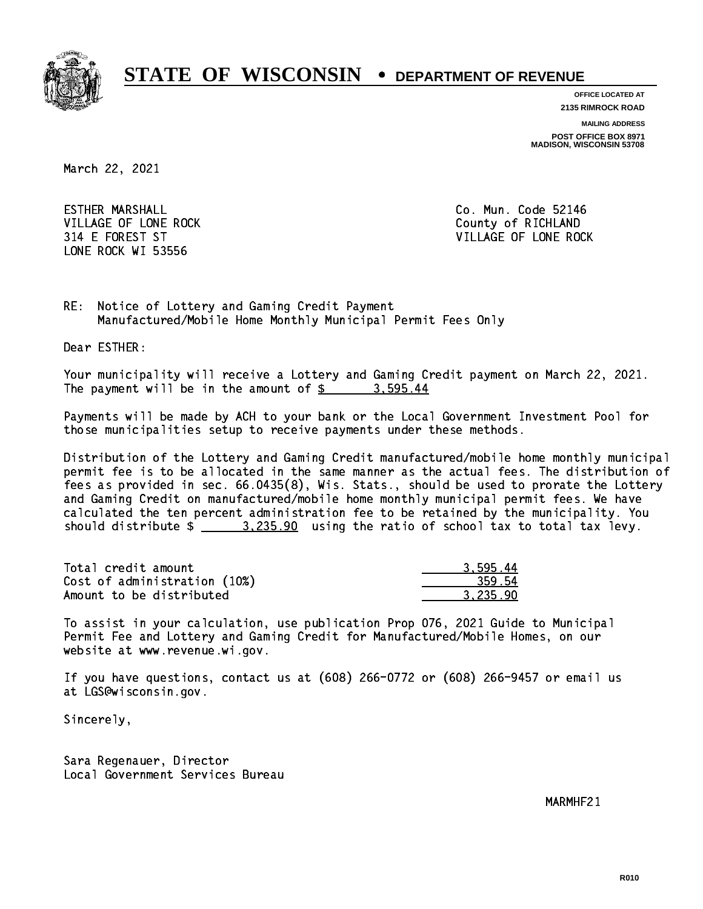# STATE OF WISCONSIN • DEPARTMENT OF REVENUE

**OFFICE LOCATED AT**
**2135 RIMROCK ROAD**

**MAILING ADDRESS**
**POST OFFICE BOX 8971**
**MADISON, WISCONSIN 53708**

March 22, 2021

ESTHER MARSHALL
VILLAGE OF LONE ROCK
314 E FOREST ST
LONE ROCK WI 53556

Co. Mun. Code 52146
County of RICHLAND
VILLAGE OF LONE ROCK

RE: Notice of Lottery and Gaming Credit Payment
Manufactured/Mobile Home Monthly Municipal Permit Fees Only

Dear ESTHER:

Your municipality will receive a Lottery and Gaming Credit payment on March 22, 2021. The payment will be in the amount of $ 3,595.44

Payments will be made by ACH to your bank or the Local Government Investment Pool for those municipalities setup to receive payments under these methods.

Distribution of the Lottery and Gaming Credit manufactured/mobile home monthly municipal permit fee is to be allocated in the same manner as the actual fees. The distribution of fees as provided in sec. 66.0435(8), Wis. Stats., should be used to prorate the Lottery and Gaming Credit on manufactured/mobile home monthly municipal permit fees. We have calculated the ten percent administration fee to be retained by the municipality. You should distribute $ 3,235.90 using the ratio of school tax to total tax levy.

| | |
|---|---|
| Total credit amount | 3,595.44 |
| Cost of administration (10%) | 359.54 |
| Amount to be distributed | 3,235.90 |

To assist in your calculation, use publication Prop 076, 2021 Guide to Municipal Permit Fee and Lottery and Gaming Credit for Manufactured/Mobile Homes, on our website at www.revenue.wi.gov.

If you have questions, contact us at (608) 266-0772 or (608) 266-9457 or email us at LGS@wisconsin.gov.

Sincerely,

Sara Regenauer, Director
Local Government Services Bureau

MARMHF21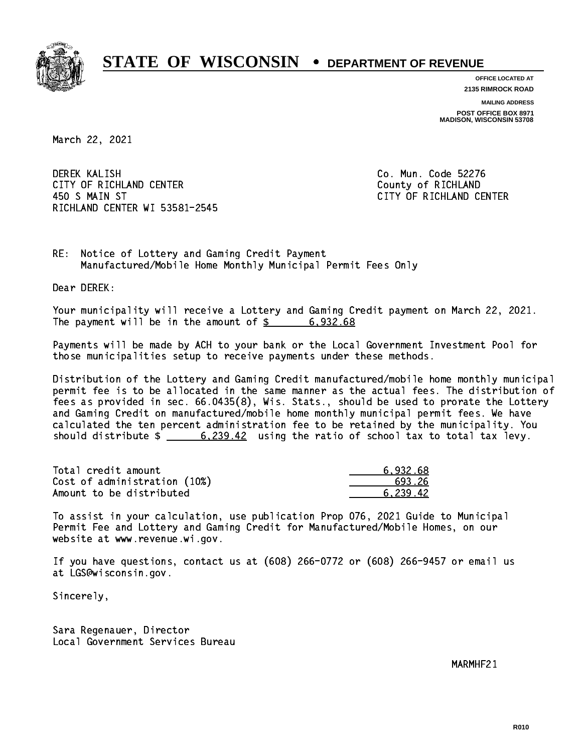# STATE OF WISCONSIN • DEPARTMENT OF REVENUE

**OFFICE LOCATED AT**
**2135 RIMROCK ROAD**

**MAILING ADDRESS**
**POST OFFICE BOX 8971**
**MADISON, WISCONSIN 53708**

March 22, 2021

DEREK KALISH
CITY OF RICHLAND CENTER
450 S MAIN ST
RICHLAND CENTER WI 53581-2545

Co. Mun. Code 52276
County of RICHLAND
CITY OF RICHLAND CENTER

RE: Notice of Lottery and Gaming Credit Payment
Manufactured/Mobile Home Monthly Municipal Permit Fees Only

Dear DEREK:

Your municipality will receive a Lottery and Gaming Credit payment on March 22, 2021. The payment will be in the amount of $ 6,932.68

Payments will be made by ACH to your bank or the Local Government Investment Pool for those municipalities setup to receive payments under these methods.

Distribution of the Lottery and Gaming Credit manufactured/mobile home monthly municipal permit fee is to be allocated in the same manner as the actual fees. The distribution of fees as provided in sec. 66.0435(8), Wis. Stats., should be used to prorate the Lottery and Gaming Credit on manufactured/mobile home monthly municipal permit fees. We have calculated the ten percent administration fee to be retained by the municipality. You should distribute $ 6,239.42 using the ratio of school tax to total tax levy.

| | |
|---|---|
| Total credit amount | 6,932.68 |
| Cost of administration (10%) | 693.26 |
| Amount to be distributed | 6,239.42 |

To assist in your calculation, use publication Prop 076, 2021 Guide to Municipal Permit Fee and Lottery and Gaming Credit for Manufactured/Mobile Homes, on our website at www.revenue.wi.gov.

If you have questions, contact us at (608) 266-0772 or (608) 266-9457 or email us at LGS@wisconsin.gov.

Sincerely,

Sara Regenauer, Director
Local Government Services Bureau

MARMHF21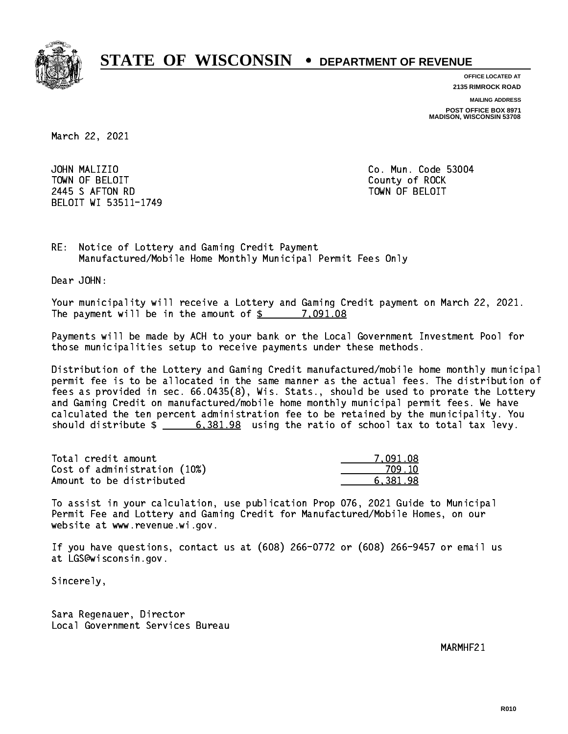# STATE OF WISCONSIN • DEPARTMENT OF REVENUE

**OFFICE LOCATED AT**
**2135 RIMROCK ROAD**

**MAILING ADDRESS**
**POST OFFICE BOX 8971**
**MADISON, WISCONSIN 53708**

March 22, 2021

JOHN MALIZIO
TOWN OF BELOIT
2445 S AFTON RD
BELOIT WI 53511-1749

Co. Mun. Code 53004
County of ROCK
TOWN OF BELOIT

RE: Notice of Lottery and Gaming Credit Payment
Manufactured/Mobile Home Monthly Municipal Permit Fees Only

Dear JOHN:

Your municipality will receive a Lottery and Gaming Credit payment on March 22, 2021. The payment will be in the amount of $ 7,091.08

Payments will be made by ACH to your bank or the Local Government Investment Pool for those municipalities setup to receive payments under these methods.

Distribution of the Lottery and Gaming Credit manufactured/mobile home monthly municipal permit fee is to be allocated in the same manner as the actual fees. The distribution of fees as provided in sec. 66.0435(8), Wis. Stats., should be used to prorate the Lottery and Gaming Credit on manufactured/mobile home monthly municipal permit fees. We have calculated the ten percent administration fee to be retained by the municipality. You should distribute $ 6,381.98 using the ratio of school tax to total tax levy.

| | |
|---|---|
| Total credit amount | 7,091.08 |
| Cost of administration (10%) | 709.10 |
| Amount to be distributed | 6,381.98 |

To assist in your calculation, use publication Prop 076, 2021 Guide to Municipal Permit Fee and Lottery and Gaming Credit for Manufactured/Mobile Homes, on our website at www.revenue.wi.gov.

If you have questions, contact us at (608) 266-0772 or (608) 266-9457 or email us at LGS@wisconsin.gov.

Sincerely,

Sara Regenauer, Director
Local Government Services Bureau

MARMHF21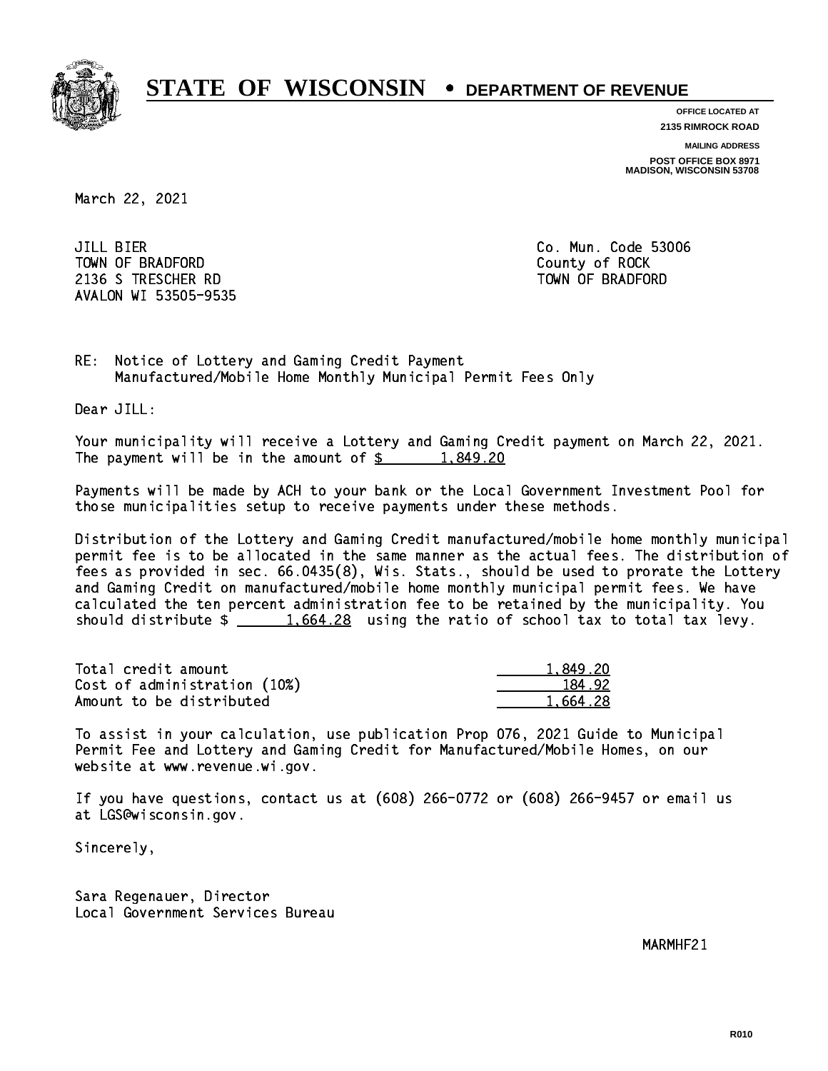# STATE OF WISCONSIN • DEPARTMENT OF REVENUE

OFFICE LOCATED AT
2135 RIMROCK ROAD

MAILING ADDRESS
POST OFFICE BOX 8971
MADISON, WISCONSIN 53708

March 22, 2021

JILL BIER
TOWN OF BRADFORD
2136 S TRESCHER RD
AVALON WI 53505-9535

Co. Mun. Code 53006
County of ROCK
TOWN OF BRADFORD

RE: Notice of Lottery and Gaming Credit Payment
Manufactured/Mobile Home Monthly Municipal Permit Fees Only

Dear JILL:

Your municipality will receive a Lottery and Gaming Credit payment on March 22, 2021. The payment will be in the amount of $ 1,849.20

Payments will be made by ACH to your bank or the Local Government Investment Pool for those municipalities setup to receive payments under these methods.

Distribution of the Lottery and Gaming Credit manufactured/mobile home monthly municipal permit fee is to be allocated in the same manner as the actual fees. The distribution of fees as provided in sec. 66.0435(8), Wis. Stats., should be used to prorate the Lottery and Gaming Credit on manufactured/mobile home monthly municipal permit fees. We have calculated the ten percent administration fee to be retained by the municipality. You should distribute $ 1,664.28 using the ratio of school tax to total tax levy.

| | |
|---|---:|
| Total credit amount | 1,849.20 |
| Cost of administration (10%) | 184.92 |
| Amount to be distributed | 1,664.28 |

To assist in your calculation, use publication Prop 076, 2021 Guide to Municipal Permit Fee and Lottery and Gaming Credit for Manufactured/Mobile Homes, on our website at www.revenue.wi.gov.

If you have questions, contact us at (608) 266-0772 or (608) 266-9457 or email us at LGS@wisconsin.gov.

Sincerely,

Sara Regenauer, Director
Local Government Services Bureau

MARMHF21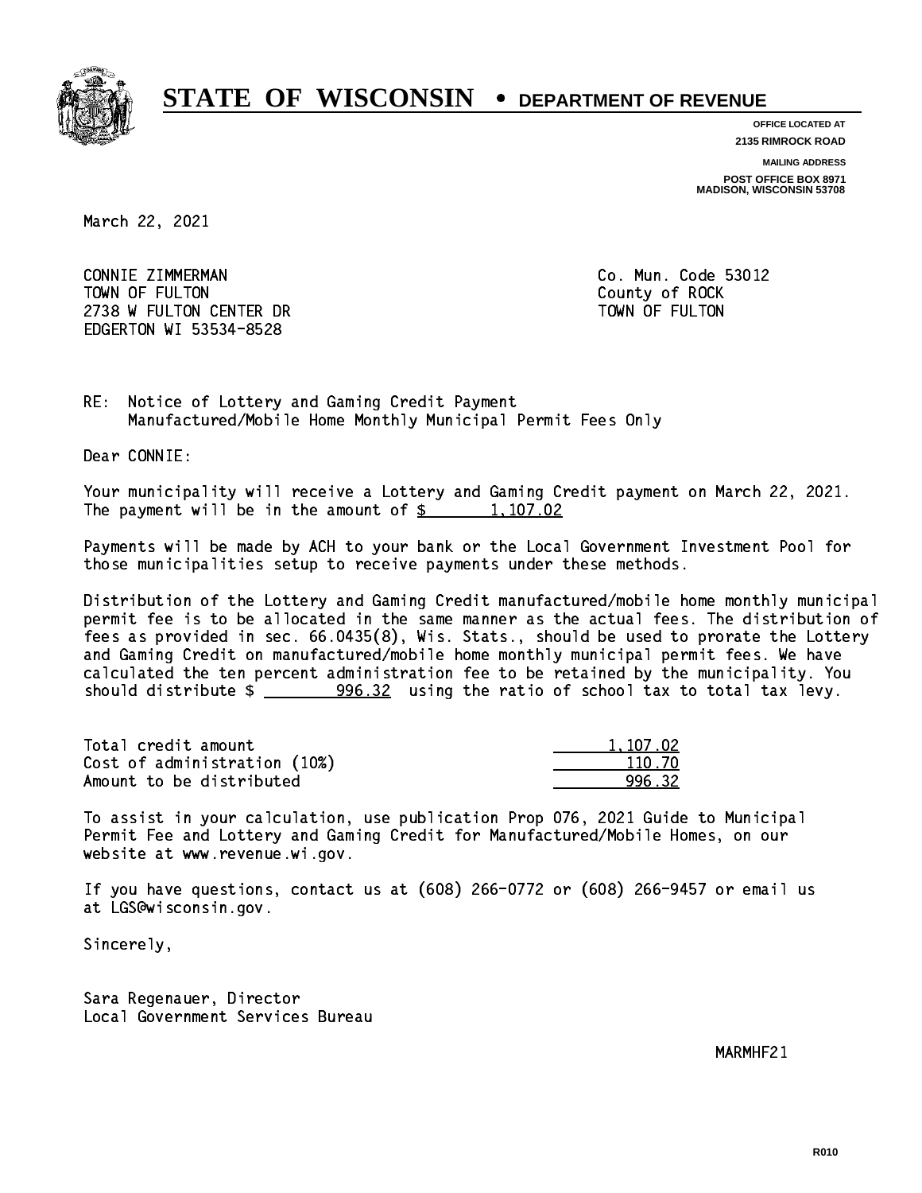# STATE OF WISCONSIN • DEPARTMENT OF REVENUE

**OFFICE LOCATED AT**
**2135 RIMROCK ROAD**

**MAILING ADDRESS**
**POST OFFICE BOX 8971**
**MADISON, WISCONSIN 53708**

March 22, 2021

CONNIE ZIMMERMAN
TOWN OF FULTON
2738 W FULTON CENTER DR
EDGERTON WI 53534-8528

Co. Mun. Code 53012
County of ROCK
TOWN OF FULTON

RE: Notice of Lottery and Gaming Credit Payment
Manufactured/Mobile Home Monthly Municipal Permit Fees Only

Dear CONNIE:

Your municipality will receive a Lottery and Gaming Credit payment on March 22, 2021. The payment will be in the amount of $ 1,107.02

Payments will be made by ACH to your bank or the Local Government Investment Pool for those municipalities setup to receive payments under these methods.

Distribution of the Lottery and Gaming Credit manufactured/mobile home monthly municipal permit fee is to be allocated in the same manner as the actual fees. The distribution of fees as provided in sec. 66.0435(8), Wis. Stats., should be used to prorate the Lottery and Gaming Credit on manufactured/mobile home monthly municipal permit fees. We have calculated the ten percent administration fee to be retained by the municipality. You should distribute $ 996.32 using the ratio of school tax to total tax levy.

| | |
|---|---|
| Total credit amount | 1,107.02 |
| Cost of administration (10%) | 110.70 |
| Amount to be distributed | 996.32 |

To assist in your calculation, use publication Prop 076, 2021 Guide to Municipal Permit Fee and Lottery and Gaming Credit for Manufactured/Mobile Homes, on our website at www.revenue.wi.gov.

If you have questions, contact us at (608) 266-0772 or (608) 266-9457 or email us at LGS@wisconsin.gov.

Sincerely,

Sara Regenauer, Director
Local Government Services Bureau

MARMHF21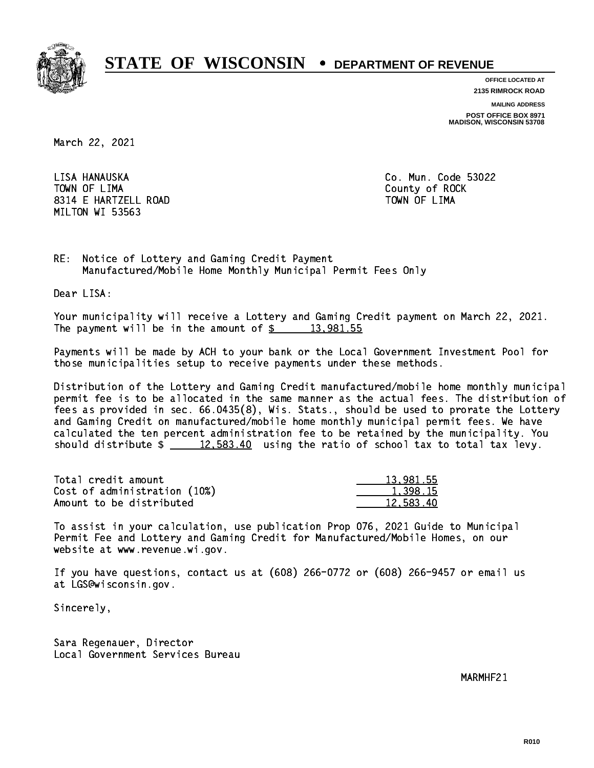# STATE OF WISCONSIN • DEPARTMENT OF REVENUE

**OFFICE LOCATED AT**
**2135 RIMROCK ROAD**

**MAILING ADDRESS**
**POST OFFICE BOX 8971**
**MADISON, WISCONSIN 53708**

March 22, 2021

LISA HANAUSKA
TOWN OF LIMA
8314 E HARTZELL ROAD
MILTON WI 53563

Co. Mun. Code 53022
County of ROCK
TOWN OF LIMA

RE: Notice of Lottery and Gaming Credit Payment
Manufactured/Mobile Home Monthly Municipal Permit Fees Only

Dear LISA:

Your municipality will receive a Lottery and Gaming Credit payment on March 22, 2021. The payment will be in the amount of $ 13,981.55

Payments will be made by ACH to your bank or the Local Government Investment Pool for those municipalities setup to receive payments under these methods.

Distribution of the Lottery and Gaming Credit manufactured/mobile home monthly municipal permit fee is to be allocated in the same manner as the actual fees. The distribution of fees as provided in sec. 66.0435(8), Wis. Stats., should be used to prorate the Lottery and Gaming Credit on manufactured/mobile home monthly municipal permit fees. We have calculated the ten percent administration fee to be retained by the municipality. You should distribute $ 12,583.40 using the ratio of school tax to total tax levy.

| | |
|---|---|
| Total credit amount | 13,981.55 |
| Cost of administration (10%) | 1,398.15 |
| Amount to be distributed | 12,583.40 |

To assist in your calculation, use publication Prop 076, 2021 Guide to Municipal Permit Fee and Lottery and Gaming Credit for Manufactured/Mobile Homes, on our website at www.revenue.wi.gov.

If you have questions, contact us at (608) 266-0772 or (608) 266-9457 or email us at LGS@wisconsin.gov.

Sincerely,

Sara Regenauer, Director
Local Government Services Bureau

MARMHF21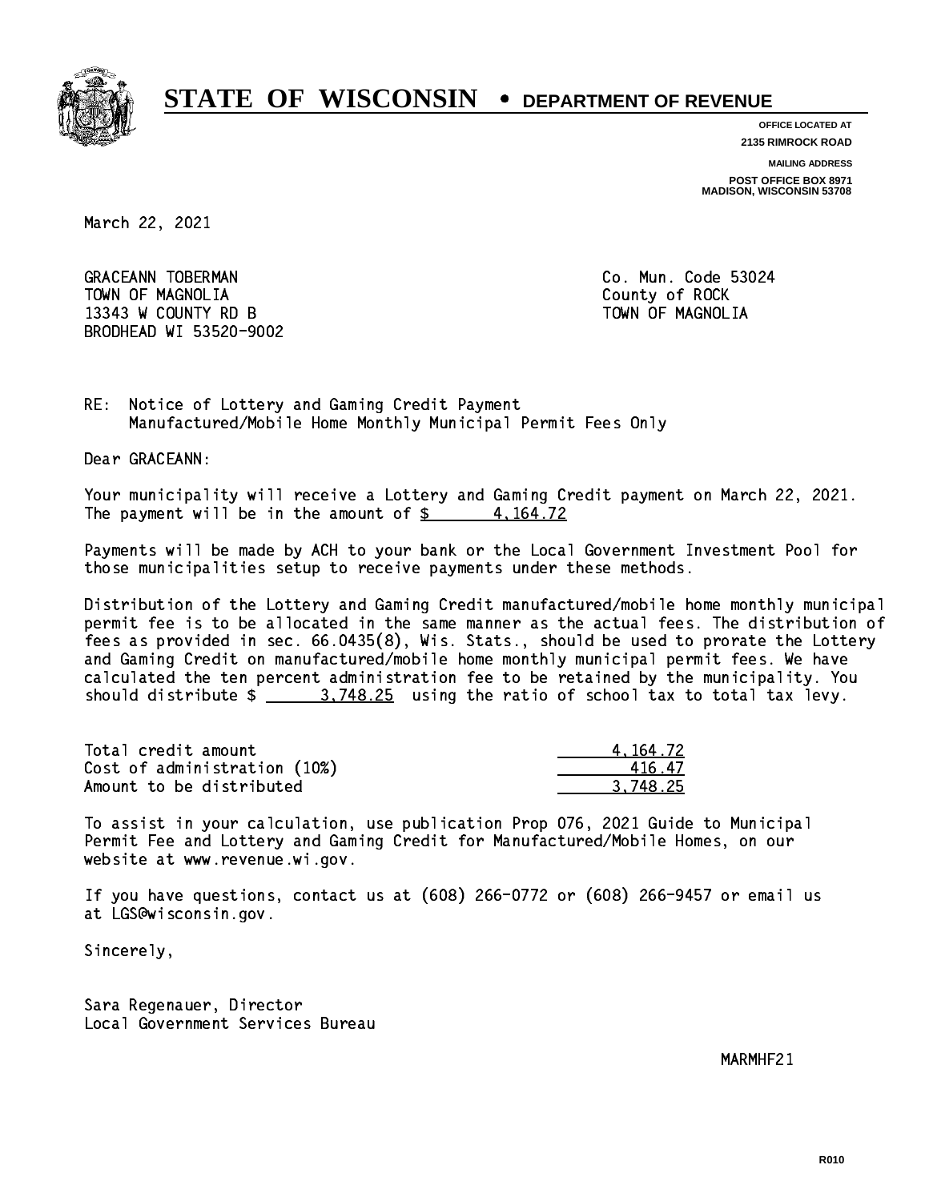# STATE OF WISCONSIN • DEPARTMENT OF REVENUE

**OFFICE LOCATED AT**
**2135 RIMROCK ROAD**

**MAILING ADDRESS**
**POST OFFICE BOX 8971**
**MADISON, WISCONSIN 53708**

March 22, 2021

GRACEANN TOBERMAN
TOWN OF MAGNOLIA
13343 W COUNTY RD B
BRODHEAD WI 53520-9002

Co. Mun. Code 53024
County of ROCK
TOWN OF MAGNOLIA

RE: Notice of Lottery and Gaming Credit Payment
Manufactured/Mobile Home Monthly Municipal Permit Fees Only

Dear GRACEANN:

Your municipality will receive a Lottery and Gaming Credit payment on March 22, 2021. The payment will be in the amount of $ 4,164.72

Payments will be made by ACH to your bank or the Local Government Investment Pool for those municipalities setup to receive payments under these methods.

Distribution of the Lottery and Gaming Credit manufactured/mobile home monthly municipal permit fee is to be allocated in the same manner as the actual fees. The distribution of fees as provided in sec. 66.0435(8), Wis. Stats., should be used to prorate the Lottery and Gaming Credit on manufactured/mobile home monthly municipal permit fees. We have calculated the ten percent administration fee to be retained by the municipality. You should distribute $ 3,748.25 using the ratio of school tax to total tax levy.

| | |
|---|---|
| Total credit amount | 4,164.72 |
| Cost of administration (10%) | 416.47 |
| Amount to be distributed | 3,748.25 |

To assist in your calculation, use publication Prop 076, 2021 Guide to Municipal Permit Fee and Lottery and Gaming Credit for Manufactured/Mobile Homes, on our website at www.revenue.wi.gov.

If you have questions, contact us at (608) 266-0772 or (608) 266-9457 or email us at LGS@wisconsin.gov.

Sincerely,

Sara Regenauer, Director
Local Government Services Bureau

MARMHF21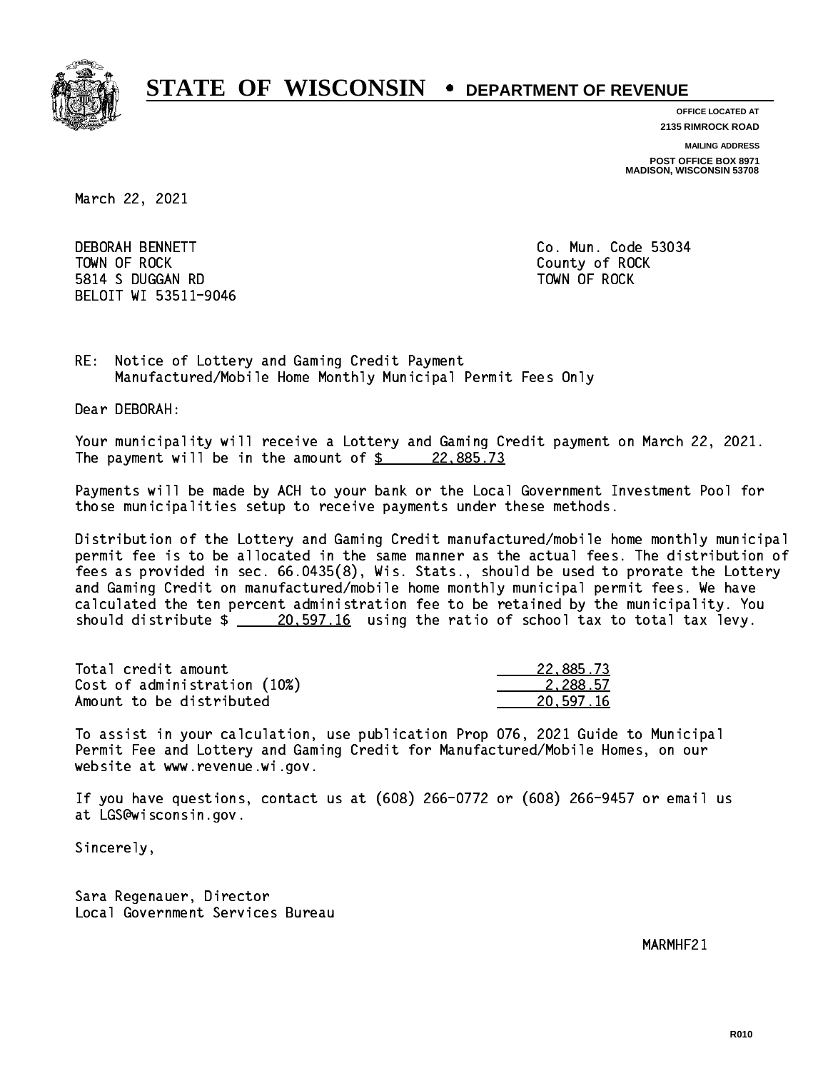# STATE OF WISCONSIN • DEPARTMENT OF REVENUE

**OFFICE LOCATED AT**
**2135 RIMROCK ROAD**

**MAILING ADDRESS**
**POST OFFICE BOX 8971**
**MADISON, WISCONSIN 53708**

March 22, 2021

DEBORAH BENNETT
TOWN OF ROCK
5814 S DUGGAN RD
BELOIT WI 53511-9046

Co. Mun. Code 53034
County of ROCK
TOWN OF ROCK

RE: Notice of Lottery and Gaming Credit Payment
Manufactured/Mobile Home Monthly Municipal Permit Fees Only

Dear DEBORAH:

Your municipality will receive a Lottery and Gaming Credit payment on March 22, 2021. The payment will be in the amount of $ 22,885.73

Payments will be made by ACH to your bank or the Local Government Investment Pool for those municipalities setup to receive payments under these methods.

Distribution of the Lottery and Gaming Credit manufactured/mobile home monthly municipal permit fee is to be allocated in the same manner as the actual fees. The distribution of fees as provided in sec. 66.0435(8), Wis. Stats., should be used to prorate the Lottery and Gaming Credit on manufactured/mobile home monthly municipal permit fees. We have calculated the ten percent administration fee to be retained by the municipality. You should distribute $ 20,597.16 using the ratio of school tax to total tax levy.

| | |
|---|---|
| Total credit amount | 22,885.73 |
| Cost of administration (10%) | 2,288.57 |
| Amount to be distributed | 20,597.16 |

To assist in your calculation, use publication Prop 076, 2021 Guide to Municipal Permit Fee and Lottery and Gaming Credit for Manufactured/Mobile Homes, on our website at www.revenue.wi.gov.

If you have questions, contact us at (608) 266-0772 or (608) 266-9457 or email us at LGS@wisconsin.gov.

Sincerely,

Sara Regenauer, Director
Local Government Services Bureau

MARMHF21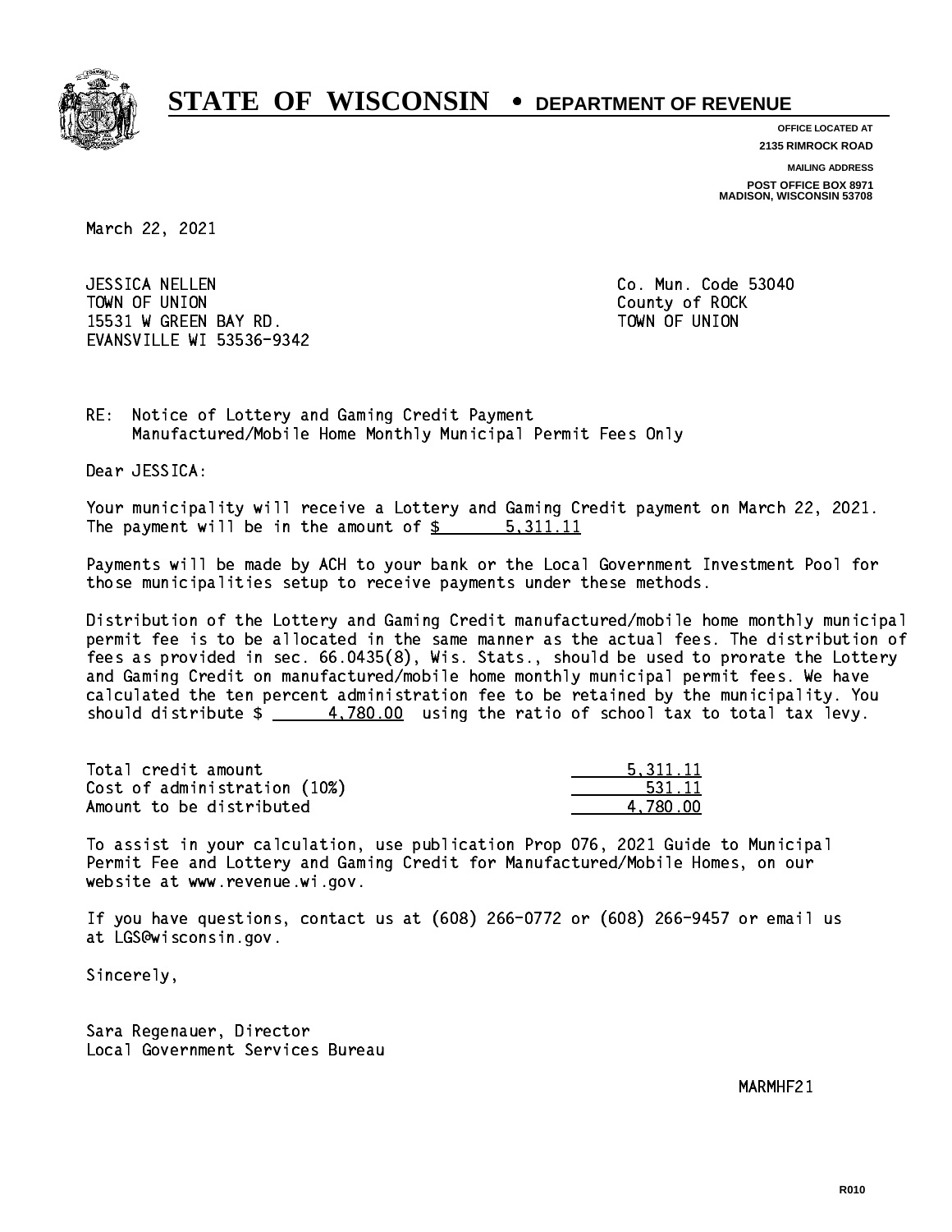# STATE OF WISCONSIN • DEPARTMENT OF REVENUE

**OFFICE LOCATED AT**
**2135 RIMROCK ROAD**

**MAILING ADDRESS**
**POST OFFICE BOX 8971**
**MADISON, WISCONSIN 53708**

March 22, 2021

JESSICA NELLEN
TOWN OF UNION
15531 W GREEN BAY RD.
EVANSVILLE WI 53536-9342

Co. Mun. Code 53040
County of ROCK
TOWN OF UNION

RE: Notice of Lottery and Gaming Credit Payment
Manufactured/Mobile Home Monthly Municipal Permit Fees Only

Dear JESSICA:

Your municipality will receive a Lottery and Gaming Credit payment on March 22, 2021. The payment will be in the amount of $ 5,311.11

Payments will be made by ACH to your bank or the Local Government Investment Pool for those municipalities setup to receive payments under these methods.

Distribution of the Lottery and Gaming Credit manufactured/mobile home monthly municipal permit fee is to be allocated in the same manner as the actual fees. The distribution of fees as provided in sec. 66.0435(8), Wis. Stats., should be used to prorate the Lottery and Gaming Credit on manufactured/mobile home monthly municipal permit fees. We have calculated the ten percent administration fee to be retained by the municipality. You should distribute $ 4,780.00 using the ratio of school tax to total tax levy.

| | |
|---|---|
| Total credit amount | 5,311.11 |
| Cost of administration (10%) | 531.11 |
| Amount to be distributed | 4,780.00 |

To assist in your calculation, use publication Prop 076, 2021 Guide to Municipal Permit Fee and Lottery and Gaming Credit for Manufactured/Mobile Homes, on our website at www.revenue.wi.gov.

If you have questions, contact us at (608) 266-0772 or (608) 266-9457 or email us at LGS@wisconsin.gov.

Sincerely,

Sara Regenauer, Director
Local Government Services Bureau

MARMHF21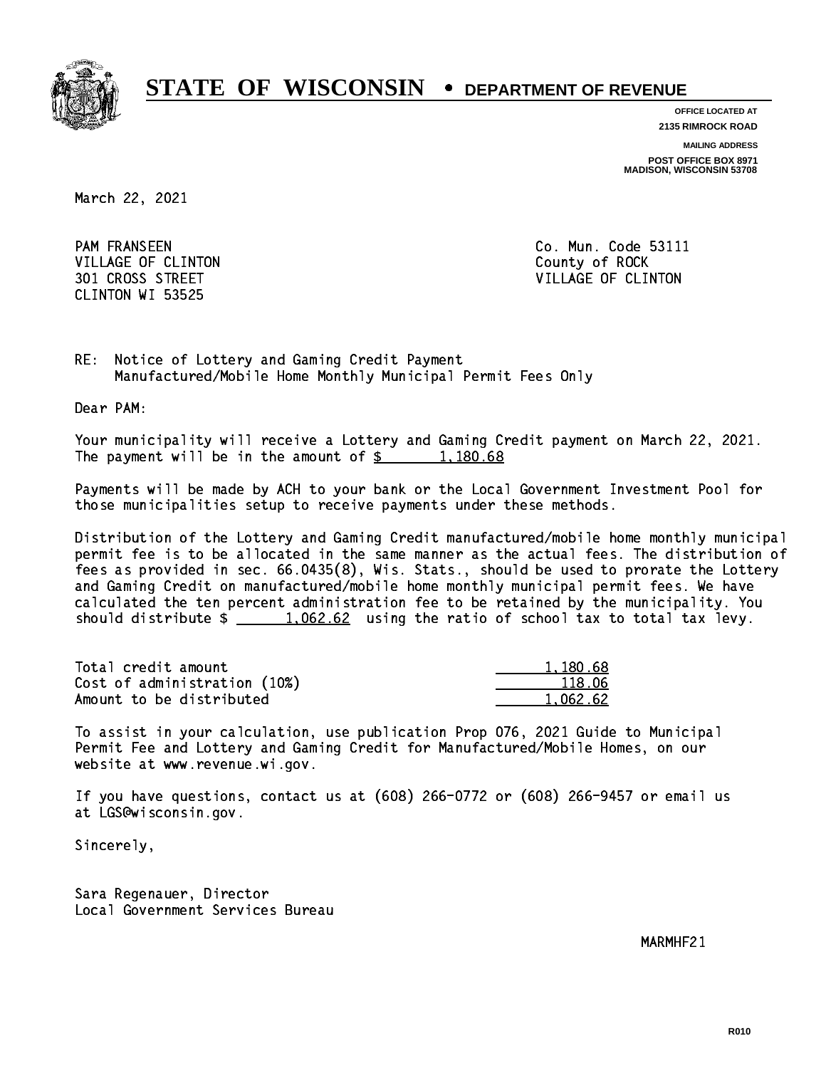# STATE OF WISCONSIN • DEPARTMENT OF REVENUE

**OFFICE LOCATED AT**
**2135 RIMROCK ROAD**

**MAILING ADDRESS**
**POST OFFICE BOX 8971**
**MADISON, WISCONSIN 53708**

March 22, 2021

PAM FRANSEEN
VILLAGE OF CLINTON
301 CROSS STREET
CLINTON WI 53525

Co. Mun. Code 53111
County of ROCK
VILLAGE OF CLINTON

RE: Notice of Lottery and Gaming Credit Payment
Manufactured/Mobile Home Monthly Municipal Permit Fees Only

Dear PAM:

Your municipality will receive a Lottery and Gaming Credit payment on March 22, 2021. The payment will be in the amount of $ 1,180.68

Payments will be made by ACH to your bank or the Local Government Investment Pool for those municipalities setup to receive payments under these methods.

Distribution of the Lottery and Gaming Credit manufactured/mobile home monthly municipal permit fee is to be allocated in the same manner as the actual fees. The distribution of fees as provided in sec. 66.0435(8), Wis. Stats., should be used to prorate the Lottery and Gaming Credit on manufactured/mobile home monthly municipal permit fees. We have calculated the ten percent administration fee to be retained by the municipality. You should distribute $ 1,062.62 using the ratio of school tax to total tax levy.

| | |
|---|---|
| Total credit amount | 1,180.68 |
| Cost of administration (10%) | 118.06 |
| Amount to be distributed | 1,062.62 |

To assist in your calculation, use publication Prop 076, 2021 Guide to Municipal Permit Fee and Lottery and Gaming Credit for Manufactured/Mobile Homes, on our website at www.revenue.wi.gov.

If you have questions, contact us at (608) 266-0772 or (608) 266-9457 or email us at LGS@wisconsin.gov.

Sincerely,

Sara Regenauer, Director
Local Government Services Bureau

MARMHF21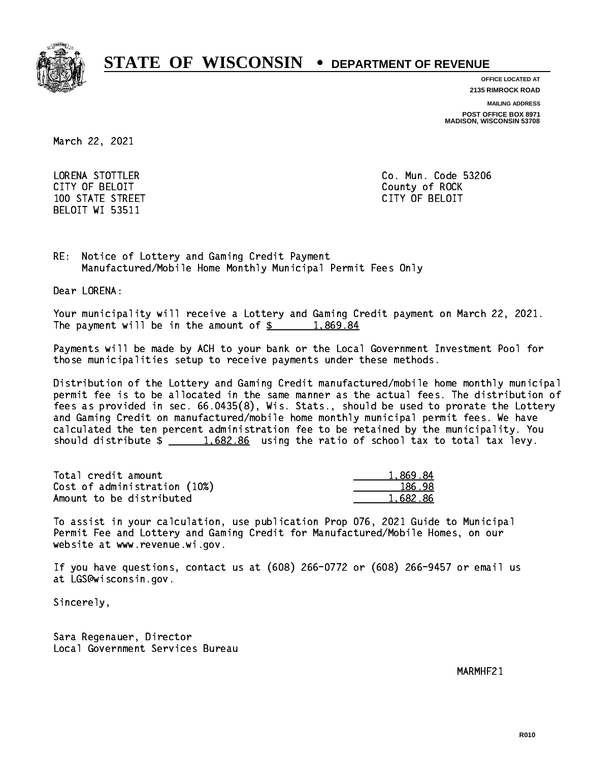# STATE OF WISCONSIN • DEPARTMENT OF REVENUE

**OFFICE LOCATED AT**
2135 RIMROCK ROAD

**MAILING ADDRESS**
POST OFFICE BOX 8971
MADISON, WISCONSIN 53708

March 22, 2021

LORENA STOTTLER
CITY OF BELOIT
100 STATE STREET
BELOIT WI 53511

Co. Mun. Code 53206
County of ROCK
CITY OF BELOIT

RE: Notice of Lottery and Gaming Credit Payment
Manufactured/Mobile Home Monthly Municipal Permit Fees Only

Dear LORENA:

Your municipality will receive a Lottery and Gaming Credit payment on March 22, 2021. The payment will be in the amount of $ 1,869.84

Payments will be made by ACH to your bank or the Local Government Investment Pool for those municipalities setup to receive payments under these methods.

Distribution of the Lottery and Gaming Credit manufactured/mobile home monthly municipal permit fee is to be allocated in the same manner as the actual fees. The distribution of fees as provided in sec. 66.0435(8), Wis. Stats., should be used to prorate the Lottery and Gaming Credit on manufactured/mobile home monthly municipal permit fees. We have calculated the ten percent administration fee to be retained by the municipality. You should distribute $ 1,682.86 using the ratio of school tax to total tax levy.

| | |
|---|---|
| Total credit amount | 1,869.84 |
| Cost of administration (10%) | 186.98 |
| Amount to be distributed | 1,682.86 |

To assist in your calculation, use publication Prop 076, 2021 Guide to Municipal Permit Fee and Lottery and Gaming Credit for Manufactured/Mobile Homes, on our website at www.revenue.wi.gov.

If you have questions, contact us at (608) 266-0772 or (608) 266-9457 or email us at LGS@wisconsin.gov.

Sincerely,

Sara Regenauer, Director
Local Government Services Bureau

MARMHF21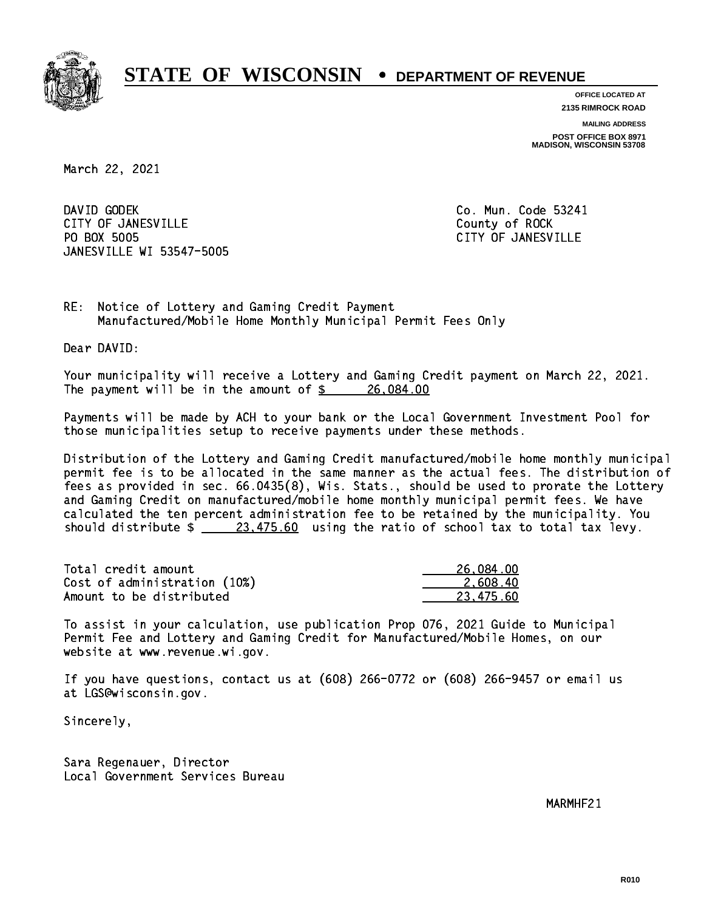# STATE OF WISCONSIN • DEPARTMENT OF REVENUE

**OFFICE LOCATED AT**
**2135 RIMROCK ROAD**

**MAILING ADDRESS**
**POST OFFICE BOX 8971**
**MADISON, WISCONSIN 53708**

March 22, 2021

DAVID GODEK
CITY OF JANESVILLE
PO BOX 5005
JANESVILLE WI 53547-5005

Co. Mun. Code 53241
County of ROCK
CITY OF JANESVILLE

RE: Notice of Lottery and Gaming Credit Payment
Manufactured/Mobile Home Monthly Municipal Permit Fees Only

Dear DAVID:

Your municipality will receive a Lottery and Gaming Credit payment on March 22, 2021. The payment will be in the amount of $ 26,084.00

Payments will be made by ACH to your bank or the Local Government Investment Pool for those municipalities setup to receive payments under these methods.

Distribution of the Lottery and Gaming Credit manufactured/mobile home monthly municipal permit fee is to be allocated in the same manner as the actual fees. The distribution of fees as provided in sec. 66.0435(8), Wis. Stats., should be used to prorate the Lottery and Gaming Credit on manufactured/mobile home monthly municipal permit fees. We have calculated the ten percent administration fee to be retained by the municipality. You should distribute $ 23,475.60 using the ratio of school tax to total tax levy.

| | |
|---|---|
| Total credit amount | 26,084.00 |
| Cost of administration (10%) | 2,608.40 |
| Amount to be distributed | 23,475.60 |

To assist in your calculation, use publication Prop 076, 2021 Guide to Municipal Permit Fee and Lottery and Gaming Credit for Manufactured/Mobile Homes, on our website at www.revenue.wi.gov.

If you have questions, contact us at (608) 266-0772 or (608) 266-9457 or email us at LGS@wisconsin.gov.

Sincerely,

Sara Regenauer, Director
Local Government Services Bureau

MARMHF21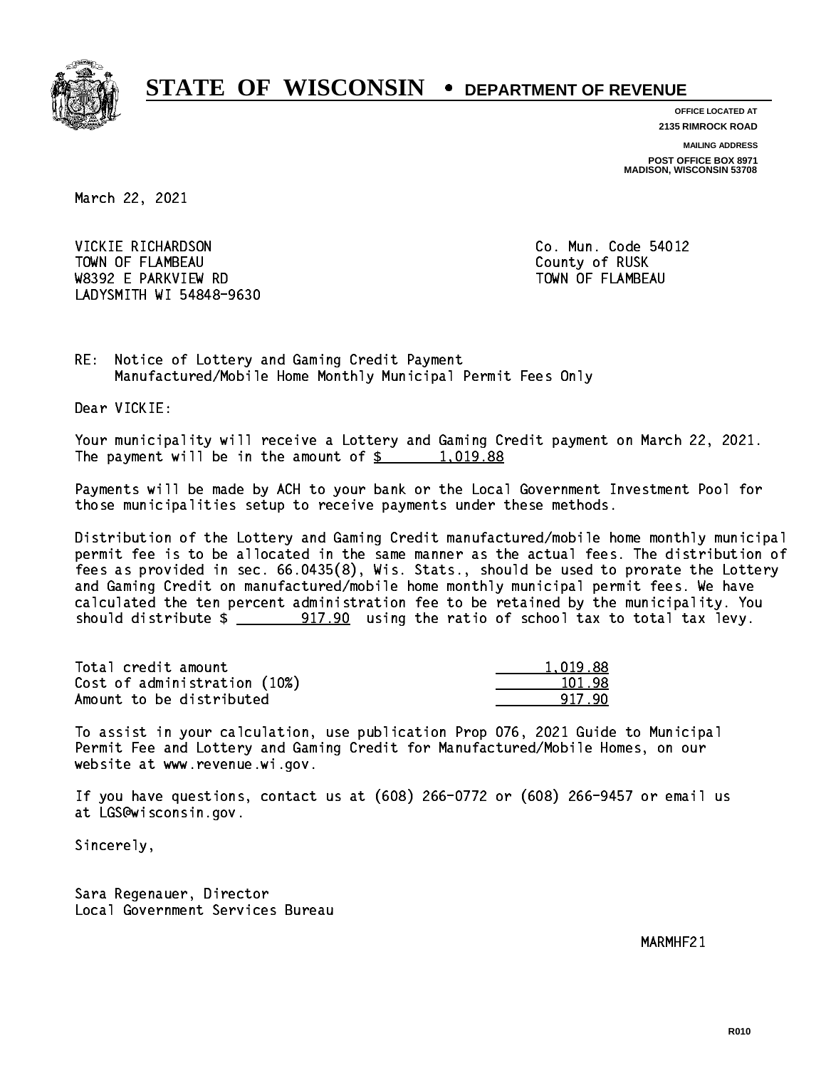# STATE OF WISCONSIN • DEPARTMENT OF REVENUE

**OFFICE LOCATED AT**
**2135 RIMROCK ROAD**

**MAILING ADDRESS**
**POST OFFICE BOX 8971**
**MADISON, WISCONSIN 53708**

March 22, 2021

VICKIE RICHARDSON
TOWN OF FLAMBEAU
W8392 E PARKVIEW RD
LADYSMITH WI 54848-9630

Co. Mun. Code 54012
County of RUSK
TOWN OF FLAMBEAU

RE: Notice of Lottery and Gaming Credit Payment
Manufactured/Mobile Home Monthly Municipal Permit Fees Only

Dear VICKIE:

Your municipality will receive a Lottery and Gaming Credit payment on March 22, 2021. The payment will be in the amount of $ 1,019.88

Payments will be made by ACH to your bank or the Local Government Investment Pool for those municipalities setup to receive payments under these methods.

Distribution of the Lottery and Gaming Credit manufactured/mobile home monthly municipal permit fee is to be allocated in the same manner as the actual fees. The distribution of fees as provided in sec. 66.0435(8), Wis. Stats., should be used to prorate the Lottery and Gaming Credit on manufactured/mobile home monthly municipal permit fees. We have calculated the ten percent administration fee to be retained by the municipality. You should distribute $ 917.90 using the ratio of school tax to total tax levy.

| | |
|---|---|
| Total credit amount | 1,019.88 |
| Cost of administration (10%) | 101.98 |
| Amount to be distributed | 917.90 |

To assist in your calculation, use publication Prop 076, 2021 Guide to Municipal Permit Fee and Lottery and Gaming Credit for Manufactured/Mobile Homes, on our website at www.revenue.wi.gov.

If you have questions, contact us at (608) 266-0772 or (608) 266-9457 or email us at LGS@wisconsin.gov.

Sincerely,

Sara Regenauer, Director
Local Government Services Bureau

MARMHF21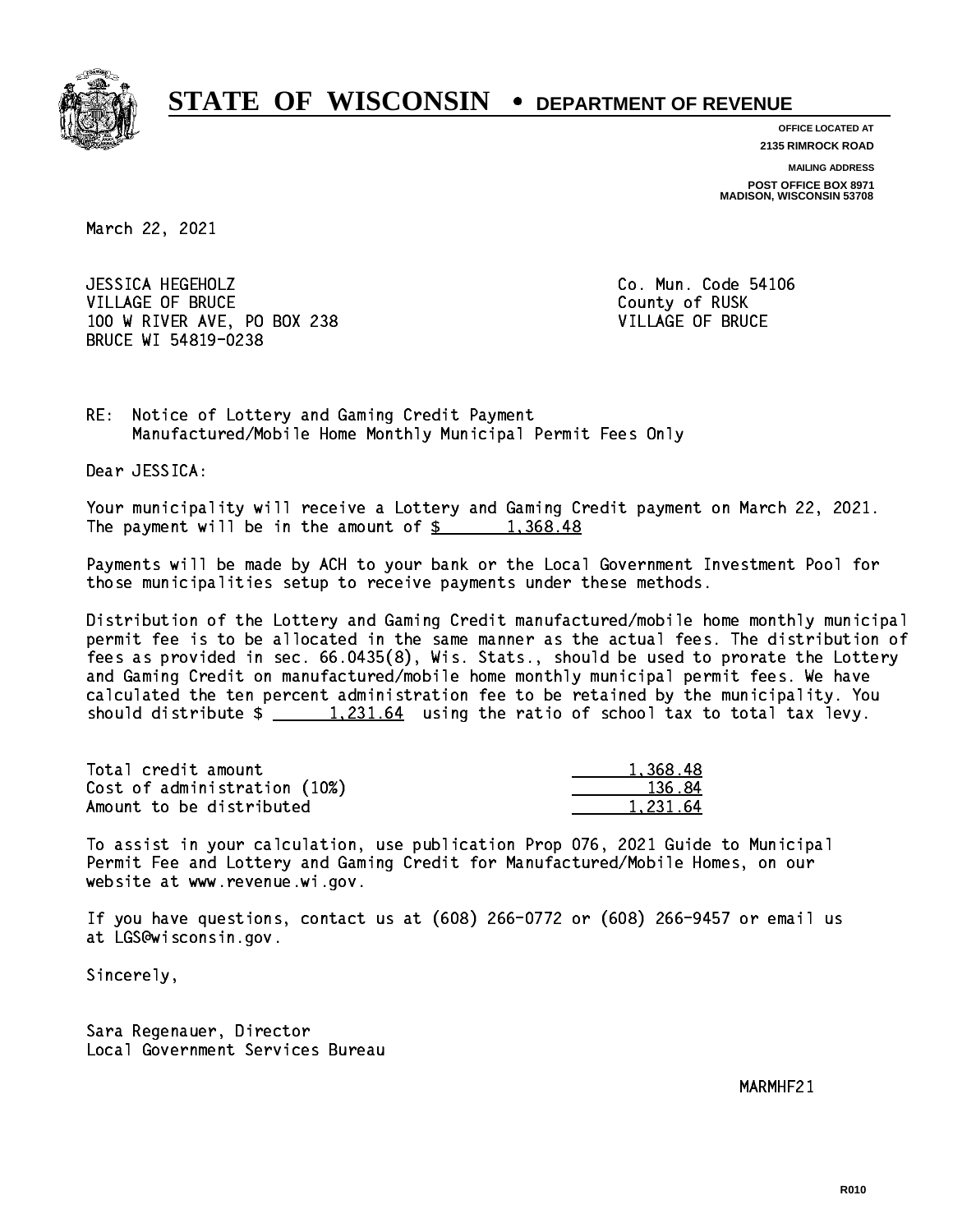# STATE OF WISCONSIN • DEPARTMENT OF REVENUE

**OFFICE LOCATED AT**
**2135 RIMROCK ROAD**

**MAILING ADDRESS**
**POST OFFICE BOX 8971**
**MADISON, WISCONSIN 53708**

March 22, 2021

JESSICA HEGEHOLZ
VILLAGE OF BRUCE
100 W RIVER AVE, PO BOX 238
BRUCE WI 54819-0238

Co. Mun. Code 54106
County of RUSK
VILLAGE OF BRUCE

RE: Notice of Lottery and Gaming Credit Payment
Manufactured/Mobile Home Monthly Municipal Permit Fees Only

Dear JESSICA:

Your municipality will receive a Lottery and Gaming Credit payment on March 22, 2021. The payment will be in the amount of $ 1,368.48

Payments will be made by ACH to your bank or the Local Government Investment Pool for those municipalities setup to receive payments under these methods.

Distribution of the Lottery and Gaming Credit manufactured/mobile home monthly municipal permit fee is to be allocated in the same manner as the actual fees. The distribution of fees as provided in sec. 66.0435(8), Wis. Stats., should be used to prorate the Lottery and Gaming Credit on manufactured/mobile home monthly municipal permit fees. We have calculated the ten percent administration fee to be retained by the municipality. You should distribute $ 1,231.64 using the ratio of school tax to total tax levy.

| | |
|---|---|
| Total credit amount | 1,368.48 |
| Cost of administration (10%) | 136.84 |
| Amount to be distributed | 1,231.64 |

To assist in your calculation, use publication Prop 076, 2021 Guide to Municipal Permit Fee and Lottery and Gaming Credit for Manufactured/Mobile Homes, on our website at www.revenue.wi.gov.

If you have questions, contact us at (608) 266-0772 or (608) 266-9457 or email us at LGS@wisconsin.gov.

Sincerely,

Sara Regenauer, Director
Local Government Services Bureau

MARMHF21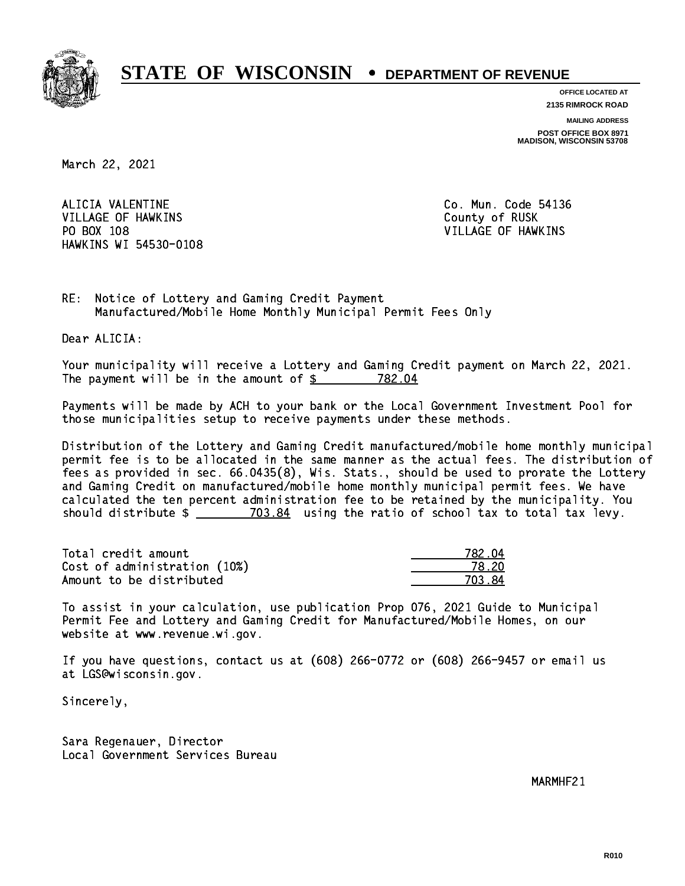# STATE OF WISCONSIN • DEPARTMENT OF REVENUE

OFFICE LOCATED AT
2135 RIMROCK ROAD

MAILING ADDRESS
POST OFFICE BOX 8971
MADISON, WISCONSIN 53708

March 22, 2021

ALICIA VALENTINE
VILLAGE OF HAWKINS
PO BOX 108
HAWKINS WI 54530-0108

Co. Mun. Code 54136
County of RUSK
VILLAGE OF HAWKINS

RE: Notice of Lottery and Gaming Credit Payment
Manufactured/Mobile Home Monthly Municipal Permit Fees Only

Dear ALICIA:

Your municipality will receive a Lottery and Gaming Credit payment on March 22, 2021. The payment will be in the amount of $ 782.04

Payments will be made by ACH to your bank or the Local Government Investment Pool for those municipalities setup to receive payments under these methods.

Distribution of the Lottery and Gaming Credit manufactured/mobile home monthly municipal permit fee is to be allocated in the same manner as the actual fees. The distribution of fees as provided in sec. 66.0435(8), Wis. Stats., should be used to prorate the Lottery and Gaming Credit on manufactured/mobile home monthly municipal permit fees. We have calculated the ten percent administration fee to be retained by the municipality. You should distribute $ 703.84 using the ratio of school tax to total tax levy.

| | |
|---|---|
| Total credit amount | 782.04 |
| Cost of administration (10%) | 78.20 |
| Amount to be distributed | 703.84 |

To assist in your calculation, use publication Prop 076, 2021 Guide to Municipal Permit Fee and Lottery and Gaming Credit for Manufactured/Mobile Homes, on our website at www.revenue.wi.gov.

If you have questions, contact us at (608) 266-0772 or (608) 266-9457 or email us at LGS@wisconsin.gov.

Sincerely,

Sara Regenauer, Director
Local Government Services Bureau

MARMHF21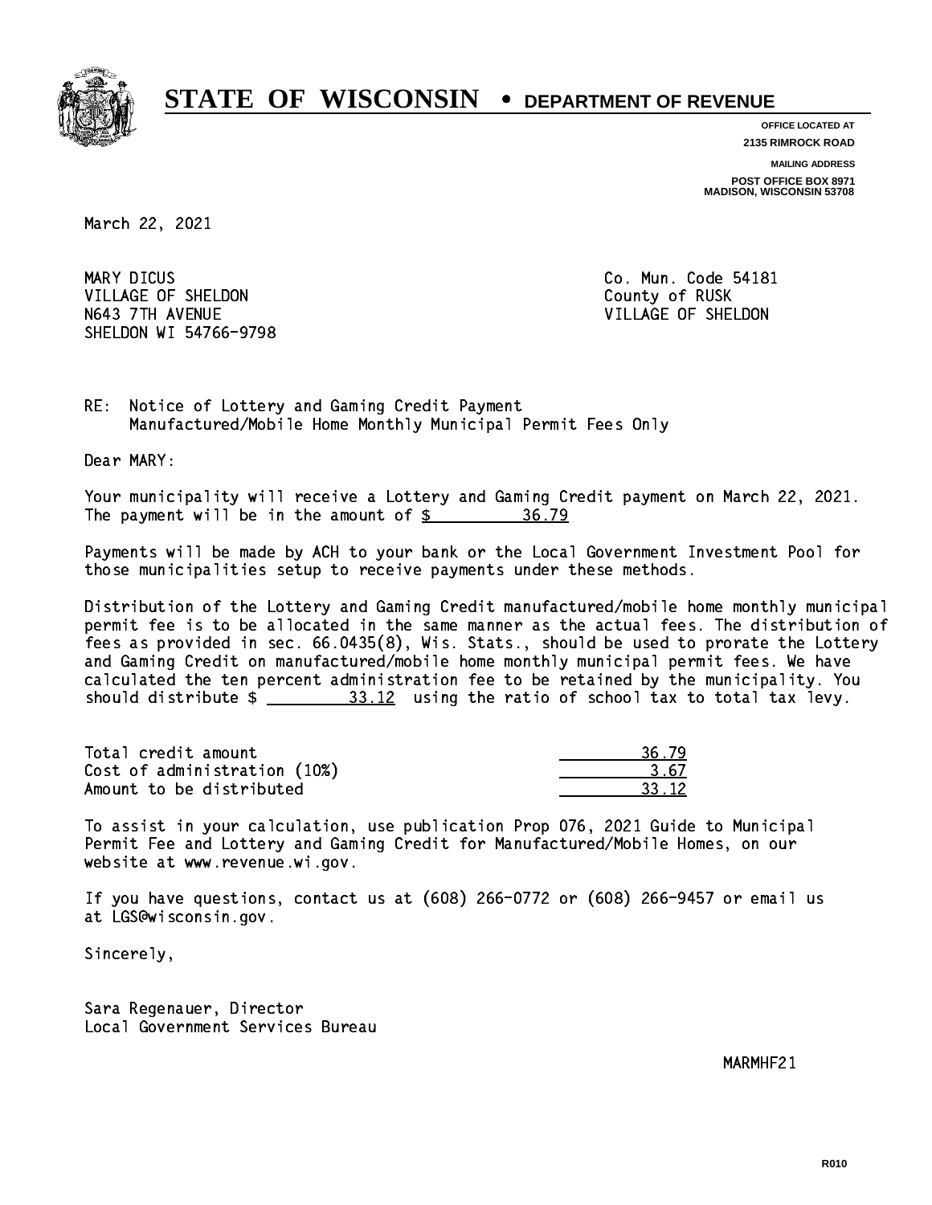# STATE OF WISCONSIN • DEPARTMENT OF REVENUE

**OFFICE LOCATED AT**
**2135 RIMROCK ROAD**

**MAILING ADDRESS**
**POST OFFICE BOX 8971**
**MADISON, WISCONSIN 53708**

March 22, 2021

MARY DICUS
VILLAGE OF SHELDON
N643 7TH AVENUE
SHELDON WI 54766-9798

Co. Mun. Code 54181
County of RUSK
VILLAGE OF SHELDON

RE: Notice of Lottery and Gaming Credit Payment
Manufactured/Mobile Home Monthly Municipal Permit Fees Only

Dear MARY:

Your municipality will receive a Lottery and Gaming Credit payment on March 22, 2021. The payment will be in the amount of $ 36.79

Payments will be made by ACH to your bank or the Local Government Investment Pool for those municipalities setup to receive payments under these methods.

Distribution of the Lottery and Gaming Credit manufactured/mobile home monthly municipal permit fee is to be allocated in the same manner as the actual fees. The distribution of fees as provided in sec. 66.0435(8), Wis. Stats., should be used to prorate the Lottery and Gaming Credit on manufactured/mobile home monthly municipal permit fees. We have calculated the ten percent administration fee to be retained by the municipality. You should distribute $ 33.12 using the ratio of school tax to total tax levy.

| | |
|---|---|
| Total credit amount | 36.79 |
| Cost of administration (10%) | 3.67 |
| Amount to be distributed | 33.12 |

To assist in your calculation, use publication Prop 076, 2021 Guide to Municipal Permit Fee and Lottery and Gaming Credit for Manufactured/Mobile Homes, on our website at www.revenue.wi.gov.

If you have questions, contact us at (608) 266-0772 or (608) 266-9457 or email us at LGS@wisconsin.gov.

Sincerely,

Sara Regenauer, Director
Local Government Services Bureau

MARMHF21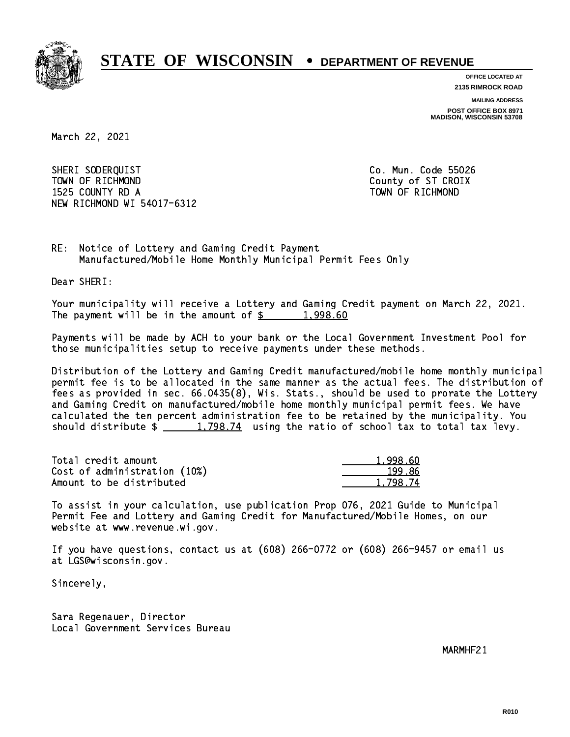# STATE OF WISCONSIN • DEPARTMENT OF REVENUE

**OFFICE LOCATED AT**
**2135 RIMROCK ROAD**

**MAILING ADDRESS**
**POST OFFICE BOX 8971**
**MADISON, WISCONSIN 53708**

March 22, 2021

SHERI SODERQUIST
TOWN OF RICHMOND
1525 COUNTY RD A
NEW RICHMOND WI 54017-6312

Co. Mun. Code 55026
County of ST CROIX
TOWN OF RICHMOND

RE: Notice of Lottery and Gaming Credit Payment
Manufactured/Mobile Home Monthly Municipal Permit Fees Only

Dear SHERI:

Your municipality will receive a Lottery and Gaming Credit payment on March 22, 2021. The payment will be in the amount of $ 1,998.60

Payments will be made by ACH to your bank or the Local Government Investment Pool for those municipalities setup to receive payments under these methods.

Distribution of the Lottery and Gaming Credit manufactured/mobile home monthly municipal permit fee is to be allocated in the same manner as the actual fees. The distribution of fees as provided in sec. 66.0435(8), Wis. Stats., should be used to prorate the Lottery and Gaming Credit on manufactured/mobile home monthly municipal permit fees. We have calculated the ten percent administration fee to be retained by the municipality. You should distribute $ 1,798.74 using the ratio of school tax to total tax levy.

| | |
|---|---|
| Total credit amount | 1,998.60 |
| Cost of administration (10%) | 199.86 |
| Amount to be distributed | 1,798.74 |

To assist in your calculation, use publication Prop 076, 2021 Guide to Municipal Permit Fee and Lottery and Gaming Credit for Manufactured/Mobile Homes, on our website at www.revenue.wi.gov.

If you have questions, contact us at (608) 266-0772 or (608) 266-9457 or email us at LGS@wisconsin.gov.

Sincerely,

Sara Regenauer, Director
Local Government Services Bureau

MARMHF21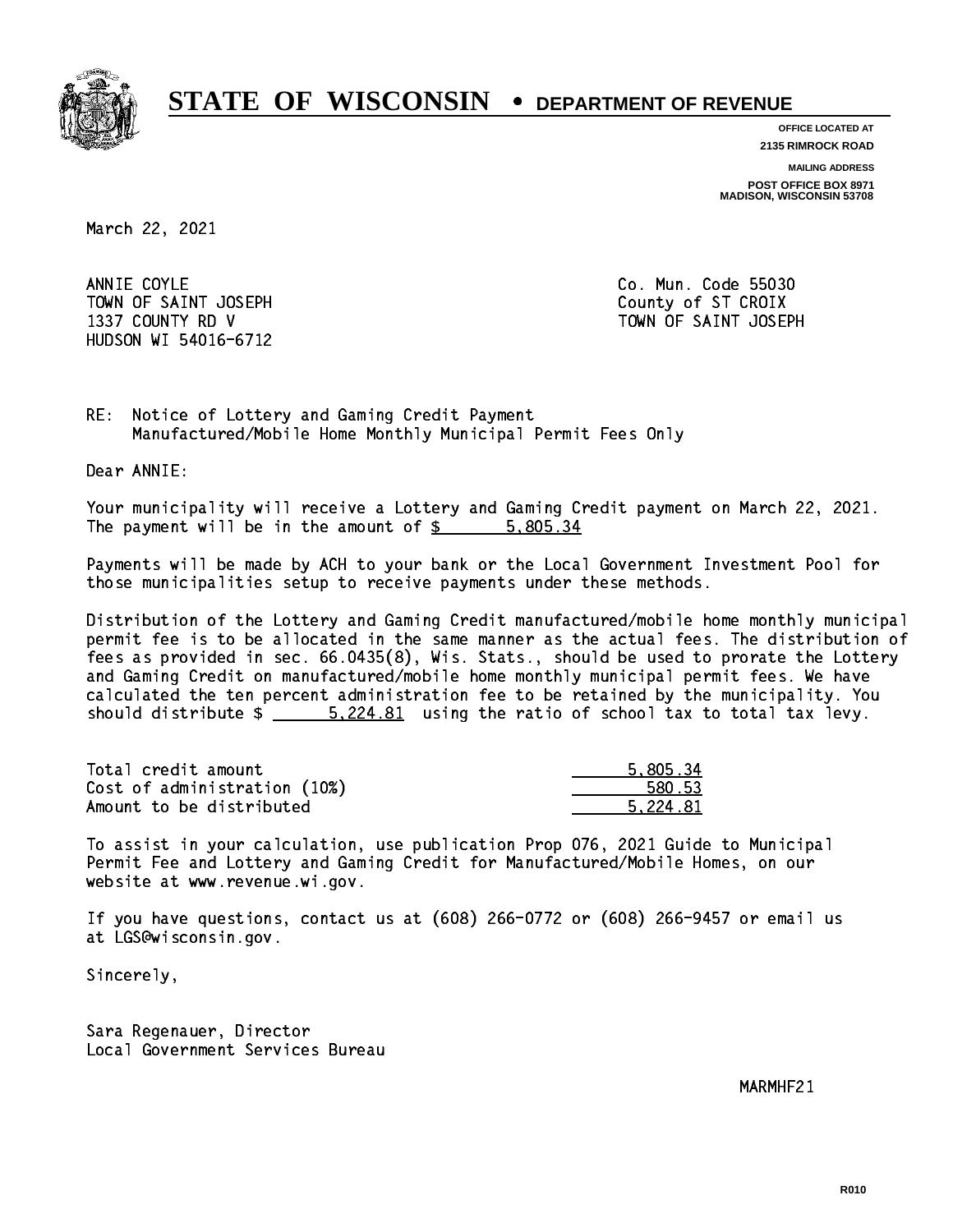# STATE OF WISCONSIN • DEPARTMENT OF REVENUE

**OFFICE LOCATED AT**
**2135 RIMROCK ROAD**

**MAILING ADDRESS**
**POST OFFICE BOX 8971**
**MADISON, WISCONSIN 53708**

March 22, 2021

ANNIE COYLE
TOWN OF SAINT JOSEPH
1337 COUNTY RD V
HUDSON WI 54016-6712

Co. Mun. Code 55030
County of ST CROIX
TOWN OF SAINT JOSEPH

RE: Notice of Lottery and Gaming Credit Payment
Manufactured/Mobile Home Monthly Municipal Permit Fees Only

Dear ANNIE:

Your municipality will receive a Lottery and Gaming Credit payment on March 22, 2021. The payment will be in the amount of $ 5,805.34

Payments will be made by ACH to your bank or the Local Government Investment Pool for those municipalities setup to receive payments under these methods.

Distribution of the Lottery and Gaming Credit manufactured/mobile home monthly municipal permit fee is to be allocated in the same manner as the actual fees. The distribution of fees as provided in sec. 66.0435(8), Wis. Stats., should be used to prorate the Lottery and Gaming Credit on manufactured/mobile home monthly municipal permit fees. We have calculated the ten percent administration fee to be retained by the municipality. You should distribute $ 5,224.81 using the ratio of school tax to total tax levy.

| | |
|---|---|
| Total credit amount | 5,805.34 |
| Cost of administration (10%) | 580.53 |
| Amount to be distributed | 5,224.81 |

To assist in your calculation, use publication Prop 076, 2021 Guide to Municipal Permit Fee and Lottery and Gaming Credit for Manufactured/Mobile Homes, on our website at www.revenue.wi.gov.

If you have questions, contact us at (608) 266-0772 or (608) 266-9457 or email us at LGS@wisconsin.gov.

Sincerely,

Sara Regenauer, Director
Local Government Services Bureau

MARMHF21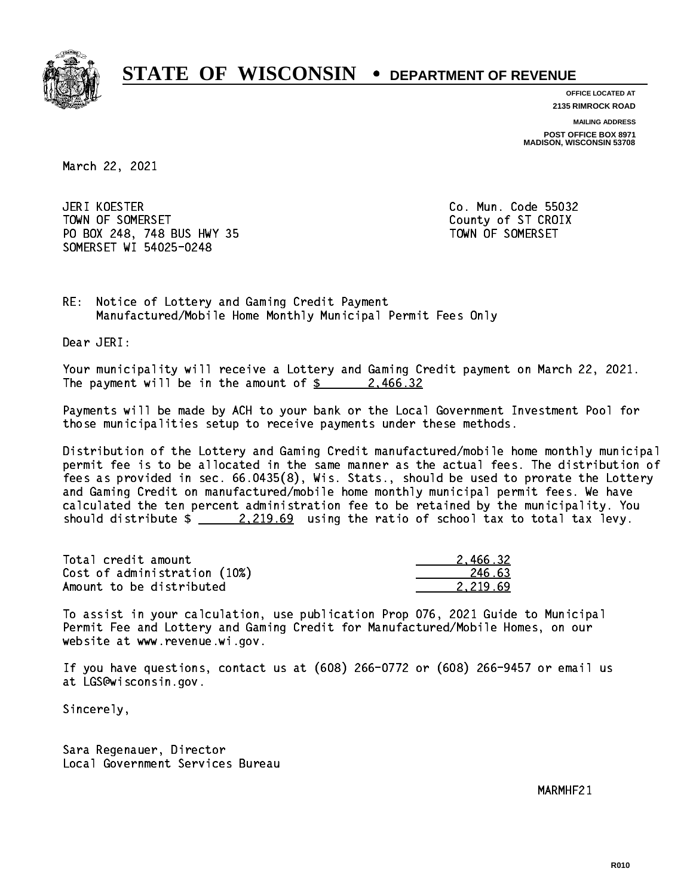# STATE OF WISCONSIN • DEPARTMENT OF REVENUE

OFFICE LOCATED AT
2135 RIMROCK ROAD

MAILING ADDRESS
POST OFFICE BOX 8971
MADISON, WISCONSIN 53708

March 22, 2021

JERI KOESTER
TOWN OF SOMERSET
PO BOX 248, 748 BUS HWY 35
SOMERSET WI 54025-0248

Co. Mun. Code 55032
County of ST CROIX
TOWN OF SOMERSET

RE: Notice of Lottery and Gaming Credit Payment
Manufactured/Mobile Home Monthly Municipal Permit Fees Only

Dear JERI:

Your municipality will receive a Lottery and Gaming Credit payment on March 22, 2021. The payment will be in the amount of $ 2,466.32

Payments will be made by ACH to your bank or the Local Government Investment Pool for those municipalities setup to receive payments under these methods.

Distribution of the Lottery and Gaming Credit manufactured/mobile home monthly municipal permit fee is to be allocated in the same manner as the actual fees. The distribution of fees as provided in sec. 66.0435(8), Wis. Stats., should be used to prorate the Lottery and Gaming Credit on manufactured/mobile home monthly municipal permit fees. We have calculated the ten percent administration fee to be retained by the municipality. You should distribute $ 2,219.69 using the ratio of school tax to total tax levy.

| | |
|---|---|
| Total credit amount | 2,466.32 |
| Cost of administration (10%) | 246.63 |
| Amount to be distributed | 2,219.69 |

To assist in your calculation, use publication Prop 076, 2021 Guide to Municipal Permit Fee and Lottery and Gaming Credit for Manufactured/Mobile Homes, on our website at www.revenue.wi.gov.

If you have questions, contact us at (608) 266-0772 or (608) 266-9457 or email us at LGS@wisconsin.gov.

Sincerely,

Sara Regenauer, Director
Local Government Services Bureau

MARMHF21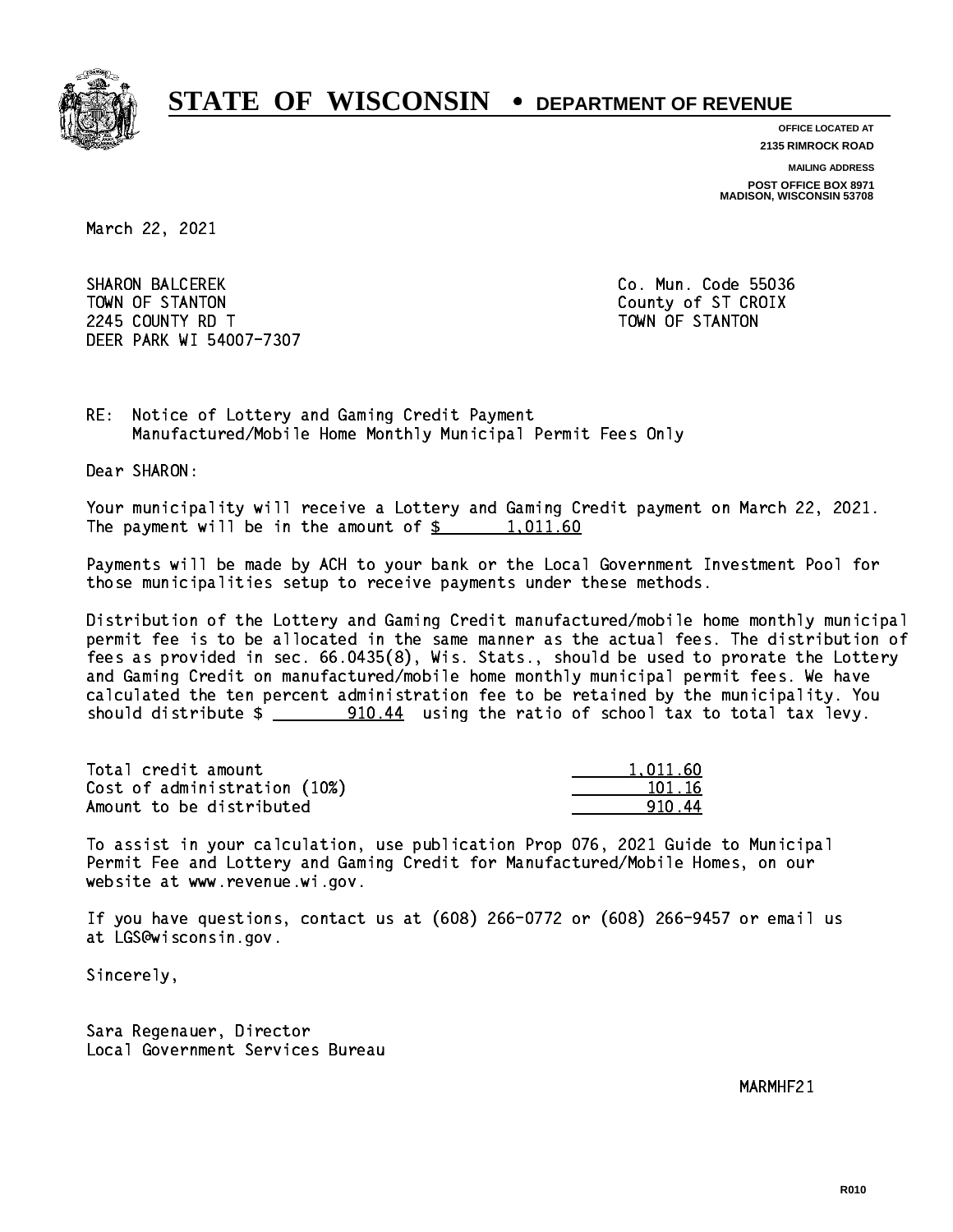# STATE OF WISCONSIN • DEPARTMENT OF REVENUE

**OFFICE LOCATED AT**
**2135 RIMROCK ROAD**

**MAILING ADDRESS**
**POST OFFICE BOX 8971**
**MADISON, WISCONSIN 53708**

March 22, 2021

SHARON BALCEREK
TOWN OF STANTON
2245 COUNTY RD T
DEER PARK WI 54007-7307

Co. Mun. Code 55036
County of ST CROIX
TOWN OF STANTON

RE: Notice of Lottery and Gaming Credit Payment
Manufactured/Mobile Home Monthly Municipal Permit Fees Only

Dear SHARON:

Your municipality will receive a Lottery and Gaming Credit payment on March 22, 2021. The payment will be in the amount of $ 1,011.60

Payments will be made by ACH to your bank or the Local Government Investment Pool for those municipalities setup to receive payments under these methods.

Distribution of the Lottery and Gaming Credit manufactured/mobile home monthly municipal permit fee is to be allocated in the same manner as the actual fees. The distribution of fees as provided in sec. 66.0435(8), Wis. Stats., should be used to prorate the Lottery and Gaming Credit on manufactured/mobile home monthly municipal permit fees. We have calculated the ten percent administration fee to be retained by the municipality. You should distribute $ 910.44 using the ratio of school tax to total tax levy.

| | |
|---|---|
| Total credit amount | 1,011.60 |
| Cost of administration (10%) | 101.16 |
| Amount to be distributed | 910.44 |

To assist in your calculation, use publication Prop 076, 2021 Guide to Municipal Permit Fee and Lottery and Gaming Credit for Manufactured/Mobile Homes, on our website at www.revenue.wi.gov.

If you have questions, contact us at (608) 266-0772 or (608) 266-9457 or email us at LGS@wisconsin.gov.

Sincerely,

Sara Regenauer, Director
Local Government Services Bureau

MARMHF21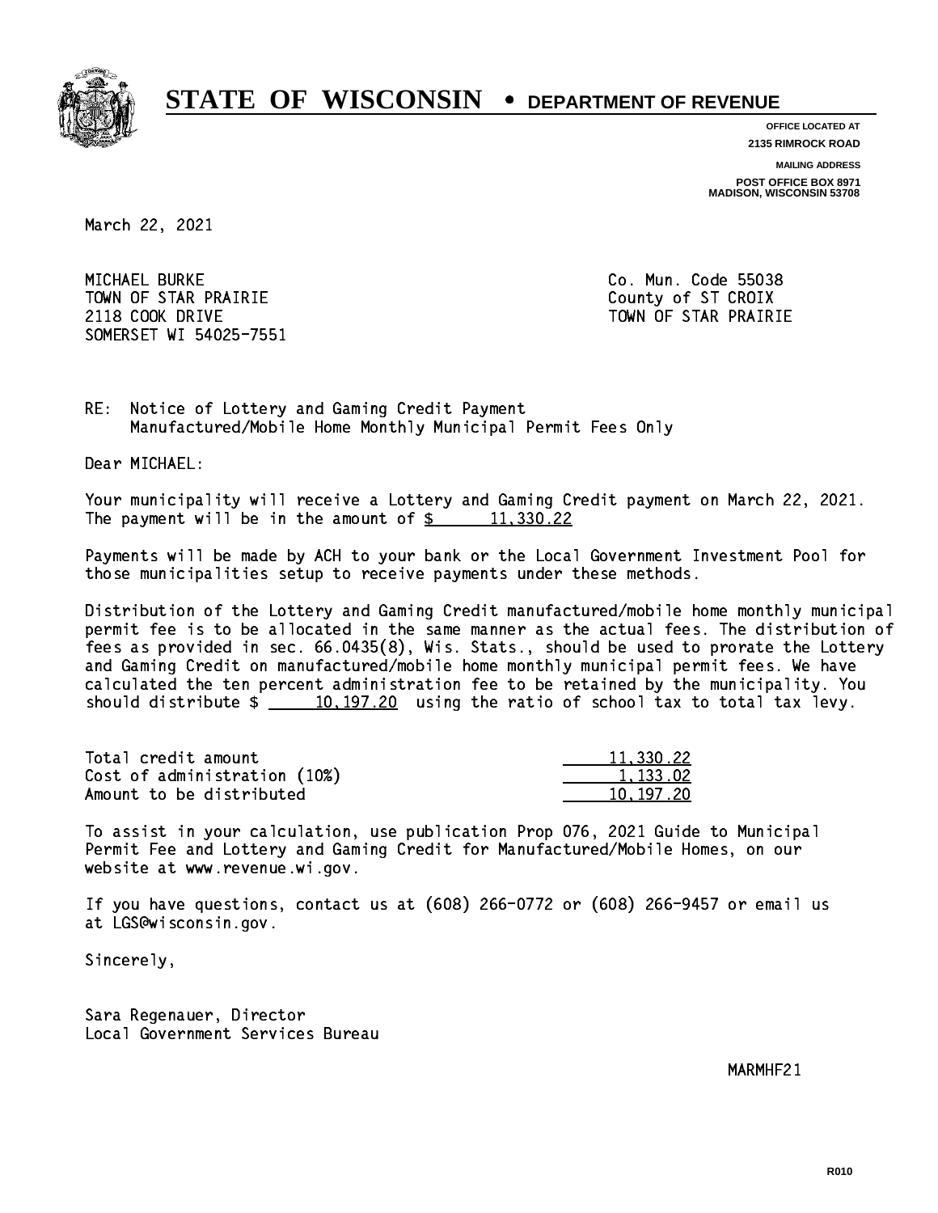STATE OF WISCONSIN • DEPARTMENT OF REVENUE

OFFICE LOCATED AT
2135 RIMROCK ROAD

MAILING ADDRESS
POST OFFICE BOX 8971
MADISON, WISCONSIN 53708

March 22, 2021

MICHAEL BURKE
TOWN OF STAR PRAIRIE
2118 COOK DRIVE
SOMERSET WI 54025-7551

Co. Mun. Code 55038
County of ST CROIX
TOWN OF STAR PRAIRIE

RE: Notice of Lottery and Gaming Credit Payment
Manufactured/Mobile Home Monthly Municipal Permit Fees Only

Dear MICHAEL:

Your municipality will receive a Lottery and Gaming Credit payment on March 22, 2021. The payment will be in the amount of $ 11,330.22

Payments will be made by ACH to your bank or the Local Government Investment Pool for those municipalities setup to receive payments under these methods.

Distribution of the Lottery and Gaming Credit manufactured/mobile home monthly municipal permit fee is to be allocated in the same manner as the actual fees. The distribution of fees as provided in sec. 66.0435(8), Wis. Stats., should be used to prorate the Lottery and Gaming Credit on manufactured/mobile home monthly municipal permit fees. We have calculated the ten percent administration fee to be retained by the municipality. You should distribute $ 10,197.20 using the ratio of school tax to total tax levy.

| | |
|---|---|
| Total credit amount | 11,330.22 |
| Cost of administration (10%) | 1,133.02 |
| Amount to be distributed | 10,197.20 |

To assist in your calculation, use publication Prop 076, 2021 Guide to Municipal Permit Fee and Lottery and Gaming Credit for Manufactured/Mobile Homes, on our website at www.revenue.wi.gov.

If you have questions, contact us at (608) 266-0772 or (608) 266-9457 or email us at LGS@wisconsin.gov.

Sincerely,

Sara Regenauer, Director
Local Government Services Bureau

MARMHF21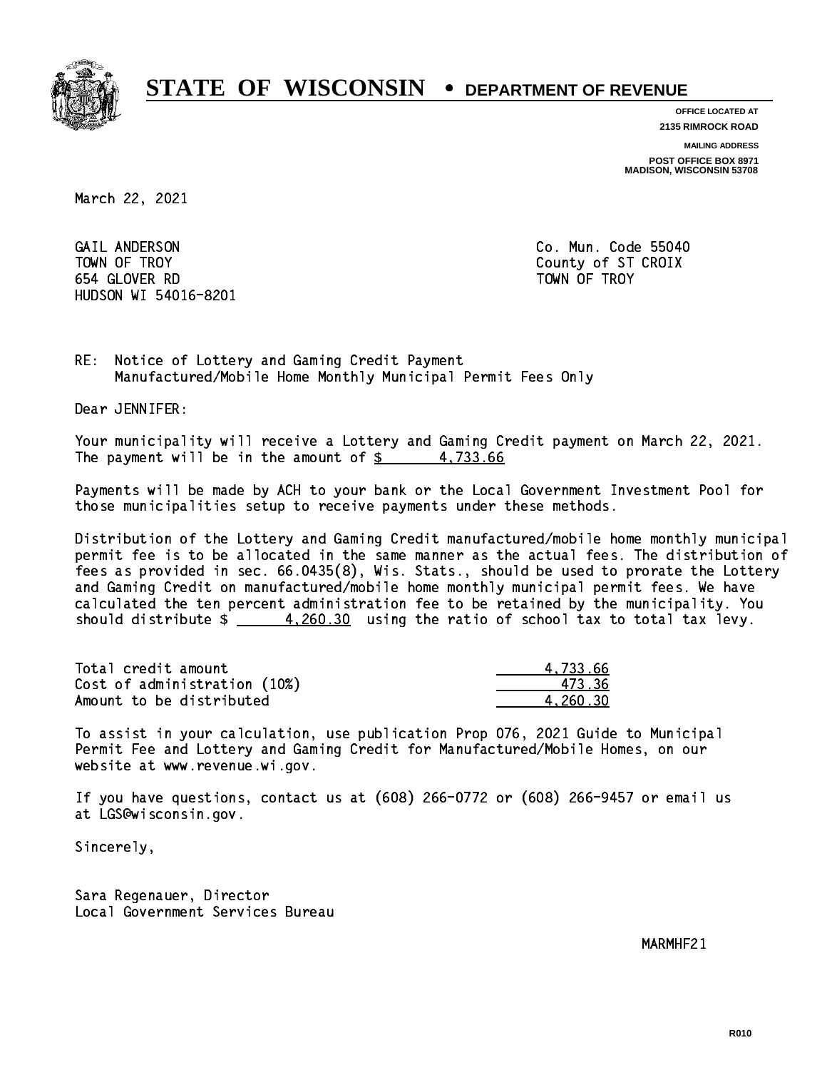# STATE OF WISCONSIN • DEPARTMENT OF REVENUE

**OFFICE LOCATED AT**
**2135 RIMROCK ROAD**

**MAILING ADDRESS**
**POST OFFICE BOX 8971**
**MADISON, WISCONSIN 53708**

March 22, 2021

GAIL ANDERSON
TOWN OF TROY
654 GLOVER RD
HUDSON WI 54016-8201

Co. Mun. Code 55040
County of ST CROIX
TOWN OF TROY

RE: Notice of Lottery and Gaming Credit Payment
Manufactured/Mobile Home Monthly Municipal Permit Fees Only

Dear JENNIFER:

Your municipality will receive a Lottery and Gaming Credit payment on March 22, 2021. The payment will be in the amount of $ 4,733.66

Payments will be made by ACH to your bank or the Local Government Investment Pool for those municipalities setup to receive payments under these methods.

Distribution of the Lottery and Gaming Credit manufactured/mobile home monthly municipal permit fee is to be allocated in the same manner as the actual fees. The distribution of fees as provided in sec. 66.0435(8), Wis. Stats., should be used to prorate the Lottery and Gaming Credit on manufactured/mobile home monthly municipal permit fees. We have calculated the ten percent administration fee to be retained by the municipality. You should distribute $ 4,260.30 using the ratio of school tax to total tax levy.

| | |
|---|---:|
| Total credit amount | 4,733.66 |
| Cost of administration (10%) | 473.36 |
| Amount to be distributed | 4,260.30 |

To assist in your calculation, use publication Prop 076, 2021 Guide to Municipal Permit Fee and Lottery and Gaming Credit for Manufactured/Mobile Homes, on our website at www.revenue.wi.gov.

If you have questions, contact us at (608) 266-0772 or (608) 266-9457 or email us at LGS@wisconsin.gov.

Sincerely,

Sara Regenauer, Director
Local Government Services Bureau

MARMHF21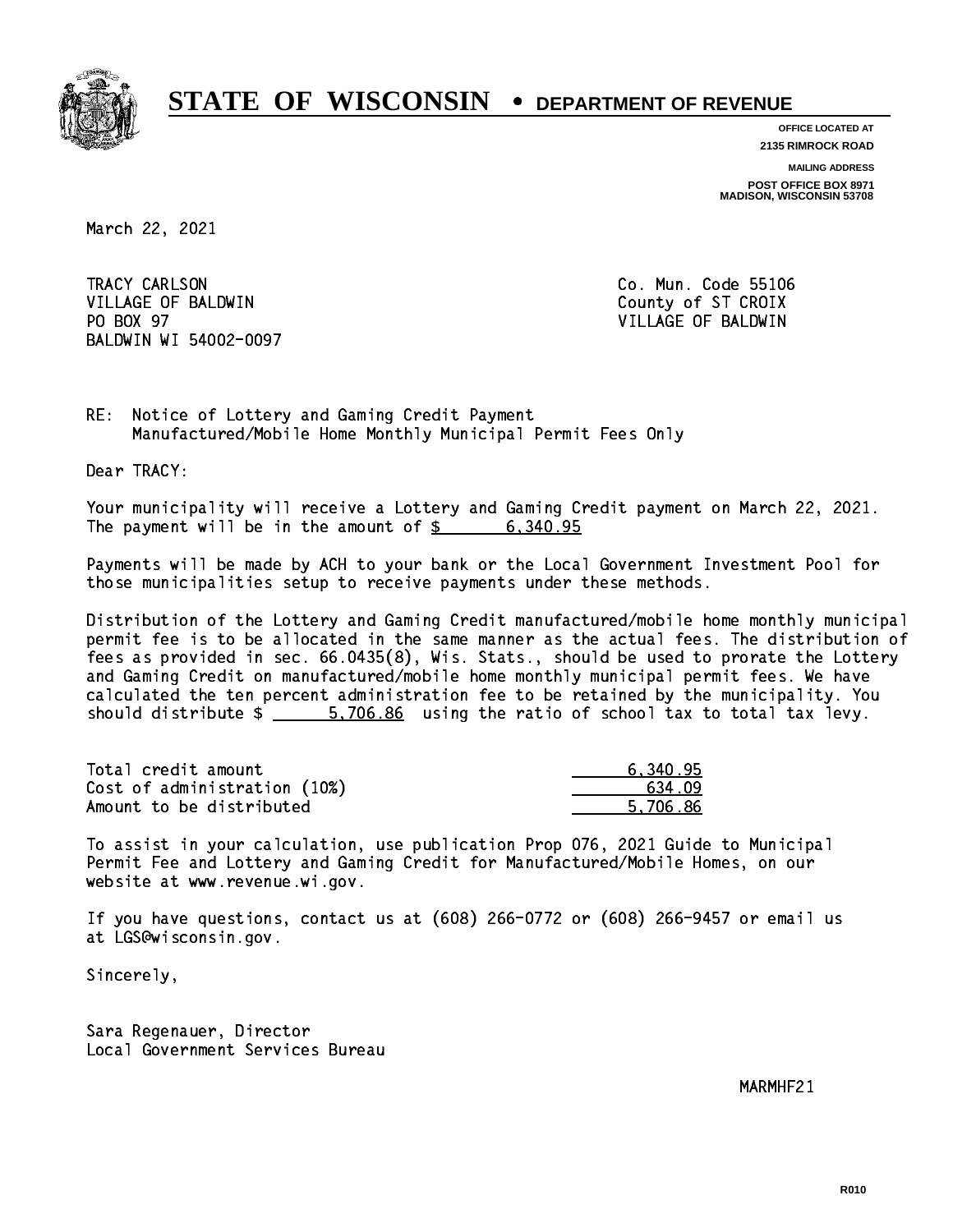# STATE OF WISCONSIN • DEPARTMENT OF REVENUE

**OFFICE LOCATED AT**
**2135 RIMROCK ROAD**

**MAILING ADDRESS**
**POST OFFICE BOX 8971**
**MADISON, WISCONSIN 53708**

March 22, 2021

TRACY CARLSON
VILLAGE OF BALDWIN
PO BOX 97
BALDWIN WI 54002-0097

Co. Mun. Code 55106
County of ST CROIX
VILLAGE OF BALDWIN

RE: Notice of Lottery and Gaming Credit Payment
Manufactured/Mobile Home Monthly Municipal Permit Fees Only

Dear TRACY:

Your municipality will receive a Lottery and Gaming Credit payment on March 22, 2021. The payment will be in the amount of $ 6,340.95

Payments will be made by ACH to your bank or the Local Government Investment Pool for those municipalities setup to receive payments under these methods.

Distribution of the Lottery and Gaming Credit manufactured/mobile home monthly municipal permit fee is to be allocated in the same manner as the actual fees. The distribution of fees as provided in sec. 66.0435(8), Wis. Stats., should be used to prorate the Lottery and Gaming Credit on manufactured/mobile home monthly municipal permit fees. We have calculated the ten percent administration fee to be retained by the municipality. You should distribute $ 5,706.86 using the ratio of school tax to total tax levy.

| | |
|---|---|
| Total credit amount | 6,340.95 |
| Cost of administration (10%) | 634.09 |
| Amount to be distributed | 5,706.86 |

To assist in your calculation, use publication Prop 076, 2021 Guide to Municipal Permit Fee and Lottery and Gaming Credit for Manufactured/Mobile Homes, on our website at www.revenue.wi.gov.

If you have questions, contact us at (608) 266-0772 or (608) 266-9457 or email us at LGS@wisconsin.gov.

Sincerely,

Sara Regenauer, Director
Local Government Services Bureau

MARMHF21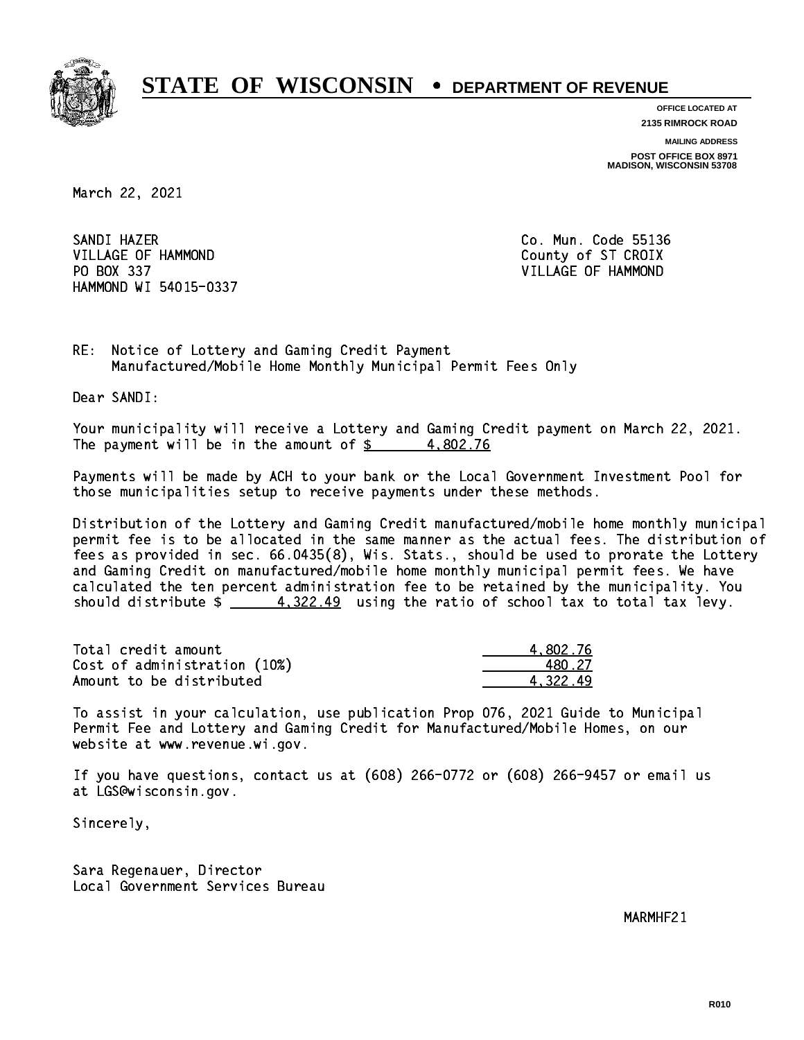# STATE OF WISCONSIN • DEPARTMENT OF REVENUE

OFFICE LOCATED AT
2135 RIMROCK ROAD

MAILING ADDRESS
POST OFFICE BOX 8971
MADISON, WISCONSIN 53708

March 22, 2021

SANDI HAZER
VILLAGE OF HAMMOND
PO BOX 337
HAMMOND WI 54015-0337

Co. Mun. Code 55136
County of ST CROIX
VILLAGE OF HAMMOND

RE: Notice of Lottery and Gaming Credit Payment
Manufactured/Mobile Home Monthly Municipal Permit Fees Only

Dear SANDI:

Your municipality will receive a Lottery and Gaming Credit payment on March 22, 2021. The payment will be in the amount of $ 4,802.76

Payments will be made by ACH to your bank or the Local Government Investment Pool for those municipalities setup to receive payments under these methods.

Distribution of the Lottery and Gaming Credit manufactured/mobile home monthly municipal permit fee is to be allocated in the same manner as the actual fees. The distribution of fees as provided in sec. 66.0435(8), Wis. Stats., should be used to prorate the Lottery and Gaming Credit on manufactured/mobile home monthly municipal permit fees. We have calculated the ten percent administration fee to be retained by the municipality. You should distribute $ 4,322.49 using the ratio of school tax to total tax levy.

| | |
|---|---:|
| Total credit amount | 4,802.76 |
| Cost of administration (10%) | 480.27 |
| Amount to be distributed | 4,322.49 |

To assist in your calculation, use publication Prop 076, 2021 Guide to Municipal Permit Fee and Lottery and Gaming Credit for Manufactured/Mobile Homes, on our website at www.revenue.wi.gov.

If you have questions, contact us at (608) 266-0772 or (608) 266-9457 or email us at LGS@wisconsin.gov.

Sincerely,

Sara Regenauer, Director
Local Government Services Bureau

MARMHF21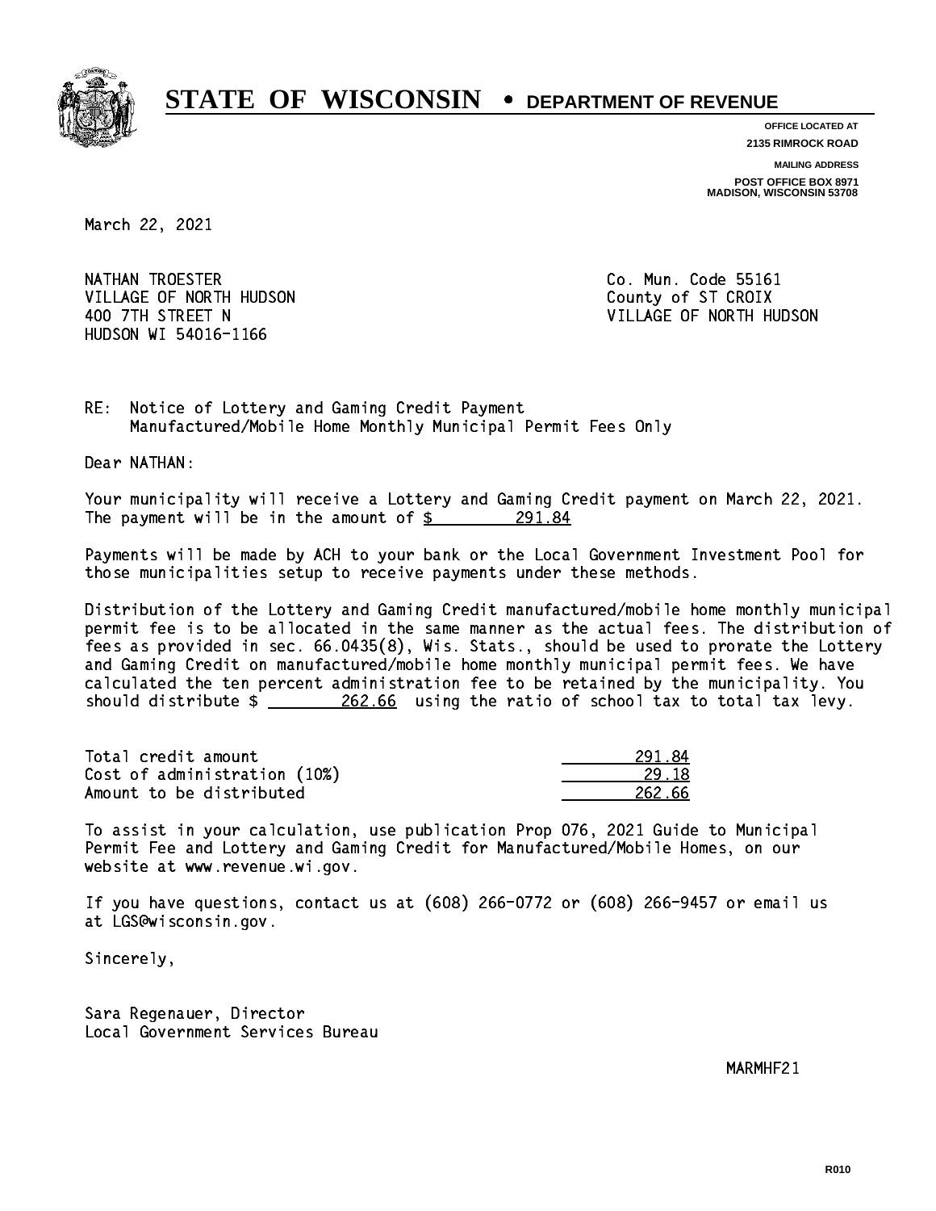# STATE OF WISCONSIN • DEPARTMENT OF REVENUE

OFFICE LOCATED AT
2135 RIMROCK ROAD

MAILING ADDRESS
POST OFFICE BOX 8971
MADISON, WISCONSIN 53708

March 22, 2021

NATHAN TROESTER
VILLAGE OF NORTH HUDSON
400 7TH STREET N
HUDSON WI 54016-1166

Co. Mun. Code 55161
County of ST CROIX
VILLAGE OF NORTH HUDSON

RE: Notice of Lottery and Gaming Credit Payment
Manufactured/Mobile Home Monthly Municipal Permit Fees Only

Dear NATHAN:

Your municipality will receive a Lottery and Gaming Credit payment on March 22, 2021. The payment will be in the amount of $ 291.84

Payments will be made by ACH to your bank or the Local Government Investment Pool for those municipalities setup to receive payments under these methods.

Distribution of the Lottery and Gaming Credit manufactured/mobile home monthly municipal permit fee is to be allocated in the same manner as the actual fees. The distribution of fees as provided in sec. 66.0435(8), Wis. Stats., should be used to prorate the Lottery and Gaming Credit on manufactured/mobile home monthly municipal permit fees. We have calculated the ten percent administration fee to be retained by the municipality. You should distribute $ 262.66 using the ratio of school tax to total tax levy.

| | |
|---|---|
| Total credit amount | 291.84 |
| Cost of administration (10%) | 29.18 |
| Amount to be distributed | 262.66 |

To assist in your calculation, use publication Prop 076, 2021 Guide to Municipal Permit Fee and Lottery and Gaming Credit for Manufactured/Mobile Homes, on our website at www.revenue.wi.gov.

If you have questions, contact us at (608) 266-0772 or (608) 266-9457 or email us at LGS@wisconsin.gov.

Sincerely,

Sara Regenauer, Director
Local Government Services Bureau

MARMHF21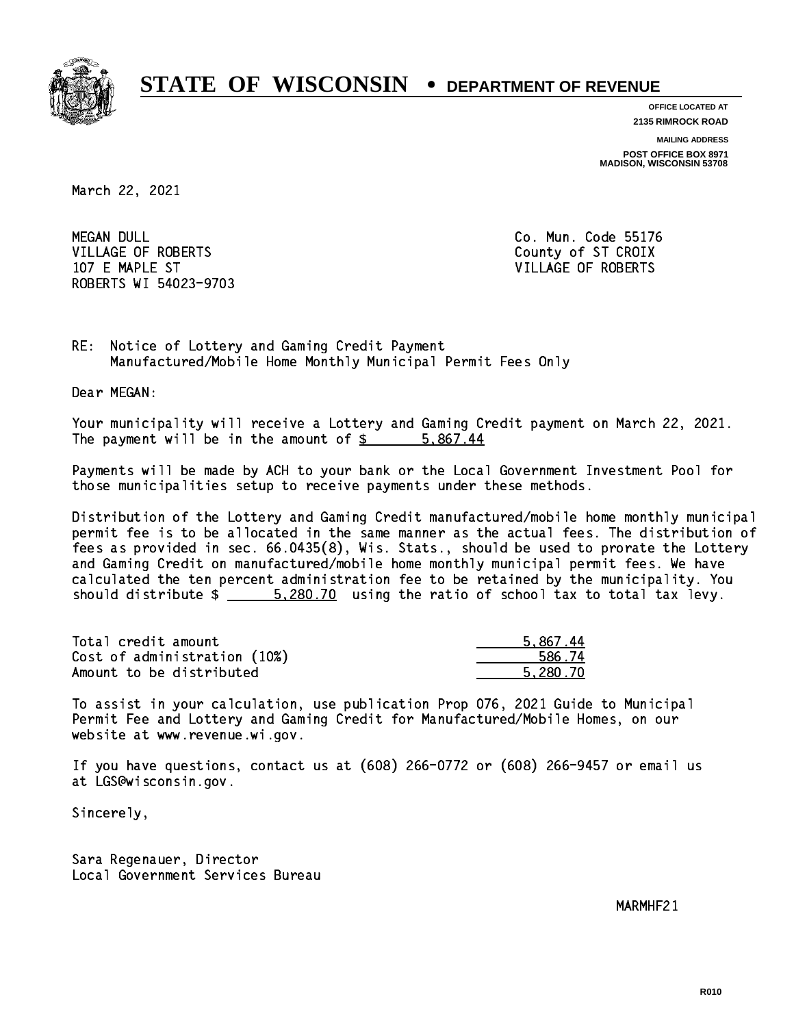# STATE OF WISCONSIN • DEPARTMENT OF REVENUE

OFFICE LOCATED AT
2135 RIMROCK ROAD

MAILING ADDRESS
POST OFFICE BOX 8971
MADISON, WISCONSIN 53708

March 22, 2021

MEGAN DULL  
VILLAGE OF ROBERTS  
107 E MAPLE ST  
ROBERTS WI 54023-9703

Co. Mun. Code 55176  
County of ST CROIX  
VILLAGE OF ROBERTS

RE: Notice of Lottery and Gaming Credit Payment  
Manufactured/Mobile Home Monthly Municipal Permit Fees Only

Dear MEGAN:

Your municipality will receive a Lottery and Gaming Credit payment on March 22, 2021. The payment will be in the amount of $ 5,867.44

Payments will be made by ACH to your bank or the Local Government Investment Pool for those municipalities setup to receive payments under these methods.

Distribution of the Lottery and Gaming Credit manufactured/mobile home monthly municipal permit fee is to be allocated in the same manner as the actual fees. The distribution of fees as provided in sec. 66.0435(8), Wis. Stats., should be used to prorate the Lottery and Gaming Credit on manufactured/mobile home monthly municipal permit fees. We have calculated the ten percent administration fee to be retained by the municipality. You should distribute $ 5,280.70 using the ratio of school tax to total tax levy.

| | |
|---|---|
| Total credit amount | 5,867.44 |
| Cost of administration (10%) | 586.74 |
| Amount to be distributed | 5,280.70 |

To assist in your calculation, use publication Prop 076, 2021 Guide to Municipal Permit Fee and Lottery and Gaming Credit for Manufactured/Mobile Homes, on our website at www.revenue.wi.gov.

If you have questions, contact us at (608) 266-0772 or (608) 266-9457 or email us at LGS@wisconsin.gov.

Sincerely,

Sara Regenauer, Director  
Local Government Services Bureau

MARMHF21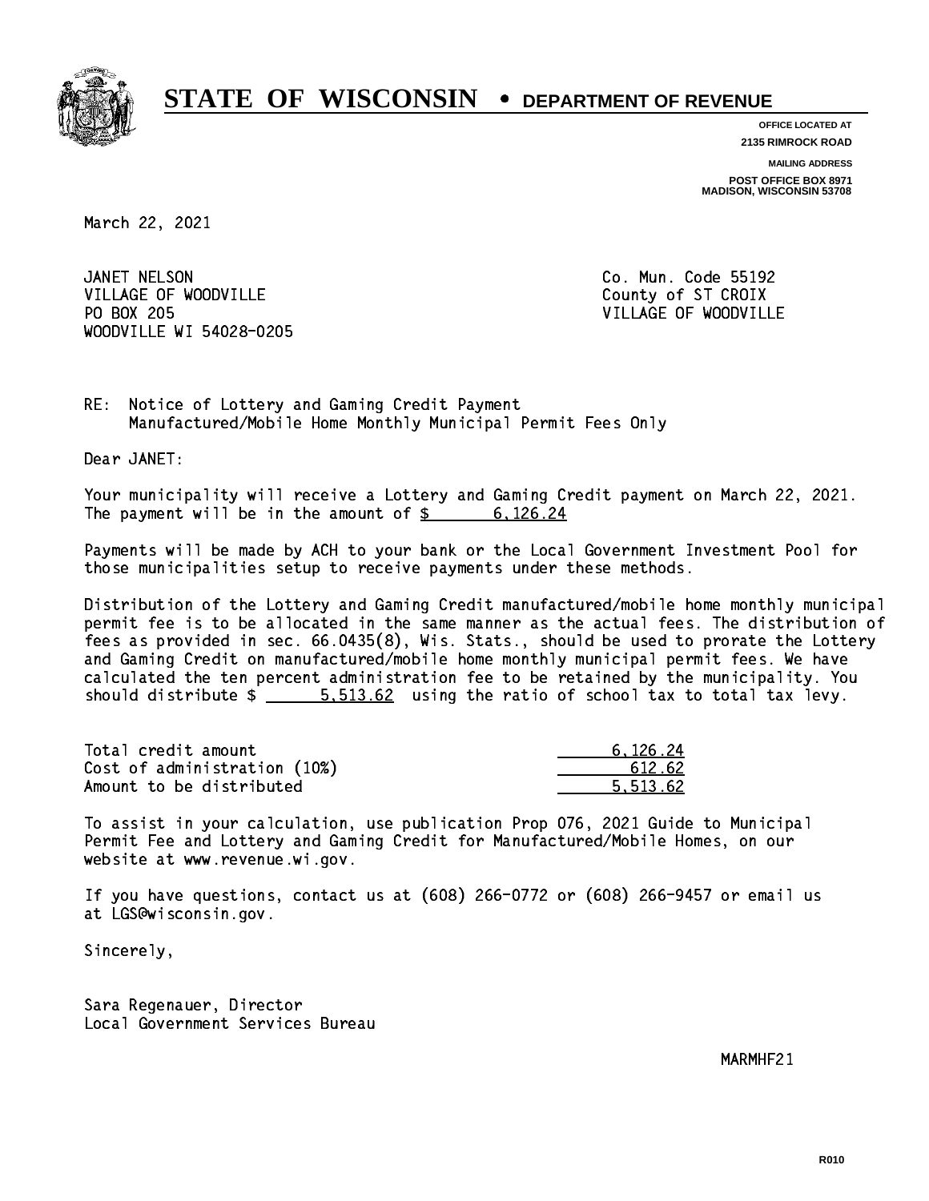# STATE OF WISCONSIN • DEPARTMENT OF REVENUE

**OFFICE LOCATED AT**
**2135 RIMROCK ROAD**

**MAILING ADDRESS**
**POST OFFICE BOX 8971**
**MADISON, WISCONSIN 53708**

March 22, 2021

JANET NELSON
VILLAGE OF WOODVILLE
PO BOX 205
WOODVILLE WI 54028-0205

Co. Mun. Code 55192
County of ST CROIX
VILLAGE OF WOODVILLE

RE: Notice of Lottery and Gaming Credit Payment
Manufactured/Mobile Home Monthly Municipal Permit Fees Only

Dear JANET:

Your municipality will receive a Lottery and Gaming Credit payment on March 22, 2021. The payment will be in the amount of $ 6,126.24

Payments will be made by ACH to your bank or the Local Government Investment Pool for those municipalities setup to receive payments under these methods.

Distribution of the Lottery and Gaming Credit manufactured/mobile home monthly municipal permit fee is to be allocated in the same manner as the actual fees. The distribution of fees as provided in sec. 66.0435(8), Wis. Stats., should be used to prorate the Lottery and Gaming Credit on manufactured/mobile home monthly municipal permit fees. We have calculated the ten percent administration fee to be retained by the municipality. You should distribute $ 5,513.62 using the ratio of school tax to total tax levy.

| | |
|---|---|
| Total credit amount | 6,126.24 |
| Cost of administration (10%) | 612.62 |
| Amount to be distributed | 5,513.62 |

To assist in your calculation, use publication Prop 076, 2021 Guide to Municipal Permit Fee and Lottery and Gaming Credit for Manufactured/Mobile Homes, on our website at www.revenue.wi.gov.

If you have questions, contact us at (608) 266-0772 or (608) 266-9457 or email us at LGS@wisconsin.gov.

Sincerely,

Sara Regenauer, Director
Local Government Services Bureau

MARMHF21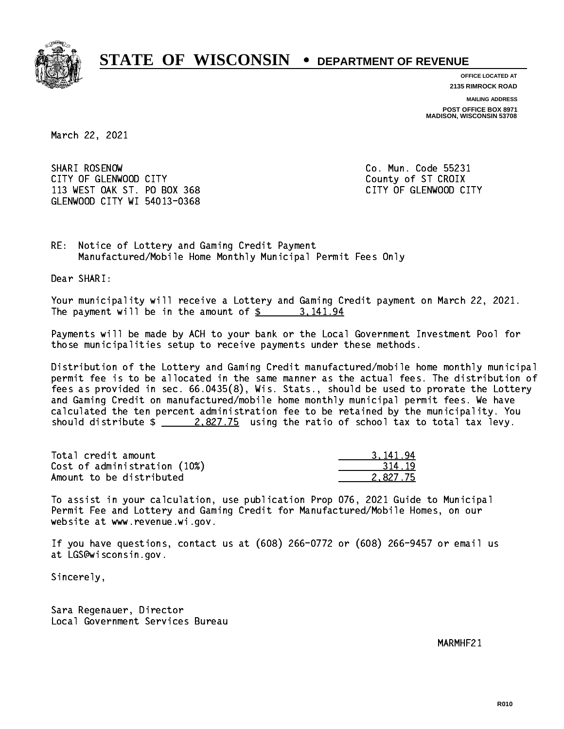# STATE OF WISCONSIN • DEPARTMENT OF REVENUE

**OFFICE LOCATED AT**
**2135 RIMROCK ROAD**

**MAILING ADDRESS**
**POST OFFICE BOX 8971**
**MADISON, WISCONSIN 53708**

March 22, 2021

SHARI ROSENOW
CITY OF GLENWOOD CITY
113 WEST OAK ST. PO BOX 368
GLENWOOD CITY WI 54013-0368

Co. Mun. Code 55231
County of ST CROIX
CITY OF GLENWOOD CITY

RE: Notice of Lottery and Gaming Credit Payment
Manufactured/Mobile Home Monthly Municipal Permit Fees Only

Dear SHARI:

Your municipality will receive a Lottery and Gaming Credit payment on March 22, 2021. The payment will be in the amount of $ 3,141.94

Payments will be made by ACH to your bank or the Local Government Investment Pool for those municipalities setup to receive payments under these methods.

Distribution of the Lottery and Gaming Credit manufactured/mobile home monthly municipal permit fee is to be allocated in the same manner as the actual fees. The distribution of fees as provided in sec. 66.0435(8), Wis. Stats., should be used to prorate the Lottery and Gaming Credit on manufactured/mobile home monthly municipal permit fees. We have calculated the ten percent administration fee to be retained by the municipality. You should distribute $ 2,827.75 using the ratio of school tax to total tax levy.

| | |
|---|---:|
| Total credit amount | 3,141.94 |
| Cost of administration (10%) | 314.19 |
| Amount to be distributed | 2,827.75 |

To assist in your calculation, use publication Prop 076, 2021 Guide to Municipal Permit Fee and Lottery and Gaming Credit for Manufactured/Mobile Homes, on our website at www.revenue.wi.gov.

If you have questions, contact us at (608) 266-0772 or (608) 266-9457 or email us at LGS@wisconsin.gov.

Sincerely,

Sara Regenauer, Director
Local Government Services Bureau

MARMHF21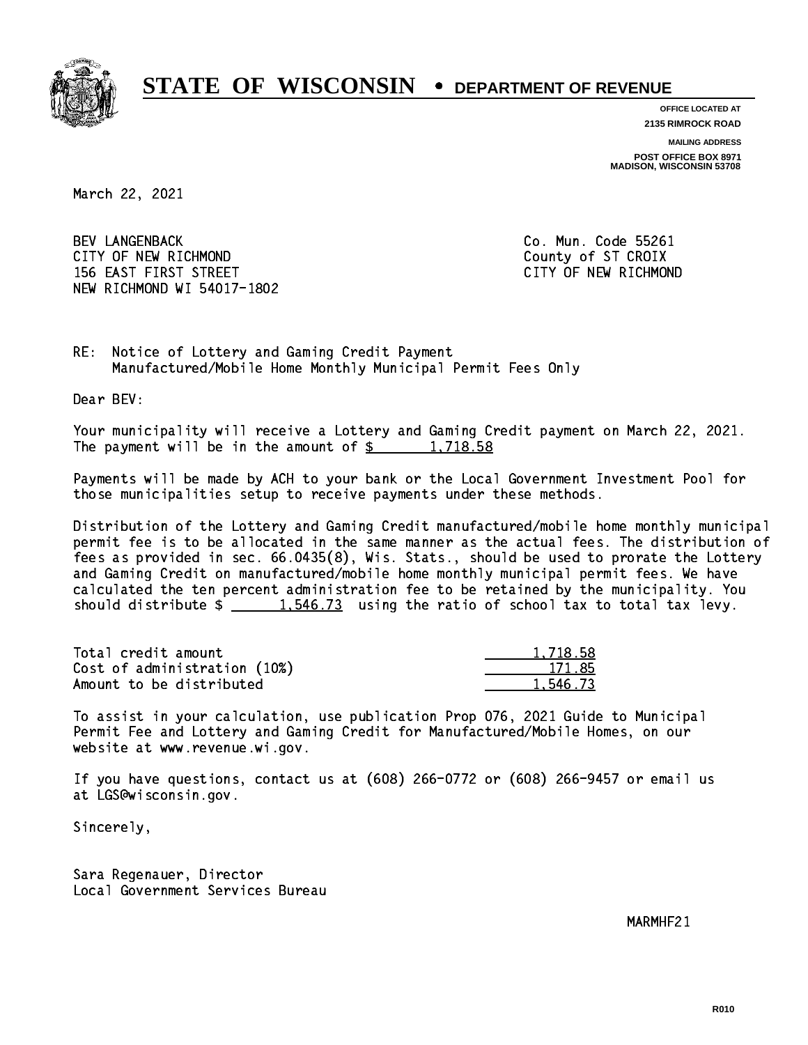# STATE OF WISCONSIN • DEPARTMENT OF REVENUE

**OFFICE LOCATED AT**
**2135 RIMROCK ROAD**

**MAILING ADDRESS**
**POST OFFICE BOX 8971**
**MADISON, WISCONSIN 53708**

March 22, 2021

BEV LANGENBACK
CITY OF NEW RICHMOND
156 EAST FIRST STREET
NEW RICHMOND WI 54017-1802

Co. Mun. Code 55261
County of ST CROIX
CITY OF NEW RICHMOND

RE: Notice of Lottery and Gaming Credit Payment
Manufactured/Mobile Home Monthly Municipal Permit Fees Only

Dear BEV:

Your municipality will receive a Lottery and Gaming Credit payment on March 22, 2021. The payment will be in the amount of $ 1,718.58

Payments will be made by ACH to your bank or the Local Government Investment Pool for those municipalities setup to receive payments under these methods.

Distribution of the Lottery and Gaming Credit manufactured/mobile home monthly municipal permit fee is to be allocated in the same manner as the actual fees. The distribution of fees as provided in sec. 66.0435(8), Wis. Stats., should be used to prorate the Lottery and Gaming Credit on manufactured/mobile home monthly municipal permit fees. We have calculated the ten percent administration fee to be retained by the municipality. You should distribute $ 1,546.73 using the ratio of school tax to total tax levy.

| | |
|---|---|
| Total credit amount | 1,718.58 |
| Cost of administration (10%) | 171.85 |
| Amount to be distributed | 1,546.73 |

To assist in your calculation, use publication Prop 076, 2021 Guide to Municipal Permit Fee and Lottery and Gaming Credit for Manufactured/Mobile Homes, on our website at www.revenue.wi.gov.

If you have questions, contact us at (608) 266-0772 or (608) 266-9457 or email us at LGS@wisconsin.gov.

Sincerely,

Sara Regenauer, Director
Local Government Services Bureau

MARMHF21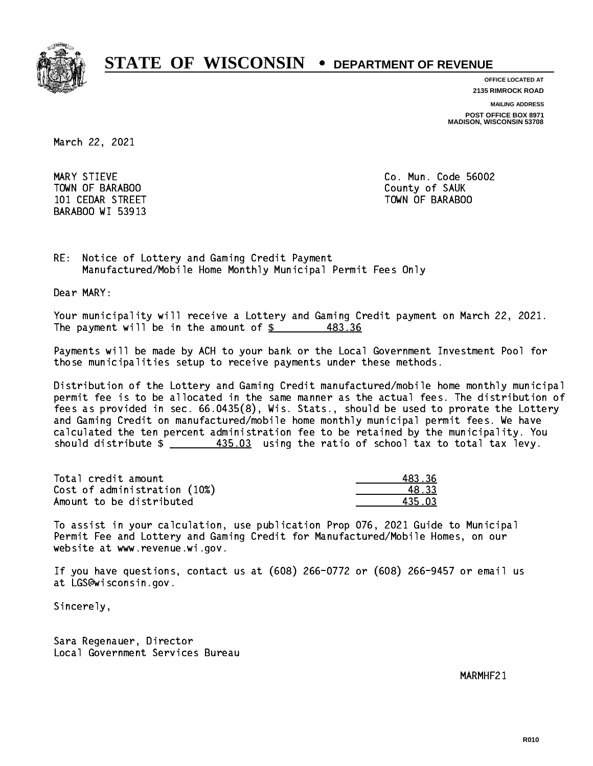# STATE OF WISCONSIN • DEPARTMENT OF REVENUE

**OFFICE LOCATED AT**
**2135 RIMROCK ROAD**

**MAILING ADDRESS**
**POST OFFICE BOX 8971**
**MADISON, WISCONSIN 53708**

March 22, 2021

MARY STIEVE
TOWN OF BARABOO
101 CEDAR STREET
BARABOO WI 53913

Co. Mun. Code 56002
County of SAUK
TOWN OF BARABOO

RE: Notice of Lottery and Gaming Credit Payment
Manufactured/Mobile Home Monthly Municipal Permit Fees Only

Dear MARY:

Your municipality will receive a Lottery and Gaming Credit payment on March 22, 2021. The payment will be in the amount of $ 483.36

Payments will be made by ACH to your bank or the Local Government Investment Pool for those municipalities setup to receive payments under these methods.

Distribution of the Lottery and Gaming Credit manufactured/mobile home monthly municipal permit fee is to be allocated in the same manner as the actual fees. The distribution of fees as provided in sec. 66.0435(8), Wis. Stats., should be used to prorate the Lottery and Gaming Credit on manufactured/mobile home monthly municipal permit fees. We have calculated the ten percent administration fee to be retained by the municipality. You should distribute $ 435.03 using the ratio of school tax to total tax levy.

| | |
|---|---|
| Total credit amount | 483.36 |
| Cost of administration (10%) | 48.33 |
| Amount to be distributed | 435.03 |

To assist in your calculation, use publication Prop 076, 2021 Guide to Municipal Permit Fee and Lottery and Gaming Credit for Manufactured/Mobile Homes, on our website at www.revenue.wi.gov.

If you have questions, contact us at (608) 266-0772 or (608) 266-9457 or email us at LGS@wisconsin.gov.

Sincerely,

Sara Regenauer, Director
Local Government Services Bureau

MARMHF21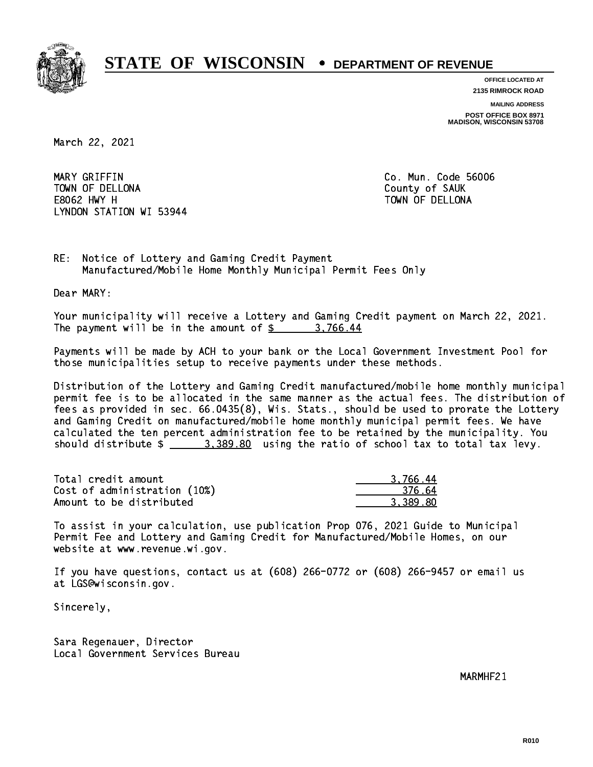# STATE OF WISCONSIN • DEPARTMENT OF REVENUE

**OFFICE LOCATED AT**
**2135 RIMROCK ROAD**

**MAILING ADDRESS**
**POST OFFICE BOX 8971**
**MADISON, WISCONSIN 53708**

March 22, 2021

MARY GRIFFIN
TOWN OF DELLONA
E8062 HWY H
LYNDON STATION WI 53944

Co. Mun. Code 56006
County of SAUK
TOWN OF DELLONA

RE: Notice of Lottery and Gaming Credit Payment
Manufactured/Mobile Home Monthly Municipal Permit Fees Only

Dear MARY:

Your municipality will receive a Lottery and Gaming Credit payment on March 22, 2021. The payment will be in the amount of $ 3,766.44

Payments will be made by ACH to your bank or the Local Government Investment Pool for those municipalities setup to receive payments under these methods.

Distribution of the Lottery and Gaming Credit manufactured/mobile home monthly municipal permit fee is to be allocated in the same manner as the actual fees. The distribution of fees as provided in sec. 66.0435(8), Wis. Stats., should be used to prorate the Lottery and Gaming Credit on manufactured/mobile home monthly municipal permit fees. We have calculated the ten percent administration fee to be retained by the municipality. You should distribute $ 3,389.80 using the ratio of school tax to total tax levy.

| | |
|---|---|
| Total credit amount | 3,766.44 |
| Cost of administration (10%) | 376.64 |
| Amount to be distributed | 3,389.80 |

To assist in your calculation, use publication Prop 076, 2021 Guide to Municipal Permit Fee and Lottery and Gaming Credit for Manufactured/Mobile Homes, on our website at www.revenue.wi.gov.

If you have questions, contact us at (608) 266-0772 or (608) 266-9457 or email us at LGS@wisconsin.gov.

Sincerely,

Sara Regenauer, Director
Local Government Services Bureau

MARMHF21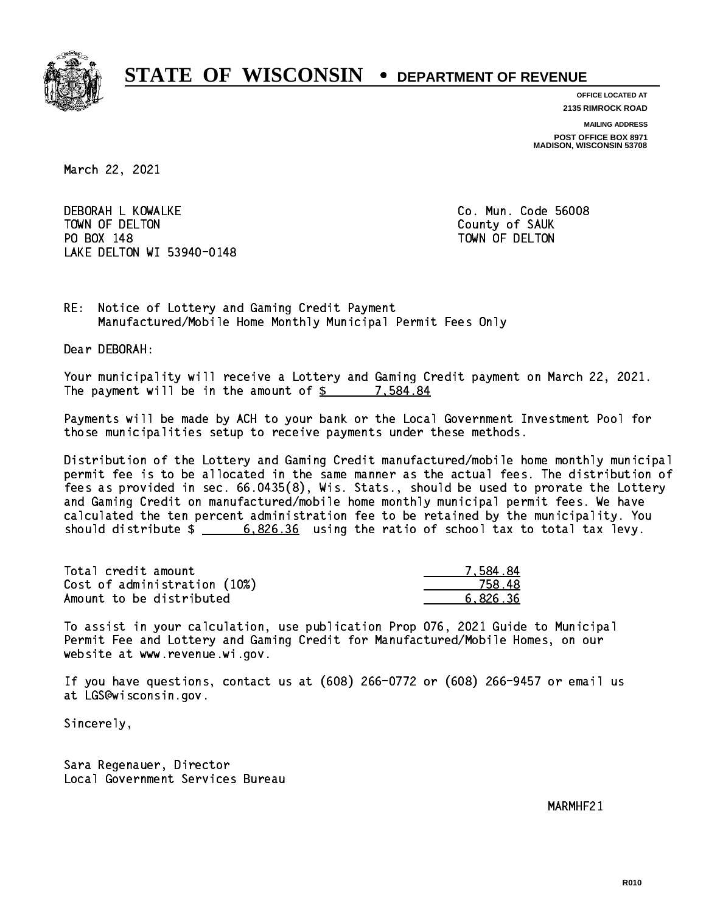# STATE OF WISCONSIN • DEPARTMENT OF REVENUE

**OFFICE LOCATED AT**
**2135 RIMROCK ROAD**

**MAILING ADDRESS**
**POST OFFICE BOX 8971**
**MADISON, WISCONSIN 53708**

March 22, 2021

DEBORAH L KOWALKE
TOWN OF DELTON
PO BOX 148
LAKE DELTON WI 53940-0148

Co. Mun. Code 56008
County of SAUK
TOWN OF DELTON

RE: Notice of Lottery and Gaming Credit Payment
Manufactured/Mobile Home Monthly Municipal Permit Fees Only

Dear DEBORAH:

Your municipality will receive a Lottery and Gaming Credit payment on March 22, 2021. The payment will be in the amount of $ 7,584.84

Payments will be made by ACH to your bank or the Local Government Investment Pool for those municipalities setup to receive payments under these methods.

Distribution of the Lottery and Gaming Credit manufactured/mobile home monthly municipal permit fee is to be allocated in the same manner as the actual fees. The distribution of fees as provided in sec. 66.0435(8), Wis. Stats., should be used to prorate the Lottery and Gaming Credit on manufactured/mobile home monthly municipal permit fees. We have calculated the ten percent administration fee to be retained by the municipality. You should distribute $ 6,826.36 using the ratio of school tax to total tax levy.

| | |
|---|---|
| Total credit amount | 7,584.84 |
| Cost of administration (10%) | 758.48 |
| Amount to be distributed | 6,826.36 |

To assist in your calculation, use publication Prop 076, 2021 Guide to Municipal Permit Fee and Lottery and Gaming Credit for Manufactured/Mobile Homes, on our website at www.revenue.wi.gov.

If you have questions, contact us at (608) 266-0772 or (608) 266-9457 or email us at LGS@wisconsin.gov.

Sincerely,

Sara Regenauer, Director
Local Government Services Bureau

MARMHF21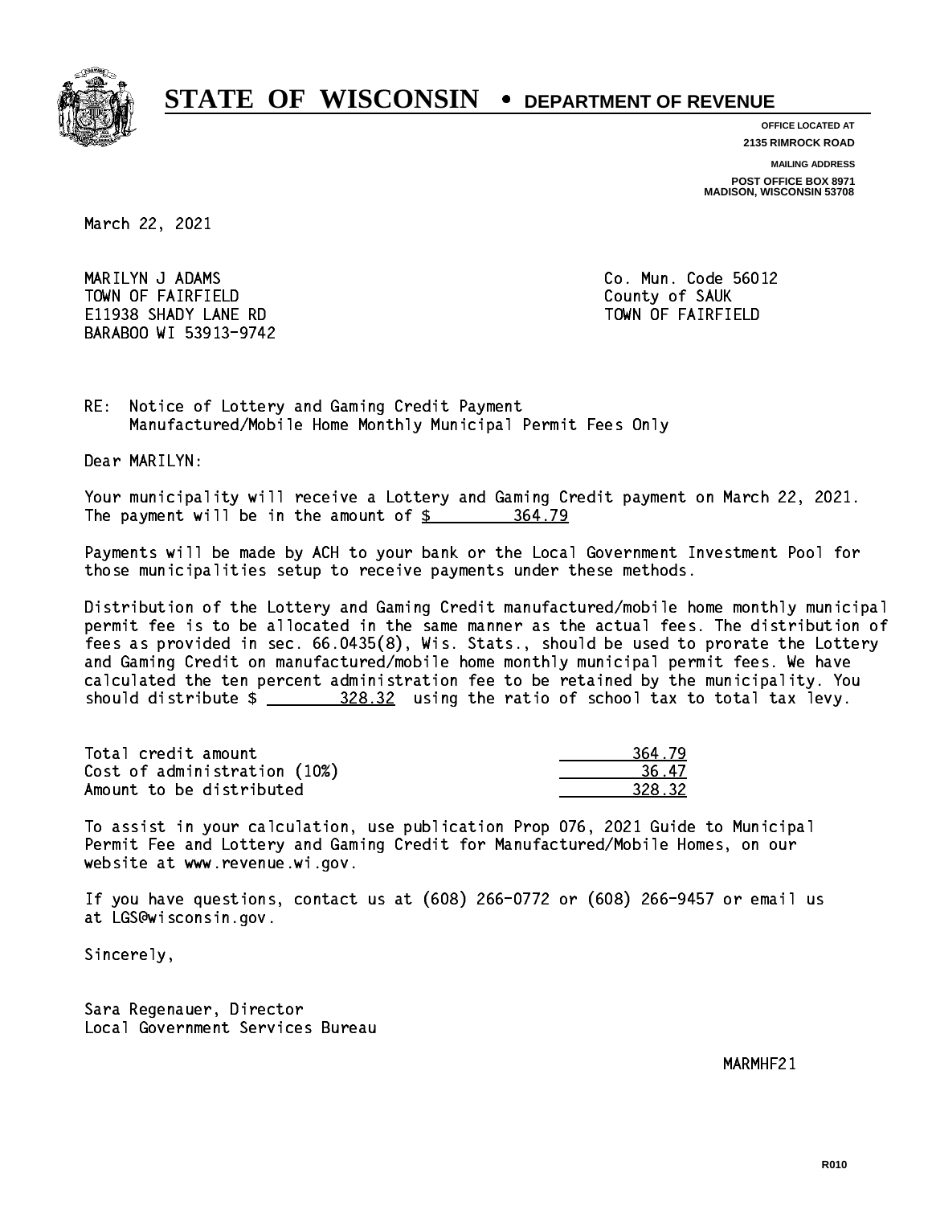# STATE OF WISCONSIN • DEPARTMENT OF REVENUE

**OFFICE LOCATED AT**
**2135 RIMROCK ROAD**

**MAILING ADDRESS**
**POST OFFICE BOX 8971**
**MADISON, WISCONSIN 53708**

March 22, 2021

MARILYN J ADAMS
TOWN OF FAIRFIELD
E11938 SHADY LANE RD
BARABOO WI 53913-9742

Co. Mun. Code 56012
County of SAUK
TOWN OF FAIRFIELD

RE: Notice of Lottery and Gaming Credit Payment
Manufactured/Mobile Home Monthly Municipal Permit Fees Only

Dear MARILYN:

Your municipality will receive a Lottery and Gaming Credit payment on March 22, 2021. The payment will be in the amount of $ 364.79

Payments will be made by ACH to your bank or the Local Government Investment Pool for those municipalities setup to receive payments under these methods.

Distribution of the Lottery and Gaming Credit manufactured/mobile home monthly municipal permit fee is to be allocated in the same manner as the actual fees. The distribution of fees as provided in sec. 66.0435(8), Wis. Stats., should be used to prorate the Lottery and Gaming Credit on manufactured/mobile home monthly municipal permit fees. We have calculated the ten percent administration fee to be retained by the municipality. You should distribute $ 328.32 using the ratio of school tax to total tax levy.

| | |
|---|---|
| Total credit amount | 364.79 |
| Cost of administration (10%) | 36.47 |
| Amount to be distributed | 328.32 |

To assist in your calculation, use publication Prop 076, 2021 Guide to Municipal Permit Fee and Lottery and Gaming Credit for Manufactured/Mobile Homes, on our website at www.revenue.wi.gov.

If you have questions, contact us at (608) 266-0772 or (608) 266-9457 or email us at LGS@wisconsin.gov.

Sincerely,

Sara Regenauer, Director
Local Government Services Bureau

MARMHF21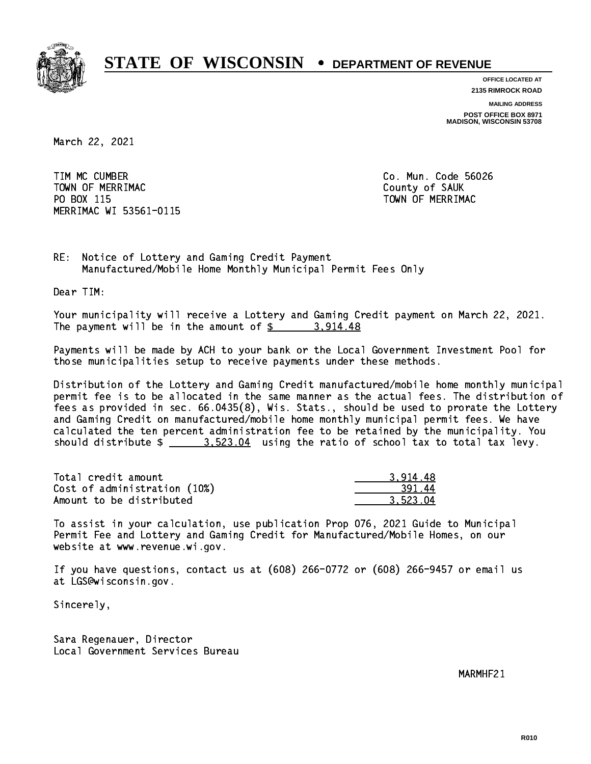# STATE OF WISCONSIN • DEPARTMENT OF REVENUE

**OFFICE LOCATED AT**
**2135 RIMROCK ROAD**

**MAILING ADDRESS**
**POST OFFICE BOX 8971**
**MADISON, WISCONSIN 53708**

March 22, 2021

TIM MC CUMBER
TOWN OF MERRIMAC
PO BOX 115
MERRIMAC WI 53561-0115

Co. Mun. Code 56026
County of SAUK
TOWN OF MERRIMAC

RE: Notice of Lottery and Gaming Credit Payment
Manufactured/Mobile Home Monthly Municipal Permit Fees Only

Dear TIM:

Your municipality will receive a Lottery and Gaming Credit payment on March 22, 2021. The payment will be in the amount of $ 3,914.48

Payments will be made by ACH to your bank or the Local Government Investment Pool for those municipalities setup to receive payments under these methods.

Distribution of the Lottery and Gaming Credit manufactured/mobile home monthly municipal permit fee is to be allocated in the same manner as the actual fees. The distribution of fees as provided in sec. 66.0435(8), Wis. Stats., should be used to prorate the Lottery and Gaming Credit on manufactured/mobile home monthly municipal permit fees. We have calculated the ten percent administration fee to be retained by the municipality. You should distribute $ 3,523.04 using the ratio of school tax to total tax levy.

| | |
|---|---|
| Total credit amount | 3,914.48 |
| Cost of administration (10%) | 391.44 |
| Amount to be distributed | 3,523.04 |

To assist in your calculation, use publication Prop 076, 2021 Guide to Municipal Permit Fee and Lottery and Gaming Credit for Manufactured/Mobile Homes, on our website at www.revenue.wi.gov.

If you have questions, contact us at (608) 266-0772 or (608) 266-9457 or email us at LGS@wisconsin.gov.

Sincerely,

Sara Regenauer, Director
Local Government Services Bureau

MARMHF21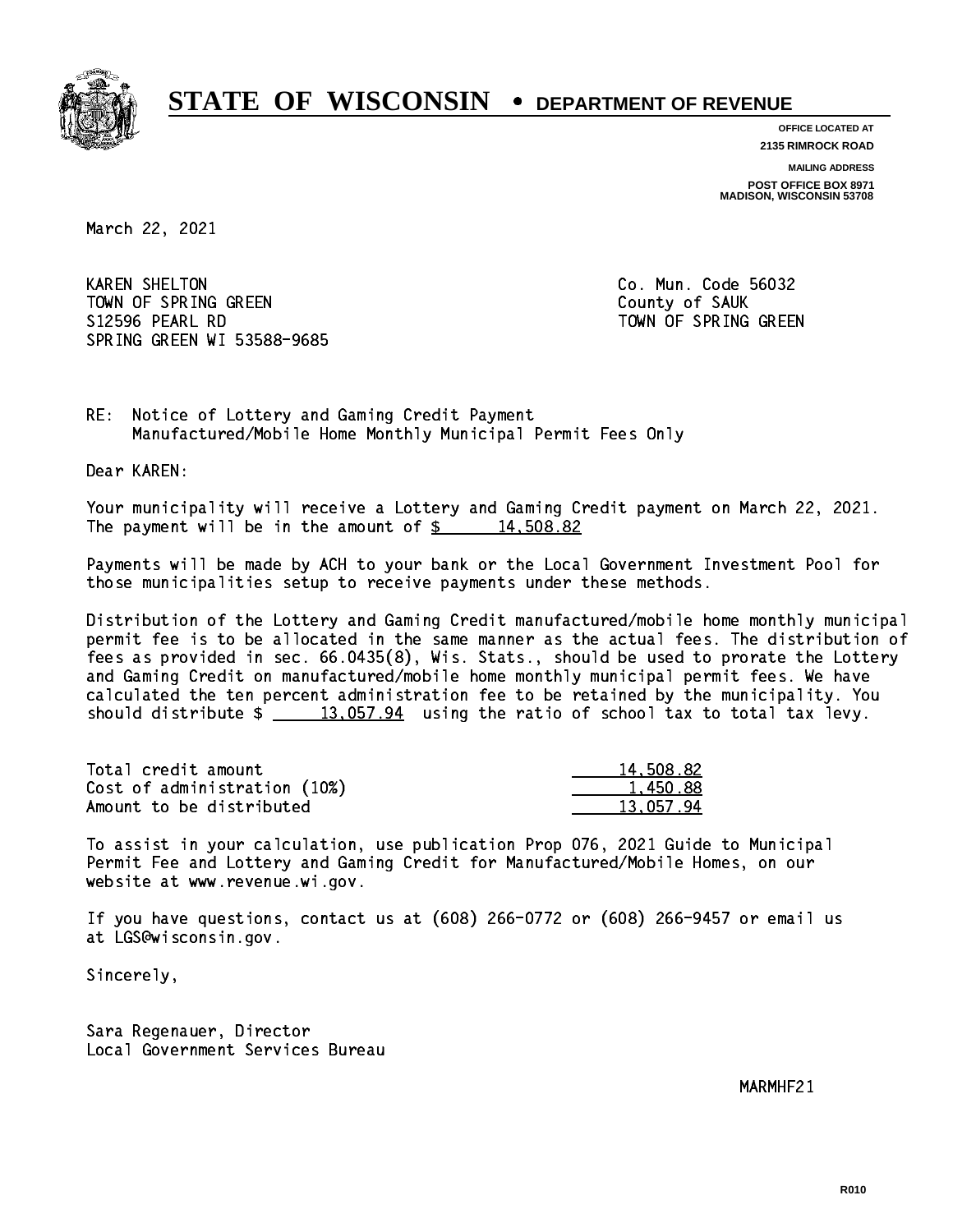# STATE OF WISCONSIN • DEPARTMENT OF REVENUE

**OFFICE LOCATED AT**
**2135 RIMROCK ROAD**

**MAILING ADDRESS**
**POST OFFICE BOX 8971**
**MADISON, WISCONSIN 53708**

March 22, 2021

KAREN SHELTON
TOWN OF SPRING GREEN
S12596 PEARL RD
SPRING GREEN WI 53588-9685

Co. Mun. Code 56032
County of SAUK
TOWN OF SPRING GREEN

RE: Notice of Lottery and Gaming Credit Payment
Manufactured/Mobile Home Monthly Municipal Permit Fees Only

Dear KAREN:

Your municipality will receive a Lottery and Gaming Credit payment on March 22, 2021. The payment will be in the amount of $ 14,508.82

Payments will be made by ACH to your bank or the Local Government Investment Pool for those municipalities setup to receive payments under these methods.

Distribution of the Lottery and Gaming Credit manufactured/mobile home monthly municipal permit fee is to be allocated in the same manner as the actual fees. The distribution of fees as provided in sec. 66.0435(8), Wis. Stats., should be used to prorate the Lottery and Gaming Credit on manufactured/mobile home monthly municipal permit fees. We have calculated the ten percent administration fee to be retained by the municipality. You should distribute $ 13,057.94 using the ratio of school tax to total tax levy.

| | |
|---|---|
| Total credit amount | 14,508.82 |
| Cost of administration (10%) | 1,450.88 |
| Amount to be distributed | 13,057.94 |

To assist in your calculation, use publication Prop 076, 2021 Guide to Municipal Permit Fee and Lottery and Gaming Credit for Manufactured/Mobile Homes, on our website at www.revenue.wi.gov.

If you have questions, contact us at (608) 266-0772 or (608) 266-9457 or email us at LGS@wisconsin.gov.

Sincerely,

Sara Regenauer, Director
Local Government Services Bureau

MARMHF21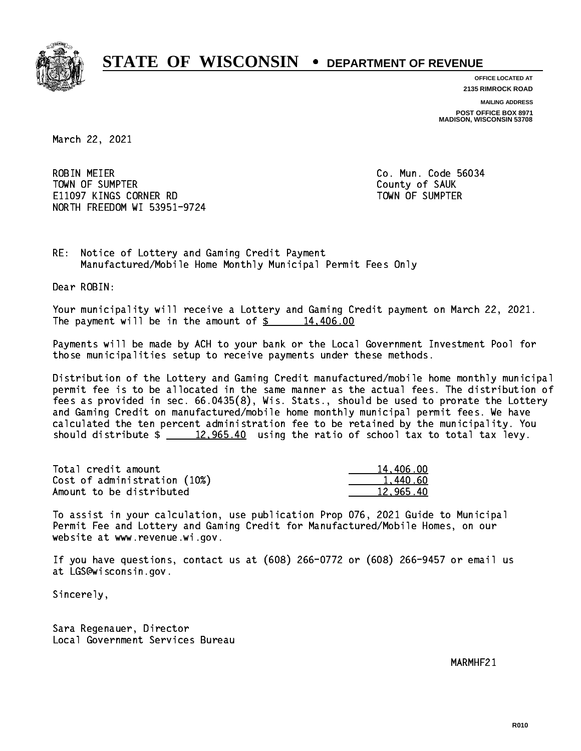# STATE OF WISCONSIN • DEPARTMENT OF REVENUE

**OFFICE LOCATED AT**
**2135 RIMROCK ROAD**

**MAILING ADDRESS**
**POST OFFICE BOX 8971**
**MADISON, WISCONSIN 53708**

March 22, 2021

ROBIN MEIER
TOWN OF SUMPTER
E11097 KINGS CORNER RD
NORTH FREEDOM WI 53951-9724

Co. Mun. Code 56034
County of SAUK
TOWN OF SUMPTER

RE: Notice of Lottery and Gaming Credit Payment
Manufactured/Mobile Home Monthly Municipal Permit Fees Only

Dear ROBIN:

Your municipality will receive a Lottery and Gaming Credit payment on March 22, 2021. The payment will be in the amount of $ 14,406.00

Payments will be made by ACH to your bank or the Local Government Investment Pool for those municipalities setup to receive payments under these methods.

Distribution of the Lottery and Gaming Credit manufactured/mobile home monthly municipal permit fee is to be allocated in the same manner as the actual fees. The distribution of fees as provided in sec. 66.0435(8), Wis. Stats., should be used to prorate the Lottery and Gaming Credit on manufactured/mobile home monthly municipal permit fees. We have calculated the ten percent administration fee to be retained by the municipality. You should distribute $ 12,965.40 using the ratio of school tax to total tax levy.

| | |
|---|---|
| Total credit amount | 14,406.00 |
| Cost of administration (10%) | 1,440.60 |
| Amount to be distributed | 12,965.40 |

To assist in your calculation, use publication Prop 076, 2021 Guide to Municipal Permit Fee and Lottery and Gaming Credit for Manufactured/Mobile Homes, on our website at www.revenue.wi.gov.

If you have questions, contact us at (608) 266-0772 or (608) 266-9457 or email us at LGS@wisconsin.gov.

Sincerely,

Sara Regenauer, Director
Local Government Services Bureau

MARMHF21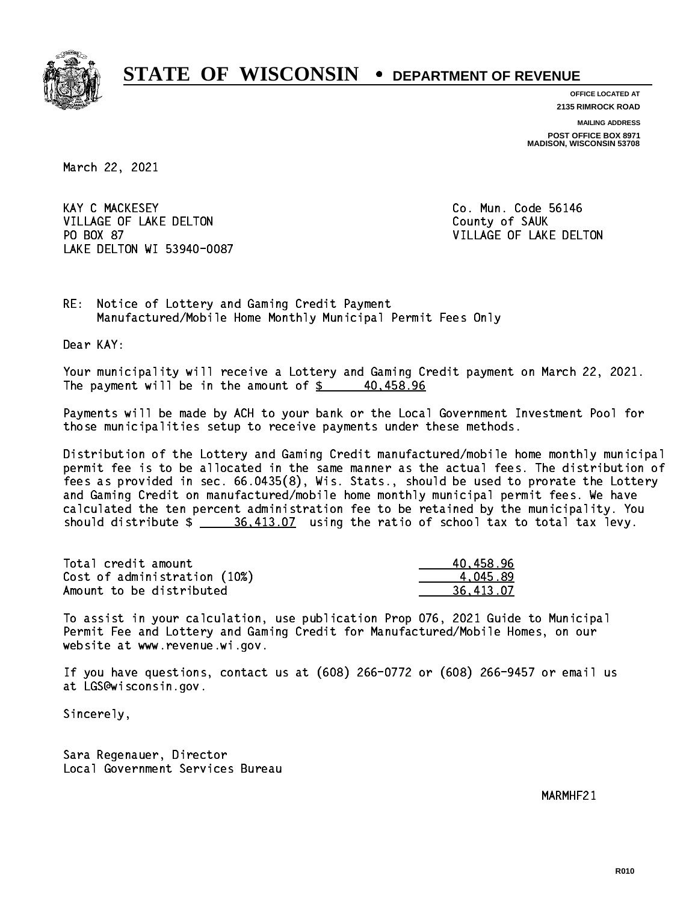# STATE OF WISCONSIN • DEPARTMENT OF REVENUE

**OFFICE LOCATED AT**
**2135 RIMROCK ROAD**

**MAILING ADDRESS**
**POST OFFICE BOX 8971**
**MADISON, WISCONSIN 53708**

March 22, 2021

KAY C MACKESEY
VILLAGE OF LAKE DELTON
PO BOX 87
LAKE DELTON WI 53940-0087

Co. Mun. Code 56146
County of SAUK
VILLAGE OF LAKE DELTON

RE: Notice of Lottery and Gaming Credit Payment
Manufactured/Mobile Home Monthly Municipal Permit Fees Only

Dear KAY:

Your municipality will receive a Lottery and Gaming Credit payment on March 22, 2021. The payment will be in the amount of $ 40,458.96

Payments will be made by ACH to your bank or the Local Government Investment Pool for those municipalities setup to receive payments under these methods.

Distribution of the Lottery and Gaming Credit manufactured/mobile home monthly municipal permit fee is to be allocated in the same manner as the actual fees. The distribution of fees as provided in sec. 66.0435(8), Wis. Stats., should be used to prorate the Lottery and Gaming Credit on manufactured/mobile home monthly municipal permit fees. We have calculated the ten percent administration fee to be retained by the municipality. You should distribute $ 36,413.07 using the ratio of school tax to total tax levy.

| | |
|---|---|
| Total credit amount | 40,458.96 |
| Cost of administration (10%) | 4,045.89 |
| Amount to be distributed | 36,413.07 |

To assist in your calculation, use publication Prop 076, 2021 Guide to Municipal Permit Fee and Lottery and Gaming Credit for Manufactured/Mobile Homes, on our website at www.revenue.wi.gov.

If you have questions, contact us at (608) 266-0772 or (608) 266-9457 or email us at LGS@wisconsin.gov.

Sincerely,

Sara Regenauer, Director
Local Government Services Bureau

MARMHF21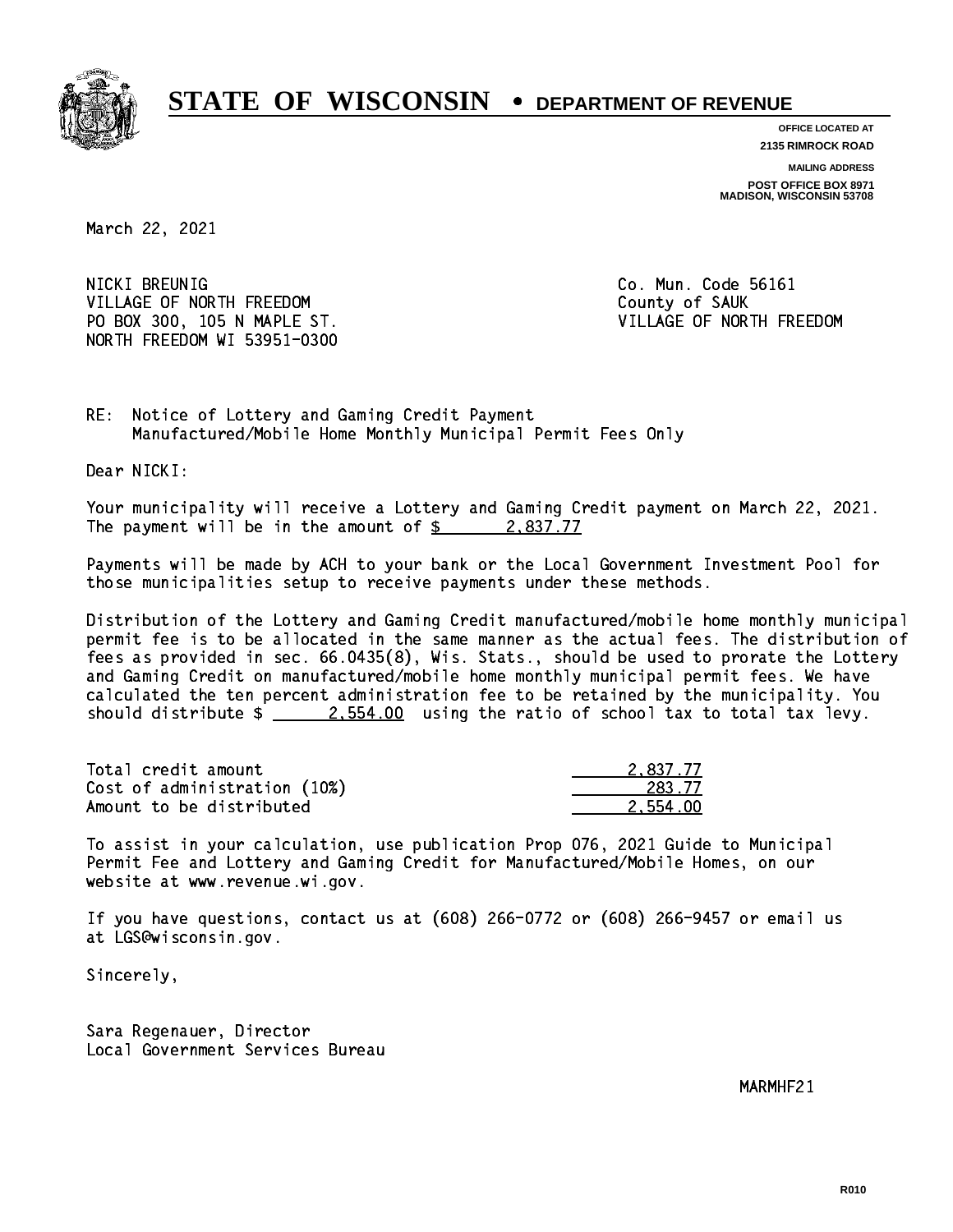# STATE OF WISCONSIN • DEPARTMENT OF REVENUE

**OFFICE LOCATED AT**
**2135 RIMROCK ROAD**

**MAILING ADDRESS**
**POST OFFICE BOX 8971**
**MADISON, WISCONSIN 53708**

March 22, 2021

NICKI BREUNIG
VILLAGE OF NORTH FREEDOM
PO BOX 300, 105 N MAPLE ST.
NORTH FREEDOM WI 53951-0300

Co. Mun. Code 56161
County of SAUK
VILLAGE OF NORTH FREEDOM

RE: Notice of Lottery and Gaming Credit Payment
Manufactured/Mobile Home Monthly Municipal Permit Fees Only

Dear NICKI:

Your municipality will receive a Lottery and Gaming Credit payment on March 22, 2021. The payment will be in the amount of $ 2,837.77

Payments will be made by ACH to your bank or the Local Government Investment Pool for those municipalities setup to receive payments under these methods.

Distribution of the Lottery and Gaming Credit manufactured/mobile home monthly municipal permit fee is to be allocated in the same manner as the actual fees. The distribution of fees as provided in sec. 66.0435(8), Wis. Stats., should be used to prorate the Lottery and Gaming Credit on manufactured/mobile home monthly municipal permit fees. We have calculated the ten percent administration fee to be retained by the municipality. You should distribute $ 2,554.00 using the ratio of school tax to total tax levy.

| | |
|---|---|
| Total credit amount | 2,837.77 |
| Cost of administration (10%) | 283.77 |
| Amount to be distributed | 2,554.00 |

To assist in your calculation, use publication Prop 076, 2021 Guide to Municipal Permit Fee and Lottery and Gaming Credit for Manufactured/Mobile Homes, on our website at www.revenue.wi.gov.

If you have questions, contact us at (608) 266-0772 or (608) 266-9457 or email us at LGS@wisconsin.gov.

Sincerely,

Sara Regenauer, Director
Local Government Services Bureau

MARMHF21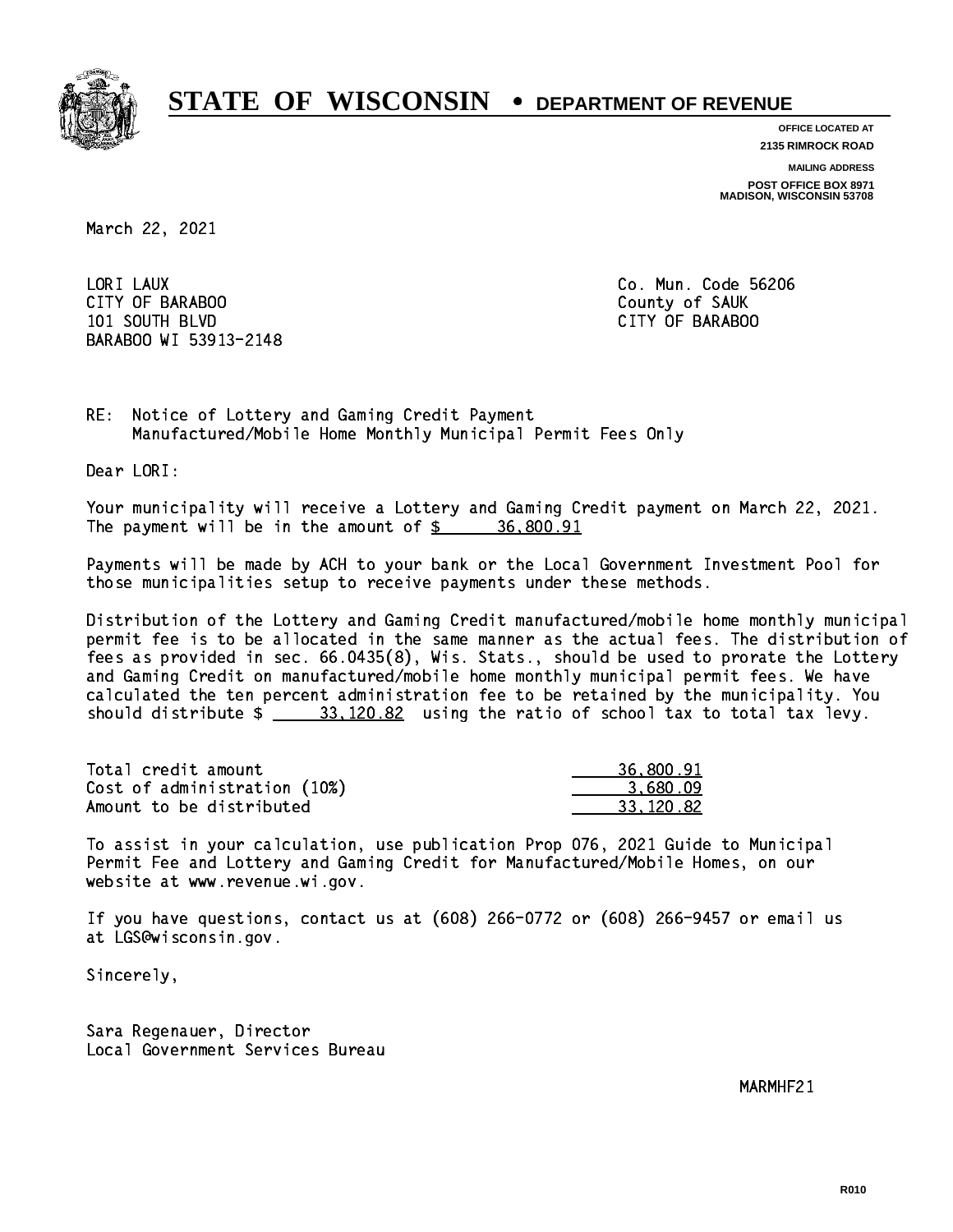# STATE OF WISCONSIN • DEPARTMENT OF REVENUE

**OFFICE LOCATED AT**
**2135 RIMROCK ROAD**

**MAILING ADDRESS**
**POST OFFICE BOX 8971**
**MADISON, WISCONSIN 53708**

March 22, 2021

LORI LAUX
CITY OF BARABOO
101 SOUTH BLVD
BARABOO WI 53913-2148

Co. Mun. Code 56206
County of SAUK
CITY OF BARABOO

RE: Notice of Lottery and Gaming Credit Payment
Manufactured/Mobile Home Monthly Municipal Permit Fees Only

Dear LORI:

Your municipality will receive a Lottery and Gaming Credit payment on March 22, 2021. The payment will be in the amount of $ 36,800.91

Payments will be made by ACH to your bank or the Local Government Investment Pool for those municipalities setup to receive payments under these methods.

Distribution of the Lottery and Gaming Credit manufactured/mobile home monthly municipal permit fee is to be allocated in the same manner as the actual fees. The distribution of fees as provided in sec. 66.0435(8), Wis. Stats., should be used to prorate the Lottery and Gaming Credit on manufactured/mobile home monthly municipal permit fees. We have calculated the ten percent administration fee to be retained by the municipality. You should distribute $ 33,120.82 using the ratio of school tax to total tax levy.

| | |
|---|---|
| Total credit amount | 36,800.91 |
| Cost of administration (10%) | 3,680.09 |
| Amount to be distributed | 33,120.82 |

To assist in your calculation, use publication Prop 076, 2021 Guide to Municipal Permit Fee and Lottery and Gaming Credit for Manufactured/Mobile Homes, on our website at www.revenue.wi.gov.

If you have questions, contact us at (608) 266-0772 or (608) 266-9457 or email us at LGS@wisconsin.gov.

Sincerely,

Sara Regenauer, Director
Local Government Services Bureau

MARMHF21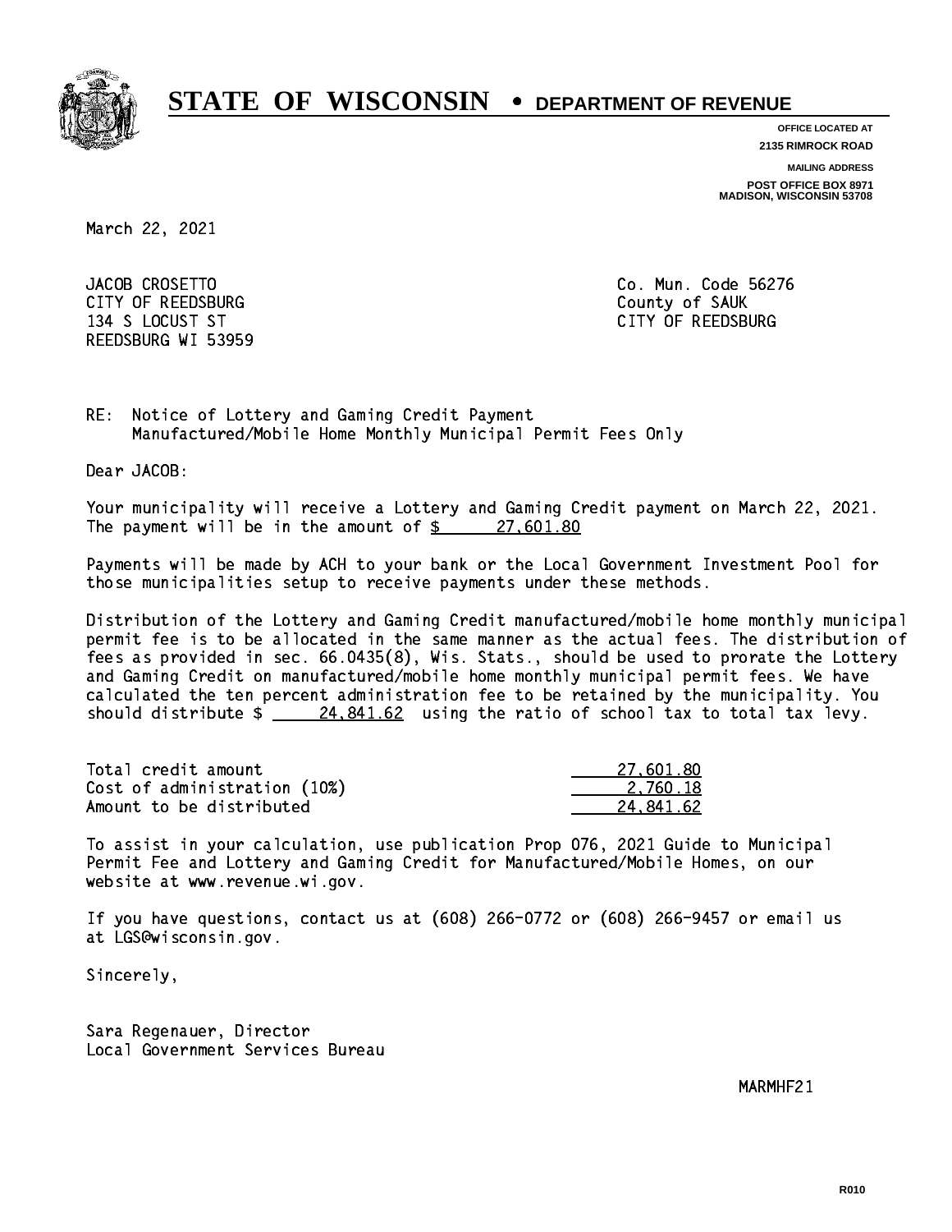# STATE OF WISCONSIN • DEPARTMENT OF REVENUE

**OFFICE LOCATED AT**
**2135 RIMROCK ROAD**

**MAILING ADDRESS**
**POST OFFICE BOX 8971**
**MADISON, WISCONSIN 53708**

March 22, 2021

JACOB CROSETTO
CITY OF REEDSBURG
134 S LOCUST ST
REEDSBURG WI 53959

Co. Mun. Code 56276
County of SAUK
CITY OF REEDSBURG

RE: Notice of Lottery and Gaming Credit Payment
Manufactured/Mobile Home Monthly Municipal Permit Fees Only

Dear JACOB:

Your municipality will receive a Lottery and Gaming Credit payment on March 22, 2021. The payment will be in the amount of $ 27,601.80

Payments will be made by ACH to your bank or the Local Government Investment Pool for those municipalities setup to receive payments under these methods.

Distribution of the Lottery and Gaming Credit manufactured/mobile home monthly municipal permit fee is to be allocated in the same manner as the actual fees. The distribution of fees as provided in sec. 66.0435(8), Wis. Stats., should be used to prorate the Lottery and Gaming Credit on manufactured/mobile home monthly municipal permit fees. We have calculated the ten percent administration fee to be retained by the municipality. You should distribute $ 24,841.62 using the ratio of school tax to total tax levy.

| | |
|---|---|
| Total credit amount | 27,601.80 |
| Cost of administration (10%) | 2,760.18 |
| Amount to be distributed | 24,841.62 |

To assist in your calculation, use publication Prop 076, 2021 Guide to Municipal Permit Fee and Lottery and Gaming Credit for Manufactured/Mobile Homes, on our website at www.revenue.wi.gov.

If you have questions, contact us at (608) 266-0772 or (608) 266-9457 or email us at LGS@wisconsin.gov.

Sincerely,

Sara Regenauer, Director
Local Government Services Bureau

MARMHF21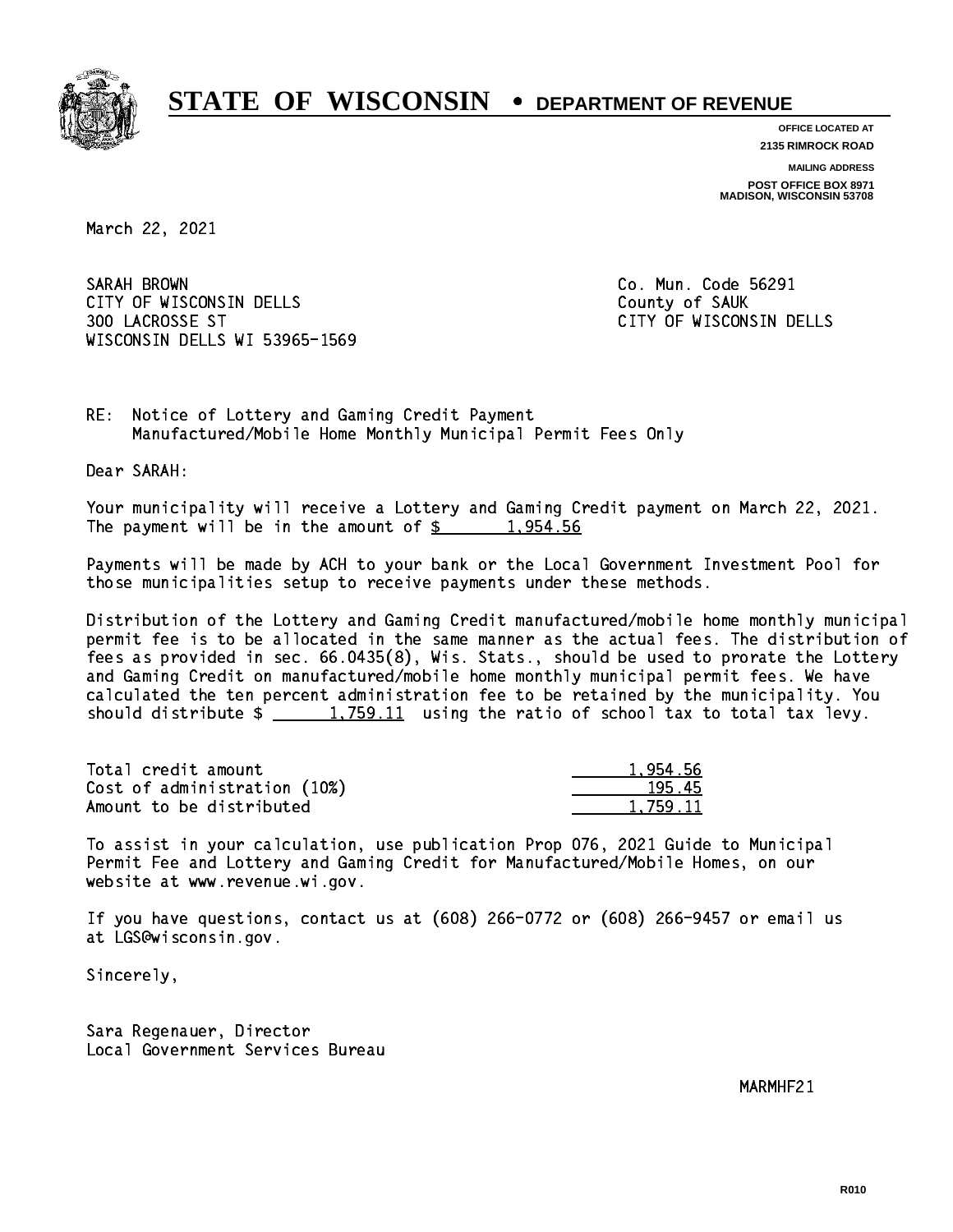# STATE OF WISCONSIN • DEPARTMENT OF REVENUE

**OFFICE LOCATED AT**
**2135 RIMROCK ROAD**

**MAILING ADDRESS**
**POST OFFICE BOX 8971**
**MADISON, WISCONSIN 53708**

March 22, 2021

SARAH BROWN
CITY OF WISCONSIN DELLS
300 LACROSSE ST
WISCONSIN DELLS WI 53965-1569

Co. Mun. Code 56291
County of SAUK
CITY OF WISCONSIN DELLS

RE: Notice of Lottery and Gaming Credit Payment
Manufactured/Mobile Home Monthly Municipal Permit Fees Only

Dear SARAH:

Your municipality will receive a Lottery and Gaming Credit payment on March 22, 2021. The payment will be in the amount of $ 1,954.56

Payments will be made by ACH to your bank or the Local Government Investment Pool for those municipalities setup to receive payments under these methods.

Distribution of the Lottery and Gaming Credit manufactured/mobile home monthly municipal permit fee is to be allocated in the same manner as the actual fees. The distribution of fees as provided in sec. 66.0435(8), Wis. Stats., should be used to prorate the Lottery and Gaming Credit on manufactured/mobile home monthly municipal permit fees. We have calculated the ten percent administration fee to be retained by the municipality. You should distribute $ 1,759.11 using the ratio of school tax to total tax levy.

| | |
|---|---|
| Total credit amount | 1,954.56 |
| Cost of administration (10%) | 195.45 |
| Amount to be distributed | 1,759.11 |

To assist in your calculation, use publication Prop 076, 2021 Guide to Municipal Permit Fee and Lottery and Gaming Credit for Manufactured/Mobile Homes, on our website at www.revenue.wi.gov.

If you have questions, contact us at (608) 266-0772 or (608) 266-9457 or email us at LGS@wisconsin.gov.

Sincerely,

Sara Regenauer, Director
Local Government Services Bureau

MARMHF21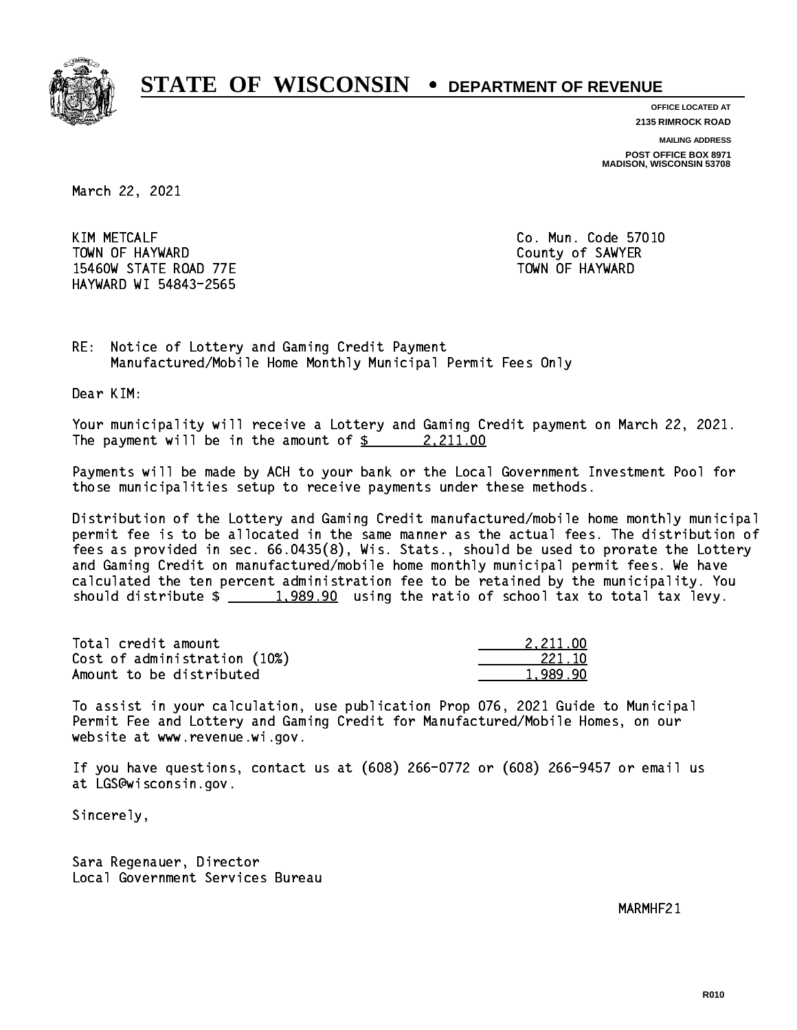# STATE OF WISCONSIN • DEPARTMENT OF REVENUE

**OFFICE LOCATED AT**
**2135 RIMROCK ROAD**

**MAILING ADDRESS**
**POST OFFICE BOX 8971**
**MADISON, WISCONSIN 53708**

March 22, 2021

KIM METCALF
TOWN OF HAYWARD
15460W STATE ROAD 77E
HAYWARD WI 54843-2565

Co. Mun. Code 57010
County of SAWYER
TOWN OF HAYWARD

RE: Notice of Lottery and Gaming Credit Payment
Manufactured/Mobile Home Monthly Municipal Permit Fees Only

Dear KIM:

Your municipality will receive a Lottery and Gaming Credit payment on March 22, 2021. The payment will be in the amount of $ 2,211.00

Payments will be made by ACH to your bank or the Local Government Investment Pool for those municipalities setup to receive payments under these methods.

Distribution of the Lottery and Gaming Credit manufactured/mobile home monthly municipal permit fee is to be allocated in the same manner as the actual fees. The distribution of fees as provided in sec. 66.0435(8), Wis. Stats., should be used to prorate the Lottery and Gaming Credit on manufactured/mobile home monthly municipal permit fees. We have calculated the ten percent administration fee to be retained by the municipality. You should distribute $ 1,989.90 using the ratio of school tax to total tax levy.

| | |
|---|---|
| Total credit amount | 2,211.00 |
| Cost of administration (10%) | 221.10 |
| Amount to be distributed | 1,989.90 |

To assist in your calculation, use publication Prop 076, 2021 Guide to Municipal Permit Fee and Lottery and Gaming Credit for Manufactured/Mobile Homes, on our website at www.revenue.wi.gov.

If you have questions, contact us at (608) 266-0772 or (608) 266-9457 or email us at LGS@wisconsin.gov.

Sincerely,

Sara Regenauer, Director
Local Government Services Bureau

MARMHF21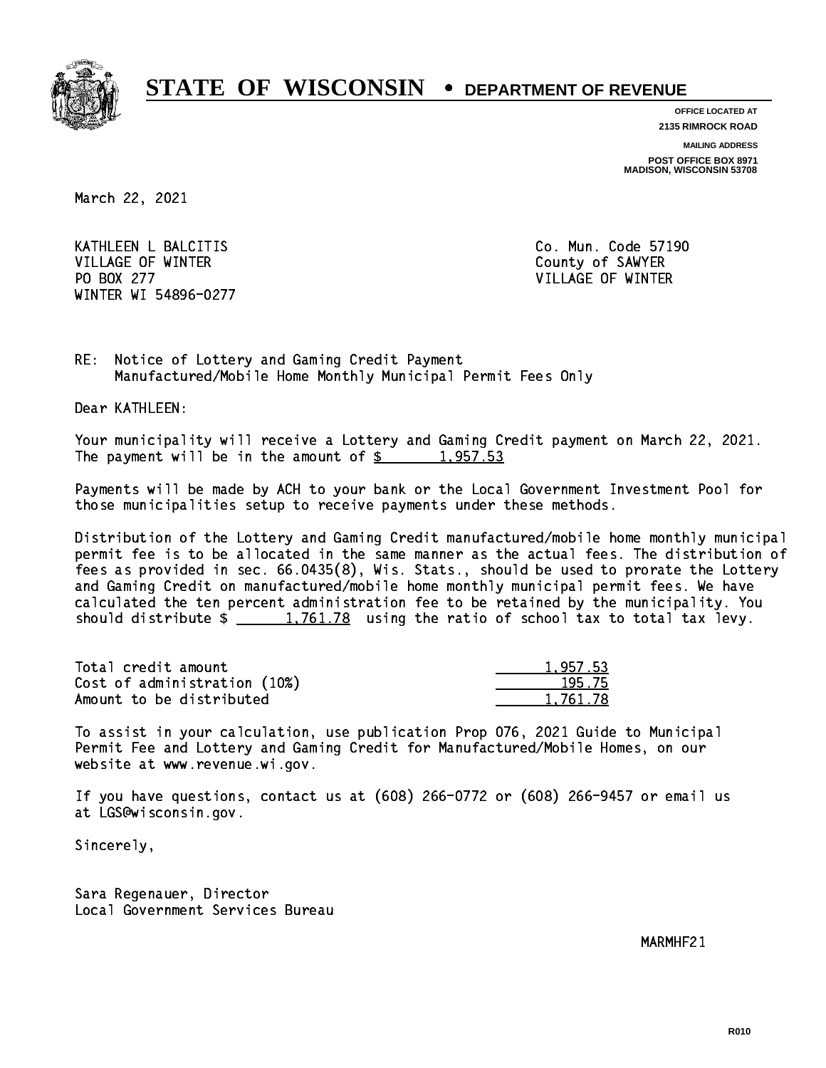# STATE OF WISCONSIN • DEPARTMENT OF REVENUE

OFFICE LOCATED AT
2135 RIMROCK ROAD

MAILING ADDRESS
POST OFFICE BOX 8971
MADISON, WISCONSIN 53708

March 22, 2021

KATHLEEN L BALCITIS
VILLAGE OF WINTER
PO BOX 277
WINTER WI 54896-0277

Co. Mun. Code 57190
County of SAWYER
VILLAGE OF WINTER

RE: Notice of Lottery and Gaming Credit Payment
Manufactured/Mobile Home Monthly Municipal Permit Fees Only

Dear KATHLEEN:

Your municipality will receive a Lottery and Gaming Credit payment on March 22, 2021. The payment will be in the amount of $ 1,957.53

Payments will be made by ACH to your bank or the Local Government Investment Pool for those municipalities setup to receive payments under these methods.

Distribution of the Lottery and Gaming Credit manufactured/mobile home monthly municipal permit fee is to be allocated in the same manner as the actual fees. The distribution of fees as provided in sec. 66.0435(8), Wis. Stats., should be used to prorate the Lottery and Gaming Credit on manufactured/mobile home monthly municipal permit fees. We have calculated the ten percent administration fee to be retained by the municipality. You should distribute $ 1,761.78 using the ratio of school tax to total tax levy.

| | |
|---|---|
| Total credit amount | 1,957.53 |
| Cost of administration (10%) | 195.75 |
| Amount to be distributed | 1,761.78 |

To assist in your calculation, use publication Prop 076, 2021 Guide to Municipal Permit Fee and Lottery and Gaming Credit for Manufactured/Mobile Homes, on our website at www.revenue.wi.gov.

If you have questions, contact us at (608) 266-0772 or (608) 266-9457 or email us at LGS@wisconsin.gov.

Sincerely,

Sara Regenauer, Director
Local Government Services Bureau

MARMHF21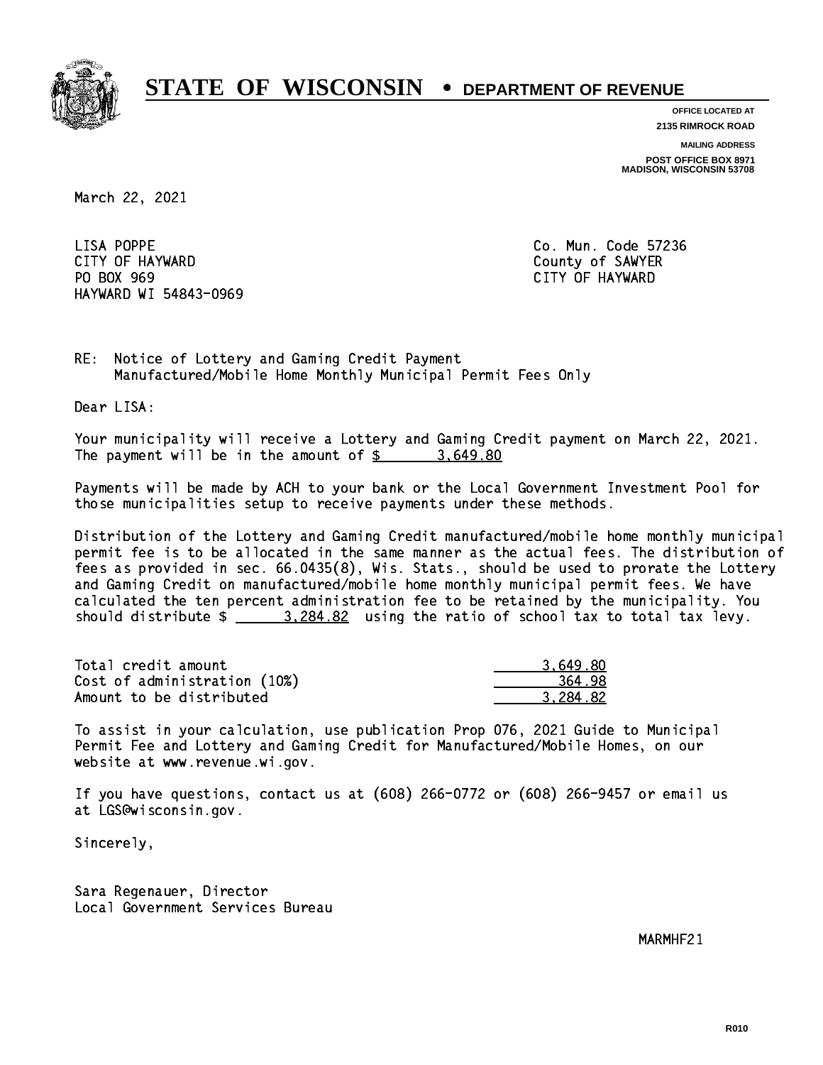# STATE OF WISCONSIN • DEPARTMENT OF REVENUE

**OFFICE LOCATED AT**
**2135 RIMROCK ROAD**

**MAILING ADDRESS**
**POST OFFICE BOX 8971**
**MADISON, WISCONSIN 53708**

March 22, 2021

LISA POPPE
CITY OF HAYWARD
PO BOX 969
HAYWARD WI 54843-0969

Co. Mun. Code 57236
County of SAWYER
CITY OF HAYWARD

RE: Notice of Lottery and Gaming Credit Payment
Manufactured/Mobile Home Monthly Municipal Permit Fees Only

Dear LISA:

Your municipality will receive a Lottery and Gaming Credit payment on March 22, 2021. The payment will be in the amount of $ 3,649.80

Payments will be made by ACH to your bank or the Local Government Investment Pool for those municipalities setup to receive payments under these methods.

Distribution of the Lottery and Gaming Credit manufactured/mobile home monthly municipal permit fee is to be allocated in the same manner as the actual fees. The distribution of fees as provided in sec. 66.0435(8), Wis. Stats., should be used to prorate the Lottery and Gaming Credit on manufactured/mobile home monthly municipal permit fees. We have calculated the ten percent administration fee to be retained by the municipality. You should distribute $ 3,284.82 using the ratio of school tax to total tax levy.

| | |
|---|---|
| Total credit amount | 3,649.80 |
| Cost of administration (10%) | 364.98 |
| Amount to be distributed | 3,284.82 |

To assist in your calculation, use publication Prop 076, 2021 Guide to Municipal Permit Fee and Lottery and Gaming Credit for Manufactured/Mobile Homes, on our website at www.revenue.wi.gov.

If you have questions, contact us at (608) 266-0772 or (608) 266-9457 or email us at LGS@wisconsin.gov.

Sincerely,

Sara Regenauer, Director
Local Government Services Bureau

MARMHF21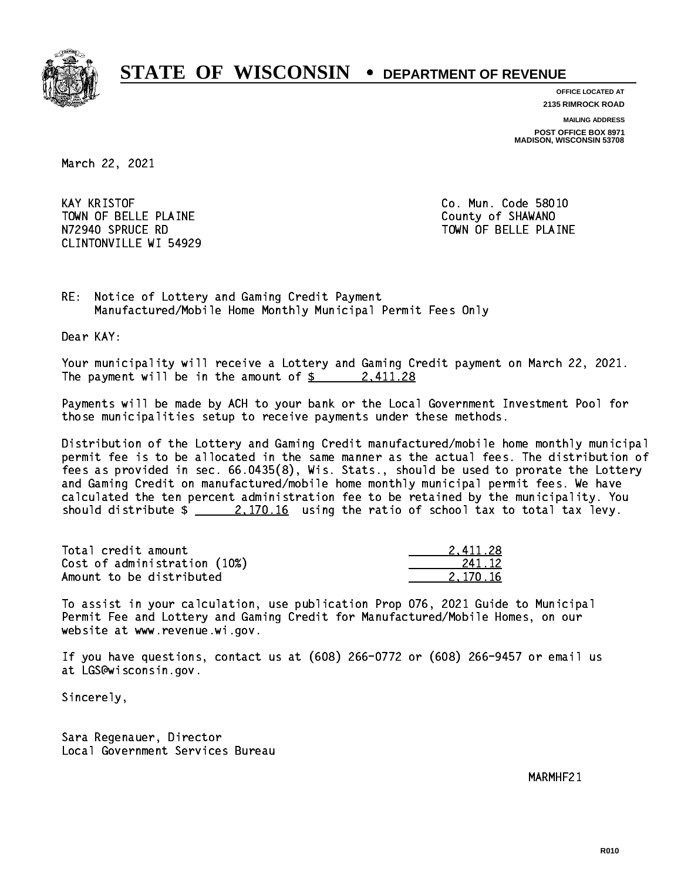# STATE OF WISCONSIN • DEPARTMENT OF REVENUE

**OFFICE LOCATED AT**
**2135 RIMROCK ROAD**

**MAILING ADDRESS**
**POST OFFICE BOX 8971**
**MADISON, WISCONSIN 53708**

March 22, 2021

KAY KRISTOF
TOWN OF BELLE PLAINE
N72940 SPRUCE RD
CLINTONVILLE WI 54929

Co. Mun. Code 58010
County of SHAWANO
TOWN OF BELLE PLAINE

RE: Notice of Lottery and Gaming Credit Payment
Manufactured/Mobile Home Monthly Municipal Permit Fees Only

Dear KAY:

Your municipality will receive a Lottery and Gaming Credit payment on March 22, 2021. The payment will be in the amount of $ 2,411.28

Payments will be made by ACH to your bank or the Local Government Investment Pool for those municipalities setup to receive payments under these methods.

Distribution of the Lottery and Gaming Credit manufactured/mobile home monthly municipal permit fee is to be allocated in the same manner as the actual fees. The distribution of fees as provided in sec. 66.0435(8), Wis. Stats., should be used to prorate the Lottery and Gaming Credit on manufactured/mobile home monthly municipal permit fees. We have calculated the ten percent administration fee to be retained by the municipality. You should distribute $ 2,170.16 using the ratio of school tax to total tax levy.

| | |
|---|---|
| Total credit amount | 2,411.28 |
| Cost of administration (10%) | 241.12 |
| Amount to be distributed | 2,170.16 |

To assist in your calculation, use publication Prop 076, 2021 Guide to Municipal Permit Fee and Lottery and Gaming Credit for Manufactured/Mobile Homes, on our website at www.revenue.wi.gov.

If you have questions, contact us at (608) 266-0772 or (608) 266-9457 or email us at LGS@wisconsin.gov.

Sincerely,

Sara Regenauer, Director
Local Government Services Bureau

MARMHF21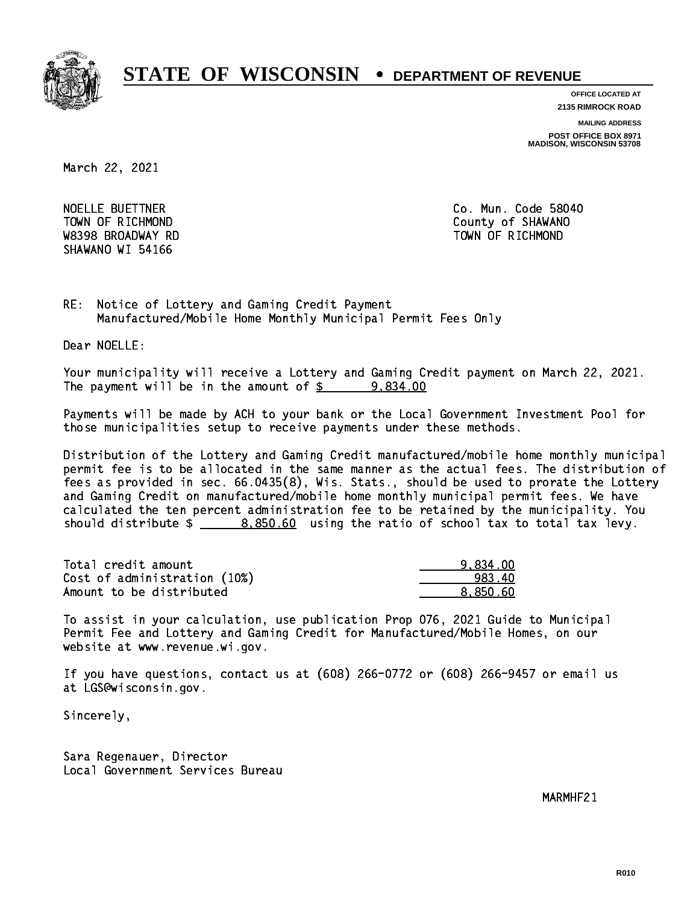# STATE OF WISCONSIN • DEPARTMENT OF REVENUE

**OFFICE LOCATED AT**
**2135 RIMROCK ROAD**

**MAILING ADDRESS**
**POST OFFICE BOX 8971**
**MADISON, WISCONSIN 53708**

March 22, 2021

NOELLE BUETTNER
TOWN OF RICHMOND
W8398 BROADWAY RD
SHAWANO WI 54166

Co. Mun. Code 58040
County of SHAWANO
TOWN OF RICHMOND

RE: Notice of Lottery and Gaming Credit Payment
Manufactured/Mobile Home Monthly Municipal Permit Fees Only

Dear NOELLE:

Your municipality will receive a Lottery and Gaming Credit payment on March 22, 2021. The payment will be in the amount of $ 9,834.00

Payments will be made by ACH to your bank or the Local Government Investment Pool for those municipalities setup to receive payments under these methods.

Distribution of the Lottery and Gaming Credit manufactured/mobile home monthly municipal permit fee is to be allocated in the same manner as the actual fees. The distribution of fees as provided in sec. 66.0435(8), Wis. Stats., should be used to prorate the Lottery and Gaming Credit on manufactured/mobile home monthly municipal permit fees. We have calculated the ten percent administration fee to be retained by the municipality. You should distribute $ 8,850.60 using the ratio of school tax to total tax levy.

| | |
|---|---|
| Total credit amount | 9,834.00 |
| Cost of administration (10%) | 983.40 |
| Amount to be distributed | 8,850.60 |

To assist in your calculation, use publication Prop 076, 2021 Guide to Municipal Permit Fee and Lottery and Gaming Credit for Manufactured/Mobile Homes, on our website at www.revenue.wi.gov.

If you have questions, contact us at (608) 266-0772 or (608) 266-9457 or email us at LGS@wisconsin.gov.

Sincerely,

Sara Regenauer, Director
Local Government Services Bureau

MARMHF21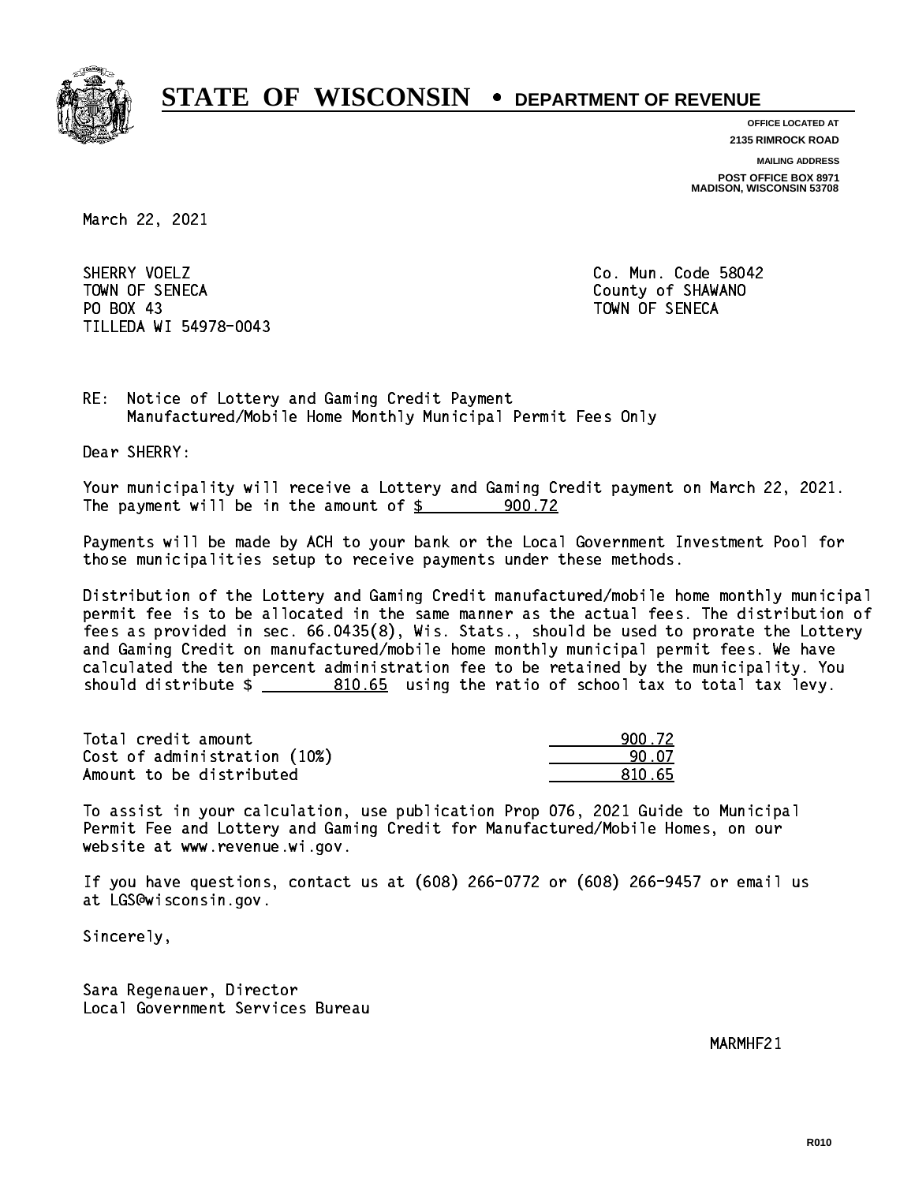# STATE OF WISCONSIN • DEPARTMENT OF REVENUE

OFFICE LOCATED AT
2135 RIMROCK ROAD

MAILING ADDRESS
POST OFFICE BOX 8971
MADISON, WISCONSIN 53708

March 22, 2021

SHERRY VOELZ
TOWN OF SENECA
PO BOX 43
TILLEDA WI 54978-0043

Co. Mun. Code 58042
County of SHAWANO
TOWN OF SENECA

RE: Notice of Lottery and Gaming Credit Payment
Manufactured/Mobile Home Monthly Municipal Permit Fees Only

Dear SHERRY:

Your municipality will receive a Lottery and Gaming Credit payment on March 22, 2021. The payment will be in the amount of $ 900.72

Payments will be made by ACH to your bank or the Local Government Investment Pool for those municipalities setup to receive payments under these methods.

Distribution of the Lottery and Gaming Credit manufactured/mobile home monthly municipal permit fee is to be allocated in the same manner as the actual fees. The distribution of fees as provided in sec. 66.0435(8), Wis. Stats., should be used to prorate the Lottery and Gaming Credit on manufactured/mobile home monthly municipal permit fees. We have calculated the ten percent administration fee to be retained by the municipality. You should distribute $ 810.65 using the ratio of school tax to total tax levy.

| | |
|---|---|
| Total credit amount | 900.72 |
| Cost of administration (10%) | 90.07 |
| Amount to be distributed | 810.65 |

To assist in your calculation, use publication Prop 076, 2021 Guide to Municipal Permit Fee and Lottery and Gaming Credit for Manufactured/Mobile Homes, on our website at www.revenue.wi.gov.

If you have questions, contact us at (608) 266-0772 or (608) 266-9457 or email us at LGS@wisconsin.gov.

Sincerely,

Sara Regenauer, Director
Local Government Services Bureau

MARMHF21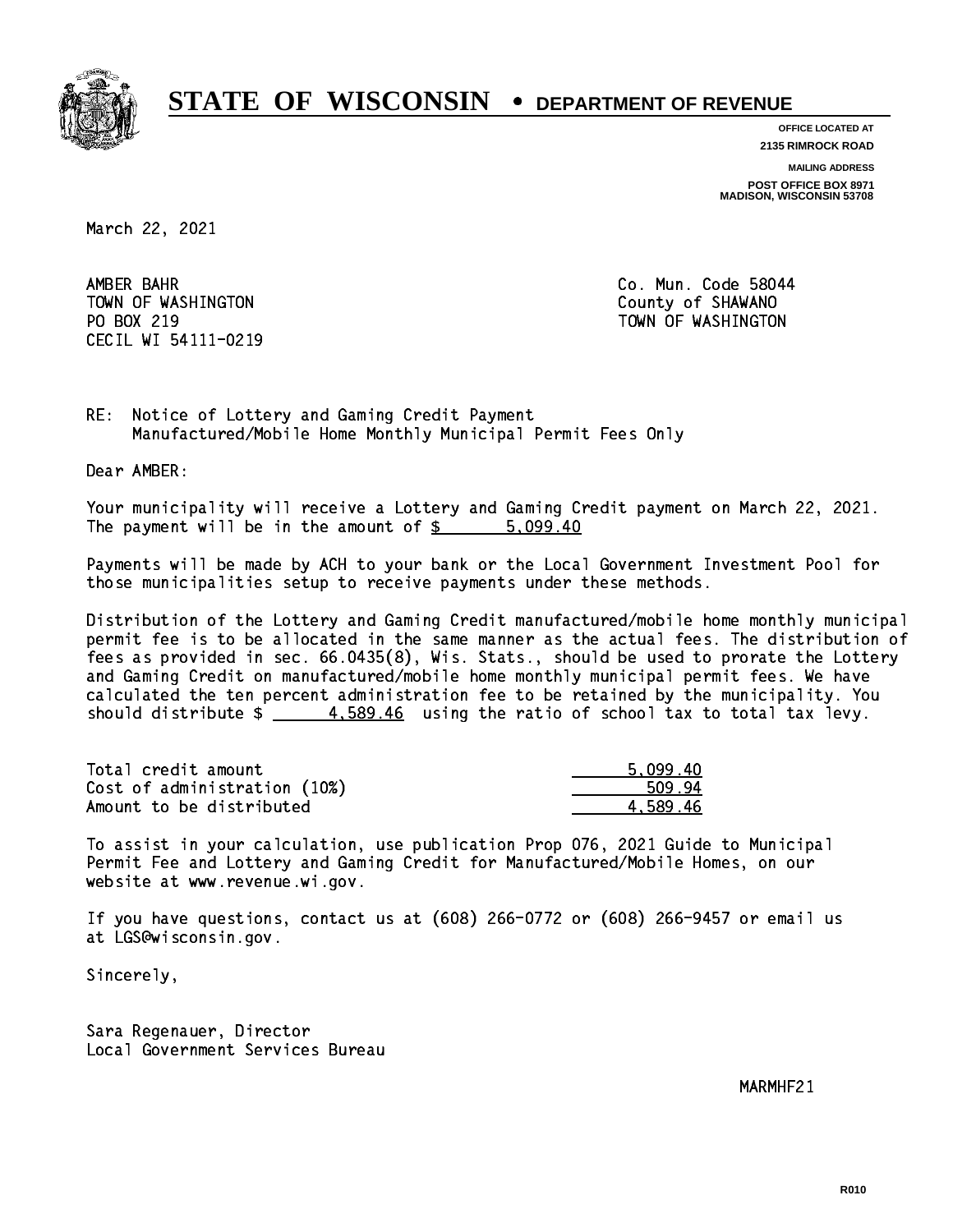# STATE OF WISCONSIN • DEPARTMENT OF REVENUE

**OFFICE LOCATED AT**
**2135 RIMROCK ROAD**

**MAILING ADDRESS**
**POST OFFICE BOX 8971**
**MADISON, WISCONSIN 53708**

March 22, 2021

AMBER BAHR
TOWN OF WASHINGTON
PO BOX 219
CECIL WI 54111-0219

Co. Mun. Code 58044
County of SHAWANO
TOWN OF WASHINGTON

RE: Notice of Lottery and Gaming Credit Payment
Manufactured/Mobile Home Monthly Municipal Permit Fees Only

Dear AMBER:

Your municipality will receive a Lottery and Gaming Credit payment on March 22, 2021. The payment will be in the amount of $ 5,099.40

Payments will be made by ACH to your bank or the Local Government Investment Pool for those municipalities setup to receive payments under these methods.

Distribution of the Lottery and Gaming Credit manufactured/mobile home monthly municipal permit fee is to be allocated in the same manner as the actual fees. The distribution of fees as provided in sec. 66.0435(8), Wis. Stats., should be used to prorate the Lottery and Gaming Credit on manufactured/mobile home monthly municipal permit fees. We have calculated the ten percent administration fee to be retained by the municipality. You should distribute $ 4,589.46 using the ratio of school tax to total tax levy.

| | |
|---|---|
| Total credit amount | 5,099.40 |
| Cost of administration (10%) | 509.94 |
| Amount to be distributed | 4,589.46 |

To assist in your calculation, use publication Prop 076, 2021 Guide to Municipal Permit Fee and Lottery and Gaming Credit for Manufactured/Mobile Homes, on our website at www.revenue.wi.gov.

If you have questions, contact us at (608) 266-0772 or (608) 266-9457 or email us at LGS@wisconsin.gov.

Sincerely,

Sara Regenauer, Director
Local Government Services Bureau

MARMHF21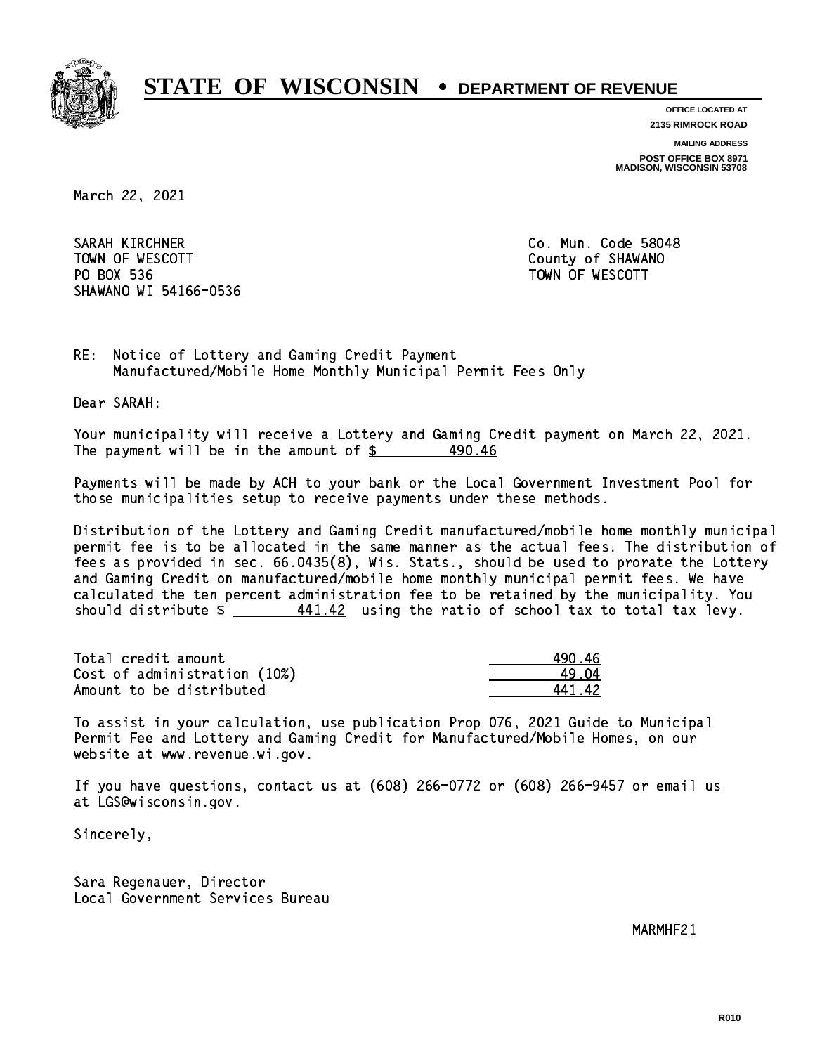# STATE OF WISCONSIN • DEPARTMENT OF REVENUE

**OFFICE LOCATED AT**
**2135 RIMROCK ROAD**

**MAILING ADDRESS**
**POST OFFICE BOX 8971**
**MADISON, WISCONSIN 53708**

March 22, 2021

SARAH KIRCHNER
TOWN OF WESCOTT
PO BOX 536
SHAWANO WI 54166-0536

Co. Mun. Code 58048
County of SHAWANO
TOWN OF WESCOTT

RE: Notice of Lottery and Gaming Credit Payment
Manufactured/Mobile Home Monthly Municipal Permit Fees Only

Dear SARAH:

Your municipality will receive a Lottery and Gaming Credit payment on March 22, 2021. The payment will be in the amount of $ 490.46

Payments will be made by ACH to your bank or the Local Government Investment Pool for those municipalities setup to receive payments under these methods.

Distribution of the Lottery and Gaming Credit manufactured/mobile home monthly municipal permit fee is to be allocated in the same manner as the actual fees. The distribution of fees as provided in sec. 66.0435(8), Wis. Stats., should be used to prorate the Lottery and Gaming Credit on manufactured/mobile home monthly municipal permit fees. We have calculated the ten percent administration fee to be retained by the municipality. You should distribute $ 441.42 using the ratio of school tax to total tax levy.

| | |
|---|---|
| Total credit amount | 490.46 |
| Cost of administration (10%) | 49.04 |
| Amount to be distributed | 441.42 |

To assist in your calculation, use publication Prop 076, 2021 Guide to Municipal Permit Fee and Lottery and Gaming Credit for Manufactured/Mobile Homes, on our website at www.revenue.wi.gov.

If you have questions, contact us at (608) 266-0772 or (608) 266-9457 or email us at LGS@wisconsin.gov.

Sincerely,

Sara Regenauer, Director
Local Government Services Bureau

MARMHF21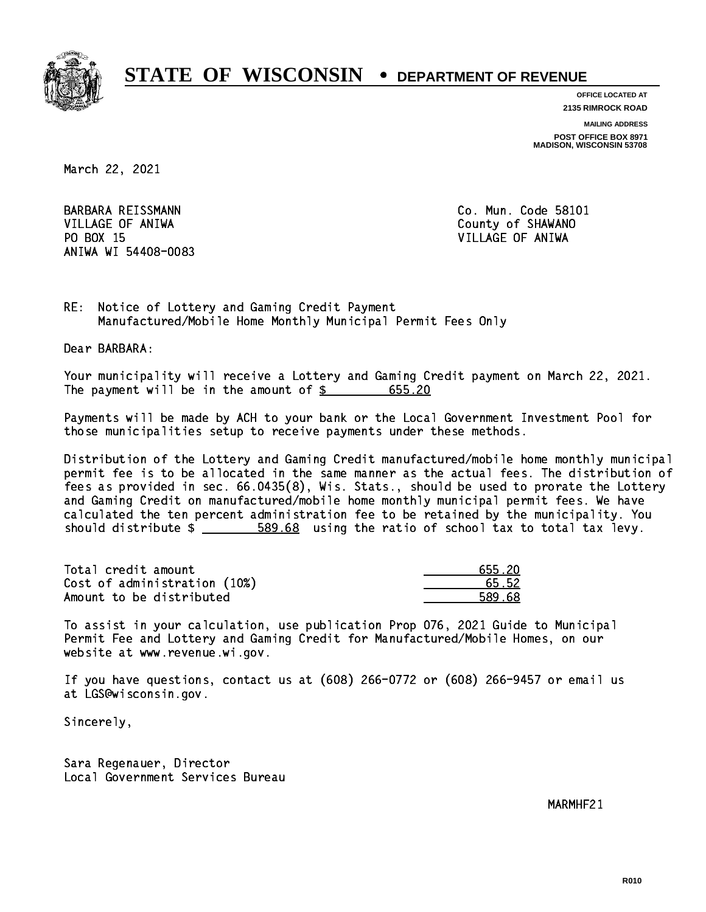# STATE OF WISCONSIN • DEPARTMENT OF REVENUE

**OFFICE LOCATED AT**
**2135 RIMROCK ROAD**

**MAILING ADDRESS**
**POST OFFICE BOX 8971**
**MADISON, WISCONSIN 53708**

March 22, 2021

BARBARA REISSMANN
VILLAGE OF ANIWA
PO BOX 15
ANIWA WI 54408-0083

Co. Mun. Code 58101
County of SHAWANO
VILLAGE OF ANIWA

RE: Notice of Lottery and Gaming Credit Payment
Manufactured/Mobile Home Monthly Municipal Permit Fees Only

Dear BARBARA:

Your municipality will receive a Lottery and Gaming Credit payment on March 22, 2021. The payment will be in the amount of $ 655.20

Payments will be made by ACH to your bank or the Local Government Investment Pool for those municipalities setup to receive payments under these methods.

Distribution of the Lottery and Gaming Credit manufactured/mobile home monthly municipal permit fee is to be allocated in the same manner as the actual fees. The distribution of fees as provided in sec. 66.0435(8), Wis. Stats., should be used to prorate the Lottery and Gaming Credit on manufactured/mobile home monthly municipal permit fees. We have calculated the ten percent administration fee to be retained by the municipality. You should distribute $ 589.68 using the ratio of school tax to total tax levy.

| | |
|---|---|
| Total credit amount | 655.20 |
| Cost of administration (10%) | 65.52 |
| Amount to be distributed | 589.68 |

To assist in your calculation, use publication Prop 076, 2021 Guide to Municipal Permit Fee and Lottery and Gaming Credit for Manufactured/Mobile Homes, on our website at www.revenue.wi.gov.

If you have questions, contact us at (608) 266-0772 or (608) 266-9457 or email us at LGS@wisconsin.gov.

Sincerely,

Sara Regenauer, Director
Local Government Services Bureau

MARMHF21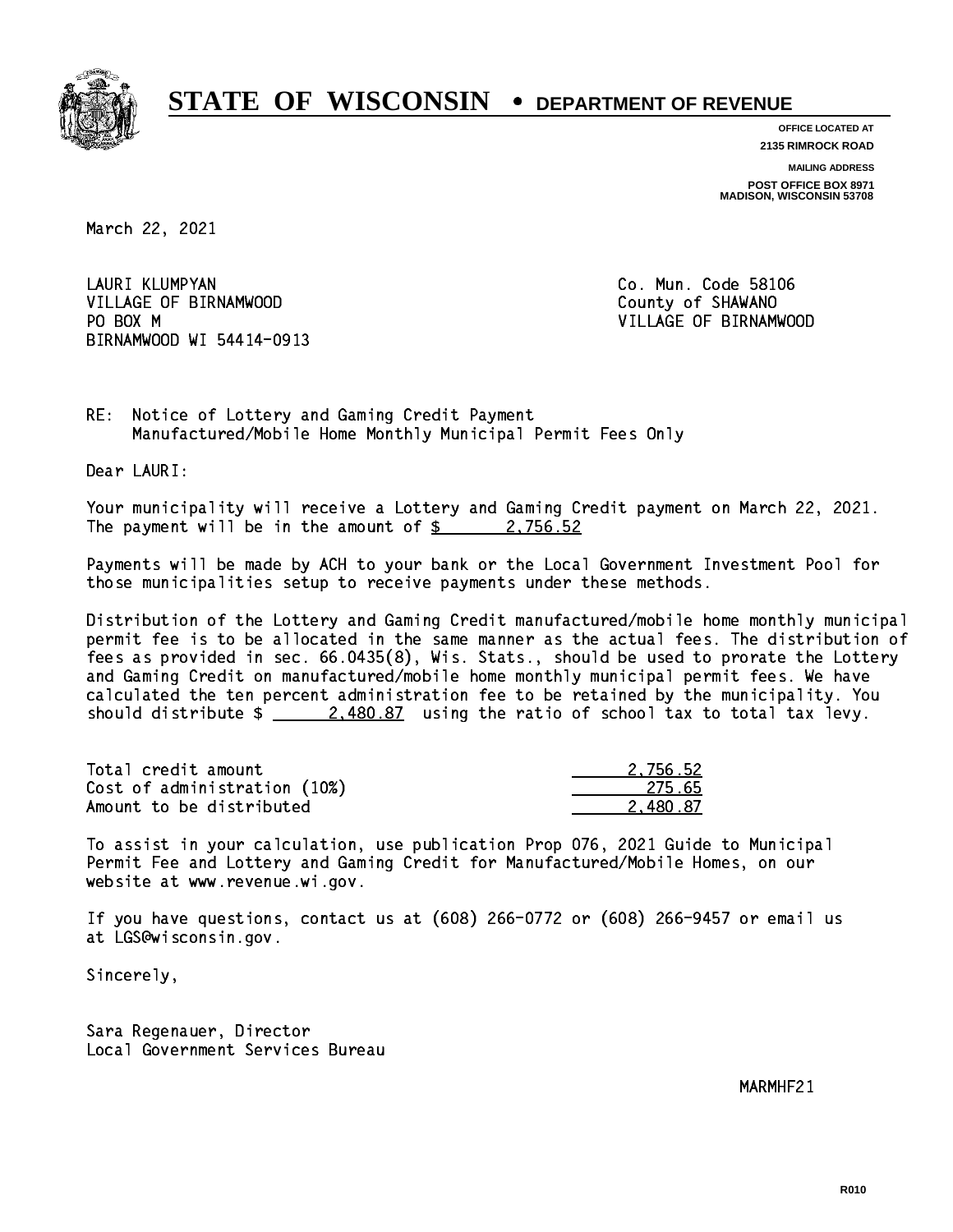# STATE OF WISCONSIN • DEPARTMENT OF REVENUE

**OFFICE LOCATED AT**
**2135 RIMROCK ROAD**

**MAILING ADDRESS**
**POST OFFICE BOX 8971**
**MADISON, WISCONSIN 53708**

March 22, 2021

LAURI KLUMPYAN
VILLAGE OF BIRNAMWOOD
PO BOX M
BIRNAMWOOD WI 54414-0913

Co. Mun. Code 58106
County of SHAWANO
VILLAGE OF BIRNAMWOOD

RE: Notice of Lottery and Gaming Credit Payment
Manufactured/Mobile Home Monthly Municipal Permit Fees Only

Dear LAURI:

Your municipality will receive a Lottery and Gaming Credit payment on March 22, 2021. The payment will be in the amount of $ 2,756.52

Payments will be made by ACH to your bank or the Local Government Investment Pool for those municipalities setup to receive payments under these methods.

Distribution of the Lottery and Gaming Credit manufactured/mobile home monthly municipal permit fee is to be allocated in the same manner as the actual fees. The distribution of fees as provided in sec. 66.0435(8), Wis. Stats., should be used to prorate the Lottery and Gaming Credit on manufactured/mobile home monthly municipal permit fees. We have calculated the ten percent administration fee to be retained by the municipality. You should distribute $ 2,480.87 using the ratio of school tax to total tax levy.

| | |
|---|---|
| Total credit amount | 2,756.52 |
| Cost of administration (10%) | 275.65 |
| Amount to be distributed | 2,480.87 |

To assist in your calculation, use publication Prop 076, 2021 Guide to Municipal Permit Fee and Lottery and Gaming Credit for Manufactured/Mobile Homes, on our website at www.revenue.wi.gov.

If you have questions, contact us at (608) 266-0772 or (608) 266-9457 or email us at LGS@wisconsin.gov.

Sincerely,

Sara Regenauer, Director
Local Government Services Bureau

MARMHF21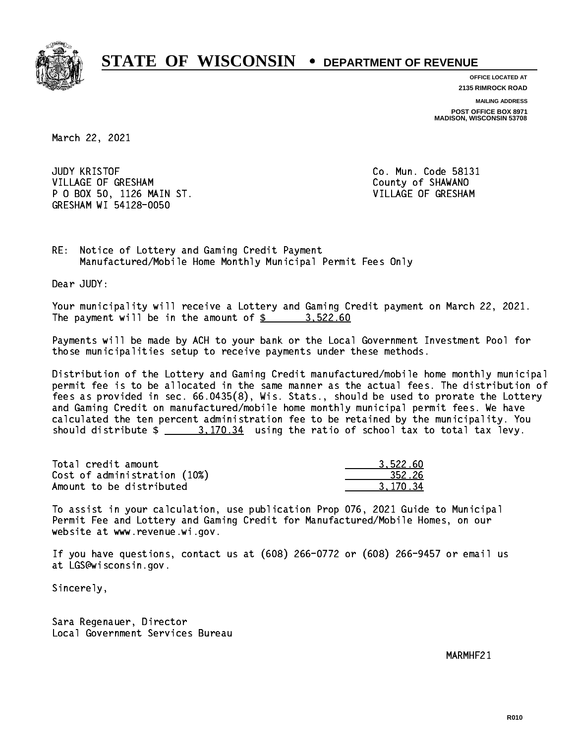# STATE OF WISCONSIN • DEPARTMENT OF REVENUE

**OFFICE LOCATED AT**
**2135 RIMROCK ROAD**

**MAILING ADDRESS**
**POST OFFICE BOX 8971**
**MADISON, WISCONSIN 53708**

March 22, 2021

JUDY KRISTOF
VILLAGE OF GRESHAM
P O BOX 50, 1126 MAIN ST.
GRESHAM WI 54128-0050

Co. Mun. Code 58131
County of SHAWANO
VILLAGE OF GRESHAM

RE: Notice of Lottery and Gaming Credit Payment
Manufactured/Mobile Home Monthly Municipal Permit Fees Only

Dear JUDY:

Your municipality will receive a Lottery and Gaming Credit payment on March 22, 2021. The payment will be in the amount of $ 3,522.60

Payments will be made by ACH to your bank or the Local Government Investment Pool for those municipalities setup to receive payments under these methods.

Distribution of the Lottery and Gaming Credit manufactured/mobile home monthly municipal permit fee is to be allocated in the same manner as the actual fees. The distribution of fees as provided in sec. 66.0435(8), Wis. Stats., should be used to prorate the Lottery and Gaming Credit on manufactured/mobile home monthly municipal permit fees. We have calculated the ten percent administration fee to be retained by the municipality. You should distribute $ 3,170.34 using the ratio of school tax to total tax levy.

| | |
|---|---|
| Total credit amount | 3,522.60 |
| Cost of administration (10%) | 352.26 |
| Amount to be distributed | 3,170.34 |

To assist in your calculation, use publication Prop 076, 2021 Guide to Municipal Permit Fee and Lottery and Gaming Credit for Manufactured/Mobile Homes, on our website at www.revenue.wi.gov.

If you have questions, contact us at (608) 266-0772 or (608) 266-9457 or email us at LGS@wisconsin.gov.

Sincerely,

Sara Regenauer, Director
Local Government Services Bureau

MARMHF21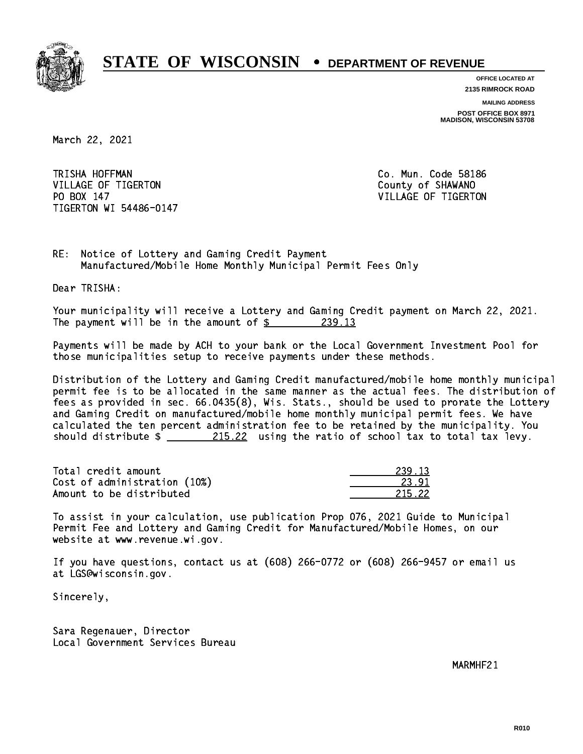# STATE OF WISCONSIN • DEPARTMENT OF REVENUE

**OFFICE LOCATED AT**
**2135 RIMROCK ROAD**

**MAILING ADDRESS**
**POST OFFICE BOX 8971**
**MADISON, WISCONSIN 53708**

March 22, 2021

TRISHA HOFFMAN
VILLAGE OF TIGERTON
PO BOX 147
TIGERTON WI 54486-0147

Co. Mun. Code 58186
County of SHAWANO
VILLAGE OF TIGERTON

RE: Notice of Lottery and Gaming Credit Payment
Manufactured/Mobile Home Monthly Municipal Permit Fees Only

Dear TRISHA:

Your municipality will receive a Lottery and Gaming Credit payment on March 22, 2021. The payment will be in the amount of $ 239.13

Payments will be made by ACH to your bank or the Local Government Investment Pool for those municipalities setup to receive payments under these methods.

Distribution of the Lottery and Gaming Credit manufactured/mobile home monthly municipal permit fee is to be allocated in the same manner as the actual fees. The distribution of fees as provided in sec. 66.0435(8), Wis. Stats., should be used to prorate the Lottery and Gaming Credit on manufactured/mobile home monthly municipal permit fees. We have calculated the ten percent administration fee to be retained by the municipality. You should distribute $ 215.22 using the ratio of school tax to total tax levy.

| | |
|---|---|
| Total credit amount | 239.13 |
| Cost of administration (10%) | 23.91 |
| Amount to be distributed | 215.22 |

To assist in your calculation, use publication Prop 076, 2021 Guide to Municipal Permit Fee and Lottery and Gaming Credit for Manufactured/Mobile Homes, on our website at www.revenue.wi.gov.

If you have questions, contact us at (608) 266-0772 or (608) 266-9457 or email us at LGS@wisconsin.gov.

Sincerely,

Sara Regenauer, Director
Local Government Services Bureau

MARMHF21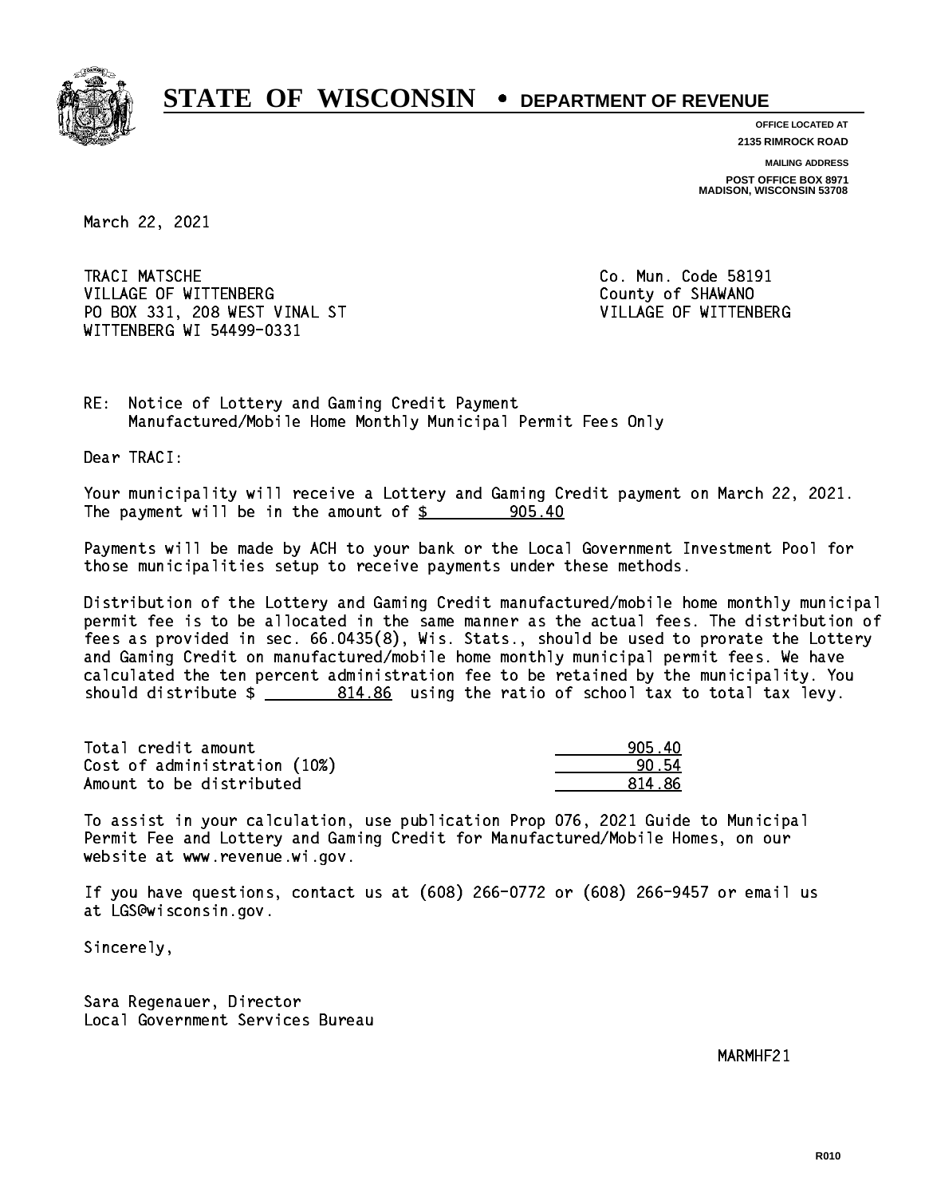# STATE OF WISCONSIN • DEPARTMENT OF REVENUE

**OFFICE LOCATED AT**
**2135 RIMROCK ROAD**

**MAILING ADDRESS**
**POST OFFICE BOX 8971**
**MADISON, WISCONSIN 53708**

March 22, 2021

TRACI MATSCHE
VILLAGE OF WITTENBERG
PO BOX 331, 208 WEST VINAL ST
WITTENBERG WI 54499-0331

Co. Mun. Code 58191
County of SHAWANO
VILLAGE OF WITTENBERG

RE: Notice of Lottery and Gaming Credit Payment
Manufactured/Mobile Home Monthly Municipal Permit Fees Only

Dear TRACI:

Your municipality will receive a Lottery and Gaming Credit payment on March 22, 2021. The payment will be in the amount of $ 905.40

Payments will be made by ACH to your bank or the Local Government Investment Pool for those municipalities setup to receive payments under these methods.

Distribution of the Lottery and Gaming Credit manufactured/mobile home monthly municipal permit fee is to be allocated in the same manner as the actual fees. The distribution of fees as provided in sec. 66.0435(8), Wis. Stats., should be used to prorate the Lottery and Gaming Credit on manufactured/mobile home monthly municipal permit fees. We have calculated the ten percent administration fee to be retained by the municipality. You should distribute $ 814.86 using the ratio of school tax to total tax levy.

| | |
|---|---|
| Total credit amount | 905.40 |
| Cost of administration (10%) | 90.54 |
| Amount to be distributed | 814.86 |

To assist in your calculation, use publication Prop 076, 2021 Guide to Municipal Permit Fee and Lottery and Gaming Credit for Manufactured/Mobile Homes, on our website at www.revenue.wi.gov.

If you have questions, contact us at (608) 266-0772 or (608) 266-9457 or email us at LGS@wisconsin.gov.

Sincerely,

Sara Regenauer, Director
Local Government Services Bureau

MARMHF21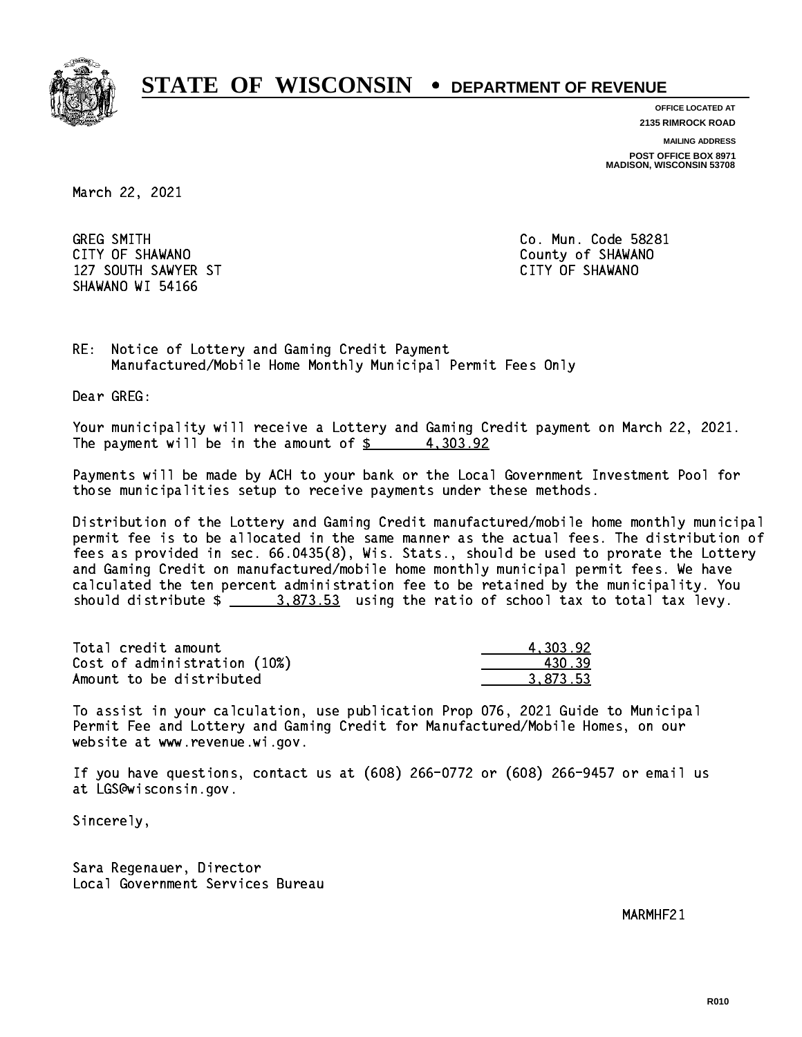# STATE OF WISCONSIN • DEPARTMENT OF REVENUE

**OFFICE LOCATED AT**
**2135 RIMROCK ROAD**

**MAILING ADDRESS**
**POST OFFICE BOX 8971**
**MADISON, WISCONSIN 53708**

March 22, 2021

GREG SMITH
CITY OF SHAWANO
127 SOUTH SAWYER ST
SHAWANO WI 54166

Co. Mun. Code 58281
County of SHAWANO
CITY OF SHAWANO

RE: Notice of Lottery and Gaming Credit Payment
Manufactured/Mobile Home Monthly Municipal Permit Fees Only

Dear GREG:

Your municipality will receive a Lottery and Gaming Credit payment on March 22, 2021. The payment will be in the amount of $ 4,303.92

Payments will be made by ACH to your bank or the Local Government Investment Pool for those municipalities setup to receive payments under these methods.

Distribution of the Lottery and Gaming Credit manufactured/mobile home monthly municipal permit fee is to be allocated in the same manner as the actual fees. The distribution of fees as provided in sec. 66.0435(8), Wis. Stats., should be used to prorate the Lottery and Gaming Credit on manufactured/mobile home monthly municipal permit fees. We have calculated the ten percent administration fee to be retained by the municipality. You should distribute $ 3,873.53 using the ratio of school tax to total tax levy.

| | |
|---|---|
| Total credit amount | 4,303.92 |
| Cost of administration (10%) | 430.39 |
| Amount to be distributed | 3,873.53 |

To assist in your calculation, use publication Prop 076, 2021 Guide to Municipal Permit Fee and Lottery and Gaming Credit for Manufactured/Mobile Homes, on our website at www.revenue.wi.gov.

If you have questions, contact us at (608) 266-0772 or (608) 266-9457 or email us at LGS@wisconsin.gov.

Sincerely,

Sara Regenauer, Director
Local Government Services Bureau

MARMHF21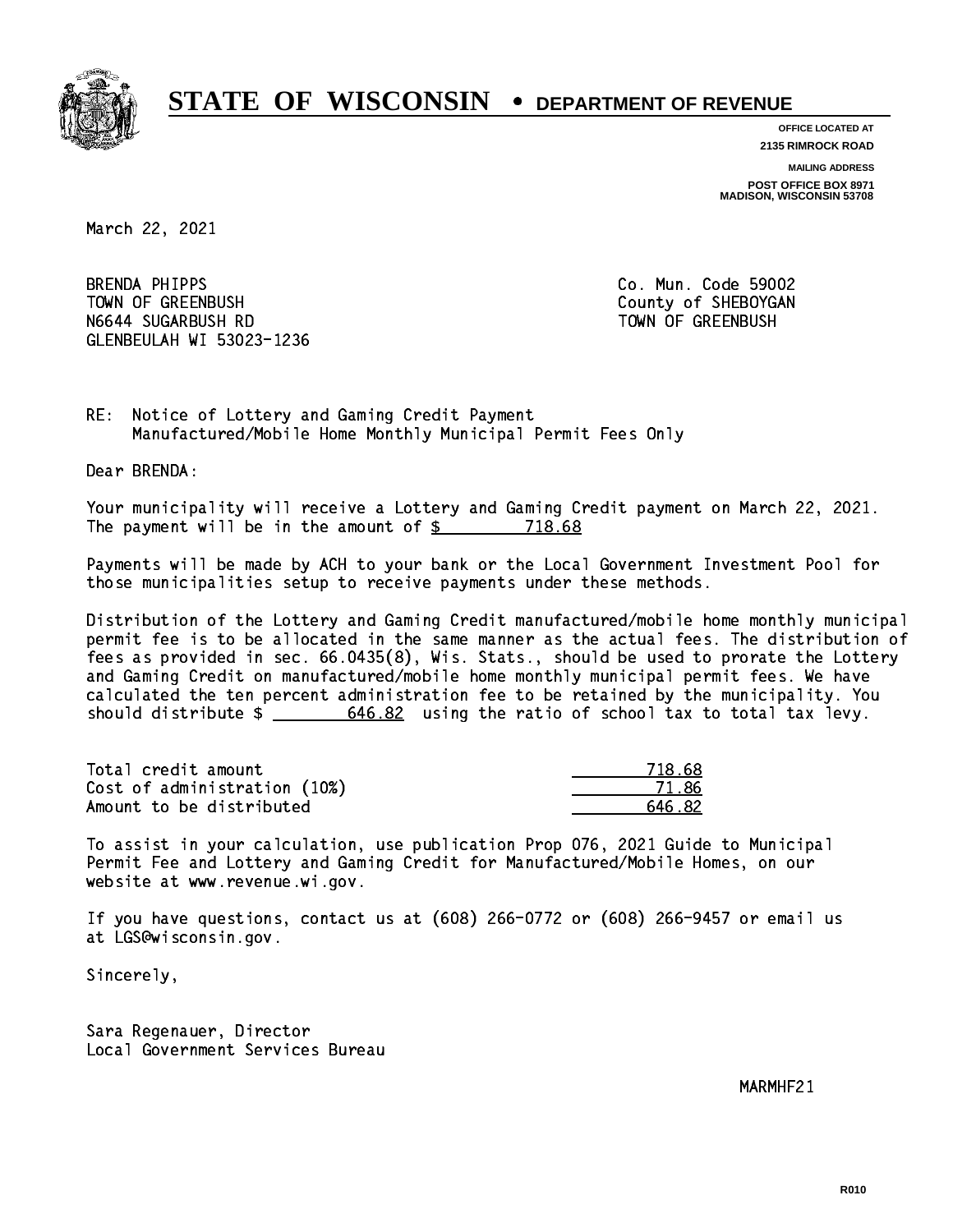# STATE OF WISCONSIN • DEPARTMENT OF REVENUE

**OFFICE LOCATED AT**
**2135 RIMROCK ROAD**

**MAILING ADDRESS**
**POST OFFICE BOX 8971**
**MADISON, WISCONSIN 53708**

March 22, 2021

BRENDA PHIPPS
TOWN OF GREENBUSH
N6644 SUGARBUSH RD
GLENBEULAH WI 53023-1236

Co. Mun. Code 59002
County of SHEBOYGAN
TOWN OF GREENBUSH

RE: Notice of Lottery and Gaming Credit Payment
Manufactured/Mobile Home Monthly Municipal Permit Fees Only

Dear BRENDA:

Your municipality will receive a Lottery and Gaming Credit payment on March 22, 2021. The payment will be in the amount of $ 718.68

Payments will be made by ACH to your bank or the Local Government Investment Pool for those municipalities setup to receive payments under these methods.

Distribution of the Lottery and Gaming Credit manufactured/mobile home monthly municipal permit fee is to be allocated in the same manner as the actual fees. The distribution of fees as provided in sec. 66.0435(8), Wis. Stats., should be used to prorate the Lottery and Gaming Credit on manufactured/mobile home monthly municipal permit fees. We have calculated the ten percent administration fee to be retained by the municipality. You should distribute $ 646.82 using the ratio of school tax to total tax levy.

| | |
|---|---|
| Total credit amount | 718.68 |
| Cost of administration (10%) | 71.86 |
| Amount to be distributed | 646.82 |

To assist in your calculation, use publication Prop 076, 2021 Guide to Municipal Permit Fee and Lottery and Gaming Credit for Manufactured/Mobile Homes, on our website at www.revenue.wi.gov.

If you have questions, contact us at (608) 266-0772 or (608) 266-9457 or email us at LGS@wisconsin.gov.

Sincerely,

Sara Regenauer, Director
Local Government Services Bureau

MARMHF21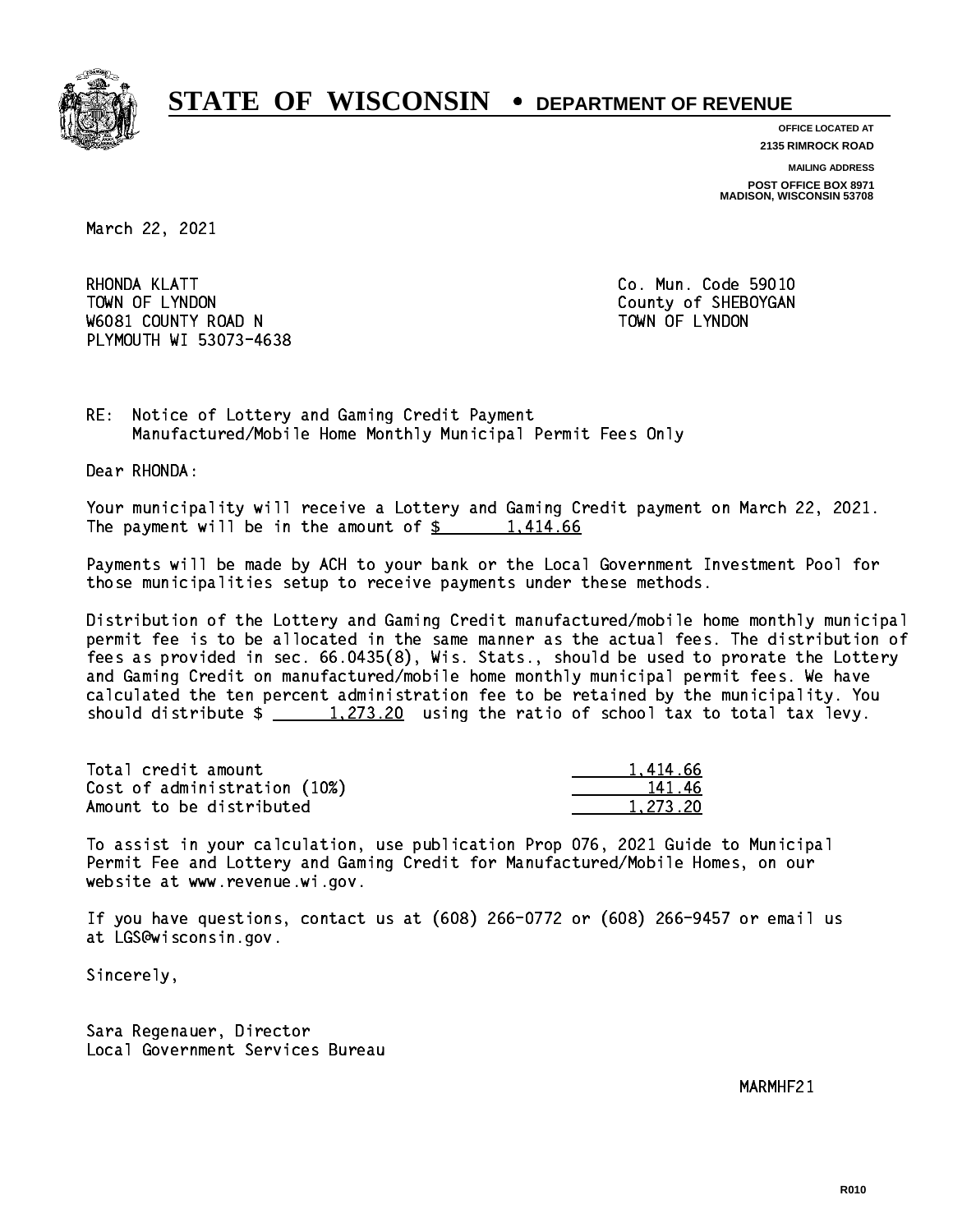# STATE OF WISCONSIN • DEPARTMENT OF REVENUE

**OFFICE LOCATED AT**
**2135 RIMROCK ROAD**

**MAILING ADDRESS**
**POST OFFICE BOX 8971**
**MADISON, WISCONSIN 53708**

March 22, 2021

RHONDA KLATT
TOWN OF LYNDON
W6081 COUNTY ROAD N
PLYMOUTH WI 53073-4638

Co. Mun. Code 59010
County of SHEBOYGAN
TOWN OF LYNDON

RE: Notice of Lottery and Gaming Credit Payment
Manufactured/Mobile Home Monthly Municipal Permit Fees Only

Dear RHONDA:

Your municipality will receive a Lottery and Gaming Credit payment on March 22, 2021. The payment will be in the amount of $ 1,414.66

Payments will be made by ACH to your bank or the Local Government Investment Pool for those municipalities setup to receive payments under these methods.

Distribution of the Lottery and Gaming Credit manufactured/mobile home monthly municipal permit fee is to be allocated in the same manner as the actual fees. The distribution of fees as provided in sec. 66.0435(8), Wis. Stats., should be used to prorate the Lottery and Gaming Credit on manufactured/mobile home monthly municipal permit fees. We have calculated the ten percent administration fee to be retained by the municipality. You should distribute $ 1,273.20 using the ratio of school tax to total tax levy.

| | |
|---|---|
| Total credit amount | 1,414.66 |
| Cost of administration (10%) | 141.46 |
| Amount to be distributed | 1,273.20 |

To assist in your calculation, use publication Prop 076, 2021 Guide to Municipal Permit Fee and Lottery and Gaming Credit for Manufactured/Mobile Homes, on our website at www.revenue.wi.gov.

If you have questions, contact us at (608) 266-0772 or (608) 266-9457 or email us at LGS@wisconsin.gov.

Sincerely,

Sara Regenauer, Director
Local Government Services Bureau

MARMHF21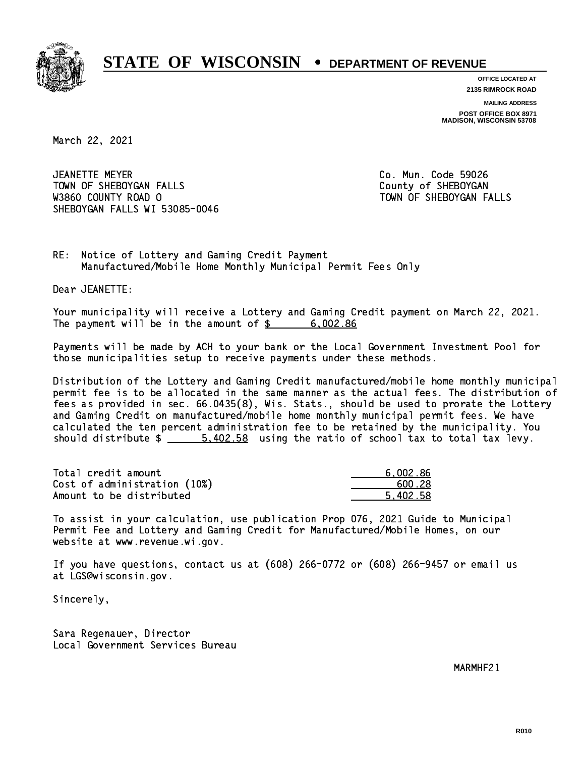# STATE OF WISCONSIN • DEPARTMENT OF REVENUE

**OFFICE LOCATED AT**
**2135 RIMROCK ROAD**

**MAILING ADDRESS**
**POST OFFICE BOX 8971**
**MADISON, WISCONSIN 53708**

March 22, 2021

JEANETTE MEYER
TOWN OF SHEBOYGAN FALLS
W3860 COUNTY ROAD O
SHEBOYGAN FALLS WI 53085-0046

Co. Mun. Code 59026
County of SHEBOYGAN
TOWN OF SHEBOYGAN FALLS

RE: Notice of Lottery and Gaming Credit Payment
Manufactured/Mobile Home Monthly Municipal Permit Fees Only

Dear JEANETTE:

Your municipality will receive a Lottery and Gaming Credit payment on March 22, 2021. The payment will be in the amount of $ 6,002.86

Payments will be made by ACH to your bank or the Local Government Investment Pool for those municipalities setup to receive payments under these methods.

Distribution of the Lottery and Gaming Credit manufactured/mobile home monthly municipal permit fee is to be allocated in the same manner as the actual fees. The distribution of fees as provided in sec. 66.0435(8), Wis. Stats., should be used to prorate the Lottery and Gaming Credit on manufactured/mobile home monthly municipal permit fees. We have calculated the ten percent administration fee to be retained by the municipality. You should distribute $ 5,402.58 using the ratio of school tax to total tax levy.

| | |
|---|---|
| Total credit amount | 6,002.86 |
| Cost of administration (10%) | 600.28 |
| Amount to be distributed | 5,402.58 |

To assist in your calculation, use publication Prop 076, 2021 Guide to Municipal Permit Fee and Lottery and Gaming Credit for Manufactured/Mobile Homes, on our website at www.revenue.wi.gov.

If you have questions, contact us at (608) 266-0772 or (608) 266-9457 or email us at LGS@wisconsin.gov.

Sincerely,

Sara Regenauer, Director
Local Government Services Bureau

MARMHF21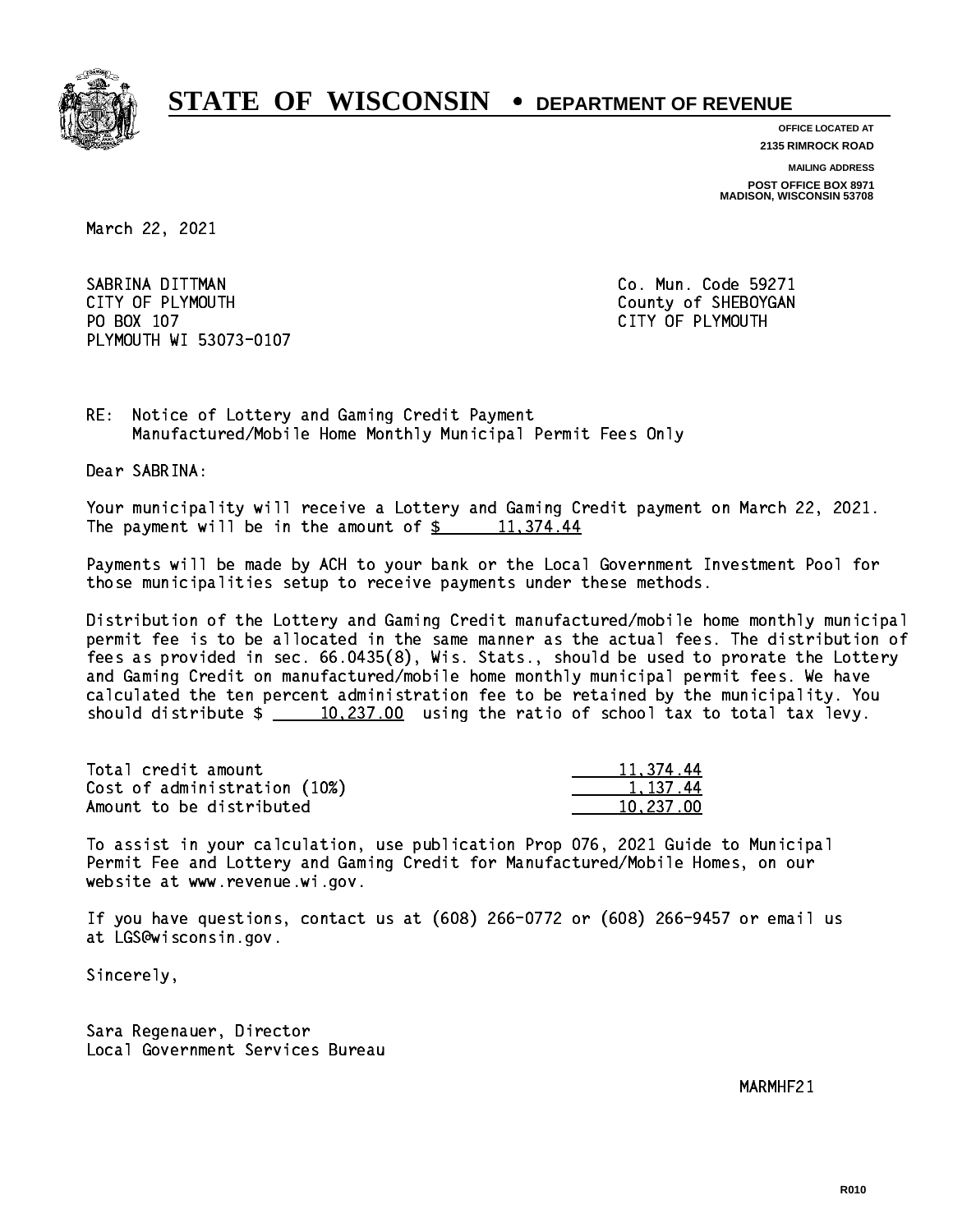# STATE OF WISCONSIN • DEPARTMENT OF REVENUE

**OFFICE LOCATED AT**
**2135 RIMROCK ROAD**

**MAILING ADDRESS**
**POST OFFICE BOX 8971**
**MADISON, WISCONSIN 53708**

March 22, 2021

SABRINA DITTMAN
CITY OF PLYMOUTH
PO BOX 107
PLYMOUTH WI 53073-0107

Co. Mun. Code 59271
County of SHEBOYGAN
CITY OF PLYMOUTH

RE: Notice of Lottery and Gaming Credit Payment
Manufactured/Mobile Home Monthly Municipal Permit Fees Only

Dear SABRINA:

Your municipality will receive a Lottery and Gaming Credit payment on March 22, 2021. The payment will be in the amount of $ 11,374.44

Payments will be made by ACH to your bank or the Local Government Investment Pool for those municipalities setup to receive payments under these methods.

Distribution of the Lottery and Gaming Credit manufactured/mobile home monthly municipal permit fee is to be allocated in the same manner as the actual fees. The distribution of fees as provided in sec. 66.0435(8), Wis. Stats., should be used to prorate the Lottery and Gaming Credit on manufactured/mobile home monthly municipal permit fees. We have calculated the ten percent administration fee to be retained by the municipality. You should distribute $ 10,237.00 using the ratio of school tax to total tax levy.

| | |
|---|---|
| Total credit amount | 11,374.44 |
| Cost of administration (10%) | 1,137.44 |
| Amount to be distributed | 10,237.00 |

To assist in your calculation, use publication Prop 076, 2021 Guide to Municipal Permit Fee and Lottery and Gaming Credit for Manufactured/Mobile Homes, on our website at www.revenue.wi.gov.

If you have questions, contact us at (608) 266-0772 or (608) 266-9457 or email us at LGS@wisconsin.gov.

Sincerely,

Sara Regenauer, Director
Local Government Services Bureau

MARMHF21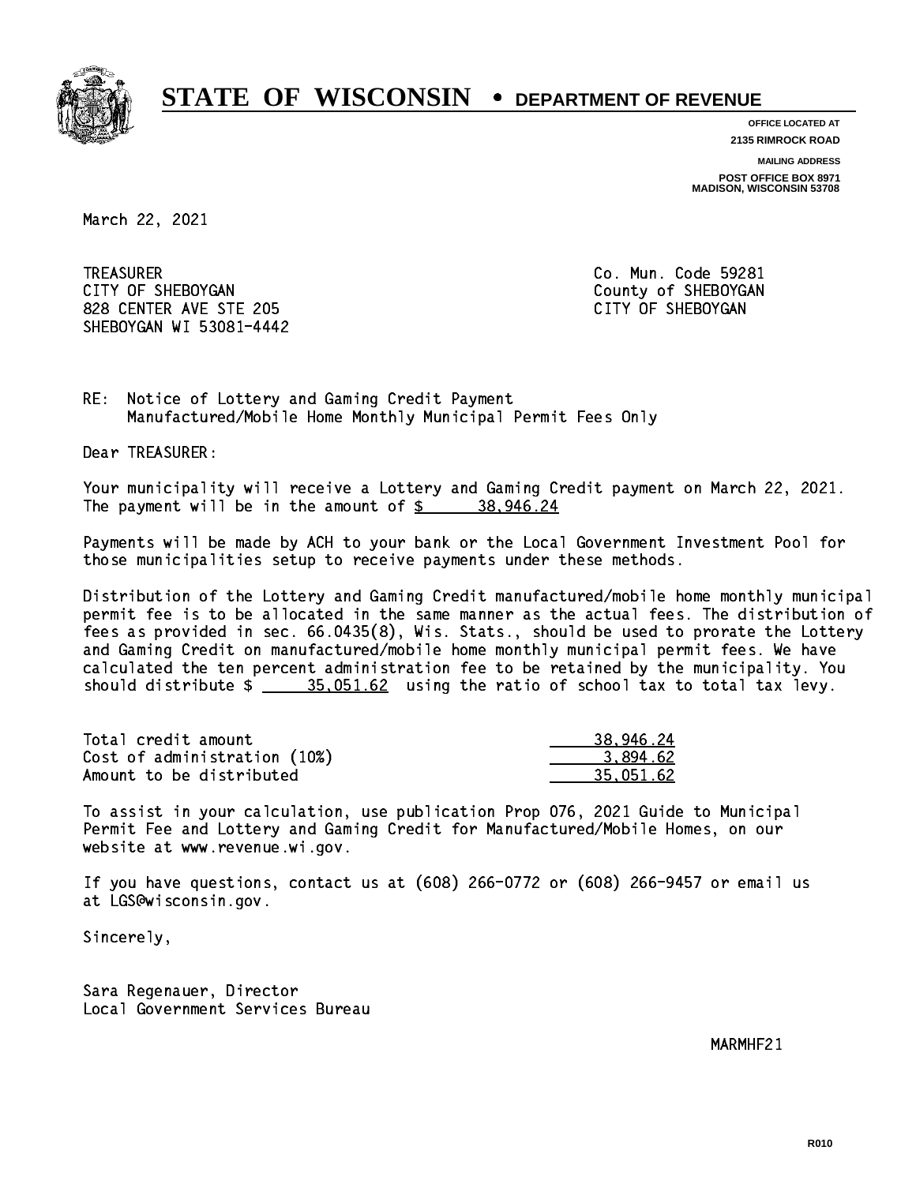# STATE OF WISCONSIN • DEPARTMENT OF REVENUE

**OFFICE LOCATED AT**
**2135 RIMROCK ROAD**

**MAILING ADDRESS**
**POST OFFICE BOX 8971**
**MADISON, WISCONSIN 53708**

March 22, 2021

TREASURER
CITY OF SHEBOYGAN
828 CENTER AVE STE 205
SHEBOYGAN WI 53081-4442

Co. Mun. Code 59281
County of SHEBOYGAN
CITY OF SHEBOYGAN

RE: Notice of Lottery and Gaming Credit Payment
Manufactured/Mobile Home Monthly Municipal Permit Fees Only

Dear TREASURER:

Your municipality will receive a Lottery and Gaming Credit payment on March 22, 2021. The payment will be in the amount of $ 38,946.24

Payments will be made by ACH to your bank or the Local Government Investment Pool for those municipalities setup to receive payments under these methods.

Distribution of the Lottery and Gaming Credit manufactured/mobile home monthly municipal permit fee is to be allocated in the same manner as the actual fees. The distribution of fees as provided in sec. 66.0435(8), Wis. Stats., should be used to prorate the Lottery and Gaming Credit on manufactured/mobile home monthly municipal permit fees. We have calculated the ten percent administration fee to be retained by the municipality. You should distribute $ 35,051.62 using the ratio of school tax to total tax levy.

| | |
|---|---|
| Total credit amount | 38,946.24 |
| Cost of administration (10%) | 3,894.62 |
| Amount to be distributed | 35,051.62 |

To assist in your calculation, use publication Prop 076, 2021 Guide to Municipal Permit Fee and Lottery and Gaming Credit for Manufactured/Mobile Homes, on our website at www.revenue.wi.gov.

If you have questions, contact us at (608) 266-0772 or (608) 266-9457 or email us at LGS@wisconsin.gov.

Sincerely,

Sara Regenauer, Director
Local Government Services Bureau

MARMHF21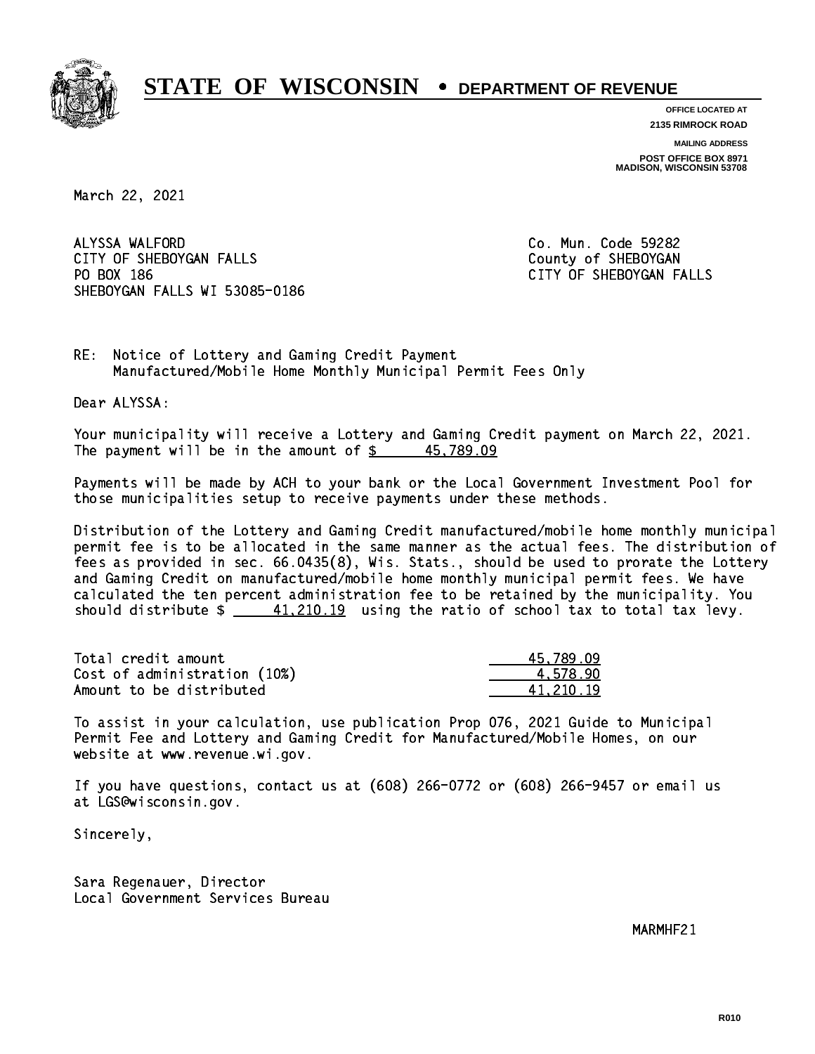# STATE OF WISCONSIN • DEPARTMENT OF REVENUE

**OFFICE LOCATED AT**
**2135 RIMROCK ROAD**

**MAILING ADDRESS**
**POST OFFICE BOX 8971**
**MADISON, WISCONSIN 53708**

March 22, 2021

ALYSSA WALFORD
CITY OF SHEBOYGAN FALLS
PO BOX 186
SHEBOYGAN FALLS WI 53085-0186

Co. Mun. Code 59282
County of SHEBOYGAN
CITY OF SHEBOYGAN FALLS

RE: Notice of Lottery and Gaming Credit Payment
Manufactured/Mobile Home Monthly Municipal Permit Fees Only

Dear ALYSSA:

Your municipality will receive a Lottery and Gaming Credit payment on March 22, 2021. The payment will be in the amount of $ 45,789.09

Payments will be made by ACH to your bank or the Local Government Investment Pool for those municipalities setup to receive payments under these methods.

Distribution of the Lottery and Gaming Credit manufactured/mobile home monthly municipal permit fee is to be allocated in the same manner as the actual fees. The distribution of fees as provided in sec. 66.0435(8), Wis. Stats., should be used to prorate the Lottery and Gaming Credit on manufactured/mobile home monthly municipal permit fees. We have calculated the ten percent administration fee to be retained by the municipality. You should distribute $ 41,210.19 using the ratio of school tax to total tax levy.

| | |
|---|---|
| Total credit amount | 45,789.09 |
| Cost of administration (10%) | 4,578.90 |
| Amount to be distributed | 41,210.19 |

To assist in your calculation, use publication Prop 076, 2021 Guide to Municipal Permit Fee and Lottery and Gaming Credit for Manufactured/Mobile Homes, on our website at www.revenue.wi.gov.

If you have questions, contact us at (608) 266-0772 or (608) 266-9457 or email us at LGS@wisconsin.gov.

Sincerely,

Sara Regenauer, Director
Local Government Services Bureau

MARMHF21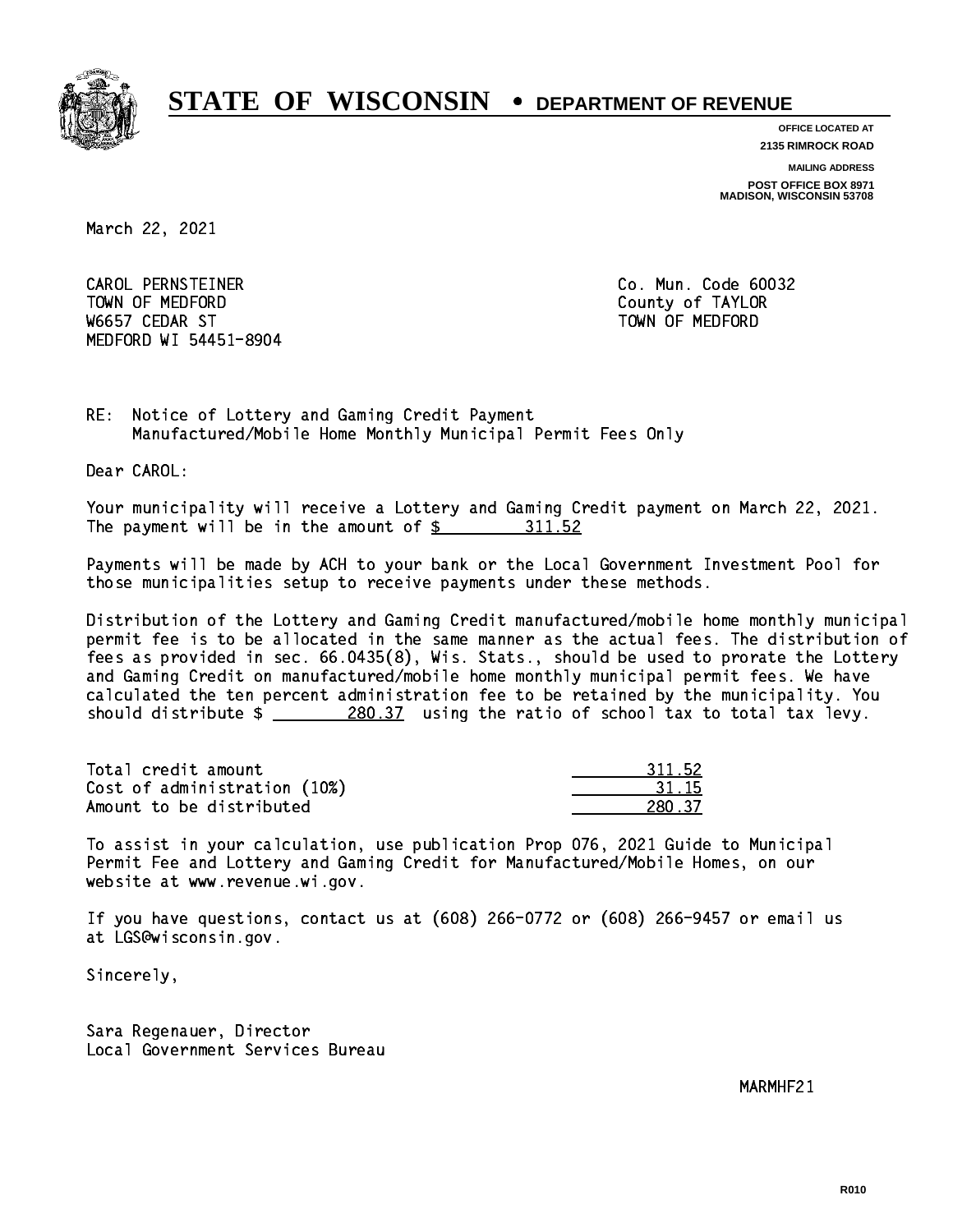# STATE OF WISCONSIN • DEPARTMENT OF REVENUE

**OFFICE LOCATED AT**
**2135 RIMROCK ROAD**

**MAILING ADDRESS**
**POST OFFICE BOX 8971**
**MADISON, WISCONSIN 53708**

March 22, 2021

CAROL PERNSTEINER
TOWN OF MEDFORD
W6657 CEDAR ST
MEDFORD WI 54451-8904

Co. Mun. Code 60032
County of TAYLOR
TOWN OF MEDFORD

RE: Notice of Lottery and Gaming Credit Payment
Manufactured/Mobile Home Monthly Municipal Permit Fees Only

Dear CAROL:

Your municipality will receive a Lottery and Gaming Credit payment on March 22, 2021. The payment will be in the amount of $ 311.52

Payments will be made by ACH to your bank or the Local Government Investment Pool for those municipalities setup to receive payments under these methods.

Distribution of the Lottery and Gaming Credit manufactured/mobile home monthly municipal permit fee is to be allocated in the same manner as the actual fees. The distribution of fees as provided in sec. 66.0435(8), Wis. Stats., should be used to prorate the Lottery and Gaming Credit on manufactured/mobile home monthly municipal permit fees. We have calculated the ten percent administration fee to be retained by the municipality. You should distribute $ 280.37 using the ratio of school tax to total tax levy.

| | |
|---|---|
| Total credit amount | 311.52 |
| Cost of administration (10%) | 31.15 |
| Amount to be distributed | 280.37 |

To assist in your calculation, use publication Prop 076, 2021 Guide to Municipal Permit Fee and Lottery and Gaming Credit for Manufactured/Mobile Homes, on our website at www.revenue.wi.gov.

If you have questions, contact us at (608) 266-0772 or (608) 266-9457 or email us at LGS@wisconsin.gov.

Sincerely,

Sara Regenauer, Director
Local Government Services Bureau

MARMHF21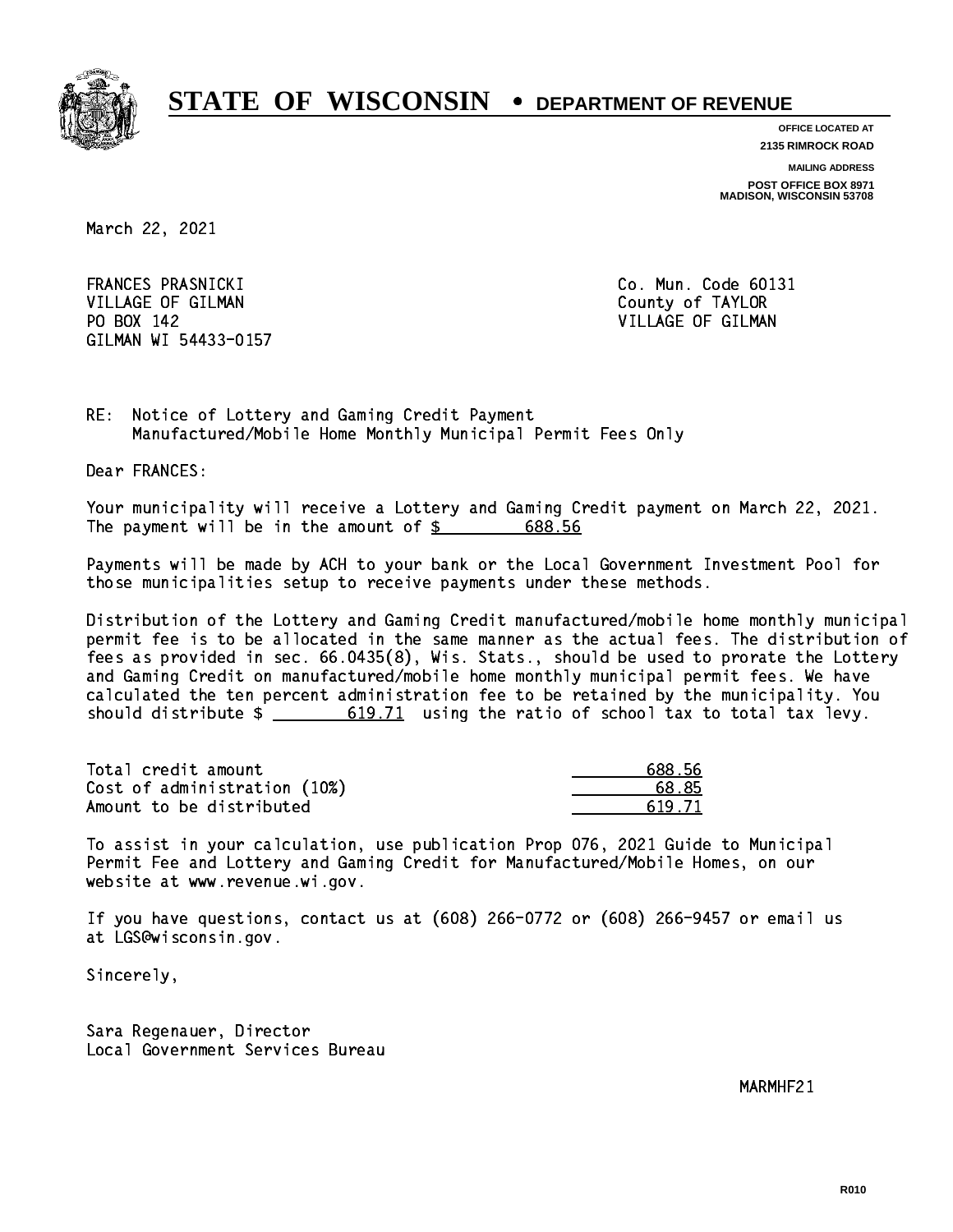# STATE OF WISCONSIN • DEPARTMENT OF REVENUE

OFFICE LOCATED AT
2135 RIMROCK ROAD

MAILING ADDRESS
POST OFFICE BOX 8971
MADISON, WISCONSIN 53708

March 22, 2021

FRANCES PRASNICKI
VILLAGE OF GILMAN
PO BOX 142
GILMAN WI 54433-0157

Co. Mun. Code 60131
County of TAYLOR
VILLAGE OF GILMAN

RE: Notice of Lottery and Gaming Credit Payment
Manufactured/Mobile Home Monthly Municipal Permit Fees Only

Dear FRANCES:

Your municipality will receive a Lottery and Gaming Credit payment on March 22, 2021. The payment will be in the amount of $ 688.56

Payments will be made by ACH to your bank or the Local Government Investment Pool for those municipalities setup to receive payments under these methods.

Distribution of the Lottery and Gaming Credit manufactured/mobile home monthly municipal permit fee is to be allocated in the same manner as the actual fees. The distribution of fees as provided in sec. 66.0435(8), Wis. Stats., should be used to prorate the Lottery and Gaming Credit on manufactured/mobile home monthly municipal permit fees. We have calculated the ten percent administration fee to be retained by the municipality. You should distribute $ 619.71 using the ratio of school tax to total tax levy.

| | |
|---|---|
| Total credit amount | 688.56 |
| Cost of administration (10%) | 68.85 |
| Amount to be distributed | 619.71 |

To assist in your calculation, use publication Prop 076, 2021 Guide to Municipal Permit Fee and Lottery and Gaming Credit for Manufactured/Mobile Homes, on our website at www.revenue.wi.gov.

If you have questions, contact us at (608) 266-0772 or (608) 266-9457 or email us at LGS@wisconsin.gov.

Sincerely,

Sara Regenauer, Director
Local Government Services Bureau

MARMHF21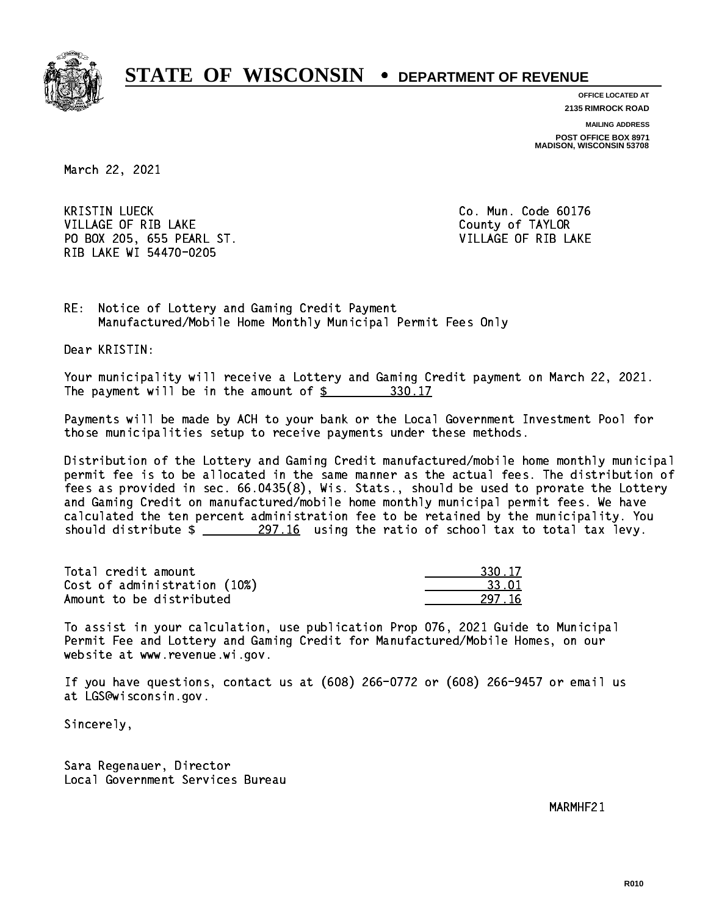# STATE OF WISCONSIN • DEPARTMENT OF REVENUE

**OFFICE LOCATED AT**
**2135 RIMROCK ROAD**

**MAILING ADDRESS**
**POST OFFICE BOX 8971**
**MADISON, WISCONSIN 53708**

March 22, 2021

KRISTIN LUECK
VILLAGE OF RIB LAKE
PO BOX 205, 655 PEARL ST.
RIB LAKE WI 54470-0205

Co. Mun. Code 60176
County of TAYLOR
VILLAGE OF RIB LAKE

RE: Notice of Lottery and Gaming Credit Payment
Manufactured/Mobile Home Monthly Municipal Permit Fees Only

Dear KRISTIN:

Your municipality will receive a Lottery and Gaming Credit payment on March 22, 2021. The payment will be in the amount of $ 330.17

Payments will be made by ACH to your bank or the Local Government Investment Pool for those municipalities setup to receive payments under these methods.

Distribution of the Lottery and Gaming Credit manufactured/mobile home monthly municipal permit fee is to be allocated in the same manner as the actual fees. The distribution of fees as provided in sec. 66.0435(8), Wis. Stats., should be used to prorate the Lottery and Gaming Credit on manufactured/mobile home monthly municipal permit fees. We have calculated the ten percent administration fee to be retained by the municipality. You should distribute $ 297.16 using the ratio of school tax to total tax levy.

| | |
|---|---|
| Total credit amount | 330.17 |
| Cost of administration (10%) | 33.01 |
| Amount to be distributed | 297.16 |

To assist in your calculation, use publication Prop 076, 2021 Guide to Municipal Permit Fee and Lottery and Gaming Credit for Manufactured/Mobile Homes, on our website at www.revenue.wi.gov.

If you have questions, contact us at (608) 266-0772 or (608) 266-9457 or email us at LGS@wisconsin.gov.

Sincerely,

Sara Regenauer, Director
Local Government Services Bureau

MARMHF21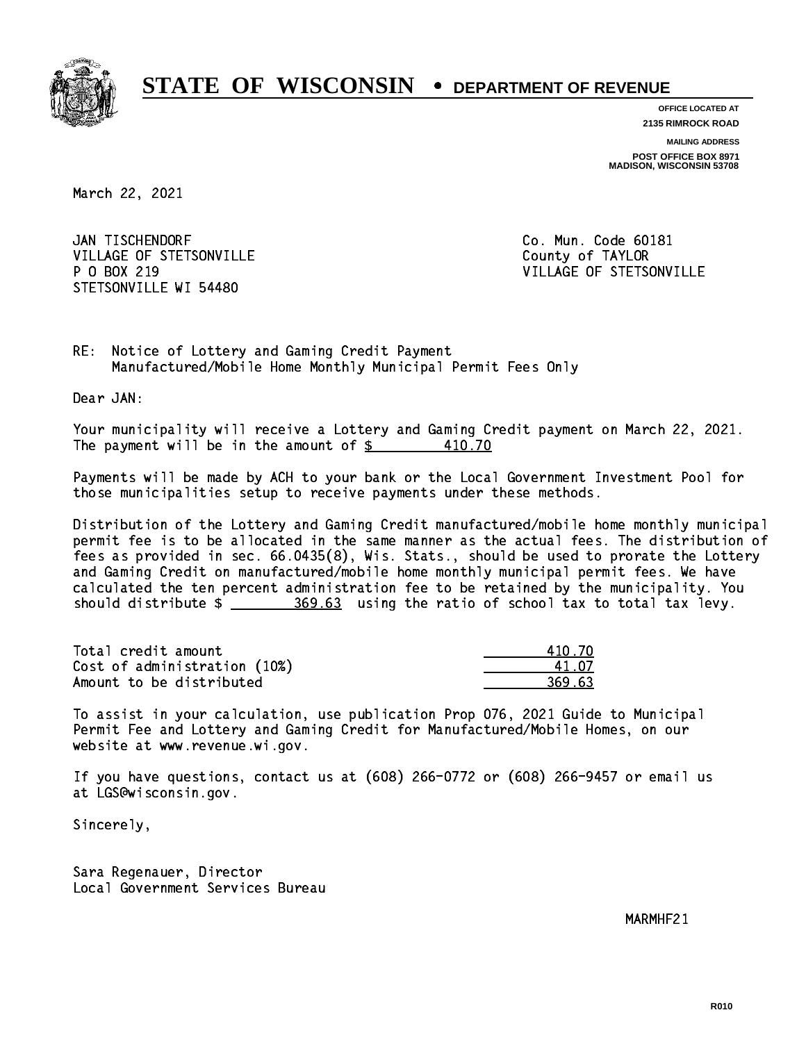# STATE OF WISCONSIN • DEPARTMENT OF REVENUE

**OFFICE LOCATED AT**
**2135 RIMROCK ROAD**

**MAILING ADDRESS**
**POST OFFICE BOX 8971**
**MADISON, WISCONSIN 53708**

March 22, 2021

JAN TISCHENDORF
VILLAGE OF STETSONVILLE
P O BOX 219
STETSONVILLE WI 54480

Co. Mun. Code 60181
County of TAYLOR
VILLAGE OF STETSONVILLE

RE: Notice of Lottery and Gaming Credit Payment
Manufactured/Mobile Home Monthly Municipal Permit Fees Only

Dear JAN:

Your municipality will receive a Lottery and Gaming Credit payment on March 22, 2021. The payment will be in the amount of $ 410.70

Payments will be made by ACH to your bank or the Local Government Investment Pool for those municipalities setup to receive payments under these methods.

Distribution of the Lottery and Gaming Credit manufactured/mobile home monthly municipal permit fee is to be allocated in the same manner as the actual fees. The distribution of fees as provided in sec. 66.0435(8), Wis. Stats., should be used to prorate the Lottery and Gaming Credit on manufactured/mobile home monthly municipal permit fees. We have calculated the ten percent administration fee to be retained by the municipality. You should distribute $ 369.63 using the ratio of school tax to total tax levy.

| | |
|---|---|
| Total credit amount | 410.70 |
| Cost of administration (10%) | 41.07 |
| Amount to be distributed | 369.63 |

To assist in your calculation, use publication Prop 076, 2021 Guide to Municipal Permit Fee and Lottery and Gaming Credit for Manufactured/Mobile Homes, on our website at www.revenue.wi.gov.

If you have questions, contact us at (608) 266-0772 or (608) 266-9457 or email us at LGS@wisconsin.gov.

Sincerely,

Sara Regenauer, Director
Local Government Services Bureau

MARMHF21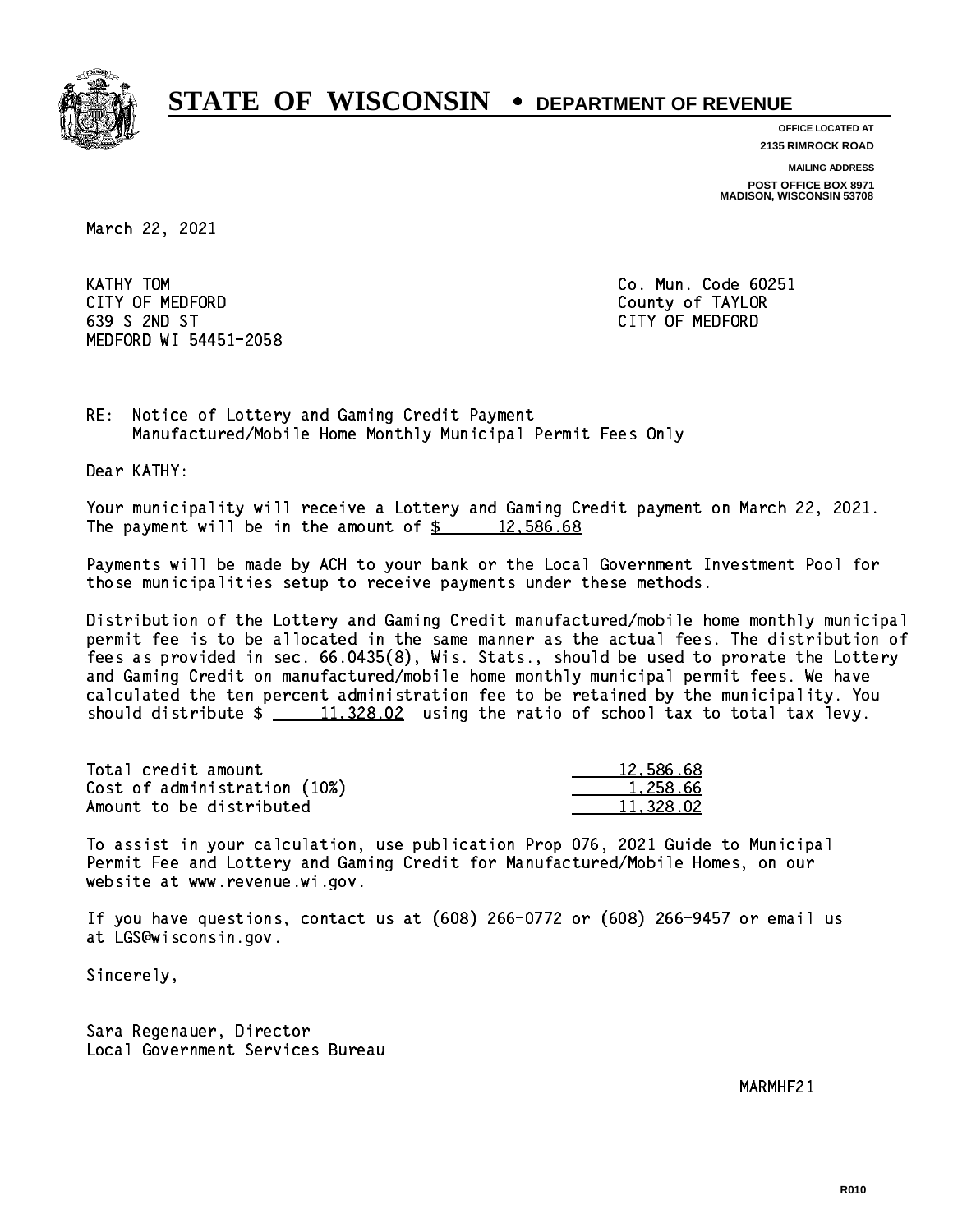# STATE OF WISCONSIN • DEPARTMENT OF REVENUE

**OFFICE LOCATED AT**
**2135 RIMROCK ROAD**

**MAILING ADDRESS**
**POST OFFICE BOX 8971**
**MADISON, WISCONSIN 53708**

March 22, 2021

KATHY TOM
CITY OF MEDFORD
639 S 2ND ST
MEDFORD WI 54451-2058

Co. Mun. Code 60251
County of TAYLOR
CITY OF MEDFORD

RE: Notice of Lottery and Gaming Credit Payment
Manufactured/Mobile Home Monthly Municipal Permit Fees Only

Dear KATHY:

Your municipality will receive a Lottery and Gaming Credit payment on March 22, 2021. The payment will be in the amount of $ 12,586.68

Payments will be made by ACH to your bank or the Local Government Investment Pool for those municipalities setup to receive payments under these methods.

Distribution of the Lottery and Gaming Credit manufactured/mobile home monthly municipal permit fee is to be allocated in the same manner as the actual fees. The distribution of fees as provided in sec. 66.0435(8), Wis. Stats., should be used to prorate the Lottery and Gaming Credit on manufactured/mobile home monthly municipal permit fees. We have calculated the ten percent administration fee to be retained by the municipality. You should distribute $ 11,328.02 using the ratio of school tax to total tax levy.

| | |
|---|---|
| Total credit amount | 12,586.68 |
| Cost of administration (10%) | 1,258.66 |
| Amount to be distributed | 11,328.02 |

To assist in your calculation, use publication Prop 076, 2021 Guide to Municipal Permit Fee and Lottery and Gaming Credit for Manufactured/Mobile Homes, on our website at www.revenue.wi.gov.

If you have questions, contact us at (608) 266-0772 or (608) 266-9457 or email us at LGS@wisconsin.gov.

Sincerely,

Sara Regenauer, Director
Local Government Services Bureau

MARMHF21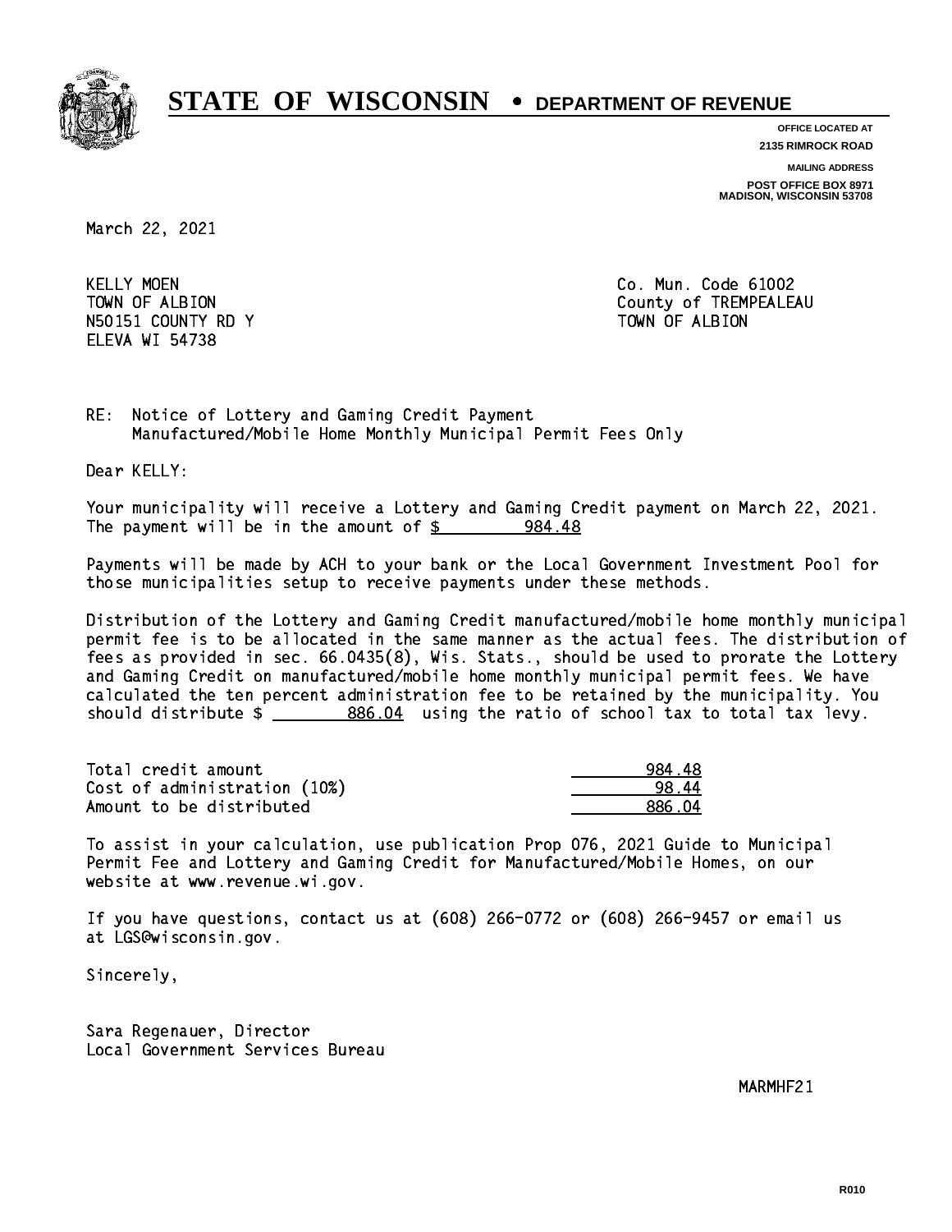# STATE OF WISCONSIN • DEPARTMENT OF REVENUE

**OFFICE LOCATED AT**
**2135 RIMROCK ROAD**

**MAILING ADDRESS**
**POST OFFICE BOX 8971**
**MADISON, WISCONSIN 53708**

March 22, 2021

KELLY MOEN
TOWN OF ALBION
N50151 COUNTY RD Y
ELEVA WI 54738

Co. Mun. Code 61002
County of TREMPEALEAU
TOWN OF ALBION

RE: Notice of Lottery and Gaming Credit Payment
Manufactured/Mobile Home Monthly Municipal Permit Fees Only

Dear KELLY:

Your municipality will receive a Lottery and Gaming Credit payment on March 22, 2021. The payment will be in the amount of $ 984.48

Payments will be made by ACH to your bank or the Local Government Investment Pool for those municipalities setup to receive payments under these methods.

Distribution of the Lottery and Gaming Credit manufactured/mobile home monthly municipal permit fee is to be allocated in the same manner as the actual fees. The distribution of fees as provided in sec. 66.0435(8), Wis. Stats., should be used to prorate the Lottery and Gaming Credit on manufactured/mobile home monthly municipal permit fees. We have calculated the ten percent administration fee to be retained by the municipality. You should distribute $ 886.04 using the ratio of school tax to total tax levy.

| | |
|---|---|
| Total credit amount | 984.48 |
| Cost of administration (10%) | 98.44 |
| Amount to be distributed | 886.04 |

To assist in your calculation, use publication Prop 076, 2021 Guide to Municipal Permit Fee and Lottery and Gaming Credit for Manufactured/Mobile Homes, on our website at www.revenue.wi.gov.

If you have questions, contact us at (608) 266-0772 or (608) 266-9457 or email us at LGS@wisconsin.gov.

Sincerely,

Sara Regenauer, Director
Local Government Services Bureau

MARMHF21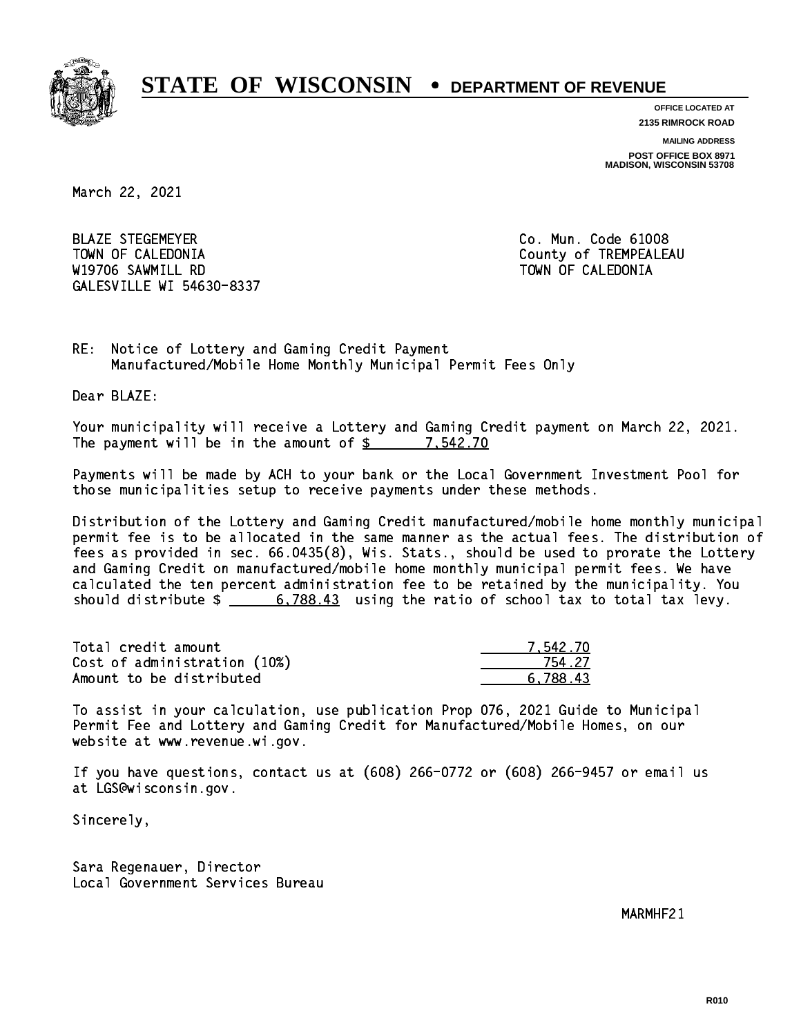# STATE OF WISCONSIN • DEPARTMENT OF REVENUE

**OFFICE LOCATED AT**
**2135 RIMROCK ROAD**

**MAILING ADDRESS**
**POST OFFICE BOX 8971**
**MADISON, WISCONSIN 53708**

March 22, 2021

BLAZE STEGEMEYER
TOWN OF CALEDONIA
W19706 SAWMILL RD
GALESVILLE WI 54630-8337

Co. Mun. Code 61008
County of TREMPEALEAU
TOWN OF CALEDONIA

RE: Notice of Lottery and Gaming Credit Payment
Manufactured/Mobile Home Monthly Municipal Permit Fees Only

Dear BLAZE:

Your municipality will receive a Lottery and Gaming Credit payment on March 22, 2021. The payment will be in the amount of $ 7,542.70

Payments will be made by ACH to your bank or the Local Government Investment Pool for those municipalities setup to receive payments under these methods.

Distribution of the Lottery and Gaming Credit manufactured/mobile home monthly municipal permit fee is to be allocated in the same manner as the actual fees. The distribution of fees as provided in sec. 66.0435(8), Wis. Stats., should be used to prorate the Lottery and Gaming Credit on manufactured/mobile home monthly municipal permit fees. We have calculated the ten percent administration fee to be retained by the municipality. You should distribute $ 6,788.43 using the ratio of school tax to total tax levy.

| | |
|---|---|
| Total credit amount | 7,542.70 |
| Cost of administration (10%) | 754.27 |
| Amount to be distributed | 6,788.43 |

To assist in your calculation, use publication Prop 076, 2021 Guide to Municipal Permit Fee and Lottery and Gaming Credit for Manufactured/Mobile Homes, on our website at www.revenue.wi.gov.

If you have questions, contact us at (608) 266-0772 or (608) 266-9457 or email us at LGS@wisconsin.gov.

Sincerely,

Sara Regenauer, Director
Local Government Services Bureau

MARMHF21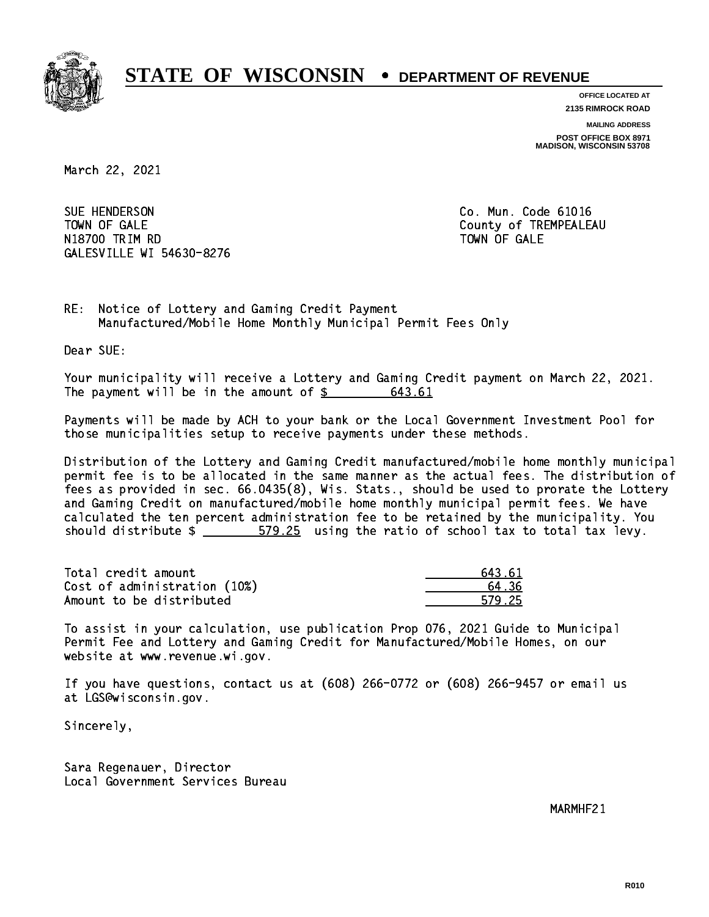# STATE OF WISCONSIN • DEPARTMENT OF REVENUE

**OFFICE LOCATED AT**
**2135 RIMROCK ROAD**

**MAILING ADDRESS**
**POST OFFICE BOX 8971**
**MADISON, WISCONSIN 53708**

March 22, 2021

SUE HENDERSON
TOWN OF GALE
N18700 TRIM RD
GALESVILLE WI 54630-8276

Co. Mun. Code 61016
County of TREMPEALEAU
TOWN OF GALE

RE: Notice of Lottery and Gaming Credit Payment
Manufactured/Mobile Home Monthly Municipal Permit Fees Only

Dear SUE:

Your municipality will receive a Lottery and Gaming Credit payment on March 22, 2021. The payment will be in the amount of $ 643.61

Payments will be made by ACH to your bank or the Local Government Investment Pool for those municipalities setup to receive payments under these methods.

Distribution of the Lottery and Gaming Credit manufactured/mobile home monthly municipal permit fee is to be allocated in the same manner as the actual fees. The distribution of fees as provided in sec. 66.0435(8), Wis. Stats., should be used to prorate the Lottery and Gaming Credit on manufactured/mobile home monthly municipal permit fees. We have calculated the ten percent administration fee to be retained by the municipality. You should distribute $ 579.25 using the ratio of school tax to total tax levy.

| | |
|---|---|
| Total credit amount | 643.61 |
| Cost of administration (10%) | 64.36 |
| Amount to be distributed | 579.25 |

To assist in your calculation, use publication Prop 076, 2021 Guide to Municipal Permit Fee and Lottery and Gaming Credit for Manufactured/Mobile Homes, on our website at www.revenue.wi.gov.

If you have questions, contact us at (608) 266-0772 or (608) 266-9457 or email us at LGS@wisconsin.gov.

Sincerely,

Sara Regenauer, Director
Local Government Services Bureau

MARMHF21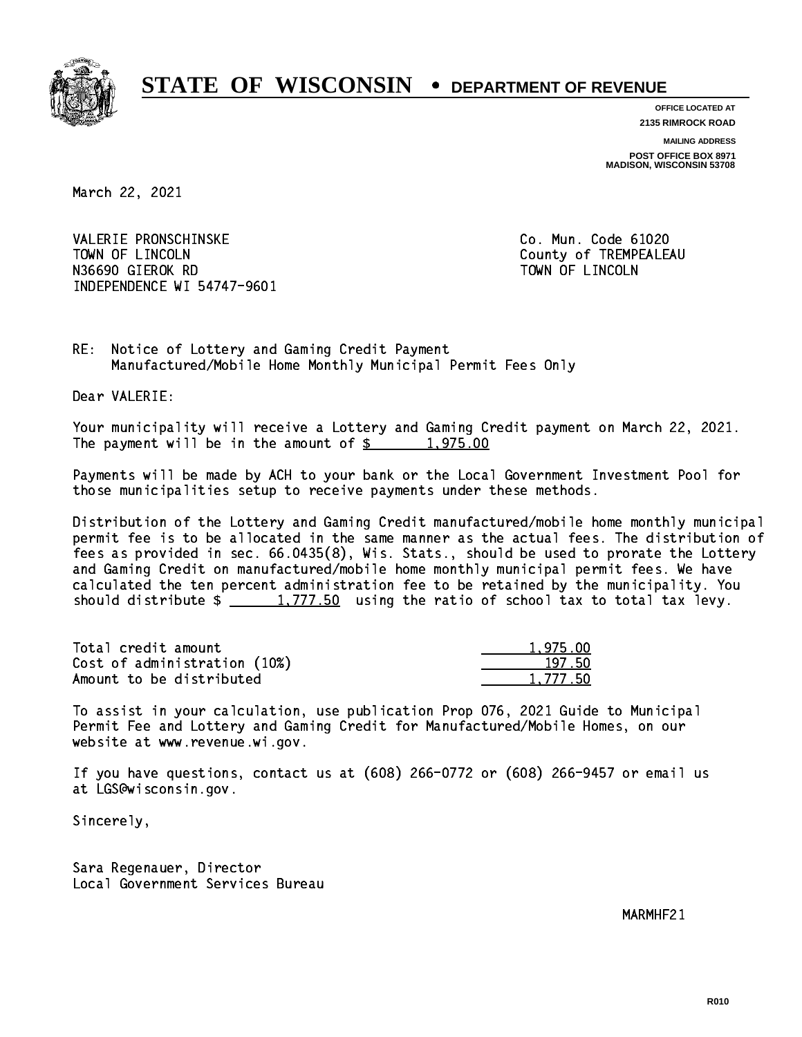# STATE OF WISCONSIN • DEPARTMENT OF REVENUE

**OFFICE LOCATED AT**
**2135 RIMROCK ROAD**

**MAILING ADDRESS**
**POST OFFICE BOX 8971**
**MADISON, WISCONSIN 53708**

March 22, 2021

VALERIE PRONSCHINSKE
TOWN OF LINCOLN
N36690 GIEROK RD
INDEPENDENCE WI 54747-9601

Co. Mun. Code 61020
County of TREMPEALEAU
TOWN OF LINCOLN

RE: Notice of Lottery and Gaming Credit Payment
Manufactured/Mobile Home Monthly Municipal Permit Fees Only

Dear VALERIE:

Your municipality will receive a Lottery and Gaming Credit payment on March 22, 2021. The payment will be in the amount of $ 1,975.00

Payments will be made by ACH to your bank or the Local Government Investment Pool for those municipalities setup to receive payments under these methods.

Distribution of the Lottery and Gaming Credit manufactured/mobile home monthly municipal permit fee is to be allocated in the same manner as the actual fees. The distribution of fees as provided in sec. 66.0435(8), Wis. Stats., should be used to prorate the Lottery and Gaming Credit on manufactured/mobile home monthly municipal permit fees. We have calculated the ten percent administration fee to be retained by the municipality. You should distribute $ 1,777.50 using the ratio of school tax to total tax levy.

| | |
|---|---|
| Total credit amount | 1,975.00 |
| Cost of administration (10%) | 197.50 |
| Amount to be distributed | 1,777.50 |

To assist in your calculation, use publication Prop 076, 2021 Guide to Municipal Permit Fee and Lottery and Gaming Credit for Manufactured/Mobile Homes, on our website at www.revenue.wi.gov.

If you have questions, contact us at (608) 266-0772 or (608) 266-9457 or email us at LGS@wisconsin.gov.

Sincerely,

Sara Regenauer, Director
Local Government Services Bureau

MARMHF21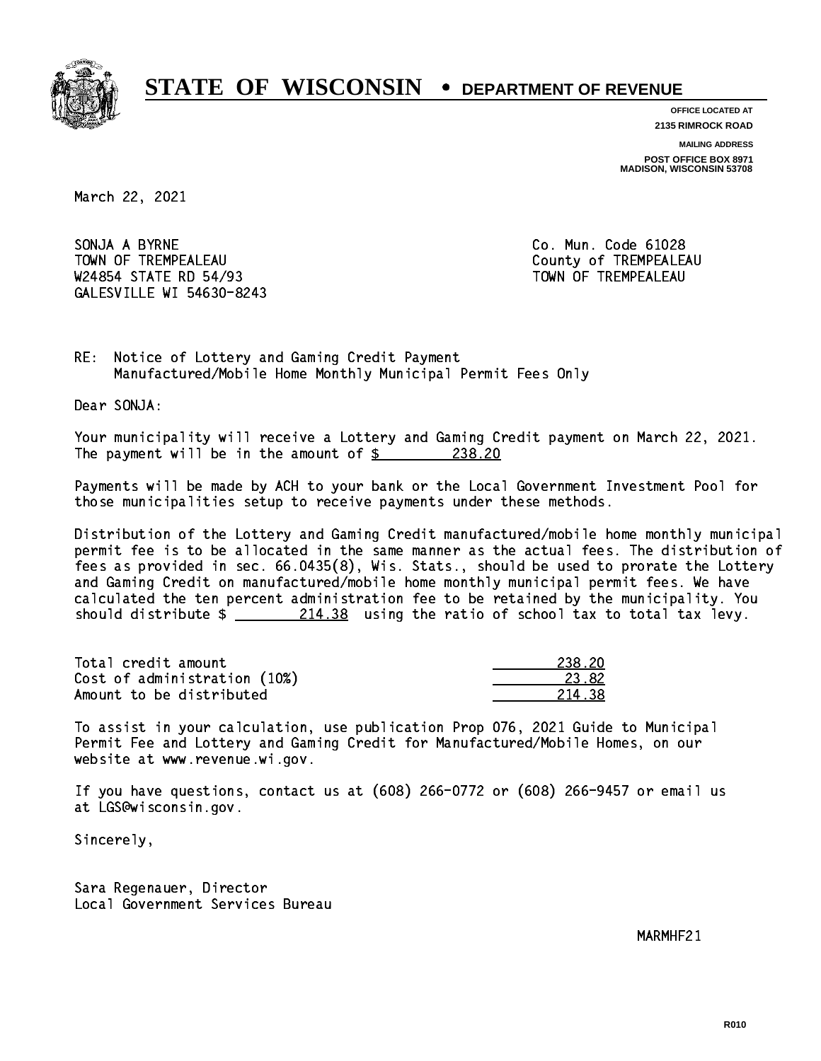# STATE OF WISCONSIN • DEPARTMENT OF REVENUE

**OFFICE LOCATED AT**
**2135 RIMROCK ROAD**

**MAILING ADDRESS**
**POST OFFICE BOX 8971**
**MADISON, WISCONSIN 53708**

March 22, 2021

SONJA A BYRNE
TOWN OF TREMPEALEAU
W24854 STATE RD 54/93
GALESVILLE WI 54630-8243

Co. Mun. Code 61028
County of TREMPEALEAU
TOWN OF TREMPEALEAU

RE: Notice of Lottery and Gaming Credit Payment
Manufactured/Mobile Home Monthly Municipal Permit Fees Only

Dear SONJA:

Your municipality will receive a Lottery and Gaming Credit payment on March 22, 2021. The payment will be in the amount of $ 238.20

Payments will be made by ACH to your bank or the Local Government Investment Pool for those municipalities setup to receive payments under these methods.

Distribution of the Lottery and Gaming Credit manufactured/mobile home monthly municipal permit fee is to be allocated in the same manner as the actual fees. The distribution of fees as provided in sec. 66.0435(8), Wis. Stats., should be used to prorate the Lottery and Gaming Credit on manufactured/mobile home monthly municipal permit fees. We have calculated the ten percent administration fee to be retained by the municipality. You should distribute $ 214.38 using the ratio of school tax to total tax levy.

| | |
|---|---|
| Total credit amount | 238.20 |
| Cost of administration (10%) | 23.82 |
| Amount to be distributed | 214.38 |

To assist in your calculation, use publication Prop 076, 2021 Guide to Municipal Permit Fee and Lottery and Gaming Credit for Manufactured/Mobile Homes, on our website at www.revenue.wi.gov.

If you have questions, contact us at (608) 266-0772 or (608) 266-9457 or email us at LGS@wisconsin.gov.

Sincerely,

Sara Regenauer, Director
Local Government Services Bureau

MARMHF21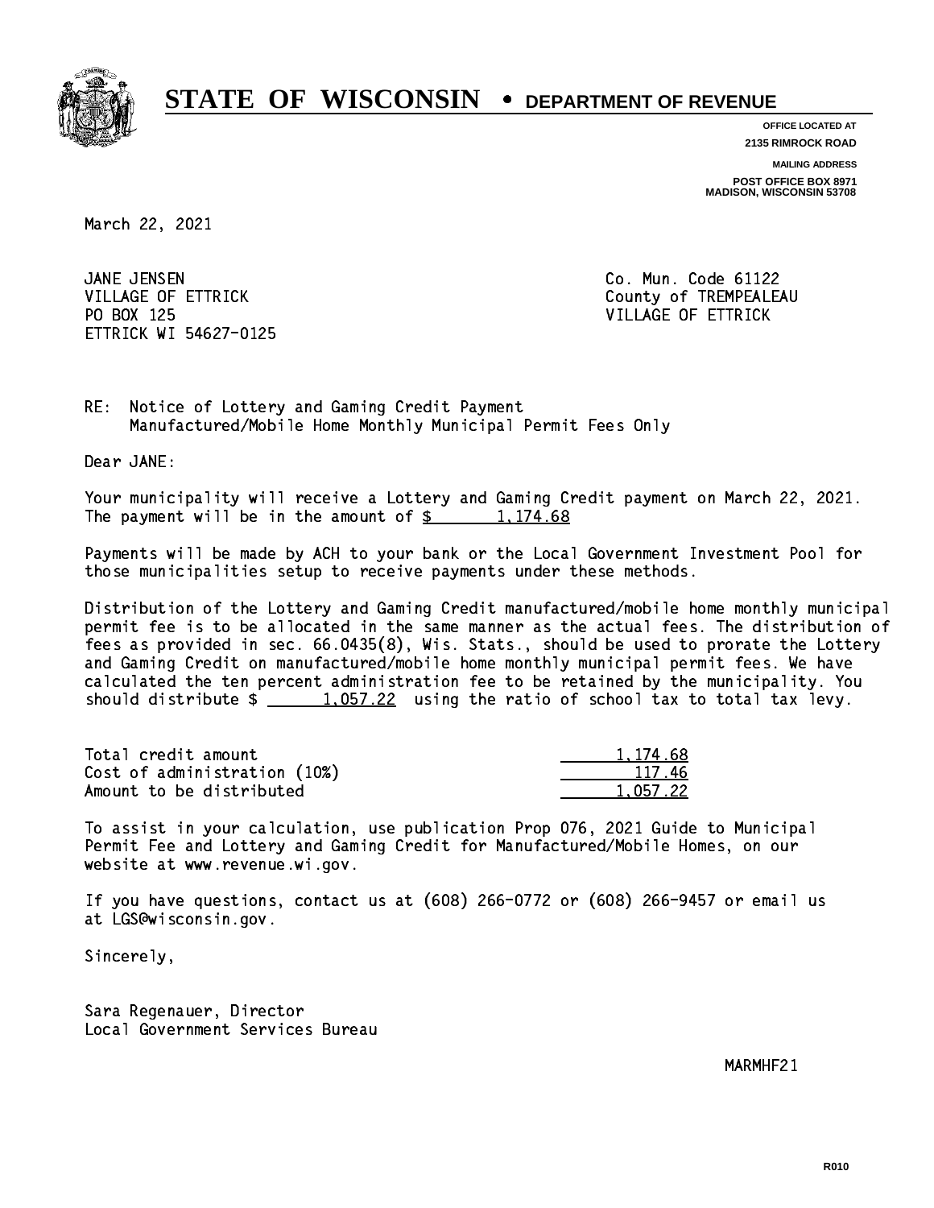# STATE OF WISCONSIN • DEPARTMENT OF REVENUE

**OFFICE LOCATED AT**
**2135 RIMROCK ROAD**

**MAILING ADDRESS**
**POST OFFICE BOX 8971**
**MADISON, WISCONSIN 53708**

March 22, 2021

JANE JENSEN
VILLAGE OF ETTRICK
PO BOX 125
ETTRICK WI 54627-0125

Co. Mun. Code 61122
County of TREMPEALEAU
VILLAGE OF ETTRICK

RE: Notice of Lottery and Gaming Credit Payment
Manufactured/Mobile Home Monthly Municipal Permit Fees Only

Dear JANE:

Your municipality will receive a Lottery and Gaming Credit payment on March 22, 2021. The payment will be in the amount of $ 1,174.68

Payments will be made by ACH to your bank or the Local Government Investment Pool for those municipalities setup to receive payments under these methods.

Distribution of the Lottery and Gaming Credit manufactured/mobile home monthly municipal permit fee is to be allocated in the same manner as the actual fees. The distribution of fees as provided in sec. 66.0435(8), Wis. Stats., should be used to prorate the Lottery and Gaming Credit on manufactured/mobile home monthly municipal permit fees. We have calculated the ten percent administration fee to be retained by the municipality. You should distribute $ 1,057.22 using the ratio of school tax to total tax levy.

| | |
|---|---|
| Total credit amount | 1,174.68 |
| Cost of administration (10%) | 117.46 |
| Amount to be distributed | 1,057.22 |

To assist in your calculation, use publication Prop 076, 2021 Guide to Municipal Permit Fee and Lottery and Gaming Credit for Manufactured/Mobile Homes, on our website at www.revenue.wi.gov.

If you have questions, contact us at (608) 266-0772 or (608) 266-9457 or email us at LGS@wisconsin.gov.

Sincerely,

Sara Regenauer, Director
Local Government Services Bureau

MARMHF21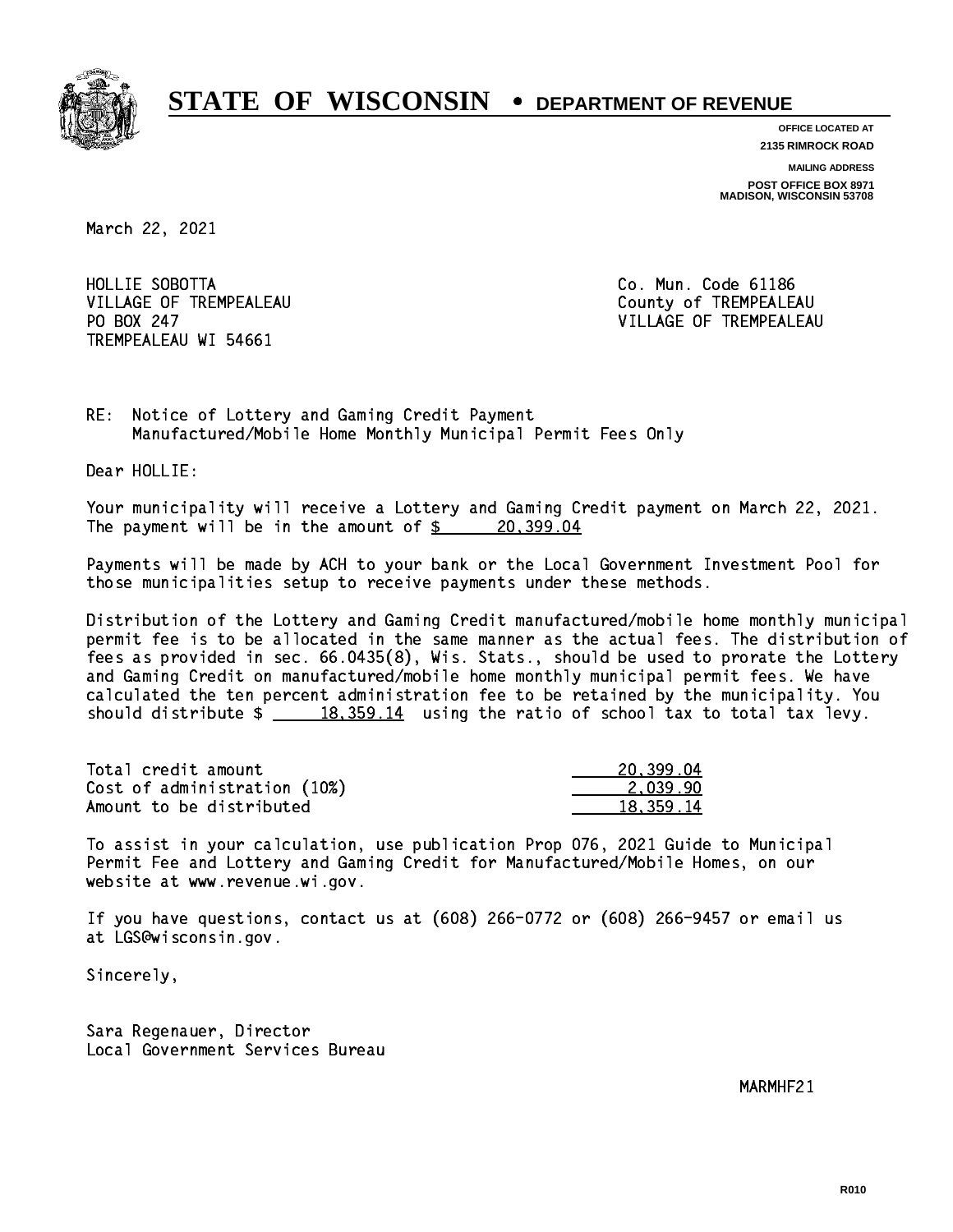# STATE OF WISCONSIN • DEPARTMENT OF REVENUE

**OFFICE LOCATED AT**
**2135 RIMROCK ROAD**

**MAILING ADDRESS**
**POST OFFICE BOX 8971**
**MADISON, WISCONSIN 53708**

March 22, 2021

HOLLIE SOBOTTA
VILLAGE OF TREMPEALEAU
PO BOX 247
TREMPEALEAU WI 54661

Co. Mun. Code 61186
County of TREMPEALEAU
VILLAGE OF TREMPEALEAU

RE: Notice of Lottery and Gaming Credit Payment
Manufactured/Mobile Home Monthly Municipal Permit Fees Only

Dear HOLLIE:

Your municipality will receive a Lottery and Gaming Credit payment on March 22, 2021. The payment will be in the amount of $ 20,399.04

Payments will be made by ACH to your bank or the Local Government Investment Pool for those municipalities setup to receive payments under these methods.

Distribution of the Lottery and Gaming Credit manufactured/mobile home monthly municipal permit fee is to be allocated in the same manner as the actual fees. The distribution of fees as provided in sec. 66.0435(8), Wis. Stats., should be used to prorate the Lottery and Gaming Credit on manufactured/mobile home monthly municipal permit fees. We have calculated the ten percent administration fee to be retained by the municipality. You should distribute $ 18,359.14 using the ratio of school tax to total tax levy.

| | |
|---|---|
| Total credit amount | 20,399.04 |
| Cost of administration (10%) | 2,039.90 |
| Amount to be distributed | 18,359.14 |

To assist in your calculation, use publication Prop 076, 2021 Guide to Municipal Permit Fee and Lottery and Gaming Credit for Manufactured/Mobile Homes, on our website at www.revenue.wi.gov.

If you have questions, contact us at (608) 266-0772 or (608) 266-9457 or email us at LGS@wisconsin.gov.

Sincerely,

Sara Regenauer, Director
Local Government Services Bureau

MARMHF21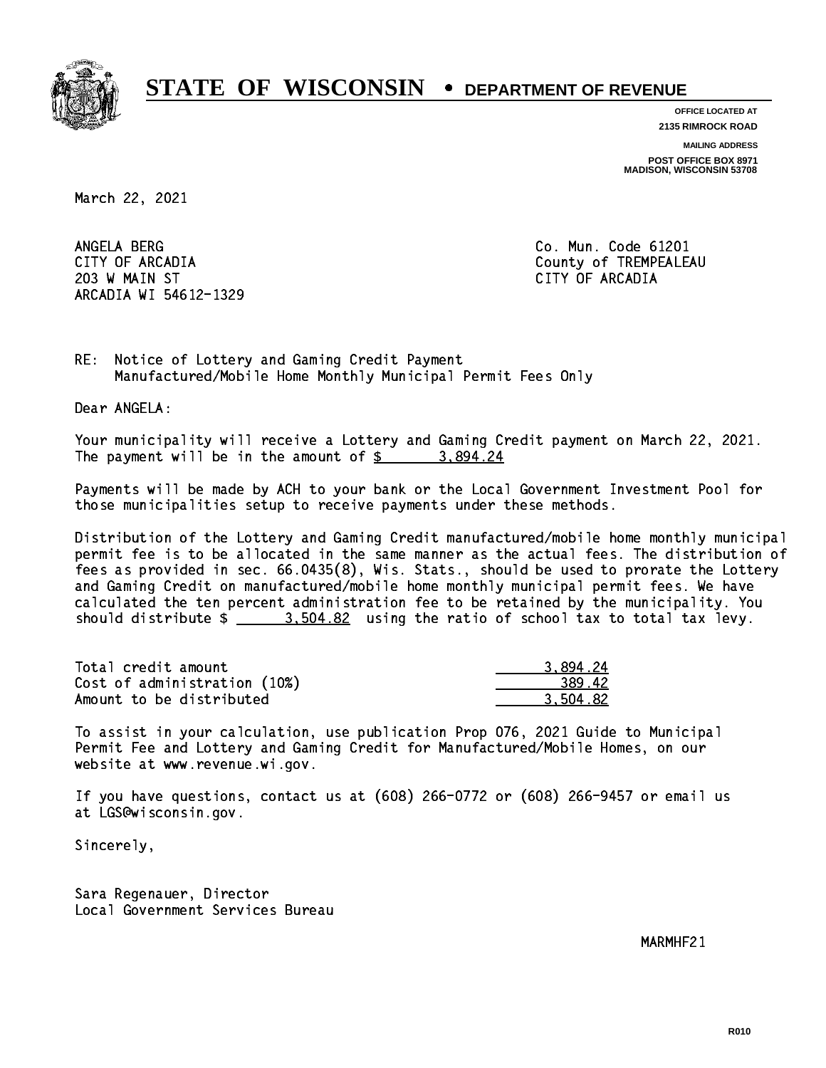# STATE OF WISCONSIN • DEPARTMENT OF REVENUE

**OFFICE LOCATED AT**
**2135 RIMROCK ROAD**

**MAILING ADDRESS**
**POST OFFICE BOX 8971**
**MADISON, WISCONSIN 53708**

March 22, 2021

ANGELA BERG
CITY OF ARCADIA
203 W MAIN ST
ARCADIA WI 54612-1329

Co. Mun. Code 61201
County of TREMPEALEAU
CITY OF ARCADIA

RE: Notice of Lottery and Gaming Credit Payment
Manufactured/Mobile Home Monthly Municipal Permit Fees Only

Dear ANGELA:

Your municipality will receive a Lottery and Gaming Credit payment on March 22, 2021. The payment will be in the amount of $ 3,894.24

Payments will be made by ACH to your bank or the Local Government Investment Pool for those municipalities setup to receive payments under these methods.

Distribution of the Lottery and Gaming Credit manufactured/mobile home monthly municipal permit fee is to be allocated in the same manner as the actual fees. The distribution of fees as provided in sec. 66.0435(8), Wis. Stats., should be used to prorate the Lottery and Gaming Credit on manufactured/mobile home monthly municipal permit fees. We have calculated the ten percent administration fee to be retained by the municipality. You should distribute $ 3,504.82 using the ratio of school tax to total tax levy.

| | |
|---|---|
| Total credit amount | 3,894.24 |
| Cost of administration (10%) | 389.42 |
| Amount to be distributed | 3,504.82 |

To assist in your calculation, use publication Prop 076, 2021 Guide to Municipal Permit Fee and Lottery and Gaming Credit for Manufactured/Mobile Homes, on our website at www.revenue.wi.gov.

If you have questions, contact us at (608) 266-0772 or (608) 266-9457 or email us at LGS@wisconsin.gov.

Sincerely,

Sara Regenauer, Director
Local Government Services Bureau

MARMHF21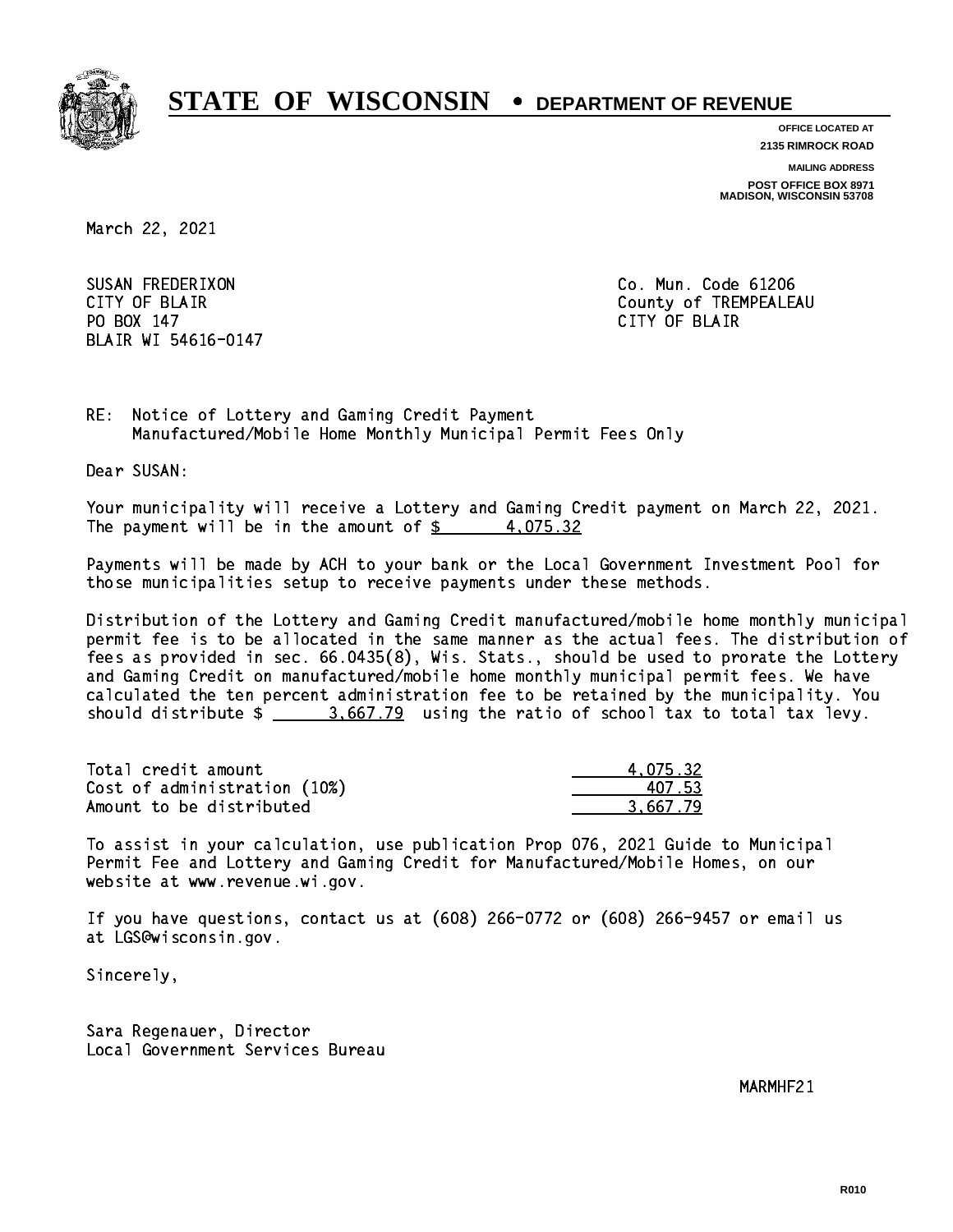# STATE OF WISCONSIN • DEPARTMENT OF REVENUE

OFFICE LOCATED AT
2135 RIMROCK ROAD

MAILING ADDRESS
POST OFFICE BOX 8971
MADISON, WISCONSIN 53708

March 22, 2021

SUSAN FREDERIXON
CITY OF BLAIR
PO BOX 147
BLAIR WI 54616-0147

Co. Mun. Code 61206
County of TREMPEALEAU
CITY OF BLAIR

RE: Notice of Lottery and Gaming Credit Payment
Manufactured/Mobile Home Monthly Municipal Permit Fees Only

Dear SUSAN:

Your municipality will receive a Lottery and Gaming Credit payment on March 22, 2021. The payment will be in the amount of $ 4,075.32

Payments will be made by ACH to your bank or the Local Government Investment Pool for those municipalities setup to receive payments under these methods.

Distribution of the Lottery and Gaming Credit manufactured/mobile home monthly municipal permit fee is to be allocated in the same manner as the actual fees. The distribution of fees as provided in sec. 66.0435(8), Wis. Stats., should be used to prorate the Lottery and Gaming Credit on manufactured/mobile home monthly municipal permit fees. We have calculated the ten percent administration fee to be retained by the municipality. You should distribute $ 3,667.79 using the ratio of school tax to total tax levy.

| | |
|---|---|
| Total credit amount | 4,075.32 |
| Cost of administration (10%) | 407.53 |
| Amount to be distributed | 3,667.79 |

To assist in your calculation, use publication Prop 076, 2021 Guide to Municipal Permit Fee and Lottery and Gaming Credit for Manufactured/Mobile Homes, on our website at www.revenue.wi.gov.

If you have questions, contact us at (608) 266-0772 or (608) 266-9457 or email us at LGS@wisconsin.gov.

Sincerely,

Sara Regenauer, Director
Local Government Services Bureau

MARMHF21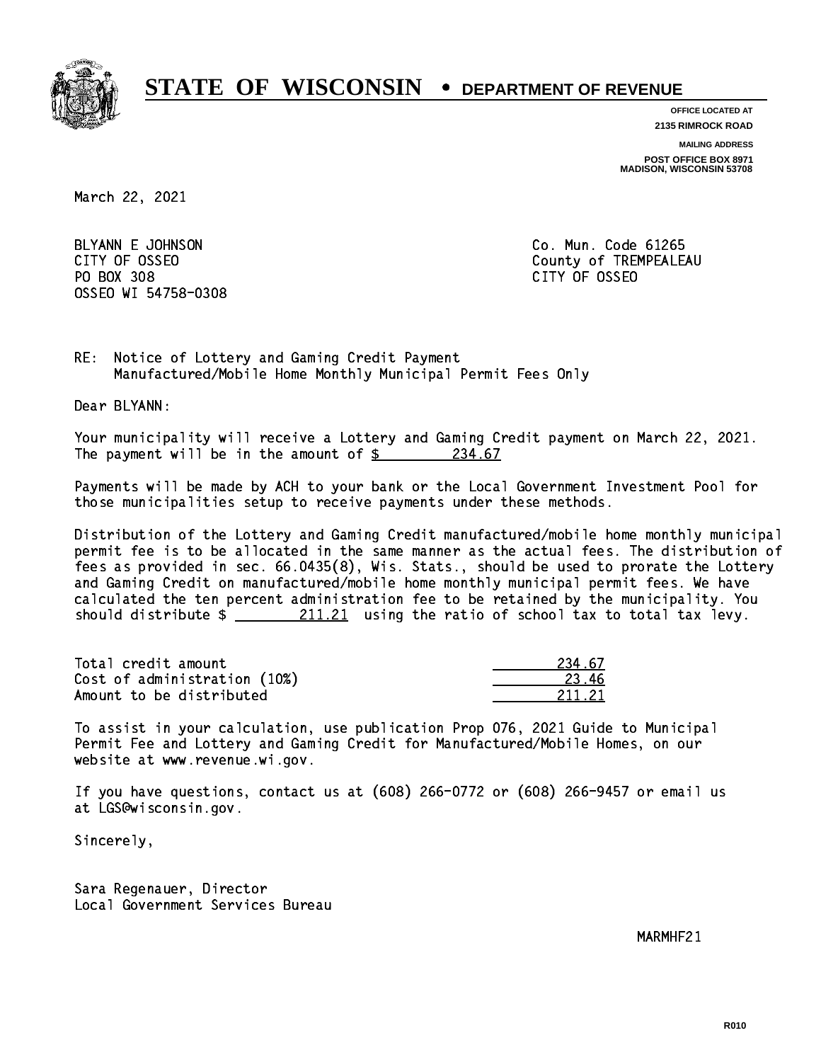# STATE OF WISCONSIN • DEPARTMENT OF REVENUE

OFFICE LOCATED AT
2135 RIMROCK ROAD

MAILING ADDRESS
POST OFFICE BOX 8971
MADISON, WISCONSIN 53708

March 22, 2021

BLYANN E JOHNSON
CITY OF OSSEO
PO BOX 308
OSSEO WI 54758-0308

Co. Mun. Code 61265
County of TREMPEALEAU
CITY OF OSSEO

RE: Notice of Lottery and Gaming Credit Payment
Manufactured/Mobile Home Monthly Municipal Permit Fees Only

Dear BLYANN:

Your municipality will receive a Lottery and Gaming Credit payment on March 22, 2021. The payment will be in the amount of $ 234.67

Payments will be made by ACH to your bank or the Local Government Investment Pool for those municipalities setup to receive payments under these methods.

Distribution of the Lottery and Gaming Credit manufactured/mobile home monthly municipal permit fee is to be allocated in the same manner as the actual fees. The distribution of fees as provided in sec. 66.0435(8), Wis. Stats., should be used to prorate the Lottery and Gaming Credit on manufactured/mobile home monthly municipal permit fees. We have calculated the ten percent administration fee to be retained by the municipality. You should distribute $ 211.21 using the ratio of school tax to total tax levy.

| | |
|---|---|
| Total credit amount | 234.67 |
| Cost of administration (10%) | 23.46 |
| Amount to be distributed | 211.21 |

To assist in your calculation, use publication Prop 076, 2021 Guide to Municipal Permit Fee and Lottery and Gaming Credit for Manufactured/Mobile Homes, on our website at www.revenue.wi.gov.

If you have questions, contact us at (608) 266-0772 or (608) 266-9457 or email us at LGS@wisconsin.gov.

Sincerely,

Sara Regenauer, Director
Local Government Services Bureau

MARMHF21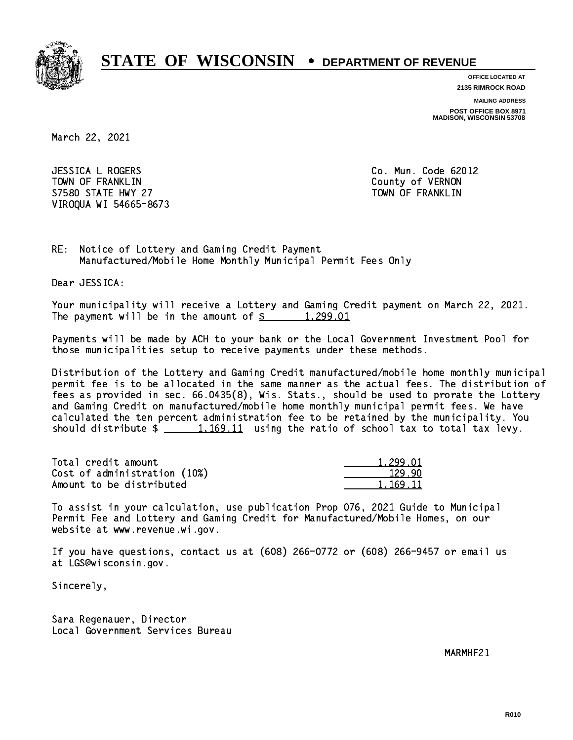# STATE OF WISCONSIN • DEPARTMENT OF REVENUE

**OFFICE LOCATED AT**
**2135 RIMROCK ROAD**

**MAILING ADDRESS**
**POST OFFICE BOX 8971**
**MADISON, WISCONSIN 53708**

March 22, 2021

JESSICA L ROGERS
TOWN OF FRANKLIN
S7580 STATE HWY 27
VIROQUA WI 54665-8673

Co. Mun. Code 62012
County of VERNON
TOWN OF FRANKLIN

RE: Notice of Lottery and Gaming Credit Payment
Manufactured/Mobile Home Monthly Municipal Permit Fees Only

Dear JESSICA:

Your municipality will receive a Lottery and Gaming Credit payment on March 22, 2021. The payment will be in the amount of $ 1,299.01

Payments will be made by ACH to your bank or the Local Government Investment Pool for those municipalities setup to receive payments under these methods.

Distribution of the Lottery and Gaming Credit manufactured/mobile home monthly municipal permit fee is to be allocated in the same manner as the actual fees. The distribution of fees as provided in sec. 66.0435(8), Wis. Stats., should be used to prorate the Lottery and Gaming Credit on manufactured/mobile home monthly municipal permit fees. We have calculated the ten percent administration fee to be retained by the municipality. You should distribute $ 1,169.11 using the ratio of school tax to total tax levy.

| | |
|---|---|
| Total credit amount | 1,299.01 |
| Cost of administration (10%) | 129.90 |
| Amount to be distributed | 1,169.11 |

To assist in your calculation, use publication Prop 076, 2021 Guide to Municipal Permit Fee and Lottery and Gaming Credit for Manufactured/Mobile Homes, on our website at www.revenue.wi.gov.

If you have questions, contact us at (608) 266-0772 or (608) 266-9457 or email us at LGS@wisconsin.gov.

Sincerely,

Sara Regenauer, Director
Local Government Services Bureau

MARMHF21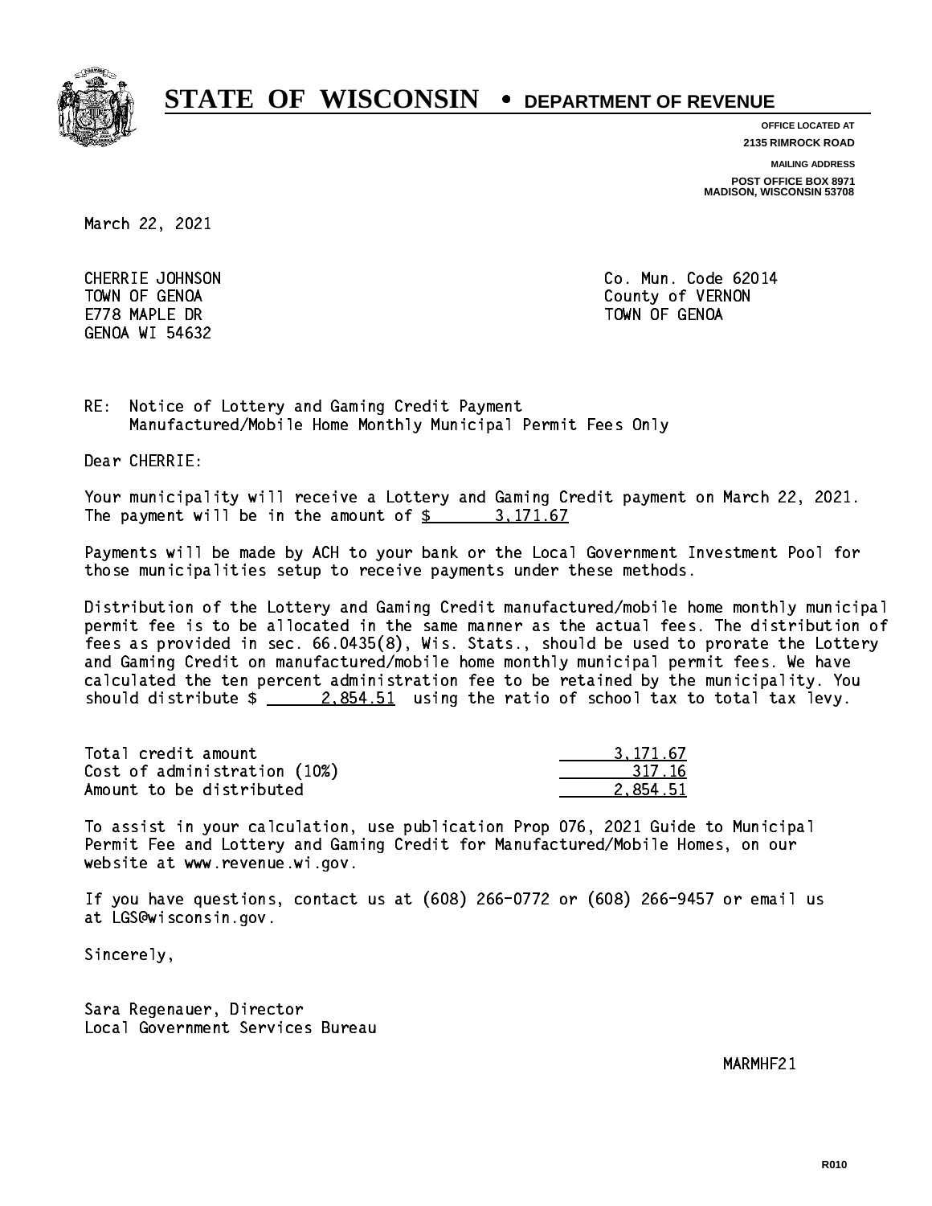# STATE OF WISCONSIN • DEPARTMENT OF REVENUE

OFFICE LOCATED AT
2135 RIMROCK ROAD

MAILING ADDRESS
POST OFFICE BOX 8971
MADISON, WISCONSIN 53708

March 22, 2021

CHERRIE JOHNSON
TOWN OF GENOA
E778 MAPLE DR
GENOA WI 54632

Co. Mun. Code 62014
County of VERNON
TOWN OF GENOA

RE: Notice of Lottery and Gaming Credit Payment
Manufactured/Mobile Home Monthly Municipal Permit Fees Only

Dear CHERRIE:

Your municipality will receive a Lottery and Gaming Credit payment on March 22, 2021. The payment will be in the amount of $ 3,171.67

Payments will be made by ACH to your bank or the Local Government Investment Pool for those municipalities setup to receive payments under these methods.

Distribution of the Lottery and Gaming Credit manufactured/mobile home monthly municipal permit fee is to be allocated in the same manner as the actual fees. The distribution of fees as provided in sec. 66.0435(8), Wis. Stats., should be used to prorate the Lottery and Gaming Credit on manufactured/mobile home monthly municipal permit fees. We have calculated the ten percent administration fee to be retained by the municipality. You should distribute $ 2,854.51 using the ratio of school tax to total tax levy.

| | |
|---|---|
| Total credit amount | 3,171.67 |
| Cost of administration (10%) | 317.16 |
| Amount to be distributed | 2,854.51 |

To assist in your calculation, use publication Prop 076, 2021 Guide to Municipal Permit Fee and Lottery and Gaming Credit for Manufactured/Mobile Homes, on our website at www.revenue.wi.gov.

If you have questions, contact us at (608) 266-0772 or (608) 266-9457 or email us at LGS@wisconsin.gov.

Sincerely,

Sara Regenauer, Director
Local Government Services Bureau

MARMHF21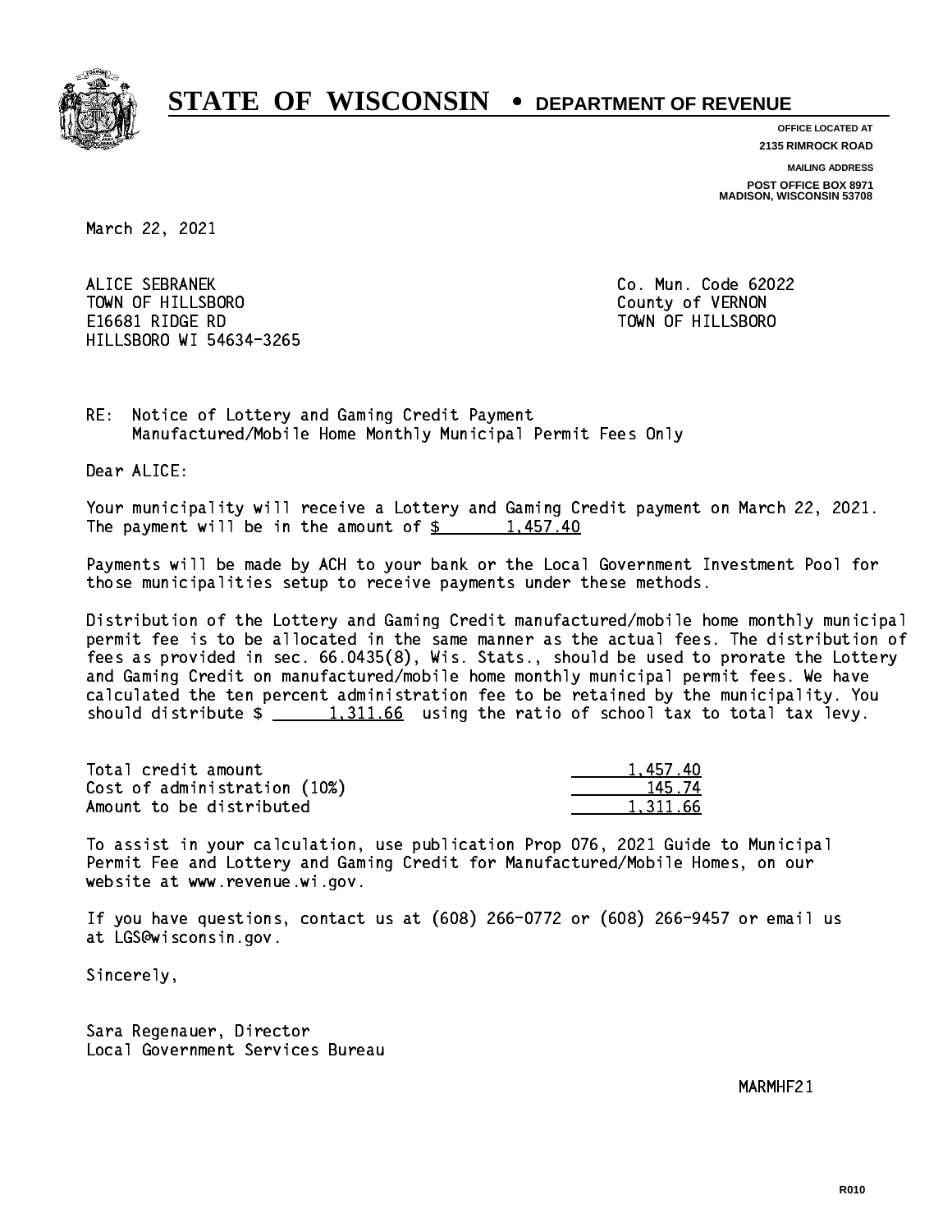# STATE OF WISCONSIN • DEPARTMENT OF REVENUE

**OFFICE LOCATED AT**
**2135 RIMROCK ROAD**

**MAILING ADDRESS**
**POST OFFICE BOX 8971**
**MADISON, WISCONSIN 53708**

March 22, 2021

ALICE SEBRANEK
TOWN OF HILLSBORO
E16681 RIDGE RD
HILLSBORO WI 54634-3265

Co. Mun. Code 62022
County of VERNON
TOWN OF HILLSBORO

RE: Notice of Lottery and Gaming Credit Payment
Manufactured/Mobile Home Monthly Municipal Permit Fees Only

Dear ALICE:

Your municipality will receive a Lottery and Gaming Credit payment on March 22, 2021. The payment will be in the amount of $ 1,457.40

Payments will be made by ACH to your bank or the Local Government Investment Pool for those municipalities setup to receive payments under these methods.

Distribution of the Lottery and Gaming Credit manufactured/mobile home monthly municipal permit fee is to be allocated in the same manner as the actual fees. The distribution of fees as provided in sec. 66.0435(8), Wis. Stats., should be used to prorate the Lottery and Gaming Credit on manufactured/mobile home monthly municipal permit fees. We have calculated the ten percent administration fee to be retained by the municipality. You should distribute $ 1,311.66 using the ratio of school tax to total tax levy.

| | |
|---|---|
| Total credit amount | 1,457.40 |
| Cost of administration (10%) | 145.74 |
| Amount to be distributed | 1,311.66 |

To assist in your calculation, use publication Prop 076, 2021 Guide to Municipal Permit Fee and Lottery and Gaming Credit for Manufactured/Mobile Homes, on our website at www.revenue.wi.gov.

If you have questions, contact us at (608) 266-0772 or (608) 266-9457 or email us at LGS@wisconsin.gov.

Sincerely,

Sara Regenauer, Director
Local Government Services Bureau

MARMHF21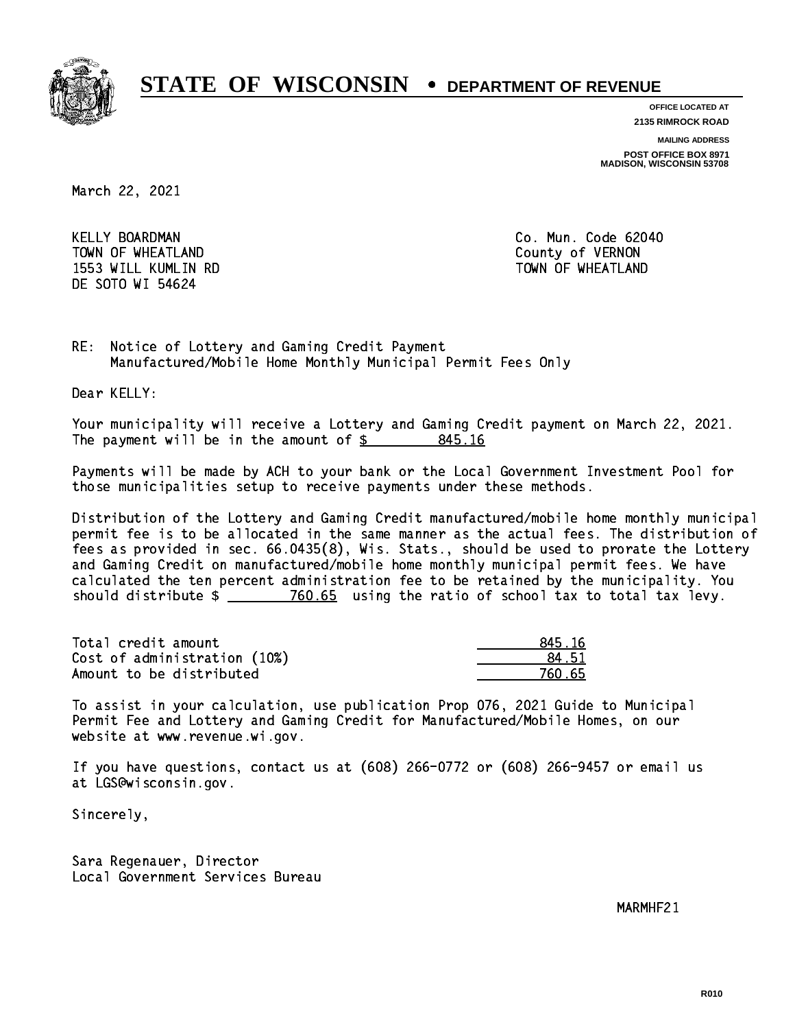# STATE OF WISCONSIN • DEPARTMENT OF REVENUE

OFFICE LOCATED AT
2135 RIMROCK ROAD

MAILING ADDRESS
POST OFFICE BOX 8971
MADISON, WISCONSIN 53708

March 22, 2021

KELLY BOARDMAN
TOWN OF WHEATLAND
1553 WILL KUMLIN RD
DE SOTO WI 54624

Co. Mun. Code 62040
County of VERNON
TOWN OF WHEATLAND

RE: Notice of Lottery and Gaming Credit Payment
Manufactured/Mobile Home Monthly Municipal Permit Fees Only

Dear KELLY:

Your municipality will receive a Lottery and Gaming Credit payment on March 22, 2021. The payment will be in the amount of $ 845.16

Payments will be made by ACH to your bank or the Local Government Investment Pool for those municipalities setup to receive payments under these methods.

Distribution of the Lottery and Gaming Credit manufactured/mobile home monthly municipal permit fee is to be allocated in the same manner as the actual fees. The distribution of fees as provided in sec. 66.0435(8), Wis. Stats., should be used to prorate the Lottery and Gaming Credit on manufactured/mobile home monthly municipal permit fees. We have calculated the ten percent administration fee to be retained by the municipality. You should distribute $ 760.65 using the ratio of school tax to total tax levy.

| | |
|---|---|
| Total credit amount | 845.16 |
| Cost of administration (10%) | 84.51 |
| Amount to be distributed | 760.65 |

To assist in your calculation, use publication Prop 076, 2021 Guide to Municipal Permit Fee and Lottery and Gaming Credit for Manufactured/Mobile Homes, on our website at www.revenue.wi.gov.

If you have questions, contact us at (608) 266-0772 or (608) 266-9457 or email us at LGS@wisconsin.gov.

Sincerely,

Sara Regenauer, Director
Local Government Services Bureau

MARMHF21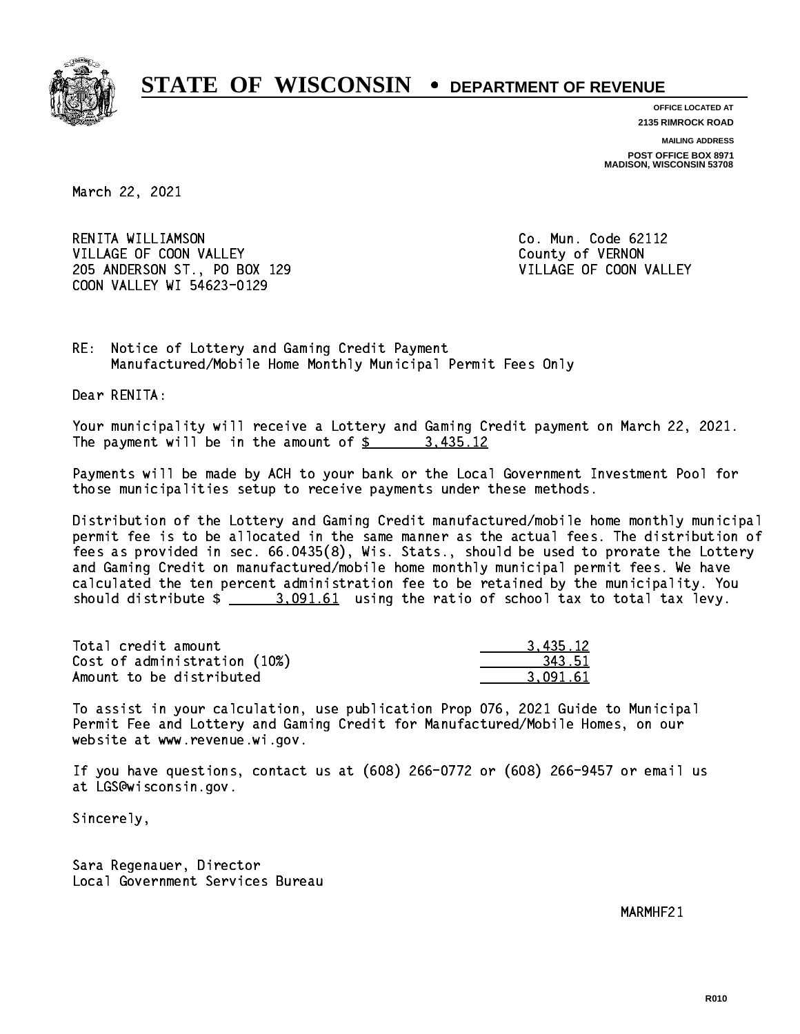# STATE OF WISCONSIN • DEPARTMENT OF REVENUE

**OFFICE LOCATED AT**
**2135 RIMROCK ROAD**

**MAILING ADDRESS**
**POST OFFICE BOX 8971**
**MADISON, WISCONSIN 53708**

March 22, 2021

RENITA WILLIAMSON
VILLAGE OF COON VALLEY
205 ANDERSON ST., PO BOX 129
COON VALLEY WI 54623-0129

Co. Mun. Code 62112
County of VERNON
VILLAGE OF COON VALLEY

RE: Notice of Lottery and Gaming Credit Payment
Manufactured/Mobile Home Monthly Municipal Permit Fees Only

Dear RENITA:

Your municipality will receive a Lottery and Gaming Credit payment on March 22, 2021. The payment will be in the amount of $ 3,435.12

Payments will be made by ACH to your bank or the Local Government Investment Pool for those municipalities setup to receive payments under these methods.

Distribution of the Lottery and Gaming Credit manufactured/mobile home monthly municipal permit fee is to be allocated in the same manner as the actual fees. The distribution of fees as provided in sec. 66.0435(8), Wis. Stats., should be used to prorate the Lottery and Gaming Credit on manufactured/mobile home monthly municipal permit fees. We have calculated the ten percent administration fee to be retained by the municipality. You should distribute $ 3,091.61 using the ratio of school tax to total tax levy.

| | |
|---|---|
| Total credit amount | 3,435.12 |
| Cost of administration (10%) | 343.51 |
| Amount to be distributed | 3,091.61 |

To assist in your calculation, use publication Prop 076, 2021 Guide to Municipal Permit Fee and Lottery and Gaming Credit for Manufactured/Mobile Homes, on our website at www.revenue.wi.gov.

If you have questions, contact us at (608) 266-0772 or (608) 266-9457 or email us at LGS@wisconsin.gov.

Sincerely,

Sara Regenauer, Director
Local Government Services Bureau

MARMHF21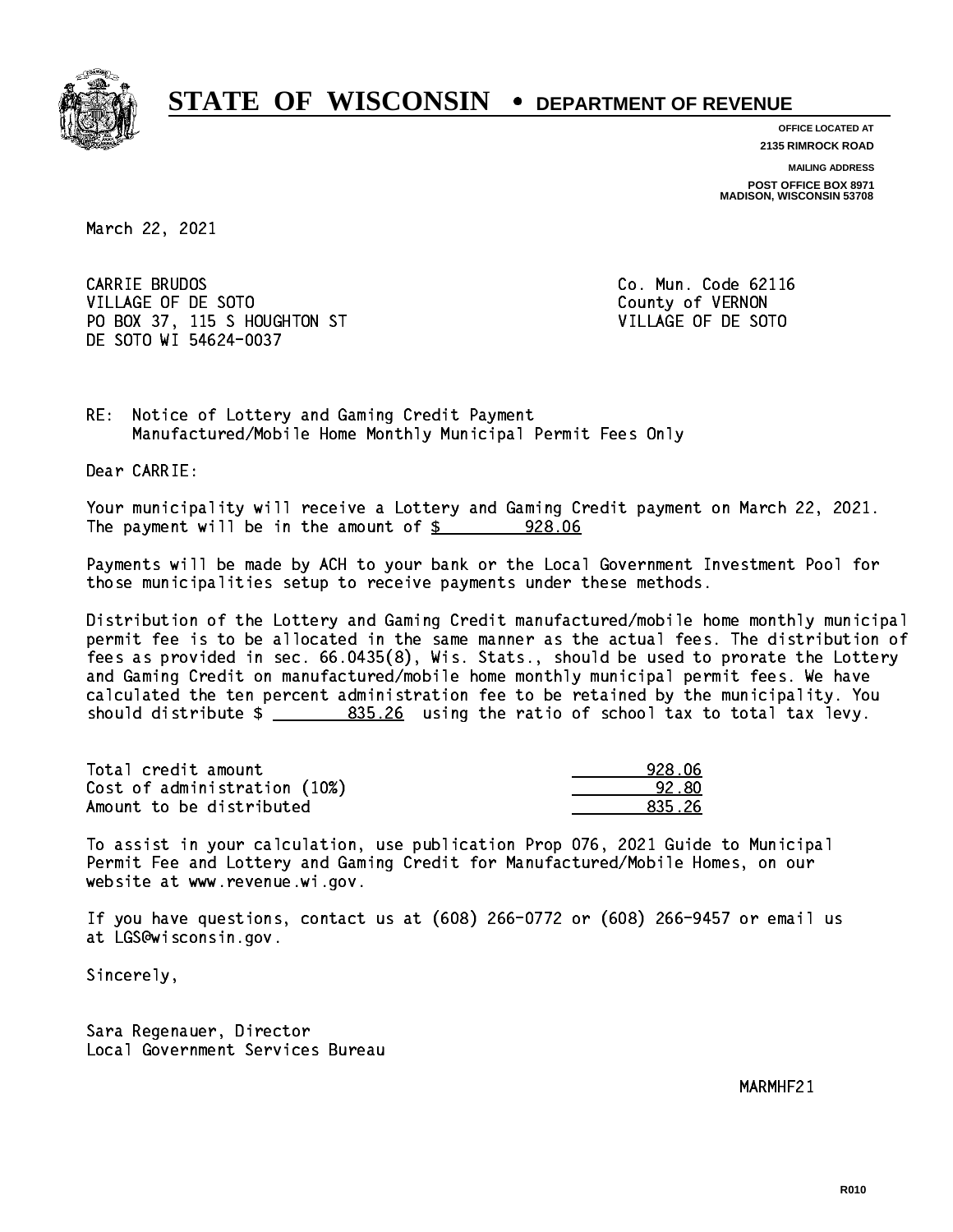# STATE OF WISCONSIN • DEPARTMENT OF REVENUE

**OFFICE LOCATED AT**
**2135 RIMROCK ROAD**

**MAILING ADDRESS**
**POST OFFICE BOX 8971**
**MADISON, WISCONSIN 53708**

March 22, 2021

CARRIE BRUDOS
VILLAGE OF DE SOTO
PO BOX 37, 115 S HOUGHTON ST
DE SOTO WI 54624-0037

Co. Mun. Code 62116
County of VERNON
VILLAGE OF DE SOTO

RE: Notice of Lottery and Gaming Credit Payment
Manufactured/Mobile Home Monthly Municipal Permit Fees Only

Dear CARRIE:

Your municipality will receive a Lottery and Gaming Credit payment on March 22, 2021. The payment will be in the amount of $ 928.06

Payments will be made by ACH to your bank or the Local Government Investment Pool for those municipalities setup to receive payments under these methods.

Distribution of the Lottery and Gaming Credit manufactured/mobile home monthly municipal permit fee is to be allocated in the same manner as the actual fees. The distribution of fees as provided in sec. 66.0435(8), Wis. Stats., should be used to prorate the Lottery and Gaming Credit on manufactured/mobile home monthly municipal permit fees. We have calculated the ten percent administration fee to be retained by the municipality. You should distribute $ 835.26 using the ratio of school tax to total tax levy.

| | |
|---|---|
| Total credit amount | 928.06 |
| Cost of administration (10%) | 92.80 |
| Amount to be distributed | 835.26 |

To assist in your calculation, use publication Prop 076, 2021 Guide to Municipal Permit Fee and Lottery and Gaming Credit for Manufactured/Mobile Homes, on our website at www.revenue.wi.gov.

If you have questions, contact us at (608) 266-0772 or (608) 266-9457 or email us at LGS@wisconsin.gov.

Sincerely,

Sara Regenauer, Director
Local Government Services Bureau

MARMHF21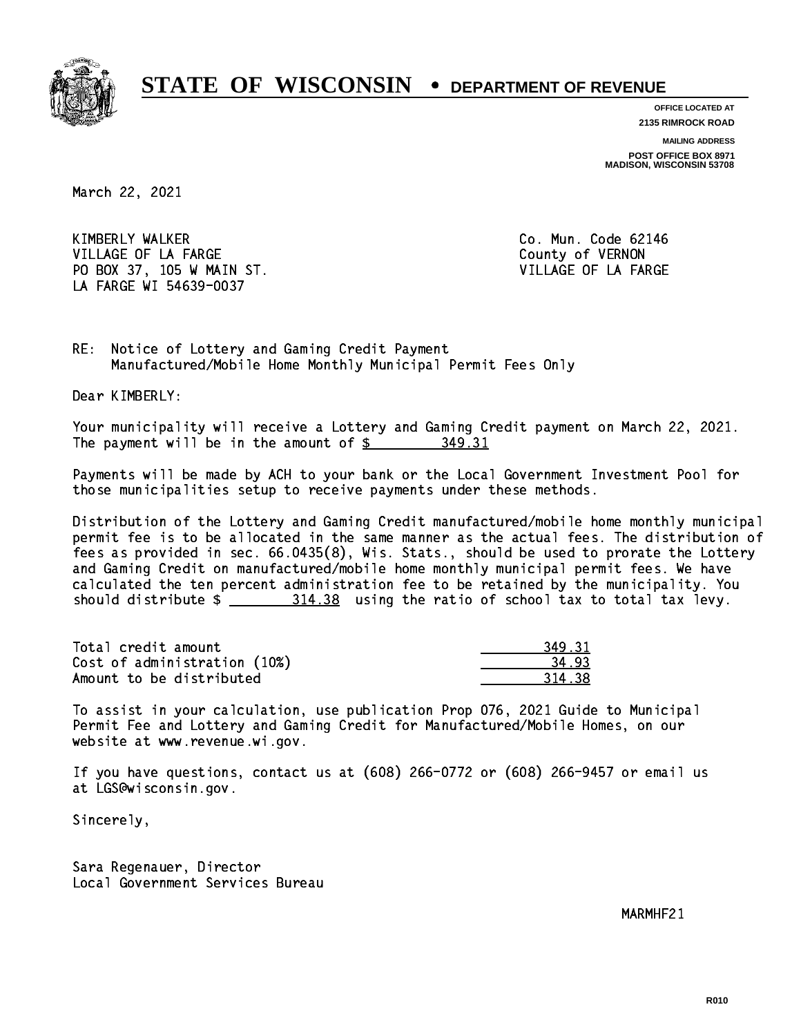# STATE OF WISCONSIN • DEPARTMENT OF REVENUE

OFFICE LOCATED AT
2135 RIMROCK ROAD

MAILING ADDRESS
POST OFFICE BOX 8971
MADISON, WISCONSIN 53708

March 22, 2021

KIMBERLY WALKER
VILLAGE OF LA FARGE
PO BOX 37, 105 W MAIN ST.
LA FARGE WI 54639-0037

Co. Mun. Code 62146
County of VERNON
VILLAGE OF LA FARGE

RE: Notice of Lottery and Gaming Credit Payment
Manufactured/Mobile Home Monthly Municipal Permit Fees Only

Dear KIMBERLY:

Your municipality will receive a Lottery and Gaming Credit payment on March 22, 2021. The payment will be in the amount of $ 349.31

Payments will be made by ACH to your bank or the Local Government Investment Pool for those municipalities setup to receive payments under these methods.

Distribution of the Lottery and Gaming Credit manufactured/mobile home monthly municipal permit fee is to be allocated in the same manner as the actual fees. The distribution of fees as provided in sec. 66.0435(8), Wis. Stats., should be used to prorate the Lottery and Gaming Credit on manufactured/mobile home monthly municipal permit fees. We have calculated the ten percent administration fee to be retained by the municipality. You should distribute $ 314.38 using the ratio of school tax to total tax levy.

| | |
|---|---|
| Total credit amount | 349.31 |
| Cost of administration (10%) | 34.93 |
| Amount to be distributed | 314.38 |

To assist in your calculation, use publication Prop 076, 2021 Guide to Municipal Permit Fee and Lottery and Gaming Credit for Manufactured/Mobile Homes, on our website at www.revenue.wi.gov.

If you have questions, contact us at (608) 266-0772 or (608) 266-9457 or email us at LGS@wisconsin.gov.

Sincerely,

Sara Regenauer, Director
Local Government Services Bureau

MARMHF21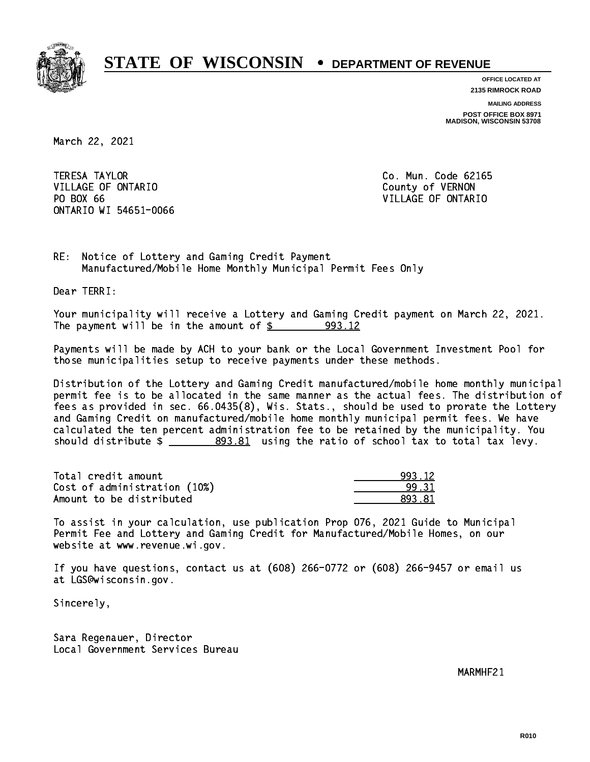# STATE OF WISCONSIN • DEPARTMENT OF REVENUE

**OFFICE LOCATED AT**
2135 RIMROCK ROAD

**MAILING ADDRESS**
POST OFFICE BOX 8971
MADISON, WISCONSIN 53708

March 22, 2021

TERESA TAYLOR
VILLAGE OF ONTARIO
PO BOX 66
ONTARIO WI 54651-0066

Co. Mun. Code 62165
County of VERNON
VILLAGE OF ONTARIO

RE: Notice of Lottery and Gaming Credit Payment
Manufactured/Mobile Home Monthly Municipal Permit Fees Only

Dear TERRI:

Your municipality will receive a Lottery and Gaming Credit payment on March 22, 2021. The payment will be in the amount of $ 993.12

Payments will be made by ACH to your bank or the Local Government Investment Pool for those municipalities setup to receive payments under these methods.

Distribution of the Lottery and Gaming Credit manufactured/mobile home monthly municipal permit fee is to be allocated in the same manner as the actual fees. The distribution of fees as provided in sec. 66.0435(8), Wis. Stats., should be used to prorate the Lottery and Gaming Credit on manufactured/mobile home monthly municipal permit fees. We have calculated the ten percent administration fee to be retained by the municipality. You should distribute $ 893.81 using the ratio of school tax to total tax levy.

| | |
|---|---|
| Total credit amount | 993.12 |
| Cost of administration (10%) | 99.31 |
| Amount to be distributed | 893.81 |

To assist in your calculation, use publication Prop 076, 2021 Guide to Municipal Permit Fee and Lottery and Gaming Credit for Manufactured/Mobile Homes, on our website at www.revenue.wi.gov.

If you have questions, contact us at (608) 266-0772 or (608) 266-9457 or email us at LGS@wisconsin.gov.

Sincerely,

Sara Regenauer, Director
Local Government Services Bureau

MARMHF21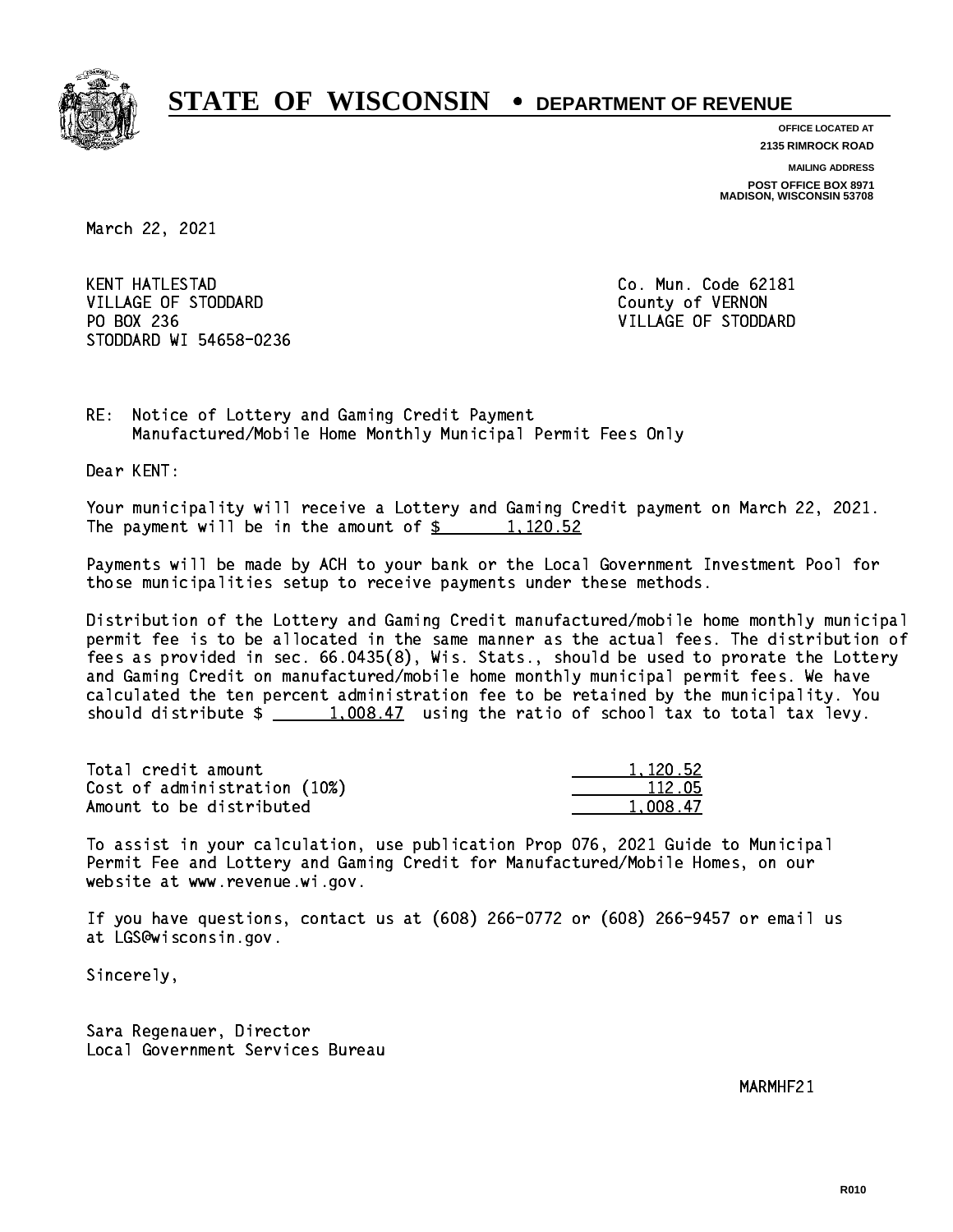# STATE OF WISCONSIN • DEPARTMENT OF REVENUE

**OFFICE LOCATED AT**
**2135 RIMROCK ROAD**

**MAILING ADDRESS**
**POST OFFICE BOX 8971**
**MADISON, WISCONSIN 53708**

March 22, 2021

KENT HATLESTAD
VILLAGE OF STODDARD
PO BOX 236
STODDARD WI 54658-0236

Co. Mun. Code 62181
County of VERNON
VILLAGE OF STODDARD

RE: Notice of Lottery and Gaming Credit Payment
Manufactured/Mobile Home Monthly Municipal Permit Fees Only

Dear KENT:

Your municipality will receive a Lottery and Gaming Credit payment on March 22, 2021. The payment will be in the amount of $ 1,120.52

Payments will be made by ACH to your bank or the Local Government Investment Pool for those municipalities setup to receive payments under these methods.

Distribution of the Lottery and Gaming Credit manufactured/mobile home monthly municipal permit fee is to be allocated in the same manner as the actual fees. The distribution of fees as provided in sec. 66.0435(8), Wis. Stats., should be used to prorate the Lottery and Gaming Credit on manufactured/mobile home monthly municipal permit fees. We have calculated the ten percent administration fee to be retained by the municipality. You should distribute $ 1,008.47 using the ratio of school tax to total tax levy.

| | |
|---|---|
| Total credit amount | 1,120.52 |
| Cost of administration (10%) | 112.05 |
| Amount to be distributed | 1,008.47 |

To assist in your calculation, use publication Prop 076, 2021 Guide to Municipal Permit Fee and Lottery and Gaming Credit for Manufactured/Mobile Homes, on our website at www.revenue.wi.gov.

If you have questions, contact us at (608) 266-0772 or (608) 266-9457 or email us at LGS@wisconsin.gov.

Sincerely,

Sara Regenauer, Director
Local Government Services Bureau

MARMHF21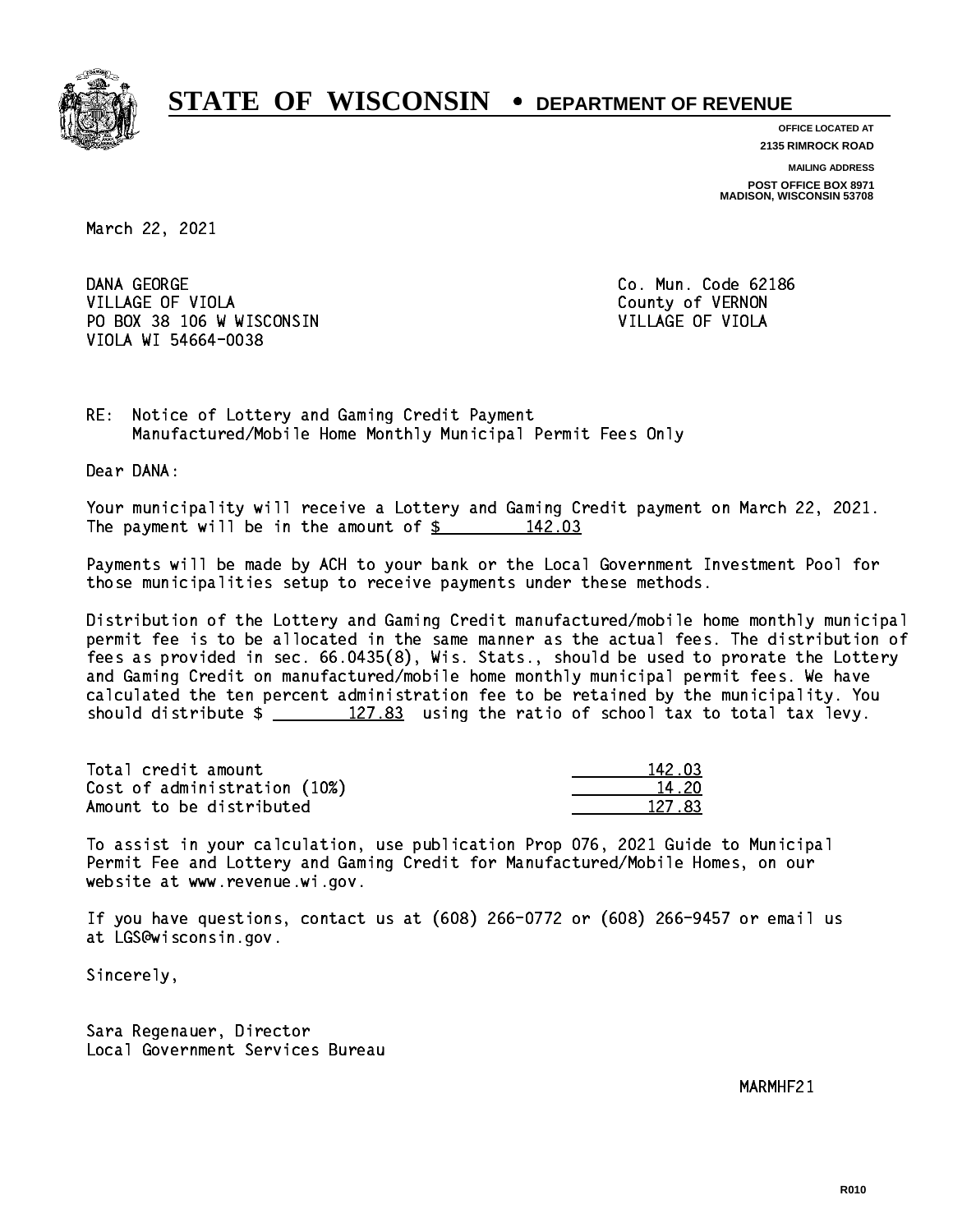# STATE OF WISCONSIN • DEPARTMENT OF REVENUE

**OFFICE LOCATED AT**
**2135 RIMROCK ROAD**

**MAILING ADDRESS**
**POST OFFICE BOX 8971**
**MADISON, WISCONSIN 53708**

March 22, 2021

DANA GEORGE
VILLAGE OF VIOLA
PO BOX 38 106 W WISCONSIN
VIOLA WI 54664-0038

Co. Mun. Code 62186
County of VERNON
VILLAGE OF VIOLA

RE: Notice of Lottery and Gaming Credit Payment
Manufactured/Mobile Home Monthly Municipal Permit Fees Only

Dear DANA:

Your municipality will receive a Lottery and Gaming Credit payment on March 22, 2021. The payment will be in the amount of $ 142.03

Payments will be made by ACH to your bank or the Local Government Investment Pool for those municipalities setup to receive payments under these methods.

Distribution of the Lottery and Gaming Credit manufactured/mobile home monthly municipal permit fee is to be allocated in the same manner as the actual fees. The distribution of fees as provided in sec. 66.0435(8), Wis. Stats., should be used to prorate the Lottery and Gaming Credit on manufactured/mobile home monthly municipal permit fees. We have calculated the ten percent administration fee to be retained by the municipality. You should distribute $ 127.83 using the ratio of school tax to total tax levy.

| | |
|---|---|
| Total credit amount | 142.03 |
| Cost of administration (10%) | 14.20 |
| Amount to be distributed | 127.83 |

To assist in your calculation, use publication Prop 076, 2021 Guide to Municipal Permit Fee and Lottery and Gaming Credit for Manufactured/Mobile Homes, on our website at www.revenue.wi.gov.

If you have questions, contact us at (608) 266-0772 or (608) 266-9457 or email us at LGS@wisconsin.gov.

Sincerely,

Sara Regenauer, Director
Local Government Services Bureau

MARMHF21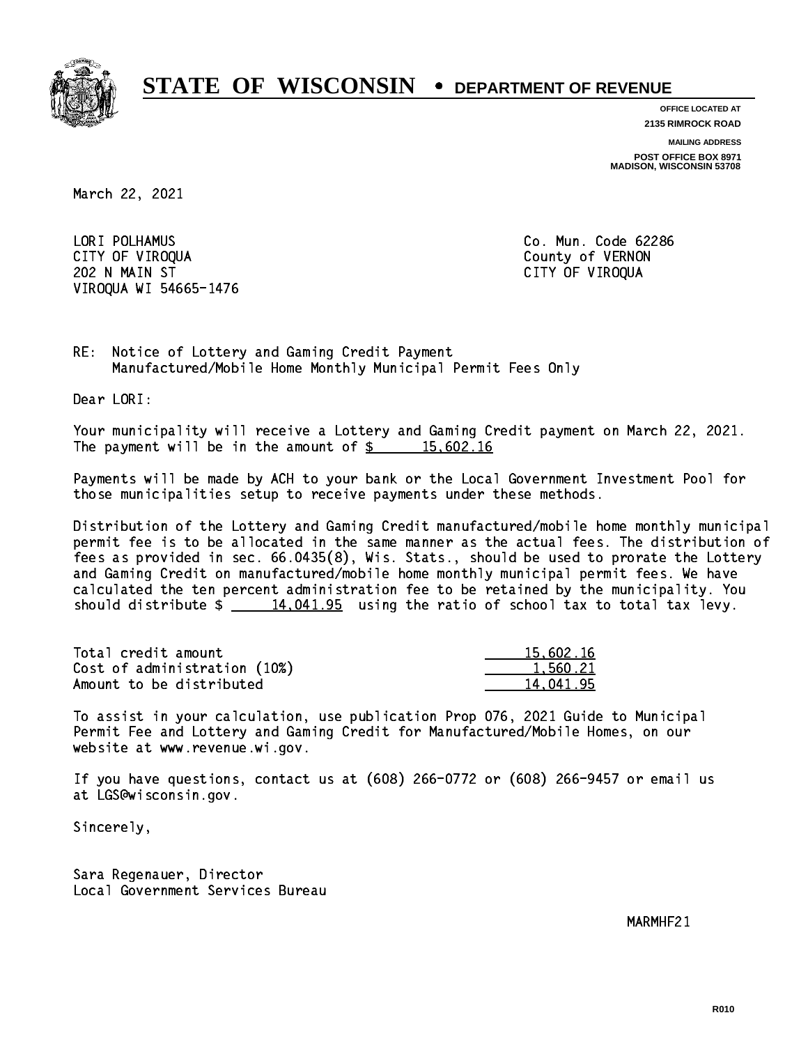# STATE OF WISCONSIN • DEPARTMENT OF REVENUE

**OFFICE LOCATED AT**
**2135 RIMROCK ROAD**

**MAILING ADDRESS**
**POST OFFICE BOX 8971**
**MADISON, WISCONSIN 53708**

March 22, 2021

LORI POLHAMUS
CITY OF VIROQUA
202 N MAIN ST
VIROQUA WI 54665-1476

Co. Mun. Code 62286
County of VERNON
CITY OF VIROQUA

RE: Notice of Lottery and Gaming Credit Payment
Manufactured/Mobile Home Monthly Municipal Permit Fees Only

Dear LORI:

Your municipality will receive a Lottery and Gaming Credit payment on March 22, 2021. The payment will be in the amount of $ 15,602.16

Payments will be made by ACH to your bank or the Local Government Investment Pool for those municipalities setup to receive payments under these methods.

Distribution of the Lottery and Gaming Credit manufactured/mobile home monthly municipal permit fee is to be allocated in the same manner as the actual fees. The distribution of fees as provided in sec. 66.0435(8), Wis. Stats., should be used to prorate the Lottery and Gaming Credit on manufactured/mobile home monthly municipal permit fees. We have calculated the ten percent administration fee to be retained by the municipality. You should distribute $ 14,041.95 using the ratio of school tax to total tax levy.

| | |
|---|---|
| Total credit amount | 15,602.16 |
| Cost of administration (10%) | 1,560.21 |
| Amount to be distributed | 14,041.95 |

To assist in your calculation, use publication Prop 076, 2021 Guide to Municipal Permit Fee and Lottery and Gaming Credit for Manufactured/Mobile Homes, on our website at www.revenue.wi.gov.

If you have questions, contact us at (608) 266-0772 or (608) 266-9457 or email us at LGS@wisconsin.gov.

Sincerely,

Sara Regenauer, Director
Local Government Services Bureau

MARMHF21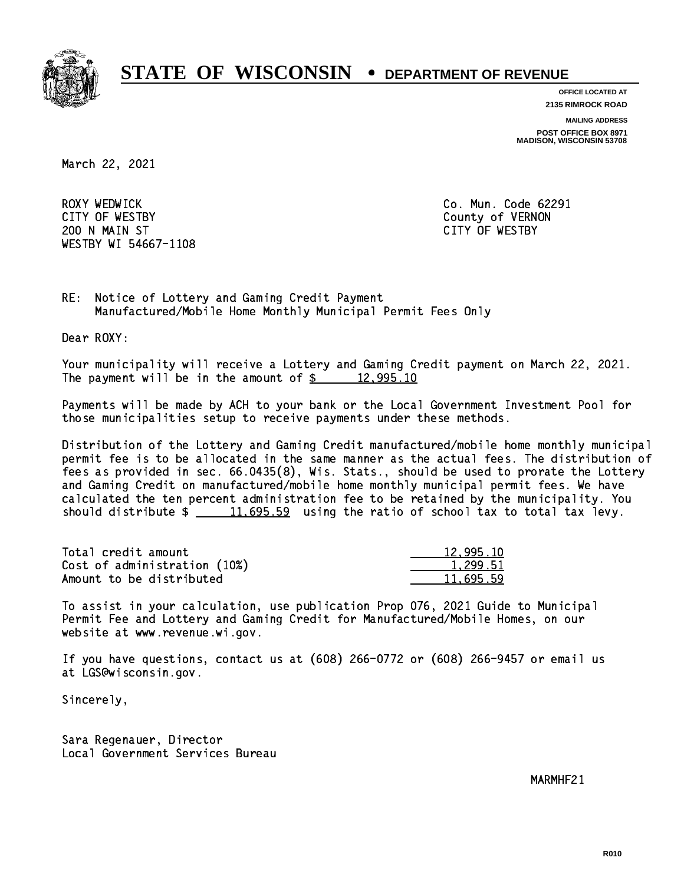# STATE OF WISCONSIN • DEPARTMENT OF REVENUE

**OFFICE LOCATED AT**
**2135 RIMROCK ROAD**

**MAILING ADDRESS**
**POST OFFICE BOX 8971**
**MADISON, WISCONSIN 53708**

March 22, 2021

ROXY WEDWICK
CITY OF WESTBY
200 N MAIN ST
WESTBY WI 54667-1108

Co. Mun. Code 62291
County of VERNON
CITY OF WESTBY

RE: Notice of Lottery and Gaming Credit Payment
Manufactured/Mobile Home Monthly Municipal Permit Fees Only

Dear ROXY:

Your municipality will receive a Lottery and Gaming Credit payment on March 22, 2021. The payment will be in the amount of $ 12,995.10

Payments will be made by ACH to your bank or the Local Government Investment Pool for those municipalities setup to receive payments under these methods.

Distribution of the Lottery and Gaming Credit manufactured/mobile home monthly municipal permit fee is to be allocated in the same manner as the actual fees. The distribution of fees as provided in sec. 66.0435(8), Wis. Stats., should be used to prorate the Lottery and Gaming Credit on manufactured/mobile home monthly municipal permit fees. We have calculated the ten percent administration fee to be retained by the municipality. You should distribute $ 11,695.59 using the ratio of school tax to total tax levy.

| | |
|---|---|
| Total credit amount | 12,995.10 |
| Cost of administration (10%) | 1,299.51 |
| Amount to be distributed | 11,695.59 |

To assist in your calculation, use publication Prop 076, 2021 Guide to Municipal Permit Fee and Lottery and Gaming Credit for Manufactured/Mobile Homes, on our website at www.revenue.wi.gov.

If you have questions, contact us at (608) 266-0772 or (608) 266-9457 or email us at LGS@wisconsin.gov.

Sincerely,

Sara Regenauer, Director
Local Government Services Bureau

MARMHF21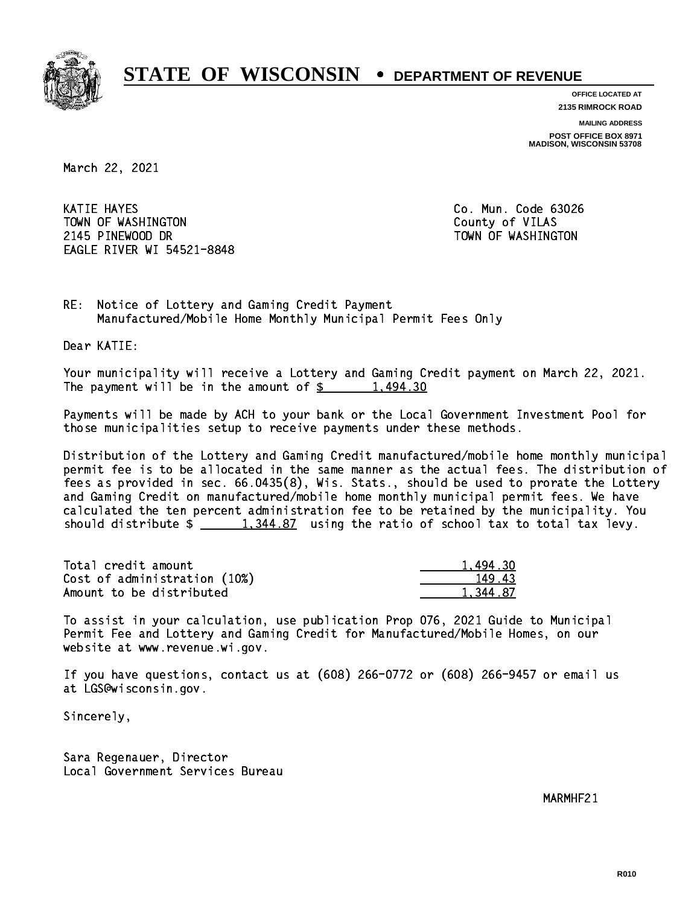# STATE OF WISCONSIN • DEPARTMENT OF REVENUE

**OFFICE LOCATED AT**
**2135 RIMROCK ROAD**

**MAILING ADDRESS**
**POST OFFICE BOX 8971**
**MADISON, WISCONSIN 53708**

March 22, 2021

KATIE HAYES
TOWN OF WASHINGTON
2145 PINEWOOD DR
EAGLE RIVER WI 54521-8848

Co. Mun. Code 63026
County of VILAS
TOWN OF WASHINGTON

RE: Notice of Lottery and Gaming Credit Payment
Manufactured/Mobile Home Monthly Municipal Permit Fees Only

Dear KATIE:

Your municipality will receive a Lottery and Gaming Credit payment on March 22, 2021. The payment will be in the amount of $ 1,494.30

Payments will be made by ACH to your bank or the Local Government Investment Pool for those municipalities setup to receive payments under these methods.

Distribution of the Lottery and Gaming Credit manufactured/mobile home monthly municipal permit fee is to be allocated in the same manner as the actual fees. The distribution of fees as provided in sec. 66.0435(8), Wis. Stats., should be used to prorate the Lottery and Gaming Credit on manufactured/mobile home monthly municipal permit fees. We have calculated the ten percent administration fee to be retained by the municipality. You should distribute $ 1,344.87 using the ratio of school tax to total tax levy.

| | |
|---|---|
| Total credit amount | 1,494.30 |
| Cost of administration (10%) | 149.43 |
| Amount to be distributed | 1,344.87 |

To assist in your calculation, use publication Prop 076, 2021 Guide to Municipal Permit Fee and Lottery and Gaming Credit for Manufactured/Mobile Homes, on our website at www.revenue.wi.gov.

If you have questions, contact us at (608) 266-0772 or (608) 266-9457 or email us at LGS@wisconsin.gov.

Sincerely,

Sara Regenauer, Director
Local Government Services Bureau

MARMHF21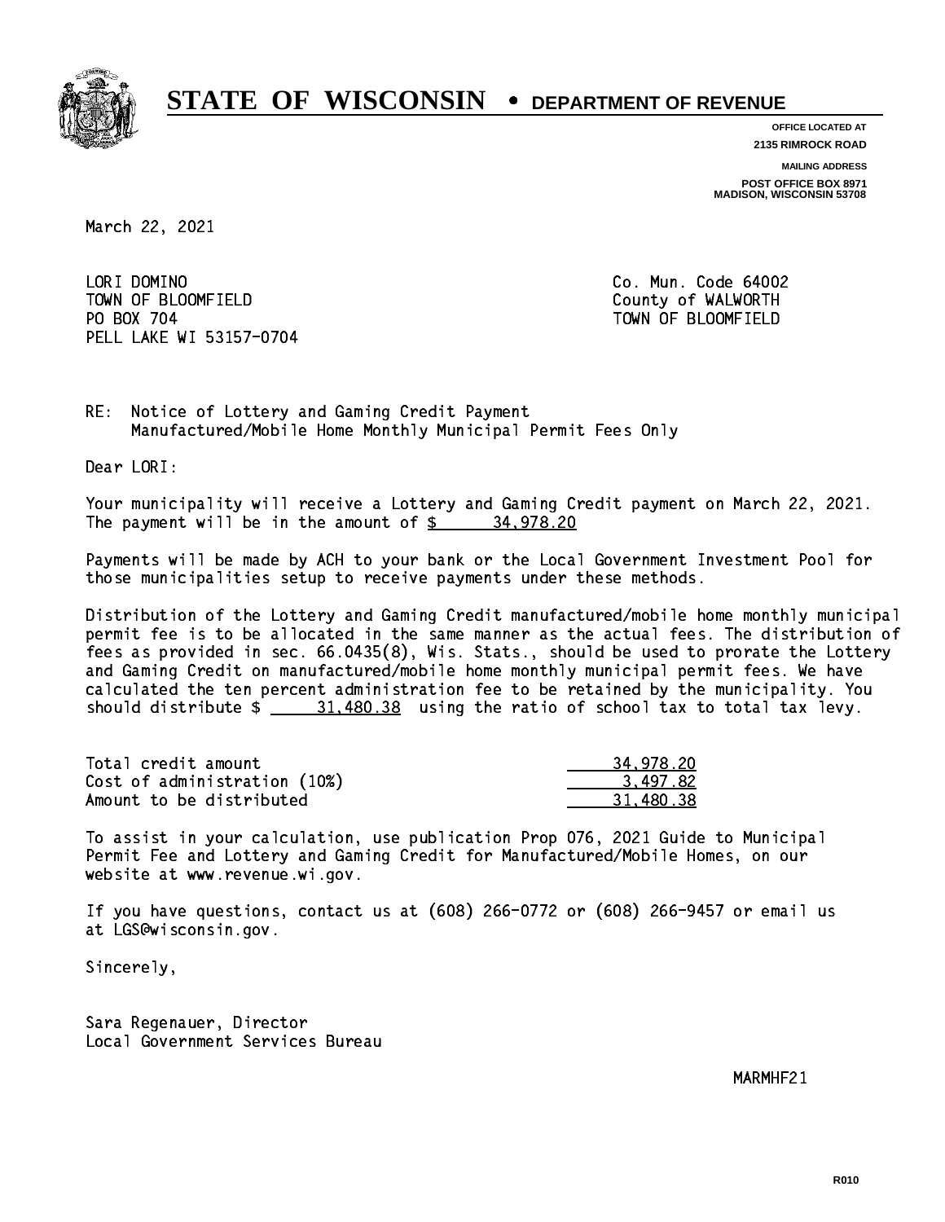# STATE OF WISCONSIN • DEPARTMENT OF REVENUE

**OFFICE LOCATED AT**
**2135 RIMROCK ROAD**

**MAILING ADDRESS**
**POST OFFICE BOX 8971**
**MADISON, WISCONSIN 53708**

March 22, 2021

LORI DOMINO
TOWN OF BLOOMFIELD
PO BOX 704
PELL LAKE WI 53157-0704

Co. Mun. Code 64002
County of WALWORTH
TOWN OF BLOOMFIELD

RE: Notice of Lottery and Gaming Credit Payment
Manufactured/Mobile Home Monthly Municipal Permit Fees Only

Dear LORI:

Your municipality will receive a Lottery and Gaming Credit payment on March 22, 2021. The payment will be in the amount of $ 34,978.20

Payments will be made by ACH to your bank or the Local Government Investment Pool for those municipalities setup to receive payments under these methods.

Distribution of the Lottery and Gaming Credit manufactured/mobile home monthly municipal permit fee is to be allocated in the same manner as the actual fees. The distribution of fees as provided in sec. 66.0435(8), Wis. Stats., should be used to prorate the Lottery and Gaming Credit on manufactured/mobile home monthly municipal permit fees. We have calculated the ten percent administration fee to be retained by the municipality. You should distribute $ 31,480.38 using the ratio of school tax to total tax levy.

| | |
|---|---|
| Total credit amount | 34,978.20 |
| Cost of administration (10%) | 3,497.82 |
| Amount to be distributed | 31,480.38 |

To assist in your calculation, use publication Prop 076, 2021 Guide to Municipal Permit Fee and Lottery and Gaming Credit for Manufactured/Mobile Homes, on our website at www.revenue.wi.gov.

If you have questions, contact us at (608) 266-0772 or (608) 266-9457 or email us at LGS@wisconsin.gov.

Sincerely,

Sara Regenauer, Director
Local Government Services Bureau

MARMHF21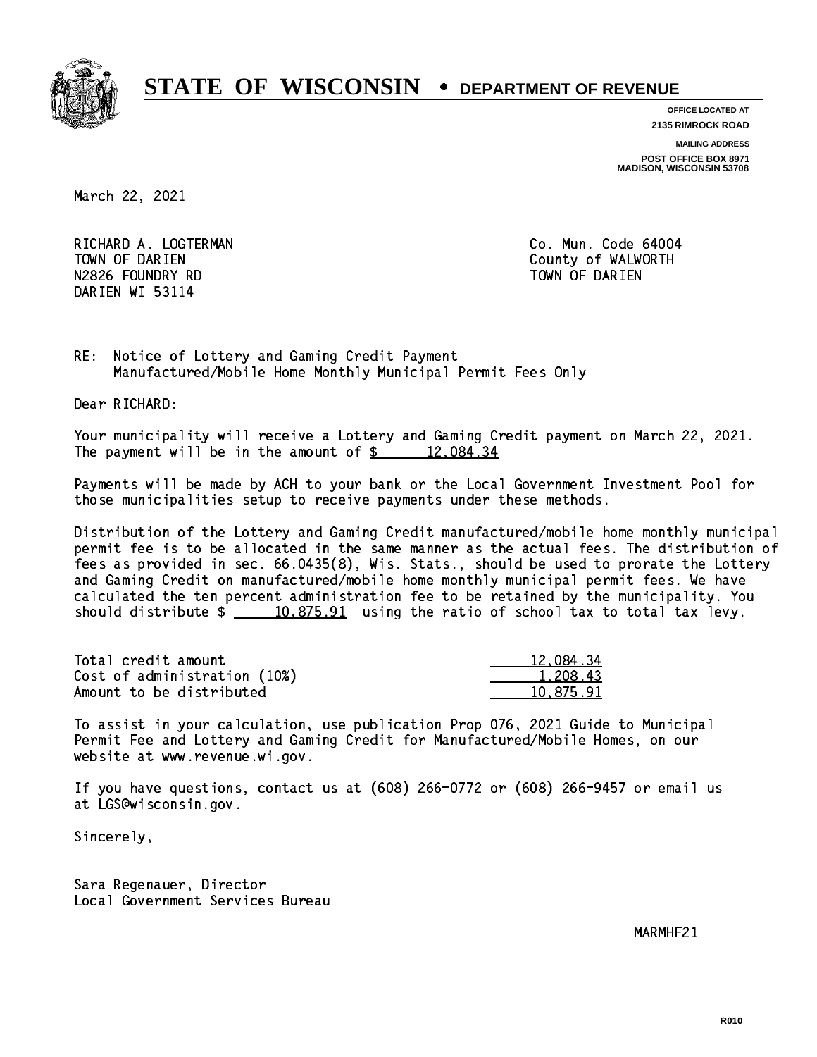# STATE OF WISCONSIN • DEPARTMENT OF REVENUE

**OFFICE LOCATED AT**
**2135 RIMROCK ROAD**

**MAILING ADDRESS**
**POST OFFICE BOX 8971**
**MADISON, WISCONSIN 53708**

March 22, 2021

RICHARD A. LOGTERMAN
TOWN OF DARIEN
N2826 FOUNDRY RD
DARIEN WI 53114

Co. Mun. Code 64004
County of WALWORTH
TOWN OF DARIEN

RE: Notice of Lottery and Gaming Credit Payment
Manufactured/Mobile Home Monthly Municipal Permit Fees Only

Dear RICHARD:

Your municipality will receive a Lottery and Gaming Credit payment on March 22, 2021. The payment will be in the amount of $ 12,084.34

Payments will be made by ACH to your bank or the Local Government Investment Pool for those municipalities setup to receive payments under these methods.

Distribution of the Lottery and Gaming Credit manufactured/mobile home monthly municipal permit fee is to be allocated in the same manner as the actual fees. The distribution of fees as provided in sec. 66.0435(8), Wis. Stats., should be used to prorate the Lottery and Gaming Credit on manufactured/mobile home monthly municipal permit fees. We have calculated the ten percent administration fee to be retained by the municipality. You should distribute $ 10,875.91 using the ratio of school tax to total tax levy.

| | |
|---|---|
| Total credit amount | 12,084.34 |
| Cost of administration (10%) | 1,208.43 |
| Amount to be distributed | 10,875.91 |

To assist in your calculation, use publication Prop 076, 2021 Guide to Municipal Permit Fee and Lottery and Gaming Credit for Manufactured/Mobile Homes, on our website at www.revenue.wi.gov.

If you have questions, contact us at (608) 266-0772 or (608) 266-9457 or email us at LGS@wisconsin.gov.

Sincerely,

Sara Regenauer, Director
Local Government Services Bureau

MARMHF21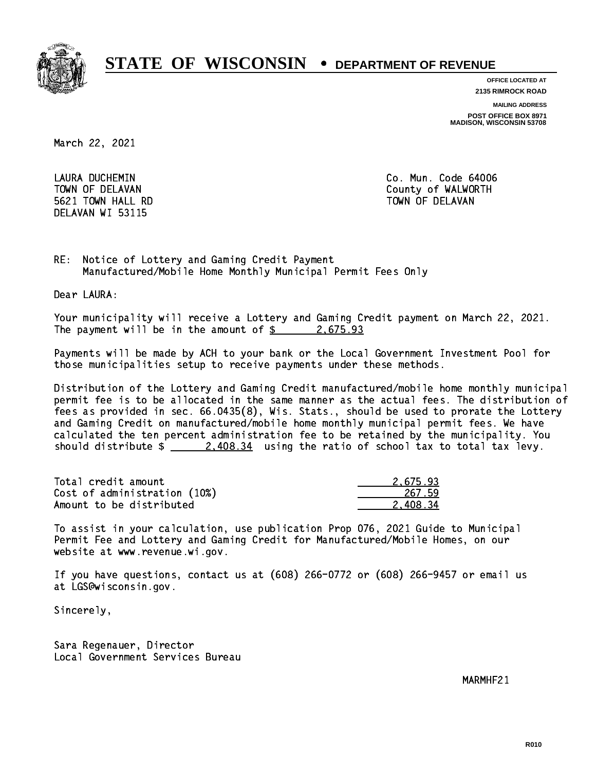# STATE OF WISCONSIN • DEPARTMENT OF REVENUE

**OFFICE LOCATED AT**
**2135 RIMROCK ROAD**

**MAILING ADDRESS**
**POST OFFICE BOX 8971**
**MADISON, WISCONSIN 53708**

March 22, 2021

LAURA DUCHEMIN
TOWN OF DELAVAN
5621 TOWN HALL RD
DELAVAN WI 53115

Co. Mun. Code 64006
County of WALWORTH
TOWN OF DELAVAN

RE: Notice of Lottery and Gaming Credit Payment
Manufactured/Mobile Home Monthly Municipal Permit Fees Only

Dear LAURA:

Your municipality will receive a Lottery and Gaming Credit payment on March 22, 2021. The payment will be in the amount of $ 2,675.93

Payments will be made by ACH to your bank or the Local Government Investment Pool for those municipalities setup to receive payments under these methods.

Distribution of the Lottery and Gaming Credit manufactured/mobile home monthly municipal permit fee is to be allocated in the same manner as the actual fees. The distribution of fees as provided in sec. 66.0435(8), Wis. Stats., should be used to prorate the Lottery and Gaming Credit on manufactured/mobile home monthly municipal permit fees. We have calculated the ten percent administration fee to be retained by the municipality. You should distribute $ 2,408.34 using the ratio of school tax to total tax levy.

| | |
|---|---|
| Total credit amount | 2,675.93 |
| Cost of administration (10%) | 267.59 |
| Amount to be distributed | 2,408.34 |

To assist in your calculation, use publication Prop 076, 2021 Guide to Municipal Permit Fee and Lottery and Gaming Credit for Manufactured/Mobile Homes, on our website at www.revenue.wi.gov.

If you have questions, contact us at (608) 266-0772 or (608) 266-9457 or email us at LGS@wisconsin.gov.

Sincerely,

Sara Regenauer, Director
Local Government Services Bureau

MARMHF21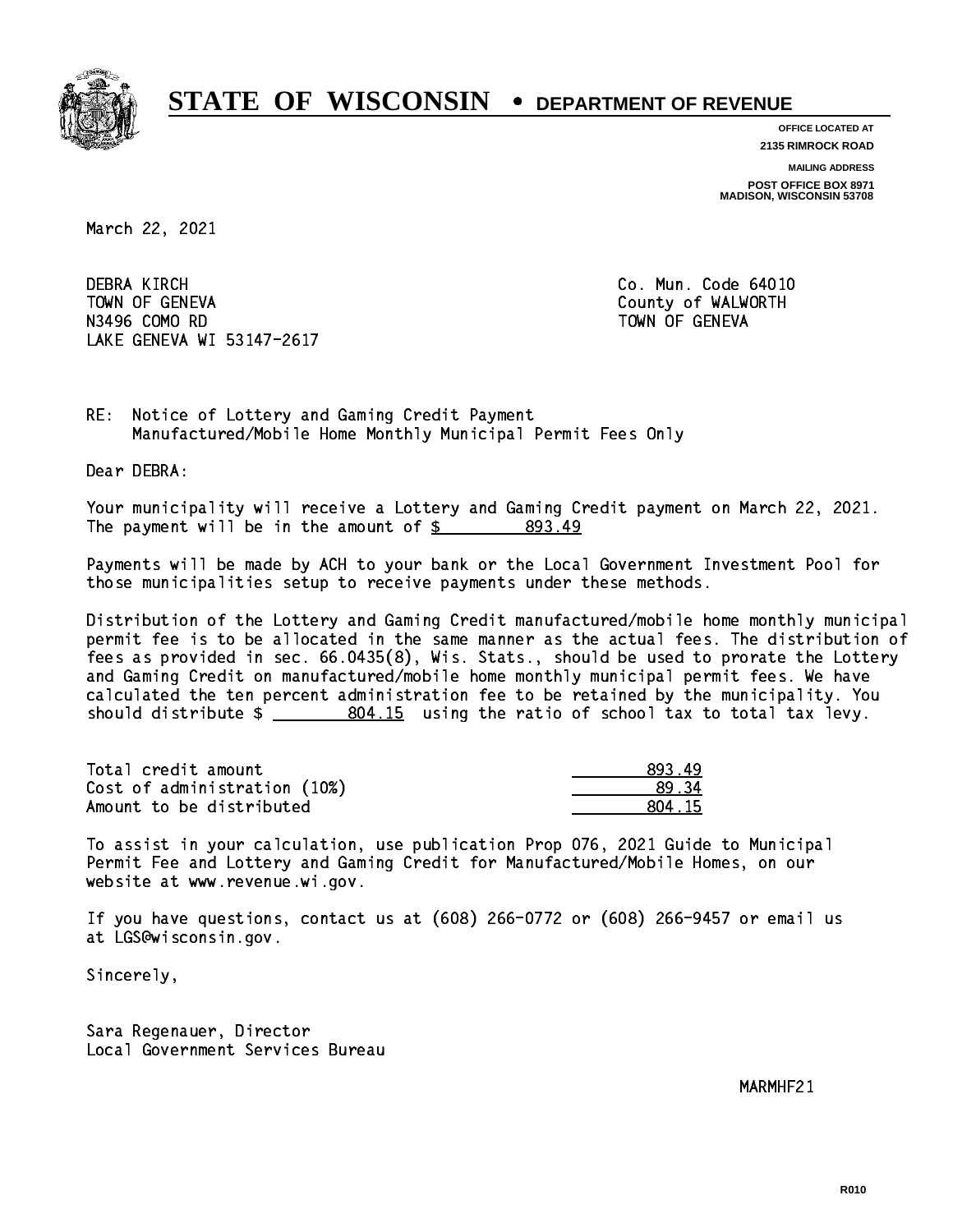# STATE OF WISCONSIN • DEPARTMENT OF REVENUE

**OFFICE LOCATED AT**
**2135 RIMROCK ROAD**

**MAILING ADDRESS**
**POST OFFICE BOX 8971**
**MADISON, WISCONSIN 53708**

March 22, 2021

DEBRA KIRCH
TOWN OF GENEVA
N3496 COMO RD
LAKE GENEVA WI 53147-2617

Co. Mun. Code 64010
County of WALWORTH
TOWN OF GENEVA

RE: Notice of Lottery and Gaming Credit Payment
Manufactured/Mobile Home Monthly Municipal Permit Fees Only

Dear DEBRA:

Your municipality will receive a Lottery and Gaming Credit payment on March 22, 2021. The payment will be in the amount of $ 893.49

Payments will be made by ACH to your bank or the Local Government Investment Pool for those municipalities setup to receive payments under these methods.

Distribution of the Lottery and Gaming Credit manufactured/mobile home monthly municipal permit fee is to be allocated in the same manner as the actual fees. The distribution of fees as provided in sec. 66.0435(8), Wis. Stats., should be used to prorate the Lottery and Gaming Credit on manufactured/mobile home monthly municipal permit fees. We have calculated the ten percent administration fee to be retained by the municipality. You should distribute $ 804.15 using the ratio of school tax to total tax levy.

| | |
|---|---|
| Total credit amount | 893.49 |
| Cost of administration (10%) | 89.34 |
| Amount to be distributed | 804.15 |

To assist in your calculation, use publication Prop 076, 2021 Guide to Municipal Permit Fee and Lottery and Gaming Credit for Manufactured/Mobile Homes, on our website at www.revenue.wi.gov.

If you have questions, contact us at (608) 266-0772 or (608) 266-9457 or email us at LGS@wisconsin.gov.

Sincerely,

Sara Regenauer, Director
Local Government Services Bureau

MARMHF21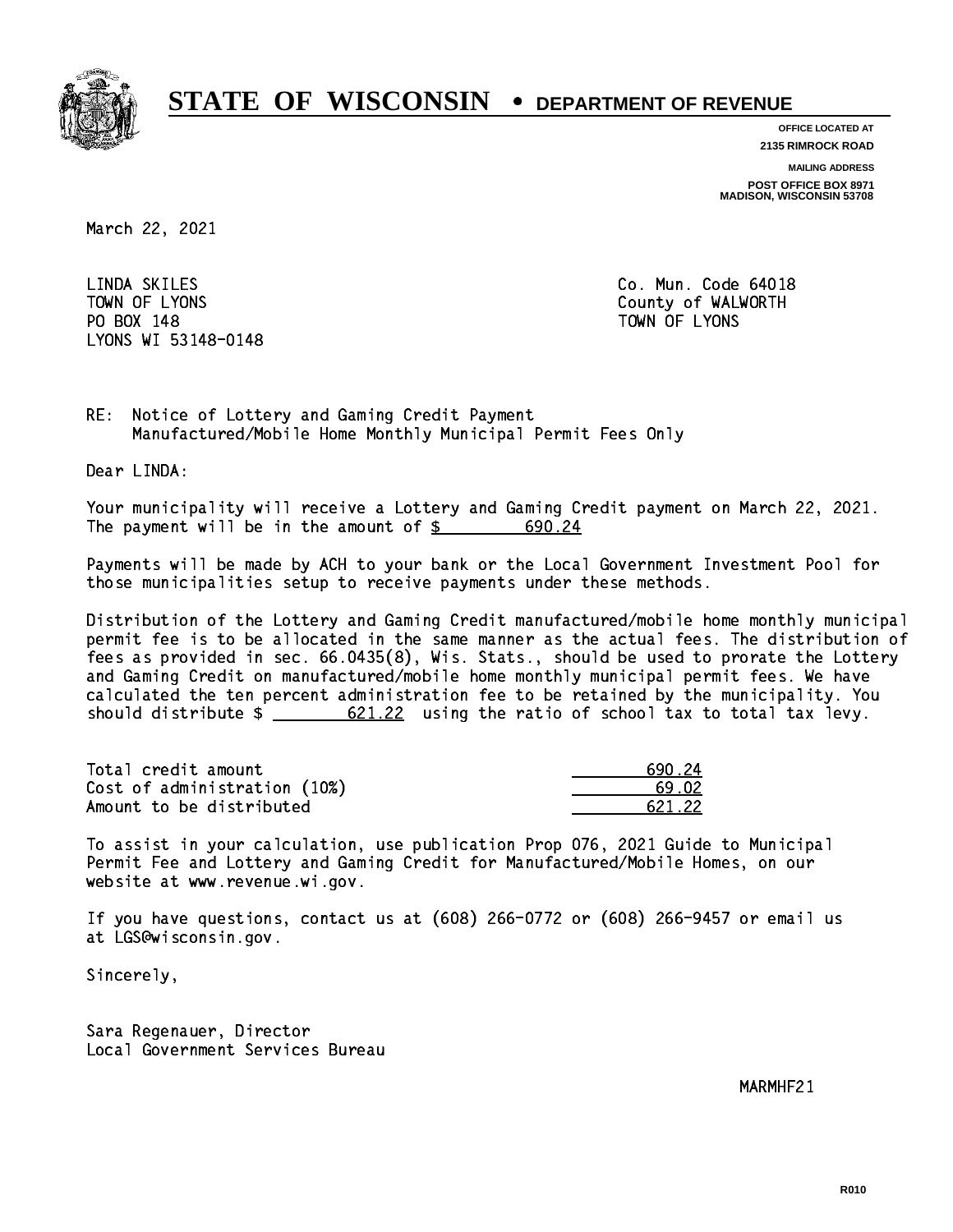# STATE OF WISCONSIN • DEPARTMENT OF REVENUE

**OFFICE LOCATED AT**
**2135 RIMROCK ROAD**

**MAILING ADDRESS**
**POST OFFICE BOX 8971**
**MADISON, WISCONSIN 53708**

March 22, 2021

LINDA SKILES
TOWN OF LYONS
PO BOX 148
LYONS WI 53148-0148

Co. Mun. Code 64018
County of WALWORTH
TOWN OF LYONS

RE: Notice of Lottery and Gaming Credit Payment
Manufactured/Mobile Home Monthly Municipal Permit Fees Only

Dear LINDA:

Your municipality will receive a Lottery and Gaming Credit payment on March 22, 2021. The payment will be in the amount of $ 690.24

Payments will be made by ACH to your bank or the Local Government Investment Pool for those municipalities setup to receive payments under these methods.

Distribution of the Lottery and Gaming Credit manufactured/mobile home monthly municipal permit fee is to be allocated in the same manner as the actual fees. The distribution of fees as provided in sec. 66.0435(8), Wis. Stats., should be used to prorate the Lottery and Gaming Credit on manufactured/mobile home monthly municipal permit fees. We have calculated the ten percent administration fee to be retained by the municipality. You should distribute $ 621.22 using the ratio of school tax to total tax levy.

| | |
|---|---|
| Total credit amount | 690.24 |
| Cost of administration (10%) | 69.02 |
| Amount to be distributed | 621.22 |

To assist in your calculation, use publication Prop 076, 2021 Guide to Municipal Permit Fee and Lottery and Gaming Credit for Manufactured/Mobile Homes, on our website at www.revenue.wi.gov.

If you have questions, contact us at (608) 266-0772 or (608) 266-9457 or email us at LGS@wisconsin.gov.

Sincerely,

Sara Regenauer, Director
Local Government Services Bureau

MARMHF21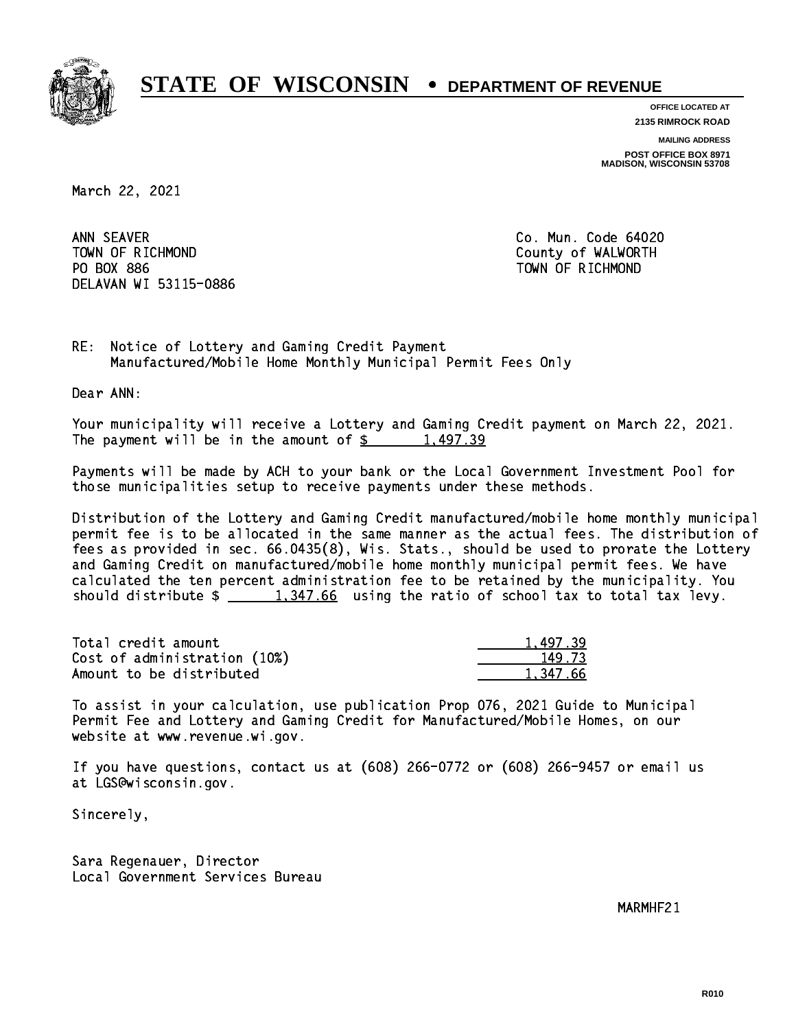# STATE OF WISCONSIN • DEPARTMENT OF REVENUE

**OFFICE LOCATED AT**
**2135 RIMROCK ROAD**

**MAILING ADDRESS**
**POST OFFICE BOX 8971**
**MADISON, WISCONSIN 53708**

March 22, 2021

ANN SEAVER
TOWN OF RICHMOND
PO BOX 886
DELAVAN WI 53115-0886

Co. Mun. Code 64020
County of WALWORTH
TOWN OF RICHMOND

RE: Notice of Lottery and Gaming Credit Payment
Manufactured/Mobile Home Monthly Municipal Permit Fees Only

Dear ANN:

Your municipality will receive a Lottery and Gaming Credit payment on March 22, 2021. The payment will be in the amount of $ 1,497.39

Payments will be made by ACH to your bank or the Local Government Investment Pool for those municipalities setup to receive payments under these methods.

Distribution of the Lottery and Gaming Credit manufactured/mobile home monthly municipal permit fee is to be allocated in the same manner as the actual fees. The distribution of fees as provided in sec. 66.0435(8), Wis. Stats., should be used to prorate the Lottery and Gaming Credit on manufactured/mobile home monthly municipal permit fees. We have calculated the ten percent administration fee to be retained by the municipality. You should distribute $ 1,347.66 using the ratio of school tax to total tax levy.

| | |
|---|---|
| Total credit amount | 1,497.39 |
| Cost of administration (10%) | 149.73 |
| Amount to be distributed | 1,347.66 |

To assist in your calculation, use publication Prop 076, 2021 Guide to Municipal Permit Fee and Lottery and Gaming Credit for Manufactured/Mobile Homes, on our website at www.revenue.wi.gov.

If you have questions, contact us at (608) 266-0772 or (608) 266-9457 or email us at LGS@wisconsin.gov.

Sincerely,

Sara Regenauer, Director
Local Government Services Bureau

MARMHF21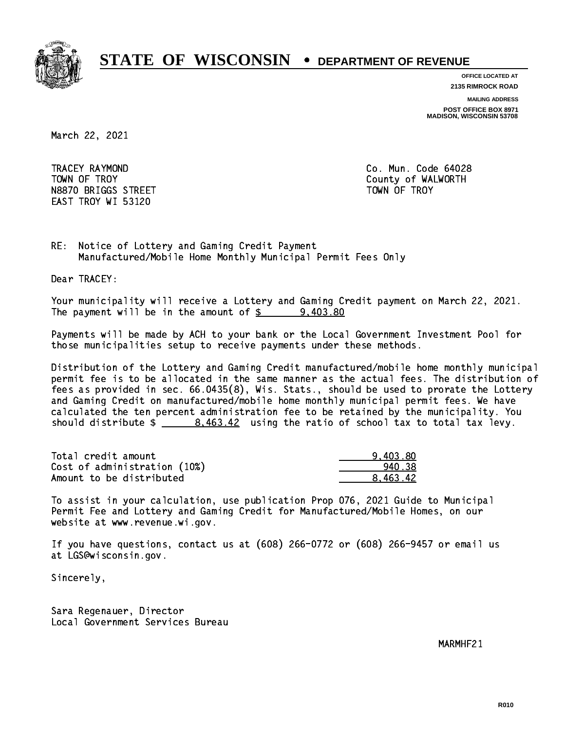# STATE OF WISCONSIN • DEPARTMENT OF REVENUE

**OFFICE LOCATED AT**
**2135 RIMROCK ROAD**

**MAILING ADDRESS**
**POST OFFICE BOX 8971**
**MADISON, WISCONSIN 53708**

March 22, 2021

TRACEY RAYMOND
TOWN OF TROY
N8870 BRIGGS STREET
EAST TROY WI 53120

Co. Mun. Code 64028
County of WALWORTH
TOWN OF TROY

RE: Notice of Lottery and Gaming Credit Payment
Manufactured/Mobile Home Monthly Municipal Permit Fees Only

Dear TRACEY:

Your municipality will receive a Lottery and Gaming Credit payment on March 22, 2021. The payment will be in the amount of $ 9,403.80

Payments will be made by ACH to your bank or the Local Government Investment Pool for those municipalities setup to receive payments under these methods.

Distribution of the Lottery and Gaming Credit manufactured/mobile home monthly municipal permit fee is to be allocated in the same manner as the actual fees. The distribution of fees as provided in sec. 66.0435(8), Wis. Stats., should be used to prorate the Lottery and Gaming Credit on manufactured/mobile home monthly municipal permit fees. We have calculated the ten percent administration fee to be retained by the municipality. You should distribute $ 8,463.42 using the ratio of school tax to total tax levy.

| | |
|---|---|
| Total credit amount | 9,403.80 |
| Cost of administration (10%) | 940.38 |
| Amount to be distributed | 8,463.42 |

To assist in your calculation, use publication Prop 076, 2021 Guide to Municipal Permit Fee and Lottery and Gaming Credit for Manufactured/Mobile Homes, on our website at www.revenue.wi.gov.

If you have questions, contact us at (608) 266-0772 or (608) 266-9457 or email us at LGS@wisconsin.gov.

Sincerely,

Sara Regenauer, Director
Local Government Services Bureau

MARMHF21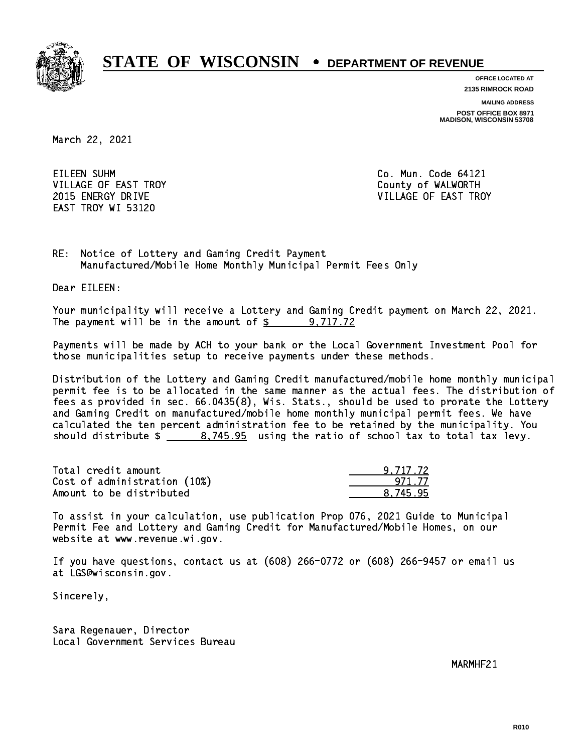# STATE OF WISCONSIN • DEPARTMENT OF REVENUE

**OFFICE LOCATED AT**
**2135 RIMROCK ROAD**

**MAILING ADDRESS**
**POST OFFICE BOX 8971**
**MADISON, WISCONSIN 53708**

March 22, 2021

EILEEN SUHM
VILLAGE OF EAST TROY
2015 ENERGY DRIVE
EAST TROY WI 53120

Co. Mun. Code 64121
County of WALWORTH
VILLAGE OF EAST TROY

RE: Notice of Lottery and Gaming Credit Payment
Manufactured/Mobile Home Monthly Municipal Permit Fees Only

Dear EILEEN:

Your municipality will receive a Lottery and Gaming Credit payment on March 22, 2021. The payment will be in the amount of $ 9,717.72

Payments will be made by ACH to your bank or the Local Government Investment Pool for those municipalities setup to receive payments under these methods.

Distribution of the Lottery and Gaming Credit manufactured/mobile home monthly municipal permit fee is to be allocated in the same manner as the actual fees. The distribution of fees as provided in sec. 66.0435(8), Wis. Stats., should be used to prorate the Lottery and Gaming Credit on manufactured/mobile home monthly municipal permit fees. We have calculated the ten percent administration fee to be retained by the municipality. You should distribute $ 8,745.95 using the ratio of school tax to total tax levy.

| | |
|---|---|
| Total credit amount | 9,717.72 |
| Cost of administration (10%) | 971.77 |
| Amount to be distributed | 8,745.95 |

To assist in your calculation, use publication Prop 076, 2021 Guide to Municipal Permit Fee and Lottery and Gaming Credit for Manufactured/Mobile Homes, on our website at www.revenue.wi.gov.

If you have questions, contact us at (608) 266-0772 or (608) 266-9457 or email us at LGS@wisconsin.gov.

Sincerely,

Sara Regenauer, Director
Local Government Services Bureau

MARMHF21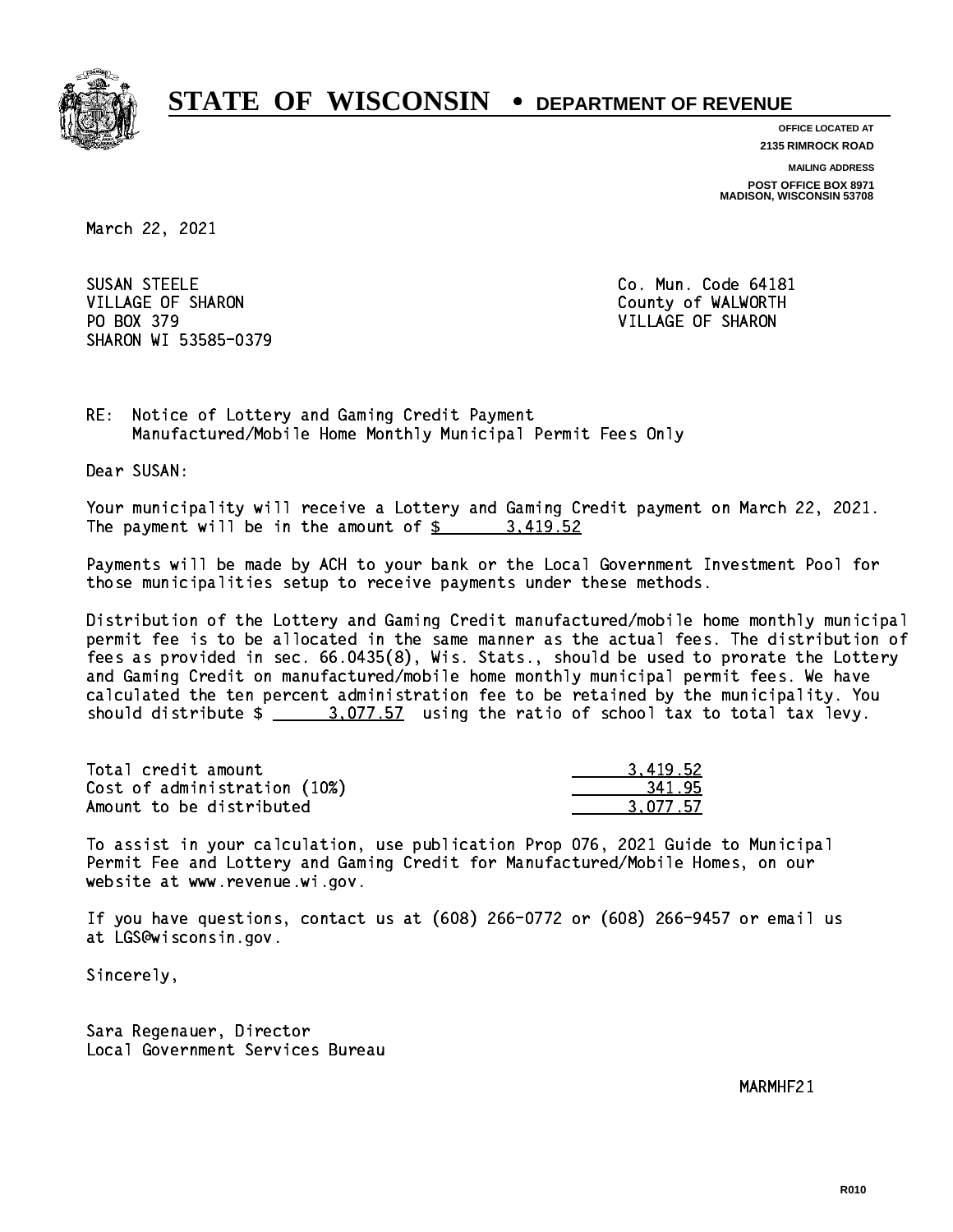# STATE OF WISCONSIN • DEPARTMENT OF REVENUE

**OFFICE LOCATED AT**
**2135 RIMROCK ROAD**

**MAILING ADDRESS**
**POST OFFICE BOX 8971**
**MADISON, WISCONSIN 53708**

March 22, 2021

SUSAN STEELE
VILLAGE OF SHARON
PO BOX 379
SHARON WI 53585-0379

Co. Mun. Code 64181
County of WALWORTH
VILLAGE OF SHARON

RE: Notice of Lottery and Gaming Credit Payment
Manufactured/Mobile Home Monthly Municipal Permit Fees Only

Dear SUSAN:

Your municipality will receive a Lottery and Gaming Credit payment on March 22, 2021. The payment will be in the amount of $ 3,419.52

Payments will be made by ACH to your bank or the Local Government Investment Pool for those municipalities setup to receive payments under these methods.

Distribution of the Lottery and Gaming Credit manufactured/mobile home monthly municipal permit fee is to be allocated in the same manner as the actual fees. The distribution of fees as provided in sec. 66.0435(8), Wis. Stats., should be used to prorate the Lottery and Gaming Credit on manufactured/mobile home monthly municipal permit fees. We have calculated the ten percent administration fee to be retained by the municipality. You should distribute $ 3,077.57 using the ratio of school tax to total tax levy.

| | |
|---|---|
| Total credit amount | 3,419.52 |
| Cost of administration (10%) | 341.95 |
| Amount to be distributed | 3,077.57 |

To assist in your calculation, use publication Prop 076, 2021 Guide to Municipal Permit Fee and Lottery and Gaming Credit for Manufactured/Mobile Homes, on our website at www.revenue.wi.gov.

If you have questions, contact us at (608) 266-0772 or (608) 266-9457 or email us at LGS@wisconsin.gov.

Sincerely,

Sara Regenauer, Director
Local Government Services Bureau

MARMHF21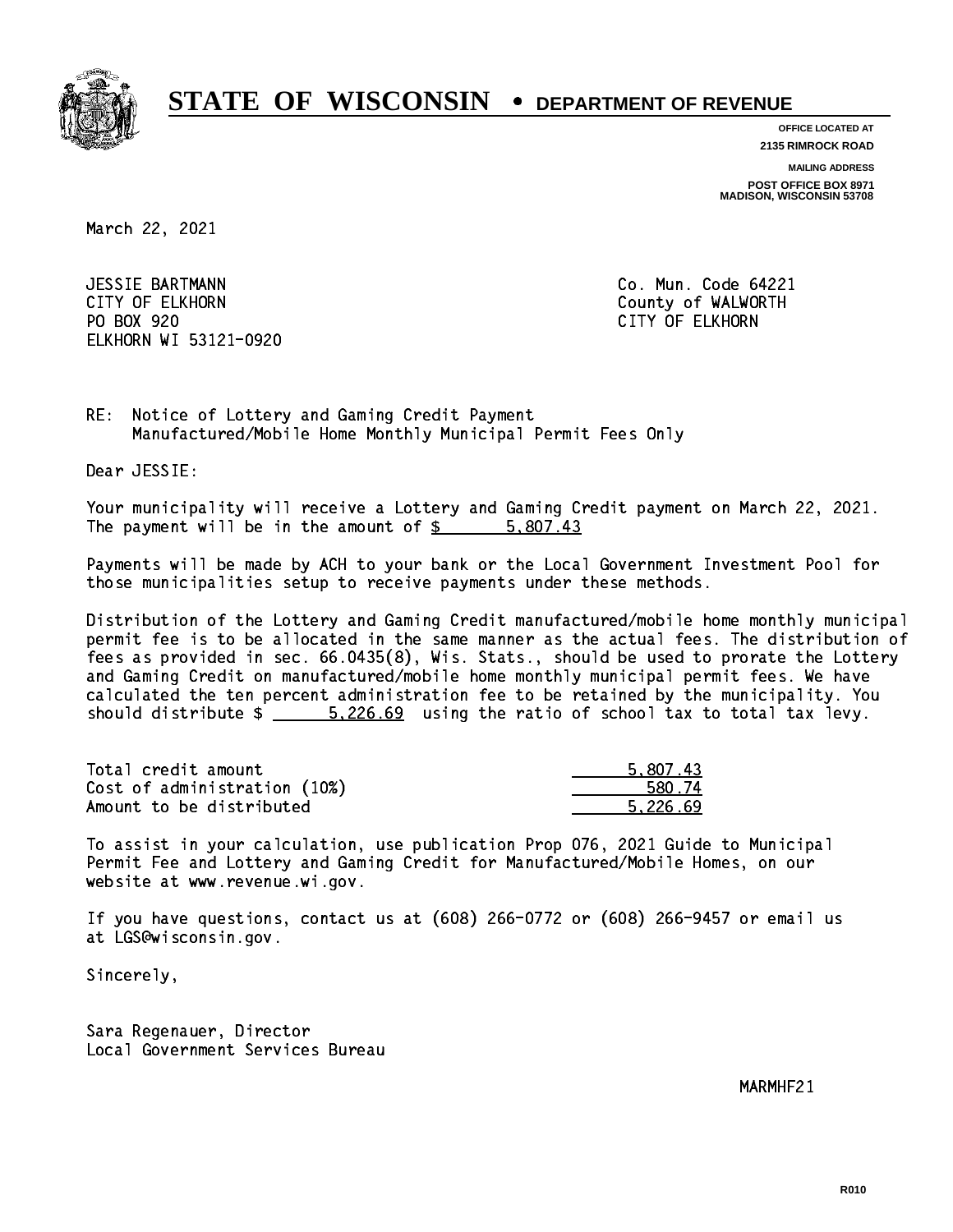# STATE OF WISCONSIN • DEPARTMENT OF REVENUE

**OFFICE LOCATED AT**
**2135 RIMROCK ROAD**

**MAILING ADDRESS**
**POST OFFICE BOX 8971**
**MADISON, WISCONSIN 53708**

March 22, 2021

JESSIE BARTMANN
CITY OF ELKHORN
PO BOX 920
ELKHORN WI 53121-0920

Co. Mun. Code 64221
County of WALWORTH
CITY OF ELKHORN

RE: Notice of Lottery and Gaming Credit Payment
Manufactured/Mobile Home Monthly Municipal Permit Fees Only

Dear JESSIE:

Your municipality will receive a Lottery and Gaming Credit payment on March 22, 2021. The payment will be in the amount of $ 5,807.43

Payments will be made by ACH to your bank or the Local Government Investment Pool for those municipalities setup to receive payments under these methods.

Distribution of the Lottery and Gaming Credit manufactured/mobile home monthly municipal permit fee is to be allocated in the same manner as the actual fees. The distribution of fees as provided in sec. 66.0435(8), Wis. Stats., should be used to prorate the Lottery and Gaming Credit on manufactured/mobile home monthly municipal permit fees. We have calculated the ten percent administration fee to be retained by the municipality. You should distribute $ 5,226.69 using the ratio of school tax to total tax levy.

| | |
|---|---|
| Total credit amount | 5,807.43 |
| Cost of administration (10%) | 580.74 |
| Amount to be distributed | 5,226.69 |

To assist in your calculation, use publication Prop 076, 2021 Guide to Municipal Permit Fee and Lottery and Gaming Credit for Manufactured/Mobile Homes, on our website at www.revenue.wi.gov.

If you have questions, contact us at (608) 266-0772 or (608) 266-9457 or email us at LGS@wisconsin.gov.

Sincerely,

Sara Regenauer, Director
Local Government Services Bureau

MARMHF21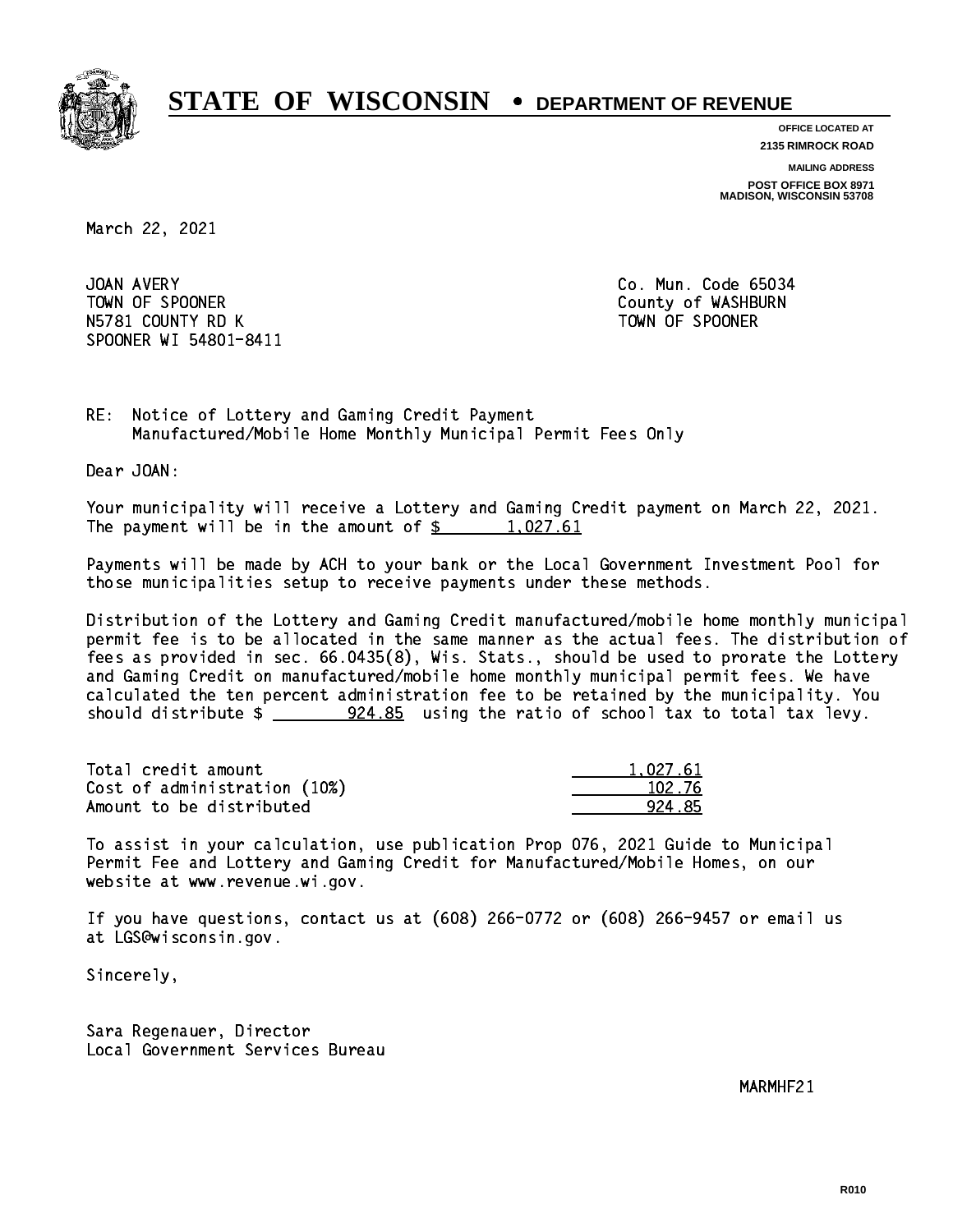# STATE OF WISCONSIN • DEPARTMENT OF REVENUE

**OFFICE LOCATED AT**
**2135 RIMROCK ROAD**

**MAILING ADDRESS**
**POST OFFICE BOX 8971**
**MADISON, WISCONSIN 53708**

March 22, 2021

JOAN AVERY
TOWN OF SPOONER
N5781 COUNTY RD K
SPOONER WI 54801-8411

Co. Mun. Code 65034
County of WASHBURN
TOWN OF SPOONER

RE: Notice of Lottery and Gaming Credit Payment
Manufactured/Mobile Home Monthly Municipal Permit Fees Only

Dear JOAN:

Your municipality will receive a Lottery and Gaming Credit payment on March 22, 2021. The payment will be in the amount of $ 1,027.61

Payments will be made by ACH to your bank or the Local Government Investment Pool for those municipalities setup to receive payments under these methods.

Distribution of the Lottery and Gaming Credit manufactured/mobile home monthly municipal permit fee is to be allocated in the same manner as the actual fees. The distribution of fees as provided in sec. 66.0435(8), Wis. Stats., should be used to prorate the Lottery and Gaming Credit on manufactured/mobile home monthly municipal permit fees. We have calculated the ten percent administration fee to be retained by the municipality. You should distribute $ 924.85 using the ratio of school tax to total tax levy.

| | |
|---|---|
| Total credit amount | 1,027.61 |
| Cost of administration (10%) | 102.76 |
| Amount to be distributed | 924.85 |

To assist in your calculation, use publication Prop 076, 2021 Guide to Municipal Permit Fee and Lottery and Gaming Credit for Manufactured/Mobile Homes, on our website at www.revenue.wi.gov.

If you have questions, contact us at (608) 266-0772 or (608) 266-9457 or email us at LGS@wisconsin.gov.

Sincerely,

Sara Regenauer, Director
Local Government Services Bureau

MARMHF21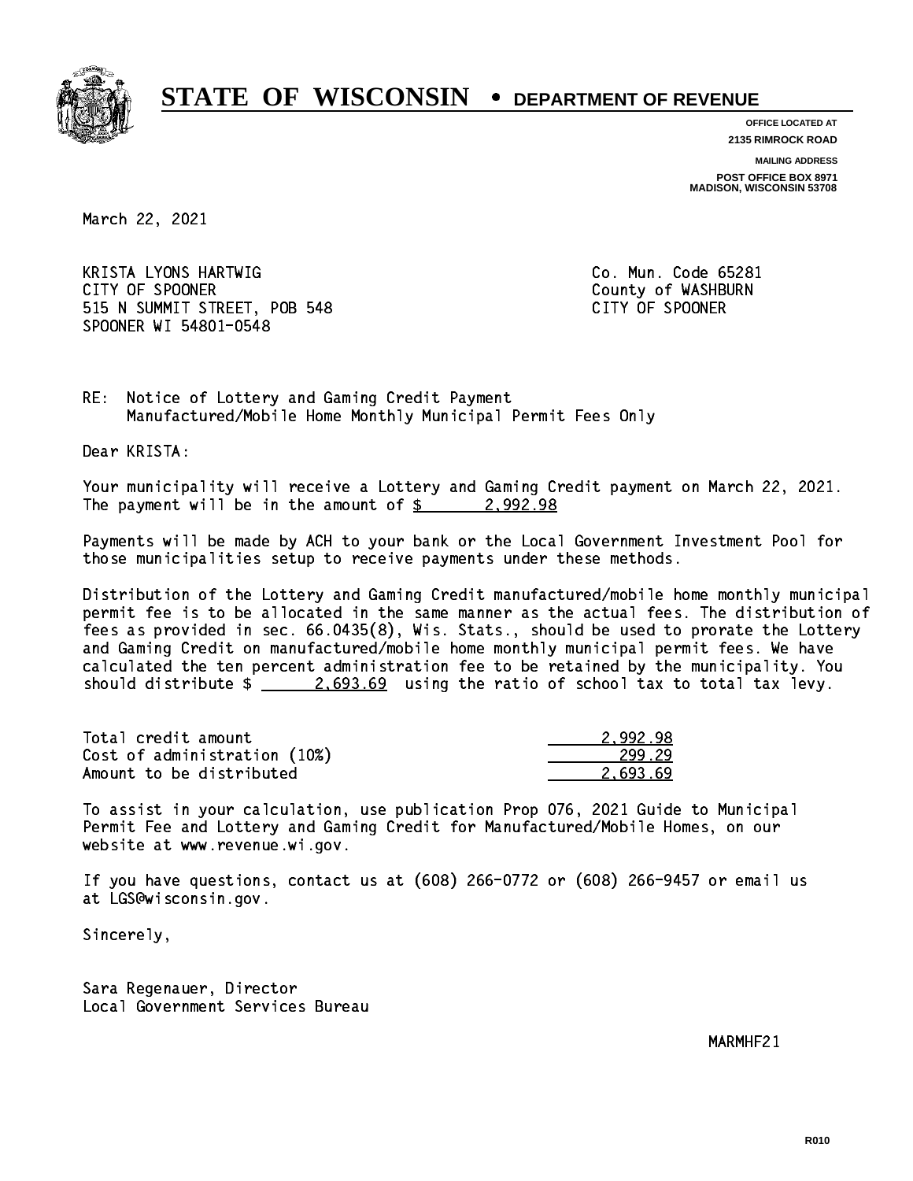# STATE OF WISCONSIN • DEPARTMENT OF REVENUE

**OFFICE LOCATED AT**
**2135 RIMROCK ROAD**

**MAILING ADDRESS**
**POST OFFICE BOX 8971**
**MADISON, WISCONSIN 53708**

March 22, 2021

KRISTA LYONS HARTWIG
CITY OF SPOONER
515 N SUMMIT STREET, POB 548
SPOONER WI 54801-0548

Co. Mun. Code 65281
County of WASHBURN
CITY OF SPOONER

RE: Notice of Lottery and Gaming Credit Payment
Manufactured/Mobile Home Monthly Municipal Permit Fees Only

Dear KRISTA:

Your municipality will receive a Lottery and Gaming Credit payment on March 22, 2021. The payment will be in the amount of $ 2,992.98

Payments will be made by ACH to your bank or the Local Government Investment Pool for those municipalities setup to receive payments under these methods.

Distribution of the Lottery and Gaming Credit manufactured/mobile home monthly municipal permit fee is to be allocated in the same manner as the actual fees. The distribution of fees as provided in sec. 66.0435(8), Wis. Stats., should be used to prorate the Lottery and Gaming Credit on manufactured/mobile home monthly municipal permit fees. We have calculated the ten percent administration fee to be retained by the municipality. You should distribute $ 2,693.69 using the ratio of school tax to total tax levy.

| | |
|---|---|
| Total credit amount | 2,992.98 |
| Cost of administration (10%) | 299.29 |
| Amount to be distributed | 2,693.69 |

To assist in your calculation, use publication Prop 076, 2021 Guide to Municipal Permit Fee and Lottery and Gaming Credit for Manufactured/Mobile Homes, on our website at www.revenue.wi.gov.

If you have questions, contact us at (608) 266-0772 or (608) 266-9457 or email us at LGS@wisconsin.gov.

Sincerely,

Sara Regenauer, Director
Local Government Services Bureau

MARMHF21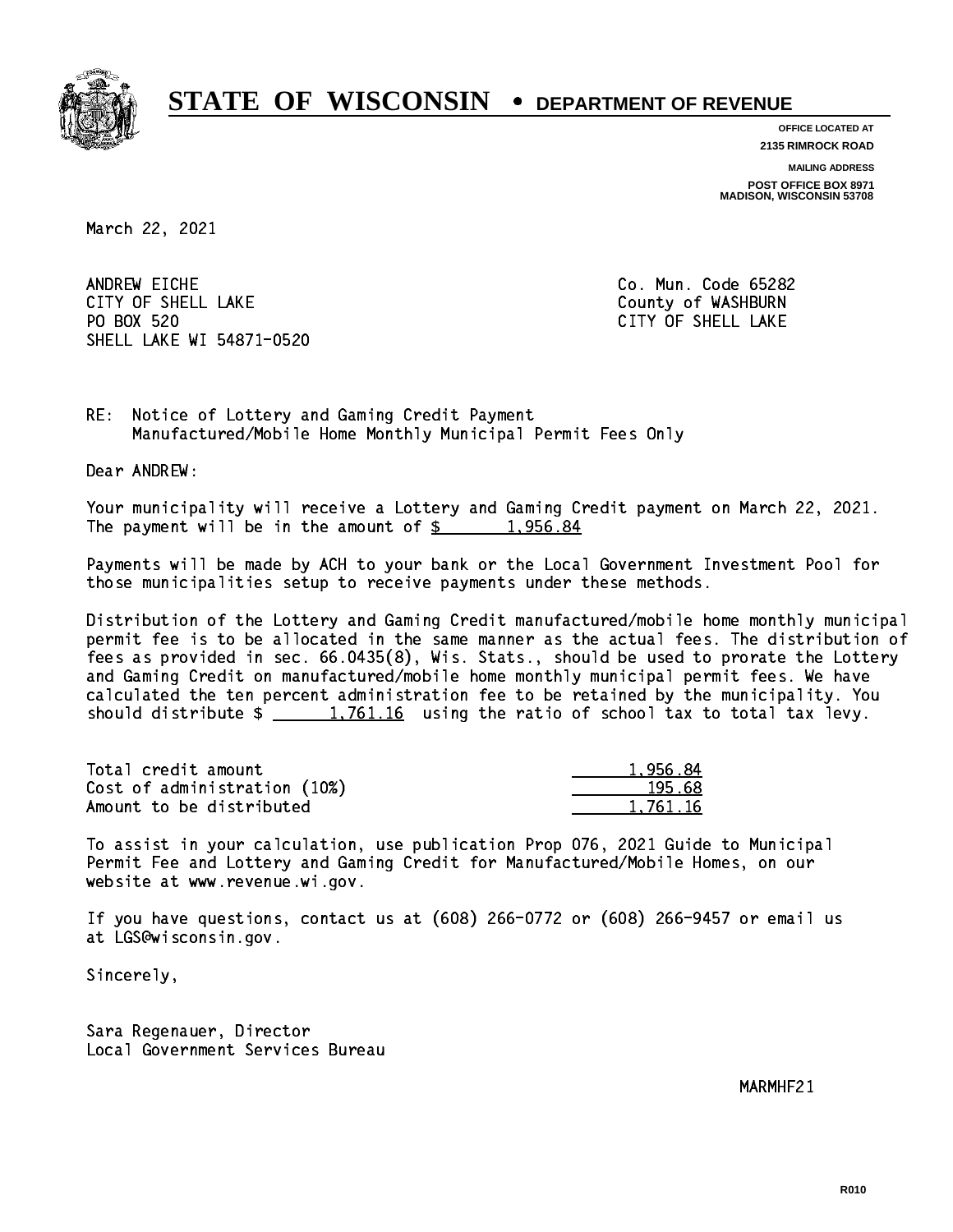# STATE OF WISCONSIN • DEPARTMENT OF REVENUE

**OFFICE LOCATED AT**
**2135 RIMROCK ROAD**

**MAILING ADDRESS**
**POST OFFICE BOX 8971**
**MADISON, WISCONSIN 53708**

March 22, 2021

ANDREW EICHE
CITY OF SHELL LAKE
PO BOX 520
SHELL LAKE WI 54871-0520

Co. Mun. Code 65282
County of WASHBURN
CITY OF SHELL LAKE

RE: Notice of Lottery and Gaming Credit Payment
Manufactured/Mobile Home Monthly Municipal Permit Fees Only

Dear ANDREW:

Your municipality will receive a Lottery and Gaming Credit payment on March 22, 2021. The payment will be in the amount of $ 1,956.84

Payments will be made by ACH to your bank or the Local Government Investment Pool for those municipalities setup to receive payments under these methods.

Distribution of the Lottery and Gaming Credit manufactured/mobile home monthly municipal permit fee is to be allocated in the same manner as the actual fees. The distribution of fees as provided in sec. 66.0435(8), Wis. Stats., should be used to prorate the Lottery and Gaming Credit on manufactured/mobile home monthly municipal permit fees. We have calculated the ten percent administration fee to be retained by the municipality. You should distribute $ 1,761.16 using the ratio of school tax to total tax levy.

| | |
|---|---|
| Total credit amount | 1,956.84 |
| Cost of administration (10%) | 195.68 |
| Amount to be distributed | 1,761.16 |

To assist in your calculation, use publication Prop 076, 2021 Guide to Municipal Permit Fee and Lottery and Gaming Credit for Manufactured/Mobile Homes, on our website at www.revenue.wi.gov.

If you have questions, contact us at (608) 266-0772 or (608) 266-9457 or email us at LGS@wisconsin.gov.

Sincerely,

Sara Regenauer, Director
Local Government Services Bureau

MARMHF21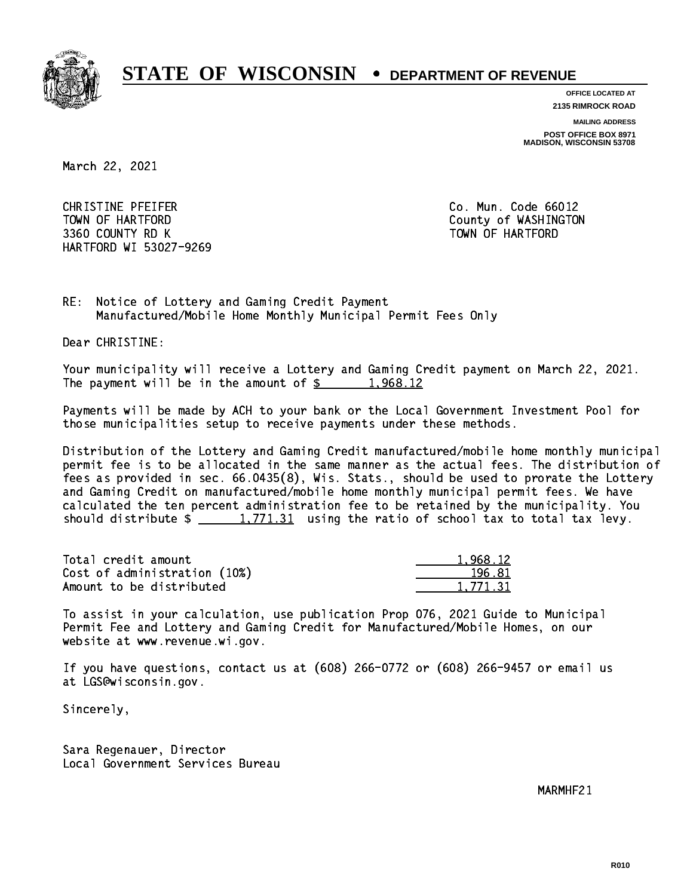# STATE OF WISCONSIN • DEPARTMENT OF REVENUE

**OFFICE LOCATED AT**
**2135 RIMROCK ROAD**

**MAILING ADDRESS**
**POST OFFICE BOX 8971**
**MADISON, WISCONSIN 53708**

March 22, 2021

CHRISTINE PFEIFER
TOWN OF HARTFORD
3360 COUNTY RD K
HARTFORD WI 53027-9269

Co. Mun. Code 66012
County of WASHINGTON
TOWN OF HARTFORD

RE: Notice of Lottery and Gaming Credit Payment
Manufactured/Mobile Home Monthly Municipal Permit Fees Only

Dear CHRISTINE:

Your municipality will receive a Lottery and Gaming Credit payment on March 22, 2021. The payment will be in the amount of $ 1,968.12

Payments will be made by ACH to your bank or the Local Government Investment Pool for those municipalities setup to receive payments under these methods.

Distribution of the Lottery and Gaming Credit manufactured/mobile home monthly municipal permit fee is to be allocated in the same manner as the actual fees. The distribution of fees as provided in sec. 66.0435(8), Wis. Stats., should be used to prorate the Lottery and Gaming Credit on manufactured/mobile home monthly municipal permit fees. We have calculated the ten percent administration fee to be retained by the municipality. You should distribute $ 1,771.31 using the ratio of school tax to total tax levy.

| | |
|---|---|
| Total credit amount | 1,968.12 |
| Cost of administration (10%) | 196.81 |
| Amount to be distributed | 1,771.31 |

To assist in your calculation, use publication Prop 076, 2021 Guide to Municipal Permit Fee and Lottery and Gaming Credit for Manufactured/Mobile Homes, on our website at www.revenue.wi.gov.

If you have questions, contact us at (608) 266-0772 or (608) 266-9457 or email us at LGS@wisconsin.gov.

Sincerely,

Sara Regenauer, Director
Local Government Services Bureau

MARMHF21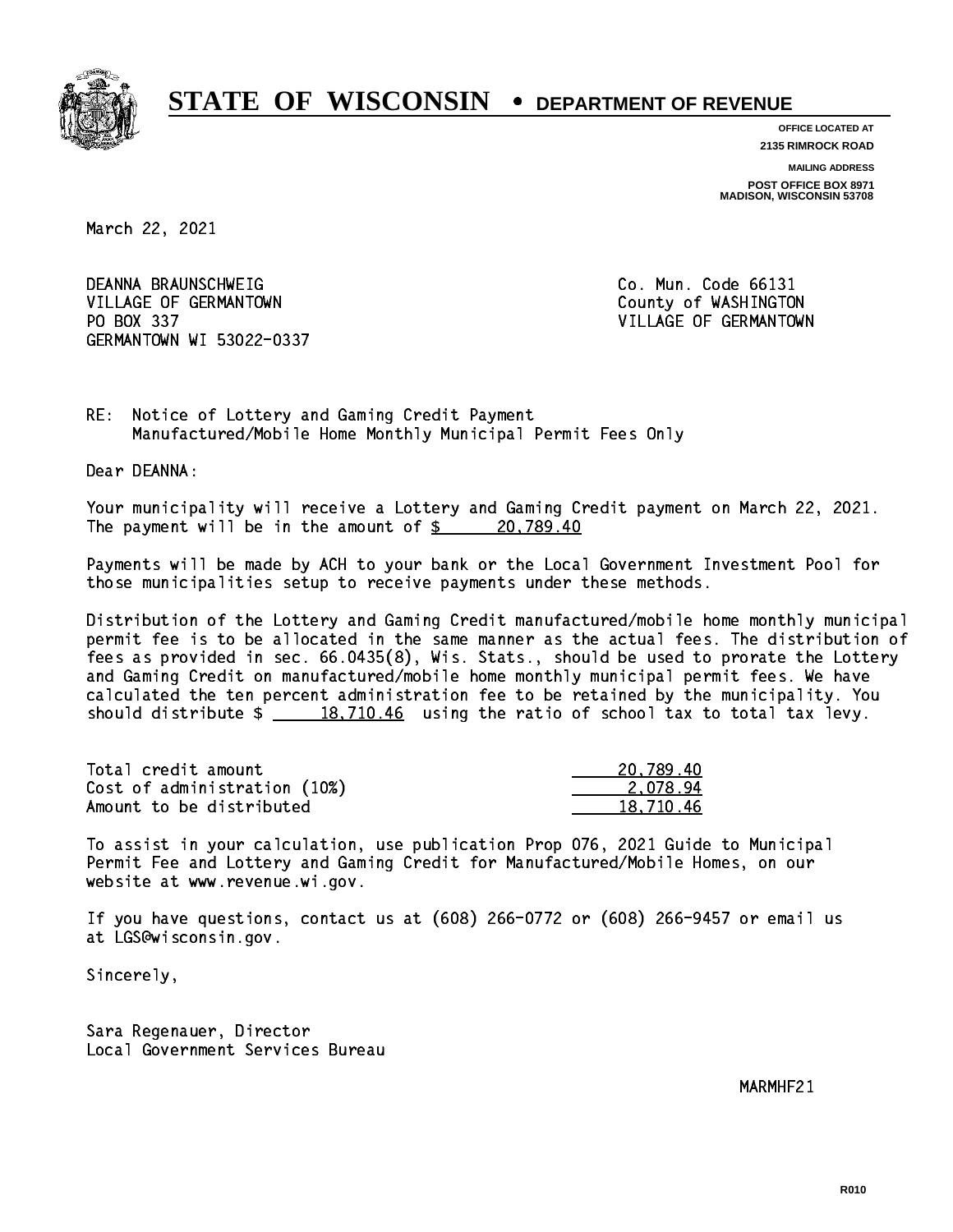# STATE OF WISCONSIN • DEPARTMENT OF REVENUE

**OFFICE LOCATED AT**
**2135 RIMROCK ROAD**

**MAILING ADDRESS**
**POST OFFICE BOX 8971**
**MADISON, WISCONSIN 53708**

March 22, 2021

DEANNA BRAUNSCHWEIG
VILLAGE OF GERMANTOWN
PO BOX 337
GERMANTOWN WI 53022-0337

Co. Mun. Code 66131
County of WASHINGTON
VILLAGE OF GERMANTOWN

RE: Notice of Lottery and Gaming Credit Payment
Manufactured/Mobile Home Monthly Municipal Permit Fees Only

Dear DEANNA:

Your municipality will receive a Lottery and Gaming Credit payment on March 22, 2021. The payment will be in the amount of $ 20,789.40

Payments will be made by ACH to your bank or the Local Government Investment Pool for those municipalities setup to receive payments under these methods.

Distribution of the Lottery and Gaming Credit manufactured/mobile home monthly municipal permit fee is to be allocated in the same manner as the actual fees. The distribution of fees as provided in sec. 66.0435(8), Wis. Stats., should be used to prorate the Lottery and Gaming Credit on manufactured/mobile home monthly municipal permit fees. We have calculated the ten percent administration fee to be retained by the municipality. You should distribute $ 18,710.46 using the ratio of school tax to total tax levy.

| | |
|---|---|
| Total credit amount | 20,789.40 |
| Cost of administration (10%) | 2,078.94 |
| Amount to be distributed | 18,710.46 |

To assist in your calculation, use publication Prop 076, 2021 Guide to Municipal Permit Fee and Lottery and Gaming Credit for Manufactured/Mobile Homes, on our website at www.revenue.wi.gov.

If you have questions, contact us at (608) 266-0772 or (608) 266-9457 or email us at LGS@wisconsin.gov.

Sincerely,

Sara Regenauer, Director
Local Government Services Bureau

MARMHF21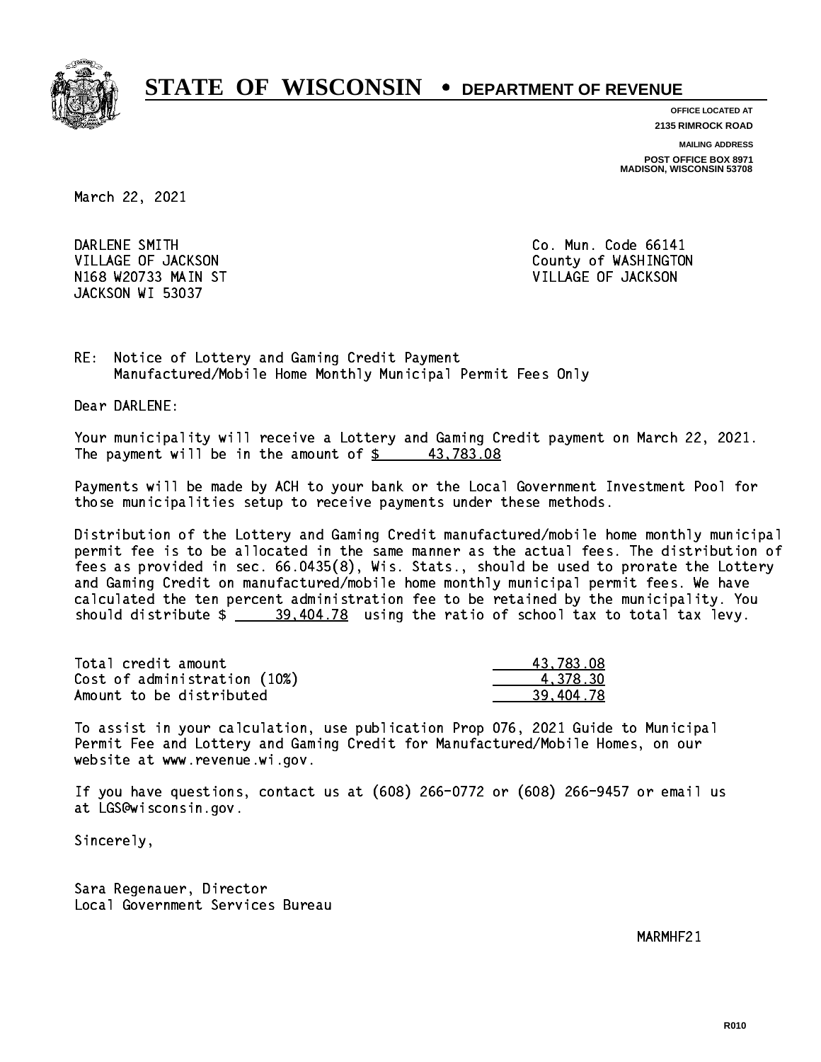# STATE OF WISCONSIN • DEPARTMENT OF REVENUE

**OFFICE LOCATED AT**
**2135 RIMROCK ROAD**

**MAILING ADDRESS**
**POST OFFICE BOX 8971**
**MADISON, WISCONSIN 53708**

March 22, 2021

DARLENE SMITH
VILLAGE OF JACKSON
N168 W20733 MAIN ST
JACKSON WI 53037

Co. Mun. Code 66141
County of WASHINGTON
VILLAGE OF JACKSON

RE: Notice of Lottery and Gaming Credit Payment
Manufactured/Mobile Home Monthly Municipal Permit Fees Only

Dear DARLENE:

Your municipality will receive a Lottery and Gaming Credit payment on March 22, 2021. The payment will be in the amount of $ 43,783.08

Payments will be made by ACH to your bank or the Local Government Investment Pool for those municipalities setup to receive payments under these methods.

Distribution of the Lottery and Gaming Credit manufactured/mobile home monthly municipal permit fee is to be allocated in the same manner as the actual fees. The distribution of fees as provided in sec. 66.0435(8), Wis. Stats., should be used to prorate the Lottery and Gaming Credit on manufactured/mobile home monthly municipal permit fees. We have calculated the ten percent administration fee to be retained by the municipality. You should distribute $ 39,404.78 using the ratio of school tax to total tax levy.

| | |
|---|---|
| Total credit amount | 43,783.08 |
| Cost of administration (10%) | 4,378.30 |
| Amount to be distributed | 39,404.78 |

To assist in your calculation, use publication Prop 076, 2021 Guide to Municipal Permit Fee and Lottery and Gaming Credit for Manufactured/Mobile Homes, on our website at www.revenue.wi.gov.

If you have questions, contact us at (608) 266-0772 or (608) 266-9457 or email us at LGS@wisconsin.gov.

Sincerely,

Sara Regenauer, Director
Local Government Services Bureau

MARMHF21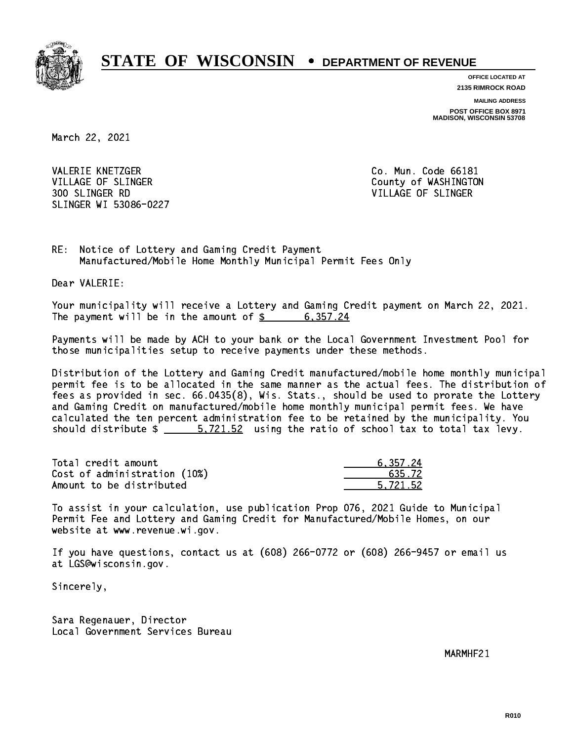# STATE OF WISCONSIN • DEPARTMENT OF REVENUE

**OFFICE LOCATED AT**
**2135 RIMROCK ROAD**

**MAILING ADDRESS**
**POST OFFICE BOX 8971**
**MADISON, WISCONSIN 53708**

March 22, 2021

VALERIE KNETZGER
VILLAGE OF SLINGER
300 SLINGER RD
SLINGER WI 53086-0227

Co. Mun. Code 66181
County of WASHINGTON
VILLAGE OF SLINGER

RE: Notice of Lottery and Gaming Credit Payment
Manufactured/Mobile Home Monthly Municipal Permit Fees Only

Dear VALERIE:

Your municipality will receive a Lottery and Gaming Credit payment on March 22, 2021. The payment will be in the amount of $ 6,357.24

Payments will be made by ACH to your bank or the Local Government Investment Pool for those municipalities setup to receive payments under these methods.

Distribution of the Lottery and Gaming Credit manufactured/mobile home monthly municipal permit fee is to be allocated in the same manner as the actual fees. The distribution of fees as provided in sec. 66.0435(8), Wis. Stats., should be used to prorate the Lottery and Gaming Credit on manufactured/mobile home monthly municipal permit fees. We have calculated the ten percent administration fee to be retained by the municipality. You should distribute $ 5,721.52 using the ratio of school tax to total tax levy.

| | |
|---|---|
| Total credit amount | 6,357.24 |
| Cost of administration (10%) | 635.72 |
| Amount to be distributed | 5,721.52 |

To assist in your calculation, use publication Prop 076, 2021 Guide to Municipal Permit Fee and Lottery and Gaming Credit for Manufactured/Mobile Homes, on our website at www.revenue.wi.gov.

If you have questions, contact us at (608) 266-0772 or (608) 266-9457 or email us at LGS@wisconsin.gov.

Sincerely,

Sara Regenauer, Director
Local Government Services Bureau

MARMHF21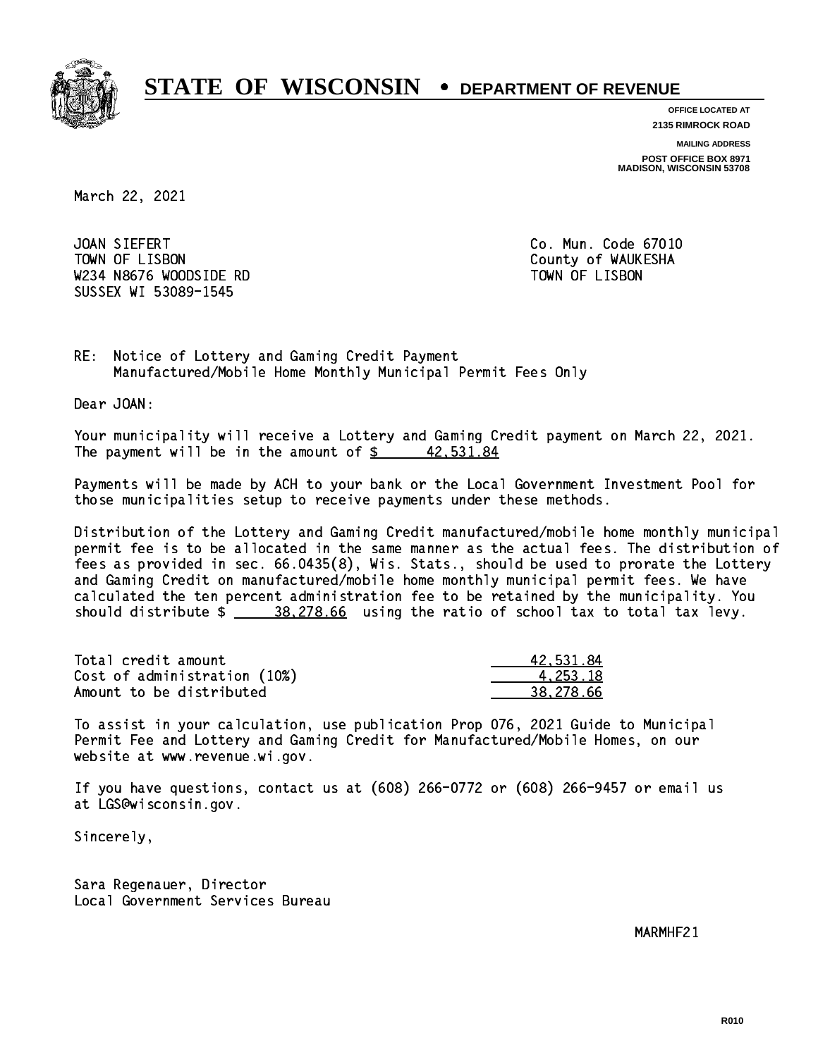# STATE OF WISCONSIN • DEPARTMENT OF REVENUE

**OFFICE LOCATED AT**
**2135 RIMROCK ROAD**

**MAILING ADDRESS**
**POST OFFICE BOX 8971**
**MADISON, WISCONSIN 53708**

March 22, 2021

JOAN SIEFERT
TOWN OF LISBON
W234 N8676 WOODSIDE RD
SUSSEX WI 53089-1545

Co. Mun. Code 67010
County of WAUKESHA
TOWN OF LISBON

RE: Notice of Lottery and Gaming Credit Payment
Manufactured/Mobile Home Monthly Municipal Permit Fees Only

Dear JOAN:

Your municipality will receive a Lottery and Gaming Credit payment on March 22, 2021. The payment will be in the amount of $ 42,531.84

Payments will be made by ACH to your bank or the Local Government Investment Pool for those municipalities setup to receive payments under these methods.

Distribution of the Lottery and Gaming Credit manufactured/mobile home monthly municipal permit fee is to be allocated in the same manner as the actual fees. The distribution of fees as provided in sec. 66.0435(8), Wis. Stats., should be used to prorate the Lottery and Gaming Credit on manufactured/mobile home monthly municipal permit fees. We have calculated the ten percent administration fee to be retained by the municipality. You should distribute $ 38,278.66 using the ratio of school tax to total tax levy.

| | |
|---|---|
| Total credit amount | 42,531.84 |
| Cost of administration (10%) | 4,253.18 |
| Amount to be distributed | 38,278.66 |

To assist in your calculation, use publication Prop 076, 2021 Guide to Municipal Permit Fee and Lottery and Gaming Credit for Manufactured/Mobile Homes, on our website at www.revenue.wi.gov.

If you have questions, contact us at (608) 266-0772 or (608) 266-9457 or email us at LGS@wisconsin.gov.

Sincerely,

Sara Regenauer, Director
Local Government Services Bureau

MARMHF21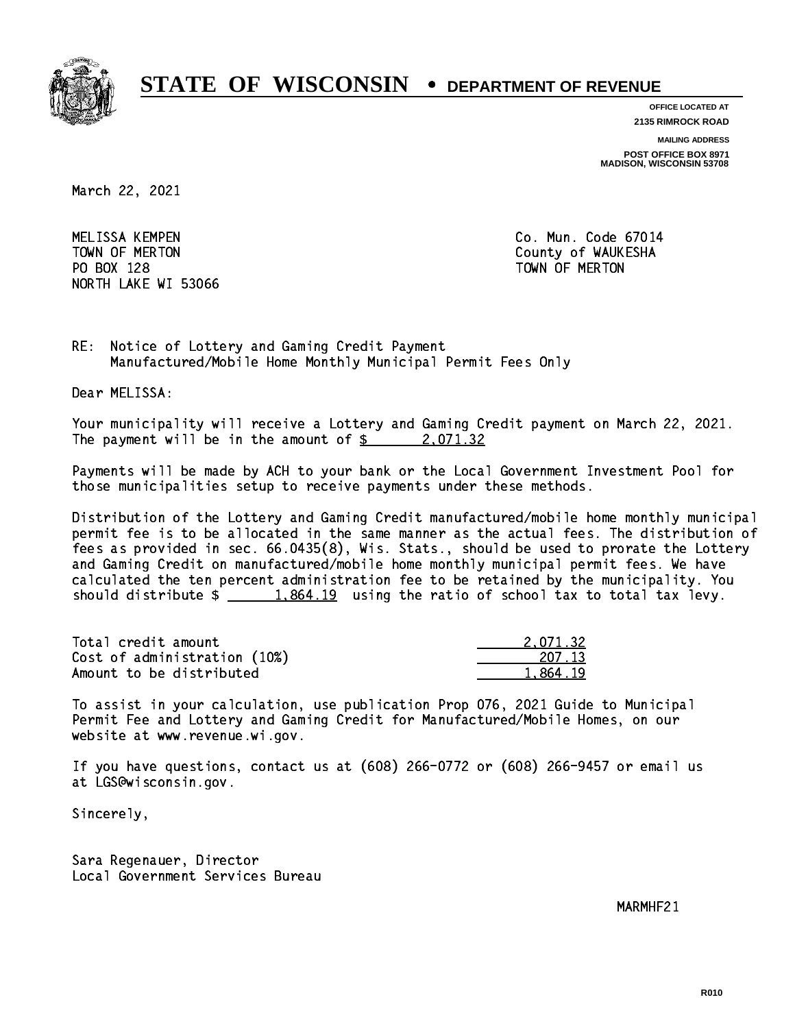# STATE OF WISCONSIN • DEPARTMENT OF REVENUE

**OFFICE LOCATED AT**
**2135 RIMROCK ROAD**

**MAILING ADDRESS**
**POST OFFICE BOX 8971**
**MADISON, WISCONSIN 53708**

March 22, 2021

MELISSA KEMPEN
TOWN OF MERTON
PO BOX 128
NORTH LAKE WI 53066

Co. Mun. Code 67014
County of WAUKESHA
TOWN OF MERTON

RE: Notice of Lottery and Gaming Credit Payment
Manufactured/Mobile Home Monthly Municipal Permit Fees Only

Dear MELISSA:

Your municipality will receive a Lottery and Gaming Credit payment on March 22, 2021. The payment will be in the amount of $ 2,071.32

Payments will be made by ACH to your bank or the Local Government Investment Pool for those municipalities setup to receive payments under these methods.

Distribution of the Lottery and Gaming Credit manufactured/mobile home monthly municipal permit fee is to be allocated in the same manner as the actual fees. The distribution of fees as provided in sec. 66.0435(8), Wis. Stats., should be used to prorate the Lottery and Gaming Credit on manufactured/mobile home monthly municipal permit fees. We have calculated the ten percent administration fee to be retained by the municipality. You should distribute $ 1,864.19 using the ratio of school tax to total tax levy.

| | |
|---|---|
| Total credit amount | 2,071.32 |
| Cost of administration (10%) | 207.13 |
| Amount to be distributed | 1,864.19 |

To assist in your calculation, use publication Prop 076, 2021 Guide to Municipal Permit Fee and Lottery and Gaming Credit for Manufactured/Mobile Homes, on our website at www.revenue.wi.gov.

If you have questions, contact us at (608) 266-0772 or (608) 266-9457 or email us at LGS@wisconsin.gov.

Sincerely,

Sara Regenauer, Director
Local Government Services Bureau

MARMHF21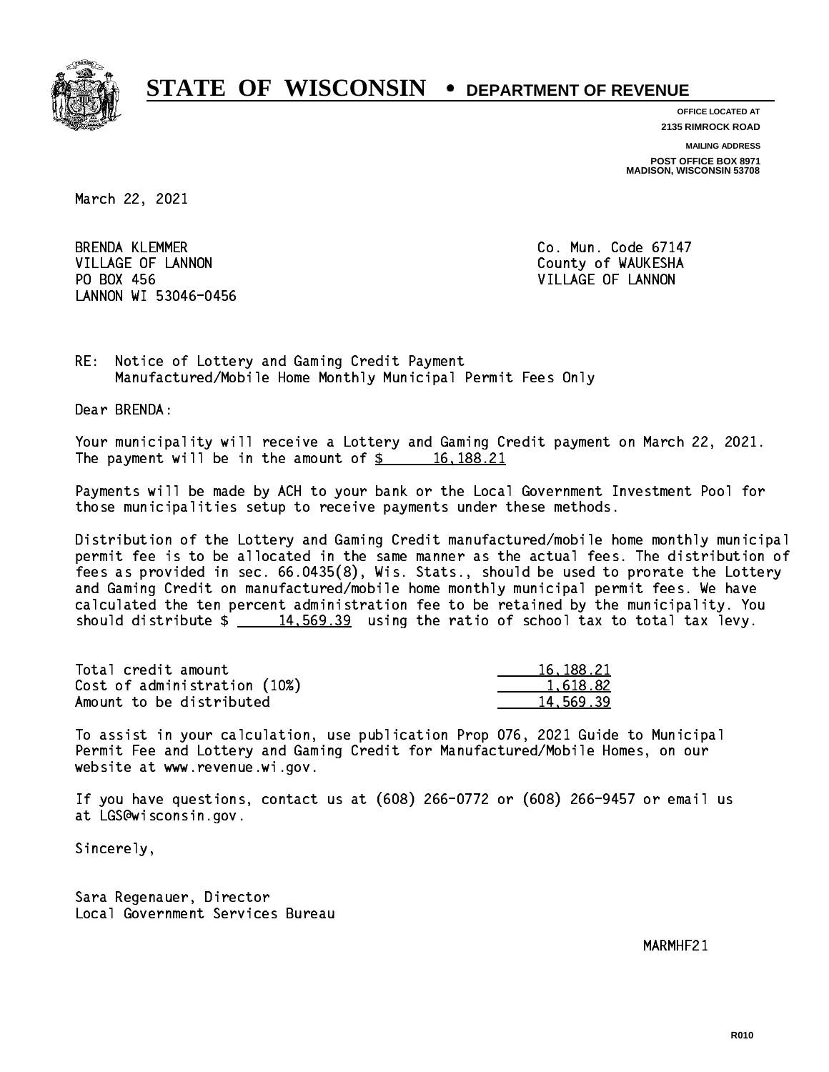# STATE OF WISCONSIN • DEPARTMENT OF REVENUE

**OFFICE LOCATED AT**
**2135 RIMROCK ROAD**

**MAILING ADDRESS**
**POST OFFICE BOX 8971**
**MADISON, WISCONSIN 53708**

March 22, 2021

BRENDA KLEMMER
VILLAGE OF LANNON
PO BOX 456
LANNON WI 53046-0456

Co. Mun. Code 67147
County of WAUKESHA
VILLAGE OF LANNON

RE: Notice of Lottery and Gaming Credit Payment
Manufactured/Mobile Home Monthly Municipal Permit Fees Only

Dear BRENDA:

Your municipality will receive a Lottery and Gaming Credit payment on March 22, 2021. The payment will be in the amount of $ 16,188.21

Payments will be made by ACH to your bank or the Local Government Investment Pool for those municipalities setup to receive payments under these methods.

Distribution of the Lottery and Gaming Credit manufactured/mobile home monthly municipal permit fee is to be allocated in the same manner as the actual fees. The distribution of fees as provided in sec. 66.0435(8), Wis. Stats., should be used to prorate the Lottery and Gaming Credit on manufactured/mobile home monthly municipal permit fees. We have calculated the ten percent administration fee to be retained by the municipality. You should distribute $ 14,569.39 using the ratio of school tax to total tax levy.

| | |
|---|---|
| Total credit amount | 16,188.21 |
| Cost of administration (10%) | 1,618.82 |
| Amount to be distributed | 14,569.39 |

To assist in your calculation, use publication Prop 076, 2021 Guide to Municipal Permit Fee and Lottery and Gaming Credit for Manufactured/Mobile Homes, on our website at www.revenue.wi.gov.

If you have questions, contact us at (608) 266-0772 or (608) 266-9457 or email us at LGS@wisconsin.gov.

Sincerely,

Sara Regenauer, Director
Local Government Services Bureau

MARMHF21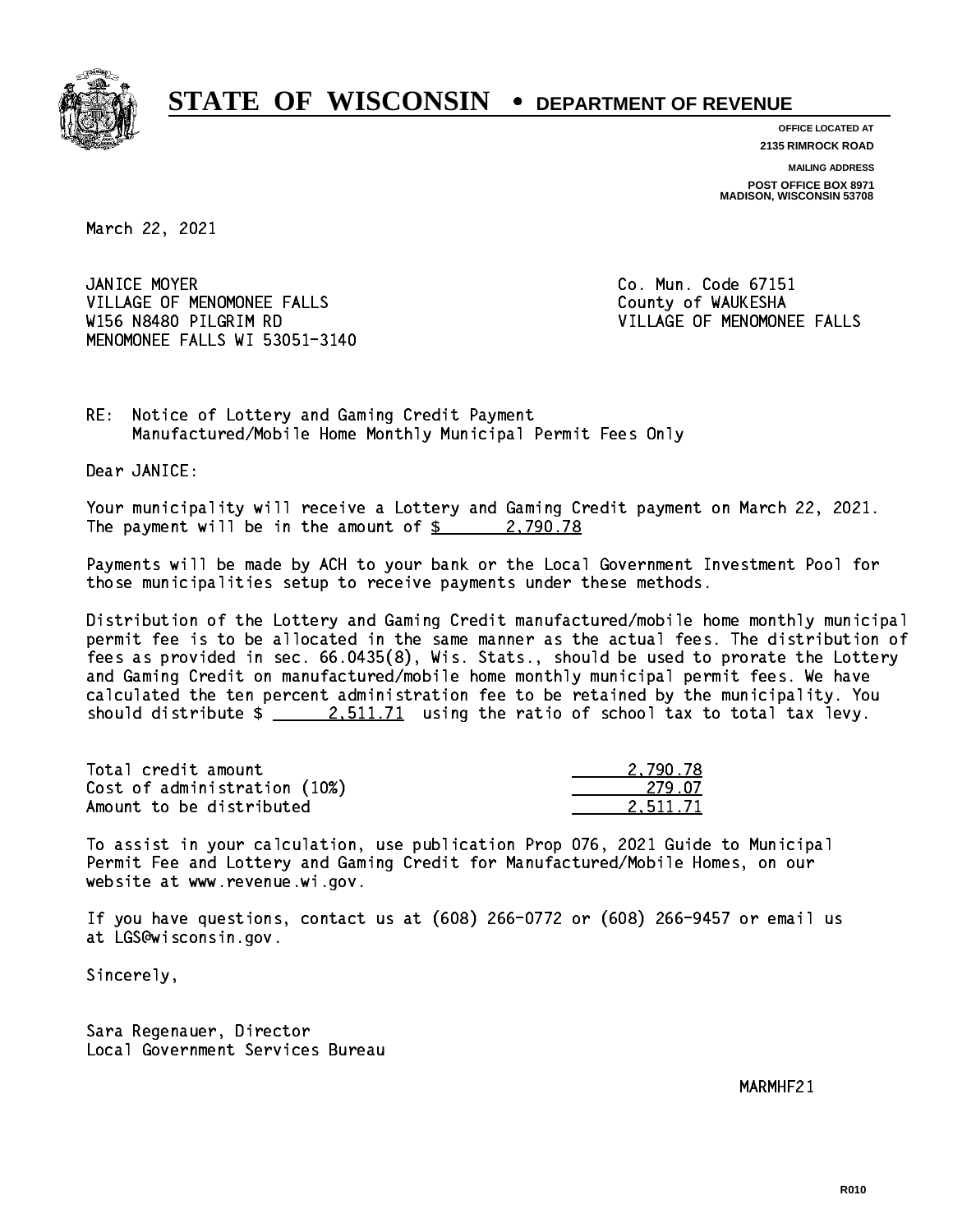# STATE OF WISCONSIN • DEPARTMENT OF REVENUE

OFFICE LOCATED AT
2135 RIMROCK ROAD

MAILING ADDRESS
POST OFFICE BOX 8971
MADISON, WISCONSIN 53708

March 22, 2021

JANICE MOYER
VILLAGE OF MENOMONEE FALLS
W156 N8480 PILGRIM RD
MENOMONEE FALLS WI 53051-3140

Co. Mun. Code 67151
County of WAUKESHA
VILLAGE OF MENOMONEE FALLS

RE: Notice of Lottery and Gaming Credit Payment
Manufactured/Mobile Home Monthly Municipal Permit Fees Only

Dear JANICE:

Your municipality will receive a Lottery and Gaming Credit payment on March 22, 2021. The payment will be in the amount of $ 2,790.78

Payments will be made by ACH to your bank or the Local Government Investment Pool for those municipalities setup to receive payments under these methods.

Distribution of the Lottery and Gaming Credit manufactured/mobile home monthly municipal permit fee is to be allocated in the same manner as the actual fees. The distribution of fees as provided in sec. 66.0435(8), Wis. Stats., should be used to prorate the Lottery and Gaming Credit on manufactured/mobile home monthly municipal permit fees. We have calculated the ten percent administration fee to be retained by the municipality. You should distribute $ 2,511.71 using the ratio of school tax to total tax levy.

| | |
|---|---|
| Total credit amount | 2,790.78 |
| Cost of administration (10%) | 279.07 |
| Amount to be distributed | 2,511.71 |

To assist in your calculation, use publication Prop 076, 2021 Guide to Municipal Permit Fee and Lottery and Gaming Credit for Manufactured/Mobile Homes, on our website at www.revenue.wi.gov.

If you have questions, contact us at (608) 266-0772 or (608) 266-9457 or email us at LGS@wisconsin.gov.

Sincerely,

Sara Regenauer, Director
Local Government Services Bureau

MARMHF21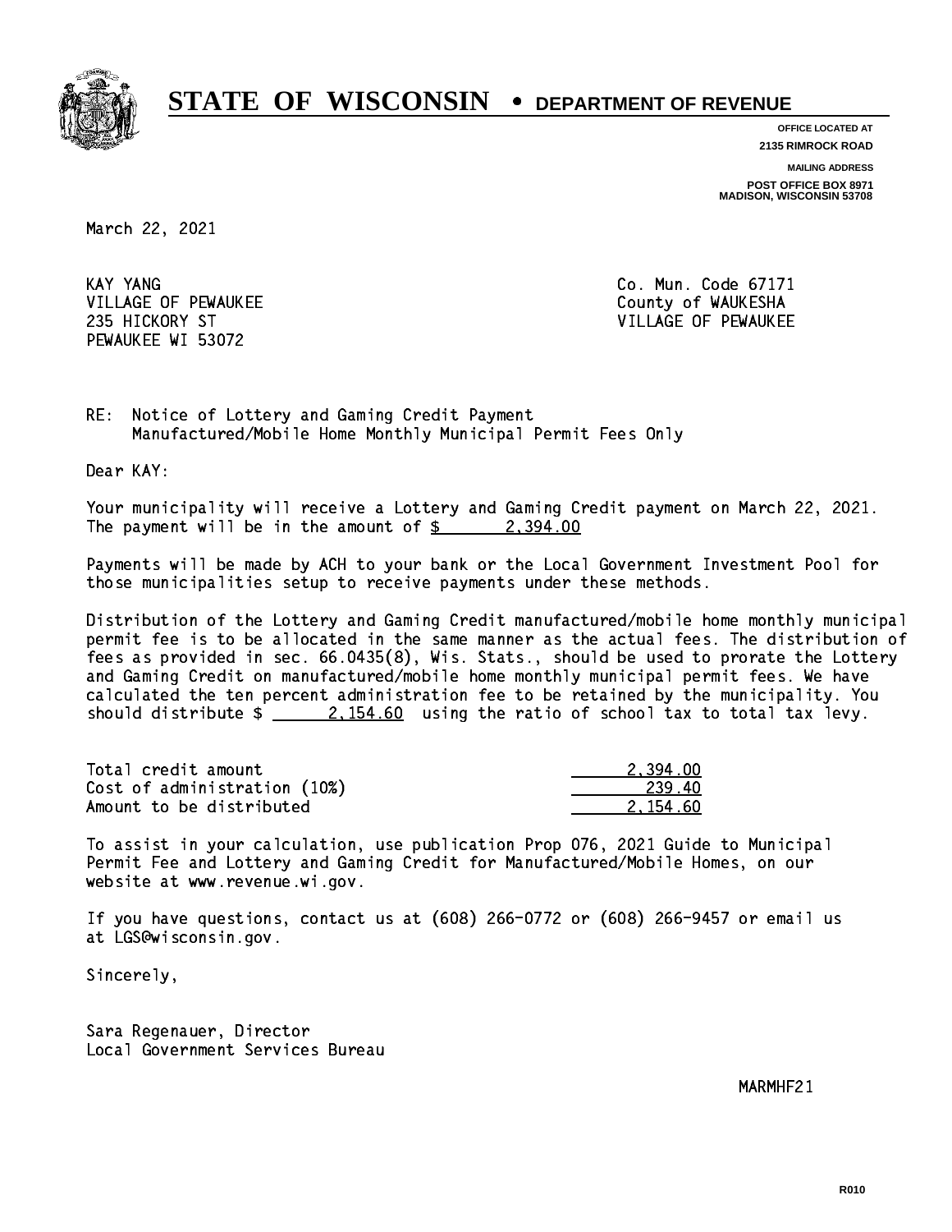# STATE OF WISCONSIN • DEPARTMENT OF REVENUE

OFFICE LOCATED AT
2135 RIMROCK ROAD

MAILING ADDRESS
POST OFFICE BOX 8971
MADISON, WISCONSIN 53708

March 22, 2021

KAY YANG
VILLAGE OF PEWAUKEE
235 HICKORY ST
PEWAUKEE WI 53072

Co. Mun. Code 67171
County of WAUKESHA
VILLAGE OF PEWAUKEE

RE: Notice of Lottery and Gaming Credit Payment
Manufactured/Mobile Home Monthly Municipal Permit Fees Only

Dear KAY:

Your municipality will receive a Lottery and Gaming Credit payment on March 22, 2021. The payment will be in the amount of $ 2,394.00

Payments will be made by ACH to your bank or the Local Government Investment Pool for those municipalities setup to receive payments under these methods.

Distribution of the Lottery and Gaming Credit manufactured/mobile home monthly municipal permit fee is to be allocated in the same manner as the actual fees. The distribution of fees as provided in sec. 66.0435(8), Wis. Stats., should be used to prorate the Lottery and Gaming Credit on manufactured/mobile home monthly municipal permit fees. We have calculated the ten percent administration fee to be retained by the municipality. You should distribute $ 2,154.60 using the ratio of school tax to total tax levy.

| | |
|---|---|
| Total credit amount | 2,394.00 |
| Cost of administration (10%) | 239.40 |
| Amount to be distributed | 2,154.60 |

To assist in your calculation, use publication Prop 076, 2021 Guide to Municipal Permit Fee and Lottery and Gaming Credit for Manufactured/Mobile Homes, on our website at www.revenue.wi.gov.

If you have questions, contact us at (608) 266-0772 or (608) 266-9457 or email us at LGS@wisconsin.gov.

Sincerely,

Sara Regenauer, Director
Local Government Services Bureau

MARMHF21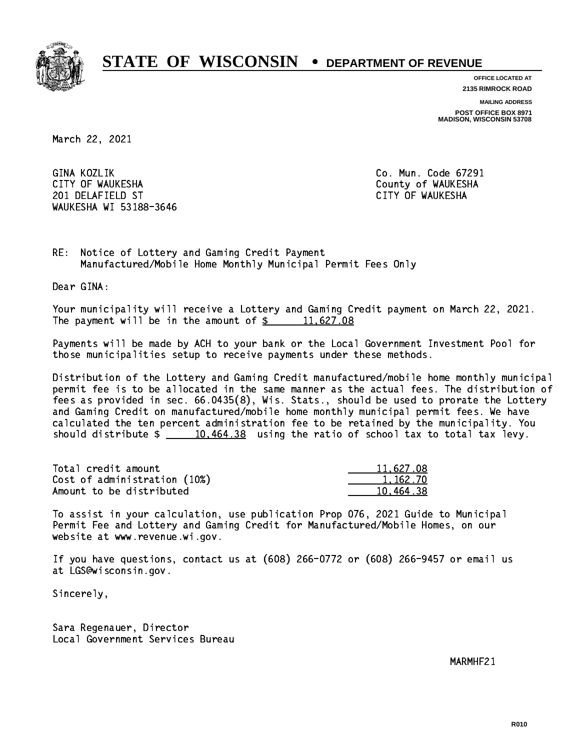# STATE OF WISCONSIN • DEPARTMENT OF REVENUE

**OFFICE LOCATED AT**
**2135 RIMROCK ROAD**

**MAILING ADDRESS**
**POST OFFICE BOX 8971**
**MADISON, WISCONSIN 53708**

March 22, 2021

GINA KOZLIK
CITY OF WAUKESHA
201 DELAFIELD ST
WAUKESHA WI 53188-3646

Co. Mun. Code 67291
County of WAUKESHA
CITY OF WAUKESHA

RE: Notice of Lottery and Gaming Credit Payment
Manufactured/Mobile Home Monthly Municipal Permit Fees Only

Dear GINA:

Your municipality will receive a Lottery and Gaming Credit payment on March 22, 2021. The payment will be in the amount of $ 11,627.08

Payments will be made by ACH to your bank or the Local Government Investment Pool for those municipalities setup to receive payments under these methods.

Distribution of the Lottery and Gaming Credit manufactured/mobile home monthly municipal permit fee is to be allocated in the same manner as the actual fees. The distribution of fees as provided in sec. 66.0435(8), Wis. Stats., should be used to prorate the Lottery and Gaming Credit on manufactured/mobile home monthly municipal permit fees. We have calculated the ten percent administration fee to be retained by the municipality. You should distribute $ 10,464.38 using the ratio of school tax to total tax levy.

| | |
|---|---|
| Total credit amount | 11,627.08 |
| Cost of administration (10%) | 1,162.70 |
| Amount to be distributed | 10,464.38 |

To assist in your calculation, use publication Prop 076, 2021 Guide to Municipal Permit Fee and Lottery and Gaming Credit for Manufactured/Mobile Homes, on our website at www.revenue.wi.gov.

If you have questions, contact us at (608) 266-0772 or (608) 266-9457 or email us at LGS@wisconsin.gov.

Sincerely,

Sara Regenauer, Director
Local Government Services Bureau

MARMHF21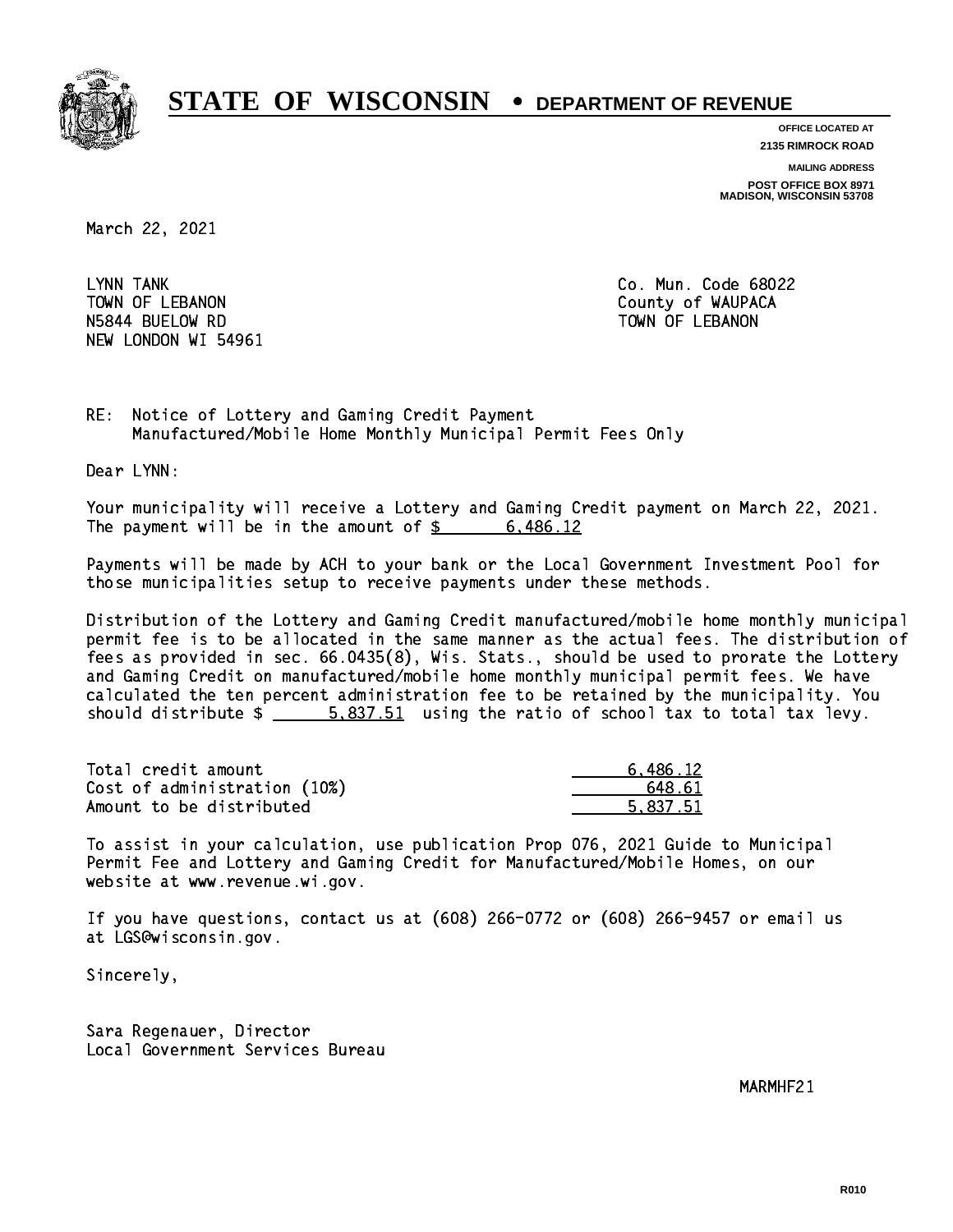# STATE OF WISCONSIN • DEPARTMENT OF REVENUE

OFFICE LOCATED AT
2135 RIMROCK ROAD

MAILING ADDRESS
POST OFFICE BOX 8971
MADISON, WISCONSIN 53708

March 22, 2021

LYNN TANK
TOWN OF LEBANON
N5844 BUELOW RD
NEW LONDON WI 54961

Co. Mun. Code 68022
County of WAUPACA
TOWN OF LEBANON

RE: Notice of Lottery and Gaming Credit Payment
Manufactured/Mobile Home Monthly Municipal Permit Fees Only

Dear LYNN:

Your municipality will receive a Lottery and Gaming Credit payment on March 22, 2021. The payment will be in the amount of $ 6,486.12

Payments will be made by ACH to your bank or the Local Government Investment Pool for those municipalities setup to receive payments under these methods.

Distribution of the Lottery and Gaming Credit manufactured/mobile home monthly municipal permit fee is to be allocated in the same manner as the actual fees. The distribution of fees as provided in sec. 66.0435(8), Wis. Stats., should be used to prorate the Lottery and Gaming Credit on manufactured/mobile home monthly municipal permit fees. We have calculated the ten percent administration fee to be retained by the municipality. You should distribute $ 5,837.51 using the ratio of school tax to total tax levy.

| | |
|---|---|
| Total credit amount | 6,486.12 |
| Cost of administration (10%) | 648.61 |
| Amount to be distributed | 5,837.51 |

To assist in your calculation, use publication Prop 076, 2021 Guide to Municipal Permit Fee and Lottery and Gaming Credit for Manufactured/Mobile Homes, on our website at www.revenue.wi.gov.

If you have questions, contact us at (608) 266-0772 or (608) 266-9457 or email us at LGS@wisconsin.gov.

Sincerely,

Sara Regenauer, Director
Local Government Services Bureau

MARMHF21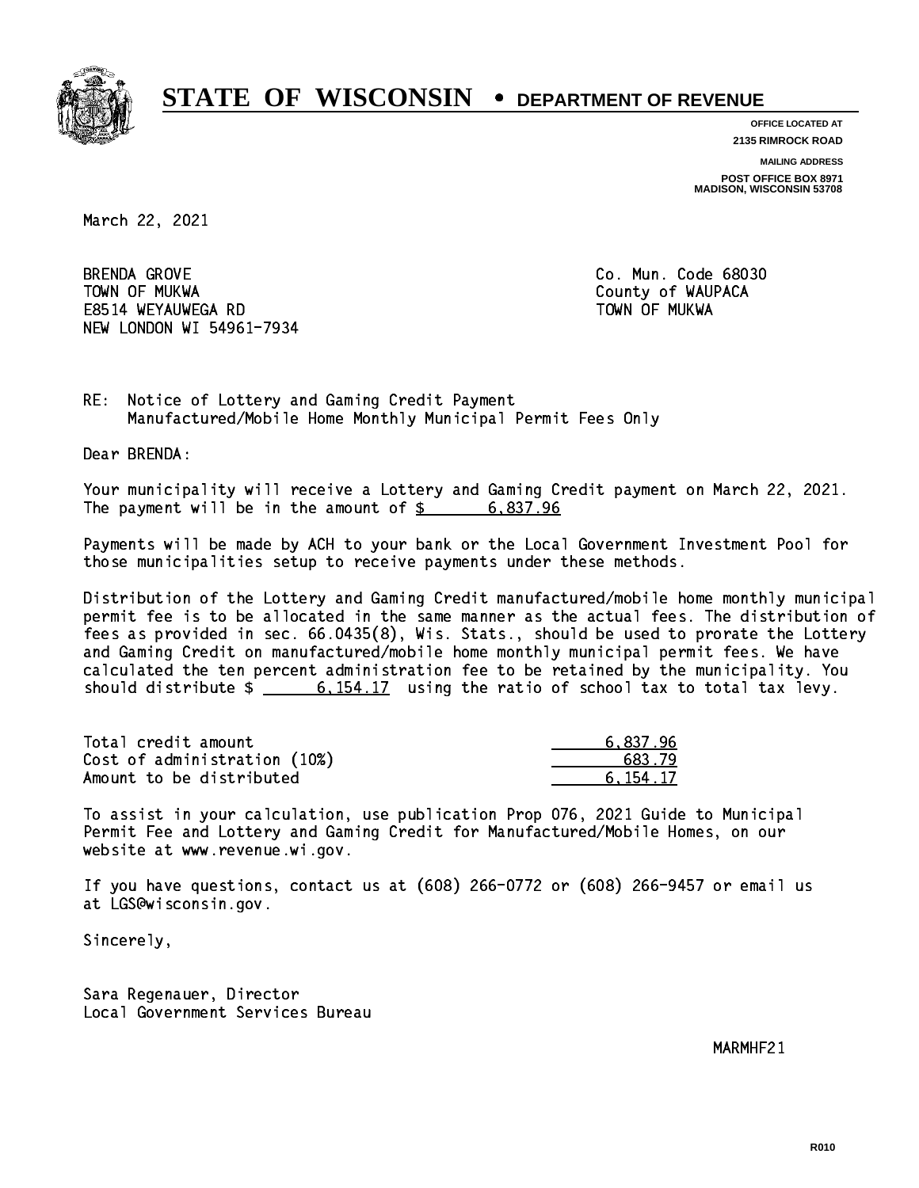# STATE OF WISCONSIN • DEPARTMENT OF REVENUE

**OFFICE LOCATED AT**
**2135 RIMROCK ROAD**

**MAILING ADDRESS**
**POST OFFICE BOX 8971**
**MADISON, WISCONSIN 53708**

March 22, 2021

BRENDA GROVE
TOWN OF MUKWA
E8514 WEYAUWEGA RD
NEW LONDON WI 54961-7934

Co. Mun. Code 68030
County of WAUPACA
TOWN OF MUKWA

RE: Notice of Lottery and Gaming Credit Payment
Manufactured/Mobile Home Monthly Municipal Permit Fees Only

Dear BRENDA:

Your municipality will receive a Lottery and Gaming Credit payment on March 22, 2021. The payment will be in the amount of $ 6,837.96

Payments will be made by ACH to your bank or the Local Government Investment Pool for those municipalities setup to receive payments under these methods.

Distribution of the Lottery and Gaming Credit manufactured/mobile home monthly municipal permit fee is to be allocated in the same manner as the actual fees. The distribution of fees as provided in sec. 66.0435(8), Wis. Stats., should be used to prorate the Lottery and Gaming Credit on manufactured/mobile home monthly municipal permit fees. We have calculated the ten percent administration fee to be retained by the municipality. You should distribute $ 6,154.17 using the ratio of school tax to total tax levy.

| | |
|---|---|
| Total credit amount | 6,837.96 |
| Cost of administration (10%) | 683.79 |
| Amount to be distributed | 6,154.17 |

To assist in your calculation, use publication Prop 076, 2021 Guide to Municipal Permit Fee and Lottery and Gaming Credit for Manufactured/Mobile Homes, on our website at www.revenue.wi.gov.

If you have questions, contact us at (608) 266-0772 or (608) 266-9457 or email us at LGS@wisconsin.gov.

Sincerely,

Sara Regenauer, Director
Local Government Services Bureau

MARMHF21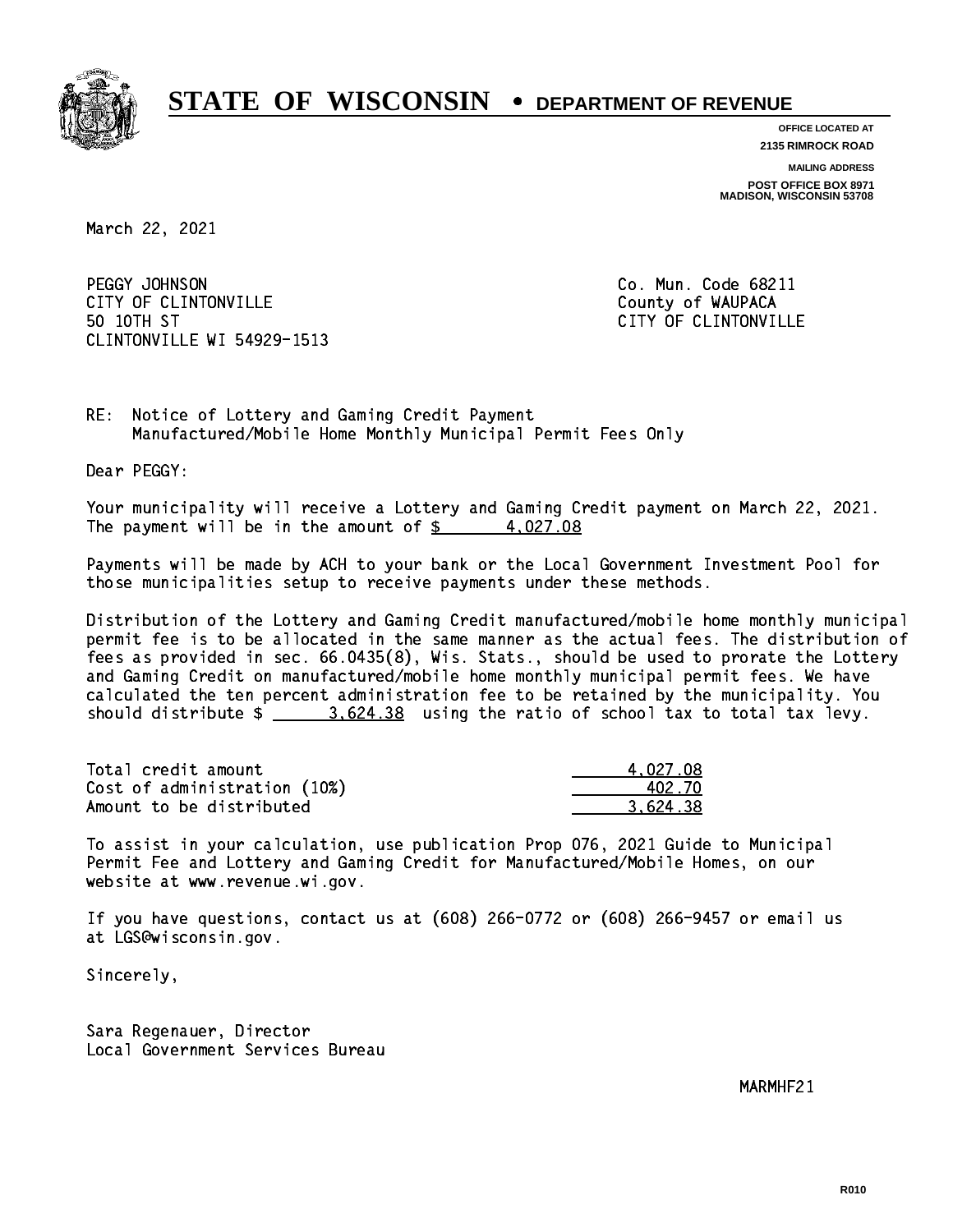# STATE OF WISCONSIN • DEPARTMENT OF REVENUE

**OFFICE LOCATED AT**
**2135 RIMROCK ROAD**

**MAILING ADDRESS**
**POST OFFICE BOX 8971**
**MADISON, WISCONSIN 53708**

March 22, 2021

PEGGY JOHNSON
CITY OF CLINTONVILLE
50 10TH ST
CLINTONVILLE WI 54929-1513

Co. Mun. Code 68211
County of WAUPACA
CITY OF CLINTONVILLE

RE: Notice of Lottery and Gaming Credit Payment
Manufactured/Mobile Home Monthly Municipal Permit Fees Only

Dear PEGGY:

Your municipality will receive a Lottery and Gaming Credit payment on March 22, 2021. The payment will be in the amount of $ 4,027.08

Payments will be made by ACH to your bank or the Local Government Investment Pool for those municipalities setup to receive payments under these methods.

Distribution of the Lottery and Gaming Credit manufactured/mobile home monthly municipal permit fee is to be allocated in the same manner as the actual fees. The distribution of fees as provided in sec. 66.0435(8), Wis. Stats., should be used to prorate the Lottery and Gaming Credit on manufactured/mobile home monthly municipal permit fees. We have calculated the ten percent administration fee to be retained by the municipality. You should distribute $ 3,624.38 using the ratio of school tax to total tax levy.

| | |
|---|---|
| Total credit amount | 4,027.08 |
| Cost of administration (10%) | 402.70 |
| Amount to be distributed | 3,624.38 |

To assist in your calculation, use publication Prop 076, 2021 Guide to Municipal Permit Fee and Lottery and Gaming Credit for Manufactured/Mobile Homes, on our website at www.revenue.wi.gov.

If you have questions, contact us at (608) 266-0772 or (608) 266-9457 or email us at LGS@wisconsin.gov.

Sincerely,

Sara Regenauer, Director
Local Government Services Bureau

MARMHF21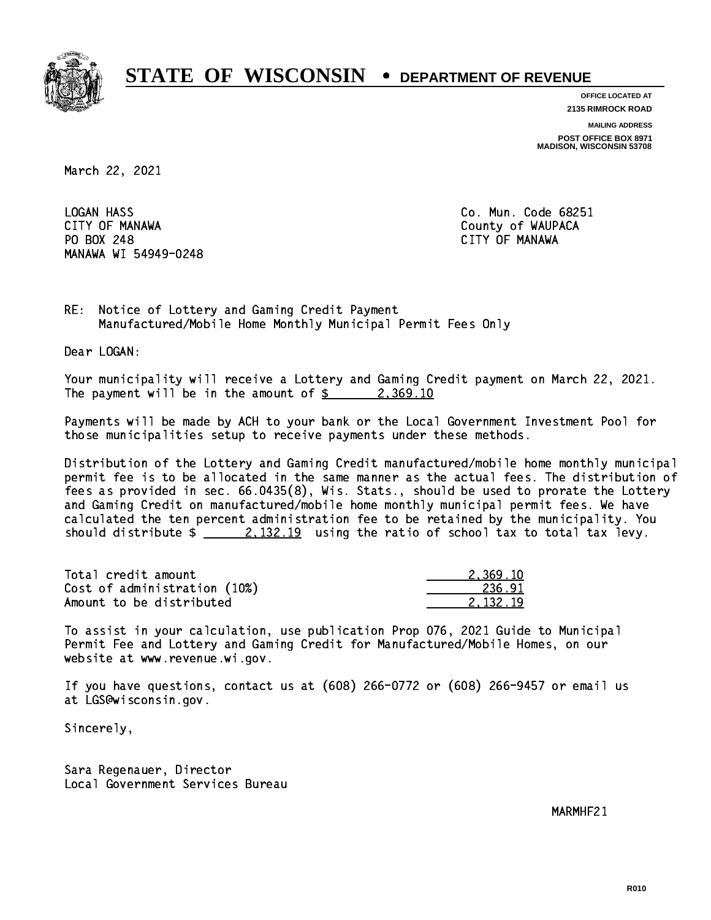# STATE OF WISCONSIN • DEPARTMENT OF REVENUE

**OFFICE LOCATED AT**
**2135 RIMROCK ROAD**

**MAILING ADDRESS**
**POST OFFICE BOX 8971**
**MADISON, WISCONSIN 53708**

March 22, 2021

LOGAN HASS
CITY OF MANAWA
PO BOX 248
MANAWA WI 54949-0248

Co. Mun. Code 68251
County of WAUPACA
CITY OF MANAWA

RE: Notice of Lottery and Gaming Credit Payment
Manufactured/Mobile Home Monthly Municipal Permit Fees Only

Dear LOGAN:

Your municipality will receive a Lottery and Gaming Credit payment on March 22, 2021. The payment will be in the amount of $ 2,369.10

Payments will be made by ACH to your bank or the Local Government Investment Pool for those municipalities setup to receive payments under these methods.

Distribution of the Lottery and Gaming Credit manufactured/mobile home monthly municipal permit fee is to be allocated in the same manner as the actual fees. The distribution of fees as provided in sec. 66.0435(8), Wis. Stats., should be used to prorate the Lottery and Gaming Credit on manufactured/mobile home monthly municipal permit fees. We have calculated the ten percent administration fee to be retained by the municipality. You should distribute $ 2,132.19 using the ratio of school tax to total tax levy.

| | |
|---|---|
| Total credit amount | 2,369.10 |
| Cost of administration (10%) | 236.91 |
| Amount to be distributed | 2,132.19 |

To assist in your calculation, use publication Prop 076, 2021 Guide to Municipal Permit Fee and Lottery and Gaming Credit for Manufactured/Mobile Homes, on our website at www.revenue.wi.gov.

If you have questions, contact us at (608) 266-0772 or (608) 266-9457 or email us at LGS@wisconsin.gov.

Sincerely,

Sara Regenauer, Director
Local Government Services Bureau

MARMHF21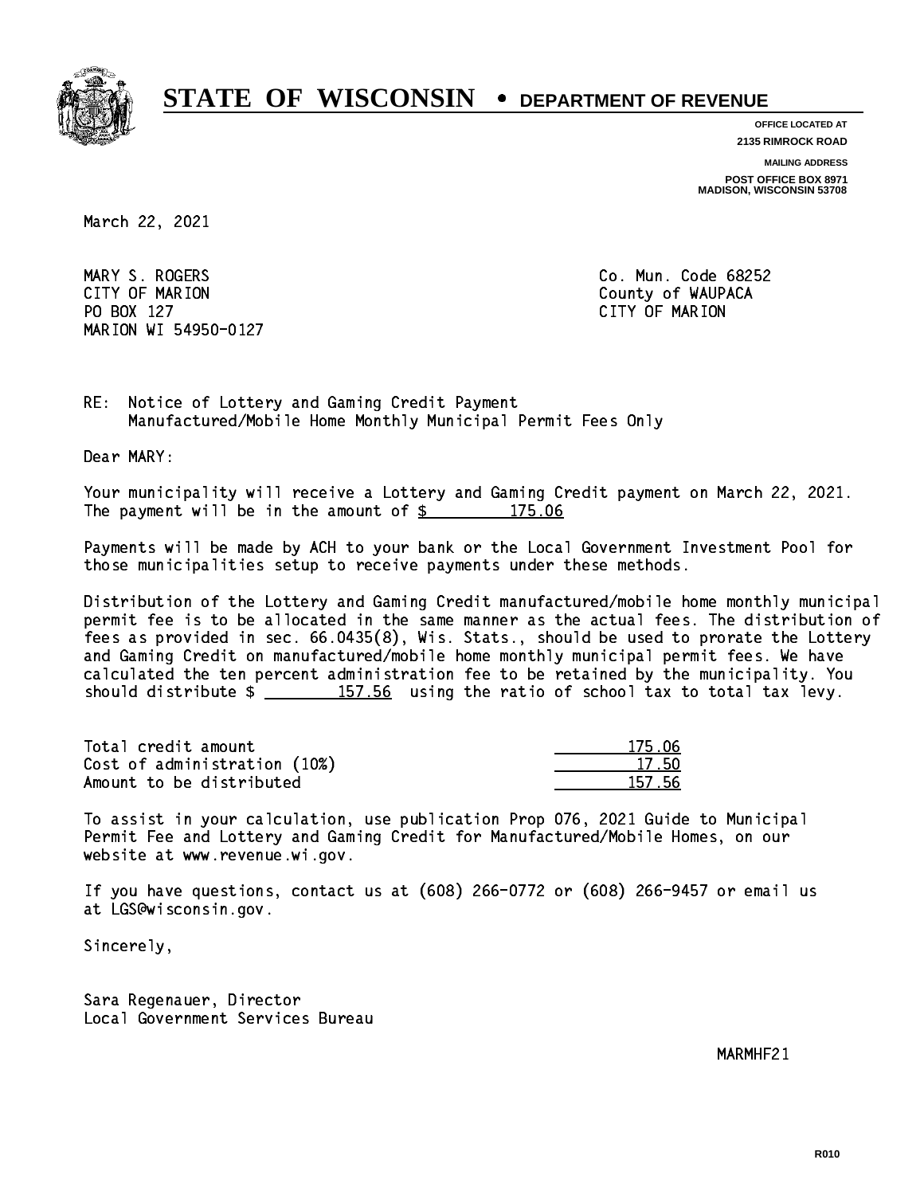# STATE OF WISCONSIN • DEPARTMENT OF REVENUE

**OFFICE LOCATED AT**
**2135 RIMROCK ROAD**

**MAILING ADDRESS**
**POST OFFICE BOX 8971**
**MADISON, WISCONSIN 53708**

March 22, 2021

MARY S. ROGERS
CITY OF MARION
PO BOX 127
MARION WI 54950-0127

Co. Mun. Code 68252
County of WAUPACA
CITY OF MARION

RE: Notice of Lottery and Gaming Credit Payment
Manufactured/Mobile Home Monthly Municipal Permit Fees Only

Dear MARY:

Your municipality will receive a Lottery and Gaming Credit payment on March 22, 2021. The payment will be in the amount of $ 175.06

Payments will be made by ACH to your bank or the Local Government Investment Pool for those municipalities setup to receive payments under these methods.

Distribution of the Lottery and Gaming Credit manufactured/mobile home monthly municipal permit fee is to be allocated in the same manner as the actual fees. The distribution of fees as provided in sec. 66.0435(8), Wis. Stats., should be used to prorate the Lottery and Gaming Credit on manufactured/mobile home monthly municipal permit fees. We have calculated the ten percent administration fee to be retained by the municipality. You should distribute $ 157.56 using the ratio of school tax to total tax levy.

| | |
|---|---|
| Total credit amount | 175.06 |
| Cost of administration (10%) | 17.50 |
| Amount to be distributed | 157.56 |

To assist in your calculation, use publication Prop 076, 2021 Guide to Municipal Permit Fee and Lottery and Gaming Credit for Manufactured/Mobile Homes, on our website at www.revenue.wi.gov.

If you have questions, contact us at (608) 266-0772 or (608) 266-9457 or email us at LGS@wisconsin.gov.

Sincerely,

Sara Regenauer, Director
Local Government Services Bureau

MARMHF21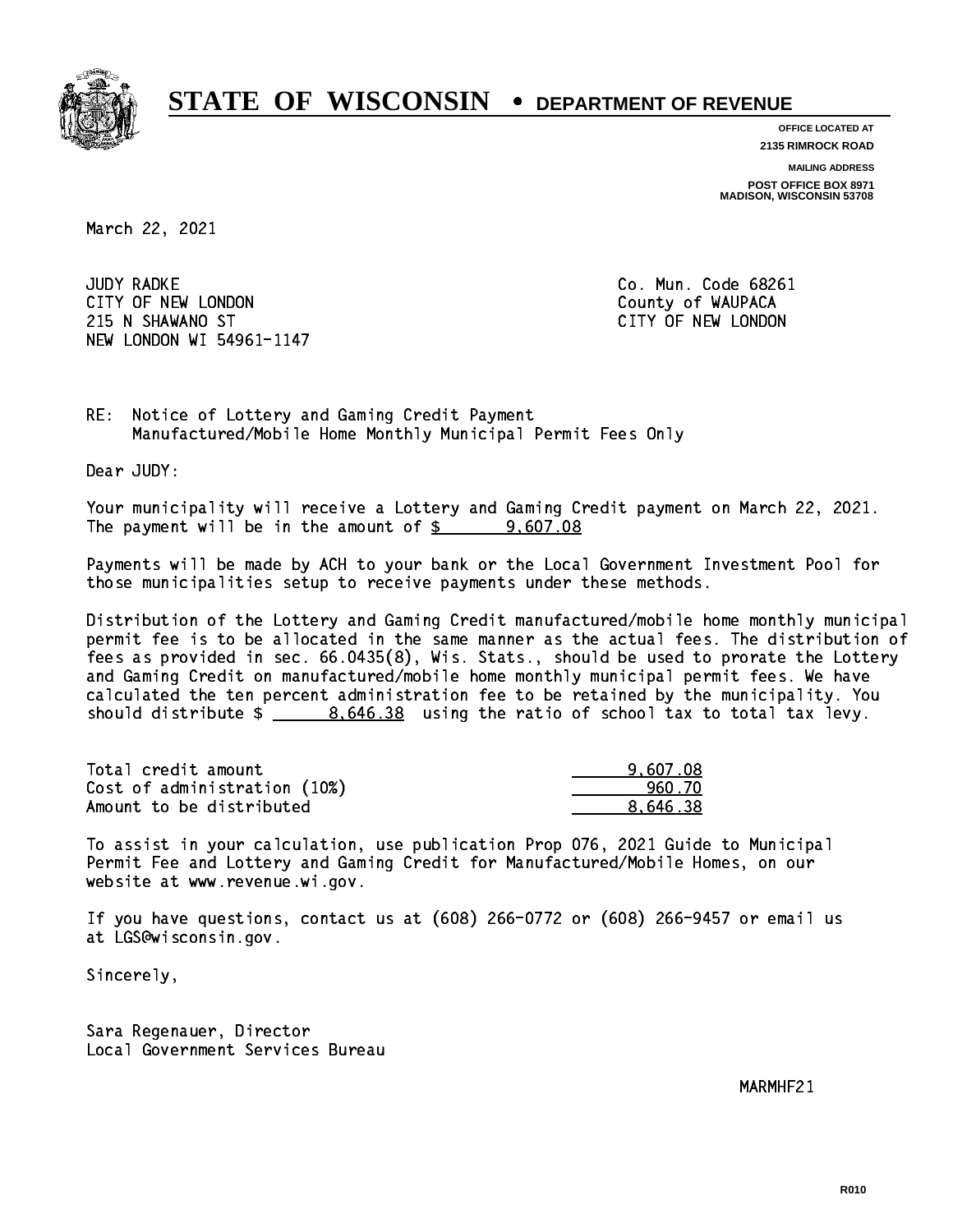# STATE OF WISCONSIN • DEPARTMENT OF REVENUE

OFFICE LOCATED AT
2135 RIMROCK ROAD

MAILING ADDRESS
POST OFFICE BOX 8971
MADISON, WISCONSIN 53708

March 22, 2021

JUDY RADKE
CITY OF NEW LONDON
215 N SHAWANO ST
NEW LONDON WI 54961-1147

Co. Mun. Code 68261
County of WAUPACA
CITY OF NEW LONDON

RE: Notice of Lottery and Gaming Credit Payment
Manufactured/Mobile Home Monthly Municipal Permit Fees Only

Dear JUDY:

Your municipality will receive a Lottery and Gaming Credit payment on March 22, 2021. The payment will be in the amount of $ 9,607.08

Payments will be made by ACH to your bank or the Local Government Investment Pool for those municipalities setup to receive payments under these methods.

Distribution of the Lottery and Gaming Credit manufactured/mobile home monthly municipal permit fee is to be allocated in the same manner as the actual fees. The distribution of fees as provided in sec. 66.0435(8), Wis. Stats., should be used to prorate the Lottery and Gaming Credit on manufactured/mobile home monthly municipal permit fees. We have calculated the ten percent administration fee to be retained by the municipality. You should distribute $ 8,646.38 using the ratio of school tax to total tax levy.

| | |
|---|---|
| Total credit amount | 9,607.08 |
| Cost of administration (10%) | 960.70 |
| Amount to be distributed | 8,646.38 |

To assist in your calculation, use publication Prop 076, 2021 Guide to Municipal Permit Fee and Lottery and Gaming Credit for Manufactured/Mobile Homes, on our website at www.revenue.wi.gov.

If you have questions, contact us at (608) 266-0772 or (608) 266-9457 or email us at LGS@wisconsin.gov.

Sincerely,

Sara Regenauer, Director
Local Government Services Bureau

MARMHF21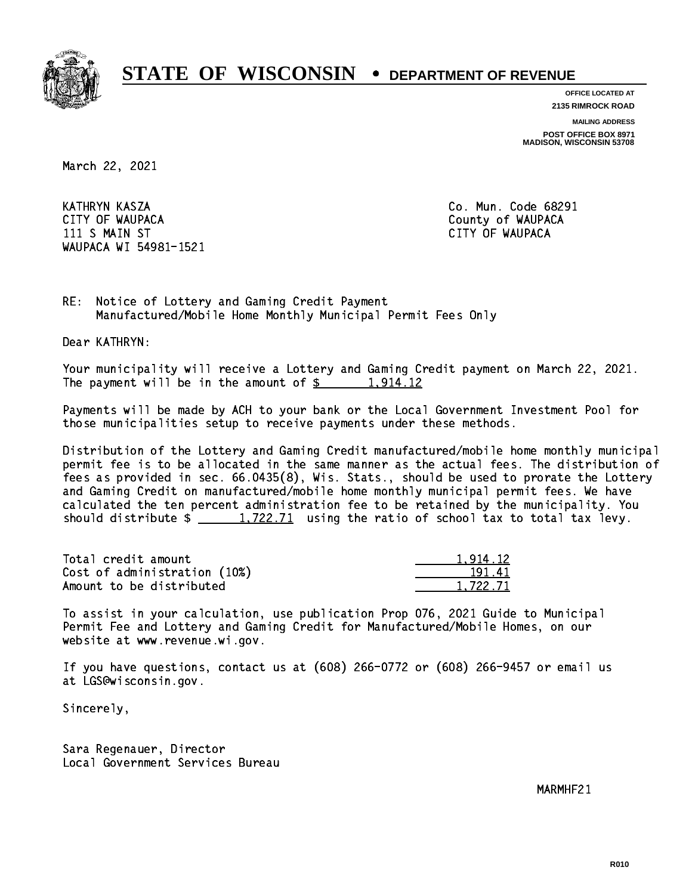# STATE OF WISCONSIN • DEPARTMENT OF REVENUE

OFFICE LOCATED AT
2135 RIMROCK ROAD

MAILING ADDRESS
POST OFFICE BOX 8971
MADISON, WISCONSIN 53708

March 22, 2021

KATHRYN KASZA
CITY OF WAUPACA
111 S MAIN ST
WAUPACA WI 54981-1521

Co. Mun. Code 68291
County of WAUPACA
CITY OF WAUPACA

RE: Notice of Lottery and Gaming Credit Payment
Manufactured/Mobile Home Monthly Municipal Permit Fees Only

Dear KATHRYN:

Your municipality will receive a Lottery and Gaming Credit payment on March 22, 2021. The payment will be in the amount of $ 1,914.12

Payments will be made by ACH to your bank or the Local Government Investment Pool for those municipalities setup to receive payments under these methods.

Distribution of the Lottery and Gaming Credit manufactured/mobile home monthly municipal permit fee is to be allocated in the same manner as the actual fees. The distribution of fees as provided in sec. 66.0435(8), Wis. Stats., should be used to prorate the Lottery and Gaming Credit on manufactured/mobile home monthly municipal permit fees. We have calculated the ten percent administration fee to be retained by the municipality. You should distribute $ 1,722.71 using the ratio of school tax to total tax levy.

| | |
|---|---|
| Total credit amount | 1,914.12 |
| Cost of administration (10%) | 191.41 |
| Amount to be distributed | 1,722.71 |

To assist in your calculation, use publication Prop 076, 2021 Guide to Municipal Permit Fee and Lottery and Gaming Credit for Manufactured/Mobile Homes, on our website at www.revenue.wi.gov.

If you have questions, contact us at (608) 266-0772 or (608) 266-9457 or email us at LGS@wisconsin.gov.

Sincerely,

Sara Regenauer, Director
Local Government Services Bureau

MARMHF21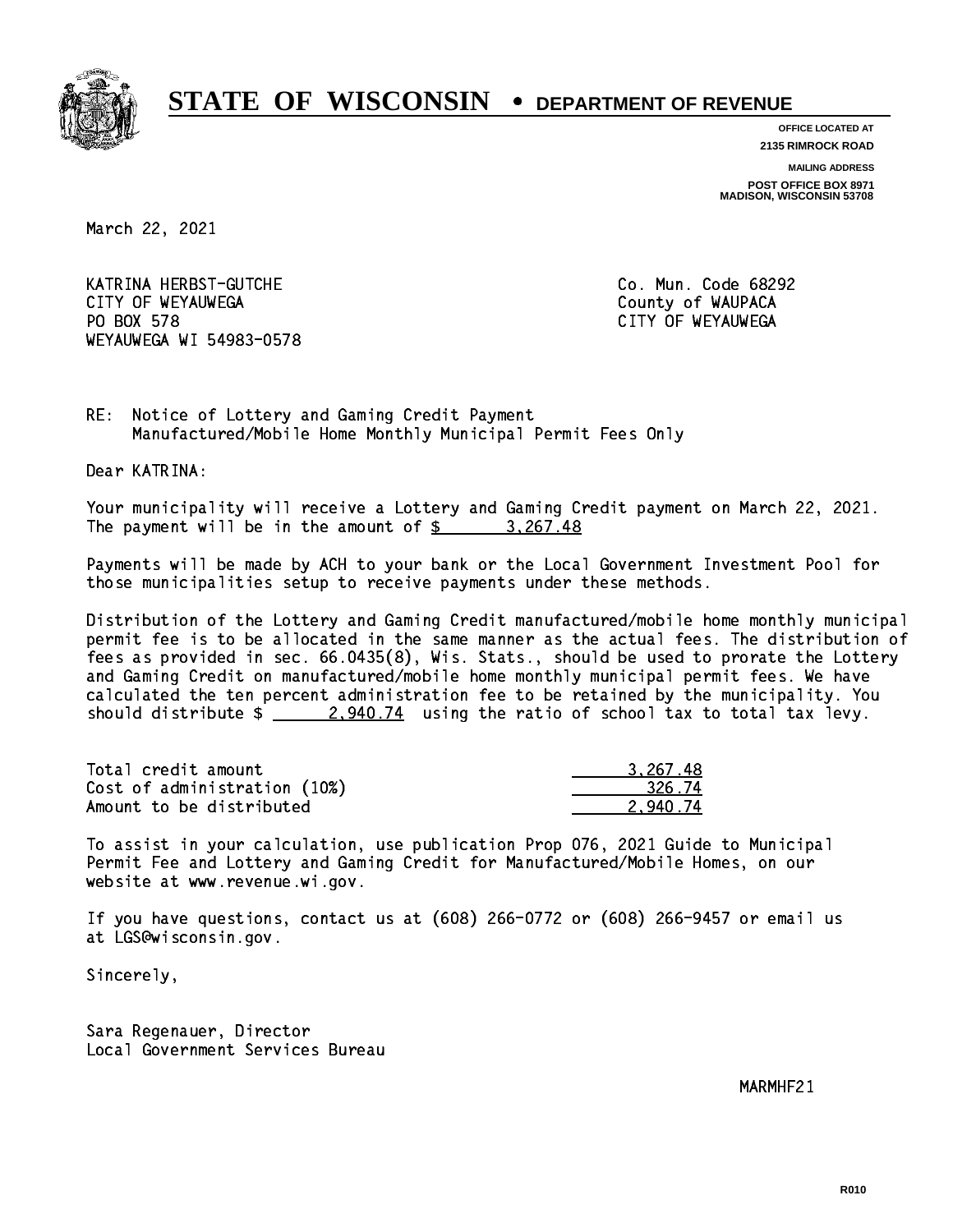# STATE OF WISCONSIN • DEPARTMENT OF REVENUE

**OFFICE LOCATED AT**
**2135 RIMROCK ROAD**

**MAILING ADDRESS**
**POST OFFICE BOX 8971**
**MADISON, WISCONSIN 53708**

March 22, 2021

KATRINA HERBST-GUTCHE
CITY OF WEYAUWEGA
PO BOX 578
WEYAUWEGA WI 54983-0578

Co. Mun. Code 68292
County of WAUPACA
CITY OF WEYAUWEGA

RE: Notice of Lottery and Gaming Credit Payment
Manufactured/Mobile Home Monthly Municipal Permit Fees Only

Dear KATRINA:

Your municipality will receive a Lottery and Gaming Credit payment on March 22, 2021. The payment will be in the amount of $ 3,267.48

Payments will be made by ACH to your bank or the Local Government Investment Pool for those municipalities setup to receive payments under these methods.

Distribution of the Lottery and Gaming Credit manufactured/mobile home monthly municipal permit fee is to be allocated in the same manner as the actual fees. The distribution of fees as provided in sec. 66.0435(8), Wis. Stats., should be used to prorate the Lottery and Gaming Credit on manufactured/mobile home monthly municipal permit fees. We have calculated the ten percent administration fee to be retained by the municipality. You should distribute $ 2,940.74 using the ratio of school tax to total tax levy.

| | |
|---|---|
| Total credit amount | 3,267.48 |
| Cost of administration (10%) | 326.74 |
| Amount to be distributed | 2,940.74 |

To assist in your calculation, use publication Prop 076, 2021 Guide to Municipal Permit Fee and Lottery and Gaming Credit for Manufactured/Mobile Homes, on our website at www.revenue.wi.gov.

If you have questions, contact us at (608) 266-0772 or (608) 266-9457 or email us at LGS@wisconsin.gov.

Sincerely,

Sara Regenauer, Director
Local Government Services Bureau

MARMHF21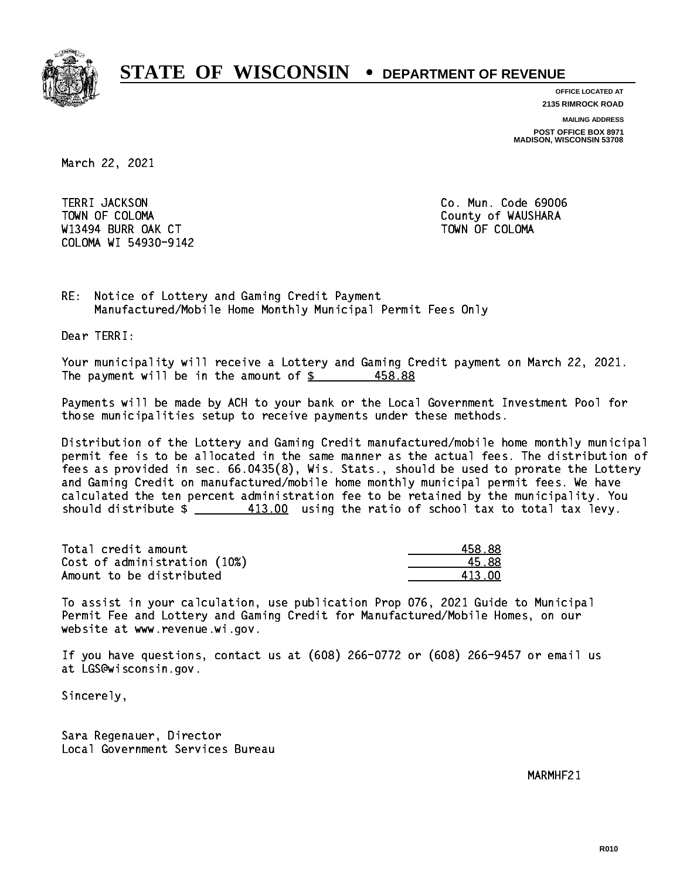# STATE OF WISCONSIN • DEPARTMENT OF REVENUE

OFFICE LOCATED AT
2135 RIMROCK ROAD

MAILING ADDRESS
POST OFFICE BOX 8971
MADISON, WISCONSIN 53708

March 22, 2021

TERRI JACKSON
TOWN OF COLOMA
W13494 BURR OAK CT
COLOMA WI 54930-9142

Co. Mun. Code 69006
County of WAUSHARA
TOWN OF COLOMA

RE: Notice of Lottery and Gaming Credit Payment
Manufactured/Mobile Home Monthly Municipal Permit Fees Only

Dear TERRI:

Your municipality will receive a Lottery and Gaming Credit payment on March 22, 2021. The payment will be in the amount of $ 458.88

Payments will be made by ACH to your bank or the Local Government Investment Pool for those municipalities setup to receive payments under these methods.

Distribution of the Lottery and Gaming Credit manufactured/mobile home monthly municipal permit fee is to be allocated in the same manner as the actual fees. The distribution of fees as provided in sec. 66.0435(8), Wis. Stats., should be used to prorate the Lottery and Gaming Credit on manufactured/mobile home monthly municipal permit fees. We have calculated the ten percent administration fee to be retained by the municipality. You should distribute $ 413.00 using the ratio of school tax to total tax levy.

| | |
|---|---|
| Total credit amount | 458.88 |
| Cost of administration (10%) | 45.88 |
| Amount to be distributed | 413.00 |

To assist in your calculation, use publication Prop 076, 2021 Guide to Municipal Permit Fee and Lottery and Gaming Credit for Manufactured/Mobile Homes, on our website at www.revenue.wi.gov.

If you have questions, contact us at (608) 266-0772 or (608) 266-9457 or email us at LGS@wisconsin.gov.

Sincerely,

Sara Regenauer, Director
Local Government Services Bureau

MARMHF21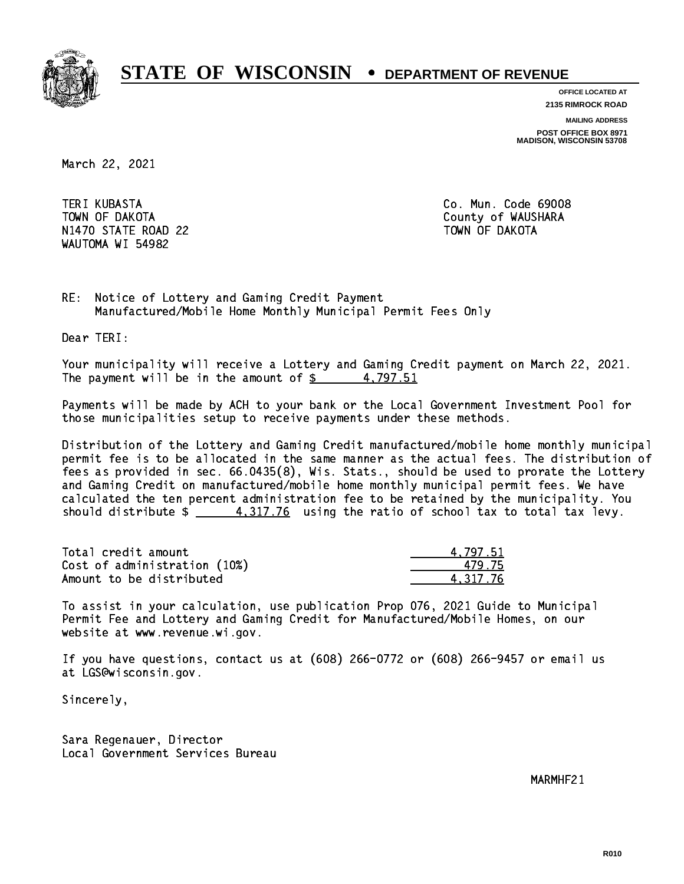# STATE OF WISCONSIN • DEPARTMENT OF REVENUE

**OFFICE LOCATED AT**
**2135 RIMROCK ROAD**

**MAILING ADDRESS**
**POST OFFICE BOX 8971**
**MADISON, WISCONSIN 53708**

March 22, 2021

TERI KUBASTA
TOWN OF DAKOTA
N1470 STATE ROAD 22
WAUTOMA WI 54982

Co. Mun. Code 69008
County of WAUSHARA
TOWN OF DAKOTA

RE: Notice of Lottery and Gaming Credit Payment
Manufactured/Mobile Home Monthly Municipal Permit Fees Only

Dear TERI:

Your municipality will receive a Lottery and Gaming Credit payment on March 22, 2021. The payment will be in the amount of $ 4,797.51

Payments will be made by ACH to your bank or the Local Government Investment Pool for those municipalities setup to receive payments under these methods.

Distribution of the Lottery and Gaming Credit manufactured/mobile home monthly municipal permit fee is to be allocated in the same manner as the actual fees. The distribution of fees as provided in sec. 66.0435(8), Wis. Stats., should be used to prorate the Lottery and Gaming Credit on manufactured/mobile home monthly municipal permit fees. We have calculated the ten percent administration fee to be retained by the municipality. You should distribute $ 4,317.76 using the ratio of school tax to total tax levy.

| | |
|---|---|
| Total credit amount | 4,797.51 |
| Cost of administration (10%) | 479.75 |
| Amount to be distributed | 4,317.76 |

To assist in your calculation, use publication Prop 076, 2021 Guide to Municipal Permit Fee and Lottery and Gaming Credit for Manufactured/Mobile Homes, on our website at www.revenue.wi.gov.

If you have questions, contact us at (608) 266-0772 or (608) 266-9457 or email us at LGS@wisconsin.gov.

Sincerely,

Sara Regenauer, Director
Local Government Services Bureau

MARMHF21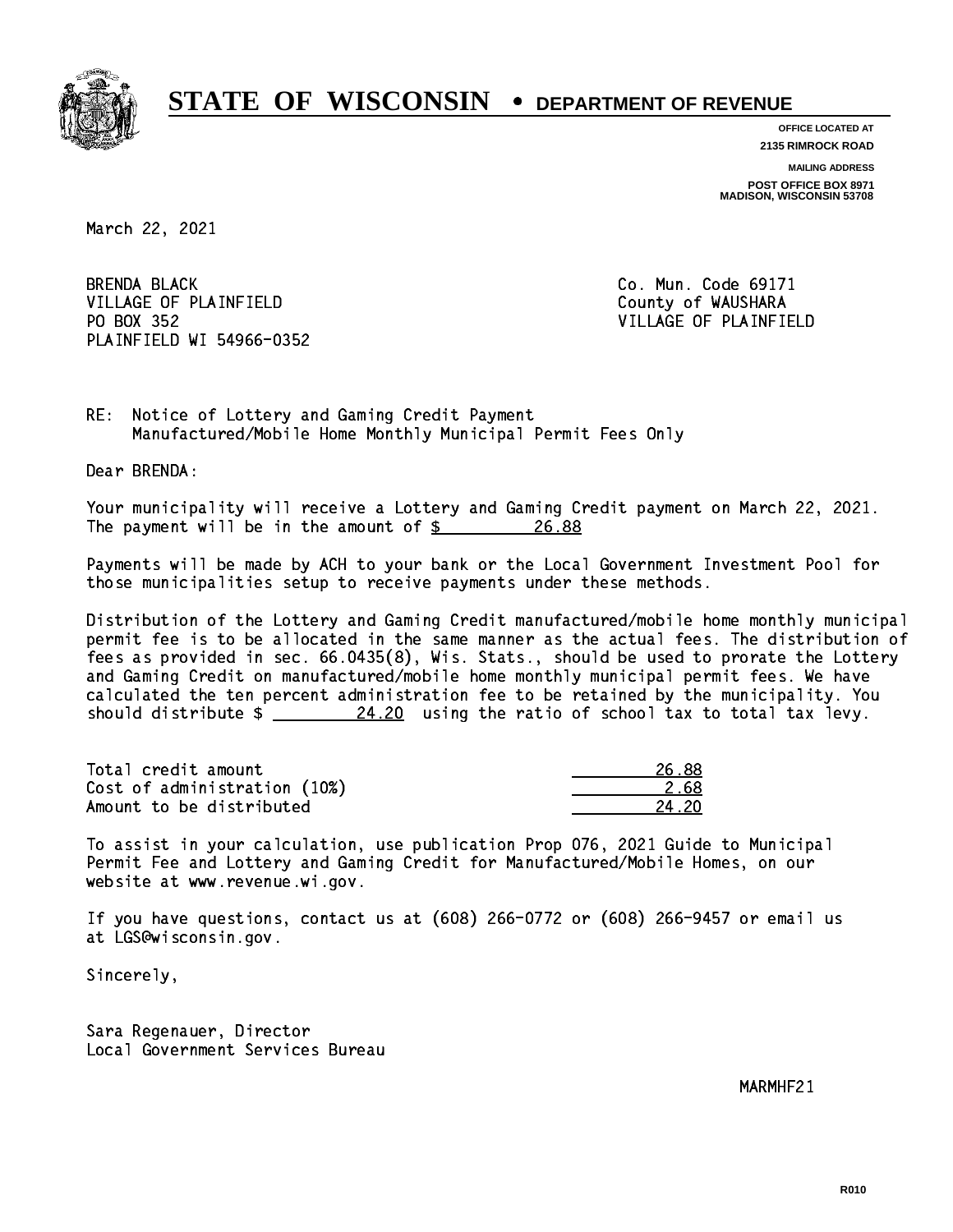# STATE OF WISCONSIN • DEPARTMENT OF REVENUE

**OFFICE LOCATED AT**
**2135 RIMROCK ROAD**

**MAILING ADDRESS**
**POST OFFICE BOX 8971**
**MADISON, WISCONSIN 53708**

March 22, 2021

BRENDA BLACK
VILLAGE OF PLAINFIELD
PO BOX 352
PLAINFIELD WI 54966-0352

Co. Mun. Code 69171
County of WAUSHARA
VILLAGE OF PLAINFIELD

RE: Notice of Lottery and Gaming Credit Payment
Manufactured/Mobile Home Monthly Municipal Permit Fees Only

Dear BRENDA:

Your municipality will receive a Lottery and Gaming Credit payment on March 22, 2021. The payment will be in the amount of $ 26.88

Payments will be made by ACH to your bank or the Local Government Investment Pool for those municipalities setup to receive payments under these methods.

Distribution of the Lottery and Gaming Credit manufactured/mobile home monthly municipal permit fee is to be allocated in the same manner as the actual fees. The distribution of fees as provided in sec. 66.0435(8), Wis. Stats., should be used to prorate the Lottery and Gaming Credit on manufactured/mobile home monthly municipal permit fees. We have calculated the ten percent administration fee to be retained by the municipality. You should distribute $ 24.20 using the ratio of school tax to total tax levy.

| | |
|---|---|
| Total credit amount | 26.88 |
| Cost of administration (10%) | 2.68 |
| Amount to be distributed | 24.20 |

To assist in your calculation, use publication Prop 076, 2021 Guide to Municipal Permit Fee and Lottery and Gaming Credit for Manufactured/Mobile Homes, on our website at www.revenue.wi.gov.

If you have questions, contact us at (608) 266-0772 or (608) 266-9457 or email us at LGS@wisconsin.gov.

Sincerely,

Sara Regenauer, Director
Local Government Services Bureau

MARMHF21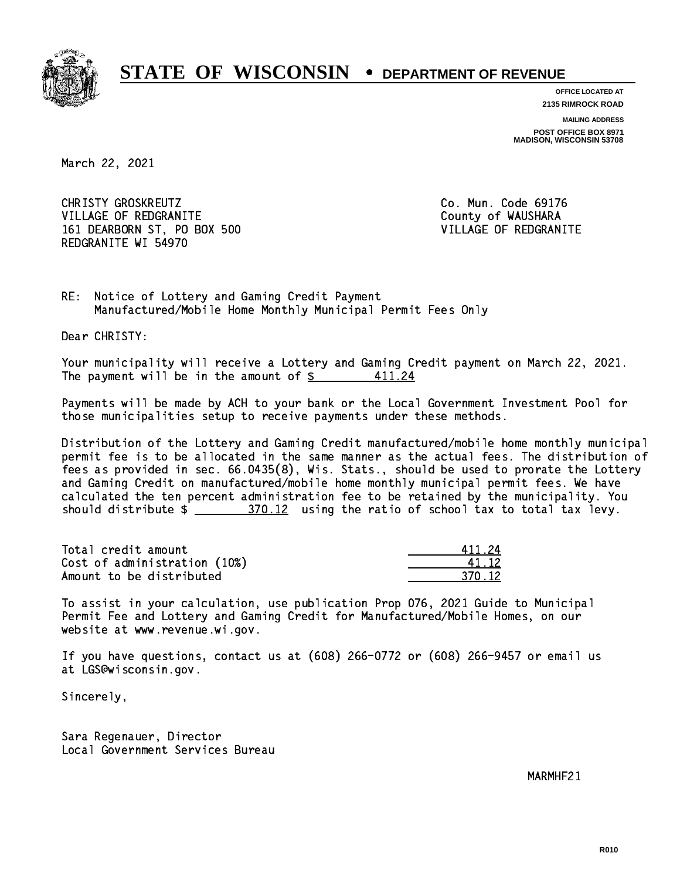# STATE OF WISCONSIN • DEPARTMENT OF REVENUE

**OFFICE LOCATED AT**
**2135 RIMROCK ROAD**

**MAILING ADDRESS**
**POST OFFICE BOX 8971**
**MADISON, WISCONSIN 53708**

March 22, 2021

CHRISTY GROSKREUTZ
VILLAGE OF REDGRANITE
161 DEARBORN ST, PO BOX 500
REDGRANITE WI 54970

Co. Mun. Code 69176
County of WAUSHARA
VILLAGE OF REDGRANITE

RE: Notice of Lottery and Gaming Credit Payment
Manufactured/Mobile Home Monthly Municipal Permit Fees Only

Dear CHRISTY:

Your municipality will receive a Lottery and Gaming Credit payment on March 22, 2021. The payment will be in the amount of $ 411.24

Payments will be made by ACH to your bank or the Local Government Investment Pool for those municipalities setup to receive payments under these methods.

Distribution of the Lottery and Gaming Credit manufactured/mobile home monthly municipal permit fee is to be allocated in the same manner as the actual fees. The distribution of fees as provided in sec. 66.0435(8), Wis. Stats., should be used to prorate the Lottery and Gaming Credit on manufactured/mobile home monthly municipal permit fees. We have calculated the ten percent administration fee to be retained by the municipality. You should distribute $ 370.12 using the ratio of school tax to total tax levy.

| | |
|---|---|
| Total credit amount | 411.24 |
| Cost of administration (10%) | 41.12 |
| Amount to be distributed | 370.12 |

To assist in your calculation, use publication Prop 076, 2021 Guide to Municipal Permit Fee and Lottery and Gaming Credit for Manufactured/Mobile Homes, on our website at www.revenue.wi.gov.

If you have questions, contact us at (608) 266-0772 or (608) 266-9457 or email us at LGS@wisconsin.gov.

Sincerely,

Sara Regenauer, Director
Local Government Services Bureau

MARMHF21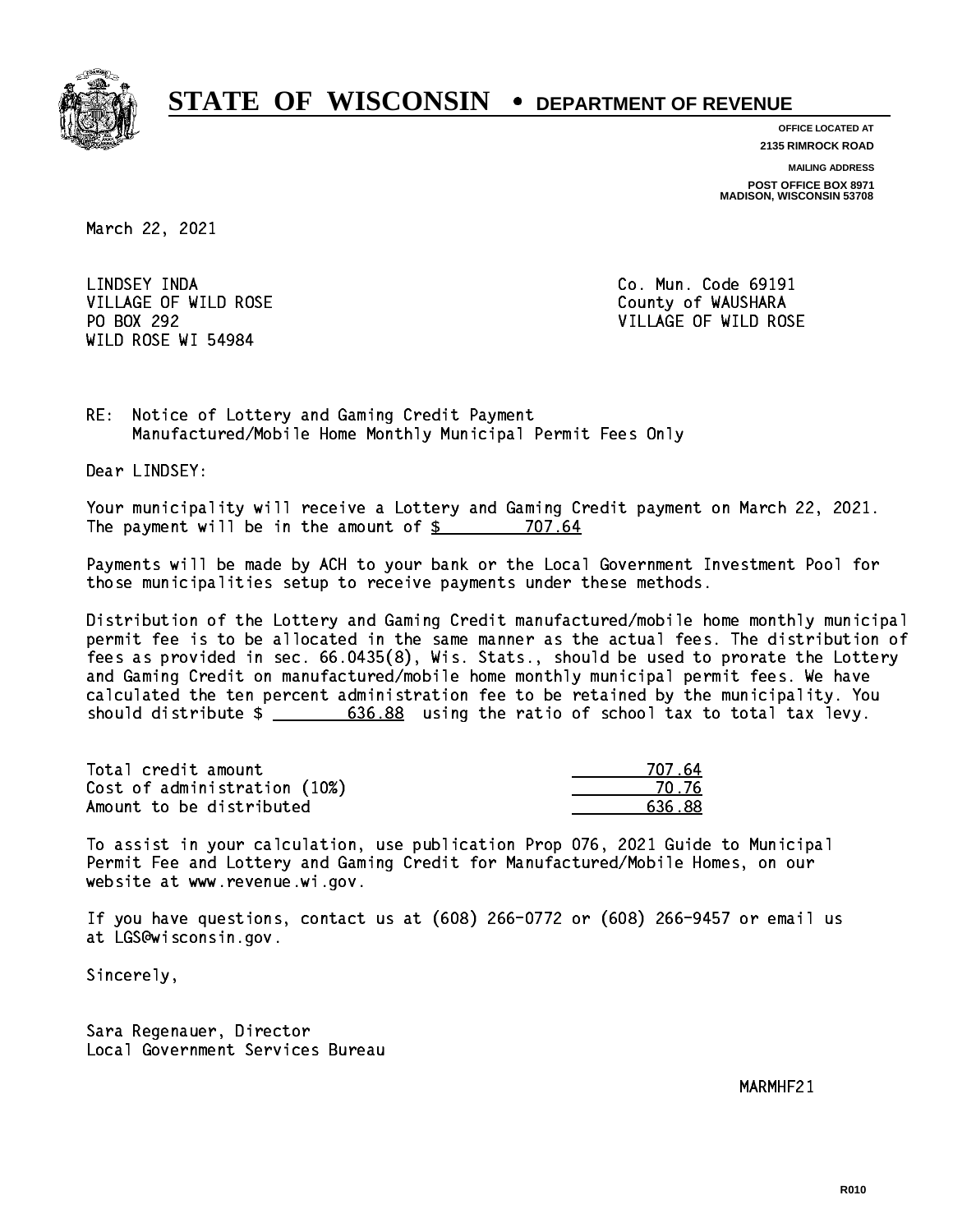# STATE OF WISCONSIN • DEPARTMENT OF REVENUE

**OFFICE LOCATED AT**
**2135 RIMROCK ROAD**

**MAILING ADDRESS**
**POST OFFICE BOX 8971**
**MADISON, WISCONSIN 53708**

March 22, 2021

LINDSEY INDA
VILLAGE OF WILD ROSE
PO BOX 292
WILD ROSE WI 54984

Co. Mun. Code 69191
County of WAUSHARA
VILLAGE OF WILD ROSE

RE: Notice of Lottery and Gaming Credit Payment
Manufactured/Mobile Home Monthly Municipal Permit Fees Only

Dear LINDSEY:

Your municipality will receive a Lottery and Gaming Credit payment on March 22, 2021. The payment will be in the amount of $ 707.64

Payments will be made by ACH to your bank or the Local Government Investment Pool for those municipalities setup to receive payments under these methods.

Distribution of the Lottery and Gaming Credit manufactured/mobile home monthly municipal permit fee is to be allocated in the same manner as the actual fees. The distribution of fees as provided in sec. 66.0435(8), Wis. Stats., should be used to prorate the Lottery and Gaming Credit on manufactured/mobile home monthly municipal permit fees. We have calculated the ten percent administration fee to be retained by the municipality. You should distribute $ 636.88 using the ratio of school tax to total tax levy.

| | |
|---|---|
| Total credit amount | 707.64 |
| Cost of administration (10%) | 70.76 |
| Amount to be distributed | 636.88 |

To assist in your calculation, use publication Prop 076, 2021 Guide to Municipal Permit Fee and Lottery and Gaming Credit for Manufactured/Mobile Homes, on our website at www.revenue.wi.gov.

If you have questions, contact us at (608) 266-0772 or (608) 266-9457 or email us at LGS@wisconsin.gov.

Sincerely,

Sara Regenauer, Director
Local Government Services Bureau

MARMHF21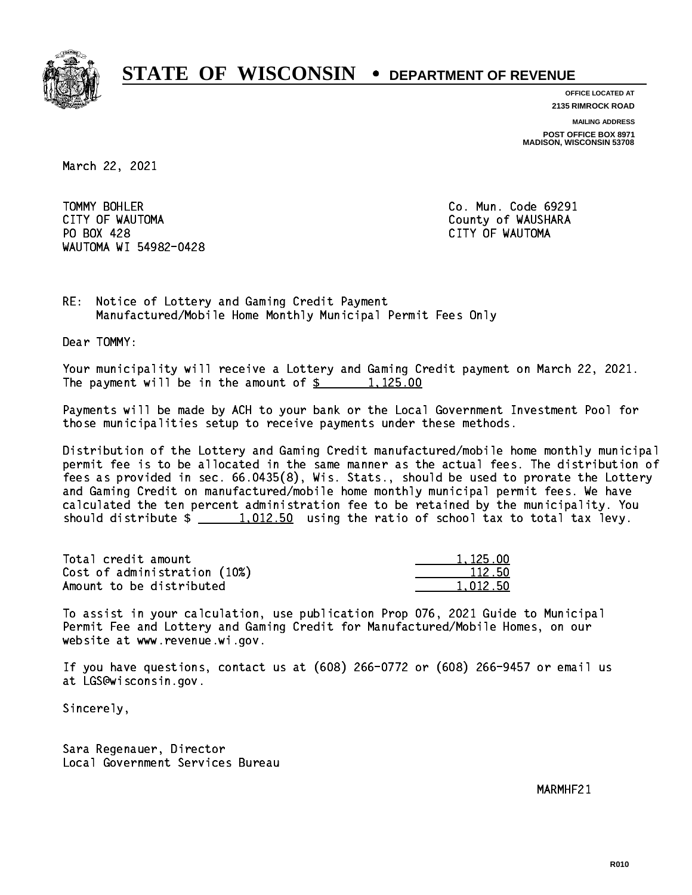# STATE OF WISCONSIN • DEPARTMENT OF REVENUE

**OFFICE LOCATED AT**
**2135 RIMROCK ROAD**

**MAILING ADDRESS**
**POST OFFICE BOX 8971**
**MADISON, WISCONSIN 53708**

March 22, 2021

TOMMY BOHLER
CITY OF WAUTOMA
PO BOX 428
WAUTOMA WI 54982-0428

Co. Mun. Code 69291
County of WAUSHARA
CITY OF WAUTOMA

RE: Notice of Lottery and Gaming Credit Payment
Manufactured/Mobile Home Monthly Municipal Permit Fees Only

Dear TOMMY:

Your municipality will receive a Lottery and Gaming Credit payment on March 22, 2021. The payment will be in the amount of $ 1,125.00

Payments will be made by ACH to your bank or the Local Government Investment Pool for those municipalities setup to receive payments under these methods.

Distribution of the Lottery and Gaming Credit manufactured/mobile home monthly municipal permit fee is to be allocated in the same manner as the actual fees. The distribution of fees as provided in sec. 66.0435(8), Wis. Stats., should be used to prorate the Lottery and Gaming Credit on manufactured/mobile home monthly municipal permit fees. We have calculated the ten percent administration fee to be retained by the municipality. You should distribute $ 1,012.50 using the ratio of school tax to total tax levy.

| | |
|---|---|
| Total credit amount | 1,125.00 |
| Cost of administration (10%) | 112.50 |
| Amount to be distributed | 1,012.50 |

To assist in your calculation, use publication Prop 076, 2021 Guide to Municipal Permit Fee and Lottery and Gaming Credit for Manufactured/Mobile Homes, on our website at www.revenue.wi.gov.

If you have questions, contact us at (608) 266-0772 or (608) 266-9457 or email us at LGS@wisconsin.gov.

Sincerely,

Sara Regenauer, Director
Local Government Services Bureau

MARMHF21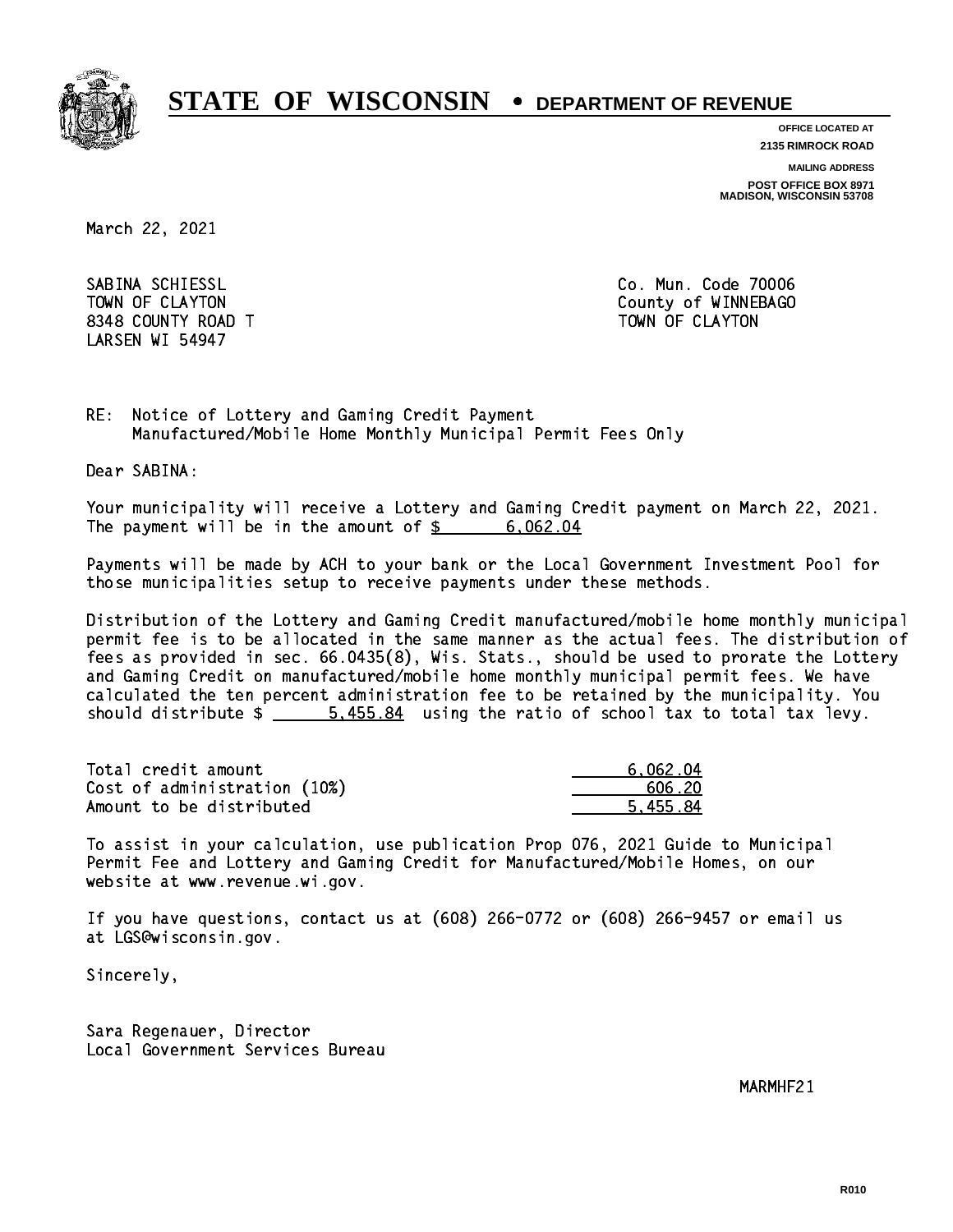# STATE OF WISCONSIN • DEPARTMENT OF REVENUE

**OFFICE LOCATED AT**
**2135 RIMROCK ROAD**

**MAILING ADDRESS**
**POST OFFICE BOX 8971**
**MADISON, WISCONSIN 53708**

March 22, 2021

SABINA SCHIESSL
TOWN OF CLAYTON
8348 COUNTY ROAD T
LARSEN WI 54947

Co. Mun. Code 70006
County of WINNEBAGO
TOWN OF CLAYTON

RE: Notice of Lottery and Gaming Credit Payment
Manufactured/Mobile Home Monthly Municipal Permit Fees Only

Dear SABINA:

Your municipality will receive a Lottery and Gaming Credit payment on March 22, 2021. The payment will be in the amount of $ 6,062.04

Payments will be made by ACH to your bank or the Local Government Investment Pool for those municipalities setup to receive payments under these methods.

Distribution of the Lottery and Gaming Credit manufactured/mobile home monthly municipal permit fee is to be allocated in the same manner as the actual fees. The distribution of fees as provided in sec. 66.0435(8), Wis. Stats., should be used to prorate the Lottery and Gaming Credit on manufactured/mobile home monthly municipal permit fees. We have calculated the ten percent administration fee to be retained by the municipality. You should distribute $ 5,455.84 using the ratio of school tax to total tax levy.

| | |
|---|---|
| Total credit amount | 6,062.04 |
| Cost of administration (10%) | 606.20 |
| Amount to be distributed | 5,455.84 |

To assist in your calculation, use publication Prop 076, 2021 Guide to Municipal Permit Fee and Lottery and Gaming Credit for Manufactured/Mobile Homes, on our website at www.revenue.wi.gov.

If you have questions, contact us at (608) 266-0772 or (608) 266-9457 or email us at LGS@wisconsin.gov.

Sincerely,

Sara Regenauer, Director
Local Government Services Bureau

MARMHF21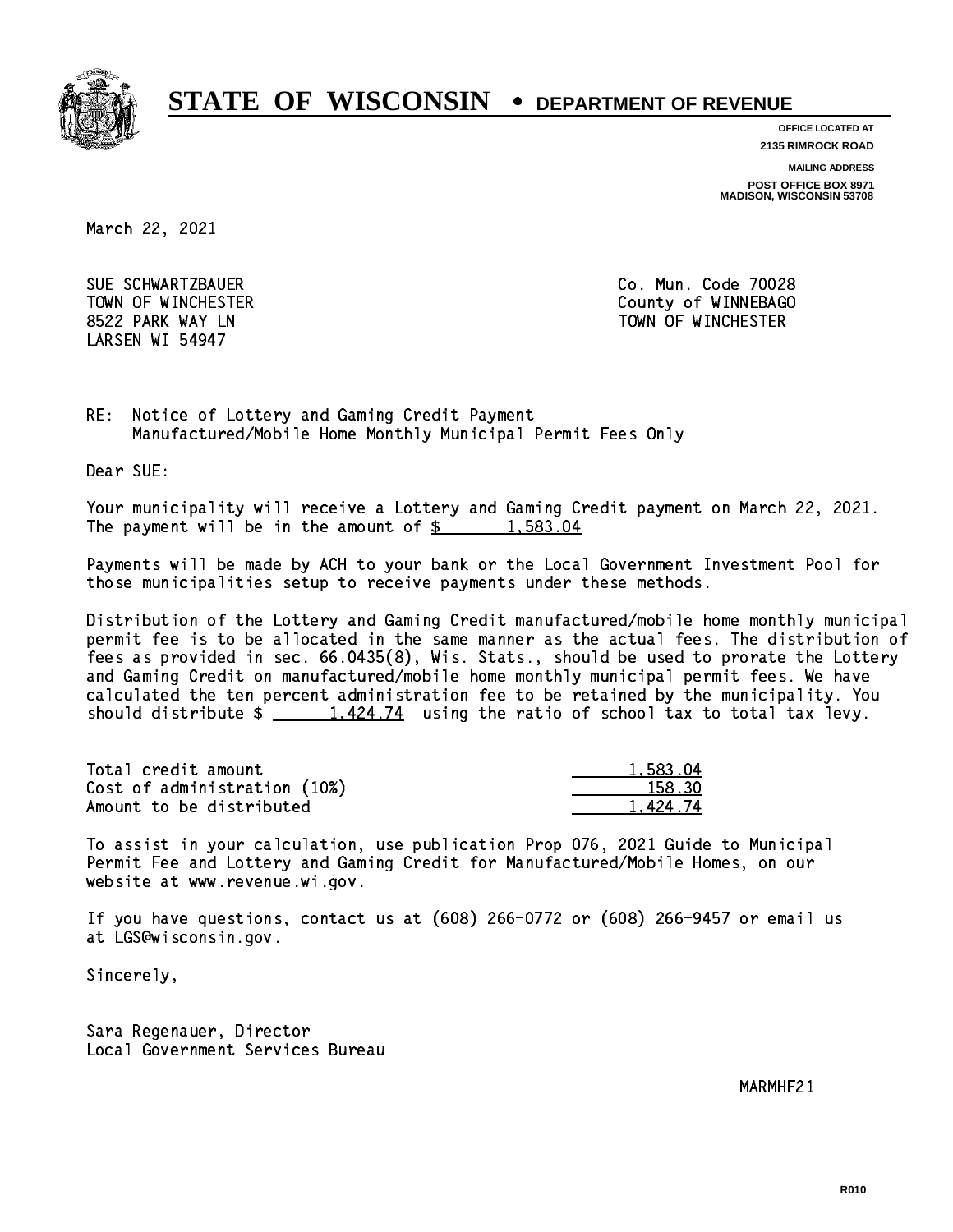# STATE OF WISCONSIN • DEPARTMENT OF REVENUE

**OFFICE LOCATED AT**
**2135 RIMROCK ROAD**

**MAILING ADDRESS**
**POST OFFICE BOX 8971**
**MADISON, WISCONSIN 53708**

March 22, 2021

SUE SCHWARTZBAUER
TOWN OF WINCHESTER
8522 PARK WAY LN
LARSEN WI 54947

Co. Mun. Code 70028
County of WINNEBAGO
TOWN OF WINCHESTER

RE: Notice of Lottery and Gaming Credit Payment
Manufactured/Mobile Home Monthly Municipal Permit Fees Only

Dear SUE:

Your municipality will receive a Lottery and Gaming Credit payment on March 22, 2021. The payment will be in the amount of $ 1,583.04

Payments will be made by ACH to your bank or the Local Government Investment Pool for those municipalities setup to receive payments under these methods.

Distribution of the Lottery and Gaming Credit manufactured/mobile home monthly municipal permit fee is to be allocated in the same manner as the actual fees. The distribution of fees as provided in sec. 66.0435(8), Wis. Stats., should be used to prorate the Lottery and Gaming Credit on manufactured/mobile home monthly municipal permit fees. We have calculated the ten percent administration fee to be retained by the municipality. You should distribute $ 1,424.74 using the ratio of school tax to total tax levy.

| | |
|---|---|
| Total credit amount | 1,583.04 |
| Cost of administration (10%) | 158.30 |
| Amount to be distributed | 1,424.74 |

To assist in your calculation, use publication Prop 076, 2021 Guide to Municipal Permit Fee and Lottery and Gaming Credit for Manufactured/Mobile Homes, on our website at www.revenue.wi.gov.

If you have questions, contact us at (608) 266-0772 or (608) 266-9457 or email us at LGS@wisconsin.gov.

Sincerely,

Sara Regenauer, Director
Local Government Services Bureau

MARMHF21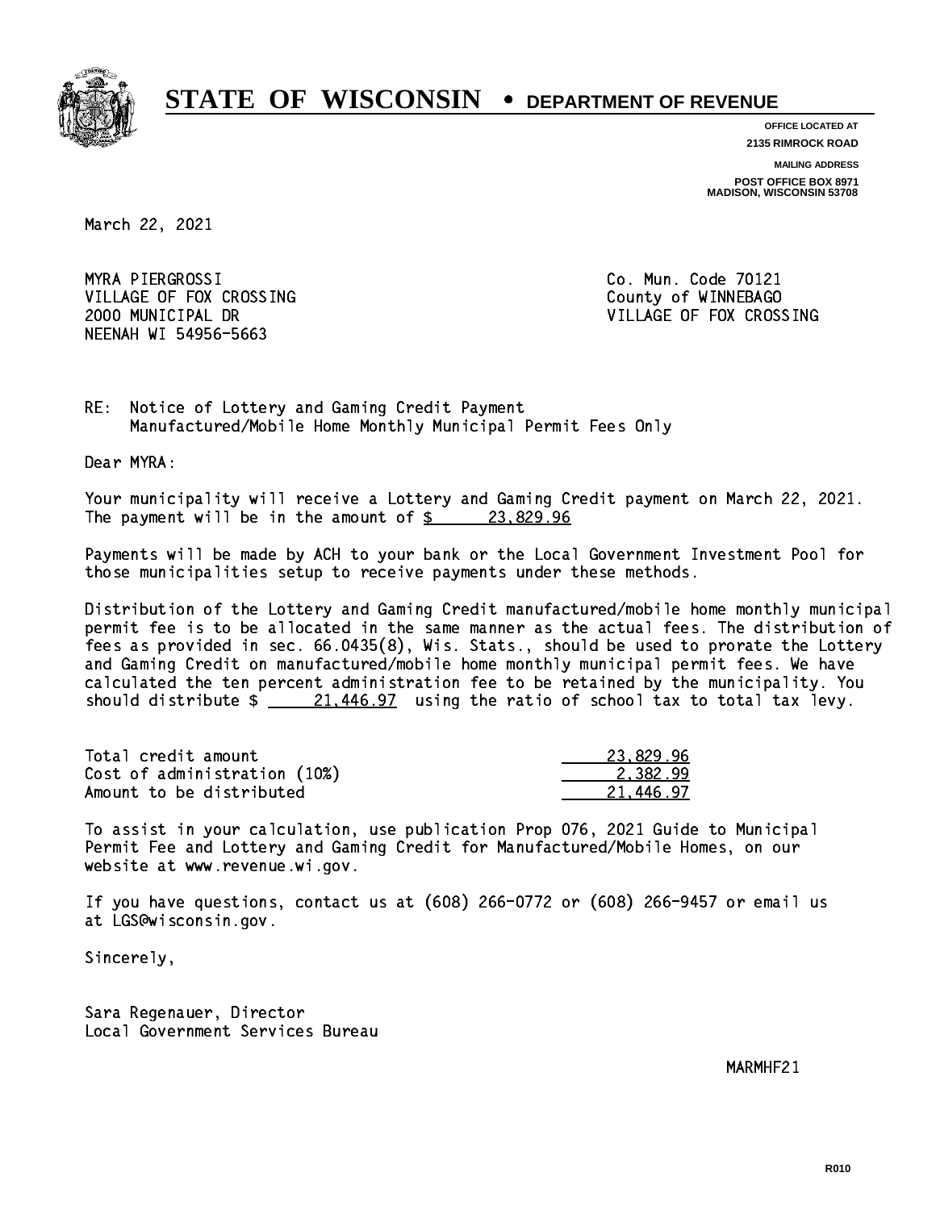# STATE OF WISCONSIN • DEPARTMENT OF REVENUE

**OFFICE LOCATED AT**
**2135 RIMROCK ROAD**

**MAILING ADDRESS**
**POST OFFICE BOX 8971**
**MADISON, WISCONSIN 53708**

March 22, 2021

MYRA PIERGROSSI
VILLAGE OF FOX CROSSING
2000 MUNICIPAL DR
NEENAH WI 54956-5663

Co. Mun. Code 70121
County of WINNEBAGO
VILLAGE OF FOX CROSSING

RE: Notice of Lottery and Gaming Credit Payment
Manufactured/Mobile Home Monthly Municipal Permit Fees Only

Dear MYRA:

Your municipality will receive a Lottery and Gaming Credit payment on March 22, 2021. The payment will be in the amount of $ 23,829.96

Payments will be made by ACH to your bank or the Local Government Investment Pool for those municipalities setup to receive payments under these methods.

Distribution of the Lottery and Gaming Credit manufactured/mobile home monthly municipal permit fee is to be allocated in the same manner as the actual fees. The distribution of fees as provided in sec. 66.0435(8), Wis. Stats., should be used to prorate the Lottery and Gaming Credit on manufactured/mobile home monthly municipal permit fees. We have calculated the ten percent administration fee to be retained by the municipality. You should distribute $ 21,446.97 using the ratio of school tax to total tax levy.

| | |
|---|---|
| Total credit amount | 23,829.96 |
| Cost of administration (10%) | 2,382.99 |
| Amount to be distributed | 21,446.97 |

To assist in your calculation, use publication Prop 076, 2021 Guide to Municipal Permit Fee and Lottery and Gaming Credit for Manufactured/Mobile Homes, on our website at www.revenue.wi.gov.

If you have questions, contact us at (608) 266-0772 or (608) 266-9457 or email us at LGS@wisconsin.gov.

Sincerely,

Sara Regenauer, Director
Local Government Services Bureau

MARMHF21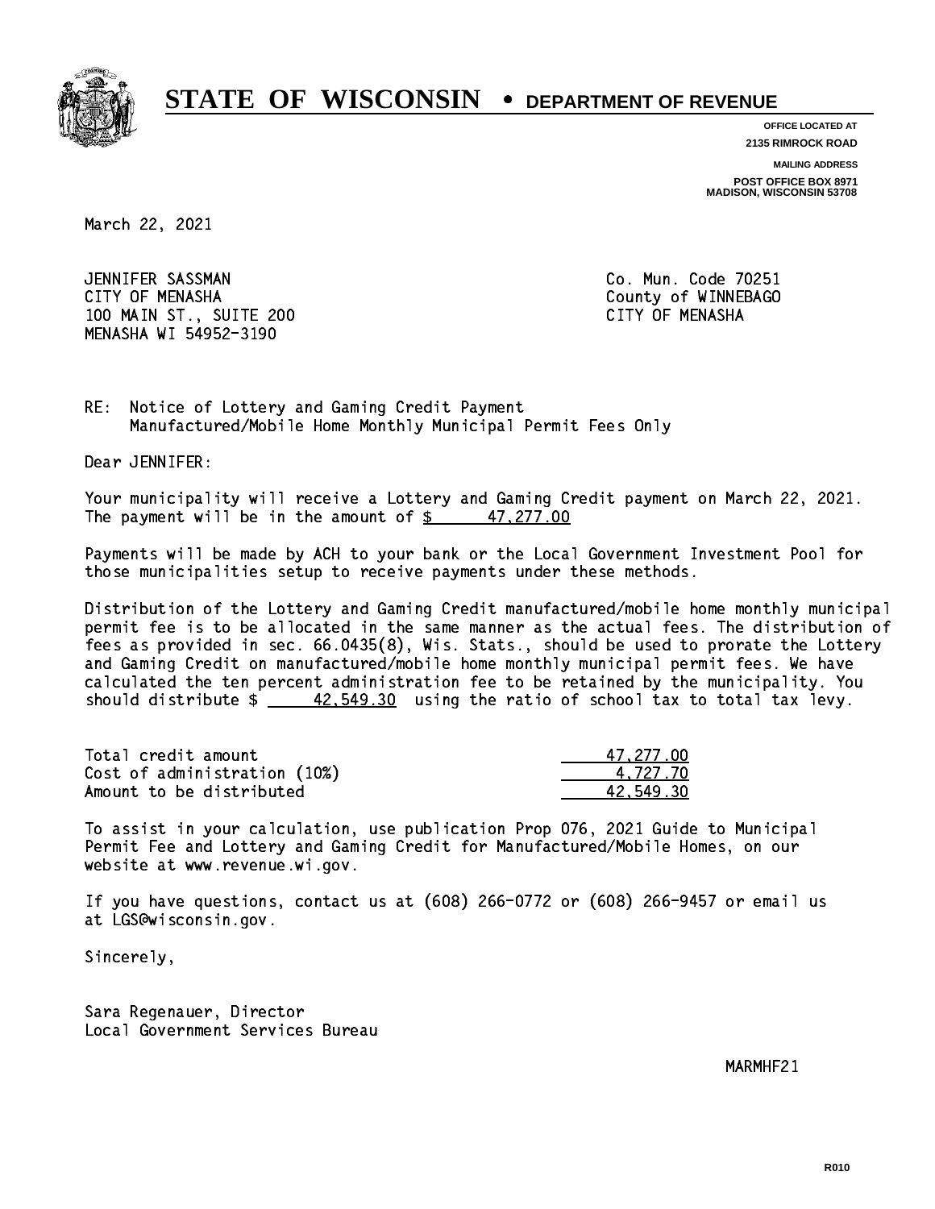# STATE OF WISCONSIN • DEPARTMENT OF REVENUE

**OFFICE LOCATED AT**
**2135 RIMROCK ROAD**

**MAILING ADDRESS**
**POST OFFICE BOX 8971**
**MADISON, WISCONSIN 53708**

March 22, 2021

JENNIFER SASSMAN
CITY OF MENASHA
100 MAIN ST., SUITE 200
MENASHA WI 54952-3190

Co. Mun. Code 70251
County of WINNEBAGO
CITY OF MENASHA

RE: Notice of Lottery and Gaming Credit Payment
Manufactured/Mobile Home Monthly Municipal Permit Fees Only

Dear JENNIFER:

Your municipality will receive a Lottery and Gaming Credit payment on March 22, 2021. The payment will be in the amount of $ 47,277.00

Payments will be made by ACH to your bank or the Local Government Investment Pool for those municipalities setup to receive payments under these methods.

Distribution of the Lottery and Gaming Credit manufactured/mobile home monthly municipal permit fee is to be allocated in the same manner as the actual fees. The distribution of fees as provided in sec. 66.0435(8), Wis. Stats., should be used to prorate the Lottery and Gaming Credit on manufactured/mobile home monthly municipal permit fees. We have calculated the ten percent administration fee to be retained by the municipality. You should distribute $ 42,549.30 using the ratio of school tax to total tax levy.

| | |
|---|---|
| Total credit amount | 47,277.00 |
| Cost of administration (10%) | 4,727.70 |
| Amount to be distributed | 42,549.30 |

To assist in your calculation, use publication Prop 076, 2021 Guide to Municipal Permit Fee and Lottery and Gaming Credit for Manufactured/Mobile Homes, on our website at www.revenue.wi.gov.

If you have questions, contact us at (608) 266-0772 or (608) 266-9457 or email us at LGS@wisconsin.gov.

Sincerely,

Sara Regenauer, Director
Local Government Services Bureau

MARMHF21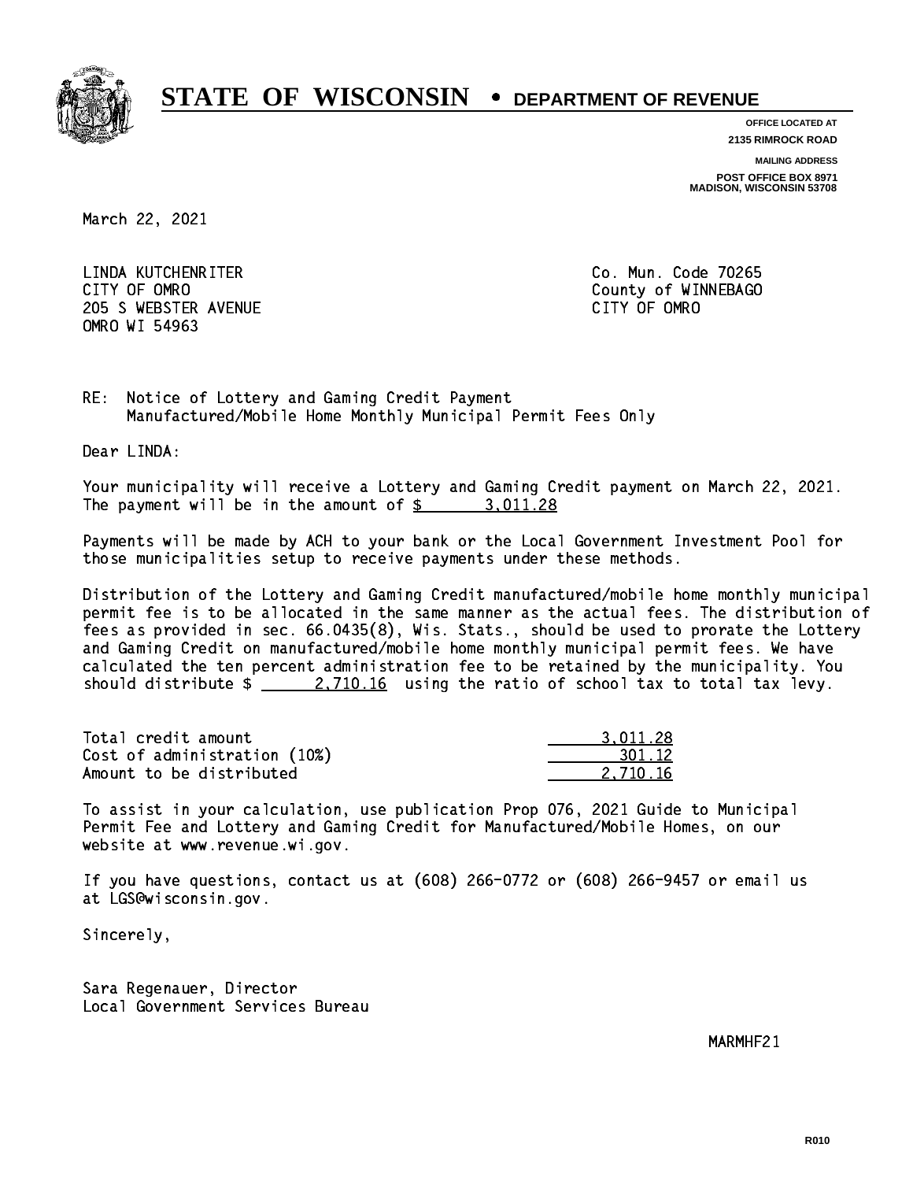# STATE OF WISCONSIN • DEPARTMENT OF REVENUE

**OFFICE LOCATED AT**
**2135 RIMROCK ROAD**

**MAILING ADDRESS**
**POST OFFICE BOX 8971**
**MADISON, WISCONSIN 53708**

March 22, 2021

LINDA KUTCHENRITER
CITY OF OMRO
205 S WEBSTER AVENUE
OMRO WI 54963

Co. Mun. Code 70265
County of WINNEBAGO
CITY OF OMRO

RE: Notice of Lottery and Gaming Credit Payment
Manufactured/Mobile Home Monthly Municipal Permit Fees Only

Dear LINDA:

Your municipality will receive a Lottery and Gaming Credit payment on March 22, 2021. The payment will be in the amount of $ 3,011.28

Payments will be made by ACH to your bank or the Local Government Investment Pool for those municipalities setup to receive payments under these methods.

Distribution of the Lottery and Gaming Credit manufactured/mobile home monthly municipal permit fee is to be allocated in the same manner as the actual fees. The distribution of fees as provided in sec. 66.0435(8), Wis. Stats., should be used to prorate the Lottery and Gaming Credit on manufactured/mobile home monthly municipal permit fees. We have calculated the ten percent administration fee to be retained by the municipality. You should distribute $ 2,710.16 using the ratio of school tax to total tax levy.

| | |
|---|---|
| Total credit amount | 3,011.28 |
| Cost of administration (10%) | 301.12 |
| Amount to be distributed | 2,710.16 |

To assist in your calculation, use publication Prop 076, 2021 Guide to Municipal Permit Fee and Lottery and Gaming Credit for Manufactured/Mobile Homes, on our website at www.revenue.wi.gov.

If you have questions, contact us at (608) 266-0772 or (608) 266-9457 or email us at LGS@wisconsin.gov.

Sincerely,

Sara Regenauer, Director
Local Government Services Bureau

MARMHF21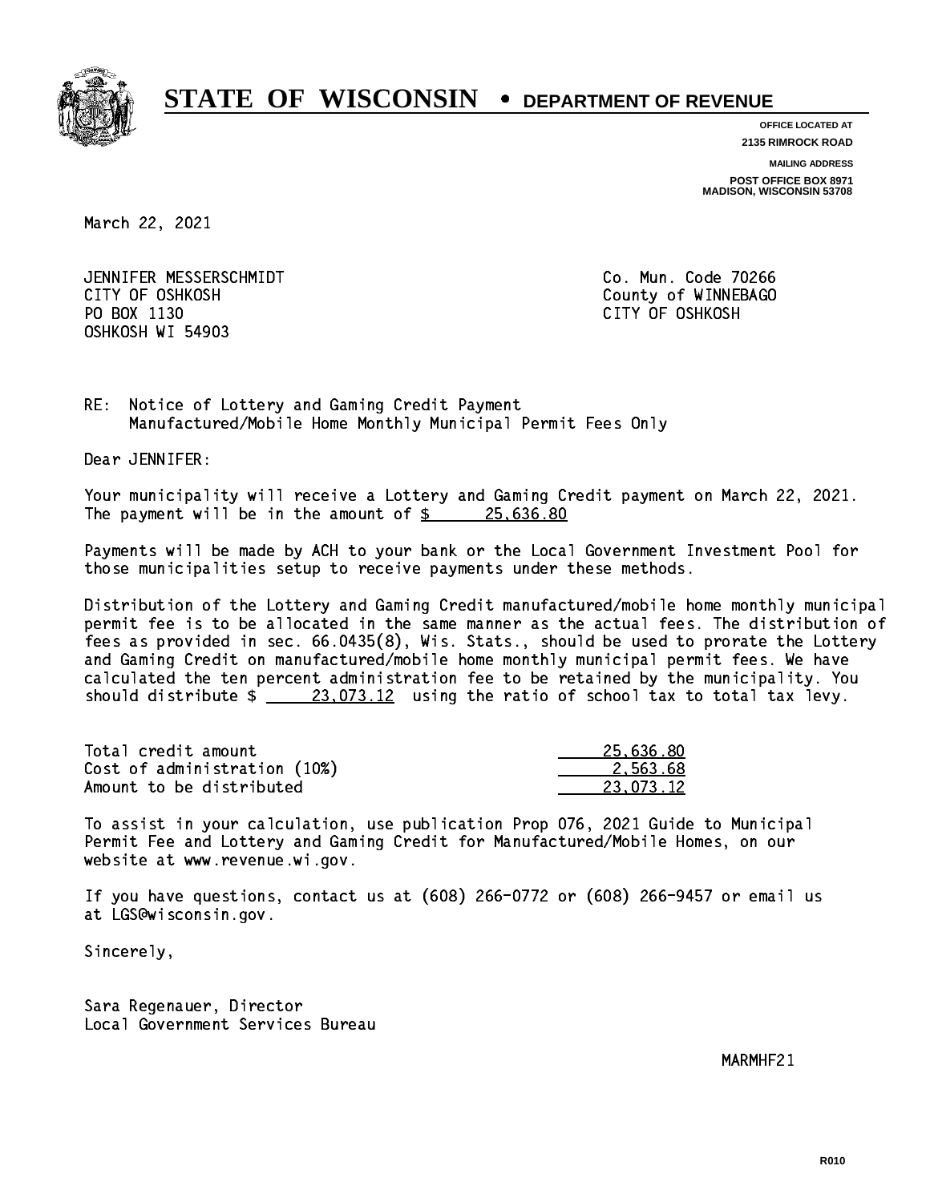# STATE OF WISCONSIN • DEPARTMENT OF REVENUE

**OFFICE LOCATED AT**
**2135 RIMROCK ROAD**

**MAILING ADDRESS**
**POST OFFICE BOX 8971**
**MADISON, WISCONSIN 53708**

March 22, 2021

JENNIFER MESSERSCHMIDT
CITY OF OSHKOSH
PO BOX 1130
OSHKOSH WI 54903

Co. Mun. Code 70266
County of WINNEBAGO
CITY OF OSHKOSH

RE: Notice of Lottery and Gaming Credit Payment
Manufactured/Mobile Home Monthly Municipal Permit Fees Only

Dear JENNIFER:

Your municipality will receive a Lottery and Gaming Credit payment on March 22, 2021. The payment will be in the amount of $ 25,636.80

Payments will be made by ACH to your bank or the Local Government Investment Pool for those municipalities setup to receive payments under these methods.

Distribution of the Lottery and Gaming Credit manufactured/mobile home monthly municipal permit fee is to be allocated in the same manner as the actual fees. The distribution of fees as provided in sec. 66.0435(8), Wis. Stats., should be used to prorate the Lottery and Gaming Credit on manufactured/mobile home monthly municipal permit fees. We have calculated the ten percent administration fee to be retained by the municipality. You should distribute $ 23,073.12 using the ratio of school tax to total tax levy.

| | |
|---|---|
| Total credit amount | 25,636.80 |
| Cost of administration (10%) | 2,563.68 |
| Amount to be distributed | 23,073.12 |

To assist in your calculation, use publication Prop 076, 2021 Guide to Municipal Permit Fee and Lottery and Gaming Credit for Manufactured/Mobile Homes, on our website at www.revenue.wi.gov.

If you have questions, contact us at (608) 266-0772 or (608) 266-9457 or email us at LGS@wisconsin.gov.

Sincerely,

Sara Regenauer, Director
Local Government Services Bureau

MARMHF21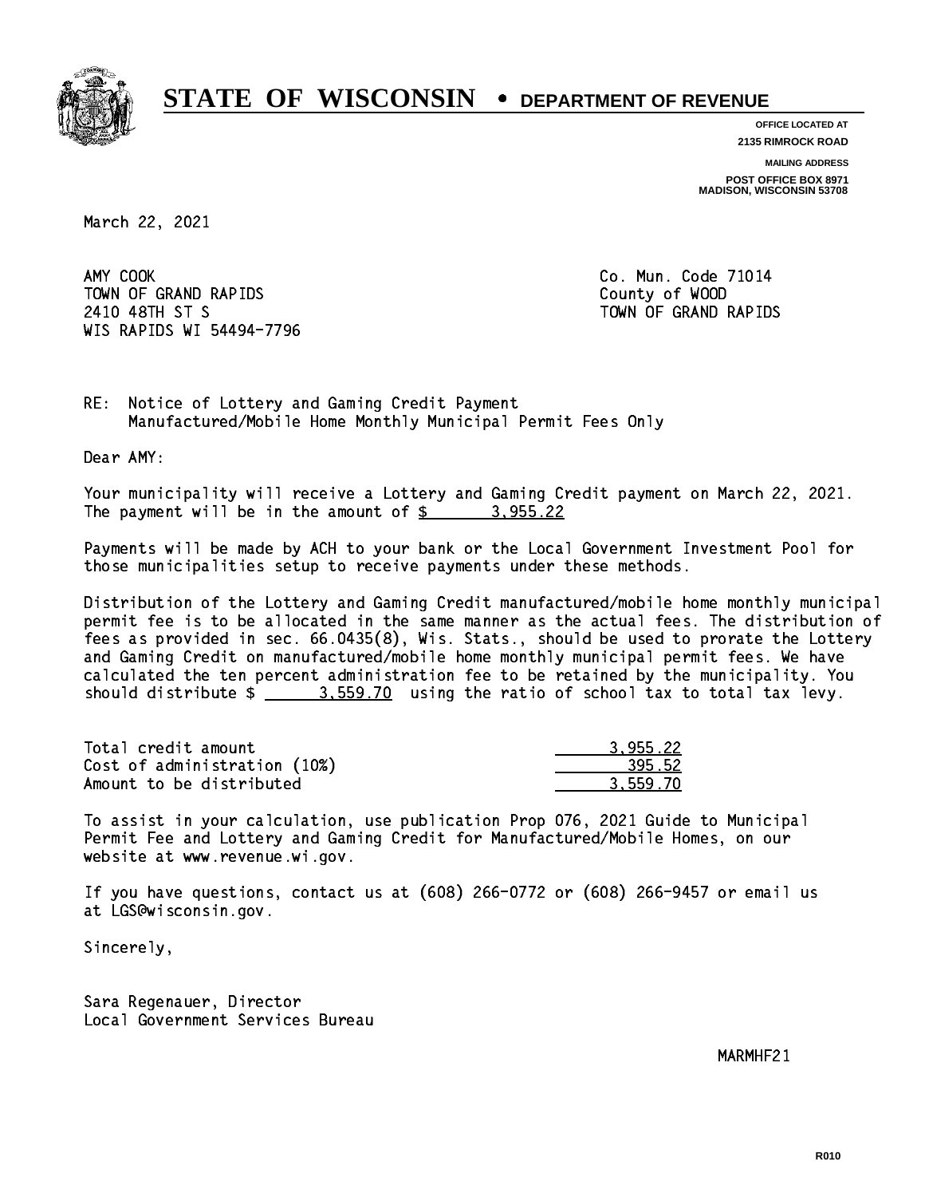# STATE OF WISCONSIN • DEPARTMENT OF REVENUE

**OFFICE LOCATED AT**
**2135 RIMROCK ROAD**

**MAILING ADDRESS**
**POST OFFICE BOX 8971**
**MADISON, WISCONSIN 53708**

March 22, 2021

AMY COOK
TOWN OF GRAND RAPIDS
2410 48TH ST S
WIS RAPIDS WI 54494-7796

Co. Mun. Code 71014
County of WOOD
TOWN OF GRAND RAPIDS

RE: Notice of Lottery and Gaming Credit Payment
Manufactured/Mobile Home Monthly Municipal Permit Fees Only

Dear AMY:

Your municipality will receive a Lottery and Gaming Credit payment on March 22, 2021. The payment will be in the amount of $ 3,955.22

Payments will be made by ACH to your bank or the Local Government Investment Pool for those municipalities setup to receive payments under these methods.

Distribution of the Lottery and Gaming Credit manufactured/mobile home monthly municipal permit fee is to be allocated in the same manner as the actual fees. The distribution of fees as provided in sec. 66.0435(8), Wis. Stats., should be used to prorate the Lottery and Gaming Credit on manufactured/mobile home monthly municipal permit fees. We have calculated the ten percent administration fee to be retained by the municipality. You should distribute $ 3,559.70 using the ratio of school tax to total tax levy.

| | |
|---|---:|
| Total credit amount | 3,955.22 |
| Cost of administration (10%) | 395.52 |
| Amount to be distributed | 3,559.70 |

To assist in your calculation, use publication Prop 076, 2021 Guide to Municipal Permit Fee and Lottery and Gaming Credit for Manufactured/Mobile Homes, on our website at www.revenue.wi.gov.

If you have questions, contact us at (608) 266-0772 or (608) 266-9457 or email us at LGS@wisconsin.gov.

Sincerely,

Sara Regenauer, Director
Local Government Services Bureau

MARMHF21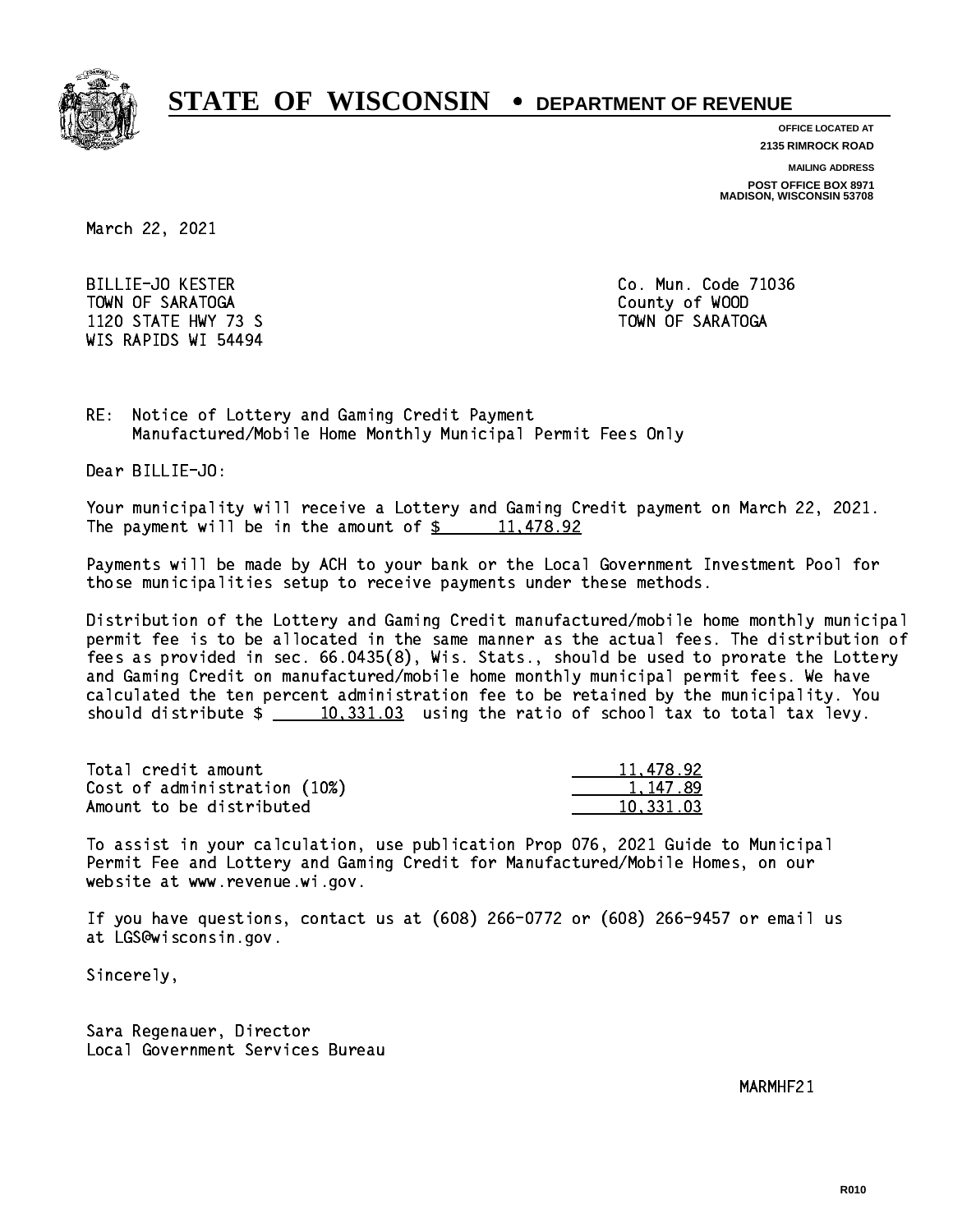# STATE OF WISCONSIN • DEPARTMENT OF REVENUE

**OFFICE LOCATED AT**
**2135 RIMROCK ROAD**

**MAILING ADDRESS**
**POST OFFICE BOX 8971**
**MADISON, WISCONSIN 53708**

March 22, 2021

BILLIE-JO KESTER
TOWN OF SARATOGA
1120 STATE HWY 73 S
WIS RAPIDS WI 54494

Co. Mun. Code 71036
County of WOOD
TOWN OF SARATOGA

RE: Notice of Lottery and Gaming Credit Payment
Manufactured/Mobile Home Monthly Municipal Permit Fees Only

Dear BILLIE-JO:

Your municipality will receive a Lottery and Gaming Credit payment on March 22, 2021. The payment will be in the amount of $ 11,478.92

Payments will be made by ACH to your bank or the Local Government Investment Pool for those municipalities setup to receive payments under these methods.

Distribution of the Lottery and Gaming Credit manufactured/mobile home monthly municipal permit fee is to be allocated in the same manner as the actual fees. The distribution of fees as provided in sec. 66.0435(8), Wis. Stats., should be used to prorate the Lottery and Gaming Credit on manufactured/mobile home monthly municipal permit fees. We have calculated the ten percent administration fee to be retained by the municipality. You should distribute $ 10,331.03 using the ratio of school tax to total tax levy.

| | |
|---|---|
| Total credit amount | 11,478.92 |
| Cost of administration (10%) | 1,147.89 |
| Amount to be distributed | 10,331.03 |

To assist in your calculation, use publication Prop 076, 2021 Guide to Municipal Permit Fee and Lottery and Gaming Credit for Manufactured/Mobile Homes, on our website at www.revenue.wi.gov.

If you have questions, contact us at (608) 266-0772 or (608) 266-9457 or email us at LGS@wisconsin.gov.

Sincerely,

Sara Regenauer, Director
Local Government Services Bureau

MARMHF21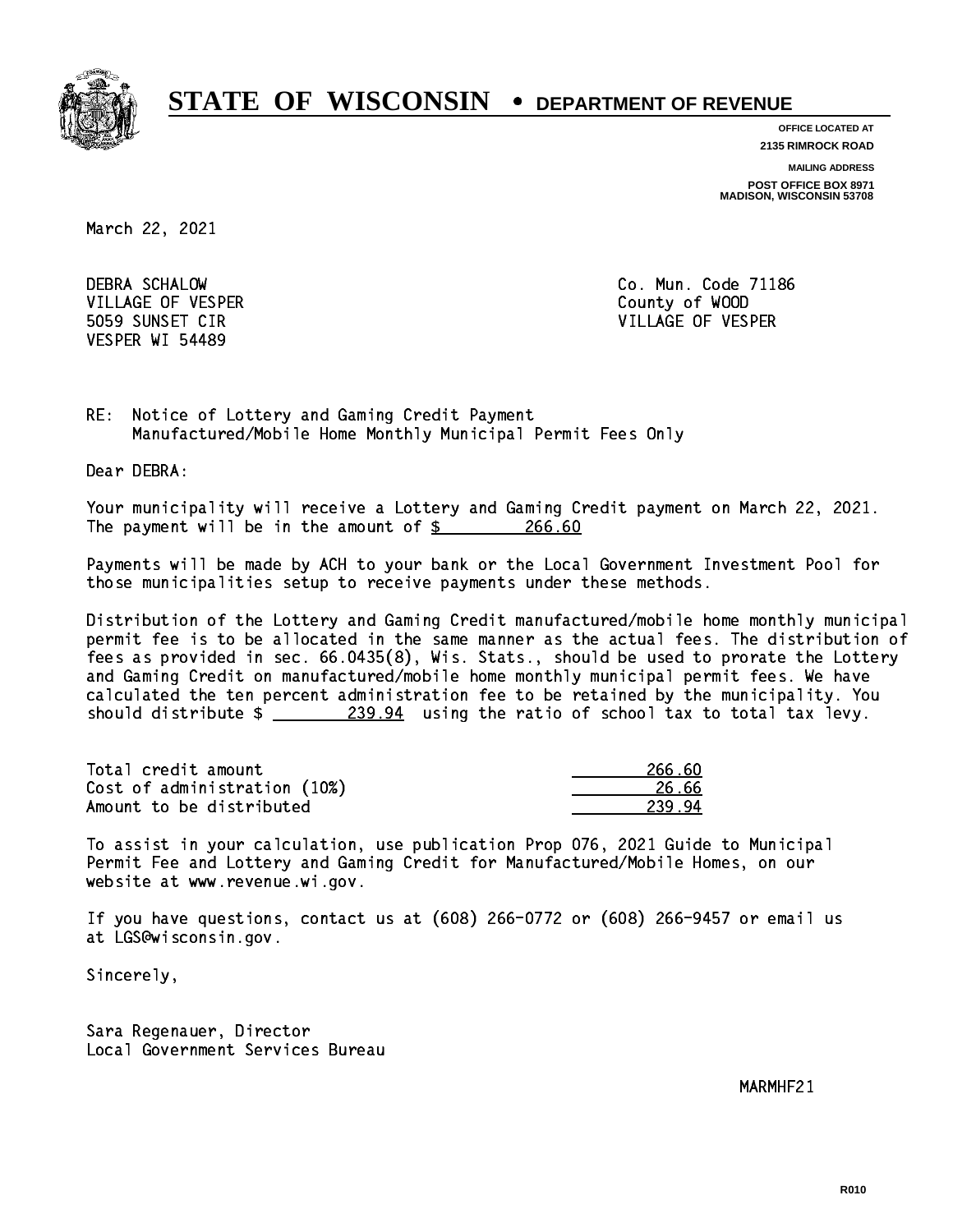# STATE OF WISCONSIN • DEPARTMENT OF REVENUE

**OFFICE LOCATED AT**
**2135 RIMROCK ROAD**

**MAILING ADDRESS**
**POST OFFICE BOX 8971**
**MADISON, WISCONSIN 53708**

March 22, 2021

DEBRA SCHALOW
VILLAGE OF VESPER
5059 SUNSET CIR
VESPER WI 54489

Co. Mun. Code 71186
County of WOOD
VILLAGE OF VESPER

RE: Notice of Lottery and Gaming Credit Payment
Manufactured/Mobile Home Monthly Municipal Permit Fees Only

Dear DEBRA:

Your municipality will receive a Lottery and Gaming Credit payment on March 22, 2021. The payment will be in the amount of $ 266.60

Payments will be made by ACH to your bank or the Local Government Investment Pool for those municipalities setup to receive payments under these methods.

Distribution of the Lottery and Gaming Credit manufactured/mobile home monthly municipal permit fee is to be allocated in the same manner as the actual fees. The distribution of fees as provided in sec. 66.0435(8), Wis. Stats., should be used to prorate the Lottery and Gaming Credit on manufactured/mobile home monthly municipal permit fees. We have calculated the ten percent administration fee to be retained by the municipality. You should distribute $ 239.94 using the ratio of school tax to total tax levy.

| | |
|---|---|
| Total credit amount | 266.60 |
| Cost of administration (10%) | 26.66 |
| Amount to be distributed | 239.94 |

To assist in your calculation, use publication Prop 076, 2021 Guide to Municipal Permit Fee and Lottery and Gaming Credit for Manufactured/Mobile Homes, on our website at www.revenue.wi.gov.

If you have questions, contact us at (608) 266-0772 or (608) 266-9457 or email us at LGS@wisconsin.gov.

Sincerely,

Sara Regenauer, Director
Local Government Services Bureau

MARMHF21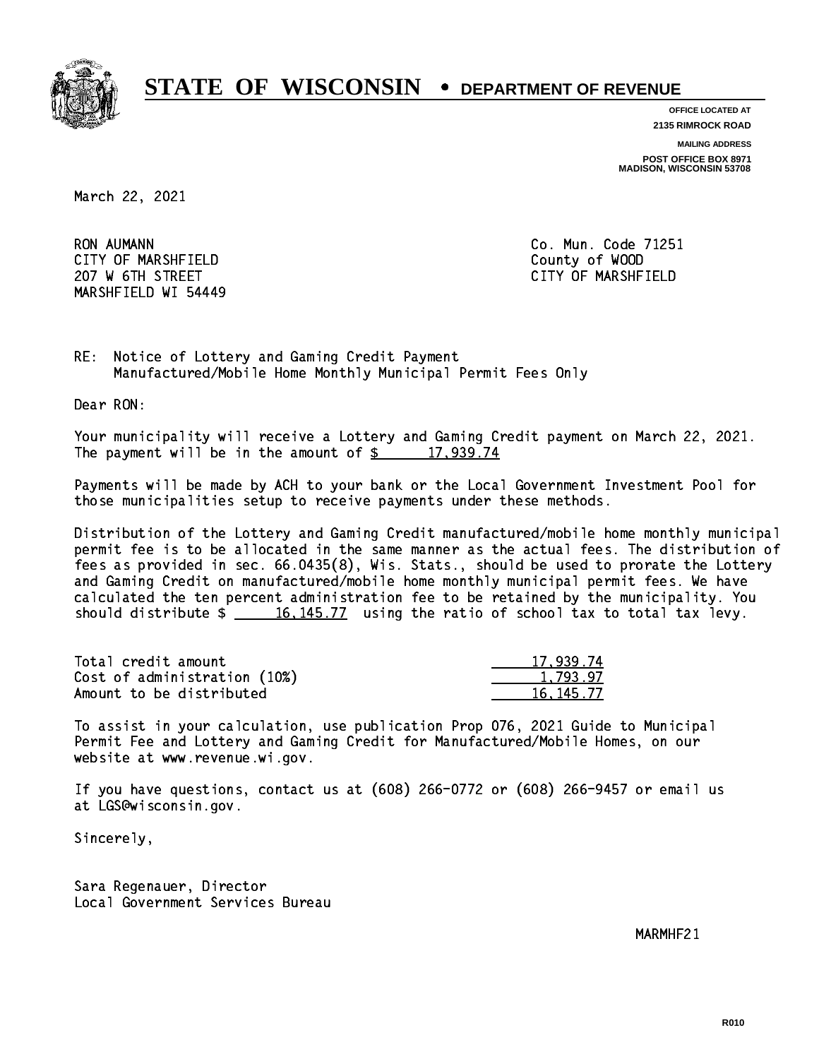# STATE OF WISCONSIN • DEPARTMENT OF REVENUE

**OFFICE LOCATED AT**
**2135 RIMROCK ROAD**

**MAILING ADDRESS**
**POST OFFICE BOX 8971**
**MADISON, WISCONSIN 53708**

March 22, 2021

RON AUMANN
CITY OF MARSHFIELD
207 W 6TH STREET
MARSHFIELD WI 54449

Co. Mun. Code 71251
County of WOOD
CITY OF MARSHFIELD

RE: Notice of Lottery and Gaming Credit Payment
Manufactured/Mobile Home Monthly Municipal Permit Fees Only

Dear RON:

Your municipality will receive a Lottery and Gaming Credit payment on March 22, 2021. The payment will be in the amount of $ 17,939.74

Payments will be made by ACH to your bank or the Local Government Investment Pool for those municipalities setup to receive payments under these methods.

Distribution of the Lottery and Gaming Credit manufactured/mobile home monthly municipal permit fee is to be allocated in the same manner as the actual fees. The distribution of fees as provided in sec. 66.0435(8), Wis. Stats., should be used to prorate the Lottery and Gaming Credit on manufactured/mobile home monthly municipal permit fees. We have calculated the ten percent administration fee to be retained by the municipality. You should distribute $ 16,145.77 using the ratio of school tax to total tax levy.

| | |
|---|---|
| Total credit amount | 17,939.74 |
| Cost of administration (10%) | 1,793.97 |
| Amount to be distributed | 16,145.77 |

To assist in your calculation, use publication Prop 076, 2021 Guide to Municipal Permit Fee and Lottery and Gaming Credit for Manufactured/Mobile Homes, on our website at www.revenue.wi.gov.

If you have questions, contact us at (608) 266-0772 or (608) 266-9457 or email us at LGS@wisconsin.gov.

Sincerely,

Sara Regenauer, Director
Local Government Services Bureau

MARMHF21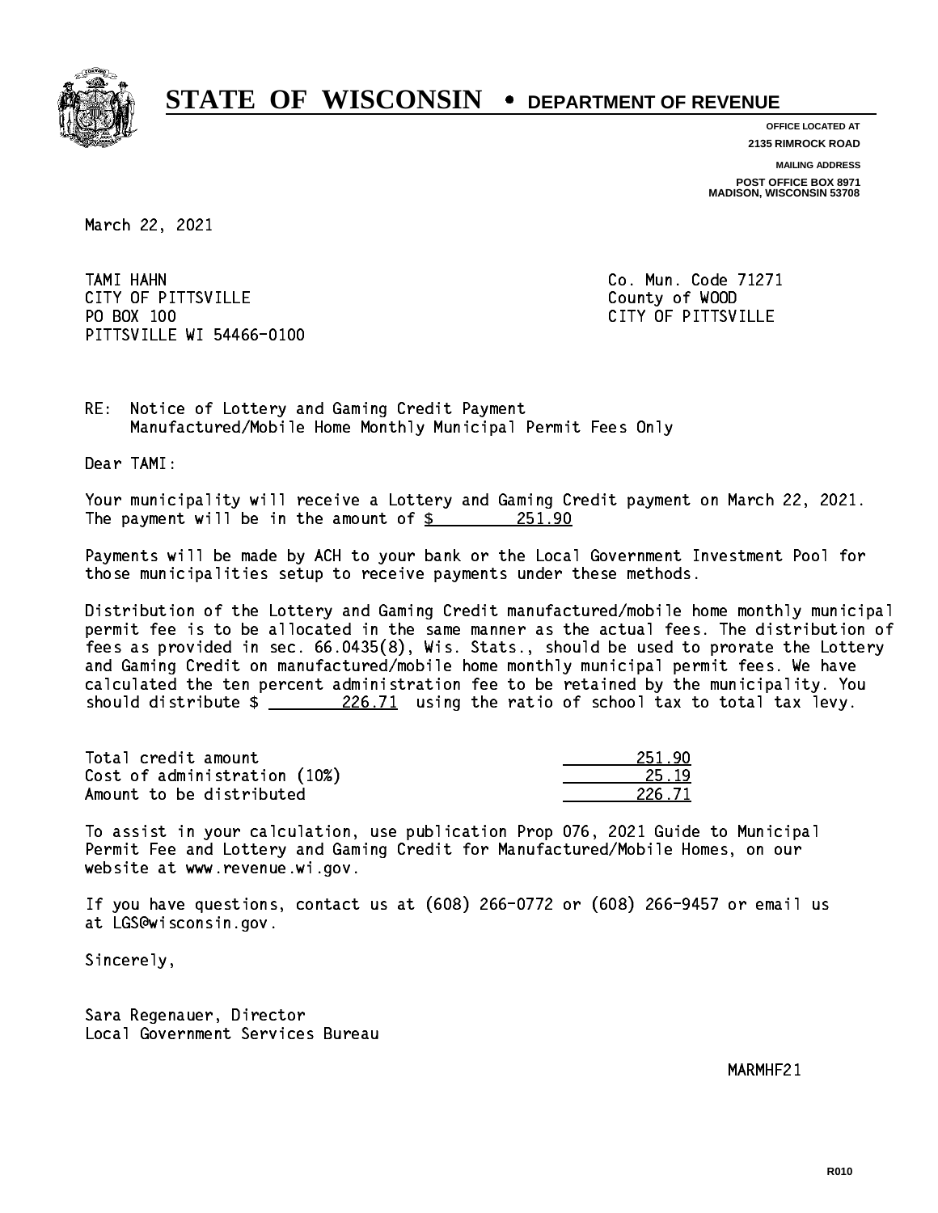# STATE OF WISCONSIN • DEPARTMENT OF REVENUE

**OFFICE LOCATED AT**
**2135 RIMROCK ROAD**

**MAILING ADDRESS**
**POST OFFICE BOX 8971**
**MADISON, WISCONSIN 53708**

March 22, 2021

TAMI HAHN
CITY OF PITTSVILLE
PO BOX 100
PITTSVILLE WI 54466-0100

Co. Mun. Code 71271
County of WOOD
CITY OF PITTSVILLE

RE: Notice of Lottery and Gaming Credit Payment
Manufactured/Mobile Home Monthly Municipal Permit Fees Only

Dear TAMI:

Your municipality will receive a Lottery and Gaming Credit payment on March 22, 2021. The payment will be in the amount of $ 251.90

Payments will be made by ACH to your bank or the Local Government Investment Pool for those municipalities setup to receive payments under these methods.

Distribution of the Lottery and Gaming Credit manufactured/mobile home monthly municipal permit fee is to be allocated in the same manner as the actual fees. The distribution of fees as provided in sec. 66.0435(8), Wis. Stats., should be used to prorate the Lottery and Gaming Credit on manufactured/mobile home monthly municipal permit fees. We have calculated the ten percent administration fee to be retained by the municipality. You should distribute $ 226.71 using the ratio of school tax to total tax levy.

| | |
|---|---|
| Total credit amount | 251.90 |
| Cost of administration (10%) | 25.19 |
| Amount to be distributed | 226.71 |

To assist in your calculation, use publication Prop 076, 2021 Guide to Municipal Permit Fee and Lottery and Gaming Credit for Manufactured/Mobile Homes, on our website at www.revenue.wi.gov.

If you have questions, contact us at (608) 266-0772 or (608) 266-9457 or email us at LGS@wisconsin.gov.

Sincerely,

Sara Regenauer, Director
Local Government Services Bureau

MARMHF21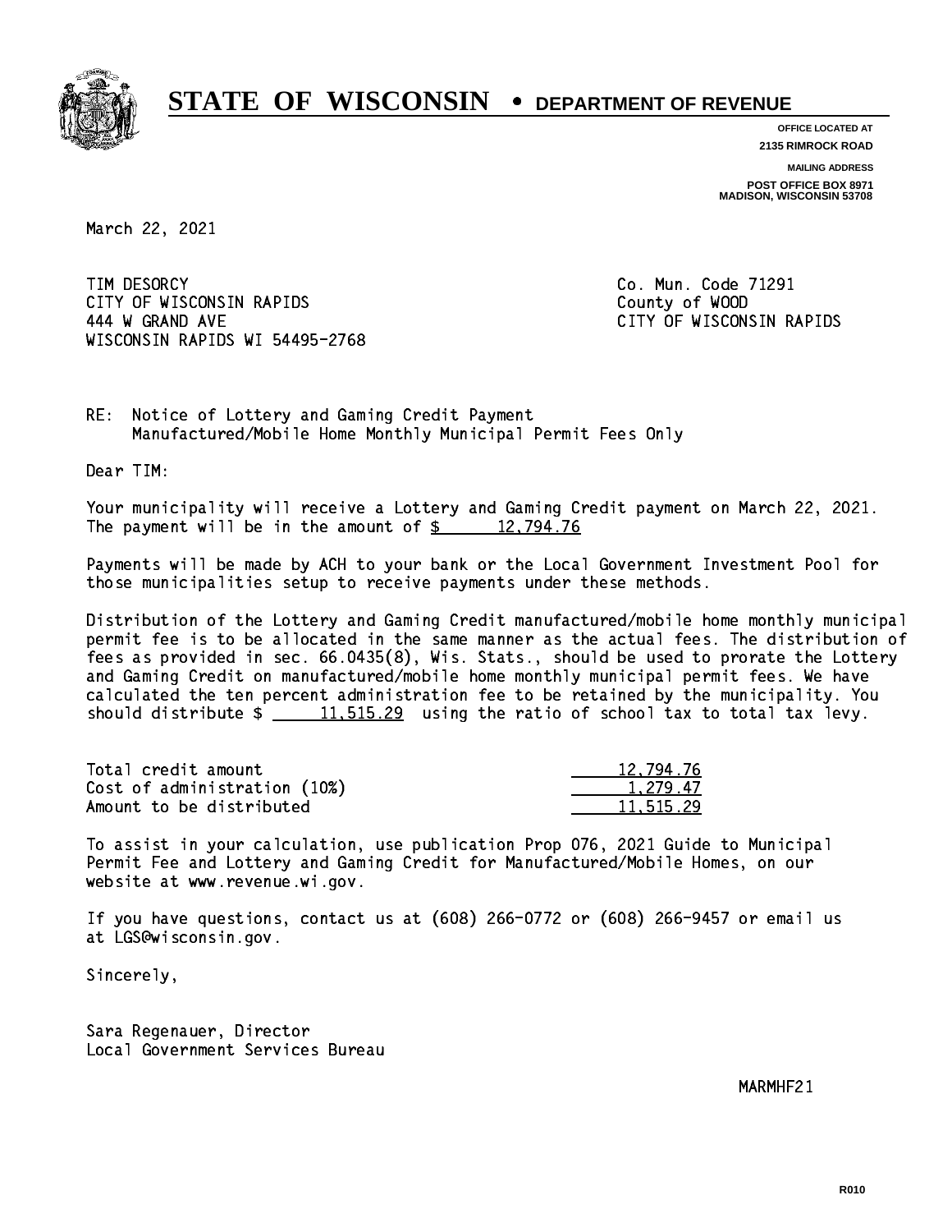# STATE OF WISCONSIN • DEPARTMENT OF REVENUE

**OFFICE LOCATED AT**
**2135 RIMROCK ROAD**

**MAILING ADDRESS**
**POST OFFICE BOX 8971**
**MADISON, WISCONSIN 53708**

March 22, 2021

TIM DESORCY
CITY OF WISCONSIN RAPIDS
444 W GRAND AVE
WISCONSIN RAPIDS WI 54495-2768

Co. Mun. Code 71291
County of WOOD
CITY OF WISCONSIN RAPIDS

RE: Notice of Lottery and Gaming Credit Payment
Manufactured/Mobile Home Monthly Municipal Permit Fees Only

Dear TIM:

Your municipality will receive a Lottery and Gaming Credit payment on March 22, 2021. The payment will be in the amount of $ 12,794.76

Payments will be made by ACH to your bank or the Local Government Investment Pool for those municipalities setup to receive payments under these methods.

Distribution of the Lottery and Gaming Credit manufactured/mobile home monthly municipal permit fee is to be allocated in the same manner as the actual fees. The distribution of fees as provided in sec. 66.0435(8), Wis. Stats., should be used to prorate the Lottery and Gaming Credit on manufactured/mobile home monthly municipal permit fees. We have calculated the ten percent administration fee to be retained by the municipality. You should distribute $ 11,515.29 using the ratio of school tax to total tax levy.

| | |
|---|---|
| Total credit amount | 12,794.76 |
| Cost of administration (10%) | 1,279.47 |
| Amount to be distributed | 11,515.29 |

To assist in your calculation, use publication Prop 076, 2021 Guide to Municipal Permit Fee and Lottery and Gaming Credit for Manufactured/Mobile Homes, on our website at www.revenue.wi.gov.

If you have questions, contact us at (608) 266-0772 or (608) 266-9457 or email us at LGS@wisconsin.gov.

Sincerely,

Sara Regenauer, Director
Local Government Services Bureau

MARMHF21